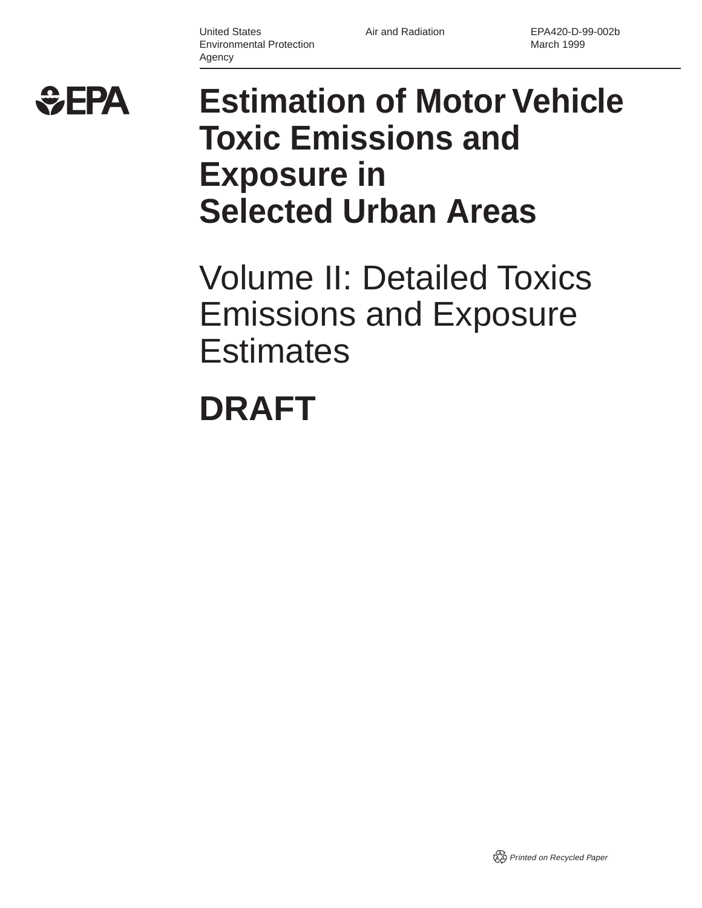United States Environmental Protection Agency

Air and Radiation

EPA420-D-99-002b
March 1999

EPA

# Estimation of Motor Vehicle Toxic Emissions and Exposure in Selected Urban Areas

## Volume II: Detailed Toxics Emissions and Exposure Estimates

# DRAFT

*Printed on Recycled Paper*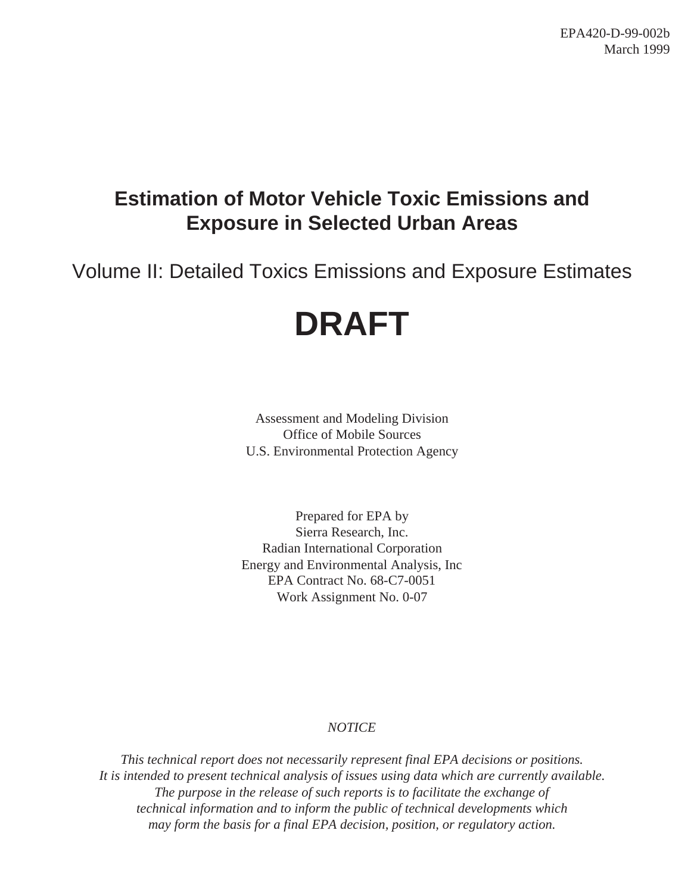EPA420-D-99-002b
March 1999

# Estimation of Motor Vehicle Toxic Emissions and Exposure in Selected Urban Areas

## Volume II: Detailed Toxics Emissions and Exposure Estimates

# DRAFT

Assessment and Modeling Division
Office of Mobile Sources
U.S. Environmental Protection Agency

Prepared for EPA by
Sierra Research, Inc.
Radian International Corporation
Energy and Environmental Analysis, Inc
EPA Contract No. 68-C7-0051
Work Assignment No. 0-07

*NOTICE*

*This technical report does not necessarily represent final EPA decisions or positions. It is intended to present technical analysis of issues using data which are currently available. The purpose in the release of such reports is to facilitate the exchange of technical information and to inform the public of technical developments which may form the basis for a final EPA decision, position, or regulatory action.*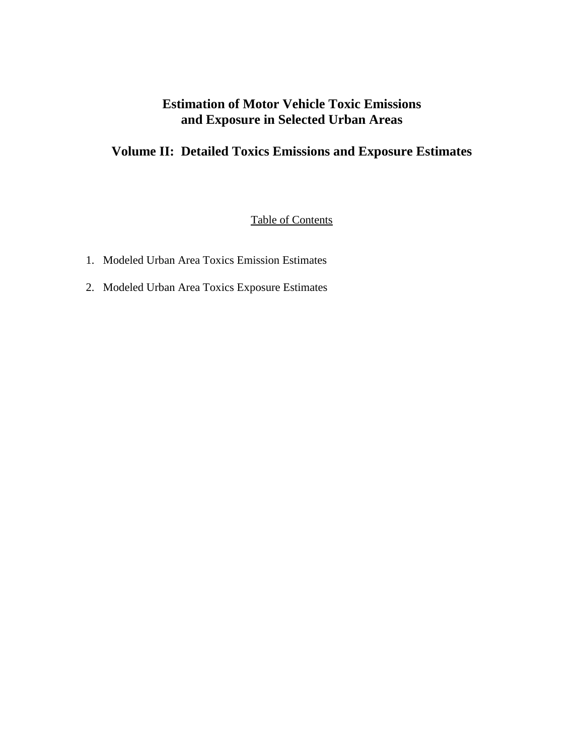# Estimation of Motor Vehicle Toxic Emissions and Exposure in Selected Urban Areas

## Volume II: Detailed Toxics Emissions and Exposure Estimates

Table of Contents

1. Modeled Urban Area Toxics Emission Estimates
2. Modeled Urban Area Toxics Exposure Estimates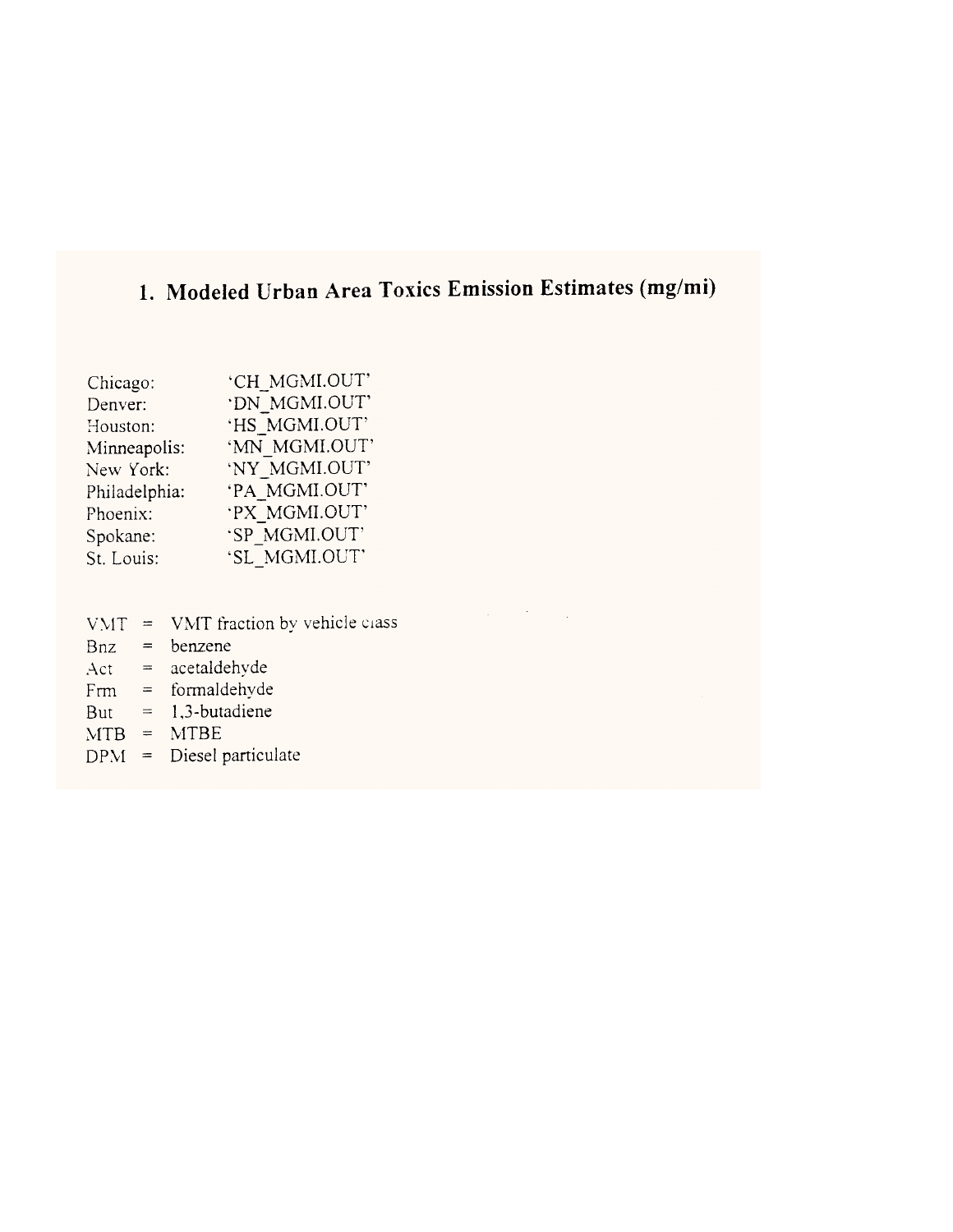# 1. Modeled Urban Area Toxics Emission Estimates (mg/mi)

| | |
|---|---|
| Chicago: | 'CH_MGMI.OUT' |
| Denver: | 'DN_MGMI.OUT' |
| Houston: | 'HS_MGMI.OUT' |
| Minneapolis: | 'MN_MGMI.OUT' |
| New York: | 'NY_MGMI.OUT' |
| Philadelphia: | 'PA_MGMI.OUT' |
| Phoenix: | 'PX_MGMI.OUT' |
| Spokane: | 'SP_MGMI.OUT' |
| St. Louis: | 'SL_MGMI.OUT' |

- VMT = VMT fraction by vehicle class
- Bnz = benzene
- Act = acetaldehyde
- Frm = formaldehyde
- But = 1,3-butadiene
- MTB = MTBE
- DPM = Diesel particulate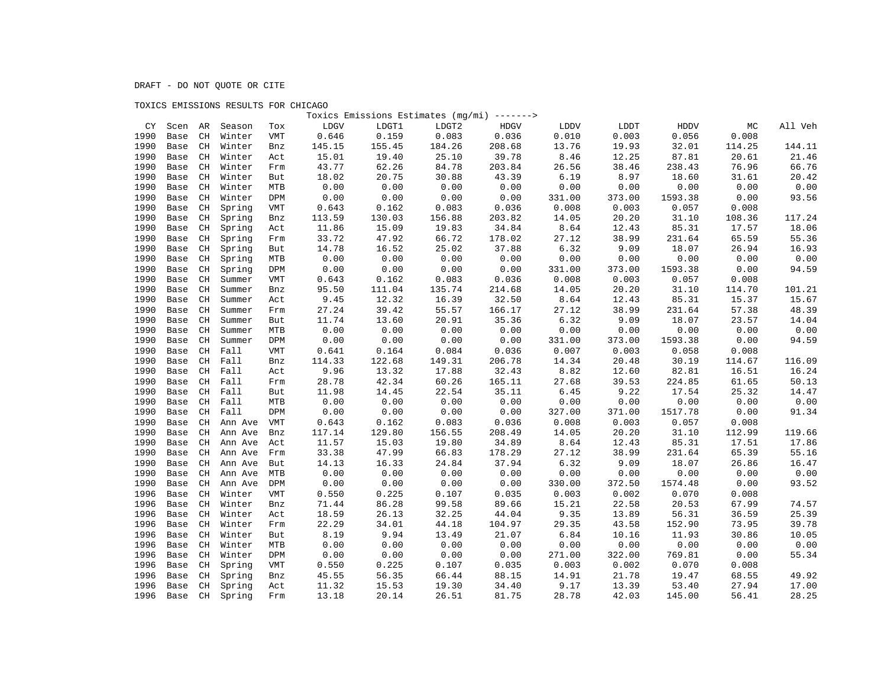DRAFT - DO NOT QUOTE OR CITE

TOXICS EMISSIONS RESULTS FOR CHICAGO

Toxics Emissions Estimates (mg/mi) ------->

| CY | Scen | AR | Season | Tox | LDGV | LDGT1 | LDGT2 | HDGV | LDDV | LDDT | HDDV | MC | All Veh |
|---|---|---|---|---|---|---|---|---|---|---|---|---|---|
| 1990 | Base | CH | Winter | VMT | 0.646 | 0.159 | 0.083 | 0.036 | 0.010 | 0.003 | 0.056 | 0.008 | |
| 1990 | Base | CH | Winter | Bnz | 145.15 | 155.45 | 184.26 | 208.68 | 13.76 | 19.93 | 32.01 | 114.25 | 144.11 |
| 1990 | Base | CH | Winter | Act | 15.01 | 19.40 | 25.10 | 39.78 | 8.46 | 12.25 | 87.81 | 20.61 | 21.46 |
| 1990 | Base | CH | Winter | Frm | 43.77 | 62.26 | 84.78 | 203.84 | 26.56 | 38.46 | 238.43 | 76.96 | 66.76 |
| 1990 | Base | CH | Winter | But | 18.02 | 20.75 | 30.88 | 43.39 | 6.19 | 8.97 | 18.60 | 31.61 | 20.42 |
| 1990 | Base | CH | Winter | MTB | 0.00 | 0.00 | 0.00 | 0.00 | 0.00 | 0.00 | 0.00 | 0.00 | 0.00 |
| 1990 | Base | CH | Winter | DPM | 0.00 | 0.00 | 0.00 | 0.00 | 331.00 | 373.00 | 1593.38 | 0.00 | 93.56 |
| 1990 | Base | CH | Spring | VMT | 0.643 | 0.162 | 0.083 | 0.036 | 0.008 | 0.003 | 0.057 | 0.008 | |
| 1990 | Base | CH | Spring | Bnz | 113.59 | 130.03 | 156.88 | 203.82 | 14.05 | 20.20 | 31.10 | 108.36 | 117.24 |
| 1990 | Base | CH | Spring | Act | 11.86 | 15.09 | 19.83 | 34.84 | 8.64 | 12.43 | 85.31 | 17.57 | 18.06 |
| 1990 | Base | CH | Spring | Frm | 33.72 | 47.92 | 66.72 | 178.02 | 27.12 | 38.99 | 231.64 | 65.59 | 55.36 |
| 1990 | Base | CH | Spring | But | 14.78 | 16.52 | 25.02 | 37.88 | 6.32 | 9.09 | 18.07 | 26.94 | 16.93 |
| 1990 | Base | CH | Spring | MTB | 0.00 | 0.00 | 0.00 | 0.00 | 0.00 | 0.00 | 0.00 | 0.00 | 0.00 |
| 1990 | Base | CH | Spring | DPM | 0.00 | 0.00 | 0.00 | 0.00 | 331.00 | 373.00 | 1593.38 | 0.00 | 94.59 |
| 1990 | Base | CH | Summer | VMT | 0.643 | 0.162 | 0.083 | 0.036 | 0.008 | 0.003 | 0.057 | 0.008 | |
| 1990 | Base | CH | Summer | Bnz | 95.50 | 111.04 | 135.74 | 214.68 | 14.05 | 20.20 | 31.10 | 114.70 | 101.21 |
| 1990 | Base | CH | Summer | Act | 9.45 | 12.32 | 16.39 | 32.50 | 8.64 | 12.43 | 85.31 | 15.37 | 15.67 |
| 1990 | Base | CH | Summer | Frm | 27.24 | 39.42 | 55.57 | 166.17 | 27.12 | 38.99 | 231.64 | 57.38 | 48.39 |
| 1990 | Base | CH | Summer | But | 11.74 | 13.60 | 20.91 | 35.36 | 6.32 | 9.09 | 18.07 | 23.57 | 14.04 |
| 1990 | Base | CH | Summer | MTB | 0.00 | 0.00 | 0.00 | 0.00 | 0.00 | 0.00 | 0.00 | 0.00 | 0.00 |
| 1990 | Base | CH | Summer | DPM | 0.00 | 0.00 | 0.00 | 0.00 | 331.00 | 373.00 | 1593.38 | 0.00 | 94.59 |
| 1990 | Base | CH | Fall | VMT | 0.641 | 0.164 | 0.084 | 0.036 | 0.007 | 0.003 | 0.058 | 0.008 | |
| 1990 | Base | CH | Fall | Bnz | 114.33 | 122.68 | 149.31 | 206.78 | 14.34 | 20.48 | 30.19 | 114.67 | 116.09 |
| 1990 | Base | CH | Fall | Act | 9.96 | 13.32 | 17.88 | 32.43 | 8.82 | 12.60 | 82.81 | 16.51 | 16.24 |
| 1990 | Base | CH | Fall | Frm | 28.78 | 42.34 | 60.26 | 165.11 | 27.68 | 39.53 | 224.85 | 61.65 | 50.13 |
| 1990 | Base | CH | Fall | But | 11.98 | 14.45 | 22.54 | 35.11 | 6.45 | 9.22 | 17.54 | 25.32 | 14.47 |
| 1990 | Base | CH | Fall | MTB | 0.00 | 0.00 | 0.00 | 0.00 | 0.00 | 0.00 | 0.00 | 0.00 | 0.00 |
| 1990 | Base | CH | Fall | DPM | 0.00 | 0.00 | 0.00 | 0.00 | 327.00 | 371.00 | 1517.78 | 0.00 | 91.34 |
| 1990 | Base | CH | Ann Ave | VMT | 0.643 | 0.162 | 0.083 | 0.036 | 0.008 | 0.003 | 0.057 | 0.008 | |
| 1990 | Base | CH | Ann Ave | Bnz | 117.14 | 129.80 | 156.55 | 208.49 | 14.05 | 20.20 | 31.10 | 112.99 | 119.66 |
| 1990 | Base | CH | Ann Ave | Act | 11.57 | 15.03 | 19.80 | 34.89 | 8.64 | 12.43 | 85.31 | 17.51 | 17.86 |
| 1990 | Base | CH | Ann Ave | Frm | 33.38 | 47.99 | 66.83 | 178.29 | 27.12 | 38.99 | 231.64 | 65.39 | 55.16 |
| 1990 | Base | CH | Ann Ave | But | 14.13 | 16.33 | 24.84 | 37.94 | 6.32 | 9.09 | 18.07 | 26.86 | 16.47 |
| 1990 | Base | CH | Ann Ave | MTB | 0.00 | 0.00 | 0.00 | 0.00 | 0.00 | 0.00 | 0.00 | 0.00 | 0.00 |
| 1990 | Base | CH | Ann Ave | DPM | 0.00 | 0.00 | 0.00 | 0.00 | 330.00 | 372.50 | 1574.48 | 0.00 | 93.52 |
| 1996 | Base | CH | Winter | VMT | 0.550 | 0.225 | 0.107 | 0.035 | 0.003 | 0.002 | 0.070 | 0.008 | |
| 1996 | Base | CH | Winter | Bnz | 71.44 | 86.28 | 99.58 | 89.66 | 15.21 | 22.58 | 20.53 | 67.99 | 74.57 |
| 1996 | Base | CH | Winter | Act | 18.59 | 26.13 | 32.25 | 44.04 | 9.35 | 13.89 | 56.31 | 36.59 | 25.39 |
| 1996 | Base | CH | Winter | Frm | 22.29 | 34.01 | 44.18 | 104.97 | 29.35 | 43.58 | 152.90 | 73.95 | 39.78 |
| 1996 | Base | CH | Winter | But | 8.19 | 9.94 | 13.49 | 21.07 | 6.84 | 10.16 | 11.93 | 30.86 | 10.05 |
| 1996 | Base | CH | Winter | MTB | 0.00 | 0.00 | 0.00 | 0.00 | 0.00 | 0.00 | 0.00 | 0.00 | 0.00 |
| 1996 | Base | CH | Winter | DPM | 0.00 | 0.00 | 0.00 | 0.00 | 271.00 | 322.00 | 769.81 | 0.00 | 55.34 |
| 1996 | Base | CH | Spring | VMT | 0.550 | 0.225 | 0.107 | 0.035 | 0.003 | 0.002 | 0.070 | 0.008 | |
| 1996 | Base | CH | Spring | Bnz | 45.55 | 56.35 | 66.44 | 88.15 | 14.91 | 21.78 | 19.47 | 68.55 | 49.92 |
| 1996 | Base | CH | Spring | Act | 11.32 | 15.53 | 19.30 | 34.40 | 9.17 | 13.39 | 53.40 | 27.94 | 17.00 |
| 1996 | Base | CH | Spring | Frm | 13.18 | 20.14 | 26.51 | 81.75 | 28.78 | 42.03 | 145.00 | 56.41 | 28.25 |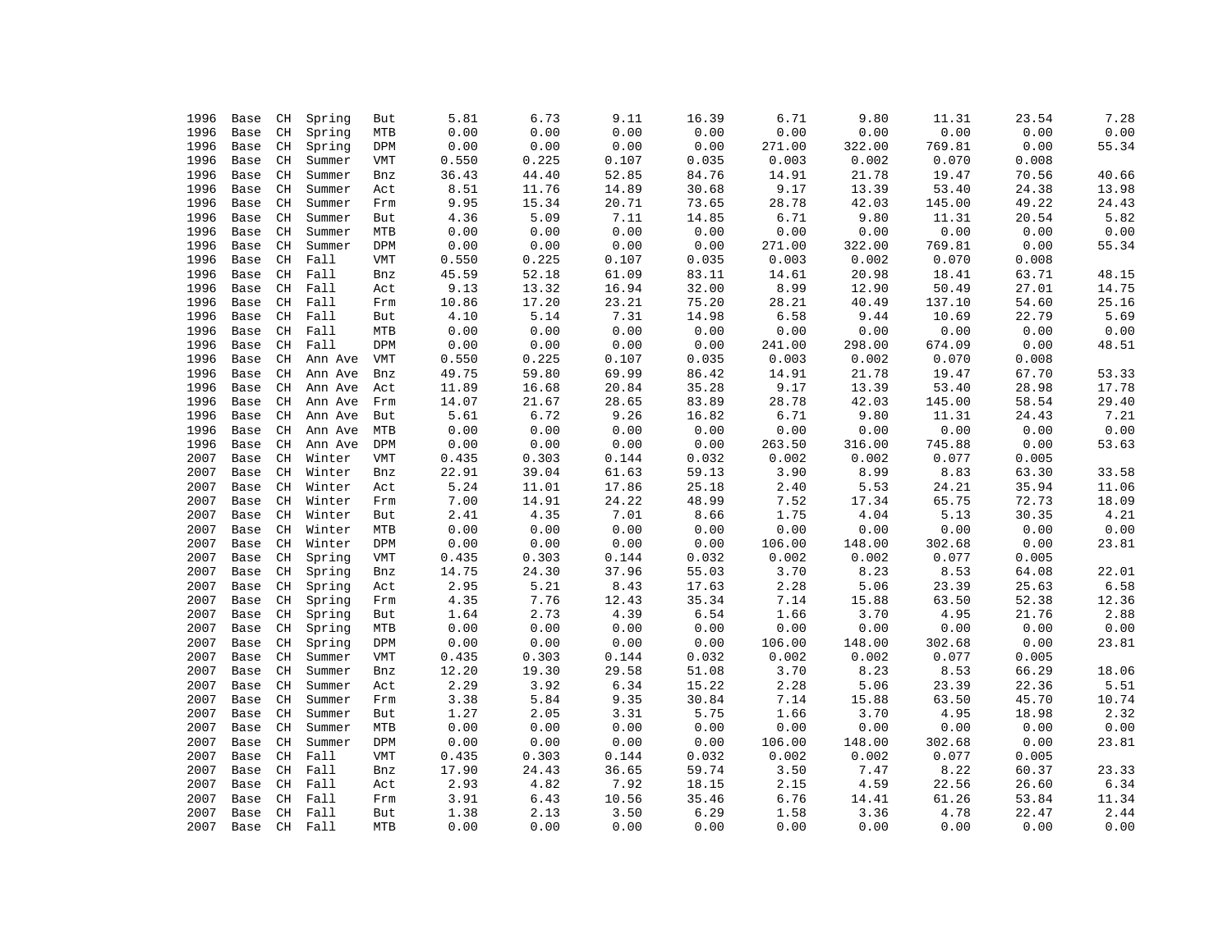| | | | | | | | | | | | | | |
|---|---|---|---|---|---|---|---|---|---|---|---|---|---|
| 1996 | Base | CH | Spring | But | 5.81 | 6.73 | 9.11 | 16.39 | 6.71 | 9.80 | 11.31 | 23.54 | 7.28 |
| 1996 | Base | CH | Spring | MTB | 0.00 | 0.00 | 0.00 | 0.00 | 0.00 | 0.00 | 0.00 | 0.00 | 0.00 |
| 1996 | Base | CH | Spring | DPM | 0.00 | 0.00 | 0.00 | 0.00 | 271.00 | 322.00 | 769.81 | 0.00 | 55.34 |
| 1996 | Base | CH | Summer | VMT | 0.550 | 0.225 | 0.107 | 0.035 | 0.003 | 0.002 | 0.070 | 0.008 | |
| 1996 | Base | CH | Summer | Bnz | 36.43 | 44.40 | 52.85 | 84.76 | 14.91 | 21.78 | 19.47 | 70.56 | 40.66 |
| 1996 | Base | CH | Summer | Act | 8.51 | 11.76 | 14.89 | 30.68 | 9.17 | 13.39 | 53.40 | 24.38 | 13.98 |
| 1996 | Base | CH | Summer | Frm | 9.95 | 15.34 | 20.71 | 73.65 | 28.78 | 42.03 | 145.00 | 49.22 | 24.43 |
| 1996 | Base | CH | Summer | But | 4.36 | 5.09 | 7.11 | 14.85 | 6.71 | 9.80 | 11.31 | 20.54 | 5.82 |
| 1996 | Base | CH | Summer | MTB | 0.00 | 0.00 | 0.00 | 0.00 | 0.00 | 0.00 | 0.00 | 0.00 | 0.00 |
| 1996 | Base | CH | Summer | DPM | 0.00 | 0.00 | 0.00 | 0.00 | 271.00 | 322.00 | 769.81 | 0.00 | 55.34 |
| 1996 | Base | CH | Fall | VMT | 0.550 | 0.225 | 0.107 | 0.035 | 0.003 | 0.002 | 0.070 | 0.008 | |
| 1996 | Base | CH | Fall | Bnz | 45.59 | 52.18 | 61.09 | 83.11 | 14.61 | 20.98 | 18.41 | 63.71 | 48.15 |
| 1996 | Base | CH | Fall | Act | 9.13 | 13.32 | 16.94 | 32.00 | 8.99 | 12.90 | 50.49 | 27.01 | 14.75 |
| 1996 | Base | CH | Fall | Frm | 10.86 | 17.20 | 23.21 | 75.20 | 28.21 | 40.49 | 137.10 | 54.60 | 25.16 |
| 1996 | Base | CH | Fall | But | 4.10 | 5.14 | 7.31 | 14.98 | 6.58 | 9.44 | 10.69 | 22.79 | 5.69 |
| 1996 | Base | CH | Fall | MTB | 0.00 | 0.00 | 0.00 | 0.00 | 0.00 | 0.00 | 0.00 | 0.00 | 0.00 |
| 1996 | Base | CH | Fall | DPM | 0.00 | 0.00 | 0.00 | 0.00 | 241.00 | 298.00 | 674.09 | 0.00 | 48.51 |
| 1996 | Base | CH | Ann Ave | VMT | 0.550 | 0.225 | 0.107 | 0.035 | 0.003 | 0.002 | 0.070 | 0.008 | |
| 1996 | Base | CH | Ann Ave | Bnz | 49.75 | 59.80 | 69.99 | 86.42 | 14.91 | 21.78 | 19.47 | 67.70 | 53.33 |
| 1996 | Base | CH | Ann Ave | Act | 11.89 | 16.68 | 20.84 | 35.28 | 9.17 | 13.39 | 53.40 | 28.98 | 17.78 |
| 1996 | Base | CH | Ann Ave | Frm | 14.07 | 21.67 | 28.65 | 83.89 | 28.78 | 42.03 | 145.00 | 58.54 | 29.40 |
| 1996 | Base | CH | Ann Ave | But | 5.61 | 6.72 | 9.26 | 16.82 | 6.71 | 9.80 | 11.31 | 24.43 | 7.21 |
| 1996 | Base | CH | Ann Ave | MTB | 0.00 | 0.00 | 0.00 | 0.00 | 0.00 | 0.00 | 0.00 | 0.00 | 0.00 |
| 1996 | Base | CH | Ann Ave | DPM | 0.00 | 0.00 | 0.00 | 0.00 | 263.50 | 316.00 | 745.88 | 0.00 | 53.63 |
| 2007 | Base | CH | Winter | VMT | 0.435 | 0.303 | 0.144 | 0.032 | 0.002 | 0.002 | 0.077 | 0.005 | |
| 2007 | Base | CH | Winter | Bnz | 22.91 | 39.04 | 61.63 | 59.13 | 3.90 | 8.99 | 8.83 | 63.30 | 33.58 |
| 2007 | Base | CH | Winter | Act | 5.24 | 11.01 | 17.86 | 25.18 | 2.40 | 5.53 | 24.21 | 35.94 | 11.06 |
| 2007 | Base | CH | Winter | Frm | 7.00 | 14.91 | 24.22 | 48.99 | 7.52 | 17.34 | 65.75 | 72.73 | 18.09 |
| 2007 | Base | CH | Winter | But | 2.41 | 4.35 | 7.01 | 8.66 | 1.75 | 4.04 | 5.13 | 30.35 | 4.21 |
| 2007 | Base | CH | Winter | MTB | 0.00 | 0.00 | 0.00 | 0.00 | 0.00 | 0.00 | 0.00 | 0.00 | 0.00 |
| 2007 | Base | CH | Winter | DPM | 0.00 | 0.00 | 0.00 | 0.00 | 106.00 | 148.00 | 302.68 | 0.00 | 23.81 |
| 2007 | Base | CH | Spring | VMT | 0.435 | 0.303 | 0.144 | 0.032 | 0.002 | 0.002 | 0.077 | 0.005 | |
| 2007 | Base | CH | Spring | Bnz | 14.75 | 24.30 | 37.96 | 55.03 | 3.70 | 8.23 | 8.53 | 64.08 | 22.01 |
| 2007 | Base | CH | Spring | Act | 2.95 | 5.21 | 8.43 | 17.63 | 2.28 | 5.06 | 23.39 | 25.63 | 6.58 |
| 2007 | Base | CH | Spring | Frm | 4.35 | 7.76 | 12.43 | 35.34 | 7.14 | 15.88 | 63.50 | 52.38 | 12.36 |
| 2007 | Base | CH | Spring | But | 1.64 | 2.73 | 4.39 | 6.54 | 1.66 | 3.70 | 4.95 | 21.76 | 2.88 |
| 2007 | Base | CH | Spring | MTB | 0.00 | 0.00 | 0.00 | 0.00 | 0.00 | 0.00 | 0.00 | 0.00 | 0.00 |
| 2007 | Base | CH | Spring | DPM | 0.00 | 0.00 | 0.00 | 0.00 | 106.00 | 148.00 | 302.68 | 0.00 | 23.81 |
| 2007 | Base | CH | Summer | VMT | 0.435 | 0.303 | 0.144 | 0.032 | 0.002 | 0.002 | 0.077 | 0.005 | |
| 2007 | Base | CH | Summer | Bnz | 12.20 | 19.30 | 29.58 | 51.08 | 3.70 | 8.23 | 8.53 | 66.29 | 18.06 |
| 2007 | Base | CH | Summer | Act | 2.29 | 3.92 | 6.34 | 15.22 | 2.28 | 5.06 | 23.39 | 22.36 | 5.51 |
| 2007 | Base | CH | Summer | Frm | 3.38 | 5.84 | 9.35 | 30.84 | 7.14 | 15.88 | 63.50 | 45.70 | 10.74 |
| 2007 | Base | CH | Summer | But | 1.27 | 2.05 | 3.31 | 5.75 | 1.66 | 3.70 | 4.95 | 18.98 | 2.32 |
| 2007 | Base | CH | Summer | MTB | 0.00 | 0.00 | 0.00 | 0.00 | 0.00 | 0.00 | 0.00 | 0.00 | 0.00 |
| 2007 | Base | CH | Summer | DPM | 0.00 | 0.00 | 0.00 | 0.00 | 106.00 | 148.00 | 302.68 | 0.00 | 23.81 |
| 2007 | Base | CH | Fall | VMT | 0.435 | 0.303 | 0.144 | 0.032 | 0.002 | 0.002 | 0.077 | 0.005 | |
| 2007 | Base | CH | Fall | Bnz | 17.90 | 24.43 | 36.65 | 59.74 | 3.50 | 7.47 | 8.22 | 60.37 | 23.33 |
| 2007 | Base | CH | Fall | Act | 2.93 | 4.82 | 7.92 | 18.15 | 2.15 | 4.59 | 22.56 | 26.60 | 6.34 |
| 2007 | Base | CH | Fall | Frm | 3.91 | 6.43 | 10.56 | 35.46 | 6.76 | 14.41 | 61.26 | 53.84 | 11.34 |
| 2007 | Base | CH | Fall | But | 1.38 | 2.13 | 3.50 | 6.29 | 1.58 | 3.36 | 4.78 | 22.47 | 2.44 |
| 2007 | Base | CH | Fall | MTB | 0.00 | 0.00 | 0.00 | 0.00 | 0.00 | 0.00 | 0.00 | 0.00 | 0.00 |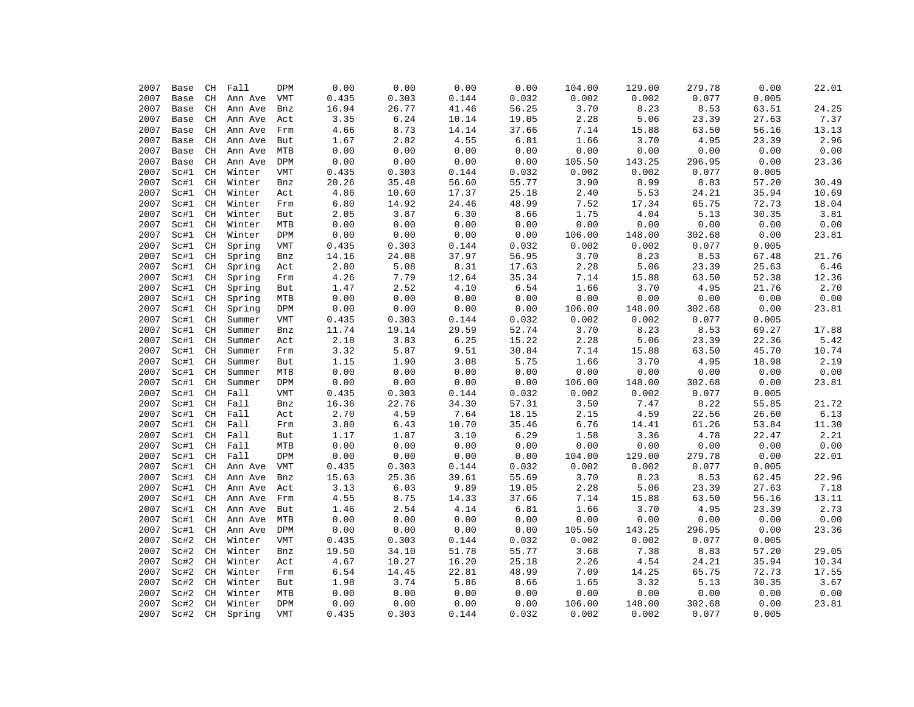| | | | | | | | | | | | | | |
|---|---|---|---|---|---|---|---|---|---|---|---|---|---|
| 2007 | Base | CH | Fall | DPM | 0.00 | 0.00 | 0.00 | 0.00 | 104.00 | 129.00 | 279.78 | 0.00 | 22.01 |
| 2007 | Base | CH | Ann Ave | VMT | 0.435 | 0.303 | 0.144 | 0.032 | 0.002 | 0.002 | 0.077 | 0.005 | |
| 2007 | Base | CH | Ann Ave | Bnz | 16.94 | 26.77 | 41.46 | 56.25 | 3.70 | 8.23 | 8.53 | 63.51 | 24.25 |
| 2007 | Base | CH | Ann Ave | Act | 3.35 | 6.24 | 10.14 | 19.05 | 2.28 | 5.06 | 23.39 | 27.63 | 7.37 |
| 2007 | Base | CH | Ann Ave | Frm | 4.66 | 8.73 | 14.14 | 37.66 | 7.14 | 15.88 | 63.50 | 56.16 | 13.13 |
| 2007 | Base | CH | Ann Ave | But | 1.67 | 2.82 | 4.55 | 6.81 | 1.66 | 3.70 | 4.95 | 23.39 | 2.96 |
| 2007 | Base | CH | Ann Ave | MTB | 0.00 | 0.00 | 0.00 | 0.00 | 0.00 | 0.00 | 0.00 | 0.00 | 0.00 |
| 2007 | Base | CH | Ann Ave | DPM | 0.00 | 0.00 | 0.00 | 0.00 | 105.50 | 143.25 | 296.95 | 0.00 | 23.36 |
| 2007 | Sc#1 | CH | Winter | VMT | 0.435 | 0.303 | 0.144 | 0.032 | 0.002 | 0.002 | 0.077 | 0.005 | |
| 2007 | Sc#1 | CH | Winter | Bnz | 20.26 | 35.48 | 56.60 | 55.77 | 3.90 | 8.99 | 8.83 | 57.20 | 30.49 |
| 2007 | Sc#1 | CH | Winter | Act | 4.86 | 10.60 | 17.37 | 25.18 | 2.40 | 5.53 | 24.21 | 35.94 | 10.69 |
| 2007 | Sc#1 | CH | Winter | Frm | 6.80 | 14.92 | 24.46 | 48.99 | 7.52 | 17.34 | 65.75 | 72.73 | 18.04 |
| 2007 | Sc#1 | CH | Winter | But | 2.05 | 3.87 | 6.30 | 8.66 | 1.75 | 4.04 | 5.13 | 30.35 | 3.81 |
| 2007 | Sc#1 | CH | Winter | MTB | 0.00 | 0.00 | 0.00 | 0.00 | 0.00 | 0.00 | 0.00 | 0.00 | 0.00 |
| 2007 | Sc#1 | CH | Winter | DPM | 0.00 | 0.00 | 0.00 | 0.00 | 106.00 | 148.00 | 302.68 | 0.00 | 23.81 |
| 2007 | Sc#1 | CH | Spring | VMT | 0.435 | 0.303 | 0.144 | 0.032 | 0.002 | 0.002 | 0.077 | 0.005 | |
| 2007 | Sc#1 | CH | Spring | Bnz | 14.16 | 24.08 | 37.97 | 56.95 | 3.70 | 8.23 | 8.53 | 67.48 | 21.76 |
| 2007 | Sc#1 | CH | Spring | Act | 2.80 | 5.08 | 8.31 | 17.63 | 2.28 | 5.06 | 23.39 | 25.63 | 6.46 |
| 2007 | Sc#1 | CH | Spring | Frm | 4.26 | 7.79 | 12.64 | 35.34 | 7.14 | 15.88 | 63.50 | 52.38 | 12.36 |
| 2007 | Sc#1 | CH | Spring | But | 1.47 | 2.52 | 4.10 | 6.54 | 1.66 | 3.70 | 4.95 | 21.76 | 2.70 |
| 2007 | Sc#1 | CH | Spring | MTB | 0.00 | 0.00 | 0.00 | 0.00 | 0.00 | 0.00 | 0.00 | 0.00 | 0.00 |
| 2007 | Sc#1 | CH | Spring | DPM | 0.00 | 0.00 | 0.00 | 0.00 | 106.00 | 148.00 | 302.68 | 0.00 | 23.81 |
| 2007 | Sc#1 | CH | Summer | VMT | 0.435 | 0.303 | 0.144 | 0.032 | 0.002 | 0.002 | 0.077 | 0.005 | |
| 2007 | Sc#1 | CH | Summer | Bnz | 11.74 | 19.14 | 29.59 | 52.74 | 3.70 | 8.23 | 8.53 | 69.27 | 17.88 |
| 2007 | Sc#1 | CH | Summer | Act | 2.18 | 3.83 | 6.25 | 15.22 | 2.28 | 5.06 | 23.39 | 22.36 | 5.42 |
| 2007 | Sc#1 | CH | Summer | Frm | 3.32 | 5.87 | 9.51 | 30.84 | 7.14 | 15.88 | 63.50 | 45.70 | 10.74 |
| 2007 | Sc#1 | CH | Summer | But | 1.15 | 1.90 | 3.08 | 5.75 | 1.66 | 3.70 | 4.95 | 18.98 | 2.19 |
| 2007 | Sc#1 | CH | Summer | MTB | 0.00 | 0.00 | 0.00 | 0.00 | 0.00 | 0.00 | 0.00 | 0.00 | 0.00 |
| 2007 | Sc#1 | CH | Summer | DPM | 0.00 | 0.00 | 0.00 | 0.00 | 106.00 | 148.00 | 302.68 | 0.00 | 23.81 |
| 2007 | Sc#1 | CH | Fall | VMT | 0.435 | 0.303 | 0.144 | 0.032 | 0.002 | 0.002 | 0.077 | 0.005 | |
| 2007 | Sc#1 | CH | Fall | Bnz | 16.36 | 22.76 | 34.30 | 57.31 | 3.50 | 7.47 | 8.22 | 55.85 | 21.72 |
| 2007 | Sc#1 | CH | Fall | Act | 2.70 | 4.59 | 7.64 | 18.15 | 2.15 | 4.59 | 22.56 | 26.60 | 6.13 |
| 2007 | Sc#1 | CH | Fall | Frm | 3.80 | 6.43 | 10.70 | 35.46 | 6.76 | 14.41 | 61.26 | 53.84 | 11.30 |
| 2007 | Sc#1 | CH | Fall | But | 1.17 | 1.87 | 3.10 | 6.29 | 1.58 | 3.36 | 4.78 | 22.47 | 2.21 |
| 2007 | Sc#1 | CH | Fall | MTB | 0.00 | 0.00 | 0.00 | 0.00 | 0.00 | 0.00 | 0.00 | 0.00 | 0.00 |
| 2007 | Sc#1 | CH | Fall | DPM | 0.00 | 0.00 | 0.00 | 0.00 | 104.00 | 129.00 | 279.78 | 0.00 | 22.01 |
| 2007 | Sc#1 | CH | Ann Ave | VMT | 0.435 | 0.303 | 0.144 | 0.032 | 0.002 | 0.002 | 0.077 | 0.005 | |
| 2007 | Sc#1 | CH | Ann Ave | Bnz | 15.63 | 25.36 | 39.61 | 55.69 | 3.70 | 8.23 | 8.53 | 62.45 | 22.96 |
| 2007 | Sc#1 | CH | Ann Ave | Act | 3.13 | 6.03 | 9.89 | 19.05 | 2.28 | 5.06 | 23.39 | 27.63 | 7.18 |
| 2007 | Sc#1 | CH | Ann Ave | Frm | 4.55 | 8.75 | 14.33 | 37.66 | 7.14 | 15.88 | 63.50 | 56.16 | 13.11 |
| 2007 | Sc#1 | CH | Ann Ave | But | 1.46 | 2.54 | 4.14 | 6.81 | 1.66 | 3.70 | 4.95 | 23.39 | 2.73 |
| 2007 | Sc#1 | CH | Ann Ave | MTB | 0.00 | 0.00 | 0.00 | 0.00 | 0.00 | 0.00 | 0.00 | 0.00 | 0.00 |
| 2007 | Sc#1 | CH | Ann Ave | DPM | 0.00 | 0.00 | 0.00 | 0.00 | 105.50 | 143.25 | 296.95 | 0.00 | 23.36 |
| 2007 | Sc#2 | CH | Winter | VMT | 0.435 | 0.303 | 0.144 | 0.032 | 0.002 | 0.002 | 0.077 | 0.005 | |
| 2007 | Sc#2 | CH | Winter | Bnz | 19.50 | 34.10 | 51.78 | 55.77 | 3.68 | 7.38 | 8.83 | 57.20 | 29.05 |
| 2007 | Sc#2 | CH | Winter | Act | 4.67 | 10.27 | 16.20 | 25.18 | 2.26 | 4.54 | 24.21 | 35.94 | 10.34 |
| 2007 | Sc#2 | CH | Winter | Frm | 6.54 | 14.45 | 22.81 | 48.99 | 7.09 | 14.25 | 65.75 | 72.73 | 17.55 |
| 2007 | Sc#2 | CH | Winter | But | 1.98 | 3.74 | 5.86 | 8.66 | 1.65 | 3.32 | 5.13 | 30.35 | 3.67 |
| 2007 | Sc#2 | CH | Winter | MTB | 0.00 | 0.00 | 0.00 | 0.00 | 0.00 | 0.00 | 0.00 | 0.00 | 0.00 |
| 2007 | Sc#2 | CH | Winter | DPM | 0.00 | 0.00 | 0.00 | 0.00 | 106.00 | 148.00 | 302.68 | 0.00 | 23.81 |
| 2007 | Sc#2 | CH | Spring | VMT | 0.435 | 0.303 | 0.144 | 0.032 | 0.002 | 0.002 | 0.077 | 0.005 | |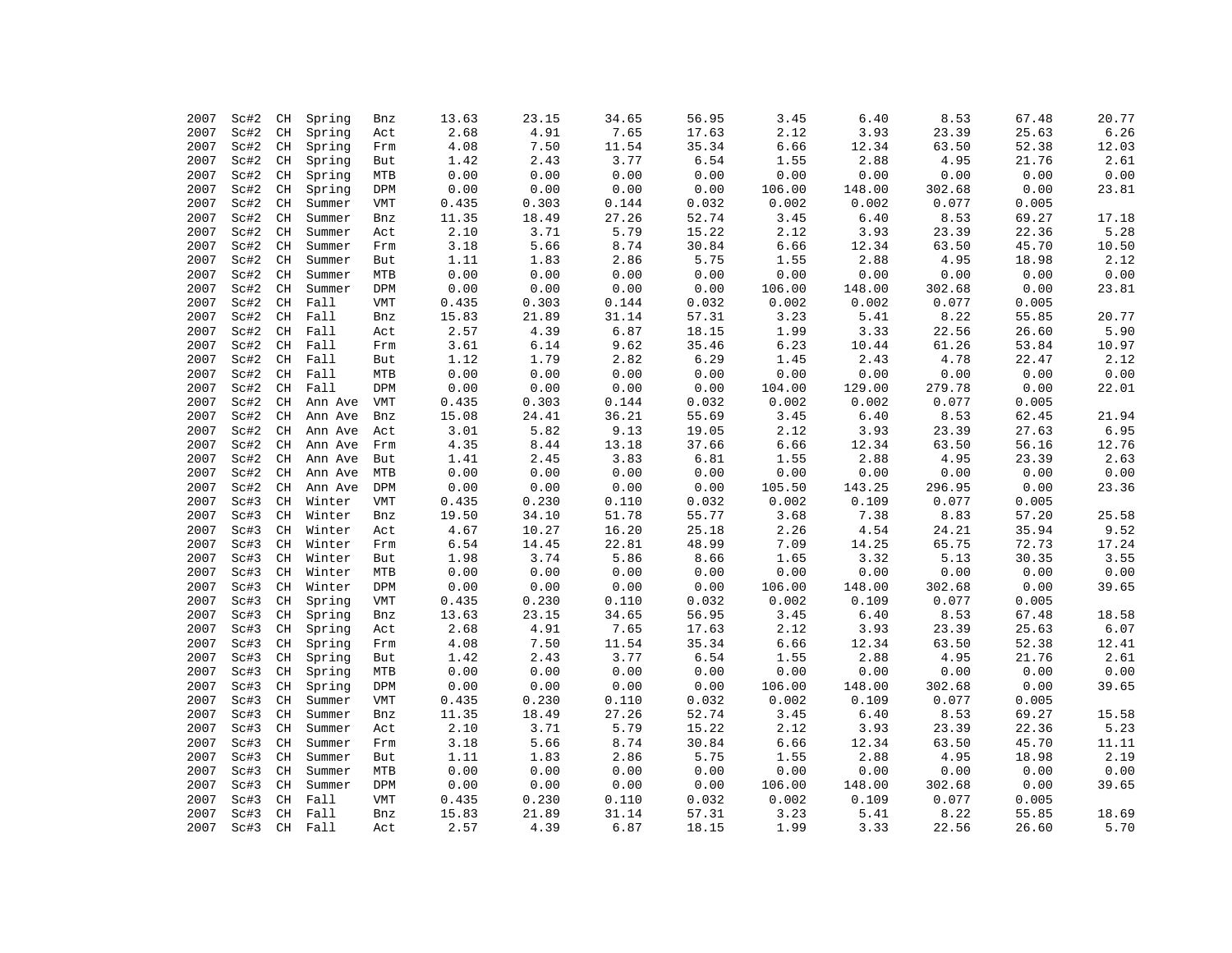| | | | | | | | | | | | | | |
|---|---|---|---|---|---|---|---|---|---|---|---|---|---|
| 2007 | Sc#2 | CH | Spring | Bnz | 13.63 | 23.15 | 34.65 | 56.95 | 3.45 | 6.40 | 8.53 | 67.48 | 20.77 |
| 2007 | Sc#2 | CH | Spring | Act | 2.68 | 4.91 | 7.65 | 17.63 | 2.12 | 3.93 | 23.39 | 25.63 | 6.26 |
| 2007 | Sc#2 | CH | Spring | Frm | 4.08 | 7.50 | 11.54 | 35.34 | 6.66 | 12.34 | 63.50 | 52.38 | 12.03 |
| 2007 | Sc#2 | CH | Spring | But | 1.42 | 2.43 | 3.77 | 6.54 | 1.55 | 2.88 | 4.95 | 21.76 | 2.61 |
| 2007 | Sc#2 | CH | Spring | MTB | 0.00 | 0.00 | 0.00 | 0.00 | 0.00 | 0.00 | 0.00 | 0.00 | 0.00 |
| 2007 | Sc#2 | CH | Spring | DPM | 0.00 | 0.00 | 0.00 | 0.00 | 106.00 | 148.00 | 302.68 | 0.00 | 23.81 |
| 2007 | Sc#2 | CH | Summer | VMT | 0.435 | 0.303 | 0.144 | 0.032 | 0.002 | 0.002 | 0.077 | 0.005 | |
| 2007 | Sc#2 | CH | Summer | Bnz | 11.35 | 18.49 | 27.26 | 52.74 | 3.45 | 6.40 | 8.53 | 69.27 | 17.18 |
| 2007 | Sc#2 | CH | Summer | Act | 2.10 | 3.71 | 5.79 | 15.22 | 2.12 | 3.93 | 23.39 | 22.36 | 5.28 |
| 2007 | Sc#2 | CH | Summer | Frm | 3.18 | 5.66 | 8.74 | 30.84 | 6.66 | 12.34 | 63.50 | 45.70 | 10.50 |
| 2007 | Sc#2 | CH | Summer | But | 1.11 | 1.83 | 2.86 | 5.75 | 1.55 | 2.88 | 4.95 | 18.98 | 2.12 |
| 2007 | Sc#2 | CH | Summer | MTB | 0.00 | 0.00 | 0.00 | 0.00 | 0.00 | 0.00 | 0.00 | 0.00 | 0.00 |
| 2007 | Sc#2 | CH | Summer | DPM | 0.00 | 0.00 | 0.00 | 0.00 | 106.00 | 148.00 | 302.68 | 0.00 | 23.81 |
| 2007 | Sc#2 | CH | Fall | VMT | 0.435 | 0.303 | 0.144 | 0.032 | 0.002 | 0.002 | 0.077 | 0.005 | |
| 2007 | Sc#2 | CH | Fall | Bnz | 15.83 | 21.89 | 31.14 | 57.31 | 3.23 | 5.41 | 8.22 | 55.85 | 20.77 |
| 2007 | Sc#2 | CH | Fall | Act | 2.57 | 4.39 | 6.87 | 18.15 | 1.99 | 3.33 | 22.56 | 26.60 | 5.90 |
| 2007 | Sc#2 | CH | Fall | Frm | 3.61 | 6.14 | 9.62 | 35.46 | 6.23 | 10.44 | 61.26 | 53.84 | 10.97 |
| 2007 | Sc#2 | CH | Fall | But | 1.12 | 1.79 | 2.82 | 6.29 | 1.45 | 2.43 | 4.78 | 22.47 | 2.12 |
| 2007 | Sc#2 | CH | Fall | MTB | 0.00 | 0.00 | 0.00 | 0.00 | 0.00 | 0.00 | 0.00 | 0.00 | 0.00 |
| 2007 | Sc#2 | CH | Fall | DPM | 0.00 | 0.00 | 0.00 | 0.00 | 104.00 | 129.00 | 279.78 | 0.00 | 22.01 |
| 2007 | Sc#2 | CH | Ann Ave | VMT | 0.435 | 0.303 | 0.144 | 0.032 | 0.002 | 0.002 | 0.077 | 0.005 | |
| 2007 | Sc#2 | CH | Ann Ave | Bnz | 15.08 | 24.41 | 36.21 | 55.69 | 3.45 | 6.40 | 8.53 | 62.45 | 21.94 |
| 2007 | Sc#2 | CH | Ann Ave | Act | 3.01 | 5.82 | 9.13 | 19.05 | 2.12 | 3.93 | 23.39 | 27.63 | 6.95 |
| 2007 | Sc#2 | CH | Ann Ave | Frm | 4.35 | 8.44 | 13.18 | 37.66 | 6.66 | 12.34 | 63.50 | 56.16 | 12.76 |
| 2007 | Sc#2 | CH | Ann Ave | But | 1.41 | 2.45 | 3.83 | 6.81 | 1.55 | 2.88 | 4.95 | 23.39 | 2.63 |
| 2007 | Sc#2 | CH | Ann Ave | MTB | 0.00 | 0.00 | 0.00 | 0.00 | 0.00 | 0.00 | 0.00 | 0.00 | 0.00 |
| 2007 | Sc#2 | CH | Ann Ave | DPM | 0.00 | 0.00 | 0.00 | 0.00 | 105.50 | 143.25 | 296.95 | 0.00 | 23.36 |
| 2007 | Sc#3 | CH | Winter | VMT | 0.435 | 0.230 | 0.110 | 0.032 | 0.002 | 0.109 | 0.077 | 0.005 | |
| 2007 | Sc#3 | CH | Winter | Bnz | 19.50 | 34.10 | 51.78 | 55.77 | 3.68 | 7.38 | 8.83 | 57.20 | 25.58 |
| 2007 | Sc#3 | CH | Winter | Act | 4.67 | 10.27 | 16.20 | 25.18 | 2.26 | 4.54 | 24.21 | 35.94 | 9.52 |
| 2007 | Sc#3 | CH | Winter | Frm | 6.54 | 14.45 | 22.81 | 48.99 | 7.09 | 14.25 | 65.75 | 72.73 | 17.24 |
| 2007 | Sc#3 | CH | Winter | But | 1.98 | 3.74 | 5.86 | 8.66 | 1.65 | 3.32 | 5.13 | 30.35 | 3.55 |
| 2007 | Sc#3 | CH | Winter | MTB | 0.00 | 0.00 | 0.00 | 0.00 | 0.00 | 0.00 | 0.00 | 0.00 | 0.00 |
| 2007 | Sc#3 | CH | Winter | DPM | 0.00 | 0.00 | 0.00 | 0.00 | 106.00 | 148.00 | 302.68 | 0.00 | 39.65 |
| 2007 | Sc#3 | CH | Spring | VMT | 0.435 | 0.230 | 0.110 | 0.032 | 0.002 | 0.109 | 0.077 | 0.005 | |
| 2007 | Sc#3 | CH | Spring | Bnz | 13.63 | 23.15 | 34.65 | 56.95 | 3.45 | 6.40 | 8.53 | 67.48 | 18.58 |
| 2007 | Sc#3 | CH | Spring | Act | 2.68 | 4.91 | 7.65 | 17.63 | 2.12 | 3.93 | 23.39 | 25.63 | 6.07 |
| 2007 | Sc#3 | CH | Spring | Frm | 4.08 | 7.50 | 11.54 | 35.34 | 6.66 | 12.34 | 63.50 | 52.38 | 12.41 |
| 2007 | Sc#3 | CH | Spring | But | 1.42 | 2.43 | 3.77 | 6.54 | 1.55 | 2.88 | 4.95 | 21.76 | 2.61 |
| 2007 | Sc#3 | CH | Spring | MTB | 0.00 | 0.00 | 0.00 | 0.00 | 0.00 | 0.00 | 0.00 | 0.00 | 0.00 |
| 2007 | Sc#3 | CH | Spring | DPM | 0.00 | 0.00 | 0.00 | 0.00 | 106.00 | 148.00 | 302.68 | 0.00 | 39.65 |
| 2007 | Sc#3 | CH | Summer | VMT | 0.435 | 0.230 | 0.110 | 0.032 | 0.002 | 0.109 | 0.077 | 0.005 | |
| 2007 | Sc#3 | CH | Summer | Bnz | 11.35 | 18.49 | 27.26 | 52.74 | 3.45 | 6.40 | 8.53 | 69.27 | 15.58 |
| 2007 | Sc#3 | CH | Summer | Act | 2.10 | 3.71 | 5.79 | 15.22 | 2.12 | 3.93 | 23.39 | 22.36 | 5.23 |
| 2007 | Sc#3 | CH | Summer | Frm | 3.18 | 5.66 | 8.74 | 30.84 | 6.66 | 12.34 | 63.50 | 45.70 | 11.11 |
| 2007 | Sc#3 | CH | Summer | But | 1.11 | 1.83 | 2.86 | 5.75 | 1.55 | 2.88 | 4.95 | 18.98 | 2.19 |
| 2007 | Sc#3 | CH | Summer | MTB | 0.00 | 0.00 | 0.00 | 0.00 | 0.00 | 0.00 | 0.00 | 0.00 | 0.00 |
| 2007 | Sc#3 | CH | Summer | DPM | 0.00 | 0.00 | 0.00 | 0.00 | 106.00 | 148.00 | 302.68 | 0.00 | 39.65 |
| 2007 | Sc#3 | CH | Fall | VMT | 0.435 | 0.230 | 0.110 | 0.032 | 0.002 | 0.109 | 0.077 | 0.005 | |
| 2007 | Sc#3 | CH | Fall | Bnz | 15.83 | 21.89 | 31.14 | 57.31 | 3.23 | 5.41 | 8.22 | 55.85 | 18.69 |
| 2007 | Sc#3 | CH | Fall | Act | 2.57 | 4.39 | 6.87 | 18.15 | 1.99 | 3.33 | 22.56 | 26.60 | 5.70 |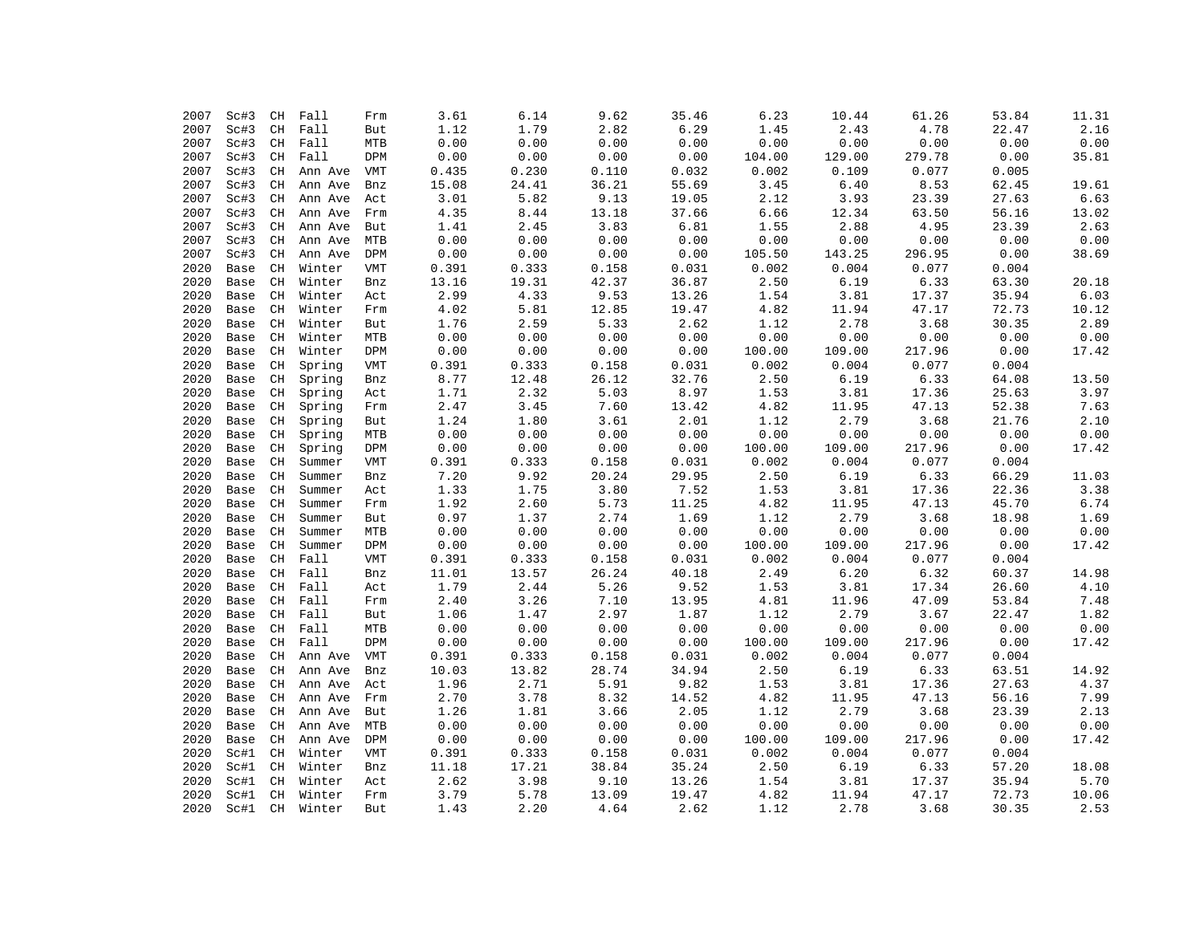| | | | | | | | | | | | | | |
|---|---|---|---|---|---|---|---|---|---|---|---|---|---|
| 2007 | Sc#3 | CH | Fall | Frm | 3.61 | 6.14 | 9.62 | 35.46 | 6.23 | 10.44 | 61.26 | 53.84 | 11.31 |
| 2007 | Sc#3 | CH | Fall | But | 1.12 | 1.79 | 2.82 | 6.29 | 1.45 | 2.43 | 4.78 | 22.47 | 2.16 |
| 2007 | Sc#3 | CH | Fall | MTB | 0.00 | 0.00 | 0.00 | 0.00 | 0.00 | 0.00 | 0.00 | 0.00 | 0.00 |
| 2007 | Sc#3 | CH | Fall | DPM | 0.00 | 0.00 | 0.00 | 0.00 | 104.00 | 129.00 | 279.78 | 0.00 | 35.81 |
| 2007 | Sc#3 | CH | Ann Ave | VMT | 0.435 | 0.230 | 0.110 | 0.032 | 0.002 | 0.109 | 0.077 | 0.005 | |
| 2007 | Sc#3 | CH | Ann Ave | Bnz | 15.08 | 24.41 | 36.21 | 55.69 | 3.45 | 6.40 | 8.53 | 62.45 | 19.61 |
| 2007 | Sc#3 | CH | Ann Ave | Act | 3.01 | 5.82 | 9.13 | 19.05 | 2.12 | 3.93 | 23.39 | 27.63 | 6.63 |
| 2007 | Sc#3 | CH | Ann Ave | Frm | 4.35 | 8.44 | 13.18 | 37.66 | 6.66 | 12.34 | 63.50 | 56.16 | 13.02 |
| 2007 | Sc#3 | CH | Ann Ave | But | 1.41 | 2.45 | 3.83 | 6.81 | 1.55 | 2.88 | 4.95 | 23.39 | 2.63 |
| 2007 | Sc#3 | CH | Ann Ave | MTB | 0.00 | 0.00 | 0.00 | 0.00 | 0.00 | 0.00 | 0.00 | 0.00 | 0.00 |
| 2007 | Sc#3 | CH | Ann Ave | DPM | 0.00 | 0.00 | 0.00 | 0.00 | 105.50 | 143.25 | 296.95 | 0.00 | 38.69 |
| 2020 | Base | CH | Winter | VMT | 0.391 | 0.333 | 0.158 | 0.031 | 0.002 | 0.004 | 0.077 | 0.004 | |
| 2020 | Base | CH | Winter | Bnz | 13.16 | 19.31 | 42.37 | 36.87 | 2.50 | 6.19 | 6.33 | 63.30 | 20.18 |
| 2020 | Base | CH | Winter | Act | 2.99 | 4.33 | 9.53 | 13.26 | 1.54 | 3.81 | 17.37 | 35.94 | 6.03 |
| 2020 | Base | CH | Winter | Frm | 4.02 | 5.81 | 12.85 | 19.47 | 4.82 | 11.94 | 47.17 | 72.73 | 10.12 |
| 2020 | Base | CH | Winter | But | 1.76 | 2.59 | 5.33 | 2.62 | 1.12 | 2.78 | 3.68 | 30.35 | 2.89 |
| 2020 | Base | CH | Winter | MTB | 0.00 | 0.00 | 0.00 | 0.00 | 0.00 | 0.00 | 0.00 | 0.00 | 0.00 |
| 2020 | Base | CH | Winter | DPM | 0.00 | 0.00 | 0.00 | 0.00 | 100.00 | 109.00 | 217.96 | 0.00 | 17.42 |
| 2020 | Base | CH | Spring | VMT | 0.391 | 0.333 | 0.158 | 0.031 | 0.002 | 0.004 | 0.077 | 0.004 | |
| 2020 | Base | CH | Spring | Bnz | 8.77 | 12.48 | 26.12 | 32.76 | 2.50 | 6.19 | 6.33 | 64.08 | 13.50 |
| 2020 | Base | CH | Spring | Act | 1.71 | 2.32 | 5.03 | 8.97 | 1.53 | 3.81 | 17.36 | 25.63 | 3.97 |
| 2020 | Base | CH | Spring | Frm | 2.47 | 3.45 | 7.60 | 13.42 | 4.82 | 11.95 | 47.13 | 52.38 | 7.63 |
| 2020 | Base | CH | Spring | But | 1.24 | 1.80 | 3.61 | 2.01 | 1.12 | 2.79 | 3.68 | 21.76 | 2.10 |
| 2020 | Base | CH | Spring | MTB | 0.00 | 0.00 | 0.00 | 0.00 | 0.00 | 0.00 | 0.00 | 0.00 | 0.00 |
| 2020 | Base | CH | Spring | DPM | 0.00 | 0.00 | 0.00 | 0.00 | 100.00 | 109.00 | 217.96 | 0.00 | 17.42 |
| 2020 | Base | CH | Summer | VMT | 0.391 | 0.333 | 0.158 | 0.031 | 0.002 | 0.004 | 0.077 | 0.004 | |
| 2020 | Base | CH | Summer | Bnz | 7.20 | 9.92 | 20.24 | 29.95 | 2.50 | 6.19 | 6.33 | 66.29 | 11.03 |
| 2020 | Base | CH | Summer | Act | 1.33 | 1.75 | 3.80 | 7.52 | 1.53 | 3.81 | 17.36 | 22.36 | 3.38 |
| 2020 | Base | CH | Summer | Frm | 1.92 | 2.60 | 5.73 | 11.25 | 4.82 | 11.95 | 47.13 | 45.70 | 6.74 |
| 2020 | Base | CH | Summer | But | 0.97 | 1.37 | 2.74 | 1.69 | 1.12 | 2.79 | 3.68 | 18.98 | 1.69 |
| 2020 | Base | CH | Summer | MTB | 0.00 | 0.00 | 0.00 | 0.00 | 0.00 | 0.00 | 0.00 | 0.00 | 0.00 |
| 2020 | Base | CH | Summer | DPM | 0.00 | 0.00 | 0.00 | 0.00 | 100.00 | 109.00 | 217.96 | 0.00 | 17.42 |
| 2020 | Base | CH | Fall | VMT | 0.391 | 0.333 | 0.158 | 0.031 | 0.002 | 0.004 | 0.077 | 0.004 | |
| 2020 | Base | CH | Fall | Bnz | 11.01 | 13.57 | 26.24 | 40.18 | 2.49 | 6.20 | 6.32 | 60.37 | 14.98 |
| 2020 | Base | CH | Fall | Act | 1.79 | 2.44 | 5.26 | 9.52 | 1.53 | 3.81 | 17.34 | 26.60 | 4.10 |
| 2020 | Base | CH | Fall | Frm | 2.40 | 3.26 | 7.10 | 13.95 | 4.81 | 11.96 | 47.09 | 53.84 | 7.48 |
| 2020 | Base | CH | Fall | But | 1.06 | 1.47 | 2.97 | 1.87 | 1.12 | 2.79 | 3.67 | 22.47 | 1.82 |
| 2020 | Base | CH | Fall | MTB | 0.00 | 0.00 | 0.00 | 0.00 | 0.00 | 0.00 | 0.00 | 0.00 | 0.00 |
| 2020 | Base | CH | Fall | DPM | 0.00 | 0.00 | 0.00 | 0.00 | 100.00 | 109.00 | 217.96 | 0.00 | 17.42 |
| 2020 | Base | CH | Ann Ave | VMT | 0.391 | 0.333 | 0.158 | 0.031 | 0.002 | 0.004 | 0.077 | 0.004 | |
| 2020 | Base | CH | Ann Ave | Bnz | 10.03 | 13.82 | 28.74 | 34.94 | 2.50 | 6.19 | 6.33 | 63.51 | 14.92 |
| 2020 | Base | CH | Ann Ave | Act | 1.96 | 2.71 | 5.91 | 9.82 | 1.53 | 3.81 | 17.36 | 27.63 | 4.37 |
| 2020 | Base | CH | Ann Ave | Frm | 2.70 | 3.78 | 8.32 | 14.52 | 4.82 | 11.95 | 47.13 | 56.16 | 7.99 |
| 2020 | Base | CH | Ann Ave | But | 1.26 | 1.81 | 3.66 | 2.05 | 1.12 | 2.79 | 3.68 | 23.39 | 2.13 |
| 2020 | Base | CH | Ann Ave | MTB | 0.00 | 0.00 | 0.00 | 0.00 | 0.00 | 0.00 | 0.00 | 0.00 | 0.00 |
| 2020 | Base | CH | Ann Ave | DPM | 0.00 | 0.00 | 0.00 | 0.00 | 100.00 | 109.00 | 217.96 | 0.00 | 17.42 |
| 2020 | Sc#1 | CH | Winter | VMT | 0.391 | 0.333 | 0.158 | 0.031 | 0.002 | 0.004 | 0.077 | 0.004 | |
| 2020 | Sc#1 | CH | Winter | Bnz | 11.18 | 17.21 | 38.84 | 35.24 | 2.50 | 6.19 | 6.33 | 57.20 | 18.08 |
| 2020 | Sc#1 | CH | Winter | Act | 2.62 | 3.98 | 9.10 | 13.26 | 1.54 | 3.81 | 17.37 | 35.94 | 5.70 |
| 2020 | Sc#1 | CH | Winter | Frm | 3.79 | 5.78 | 13.09 | 19.47 | 4.82 | 11.94 | 47.17 | 72.73 | 10.06 |
| 2020 | Sc#1 | CH | Winter | But | 1.43 | 2.20 | 4.64 | 2.62 | 1.12 | 2.78 | 3.68 | 30.35 | 2.53 |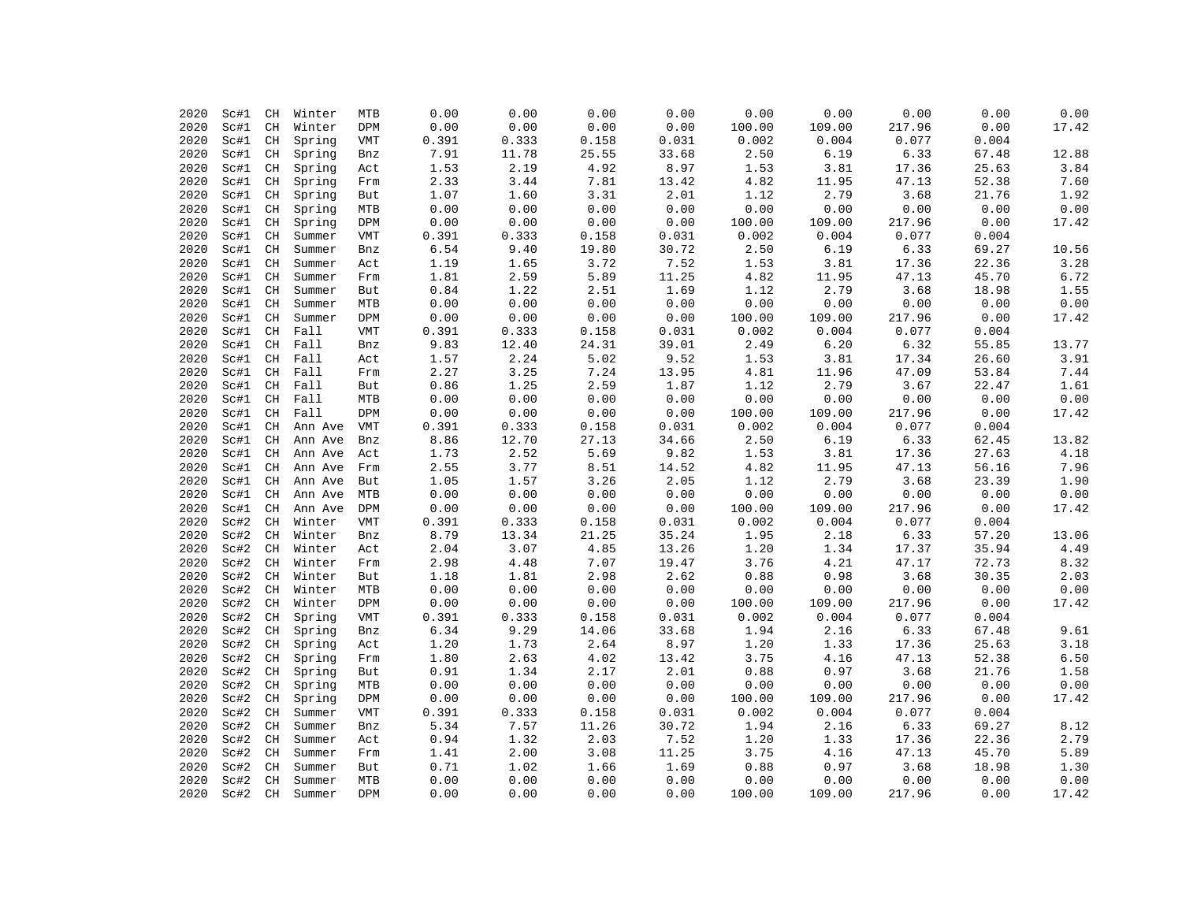| | | | | | | | | | | | | | |
|---|---|---|---|---|---|---|---|---|---|---|---|---|---|
| 2020 | Sc#1 | CH | Winter | MTB | 0.00 | 0.00 | 0.00 | 0.00 | 0.00 | 0.00 | 0.00 | 0.00 | 0.00 |
| 2020 | Sc#1 | CH | Winter | DPM | 0.00 | 0.00 | 0.00 | 0.00 | 100.00 | 109.00 | 217.96 | 0.00 | 17.42 |
| 2020 | Sc#1 | CH | Spring | VMT | 0.391 | 0.333 | 0.158 | 0.031 | 0.002 | 0.004 | 0.077 | 0.004 | |
| 2020 | Sc#1 | CH | Spring | Bnz | 7.91 | 11.78 | 25.55 | 33.68 | 2.50 | 6.19 | 6.33 | 67.48 | 12.88 |
| 2020 | Sc#1 | CH | Spring | Act | 1.53 | 2.19 | 4.92 | 8.97 | 1.53 | 3.81 | 17.36 | 25.63 | 3.84 |
| 2020 | Sc#1 | CH | Spring | Frm | 2.33 | 3.44 | 7.81 | 13.42 | 4.82 | 11.95 | 47.13 | 52.38 | 7.60 |
| 2020 | Sc#1 | CH | Spring | But | 1.07 | 1.60 | 3.31 | 2.01 | 1.12 | 2.79 | 3.68 | 21.76 | 1.92 |
| 2020 | Sc#1 | CH | Spring | MTB | 0.00 | 0.00 | 0.00 | 0.00 | 0.00 | 0.00 | 0.00 | 0.00 | 0.00 |
| 2020 | Sc#1 | CH | Spring | DPM | 0.00 | 0.00 | 0.00 | 0.00 | 100.00 | 109.00 | 217.96 | 0.00 | 17.42 |
| 2020 | Sc#1 | CH | Summer | VMT | 0.391 | 0.333 | 0.158 | 0.031 | 0.002 | 0.004 | 0.077 | 0.004 | |
| 2020 | Sc#1 | CH | Summer | Bnz | 6.54 | 9.40 | 19.80 | 30.72 | 2.50 | 6.19 | 6.33 | 69.27 | 10.56 |
| 2020 | Sc#1 | CH | Summer | Act | 1.19 | 1.65 | 3.72 | 7.52 | 1.53 | 3.81 | 17.36 | 22.36 | 3.28 |
| 2020 | Sc#1 | CH | Summer | Frm | 1.81 | 2.59 | 5.89 | 11.25 | 4.82 | 11.95 | 47.13 | 45.70 | 6.72 |
| 2020 | Sc#1 | CH | Summer | But | 0.84 | 1.22 | 2.51 | 1.69 | 1.12 | 2.79 | 3.68 | 18.98 | 1.55 |
| 2020 | Sc#1 | CH | Summer | MTB | 0.00 | 0.00 | 0.00 | 0.00 | 0.00 | 0.00 | 0.00 | 0.00 | 0.00 |
| 2020 | Sc#1 | CH | Summer | DPM | 0.00 | 0.00 | 0.00 | 0.00 | 100.00 | 109.00 | 217.96 | 0.00 | 17.42 |
| 2020 | Sc#1 | CH | Fall | VMT | 0.391 | 0.333 | 0.158 | 0.031 | 0.002 | 0.004 | 0.077 | 0.004 | |
| 2020 | Sc#1 | CH | Fall | Bnz | 9.83 | 12.40 | 24.31 | 39.01 | 2.49 | 6.20 | 6.32 | 55.85 | 13.77 |
| 2020 | Sc#1 | CH | Fall | Act | 1.57 | 2.24 | 5.02 | 9.52 | 1.53 | 3.81 | 17.34 | 26.60 | 3.91 |
| 2020 | Sc#1 | CH | Fall | Frm | 2.27 | 3.25 | 7.24 | 13.95 | 4.81 | 11.96 | 47.09 | 53.84 | 7.44 |
| 2020 | Sc#1 | CH | Fall | But | 0.86 | 1.25 | 2.59 | 1.87 | 1.12 | 2.79 | 3.67 | 22.47 | 1.61 |
| 2020 | Sc#1 | CH | Fall | MTB | 0.00 | 0.00 | 0.00 | 0.00 | 0.00 | 0.00 | 0.00 | 0.00 | 0.00 |
| 2020 | Sc#1 | CH | Fall | DPM | 0.00 | 0.00 | 0.00 | 0.00 | 100.00 | 109.00 | 217.96 | 0.00 | 17.42 |
| 2020 | Sc#1 | CH | Ann Ave | VMT | 0.391 | 0.333 | 0.158 | 0.031 | 0.002 | 0.004 | 0.077 | 0.004 | |
| 2020 | Sc#1 | CH | Ann Ave | Bnz | 8.86 | 12.70 | 27.13 | 34.66 | 2.50 | 6.19 | 6.33 | 62.45 | 13.82 |
| 2020 | Sc#1 | CH | Ann Ave | Act | 1.73 | 2.52 | 5.69 | 9.82 | 1.53 | 3.81 | 17.36 | 27.63 | 4.18 |
| 2020 | Sc#1 | CH | Ann Ave | Frm | 2.55 | 3.77 | 8.51 | 14.52 | 4.82 | 11.95 | 47.13 | 56.16 | 7.96 |
| 2020 | Sc#1 | CH | Ann Ave | But | 1.05 | 1.57 | 3.26 | 2.05 | 1.12 | 2.79 | 3.68 | 23.39 | 1.90 |
| 2020 | Sc#1 | CH | Ann Ave | MTB | 0.00 | 0.00 | 0.00 | 0.00 | 0.00 | 0.00 | 0.00 | 0.00 | 0.00 |
| 2020 | Sc#1 | CH | Ann Ave | DPM | 0.00 | 0.00 | 0.00 | 0.00 | 100.00 | 109.00 | 217.96 | 0.00 | 17.42 |
| 2020 | Sc#2 | CH | Winter | VMT | 0.391 | 0.333 | 0.158 | 0.031 | 0.002 | 0.004 | 0.077 | 0.004 | |
| 2020 | Sc#2 | CH | Winter | Bnz | 8.79 | 13.34 | 21.25 | 35.24 | 1.95 | 2.18 | 6.33 | 57.20 | 13.06 |
| 2020 | Sc#2 | CH | Winter | Act | 2.04 | 3.07 | 4.85 | 13.26 | 1.20 | 1.34 | 17.37 | 35.94 | 4.49 |
| 2020 | Sc#2 | CH | Winter | Frm | 2.98 | 4.48 | 7.07 | 19.47 | 3.76 | 4.21 | 47.17 | 72.73 | 8.32 |
| 2020 | Sc#2 | CH | Winter | But | 1.18 | 1.81 | 2.98 | 2.62 | 0.88 | 0.98 | 3.68 | 30.35 | 2.03 |
| 2020 | Sc#2 | CH | Winter | MTB | 0.00 | 0.00 | 0.00 | 0.00 | 0.00 | 0.00 | 0.00 | 0.00 | 0.00 |
| 2020 | Sc#2 | CH | Winter | DPM | 0.00 | 0.00 | 0.00 | 0.00 | 100.00 | 109.00 | 217.96 | 0.00 | 17.42 |
| 2020 | Sc#2 | CH | Spring | VMT | 0.391 | 0.333 | 0.158 | 0.031 | 0.002 | 0.004 | 0.077 | 0.004 | |
| 2020 | Sc#2 | CH | Spring | Bnz | 6.34 | 9.29 | 14.06 | 33.68 | 1.94 | 2.16 | 6.33 | 67.48 | 9.61 |
| 2020 | Sc#2 | CH | Spring | Act | 1.20 | 1.73 | 2.64 | 8.97 | 1.20 | 1.33 | 17.36 | 25.63 | 3.18 |
| 2020 | Sc#2 | CH | Spring | Frm | 1.80 | 2.63 | 4.02 | 13.42 | 3.75 | 4.16 | 47.13 | 52.38 | 6.50 |
| 2020 | Sc#2 | CH | Spring | But | 0.91 | 1.34 | 2.17 | 2.01 | 0.88 | 0.97 | 3.68 | 21.76 | 1.58 |
| 2020 | Sc#2 | CH | Spring | MTB | 0.00 | 0.00 | 0.00 | 0.00 | 0.00 | 0.00 | 0.00 | 0.00 | 0.00 |
| 2020 | Sc#2 | CH | Spring | DPM | 0.00 | 0.00 | 0.00 | 0.00 | 100.00 | 109.00 | 217.96 | 0.00 | 17.42 |
| 2020 | Sc#2 | CH | Summer | VMT | 0.391 | 0.333 | 0.158 | 0.031 | 0.002 | 0.004 | 0.077 | 0.004 | |
| 2020 | Sc#2 | CH | Summer | Bnz | 5.34 | 7.57 | 11.26 | 30.72 | 1.94 | 2.16 | 6.33 | 69.27 | 8.12 |
| 2020 | Sc#2 | CH | Summer | Act | 0.94 | 1.32 | 2.03 | 7.52 | 1.20 | 1.33 | 17.36 | 22.36 | 2.79 |
| 2020 | Sc#2 | CH | Summer | Frm | 1.41 | 2.00 | 3.08 | 11.25 | 3.75 | 4.16 | 47.13 | 45.70 | 5.89 |
| 2020 | Sc#2 | CH | Summer | But | 0.71 | 1.02 | 1.66 | 1.69 | 0.88 | 0.97 | 3.68 | 18.98 | 1.30 |
| 2020 | Sc#2 | CH | Summer | MTB | 0.00 | 0.00 | 0.00 | 0.00 | 0.00 | 0.00 | 0.00 | 0.00 | 0.00 |
| 2020 | Sc#2 | CH | Summer | DPM | 0.00 | 0.00 | 0.00 | 0.00 | 100.00 | 109.00 | 217.96 | 0.00 | 17.42 |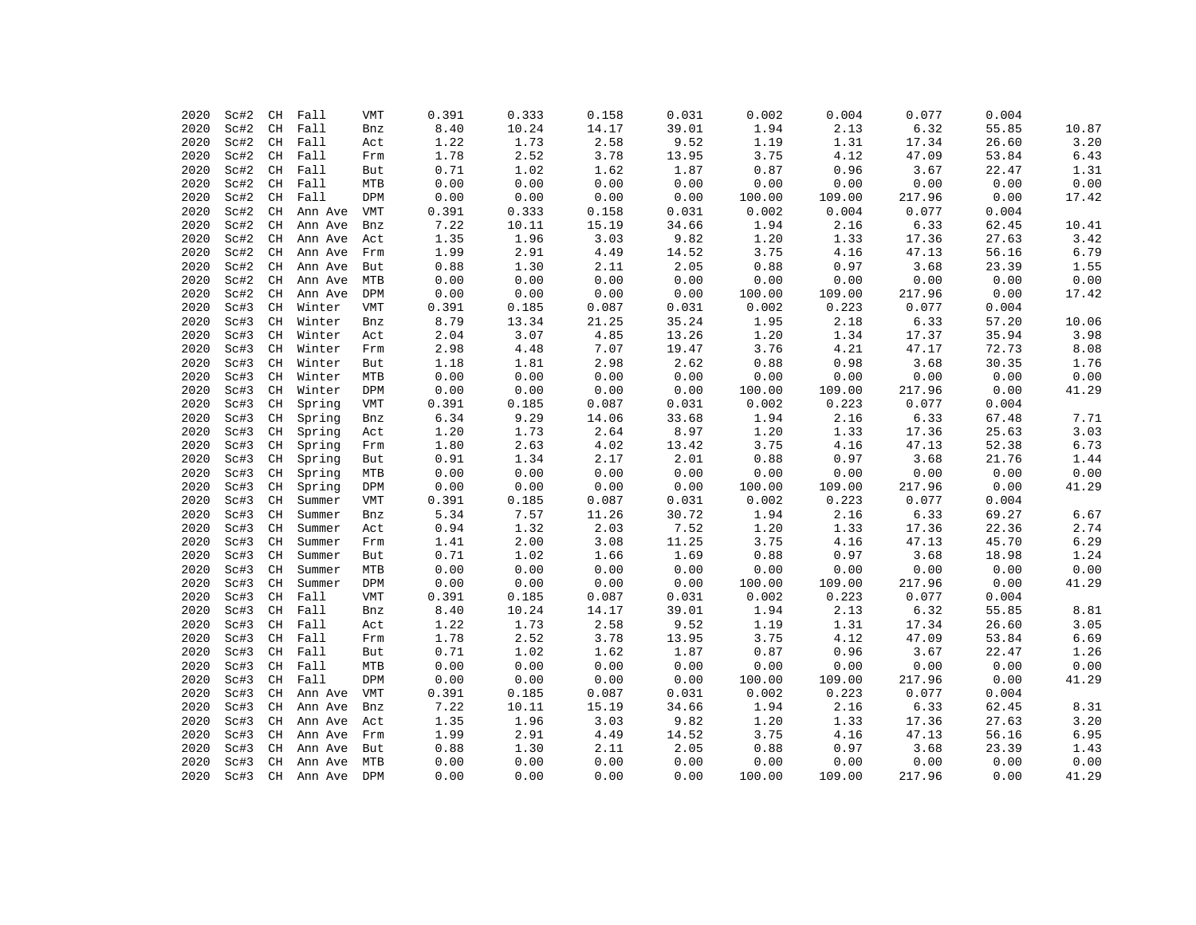| | | | | | | | | | | | | | |
|---|---|---|---|---|---|---|---|---|---|---|---|---|---|
| 2020 | Sc#2 | CH | Fall | VMT | 0.391 | 0.333 | 0.158 | 0.031 | 0.002 | 0.004 | 0.077 | 0.004 | |
| 2020 | Sc#2 | CH | Fall | Bnz | 8.40 | 10.24 | 14.17 | 39.01 | 1.94 | 2.13 | 6.32 | 55.85 | 10.87 |
| 2020 | Sc#2 | CH | Fall | Act | 1.22 | 1.73 | 2.58 | 9.52 | 1.19 | 1.31 | 17.34 | 26.60 | 3.20 |
| 2020 | Sc#2 | CH | Fall | Frm | 1.78 | 2.52 | 3.78 | 13.95 | 3.75 | 4.12 | 47.09 | 53.84 | 6.43 |
| 2020 | Sc#2 | CH | Fall | But | 0.71 | 1.02 | 1.62 | 1.87 | 0.87 | 0.96 | 3.67 | 22.47 | 1.31 |
| 2020 | Sc#2 | CH | Fall | MTB | 0.00 | 0.00 | 0.00 | 0.00 | 0.00 | 0.00 | 0.00 | 0.00 | 0.00 |
| 2020 | Sc#2 | CH | Fall | DPM | 0.00 | 0.00 | 0.00 | 0.00 | 100.00 | 109.00 | 217.96 | 0.00 | 17.42 |
| 2020 | Sc#2 | CH | Ann Ave | VMT | 0.391 | 0.333 | 0.158 | 0.031 | 0.002 | 0.004 | 0.077 | 0.004 | |
| 2020 | Sc#2 | CH | Ann Ave | Bnz | 7.22 | 10.11 | 15.19 | 34.66 | 1.94 | 2.16 | 6.33 | 62.45 | 10.41 |
| 2020 | Sc#2 | CH | Ann Ave | Act | 1.35 | 1.96 | 3.03 | 9.82 | 1.20 | 1.33 | 17.36 | 27.63 | 3.42 |
| 2020 | Sc#2 | CH | Ann Ave | Frm | 1.99 | 2.91 | 4.49 | 14.52 | 3.75 | 4.16 | 47.13 | 56.16 | 6.79 |
| 2020 | Sc#2 | CH | Ann Ave | But | 0.88 | 1.30 | 2.11 | 2.05 | 0.88 | 0.97 | 3.68 | 23.39 | 1.55 |
| 2020 | Sc#2 | CH | Ann Ave | MTB | 0.00 | 0.00 | 0.00 | 0.00 | 0.00 | 0.00 | 0.00 | 0.00 | 0.00 |
| 2020 | Sc#2 | CH | Ann Ave | DPM | 0.00 | 0.00 | 0.00 | 0.00 | 100.00 | 109.00 | 217.96 | 0.00 | 17.42 |
| 2020 | Sc#3 | CH | Winter | VMT | 0.391 | 0.185 | 0.087 | 0.031 | 0.002 | 0.223 | 0.077 | 0.004 | |
| 2020 | Sc#3 | CH | Winter | Bnz | 8.79 | 13.34 | 21.25 | 35.24 | 1.95 | 2.18 | 6.33 | 57.20 | 10.06 |
| 2020 | Sc#3 | CH | Winter | Act | 2.04 | 3.07 | 4.85 | 13.26 | 1.20 | 1.34 | 17.37 | 35.94 | 3.98 |
| 2020 | Sc#3 | CH | Winter | Frm | 2.98 | 4.48 | 7.07 | 19.47 | 3.76 | 4.21 | 47.17 | 72.73 | 8.08 |
| 2020 | Sc#3 | CH | Winter | But | 1.18 | 1.81 | 2.98 | 2.62 | 0.88 | 0.98 | 3.68 | 30.35 | 1.76 |
| 2020 | Sc#3 | CH | Winter | MTB | 0.00 | 0.00 | 0.00 | 0.00 | 0.00 | 0.00 | 0.00 | 0.00 | 0.00 |
| 2020 | Sc#3 | CH | Winter | DPM | 0.00 | 0.00 | 0.00 | 0.00 | 100.00 | 109.00 | 217.96 | 0.00 | 41.29 |
| 2020 | Sc#3 | CH | Spring | VMT | 0.391 | 0.185 | 0.087 | 0.031 | 0.002 | 0.223 | 0.077 | 0.004 | |
| 2020 | Sc#3 | CH | Spring | Bnz | 6.34 | 9.29 | 14.06 | 33.68 | 1.94 | 2.16 | 6.33 | 67.48 | 7.71 |
| 2020 | Sc#3 | CH | Spring | Act | 1.20 | 1.73 | 2.64 | 8.97 | 1.20 | 1.33 | 17.36 | 25.63 | 3.03 |
| 2020 | Sc#3 | CH | Spring | Frm | 1.80 | 2.63 | 4.02 | 13.42 | 3.75 | 4.16 | 47.13 | 52.38 | 6.73 |
| 2020 | Sc#3 | CH | Spring | But | 0.91 | 1.34 | 2.17 | 2.01 | 0.88 | 0.97 | 3.68 | 21.76 | 1.44 |
| 2020 | Sc#3 | CH | Spring | MTB | 0.00 | 0.00 | 0.00 | 0.00 | 0.00 | 0.00 | 0.00 | 0.00 | 0.00 |
| 2020 | Sc#3 | CH | Spring | DPM | 0.00 | 0.00 | 0.00 | 0.00 | 100.00 | 109.00 | 217.96 | 0.00 | 41.29 |
| 2020 | Sc#3 | CH | Summer | VMT | 0.391 | 0.185 | 0.087 | 0.031 | 0.002 | 0.223 | 0.077 | 0.004 | |
| 2020 | Sc#3 | CH | Summer | Bnz | 5.34 | 7.57 | 11.26 | 30.72 | 1.94 | 2.16 | 6.33 | 69.27 | 6.67 |
| 2020 | Sc#3 | CH | Summer | Act | 0.94 | 1.32 | 2.03 | 7.52 | 1.20 | 1.33 | 17.36 | 22.36 | 2.74 |
| 2020 | Sc#3 | CH | Summer | Frm | 1.41 | 2.00 | 3.08 | 11.25 | 3.75 | 4.16 | 47.13 | 45.70 | 6.29 |
| 2020 | Sc#3 | CH | Summer | But | 0.71 | 1.02 | 1.66 | 1.69 | 0.88 | 0.97 | 3.68 | 18.98 | 1.24 |
| 2020 | Sc#3 | CH | Summer | MTB | 0.00 | 0.00 | 0.00 | 0.00 | 0.00 | 0.00 | 0.00 | 0.00 | 0.00 |
| 2020 | Sc#3 | CH | Summer | DPM | 0.00 | 0.00 | 0.00 | 0.00 | 100.00 | 109.00 | 217.96 | 0.00 | 41.29 |
| 2020 | Sc#3 | CH | Fall | VMT | 0.391 | 0.185 | 0.087 | 0.031 | 0.002 | 0.223 | 0.077 | 0.004 | |
| 2020 | Sc#3 | CH | Fall | Bnz | 8.40 | 10.24 | 14.17 | 39.01 | 1.94 | 2.13 | 6.32 | 55.85 | 8.81 |
| 2020 | Sc#3 | CH | Fall | Act | 1.22 | 1.73 | 2.58 | 9.52 | 1.19 | 1.31 | 17.34 | 26.60 | 3.05 |
| 2020 | Sc#3 | CH | Fall | Frm | 1.78 | 2.52 | 3.78 | 13.95 | 3.75 | 4.12 | 47.09 | 53.84 | 6.69 |
| 2020 | Sc#3 | CH | Fall | But | 0.71 | 1.02 | 1.62 | 1.87 | 0.87 | 0.96 | 3.67 | 22.47 | 1.26 |
| 2020 | Sc#3 | CH | Fall | MTB | 0.00 | 0.00 | 0.00 | 0.00 | 0.00 | 0.00 | 0.00 | 0.00 | 0.00 |
| 2020 | Sc#3 | CH | Fall | DPM | 0.00 | 0.00 | 0.00 | 0.00 | 100.00 | 109.00 | 217.96 | 0.00 | 41.29 |
| 2020 | Sc#3 | CH | Ann Ave | VMT | 0.391 | 0.185 | 0.087 | 0.031 | 0.002 | 0.223 | 0.077 | 0.004 | |
| 2020 | Sc#3 | CH | Ann Ave | Bnz | 7.22 | 10.11 | 15.19 | 34.66 | 1.94 | 2.16 | 6.33 | 62.45 | 8.31 |
| 2020 | Sc#3 | CH | Ann Ave | Act | 1.35 | 1.96 | 3.03 | 9.82 | 1.20 | 1.33 | 17.36 | 27.63 | 3.20 |
| 2020 | Sc#3 | CH | Ann Ave | Frm | 1.99 | 2.91 | 4.49 | 14.52 | 3.75 | 4.16 | 47.13 | 56.16 | 6.95 |
| 2020 | Sc#3 | CH | Ann Ave | But | 0.88 | 1.30 | 2.11 | 2.05 | 0.88 | 0.97 | 3.68 | 23.39 | 1.43 |
| 2020 | Sc#3 | CH | Ann Ave | MTB | 0.00 | 0.00 | 0.00 | 0.00 | 0.00 | 0.00 | 0.00 | 0.00 | 0.00 |
| 2020 | Sc#3 | CH | Ann Ave | DPM | 0.00 | 0.00 | 0.00 | 0.00 | 100.00 | 109.00 | 217.96 | 0.00 | 41.29 |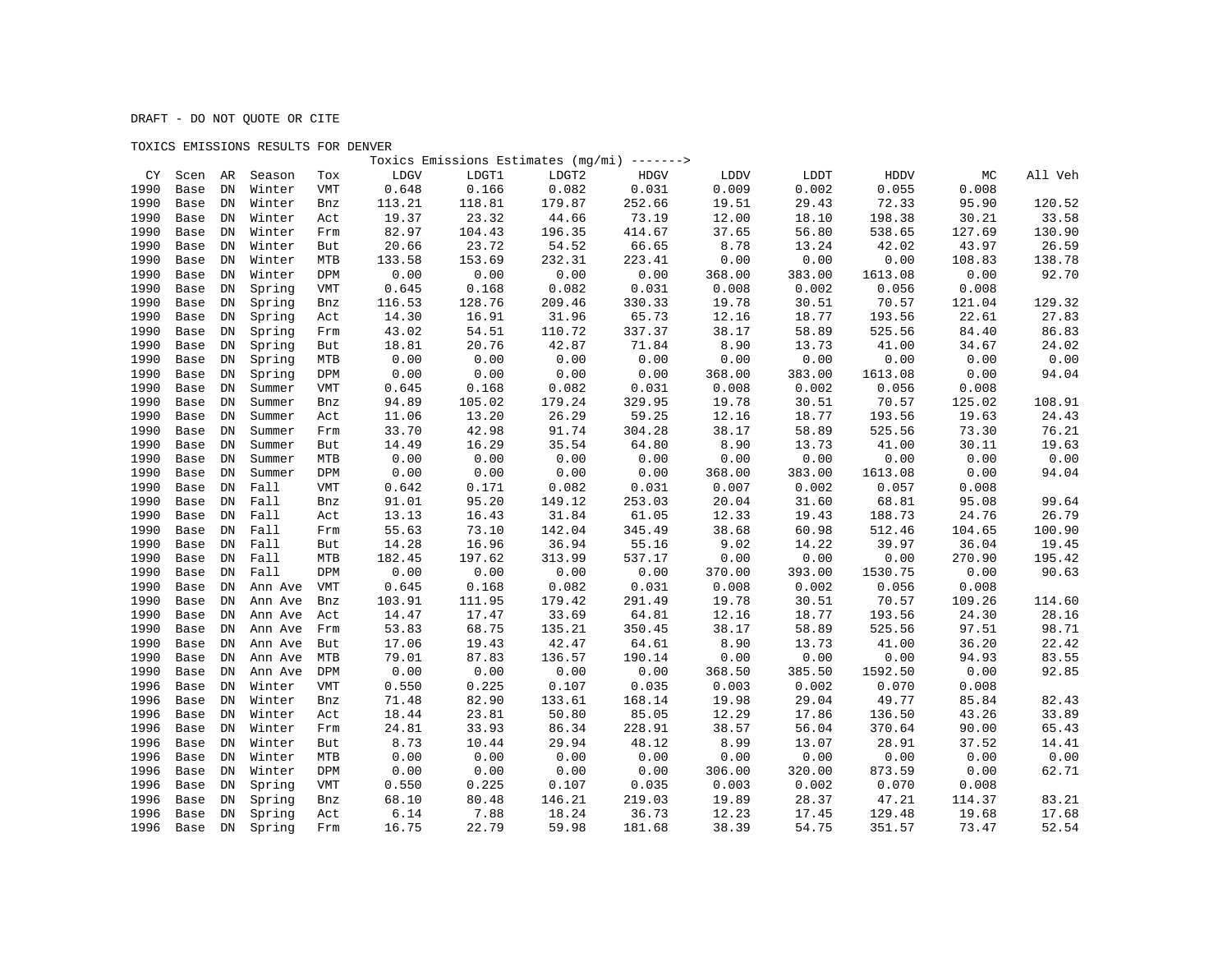DRAFT - DO NOT QUOTE OR CITE

TOXICS EMISSIONS RESULTS FOR DENVER

| CY | Scen | AR | Season | Tox | Toxics Emissions Estimates (mg/mi) -------> | | | | | | | | |
|---|---|---|---|---|---|---|---|---|---|---|---|---|---|
| | | | | | LDGV | LDGT1 | LDGT2 | HDGV | LDDV | LDDT | HDDV | MC | All Veh |
| 1990 | Base | DN | Winter | VMT | 0.648 | 0.166 | 0.082 | 0.031 | 0.009 | 0.002 | 0.055 | 0.008 | |
| 1990 | Base | DN | Winter | Bnz | 113.21 | 118.81 | 179.87 | 252.66 | 19.51 | 29.43 | 72.33 | 95.90 | 120.52 |
| 1990 | Base | DN | Winter | Act | 19.37 | 23.32 | 44.66 | 73.19 | 12.00 | 18.10 | 198.38 | 30.21 | 33.58 |
| 1990 | Base | DN | Winter | Frm | 82.97 | 104.43 | 196.35 | 414.67 | 37.65 | 56.80 | 538.65 | 127.69 | 130.90 |
| 1990 | Base | DN | Winter | But | 20.66 | 23.72 | 54.52 | 66.65 | 8.78 | 13.24 | 42.02 | 43.97 | 26.59 |
| 1990 | Base | DN | Winter | MTB | 133.58 | 153.69 | 232.31 | 223.41 | 0.00 | 0.00 | 0.00 | 108.83 | 138.78 |
| 1990 | Base | DN | Winter | DPM | 0.00 | 0.00 | 0.00 | 0.00 | 368.00 | 383.00 | 1613.08 | 0.00 | 92.70 |
| 1990 | Base | DN | Spring | VMT | 0.645 | 0.168 | 0.082 | 0.031 | 0.008 | 0.002 | 0.056 | 0.008 | |
| 1990 | Base | DN | Spring | Bnz | 116.53 | 128.76 | 209.46 | 330.33 | 19.78 | 30.51 | 70.57 | 121.04 | 129.32 |
| 1990 | Base | DN | Spring | Act | 14.30 | 16.91 | 31.96 | 65.73 | 12.16 | 18.77 | 193.56 | 22.61 | 27.83 |
| 1990 | Base | DN | Spring | Frm | 43.02 | 54.51 | 110.72 | 337.37 | 38.17 | 58.89 | 525.56 | 84.40 | 86.83 |
| 1990 | Base | DN | Spring | But | 18.81 | 20.76 | 42.87 | 71.84 | 8.90 | 13.73 | 41.00 | 34.67 | 24.02 |
| 1990 | Base | DN | Spring | MTB | 0.00 | 0.00 | 0.00 | 0.00 | 0.00 | 0.00 | 0.00 | 0.00 | 0.00 |
| 1990 | Base | DN | Spring | DPM | 0.00 | 0.00 | 0.00 | 0.00 | 368.00 | 383.00 | 1613.08 | 0.00 | 94.04 |
| 1990 | Base | DN | Summer | VMT | 0.645 | 0.168 | 0.082 | 0.031 | 0.008 | 0.002 | 0.056 | 0.008 | |
| 1990 | Base | DN | Summer | Bnz | 94.89 | 105.02 | 179.24 | 329.95 | 19.78 | 30.51 | 70.57 | 125.02 | 108.91 |
| 1990 | Base | DN | Summer | Act | 11.06 | 13.20 | 26.29 | 59.25 | 12.16 | 18.77 | 193.56 | 19.63 | 24.43 |
| 1990 | Base | DN | Summer | Frm | 33.70 | 42.98 | 91.74 | 304.28 | 38.17 | 58.89 | 525.56 | 73.30 | 76.21 |
| 1990 | Base | DN | Summer | But | 14.49 | 16.29 | 35.54 | 64.80 | 8.90 | 13.73 | 41.00 | 30.11 | 19.63 |
| 1990 | Base | DN | Summer | MTB | 0.00 | 0.00 | 0.00 | 0.00 | 0.00 | 0.00 | 0.00 | 0.00 | 0.00 |
| 1990 | Base | DN | Summer | DPM | 0.00 | 0.00 | 0.00 | 0.00 | 368.00 | 383.00 | 1613.08 | 0.00 | 94.04 |
| 1990 | Base | DN | Fall | VMT | 0.642 | 0.171 | 0.082 | 0.031 | 0.007 | 0.002 | 0.057 | 0.008 | |
| 1990 | Base | DN | Fall | Bnz | 91.01 | 95.20 | 149.12 | 253.03 | 20.04 | 31.60 | 68.81 | 95.08 | 99.64 |
| 1990 | Base | DN | Fall | Act | 13.13 | 16.43 | 31.84 | 61.05 | 12.33 | 19.43 | 188.73 | 24.76 | 26.79 |
| 1990 | Base | DN | Fall | Frm | 55.63 | 73.10 | 142.04 | 345.49 | 38.68 | 60.98 | 512.46 | 104.65 | 100.90 |
| 1990 | Base | DN | Fall | But | 14.28 | 16.96 | 36.94 | 55.16 | 9.02 | 14.22 | 39.97 | 36.04 | 19.45 |
| 1990 | Base | DN | Fall | MTB | 182.45 | 197.62 | 313.99 | 537.17 | 0.00 | 0.00 | 0.00 | 270.90 | 195.42 |
| 1990 | Base | DN | Fall | DPM | 0.00 | 0.00 | 0.00 | 0.00 | 370.00 | 393.00 | 1530.75 | 0.00 | 90.63 |
| 1990 | Base | DN | Ann Ave | VMT | 0.645 | 0.168 | 0.082 | 0.031 | 0.008 | 0.002 | 0.056 | 0.008 | |
| 1990 | Base | DN | Ann Ave | Bnz | 103.91 | 111.95 | 179.42 | 291.49 | 19.78 | 30.51 | 70.57 | 109.26 | 114.60 |
| 1990 | Base | DN | Ann Ave | Act | 14.47 | 17.47 | 33.69 | 64.81 | 12.16 | 18.77 | 193.56 | 24.30 | 28.16 |
| 1990 | Base | DN | Ann Ave | Frm | 53.83 | 68.75 | 135.21 | 350.45 | 38.17 | 58.89 | 525.56 | 97.51 | 98.71 |
| 1990 | Base | DN | Ann Ave | But | 17.06 | 19.43 | 42.47 | 64.61 | 8.90 | 13.73 | 41.00 | 36.20 | 22.42 |
| 1990 | Base | DN | Ann Ave | MTB | 79.01 | 87.83 | 136.57 | 190.14 | 0.00 | 0.00 | 0.00 | 94.93 | 83.55 |
| 1990 | Base | DN | Ann Ave | DPM | 0.00 | 0.00 | 0.00 | 0.00 | 368.50 | 385.50 | 1592.50 | 0.00 | 92.85 |
| 1996 | Base | DN | Winter | VMT | 0.550 | 0.225 | 0.107 | 0.035 | 0.003 | 0.002 | 0.070 | 0.008 | |
| 1996 | Base | DN | Winter | Bnz | 71.48 | 82.90 | 133.61 | 168.14 | 19.98 | 29.04 | 49.77 | 85.84 | 82.43 |
| 1996 | Base | DN | Winter | Act | 18.44 | 23.81 | 50.80 | 85.05 | 12.29 | 17.86 | 136.50 | 43.26 | 33.89 |
| 1996 | Base | DN | Winter | Frm | 24.81 | 33.93 | 86.34 | 228.91 | 38.57 | 56.04 | 370.64 | 90.00 | 65.43 |
| 1996 | Base | DN | Winter | But | 8.73 | 10.44 | 29.94 | 48.12 | 8.99 | 13.07 | 28.91 | 37.52 | 14.41 |
| 1996 | Base | DN | Winter | MTB | 0.00 | 0.00 | 0.00 | 0.00 | 0.00 | 0.00 | 0.00 | 0.00 | 0.00 |
| 1996 | Base | DN | Winter | DPM | 0.00 | 0.00 | 0.00 | 0.00 | 306.00 | 320.00 | 873.59 | 0.00 | 62.71 |
| 1996 | Base | DN | Spring | VMT | 0.550 | 0.225 | 0.107 | 0.035 | 0.003 | 0.002 | 0.070 | 0.008 | |
| 1996 | Base | DN | Spring | Bnz | 68.10 | 80.48 | 146.21 | 219.03 | 19.89 | 28.37 | 47.21 | 114.37 | 83.21 |
| 1996 | Base | DN | Spring | Act | 6.14 | 7.88 | 18.24 | 36.73 | 12.23 | 17.45 | 129.48 | 19.68 | 17.68 |
| 1996 | Base | DN | Spring | Frm | 16.75 | 22.79 | 59.98 | 181.68 | 38.39 | 54.75 | 351.57 | 73.47 | 52.54 |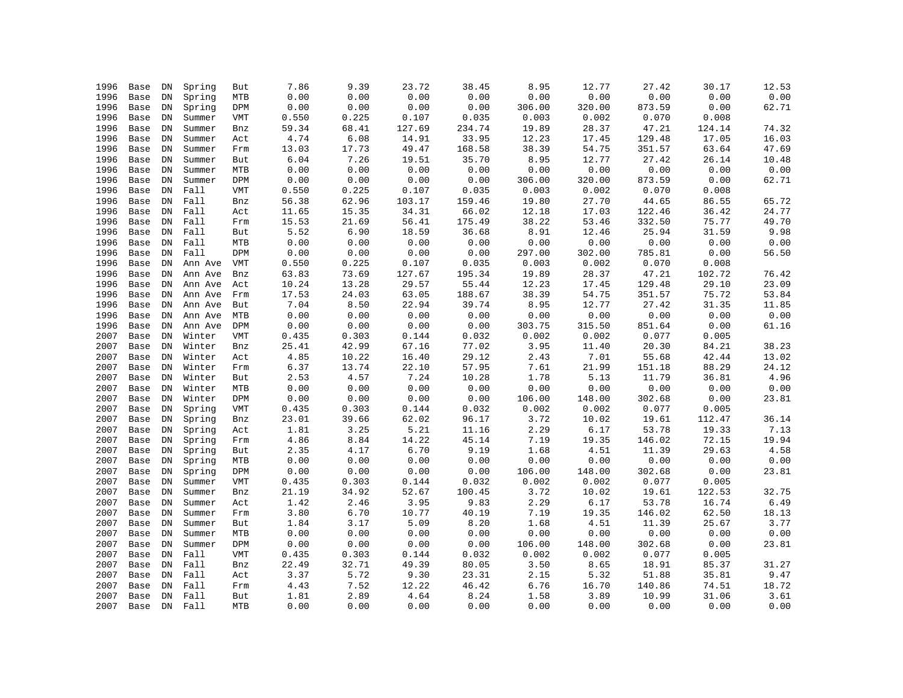| | | | | | | | | | | | | | |
|---|---|---|---|---|---|---|---|---|---|---|---|---|---|
| 1996 | Base | DN | Spring | But | 7.86 | 9.39 | 23.72 | 38.45 | 8.95 | 12.77 | 27.42 | 30.17 | 12.53 |
| 1996 | Base | DN | Spring | MTB | 0.00 | 0.00 | 0.00 | 0.00 | 0.00 | 0.00 | 0.00 | 0.00 | 0.00 |
| 1996 | Base | DN | Spring | DPM | 0.00 | 0.00 | 0.00 | 0.00 | 306.00 | 320.00 | 873.59 | 0.00 | 62.71 |
| 1996 | Base | DN | Summer | VMT | 0.550 | 0.225 | 0.107 | 0.035 | 0.003 | 0.002 | 0.070 | 0.008 | |
| 1996 | Base | DN | Summer | Bnz | 59.34 | 68.41 | 127.69 | 234.74 | 19.89 | 28.37 | 47.21 | 124.14 | 74.32 |
| 1996 | Base | DN | Summer | Act | 4.74 | 6.08 | 14.91 | 33.95 | 12.23 | 17.45 | 129.48 | 17.05 | 16.03 |
| 1996 | Base | DN | Summer | Frm | 13.03 | 17.73 | 49.47 | 168.58 | 38.39 | 54.75 | 351.57 | 63.64 | 47.69 |
| 1996 | Base | DN | Summer | But | 6.04 | 7.26 | 19.51 | 35.70 | 8.95 | 12.77 | 27.42 | 26.14 | 10.48 |
| 1996 | Base | DN | Summer | MTB | 0.00 | 0.00 | 0.00 | 0.00 | 0.00 | 0.00 | 0.00 | 0.00 | 0.00 |
| 1996 | Base | DN | Summer | DPM | 0.00 | 0.00 | 0.00 | 0.00 | 306.00 | 320.00 | 873.59 | 0.00 | 62.71 |
| 1996 | Base | DN | Fall | VMT | 0.550 | 0.225 | 0.107 | 0.035 | 0.003 | 0.002 | 0.070 | 0.008 | |
| 1996 | Base | DN | Fall | Bnz | 56.38 | 62.96 | 103.17 | 159.46 | 19.80 | 27.70 | 44.65 | 86.55 | 65.72 |
| 1996 | Base | DN | Fall | Act | 11.65 | 15.35 | 34.31 | 66.02 | 12.18 | 17.03 | 122.46 | 36.42 | 24.77 |
| 1996 | Base | DN | Fall | Frm | 15.53 | 21.69 | 56.41 | 175.49 | 38.22 | 53.46 | 332.50 | 75.77 | 49.70 |
| 1996 | Base | DN | Fall | But | 5.52 | 6.90 | 18.59 | 36.68 | 8.91 | 12.46 | 25.94 | 31.59 | 9.98 |
| 1996 | Base | DN | Fall | MTB | 0.00 | 0.00 | 0.00 | 0.00 | 0.00 | 0.00 | 0.00 | 0.00 | 0.00 |
| 1996 | Base | DN | Fall | DPM | 0.00 | 0.00 | 0.00 | 0.00 | 297.00 | 302.00 | 785.81 | 0.00 | 56.50 |
| 1996 | Base | DN | Ann Ave | VMT | 0.550 | 0.225 | 0.107 | 0.035 | 0.003 | 0.002 | 0.070 | 0.008 | |
| 1996 | Base | DN | Ann Ave | Bnz | 63.83 | 73.69 | 127.67 | 195.34 | 19.89 | 28.37 | 47.21 | 102.72 | 76.42 |
| 1996 | Base | DN | Ann Ave | Act | 10.24 | 13.28 | 29.57 | 55.44 | 12.23 | 17.45 | 129.48 | 29.10 | 23.09 |
| 1996 | Base | DN | Ann Ave | Frm | 17.53 | 24.03 | 63.05 | 188.67 | 38.39 | 54.75 | 351.57 | 75.72 | 53.84 |
| 1996 | Base | DN | Ann Ave | But | 7.04 | 8.50 | 22.94 | 39.74 | 8.95 | 12.77 | 27.42 | 31.35 | 11.85 |
| 1996 | Base | DN | Ann Ave | MTB | 0.00 | 0.00 | 0.00 | 0.00 | 0.00 | 0.00 | 0.00 | 0.00 | 0.00 |
| 1996 | Base | DN | Ann Ave | DPM | 0.00 | 0.00 | 0.00 | 0.00 | 303.75 | 315.50 | 851.64 | 0.00 | 61.16 |
| 2007 | Base | DN | Winter | VMT | 0.435 | 0.303 | 0.144 | 0.032 | 0.002 | 0.002 | 0.077 | 0.005 | |
| 2007 | Base | DN | Winter | Bnz | 25.41 | 42.99 | 67.16 | 77.02 | 3.95 | 11.40 | 20.30 | 84.21 | 38.23 |
| 2007 | Base | DN | Winter | Act | 4.85 | 10.22 | 16.40 | 29.12 | 2.43 | 7.01 | 55.68 | 42.44 | 13.02 |
| 2007 | Base | DN | Winter | Frm | 6.37 | 13.74 | 22.10 | 57.95 | 7.61 | 21.99 | 151.18 | 88.29 | 24.12 |
| 2007 | Base | DN | Winter | But | 2.53 | 4.57 | 7.24 | 10.28 | 1.78 | 5.13 | 11.79 | 36.81 | 4.96 |
| 2007 | Base | DN | Winter | MTB | 0.00 | 0.00 | 0.00 | 0.00 | 0.00 | 0.00 | 0.00 | 0.00 | 0.00 |
| 2007 | Base | DN | Winter | DPM | 0.00 | 0.00 | 0.00 | 0.00 | 106.00 | 148.00 | 302.68 | 0.00 | 23.81 |
| 2007 | Base | DN | Spring | VMT | 0.435 | 0.303 | 0.144 | 0.032 | 0.002 | 0.002 | 0.077 | 0.005 | |
| 2007 | Base | DN | Spring | Bnz | 23.01 | 39.66 | 62.02 | 96.17 | 3.72 | 10.02 | 19.61 | 112.47 | 36.14 |
| 2007 | Base | DN | Spring | Act | 1.81 | 3.25 | 5.21 | 11.16 | 2.29 | 6.17 | 53.78 | 19.33 | 7.13 |
| 2007 | Base | DN | Spring | Frm | 4.86 | 8.84 | 14.22 | 45.14 | 7.19 | 19.35 | 146.02 | 72.15 | 19.94 |
| 2007 | Base | DN | Spring | But | 2.35 | 4.17 | 6.70 | 9.19 | 1.68 | 4.51 | 11.39 | 29.63 | 4.58 |
| 2007 | Base | DN | Spring | MTB | 0.00 | 0.00 | 0.00 | 0.00 | 0.00 | 0.00 | 0.00 | 0.00 | 0.00 |
| 2007 | Base | DN | Spring | DPM | 0.00 | 0.00 | 0.00 | 0.00 | 106.00 | 148.00 | 302.68 | 0.00 | 23.81 |
| 2007 | Base | DN | Summer | VMT | 0.435 | 0.303 | 0.144 | 0.032 | 0.002 | 0.002 | 0.077 | 0.005 | |
| 2007 | Base | DN | Summer | Bnz | 21.19 | 34.92 | 52.67 | 100.45 | 3.72 | 10.02 | 19.61 | 122.53 | 32.75 |
| 2007 | Base | DN | Summer | Act | 1.42 | 2.46 | 3.95 | 9.83 | 2.29 | 6.17 | 53.78 | 16.74 | 6.49 |
| 2007 | Base | DN | Summer | Frm | 3.80 | 6.70 | 10.77 | 40.19 | 7.19 | 19.35 | 146.02 | 62.50 | 18.13 |
| 2007 | Base | DN | Summer | But | 1.84 | 3.17 | 5.09 | 8.20 | 1.68 | 4.51 | 11.39 | 25.67 | 3.77 |
| 2007 | Base | DN | Summer | MTB | 0.00 | 0.00 | 0.00 | 0.00 | 0.00 | 0.00 | 0.00 | 0.00 | 0.00 |
| 2007 | Base | DN | Summer | DPM | 0.00 | 0.00 | 0.00 | 0.00 | 106.00 | 148.00 | 302.68 | 0.00 | 23.81 |
| 2007 | Base | DN | Fall | VMT | 0.435 | 0.303 | 0.144 | 0.032 | 0.002 | 0.002 | 0.077 | 0.005 | |
| 2007 | Base | DN | Fall | Bnz | 22.49 | 32.71 | 49.39 | 80.05 | 3.50 | 8.65 | 18.91 | 85.37 | 31.27 |
| 2007 | Base | DN | Fall | Act | 3.37 | 5.72 | 9.30 | 23.31 | 2.15 | 5.32 | 51.88 | 35.81 | 9.47 |
| 2007 | Base | DN | Fall | Frm | 4.43 | 7.52 | 12.22 | 46.42 | 6.76 | 16.70 | 140.86 | 74.51 | 18.72 |
| 2007 | Base | DN | Fall | But | 1.81 | 2.89 | 4.64 | 8.24 | 1.58 | 3.89 | 10.99 | 31.06 | 3.61 |
| 2007 | Base | DN | Fall | MTB | 0.00 | 0.00 | 0.00 | 0.00 | 0.00 | 0.00 | 0.00 | 0.00 | 0.00 |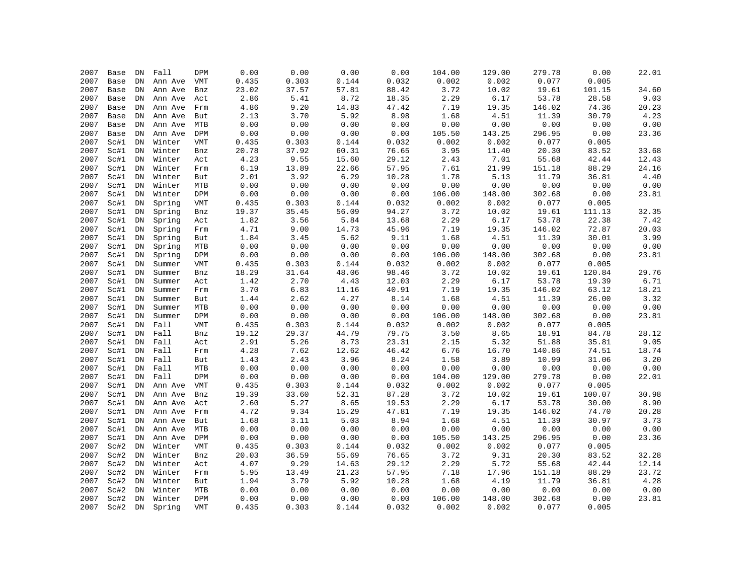| | | | | | | | | | | | | | |
|---|---|---|---|---|---|---|---|---|---|---|---|---|---|
| 2007 | Base | DN | Fall | DPM | 0.00 | 0.00 | 0.00 | 0.00 | 104.00 | 129.00 | 279.78 | 0.00 | 22.01 |
| 2007 | Base | DN | Ann Ave | VMT | 0.435 | 0.303 | 0.144 | 0.032 | 0.002 | 0.002 | 0.077 | 0.005 | |
| 2007 | Base | DN | Ann Ave | Bnz | 23.02 | 37.57 | 57.81 | 88.42 | 3.72 | 10.02 | 19.61 | 101.15 | 34.60 |
| 2007 | Base | DN | Ann Ave | Act | 2.86 | 5.41 | 8.72 | 18.35 | 2.29 | 6.17 | 53.78 | 28.58 | 9.03 |
| 2007 | Base | DN | Ann Ave | Frm | 4.86 | 9.20 | 14.83 | 47.42 | 7.19 | 19.35 | 146.02 | 74.36 | 20.23 |
| 2007 | Base | DN | Ann Ave | But | 2.13 | 3.70 | 5.92 | 8.98 | 1.68 | 4.51 | 11.39 | 30.79 | 4.23 |
| 2007 | Base | DN | Ann Ave | MTB | 0.00 | 0.00 | 0.00 | 0.00 | 0.00 | 0.00 | 0.00 | 0.00 | 0.00 |
| 2007 | Base | DN | Ann Ave | DPM | 0.00 | 0.00 | 0.00 | 0.00 | 105.50 | 143.25 | 296.95 | 0.00 | 23.36 |
| 2007 | Sc#1 | DN | Winter | VMT | 0.435 | 0.303 | 0.144 | 0.032 | 0.002 | 0.002 | 0.077 | 0.005 | |
| 2007 | Sc#1 | DN | Winter | Bnz | 20.78 | 37.92 | 60.31 | 76.65 | 3.95 | 11.40 | 20.30 | 83.52 | 33.68 |
| 2007 | Sc#1 | DN | Winter | Act | 4.23 | 9.55 | 15.60 | 29.12 | 2.43 | 7.01 | 55.68 | 42.44 | 12.43 |
| 2007 | Sc#1 | DN | Winter | Frm | 6.19 | 13.89 | 22.66 | 57.95 | 7.61 | 21.99 | 151.18 | 88.29 | 24.16 |
| 2007 | Sc#1 | DN | Winter | But | 2.01 | 3.92 | 6.29 | 10.28 | 1.78 | 5.13 | 11.79 | 36.81 | 4.40 |
| 2007 | Sc#1 | DN | Winter | MTB | 0.00 | 0.00 | 0.00 | 0.00 | 0.00 | 0.00 | 0.00 | 0.00 | 0.00 |
| 2007 | Sc#1 | DN | Winter | DPM | 0.00 | 0.00 | 0.00 | 0.00 | 106.00 | 148.00 | 302.68 | 0.00 | 23.81 |
| 2007 | Sc#1 | DN | Spring | VMT | 0.435 | 0.303 | 0.144 | 0.032 | 0.002 | 0.002 | 0.077 | 0.005 | |
| 2007 | Sc#1 | DN | Spring | Bnz | 19.37 | 35.45 | 56.09 | 94.27 | 3.72 | 10.02 | 19.61 | 111.13 | 32.35 |
| 2007 | Sc#1 | DN | Spring | Act | 1.82 | 3.56 | 5.84 | 13.68 | 2.29 | 6.17 | 53.78 | 22.38 | 7.42 |
| 2007 | Sc#1 | DN | Spring | Frm | 4.71 | 9.00 | 14.73 | 45.96 | 7.19 | 19.35 | 146.02 | 72.87 | 20.03 |
| 2007 | Sc#1 | DN | Spring | But | 1.84 | 3.45 | 5.62 | 9.11 | 1.68 | 4.51 | 11.39 | 30.01 | 3.99 |
| 2007 | Sc#1 | DN | Spring | MTB | 0.00 | 0.00 | 0.00 | 0.00 | 0.00 | 0.00 | 0.00 | 0.00 | 0.00 |
| 2007 | Sc#1 | DN | Spring | DPM | 0.00 | 0.00 | 0.00 | 0.00 | 106.00 | 148.00 | 302.68 | 0.00 | 23.81 |
| 2007 | Sc#1 | DN | Summer | VMT | 0.435 | 0.303 | 0.144 | 0.032 | 0.002 | 0.002 | 0.077 | 0.005 | |
| 2007 | Sc#1 | DN | Summer | Bnz | 18.29 | 31.64 | 48.06 | 98.46 | 3.72 | 10.02 | 19.61 | 120.84 | 29.76 |
| 2007 | Sc#1 | DN | Summer | Act | 1.42 | 2.70 | 4.43 | 12.03 | 2.29 | 6.17 | 53.78 | 19.39 | 6.71 |
| 2007 | Sc#1 | DN | Summer | Frm | 3.70 | 6.83 | 11.16 | 40.91 | 7.19 | 19.35 | 146.02 | 63.12 | 18.21 |
| 2007 | Sc#1 | DN | Summer | But | 1.44 | 2.62 | 4.27 | 8.14 | 1.68 | 4.51 | 11.39 | 26.00 | 3.32 |
| 2007 | Sc#1 | DN | Summer | MTB | 0.00 | 0.00 | 0.00 | 0.00 | 0.00 | 0.00 | 0.00 | 0.00 | 0.00 |
| 2007 | Sc#1 | DN | Summer | DPM | 0.00 | 0.00 | 0.00 | 0.00 | 106.00 | 148.00 | 302.68 | 0.00 | 23.81 |
| 2007 | Sc#1 | DN | Fall | VMT | 0.435 | 0.303 | 0.144 | 0.032 | 0.002 | 0.002 | 0.077 | 0.005 | |
| 2007 | Sc#1 | DN | Fall | Bnz | 19.12 | 29.37 | 44.79 | 79.75 | 3.50 | 8.65 | 18.91 | 84.78 | 28.12 |
| 2007 | Sc#1 | DN | Fall | Act | 2.91 | 5.26 | 8.73 | 23.31 | 2.15 | 5.32 | 51.88 | 35.81 | 9.05 |
| 2007 | Sc#1 | DN | Fall | Frm | 4.28 | 7.62 | 12.62 | 46.42 | 6.76 | 16.70 | 140.86 | 74.51 | 18.74 |
| 2007 | Sc#1 | DN | Fall | But | 1.43 | 2.43 | 3.96 | 8.24 | 1.58 | 3.89 | 10.99 | 31.06 | 3.20 |
| 2007 | Sc#1 | DN | Fall | MTB | 0.00 | 0.00 | 0.00 | 0.00 | 0.00 | 0.00 | 0.00 | 0.00 | 0.00 |
| 2007 | Sc#1 | DN | Fall | DPM | 0.00 | 0.00 | 0.00 | 0.00 | 104.00 | 129.00 | 279.78 | 0.00 | 22.01 |
| 2007 | Sc#1 | DN | Ann Ave | VMT | 0.435 | 0.303 | 0.144 | 0.032 | 0.002 | 0.002 | 0.077 | 0.005 | |
| 2007 | Sc#1 | DN | Ann Ave | Bnz | 19.39 | 33.60 | 52.31 | 87.28 | 3.72 | 10.02 | 19.61 | 100.07 | 30.98 |
| 2007 | Sc#1 | DN | Ann Ave | Act | 2.60 | 5.27 | 8.65 | 19.53 | 2.29 | 6.17 | 53.78 | 30.00 | 8.90 |
| 2007 | Sc#1 | DN | Ann Ave | Frm | 4.72 | 9.34 | 15.29 | 47.81 | 7.19 | 19.35 | 146.02 | 74.70 | 20.28 |
| 2007 | Sc#1 | DN | Ann Ave | But | 1.68 | 3.11 | 5.03 | 8.94 | 1.68 | 4.51 | 11.39 | 30.97 | 3.73 |
| 2007 | Sc#1 | DN | Ann Ave | MTB | 0.00 | 0.00 | 0.00 | 0.00 | 0.00 | 0.00 | 0.00 | 0.00 | 0.00 |
| 2007 | Sc#1 | DN | Ann Ave | DPM | 0.00 | 0.00 | 0.00 | 0.00 | 105.50 | 143.25 | 296.95 | 0.00 | 23.36 |
| 2007 | Sc#2 | DN | Winter | VMT | 0.435 | 0.303 | 0.144 | 0.032 | 0.002 | 0.002 | 0.077 | 0.005 | |
| 2007 | Sc#2 | DN | Winter | Bnz | 20.03 | 36.59 | 55.69 | 76.65 | 3.72 | 9.31 | 20.30 | 83.52 | 32.28 |
| 2007 | Sc#2 | DN | Winter | Act | 4.07 | 9.29 | 14.63 | 29.12 | 2.29 | 5.72 | 55.68 | 42.44 | 12.14 |
| 2007 | Sc#2 | DN | Winter | Frm | 5.95 | 13.49 | 21.23 | 57.95 | 7.18 | 17.96 | 151.18 | 88.29 | 23.72 |
| 2007 | Sc#2 | DN | Winter | But | 1.94 | 3.79 | 5.92 | 10.28 | 1.68 | 4.19 | 11.79 | 36.81 | 4.28 |
| 2007 | Sc#2 | DN | Winter | MTB | 0.00 | 0.00 | 0.00 | 0.00 | 0.00 | 0.00 | 0.00 | 0.00 | 0.00 |
| 2007 | Sc#2 | DN | Winter | DPM | 0.00 | 0.00 | 0.00 | 0.00 | 106.00 | 148.00 | 302.68 | 0.00 | 23.81 |
| 2007 | Sc#2 | DN | Spring | VMT | 0.435 | 0.303 | 0.144 | 0.032 | 0.002 | 0.002 | 0.077 | 0.005 | |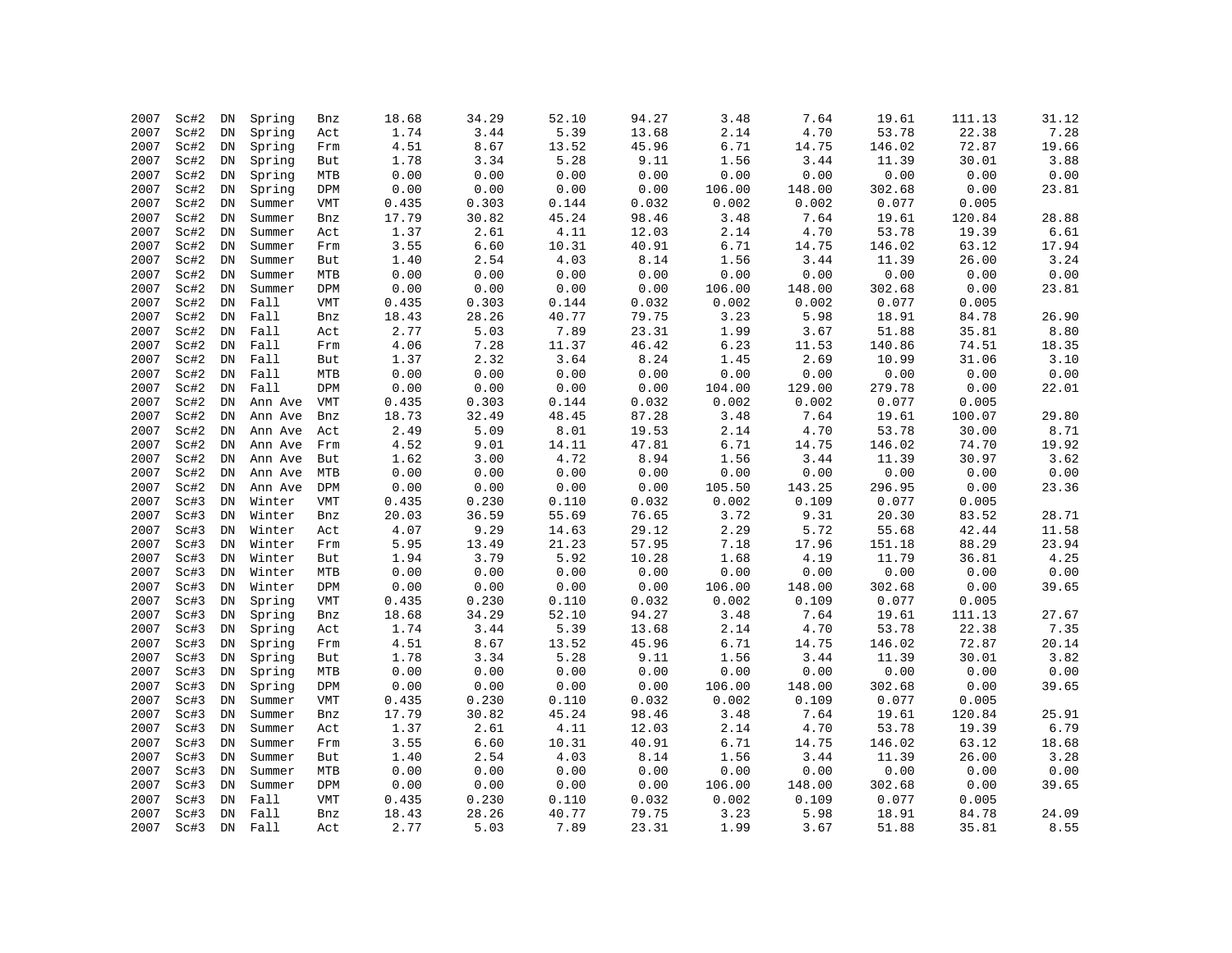| | | | | | | | | | | | | | |
|---|---|---|---|---|---|---|---|---|---|---|---|---|---|
| 2007 | Sc#2 | DN | Spring | Bnz | 18.68 | 34.29 | 52.10 | 94.27 | 3.48 | 7.64 | 19.61 | 111.13 | 31.12 |
| 2007 | Sc#2 | DN | Spring | Act | 1.74 | 3.44 | 5.39 | 13.68 | 2.14 | 4.70 | 53.78 | 22.38 | 7.28 |
| 2007 | Sc#2 | DN | Spring | Frm | 4.51 | 8.67 | 13.52 | 45.96 | 6.71 | 14.75 | 146.02 | 72.87 | 19.66 |
| 2007 | Sc#2 | DN | Spring | But | 1.78 | 3.34 | 5.28 | 9.11 | 1.56 | 3.44 | 11.39 | 30.01 | 3.88 |
| 2007 | Sc#2 | DN | Spring | MTB | 0.00 | 0.00 | 0.00 | 0.00 | 0.00 | 0.00 | 0.00 | 0.00 | 0.00 |
| 2007 | Sc#2 | DN | Spring | DPM | 0.00 | 0.00 | 0.00 | 0.00 | 106.00 | 148.00 | 302.68 | 0.00 | 23.81 |
| 2007 | Sc#2 | DN | Summer | VMT | 0.435 | 0.303 | 0.144 | 0.032 | 0.002 | 0.002 | 0.077 | 0.005 | |
| 2007 | Sc#2 | DN | Summer | Bnz | 17.79 | 30.82 | 45.24 | 98.46 | 3.48 | 7.64 | 19.61 | 120.84 | 28.88 |
| 2007 | Sc#2 | DN | Summer | Act | 1.37 | 2.61 | 4.11 | 12.03 | 2.14 | 4.70 | 53.78 | 19.39 | 6.61 |
| 2007 | Sc#2 | DN | Summer | Frm | 3.55 | 6.60 | 10.31 | 40.91 | 6.71 | 14.75 | 146.02 | 63.12 | 17.94 |
| 2007 | Sc#2 | DN | Summer | But | 1.40 | 2.54 | 4.03 | 8.14 | 1.56 | 3.44 | 11.39 | 26.00 | 3.24 |
| 2007 | Sc#2 | DN | Summer | MTB | 0.00 | 0.00 | 0.00 | 0.00 | 0.00 | 0.00 | 0.00 | 0.00 | 0.00 |
| 2007 | Sc#2 | DN | Summer | DPM | 0.00 | 0.00 | 0.00 | 0.00 | 106.00 | 148.00 | 302.68 | 0.00 | 23.81 |
| 2007 | Sc#2 | DN | Fall | VMT | 0.435 | 0.303 | 0.144 | 0.032 | 0.002 | 0.002 | 0.077 | 0.005 | |
| 2007 | Sc#2 | DN | Fall | Bnz | 18.43 | 28.26 | 40.77 | 79.75 | 3.23 | 5.98 | 18.91 | 84.78 | 26.90 |
| 2007 | Sc#2 | DN | Fall | Act | 2.77 | 5.03 | 7.89 | 23.31 | 1.99 | 3.67 | 51.88 | 35.81 | 8.80 |
| 2007 | Sc#2 | DN | Fall | Frm | 4.06 | 7.28 | 11.37 | 46.42 | 6.23 | 11.53 | 140.86 | 74.51 | 18.35 |
| 2007 | Sc#2 | DN | Fall | But | 1.37 | 2.32 | 3.64 | 8.24 | 1.45 | 2.69 | 10.99 | 31.06 | 3.10 |
| 2007 | Sc#2 | DN | Fall | MTB | 0.00 | 0.00 | 0.00 | 0.00 | 0.00 | 0.00 | 0.00 | 0.00 | 0.00 |
| 2007 | Sc#2 | DN | Fall | DPM | 0.00 | 0.00 | 0.00 | 0.00 | 104.00 | 129.00 | 279.78 | 0.00 | 22.01 |
| 2007 | Sc#2 | DN | Ann Ave | VMT | 0.435 | 0.303 | 0.144 | 0.032 | 0.002 | 0.002 | 0.077 | 0.005 | |
| 2007 | Sc#2 | DN | Ann Ave | Bnz | 18.73 | 32.49 | 48.45 | 87.28 | 3.48 | 7.64 | 19.61 | 100.07 | 29.80 |
| 2007 | Sc#2 | DN | Ann Ave | Act | 2.49 | 5.09 | 8.01 | 19.53 | 2.14 | 4.70 | 53.78 | 30.00 | 8.71 |
| 2007 | Sc#2 | DN | Ann Ave | Frm | 4.52 | 9.01 | 14.11 | 47.81 | 6.71 | 14.75 | 146.02 | 74.70 | 19.92 |
| 2007 | Sc#2 | DN | Ann Ave | But | 1.62 | 3.00 | 4.72 | 8.94 | 1.56 | 3.44 | 11.39 | 30.97 | 3.62 |
| 2007 | Sc#2 | DN | Ann Ave | MTB | 0.00 | 0.00 | 0.00 | 0.00 | 0.00 | 0.00 | 0.00 | 0.00 | 0.00 |
| 2007 | Sc#2 | DN | Ann Ave | DPM | 0.00 | 0.00 | 0.00 | 0.00 | 105.50 | 143.25 | 296.95 | 0.00 | 23.36 |
| 2007 | Sc#3 | DN | Winter | VMT | 0.435 | 0.230 | 0.110 | 0.032 | 0.002 | 0.109 | 0.077 | 0.005 | |
| 2007 | Sc#3 | DN | Winter | Bnz | 20.03 | 36.59 | 55.69 | 76.65 | 3.72 | 9.31 | 20.30 | 83.52 | 28.71 |
| 2007 | Sc#3 | DN | Winter | Act | 4.07 | 9.29 | 14.63 | 29.12 | 2.29 | 5.72 | 55.68 | 42.44 | 11.58 |
| 2007 | Sc#3 | DN | Winter | Frm | 5.95 | 13.49 | 21.23 | 57.95 | 7.18 | 17.96 | 151.18 | 88.29 | 23.94 |
| 2007 | Sc#3 | DN | Winter | But | 1.94 | 3.79 | 5.92 | 10.28 | 1.68 | 4.19 | 11.79 | 36.81 | 4.25 |
| 2007 | Sc#3 | DN | Winter | MTB | 0.00 | 0.00 | 0.00 | 0.00 | 0.00 | 0.00 | 0.00 | 0.00 | 0.00 |
| 2007 | Sc#3 | DN | Winter | DPM | 0.00 | 0.00 | 0.00 | 0.00 | 106.00 | 148.00 | 302.68 | 0.00 | 39.65 |
| 2007 | Sc#3 | DN | Spring | VMT | 0.435 | 0.230 | 0.110 | 0.032 | 0.002 | 0.109 | 0.077 | 0.005 | |
| 2007 | Sc#3 | DN | Spring | Bnz | 18.68 | 34.29 | 52.10 | 94.27 | 3.48 | 7.64 | 19.61 | 111.13 | 27.67 |
| 2007 | Sc#3 | DN | Spring | Act | 1.74 | 3.44 | 5.39 | 13.68 | 2.14 | 4.70 | 53.78 | 22.38 | 7.35 |
| 2007 | Sc#3 | DN | Spring | Frm | 4.51 | 8.67 | 13.52 | 45.96 | 6.71 | 14.75 | 146.02 | 72.87 | 20.14 |
| 2007 | Sc#3 | DN | Spring | But | 1.78 | 3.34 | 5.28 | 9.11 | 1.56 | 3.44 | 11.39 | 30.01 | 3.82 |
| 2007 | Sc#3 | DN | Spring | MTB | 0.00 | 0.00 | 0.00 | 0.00 | 0.00 | 0.00 | 0.00 | 0.00 | 0.00 |
| 2007 | Sc#3 | DN | Spring | DPM | 0.00 | 0.00 | 0.00 | 0.00 | 106.00 | 148.00 | 302.68 | 0.00 | 39.65 |
| 2007 | Sc#3 | DN | Summer | VMT | 0.435 | 0.230 | 0.110 | 0.032 | 0.002 | 0.109 | 0.077 | 0.005 | |
| 2007 | Sc#3 | DN | Summer | Bnz | 17.79 | 30.82 | 45.24 | 98.46 | 3.48 | 7.64 | 19.61 | 120.84 | 25.91 |
| 2007 | Sc#3 | DN | Summer | Act | 1.37 | 2.61 | 4.11 | 12.03 | 2.14 | 4.70 | 53.78 | 19.39 | 6.79 |
| 2007 | Sc#3 | DN | Summer | Frm | 3.55 | 6.60 | 10.31 | 40.91 | 6.71 | 14.75 | 146.02 | 63.12 | 18.68 |
| 2007 | Sc#3 | DN | Summer | But | 1.40 | 2.54 | 4.03 | 8.14 | 1.56 | 3.44 | 11.39 | 26.00 | 3.28 |
| 2007 | Sc#3 | DN | Summer | MTB | 0.00 | 0.00 | 0.00 | 0.00 | 0.00 | 0.00 | 0.00 | 0.00 | 0.00 |
| 2007 | Sc#3 | DN | Summer | DPM | 0.00 | 0.00 | 0.00 | 0.00 | 106.00 | 148.00 | 302.68 | 0.00 | 39.65 |
| 2007 | Sc#3 | DN | Fall | VMT | 0.435 | 0.230 | 0.110 | 0.032 | 0.002 | 0.109 | 0.077 | 0.005 | |
| 2007 | Sc#3 | DN | Fall | Bnz | 18.43 | 28.26 | 40.77 | 79.75 | 3.23 | 5.98 | 18.91 | 84.78 | 24.09 |
| 2007 | Sc#3 | DN | Fall | Act | 2.77 | 5.03 | 7.89 | 23.31 | 1.99 | 3.67 | 51.88 | 35.81 | 8.55 |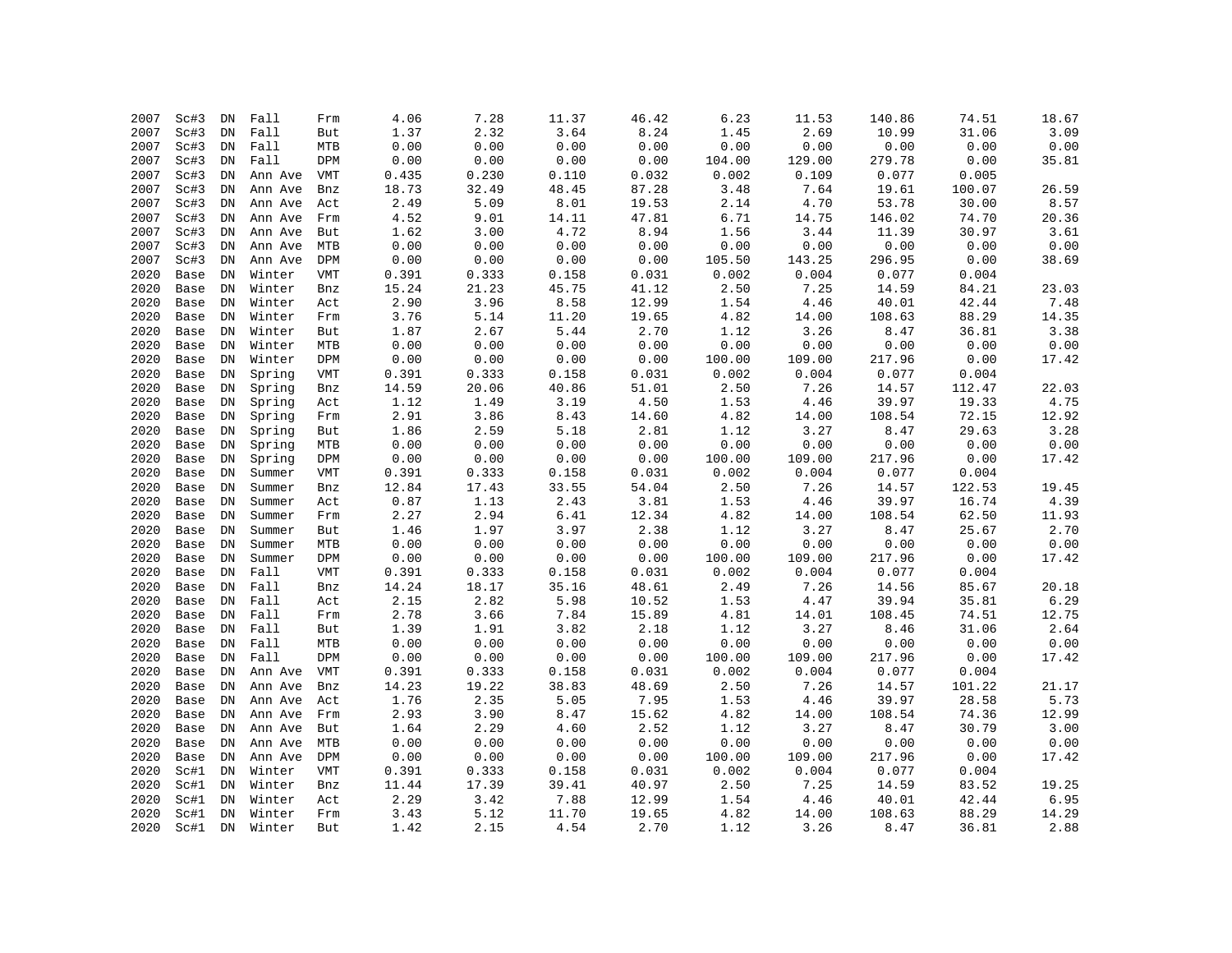| | | | | | | | | | | | | | |
|---|---|---|---|---|---|---|---|---|---|---|---|---|---|
| 2007 | Sc#3 | DN | Fall | Frm | 4.06 | 7.28 | 11.37 | 46.42 | 6.23 | 11.53 | 140.86 | 74.51 | 18.67 |
| 2007 | Sc#3 | DN | Fall | But | 1.37 | 2.32 | 3.64 | 8.24 | 1.45 | 2.69 | 10.99 | 31.06 | 3.09 |
| 2007 | Sc#3 | DN | Fall | MTB | 0.00 | 0.00 | 0.00 | 0.00 | 0.00 | 0.00 | 0.00 | 0.00 | 0.00 |
| 2007 | Sc#3 | DN | Fall | DPM | 0.00 | 0.00 | 0.00 | 0.00 | 104.00 | 129.00 | 279.78 | 0.00 | 35.81 |
| 2007 | Sc#3 | DN | Ann Ave | VMT | 0.435 | 0.230 | 0.110 | 0.032 | 0.002 | 0.109 | 0.077 | 0.005 | |
| 2007 | Sc#3 | DN | Ann Ave | Bnz | 18.73 | 32.49 | 48.45 | 87.28 | 3.48 | 7.64 | 19.61 | 100.07 | 26.59 |
| 2007 | Sc#3 | DN | Ann Ave | Act | 2.49 | 5.09 | 8.01 | 19.53 | 2.14 | 4.70 | 53.78 | 30.00 | 8.57 |
| 2007 | Sc#3 | DN | Ann Ave | Frm | 4.52 | 9.01 | 14.11 | 47.81 | 6.71 | 14.75 | 146.02 | 74.70 | 20.36 |
| 2007 | Sc#3 | DN | Ann Ave | But | 1.62 | 3.00 | 4.72 | 8.94 | 1.56 | 3.44 | 11.39 | 30.97 | 3.61 |
| 2007 | Sc#3 | DN | Ann Ave | MTB | 0.00 | 0.00 | 0.00 | 0.00 | 0.00 | 0.00 | 0.00 | 0.00 | 0.00 |
| 2007 | Sc#3 | DN | Ann Ave | DPM | 0.00 | 0.00 | 0.00 | 0.00 | 105.50 | 143.25 | 296.95 | 0.00 | 38.69 |
| 2020 | Base | DN | Winter | VMT | 0.391 | 0.333 | 0.158 | 0.031 | 0.002 | 0.004 | 0.077 | 0.004 | |
| 2020 | Base | DN | Winter | Bnz | 15.24 | 21.23 | 45.75 | 41.12 | 2.50 | 7.25 | 14.59 | 84.21 | 23.03 |
| 2020 | Base | DN | Winter | Act | 2.90 | 3.96 | 8.58 | 12.99 | 1.54 | 4.46 | 40.01 | 42.44 | 7.48 |
| 2020 | Base | DN | Winter | Frm | 3.76 | 5.14 | 11.20 | 19.65 | 4.82 | 14.00 | 108.63 | 88.29 | 14.35 |
| 2020 | Base | DN | Winter | But | 1.87 | 2.67 | 5.44 | 2.70 | 1.12 | 3.26 | 8.47 | 36.81 | 3.38 |
| 2020 | Base | DN | Winter | MTB | 0.00 | 0.00 | 0.00 | 0.00 | 0.00 | 0.00 | 0.00 | 0.00 | 0.00 |
| 2020 | Base | DN | Winter | DPM | 0.00 | 0.00 | 0.00 | 0.00 | 100.00 | 109.00 | 217.96 | 0.00 | 17.42 |
| 2020 | Base | DN | Spring | VMT | 0.391 | 0.333 | 0.158 | 0.031 | 0.002 | 0.004 | 0.077 | 0.004 | |
| 2020 | Base | DN | Spring | Bnz | 14.59 | 20.06 | 40.86 | 51.01 | 2.50 | 7.26 | 14.57 | 112.47 | 22.03 |
| 2020 | Base | DN | Spring | Act | 1.12 | 1.49 | 3.19 | 4.50 | 1.53 | 4.46 | 39.97 | 19.33 | 4.75 |
| 2020 | Base | DN | Spring | Frm | 2.91 | 3.86 | 8.43 | 14.60 | 4.82 | 14.00 | 108.54 | 72.15 | 12.92 |
| 2020 | Base | DN | Spring | But | 1.86 | 2.59 | 5.18 | 2.81 | 1.12 | 3.27 | 8.47 | 29.63 | 3.28 |
| 2020 | Base | DN | Spring | MTB | 0.00 | 0.00 | 0.00 | 0.00 | 0.00 | 0.00 | 0.00 | 0.00 | 0.00 |
| 2020 | Base | DN | Spring | DPM | 0.00 | 0.00 | 0.00 | 0.00 | 100.00 | 109.00 | 217.96 | 0.00 | 17.42 |
| 2020 | Base | DN | Summer | VMT | 0.391 | 0.333 | 0.158 | 0.031 | 0.002 | 0.004 | 0.077 | 0.004 | |
| 2020 | Base | DN | Summer | Bnz | 12.84 | 17.43 | 33.55 | 54.04 | 2.50 | 7.26 | 14.57 | 122.53 | 19.45 |
| 2020 | Base | DN | Summer | Act | 0.87 | 1.13 | 2.43 | 3.81 | 1.53 | 4.46 | 39.97 | 16.74 | 4.39 |
| 2020 | Base | DN | Summer | Frm | 2.27 | 2.94 | 6.41 | 12.34 | 4.82 | 14.00 | 108.54 | 62.50 | 11.93 |
| 2020 | Base | DN | Summer | But | 1.46 | 1.97 | 3.97 | 2.38 | 1.12 | 3.27 | 8.47 | 25.67 | 2.70 |
| 2020 | Base | DN | Summer | MTB | 0.00 | 0.00 | 0.00 | 0.00 | 0.00 | 0.00 | 0.00 | 0.00 | 0.00 |
| 2020 | Base | DN | Summer | DPM | 0.00 | 0.00 | 0.00 | 0.00 | 100.00 | 109.00 | 217.96 | 0.00 | 17.42 |
| 2020 | Base | DN | Fall | VMT | 0.391 | 0.333 | 0.158 | 0.031 | 0.002 | 0.004 | 0.077 | 0.004 | |
| 2020 | Base | DN | Fall | Bnz | 14.24 | 18.17 | 35.16 | 48.61 | 2.49 | 7.26 | 14.56 | 85.67 | 20.18 |
| 2020 | Base | DN | Fall | Act | 2.15 | 2.82 | 5.98 | 10.52 | 1.53 | 4.47 | 39.94 | 35.81 | 6.29 |
| 2020 | Base | DN | Fall | Frm | 2.78 | 3.66 | 7.84 | 15.89 | 4.81 | 14.01 | 108.45 | 74.51 | 12.75 |
| 2020 | Base | DN | Fall | But | 1.39 | 1.91 | 3.82 | 2.18 | 1.12 | 3.27 | 8.46 | 31.06 | 2.64 |
| 2020 | Base | DN | Fall | MTB | 0.00 | 0.00 | 0.00 | 0.00 | 0.00 | 0.00 | 0.00 | 0.00 | 0.00 |
| 2020 | Base | DN | Fall | DPM | 0.00 | 0.00 | 0.00 | 0.00 | 100.00 | 109.00 | 217.96 | 0.00 | 17.42 |
| 2020 | Base | DN | Ann Ave | VMT | 0.391 | 0.333 | 0.158 | 0.031 | 0.002 | 0.004 | 0.077 | 0.004 | |
| 2020 | Base | DN | Ann Ave | Bnz | 14.23 | 19.22 | 38.83 | 48.69 | 2.50 | 7.26 | 14.57 | 101.22 | 21.17 |
| 2020 | Base | DN | Ann Ave | Act | 1.76 | 2.35 | 5.05 | 7.95 | 1.53 | 4.46 | 39.97 | 28.58 | 5.73 |
| 2020 | Base | DN | Ann Ave | Frm | 2.93 | 3.90 | 8.47 | 15.62 | 4.82 | 14.00 | 108.54 | 74.36 | 12.99 |
| 2020 | Base | DN | Ann Ave | But | 1.64 | 2.29 | 4.60 | 2.52 | 1.12 | 3.27 | 8.47 | 30.79 | 3.00 |
| 2020 | Base | DN | Ann Ave | MTB | 0.00 | 0.00 | 0.00 | 0.00 | 0.00 | 0.00 | 0.00 | 0.00 | 0.00 |
| 2020 | Base | DN | Ann Ave | DPM | 0.00 | 0.00 | 0.00 | 0.00 | 100.00 | 109.00 | 217.96 | 0.00 | 17.42 |
| 2020 | Sc#1 | DN | Winter | VMT | 0.391 | 0.333 | 0.158 | 0.031 | 0.002 | 0.004 | 0.077 | 0.004 | |
| 2020 | Sc#1 | DN | Winter | Bnz | 11.44 | 17.39 | 39.41 | 40.97 | 2.50 | 7.25 | 14.59 | 83.52 | 19.25 |
| 2020 | Sc#1 | DN | Winter | Act | 2.29 | 3.42 | 7.88 | 12.99 | 1.54 | 4.46 | 40.01 | 42.44 | 6.95 |
| 2020 | Sc#1 | DN | Winter | Frm | 3.43 | 5.12 | 11.70 | 19.65 | 4.82 | 14.00 | 108.63 | 88.29 | 14.29 |
| 2020 | Sc#1 | DN | Winter | But | 1.42 | 2.15 | 4.54 | 2.70 | 1.12 | 3.26 | 8.47 | 36.81 | 2.88 |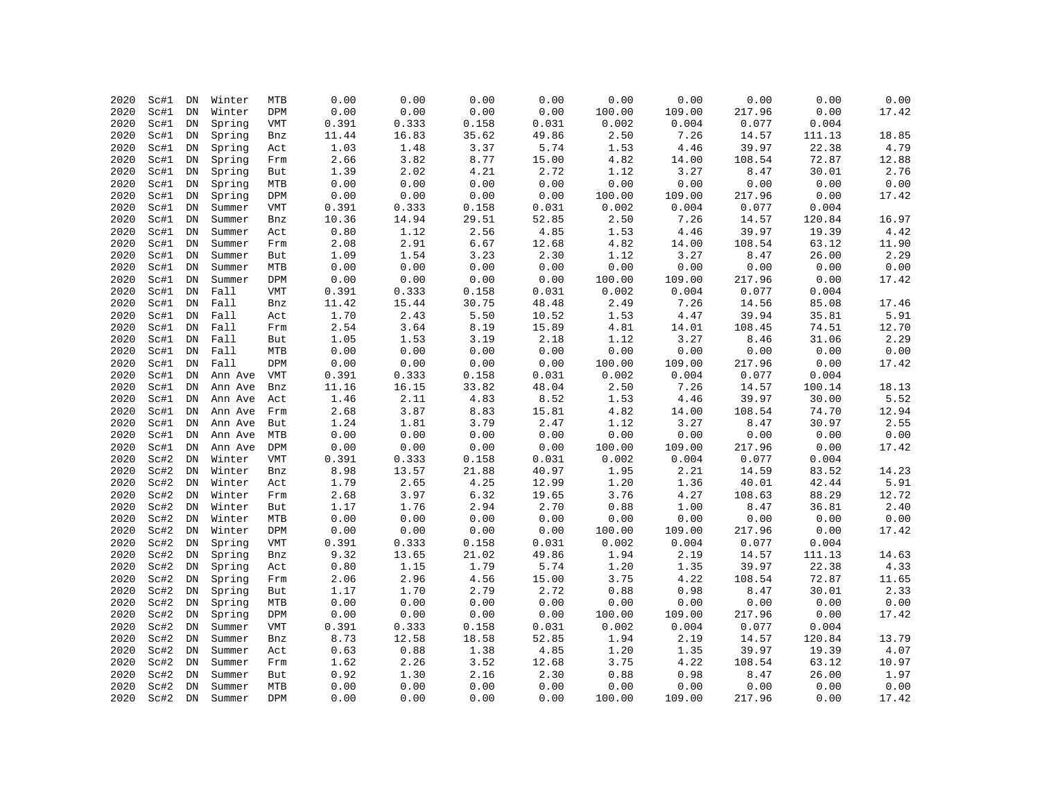| | | | | | | | | | | | | | |
|---|---|---|---|---|---|---|---|---|---|---|---|---|---|
| 2020 | Sc#1 | DN | Winter | MTB | 0.00 | 0.00 | 0.00 | 0.00 | 0.00 | 0.00 | 0.00 | 0.00 | 0.00 |
| 2020 | Sc#1 | DN | Winter | DPM | 0.00 | 0.00 | 0.00 | 0.00 | 100.00 | 109.00 | 217.96 | 0.00 | 17.42 |
| 2020 | Sc#1 | DN | Spring | VMT | 0.391 | 0.333 | 0.158 | 0.031 | 0.002 | 0.004 | 0.077 | 0.004 | |
| 2020 | Sc#1 | DN | Spring | Bnz | 11.44 | 16.83 | 35.62 | 49.86 | 2.50 | 7.26 | 14.57 | 111.13 | 18.85 |
| 2020 | Sc#1 | DN | Spring | Act | 1.03 | 1.48 | 3.37 | 5.74 | 1.53 | 4.46 | 39.97 | 22.38 | 4.79 |
| 2020 | Sc#1 | DN | Spring | Frm | 2.66 | 3.82 | 8.77 | 15.00 | 4.82 | 14.00 | 108.54 | 72.87 | 12.88 |
| 2020 | Sc#1 | DN | Spring | But | 1.39 | 2.02 | 4.21 | 2.72 | 1.12 | 3.27 | 8.47 | 30.01 | 2.76 |
| 2020 | Sc#1 | DN | Spring | MTB | 0.00 | 0.00 | 0.00 | 0.00 | 0.00 | 0.00 | 0.00 | 0.00 | 0.00 |
| 2020 | Sc#1 | DN | Spring | DPM | 0.00 | 0.00 | 0.00 | 0.00 | 100.00 | 109.00 | 217.96 | 0.00 | 17.42 |
| 2020 | Sc#1 | DN | Summer | VMT | 0.391 | 0.333 | 0.158 | 0.031 | 0.002 | 0.004 | 0.077 | 0.004 | |
| 2020 | Sc#1 | DN | Summer | Bnz | 10.36 | 14.94 | 29.51 | 52.85 | 2.50 | 7.26 | 14.57 | 120.84 | 16.97 |
| 2020 | Sc#1 | DN | Summer | Act | 0.80 | 1.12 | 2.56 | 4.85 | 1.53 | 4.46 | 39.97 | 19.39 | 4.42 |
| 2020 | Sc#1 | DN | Summer | Frm | 2.08 | 2.91 | 6.67 | 12.68 | 4.82 | 14.00 | 108.54 | 63.12 | 11.90 |
| 2020 | Sc#1 | DN | Summer | But | 1.09 | 1.54 | 3.23 | 2.30 | 1.12 | 3.27 | 8.47 | 26.00 | 2.29 |
| 2020 | Sc#1 | DN | Summer | MTB | 0.00 | 0.00 | 0.00 | 0.00 | 0.00 | 0.00 | 0.00 | 0.00 | 0.00 |
| 2020 | Sc#1 | DN | Summer | DPM | 0.00 | 0.00 | 0.00 | 0.00 | 100.00 | 109.00 | 217.96 | 0.00 | 17.42 |
| 2020 | Sc#1 | DN | Fall | VMT | 0.391 | 0.333 | 0.158 | 0.031 | 0.002 | 0.004 | 0.077 | 0.004 | |
| 2020 | Sc#1 | DN | Fall | Bnz | 11.42 | 15.44 | 30.75 | 48.48 | 2.49 | 7.26 | 14.56 | 85.08 | 17.46 |
| 2020 | Sc#1 | DN | Fall | Act | 1.70 | 2.43 | 5.50 | 10.52 | 1.53 | 4.47 | 39.94 | 35.81 | 5.91 |
| 2020 | Sc#1 | DN | Fall | Frm | 2.54 | 3.64 | 8.19 | 15.89 | 4.81 | 14.01 | 108.45 | 74.51 | 12.70 |
| 2020 | Sc#1 | DN | Fall | But | 1.05 | 1.53 | 3.19 | 2.18 | 1.12 | 3.27 | 8.46 | 31.06 | 2.29 |
| 2020 | Sc#1 | DN | Fall | MTB | 0.00 | 0.00 | 0.00 | 0.00 | 0.00 | 0.00 | 0.00 | 0.00 | 0.00 |
| 2020 | Sc#1 | DN | Fall | DPM | 0.00 | 0.00 | 0.00 | 0.00 | 100.00 | 109.00 | 217.96 | 0.00 | 17.42 |
| 2020 | Sc#1 | DN | Ann Ave | VMT | 0.391 | 0.333 | 0.158 | 0.031 | 0.002 | 0.004 | 0.077 | 0.004 | |
| 2020 | Sc#1 | DN | Ann Ave | Bnz | 11.16 | 16.15 | 33.82 | 48.04 | 2.50 | 7.26 | 14.57 | 100.14 | 18.13 |
| 2020 | Sc#1 | DN | Ann Ave | Act | 1.46 | 2.11 | 4.83 | 8.52 | 1.53 | 4.46 | 39.97 | 30.00 | 5.52 |
| 2020 | Sc#1 | DN | Ann Ave | Frm | 2.68 | 3.87 | 8.83 | 15.81 | 4.82 | 14.00 | 108.54 | 74.70 | 12.94 |
| 2020 | Sc#1 | DN | Ann Ave | But | 1.24 | 1.81 | 3.79 | 2.47 | 1.12 | 3.27 | 8.47 | 30.97 | 2.55 |
| 2020 | Sc#1 | DN | Ann Ave | MTB | 0.00 | 0.00 | 0.00 | 0.00 | 0.00 | 0.00 | 0.00 | 0.00 | 0.00 |
| 2020 | Sc#1 | DN | Ann Ave | DPM | 0.00 | 0.00 | 0.00 | 0.00 | 100.00 | 109.00 | 217.96 | 0.00 | 17.42 |
| 2020 | Sc#2 | DN | Winter | VMT | 0.391 | 0.333 | 0.158 | 0.031 | 0.002 | 0.004 | 0.077 | 0.004 | |
| 2020 | Sc#2 | DN | Winter | Bnz | 8.98 | 13.57 | 21.88 | 40.97 | 1.95 | 2.21 | 14.59 | 83.52 | 14.23 |
| 2020 | Sc#2 | DN | Winter | Act | 1.79 | 2.65 | 4.25 | 12.99 | 1.20 | 1.36 | 40.01 | 42.44 | 5.91 |
| 2020 | Sc#2 | DN | Winter | Frm | 2.68 | 3.97 | 6.32 | 19.65 | 3.76 | 4.27 | 108.63 | 88.29 | 12.72 |
| 2020 | Sc#2 | DN | Winter | But | 1.17 | 1.76 | 2.94 | 2.70 | 0.88 | 1.00 | 8.47 | 36.81 | 2.40 |
| 2020 | Sc#2 | DN | Winter | MTB | 0.00 | 0.00 | 0.00 | 0.00 | 0.00 | 0.00 | 0.00 | 0.00 | 0.00 |
| 2020 | Sc#2 | DN | Winter | DPM | 0.00 | 0.00 | 0.00 | 0.00 | 100.00 | 109.00 | 217.96 | 0.00 | 17.42 |
| 2020 | Sc#2 | DN | Spring | VMT | 0.391 | 0.333 | 0.158 | 0.031 | 0.002 | 0.004 | 0.077 | 0.004 | |
| 2020 | Sc#2 | DN | Spring | Bnz | 9.32 | 13.65 | 21.02 | 49.86 | 1.94 | 2.19 | 14.57 | 111.13 | 14.63 |
| 2020 | Sc#2 | DN | Spring | Act | 0.80 | 1.15 | 1.79 | 5.74 | 1.20 | 1.35 | 39.97 | 22.38 | 4.33 |
| 2020 | Sc#2 | DN | Spring | Frm | 2.06 | 2.96 | 4.56 | 15.00 | 3.75 | 4.22 | 108.54 | 72.87 | 11.65 |
| 2020 | Sc#2 | DN | Spring | But | 1.17 | 1.70 | 2.79 | 2.72 | 0.88 | 0.98 | 8.47 | 30.01 | 2.33 |
| 2020 | Sc#2 | DN | Spring | MTB | 0.00 | 0.00 | 0.00 | 0.00 | 0.00 | 0.00 | 0.00 | 0.00 | 0.00 |
| 2020 | Sc#2 | DN | Spring | DPM | 0.00 | 0.00 | 0.00 | 0.00 | 100.00 | 109.00 | 217.96 | 0.00 | 17.42 |
| 2020 | Sc#2 | DN | Summer | VMT | 0.391 | 0.333 | 0.158 | 0.031 | 0.002 | 0.004 | 0.077 | 0.004 | |
| 2020 | Sc#2 | DN | Summer | Bnz | 8.73 | 12.58 | 18.58 | 52.85 | 1.94 | 2.19 | 14.57 | 120.84 | 13.79 |
| 2020 | Sc#2 | DN | Summer | Act | 0.63 | 0.88 | 1.38 | 4.85 | 1.20 | 1.35 | 39.97 | 19.39 | 4.07 |
| 2020 | Sc#2 | DN | Summer | Frm | 1.62 | 2.26 | 3.52 | 12.68 | 3.75 | 4.22 | 108.54 | 63.12 | 10.97 |
| 2020 | Sc#2 | DN | Summer | But | 0.92 | 1.30 | 2.16 | 2.30 | 0.88 | 0.98 | 8.47 | 26.00 | 1.97 |
| 2020 | Sc#2 | DN | Summer | MTB | 0.00 | 0.00 | 0.00 | 0.00 | 0.00 | 0.00 | 0.00 | 0.00 | 0.00 |
| 2020 | Sc#2 | DN | Summer | DPM | 0.00 | 0.00 | 0.00 | 0.00 | 100.00 | 109.00 | 217.96 | 0.00 | 17.42 |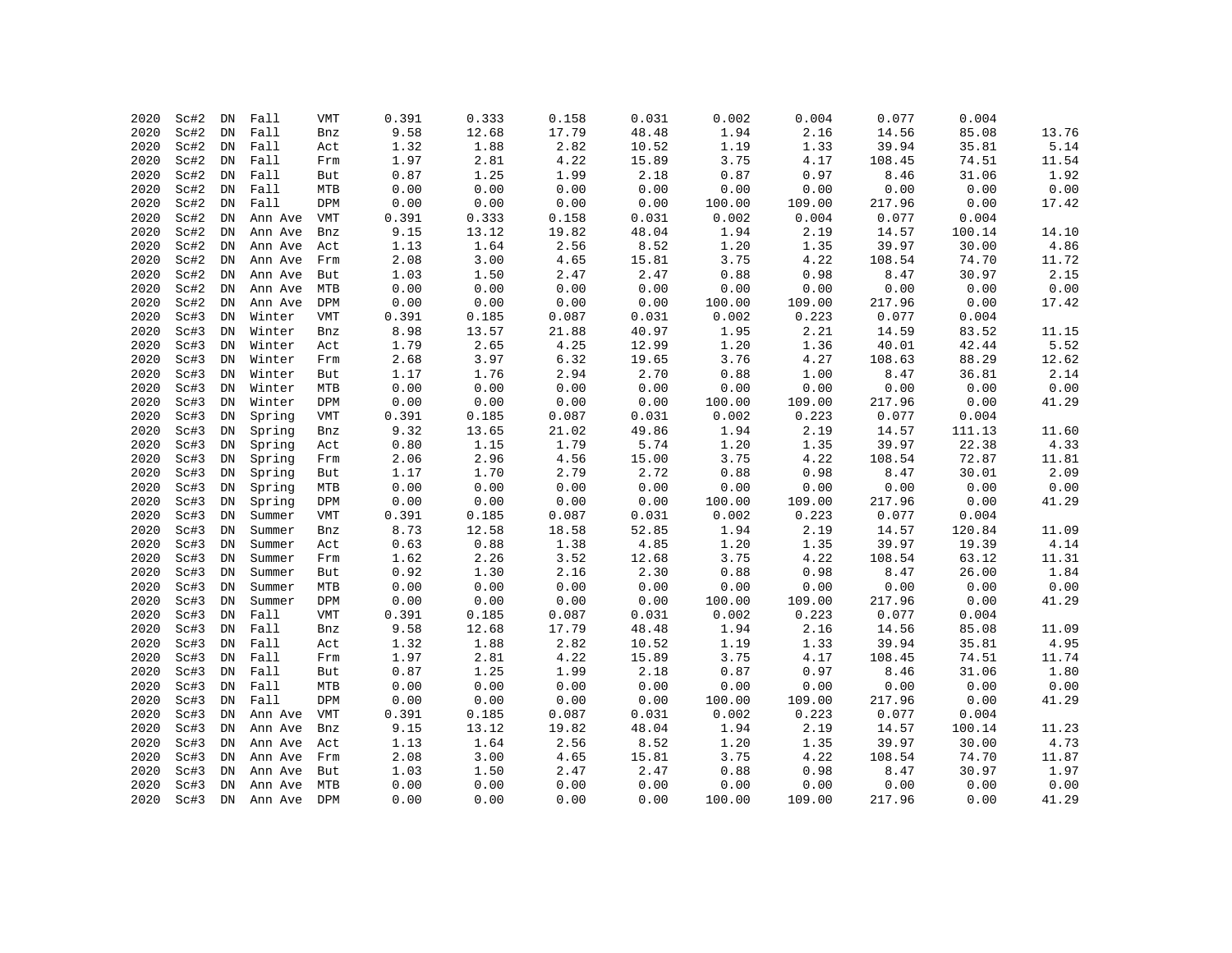| | | | | | | | | | | | | | |
|---|---|---|---|---|---|---|---|---|---|---|---|---|---|
| 2020 | Sc#2 | DN | Fall | VMT | 0.391 | 0.333 | 0.158 | 0.031 | 0.002 | 0.004 | 0.077 | 0.004 | |
| 2020 | Sc#2 | DN | Fall | Bnz | 9.58 | 12.68 | 17.79 | 48.48 | 1.94 | 2.16 | 14.56 | 85.08 | 13.76 |
| 2020 | Sc#2 | DN | Fall | Act | 1.32 | 1.88 | 2.82 | 10.52 | 1.19 | 1.33 | 39.94 | 35.81 | 5.14 |
| 2020 | Sc#2 | DN | Fall | Frm | 1.97 | 2.81 | 4.22 | 15.89 | 3.75 | 4.17 | 108.45 | 74.51 | 11.54 |
| 2020 | Sc#2 | DN | Fall | But | 0.87 | 1.25 | 1.99 | 2.18 | 0.87 | 0.97 | 8.46 | 31.06 | 1.92 |
| 2020 | Sc#2 | DN | Fall | MTB | 0.00 | 0.00 | 0.00 | 0.00 | 0.00 | 0.00 | 0.00 | 0.00 | 0.00 |
| 2020 | Sc#2 | DN | Fall | DPM | 0.00 | 0.00 | 0.00 | 0.00 | 100.00 | 109.00 | 217.96 | 0.00 | 17.42 |
| 2020 | Sc#2 | DN | Ann Ave | VMT | 0.391 | 0.333 | 0.158 | 0.031 | 0.002 | 0.004 | 0.077 | 0.004 | |
| 2020 | Sc#2 | DN | Ann Ave | Bnz | 9.15 | 13.12 | 19.82 | 48.04 | 1.94 | 2.19 | 14.57 | 100.14 | 14.10 |
| 2020 | Sc#2 | DN | Ann Ave | Act | 1.13 | 1.64 | 2.56 | 8.52 | 1.20 | 1.35 | 39.97 | 30.00 | 4.86 |
| 2020 | Sc#2 | DN | Ann Ave | Frm | 2.08 | 3.00 | 4.65 | 15.81 | 3.75 | 4.22 | 108.54 | 74.70 | 11.72 |
| 2020 | Sc#2 | DN | Ann Ave | But | 1.03 | 1.50 | 2.47 | 2.47 | 0.88 | 0.98 | 8.47 | 30.97 | 2.15 |
| 2020 | Sc#2 | DN | Ann Ave | MTB | 0.00 | 0.00 | 0.00 | 0.00 | 0.00 | 0.00 | 0.00 | 0.00 | 0.00 |
| 2020 | Sc#2 | DN | Ann Ave | DPM | 0.00 | 0.00 | 0.00 | 0.00 | 100.00 | 109.00 | 217.96 | 0.00 | 17.42 |
| 2020 | Sc#3 | DN | Winter | VMT | 0.391 | 0.185 | 0.087 | 0.031 | 0.002 | 0.223 | 0.077 | 0.004 | |
| 2020 | Sc#3 | DN | Winter | Bnz | 8.98 | 13.57 | 21.88 | 40.97 | 1.95 | 2.21 | 14.59 | 83.52 | 11.15 |
| 2020 | Sc#3 | DN | Winter | Act | 1.79 | 2.65 | 4.25 | 12.99 | 1.20 | 1.36 | 40.01 | 42.44 | 5.52 |
| 2020 | Sc#3 | DN | Winter | Frm | 2.68 | 3.97 | 6.32 | 19.65 | 3.76 | 4.27 | 108.63 | 88.29 | 12.62 |
| 2020 | Sc#3 | DN | Winter | But | 1.17 | 1.76 | 2.94 | 2.70 | 0.88 | 1.00 | 8.47 | 36.81 | 2.14 |
| 2020 | Sc#3 | DN | Winter | MTB | 0.00 | 0.00 | 0.00 | 0.00 | 0.00 | 0.00 | 0.00 | 0.00 | 0.00 |
| 2020 | Sc#3 | DN | Winter | DPM | 0.00 | 0.00 | 0.00 | 0.00 | 100.00 | 109.00 | 217.96 | 0.00 | 41.29 |
| 2020 | Sc#3 | DN | Spring | VMT | 0.391 | 0.185 | 0.087 | 0.031 | 0.002 | 0.223 | 0.077 | 0.004 | |
| 2020 | Sc#3 | DN | Spring | Bnz | 9.32 | 13.65 | 21.02 | 49.86 | 1.94 | 2.19 | 14.57 | 111.13 | 11.60 |
| 2020 | Sc#3 | DN | Spring | Act | 0.80 | 1.15 | 1.79 | 5.74 | 1.20 | 1.35 | 39.97 | 22.38 | 4.33 |
| 2020 | Sc#3 | DN | Spring | Frm | 2.06 | 2.96 | 4.56 | 15.00 | 3.75 | 4.22 | 108.54 | 72.87 | 11.81 |
| 2020 | Sc#3 | DN | Spring | But | 1.17 | 1.70 | 2.79 | 2.72 | 0.88 | 0.98 | 8.47 | 30.01 | 2.09 |
| 2020 | Sc#3 | DN | Spring | MTB | 0.00 | 0.00 | 0.00 | 0.00 | 0.00 | 0.00 | 0.00 | 0.00 | 0.00 |
| 2020 | Sc#3 | DN | Spring | DPM | 0.00 | 0.00 | 0.00 | 0.00 | 100.00 | 109.00 | 217.96 | 0.00 | 41.29 |
| 2020 | Sc#3 | DN | Summer | VMT | 0.391 | 0.185 | 0.087 | 0.031 | 0.002 | 0.223 | 0.077 | 0.004 | |
| 2020 | Sc#3 | DN | Summer | Bnz | 8.73 | 12.58 | 18.58 | 52.85 | 1.94 | 2.19 | 14.57 | 120.84 | 11.09 |
| 2020 | Sc#3 | DN | Summer | Act | 0.63 | 0.88 | 1.38 | 4.85 | 1.20 | 1.35 | 39.97 | 19.39 | 4.14 |
| 2020 | Sc#3 | DN | Summer | Frm | 1.62 | 2.26 | 3.52 | 12.68 | 3.75 | 4.22 | 108.54 | 63.12 | 11.31 |
| 2020 | Sc#3 | DN | Summer | But | 0.92 | 1.30 | 2.16 | 2.30 | 0.88 | 0.98 | 8.47 | 26.00 | 1.84 |
| 2020 | Sc#3 | DN | Summer | MTB | 0.00 | 0.00 | 0.00 | 0.00 | 0.00 | 0.00 | 0.00 | 0.00 | 0.00 |
| 2020 | Sc#3 | DN | Summer | DPM | 0.00 | 0.00 | 0.00 | 0.00 | 100.00 | 109.00 | 217.96 | 0.00 | 41.29 |
| 2020 | Sc#3 | DN | Fall | VMT | 0.391 | 0.185 | 0.087 | 0.031 | 0.002 | 0.223 | 0.077 | 0.004 | |
| 2020 | Sc#3 | DN | Fall | Bnz | 9.58 | 12.68 | 17.79 | 48.48 | 1.94 | 2.16 | 14.56 | 85.08 | 11.09 |
| 2020 | Sc#3 | DN | Fall | Act | 1.32 | 1.88 | 2.82 | 10.52 | 1.19 | 1.33 | 39.94 | 35.81 | 4.95 |
| 2020 | Sc#3 | DN | Fall | Frm | 1.97 | 2.81 | 4.22 | 15.89 | 3.75 | 4.17 | 108.45 | 74.51 | 11.74 |
| 2020 | Sc#3 | DN | Fall | But | 0.87 | 1.25 | 1.99 | 2.18 | 0.87 | 0.97 | 8.46 | 31.06 | 1.80 |
| 2020 | Sc#3 | DN | Fall | MTB | 0.00 | 0.00 | 0.00 | 0.00 | 0.00 | 0.00 | 0.00 | 0.00 | 0.00 |
| 2020 | Sc#3 | DN | Fall | DPM | 0.00 | 0.00 | 0.00 | 0.00 | 100.00 | 109.00 | 217.96 | 0.00 | 41.29 |
| 2020 | Sc#3 | DN | Ann Ave | VMT | 0.391 | 0.185 | 0.087 | 0.031 | 0.002 | 0.223 | 0.077 | 0.004 | |
| 2020 | Sc#3 | DN | Ann Ave | Bnz | 9.15 | 13.12 | 19.82 | 48.04 | 1.94 | 2.19 | 14.57 | 100.14 | 11.23 |
| 2020 | Sc#3 | DN | Ann Ave | Act | 1.13 | 1.64 | 2.56 | 8.52 | 1.20 | 1.35 | 39.97 | 30.00 | 4.73 |
| 2020 | Sc#3 | DN | Ann Ave | Frm | 2.08 | 3.00 | 4.65 | 15.81 | 3.75 | 4.22 | 108.54 | 74.70 | 11.87 |
| 2020 | Sc#3 | DN | Ann Ave | But | 1.03 | 1.50 | 2.47 | 2.47 | 0.88 | 0.98 | 8.47 | 30.97 | 1.97 |
| 2020 | Sc#3 | DN | Ann Ave | MTB | 0.00 | 0.00 | 0.00 | 0.00 | 0.00 | 0.00 | 0.00 | 0.00 | 0.00 |
| 2020 | Sc#3 | DN | Ann Ave | DPM | 0.00 | 0.00 | 0.00 | 0.00 | 100.00 | 109.00 | 217.96 | 0.00 | 41.29 |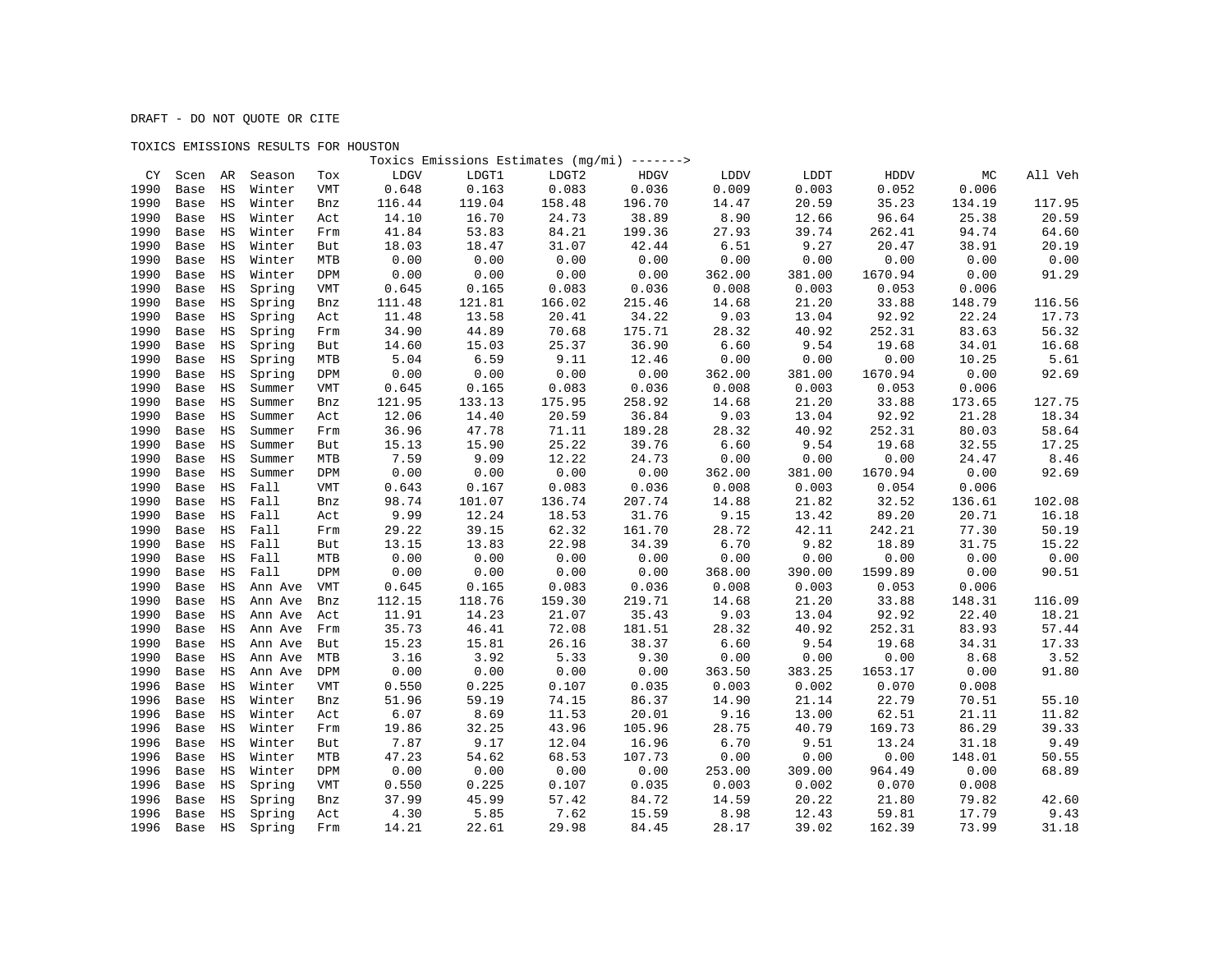DRAFT - DO NOT QUOTE OR CITE

TOXICS EMISSIONS RESULTS FOR HOUSTON

| CY | Scen | AR | Season | Tox | Toxics Emissions Estimates (mg/mi) -------> LDGV | LDGT1 | LDGT2 | HDGV | LDDV | LDDT | HDDV | MC | All Veh |
|---|---|---|---|---|---|---|---|---|---|---|---|---|---|
| 1990 | Base | HS | Winter | VMT | 0.648 | 0.163 | 0.083 | 0.036 | 0.009 | 0.003 | 0.052 | 0.006 | |
| 1990 | Base | HS | Winter | Bnz | 116.44 | 119.04 | 158.48 | 196.70 | 14.47 | 20.59 | 35.23 | 134.19 | 117.95 |
| 1990 | Base | HS | Winter | Act | 14.10 | 16.70 | 24.73 | 38.89 | 8.90 | 12.66 | 96.64 | 25.38 | 20.59 |
| 1990 | Base | HS | Winter | Frm | 41.84 | 53.83 | 84.21 | 199.36 | 27.93 | 39.74 | 262.41 | 94.74 | 64.60 |
| 1990 | Base | HS | Winter | But | 18.03 | 18.47 | 31.07 | 42.44 | 6.51 | 9.27 | 20.47 | 38.91 | 20.19 |
| 1990 | Base | HS | Winter | MTB | 0.00 | 0.00 | 0.00 | 0.00 | 0.00 | 0.00 | 0.00 | 0.00 | 0.00 |
| 1990 | Base | HS | Winter | DPM | 0.00 | 0.00 | 0.00 | 0.00 | 362.00 | 381.00 | 1670.94 | 0.00 | 91.29 |
| 1990 | Base | HS | Spring | VMT | 0.645 | 0.165 | 0.083 | 0.036 | 0.008 | 0.003 | 0.053 | 0.006 | |
| 1990 | Base | HS | Spring | Bnz | 111.48 | 121.81 | 166.02 | 215.46 | 14.68 | 21.20 | 33.88 | 148.79 | 116.56 |
| 1990 | Base | HS | Spring | Act | 11.48 | 13.58 | 20.41 | 34.22 | 9.03 | 13.04 | 92.92 | 22.24 | 17.73 |
| 1990 | Base | HS | Spring | Frm | 34.90 | 44.89 | 70.68 | 175.71 | 28.32 | 40.92 | 252.31 | 83.63 | 56.32 |
| 1990 | Base | HS | Spring | But | 14.60 | 15.03 | 25.37 | 36.90 | 6.60 | 9.54 | 19.68 | 34.01 | 16.68 |
| 1990 | Base | HS | Spring | MTB | 5.04 | 6.59 | 9.11 | 12.46 | 0.00 | 0.00 | 0.00 | 10.25 | 5.61 |
| 1990 | Base | HS | Spring | DPM | 0.00 | 0.00 | 0.00 | 0.00 | 362.00 | 381.00 | 1670.94 | 0.00 | 92.69 |
| 1990 | Base | HS | Summer | VMT | 0.645 | 0.165 | 0.083 | 0.036 | 0.008 | 0.003 | 0.053 | 0.006 | |
| 1990 | Base | HS | Summer | Bnz | 121.95 | 133.13 | 175.95 | 258.92 | 14.68 | 21.20 | 33.88 | 173.65 | 127.75 |
| 1990 | Base | HS | Summer | Act | 12.06 | 14.40 | 20.59 | 36.84 | 9.03 | 13.04 | 92.92 | 21.28 | 18.34 |
| 1990 | Base | HS | Summer | Frm | 36.96 | 47.78 | 71.11 | 189.28 | 28.32 | 40.92 | 252.31 | 80.03 | 58.64 |
| 1990 | Base | HS | Summer | But | 15.13 | 15.90 | 25.22 | 39.76 | 6.60 | 9.54 | 19.68 | 32.55 | 17.25 |
| 1990 | Base | HS | Summer | MTB | 7.59 | 9.09 | 12.22 | 24.73 | 0.00 | 0.00 | 0.00 | 24.47 | 8.46 |
| 1990 | Base | HS | Summer | DPM | 0.00 | 0.00 | 0.00 | 0.00 | 362.00 | 381.00 | 1670.94 | 0.00 | 92.69 |
| 1990 | Base | HS | Fall | VMT | 0.643 | 0.167 | 0.083 | 0.036 | 0.008 | 0.003 | 0.054 | 0.006 | |
| 1990 | Base | HS | Fall | Bnz | 98.74 | 101.07 | 136.74 | 207.74 | 14.88 | 21.82 | 32.52 | 136.61 | 102.08 |
| 1990 | Base | HS | Fall | Act | 9.99 | 12.24 | 18.53 | 31.76 | 9.15 | 13.42 | 89.20 | 20.71 | 16.18 |
| 1990 | Base | HS | Fall | Frm | 29.22 | 39.15 | 62.32 | 161.70 | 28.72 | 42.11 | 242.21 | 77.30 | 50.19 |
| 1990 | Base | HS | Fall | But | 13.15 | 13.83 | 22.98 | 34.39 | 6.70 | 9.82 | 18.89 | 31.75 | 15.22 |
| 1990 | Base | HS | Fall | MTB | 0.00 | 0.00 | 0.00 | 0.00 | 0.00 | 0.00 | 0.00 | 0.00 | 0.00 |
| 1990 | Base | HS | Fall | DPM | 0.00 | 0.00 | 0.00 | 0.00 | 368.00 | 390.00 | 1599.89 | 0.00 | 90.51 |
| 1990 | Base | HS | Ann Ave | VMT | 0.645 | 0.165 | 0.083 | 0.036 | 0.008 | 0.003 | 0.053 | 0.006 | |
| 1990 | Base | HS | Ann Ave | Bnz | 112.15 | 118.76 | 159.30 | 219.71 | 14.68 | 21.20 | 33.88 | 148.31 | 116.09 |
| 1990 | Base | HS | Ann Ave | Act | 11.91 | 14.23 | 21.07 | 35.43 | 9.03 | 13.04 | 92.92 | 22.40 | 18.21 |
| 1990 | Base | HS | Ann Ave | Frm | 35.73 | 46.41 | 72.08 | 181.51 | 28.32 | 40.92 | 252.31 | 83.93 | 57.44 |
| 1990 | Base | HS | Ann Ave | But | 15.23 | 15.81 | 26.16 | 38.37 | 6.60 | 9.54 | 19.68 | 34.31 | 17.33 |
| 1990 | Base | HS | Ann Ave | MTB | 3.16 | 3.92 | 5.33 | 9.30 | 0.00 | 0.00 | 0.00 | 8.68 | 3.52 |
| 1990 | Base | HS | Ann Ave | DPM | 0.00 | 0.00 | 0.00 | 0.00 | 363.50 | 383.25 | 1653.17 | 0.00 | 91.80 |
| 1996 | Base | HS | Winter | VMT | 0.550 | 0.225 | 0.107 | 0.035 | 0.003 | 0.002 | 0.070 | 0.008 | |
| 1996 | Base | HS | Winter | Bnz | 51.96 | 59.19 | 74.15 | 86.37 | 14.90 | 21.14 | 22.79 | 70.51 | 55.10 |
| 1996 | Base | HS | Winter | Act | 6.07 | 8.69 | 11.53 | 20.01 | 9.16 | 13.00 | 62.51 | 21.11 | 11.82 |
| 1996 | Base | HS | Winter | Frm | 19.86 | 32.25 | 43.96 | 105.96 | 28.75 | 40.79 | 169.73 | 86.29 | 39.33 |
| 1996 | Base | HS | Winter | But | 7.87 | 9.17 | 12.04 | 16.96 | 6.70 | 9.51 | 13.24 | 31.18 | 9.49 |
| 1996 | Base | HS | Winter | MTB | 47.23 | 54.62 | 68.53 | 107.73 | 0.00 | 0.00 | 0.00 | 148.01 | 50.55 |
| 1996 | Base | HS | Winter | DPM | 0.00 | 0.00 | 0.00 | 0.00 | 253.00 | 309.00 | 964.49 | 0.00 | 68.89 |
| 1996 | Base | HS | Spring | VMT | 0.550 | 0.225 | 0.107 | 0.035 | 0.003 | 0.002 | 0.070 | 0.008 | |
| 1996 | Base | HS | Spring | Bnz | 37.99 | 45.99 | 57.42 | 84.72 | 14.59 | 20.22 | 21.80 | 79.82 | 42.60 |
| 1996 | Base | HS | Spring | Act | 4.30 | 5.85 | 7.62 | 15.59 | 8.98 | 12.43 | 59.81 | 17.79 | 9.43 |
| 1996 | Base | HS | Spring | Frm | 14.21 | 22.61 | 29.98 | 84.45 | 28.17 | 39.02 | 162.39 | 73.99 | 31.18 |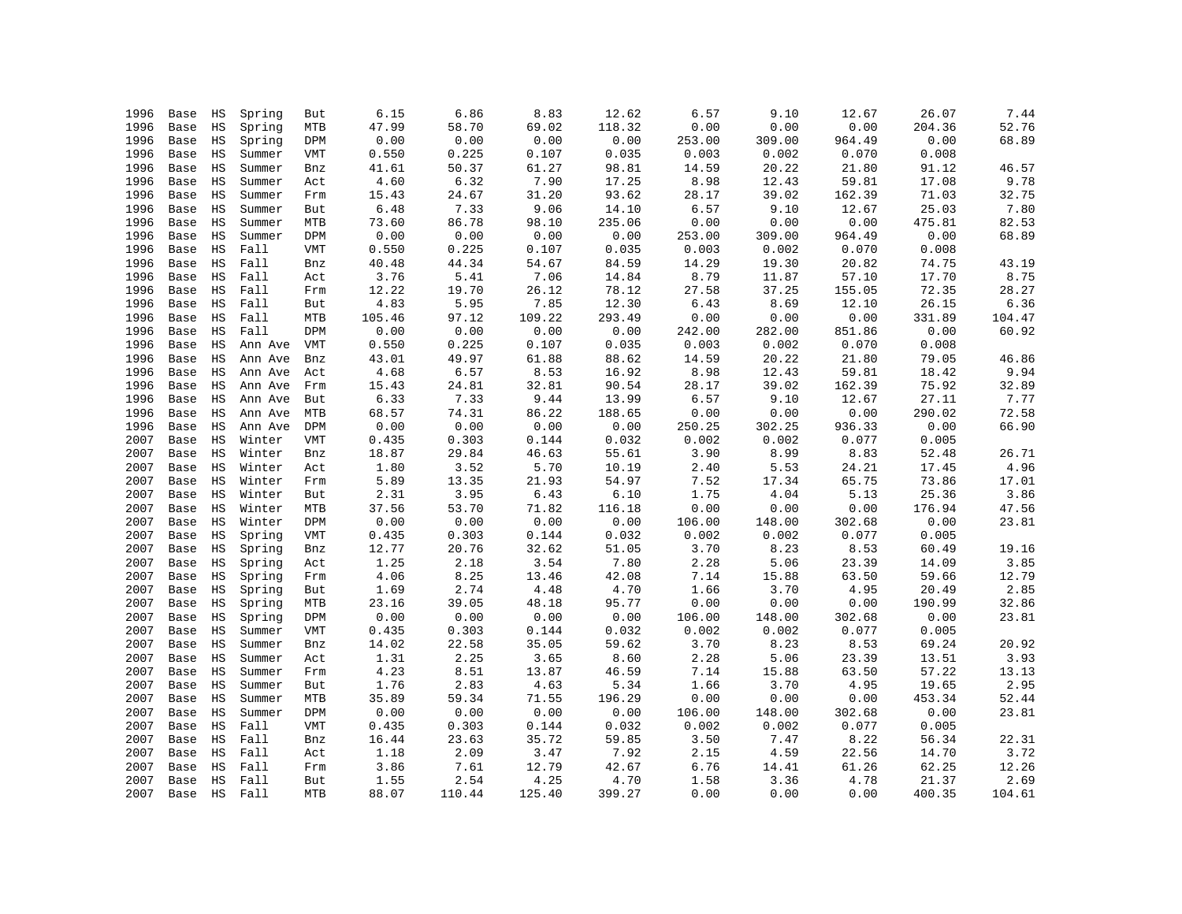| | | | | | | | | | | | | | |
|---|---|---|---|---|---|---|---|---|---|---|---|---|---|
| 1996 | Base | HS | Spring | But | 6.15 | 6.86 | 8.83 | 12.62 | 6.57 | 9.10 | 12.67 | 26.07 | 7.44 |
| 1996 | Base | HS | Spring | MTB | 47.99 | 58.70 | 69.02 | 118.32 | 0.00 | 0.00 | 0.00 | 204.36 | 52.76 |
| 1996 | Base | HS | Spring | DPM | 0.00 | 0.00 | 0.00 | 0.00 | 253.00 | 309.00 | 964.49 | 0.00 | 68.89 |
| 1996 | Base | HS | Summer | VMT | 0.550 | 0.225 | 0.107 | 0.035 | 0.003 | 0.002 | 0.070 | 0.008 | |
| 1996 | Base | HS | Summer | Bnz | 41.61 | 50.37 | 61.27 | 98.81 | 14.59 | 20.22 | 21.80 | 91.12 | 46.57 |
| 1996 | Base | HS | Summer | Act | 4.60 | 6.32 | 7.90 | 17.25 | 8.98 | 12.43 | 59.81 | 17.08 | 9.78 |
| 1996 | Base | HS | Summer | Frm | 15.43 | 24.67 | 31.20 | 93.62 | 28.17 | 39.02 | 162.39 | 71.03 | 32.75 |
| 1996 | Base | HS | Summer | But | 6.48 | 7.33 | 9.06 | 14.10 | 6.57 | 9.10 | 12.67 | 25.03 | 7.80 |
| 1996 | Base | HS | Summer | MTB | 73.60 | 86.78 | 98.10 | 235.06 | 0.00 | 0.00 | 0.00 | 475.81 | 82.53 |
| 1996 | Base | HS | Summer | DPM | 0.00 | 0.00 | 0.00 | 0.00 | 253.00 | 309.00 | 964.49 | 0.00 | 68.89 |
| 1996 | Base | HS | Fall | VMT | 0.550 | 0.225 | 0.107 | 0.035 | 0.003 | 0.002 | 0.070 | 0.008 | |
| 1996 | Base | HS | Fall | Bnz | 40.48 | 44.34 | 54.67 | 84.59 | 14.29 | 19.30 | 20.82 | 74.75 | 43.19 |
| 1996 | Base | HS | Fall | Act | 3.76 | 5.41 | 7.06 | 14.84 | 8.79 | 11.87 | 57.10 | 17.70 | 8.75 |
| 1996 | Base | HS | Fall | Frm | 12.22 | 19.70 | 26.12 | 78.12 | 27.58 | 37.25 | 155.05 | 72.35 | 28.27 |
| 1996 | Base | HS | Fall | But | 4.83 | 5.95 | 7.85 | 12.30 | 6.43 | 8.69 | 12.10 | 26.15 | 6.36 |
| 1996 | Base | HS | Fall | MTB | 105.46 | 97.12 | 109.22 | 293.49 | 0.00 | 0.00 | 0.00 | 331.89 | 104.47 |
| 1996 | Base | HS | Fall | DPM | 0.00 | 0.00 | 0.00 | 0.00 | 242.00 | 282.00 | 851.86 | 0.00 | 60.92 |
| 1996 | Base | HS | Ann Ave | VMT | 0.550 | 0.225 | 0.107 | 0.035 | 0.003 | 0.002 | 0.070 | 0.008 | |
| 1996 | Base | HS | Ann Ave | Bnz | 43.01 | 49.97 | 61.88 | 88.62 | 14.59 | 20.22 | 21.80 | 79.05 | 46.86 |
| 1996 | Base | HS | Ann Ave | Act | 4.68 | 6.57 | 8.53 | 16.92 | 8.98 | 12.43 | 59.81 | 18.42 | 9.94 |
| 1996 | Base | HS | Ann Ave | Frm | 15.43 | 24.81 | 32.81 | 90.54 | 28.17 | 39.02 | 162.39 | 75.92 | 32.89 |
| 1996 | Base | HS | Ann Ave | But | 6.33 | 7.33 | 9.44 | 13.99 | 6.57 | 9.10 | 12.67 | 27.11 | 7.77 |
| 1996 | Base | HS | Ann Ave | MTB | 68.57 | 74.31 | 86.22 | 188.65 | 0.00 | 0.00 | 0.00 | 290.02 | 72.58 |
| 1996 | Base | HS | Ann Ave | DPM | 0.00 | 0.00 | 0.00 | 0.00 | 250.25 | 302.25 | 936.33 | 0.00 | 66.90 |
| 2007 | Base | HS | Winter | VMT | 0.435 | 0.303 | 0.144 | 0.032 | 0.002 | 0.002 | 0.077 | 0.005 | |
| 2007 | Base | HS | Winter | Bnz | 18.87 | 29.84 | 46.63 | 55.61 | 3.90 | 8.99 | 8.83 | 52.48 | 26.71 |
| 2007 | Base | HS | Winter | Act | 1.80 | 3.52 | 5.70 | 10.19 | 2.40 | 5.53 | 24.21 | 17.45 | 4.96 |
| 2007 | Base | HS | Winter | Frm | 5.89 | 13.35 | 21.93 | 54.97 | 7.52 | 17.34 | 65.75 | 73.86 | 17.01 |
| 2007 | Base | HS | Winter | But | 2.31 | 3.95 | 6.43 | 6.10 | 1.75 | 4.04 | 5.13 | 25.36 | 3.86 |
| 2007 | Base | HS | Winter | MTB | 37.56 | 53.70 | 71.82 | 116.18 | 0.00 | 0.00 | 0.00 | 176.94 | 47.56 |
| 2007 | Base | HS | Winter | DPM | 0.00 | 0.00 | 0.00 | 0.00 | 106.00 | 148.00 | 302.68 | 0.00 | 23.81 |
| 2007 | Base | HS | Spring | VMT | 0.435 | 0.303 | 0.144 | 0.032 | 0.002 | 0.002 | 0.077 | 0.005 | |
| 2007 | Base | HS | Spring | Bnz | 12.77 | 20.76 | 32.62 | 51.05 | 3.70 | 8.23 | 8.53 | 60.49 | 19.16 |
| 2007 | Base | HS | Spring | Act | 1.25 | 2.18 | 3.54 | 7.80 | 2.28 | 5.06 | 23.39 | 14.09 | 3.85 |
| 2007 | Base | HS | Spring | Frm | 4.06 | 8.25 | 13.46 | 42.08 | 7.14 | 15.88 | 63.50 | 59.66 | 12.79 |
| 2007 | Base | HS | Spring | But | 1.69 | 2.74 | 4.48 | 4.70 | 1.66 | 3.70 | 4.95 | 20.49 | 2.85 |
| 2007 | Base | HS | Spring | MTB | 23.16 | 39.05 | 48.18 | 95.77 | 0.00 | 0.00 | 0.00 | 190.99 | 32.86 |
| 2007 | Base | HS | Spring | DPM | 0.00 | 0.00 | 0.00 | 0.00 | 106.00 | 148.00 | 302.68 | 0.00 | 23.81 |
| 2007 | Base | HS | Summer | VMT | 0.435 | 0.303 | 0.144 | 0.032 | 0.002 | 0.002 | 0.077 | 0.005 | |
| 2007 | Base | HS | Summer | Bnz | 14.02 | 22.58 | 35.05 | 59.62 | 3.70 | 8.23 | 8.53 | 69.24 | 20.92 |
| 2007 | Base | HS | Summer | Act | 1.31 | 2.25 | 3.65 | 8.60 | 2.28 | 5.06 | 23.39 | 13.51 | 3.93 |
| 2007 | Base | HS | Summer | Frm | 4.23 | 8.51 | 13.87 | 46.59 | 7.14 | 15.88 | 63.50 | 57.22 | 13.13 |
| 2007 | Base | HS | Summer | But | 1.76 | 2.83 | 4.63 | 5.34 | 1.66 | 3.70 | 4.95 | 19.65 | 2.95 |
| 2007 | Base | HS | Summer | MTB | 35.89 | 59.34 | 71.55 | 196.29 | 0.00 | 0.00 | 0.00 | 453.34 | 52.44 |
| 2007 | Base | HS | Summer | DPM | 0.00 | 0.00 | 0.00 | 0.00 | 106.00 | 148.00 | 302.68 | 0.00 | 23.81 |
| 2007 | Base | HS | Fall | VMT | 0.435 | 0.303 | 0.144 | 0.032 | 0.002 | 0.002 | 0.077 | 0.005 | |
| 2007 | Base | HS | Fall | Bnz | 16.44 | 23.63 | 35.72 | 59.85 | 3.50 | 7.47 | 8.22 | 56.34 | 22.31 |
| 2007 | Base | HS | Fall | Act | 1.18 | 2.09 | 3.47 | 7.92 | 2.15 | 4.59 | 22.56 | 14.70 | 3.72 |
| 2007 | Base | HS | Fall | Frm | 3.86 | 7.61 | 12.79 | 42.67 | 6.76 | 14.41 | 61.26 | 62.25 | 12.26 |
| 2007 | Base | HS | Fall | But | 1.55 | 2.54 | 4.25 | 4.70 | 1.58 | 3.36 | 4.78 | 21.37 | 2.69 |
| 2007 | Base | HS | Fall | MTB | 88.07 | 110.44 | 125.40 | 399.27 | 0.00 | 0.00 | 0.00 | 400.35 | 104.61 |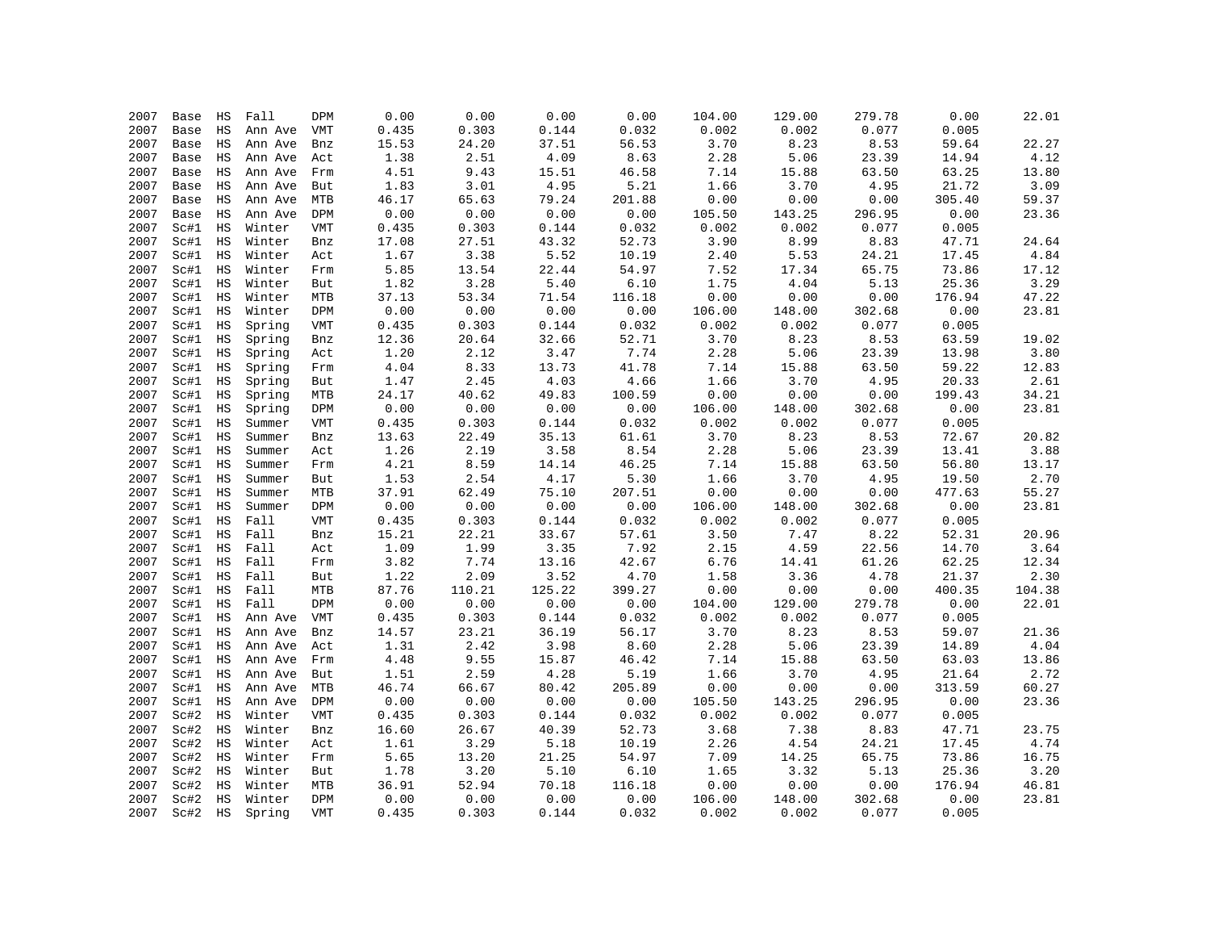| | | | | | | | | | | | | | |
|---|---|---|---|---|---|---|---|---|---|---|---|---|---|
| 2007 | Base | HS | Fall | DPM | 0.00 | 0.00 | 0.00 | 0.00 | 104.00 | 129.00 | 279.78 | 0.00 | 22.01 |
| 2007 | Base | HS | Ann Ave | VMT | 0.435 | 0.303 | 0.144 | 0.032 | 0.002 | 0.002 | 0.077 | 0.005 | |
| 2007 | Base | HS | Ann Ave | Bnz | 15.53 | 24.20 | 37.51 | 56.53 | 3.70 | 8.23 | 8.53 | 59.64 | 22.27 |
| 2007 | Base | HS | Ann Ave | Act | 1.38 | 2.51 | 4.09 | 8.63 | 2.28 | 5.06 | 23.39 | 14.94 | 4.12 |
| 2007 | Base | HS | Ann Ave | Frm | 4.51 | 9.43 | 15.51 | 46.58 | 7.14 | 15.88 | 63.50 | 63.25 | 13.80 |
| 2007 | Base | HS | Ann Ave | But | 1.83 | 3.01 | 4.95 | 5.21 | 1.66 | 3.70 | 4.95 | 21.72 | 3.09 |
| 2007 | Base | HS | Ann Ave | MTB | 46.17 | 65.63 | 79.24 | 201.88 | 0.00 | 0.00 | 0.00 | 305.40 | 59.37 |
| 2007 | Base | HS | Ann Ave | DPM | 0.00 | 0.00 | 0.00 | 0.00 | 105.50 | 143.25 | 296.95 | 0.00 | 23.36 |
| 2007 | Sc#1 | HS | Winter | VMT | 0.435 | 0.303 | 0.144 | 0.032 | 0.002 | 0.002 | 0.077 | 0.005 | |
| 2007 | Sc#1 | HS | Winter | Bnz | 17.08 | 27.51 | 43.32 | 52.73 | 3.90 | 8.99 | 8.83 | 47.71 | 24.64 |
| 2007 | Sc#1 | HS | Winter | Act | 1.67 | 3.38 | 5.52 | 10.19 | 2.40 | 5.53 | 24.21 | 17.45 | 4.84 |
| 2007 | Sc#1 | HS | Winter | Frm | 5.85 | 13.54 | 22.44 | 54.97 | 7.52 | 17.34 | 65.75 | 73.86 | 17.12 |
| 2007 | Sc#1 | HS | Winter | But | 1.82 | 3.28 | 5.40 | 6.10 | 1.75 | 4.04 | 5.13 | 25.36 | 3.29 |
| 2007 | Sc#1 | HS | Winter | MTB | 37.13 | 53.34 | 71.54 | 116.18 | 0.00 | 0.00 | 0.00 | 176.94 | 47.22 |
| 2007 | Sc#1 | HS | Winter | DPM | 0.00 | 0.00 | 0.00 | 0.00 | 106.00 | 148.00 | 302.68 | 0.00 | 23.81 |
| 2007 | Sc#1 | HS | Spring | VMT | 0.435 | 0.303 | 0.144 | 0.032 | 0.002 | 0.002 | 0.077 | 0.005 | |
| 2007 | Sc#1 | HS | Spring | Bnz | 12.36 | 20.64 | 32.66 | 52.71 | 3.70 | 8.23 | 8.53 | 63.59 | 19.02 |
| 2007 | Sc#1 | HS | Spring | Act | 1.20 | 2.12 | 3.47 | 7.74 | 2.28 | 5.06 | 23.39 | 13.98 | 3.80 |
| 2007 | Sc#1 | HS | Spring | Frm | 4.04 | 8.33 | 13.73 | 41.78 | 7.14 | 15.88 | 63.50 | 59.22 | 12.83 |
| 2007 | Sc#1 | HS | Spring | But | 1.47 | 2.45 | 4.03 | 4.66 | 1.66 | 3.70 | 4.95 | 20.33 | 2.61 |
| 2007 | Sc#1 | HS | Spring | MTB | 24.17 | 40.62 | 49.83 | 100.59 | 0.00 | 0.00 | 0.00 | 199.43 | 34.21 |
| 2007 | Sc#1 | HS | Spring | DPM | 0.00 | 0.00 | 0.00 | 0.00 | 106.00 | 148.00 | 302.68 | 0.00 | 23.81 |
| 2007 | Sc#1 | HS | Summer | VMT | 0.435 | 0.303 | 0.144 | 0.032 | 0.002 | 0.002 | 0.077 | 0.005 | |
| 2007 | Sc#1 | HS | Summer | Bnz | 13.63 | 22.49 | 35.13 | 61.61 | 3.70 | 8.23 | 8.53 | 72.67 | 20.82 |
| 2007 | Sc#1 | HS | Summer | Act | 1.26 | 2.19 | 3.58 | 8.54 | 2.28 | 5.06 | 23.39 | 13.41 | 3.88 |
| 2007 | Sc#1 | HS | Summer | Frm | 4.21 | 8.59 | 14.14 | 46.25 | 7.14 | 15.88 | 63.50 | 56.80 | 13.17 |
| 2007 | Sc#1 | HS | Summer | But | 1.53 | 2.54 | 4.17 | 5.30 | 1.66 | 3.70 | 4.95 | 19.50 | 2.70 |
| 2007 | Sc#1 | HS | Summer | MTB | 37.91 | 62.49 | 75.10 | 207.51 | 0.00 | 0.00 | 0.00 | 477.63 | 55.27 |
| 2007 | Sc#1 | HS | Summer | DPM | 0.00 | 0.00 | 0.00 | 0.00 | 106.00 | 148.00 | 302.68 | 0.00 | 23.81 |
| 2007 | Sc#1 | HS | Fall | VMT | 0.435 | 0.303 | 0.144 | 0.032 | 0.002 | 0.002 | 0.077 | 0.005 | |
| 2007 | Sc#1 | HS | Fall | Bnz | 15.21 | 22.21 | 33.67 | 57.61 | 3.50 | 7.47 | 8.22 | 52.31 | 20.96 |
| 2007 | Sc#1 | HS | Fall | Act | 1.09 | 1.99 | 3.35 | 7.92 | 2.15 | 4.59 | 22.56 | 14.70 | 3.64 |
| 2007 | Sc#1 | HS | Fall | Frm | 3.82 | 7.74 | 13.16 | 42.67 | 6.76 | 14.41 | 61.26 | 62.25 | 12.34 |
| 2007 | Sc#1 | HS | Fall | But | 1.22 | 2.09 | 3.52 | 4.70 | 1.58 | 3.36 | 4.78 | 21.37 | 2.30 |
| 2007 | Sc#1 | HS | Fall | MTB | 87.76 | 110.21 | 125.22 | 399.27 | 0.00 | 0.00 | 0.00 | 400.35 | 104.38 |
| 2007 | Sc#1 | HS | Fall | DPM | 0.00 | 0.00 | 0.00 | 0.00 | 104.00 | 129.00 | 279.78 | 0.00 | 22.01 |
| 2007 | Sc#1 | HS | Ann Ave | VMT | 0.435 | 0.303 | 0.144 | 0.032 | 0.002 | 0.002 | 0.077 | 0.005 | |
| 2007 | Sc#1 | HS | Ann Ave | Bnz | 14.57 | 23.21 | 36.19 | 56.17 | 3.70 | 8.23 | 8.53 | 59.07 | 21.36 |
| 2007 | Sc#1 | HS | Ann Ave | Act | 1.31 | 2.42 | 3.98 | 8.60 | 2.28 | 5.06 | 23.39 | 14.89 | 4.04 |
| 2007 | Sc#1 | HS | Ann Ave | Frm | 4.48 | 9.55 | 15.87 | 46.42 | 7.14 | 15.88 | 63.50 | 63.03 | 13.86 |
| 2007 | Sc#1 | HS | Ann Ave | But | 1.51 | 2.59 | 4.28 | 5.19 | 1.66 | 3.70 | 4.95 | 21.64 | 2.72 |
| 2007 | Sc#1 | HS | Ann Ave | MTB | 46.74 | 66.67 | 80.42 | 205.89 | 0.00 | 0.00 | 0.00 | 313.59 | 60.27 |
| 2007 | Sc#1 | HS | Ann Ave | DPM | 0.00 | 0.00 | 0.00 | 0.00 | 105.50 | 143.25 | 296.95 | 0.00 | 23.36 |
| 2007 | Sc#2 | HS | Winter | VMT | 0.435 | 0.303 | 0.144 | 0.032 | 0.002 | 0.002 | 0.077 | 0.005 | |
| 2007 | Sc#2 | HS | Winter | Bnz | 16.60 | 26.67 | 40.39 | 52.73 | 3.68 | 7.38 | 8.83 | 47.71 | 23.75 |
| 2007 | Sc#2 | HS | Winter | Act | 1.61 | 3.29 | 5.18 | 10.19 | 2.26 | 4.54 | 24.21 | 17.45 | 4.74 |
| 2007 | Sc#2 | HS | Winter | Frm | 5.65 | 13.20 | 21.25 | 54.97 | 7.09 | 14.25 | 65.75 | 73.86 | 16.75 |
| 2007 | Sc#2 | HS | Winter | But | 1.78 | 3.20 | 5.10 | 6.10 | 1.65 | 3.32 | 5.13 | 25.36 | 3.20 |
| 2007 | Sc#2 | HS | Winter | MTB | 36.91 | 52.94 | 70.18 | 116.18 | 0.00 | 0.00 | 0.00 | 176.94 | 46.81 |
| 2007 | Sc#2 | HS | Winter | DPM | 0.00 | 0.00 | 0.00 | 0.00 | 106.00 | 148.00 | 302.68 | 0.00 | 23.81 |
| 2007 | Sc#2 | HS | Spring | VMT | 0.435 | 0.303 | 0.144 | 0.032 | 0.002 | 0.002 | 0.077 | 0.005 | |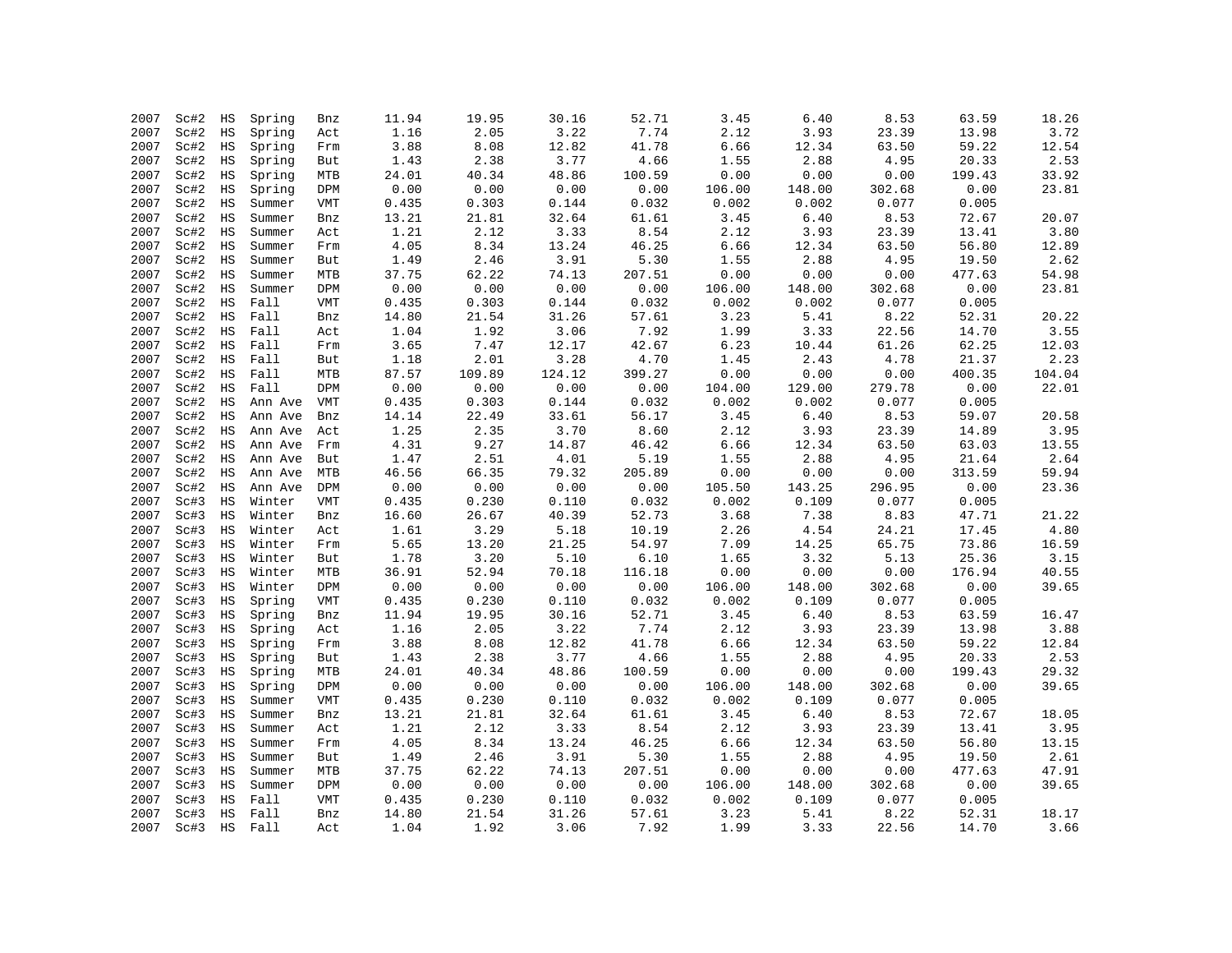| | | | | | | | | | | | | | |
|---|---|---|---|---|---|---|---|---|---|---|---|---|---|
| 2007 | Sc#2 | HS | Spring | Bnz | 11.94 | 19.95 | 30.16 | 52.71 | 3.45 | 6.40 | 8.53 | 63.59 | 18.26 |
| 2007 | Sc#2 | HS | Spring | Act | 1.16 | 2.05 | 3.22 | 7.74 | 2.12 | 3.93 | 23.39 | 13.98 | 3.72 |
| 2007 | Sc#2 | HS | Spring | Frm | 3.88 | 8.08 | 12.82 | 41.78 | 6.66 | 12.34 | 63.50 | 59.22 | 12.54 |
| 2007 | Sc#2 | HS | Spring | But | 1.43 | 2.38 | 3.77 | 4.66 | 1.55 | 2.88 | 4.95 | 20.33 | 2.53 |
| 2007 | Sc#2 | HS | Spring | MTB | 24.01 | 40.34 | 48.86 | 100.59 | 0.00 | 0.00 | 0.00 | 199.43 | 33.92 |
| 2007 | Sc#2 | HS | Spring | DPM | 0.00 | 0.00 | 0.00 | 0.00 | 106.00 | 148.00 | 302.68 | 0.00 | 23.81 |
| 2007 | Sc#2 | HS | Summer | VMT | 0.435 | 0.303 | 0.144 | 0.032 | 0.002 | 0.002 | 0.077 | 0.005 | |
| 2007 | Sc#2 | HS | Summer | Bnz | 13.21 | 21.81 | 32.64 | 61.61 | 3.45 | 6.40 | 8.53 | 72.67 | 20.07 |
| 2007 | Sc#2 | HS | Summer | Act | 1.21 | 2.12 | 3.33 | 8.54 | 2.12 | 3.93 | 23.39 | 13.41 | 3.80 |
| 2007 | Sc#2 | HS | Summer | Frm | 4.05 | 8.34 | 13.24 | 46.25 | 6.66 | 12.34 | 63.50 | 56.80 | 12.89 |
| 2007 | Sc#2 | HS | Summer | But | 1.49 | 2.46 | 3.91 | 5.30 | 1.55 | 2.88 | 4.95 | 19.50 | 2.62 |
| 2007 | Sc#2 | HS | Summer | MTB | 37.75 | 62.22 | 74.13 | 207.51 | 0.00 | 0.00 | 0.00 | 477.63 | 54.98 |
| 2007 | Sc#2 | HS | Summer | DPM | 0.00 | 0.00 | 0.00 | 0.00 | 106.00 | 148.00 | 302.68 | 0.00 | 23.81 |
| 2007 | Sc#2 | HS | Fall | VMT | 0.435 | 0.303 | 0.144 | 0.032 | 0.002 | 0.002 | 0.077 | 0.005 | |
| 2007 | Sc#2 | HS | Fall | Bnz | 14.80 | 21.54 | 31.26 | 57.61 | 3.23 | 5.41 | 8.22 | 52.31 | 20.22 |
| 2007 | Sc#2 | HS | Fall | Act | 1.04 | 1.92 | 3.06 | 7.92 | 1.99 | 3.33 | 22.56 | 14.70 | 3.55 |
| 2007 | Sc#2 | HS | Fall | Frm | 3.65 | 7.47 | 12.17 | 42.67 | 6.23 | 10.44 | 61.26 | 62.25 | 12.03 |
| 2007 | Sc#2 | HS | Fall | But | 1.18 | 2.01 | 3.28 | 4.70 | 1.45 | 2.43 | 4.78 | 21.37 | 2.23 |
| 2007 | Sc#2 | HS | Fall | MTB | 87.57 | 109.89 | 124.12 | 399.27 | 0.00 | 0.00 | 0.00 | 400.35 | 104.04 |
| 2007 | Sc#2 | HS | Fall | DPM | 0.00 | 0.00 | 0.00 | 0.00 | 104.00 | 129.00 | 279.78 | 0.00 | 22.01 |
| 2007 | Sc#2 | HS | Ann Ave | VMT | 0.435 | 0.303 | 0.144 | 0.032 | 0.002 | 0.002 | 0.077 | 0.005 | |
| 2007 | Sc#2 | HS | Ann Ave | Bnz | 14.14 | 22.49 | 33.61 | 56.17 | 3.45 | 6.40 | 8.53 | 59.07 | 20.58 |
| 2007 | Sc#2 | HS | Ann Ave | Act | 1.25 | 2.35 | 3.70 | 8.60 | 2.12 | 3.93 | 23.39 | 14.89 | 3.95 |
| 2007 | Sc#2 | HS | Ann Ave | Frm | 4.31 | 9.27 | 14.87 | 46.42 | 6.66 | 12.34 | 63.50 | 63.03 | 13.55 |
| 2007 | Sc#2 | HS | Ann Ave | But | 1.47 | 2.51 | 4.01 | 5.19 | 1.55 | 2.88 | 4.95 | 21.64 | 2.64 |
| 2007 | Sc#2 | HS | Ann Ave | MTB | 46.56 | 66.35 | 79.32 | 205.89 | 0.00 | 0.00 | 0.00 | 313.59 | 59.94 |
| 2007 | Sc#2 | HS | Ann Ave | DPM | 0.00 | 0.00 | 0.00 | 0.00 | 105.50 | 143.25 | 296.95 | 0.00 | 23.36 |
| 2007 | Sc#3 | HS | Winter | VMT | 0.435 | 0.230 | 0.110 | 0.032 | 0.002 | 0.109 | 0.077 | 0.005 | |
| 2007 | Sc#3 | HS | Winter | Bnz | 16.60 | 26.67 | 40.39 | 52.73 | 3.68 | 7.38 | 8.83 | 47.71 | 21.22 |
| 2007 | Sc#3 | HS | Winter | Act | 1.61 | 3.29 | 5.18 | 10.19 | 2.26 | 4.54 | 24.21 | 17.45 | 4.80 |
| 2007 | Sc#3 | HS | Winter | Frm | 5.65 | 13.20 | 21.25 | 54.97 | 7.09 | 14.25 | 65.75 | 73.86 | 16.59 |
| 2007 | Sc#3 | HS | Winter | But | 1.78 | 3.20 | 5.10 | 6.10 | 1.65 | 3.32 | 5.13 | 25.36 | 3.15 |
| 2007 | Sc#3 | HS | Winter | MTB | 36.91 | 52.94 | 70.18 | 116.18 | 0.00 | 0.00 | 0.00 | 176.94 | 40.55 |
| 2007 | Sc#3 | HS | Winter | DPM | 0.00 | 0.00 | 0.00 | 0.00 | 106.00 | 148.00 | 302.68 | 0.00 | 39.65 |
| 2007 | Sc#3 | HS | Spring | VMT | 0.435 | 0.230 | 0.110 | 0.032 | 0.002 | 0.109 | 0.077 | 0.005 | |
| 2007 | Sc#3 | HS | Spring | Bnz | 11.94 | 19.95 | 30.16 | 52.71 | 3.45 | 6.40 | 8.53 | 63.59 | 16.47 |
| 2007 | Sc#3 | HS | Spring | Act | 1.16 | 2.05 | 3.22 | 7.74 | 2.12 | 3.93 | 23.39 | 13.98 | 3.88 |
| 2007 | Sc#3 | HS | Spring | Frm | 3.88 | 8.08 | 12.82 | 41.78 | 6.66 | 12.34 | 63.50 | 59.22 | 12.84 |
| 2007 | Sc#3 | HS | Spring | But | 1.43 | 2.38 | 3.77 | 4.66 | 1.55 | 2.88 | 4.95 | 20.33 | 2.53 |
| 2007 | Sc#3 | HS | Spring | MTB | 24.01 | 40.34 | 48.86 | 100.59 | 0.00 | 0.00 | 0.00 | 199.43 | 29.32 |
| 2007 | Sc#3 | HS | Spring | DPM | 0.00 | 0.00 | 0.00 | 0.00 | 106.00 | 148.00 | 302.68 | 0.00 | 39.65 |
| 2007 | Sc#3 | HS | Summer | VMT | 0.435 | 0.230 | 0.110 | 0.032 | 0.002 | 0.109 | 0.077 | 0.005 | |
| 2007 | Sc#3 | HS | Summer | Bnz | 13.21 | 21.81 | 32.64 | 61.61 | 3.45 | 6.40 | 8.53 | 72.67 | 18.05 |
| 2007 | Sc#3 | HS | Summer | Act | 1.21 | 2.12 | 3.33 | 8.54 | 2.12 | 3.93 | 23.39 | 13.41 | 3.95 |
| 2007 | Sc#3 | HS | Summer | Frm | 4.05 | 8.34 | 13.24 | 46.25 | 6.66 | 12.34 | 63.50 | 56.80 | 13.15 |
| 2007 | Sc#3 | HS | Summer | But | 1.49 | 2.46 | 3.91 | 5.30 | 1.55 | 2.88 | 4.95 | 19.50 | 2.61 |
| 2007 | Sc#3 | HS | Summer | MTB | 37.75 | 62.22 | 74.13 | 207.51 | 0.00 | 0.00 | 0.00 | 477.63 | 47.91 |
| 2007 | Sc#3 | HS | Summer | DPM | 0.00 | 0.00 | 0.00 | 0.00 | 106.00 | 148.00 | 302.68 | 0.00 | 39.65 |
| 2007 | Sc#3 | HS | Fall | VMT | 0.435 | 0.230 | 0.110 | 0.032 | 0.002 | 0.109 | 0.077 | 0.005 | |
| 2007 | Sc#3 | HS | Fall | Bnz | 14.80 | 21.54 | 31.26 | 57.61 | 3.23 | 5.41 | 8.22 | 52.31 | 18.17 |
| 2007 | Sc#3 | HS | Fall | Act | 1.04 | 1.92 | 3.06 | 7.92 | 1.99 | 3.33 | 22.56 | 14.70 | 3.66 |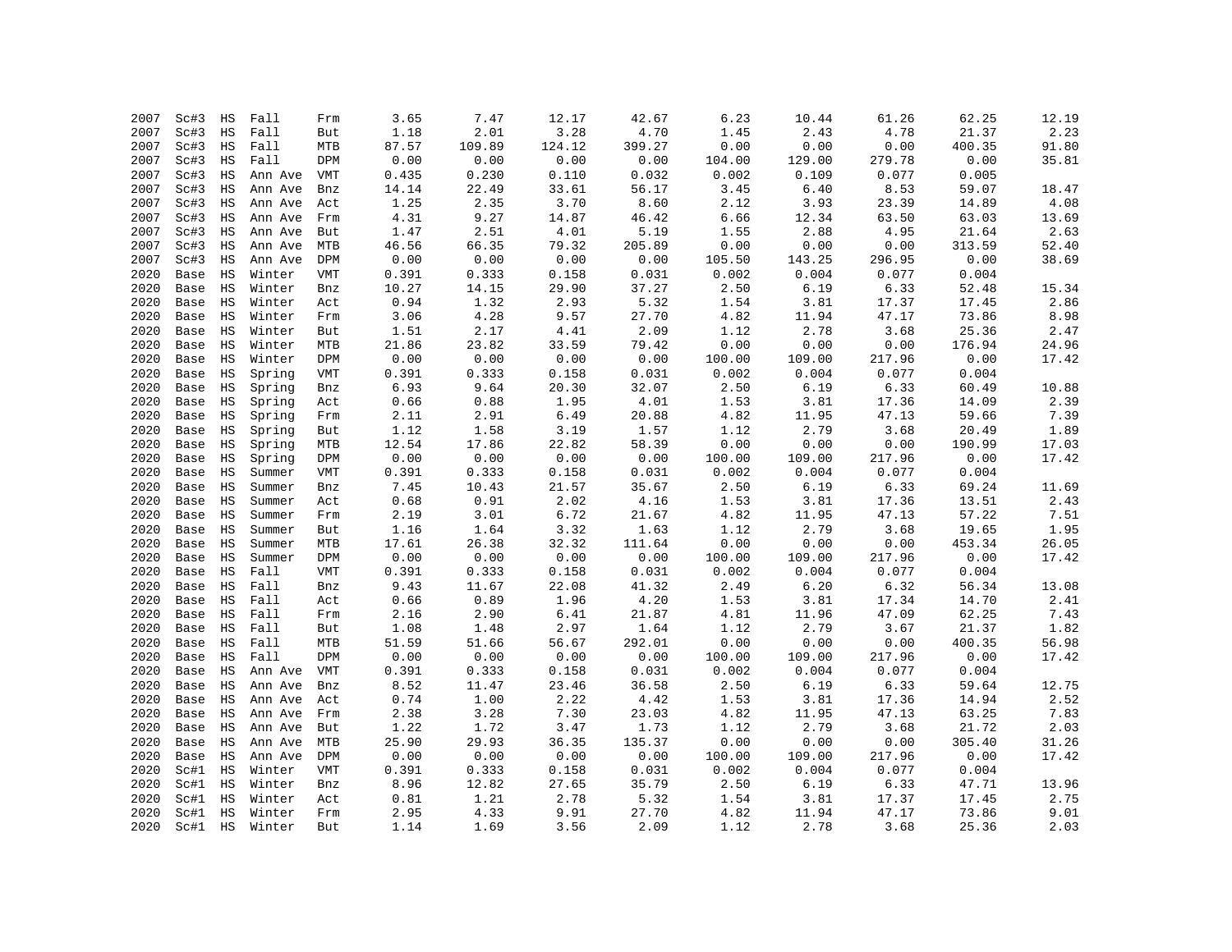| | | | | | | | | | | | | | |
|---|---|---|---|---|---|---|---|---|---|---|---|---|---|
| 2007 | Sc#3 | HS | Fall | Frm | 3.65 | 7.47 | 12.17 | 42.67 | 6.23 | 10.44 | 61.26 | 62.25 | 12.19 |
| 2007 | Sc#3 | HS | Fall | But | 1.18 | 2.01 | 3.28 | 4.70 | 1.45 | 2.43 | 4.78 | 21.37 | 2.23 |
| 2007 | Sc#3 | HS | Fall | MTB | 87.57 | 109.89 | 124.12 | 399.27 | 0.00 | 0.00 | 0.00 | 400.35 | 91.80 |
| 2007 | Sc#3 | HS | Fall | DPM | 0.00 | 0.00 | 0.00 | 0.00 | 104.00 | 129.00 | 279.78 | 0.00 | 35.81 |
| 2007 | Sc#3 | HS | Ann Ave | VMT | 0.435 | 0.230 | 0.110 | 0.032 | 0.002 | 0.109 | 0.077 | 0.005 | |
| 2007 | Sc#3 | HS | Ann Ave | Bnz | 14.14 | 22.49 | 33.61 | 56.17 | 3.45 | 6.40 | 8.53 | 59.07 | 18.47 |
| 2007 | Sc#3 | HS | Ann Ave | Act | 1.25 | 2.35 | 3.70 | 8.60 | 2.12 | 3.93 | 23.39 | 14.89 | 4.08 |
| 2007 | Sc#3 | HS | Ann Ave | Frm | 4.31 | 9.27 | 14.87 | 46.42 | 6.66 | 12.34 | 63.50 | 63.03 | 13.69 |
| 2007 | Sc#3 | HS | Ann Ave | But | 1.47 | 2.51 | 4.01 | 5.19 | 1.55 | 2.88 | 4.95 | 21.64 | 2.63 |
| 2007 | Sc#3 | HS | Ann Ave | MTB | 46.56 | 66.35 | 79.32 | 205.89 | 0.00 | 0.00 | 0.00 | 313.59 | 52.40 |
| 2007 | Sc#3 | HS | Ann Ave | DPM | 0.00 | 0.00 | 0.00 | 0.00 | 105.50 | 143.25 | 296.95 | 0.00 | 38.69 |
| 2020 | Base | HS | Winter | VMT | 0.391 | 0.333 | 0.158 | 0.031 | 0.002 | 0.004 | 0.077 | 0.004 | |
| 2020 | Base | HS | Winter | Bnz | 10.27 | 14.15 | 29.90 | 37.27 | 2.50 | 6.19 | 6.33 | 52.48 | 15.34 |
| 2020 | Base | HS | Winter | Act | 0.94 | 1.32 | 2.93 | 5.32 | 1.54 | 3.81 | 17.37 | 17.45 | 2.86 |
| 2020 | Base | HS | Winter | Frm | 3.06 | 4.28 | 9.57 | 27.70 | 4.82 | 11.94 | 47.17 | 73.86 | 8.98 |
| 2020 | Base | HS | Winter | But | 1.51 | 2.17 | 4.41 | 2.09 | 1.12 | 2.78 | 3.68 | 25.36 | 2.47 |
| 2020 | Base | HS | Winter | MTB | 21.86 | 23.82 | 33.59 | 79.42 | 0.00 | 0.00 | 0.00 | 176.94 | 24.96 |
| 2020 | Base | HS | Winter | DPM | 0.00 | 0.00 | 0.00 | 0.00 | 100.00 | 109.00 | 217.96 | 0.00 | 17.42 |
| 2020 | Base | HS | Spring | VMT | 0.391 | 0.333 | 0.158 | 0.031 | 0.002 | 0.004 | 0.077 | 0.004 | |
| 2020 | Base | HS | Spring | Bnz | 6.93 | 9.64 | 20.30 | 32.07 | 2.50 | 6.19 | 6.33 | 60.49 | 10.88 |
| 2020 | Base | HS | Spring | Act | 0.66 | 0.88 | 1.95 | 4.01 | 1.53 | 3.81 | 17.36 | 14.09 | 2.39 |
| 2020 | Base | HS | Spring | Frm | 2.11 | 2.91 | 6.49 | 20.88 | 4.82 | 11.95 | 47.13 | 59.66 | 7.39 |
| 2020 | Base | HS | Spring | But | 1.12 | 1.58 | 3.19 | 1.57 | 1.12 | 2.79 | 3.68 | 20.49 | 1.89 |
| 2020 | Base | HS | Spring | MTB | 12.54 | 17.86 | 22.82 | 58.39 | 0.00 | 0.00 | 0.00 | 190.99 | 17.03 |
| 2020 | Base | HS | Spring | DPM | 0.00 | 0.00 | 0.00 | 0.00 | 100.00 | 109.00 | 217.96 | 0.00 | 17.42 |
| 2020 | Base | HS | Summer | VMT | 0.391 | 0.333 | 0.158 | 0.031 | 0.002 | 0.004 | 0.077 | 0.004 | |
| 2020 | Base | HS | Summer | Bnz | 7.45 | 10.43 | 21.57 | 35.67 | 2.50 | 6.19 | 6.33 | 69.24 | 11.69 |
| 2020 | Base | HS | Summer | Act | 0.68 | 0.91 | 2.02 | 4.16 | 1.53 | 3.81 | 17.36 | 13.51 | 2.43 |
| 2020 | Base | HS | Summer | Frm | 2.19 | 3.01 | 6.72 | 21.67 | 4.82 | 11.95 | 47.13 | 57.22 | 7.51 |
| 2020 | Base | HS | Summer | But | 1.16 | 1.64 | 3.32 | 1.63 | 1.12 | 2.79 | 3.68 | 19.65 | 1.95 |
| 2020 | Base | HS | Summer | MTB | 17.61 | 26.38 | 32.32 | 111.64 | 0.00 | 0.00 | 0.00 | 453.34 | 26.05 |
| 2020 | Base | HS | Summer | DPM | 0.00 | 0.00 | 0.00 | 0.00 | 100.00 | 109.00 | 217.96 | 0.00 | 17.42 |
| 2020 | Base | HS | Fall | VMT | 0.391 | 0.333 | 0.158 | 0.031 | 0.002 | 0.004 | 0.077 | 0.004 | |
| 2020 | Base | HS | Fall | Bnz | 9.43 | 11.67 | 22.08 | 41.32 | 2.49 | 6.20 | 6.32 | 56.34 | 13.08 |
| 2020 | Base | HS | Fall | Act | 0.66 | 0.89 | 1.96 | 4.20 | 1.53 | 3.81 | 17.34 | 14.70 | 2.41 |
| 2020 | Base | HS | Fall | Frm | 2.16 | 2.90 | 6.41 | 21.87 | 4.81 | 11.96 | 47.09 | 62.25 | 7.43 |
| 2020 | Base | HS | Fall | But | 1.08 | 1.48 | 2.97 | 1.64 | 1.12 | 2.79 | 3.67 | 21.37 | 1.82 |
| 2020 | Base | HS | Fall | MTB | 51.59 | 51.66 | 56.67 | 292.01 | 0.00 | 0.00 | 0.00 | 400.35 | 56.98 |
| 2020 | Base | HS | Fall | DPM | 0.00 | 0.00 | 0.00 | 0.00 | 100.00 | 109.00 | 217.96 | 0.00 | 17.42 |
| 2020 | Base | HS | Ann Ave | VMT | 0.391 | 0.333 | 0.158 | 0.031 | 0.002 | 0.004 | 0.077 | 0.004 | |
| 2020 | Base | HS | Ann Ave | Bnz | 8.52 | 11.47 | 23.46 | 36.58 | 2.50 | 6.19 | 6.33 | 59.64 | 12.75 |
| 2020 | Base | HS | Ann Ave | Act | 0.74 | 1.00 | 2.22 | 4.42 | 1.53 | 3.81 | 17.36 | 14.94 | 2.52 |
| 2020 | Base | HS | Ann Ave | Frm | 2.38 | 3.28 | 7.30 | 23.03 | 4.82 | 11.95 | 47.13 | 63.25 | 7.83 |
| 2020 | Base | HS | Ann Ave | But | 1.22 | 1.72 | 3.47 | 1.73 | 1.12 | 2.79 | 3.68 | 21.72 | 2.03 |
| 2020 | Base | HS | Ann Ave | MTB | 25.90 | 29.93 | 36.35 | 135.37 | 0.00 | 0.00 | 0.00 | 305.40 | 31.26 |
| 2020 | Base | HS | Ann Ave | DPM | 0.00 | 0.00 | 0.00 | 0.00 | 100.00 | 109.00 | 217.96 | 0.00 | 17.42 |
| 2020 | Sc#1 | HS | Winter | VMT | 0.391 | 0.333 | 0.158 | 0.031 | 0.002 | 0.004 | 0.077 | 0.004 | |
| 2020 | Sc#1 | HS | Winter | Bnz | 8.96 | 12.82 | 27.65 | 35.79 | 2.50 | 6.19 | 6.33 | 47.71 | 13.96 |
| 2020 | Sc#1 | HS | Winter | Act | 0.81 | 1.21 | 2.78 | 5.32 | 1.54 | 3.81 | 17.37 | 17.45 | 2.75 |
| 2020 | Sc#1 | HS | Winter | Frm | 2.95 | 4.33 | 9.91 | 27.70 | 4.82 | 11.94 | 47.17 | 73.86 | 9.01 |
| 2020 | Sc#1 | HS | Winter | But | 1.14 | 1.69 | 3.56 | 2.09 | 1.12 | 2.78 | 3.68 | 25.36 | 2.03 |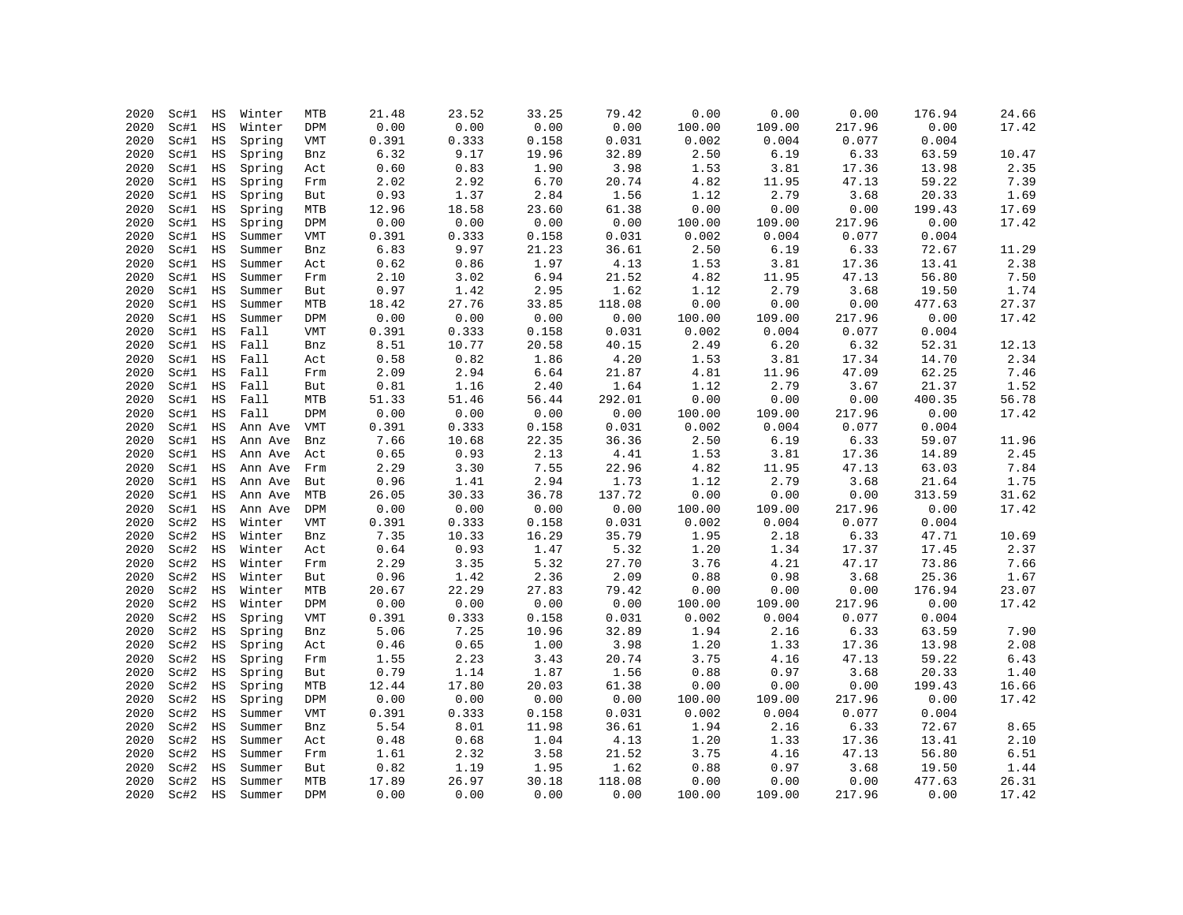| | | | | | | | | | | | | | |
|---|---|---|---|---|---|---|---|---|---|---|---|---|---|
| 2020 | Sc#1 | HS | Winter | MTB | 21.48 | 23.52 | 33.25 | 79.42 | 0.00 | 0.00 | 0.00 | 176.94 | 24.66 |
| 2020 | Sc#1 | HS | Winter | DPM | 0.00 | 0.00 | 0.00 | 0.00 | 100.00 | 109.00 | 217.96 | 0.00 | 17.42 |
| 2020 | Sc#1 | HS | Spring | VMT | 0.391 | 0.333 | 0.158 | 0.031 | 0.002 | 0.004 | 0.077 | 0.004 | |
| 2020 | Sc#1 | HS | Spring | Bnz | 6.32 | 9.17 | 19.96 | 32.89 | 2.50 | 6.19 | 6.33 | 63.59 | 10.47 |
| 2020 | Sc#1 | HS | Spring | Act | 0.60 | 0.83 | 1.90 | 3.98 | 1.53 | 3.81 | 17.36 | 13.98 | 2.35 |
| 2020 | Sc#1 | HS | Spring | Frm | 2.02 | 2.92 | 6.70 | 20.74 | 4.82 | 11.95 | 47.13 | 59.22 | 7.39 |
| 2020 | Sc#1 | HS | Spring | But | 0.93 | 1.37 | 2.84 | 1.56 | 1.12 | 2.79 | 3.68 | 20.33 | 1.69 |
| 2020 | Sc#1 | HS | Spring | MTB | 12.96 | 18.58 | 23.60 | 61.38 | 0.00 | 0.00 | 0.00 | 199.43 | 17.69 |
| 2020 | Sc#1 | HS | Spring | DPM | 0.00 | 0.00 | 0.00 | 0.00 | 100.00 | 109.00 | 217.96 | 0.00 | 17.42 |
| 2020 | Sc#1 | HS | Summer | VMT | 0.391 | 0.333 | 0.158 | 0.031 | 0.002 | 0.004 | 0.077 | 0.004 | |
| 2020 | Sc#1 | HS | Summer | Bnz | 6.83 | 9.97 | 21.23 | 36.61 | 2.50 | 6.19 | 6.33 | 72.67 | 11.29 |
| 2020 | Sc#1 | HS | Summer | Act | 0.62 | 0.86 | 1.97 | 4.13 | 1.53 | 3.81 | 17.36 | 13.41 | 2.38 |
| 2020 | Sc#1 | HS | Summer | Frm | 2.10 | 3.02 | 6.94 | 21.52 | 4.82 | 11.95 | 47.13 | 56.80 | 7.50 |
| 2020 | Sc#1 | HS | Summer | But | 0.97 | 1.42 | 2.95 | 1.62 | 1.12 | 2.79 | 3.68 | 19.50 | 1.74 |
| 2020 | Sc#1 | HS | Summer | MTB | 18.42 | 27.76 | 33.85 | 118.08 | 0.00 | 0.00 | 0.00 | 477.63 | 27.37 |
| 2020 | Sc#1 | HS | Summer | DPM | 0.00 | 0.00 | 0.00 | 0.00 | 100.00 | 109.00 | 217.96 | 0.00 | 17.42 |
| 2020 | Sc#1 | HS | Fall | VMT | 0.391 | 0.333 | 0.158 | 0.031 | 0.002 | 0.004 | 0.077 | 0.004 | |
| 2020 | Sc#1 | HS | Fall | Bnz | 8.51 | 10.77 | 20.58 | 40.15 | 2.49 | 6.20 | 6.32 | 52.31 | 12.13 |
| 2020 | Sc#1 | HS | Fall | Act | 0.58 | 0.82 | 1.86 | 4.20 | 1.53 | 3.81 | 17.34 | 14.70 | 2.34 |
| 2020 | Sc#1 | HS | Fall | Frm | 2.09 | 2.94 | 6.64 | 21.87 | 4.81 | 11.96 | 47.09 | 62.25 | 7.46 |
| 2020 | Sc#1 | HS | Fall | But | 0.81 | 1.16 | 2.40 | 1.64 | 1.12 | 2.79 | 3.67 | 21.37 | 1.52 |
| 2020 | Sc#1 | HS | Fall | MTB | 51.33 | 51.46 | 56.44 | 292.01 | 0.00 | 0.00 | 0.00 | 400.35 | 56.78 |
| 2020 | Sc#1 | HS | Fall | DPM | 0.00 | 0.00 | 0.00 | 0.00 | 100.00 | 109.00 | 217.96 | 0.00 | 17.42 |
| 2020 | Sc#1 | HS | Ann Ave | VMT | 0.391 | 0.333 | 0.158 | 0.031 | 0.002 | 0.004 | 0.077 | 0.004 | |
| 2020 | Sc#1 | HS | Ann Ave | Bnz | 7.66 | 10.68 | 22.35 | 36.36 | 2.50 | 6.19 | 6.33 | 59.07 | 11.96 |
| 2020 | Sc#1 | HS | Ann Ave | Act | 0.65 | 0.93 | 2.13 | 4.41 | 1.53 | 3.81 | 17.36 | 14.89 | 2.45 |
| 2020 | Sc#1 | HS | Ann Ave | Frm | 2.29 | 3.30 | 7.55 | 22.96 | 4.82 | 11.95 | 47.13 | 63.03 | 7.84 |
| 2020 | Sc#1 | HS | Ann Ave | But | 0.96 | 1.41 | 2.94 | 1.73 | 1.12 | 2.79 | 3.68 | 21.64 | 1.75 |
| 2020 | Sc#1 | HS | Ann Ave | MTB | 26.05 | 30.33 | 36.78 | 137.72 | 0.00 | 0.00 | 0.00 | 313.59 | 31.62 |
| 2020 | Sc#1 | HS | Ann Ave | DPM | 0.00 | 0.00 | 0.00 | 0.00 | 100.00 | 109.00 | 217.96 | 0.00 | 17.42 |
| 2020 | Sc#2 | HS | Winter | VMT | 0.391 | 0.333 | 0.158 | 0.031 | 0.002 | 0.004 | 0.077 | 0.004 | |
| 2020 | Sc#2 | HS | Winter | Bnz | 7.35 | 10.33 | 16.29 | 35.79 | 1.95 | 2.18 | 6.33 | 47.71 | 10.69 |
| 2020 | Sc#2 | HS | Winter | Act | 0.64 | 0.93 | 1.47 | 5.32 | 1.20 | 1.34 | 17.37 | 17.45 | 2.37 |
| 2020 | Sc#2 | HS | Winter | Frm | 2.29 | 3.35 | 5.32 | 27.70 | 3.76 | 4.21 | 47.17 | 73.86 | 7.66 |
| 2020 | Sc#2 | HS | Winter | But | 0.96 | 1.42 | 2.36 | 2.09 | 0.88 | 0.98 | 3.68 | 25.36 | 1.67 |
| 2020 | Sc#2 | HS | Winter | MTB | 20.67 | 22.29 | 27.83 | 79.42 | 0.00 | 0.00 | 0.00 | 176.94 | 23.07 |
| 2020 | Sc#2 | HS | Winter | DPM | 0.00 | 0.00 | 0.00 | 0.00 | 100.00 | 109.00 | 217.96 | 0.00 | 17.42 |
| 2020 | Sc#2 | HS | Spring | VMT | 0.391 | 0.333 | 0.158 | 0.031 | 0.002 | 0.004 | 0.077 | 0.004 | |
| 2020 | Sc#2 | HS | Spring | Bnz | 5.06 | 7.25 | 10.96 | 32.89 | 1.94 | 2.16 | 6.33 | 63.59 | 7.90 |
| 2020 | Sc#2 | HS | Spring | Act | 0.46 | 0.65 | 1.00 | 3.98 | 1.20 | 1.33 | 17.36 | 13.98 | 2.08 |
| 2020 | Sc#2 | HS | Spring | Frm | 1.55 | 2.23 | 3.43 | 20.74 | 3.75 | 4.16 | 47.13 | 59.22 | 6.43 |
| 2020 | Sc#2 | HS | Spring | But | 0.79 | 1.14 | 1.87 | 1.56 | 0.88 | 0.97 | 3.68 | 20.33 | 1.40 |
| 2020 | Sc#2 | HS | Spring | MTB | 12.44 | 17.80 | 20.03 | 61.38 | 0.00 | 0.00 | 0.00 | 199.43 | 16.66 |
| 2020 | Sc#2 | HS | Spring | DPM | 0.00 | 0.00 | 0.00 | 0.00 | 100.00 | 109.00 | 217.96 | 0.00 | 17.42 |
| 2020 | Sc#2 | HS | Summer | VMT | 0.391 | 0.333 | 0.158 | 0.031 | 0.002 | 0.004 | 0.077 | 0.004 | |
| 2020 | Sc#2 | HS | Summer | Bnz | 5.54 | 8.01 | 11.98 | 36.61 | 1.94 | 2.16 | 6.33 | 72.67 | 8.65 |
| 2020 | Sc#2 | HS | Summer | Act | 0.48 | 0.68 | 1.04 | 4.13 | 1.20 | 1.33 | 17.36 | 13.41 | 2.10 |
| 2020 | Sc#2 | HS | Summer | Frm | 1.61 | 2.32 | 3.58 | 21.52 | 3.75 | 4.16 | 47.13 | 56.80 | 6.51 |
| 2020 | Sc#2 | HS | Summer | But | 0.82 | 1.19 | 1.95 | 1.62 | 0.88 | 0.97 | 3.68 | 19.50 | 1.44 |
| 2020 | Sc#2 | HS | Summer | MTB | 17.89 | 26.97 | 30.18 | 118.08 | 0.00 | 0.00 | 0.00 | 477.63 | 26.31 |
| 2020 | Sc#2 | HS | Summer | DPM | 0.00 | 0.00 | 0.00 | 0.00 | 100.00 | 109.00 | 217.96 | 0.00 | 17.42 |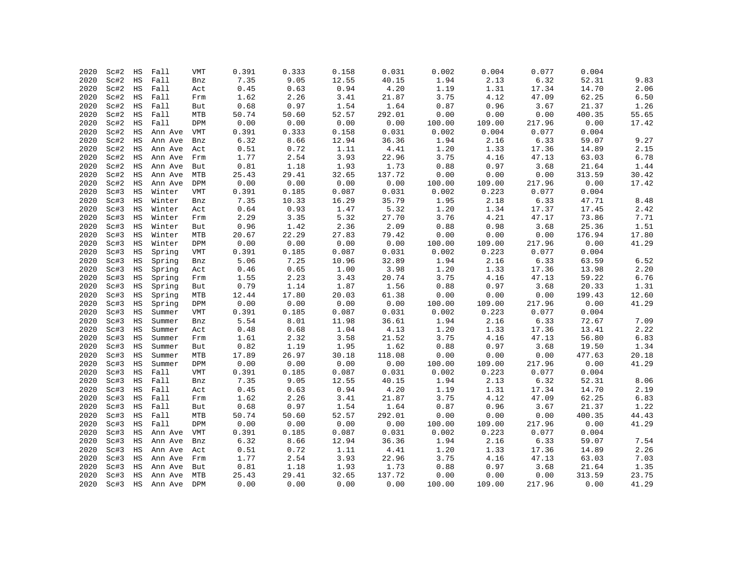| | | | | | | | | | | | | | |
|---|---|---|---|---|---|---|---|---|---|---|---|---|---|
| 2020 | Sc#2 | HS | Fall | VMT | 0.391 | 0.333 | 0.158 | 0.031 | 0.002 | 0.004 | 0.077 | 0.004 | |
| 2020 | Sc#2 | HS | Fall | Bnz | 7.35 | 9.05 | 12.55 | 40.15 | 1.94 | 2.13 | 6.32 | 52.31 | 9.83 |
| 2020 | Sc#2 | HS | Fall | Act | 0.45 | 0.63 | 0.94 | 4.20 | 1.19 | 1.31 | 17.34 | 14.70 | 2.06 |
| 2020 | Sc#2 | HS | Fall | Frm | 1.62 | 2.26 | 3.41 | 21.87 | 3.75 | 4.12 | 47.09 | 62.25 | 6.50 |
| 2020 | Sc#2 | HS | Fall | But | 0.68 | 0.97 | 1.54 | 1.64 | 0.87 | 0.96 | 3.67 | 21.37 | 1.26 |
| 2020 | Sc#2 | HS | Fall | MTB | 50.74 | 50.60 | 52.57 | 292.01 | 0.00 | 0.00 | 0.00 | 400.35 | 55.65 |
| 2020 | Sc#2 | HS | Fall | DPM | 0.00 | 0.00 | 0.00 | 0.00 | 100.00 | 109.00 | 217.96 | 0.00 | 17.42 |
| 2020 | Sc#2 | HS | Ann Ave | VMT | 0.391 | 0.333 | 0.158 | 0.031 | 0.002 | 0.004 | 0.077 | 0.004 | |
| 2020 | Sc#2 | HS | Ann Ave | Bnz | 6.32 | 8.66 | 12.94 | 36.36 | 1.94 | 2.16 | 6.33 | 59.07 | 9.27 |
| 2020 | Sc#2 | HS | Ann Ave | Act | 0.51 | 0.72 | 1.11 | 4.41 | 1.20 | 1.33 | 17.36 | 14.89 | 2.15 |
| 2020 | Sc#2 | HS | Ann Ave | Frm | 1.77 | 2.54 | 3.93 | 22.96 | 3.75 | 4.16 | 47.13 | 63.03 | 6.78 |
| 2020 | Sc#2 | HS | Ann Ave | But | 0.81 | 1.18 | 1.93 | 1.73 | 0.88 | 0.97 | 3.68 | 21.64 | 1.44 |
| 2020 | Sc#2 | HS | Ann Ave | MTB | 25.43 | 29.41 | 32.65 | 137.72 | 0.00 | 0.00 | 0.00 | 313.59 | 30.42 |
| 2020 | Sc#2 | HS | Ann Ave | DPM | 0.00 | 0.00 | 0.00 | 0.00 | 100.00 | 109.00 | 217.96 | 0.00 | 17.42 |
| 2020 | Sc#3 | HS | Winter | VMT | 0.391 | 0.185 | 0.087 | 0.031 | 0.002 | 0.223 | 0.077 | 0.004 | |
| 2020 | Sc#3 | HS | Winter | Bnz | 7.35 | 10.33 | 16.29 | 35.79 | 1.95 | 2.18 | 6.33 | 47.71 | 8.48 |
| 2020 | Sc#3 | HS | Winter | Act | 0.64 | 0.93 | 1.47 | 5.32 | 1.20 | 1.34 | 17.37 | 17.45 | 2.42 |
| 2020 | Sc#3 | HS | Winter | Frm | 2.29 | 3.35 | 5.32 | 27.70 | 3.76 | 4.21 | 47.17 | 73.86 | 7.71 |
| 2020 | Sc#3 | HS | Winter | But | 0.96 | 1.42 | 2.36 | 2.09 | 0.88 | 0.98 | 3.68 | 25.36 | 1.51 |
| 2020 | Sc#3 | HS | Winter | MTB | 20.67 | 22.29 | 27.83 | 79.42 | 0.00 | 0.00 | 0.00 | 176.94 | 17.80 |
| 2020 | Sc#3 | HS | Winter | DPM | 0.00 | 0.00 | 0.00 | 0.00 | 100.00 | 109.00 | 217.96 | 0.00 | 41.29 |
| 2020 | Sc#3 | HS | Spring | VMT | 0.391 | 0.185 | 0.087 | 0.031 | 0.002 | 0.223 | 0.077 | 0.004 | |
| 2020 | Sc#3 | HS | Spring | Bnz | 5.06 | 7.25 | 10.96 | 32.89 | 1.94 | 2.16 | 6.33 | 63.59 | 6.52 |
| 2020 | Sc#3 | HS | Spring | Act | 0.46 | 0.65 | 1.00 | 3.98 | 1.20 | 1.33 | 17.36 | 13.98 | 2.20 |
| 2020 | Sc#3 | HS | Spring | Frm | 1.55 | 2.23 | 3.43 | 20.74 | 3.75 | 4.16 | 47.13 | 59.22 | 6.76 |
| 2020 | Sc#3 | HS | Spring | But | 0.79 | 1.14 | 1.87 | 1.56 | 0.88 | 0.97 | 3.68 | 20.33 | 1.31 |
| 2020 | Sc#3 | HS | Spring | MTB | 12.44 | 17.80 | 20.03 | 61.38 | 0.00 | 0.00 | 0.00 | 199.43 | 12.60 |
| 2020 | Sc#3 | HS | Spring | DPM | 0.00 | 0.00 | 0.00 | 0.00 | 100.00 | 109.00 | 217.96 | 0.00 | 41.29 |
| 2020 | Sc#3 | HS | Summer | VMT | 0.391 | 0.185 | 0.087 | 0.031 | 0.002 | 0.223 | 0.077 | 0.004 | |
| 2020 | Sc#3 | HS | Summer | Bnz | 5.54 | 8.01 | 11.98 | 36.61 | 1.94 | 2.16 | 6.33 | 72.67 | 7.09 |
| 2020 | Sc#3 | HS | Summer | Act | 0.48 | 0.68 | 1.04 | 4.13 | 1.20 | 1.33 | 17.36 | 13.41 | 2.22 |
| 2020 | Sc#3 | HS | Summer | Frm | 1.61 | 2.32 | 3.58 | 21.52 | 3.75 | 4.16 | 47.13 | 56.80 | 6.83 |
| 2020 | Sc#3 | HS | Summer | But | 0.82 | 1.19 | 1.95 | 1.62 | 0.88 | 0.97 | 3.68 | 19.50 | 1.34 |
| 2020 | Sc#3 | HS | Summer | MTB | 17.89 | 26.97 | 30.18 | 118.08 | 0.00 | 0.00 | 0.00 | 477.63 | 20.18 |
| 2020 | Sc#3 | HS | Summer | DPM | 0.00 | 0.00 | 0.00 | 0.00 | 100.00 | 109.00 | 217.96 | 0.00 | 41.29 |
| 2020 | Sc#3 | HS | Fall | VMT | 0.391 | 0.185 | 0.087 | 0.031 | 0.002 | 0.223 | 0.077 | 0.004 | |
| 2020 | Sc#3 | HS | Fall | Bnz | 7.35 | 9.05 | 12.55 | 40.15 | 1.94 | 2.13 | 6.32 | 52.31 | 8.06 |
| 2020 | Sc#3 | HS | Fall | Act | 0.45 | 0.63 | 0.94 | 4.20 | 1.19 | 1.31 | 17.34 | 14.70 | 2.19 |
| 2020 | Sc#3 | HS | Fall | Frm | 1.62 | 2.26 | 3.41 | 21.87 | 3.75 | 4.12 | 47.09 | 62.25 | 6.83 |
| 2020 | Sc#3 | HS | Fall | But | 0.68 | 0.97 | 1.54 | 1.64 | 0.87 | 0.96 | 3.67 | 21.37 | 1.22 |
| 2020 | Sc#3 | HS | Fall | MTB | 50.74 | 50.60 | 52.57 | 292.01 | 0.00 | 0.00 | 0.00 | 400.35 | 44.43 |
| 2020 | Sc#3 | HS | Fall | DPM | 0.00 | 0.00 | 0.00 | 0.00 | 100.00 | 109.00 | 217.96 | 0.00 | 41.29 |
| 2020 | Sc#3 | HS | Ann Ave | VMT | 0.391 | 0.185 | 0.087 | 0.031 | 0.002 | 0.223 | 0.077 | 0.004 | |
| 2020 | Sc#3 | HS | Ann Ave | Bnz | 6.32 | 8.66 | 12.94 | 36.36 | 1.94 | 2.16 | 6.33 | 59.07 | 7.54 |
| 2020 | Sc#3 | HS | Ann Ave | Act | 0.51 | 0.72 | 1.11 | 4.41 | 1.20 | 1.33 | 17.36 | 14.89 | 2.26 |
| 2020 | Sc#3 | HS | Ann Ave | Frm | 1.77 | 2.54 | 3.93 | 22.96 | 3.75 | 4.16 | 47.13 | 63.03 | 7.03 |
| 2020 | Sc#3 | HS | Ann Ave | But | 0.81 | 1.18 | 1.93 | 1.73 | 0.88 | 0.97 | 3.68 | 21.64 | 1.35 |
| 2020 | Sc#3 | HS | Ann Ave | MTB | 25.43 | 29.41 | 32.65 | 137.72 | 0.00 | 0.00 | 0.00 | 313.59 | 23.75 |
| 2020 | Sc#3 | HS | Ann Ave | DPM | 0.00 | 0.00 | 0.00 | 0.00 | 100.00 | 109.00 | 217.96 | 0.00 | 41.29 |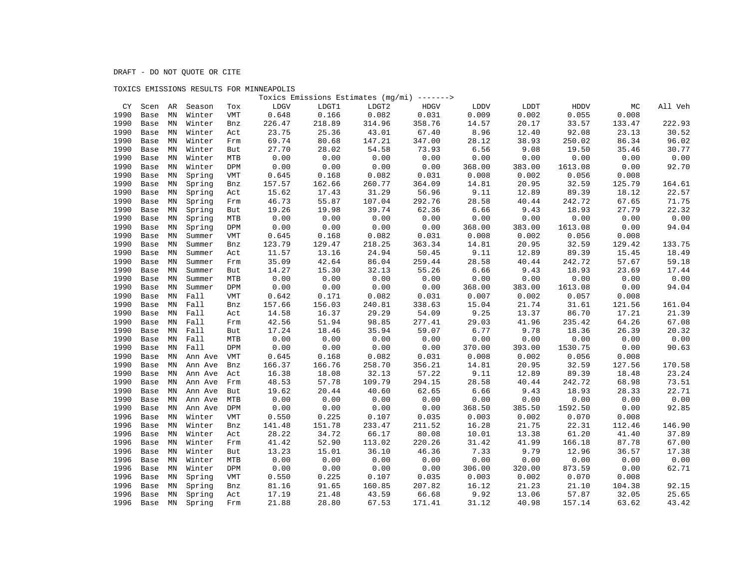DRAFT - DO NOT QUOTE OR CITE

TOXICS EMISSIONS RESULTS FOR MINNEAPOLIS

| | | | | | Toxics Emissions Estimates (mg/mi) -------> | | | | | | | | |
|---|---|---|---|---|---|---|---|---|---|---|---|---|---|
| CY | Scen | AR | Season | Tox | LDGV | LDGT1 | LDGT2 | HDGV | LDDV | LDDT | HDDV | MC | All Veh |
| 1990 | Base | MN | Winter | VMT | 0.648 | 0.166 | 0.082 | 0.031 | 0.009 | 0.002 | 0.055 | 0.008 | |
| 1990 | Base | MN | Winter | Bnz | 226.47 | 218.89 | 314.96 | 358.76 | 14.57 | 20.17 | 33.57 | 133.47 | 222.93 |
| 1990 | Base | MN | Winter | Act | 23.75 | 25.36 | 43.01 | 67.40 | 8.96 | 12.40 | 92.08 | 23.13 | 30.52 |
| 1990 | Base | MN | Winter | Frm | 69.74 | 80.68 | 147.21 | 347.00 | 28.12 | 38.93 | 250.02 | 86.34 | 96.02 |
| 1990 | Base | MN | Winter | But | 27.70 | 28.02 | 54.58 | 73.93 | 6.56 | 9.08 | 19.50 | 35.46 | 30.77 |
| 1990 | Base | MN | Winter | MTB | 0.00 | 0.00 | 0.00 | 0.00 | 0.00 | 0.00 | 0.00 | 0.00 | 0.00 |
| 1990 | Base | MN | Winter | DPM | 0.00 | 0.00 | 0.00 | 0.00 | 368.00 | 383.00 | 1613.08 | 0.00 | 92.70 |
| 1990 | Base | MN | Spring | VMT | 0.645 | 0.168 | 0.082 | 0.031 | 0.008 | 0.002 | 0.056 | 0.008 | |
| 1990 | Base | MN | Spring | Bnz | 157.57 | 162.66 | 260.77 | 364.09 | 14.81 | 20.95 | 32.59 | 125.79 | 164.61 |
| 1990 | Base | MN | Spring | Act | 15.62 | 17.43 | 31.29 | 56.96 | 9.11 | 12.89 | 89.39 | 18.12 | 22.57 |
| 1990 | Base | MN | Spring | Frm | 46.73 | 55.87 | 107.04 | 292.76 | 28.58 | 40.44 | 242.72 | 67.65 | 71.75 |
| 1990 | Base | MN | Spring | But | 19.26 | 19.98 | 39.74 | 62.36 | 6.66 | 9.43 | 18.93 | 27.79 | 22.32 |
| 1990 | Base | MN | Spring | MTB | 0.00 | 0.00 | 0.00 | 0.00 | 0.00 | 0.00 | 0.00 | 0.00 | 0.00 |
| 1990 | Base | MN | Spring | DPM | 0.00 | 0.00 | 0.00 | 0.00 | 368.00 | 383.00 | 1613.08 | 0.00 | 94.04 |
| 1990 | Base | MN | Summer | VMT | 0.645 | 0.168 | 0.082 | 0.031 | 0.008 | 0.002 | 0.056 | 0.008 | |
| 1990 | Base | MN | Summer | Bnz | 123.79 | 129.47 | 218.25 | 363.34 | 14.81 | 20.95 | 32.59 | 129.42 | 133.75 |
| 1990 | Base | MN | Summer | Act | 11.57 | 13.16 | 24.94 | 50.45 | 9.11 | 12.89 | 89.39 | 15.45 | 18.49 |
| 1990 | Base | MN | Summer | Frm | 35.09 | 42.64 | 86.04 | 259.44 | 28.58 | 40.44 | 242.72 | 57.67 | 59.18 |
| 1990 | Base | MN | Summer | But | 14.27 | 15.30 | 32.13 | 55.26 | 6.66 | 9.43 | 18.93 | 23.69 | 17.44 |
| 1990 | Base | MN | Summer | MTB | 0.00 | 0.00 | 0.00 | 0.00 | 0.00 | 0.00 | 0.00 | 0.00 | 0.00 |
| 1990 | Base | MN | Summer | DPM | 0.00 | 0.00 | 0.00 | 0.00 | 368.00 | 383.00 | 1613.08 | 0.00 | 94.04 |
| 1990 | Base | MN | Fall | VMT | 0.642 | 0.171 | 0.082 | 0.031 | 0.007 | 0.002 | 0.057 | 0.008 | |
| 1990 | Base | MN | Fall | Bnz | 157.66 | 156.03 | 240.81 | 338.63 | 15.04 | 21.74 | 31.61 | 121.56 | 161.04 |
| 1990 | Base | MN | Fall | Act | 14.58 | 16.37 | 29.29 | 54.09 | 9.25 | 13.37 | 86.70 | 17.21 | 21.39 |
| 1990 | Base | MN | Fall | Frm | 42.56 | 51.94 | 98.85 | 277.41 | 29.03 | 41.96 | 235.42 | 64.26 | 67.08 |
| 1990 | Base | MN | Fall | But | 17.24 | 18.46 | 35.94 | 59.07 | 6.77 | 9.78 | 18.36 | 26.39 | 20.32 |
| 1990 | Base | MN | Fall | MTB | 0.00 | 0.00 | 0.00 | 0.00 | 0.00 | 0.00 | 0.00 | 0.00 | 0.00 |
| 1990 | Base | MN | Fall | DPM | 0.00 | 0.00 | 0.00 | 0.00 | 370.00 | 393.00 | 1530.75 | 0.00 | 90.63 |
| 1990 | Base | MN | Ann Ave | VMT | 0.645 | 0.168 | 0.082 | 0.031 | 0.008 | 0.002 | 0.056 | 0.008 | |
| 1990 | Base | MN | Ann Ave | Bnz | 166.37 | 166.76 | 258.70 | 356.21 | 14.81 | 20.95 | 32.59 | 127.56 | 170.58 |
| 1990 | Base | MN | Ann Ave | Act | 16.38 | 18.08 | 32.13 | 57.22 | 9.11 | 12.89 | 89.39 | 18.48 | 23.24 |
| 1990 | Base | MN | Ann Ave | Frm | 48.53 | 57.78 | 109.79 | 294.15 | 28.58 | 40.44 | 242.72 | 68.98 | 73.51 |
| 1990 | Base | MN | Ann Ave | But | 19.62 | 20.44 | 40.60 | 62.65 | 6.66 | 9.43 | 18.93 | 28.33 | 22.71 |
| 1990 | Base | MN | Ann Ave | MTB | 0.00 | 0.00 | 0.00 | 0.00 | 0.00 | 0.00 | 0.00 | 0.00 | 0.00 |
| 1990 | Base | MN | Ann Ave | DPM | 0.00 | 0.00 | 0.00 | 0.00 | 368.50 | 385.50 | 1592.50 | 0.00 | 92.85 |
| 1996 | Base | MN | Winter | VMT | 0.550 | 0.225 | 0.107 | 0.035 | 0.003 | 0.002 | 0.070 | 0.008 | |
| 1996 | Base | MN | Winter | Bnz | 141.48 | 151.78 | 233.47 | 211.52 | 16.28 | 21.75 | 22.31 | 112.46 | 146.90 |
| 1996 | Base | MN | Winter | Act | 28.22 | 34.72 | 66.17 | 80.08 | 10.01 | 13.38 | 61.20 | 41.40 | 37.89 |
| 1996 | Base | MN | Winter | Frm | 41.42 | 52.90 | 113.02 | 220.26 | 31.42 | 41.99 | 166.18 | 87.78 | 67.00 |
| 1996 | Base | MN | Winter | But | 13.23 | 15.01 | 36.10 | 46.36 | 7.33 | 9.79 | 12.96 | 36.57 | 17.38 |
| 1996 | Base | MN | Winter | MTB | 0.00 | 0.00 | 0.00 | 0.00 | 0.00 | 0.00 | 0.00 | 0.00 | 0.00 |
| 1996 | Base | MN | Winter | DPM | 0.00 | 0.00 | 0.00 | 0.00 | 306.00 | 320.00 | 873.59 | 0.00 | 62.71 |
| 1996 | Base | MN | Spring | VMT | 0.550 | 0.225 | 0.107 | 0.035 | 0.003 | 0.002 | 0.070 | 0.008 | |
| 1996 | Base | MN | Spring | Bnz | 81.16 | 91.65 | 160.85 | 207.82 | 16.12 | 21.23 | 21.10 | 104.38 | 92.15 |
| 1996 | Base | MN | Spring | Act | 17.19 | 21.48 | 43.59 | 66.68 | 9.92 | 13.06 | 57.87 | 32.05 | 25.65 |
| 1996 | Base | MN | Spring | Frm | 21.88 | 28.80 | 67.53 | 171.41 | 31.12 | 40.98 | 157.14 | 63.62 | 43.42 |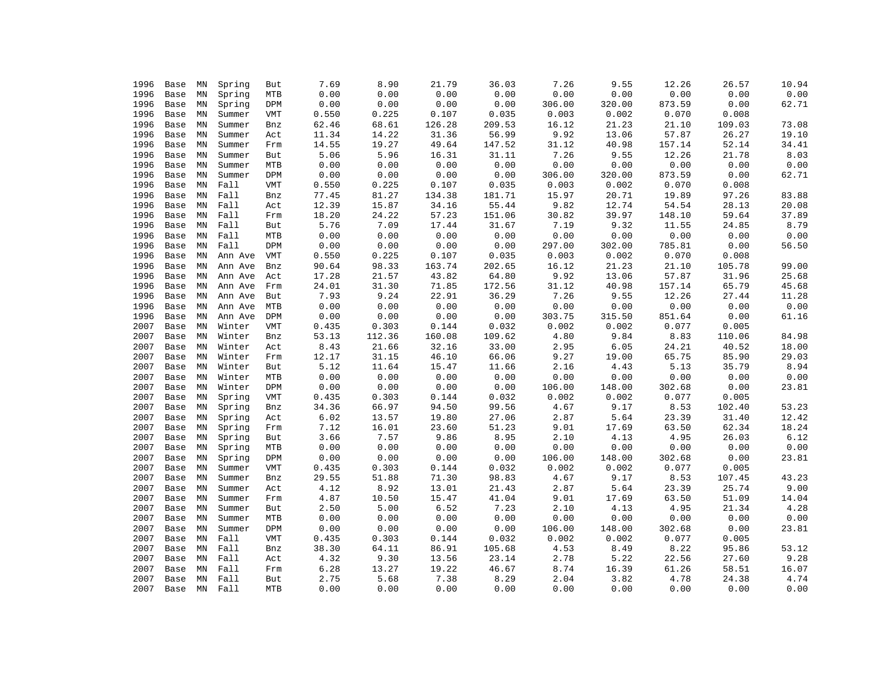| | | | | | | | | | | | | | |
|---|---|---|---|---|---|---|---|---|---|---|---|---|---|
| 1996 | Base | MN | Spring | But | 7.69 | 8.90 | 21.79 | 36.03 | 7.26 | 9.55 | 12.26 | 26.57 | 10.94 |
| 1996 | Base | MN | Spring | MTB | 0.00 | 0.00 | 0.00 | 0.00 | 0.00 | 0.00 | 0.00 | 0.00 | 0.00 |
| 1996 | Base | MN | Spring | DPM | 0.00 | 0.00 | 0.00 | 0.00 | 306.00 | 320.00 | 873.59 | 0.00 | 62.71 |
| 1996 | Base | MN | Summer | VMT | 0.550 | 0.225 | 0.107 | 0.035 | 0.003 | 0.002 | 0.070 | 0.008 | |
| 1996 | Base | MN | Summer | Bnz | 62.46 | 68.61 | 126.28 | 209.53 | 16.12 | 21.23 | 21.10 | 109.03 | 73.08 |
| 1996 | Base | MN | Summer | Act | 11.34 | 14.22 | 31.36 | 56.99 | 9.92 | 13.06 | 57.87 | 26.27 | 19.10 |
| 1996 | Base | MN | Summer | Frm | 14.55 | 19.27 | 49.64 | 147.52 | 31.12 | 40.98 | 157.14 | 52.14 | 34.41 |
| 1996 | Base | MN | Summer | But | 5.06 | 5.96 | 16.31 | 31.11 | 7.26 | 9.55 | 12.26 | 21.78 | 8.03 |
| 1996 | Base | MN | Summer | MTB | 0.00 | 0.00 | 0.00 | 0.00 | 0.00 | 0.00 | 0.00 | 0.00 | 0.00 |
| 1996 | Base | MN | Summer | DPM | 0.00 | 0.00 | 0.00 | 0.00 | 306.00 | 320.00 | 873.59 | 0.00 | 62.71 |
| 1996 | Base | MN | Fall | VMT | 0.550 | 0.225 | 0.107 | 0.035 | 0.003 | 0.002 | 0.070 | 0.008 | |
| 1996 | Base | MN | Fall | Bnz | 77.45 | 81.27 | 134.38 | 181.71 | 15.97 | 20.71 | 19.89 | 97.26 | 83.88 |
| 1996 | Base | MN | Fall | Act | 12.39 | 15.87 | 34.16 | 55.44 | 9.82 | 12.74 | 54.54 | 28.13 | 20.08 |
| 1996 | Base | MN | Fall | Frm | 18.20 | 24.22 | 57.23 | 151.06 | 30.82 | 39.97 | 148.10 | 59.64 | 37.89 |
| 1996 | Base | MN | Fall | But | 5.76 | 7.09 | 17.44 | 31.67 | 7.19 | 9.32 | 11.55 | 24.85 | 8.79 |
| 1996 | Base | MN | Fall | MTB | 0.00 | 0.00 | 0.00 | 0.00 | 0.00 | 0.00 | 0.00 | 0.00 | 0.00 |
| 1996 | Base | MN | Fall | DPM | 0.00 | 0.00 | 0.00 | 0.00 | 297.00 | 302.00 | 785.81 | 0.00 | 56.50 |
| 1996 | Base | MN | Ann Ave | VMT | 0.550 | 0.225 | 0.107 | 0.035 | 0.003 | 0.002 | 0.070 | 0.008 | |
| 1996 | Base | MN | Ann Ave | Bnz | 90.64 | 98.33 | 163.74 | 202.65 | 16.12 | 21.23 | 21.10 | 105.78 | 99.00 |
| 1996 | Base | MN | Ann Ave | Act | 17.28 | 21.57 | 43.82 | 64.80 | 9.92 | 13.06 | 57.87 | 31.96 | 25.68 |
| 1996 | Base | MN | Ann Ave | Frm | 24.01 | 31.30 | 71.85 | 172.56 | 31.12 | 40.98 | 157.14 | 65.79 | 45.68 |
| 1996 | Base | MN | Ann Ave | But | 7.93 | 9.24 | 22.91 | 36.29 | 7.26 | 9.55 | 12.26 | 27.44 | 11.28 |
| 1996 | Base | MN | Ann Ave | MTB | 0.00 | 0.00 | 0.00 | 0.00 | 0.00 | 0.00 | 0.00 | 0.00 | 0.00 |
| 1996 | Base | MN | Ann Ave | DPM | 0.00 | 0.00 | 0.00 | 0.00 | 303.75 | 315.50 | 851.64 | 0.00 | 61.16 |
| 2007 | Base | MN | Winter | VMT | 0.435 | 0.303 | 0.144 | 0.032 | 0.002 | 0.002 | 0.077 | 0.005 | |
| 2007 | Base | MN | Winter | Bnz | 53.13 | 112.36 | 160.08 | 109.62 | 4.80 | 9.84 | 8.83 | 110.06 | 84.98 |
| 2007 | Base | MN | Winter | Act | 8.43 | 21.66 | 32.16 | 33.00 | 2.95 | 6.05 | 24.21 | 40.52 | 18.00 |
| 2007 | Base | MN | Winter | Frm | 12.17 | 31.15 | 46.10 | 66.06 | 9.27 | 19.00 | 65.75 | 85.90 | 29.03 |
| 2007 | Base | MN | Winter | But | 5.12 | 11.64 | 15.47 | 11.66 | 2.16 | 4.43 | 5.13 | 35.79 | 8.94 |
| 2007 | Base | MN | Winter | MTB | 0.00 | 0.00 | 0.00 | 0.00 | 0.00 | 0.00 | 0.00 | 0.00 | 0.00 |
| 2007 | Base | MN | Winter | DPM | 0.00 | 0.00 | 0.00 | 0.00 | 106.00 | 148.00 | 302.68 | 0.00 | 23.81 |
| 2007 | Base | MN | Spring | VMT | 0.435 | 0.303 | 0.144 | 0.032 | 0.002 | 0.002 | 0.077 | 0.005 | |
| 2007 | Base | MN | Spring | Bnz | 34.36 | 66.97 | 94.50 | 99.56 | 4.67 | 9.17 | 8.53 | 102.40 | 53.23 |
| 2007 | Base | MN | Spring | Act | 6.02 | 13.57 | 19.80 | 27.06 | 2.87 | 5.64 | 23.39 | 31.40 | 12.42 |
| 2007 | Base | MN | Spring | Frm | 7.12 | 16.01 | 23.60 | 51.23 | 9.01 | 17.69 | 63.50 | 62.34 | 18.24 |
| 2007 | Base | MN | Spring | But | 3.66 | 7.57 | 9.86 | 8.95 | 2.10 | 4.13 | 4.95 | 26.03 | 6.12 |
| 2007 | Base | MN | Spring | MTB | 0.00 | 0.00 | 0.00 | 0.00 | 0.00 | 0.00 | 0.00 | 0.00 | 0.00 |
| 2007 | Base | MN | Spring | DPM | 0.00 | 0.00 | 0.00 | 0.00 | 106.00 | 148.00 | 302.68 | 0.00 | 23.81 |
| 2007 | Base | MN | Summer | VMT | 0.435 | 0.303 | 0.144 | 0.032 | 0.002 | 0.002 | 0.077 | 0.005 | |
| 2007 | Base | MN | Summer | Bnz | 29.55 | 51.88 | 71.30 | 98.83 | 4.67 | 9.17 | 8.53 | 107.45 | 43.23 |
| 2007 | Base | MN | Summer | Act | 4.12 | 8.92 | 13.01 | 21.43 | 2.87 | 5.64 | 23.39 | 25.74 | 9.00 |
| 2007 | Base | MN | Summer | Frm | 4.87 | 10.50 | 15.47 | 41.04 | 9.01 | 17.69 | 63.50 | 51.09 | 14.04 |
| 2007 | Base | MN | Summer | But | 2.50 | 5.00 | 6.52 | 7.23 | 2.10 | 4.13 | 4.95 | 21.34 | 4.28 |
| 2007 | Base | MN | Summer | MTB | 0.00 | 0.00 | 0.00 | 0.00 | 0.00 | 0.00 | 0.00 | 0.00 | 0.00 |
| 2007 | Base | MN | Summer | DPM | 0.00 | 0.00 | 0.00 | 0.00 | 106.00 | 148.00 | 302.68 | 0.00 | 23.81 |
| 2007 | Base | MN | Fall | VMT | 0.435 | 0.303 | 0.144 | 0.032 | 0.002 | 0.002 | 0.077 | 0.005 | |
| 2007 | Base | MN | Fall | Bnz | 38.30 | 64.11 | 86.91 | 105.68 | 4.53 | 8.49 | 8.22 | 95.86 | 53.12 |
| 2007 | Base | MN | Fall | Act | 4.32 | 9.30 | 13.56 | 23.14 | 2.78 | 5.22 | 22.56 | 27.60 | 9.28 |
| 2007 | Base | MN | Fall | Frm | 6.28 | 13.27 | 19.22 | 46.67 | 8.74 | 16.39 | 61.26 | 58.51 | 16.07 |
| 2007 | Base | MN | Fall | But | 2.75 | 5.68 | 7.38 | 8.29 | 2.04 | 3.82 | 4.78 | 24.38 | 4.74 |
| 2007 | Base | MN | Fall | MTB | 0.00 | 0.00 | 0.00 | 0.00 | 0.00 | 0.00 | 0.00 | 0.00 | 0.00 |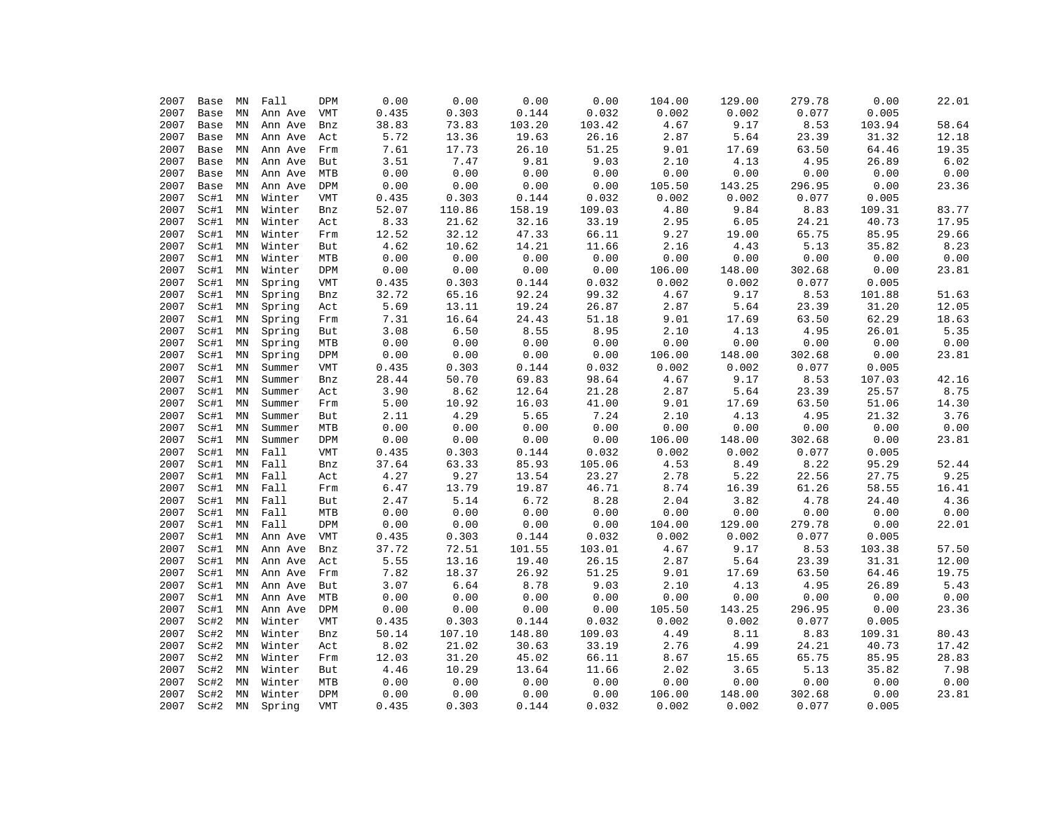| | | | | | | | | | | | | | |
|---|---|---|---|---|---|---|---|---|---|---|---|---|---|
| 2007 | Base | MN | Fall | DPM | 0.00 | 0.00 | 0.00 | 0.00 | 104.00 | 129.00 | 279.78 | 0.00 | 22.01 |
| 2007 | Base | MN | Ann Ave | VMT | 0.435 | 0.303 | 0.144 | 0.032 | 0.002 | 0.002 | 0.077 | 0.005 | |
| 2007 | Base | MN | Ann Ave | Bnz | 38.83 | 73.83 | 103.20 | 103.42 | 4.67 | 9.17 | 8.53 | 103.94 | 58.64 |
| 2007 | Base | MN | Ann Ave | Act | 5.72 | 13.36 | 19.63 | 26.16 | 2.87 | 5.64 | 23.39 | 31.32 | 12.18 |
| 2007 | Base | MN | Ann Ave | Frm | 7.61 | 17.73 | 26.10 | 51.25 | 9.01 | 17.69 | 63.50 | 64.46 | 19.35 |
| 2007 | Base | MN | Ann Ave | But | 3.51 | 7.47 | 9.81 | 9.03 | 2.10 | 4.13 | 4.95 | 26.89 | 6.02 |
| 2007 | Base | MN | Ann Ave | MTB | 0.00 | 0.00 | 0.00 | 0.00 | 0.00 | 0.00 | 0.00 | 0.00 | 0.00 |
| 2007 | Base | MN | Ann Ave | DPM | 0.00 | 0.00 | 0.00 | 0.00 | 105.50 | 143.25 | 296.95 | 0.00 | 23.36 |
| 2007 | Sc#1 | MN | Winter | VMT | 0.435 | 0.303 | 0.144 | 0.032 | 0.002 | 0.002 | 0.077 | 0.005 | |
| 2007 | Sc#1 | MN | Winter | Bnz | 52.07 | 110.86 | 158.19 | 109.03 | 4.80 | 9.84 | 8.83 | 109.31 | 83.77 |
| 2007 | Sc#1 | MN | Winter | Act | 8.33 | 21.62 | 32.16 | 33.19 | 2.95 | 6.05 | 24.21 | 40.73 | 17.95 |
| 2007 | Sc#1 | MN | Winter | Frm | 12.52 | 32.12 | 47.33 | 66.11 | 9.27 | 19.00 | 65.75 | 85.95 | 29.66 |
| 2007 | Sc#1 | MN | Winter | But | 4.62 | 10.62 | 14.21 | 11.66 | 2.16 | 4.43 | 5.13 | 35.82 | 8.23 |
| 2007 | Sc#1 | MN | Winter | MTB | 0.00 | 0.00 | 0.00 | 0.00 | 0.00 | 0.00 | 0.00 | 0.00 | 0.00 |
| 2007 | Sc#1 | MN | Winter | DPM | 0.00 | 0.00 | 0.00 | 0.00 | 106.00 | 148.00 | 302.68 | 0.00 | 23.81 |
| 2007 | Sc#1 | MN | Spring | VMT | 0.435 | 0.303 | 0.144 | 0.032 | 0.002 | 0.002 | 0.077 | 0.005 | |
| 2007 | Sc#1 | MN | Spring | Bnz | 32.72 | 65.16 | 92.24 | 99.32 | 4.67 | 9.17 | 8.53 | 101.88 | 51.63 |
| 2007 | Sc#1 | MN | Spring | Act | 5.69 | 13.11 | 19.24 | 26.87 | 2.87 | 5.64 | 23.39 | 31.20 | 12.05 |
| 2007 | Sc#1 | MN | Spring | Frm | 7.31 | 16.64 | 24.43 | 51.18 | 9.01 | 17.69 | 63.50 | 62.29 | 18.63 |
| 2007 | Sc#1 | MN | Spring | But | 3.08 | 6.50 | 8.55 | 8.95 | 2.10 | 4.13 | 4.95 | 26.01 | 5.35 |
| 2007 | Sc#1 | MN | Spring | MTB | 0.00 | 0.00 | 0.00 | 0.00 | 0.00 | 0.00 | 0.00 | 0.00 | 0.00 |
| 2007 | Sc#1 | MN | Spring | DPM | 0.00 | 0.00 | 0.00 | 0.00 | 106.00 | 148.00 | 302.68 | 0.00 | 23.81 |
| 2007 | Sc#1 | MN | Summer | VMT | 0.435 | 0.303 | 0.144 | 0.032 | 0.002 | 0.002 | 0.077 | 0.005 | |
| 2007 | Sc#1 | MN | Summer | Bnz | 28.44 | 50.70 | 69.83 | 98.64 | 4.67 | 9.17 | 8.53 | 107.03 | 42.16 |
| 2007 | Sc#1 | MN | Summer | Act | 3.90 | 8.62 | 12.64 | 21.28 | 2.87 | 5.64 | 23.39 | 25.57 | 8.75 |
| 2007 | Sc#1 | MN | Summer | Frm | 5.00 | 10.92 | 16.03 | 41.00 | 9.01 | 17.69 | 63.50 | 51.06 | 14.30 |
| 2007 | Sc#1 | MN | Summer | But | 2.11 | 4.29 | 5.65 | 7.24 | 2.10 | 4.13 | 4.95 | 21.32 | 3.76 |
| 2007 | Sc#1 | MN | Summer | MTB | 0.00 | 0.00 | 0.00 | 0.00 | 0.00 | 0.00 | 0.00 | 0.00 | 0.00 |
| 2007 | Sc#1 | MN | Summer | DPM | 0.00 | 0.00 | 0.00 | 0.00 | 106.00 | 148.00 | 302.68 | 0.00 | 23.81 |
| 2007 | Sc#1 | MN | Fall | VMT | 0.435 | 0.303 | 0.144 | 0.032 | 0.002 | 0.002 | 0.077 | 0.005 | |
| 2007 | Sc#1 | MN | Fall | Bnz | 37.64 | 63.33 | 85.93 | 105.06 | 4.53 | 8.49 | 8.22 | 95.29 | 52.44 |
| 2007 | Sc#1 | MN | Fall | Act | 4.27 | 9.27 | 13.54 | 23.27 | 2.78 | 5.22 | 22.56 | 27.75 | 9.25 |
| 2007 | Sc#1 | MN | Fall | Frm | 6.47 | 13.79 | 19.87 | 46.71 | 8.74 | 16.39 | 61.26 | 58.55 | 16.41 |
| 2007 | Sc#1 | MN | Fall | But | 2.47 | 5.14 | 6.72 | 8.28 | 2.04 | 3.82 | 4.78 | 24.40 | 4.36 |
| 2007 | Sc#1 | MN | Fall | MTB | 0.00 | 0.00 | 0.00 | 0.00 | 0.00 | 0.00 | 0.00 | 0.00 | 0.00 |
| 2007 | Sc#1 | MN | Fall | DPM | 0.00 | 0.00 | 0.00 | 0.00 | 104.00 | 129.00 | 279.78 | 0.00 | 22.01 |
| 2007 | Sc#1 | MN | Ann Ave | VMT | 0.435 | 0.303 | 0.144 | 0.032 | 0.002 | 0.002 | 0.077 | 0.005 | |
| 2007 | Sc#1 | MN | Ann Ave | Bnz | 37.72 | 72.51 | 101.55 | 103.01 | 4.67 | 9.17 | 8.53 | 103.38 | 57.50 |
| 2007 | Sc#1 | MN | Ann Ave | Act | 5.55 | 13.16 | 19.40 | 26.15 | 2.87 | 5.64 | 23.39 | 31.31 | 12.00 |
| 2007 | Sc#1 | MN | Ann Ave | Frm | 7.82 | 18.37 | 26.92 | 51.25 | 9.01 | 17.69 | 63.50 | 64.46 | 19.75 |
| 2007 | Sc#1 | MN | Ann Ave | But | 3.07 | 6.64 | 8.78 | 9.03 | 2.10 | 4.13 | 4.95 | 26.89 | 5.43 |
| 2007 | Sc#1 | MN | Ann Ave | MTB | 0.00 | 0.00 | 0.00 | 0.00 | 0.00 | 0.00 | 0.00 | 0.00 | 0.00 |
| 2007 | Sc#1 | MN | Ann Ave | DPM | 0.00 | 0.00 | 0.00 | 0.00 | 105.50 | 143.25 | 296.95 | 0.00 | 23.36 |
| 2007 | Sc#2 | MN | Winter | VMT | 0.435 | 0.303 | 0.144 | 0.032 | 0.002 | 0.002 | 0.077 | 0.005 | |
| 2007 | Sc#2 | MN | Winter | Bnz | 50.14 | 107.10 | 148.80 | 109.03 | 4.49 | 8.11 | 8.83 | 109.31 | 80.43 |
| 2007 | Sc#2 | MN | Winter | Act | 8.02 | 21.02 | 30.63 | 33.19 | 2.76 | 4.99 | 24.21 | 40.73 | 17.42 |
| 2007 | Sc#2 | MN | Winter | Frm | 12.03 | 31.20 | 45.02 | 66.11 | 8.67 | 15.65 | 65.75 | 85.95 | 28.83 |
| 2007 | Sc#2 | MN | Winter | But | 4.46 | 10.29 | 13.64 | 11.66 | 2.02 | 3.65 | 5.13 | 35.82 | 7.98 |
| 2007 | Sc#2 | MN | Winter | MTB | 0.00 | 0.00 | 0.00 | 0.00 | 0.00 | 0.00 | 0.00 | 0.00 | 0.00 |
| 2007 | Sc#2 | MN | Winter | DPM | 0.00 | 0.00 | 0.00 | 0.00 | 106.00 | 148.00 | 302.68 | 0.00 | 23.81 |
| 2007 | Sc#2 | MN | Spring | VMT | 0.435 | 0.303 | 0.144 | 0.032 | 0.002 | 0.002 | 0.077 | 0.005 | |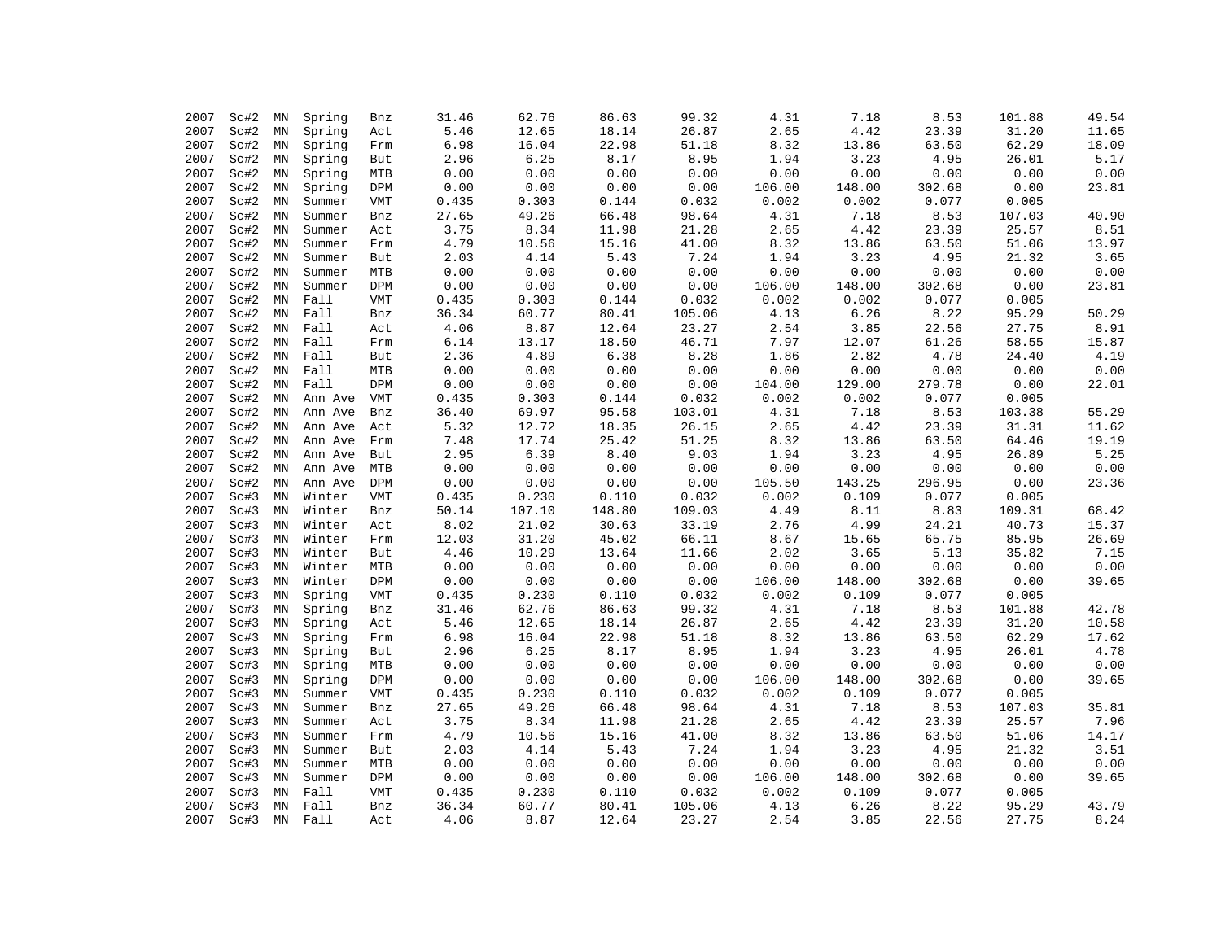| | | | | | | | | | | | | | |
|---|---|---|---|---|---|---|---|---|---|---|---|---|---|
| 2007 | Sc#2 | MN | Spring | Bnz | 31.46 | 62.76 | 86.63 | 99.32 | 4.31 | 7.18 | 8.53 | 101.88 | 49.54 |
| 2007 | Sc#2 | MN | Spring | Act | 5.46 | 12.65 | 18.14 | 26.87 | 2.65 | 4.42 | 23.39 | 31.20 | 11.65 |
| 2007 | Sc#2 | MN | Spring | Frm | 6.98 | 16.04 | 22.98 | 51.18 | 8.32 | 13.86 | 63.50 | 62.29 | 18.09 |
| 2007 | Sc#2 | MN | Spring | But | 2.96 | 6.25 | 8.17 | 8.95 | 1.94 | 3.23 | 4.95 | 26.01 | 5.17 |
| 2007 | Sc#2 | MN | Spring | MTB | 0.00 | 0.00 | 0.00 | 0.00 | 0.00 | 0.00 | 0.00 | 0.00 | 0.00 |
| 2007 | Sc#2 | MN | Spring | DPM | 0.00 | 0.00 | 0.00 | 0.00 | 106.00 | 148.00 | 302.68 | 0.00 | 23.81 |
| 2007 | Sc#2 | MN | Summer | VMT | 0.435 | 0.303 | 0.144 | 0.032 | 0.002 | 0.002 | 0.077 | 0.005 | |
| 2007 | Sc#2 | MN | Summer | Bnz | 27.65 | 49.26 | 66.48 | 98.64 | 4.31 | 7.18 | 8.53 | 107.03 | 40.90 |
| 2007 | Sc#2 | MN | Summer | Act | 3.75 | 8.34 | 11.98 | 21.28 | 2.65 | 4.42 | 23.39 | 25.57 | 8.51 |
| 2007 | Sc#2 | MN | Summer | Frm | 4.79 | 10.56 | 15.16 | 41.00 | 8.32 | 13.86 | 63.50 | 51.06 | 13.97 |
| 2007 | Sc#2 | MN | Summer | But | 2.03 | 4.14 | 5.43 | 7.24 | 1.94 | 3.23 | 4.95 | 21.32 | 3.65 |
| 2007 | Sc#2 | MN | Summer | MTB | 0.00 | 0.00 | 0.00 | 0.00 | 0.00 | 0.00 | 0.00 | 0.00 | 0.00 |
| 2007 | Sc#2 | MN | Summer | DPM | 0.00 | 0.00 | 0.00 | 0.00 | 106.00 | 148.00 | 302.68 | 0.00 | 23.81 |
| 2007 | Sc#2 | MN | Fall | VMT | 0.435 | 0.303 | 0.144 | 0.032 | 0.002 | 0.002 | 0.077 | 0.005 | |
| 2007 | Sc#2 | MN | Fall | Bnz | 36.34 | 60.77 | 80.41 | 105.06 | 4.13 | 6.26 | 8.22 | 95.29 | 50.29 |
| 2007 | Sc#2 | MN | Fall | Act | 4.06 | 8.87 | 12.64 | 23.27 | 2.54 | 3.85 | 22.56 | 27.75 | 8.91 |
| 2007 | Sc#2 | MN | Fall | Frm | 6.14 | 13.17 | 18.50 | 46.71 | 7.97 | 12.07 | 61.26 | 58.55 | 15.87 |
| 2007 | Sc#2 | MN | Fall | But | 2.36 | 4.89 | 6.38 | 8.28 | 1.86 | 2.82 | 4.78 | 24.40 | 4.19 |
| 2007 | Sc#2 | MN | Fall | MTB | 0.00 | 0.00 | 0.00 | 0.00 | 0.00 | 0.00 | 0.00 | 0.00 | 0.00 |
| 2007 | Sc#2 | MN | Fall | DPM | 0.00 | 0.00 | 0.00 | 0.00 | 104.00 | 129.00 | 279.78 | 0.00 | 22.01 |
| 2007 | Sc#2 | MN | Ann Ave | VMT | 0.435 | 0.303 | 0.144 | 0.032 | 0.002 | 0.002 | 0.077 | 0.005 | |
| 2007 | Sc#2 | MN | Ann Ave | Bnz | 36.40 | 69.97 | 95.58 | 103.01 | 4.31 | 7.18 | 8.53 | 103.38 | 55.29 |
| 2007 | Sc#2 | MN | Ann Ave | Act | 5.32 | 12.72 | 18.35 | 26.15 | 2.65 | 4.42 | 23.39 | 31.31 | 11.62 |
| 2007 | Sc#2 | MN | Ann Ave | Frm | 7.48 | 17.74 | 25.42 | 51.25 | 8.32 | 13.86 | 63.50 | 64.46 | 19.19 |
| 2007 | Sc#2 | MN | Ann Ave | But | 2.95 | 6.39 | 8.40 | 9.03 | 1.94 | 3.23 | 4.95 | 26.89 | 5.25 |
| 2007 | Sc#2 | MN | Ann Ave | MTB | 0.00 | 0.00 | 0.00 | 0.00 | 0.00 | 0.00 | 0.00 | 0.00 | 0.00 |
| 2007 | Sc#2 | MN | Ann Ave | DPM | 0.00 | 0.00 | 0.00 | 0.00 | 105.50 | 143.25 | 296.95 | 0.00 | 23.36 |
| 2007 | Sc#3 | MN | Winter | VMT | 0.435 | 0.230 | 0.110 | 0.032 | 0.002 | 0.109 | 0.077 | 0.005 | |
| 2007 | Sc#3 | MN | Winter | Bnz | 50.14 | 107.10 | 148.80 | 109.03 | 4.49 | 8.11 | 8.83 | 109.31 | 68.42 |
| 2007 | Sc#3 | MN | Winter | Act | 8.02 | 21.02 | 30.63 | 33.19 | 2.76 | 4.99 | 24.21 | 40.73 | 15.37 |
| 2007 | Sc#3 | MN | Winter | Frm | 12.03 | 31.20 | 45.02 | 66.11 | 8.67 | 15.65 | 65.75 | 85.95 | 26.69 |
| 2007 | Sc#3 | MN | Winter | But | 4.46 | 10.29 | 13.64 | 11.66 | 2.02 | 3.65 | 5.13 | 35.82 | 7.15 |
| 2007 | Sc#3 | MN | Winter | MTB | 0.00 | 0.00 | 0.00 | 0.00 | 0.00 | 0.00 | 0.00 | 0.00 | 0.00 |
| 2007 | Sc#3 | MN | Winter | DPM | 0.00 | 0.00 | 0.00 | 0.00 | 106.00 | 148.00 | 302.68 | 0.00 | 39.65 |
| 2007 | Sc#3 | MN | Spring | VMT | 0.435 | 0.230 | 0.110 | 0.032 | 0.002 | 0.109 | 0.077 | 0.005 | |
| 2007 | Sc#3 | MN | Spring | Bnz | 31.46 | 62.76 | 86.63 | 99.32 | 4.31 | 7.18 | 8.53 | 101.88 | 42.78 |
| 2007 | Sc#3 | MN | Spring | Act | 5.46 | 12.65 | 18.14 | 26.87 | 2.65 | 4.42 | 23.39 | 31.20 | 10.58 |
| 2007 | Sc#3 | MN | Spring | Frm | 6.98 | 16.04 | 22.98 | 51.18 | 8.32 | 13.86 | 63.50 | 62.29 | 17.62 |
| 2007 | Sc#3 | MN | Spring | But | 2.96 | 6.25 | 8.17 | 8.95 | 1.94 | 3.23 | 4.95 | 26.01 | 4.78 |
| 2007 | Sc#3 | MN | Spring | MTB | 0.00 | 0.00 | 0.00 | 0.00 | 0.00 | 0.00 | 0.00 | 0.00 | 0.00 |
| 2007 | Sc#3 | MN | Spring | DPM | 0.00 | 0.00 | 0.00 | 0.00 | 106.00 | 148.00 | 302.68 | 0.00 | 39.65 |
| 2007 | Sc#3 | MN | Summer | VMT | 0.435 | 0.230 | 0.110 | 0.032 | 0.002 | 0.109 | 0.077 | 0.005 | |
| 2007 | Sc#3 | MN | Summer | Bnz | 27.65 | 49.26 | 66.48 | 98.64 | 4.31 | 7.18 | 8.53 | 107.03 | 35.81 |
| 2007 | Sc#3 | MN | Summer | Act | 3.75 | 8.34 | 11.98 | 21.28 | 2.65 | 4.42 | 23.39 | 25.57 | 7.96 |
| 2007 | Sc#3 | MN | Summer | Frm | 4.79 | 10.56 | 15.16 | 41.00 | 8.32 | 13.86 | 63.50 | 51.06 | 14.17 |
| 2007 | Sc#3 | MN | Summer | But | 2.03 | 4.14 | 5.43 | 7.24 | 1.94 | 3.23 | 4.95 | 21.32 | 3.51 |
| 2007 | Sc#3 | MN | Summer | MTB | 0.00 | 0.00 | 0.00 | 0.00 | 0.00 | 0.00 | 0.00 | 0.00 | 0.00 |
| 2007 | Sc#3 | MN | Summer | DPM | 0.00 | 0.00 | 0.00 | 0.00 | 106.00 | 148.00 | 302.68 | 0.00 | 39.65 |
| 2007 | Sc#3 | MN | Fall | VMT | 0.435 | 0.230 | 0.110 | 0.032 | 0.002 | 0.109 | 0.077 | 0.005 | |
| 2007 | Sc#3 | MN | Fall | Bnz | 36.34 | 60.77 | 80.41 | 105.06 | 4.13 | 6.26 | 8.22 | 95.29 | 43.79 |
| 2007 | Sc#3 | MN | Fall | Act | 4.06 | 8.87 | 12.64 | 23.27 | 2.54 | 3.85 | 22.56 | 27.75 | 8.24 |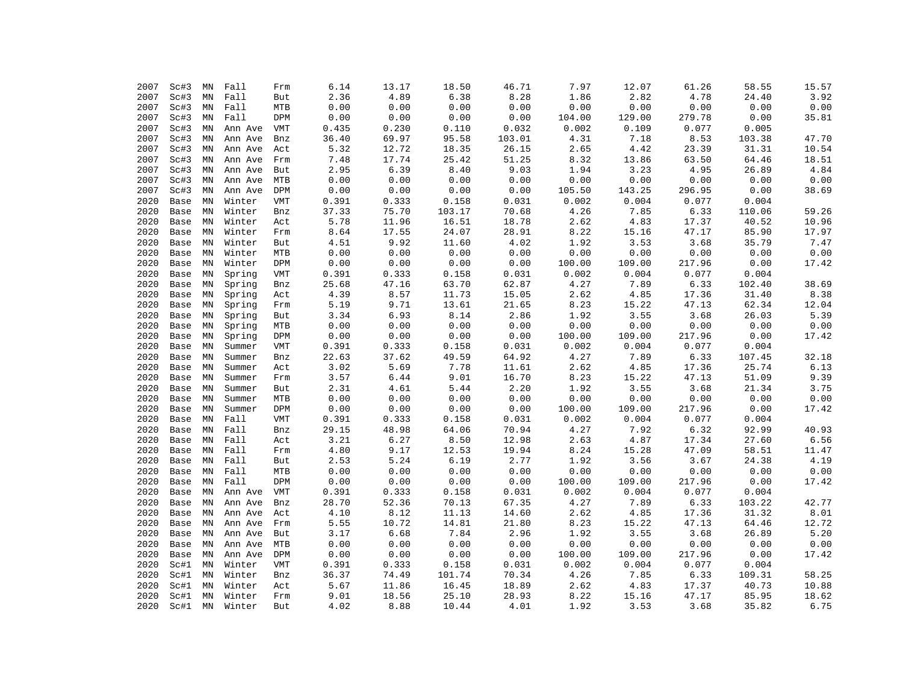| | | | | | | | | | | | | | |
|---|---|---|---|---|---|---|---|---|---|---|---|---|---|
| 2007 | Sc#3 | MN | Fall | Frm | 6.14 | 13.17 | 18.50 | 46.71 | 7.97 | 12.07 | 61.26 | 58.55 | 15.57 |
| 2007 | Sc#3 | MN | Fall | But | 2.36 | 4.89 | 6.38 | 8.28 | 1.86 | 2.82 | 4.78 | 24.40 | 3.92 |
| 2007 | Sc#3 | MN | Fall | MTB | 0.00 | 0.00 | 0.00 | 0.00 | 0.00 | 0.00 | 0.00 | 0.00 | 0.00 |
| 2007 | Sc#3 | MN | Fall | DPM | 0.00 | 0.00 | 0.00 | 0.00 | 104.00 | 129.00 | 279.78 | 0.00 | 35.81 |
| 2007 | Sc#3 | MN | Ann Ave | VMT | 0.435 | 0.230 | 0.110 | 0.032 | 0.002 | 0.109 | 0.077 | 0.005 | |
| 2007 | Sc#3 | MN | Ann Ave | Bnz | 36.40 | 69.97 | 95.58 | 103.01 | 4.31 | 7.18 | 8.53 | 103.38 | 47.70 |
| 2007 | Sc#3 | MN | Ann Ave | Act | 5.32 | 12.72 | 18.35 | 26.15 | 2.65 | 4.42 | 23.39 | 31.31 | 10.54 |
| 2007 | Sc#3 | MN | Ann Ave | Frm | 7.48 | 17.74 | 25.42 | 51.25 | 8.32 | 13.86 | 63.50 | 64.46 | 18.51 |
| 2007 | Sc#3 | MN | Ann Ave | But | 2.95 | 6.39 | 8.40 | 9.03 | 1.94 | 3.23 | 4.95 | 26.89 | 4.84 |
| 2007 | Sc#3 | MN | Ann Ave | MTB | 0.00 | 0.00 | 0.00 | 0.00 | 0.00 | 0.00 | 0.00 | 0.00 | 0.00 |
| 2007 | Sc#3 | MN | Ann Ave | DPM | 0.00 | 0.00 | 0.00 | 0.00 | 105.50 | 143.25 | 296.95 | 0.00 | 38.69 |
| 2020 | Base | MN | Winter | VMT | 0.391 | 0.333 | 0.158 | 0.031 | 0.002 | 0.004 | 0.077 | 0.004 | |
| 2020 | Base | MN | Winter | Bnz | 37.33 | 75.70 | 103.17 | 70.68 | 4.26 | 7.85 | 6.33 | 110.06 | 59.26 |
| 2020 | Base | MN | Winter | Act | 5.78 | 11.96 | 16.51 | 18.78 | 2.62 | 4.83 | 17.37 | 40.52 | 10.96 |
| 2020 | Base | MN | Winter | Frm | 8.64 | 17.55 | 24.07 | 28.91 | 8.22 | 15.16 | 47.17 | 85.90 | 17.97 |
| 2020 | Base | MN | Winter | But | 4.51 | 9.92 | 11.60 | 4.02 | 1.92 | 3.53 | 3.68 | 35.79 | 7.47 |
| 2020 | Base | MN | Winter | MTB | 0.00 | 0.00 | 0.00 | 0.00 | 0.00 | 0.00 | 0.00 | 0.00 | 0.00 |
| 2020 | Base | MN | Winter | DPM | 0.00 | 0.00 | 0.00 | 0.00 | 100.00 | 109.00 | 217.96 | 0.00 | 17.42 |
| 2020 | Base | MN | Spring | VMT | 0.391 | 0.333 | 0.158 | 0.031 | 0.002 | 0.004 | 0.077 | 0.004 | |
| 2020 | Base | MN | Spring | Bnz | 25.68 | 47.16 | 63.70 | 62.87 | 4.27 | 7.89 | 6.33 | 102.40 | 38.69 |
| 2020 | Base | MN | Spring | Act | 4.39 | 8.57 | 11.73 | 15.05 | 2.62 | 4.85 | 17.36 | 31.40 | 8.38 |
| 2020 | Base | MN | Spring | Frm | 5.19 | 9.71 | 13.61 | 21.65 | 8.23 | 15.22 | 47.13 | 62.34 | 12.04 |
| 2020 | Base | MN | Spring | But | 3.34 | 6.93 | 8.14 | 2.86 | 1.92 | 3.55 | 3.68 | 26.03 | 5.39 |
| 2020 | Base | MN | Spring | MTB | 0.00 | 0.00 | 0.00 | 0.00 | 0.00 | 0.00 | 0.00 | 0.00 | 0.00 |
| 2020 | Base | MN | Spring | DPM | 0.00 | 0.00 | 0.00 | 0.00 | 100.00 | 109.00 | 217.96 | 0.00 | 17.42 |
| 2020 | Base | MN | Summer | VMT | 0.391 | 0.333 | 0.158 | 0.031 | 0.002 | 0.004 | 0.077 | 0.004 | |
| 2020 | Base | MN | Summer | Bnz | 22.63 | 37.62 | 49.59 | 64.92 | 4.27 | 7.89 | 6.33 | 107.45 | 32.18 |
| 2020 | Base | MN | Summer | Act | 3.02 | 5.69 | 7.78 | 11.61 | 2.62 | 4.85 | 17.36 | 25.74 | 6.13 |
| 2020 | Base | MN | Summer | Frm | 3.57 | 6.44 | 9.01 | 16.70 | 8.23 | 15.22 | 47.13 | 51.09 | 9.39 |
| 2020 | Base | MN | Summer | But | 2.31 | 4.61 | 5.44 | 2.20 | 1.92 | 3.55 | 3.68 | 21.34 | 3.75 |
| 2020 | Base | MN | Summer | MTB | 0.00 | 0.00 | 0.00 | 0.00 | 0.00 | 0.00 | 0.00 | 0.00 | 0.00 |
| 2020 | Base | MN | Summer | DPM | 0.00 | 0.00 | 0.00 | 0.00 | 100.00 | 109.00 | 217.96 | 0.00 | 17.42 |
| 2020 | Base | MN | Fall | VMT | 0.391 | 0.333 | 0.158 | 0.031 | 0.002 | 0.004 | 0.077 | 0.004 | |
| 2020 | Base | MN | Fall | Bnz | 29.15 | 48.98 | 64.06 | 70.94 | 4.27 | 7.92 | 6.32 | 92.99 | 40.93 |
| 2020 | Base | MN | Fall | Act | 3.21 | 6.27 | 8.50 | 12.98 | 2.63 | 4.87 | 17.34 | 27.60 | 6.56 |
| 2020 | Base | MN | Fall | Frm | 4.80 | 9.17 | 12.53 | 19.94 | 8.24 | 15.28 | 47.09 | 58.51 | 11.47 |
| 2020 | Base | MN | Fall | But | 2.53 | 5.24 | 6.19 | 2.77 | 1.92 | 3.56 | 3.67 | 24.38 | 4.19 |
| 2020 | Base | MN | Fall | MTB | 0.00 | 0.00 | 0.00 | 0.00 | 0.00 | 0.00 | 0.00 | 0.00 | 0.00 |
| 2020 | Base | MN | Fall | DPM | 0.00 | 0.00 | 0.00 | 0.00 | 100.00 | 109.00 | 217.96 | 0.00 | 17.42 |
| 2020 | Base | MN | Ann Ave | VMT | 0.391 | 0.333 | 0.158 | 0.031 | 0.002 | 0.004 | 0.077 | 0.004 | |
| 2020 | Base | MN | Ann Ave | Bnz | 28.70 | 52.36 | 70.13 | 67.35 | 4.27 | 7.89 | 6.33 | 103.22 | 42.77 |
| 2020 | Base | MN | Ann Ave | Act | 4.10 | 8.12 | 11.13 | 14.60 | 2.62 | 4.85 | 17.36 | 31.32 | 8.01 |
| 2020 | Base | MN | Ann Ave | Frm | 5.55 | 10.72 | 14.81 | 21.80 | 8.23 | 15.22 | 47.13 | 64.46 | 12.72 |
| 2020 | Base | MN | Ann Ave | But | 3.17 | 6.68 | 7.84 | 2.96 | 1.92 | 3.55 | 3.68 | 26.89 | 5.20 |
| 2020 | Base | MN | Ann Ave | MTB | 0.00 | 0.00 | 0.00 | 0.00 | 0.00 | 0.00 | 0.00 | 0.00 | 0.00 |
| 2020 | Base | MN | Ann Ave | DPM | 0.00 | 0.00 | 0.00 | 0.00 | 100.00 | 109.00 | 217.96 | 0.00 | 17.42 |
| 2020 | Sc#1 | MN | Winter | VMT | 0.391 | 0.333 | 0.158 | 0.031 | 0.002 | 0.004 | 0.077 | 0.004 | |
| 2020 | Sc#1 | MN | Winter | Bnz | 36.37 | 74.49 | 101.74 | 70.34 | 4.26 | 7.85 | 6.33 | 109.31 | 58.25 |
| 2020 | Sc#1 | MN | Winter | Act | 5.67 | 11.86 | 16.45 | 18.89 | 2.62 | 4.83 | 17.37 | 40.73 | 10.88 |
| 2020 | Sc#1 | MN | Winter | Frm | 9.01 | 18.56 | 25.10 | 28.93 | 8.22 | 15.16 | 47.17 | 85.95 | 18.62 |
| 2020 | Sc#1 | MN | Winter | But | 4.02 | 8.88 | 10.44 | 4.01 | 1.92 | 3.53 | 3.68 | 35.82 | 6.75 |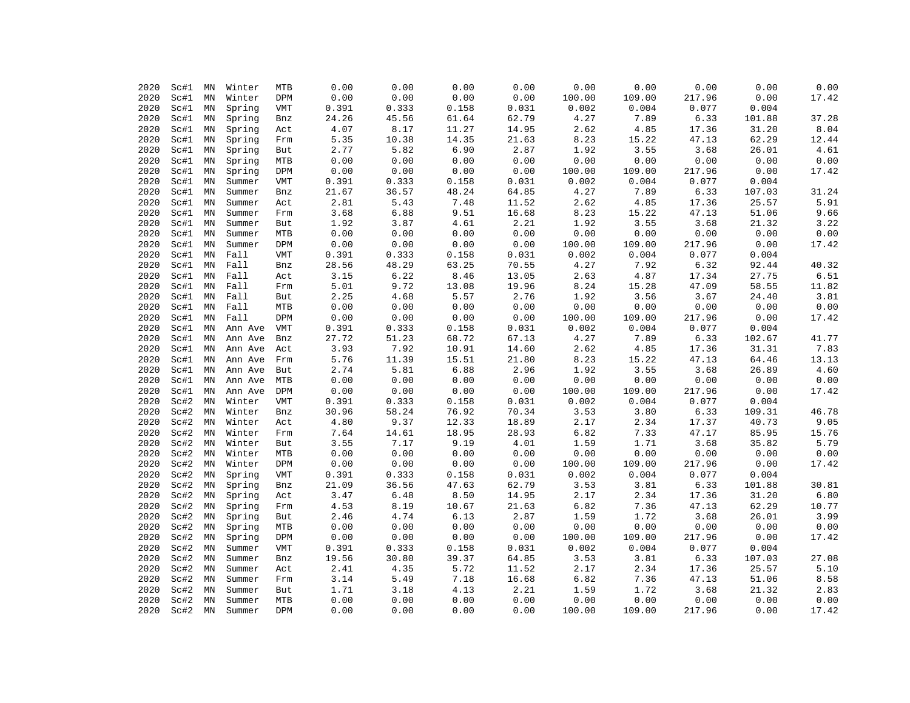| | | | | | | | | | | | | | |
|---|---|---|---|---|---|---|---|---|---|---|---|---|---|
| 2020 | Sc#1 | MN | Winter | MTB | 0.00 | 0.00 | 0.00 | 0.00 | 0.00 | 0.00 | 0.00 | 0.00 | 0.00 |
| 2020 | Sc#1 | MN | Winter | DPM | 0.00 | 0.00 | 0.00 | 0.00 | 100.00 | 109.00 | 217.96 | 0.00 | 17.42 |
| 2020 | Sc#1 | MN | Spring | VMT | 0.391 | 0.333 | 0.158 | 0.031 | 0.002 | 0.004 | 0.077 | 0.004 | |
| 2020 | Sc#1 | MN | Spring | Bnz | 24.26 | 45.56 | 61.64 | 62.79 | 4.27 | 7.89 | 6.33 | 101.88 | 37.28 |
| 2020 | Sc#1 | MN | Spring | Act | 4.07 | 8.17 | 11.27 | 14.95 | 2.62 | 4.85 | 17.36 | 31.20 | 8.04 |
| 2020 | Sc#1 | MN | Spring | Frm | 5.35 | 10.38 | 14.35 | 21.63 | 8.23 | 15.22 | 47.13 | 62.29 | 12.44 |
| 2020 | Sc#1 | MN | Spring | But | 2.77 | 5.82 | 6.90 | 2.87 | 1.92 | 3.55 | 3.68 | 26.01 | 4.61 |
| 2020 | Sc#1 | MN | Spring | MTB | 0.00 | 0.00 | 0.00 | 0.00 | 0.00 | 0.00 | 0.00 | 0.00 | 0.00 |
| 2020 | Sc#1 | MN | Spring | DPM | 0.00 | 0.00 | 0.00 | 0.00 | 100.00 | 109.00 | 217.96 | 0.00 | 17.42 |
| 2020 | Sc#1 | MN | Summer | VMT | 0.391 | 0.333 | 0.158 | 0.031 | 0.002 | 0.004 | 0.077 | 0.004 | |
| 2020 | Sc#1 | MN | Summer | Bnz | 21.67 | 36.57 | 48.24 | 64.85 | 4.27 | 7.89 | 6.33 | 107.03 | 31.24 |
| 2020 | Sc#1 | MN | Summer | Act | 2.81 | 5.43 | 7.48 | 11.52 | 2.62 | 4.85 | 17.36 | 25.57 | 5.91 |
| 2020 | Sc#1 | MN | Summer | Frm | 3.68 | 6.88 | 9.51 | 16.68 | 8.23 | 15.22 | 47.13 | 51.06 | 9.66 |
| 2020 | Sc#1 | MN | Summer | But | 1.92 | 3.87 | 4.61 | 2.21 | 1.92 | 3.55 | 3.68 | 21.32 | 3.22 |
| 2020 | Sc#1 | MN | Summer | MTB | 0.00 | 0.00 | 0.00 | 0.00 | 0.00 | 0.00 | 0.00 | 0.00 | 0.00 |
| 2020 | Sc#1 | MN | Summer | DPM | 0.00 | 0.00 | 0.00 | 0.00 | 100.00 | 109.00 | 217.96 | 0.00 | 17.42 |
| 2020 | Sc#1 | MN | Fall | VMT | 0.391 | 0.333 | 0.158 | 0.031 | 0.002 | 0.004 | 0.077 | 0.004 | |
| 2020 | Sc#1 | MN | Fall | Bnz | 28.56 | 48.29 | 63.25 | 70.55 | 4.27 | 7.92 | 6.32 | 92.44 | 40.32 |
| 2020 | Sc#1 | MN | Fall | Act | 3.15 | 6.22 | 8.46 | 13.05 | 2.63 | 4.87 | 17.34 | 27.75 | 6.51 |
| 2020 | Sc#1 | MN | Fall | Frm | 5.01 | 9.72 | 13.08 | 19.96 | 8.24 | 15.28 | 47.09 | 58.55 | 11.82 |
| 2020 | Sc#1 | MN | Fall | But | 2.25 | 4.68 | 5.57 | 2.76 | 1.92 | 3.56 | 3.67 | 24.40 | 3.81 |
| 2020 | Sc#1 | MN | Fall | MTB | 0.00 | 0.00 | 0.00 | 0.00 | 0.00 | 0.00 | 0.00 | 0.00 | 0.00 |
| 2020 | Sc#1 | MN | Fall | DPM | 0.00 | 0.00 | 0.00 | 0.00 | 100.00 | 109.00 | 217.96 | 0.00 | 17.42 |
| 2020 | Sc#1 | MN | Ann Ave | VMT | 0.391 | 0.333 | 0.158 | 0.031 | 0.002 | 0.004 | 0.077 | 0.004 | |
| 2020 | Sc#1 | MN | Ann Ave | Bnz | 27.72 | 51.23 | 68.72 | 67.13 | 4.27 | 7.89 | 6.33 | 102.67 | 41.77 |
| 2020 | Sc#1 | MN | Ann Ave | Act | 3.93 | 7.92 | 10.91 | 14.60 | 2.62 | 4.85 | 17.36 | 31.31 | 7.83 |
| 2020 | Sc#1 | MN | Ann Ave | Frm | 5.76 | 11.39 | 15.51 | 21.80 | 8.23 | 15.22 | 47.13 | 64.46 | 13.13 |
| 2020 | Sc#1 | MN | Ann Ave | But | 2.74 | 5.81 | 6.88 | 2.96 | 1.92 | 3.55 | 3.68 | 26.89 | 4.60 |
| 2020 | Sc#1 | MN | Ann Ave | MTB | 0.00 | 0.00 | 0.00 | 0.00 | 0.00 | 0.00 | 0.00 | 0.00 | 0.00 |
| 2020 | Sc#1 | MN | Ann Ave | DPM | 0.00 | 0.00 | 0.00 | 0.00 | 100.00 | 109.00 | 217.96 | 0.00 | 17.42 |
| 2020 | Sc#2 | MN | Winter | VMT | 0.391 | 0.333 | 0.158 | 0.031 | 0.002 | 0.004 | 0.077 | 0.004 | |
| 2020 | Sc#2 | MN | Winter | Bnz | 30.96 | 58.24 | 76.92 | 70.34 | 3.53 | 3.80 | 6.33 | 109.31 | 46.78 |
| 2020 | Sc#2 | MN | Winter | Act | 4.80 | 9.37 | 12.33 | 18.89 | 2.17 | 2.34 | 17.37 | 40.73 | 9.05 |
| 2020 | Sc#2 | MN | Winter | Frm | 7.64 | 14.61 | 18.95 | 28.93 | 6.82 | 7.33 | 47.17 | 85.95 | 15.76 |
| 2020 | Sc#2 | MN | Winter | But | 3.55 | 7.17 | 9.19 | 4.01 | 1.59 | 1.71 | 3.68 | 35.82 | 5.79 |
| 2020 | Sc#2 | MN | Winter | MTB | 0.00 | 0.00 | 0.00 | 0.00 | 0.00 | 0.00 | 0.00 | 0.00 | 0.00 |
| 2020 | Sc#2 | MN | Winter | DPM | 0.00 | 0.00 | 0.00 | 0.00 | 100.00 | 109.00 | 217.96 | 0.00 | 17.42 |
| 2020 | Sc#2 | MN | Spring | VMT | 0.391 | 0.333 | 0.158 | 0.031 | 0.002 | 0.004 | 0.077 | 0.004 | |
| 2020 | Sc#2 | MN | Spring | Bnz | 21.09 | 36.56 | 47.63 | 62.79 | 3.53 | 3.81 | 6.33 | 101.88 | 30.81 |
| 2020 | Sc#2 | MN | Spring | Act | 3.47 | 6.48 | 8.50 | 14.95 | 2.17 | 2.34 | 17.36 | 31.20 | 6.80 |
| 2020 | Sc#2 | MN | Spring | Frm | 4.53 | 8.19 | 10.67 | 21.63 | 6.82 | 7.36 | 47.13 | 62.29 | 10.77 |
| 2020 | Sc#2 | MN | Spring | But | 2.46 | 4.74 | 6.13 | 2.87 | 1.59 | 1.72 | 3.68 | 26.01 | 3.99 |
| 2020 | Sc#2 | MN | Spring | MTB | 0.00 | 0.00 | 0.00 | 0.00 | 0.00 | 0.00 | 0.00 | 0.00 | 0.00 |
| 2020 | Sc#2 | MN | Spring | DPM | 0.00 | 0.00 | 0.00 | 0.00 | 100.00 | 109.00 | 217.96 | 0.00 | 17.42 |
| 2020 | Sc#2 | MN | Summer | VMT | 0.391 | 0.333 | 0.158 | 0.031 | 0.002 | 0.004 | 0.077 | 0.004 | |
| 2020 | Sc#2 | MN | Summer | Bnz | 19.56 | 30.80 | 39.37 | 64.85 | 3.53 | 3.81 | 6.33 | 107.03 | 27.08 |
| 2020 | Sc#2 | MN | Summer | Act | 2.41 | 4.35 | 5.72 | 11.52 | 2.17 | 2.34 | 17.36 | 25.57 | 5.10 |
| 2020 | Sc#2 | MN | Summer | Frm | 3.14 | 5.49 | 7.18 | 16.68 | 6.82 | 7.36 | 47.13 | 51.06 | 8.58 |
| 2020 | Sc#2 | MN | Summer | But | 1.71 | 3.18 | 4.13 | 2.21 | 1.59 | 1.72 | 3.68 | 21.32 | 2.83 |
| 2020 | Sc#2 | MN | Summer | MTB | 0.00 | 0.00 | 0.00 | 0.00 | 0.00 | 0.00 | 0.00 | 0.00 | 0.00 |
| 2020 | Sc#2 | MN | Summer | DPM | 0.00 | 0.00 | 0.00 | 0.00 | 100.00 | 109.00 | 217.96 | 0.00 | 17.42 |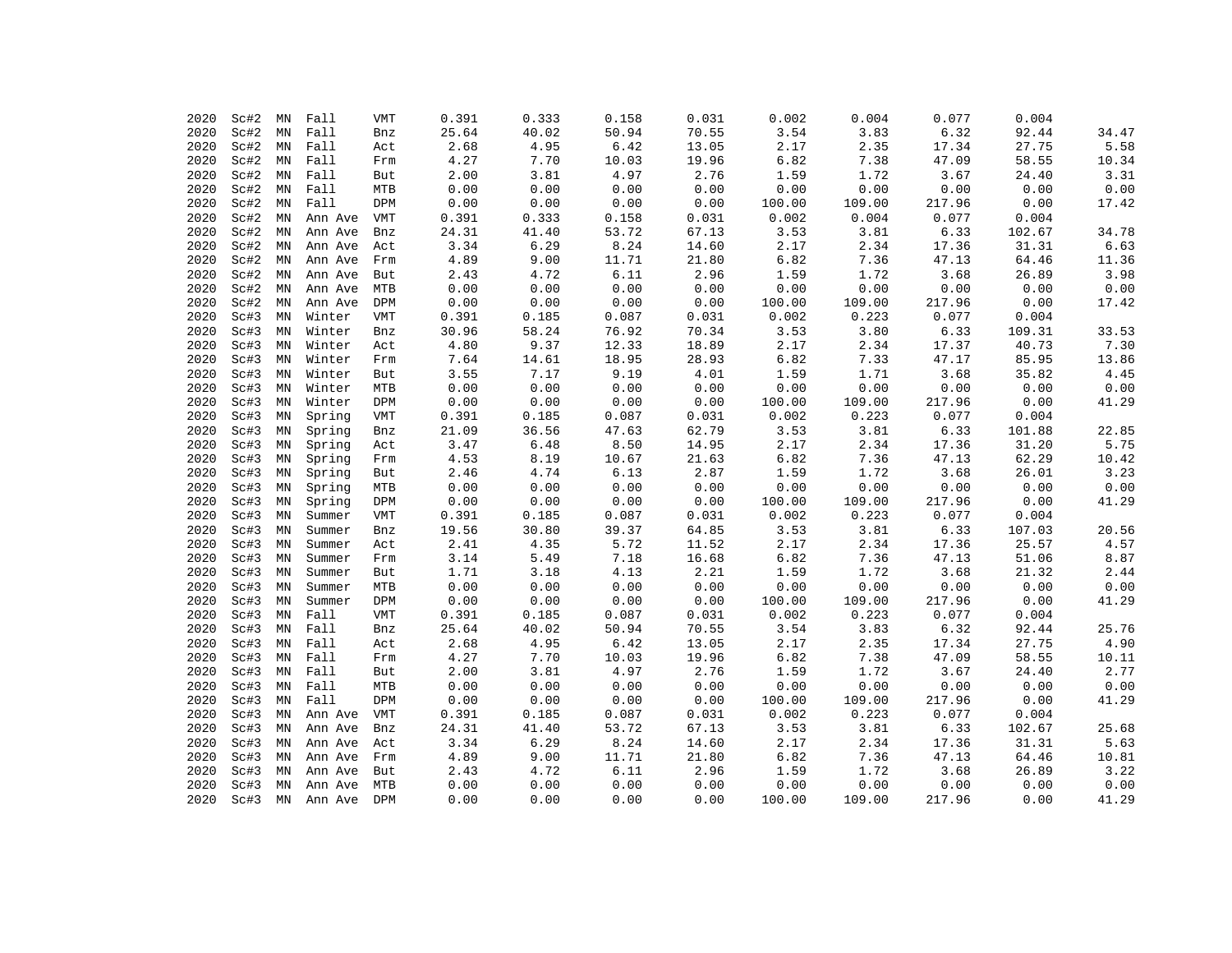| | | | | | | | | | | | | | |
|---|---|---|---|---|---|---|---|---|---|---|---|---|---|
| 2020 | Sc#2 | MN | Fall | VMT | 0.391 | 0.333 | 0.158 | 0.031 | 0.002 | 0.004 | 0.077 | 0.004 | |
| 2020 | Sc#2 | MN | Fall | Bnz | 25.64 | 40.02 | 50.94 | 70.55 | 3.54 | 3.83 | 6.32 | 92.44 | 34.47 |
| 2020 | Sc#2 | MN | Fall | Act | 2.68 | 4.95 | 6.42 | 13.05 | 2.17 | 2.35 | 17.34 | 27.75 | 5.58 |
| 2020 | Sc#2 | MN | Fall | Frm | 4.27 | 7.70 | 10.03 | 19.96 | 6.82 | 7.38 | 47.09 | 58.55 | 10.34 |
| 2020 | Sc#2 | MN | Fall | But | 2.00 | 3.81 | 4.97 | 2.76 | 1.59 | 1.72 | 3.67 | 24.40 | 3.31 |
| 2020 | Sc#2 | MN | Fall | MTB | 0.00 | 0.00 | 0.00 | 0.00 | 0.00 | 0.00 | 0.00 | 0.00 | 0.00 |
| 2020 | Sc#2 | MN | Fall | DPM | 0.00 | 0.00 | 0.00 | 0.00 | 100.00 | 109.00 | 217.96 | 0.00 | 17.42 |
| 2020 | Sc#2 | MN | Ann Ave | VMT | 0.391 | 0.333 | 0.158 | 0.031 | 0.002 | 0.004 | 0.077 | 0.004 | |
| 2020 | Sc#2 | MN | Ann Ave | Bnz | 24.31 | 41.40 | 53.72 | 67.13 | 3.53 | 3.81 | 6.33 | 102.67 | 34.78 |
| 2020 | Sc#2 | MN | Ann Ave | Act | 3.34 | 6.29 | 8.24 | 14.60 | 2.17 | 2.34 | 17.36 | 31.31 | 6.63 |
| 2020 | Sc#2 | MN | Ann Ave | Frm | 4.89 | 9.00 | 11.71 | 21.80 | 6.82 | 7.36 | 47.13 | 64.46 | 11.36 |
| 2020 | Sc#2 | MN | Ann Ave | But | 2.43 | 4.72 | 6.11 | 2.96 | 1.59 | 1.72 | 3.68 | 26.89 | 3.98 |
| 2020 | Sc#2 | MN | Ann Ave | MTB | 0.00 | 0.00 | 0.00 | 0.00 | 0.00 | 0.00 | 0.00 | 0.00 | 0.00 |
| 2020 | Sc#2 | MN | Ann Ave | DPM | 0.00 | 0.00 | 0.00 | 0.00 | 100.00 | 109.00 | 217.96 | 0.00 | 17.42 |
| 2020 | Sc#3 | MN | Winter | VMT | 0.391 | 0.185 | 0.087 | 0.031 | 0.002 | 0.223 | 0.077 | 0.004 | |
| 2020 | Sc#3 | MN | Winter | Bnz | 30.96 | 58.24 | 76.92 | 70.34 | 3.53 | 3.80 | 6.33 | 109.31 | 33.53 |
| 2020 | Sc#3 | MN | Winter | Act | 4.80 | 9.37 | 12.33 | 18.89 | 2.17 | 2.34 | 17.37 | 40.73 | 7.30 |
| 2020 | Sc#3 | MN | Winter | Frm | 7.64 | 14.61 | 18.95 | 28.93 | 6.82 | 7.33 | 47.17 | 85.95 | 13.86 |
| 2020 | Sc#3 | MN | Winter | But | 3.55 | 7.17 | 9.19 | 4.01 | 1.59 | 1.71 | 3.68 | 35.82 | 4.45 |
| 2020 | Sc#3 | MN | Winter | MTB | 0.00 | 0.00 | 0.00 | 0.00 | 0.00 | 0.00 | 0.00 | 0.00 | 0.00 |
| 2020 | Sc#3 | MN | Winter | DPM | 0.00 | 0.00 | 0.00 | 0.00 | 100.00 | 109.00 | 217.96 | 0.00 | 41.29 |
| 2020 | Sc#3 | MN | Spring | VMT | 0.391 | 0.185 | 0.087 | 0.031 | 0.002 | 0.223 | 0.077 | 0.004 | |
| 2020 | Sc#3 | MN | Spring | Bnz | 21.09 | 36.56 | 47.63 | 62.79 | 3.53 | 3.81 | 6.33 | 101.88 | 22.85 |
| 2020 | Sc#3 | MN | Spring | Act | 3.47 | 6.48 | 8.50 | 14.95 | 2.17 | 2.34 | 17.36 | 31.20 | 5.75 |
| 2020 | Sc#3 | MN | Spring | Frm | 4.53 | 8.19 | 10.67 | 21.63 | 6.82 | 7.36 | 47.13 | 62.29 | 10.42 |
| 2020 | Sc#3 | MN | Spring | But | 2.46 | 4.74 | 6.13 | 2.87 | 1.59 | 1.72 | 3.68 | 26.01 | 3.23 |
| 2020 | Sc#3 | MN | Spring | MTB | 0.00 | 0.00 | 0.00 | 0.00 | 0.00 | 0.00 | 0.00 | 0.00 | 0.00 |
| 2020 | Sc#3 | MN | Spring | DPM | 0.00 | 0.00 | 0.00 | 0.00 | 100.00 | 109.00 | 217.96 | 0.00 | 41.29 |
| 2020 | Sc#3 | MN | Summer | VMT | 0.391 | 0.185 | 0.087 | 0.031 | 0.002 | 0.223 | 0.077 | 0.004 | |
| 2020 | Sc#3 | MN | Summer | Bnz | 19.56 | 30.80 | 39.37 | 64.85 | 3.53 | 3.81 | 6.33 | 107.03 | 20.56 |
| 2020 | Sc#3 | MN | Summer | Act | 2.41 | 4.35 | 5.72 | 11.52 | 2.17 | 2.34 | 17.36 | 25.57 | 4.57 |
| 2020 | Sc#3 | MN | Summer | Frm | 3.14 | 5.49 | 7.18 | 16.68 | 6.82 | 7.36 | 47.13 | 51.06 | 8.87 |
| 2020 | Sc#3 | MN | Summer | But | 1.71 | 3.18 | 4.13 | 2.21 | 1.59 | 1.72 | 3.68 | 21.32 | 2.44 |
| 2020 | Sc#3 | MN | Summer | MTB | 0.00 | 0.00 | 0.00 | 0.00 | 0.00 | 0.00 | 0.00 | 0.00 | 0.00 |
| 2020 | Sc#3 | MN | Summer | DPM | 0.00 | 0.00 | 0.00 | 0.00 | 100.00 | 109.00 | 217.96 | 0.00 | 41.29 |
| 2020 | Sc#3 | MN | Fall | VMT | 0.391 | 0.185 | 0.087 | 0.031 | 0.002 | 0.223 | 0.077 | 0.004 | |
| 2020 | Sc#3 | MN | Fall | Bnz | 25.64 | 40.02 | 50.94 | 70.55 | 3.54 | 3.83 | 6.32 | 92.44 | 25.76 |
| 2020 | Sc#3 | MN | Fall | Act | 2.68 | 4.95 | 6.42 | 13.05 | 2.17 | 2.35 | 17.34 | 27.75 | 4.90 |
| 2020 | Sc#3 | MN | Fall | Frm | 4.27 | 7.70 | 10.03 | 19.96 | 6.82 | 7.38 | 47.09 | 58.55 | 10.11 |
| 2020 | Sc#3 | MN | Fall | But | 2.00 | 3.81 | 4.97 | 2.76 | 1.59 | 1.72 | 3.67 | 24.40 | 2.77 |
| 2020 | Sc#3 | MN | Fall | MTB | 0.00 | 0.00 | 0.00 | 0.00 | 0.00 | 0.00 | 0.00 | 0.00 | 0.00 |
| 2020 | Sc#3 | MN | Fall | DPM | 0.00 | 0.00 | 0.00 | 0.00 | 100.00 | 109.00 | 217.96 | 0.00 | 41.29 |
| 2020 | Sc#3 | MN | Ann Ave | VMT | 0.391 | 0.185 | 0.087 | 0.031 | 0.002 | 0.223 | 0.077 | 0.004 | |
| 2020 | Sc#3 | MN | Ann Ave | Bnz | 24.31 | 41.40 | 53.72 | 67.13 | 3.53 | 3.81 | 6.33 | 102.67 | 25.68 |
| 2020 | Sc#3 | MN | Ann Ave | Act | 3.34 | 6.29 | 8.24 | 14.60 | 2.17 | 2.34 | 17.36 | 31.31 | 5.63 |
| 2020 | Sc#3 | MN | Ann Ave | Frm | 4.89 | 9.00 | 11.71 | 21.80 | 6.82 | 7.36 | 47.13 | 64.46 | 10.81 |
| 2020 | Sc#3 | MN | Ann Ave | But | 2.43 | 4.72 | 6.11 | 2.96 | 1.59 | 1.72 | 3.68 | 26.89 | 3.22 |
| 2020 | Sc#3 | MN | Ann Ave | MTB | 0.00 | 0.00 | 0.00 | 0.00 | 0.00 | 0.00 | 0.00 | 0.00 | 0.00 |
| 2020 | Sc#3 | MN | Ann Ave | DPM | 0.00 | 0.00 | 0.00 | 0.00 | 100.00 | 109.00 | 217.96 | 0.00 | 41.29 |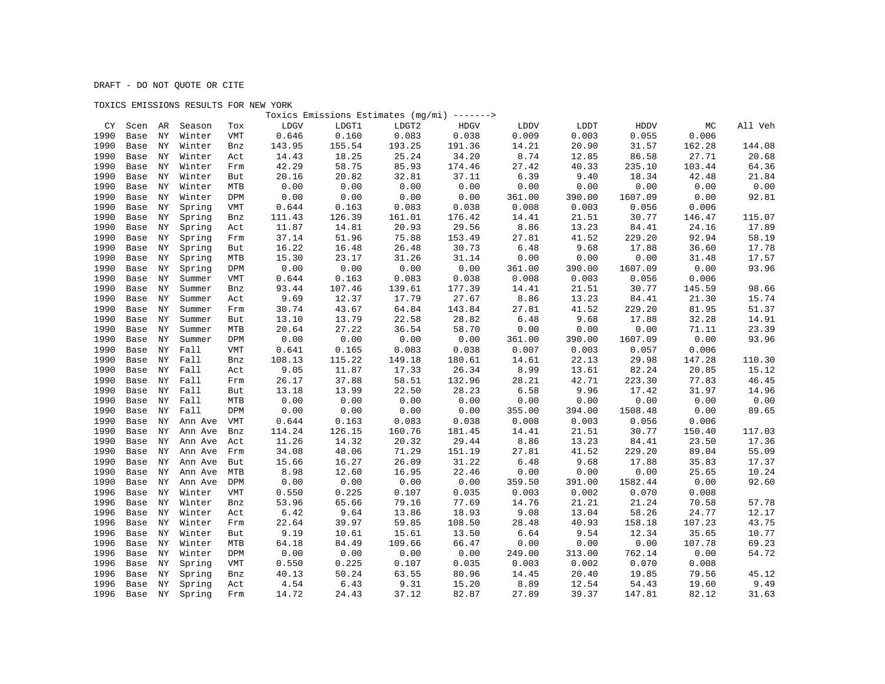DRAFT - DO NOT QUOTE OR CITE

TOXICS EMISSIONS RESULTS FOR NEW YORK

| CY | Scen | AR | Season | Tox | Toxics Emissions Estimates (mg/mi) -------> | | | | | | | | |
|---|---|---|---|---|---|---|---|---|---|---|---|---|---|
| | | | | | LDGV | LDGT1 | LDGT2 | HDGV | LDDV | LDDT | HDDV | MC | All Veh |
| 1990 | Base | NY | Winter | VMT | 0.646 | 0.160 | 0.083 | 0.038 | 0.009 | 0.003 | 0.055 | 0.006 | |
| 1990 | Base | NY | Winter | Bnz | 143.95 | 155.54 | 193.25 | 191.36 | 14.21 | 20.90 | 31.57 | 162.28 | 144.08 |
| 1990 | Base | NY | Winter | Act | 14.43 | 18.25 | 25.24 | 34.20 | 8.74 | 12.85 | 86.58 | 27.71 | 20.68 |
| 1990 | Base | NY | Winter | Frm | 42.29 | 58.75 | 85.93 | 174.46 | 27.42 | 40.33 | 235.10 | 103.44 | 64.36 |
| 1990 | Base | NY | Winter | But | 20.16 | 20.82 | 32.81 | 37.11 | 6.39 | 9.40 | 18.34 | 42.48 | 21.84 |
| 1990 | Base | NY | Winter | MTB | 0.00 | 0.00 | 0.00 | 0.00 | 0.00 | 0.00 | 0.00 | 0.00 | 0.00 |
| 1990 | Base | NY | Winter | DPM | 0.00 | 0.00 | 0.00 | 0.00 | 361.00 | 390.00 | 1607.09 | 0.00 | 92.81 |
| 1990 | Base | NY | Spring | VMT | 0.644 | 0.163 | 0.083 | 0.038 | 0.008 | 0.003 | 0.056 | 0.006 | |
| 1990 | Base | NY | Spring | Bnz | 111.43 | 126.39 | 161.01 | 176.42 | 14.41 | 21.51 | 30.77 | 146.47 | 115.07 |
| 1990 | Base | NY | Spring | Act | 11.87 | 14.81 | 20.93 | 29.56 | 8.86 | 13.23 | 84.41 | 24.16 | 17.89 |
| 1990 | Base | NY | Spring | Frm | 37.14 | 51.96 | 75.88 | 153.49 | 27.81 | 41.52 | 229.20 | 92.94 | 58.19 |
| 1990 | Base | NY | Spring | But | 16.22 | 16.48 | 26.48 | 30.73 | 6.48 | 9.68 | 17.88 | 36.60 | 17.78 |
| 1990 | Base | NY | Spring | MTB | 15.30 | 23.17 | 31.26 | 31.14 | 0.00 | 0.00 | 0.00 | 31.48 | 17.57 |
| 1990 | Base | NY | Spring | DPM | 0.00 | 0.00 | 0.00 | 0.00 | 361.00 | 390.00 | 1607.09 | 0.00 | 93.96 |
| 1990 | Base | NY | Summer | VMT | 0.644 | 0.163 | 0.083 | 0.038 | 0.008 | 0.003 | 0.056 | 0.006 | |
| 1990 | Base | NY | Summer | Bnz | 93.44 | 107.46 | 139.61 | 177.39 | 14.41 | 21.51 | 30.77 | 145.59 | 98.66 |
| 1990 | Base | NY | Summer | Act | 9.69 | 12.37 | 17.79 | 27.67 | 8.86 | 13.23 | 84.41 | 21.30 | 15.74 |
| 1990 | Base | NY | Summer | Frm | 30.74 | 43.67 | 64.84 | 143.84 | 27.81 | 41.52 | 229.20 | 81.95 | 51.37 |
| 1990 | Base | NY | Summer | But | 13.10 | 13.79 | 22.58 | 28.82 | 6.48 | 9.68 | 17.88 | 32.28 | 14.91 |
| 1990 | Base | NY | Summer | MTB | 20.64 | 27.22 | 36.54 | 58.70 | 0.00 | 0.00 | 0.00 | 71.11 | 23.39 |
| 1990 | Base | NY | Summer | DPM | 0.00 | 0.00 | 0.00 | 0.00 | 361.00 | 390.00 | 1607.09 | 0.00 | 93.96 |
| 1990 | Base | NY | Fall | VMT | 0.641 | 0.165 | 0.083 | 0.038 | 0.007 | 0.003 | 0.057 | 0.006 | |
| 1990 | Base | NY | Fall | Bnz | 108.13 | 115.22 | 149.18 | 180.61 | 14.61 | 22.13 | 29.98 | 147.28 | 110.30 |
| 1990 | Base | NY | Fall | Act | 9.05 | 11.87 | 17.33 | 26.34 | 8.99 | 13.61 | 82.24 | 20.85 | 15.12 |
| 1990 | Base | NY | Fall | Frm | 26.17 | 37.88 | 58.51 | 132.96 | 28.21 | 42.71 | 223.30 | 77.83 | 46.45 |
| 1990 | Base | NY | Fall | But | 13.18 | 13.99 | 22.50 | 28.23 | 6.58 | 9.96 | 17.42 | 31.97 | 14.96 |
| 1990 | Base | NY | Fall | MTB | 0.00 | 0.00 | 0.00 | 0.00 | 0.00 | 0.00 | 0.00 | 0.00 | 0.00 |
| 1990 | Base | NY | Fall | DPM | 0.00 | 0.00 | 0.00 | 0.00 | 355.00 | 394.00 | 1508.48 | 0.00 | 89.65 |
| 1990 | Base | NY | Ann Ave | VMT | 0.644 | 0.163 | 0.083 | 0.038 | 0.008 | 0.003 | 0.056 | 0.006 | |
| 1990 | Base | NY | Ann Ave | Bnz | 114.24 | 126.15 | 160.76 | 181.45 | 14.41 | 21.51 | 30.77 | 150.40 | 117.03 |
| 1990 | Base | NY | Ann Ave | Act | 11.26 | 14.32 | 20.32 | 29.44 | 8.86 | 13.23 | 84.41 | 23.50 | 17.36 |
| 1990 | Base | NY | Ann Ave | Frm | 34.08 | 48.06 | 71.29 | 151.19 | 27.81 | 41.52 | 229.20 | 89.04 | 55.09 |
| 1990 | Base | NY | Ann Ave | But | 15.66 | 16.27 | 26.09 | 31.22 | 6.48 | 9.68 | 17.88 | 35.83 | 17.37 |
| 1990 | Base | NY | Ann Ave | MTB | 8.98 | 12.60 | 16.95 | 22.46 | 0.00 | 0.00 | 0.00 | 25.65 | 10.24 |
| 1990 | Base | NY | Ann Ave | DPM | 0.00 | 0.00 | 0.00 | 0.00 | 359.50 | 391.00 | 1582.44 | 0.00 | 92.60 |
| 1996 | Base | NY | Winter | VMT | 0.550 | 0.225 | 0.107 | 0.035 | 0.003 | 0.002 | 0.070 | 0.008 | |
| 1996 | Base | NY | Winter | Bnz | 53.96 | 65.66 | 79.16 | 77.69 | 14.76 | 21.21 | 21.24 | 70.58 | 57.78 |
| 1996 | Base | NY | Winter | Act | 6.42 | 9.64 | 13.86 | 18.93 | 9.08 | 13.04 | 58.26 | 24.77 | 12.17 |
| 1996 | Base | NY | Winter | Frm | 22.64 | 39.97 | 59.85 | 108.50 | 28.48 | 40.93 | 158.18 | 107.23 | 43.75 |
| 1996 | Base | NY | Winter | But | 9.19 | 10.61 | 15.61 | 13.50 | 6.64 | 9.54 | 12.34 | 35.65 | 10.77 |
| 1996 | Base | NY | Winter | MTB | 64.18 | 84.49 | 109.66 | 66.47 | 0.00 | 0.00 | 0.00 | 107.78 | 69.23 |
| 1996 | Base | NY | Winter | DPM | 0.00 | 0.00 | 0.00 | 0.00 | 249.00 | 313.00 | 762.14 | 0.00 | 54.72 |
| 1996 | Base | NY | Spring | VMT | 0.550 | 0.225 | 0.107 | 0.035 | 0.003 | 0.002 | 0.070 | 0.008 | |
| 1996 | Base | NY | Spring | Bnz | 40.13 | 50.24 | 63.55 | 80.96 | 14.45 | 20.40 | 19.85 | 79.56 | 45.12 |
| 1996 | Base | NY | Spring | Act | 4.54 | 6.43 | 9.31 | 15.20 | 8.89 | 12.54 | 54.43 | 19.60 | 9.49 |
| 1996 | Base | NY | Spring | Frm | 14.72 | 24.43 | 37.12 | 82.87 | 27.89 | 39.37 | 147.81 | 82.12 | 31.63 |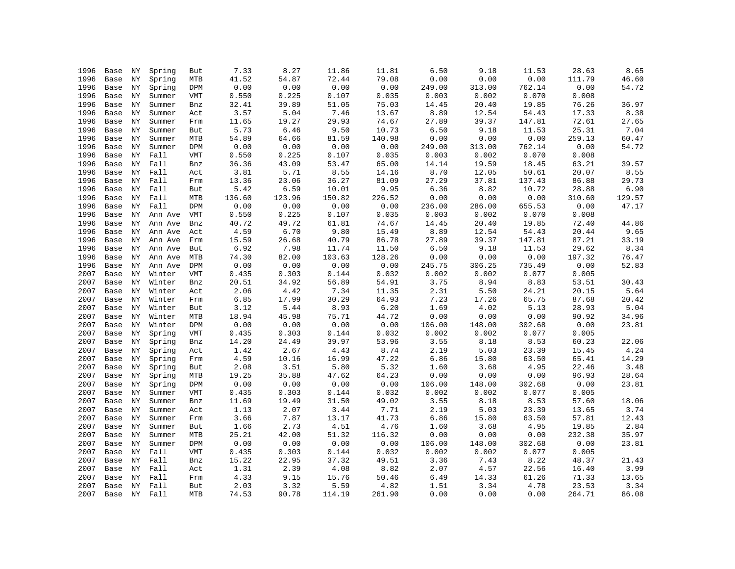| | | | | | | | | | | | | | |
|---|---|---|---|---|---|---|---|---|---|---|---|---|---|
| 1996 | Base | NY | Spring | But | 7.33 | 8.27 | 11.86 | 11.81 | 6.50 | 9.18 | 11.53 | 28.63 | 8.65 |
| 1996 | Base | NY | Spring | MTB | 41.52 | 54.87 | 72.44 | 79.08 | 0.00 | 0.00 | 0.00 | 111.79 | 46.60 |
| 1996 | Base | NY | Spring | DPM | 0.00 | 0.00 | 0.00 | 0.00 | 249.00 | 313.00 | 762.14 | 0.00 | 54.72 |
| 1996 | Base | NY | Summer | VMT | 0.550 | 0.225 | 0.107 | 0.035 | 0.003 | 0.002 | 0.070 | 0.008 | |
| 1996 | Base | NY | Summer | Bnz | 32.41 | 39.89 | 51.05 | 75.03 | 14.45 | 20.40 | 19.85 | 76.26 | 36.97 |
| 1996 | Base | NY | Summer | Act | 3.57 | 5.04 | 7.46 | 13.67 | 8.89 | 12.54 | 54.43 | 17.33 | 8.38 |
| 1996 | Base | NY | Summer | Frm | 11.65 | 19.27 | 29.93 | 74.67 | 27.89 | 39.37 | 147.81 | 72.61 | 27.65 |
| 1996 | Base | NY | Summer | But | 5.73 | 6.46 | 9.50 | 10.73 | 6.50 | 9.18 | 11.53 | 25.31 | 7.04 |
| 1996 | Base | NY | Summer | MTB | 54.89 | 64.66 | 81.59 | 140.98 | 0.00 | 0.00 | 0.00 | 259.13 | 60.47 |
| 1996 | Base | NY | Summer | DPM | 0.00 | 0.00 | 0.00 | 0.00 | 249.00 | 313.00 | 762.14 | 0.00 | 54.72 |
| 1996 | Base | NY | Fall | VMT | 0.550 | 0.225 | 0.107 | 0.035 | 0.003 | 0.002 | 0.070 | 0.008 | |
| 1996 | Base | NY | Fall | Bnz | 36.36 | 43.09 | 53.47 | 65.00 | 14.14 | 19.59 | 18.45 | 63.21 | 39.57 |
| 1996 | Base | NY | Fall | Act | 3.81 | 5.71 | 8.55 | 14.16 | 8.70 | 12.05 | 50.61 | 20.07 | 8.55 |
| 1996 | Base | NY | Fall | Frm | 13.36 | 23.06 | 36.27 | 81.09 | 27.29 | 37.81 | 137.43 | 86.88 | 29.73 |
| 1996 | Base | NY | Fall | But | 5.42 | 6.59 | 10.01 | 9.95 | 6.36 | 8.82 | 10.72 | 28.88 | 6.90 |
| 1996 | Base | NY | Fall | MTB | 136.60 | 123.96 | 150.82 | 226.52 | 0.00 | 0.00 | 0.00 | 310.60 | 129.57 |
| 1996 | Base | NY | Fall | DPM | 0.00 | 0.00 | 0.00 | 0.00 | 236.00 | 286.00 | 655.53 | 0.00 | 47.17 |
| 1996 | Base | NY | Ann Ave | VMT | 0.550 | 0.225 | 0.107 | 0.035 | 0.003 | 0.002 | 0.070 | 0.008 | |
| 1996 | Base | NY | Ann Ave | Bnz | 40.72 | 49.72 | 61.81 | 74.67 | 14.45 | 20.40 | 19.85 | 72.40 | 44.86 |
| 1996 | Base | NY | Ann Ave | Act | 4.59 | 6.70 | 9.80 | 15.49 | 8.89 | 12.54 | 54.43 | 20.44 | 9.65 |
| 1996 | Base | NY | Ann Ave | Frm | 15.59 | 26.68 | 40.79 | 86.78 | 27.89 | 39.37 | 147.81 | 87.21 | 33.19 |
| 1996 | Base | NY | Ann Ave | But | 6.92 | 7.98 | 11.74 | 11.50 | 6.50 | 9.18 | 11.53 | 29.62 | 8.34 |
| 1996 | Base | NY | Ann Ave | MTB | 74.30 | 82.00 | 103.63 | 128.26 | 0.00 | 0.00 | 0.00 | 197.32 | 76.47 |
| 1996 | Base | NY | Ann Ave | DPM | 0.00 | 0.00 | 0.00 | 0.00 | 245.75 | 306.25 | 735.49 | 0.00 | 52.83 |
| 2007 | Base | NY | Winter | VMT | 0.435 | 0.303 | 0.144 | 0.032 | 0.002 | 0.002 | 0.077 | 0.005 | |
| 2007 | Base | NY | Winter | Bnz | 20.51 | 34.92 | 56.89 | 54.91 | 3.75 | 8.94 | 8.83 | 53.51 | 30.43 |
| 2007 | Base | NY | Winter | Act | 2.06 | 4.42 | 7.34 | 11.35 | 2.31 | 5.50 | 24.21 | 20.15 | 5.64 |
| 2007 | Base | NY | Winter | Frm | 6.85 | 17.99 | 30.29 | 64.93 | 7.23 | 17.26 | 65.75 | 87.68 | 20.42 |
| 2007 | Base | NY | Winter | But | 3.12 | 5.44 | 8.93 | 6.20 | 1.69 | 4.02 | 5.13 | 28.93 | 5.04 |
| 2007 | Base | NY | Winter | MTB | 18.94 | 45.98 | 75.71 | 44.72 | 0.00 | 0.00 | 0.00 | 90.92 | 34.96 |
| 2007 | Base | NY | Winter | DPM | 0.00 | 0.00 | 0.00 | 0.00 | 106.00 | 148.00 | 302.68 | 0.00 | 23.81 |
| 2007 | Base | NY | Spring | VMT | 0.435 | 0.303 | 0.144 | 0.032 | 0.002 | 0.002 | 0.077 | 0.005 | |
| 2007 | Base | NY | Spring | Bnz | 14.20 | 24.49 | 39.97 | 53.96 | 3.55 | 8.18 | 8.53 | 60.23 | 22.06 |
| 2007 | Base | NY | Spring | Act | 1.42 | 2.67 | 4.43 | 8.74 | 2.19 | 5.03 | 23.39 | 15.45 | 4.24 |
| 2007 | Base | NY | Spring | Frm | 4.59 | 10.16 | 16.99 | 47.22 | 6.86 | 15.80 | 63.50 | 65.41 | 14.29 |
| 2007 | Base | NY | Spring | But | 2.08 | 3.51 | 5.80 | 5.32 | 1.60 | 3.68 | 4.95 | 22.46 | 3.48 |
| 2007 | Base | NY | Spring | MTB | 19.25 | 35.88 | 47.62 | 64.23 | 0.00 | 0.00 | 0.00 | 96.93 | 28.64 |
| 2007 | Base | NY | Spring | DPM | 0.00 | 0.00 | 0.00 | 0.00 | 106.00 | 148.00 | 302.68 | 0.00 | 23.81 |
| 2007 | Base | NY | Summer | VMT | 0.435 | 0.303 | 0.144 | 0.032 | 0.002 | 0.002 | 0.077 | 0.005 | |
| 2007 | Base | NY | Summer | Bnz | 11.69 | 19.49 | 31.50 | 49.02 | 3.55 | 8.18 | 8.53 | 57.60 | 18.06 |
| 2007 | Base | NY | Summer | Act | 1.13 | 2.07 | 3.44 | 7.71 | 2.19 | 5.03 | 23.39 | 13.65 | 3.74 |
| 2007 | Base | NY | Summer | Frm | 3.66 | 7.87 | 13.17 | 41.73 | 6.86 | 15.80 | 63.50 | 57.81 | 12.43 |
| 2007 | Base | NY | Summer | But | 1.66 | 2.73 | 4.51 | 4.76 | 1.60 | 3.68 | 4.95 | 19.85 | 2.84 |
| 2007 | Base | NY | Summer | MTB | 25.21 | 42.00 | 51.32 | 116.32 | 0.00 | 0.00 | 0.00 | 232.38 | 35.97 |
| 2007 | Base | NY | Summer | DPM | 0.00 | 0.00 | 0.00 | 0.00 | 106.00 | 148.00 | 302.68 | 0.00 | 23.81 |
| 2007 | Base | NY | Fall | VMT | 0.435 | 0.303 | 0.144 | 0.032 | 0.002 | 0.002 | 0.077 | 0.005 | |
| 2007 | Base | NY | Fall | Bnz | 15.22 | 22.95 | 37.32 | 49.51 | 3.36 | 7.43 | 8.22 | 48.37 | 21.43 |
| 2007 | Base | NY | Fall | Act | 1.31 | 2.39 | 4.08 | 8.82 | 2.07 | 4.57 | 22.56 | 16.40 | 3.99 |
| 2007 | Base | NY | Fall | Frm | 4.33 | 9.15 | 15.76 | 50.46 | 6.49 | 14.33 | 61.26 | 71.33 | 13.65 |
| 2007 | Base | NY | Fall | But | 2.03 | 3.32 | 5.59 | 4.82 | 1.51 | 3.34 | 4.78 | 23.53 | 3.34 |
| 2007 | Base | NY | Fall | MTB | 74.53 | 90.78 | 114.19 | 261.90 | 0.00 | 0.00 | 0.00 | 264.71 | 86.08 |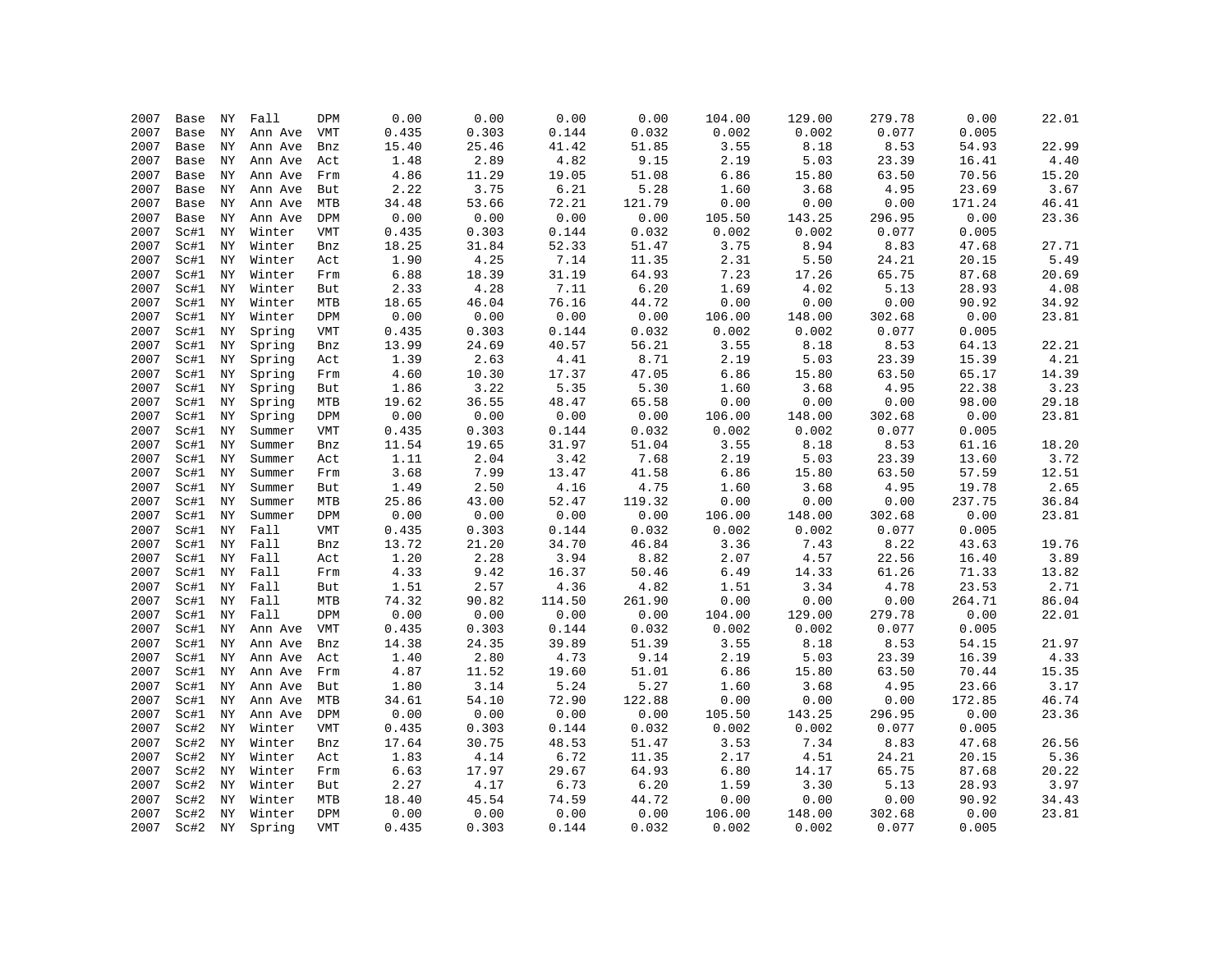| | | | | | | | | | | | | | |
|---|---|---|---|---|---|---|---|---|---|---|---|---|---|
| 2007 | Base | NY | Fall | DPM | 0.00 | 0.00 | 0.00 | 0.00 | 104.00 | 129.00 | 279.78 | 0.00 | 22.01 |
| 2007 | Base | NY | Ann Ave | VMT | 0.435 | 0.303 | 0.144 | 0.032 | 0.002 | 0.002 | 0.077 | 0.005 | |
| 2007 | Base | NY | Ann Ave | Bnz | 15.40 | 25.46 | 41.42 | 51.85 | 3.55 | 8.18 | 8.53 | 54.93 | 22.99 |
| 2007 | Base | NY | Ann Ave | Act | 1.48 | 2.89 | 4.82 | 9.15 | 2.19 | 5.03 | 23.39 | 16.41 | 4.40 |
| 2007 | Base | NY | Ann Ave | Frm | 4.86 | 11.29 | 19.05 | 51.08 | 6.86 | 15.80 | 63.50 | 70.56 | 15.20 |
| 2007 | Base | NY | Ann Ave | But | 2.22 | 3.75 | 6.21 | 5.28 | 1.60 | 3.68 | 4.95 | 23.69 | 3.67 |
| 2007 | Base | NY | Ann Ave | MTB | 34.48 | 53.66 | 72.21 | 121.79 | 0.00 | 0.00 | 0.00 | 171.24 | 46.41 |
| 2007 | Base | NY | Ann Ave | DPM | 0.00 | 0.00 | 0.00 | 0.00 | 105.50 | 143.25 | 296.95 | 0.00 | 23.36 |
| 2007 | Sc#1 | NY | Winter | VMT | 0.435 | 0.303 | 0.144 | 0.032 | 0.002 | 0.002 | 0.077 | 0.005 | |
| 2007 | Sc#1 | NY | Winter | Bnz | 18.25 | 31.84 | 52.33 | 51.47 | 3.75 | 8.94 | 8.83 | 47.68 | 27.71 |
| 2007 | Sc#1 | NY | Winter | Act | 1.90 | 4.25 | 7.14 | 11.35 | 2.31 | 5.50 | 24.21 | 20.15 | 5.49 |
| 2007 | Sc#1 | NY | Winter | Frm | 6.88 | 18.39 | 31.19 | 64.93 | 7.23 | 17.26 | 65.75 | 87.68 | 20.69 |
| 2007 | Sc#1 | NY | Winter | But | 2.33 | 4.28 | 7.11 | 6.20 | 1.69 | 4.02 | 5.13 | 28.93 | 4.08 |
| 2007 | Sc#1 | NY | Winter | MTB | 18.65 | 46.04 | 76.16 | 44.72 | 0.00 | 0.00 | 0.00 | 90.92 | 34.92 |
| 2007 | Sc#1 | NY | Winter | DPM | 0.00 | 0.00 | 0.00 | 0.00 | 106.00 | 148.00 | 302.68 | 0.00 | 23.81 |
| 2007 | Sc#1 | NY | Spring | VMT | 0.435 | 0.303 | 0.144 | 0.032 | 0.002 | 0.002 | 0.077 | 0.005 | |
| 2007 | Sc#1 | NY | Spring | Bnz | 13.99 | 24.69 | 40.57 | 56.21 | 3.55 | 8.18 | 8.53 | 64.13 | 22.21 |
| 2007 | Sc#1 | NY | Spring | Act | 1.39 | 2.63 | 4.41 | 8.71 | 2.19 | 5.03 | 23.39 | 15.39 | 4.21 |
| 2007 | Sc#1 | NY | Spring | Frm | 4.60 | 10.30 | 17.37 | 47.05 | 6.86 | 15.80 | 63.50 | 65.17 | 14.39 |
| 2007 | Sc#1 | NY | Spring | But | 1.86 | 3.22 | 5.35 | 5.30 | 1.60 | 3.68 | 4.95 | 22.38 | 3.23 |
| 2007 | Sc#1 | NY | Spring | MTB | 19.62 | 36.55 | 48.47 | 65.58 | 0.00 | 0.00 | 0.00 | 98.00 | 29.18 |
| 2007 | Sc#1 | NY | Spring | DPM | 0.00 | 0.00 | 0.00 | 0.00 | 106.00 | 148.00 | 302.68 | 0.00 | 23.81 |
| 2007 | Sc#1 | NY | Summer | VMT | 0.435 | 0.303 | 0.144 | 0.032 | 0.002 | 0.002 | 0.077 | 0.005 | |
| 2007 | Sc#1 | NY | Summer | Bnz | 11.54 | 19.65 | 31.97 | 51.04 | 3.55 | 8.18 | 8.53 | 61.16 | 18.20 |
| 2007 | Sc#1 | NY | Summer | Act | 1.11 | 2.04 | 3.42 | 7.68 | 2.19 | 5.03 | 23.39 | 13.60 | 3.72 |
| 2007 | Sc#1 | NY | Summer | Frm | 3.68 | 7.99 | 13.47 | 41.58 | 6.86 | 15.80 | 63.50 | 57.59 | 12.51 |
| 2007 | Sc#1 | NY | Summer | But | 1.49 | 2.50 | 4.16 | 4.75 | 1.60 | 3.68 | 4.95 | 19.78 | 2.65 |
| 2007 | Sc#1 | NY | Summer | MTB | 25.86 | 43.00 | 52.47 | 119.32 | 0.00 | 0.00 | 0.00 | 237.75 | 36.84 |
| 2007 | Sc#1 | NY | Summer | DPM | 0.00 | 0.00 | 0.00 | 0.00 | 106.00 | 148.00 | 302.68 | 0.00 | 23.81 |
| 2007 | Sc#1 | NY | Fall | VMT | 0.435 | 0.303 | 0.144 | 0.032 | 0.002 | 0.002 | 0.077 | 0.005 | |
| 2007 | Sc#1 | NY | Fall | Bnz | 13.72 | 21.20 | 34.70 | 46.84 | 3.36 | 7.43 | 8.22 | 43.63 | 19.76 |
| 2007 | Sc#1 | NY | Fall | Act | 1.20 | 2.28 | 3.94 | 8.82 | 2.07 | 4.57 | 22.56 | 16.40 | 3.89 |
| 2007 | Sc#1 | NY | Fall | Frm | 4.33 | 9.42 | 16.37 | 50.46 | 6.49 | 14.33 | 61.26 | 71.33 | 13.82 |
| 2007 | Sc#1 | NY | Fall | But | 1.51 | 2.57 | 4.36 | 4.82 | 1.51 | 3.34 | 4.78 | 23.53 | 2.71 |
| 2007 | Sc#1 | NY | Fall | MTB | 74.32 | 90.82 | 114.50 | 261.90 | 0.00 | 0.00 | 0.00 | 264.71 | 86.04 |
| 2007 | Sc#1 | NY | Fall | DPM | 0.00 | 0.00 | 0.00 | 0.00 | 104.00 | 129.00 | 279.78 | 0.00 | 22.01 |
| 2007 | Sc#1 | NY | Ann Ave | VMT | 0.435 | 0.303 | 0.144 | 0.032 | 0.002 | 0.002 | 0.077 | 0.005 | |
| 2007 | Sc#1 | NY | Ann Ave | Bnz | 14.38 | 24.35 | 39.89 | 51.39 | 3.55 | 8.18 | 8.53 | 54.15 | 21.97 |
| 2007 | Sc#1 | NY | Ann Ave | Act | 1.40 | 2.80 | 4.73 | 9.14 | 2.19 | 5.03 | 23.39 | 16.39 | 4.33 |
| 2007 | Sc#1 | NY | Ann Ave | Frm | 4.87 | 11.52 | 19.60 | 51.01 | 6.86 | 15.80 | 63.50 | 70.44 | 15.35 |
| 2007 | Sc#1 | NY | Ann Ave | But | 1.80 | 3.14 | 5.24 | 5.27 | 1.60 | 3.68 | 4.95 | 23.66 | 3.17 |
| 2007 | Sc#1 | NY | Ann Ave | MTB | 34.61 | 54.10 | 72.90 | 122.88 | 0.00 | 0.00 | 0.00 | 172.85 | 46.74 |
| 2007 | Sc#1 | NY | Ann Ave | DPM | 0.00 | 0.00 | 0.00 | 0.00 | 105.50 | 143.25 | 296.95 | 0.00 | 23.36 |
| 2007 | Sc#2 | NY | Winter | VMT | 0.435 | 0.303 | 0.144 | 0.032 | 0.002 | 0.002 | 0.077 | 0.005 | |
| 2007 | Sc#2 | NY | Winter | Bnz | 17.64 | 30.75 | 48.53 | 51.47 | 3.53 | 7.34 | 8.83 | 47.68 | 26.56 |
| 2007 | Sc#2 | NY | Winter | Act | 1.83 | 4.14 | 6.72 | 11.35 | 2.17 | 4.51 | 24.21 | 20.15 | 5.36 |
| 2007 | Sc#2 | NY | Winter | Frm | 6.63 | 17.97 | 29.67 | 64.93 | 6.80 | 14.17 | 65.75 | 87.68 | 20.22 |
| 2007 | Sc#2 | NY | Winter | But | 2.27 | 4.17 | 6.73 | 6.20 | 1.59 | 3.30 | 5.13 | 28.93 | 3.97 |
| 2007 | Sc#2 | NY | Winter | MTB | 18.40 | 45.54 | 74.59 | 44.72 | 0.00 | 0.00 | 0.00 | 90.92 | 34.43 |
| 2007 | Sc#2 | NY | Winter | DPM | 0.00 | 0.00 | 0.00 | 0.00 | 106.00 | 148.00 | 302.68 | 0.00 | 23.81 |
| 2007 | Sc#2 | NY | Spring | VMT | 0.435 | 0.303 | 0.144 | 0.032 | 0.002 | 0.002 | 0.077 | 0.005 | |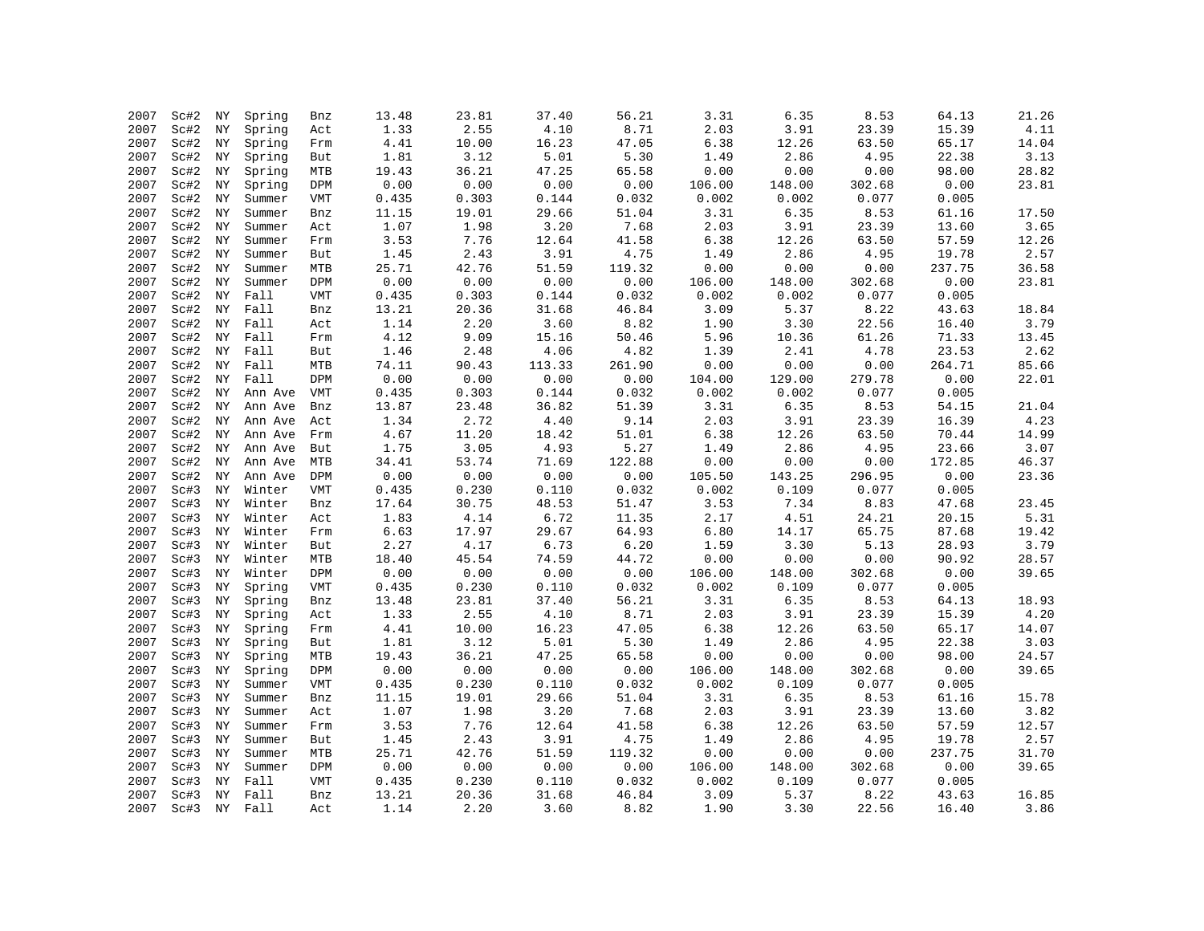| | | | | | | | | | | | | | |
|---|---|---|---|---|---|---|---|---|---|---|---|---|---|
| 2007 | Sc#2 | NY | Spring | Bnz | 13.48 | 23.81 | 37.40 | 56.21 | 3.31 | 6.35 | 8.53 | 64.13 | 21.26 |
| 2007 | Sc#2 | NY | Spring | Act | 1.33 | 2.55 | 4.10 | 8.71 | 2.03 | 3.91 | 23.39 | 15.39 | 4.11 |
| 2007 | Sc#2 | NY | Spring | Frm | 4.41 | 10.00 | 16.23 | 47.05 | 6.38 | 12.26 | 63.50 | 65.17 | 14.04 |
| 2007 | Sc#2 | NY | Spring | But | 1.81 | 3.12 | 5.01 | 5.30 | 1.49 | 2.86 | 4.95 | 22.38 | 3.13 |
| 2007 | Sc#2 | NY | Spring | MTB | 19.43 | 36.21 | 47.25 | 65.58 | 0.00 | 0.00 | 0.00 | 98.00 | 28.82 |
| 2007 | Sc#2 | NY | Spring | DPM | 0.00 | 0.00 | 0.00 | 0.00 | 106.00 | 148.00 | 302.68 | 0.00 | 23.81 |
| 2007 | Sc#2 | NY | Summer | VMT | 0.435 | 0.303 | 0.144 | 0.032 | 0.002 | 0.002 | 0.077 | 0.005 | |
| 2007 | Sc#2 | NY | Summer | Bnz | 11.15 | 19.01 | 29.66 | 51.04 | 3.31 | 6.35 | 8.53 | 61.16 | 17.50 |
| 2007 | Sc#2 | NY | Summer | Act | 1.07 | 1.98 | 3.20 | 7.68 | 2.03 | 3.91 | 23.39 | 13.60 | 3.65 |
| 2007 | Sc#2 | NY | Summer | Frm | 3.53 | 7.76 | 12.64 | 41.58 | 6.38 | 12.26 | 63.50 | 57.59 | 12.26 |
| 2007 | Sc#2 | NY | Summer | But | 1.45 | 2.43 | 3.91 | 4.75 | 1.49 | 2.86 | 4.95 | 19.78 | 2.57 |
| 2007 | Sc#2 | NY | Summer | MTB | 25.71 | 42.76 | 51.59 | 119.32 | 0.00 | 0.00 | 0.00 | 237.75 | 36.58 |
| 2007 | Sc#2 | NY | Summer | DPM | 0.00 | 0.00 | 0.00 | 0.00 | 106.00 | 148.00 | 302.68 | 0.00 | 23.81 |
| 2007 | Sc#2 | NY | Fall | VMT | 0.435 | 0.303 | 0.144 | 0.032 | 0.002 | 0.002 | 0.077 | 0.005 | |
| 2007 | Sc#2 | NY | Fall | Bnz | 13.21 | 20.36 | 31.68 | 46.84 | 3.09 | 5.37 | 8.22 | 43.63 | 18.84 |
| 2007 | Sc#2 | NY | Fall | Act | 1.14 | 2.20 | 3.60 | 8.82 | 1.90 | 3.30 | 22.56 | 16.40 | 3.79 |
| 2007 | Sc#2 | NY | Fall | Frm | 4.12 | 9.09 | 15.16 | 50.46 | 5.96 | 10.36 | 61.26 | 71.33 | 13.45 |
| 2007 | Sc#2 | NY | Fall | But | 1.46 | 2.48 | 4.06 | 4.82 | 1.39 | 2.41 | 4.78 | 23.53 | 2.62 |
| 2007 | Sc#2 | NY | Fall | MTB | 74.11 | 90.43 | 113.33 | 261.90 | 0.00 | 0.00 | 0.00 | 264.71 | 85.66 |
| 2007 | Sc#2 | NY | Fall | DPM | 0.00 | 0.00 | 0.00 | 0.00 | 104.00 | 129.00 | 279.78 | 0.00 | 22.01 |
| 2007 | Sc#2 | NY | Ann Ave | VMT | 0.435 | 0.303 | 0.144 | 0.032 | 0.002 | 0.002 | 0.077 | 0.005 | |
| 2007 | Sc#2 | NY | Ann Ave | Bnz | 13.87 | 23.48 | 36.82 | 51.39 | 3.31 | 6.35 | 8.53 | 54.15 | 21.04 |
| 2007 | Sc#2 | NY | Ann Ave | Act | 1.34 | 2.72 | 4.40 | 9.14 | 2.03 | 3.91 | 23.39 | 16.39 | 4.23 |
| 2007 | Sc#2 | NY | Ann Ave | Frm | 4.67 | 11.20 | 18.42 | 51.01 | 6.38 | 12.26 | 63.50 | 70.44 | 14.99 |
| 2007 | Sc#2 | NY | Ann Ave | But | 1.75 | 3.05 | 4.93 | 5.27 | 1.49 | 2.86 | 4.95 | 23.66 | 3.07 |
| 2007 | Sc#2 | NY | Ann Ave | MTB | 34.41 | 53.74 | 71.69 | 122.88 | 0.00 | 0.00 | 0.00 | 172.85 | 46.37 |
| 2007 | Sc#2 | NY | Ann Ave | DPM | 0.00 | 0.00 | 0.00 | 0.00 | 105.50 | 143.25 | 296.95 | 0.00 | 23.36 |
| 2007 | Sc#3 | NY | Winter | VMT | 0.435 | 0.230 | 0.110 | 0.032 | 0.002 | 0.109 | 0.077 | 0.005 | |
| 2007 | Sc#3 | NY | Winter | Bnz | 17.64 | 30.75 | 48.53 | 51.47 | 3.53 | 7.34 | 8.83 | 47.68 | 23.45 |
| 2007 | Sc#3 | NY | Winter | Act | 1.83 | 4.14 | 6.72 | 11.35 | 2.17 | 4.51 | 24.21 | 20.15 | 5.31 |
| 2007 | Sc#3 | NY | Winter | Frm | 6.63 | 17.97 | 29.67 | 64.93 | 6.80 | 14.17 | 65.75 | 87.68 | 19.42 |
| 2007 | Sc#3 | NY | Winter | But | 2.27 | 4.17 | 6.73 | 6.20 | 1.59 | 3.30 | 5.13 | 28.93 | 3.79 |
| 2007 | Sc#3 | NY | Winter | MTB | 18.40 | 45.54 | 74.59 | 44.72 | 0.00 | 0.00 | 0.00 | 90.92 | 28.57 |
| 2007 | Sc#3 | NY | Winter | DPM | 0.00 | 0.00 | 0.00 | 0.00 | 106.00 | 148.00 | 302.68 | 0.00 | 39.65 |
| 2007 | Sc#3 | NY | Spring | VMT | 0.435 | 0.230 | 0.110 | 0.032 | 0.002 | 0.109 | 0.077 | 0.005 | |
| 2007 | Sc#3 | NY | Spring | Bnz | 13.48 | 23.81 | 37.40 | 56.21 | 3.31 | 6.35 | 8.53 | 64.13 | 18.93 |
| 2007 | Sc#3 | NY | Spring | Act | 1.33 | 2.55 | 4.10 | 8.71 | 2.03 | 3.91 | 23.39 | 15.39 | 4.20 |
| 2007 | Sc#3 | NY | Spring | Frm | 4.41 | 10.00 | 16.23 | 47.05 | 6.38 | 12.26 | 63.50 | 65.17 | 14.07 |
| 2007 | Sc#3 | NY | Spring | But | 1.81 | 3.12 | 5.01 | 5.30 | 1.49 | 2.86 | 4.95 | 22.38 | 3.03 |
| 2007 | Sc#3 | NY | Spring | MTB | 19.43 | 36.21 | 47.25 | 65.58 | 0.00 | 0.00 | 0.00 | 98.00 | 24.57 |
| 2007 | Sc#3 | NY | Spring | DPM | 0.00 | 0.00 | 0.00 | 0.00 | 106.00 | 148.00 | 302.68 | 0.00 | 39.65 |
| 2007 | Sc#3 | NY | Summer | VMT | 0.435 | 0.230 | 0.110 | 0.032 | 0.002 | 0.109 | 0.077 | 0.005 | |
| 2007 | Sc#3 | NY | Summer | Bnz | 11.15 | 19.01 | 29.66 | 51.04 | 3.31 | 6.35 | 8.53 | 61.16 | 15.78 |
| 2007 | Sc#3 | NY | Summer | Act | 1.07 | 1.98 | 3.20 | 7.68 | 2.03 | 3.91 | 23.39 | 13.60 | 3.82 |
| 2007 | Sc#3 | NY | Summer | Frm | 3.53 | 7.76 | 12.64 | 41.58 | 6.38 | 12.26 | 63.50 | 57.59 | 12.57 |
| 2007 | Sc#3 | NY | Summer | But | 1.45 | 2.43 | 3.91 | 4.75 | 1.49 | 2.86 | 4.95 | 19.78 | 2.57 |
| 2007 | Sc#3 | NY | Summer | MTB | 25.71 | 42.76 | 51.59 | 119.32 | 0.00 | 0.00 | 0.00 | 237.75 | 31.70 |
| 2007 | Sc#3 | NY | Summer | DPM | 0.00 | 0.00 | 0.00 | 0.00 | 106.00 | 148.00 | 302.68 | 0.00 | 39.65 |
| 2007 | Sc#3 | NY | Fall | VMT | 0.435 | 0.230 | 0.110 | 0.032 | 0.002 | 0.109 | 0.077 | 0.005 | |
| 2007 | Sc#3 | NY | Fall | Bnz | 13.21 | 20.36 | 31.68 | 46.84 | 3.09 | 5.37 | 8.22 | 43.63 | 16.85 |
| 2007 | Sc#3 | NY | Fall | Act | 1.14 | 2.20 | 3.60 | 8.82 | 1.90 | 3.30 | 22.56 | 16.40 | 3.86 |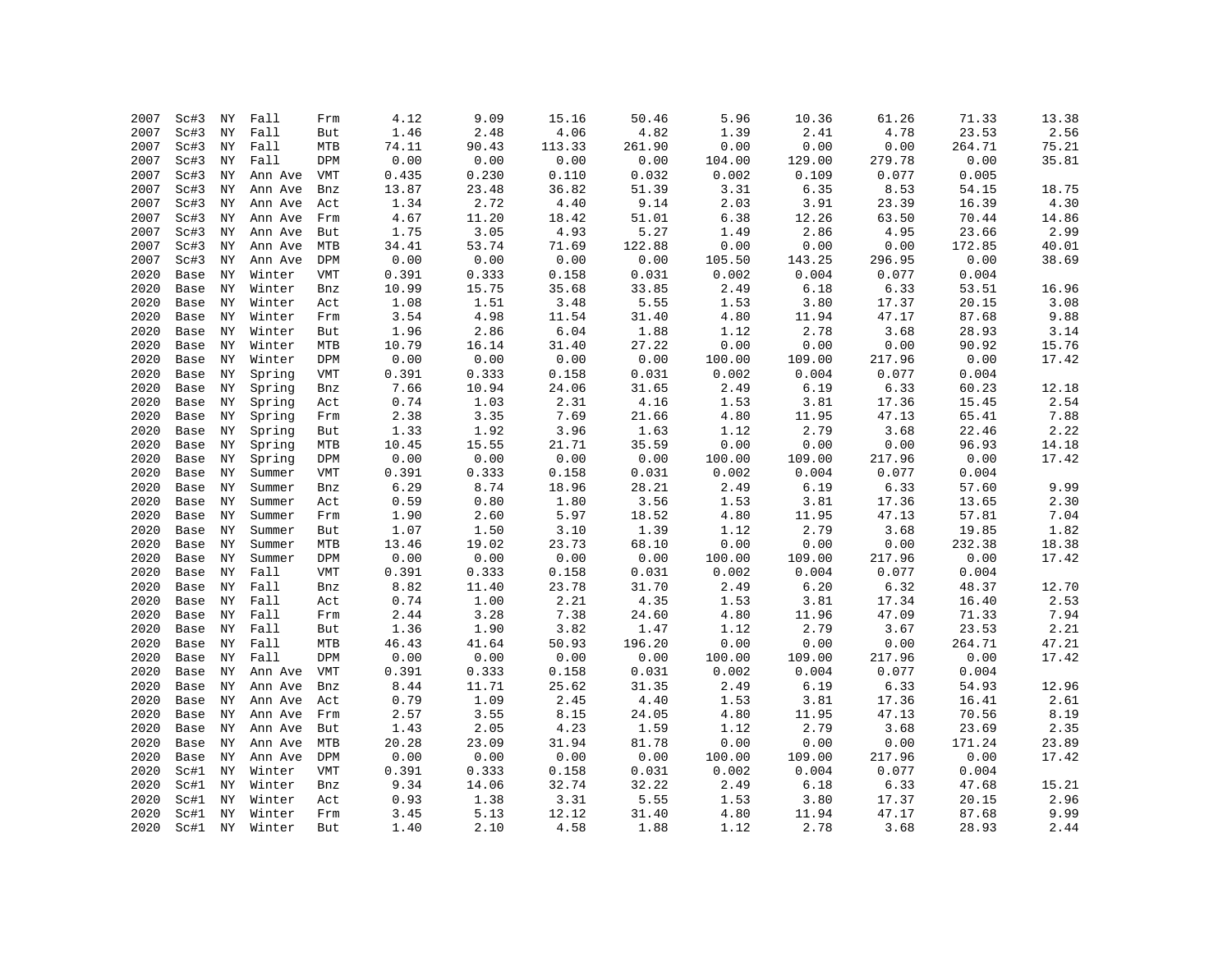| | | | | | | | | | | | | | |
|---|---|---|---|---|---|---|---|---|---|---|---|---|---|
| 2007 | Sc#3 | NY | Fall | Frm | 4.12 | 9.09 | 15.16 | 50.46 | 5.96 | 10.36 | 61.26 | 71.33 | 13.38 |
| 2007 | Sc#3 | NY | Fall | But | 1.46 | 2.48 | 4.06 | 4.82 | 1.39 | 2.41 | 4.78 | 23.53 | 2.56 |
| 2007 | Sc#3 | NY | Fall | MTB | 74.11 | 90.43 | 113.33 | 261.90 | 0.00 | 0.00 | 0.00 | 264.71 | 75.21 |
| 2007 | Sc#3 | NY | Fall | DPM | 0.00 | 0.00 | 0.00 | 0.00 | 104.00 | 129.00 | 279.78 | 0.00 | 35.81 |
| 2007 | Sc#3 | NY | Ann Ave | VMT | 0.435 | 0.230 | 0.110 | 0.032 | 0.002 | 0.109 | 0.077 | 0.005 | |
| 2007 | Sc#3 | NY | Ann Ave | Bnz | 13.87 | 23.48 | 36.82 | 51.39 | 3.31 | 6.35 | 8.53 | 54.15 | 18.75 |
| 2007 | Sc#3 | NY | Ann Ave | Act | 1.34 | 2.72 | 4.40 | 9.14 | 2.03 | 3.91 | 23.39 | 16.39 | 4.30 |
| 2007 | Sc#3 | NY | Ann Ave | Frm | 4.67 | 11.20 | 18.42 | 51.01 | 6.38 | 12.26 | 63.50 | 70.44 | 14.86 |
| 2007 | Sc#3 | NY | Ann Ave | But | 1.75 | 3.05 | 4.93 | 5.27 | 1.49 | 2.86 | 4.95 | 23.66 | 2.99 |
| 2007 | Sc#3 | NY | Ann Ave | MTB | 34.41 | 53.74 | 71.69 | 122.88 | 0.00 | 0.00 | 0.00 | 172.85 | 40.01 |
| 2007 | Sc#3 | NY | Ann Ave | DPM | 0.00 | 0.00 | 0.00 | 0.00 | 105.50 | 143.25 | 296.95 | 0.00 | 38.69 |
| 2020 | Base | NY | Winter | VMT | 0.391 | 0.333 | 0.158 | 0.031 | 0.002 | 0.004 | 0.077 | 0.004 | |
| 2020 | Base | NY | Winter | Bnz | 10.99 | 15.75 | 35.68 | 33.85 | 2.49 | 6.18 | 6.33 | 53.51 | 16.96 |
| 2020 | Base | NY | Winter | Act | 1.08 | 1.51 | 3.48 | 5.55 | 1.53 | 3.80 | 17.37 | 20.15 | 3.08 |
| 2020 | Base | NY | Winter | Frm | 3.54 | 4.98 | 11.54 | 31.40 | 4.80 | 11.94 | 47.17 | 87.68 | 9.88 |
| 2020 | Base | NY | Winter | But | 1.96 | 2.86 | 6.04 | 1.88 | 1.12 | 2.78 | 3.68 | 28.93 | 3.14 |
| 2020 | Base | NY | Winter | MTB | 10.79 | 16.14 | 31.40 | 27.22 | 0.00 | 0.00 | 0.00 | 90.92 | 15.76 |
| 2020 | Base | NY | Winter | DPM | 0.00 | 0.00 | 0.00 | 0.00 | 100.00 | 109.00 | 217.96 | 0.00 | 17.42 |
| 2020 | Base | NY | Spring | VMT | 0.391 | 0.333 | 0.158 | 0.031 | 0.002 | 0.004 | 0.077 | 0.004 | |
| 2020 | Base | NY | Spring | Bnz | 7.66 | 10.94 | 24.06 | 31.65 | 2.49 | 6.19 | 6.33 | 60.23 | 12.18 |
| 2020 | Base | NY | Spring | Act | 0.74 | 1.03 | 2.31 | 4.16 | 1.53 | 3.81 | 17.36 | 15.45 | 2.54 |
| 2020 | Base | NY | Spring | Frm | 2.38 | 3.35 | 7.69 | 21.66 | 4.80 | 11.95 | 47.13 | 65.41 | 7.88 |
| 2020 | Base | NY | Spring | But | 1.33 | 1.92 | 3.96 | 1.63 | 1.12 | 2.79 | 3.68 | 22.46 | 2.22 |
| 2020 | Base | NY | Spring | MTB | 10.45 | 15.55 | 21.71 | 35.59 | 0.00 | 0.00 | 0.00 | 96.93 | 14.18 |
| 2020 | Base | NY | Spring | DPM | 0.00 | 0.00 | 0.00 | 0.00 | 100.00 | 109.00 | 217.96 | 0.00 | 17.42 |
| 2020 | Base | NY | Summer | VMT | 0.391 | 0.333 | 0.158 | 0.031 | 0.002 | 0.004 | 0.077 | 0.004 | |
| 2020 | Base | NY | Summer | Bnz | 6.29 | 8.74 | 18.96 | 28.21 | 2.49 | 6.19 | 6.33 | 57.60 | 9.99 |
| 2020 | Base | NY | Summer | Act | 0.59 | 0.80 | 1.80 | 3.56 | 1.53 | 3.81 | 17.36 | 13.65 | 2.30 |
| 2020 | Base | NY | Summer | Frm | 1.90 | 2.60 | 5.97 | 18.52 | 4.80 | 11.95 | 47.13 | 57.81 | 7.04 |
| 2020 | Base | NY | Summer | But | 1.07 | 1.50 | 3.10 | 1.39 | 1.12 | 2.79 | 3.68 | 19.85 | 1.82 |
| 2020 | Base | NY | Summer | MTB | 13.46 | 19.02 | 23.73 | 68.10 | 0.00 | 0.00 | 0.00 | 232.38 | 18.38 |
| 2020 | Base | NY | Summer | DPM | 0.00 | 0.00 | 0.00 | 0.00 | 100.00 | 109.00 | 217.96 | 0.00 | 17.42 |
| 2020 | Base | NY | Fall | VMT | 0.391 | 0.333 | 0.158 | 0.031 | 0.002 | 0.004 | 0.077 | 0.004 | |
| 2020 | Base | NY | Fall | Bnz | 8.82 | 11.40 | 23.78 | 31.70 | 2.49 | 6.20 | 6.32 | 48.37 | 12.70 |
| 2020 | Base | NY | Fall | Act | 0.74 | 1.00 | 2.21 | 4.35 | 1.53 | 3.81 | 17.34 | 16.40 | 2.53 |
| 2020 | Base | NY | Fall | Frm | 2.44 | 3.28 | 7.38 | 24.60 | 4.80 | 11.96 | 47.09 | 71.33 | 7.94 |
| 2020 | Base | NY | Fall | But | 1.36 | 1.90 | 3.82 | 1.47 | 1.12 | 2.79 | 3.67 | 23.53 | 2.21 |
| 2020 | Base | NY | Fall | MTB | 46.43 | 41.64 | 50.93 | 196.20 | 0.00 | 0.00 | 0.00 | 264.71 | 47.21 |
| 2020 | Base | NY | Fall | DPM | 0.00 | 0.00 | 0.00 | 0.00 | 100.00 | 109.00 | 217.96 | 0.00 | 17.42 |
| 2020 | Base | NY | Ann Ave | VMT | 0.391 | 0.333 | 0.158 | 0.031 | 0.002 | 0.004 | 0.077 | 0.004 | |
| 2020 | Base | NY | Ann Ave | Bnz | 8.44 | 11.71 | 25.62 | 31.35 | 2.49 | 6.19 | 6.33 | 54.93 | 12.96 |
| 2020 | Base | NY | Ann Ave | Act | 0.79 | 1.09 | 2.45 | 4.40 | 1.53 | 3.81 | 17.36 | 16.41 | 2.61 |
| 2020 | Base | NY | Ann Ave | Frm | 2.57 | 3.55 | 8.15 | 24.05 | 4.80 | 11.95 | 47.13 | 70.56 | 8.19 |
| 2020 | Base | NY | Ann Ave | But | 1.43 | 2.05 | 4.23 | 1.59 | 1.12 | 2.79 | 3.68 | 23.69 | 2.35 |
| 2020 | Base | NY | Ann Ave | MTB | 20.28 | 23.09 | 31.94 | 81.78 | 0.00 | 0.00 | 0.00 | 171.24 | 23.89 |
| 2020 | Base | NY | Ann Ave | DPM | 0.00 | 0.00 | 0.00 | 0.00 | 100.00 | 109.00 | 217.96 | 0.00 | 17.42 |
| 2020 | Sc#1 | NY | Winter | VMT | 0.391 | 0.333 | 0.158 | 0.031 | 0.002 | 0.004 | 0.077 | 0.004 | |
| 2020 | Sc#1 | NY | Winter | Bnz | 9.34 | 14.06 | 32.74 | 32.22 | 2.49 | 6.18 | 6.33 | 47.68 | 15.21 |
| 2020 | Sc#1 | NY | Winter | Act | 0.93 | 1.38 | 3.31 | 5.55 | 1.53 | 3.80 | 17.37 | 20.15 | 2.96 |
| 2020 | Sc#1 | NY | Winter | Frm | 3.45 | 5.13 | 12.12 | 31.40 | 4.80 | 11.94 | 47.17 | 87.68 | 9.99 |
| 2020 | Sc#1 | NY | Winter | But | 1.40 | 2.10 | 4.58 | 1.88 | 1.12 | 2.78 | 3.68 | 28.93 | 2.44 |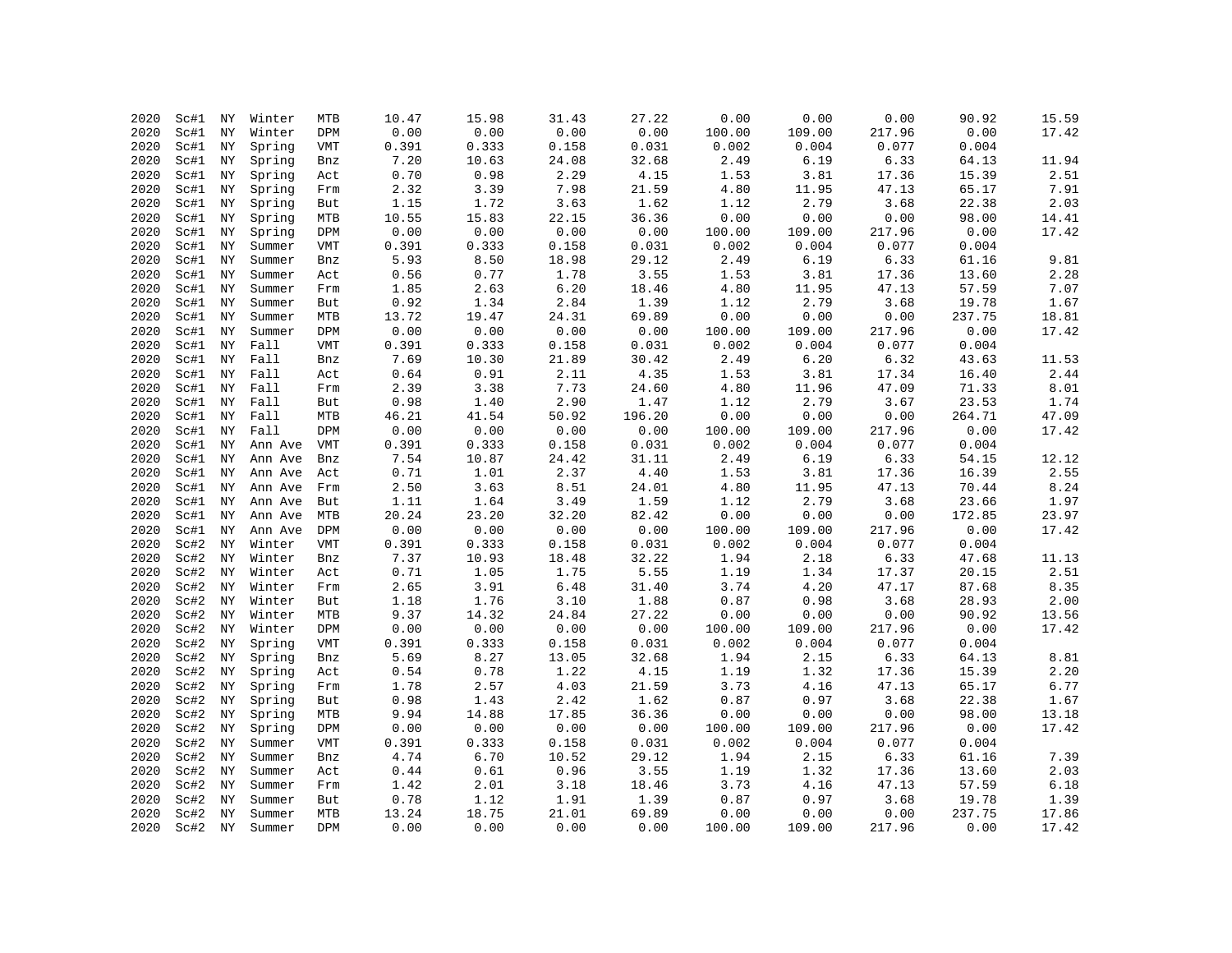| | | | | | | | | | | | | | |
|---|---|---|---|---|---|---|---|---|---|---|---|---|---|
| 2020 | Sc#1 | NY | Winter | MTB | 10.47 | 15.98 | 31.43 | 27.22 | 0.00 | 0.00 | 0.00 | 90.92 | 15.59 |
| 2020 | Sc#1 | NY | Winter | DPM | 0.00 | 0.00 | 0.00 | 0.00 | 100.00 | 109.00 | 217.96 | 0.00 | 17.42 |
| 2020 | Sc#1 | NY | Spring | VMT | 0.391 | 0.333 | 0.158 | 0.031 | 0.002 | 0.004 | 0.077 | 0.004 | |
| 2020 | Sc#1 | NY | Spring | Bnz | 7.20 | 10.63 | 24.08 | 32.68 | 2.49 | 6.19 | 6.33 | 64.13 | 11.94 |
| 2020 | Sc#1 | NY | Spring | Act | 0.70 | 0.98 | 2.29 | 4.15 | 1.53 | 3.81 | 17.36 | 15.39 | 2.51 |
| 2020 | Sc#1 | NY | Spring | Frm | 2.32 | 3.39 | 7.98 | 21.59 | 4.80 | 11.95 | 47.13 | 65.17 | 7.91 |
| 2020 | Sc#1 | NY | Spring | But | 1.15 | 1.72 | 3.63 | 1.62 | 1.12 | 2.79 | 3.68 | 22.38 | 2.03 |
| 2020 | Sc#1 | NY | Spring | MTB | 10.55 | 15.83 | 22.15 | 36.36 | 0.00 | 0.00 | 0.00 | 98.00 | 14.41 |
| 2020 | Sc#1 | NY | Spring | DPM | 0.00 | 0.00 | 0.00 | 0.00 | 100.00 | 109.00 | 217.96 | 0.00 | 17.42 |
| 2020 | Sc#1 | NY | Summer | VMT | 0.391 | 0.333 | 0.158 | 0.031 | 0.002 | 0.004 | 0.077 | 0.004 | |
| 2020 | Sc#1 | NY | Summer | Bnz | 5.93 | 8.50 | 18.98 | 29.12 | 2.49 | 6.19 | 6.33 | 61.16 | 9.81 |
| 2020 | Sc#1 | NY | Summer | Act | 0.56 | 0.77 | 1.78 | 3.55 | 1.53 | 3.81 | 17.36 | 13.60 | 2.28 |
| 2020 | Sc#1 | NY | Summer | Frm | 1.85 | 2.63 | 6.20 | 18.46 | 4.80 | 11.95 | 47.13 | 57.59 | 7.07 |
| 2020 | Sc#1 | NY | Summer | But | 0.92 | 1.34 | 2.84 | 1.39 | 1.12 | 2.79 | 3.68 | 19.78 | 1.67 |
| 2020 | Sc#1 | NY | Summer | MTB | 13.72 | 19.47 | 24.31 | 69.89 | 0.00 | 0.00 | 0.00 | 237.75 | 18.81 |
| 2020 | Sc#1 | NY | Summer | DPM | 0.00 | 0.00 | 0.00 | 0.00 | 100.00 | 109.00 | 217.96 | 0.00 | 17.42 |
| 2020 | Sc#1 | NY | Fall | VMT | 0.391 | 0.333 | 0.158 | 0.031 | 0.002 | 0.004 | 0.077 | 0.004 | |
| 2020 | Sc#1 | NY | Fall | Bnz | 7.69 | 10.30 | 21.89 | 30.42 | 2.49 | 6.20 | 6.32 | 43.63 | 11.53 |
| 2020 | Sc#1 | NY | Fall | Act | 0.64 | 0.91 | 2.11 | 4.35 | 1.53 | 3.81 | 17.34 | 16.40 | 2.44 |
| 2020 | Sc#1 | NY | Fall | Frm | 2.39 | 3.38 | 7.73 | 24.60 | 4.80 | 11.96 | 47.09 | 71.33 | 8.01 |
| 2020 | Sc#1 | NY | Fall | But | 0.98 | 1.40 | 2.90 | 1.47 | 1.12 | 2.79 | 3.67 | 23.53 | 1.74 |
| 2020 | Sc#1 | NY | Fall | MTB | 46.21 | 41.54 | 50.92 | 196.20 | 0.00 | 0.00 | 0.00 | 264.71 | 47.09 |
| 2020 | Sc#1 | NY | Fall | DPM | 0.00 | 0.00 | 0.00 | 0.00 | 100.00 | 109.00 | 217.96 | 0.00 | 17.42 |
| 2020 | Sc#1 | NY | Ann Ave | VMT | 0.391 | 0.333 | 0.158 | 0.031 | 0.002 | 0.004 | 0.077 | 0.004 | |
| 2020 | Sc#1 | NY | Ann Ave | Bnz | 7.54 | 10.87 | 24.42 | 31.11 | 2.49 | 6.19 | 6.33 | 54.15 | 12.12 |
| 2020 | Sc#1 | NY | Ann Ave | Act | 0.71 | 1.01 | 2.37 | 4.40 | 1.53 | 3.81 | 17.36 | 16.39 | 2.55 |
| 2020 | Sc#1 | NY | Ann Ave | Frm | 2.50 | 3.63 | 8.51 | 24.01 | 4.80 | 11.95 | 47.13 | 70.44 | 8.24 |
| 2020 | Sc#1 | NY | Ann Ave | But | 1.11 | 1.64 | 3.49 | 1.59 | 1.12 | 2.79 | 3.68 | 23.66 | 1.97 |
| 2020 | Sc#1 | NY | Ann Ave | MTB | 20.24 | 23.20 | 32.20 | 82.42 | 0.00 | 0.00 | 0.00 | 172.85 | 23.97 |
| 2020 | Sc#1 | NY | Ann Ave | DPM | 0.00 | 0.00 | 0.00 | 0.00 | 100.00 | 109.00 | 217.96 | 0.00 | 17.42 |
| 2020 | Sc#2 | NY | Winter | VMT | 0.391 | 0.333 | 0.158 | 0.031 | 0.002 | 0.004 | 0.077 | 0.004 | |
| 2020 | Sc#2 | NY | Winter | Bnz | 7.37 | 10.93 | 18.48 | 32.22 | 1.94 | 2.18 | 6.33 | 47.68 | 11.13 |
| 2020 | Sc#2 | NY | Winter | Act | 0.71 | 1.05 | 1.75 | 5.55 | 1.19 | 1.34 | 17.37 | 20.15 | 2.51 |
| 2020 | Sc#2 | NY | Winter | Frm | 2.65 | 3.91 | 6.48 | 31.40 | 3.74 | 4.20 | 47.17 | 87.68 | 8.35 |
| 2020 | Sc#2 | NY | Winter | But | 1.18 | 1.76 | 3.10 | 1.88 | 0.87 | 0.98 | 3.68 | 28.93 | 2.00 |
| 2020 | Sc#2 | NY | Winter | MTB | 9.37 | 14.32 | 24.84 | 27.22 | 0.00 | 0.00 | 0.00 | 90.92 | 13.56 |
| 2020 | Sc#2 | NY | Winter | DPM | 0.00 | 0.00 | 0.00 | 0.00 | 100.00 | 109.00 | 217.96 | 0.00 | 17.42 |
| 2020 | Sc#2 | NY | Spring | VMT | 0.391 | 0.333 | 0.158 | 0.031 | 0.002 | 0.004 | 0.077 | 0.004 | |
| 2020 | Sc#2 | NY | Spring | Bnz | 5.69 | 8.27 | 13.05 | 32.68 | 1.94 | 2.15 | 6.33 | 64.13 | 8.81 |
| 2020 | Sc#2 | NY | Spring | Act | 0.54 | 0.78 | 1.22 | 4.15 | 1.19 | 1.32 | 17.36 | 15.39 | 2.20 |
| 2020 | Sc#2 | NY | Spring | Frm | 1.78 | 2.57 | 4.03 | 21.59 | 3.73 | 4.16 | 47.13 | 65.17 | 6.77 |
| 2020 | Sc#2 | NY | Spring | But | 0.98 | 1.43 | 2.42 | 1.62 | 0.87 | 0.97 | 3.68 | 22.38 | 1.67 |
| 2020 | Sc#2 | NY | Spring | MTB | 9.94 | 14.88 | 17.85 | 36.36 | 0.00 | 0.00 | 0.00 | 98.00 | 13.18 |
| 2020 | Sc#2 | NY | Spring | DPM | 0.00 | 0.00 | 0.00 | 0.00 | 100.00 | 109.00 | 217.96 | 0.00 | 17.42 |
| 2020 | Sc#2 | NY | Summer | VMT | 0.391 | 0.333 | 0.158 | 0.031 | 0.002 | 0.004 | 0.077 | 0.004 | |
| 2020 | Sc#2 | NY | Summer | Bnz | 4.74 | 6.70 | 10.52 | 29.12 | 1.94 | 2.15 | 6.33 | 61.16 | 7.39 |
| 2020 | Sc#2 | NY | Summer | Act | 0.44 | 0.61 | 0.96 | 3.55 | 1.19 | 1.32 | 17.36 | 13.60 | 2.03 |
| 2020 | Sc#2 | NY | Summer | Frm | 1.42 | 2.01 | 3.18 | 18.46 | 3.73 | 4.16 | 47.13 | 57.59 | 6.18 |
| 2020 | Sc#2 | NY | Summer | But | 0.78 | 1.12 | 1.91 | 1.39 | 0.87 | 0.97 | 3.68 | 19.78 | 1.39 |
| 2020 | Sc#2 | NY | Summer | MTB | 13.24 | 18.75 | 21.01 | 69.89 | 0.00 | 0.00 | 0.00 | 237.75 | 17.86 |
| 2020 | Sc#2 | NY | Summer | DPM | 0.00 | 0.00 | 0.00 | 0.00 | 100.00 | 109.00 | 217.96 | 0.00 | 17.42 |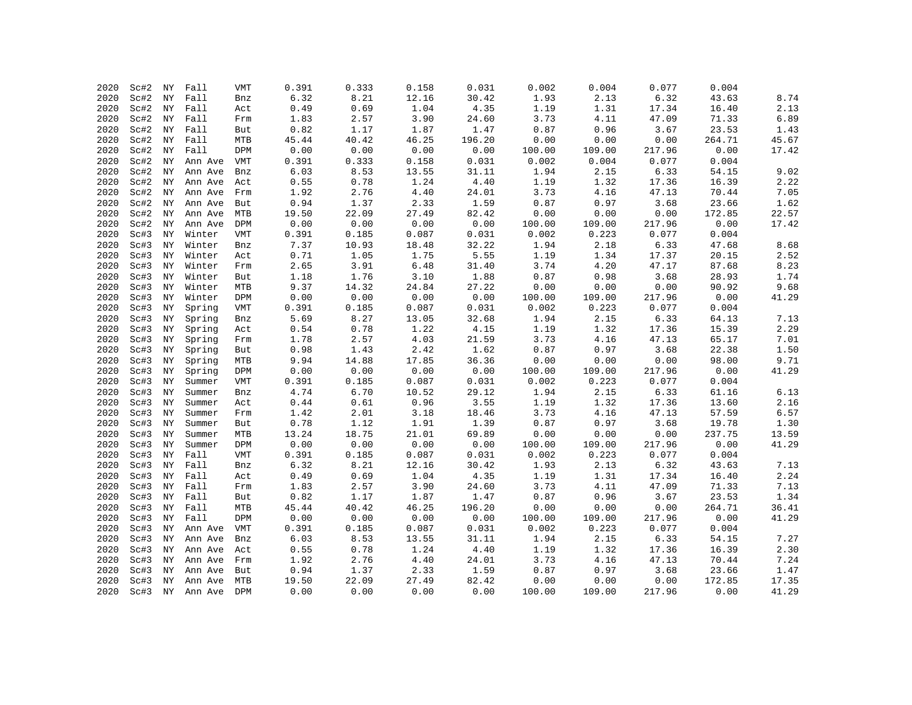| | | | | | | | | | | | | | |
|---|---|---|---|---|---|---|---|---|---|---|---|---|---|
| 2020 | Sc#2 | NY | Fall | VMT | 0.391 | 0.333 | 0.158 | 0.031 | 0.002 | 0.004 | 0.077 | 0.004 | |
| 2020 | Sc#2 | NY | Fall | Bnz | 6.32 | 8.21 | 12.16 | 30.42 | 1.93 | 2.13 | 6.32 | 43.63 | 8.74 |
| 2020 | Sc#2 | NY | Fall | Act | 0.49 | 0.69 | 1.04 | 4.35 | 1.19 | 1.31 | 17.34 | 16.40 | 2.13 |
| 2020 | Sc#2 | NY | Fall | Frm | 1.83 | 2.57 | 3.90 | 24.60 | 3.73 | 4.11 | 47.09 | 71.33 | 6.89 |
| 2020 | Sc#2 | NY | Fall | But | 0.82 | 1.17 | 1.87 | 1.47 | 0.87 | 0.96 | 3.67 | 23.53 | 1.43 |
| 2020 | Sc#2 | NY | Fall | MTB | 45.44 | 40.42 | 46.25 | 196.20 | 0.00 | 0.00 | 0.00 | 264.71 | 45.67 |
| 2020 | Sc#2 | NY | Fall | DPM | 0.00 | 0.00 | 0.00 | 0.00 | 100.00 | 109.00 | 217.96 | 0.00 | 17.42 |
| 2020 | Sc#2 | NY | Ann Ave | VMT | 0.391 | 0.333 | 0.158 | 0.031 | 0.002 | 0.004 | 0.077 | 0.004 | |
| 2020 | Sc#2 | NY | Ann Ave | Bnz | 6.03 | 8.53 | 13.55 | 31.11 | 1.94 | 2.15 | 6.33 | 54.15 | 9.02 |
| 2020 | Sc#2 | NY | Ann Ave | Act | 0.55 | 0.78 | 1.24 | 4.40 | 1.19 | 1.32 | 17.36 | 16.39 | 2.22 |
| 2020 | Sc#2 | NY | Ann Ave | Frm | 1.92 | 2.76 | 4.40 | 24.01 | 3.73 | 4.16 | 47.13 | 70.44 | 7.05 |
| 2020 | Sc#2 | NY | Ann Ave | But | 0.94 | 1.37 | 2.33 | 1.59 | 0.87 | 0.97 | 3.68 | 23.66 | 1.62 |
| 2020 | Sc#2 | NY | Ann Ave | MTB | 19.50 | 22.09 | 27.49 | 82.42 | 0.00 | 0.00 | 0.00 | 172.85 | 22.57 |
| 2020 | Sc#2 | NY | Ann Ave | DPM | 0.00 | 0.00 | 0.00 | 0.00 | 100.00 | 109.00 | 217.96 | 0.00 | 17.42 |
| 2020 | Sc#3 | NY | Winter | VMT | 0.391 | 0.185 | 0.087 | 0.031 | 0.002 | 0.223 | 0.077 | 0.004 | |
| 2020 | Sc#3 | NY | Winter | Bnz | 7.37 | 10.93 | 18.48 | 32.22 | 1.94 | 2.18 | 6.33 | 47.68 | 8.68 |
| 2020 | Sc#3 | NY | Winter | Act | 0.71 | 1.05 | 1.75 | 5.55 | 1.19 | 1.34 | 17.37 | 20.15 | 2.52 |
| 2020 | Sc#3 | NY | Winter | Frm | 2.65 | 3.91 | 6.48 | 31.40 | 3.74 | 4.20 | 47.17 | 87.68 | 8.23 |
| 2020 | Sc#3 | NY | Winter | But | 1.18 | 1.76 | 3.10 | 1.88 | 0.87 | 0.98 | 3.68 | 28.93 | 1.74 |
| 2020 | Sc#3 | NY | Winter | MTB | 9.37 | 14.32 | 24.84 | 27.22 | 0.00 | 0.00 | 0.00 | 90.92 | 9.68 |
| 2020 | Sc#3 | NY | Winter | DPM | 0.00 | 0.00 | 0.00 | 0.00 | 100.00 | 109.00 | 217.96 | 0.00 | 41.29 |
| 2020 | Sc#3 | NY | Spring | VMT | 0.391 | 0.185 | 0.087 | 0.031 | 0.002 | 0.223 | 0.077 | 0.004 | |
| 2020 | Sc#3 | NY | Spring | Bnz | 5.69 | 8.27 | 13.05 | 32.68 | 1.94 | 2.15 | 6.33 | 64.13 | 7.13 |
| 2020 | Sc#3 | NY | Spring | Act | 0.54 | 0.78 | 1.22 | 4.15 | 1.19 | 1.32 | 17.36 | 15.39 | 2.29 |
| 2020 | Sc#3 | NY | Spring | Frm | 1.78 | 2.57 | 4.03 | 21.59 | 3.73 | 4.16 | 47.13 | 65.17 | 7.01 |
| 2020 | Sc#3 | NY | Spring | But | 0.98 | 1.43 | 2.42 | 1.62 | 0.87 | 0.97 | 3.68 | 22.38 | 1.50 |
| 2020 | Sc#3 | NY | Spring | MTB | 9.94 | 14.88 | 17.85 | 36.36 | 0.00 | 0.00 | 0.00 | 98.00 | 9.71 |
| 2020 | Sc#3 | NY | Spring | DPM | 0.00 | 0.00 | 0.00 | 0.00 | 100.00 | 109.00 | 217.96 | 0.00 | 41.29 |
| 2020 | Sc#3 | NY | Summer | VMT | 0.391 | 0.185 | 0.087 | 0.031 | 0.002 | 0.223 | 0.077 | 0.004 | |
| 2020 | Sc#3 | NY | Summer | Bnz | 4.74 | 6.70 | 10.52 | 29.12 | 1.94 | 2.15 | 6.33 | 61.16 | 6.13 |
| 2020 | Sc#3 | NY | Summer | Act | 0.44 | 0.61 | 0.96 | 3.55 | 1.19 | 1.32 | 17.36 | 13.60 | 2.16 |
| 2020 | Sc#3 | NY | Summer | Frm | 1.42 | 2.01 | 3.18 | 18.46 | 3.73 | 4.16 | 47.13 | 57.59 | 6.57 |
| 2020 | Sc#3 | NY | Summer | But | 0.78 | 1.12 | 1.91 | 1.39 | 0.87 | 0.97 | 3.68 | 19.78 | 1.30 |
| 2020 | Sc#3 | NY | Summer | MTB | 13.24 | 18.75 | 21.01 | 69.89 | 0.00 | 0.00 | 0.00 | 237.75 | 13.59 |
| 2020 | Sc#3 | NY | Summer | DPM | 0.00 | 0.00 | 0.00 | 0.00 | 100.00 | 109.00 | 217.96 | 0.00 | 41.29 |
| 2020 | Sc#3 | NY | Fall | VMT | 0.391 | 0.185 | 0.087 | 0.031 | 0.002 | 0.223 | 0.077 | 0.004 | |
| 2020 | Sc#3 | NY | Fall | Bnz | 6.32 | 8.21 | 12.16 | 30.42 | 1.93 | 2.13 | 6.32 | 43.63 | 7.13 |
| 2020 | Sc#3 | NY | Fall | Act | 0.49 | 0.69 | 1.04 | 4.35 | 1.19 | 1.31 | 17.34 | 16.40 | 2.24 |
| 2020 | Sc#3 | NY | Fall | Frm | 1.83 | 2.57 | 3.90 | 24.60 | 3.73 | 4.11 | 47.09 | 71.33 | 7.13 |
| 2020 | Sc#3 | NY | Fall | But | 0.82 | 1.17 | 1.87 | 1.47 | 0.87 | 0.96 | 3.67 | 23.53 | 1.34 |
| 2020 | Sc#3 | NY | Fall | MTB | 45.44 | 40.42 | 46.25 | 196.20 | 0.00 | 0.00 | 0.00 | 264.71 | 36.41 |
| 2020 | Sc#3 | NY | Fall | DPM | 0.00 | 0.00 | 0.00 | 0.00 | 100.00 | 109.00 | 217.96 | 0.00 | 41.29 |
| 2020 | Sc#3 | NY | Ann Ave | VMT | 0.391 | 0.185 | 0.087 | 0.031 | 0.002 | 0.223 | 0.077 | 0.004 | |
| 2020 | Sc#3 | NY | Ann Ave | Bnz | 6.03 | 8.53 | 13.55 | 31.11 | 1.94 | 2.15 | 6.33 | 54.15 | 7.27 |
| 2020 | Sc#3 | NY | Ann Ave | Act | 0.55 | 0.78 | 1.24 | 4.40 | 1.19 | 1.32 | 17.36 | 16.39 | 2.30 |
| 2020 | Sc#3 | NY | Ann Ave | Frm | 1.92 | 2.76 | 4.40 | 24.01 | 3.73 | 4.16 | 47.13 | 70.44 | 7.24 |
| 2020 | Sc#3 | NY | Ann Ave | But | 0.94 | 1.37 | 2.33 | 1.59 | 0.87 | 0.97 | 3.68 | 23.66 | 1.47 |
| 2020 | Sc#3 | NY | Ann Ave | MTB | 19.50 | 22.09 | 27.49 | 82.42 | 0.00 | 0.00 | 0.00 | 172.85 | 17.35 |
| 2020 | Sc#3 | NY | Ann Ave | DPM | 0.00 | 0.00 | 0.00 | 0.00 | 100.00 | 109.00 | 217.96 | 0.00 | 41.29 |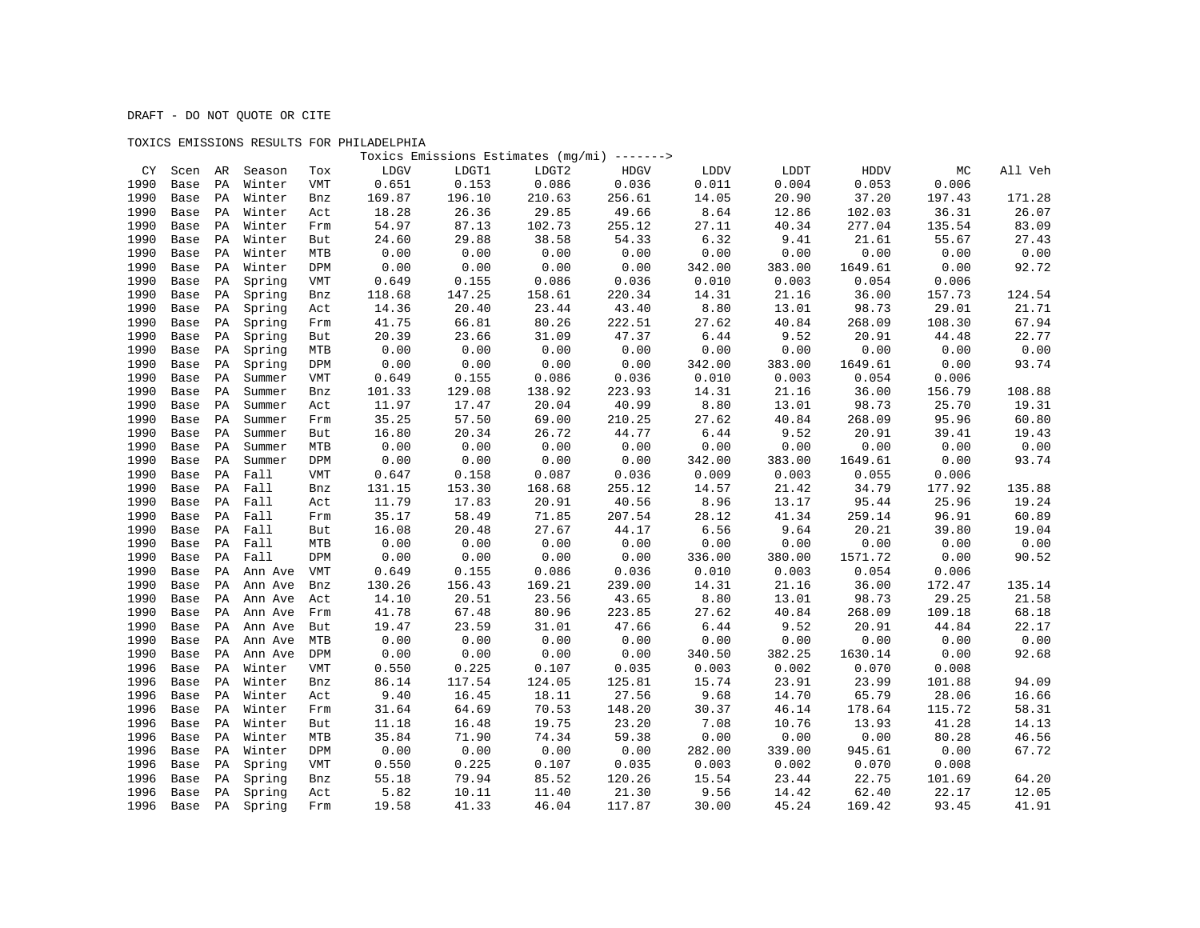DRAFT - DO NOT QUOTE OR CITE

TOXICS EMISSIONS RESULTS FOR PHILADELPHIA

| | | | | | Toxics Emissions Estimates (mg/mi) -------> | | | | | | | | |
|---|---|---|---|---|---|---|---|---|---|---|---|---|---|
| CY | Scen | AR | Season | Tox | LDGV | LDGT1 | LDGT2 | HDGV | LDDV | LDDT | HDDV | MC | All Veh |
| 1990 | Base | PA | Winter | VMT | 0.651 | 0.153 | 0.086 | 0.036 | 0.011 | 0.004 | 0.053 | 0.006 | |
| 1990 | Base | PA | Winter | Bnz | 169.87 | 196.10 | 210.63 | 256.61 | 14.05 | 20.90 | 37.20 | 197.43 | 171.28 |
| 1990 | Base | PA | Winter | Act | 18.28 | 26.36 | 29.85 | 49.66 | 8.64 | 12.86 | 102.03 | 36.31 | 26.07 |
| 1990 | Base | PA | Winter | Frm | 54.97 | 87.13 | 102.73 | 255.12 | 27.11 | 40.34 | 277.04 | 135.54 | 83.09 |
| 1990 | Base | PA | Winter | But | 24.60 | 29.88 | 38.58 | 54.33 | 6.32 | 9.41 | 21.61 | 55.67 | 27.43 |
| 1990 | Base | PA | Winter | MTB | 0.00 | 0.00 | 0.00 | 0.00 | 0.00 | 0.00 | 0.00 | 0.00 | 0.00 |
| 1990 | Base | PA | Winter | DPM | 0.00 | 0.00 | 0.00 | 0.00 | 342.00 | 383.00 | 1649.61 | 0.00 | 92.72 |
| 1990 | Base | PA | Spring | VMT | 0.649 | 0.155 | 0.086 | 0.036 | 0.010 | 0.003 | 0.054 | 0.006 | |
| 1990 | Base | PA | Spring | Bnz | 118.68 | 147.25 | 158.61 | 220.34 | 14.31 | 21.16 | 36.00 | 157.73 | 124.54 |
| 1990 | Base | PA | Spring | Act | 14.36 | 20.40 | 23.44 | 43.40 | 8.80 | 13.01 | 98.73 | 29.01 | 21.71 |
| 1990 | Base | PA | Spring | Frm | 41.75 | 66.81 | 80.26 | 222.51 | 27.62 | 40.84 | 268.09 | 108.30 | 67.94 |
| 1990 | Base | PA | Spring | But | 20.39 | 23.66 | 31.09 | 47.37 | 6.44 | 9.52 | 20.91 | 44.48 | 22.77 |
| 1990 | Base | PA | Spring | MTB | 0.00 | 0.00 | 0.00 | 0.00 | 0.00 | 0.00 | 0.00 | 0.00 | 0.00 |
| 1990 | Base | PA | Spring | DPM | 0.00 | 0.00 | 0.00 | 0.00 | 342.00 | 383.00 | 1649.61 | 0.00 | 93.74 |
| 1990 | Base | PA | Summer | VMT | 0.649 | 0.155 | 0.086 | 0.036 | 0.010 | 0.003 | 0.054 | 0.006 | |
| 1990 | Base | PA | Summer | Bnz | 101.33 | 129.08 | 138.92 | 223.93 | 14.31 | 21.16 | 36.00 | 156.79 | 108.88 |
| 1990 | Base | PA | Summer | Act | 11.97 | 17.47 | 20.04 | 40.99 | 8.80 | 13.01 | 98.73 | 25.70 | 19.31 |
| 1990 | Base | PA | Summer | Frm | 35.25 | 57.50 | 69.00 | 210.25 | 27.62 | 40.84 | 268.09 | 95.96 | 60.80 |
| 1990 | Base | PA | Summer | But | 16.80 | 20.34 | 26.72 | 44.77 | 6.44 | 9.52 | 20.91 | 39.41 | 19.43 |
| 1990 | Base | PA | Summer | MTB | 0.00 | 0.00 | 0.00 | 0.00 | 0.00 | 0.00 | 0.00 | 0.00 | 0.00 |
| 1990 | Base | PA | Summer | DPM | 0.00 | 0.00 | 0.00 | 0.00 | 342.00 | 383.00 | 1649.61 | 0.00 | 93.74 |
| 1990 | Base | PA | Fall | VMT | 0.647 | 0.158 | 0.087 | 0.036 | 0.009 | 0.003 | 0.055 | 0.006 | |
| 1990 | Base | PA | Fall | Bnz | 131.15 | 153.30 | 168.68 | 255.12 | 14.57 | 21.42 | 34.79 | 177.92 | 135.88 |
| 1990 | Base | PA | Fall | Act | 11.79 | 17.83 | 20.91 | 40.56 | 8.96 | 13.17 | 95.44 | 25.96 | 19.24 |
| 1990 | Base | PA | Fall | Frm | 35.17 | 58.49 | 71.85 | 207.54 | 28.12 | 41.34 | 259.14 | 96.91 | 60.89 |
| 1990 | Base | PA | Fall | But | 16.08 | 20.48 | 27.67 | 44.17 | 6.56 | 9.64 | 20.21 | 39.80 | 19.04 |
| 1990 | Base | PA | Fall | MTB | 0.00 | 0.00 | 0.00 | 0.00 | 0.00 | 0.00 | 0.00 | 0.00 | 0.00 |
| 1990 | Base | PA | Fall | DPM | 0.00 | 0.00 | 0.00 | 0.00 | 336.00 | 380.00 | 1571.72 | 0.00 | 90.52 |
| 1990 | Base | PA | Ann Ave | VMT | 0.649 | 0.155 | 0.086 | 0.036 | 0.010 | 0.003 | 0.054 | 0.006 | |
| 1990 | Base | PA | Ann Ave | Bnz | 130.26 | 156.43 | 169.21 | 239.00 | 14.31 | 21.16 | 36.00 | 172.47 | 135.14 |
| 1990 | Base | PA | Ann Ave | Act | 14.10 | 20.51 | 23.56 | 43.65 | 8.80 | 13.01 | 98.73 | 29.25 | 21.58 |
| 1990 | Base | PA | Ann Ave | Frm | 41.78 | 67.48 | 80.96 | 223.85 | 27.62 | 40.84 | 268.09 | 109.18 | 68.18 |
| 1990 | Base | PA | Ann Ave | But | 19.47 | 23.59 | 31.01 | 47.66 | 6.44 | 9.52 | 20.91 | 44.84 | 22.17 |
| 1990 | Base | PA | Ann Ave | MTB | 0.00 | 0.00 | 0.00 | 0.00 | 0.00 | 0.00 | 0.00 | 0.00 | 0.00 |
| 1990 | Base | PA | Ann Ave | DPM | 0.00 | 0.00 | 0.00 | 0.00 | 340.50 | 382.25 | 1630.14 | 0.00 | 92.68 |
| 1996 | Base | PA | Winter | VMT | 0.550 | 0.225 | 0.107 | 0.035 | 0.003 | 0.002 | 0.070 | 0.008 | |
| 1996 | Base | PA | Winter | Bnz | 86.14 | 117.54 | 124.05 | 125.81 | 15.74 | 23.91 | 23.99 | 101.88 | 94.09 |
| 1996 | Base | PA | Winter | Act | 9.40 | 16.45 | 18.11 | 27.56 | 9.68 | 14.70 | 65.79 | 28.06 | 16.66 |
| 1996 | Base | PA | Winter | Frm | 31.64 | 64.69 | 70.53 | 148.20 | 30.37 | 46.14 | 178.64 | 115.72 | 58.31 |
| 1996 | Base | PA | Winter | But | 11.18 | 16.48 | 19.75 | 23.20 | 7.08 | 10.76 | 13.93 | 41.28 | 14.13 |
| 1996 | Base | PA | Winter | MTB | 35.84 | 71.90 | 74.34 | 59.38 | 0.00 | 0.00 | 0.00 | 80.28 | 46.56 |
| 1996 | Base | PA | Winter | DPM | 0.00 | 0.00 | 0.00 | 0.00 | 282.00 | 339.00 | 945.61 | 0.00 | 67.72 |
| 1996 | Base | PA | Spring | VMT | 0.550 | 0.225 | 0.107 | 0.035 | 0.003 | 0.002 | 0.070 | 0.008 | |
| 1996 | Base | PA | Spring | Bnz | 55.18 | 79.94 | 85.52 | 120.26 | 15.54 | 23.44 | 22.75 | 101.69 | 64.20 |
| 1996 | Base | PA | Spring | Act | 5.82 | 10.11 | 11.40 | 21.30 | 9.56 | 14.42 | 62.40 | 22.17 | 12.05 |
| 1996 | Base | PA | Spring | Frm | 19.58 | 41.33 | 46.04 | 117.87 | 30.00 | 45.24 | 169.42 | 93.45 | 41.91 |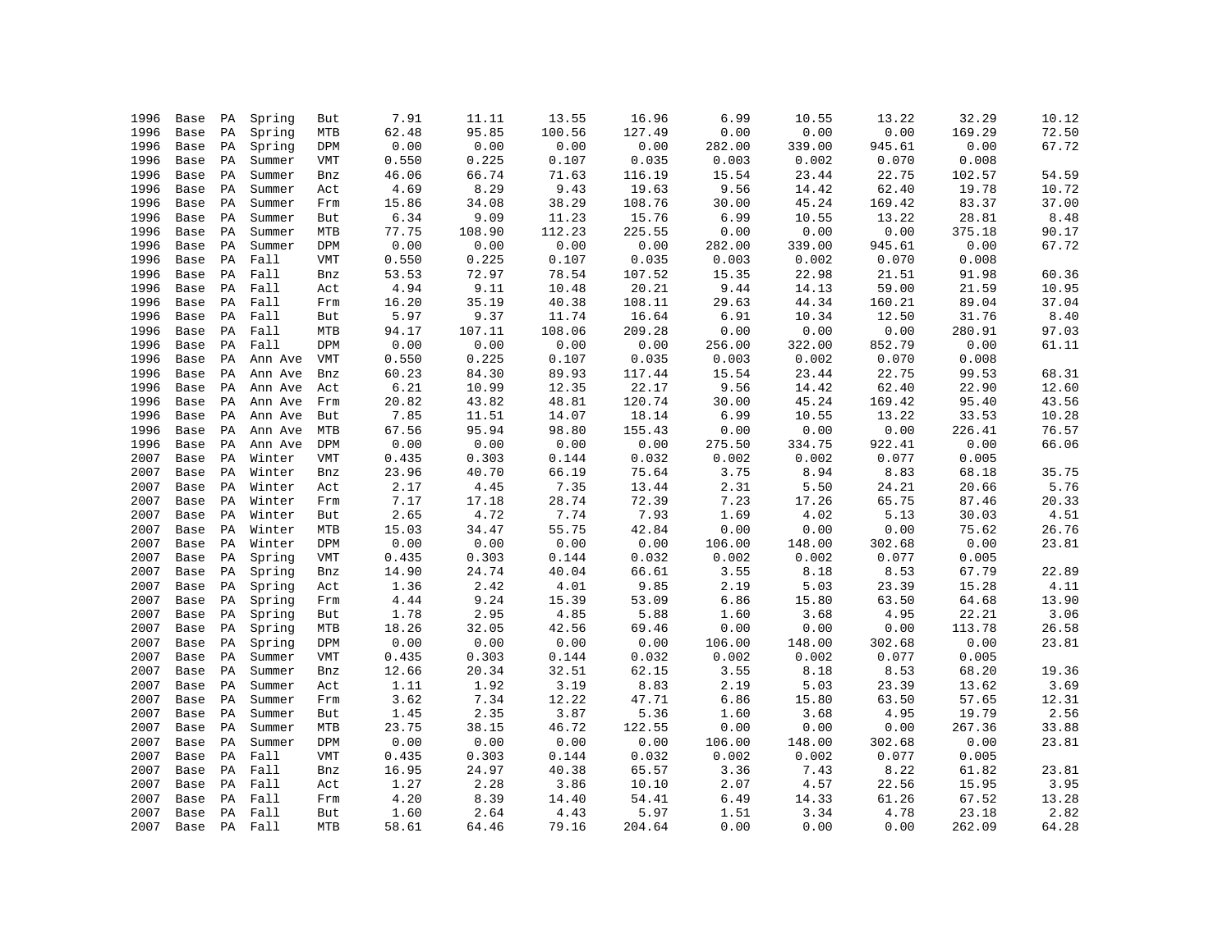| | | | | | | | | | | | | | |
|---|---|---|---|---|---|---|---|---|---|---|---|---|---|
| 1996 | Base | PA | Spring | But | 7.91 | 11.11 | 13.55 | 16.96 | 6.99 | 10.55 | 13.22 | 32.29 | 10.12 |
| 1996 | Base | PA | Spring | MTB | 62.48 | 95.85 | 100.56 | 127.49 | 0.00 | 0.00 | 0.00 | 169.29 | 72.50 |
| 1996 | Base | PA | Spring | DPM | 0.00 | 0.00 | 0.00 | 0.00 | 282.00 | 339.00 | 945.61 | 0.00 | 67.72 |
| 1996 | Base | PA | Summer | VMT | 0.550 | 0.225 | 0.107 | 0.035 | 0.003 | 0.002 | 0.070 | 0.008 | |
| 1996 | Base | PA | Summer | Bnz | 46.06 | 66.74 | 71.63 | 116.19 | 15.54 | 23.44 | 22.75 | 102.57 | 54.59 |
| 1996 | Base | PA | Summer | Act | 4.69 | 8.29 | 9.43 | 19.63 | 9.56 | 14.42 | 62.40 | 19.78 | 10.72 |
| 1996 | Base | PA | Summer | Frm | 15.86 | 34.08 | 38.29 | 108.76 | 30.00 | 45.24 | 169.42 | 83.37 | 37.00 |
| 1996 | Base | PA | Summer | But | 6.34 | 9.09 | 11.23 | 15.76 | 6.99 | 10.55 | 13.22 | 28.81 | 8.48 |
| 1996 | Base | PA | Summer | MTB | 77.75 | 108.90 | 112.23 | 225.55 | 0.00 | 0.00 | 0.00 | 375.18 | 90.17 |
| 1996 | Base | PA | Summer | DPM | 0.00 | 0.00 | 0.00 | 0.00 | 282.00 | 339.00 | 945.61 | 0.00 | 67.72 |
| 1996 | Base | PA | Fall | VMT | 0.550 | 0.225 | 0.107 | 0.035 | 0.003 | 0.002 | 0.070 | 0.008 | |
| 1996 | Base | PA | Fall | Bnz | 53.53 | 72.97 | 78.54 | 107.52 | 15.35 | 22.98 | 21.51 | 91.98 | 60.36 |
| 1996 | Base | PA | Fall | Act | 4.94 | 9.11 | 10.48 | 20.21 | 9.44 | 14.13 | 59.00 | 21.59 | 10.95 |
| 1996 | Base | PA | Fall | Frm | 16.20 | 35.19 | 40.38 | 108.11 | 29.63 | 44.34 | 160.21 | 89.04 | 37.04 |
| 1996 | Base | PA | Fall | But | 5.97 | 9.37 | 11.74 | 16.64 | 6.91 | 10.34 | 12.50 | 31.76 | 8.40 |
| 1996 | Base | PA | Fall | MTB | 94.17 | 107.11 | 108.06 | 209.28 | 0.00 | 0.00 | 0.00 | 280.91 | 97.03 |
| 1996 | Base | PA | Fall | DPM | 0.00 | 0.00 | 0.00 | 0.00 | 256.00 | 322.00 | 852.79 | 0.00 | 61.11 |
| 1996 | Base | PA | Ann Ave | VMT | 0.550 | 0.225 | 0.107 | 0.035 | 0.003 | 0.002 | 0.070 | 0.008 | |
| 1996 | Base | PA | Ann Ave | Bnz | 60.23 | 84.30 | 89.93 | 117.44 | 15.54 | 23.44 | 22.75 | 99.53 | 68.31 |
| 1996 | Base | PA | Ann Ave | Act | 6.21 | 10.99 | 12.35 | 22.17 | 9.56 | 14.42 | 62.40 | 22.90 | 12.60 |
| 1996 | Base | PA | Ann Ave | Frm | 20.82 | 43.82 | 48.81 | 120.74 | 30.00 | 45.24 | 169.42 | 95.40 | 43.56 |
| 1996 | Base | PA | Ann Ave | But | 7.85 | 11.51 | 14.07 | 18.14 | 6.99 | 10.55 | 13.22 | 33.53 | 10.28 |
| 1996 | Base | PA | Ann Ave | MTB | 67.56 | 95.94 | 98.80 | 155.43 | 0.00 | 0.00 | 0.00 | 226.41 | 76.57 |
| 1996 | Base | PA | Ann Ave | DPM | 0.00 | 0.00 | 0.00 | 0.00 | 275.50 | 334.75 | 922.41 | 0.00 | 66.06 |
| 2007 | Base | PA | Winter | VMT | 0.435 | 0.303 | 0.144 | 0.032 | 0.002 | 0.002 | 0.077 | 0.005 | |
| 2007 | Base | PA | Winter | Bnz | 23.96 | 40.70 | 66.19 | 75.64 | 3.75 | 8.94 | 8.83 | 68.18 | 35.75 |
| 2007 | Base | PA | Winter | Act | 2.17 | 4.45 | 7.35 | 13.44 | 2.31 | 5.50 | 24.21 | 20.66 | 5.76 |
| 2007 | Base | PA | Winter | Frm | 7.17 | 17.18 | 28.74 | 72.39 | 7.23 | 17.26 | 65.75 | 87.46 | 20.33 |
| 2007 | Base | PA | Winter | But | 2.65 | 4.72 | 7.74 | 7.93 | 1.69 | 4.02 | 5.13 | 30.03 | 4.51 |
| 2007 | Base | PA | Winter | MTB | 15.03 | 34.47 | 55.75 | 42.84 | 0.00 | 0.00 | 0.00 | 75.62 | 26.76 |
| 2007 | Base | PA | Winter | DPM | 0.00 | 0.00 | 0.00 | 0.00 | 106.00 | 148.00 | 302.68 | 0.00 | 23.81 |
| 2007 | Base | PA | Spring | VMT | 0.435 | 0.303 | 0.144 | 0.032 | 0.002 | 0.002 | 0.077 | 0.005 | |
| 2007 | Base | PA | Spring | Bnz | 14.90 | 24.74 | 40.04 | 66.61 | 3.55 | 8.18 | 8.53 | 67.79 | 22.89 |
| 2007 | Base | PA | Spring | Act | 1.36 | 2.42 | 4.01 | 9.85 | 2.19 | 5.03 | 23.39 | 15.28 | 4.11 |
| 2007 | Base | PA | Spring | Frm | 4.44 | 9.24 | 15.39 | 53.09 | 6.86 | 15.80 | 63.50 | 64.68 | 13.90 |
| 2007 | Base | PA | Spring | But | 1.78 | 2.95 | 4.85 | 5.88 | 1.60 | 3.68 | 4.95 | 22.21 | 3.06 |
| 2007 | Base | PA | Spring | MTB | 18.26 | 32.05 | 42.56 | 69.46 | 0.00 | 0.00 | 0.00 | 113.78 | 26.58 |
| 2007 | Base | PA | Spring | DPM | 0.00 | 0.00 | 0.00 | 0.00 | 106.00 | 148.00 | 302.68 | 0.00 | 23.81 |
| 2007 | Base | PA | Summer | VMT | 0.435 | 0.303 | 0.144 | 0.032 | 0.002 | 0.002 | 0.077 | 0.005 | |
| 2007 | Base | PA | Summer | Bnz | 12.66 | 20.34 | 32.51 | 62.15 | 3.55 | 8.18 | 8.53 | 68.20 | 19.36 |
| 2007 | Base | PA | Summer | Act | 1.11 | 1.92 | 3.19 | 8.83 | 2.19 | 5.03 | 23.39 | 13.62 | 3.69 |
| 2007 | Base | PA | Summer | Frm | 3.62 | 7.34 | 12.22 | 47.71 | 6.86 | 15.80 | 63.50 | 57.65 | 12.31 |
| 2007 | Base | PA | Summer | But | 1.45 | 2.35 | 3.87 | 5.36 | 1.60 | 3.68 | 4.95 | 19.79 | 2.56 |
| 2007 | Base | PA | Summer | MTB | 23.75 | 38.15 | 46.72 | 122.55 | 0.00 | 0.00 | 0.00 | 267.36 | 33.88 |
| 2007 | Base | PA | Summer | DPM | 0.00 | 0.00 | 0.00 | 0.00 | 106.00 | 148.00 | 302.68 | 0.00 | 23.81 |
| 2007 | Base | PA | Fall | VMT | 0.435 | 0.303 | 0.144 | 0.032 | 0.002 | 0.002 | 0.077 | 0.005 | |
| 2007 | Base | PA | Fall | Bnz | 16.95 | 24.97 | 40.38 | 65.57 | 3.36 | 7.43 | 8.22 | 61.82 | 23.81 |
| 2007 | Base | PA | Fall | Act | 1.27 | 2.28 | 3.86 | 10.10 | 2.07 | 4.57 | 22.56 | 15.95 | 3.95 |
| 2007 | Base | PA | Fall | Frm | 4.20 | 8.39 | 14.40 | 54.41 | 6.49 | 14.33 | 61.26 | 67.52 | 13.28 |
| 2007 | Base | PA | Fall | But | 1.60 | 2.64 | 4.43 | 5.97 | 1.51 | 3.34 | 4.78 | 23.18 | 2.82 |
| 2007 | Base | PA | Fall | MTB | 58.61 | 64.46 | 79.16 | 204.64 | 0.00 | 0.00 | 0.00 | 262.09 | 64.28 |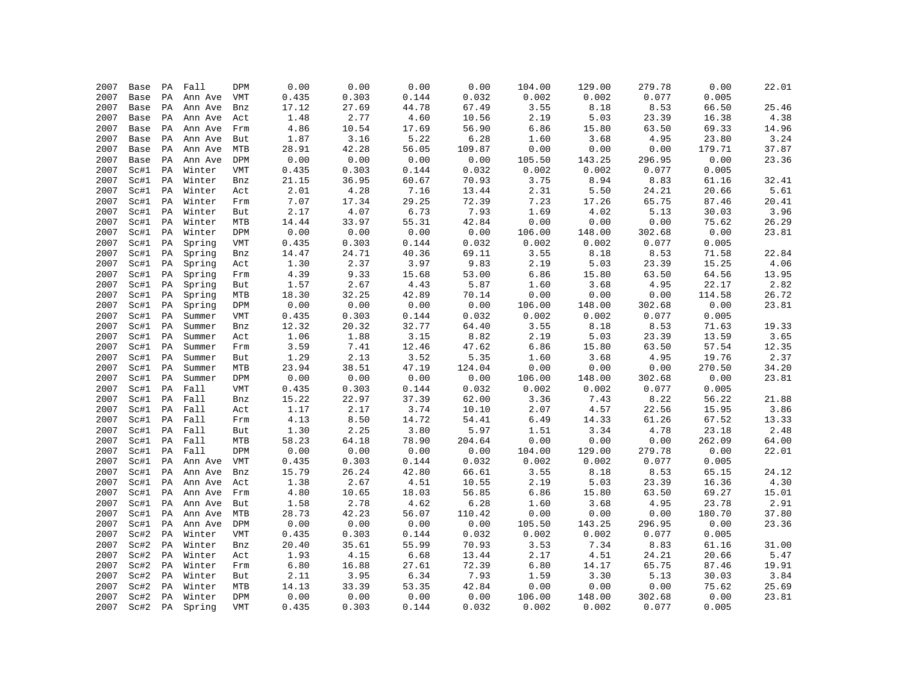| | | | | | | | | | | | | | |
|---|---|---|---|---|---|---|---|---|---|---|---|---|---|
| 2007 | Base | PA | Fall | DPM | 0.00 | 0.00 | 0.00 | 0.00 | 104.00 | 129.00 | 279.78 | 0.00 | 22.01 |
| 2007 | Base | PA | Ann Ave | VMT | 0.435 | 0.303 | 0.144 | 0.032 | 0.002 | 0.002 | 0.077 | 0.005 | |
| 2007 | Base | PA | Ann Ave | Bnz | 17.12 | 27.69 | 44.78 | 67.49 | 3.55 | 8.18 | 8.53 | 66.50 | 25.46 |
| 2007 | Base | PA | Ann Ave | Act | 1.48 | 2.77 | 4.60 | 10.56 | 2.19 | 5.03 | 23.39 | 16.38 | 4.38 |
| 2007 | Base | PA | Ann Ave | Frm | 4.86 | 10.54 | 17.69 | 56.90 | 6.86 | 15.80 | 63.50 | 69.33 | 14.96 |
| 2007 | Base | PA | Ann Ave | But | 1.87 | 3.16 | 5.22 | 6.28 | 1.60 | 3.68 | 4.95 | 23.80 | 3.24 |
| 2007 | Base | PA | Ann Ave | MTB | 28.91 | 42.28 | 56.05 | 109.87 | 0.00 | 0.00 | 0.00 | 179.71 | 37.87 |
| 2007 | Base | PA | Ann Ave | DPM | 0.00 | 0.00 | 0.00 | 0.00 | 105.50 | 143.25 | 296.95 | 0.00 | 23.36 |
| 2007 | Sc#1 | PA | Winter | VMT | 0.435 | 0.303 | 0.144 | 0.032 | 0.002 | 0.002 | 0.077 | 0.005 | |
| 2007 | Sc#1 | PA | Winter | Bnz | 21.15 | 36.95 | 60.67 | 70.93 | 3.75 | 8.94 | 8.83 | 61.16 | 32.41 |
| 2007 | Sc#1 | PA | Winter | Act | 2.01 | 4.28 | 7.16 | 13.44 | 2.31 | 5.50 | 24.21 | 20.66 | 5.61 |
| 2007 | Sc#1 | PA | Winter | Frm | 7.07 | 17.34 | 29.25 | 72.39 | 7.23 | 17.26 | 65.75 | 87.46 | 20.41 |
| 2007 | Sc#1 | PA | Winter | But | 2.17 | 4.07 | 6.73 | 7.93 | 1.69 | 4.02 | 5.13 | 30.03 | 3.96 |
| 2007 | Sc#1 | PA | Winter | MTB | 14.44 | 33.97 | 55.31 | 42.84 | 0.00 | 0.00 | 0.00 | 75.62 | 26.29 |
| 2007 | Sc#1 | PA | Winter | DPM | 0.00 | 0.00 | 0.00 | 0.00 | 106.00 | 148.00 | 302.68 | 0.00 | 23.81 |
| 2007 | Sc#1 | PA | Spring | VMT | 0.435 | 0.303 | 0.144 | 0.032 | 0.002 | 0.002 | 0.077 | 0.005 | |
| 2007 | Sc#1 | PA | Spring | Bnz | 14.47 | 24.71 | 40.36 | 69.11 | 3.55 | 8.18 | 8.53 | 71.58 | 22.84 |
| 2007 | Sc#1 | PA | Spring | Act | 1.30 | 2.37 | 3.97 | 9.83 | 2.19 | 5.03 | 23.39 | 15.25 | 4.06 |
| 2007 | Sc#1 | PA | Spring | Frm | 4.39 | 9.33 | 15.68 | 53.00 | 6.86 | 15.80 | 63.50 | 64.56 | 13.95 |
| 2007 | Sc#1 | PA | Spring | But | 1.57 | 2.67 | 4.43 | 5.87 | 1.60 | 3.68 | 4.95 | 22.17 | 2.82 |
| 2007 | Sc#1 | PA | Spring | MTB | 18.30 | 32.25 | 42.89 | 70.14 | 0.00 | 0.00 | 0.00 | 114.58 | 26.72 |
| 2007 | Sc#1 | PA | Spring | DPM | 0.00 | 0.00 | 0.00 | 0.00 | 106.00 | 148.00 | 302.68 | 0.00 | 23.81 |
| 2007 | Sc#1 | PA | Summer | VMT | 0.435 | 0.303 | 0.144 | 0.032 | 0.002 | 0.002 | 0.077 | 0.005 | |
| 2007 | Sc#1 | PA | Summer | Bnz | 12.32 | 20.32 | 32.77 | 64.40 | 3.55 | 8.18 | 8.53 | 71.63 | 19.33 |
| 2007 | Sc#1 | PA | Summer | Act | 1.06 | 1.88 | 3.15 | 8.82 | 2.19 | 5.03 | 23.39 | 13.59 | 3.65 |
| 2007 | Sc#1 | PA | Summer | Frm | 3.59 | 7.41 | 12.46 | 47.62 | 6.86 | 15.80 | 63.50 | 57.54 | 12.35 |
| 2007 | Sc#1 | PA | Summer | But | 1.29 | 2.13 | 3.52 | 5.35 | 1.60 | 3.68 | 4.95 | 19.76 | 2.37 |
| 2007 | Sc#1 | PA | Summer | MTB | 23.94 | 38.51 | 47.19 | 124.04 | 0.00 | 0.00 | 0.00 | 270.50 | 34.20 |
| 2007 | Sc#1 | PA | Summer | DPM | 0.00 | 0.00 | 0.00 | 0.00 | 106.00 | 148.00 | 302.68 | 0.00 | 23.81 |
| 2007 | Sc#1 | PA | Fall | VMT | 0.435 | 0.303 | 0.144 | 0.032 | 0.002 | 0.002 | 0.077 | 0.005 | |
| 2007 | Sc#1 | PA | Fall | Bnz | 15.22 | 22.97 | 37.39 | 62.00 | 3.36 | 7.43 | 8.22 | 56.22 | 21.88 |
| 2007 | Sc#1 | PA | Fall | Act | 1.17 | 2.17 | 3.74 | 10.10 | 2.07 | 4.57 | 22.56 | 15.95 | 3.86 |
| 2007 | Sc#1 | PA | Fall | Frm | 4.13 | 8.50 | 14.72 | 54.41 | 6.49 | 14.33 | 61.26 | 67.52 | 13.33 |
| 2007 | Sc#1 | PA | Fall | But | 1.30 | 2.25 | 3.80 | 5.97 | 1.51 | 3.34 | 4.78 | 23.18 | 2.48 |
| 2007 | Sc#1 | PA | Fall | MTB | 58.23 | 64.18 | 78.90 | 204.64 | 0.00 | 0.00 | 0.00 | 262.09 | 64.00 |
| 2007 | Sc#1 | PA | Fall | DPM | 0.00 | 0.00 | 0.00 | 0.00 | 104.00 | 129.00 | 279.78 | 0.00 | 22.01 |
| 2007 | Sc#1 | PA | Ann Ave | VMT | 0.435 | 0.303 | 0.144 | 0.032 | 0.002 | 0.002 | 0.077 | 0.005 | |
| 2007 | Sc#1 | PA | Ann Ave | Bnz | 15.79 | 26.24 | 42.80 | 66.61 | 3.55 | 8.18 | 8.53 | 65.15 | 24.12 |
| 2007 | Sc#1 | PA | Ann Ave | Act | 1.38 | 2.67 | 4.51 | 10.55 | 2.19 | 5.03 | 23.39 | 16.36 | 4.30 |
| 2007 | Sc#1 | PA | Ann Ave | Frm | 4.80 | 10.65 | 18.03 | 56.85 | 6.86 | 15.80 | 63.50 | 69.27 | 15.01 |
| 2007 | Sc#1 | PA | Ann Ave | But | 1.58 | 2.78 | 4.62 | 6.28 | 1.60 | 3.68 | 4.95 | 23.78 | 2.91 |
| 2007 | Sc#1 | PA | Ann Ave | MTB | 28.73 | 42.23 | 56.07 | 110.42 | 0.00 | 0.00 | 0.00 | 180.70 | 37.80 |
| 2007 | Sc#1 | PA | Ann Ave | DPM | 0.00 | 0.00 | 0.00 | 0.00 | 105.50 | 143.25 | 296.95 | 0.00 | 23.36 |
| 2007 | Sc#2 | PA | Winter | VMT | 0.435 | 0.303 | 0.144 | 0.032 | 0.002 | 0.002 | 0.077 | 0.005 | |
| 2007 | Sc#2 | PA | Winter | Bnz | 20.40 | 35.61 | 55.99 | 70.93 | 3.53 | 7.34 | 8.83 | 61.16 | 31.00 |
| 2007 | Sc#2 | PA | Winter | Act | 1.93 | 4.15 | 6.68 | 13.44 | 2.17 | 4.51 | 24.21 | 20.66 | 5.47 |
| 2007 | Sc#2 | PA | Winter | Frm | 6.80 | 16.88 | 27.61 | 72.39 | 6.80 | 14.17 | 65.75 | 87.46 | 19.91 |
| 2007 | Sc#2 | PA | Winter | But | 2.11 | 3.95 | 6.34 | 7.93 | 1.59 | 3.30 | 5.13 | 30.03 | 3.84 |
| 2007 | Sc#2 | PA | Winter | MTB | 14.13 | 33.39 | 53.35 | 42.84 | 0.00 | 0.00 | 0.00 | 75.62 | 25.69 |
| 2007 | Sc#2 | PA | Winter | DPM | 0.00 | 0.00 | 0.00 | 0.00 | 106.00 | 148.00 | 302.68 | 0.00 | 23.81 |
| 2007 | Sc#2 | PA | Spring | VMT | 0.435 | 0.303 | 0.144 | 0.032 | 0.002 | 0.002 | 0.077 | 0.005 | |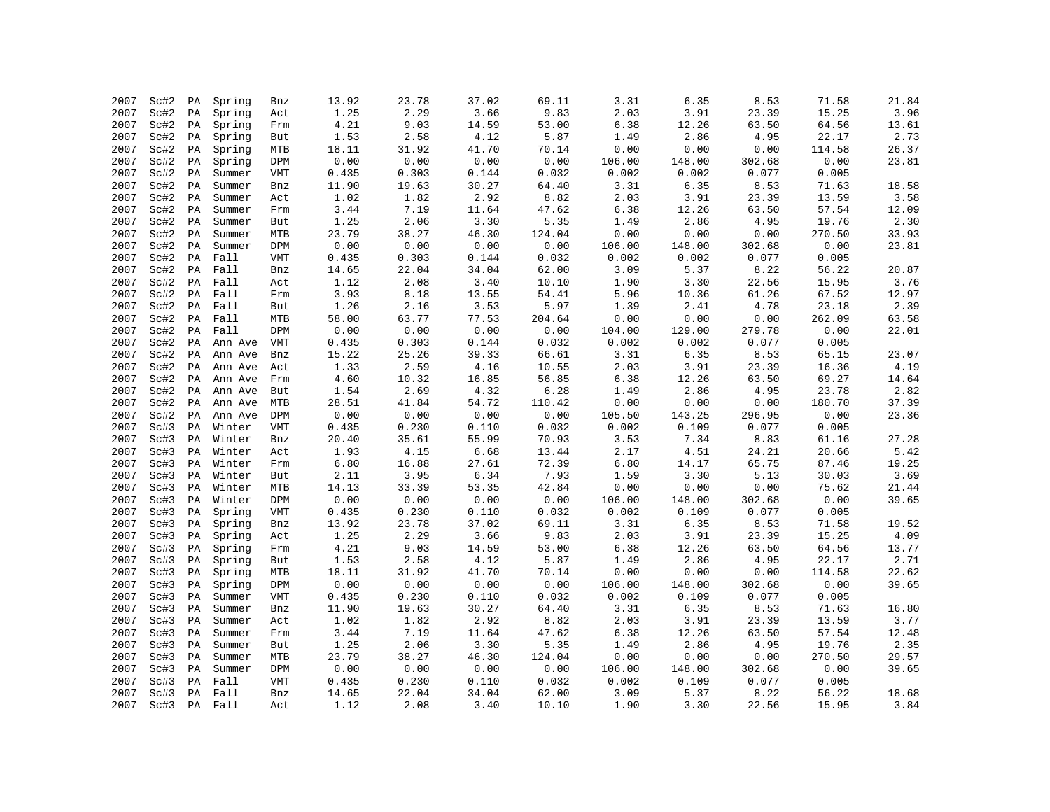| | | | | | | | | | | | | | |
|---|---|---|---|---|---|---|---|---|---|---|---|---|---|
| 2007 | Sc#2 | PA | Spring | Bnz | 13.92 | 23.78 | 37.02 | 69.11 | 3.31 | 6.35 | 8.53 | 71.58 | 21.84 |
| 2007 | Sc#2 | PA | Spring | Act | 1.25 | 2.29 | 3.66 | 9.83 | 2.03 | 3.91 | 23.39 | 15.25 | 3.96 |
| 2007 | Sc#2 | PA | Spring | Frm | 4.21 | 9.03 | 14.59 | 53.00 | 6.38 | 12.26 | 63.50 | 64.56 | 13.61 |
| 2007 | Sc#2 | PA | Spring | But | 1.53 | 2.58 | 4.12 | 5.87 | 1.49 | 2.86 | 4.95 | 22.17 | 2.73 |
| 2007 | Sc#2 | PA | Spring | MTB | 18.11 | 31.92 | 41.70 | 70.14 | 0.00 | 0.00 | 0.00 | 114.58 | 26.37 |
| 2007 | Sc#2 | PA | Spring | DPM | 0.00 | 0.00 | 0.00 | 0.00 | 106.00 | 148.00 | 302.68 | 0.00 | 23.81 |
| 2007 | Sc#2 | PA | Summer | VMT | 0.435 | 0.303 | 0.144 | 0.032 | 0.002 | 0.002 | 0.077 | 0.005 | |
| 2007 | Sc#2 | PA | Summer | Bnz | 11.90 | 19.63 | 30.27 | 64.40 | 3.31 | 6.35 | 8.53 | 71.63 | 18.58 |
| 2007 | Sc#2 | PA | Summer | Act | 1.02 | 1.82 | 2.92 | 8.82 | 2.03 | 3.91 | 23.39 | 13.59 | 3.58 |
| 2007 | Sc#2 | PA | Summer | Frm | 3.44 | 7.19 | 11.64 | 47.62 | 6.38 | 12.26 | 63.50 | 57.54 | 12.09 |
| 2007 | Sc#2 | PA | Summer | But | 1.25 | 2.06 | 3.30 | 5.35 | 1.49 | 2.86 | 4.95 | 19.76 | 2.30 |
| 2007 | Sc#2 | PA | Summer | MTB | 23.79 | 38.27 | 46.30 | 124.04 | 0.00 | 0.00 | 0.00 | 270.50 | 33.93 |
| 2007 | Sc#2 | PA | Summer | DPM | 0.00 | 0.00 | 0.00 | 0.00 | 106.00 | 148.00 | 302.68 | 0.00 | 23.81 |
| 2007 | Sc#2 | PA | Fall | VMT | 0.435 | 0.303 | 0.144 | 0.032 | 0.002 | 0.002 | 0.077 | 0.005 | |
| 2007 | Sc#2 | PA | Fall | Bnz | 14.65 | 22.04 | 34.04 | 62.00 | 3.09 | 5.37 | 8.22 | 56.22 | 20.87 |
| 2007 | Sc#2 | PA | Fall | Act | 1.12 | 2.08 | 3.40 | 10.10 | 1.90 | 3.30 | 22.56 | 15.95 | 3.76 |
| 2007 | Sc#2 | PA | Fall | Frm | 3.93 | 8.18 | 13.55 | 54.41 | 5.96 | 10.36 | 61.26 | 67.52 | 12.97 |
| 2007 | Sc#2 | PA | Fall | But | 1.26 | 2.16 | 3.53 | 5.97 | 1.39 | 2.41 | 4.78 | 23.18 | 2.39 |
| 2007 | Sc#2 | PA | Fall | MTB | 58.00 | 63.77 | 77.53 | 204.64 | 0.00 | 0.00 | 0.00 | 262.09 | 63.58 |
| 2007 | Sc#2 | PA | Fall | DPM | 0.00 | 0.00 | 0.00 | 0.00 | 104.00 | 129.00 | 279.78 | 0.00 | 22.01 |
| 2007 | Sc#2 | PA | Ann Ave | VMT | 0.435 | 0.303 | 0.144 | 0.032 | 0.002 | 0.002 | 0.077 | 0.005 | |
| 2007 | Sc#2 | PA | Ann Ave | Bnz | 15.22 | 25.26 | 39.33 | 66.61 | 3.31 | 6.35 | 8.53 | 65.15 | 23.07 |
| 2007 | Sc#2 | PA | Ann Ave | Act | 1.33 | 2.59 | 4.16 | 10.55 | 2.03 | 3.91 | 23.39 | 16.36 | 4.19 |
| 2007 | Sc#2 | PA | Ann Ave | Frm | 4.60 | 10.32 | 16.85 | 56.85 | 6.38 | 12.26 | 63.50 | 69.27 | 14.64 |
| 2007 | Sc#2 | PA | Ann Ave | But | 1.54 | 2.69 | 4.32 | 6.28 | 1.49 | 2.86 | 4.95 | 23.78 | 2.82 |
| 2007 | Sc#2 | PA | Ann Ave | MTB | 28.51 | 41.84 | 54.72 | 110.42 | 0.00 | 0.00 | 0.00 | 180.70 | 37.39 |
| 2007 | Sc#2 | PA | Ann Ave | DPM | 0.00 | 0.00 | 0.00 | 0.00 | 105.50 | 143.25 | 296.95 | 0.00 | 23.36 |
| 2007 | Sc#3 | PA | Winter | VMT | 0.435 | 0.230 | 0.110 | 0.032 | 0.002 | 0.109 | 0.077 | 0.005 | |
| 2007 | Sc#3 | PA | Winter | Bnz | 20.40 | 35.61 | 55.99 | 70.93 | 3.53 | 7.34 | 8.83 | 61.16 | 27.28 |
| 2007 | Sc#3 | PA | Winter | Act | 1.93 | 4.15 | 6.68 | 13.44 | 2.17 | 4.51 | 24.21 | 20.66 | 5.42 |
| 2007 | Sc#3 | PA | Winter | Frm | 6.80 | 16.88 | 27.61 | 72.39 | 6.80 | 14.17 | 65.75 | 87.46 | 19.25 |
| 2007 | Sc#3 | PA | Winter | But | 2.11 | 3.95 | 6.34 | 7.93 | 1.59 | 3.30 | 5.13 | 30.03 | 3.69 |
| 2007 | Sc#3 | PA | Winter | MTB | 14.13 | 33.39 | 53.35 | 42.84 | 0.00 | 0.00 | 0.00 | 75.62 | 21.44 |
| 2007 | Sc#3 | PA | Winter | DPM | 0.00 | 0.00 | 0.00 | 0.00 | 106.00 | 148.00 | 302.68 | 0.00 | 39.65 |
| 2007 | Sc#3 | PA | Spring | VMT | 0.435 | 0.230 | 0.110 | 0.032 | 0.002 | 0.109 | 0.077 | 0.005 | |
| 2007 | Sc#3 | PA | Spring | Bnz | 13.92 | 23.78 | 37.02 | 69.11 | 3.31 | 6.35 | 8.53 | 71.58 | 19.52 |
| 2007 | Sc#3 | PA | Spring | Act | 1.25 | 2.29 | 3.66 | 9.83 | 2.03 | 3.91 | 23.39 | 15.25 | 4.09 |
| 2007 | Sc#3 | PA | Spring | Frm | 4.21 | 9.03 | 14.59 | 53.00 | 6.38 | 12.26 | 63.50 | 64.56 | 13.77 |
| 2007 | Sc#3 | PA | Spring | But | 1.53 | 2.58 | 4.12 | 5.87 | 1.49 | 2.86 | 4.95 | 22.17 | 2.71 |
| 2007 | Sc#3 | PA | Spring | MTB | 18.11 | 31.92 | 41.70 | 70.14 | 0.00 | 0.00 | 0.00 | 114.58 | 22.62 |
| 2007 | Sc#3 | PA | Spring | DPM | 0.00 | 0.00 | 0.00 | 0.00 | 106.00 | 148.00 | 302.68 | 0.00 | 39.65 |
| 2007 | Sc#3 | PA | Summer | VMT | 0.435 | 0.230 | 0.110 | 0.032 | 0.002 | 0.109 | 0.077 | 0.005 | |
| 2007 | Sc#3 | PA | Summer | Bnz | 11.90 | 19.63 | 30.27 | 64.40 | 3.31 | 6.35 | 8.53 | 71.63 | 16.80 |
| 2007 | Sc#3 | PA | Summer | Act | 1.02 | 1.82 | 2.92 | 8.82 | 2.03 | 3.91 | 23.39 | 13.59 | 3.77 |
| 2007 | Sc#3 | PA | Summer | Frm | 3.44 | 7.19 | 11.64 | 47.62 | 6.38 | 12.26 | 63.50 | 57.54 | 12.48 |
| 2007 | Sc#3 | PA | Summer | But | 1.25 | 2.06 | 3.30 | 5.35 | 1.49 | 2.86 | 4.95 | 19.76 | 2.35 |
| 2007 | Sc#3 | PA | Summer | MTB | 23.79 | 38.27 | 46.30 | 124.04 | 0.00 | 0.00 | 0.00 | 270.50 | 29.57 |
| 2007 | Sc#3 | PA | Summer | DPM | 0.00 | 0.00 | 0.00 | 0.00 | 106.00 | 148.00 | 302.68 | 0.00 | 39.65 |
| 2007 | Sc#3 | PA | Fall | VMT | 0.435 | 0.230 | 0.110 | 0.032 | 0.002 | 0.109 | 0.077 | 0.005 | |
| 2007 | Sc#3 | PA | Fall | Bnz | 14.65 | 22.04 | 34.04 | 62.00 | 3.09 | 5.37 | 8.22 | 56.22 | 18.68 |
| 2007 | Sc#3 | PA | Fall | Act | 1.12 | 2.08 | 3.40 | 10.10 | 1.90 | 3.30 | 22.56 | 15.95 | 3.84 |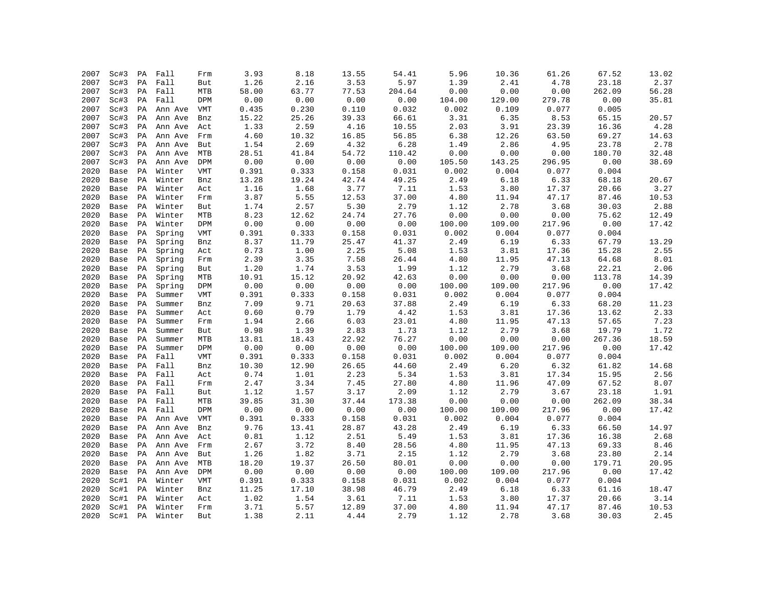| | | | | | | | | | | | | | |
|---|---|---|---|---|---|---|---|---|---|---|---|---|---|
| 2007 | Sc#3 | PA | Fall | Frm | 3.93 | 8.18 | 13.55 | 54.41 | 5.96 | 10.36 | 61.26 | 67.52 | 13.02 |
| 2007 | Sc#3 | PA | Fall | But | 1.26 | 2.16 | 3.53 | 5.97 | 1.39 | 2.41 | 4.78 | 23.18 | 2.37 |
| 2007 | Sc#3 | PA | Fall | MTB | 58.00 | 63.77 | 77.53 | 204.64 | 0.00 | 0.00 | 0.00 | 262.09 | 56.28 |
| 2007 | Sc#3 | PA | Fall | DPM | 0.00 | 0.00 | 0.00 | 0.00 | 104.00 | 129.00 | 279.78 | 0.00 | 35.81 |
| 2007 | Sc#3 | PA | Ann Ave | VMT | 0.435 | 0.230 | 0.110 | 0.032 | 0.002 | 0.109 | 0.077 | 0.005 | |
| 2007 | Sc#3 | PA | Ann Ave | Bnz | 15.22 | 25.26 | 39.33 | 66.61 | 3.31 | 6.35 | 8.53 | 65.15 | 20.57 |
| 2007 | Sc#3 | PA | Ann Ave | Act | 1.33 | 2.59 | 4.16 | 10.55 | 2.03 | 3.91 | 23.39 | 16.36 | 4.28 |
| 2007 | Sc#3 | PA | Ann Ave | Frm | 4.60 | 10.32 | 16.85 | 56.85 | 6.38 | 12.26 | 63.50 | 69.27 | 14.63 |
| 2007 | Sc#3 | PA | Ann Ave | But | 1.54 | 2.69 | 4.32 | 6.28 | 1.49 | 2.86 | 4.95 | 23.78 | 2.78 |
| 2007 | Sc#3 | PA | Ann Ave | MTB | 28.51 | 41.84 | 54.72 | 110.42 | 0.00 | 0.00 | 0.00 | 180.70 | 32.48 |
| 2007 | Sc#3 | PA | Ann Ave | DPM | 0.00 | 0.00 | 0.00 | 0.00 | 105.50 | 143.25 | 296.95 | 0.00 | 38.69 |
| 2020 | Base | PA | Winter | VMT | 0.391 | 0.333 | 0.158 | 0.031 | 0.002 | 0.004 | 0.077 | 0.004 | |
| 2020 | Base | PA | Winter | Bnz | 13.28 | 19.24 | 42.74 | 49.25 | 2.49 | 6.18 | 6.33 | 68.18 | 20.67 |
| 2020 | Base | PA | Winter | Act | 1.16 | 1.68 | 3.77 | 7.11 | 1.53 | 3.80 | 17.37 | 20.66 | 3.27 |
| 2020 | Base | PA | Winter | Frm | 3.87 | 5.55 | 12.53 | 37.00 | 4.80 | 11.94 | 47.17 | 87.46 | 10.53 |
| 2020 | Base | PA | Winter | But | 1.74 | 2.57 | 5.30 | 2.79 | 1.12 | 2.78 | 3.68 | 30.03 | 2.88 |
| 2020 | Base | PA | Winter | MTB | 8.23 | 12.62 | 24.74 | 27.76 | 0.00 | 0.00 | 0.00 | 75.62 | 12.49 |
| 2020 | Base | PA | Winter | DPM | 0.00 | 0.00 | 0.00 | 0.00 | 100.00 | 109.00 | 217.96 | 0.00 | 17.42 |
| 2020 | Base | PA | Spring | VMT | 0.391 | 0.333 | 0.158 | 0.031 | 0.002 | 0.004 | 0.077 | 0.004 | |
| 2020 | Base | PA | Spring | Bnz | 8.37 | 11.79 | 25.47 | 41.37 | 2.49 | 6.19 | 6.33 | 67.79 | 13.29 |
| 2020 | Base | PA | Spring | Act | 0.73 | 1.00 | 2.25 | 5.08 | 1.53 | 3.81 | 17.36 | 15.28 | 2.55 |
| 2020 | Base | PA | Spring | Frm | 2.39 | 3.35 | 7.58 | 26.44 | 4.80 | 11.95 | 47.13 | 64.68 | 8.01 |
| 2020 | Base | PA | Spring | But | 1.20 | 1.74 | 3.53 | 1.99 | 1.12 | 2.79 | 3.68 | 22.21 | 2.06 |
| 2020 | Base | PA | Spring | MTB | 10.91 | 15.12 | 20.92 | 42.63 | 0.00 | 0.00 | 0.00 | 113.78 | 14.39 |
| 2020 | Base | PA | Spring | DPM | 0.00 | 0.00 | 0.00 | 0.00 | 100.00 | 109.00 | 217.96 | 0.00 | 17.42 |
| 2020 | Base | PA | Summer | VMT | 0.391 | 0.333 | 0.158 | 0.031 | 0.002 | 0.004 | 0.077 | 0.004 | |
| 2020 | Base | PA | Summer | Bnz | 7.09 | 9.71 | 20.63 | 37.88 | 2.49 | 6.19 | 6.33 | 68.20 | 11.23 |
| 2020 | Base | PA | Summer | Act | 0.60 | 0.79 | 1.79 | 4.42 | 1.53 | 3.81 | 17.36 | 13.62 | 2.33 |
| 2020 | Base | PA | Summer | Frm | 1.94 | 2.66 | 6.03 | 23.01 | 4.80 | 11.95 | 47.13 | 57.65 | 7.23 |
| 2020 | Base | PA | Summer | But | 0.98 | 1.39 | 2.83 | 1.73 | 1.12 | 2.79 | 3.68 | 19.79 | 1.72 |
| 2020 | Base | PA | Summer | MTB | 13.81 | 18.43 | 22.92 | 76.27 | 0.00 | 0.00 | 0.00 | 267.36 | 18.59 |
| 2020 | Base | PA | Summer | DPM | 0.00 | 0.00 | 0.00 | 0.00 | 100.00 | 109.00 | 217.96 | 0.00 | 17.42 |
| 2020 | Base | PA | Fall | VMT | 0.391 | 0.333 | 0.158 | 0.031 | 0.002 | 0.004 | 0.077 | 0.004 | |
| 2020 | Base | PA | Fall | Bnz | 10.30 | 12.90 | 26.65 | 44.60 | 2.49 | 6.20 | 6.32 | 61.82 | 14.68 |
| 2020 | Base | PA | Fall | Act | 0.74 | 1.01 | 2.23 | 5.34 | 1.53 | 3.81 | 17.34 | 15.95 | 2.56 |
| 2020 | Base | PA | Fall | Frm | 2.47 | 3.34 | 7.45 | 27.80 | 4.80 | 11.96 | 47.09 | 67.52 | 8.07 |
| 2020 | Base | PA | Fall | But | 1.12 | 1.57 | 3.17 | 2.09 | 1.12 | 2.79 | 3.67 | 23.18 | 1.91 |
| 2020 | Base | PA | Fall | MTB | 39.85 | 31.30 | 37.44 | 173.38 | 0.00 | 0.00 | 0.00 | 262.09 | 38.34 |
| 2020 | Base | PA | Fall | DPM | 0.00 | 0.00 | 0.00 | 0.00 | 100.00 | 109.00 | 217.96 | 0.00 | 17.42 |
| 2020 | Base | PA | Ann Ave | VMT | 0.391 | 0.333 | 0.158 | 0.031 | 0.002 | 0.004 | 0.077 | 0.004 | |
| 2020 | Base | PA | Ann Ave | Bnz | 9.76 | 13.41 | 28.87 | 43.28 | 2.49 | 6.19 | 6.33 | 66.50 | 14.97 |
| 2020 | Base | PA | Ann Ave | Act | 0.81 | 1.12 | 2.51 | 5.49 | 1.53 | 3.81 | 17.36 | 16.38 | 2.68 |
| 2020 | Base | PA | Ann Ave | Frm | 2.67 | 3.72 | 8.40 | 28.56 | 4.80 | 11.95 | 47.13 | 69.33 | 8.46 |
| 2020 | Base | PA | Ann Ave | But | 1.26 | 1.82 | 3.71 | 2.15 | 1.12 | 2.79 | 3.68 | 23.80 | 2.14 |
| 2020 | Base | PA | Ann Ave | MTB | 18.20 | 19.37 | 26.50 | 80.01 | 0.00 | 0.00 | 0.00 | 179.71 | 20.95 |
| 2020 | Base | PA | Ann Ave | DPM | 0.00 | 0.00 | 0.00 | 0.00 | 100.00 | 109.00 | 217.96 | 0.00 | 17.42 |
| 2020 | Sc#1 | PA | Winter | VMT | 0.391 | 0.333 | 0.158 | 0.031 | 0.002 | 0.004 | 0.077 | 0.004 | |
| 2020 | Sc#1 | PA | Winter | Bnz | 11.25 | 17.10 | 38.98 | 46.79 | 2.49 | 6.18 | 6.33 | 61.16 | 18.47 |
| 2020 | Sc#1 | PA | Winter | Act | 1.02 | 1.54 | 3.61 | 7.11 | 1.53 | 3.80 | 17.37 | 20.66 | 3.14 |
| 2020 | Sc#1 | PA | Winter | Frm | 3.71 | 5.57 | 12.89 | 37.00 | 4.80 | 11.94 | 47.17 | 87.46 | 10.53 |
| 2020 | Sc#1 | PA | Winter | But | 1.38 | 2.11 | 4.44 | 2.79 | 1.12 | 2.78 | 3.68 | 30.03 | 2.45 |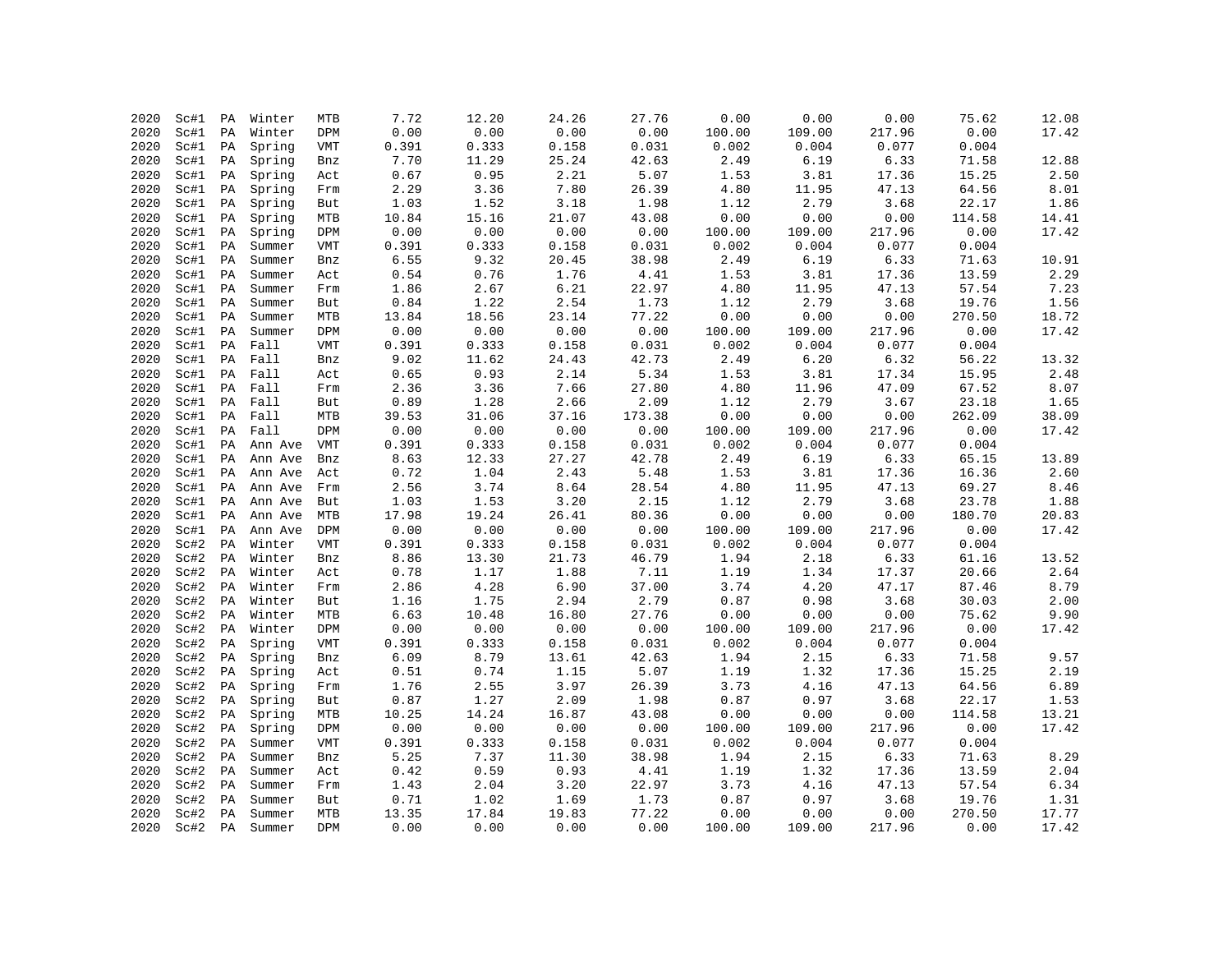| | | | | | | | | | | | | | |
|---|---|---|---|---|---|---|---|---|---|---|---|---|---|
| 2020 | Sc#1 | PA | Winter | MTB | 7.72 | 12.20 | 24.26 | 27.76 | 0.00 | 0.00 | 0.00 | 75.62 | 12.08 |
| 2020 | Sc#1 | PA | Winter | DPM | 0.00 | 0.00 | 0.00 | 0.00 | 100.00 | 109.00 | 217.96 | 0.00 | 17.42 |
| 2020 | Sc#1 | PA | Spring | VMT | 0.391 | 0.333 | 0.158 | 0.031 | 0.002 | 0.004 | 0.077 | 0.004 | |
| 2020 | Sc#1 | PA | Spring | Bnz | 7.70 | 11.29 | 25.24 | 42.63 | 2.49 | 6.19 | 6.33 | 71.58 | 12.88 |
| 2020 | Sc#1 | PA | Spring | Act | 0.67 | 0.95 | 2.21 | 5.07 | 1.53 | 3.81 | 17.36 | 15.25 | 2.50 |
| 2020 | Sc#1 | PA | Spring | Frm | 2.29 | 3.36 | 7.80 | 26.39 | 4.80 | 11.95 | 47.13 | 64.56 | 8.01 |
| 2020 | Sc#1 | PA | Spring | But | 1.03 | 1.52 | 3.18 | 1.98 | 1.12 | 2.79 | 3.68 | 22.17 | 1.86 |
| 2020 | Sc#1 | PA | Spring | MTB | 10.84 | 15.16 | 21.07 | 43.08 | 0.00 | 0.00 | 0.00 | 114.58 | 14.41 |
| 2020 | Sc#1 | PA | Spring | DPM | 0.00 | 0.00 | 0.00 | 0.00 | 100.00 | 109.00 | 217.96 | 0.00 | 17.42 |
| 2020 | Sc#1 | PA | Summer | VMT | 0.391 | 0.333 | 0.158 | 0.031 | 0.002 | 0.004 | 0.077 | 0.004 | |
| 2020 | Sc#1 | PA | Summer | Bnz | 6.55 | 9.32 | 20.45 | 38.98 | 2.49 | 6.19 | 6.33 | 71.63 | 10.91 |
| 2020 | Sc#1 | PA | Summer | Act | 0.54 | 0.76 | 1.76 | 4.41 | 1.53 | 3.81 | 17.36 | 13.59 | 2.29 |
| 2020 | Sc#1 | PA | Summer | Frm | 1.86 | 2.67 | 6.21 | 22.97 | 4.80 | 11.95 | 47.13 | 57.54 | 7.23 |
| 2020 | Sc#1 | PA | Summer | But | 0.84 | 1.22 | 2.54 | 1.73 | 1.12 | 2.79 | 3.68 | 19.76 | 1.56 |
| 2020 | Sc#1 | PA | Summer | MTB | 13.84 | 18.56 | 23.14 | 77.22 | 0.00 | 0.00 | 0.00 | 270.50 | 18.72 |
| 2020 | Sc#1 | PA | Summer | DPM | 0.00 | 0.00 | 0.00 | 0.00 | 100.00 | 109.00 | 217.96 | 0.00 | 17.42 |
| 2020 | Sc#1 | PA | Fall | VMT | 0.391 | 0.333 | 0.158 | 0.031 | 0.002 | 0.004 | 0.077 | 0.004 | |
| 2020 | Sc#1 | PA | Fall | Bnz | 9.02 | 11.62 | 24.43 | 42.73 | 2.49 | 6.20 | 6.32 | 56.22 | 13.32 |
| 2020 | Sc#1 | PA | Fall | Act | 0.65 | 0.93 | 2.14 | 5.34 | 1.53 | 3.81 | 17.34 | 15.95 | 2.48 |
| 2020 | Sc#1 | PA | Fall | Frm | 2.36 | 3.36 | 7.66 | 27.80 | 4.80 | 11.96 | 47.09 | 67.52 | 8.07 |
| 2020 | Sc#1 | PA | Fall | But | 0.89 | 1.28 | 2.66 | 2.09 | 1.12 | 2.79 | 3.67 | 23.18 | 1.65 |
| 2020 | Sc#1 | PA | Fall | MTB | 39.53 | 31.06 | 37.16 | 173.38 | 0.00 | 0.00 | 0.00 | 262.09 | 38.09 |
| 2020 | Sc#1 | PA | Fall | DPM | 0.00 | 0.00 | 0.00 | 0.00 | 100.00 | 109.00 | 217.96 | 0.00 | 17.42 |
| 2020 | Sc#1 | PA | Ann Ave | VMT | 0.391 | 0.333 | 0.158 | 0.031 | 0.002 | 0.004 | 0.077 | 0.004 | |
| 2020 | Sc#1 | PA | Ann Ave | Bnz | 8.63 | 12.33 | 27.27 | 42.78 | 2.49 | 6.19 | 6.33 | 65.15 | 13.89 |
| 2020 | Sc#1 | PA | Ann Ave | Act | 0.72 | 1.04 | 2.43 | 5.48 | 1.53 | 3.81 | 17.36 | 16.36 | 2.60 |
| 2020 | Sc#1 | PA | Ann Ave | Frm | 2.56 | 3.74 | 8.64 | 28.54 | 4.80 | 11.95 | 47.13 | 69.27 | 8.46 |
| 2020 | Sc#1 | PA | Ann Ave | But | 1.03 | 1.53 | 3.20 | 2.15 | 1.12 | 2.79 | 3.68 | 23.78 | 1.88 |
| 2020 | Sc#1 | PA | Ann Ave | MTB | 17.98 | 19.24 | 26.41 | 80.36 | 0.00 | 0.00 | 0.00 | 180.70 | 20.83 |
| 2020 | Sc#1 | PA | Ann Ave | DPM | 0.00 | 0.00 | 0.00 | 0.00 | 100.00 | 109.00 | 217.96 | 0.00 | 17.42 |
| 2020 | Sc#2 | PA | Winter | VMT | 0.391 | 0.333 | 0.158 | 0.031 | 0.002 | 0.004 | 0.077 | 0.004 | |
| 2020 | Sc#2 | PA | Winter | Bnz | 8.86 | 13.30 | 21.73 | 46.79 | 1.94 | 2.18 | 6.33 | 61.16 | 13.52 |
| 2020 | Sc#2 | PA | Winter | Act | 0.78 | 1.17 | 1.88 | 7.11 | 1.19 | 1.34 | 17.37 | 20.66 | 2.64 |
| 2020 | Sc#2 | PA | Winter | Frm | 2.86 | 4.28 | 6.90 | 37.00 | 3.74 | 4.20 | 47.17 | 87.46 | 8.79 |
| 2020 | Sc#2 | PA | Winter | But | 1.16 | 1.75 | 2.94 | 2.79 | 0.87 | 0.98 | 3.68 | 30.03 | 2.00 |
| 2020 | Sc#2 | PA | Winter | MTB | 6.63 | 10.48 | 16.80 | 27.76 | 0.00 | 0.00 | 0.00 | 75.62 | 9.90 |
| 2020 | Sc#2 | PA | Winter | DPM | 0.00 | 0.00 | 0.00 | 0.00 | 100.00 | 109.00 | 217.96 | 0.00 | 17.42 |
| 2020 | Sc#2 | PA | Spring | VMT | 0.391 | 0.333 | 0.158 | 0.031 | 0.002 | 0.004 | 0.077 | 0.004 | |
| 2020 | Sc#2 | PA | Spring | Bnz | 6.09 | 8.79 | 13.61 | 42.63 | 1.94 | 2.15 | 6.33 | 71.58 | 9.57 |
| 2020 | Sc#2 | PA | Spring | Act | 0.51 | 0.74 | 1.15 | 5.07 | 1.19 | 1.32 | 17.36 | 15.25 | 2.19 |
| 2020 | Sc#2 | PA | Spring | Frm | 1.76 | 2.55 | 3.97 | 26.39 | 3.73 | 4.16 | 47.13 | 64.56 | 6.89 |
| 2020 | Sc#2 | PA | Spring | But | 0.87 | 1.27 | 2.09 | 1.98 | 0.87 | 0.97 | 3.68 | 22.17 | 1.53 |
| 2020 | Sc#2 | PA | Spring | MTB | 10.25 | 14.24 | 16.87 | 43.08 | 0.00 | 0.00 | 0.00 | 114.58 | 13.21 |
| 2020 | Sc#2 | PA | Spring | DPM | 0.00 | 0.00 | 0.00 | 0.00 | 100.00 | 109.00 | 217.96 | 0.00 | 17.42 |
| 2020 | Sc#2 | PA | Summer | VMT | 0.391 | 0.333 | 0.158 | 0.031 | 0.002 | 0.004 | 0.077 | 0.004 | |
| 2020 | Sc#2 | PA | Summer | Bnz | 5.25 | 7.37 | 11.30 | 38.98 | 1.94 | 2.15 | 6.33 | 71.63 | 8.29 |
| 2020 | Sc#2 | PA | Summer | Act | 0.42 | 0.59 | 0.93 | 4.41 | 1.19 | 1.32 | 17.36 | 13.59 | 2.04 |
| 2020 | Sc#2 | PA | Summer | Frm | 1.43 | 2.04 | 3.20 | 22.97 | 3.73 | 4.16 | 47.13 | 57.54 | 6.34 |
| 2020 | Sc#2 | PA | Summer | But | 0.71 | 1.02 | 1.69 | 1.73 | 0.87 | 0.97 | 3.68 | 19.76 | 1.31 |
| 2020 | Sc#2 | PA | Summer | MTB | 13.35 | 17.84 | 19.83 | 77.22 | 0.00 | 0.00 | 0.00 | 270.50 | 17.77 |
| 2020 | Sc#2 | PA | Summer | DPM | 0.00 | 0.00 | 0.00 | 0.00 | 100.00 | 109.00 | 217.96 | 0.00 | 17.42 |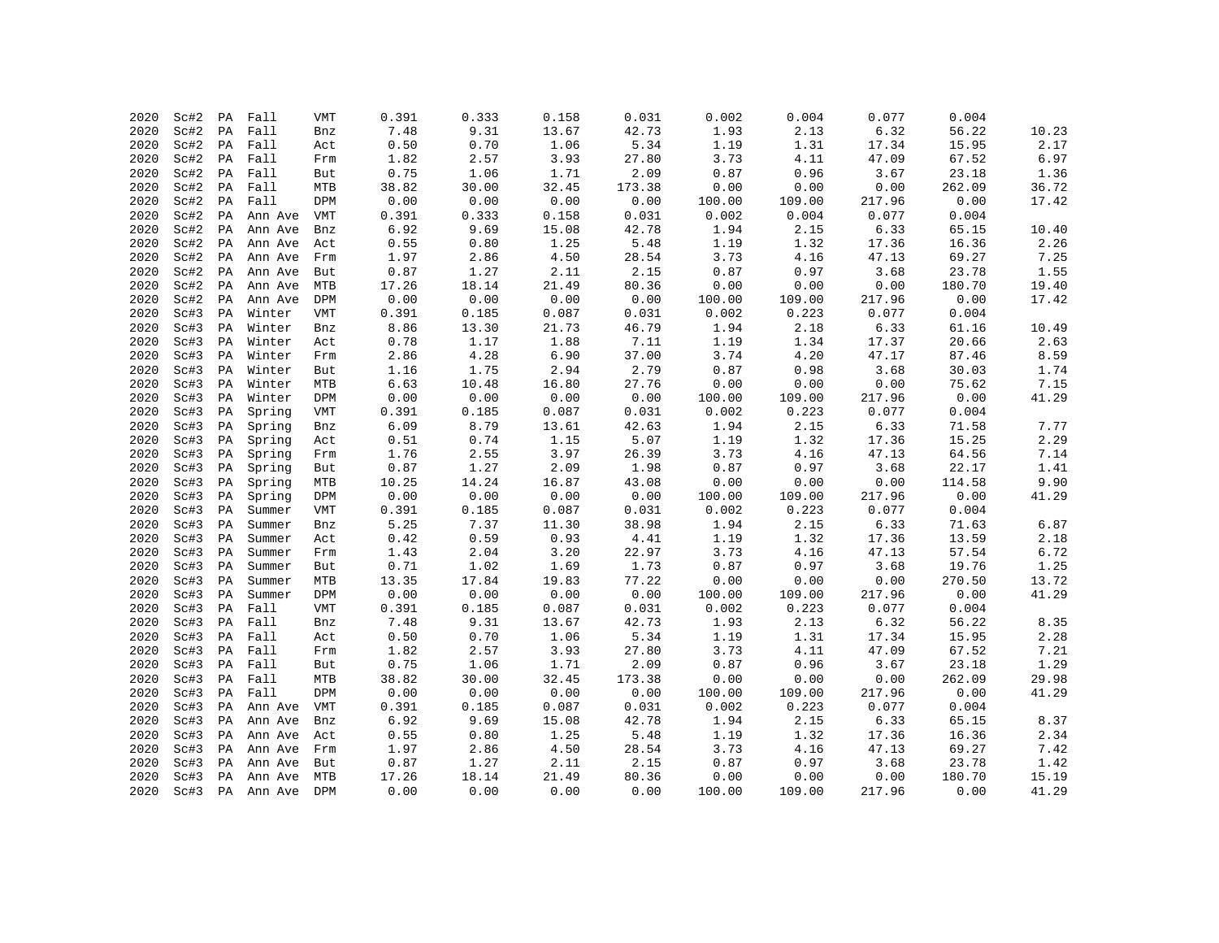| | | | | | | | | | | | | | |
|---|---|---|---|---|---|---|---|---|---|---|---|---|---|
| 2020 | Sc#2 | PA | Fall | VMT | 0.391 | 0.333 | 0.158 | 0.031 | 0.002 | 0.004 | 0.077 | 0.004 | |
| 2020 | Sc#2 | PA | Fall | Bnz | 7.48 | 9.31 | 13.67 | 42.73 | 1.93 | 2.13 | 6.32 | 56.22 | 10.23 |
| 2020 | Sc#2 | PA | Fall | Act | 0.50 | 0.70 | 1.06 | 5.34 | 1.19 | 1.31 | 17.34 | 15.95 | 2.17 |
| 2020 | Sc#2 | PA | Fall | Frm | 1.82 | 2.57 | 3.93 | 27.80 | 3.73 | 4.11 | 47.09 | 67.52 | 6.97 |
| 2020 | Sc#2 | PA | Fall | But | 0.75 | 1.06 | 1.71 | 2.09 | 0.87 | 0.96 | 3.67 | 23.18 | 1.36 |
| 2020 | Sc#2 | PA | Fall | MTB | 38.82 | 30.00 | 32.45 | 173.38 | 0.00 | 0.00 | 0.00 | 262.09 | 36.72 |
| 2020 | Sc#2 | PA | Fall | DPM | 0.00 | 0.00 | 0.00 | 0.00 | 100.00 | 109.00 | 217.96 | 0.00 | 17.42 |
| 2020 | Sc#2 | PA | Ann Ave | VMT | 0.391 | 0.333 | 0.158 | 0.031 | 0.002 | 0.004 | 0.077 | 0.004 | |
| 2020 | Sc#2 | PA | Ann Ave | Bnz | 6.92 | 9.69 | 15.08 | 42.78 | 1.94 | 2.15 | 6.33 | 65.15 | 10.40 |
| 2020 | Sc#2 | PA | Ann Ave | Act | 0.55 | 0.80 | 1.25 | 5.48 | 1.19 | 1.32 | 17.36 | 16.36 | 2.26 |
| 2020 | Sc#2 | PA | Ann Ave | Frm | 1.97 | 2.86 | 4.50 | 28.54 | 3.73 | 4.16 | 47.13 | 69.27 | 7.25 |
| 2020 | Sc#2 | PA | Ann Ave | But | 0.87 | 1.27 | 2.11 | 2.15 | 0.87 | 0.97 | 3.68 | 23.78 | 1.55 |
| 2020 | Sc#2 | PA | Ann Ave | MTB | 17.26 | 18.14 | 21.49 | 80.36 | 0.00 | 0.00 | 0.00 | 180.70 | 19.40 |
| 2020 | Sc#2 | PA | Ann Ave | DPM | 0.00 | 0.00 | 0.00 | 0.00 | 100.00 | 109.00 | 217.96 | 0.00 | 17.42 |
| 2020 | Sc#3 | PA | Winter | VMT | 0.391 | 0.185 | 0.087 | 0.031 | 0.002 | 0.223 | 0.077 | 0.004 | |
| 2020 | Sc#3 | PA | Winter | Bnz | 8.86 | 13.30 | 21.73 | 46.79 | 1.94 | 2.18 | 6.33 | 61.16 | 10.49 |
| 2020 | Sc#3 | PA | Winter | Act | 0.78 | 1.17 | 1.88 | 7.11 | 1.19 | 1.34 | 17.37 | 20.66 | 2.63 |
| 2020 | Sc#3 | PA | Winter | Frm | 2.86 | 4.28 | 6.90 | 37.00 | 3.74 | 4.20 | 47.17 | 87.46 | 8.59 |
| 2020 | Sc#3 | PA | Winter | But | 1.16 | 1.75 | 2.94 | 2.79 | 0.87 | 0.98 | 3.68 | 30.03 | 1.74 |
| 2020 | Sc#3 | PA | Winter | MTB | 6.63 | 10.48 | 16.80 | 27.76 | 0.00 | 0.00 | 0.00 | 75.62 | 7.15 |
| 2020 | Sc#3 | PA | Winter | DPM | 0.00 | 0.00 | 0.00 | 0.00 | 100.00 | 109.00 | 217.96 | 0.00 | 41.29 |
| 2020 | Sc#3 | PA | Spring | VMT | 0.391 | 0.185 | 0.087 | 0.031 | 0.002 | 0.223 | 0.077 | 0.004 | |
| 2020 | Sc#3 | PA | Spring | Bnz | 6.09 | 8.79 | 13.61 | 42.63 | 1.94 | 2.15 | 6.33 | 71.58 | 7.77 |
| 2020 | Sc#3 | PA | Spring | Act | 0.51 | 0.74 | 1.15 | 5.07 | 1.19 | 1.32 | 17.36 | 15.25 | 2.29 |
| 2020 | Sc#3 | PA | Spring | Frm | 1.76 | 2.55 | 3.97 | 26.39 | 3.73 | 4.16 | 47.13 | 64.56 | 7.14 |
| 2020 | Sc#3 | PA | Spring | But | 0.87 | 1.27 | 2.09 | 1.98 | 0.87 | 0.97 | 3.68 | 22.17 | 1.41 |
| 2020 | Sc#3 | PA | Spring | MTB | 10.25 | 14.24 | 16.87 | 43.08 | 0.00 | 0.00 | 0.00 | 114.58 | 9.90 |
| 2020 | Sc#3 | PA | Spring | DPM | 0.00 | 0.00 | 0.00 | 0.00 | 100.00 | 109.00 | 217.96 | 0.00 | 41.29 |
| 2020 | Sc#3 | PA | Summer | VMT | 0.391 | 0.185 | 0.087 | 0.031 | 0.002 | 0.223 | 0.077 | 0.004 | |
| 2020 | Sc#3 | PA | Summer | Bnz | 5.25 | 7.37 | 11.30 | 38.98 | 1.94 | 2.15 | 6.33 | 71.63 | 6.87 |
| 2020 | Sc#3 | PA | Summer | Act | 0.42 | 0.59 | 0.93 | 4.41 | 1.19 | 1.32 | 17.36 | 13.59 | 2.18 |
| 2020 | Sc#3 | PA | Summer | Frm | 1.43 | 2.04 | 3.20 | 22.97 | 3.73 | 4.16 | 47.13 | 57.54 | 6.72 |
| 2020 | Sc#3 | PA | Summer | But | 0.71 | 1.02 | 1.69 | 1.73 | 0.87 | 0.97 | 3.68 | 19.76 | 1.25 |
| 2020 | Sc#3 | PA | Summer | MTB | 13.35 | 17.84 | 19.83 | 77.22 | 0.00 | 0.00 | 0.00 | 270.50 | 13.72 |
| 2020 | Sc#3 | PA | Summer | DPM | 0.00 | 0.00 | 0.00 | 0.00 | 100.00 | 109.00 | 217.96 | 0.00 | 41.29 |
| 2020 | Sc#3 | PA | Fall | VMT | 0.391 | 0.185 | 0.087 | 0.031 | 0.002 | 0.223 | 0.077 | 0.004 | |
| 2020 | Sc#3 | PA | Fall | Bnz | 7.48 | 9.31 | 13.67 | 42.73 | 1.93 | 2.13 | 6.32 | 56.22 | 8.35 |
| 2020 | Sc#3 | PA | Fall | Act | 0.50 | 0.70 | 1.06 | 5.34 | 1.19 | 1.31 | 17.34 | 15.95 | 2.28 |
| 2020 | Sc#3 | PA | Fall | Frm | 1.82 | 2.57 | 3.93 | 27.80 | 3.73 | 4.11 | 47.09 | 67.52 | 7.21 |
| 2020 | Sc#3 | PA | Fall | But | 0.75 | 1.06 | 1.71 | 2.09 | 0.87 | 0.96 | 3.67 | 23.18 | 1.29 |
| 2020 | Sc#3 | PA | Fall | MTB | 38.82 | 30.00 | 32.45 | 173.38 | 0.00 | 0.00 | 0.00 | 262.09 | 29.98 |
| 2020 | Sc#3 | PA | Fall | DPM | 0.00 | 0.00 | 0.00 | 0.00 | 100.00 | 109.00 | 217.96 | 0.00 | 41.29 |
| 2020 | Sc#3 | PA | Ann Ave | VMT | 0.391 | 0.185 | 0.087 | 0.031 | 0.002 | 0.223 | 0.077 | 0.004 | |
| 2020 | Sc#3 | PA | Ann Ave | Bnz | 6.92 | 9.69 | 15.08 | 42.78 | 1.94 | 2.15 | 6.33 | 65.15 | 8.37 |
| 2020 | Sc#3 | PA | Ann Ave | Act | 0.55 | 0.80 | 1.25 | 5.48 | 1.19 | 1.32 | 17.36 | 16.36 | 2.34 |
| 2020 | Sc#3 | PA | Ann Ave | Frm | 1.97 | 2.86 | 4.50 | 28.54 | 3.73 | 4.16 | 47.13 | 69.27 | 7.42 |
| 2020 | Sc#3 | PA | Ann Ave | But | 0.87 | 1.27 | 2.11 | 2.15 | 0.87 | 0.97 | 3.68 | 23.78 | 1.42 |
| 2020 | Sc#3 | PA | Ann Ave | MTB | 17.26 | 18.14 | 21.49 | 80.36 | 0.00 | 0.00 | 0.00 | 180.70 | 15.19 |
| 2020 | Sc#3 | PA | Ann Ave | DPM | 0.00 | 0.00 | 0.00 | 0.00 | 100.00 | 109.00 | 217.96 | 0.00 | 41.29 |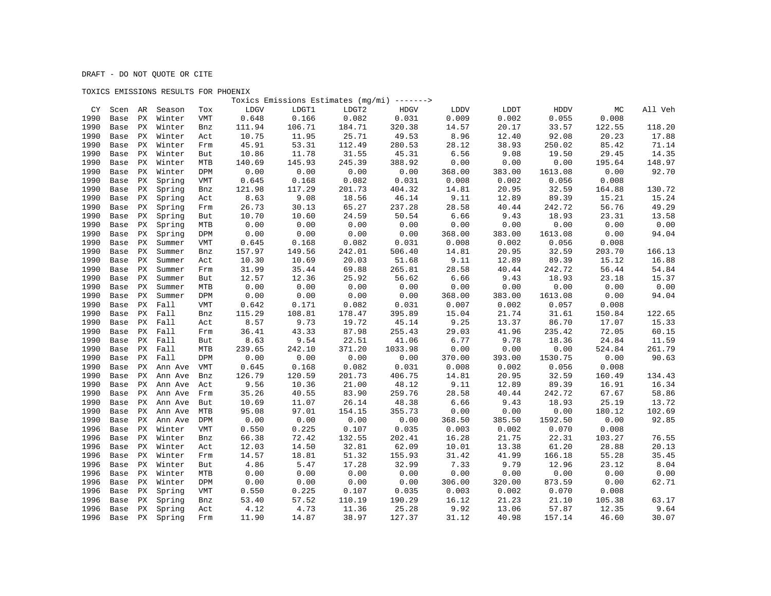DRAFT - DO NOT QUOTE OR CITE

TOXICS EMISSIONS RESULTS FOR PHOENIX

| CY | Scen | AR | Season | Tox | LDGV | LDGT1 | LDGT2 | HDGV | LDDV | LDDT | HDDV | MC | All Veh |
|---|---|---|---|---|---|---|---|---|---|---|---|---|---|
| | | | | | Toxics Emissions Estimates (mg/mi) -------> | | | | | | | | |
| 1990 | Base | PX | Winter | VMT | 0.648 | 0.166 | 0.082 | 0.031 | 0.009 | 0.002 | 0.055 | 0.008 | |
| 1990 | Base | PX | Winter | Bnz | 111.94 | 106.71 | 184.71 | 320.38 | 14.57 | 20.17 | 33.57 | 122.55 | 118.20 |
| 1990 | Base | PX | Winter | Act | 10.75 | 11.95 | 25.71 | 49.53 | 8.96 | 12.40 | 92.08 | 20.23 | 17.88 |
| 1990 | Base | PX | Winter | Frm | 45.91 | 53.31 | 112.49 | 280.53 | 28.12 | 38.93 | 250.02 | 85.42 | 71.14 |
| 1990 | Base | PX | Winter | But | 10.86 | 11.78 | 31.55 | 45.31 | 6.56 | 9.08 | 19.50 | 29.45 | 14.35 |
| 1990 | Base | PX | Winter | MTB | 140.69 | 145.93 | 245.39 | 388.92 | 0.00 | 0.00 | 0.00 | 195.64 | 148.97 |
| 1990 | Base | PX | Winter | DPM | 0.00 | 0.00 | 0.00 | 0.00 | 368.00 | 383.00 | 1613.08 | 0.00 | 92.70 |
| 1990 | Base | PX | Spring | VMT | 0.645 | 0.168 | 0.082 | 0.031 | 0.008 | 0.002 | 0.056 | 0.008 | |
| 1990 | Base | PX | Spring | Bnz | 121.98 | 117.29 | 201.73 | 404.32 | 14.81 | 20.95 | 32.59 | 164.88 | 130.72 |
| 1990 | Base | PX | Spring | Act | 8.63 | 9.08 | 18.56 | 46.14 | 9.11 | 12.89 | 89.39 | 15.21 | 15.24 |
| 1990 | Base | PX | Spring | Frm | 26.73 | 30.13 | 65.27 | 237.28 | 28.58 | 40.44 | 242.72 | 56.76 | 49.29 |
| 1990 | Base | PX | Spring | But | 10.70 | 10.60 | 24.59 | 50.54 | 6.66 | 9.43 | 18.93 | 23.31 | 13.58 |
| 1990 | Base | PX | Spring | MTB | 0.00 | 0.00 | 0.00 | 0.00 | 0.00 | 0.00 | 0.00 | 0.00 | 0.00 |
| 1990 | Base | PX | Spring | DPM | 0.00 | 0.00 | 0.00 | 0.00 | 368.00 | 383.00 | 1613.08 | 0.00 | 94.04 |
| 1990 | Base | PX | Summer | VMT | 0.645 | 0.168 | 0.082 | 0.031 | 0.008 | 0.002 | 0.056 | 0.008 | |
| 1990 | Base | PX | Summer | Bnz | 157.97 | 149.56 | 242.01 | 506.40 | 14.81 | 20.95 | 32.59 | 203.70 | 166.13 |
| 1990 | Base | PX | Summer | Act | 10.30 | 10.69 | 20.03 | 51.68 | 9.11 | 12.89 | 89.39 | 15.12 | 16.88 |
| 1990 | Base | PX | Summer | Frm | 31.99 | 35.44 | 69.88 | 265.81 | 28.58 | 40.44 | 242.72 | 56.44 | 54.84 |
| 1990 | Base | PX | Summer | But | 12.57 | 12.36 | 25.92 | 56.62 | 6.66 | 9.43 | 18.93 | 23.18 | 15.37 |
| 1990 | Base | PX | Summer | MTB | 0.00 | 0.00 | 0.00 | 0.00 | 0.00 | 0.00 | 0.00 | 0.00 | 0.00 |
| 1990 | Base | PX | Summer | DPM | 0.00 | 0.00 | 0.00 | 0.00 | 368.00 | 383.00 | 1613.08 | 0.00 | 94.04 |
| 1990 | Base | PX | Fall | VMT | 0.642 | 0.171 | 0.082 | 0.031 | 0.007 | 0.002 | 0.057 | 0.008 | |
| 1990 | Base | PX | Fall | Bnz | 115.29 | 108.81 | 178.47 | 395.89 | 15.04 | 21.74 | 31.61 | 150.84 | 122.65 |
| 1990 | Base | PX | Fall | Act | 8.57 | 9.73 | 19.72 | 45.14 | 9.25 | 13.37 | 86.70 | 17.07 | 15.33 |
| 1990 | Base | PX | Fall | Frm | 36.41 | 43.33 | 87.98 | 255.43 | 29.03 | 41.96 | 235.42 | 72.05 | 60.15 |
| 1990 | Base | PX | Fall | But | 8.63 | 9.54 | 22.51 | 41.06 | 6.77 | 9.78 | 18.36 | 24.84 | 11.59 |
| 1990 | Base | PX | Fall | MTB | 239.65 | 242.10 | 371.20 | 1033.98 | 0.00 | 0.00 | 0.00 | 524.84 | 261.79 |
| 1990 | Base | PX | Fall | DPM | 0.00 | 0.00 | 0.00 | 0.00 | 370.00 | 393.00 | 1530.75 | 0.00 | 90.63 |
| 1990 | Base | PX | Ann Ave | VMT | 0.645 | 0.168 | 0.082 | 0.031 | 0.008 | 0.002 | 0.056 | 0.008 | |
| 1990 | Base | PX | Ann Ave | Bnz | 126.79 | 120.59 | 201.73 | 406.75 | 14.81 | 20.95 | 32.59 | 160.49 | 134.43 |
| 1990 | Base | PX | Ann Ave | Act | 9.56 | 10.36 | 21.00 | 48.12 | 9.11 | 12.89 | 89.39 | 16.91 | 16.34 |
| 1990 | Base | PX | Ann Ave | Frm | 35.26 | 40.55 | 83.90 | 259.76 | 28.58 | 40.44 | 242.72 | 67.67 | 58.86 |
| 1990 | Base | PX | Ann Ave | But | 10.69 | 11.07 | 26.14 | 48.38 | 6.66 | 9.43 | 18.93 | 25.19 | 13.72 |
| 1990 | Base | PX | Ann Ave | MTB | 95.08 | 97.01 | 154.15 | 355.73 | 0.00 | 0.00 | 0.00 | 180.12 | 102.69 |
| 1990 | Base | PX | Ann Ave | DPM | 0.00 | 0.00 | 0.00 | 0.00 | 368.50 | 385.50 | 1592.50 | 0.00 | 92.85 |
| 1996 | Base | PX | Winter | VMT | 0.550 | 0.225 | 0.107 | 0.035 | 0.003 | 0.002 | 0.070 | 0.008 | |
| 1996 | Base | PX | Winter | Bnz | 66.38 | 72.42 | 132.55 | 202.41 | 16.28 | 21.75 | 22.31 | 103.27 | 76.55 |
| 1996 | Base | PX | Winter | Act | 12.03 | 14.50 | 32.81 | 62.09 | 10.01 | 13.38 | 61.20 | 28.88 | 20.13 |
| 1996 | Base | PX | Winter | Frm | 14.57 | 18.81 | 51.32 | 155.93 | 31.42 | 41.99 | 166.18 | 55.28 | 35.45 |
| 1996 | Base | PX | Winter | But | 4.86 | 5.47 | 17.28 | 32.99 | 7.33 | 9.79 | 12.96 | 23.12 | 8.04 |
| 1996 | Base | PX | Winter | MTB | 0.00 | 0.00 | 0.00 | 0.00 | 0.00 | 0.00 | 0.00 | 0.00 | 0.00 |
| 1996 | Base | PX | Winter | DPM | 0.00 | 0.00 | 0.00 | 0.00 | 306.00 | 320.00 | 873.59 | 0.00 | 62.71 |
| 1996 | Base | PX | Spring | VMT | 0.550 | 0.225 | 0.107 | 0.035 | 0.003 | 0.002 | 0.070 | 0.008 | |
| 1996 | Base | PX | Spring | Bnz | 53.40 | 57.52 | 110.19 | 190.29 | 16.12 | 21.23 | 21.10 | 105.38 | 63.17 |
| 1996 | Base | PX | Spring | Act | 4.12 | 4.73 | 11.36 | 25.28 | 9.92 | 13.06 | 57.87 | 12.35 | 9.64 |
| 1996 | Base | PX | Spring | Frm | 11.90 | 14.87 | 38.97 | 127.37 | 31.12 | 40.98 | 157.14 | 46.60 | 30.07 |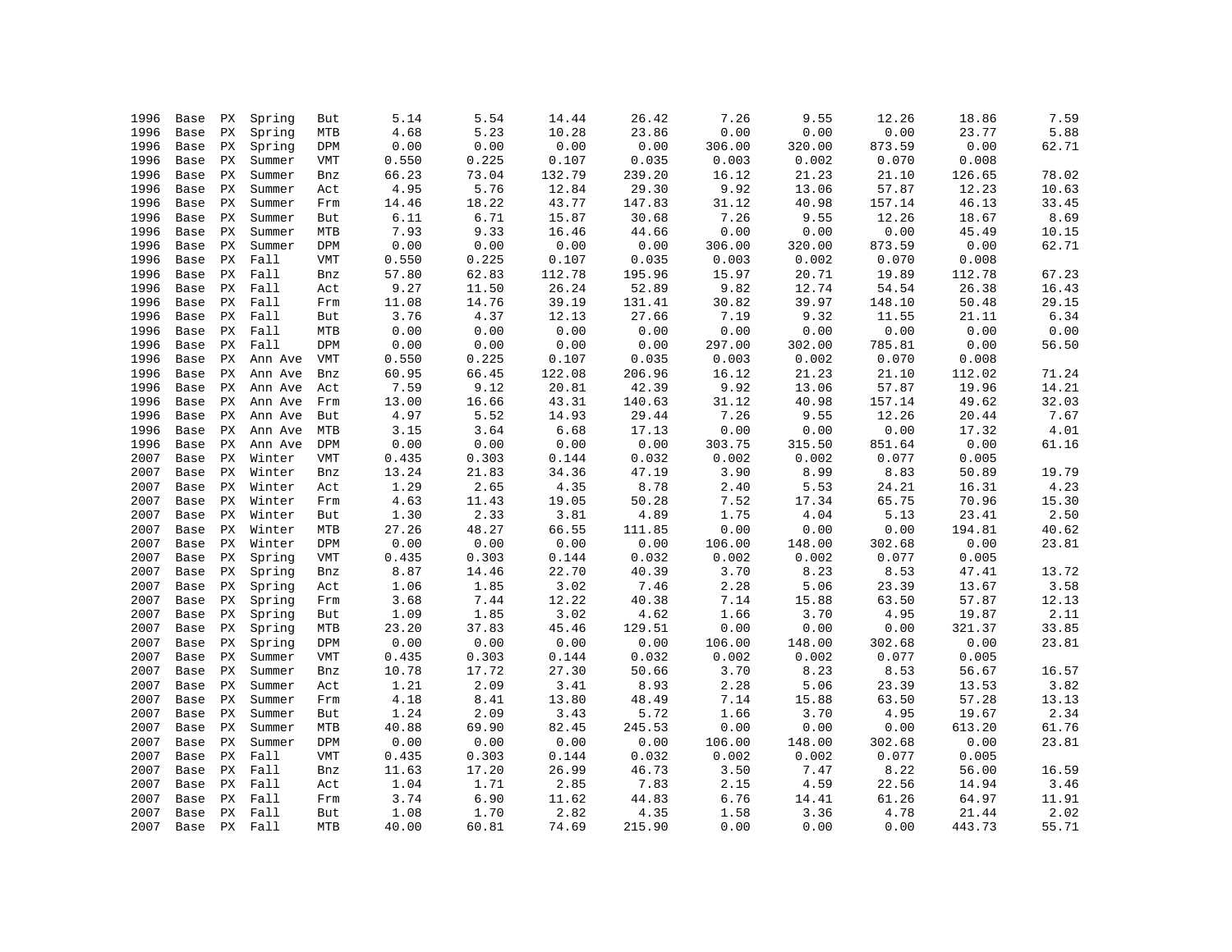| | | | | | | | | | | | | | |
|---|---|---|---|---|---|---|---|---|---|---|---|---|---|
| 1996 | Base | PX | Spring | But | 5.14 | 5.54 | 14.44 | 26.42 | 7.26 | 9.55 | 12.26 | 18.86 | 7.59 |
| 1996 | Base | PX | Spring | MTB | 4.68 | 5.23 | 10.28 | 23.86 | 0.00 | 0.00 | 0.00 | 23.77 | 5.88 |
| 1996 | Base | PX | Spring | DPM | 0.00 | 0.00 | 0.00 | 0.00 | 306.00 | 320.00 | 873.59 | 0.00 | 62.71 |
| 1996 | Base | PX | Summer | VMT | 0.550 | 0.225 | 0.107 | 0.035 | 0.003 | 0.002 | 0.070 | 0.008 | |
| 1996 | Base | PX | Summer | Bnz | 66.23 | 73.04 | 132.79 | 239.20 | 16.12 | 21.23 | 21.10 | 126.65 | 78.02 |
| 1996 | Base | PX | Summer | Act | 4.95 | 5.76 | 12.84 | 29.30 | 9.92 | 13.06 | 57.87 | 12.23 | 10.63 |
| 1996 | Base | PX | Summer | Frm | 14.46 | 18.22 | 43.77 | 147.83 | 31.12 | 40.98 | 157.14 | 46.13 | 33.45 |
| 1996 | Base | PX | Summer | But | 6.11 | 6.71 | 15.87 | 30.68 | 7.26 | 9.55 | 12.26 | 18.67 | 8.69 |
| 1996 | Base | PX | Summer | MTB | 7.93 | 9.33 | 16.46 | 44.66 | 0.00 | 0.00 | 0.00 | 45.49 | 10.15 |
| 1996 | Base | PX | Summer | DPM | 0.00 | 0.00 | 0.00 | 0.00 | 306.00 | 320.00 | 873.59 | 0.00 | 62.71 |
| 1996 | Base | PX | Fall | VMT | 0.550 | 0.225 | 0.107 | 0.035 | 0.003 | 0.002 | 0.070 | 0.008 | |
| 1996 | Base | PX | Fall | Bnz | 57.80 | 62.83 | 112.78 | 195.96 | 15.97 | 20.71 | 19.89 | 112.78 | 67.23 |
| 1996 | Base | PX | Fall | Act | 9.27 | 11.50 | 26.24 | 52.89 | 9.82 | 12.74 | 54.54 | 26.38 | 16.43 |
| 1996 | Base | PX | Fall | Frm | 11.08 | 14.76 | 39.19 | 131.41 | 30.82 | 39.97 | 148.10 | 50.48 | 29.15 |
| 1996 | Base | PX | Fall | But | 3.76 | 4.37 | 12.13 | 27.66 | 7.19 | 9.32 | 11.55 | 21.11 | 6.34 |
| 1996 | Base | PX | Fall | MTB | 0.00 | 0.00 | 0.00 | 0.00 | 0.00 | 0.00 | 0.00 | 0.00 | 0.00 |
| 1996 | Base | PX | Fall | DPM | 0.00 | 0.00 | 0.00 | 0.00 | 297.00 | 302.00 | 785.81 | 0.00 | 56.50 |
| 1996 | Base | PX | Ann Ave | VMT | 0.550 | 0.225 | 0.107 | 0.035 | 0.003 | 0.002 | 0.070 | 0.008 | |
| 1996 | Base | PX | Ann Ave | Bnz | 60.95 | 66.45 | 122.08 | 206.96 | 16.12 | 21.23 | 21.10 | 112.02 | 71.24 |
| 1996 | Base | PX | Ann Ave | Act | 7.59 | 9.12 | 20.81 | 42.39 | 9.92 | 13.06 | 57.87 | 19.96 | 14.21 |
| 1996 | Base | PX | Ann Ave | Frm | 13.00 | 16.66 | 43.31 | 140.63 | 31.12 | 40.98 | 157.14 | 49.62 | 32.03 |
| 1996 | Base | PX | Ann Ave | But | 4.97 | 5.52 | 14.93 | 29.44 | 7.26 | 9.55 | 12.26 | 20.44 | 7.67 |
| 1996 | Base | PX | Ann Ave | MTB | 3.15 | 3.64 | 6.68 | 17.13 | 0.00 | 0.00 | 0.00 | 17.32 | 4.01 |
| 1996 | Base | PX | Ann Ave | DPM | 0.00 | 0.00 | 0.00 | 0.00 | 303.75 | 315.50 | 851.64 | 0.00 | 61.16 |
| 2007 | Base | PX | Winter | VMT | 0.435 | 0.303 | 0.144 | 0.032 | 0.002 | 0.002 | 0.077 | 0.005 | |
| 2007 | Base | PX | Winter | Bnz | 13.24 | 21.83 | 34.36 | 47.19 | 3.90 | 8.99 | 8.83 | 50.89 | 19.79 |
| 2007 | Base | PX | Winter | Act | 1.29 | 2.65 | 4.35 | 8.78 | 2.40 | 5.53 | 24.21 | 16.31 | 4.23 |
| 2007 | Base | PX | Winter | Frm | 4.63 | 11.43 | 19.05 | 50.28 | 7.52 | 17.34 | 65.75 | 70.96 | 15.30 |
| 2007 | Base | PX | Winter | But | 1.30 | 2.33 | 3.81 | 4.89 | 1.75 | 4.04 | 5.13 | 23.41 | 2.50 |
| 2007 | Base | PX | Winter | MTB | 27.26 | 48.27 | 66.55 | 111.85 | 0.00 | 0.00 | 0.00 | 194.81 | 40.62 |
| 2007 | Base | PX | Winter | DPM | 0.00 | 0.00 | 0.00 | 0.00 | 106.00 | 148.00 | 302.68 | 0.00 | 23.81 |
| 2007 | Base | PX | Spring | VMT | 0.435 | 0.303 | 0.144 | 0.032 | 0.002 | 0.002 | 0.077 | 0.005 | |
| 2007 | Base | PX | Spring | Bnz | 8.87 | 14.46 | 22.70 | 40.39 | 3.70 | 8.23 | 8.53 | 47.41 | 13.72 |
| 2007 | Base | PX | Spring | Act | 1.06 | 1.85 | 3.02 | 7.46 | 2.28 | 5.06 | 23.39 | 13.67 | 3.58 |
| 2007 | Base | PX | Spring | Frm | 3.68 | 7.44 | 12.22 | 40.38 | 7.14 | 15.88 | 63.50 | 57.87 | 12.13 |
| 2007 | Base | PX | Spring | But | 1.09 | 1.85 | 3.02 | 4.62 | 1.66 | 3.70 | 4.95 | 19.87 | 2.11 |
| 2007 | Base | PX | Spring | MTB | 23.20 | 37.83 | 45.46 | 129.51 | 0.00 | 0.00 | 0.00 | 321.37 | 33.85 |
| 2007 | Base | PX | Spring | DPM | 0.00 | 0.00 | 0.00 | 0.00 | 106.00 | 148.00 | 302.68 | 0.00 | 23.81 |
| 2007 | Base | PX | Summer | VMT | 0.435 | 0.303 | 0.144 | 0.032 | 0.002 | 0.002 | 0.077 | 0.005 | |
| 2007 | Base | PX | Summer | Bnz | 10.78 | 17.72 | 27.30 | 50.66 | 3.70 | 8.23 | 8.53 | 56.67 | 16.57 |
| 2007 | Base | PX | Summer | Act | 1.21 | 2.09 | 3.41 | 8.93 | 2.28 | 5.06 | 23.39 | 13.53 | 3.82 |
| 2007 | Base | PX | Summer | Frm | 4.18 | 8.41 | 13.80 | 48.49 | 7.14 | 15.88 | 63.50 | 57.28 | 13.13 |
| 2007 | Base | PX | Summer | But | 1.24 | 2.09 | 3.43 | 5.72 | 1.66 | 3.70 | 4.95 | 19.67 | 2.34 |
| 2007 | Base | PX | Summer | MTB | 40.88 | 69.90 | 82.45 | 245.53 | 0.00 | 0.00 | 0.00 | 613.20 | 61.76 |
| 2007 | Base | PX | Summer | DPM | 0.00 | 0.00 | 0.00 | 0.00 | 106.00 | 148.00 | 302.68 | 0.00 | 23.81 |
| 2007 | Base | PX | Fall | VMT | 0.435 | 0.303 | 0.144 | 0.032 | 0.002 | 0.002 | 0.077 | 0.005 | |
| 2007 | Base | PX | Fall | Bnz | 11.63 | 17.20 | 26.99 | 46.73 | 3.50 | 7.47 | 8.22 | 56.00 | 16.59 |
| 2007 | Base | PX | Fall | Act | 1.04 | 1.71 | 2.85 | 7.83 | 2.15 | 4.59 | 22.56 | 14.94 | 3.46 |
| 2007 | Base | PX | Fall | Frm | 3.74 | 6.90 | 11.62 | 44.83 | 6.76 | 14.41 | 61.26 | 64.97 | 11.91 |
| 2007 | Base | PX | Fall | But | 1.08 | 1.70 | 2.82 | 4.35 | 1.58 | 3.36 | 4.78 | 21.44 | 2.02 |
| 2007 | Base | PX | Fall | MTB | 40.00 | 60.81 | 74.69 | 215.90 | 0.00 | 0.00 | 0.00 | 443.73 | 55.71 |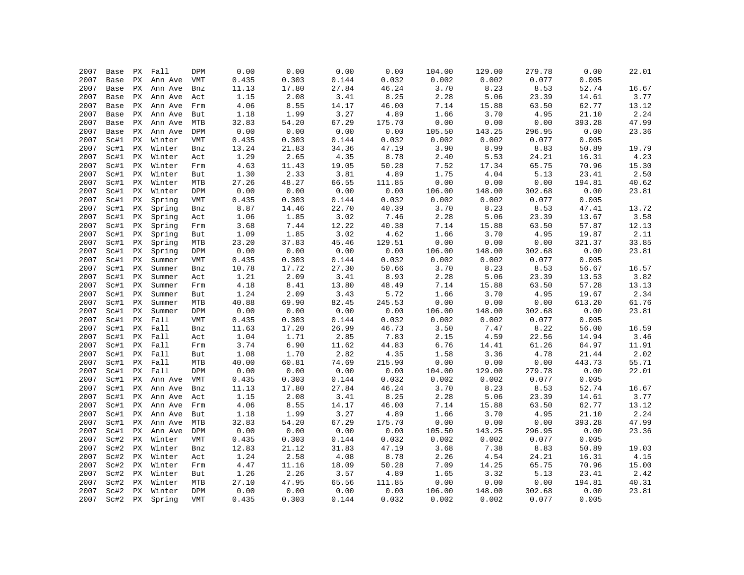| | | | | | | | | | | | | | |
|---|---|---|---|---|---|---|---|---|---|---|---|---|---|
| 2007 | Base | PX | Fall | DPM | 0.00 | 0.00 | 0.00 | 0.00 | 104.00 | 129.00 | 279.78 | 0.00 | 22.01 |
| 2007 | Base | PX | Ann Ave | VMT | 0.435 | 0.303 | 0.144 | 0.032 | 0.002 | 0.002 | 0.077 | 0.005 | |
| 2007 | Base | PX | Ann Ave | Bnz | 11.13 | 17.80 | 27.84 | 46.24 | 3.70 | 8.23 | 8.53 | 52.74 | 16.67 |
| 2007 | Base | PX | Ann Ave | Act | 1.15 | 2.08 | 3.41 | 8.25 | 2.28 | 5.06 | 23.39 | 14.61 | 3.77 |
| 2007 | Base | PX | Ann Ave | Frm | 4.06 | 8.55 | 14.17 | 46.00 | 7.14 | 15.88 | 63.50 | 62.77 | 13.12 |
| 2007 | Base | PX | Ann Ave | But | 1.18 | 1.99 | 3.27 | 4.89 | 1.66 | 3.70 | 4.95 | 21.10 | 2.24 |
| 2007 | Base | PX | Ann Ave | MTB | 32.83 | 54.20 | 67.29 | 175.70 | 0.00 | 0.00 | 0.00 | 393.28 | 47.99 |
| 2007 | Base | PX | Ann Ave | DPM | 0.00 | 0.00 | 0.00 | 0.00 | 105.50 | 143.25 | 296.95 | 0.00 | 23.36 |
| 2007 | Sc#1 | PX | Winter | VMT | 0.435 | 0.303 | 0.144 | 0.032 | 0.002 | 0.002 | 0.077 | 0.005 | |
| 2007 | Sc#1 | PX | Winter | Bnz | 13.24 | 21.83 | 34.36 | 47.19 | 3.90 | 8.99 | 8.83 | 50.89 | 19.79 |
| 2007 | Sc#1 | PX | Winter | Act | 1.29 | 2.65 | 4.35 | 8.78 | 2.40 | 5.53 | 24.21 | 16.31 | 4.23 |
| 2007 | Sc#1 | PX | Winter | Frm | 4.63 | 11.43 | 19.05 | 50.28 | 7.52 | 17.34 | 65.75 | 70.96 | 15.30 |
| 2007 | Sc#1 | PX | Winter | But | 1.30 | 2.33 | 3.81 | 4.89 | 1.75 | 4.04 | 5.13 | 23.41 | 2.50 |
| 2007 | Sc#1 | PX | Winter | MTB | 27.26 | 48.27 | 66.55 | 111.85 | 0.00 | 0.00 | 0.00 | 194.81 | 40.62 |
| 2007 | Sc#1 | PX | Winter | DPM | 0.00 | 0.00 | 0.00 | 0.00 | 106.00 | 148.00 | 302.68 | 0.00 | 23.81 |
| 2007 | Sc#1 | PX | Spring | VMT | 0.435 | 0.303 | 0.144 | 0.032 | 0.002 | 0.002 | 0.077 | 0.005 | |
| 2007 | Sc#1 | PX | Spring | Bnz | 8.87 | 14.46 | 22.70 | 40.39 | 3.70 | 8.23 | 8.53 | 47.41 | 13.72 |
| 2007 | Sc#1 | PX | Spring | Act | 1.06 | 1.85 | 3.02 | 7.46 | 2.28 | 5.06 | 23.39 | 13.67 | 3.58 |
| 2007 | Sc#1 | PX | Spring | Frm | 3.68 | 7.44 | 12.22 | 40.38 | 7.14 | 15.88 | 63.50 | 57.87 | 12.13 |
| 2007 | Sc#1 | PX | Spring | But | 1.09 | 1.85 | 3.02 | 4.62 | 1.66 | 3.70 | 4.95 | 19.87 | 2.11 |
| 2007 | Sc#1 | PX | Spring | MTB | 23.20 | 37.83 | 45.46 | 129.51 | 0.00 | 0.00 | 0.00 | 321.37 | 33.85 |
| 2007 | Sc#1 | PX | Spring | DPM | 0.00 | 0.00 | 0.00 | 0.00 | 106.00 | 148.00 | 302.68 | 0.00 | 23.81 |
| 2007 | Sc#1 | PX | Summer | VMT | 0.435 | 0.303 | 0.144 | 0.032 | 0.002 | 0.002 | 0.077 | 0.005 | |
| 2007 | Sc#1 | PX | Summer | Bnz | 10.78 | 17.72 | 27.30 | 50.66 | 3.70 | 8.23 | 8.53 | 56.67 | 16.57 |
| 2007 | Sc#1 | PX | Summer | Act | 1.21 | 2.09 | 3.41 | 8.93 | 2.28 | 5.06 | 23.39 | 13.53 | 3.82 |
| 2007 | Sc#1 | PX | Summer | Frm | 4.18 | 8.41 | 13.80 | 48.49 | 7.14 | 15.88 | 63.50 | 57.28 | 13.13 |
| 2007 | Sc#1 | PX | Summer | But | 1.24 | 2.09 | 3.43 | 5.72 | 1.66 | 3.70 | 4.95 | 19.67 | 2.34 |
| 2007 | Sc#1 | PX | Summer | MTB | 40.88 | 69.90 | 82.45 | 245.53 | 0.00 | 0.00 | 0.00 | 613.20 | 61.76 |
| 2007 | Sc#1 | PX | Summer | DPM | 0.00 | 0.00 | 0.00 | 0.00 | 106.00 | 148.00 | 302.68 | 0.00 | 23.81 |
| 2007 | Sc#1 | PX | Fall | VMT | 0.435 | 0.303 | 0.144 | 0.032 | 0.002 | 0.002 | 0.077 | 0.005 | |
| 2007 | Sc#1 | PX | Fall | Bnz | 11.63 | 17.20 | 26.99 | 46.73 | 3.50 | 7.47 | 8.22 | 56.00 | 16.59 |
| 2007 | Sc#1 | PX | Fall | Act | 1.04 | 1.71 | 2.85 | 7.83 | 2.15 | 4.59 | 22.56 | 14.94 | 3.46 |
| 2007 | Sc#1 | PX | Fall | Frm | 3.74 | 6.90 | 11.62 | 44.83 | 6.76 | 14.41 | 61.26 | 64.97 | 11.91 |
| 2007 | Sc#1 | PX | Fall | But | 1.08 | 1.70 | 2.82 | 4.35 | 1.58 | 3.36 | 4.78 | 21.44 | 2.02 |
| 2007 | Sc#1 | PX | Fall | MTB | 40.00 | 60.81 | 74.69 | 215.90 | 0.00 | 0.00 | 0.00 | 443.73 | 55.71 |
| 2007 | Sc#1 | PX | Fall | DPM | 0.00 | 0.00 | 0.00 | 0.00 | 104.00 | 129.00 | 279.78 | 0.00 | 22.01 |
| 2007 | Sc#1 | PX | Ann Ave | VMT | 0.435 | 0.303 | 0.144 | 0.032 | 0.002 | 0.002 | 0.077 | 0.005 | |
| 2007 | Sc#1 | PX | Ann Ave | Bnz | 11.13 | 17.80 | 27.84 | 46.24 | 3.70 | 8.23 | 8.53 | 52.74 | 16.67 |
| 2007 | Sc#1 | PX | Ann Ave | Act | 1.15 | 2.08 | 3.41 | 8.25 | 2.28 | 5.06 | 23.39 | 14.61 | 3.77 |
| 2007 | Sc#1 | PX | Ann Ave | Frm | 4.06 | 8.55 | 14.17 | 46.00 | 7.14 | 15.88 | 63.50 | 62.77 | 13.12 |
| 2007 | Sc#1 | PX | Ann Ave | But | 1.18 | 1.99 | 3.27 | 4.89 | 1.66 | 3.70 | 4.95 | 21.10 | 2.24 |
| 2007 | Sc#1 | PX | Ann Ave | MTB | 32.83 | 54.20 | 67.29 | 175.70 | 0.00 | 0.00 | 0.00 | 393.28 | 47.99 |
| 2007 | Sc#1 | PX | Ann Ave | DPM | 0.00 | 0.00 | 0.00 | 0.00 | 105.50 | 143.25 | 296.95 | 0.00 | 23.36 |
| 2007 | Sc#2 | PX | Winter | VMT | 0.435 | 0.303 | 0.144 | 0.032 | 0.002 | 0.002 | 0.077 | 0.005 | |
| 2007 | Sc#2 | PX | Winter | Bnz | 12.83 | 21.12 | 31.83 | 47.19 | 3.68 | 7.38 | 8.83 | 50.89 | 19.03 |
| 2007 | Sc#2 | PX | Winter | Act | 1.24 | 2.58 | 4.08 | 8.78 | 2.26 | 4.54 | 24.21 | 16.31 | 4.15 |
| 2007 | Sc#2 | PX | Winter | Frm | 4.47 | 11.16 | 18.09 | 50.28 | 7.09 | 14.25 | 65.75 | 70.96 | 15.00 |
| 2007 | Sc#2 | PX | Winter | But | 1.26 | 2.26 | 3.57 | 4.89 | 1.65 | 3.32 | 5.13 | 23.41 | 2.42 |
| 2007 | Sc#2 | PX | Winter | MTB | 27.10 | 47.95 | 65.56 | 111.85 | 0.00 | 0.00 | 0.00 | 194.81 | 40.31 |
| 2007 | Sc#2 | PX | Winter | DPM | 0.00 | 0.00 | 0.00 | 0.00 | 106.00 | 148.00 | 302.68 | 0.00 | 23.81 |
| 2007 | Sc#2 | PX | Spring | VMT | 0.435 | 0.303 | 0.144 | 0.032 | 0.002 | 0.002 | 0.077 | 0.005 | |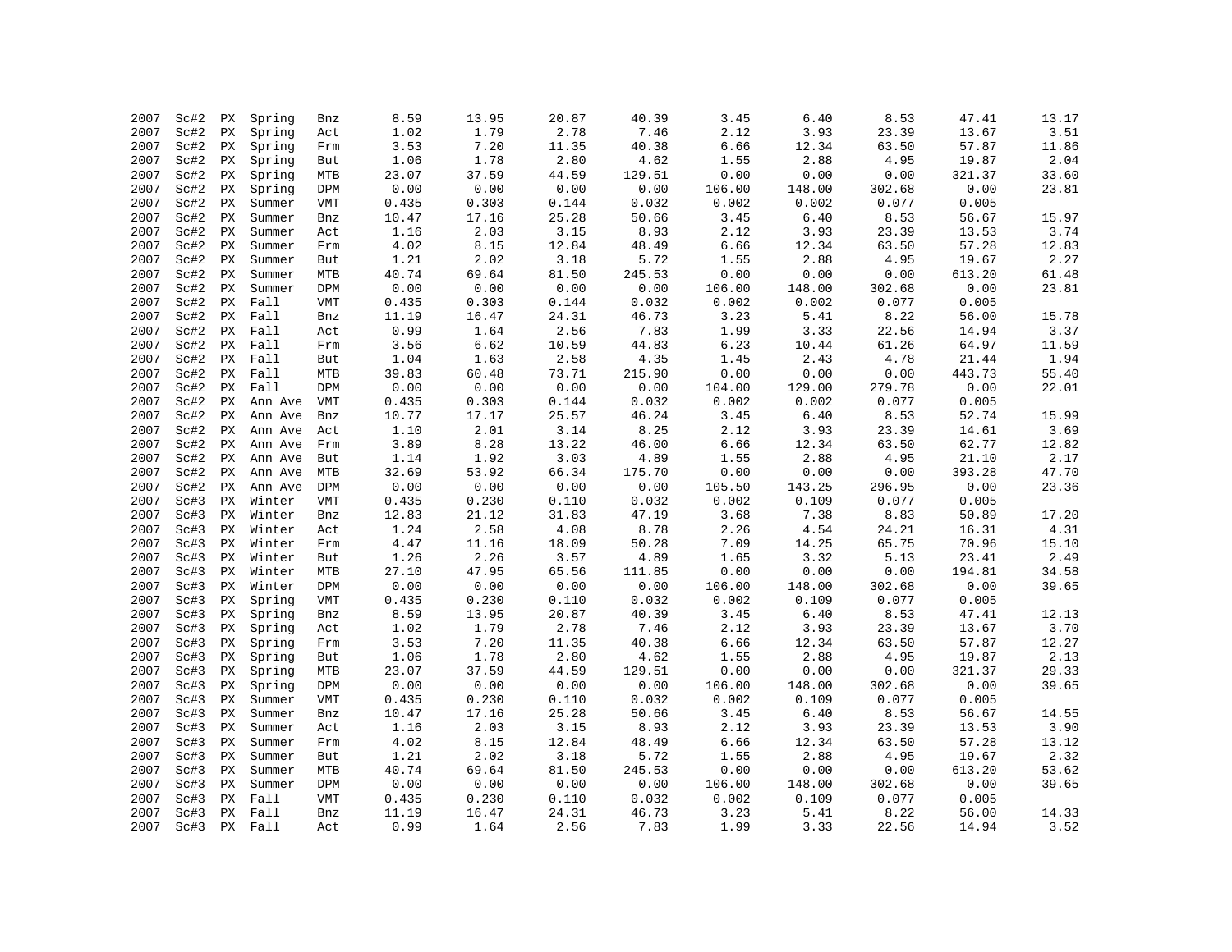| | | | | | | | | | | | | | |
|---|---|---|---|---|---|---|---|---|---|---|---|---|---|
| 2007 | Sc#2 | PX | Spring | Bnz | 8.59 | 13.95 | 20.87 | 40.39 | 3.45 | 6.40 | 8.53 | 47.41 | 13.17 |
| 2007 | Sc#2 | PX | Spring | Act | 1.02 | 1.79 | 2.78 | 7.46 | 2.12 | 3.93 | 23.39 | 13.67 | 3.51 |
| 2007 | Sc#2 | PX | Spring | Frm | 3.53 | 7.20 | 11.35 | 40.38 | 6.66 | 12.34 | 63.50 | 57.87 | 11.86 |
| 2007 | Sc#2 | PX | Spring | But | 1.06 | 1.78 | 2.80 | 4.62 | 1.55 | 2.88 | 4.95 | 19.87 | 2.04 |
| 2007 | Sc#2 | PX | Spring | MTB | 23.07 | 37.59 | 44.59 | 129.51 | 0.00 | 0.00 | 0.00 | 321.37 | 33.60 |
| 2007 | Sc#2 | PX | Spring | DPM | 0.00 | 0.00 | 0.00 | 0.00 | 106.00 | 148.00 | 302.68 | 0.00 | 23.81 |
| 2007 | Sc#2 | PX | Summer | VMT | 0.435 | 0.303 | 0.144 | 0.032 | 0.002 | 0.002 | 0.077 | 0.005 | |
| 2007 | Sc#2 | PX | Summer | Bnz | 10.47 | 17.16 | 25.28 | 50.66 | 3.45 | 6.40 | 8.53 | 56.67 | 15.97 |
| 2007 | Sc#2 | PX | Summer | Act | 1.16 | 2.03 | 3.15 | 8.93 | 2.12 | 3.93 | 23.39 | 13.53 | 3.74 |
| 2007 | Sc#2 | PX | Summer | Frm | 4.02 | 8.15 | 12.84 | 48.49 | 6.66 | 12.34 | 63.50 | 57.28 | 12.83 |
| 2007 | Sc#2 | PX | Summer | But | 1.21 | 2.02 | 3.18 | 5.72 | 1.55 | 2.88 | 4.95 | 19.67 | 2.27 |
| 2007 | Sc#2 | PX | Summer | MTB | 40.74 | 69.64 | 81.50 | 245.53 | 0.00 | 0.00 | 0.00 | 613.20 | 61.48 |
| 2007 | Sc#2 | PX | Summer | DPM | 0.00 | 0.00 | 0.00 | 0.00 | 106.00 | 148.00 | 302.68 | 0.00 | 23.81 |
| 2007 | Sc#2 | PX | Fall | VMT | 0.435 | 0.303 | 0.144 | 0.032 | 0.002 | 0.002 | 0.077 | 0.005 | |
| 2007 | Sc#2 | PX | Fall | Bnz | 11.19 | 16.47 | 24.31 | 46.73 | 3.23 | 5.41 | 8.22 | 56.00 | 15.78 |
| 2007 | Sc#2 | PX | Fall | Act | 0.99 | 1.64 | 2.56 | 7.83 | 1.99 | 3.33 | 22.56 | 14.94 | 3.37 |
| 2007 | Sc#2 | PX | Fall | Frm | 3.56 | 6.62 | 10.59 | 44.83 | 6.23 | 10.44 | 61.26 | 64.97 | 11.59 |
| 2007 | Sc#2 | PX | Fall | But | 1.04 | 1.63 | 2.58 | 4.35 | 1.45 | 2.43 | 4.78 | 21.44 | 1.94 |
| 2007 | Sc#2 | PX | Fall | MTB | 39.83 | 60.48 | 73.71 | 215.90 | 0.00 | 0.00 | 0.00 | 443.73 | 55.40 |
| 2007 | Sc#2 | PX | Fall | DPM | 0.00 | 0.00 | 0.00 | 0.00 | 104.00 | 129.00 | 279.78 | 0.00 | 22.01 |
| 2007 | Sc#2 | PX | Ann Ave | VMT | 0.435 | 0.303 | 0.144 | 0.032 | 0.002 | 0.002 | 0.077 | 0.005 | |
| 2007 | Sc#2 | PX | Ann Ave | Bnz | 10.77 | 17.17 | 25.57 | 46.24 | 3.45 | 6.40 | 8.53 | 52.74 | 15.99 |
| 2007 | Sc#2 | PX | Ann Ave | Act | 1.10 | 2.01 | 3.14 | 8.25 | 2.12 | 3.93 | 23.39 | 14.61 | 3.69 |
| 2007 | Sc#2 | PX | Ann Ave | Frm | 3.89 | 8.28 | 13.22 | 46.00 | 6.66 | 12.34 | 63.50 | 62.77 | 12.82 |
| 2007 | Sc#2 | PX | Ann Ave | But | 1.14 | 1.92 | 3.03 | 4.89 | 1.55 | 2.88 | 4.95 | 21.10 | 2.17 |
| 2007 | Sc#2 | PX | Ann Ave | MTB | 32.69 | 53.92 | 66.34 | 175.70 | 0.00 | 0.00 | 0.00 | 393.28 | 47.70 |
| 2007 | Sc#2 | PX | Ann Ave | DPM | 0.00 | 0.00 | 0.00 | 0.00 | 105.50 | 143.25 | 296.95 | 0.00 | 23.36 |
| 2007 | Sc#3 | PX | Winter | VMT | 0.435 | 0.230 | 0.110 | 0.032 | 0.002 | 0.109 | 0.077 | 0.005 | |
| 2007 | Sc#3 | PX | Winter | Bnz | 12.83 | 21.12 | 31.83 | 47.19 | 3.68 | 7.38 | 8.83 | 50.89 | 17.20 |
| 2007 | Sc#3 | PX | Winter | Act | 1.24 | 2.58 | 4.08 | 8.78 | 2.26 | 4.54 | 24.21 | 16.31 | 4.31 |
| 2007 | Sc#3 | PX | Winter | Frm | 4.47 | 11.16 | 18.09 | 50.28 | 7.09 | 14.25 | 65.75 | 70.96 | 15.10 |
| 2007 | Sc#3 | PX | Winter | But | 1.26 | 2.26 | 3.57 | 4.89 | 1.65 | 3.32 | 5.13 | 23.41 | 2.49 |
| 2007 | Sc#3 | PX | Winter | MTB | 27.10 | 47.95 | 65.56 | 111.85 | 0.00 | 0.00 | 0.00 | 194.81 | 34.58 |
| 2007 | Sc#3 | PX | Winter | DPM | 0.00 | 0.00 | 0.00 | 0.00 | 106.00 | 148.00 | 302.68 | 0.00 | 39.65 |
| 2007 | Sc#3 | PX | Spring | VMT | 0.435 | 0.230 | 0.110 | 0.032 | 0.002 | 0.109 | 0.077 | 0.005 | |
| 2007 | Sc#3 | PX | Spring | Bnz | 8.59 | 13.95 | 20.87 | 40.39 | 3.45 | 6.40 | 8.53 | 47.41 | 12.13 |
| 2007 | Sc#3 | PX | Spring | Act | 1.02 | 1.79 | 2.78 | 7.46 | 2.12 | 3.93 | 23.39 | 13.67 | 3.70 |
| 2007 | Sc#3 | PX | Spring | Frm | 3.53 | 7.20 | 11.35 | 40.38 | 6.66 | 12.34 | 63.50 | 57.87 | 12.27 |
| 2007 | Sc#3 | PX | Spring | But | 1.06 | 1.78 | 2.80 | 4.62 | 1.55 | 2.88 | 4.95 | 19.87 | 2.13 |
| 2007 | Sc#3 | PX | Spring | MTB | 23.07 | 37.59 | 44.59 | 129.51 | 0.00 | 0.00 | 0.00 | 321.37 | 29.33 |
| 2007 | Sc#3 | PX | Spring | DPM | 0.00 | 0.00 | 0.00 | 0.00 | 106.00 | 148.00 | 302.68 | 0.00 | 39.65 |
| 2007 | Sc#3 | PX | Summer | VMT | 0.435 | 0.230 | 0.110 | 0.032 | 0.002 | 0.109 | 0.077 | 0.005 | |
| 2007 | Sc#3 | PX | Summer | Bnz | 10.47 | 17.16 | 25.28 | 50.66 | 3.45 | 6.40 | 8.53 | 56.67 | 14.55 |
| 2007 | Sc#3 | PX | Summer | Act | 1.16 | 2.03 | 3.15 | 8.93 | 2.12 | 3.93 | 23.39 | 13.53 | 3.90 |
| 2007 | Sc#3 | PX | Summer | Frm | 4.02 | 8.15 | 12.84 | 48.49 | 6.66 | 12.34 | 63.50 | 57.28 | 13.12 |
| 2007 | Sc#3 | PX | Summer | But | 1.21 | 2.02 | 3.18 | 5.72 | 1.55 | 2.88 | 4.95 | 19.67 | 2.32 |
| 2007 | Sc#3 | PX | Summer | MTB | 40.74 | 69.64 | 81.50 | 245.53 | 0.00 | 0.00 | 0.00 | 613.20 | 53.62 |
| 2007 | Sc#3 | PX | Summer | DPM | 0.00 | 0.00 | 0.00 | 0.00 | 106.00 | 148.00 | 302.68 | 0.00 | 39.65 |
| 2007 | Sc#3 | PX | Fall | VMT | 0.435 | 0.230 | 0.110 | 0.032 | 0.002 | 0.109 | 0.077 | 0.005 | |
| 2007 | Sc#3 | PX | Fall | Bnz | 11.19 | 16.47 | 24.31 | 46.73 | 3.23 | 5.41 | 8.22 | 56.00 | 14.33 |
| 2007 | Sc#3 | PX | Fall | Act | 0.99 | 1.64 | 2.56 | 7.83 | 1.99 | 3.33 | 22.56 | 14.94 | 3.52 |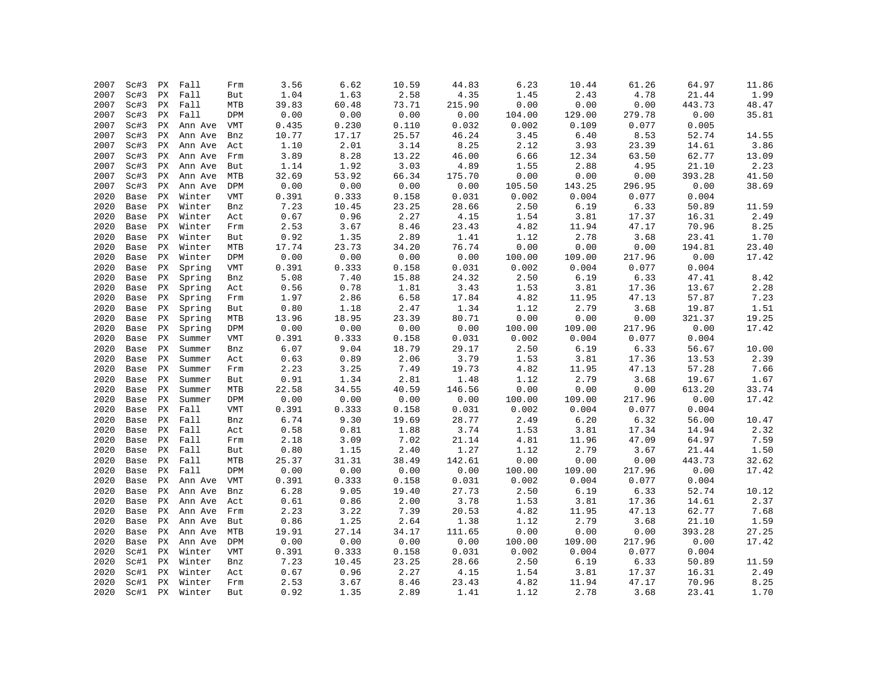| | | | | | | | | | | | | | |
|---|---|---|---|---|---|---|---|---|---|---|---|---|---|
| 2007 | Sc#3 | PX | Fall | Frm | 3.56 | 6.62 | 10.59 | 44.83 | 6.23 | 10.44 | 61.26 | 64.97 | 11.86 |
| 2007 | Sc#3 | PX | Fall | But | 1.04 | 1.63 | 2.58 | 4.35 | 1.45 | 2.43 | 4.78 | 21.44 | 1.99 |
| 2007 | Sc#3 | PX | Fall | MTB | 39.83 | 60.48 | 73.71 | 215.90 | 0.00 | 0.00 | 0.00 | 443.73 | 48.47 |
| 2007 | Sc#3 | PX | Fall | DPM | 0.00 | 0.00 | 0.00 | 0.00 | 104.00 | 129.00 | 279.78 | 0.00 | 35.81 |
| 2007 | Sc#3 | PX | Ann Ave | VMT | 0.435 | 0.230 | 0.110 | 0.032 | 0.002 | 0.109 | 0.077 | 0.005 | |
| 2007 | Sc#3 | PX | Ann Ave | Bnz | 10.77 | 17.17 | 25.57 | 46.24 | 3.45 | 6.40 | 8.53 | 52.74 | 14.55 |
| 2007 | Sc#3 | PX | Ann Ave | Act | 1.10 | 2.01 | 3.14 | 8.25 | 2.12 | 3.93 | 23.39 | 14.61 | 3.86 |
| 2007 | Sc#3 | PX | Ann Ave | Frm | 3.89 | 8.28 | 13.22 | 46.00 | 6.66 | 12.34 | 63.50 | 62.77 | 13.09 |
| 2007 | Sc#3 | PX | Ann Ave | But | 1.14 | 1.92 | 3.03 | 4.89 | 1.55 | 2.88 | 4.95 | 21.10 | 2.23 |
| 2007 | Sc#3 | PX | Ann Ave | MTB | 32.69 | 53.92 | 66.34 | 175.70 | 0.00 | 0.00 | 0.00 | 393.28 | 41.50 |
| 2007 | Sc#3 | PX | Ann Ave | DPM | 0.00 | 0.00 | 0.00 | 0.00 | 105.50 | 143.25 | 296.95 | 0.00 | 38.69 |
| 2020 | Base | PX | Winter | VMT | 0.391 | 0.333 | 0.158 | 0.031 | 0.002 | 0.004 | 0.077 | 0.004 | |
| 2020 | Base | PX | Winter | Bnz | 7.23 | 10.45 | 23.25 | 28.66 | 2.50 | 6.19 | 6.33 | 50.89 | 11.59 |
| 2020 | Base | PX | Winter | Act | 0.67 | 0.96 | 2.27 | 4.15 | 1.54 | 3.81 | 17.37 | 16.31 | 2.49 |
| 2020 | Base | PX | Winter | Frm | 2.53 | 3.67 | 8.46 | 23.43 | 4.82 | 11.94 | 47.17 | 70.96 | 8.25 |
| 2020 | Base | PX | Winter | But | 0.92 | 1.35 | 2.89 | 1.41 | 1.12 | 2.78 | 3.68 | 23.41 | 1.70 |
| 2020 | Base | PX | Winter | MTB | 17.74 | 23.73 | 34.20 | 76.74 | 0.00 | 0.00 | 0.00 | 194.81 | 23.40 |
| 2020 | Base | PX | Winter | DPM | 0.00 | 0.00 | 0.00 | 0.00 | 100.00 | 109.00 | 217.96 | 0.00 | 17.42 |
| 2020 | Base | PX | Spring | VMT | 0.391 | 0.333 | 0.158 | 0.031 | 0.002 | 0.004 | 0.077 | 0.004 | |
| 2020 | Base | PX | Spring | Bnz | 5.08 | 7.40 | 15.88 | 24.32 | 2.50 | 6.19 | 6.33 | 47.41 | 8.42 |
| 2020 | Base | PX | Spring | Act | 0.56 | 0.78 | 1.81 | 3.43 | 1.53 | 3.81 | 17.36 | 13.67 | 2.28 |
| 2020 | Base | PX | Spring | Frm | 1.97 | 2.86 | 6.58 | 17.84 | 4.82 | 11.95 | 47.13 | 57.87 | 7.23 |
| 2020 | Base | PX | Spring | But | 0.80 | 1.18 | 2.47 | 1.34 | 1.12 | 2.79 | 3.68 | 19.87 | 1.51 |
| 2020 | Base | PX | Spring | MTB | 13.96 | 18.95 | 23.39 | 80.71 | 0.00 | 0.00 | 0.00 | 321.37 | 19.25 |
| 2020 | Base | PX | Spring | DPM | 0.00 | 0.00 | 0.00 | 0.00 | 100.00 | 109.00 | 217.96 | 0.00 | 17.42 |
| 2020 | Base | PX | Summer | VMT | 0.391 | 0.333 | 0.158 | 0.031 | 0.002 | 0.004 | 0.077 | 0.004 | |
| 2020 | Base | PX | Summer | Bnz | 6.07 | 9.04 | 18.79 | 29.17 | 2.50 | 6.19 | 6.33 | 56.67 | 10.00 |
| 2020 | Base | PX | Summer | Act | 0.63 | 0.89 | 2.06 | 3.79 | 1.53 | 3.81 | 17.36 | 13.53 | 2.39 |
| 2020 | Base | PX | Summer | Frm | 2.23 | 3.25 | 7.49 | 19.73 | 4.82 | 11.95 | 47.13 | 57.28 | 7.66 |
| 2020 | Base | PX | Summer | But | 0.91 | 1.34 | 2.81 | 1.48 | 1.12 | 2.79 | 3.68 | 19.67 | 1.67 |
| 2020 | Base | PX | Summer | MTB | 22.58 | 34.55 | 40.59 | 146.56 | 0.00 | 0.00 | 0.00 | 613.20 | 33.74 |
| 2020 | Base | PX | Summer | DPM | 0.00 | 0.00 | 0.00 | 0.00 | 100.00 | 109.00 | 217.96 | 0.00 | 17.42 |
| 2020 | Base | PX | Fall | VMT | 0.391 | 0.333 | 0.158 | 0.031 | 0.002 | 0.004 | 0.077 | 0.004 | |
| 2020 | Base | PX | Fall | Bnz | 6.74 | 9.30 | 19.69 | 28.77 | 2.49 | 6.20 | 6.32 | 56.00 | 10.47 |
| 2020 | Base | PX | Fall | Act | 0.58 | 0.81 | 1.88 | 3.74 | 1.53 | 3.81 | 17.34 | 14.94 | 2.32 |
| 2020 | Base | PX | Fall | Frm | 2.18 | 3.09 | 7.02 | 21.14 | 4.81 | 11.96 | 47.09 | 64.97 | 7.59 |
| 2020 | Base | PX | Fall | But | 0.80 | 1.15 | 2.40 | 1.27 | 1.12 | 2.79 | 3.67 | 21.44 | 1.50 |
| 2020 | Base | PX | Fall | MTB | 25.37 | 31.31 | 38.49 | 142.61 | 0.00 | 0.00 | 0.00 | 443.73 | 32.62 |
| 2020 | Base | PX | Fall | DPM | 0.00 | 0.00 | 0.00 | 0.00 | 100.00 | 109.00 | 217.96 | 0.00 | 17.42 |
| 2020 | Base | PX | Ann Ave | VMT | 0.391 | 0.333 | 0.158 | 0.031 | 0.002 | 0.004 | 0.077 | 0.004 | |
| 2020 | Base | PX | Ann Ave | Bnz | 6.28 | 9.05 | 19.40 | 27.73 | 2.50 | 6.19 | 6.33 | 52.74 | 10.12 |
| 2020 | Base | PX | Ann Ave | Act | 0.61 | 0.86 | 2.00 | 3.78 | 1.53 | 3.81 | 17.36 | 14.61 | 2.37 |
| 2020 | Base | PX | Ann Ave | Frm | 2.23 | 3.22 | 7.39 | 20.53 | 4.82 | 11.95 | 47.13 | 62.77 | 7.68 |
| 2020 | Base | PX | Ann Ave | But | 0.86 | 1.25 | 2.64 | 1.38 | 1.12 | 2.79 | 3.68 | 21.10 | 1.59 |
| 2020 | Base | PX | Ann Ave | MTB | 19.91 | 27.14 | 34.17 | 111.65 | 0.00 | 0.00 | 0.00 | 393.28 | 27.25 |
| 2020 | Base | PX | Ann Ave | DPM | 0.00 | 0.00 | 0.00 | 0.00 | 100.00 | 109.00 | 217.96 | 0.00 | 17.42 |
| 2020 | Sc#1 | PX | Winter | VMT | 0.391 | 0.333 | 0.158 | 0.031 | 0.002 | 0.004 | 0.077 | 0.004 | |
| 2020 | Sc#1 | PX | Winter | Bnz | 7.23 | 10.45 | 23.25 | 28.66 | 2.50 | 6.19 | 6.33 | 50.89 | 11.59 |
| 2020 | Sc#1 | PX | Winter | Act | 0.67 | 0.96 | 2.27 | 4.15 | 1.54 | 3.81 | 17.37 | 16.31 | 2.49 |
| 2020 | Sc#1 | PX | Winter | Frm | 2.53 | 3.67 | 8.46 | 23.43 | 4.82 | 11.94 | 47.17 | 70.96 | 8.25 |
| 2020 | Sc#1 | PX | Winter | But | 0.92 | 1.35 | 2.89 | 1.41 | 1.12 | 2.78 | 3.68 | 23.41 | 1.70 |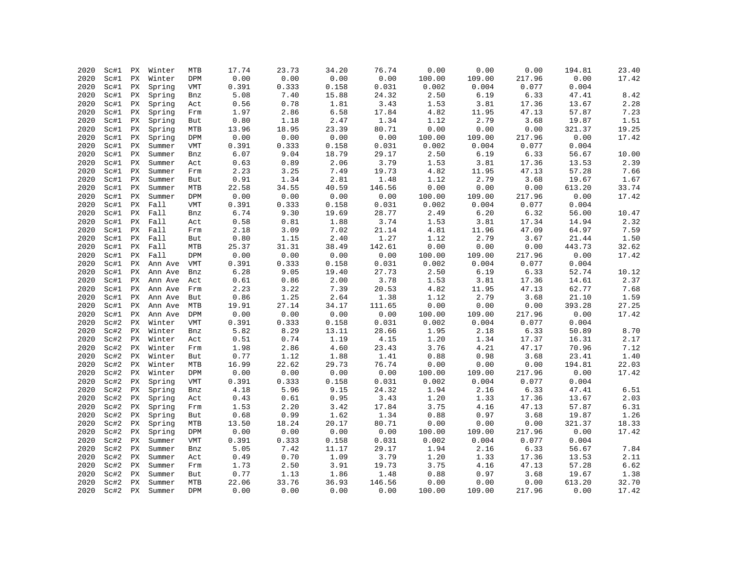| | | | | | | | | | | | | | |
|---|---|---|---|---|---|---|---|---|---|---|---|---|---|
| 2020 | Sc#1 | PX | Winter | MTB | 17.74 | 23.73 | 34.20 | 76.74 | 0.00 | 0.00 | 0.00 | 194.81 | 23.40 |
| 2020 | Sc#1 | PX | Winter | DPM | 0.00 | 0.00 | 0.00 | 0.00 | 100.00 | 109.00 | 217.96 | 0.00 | 17.42 |
| 2020 | Sc#1 | PX | Spring | VMT | 0.391 | 0.333 | 0.158 | 0.031 | 0.002 | 0.004 | 0.077 | 0.004 | |
| 2020 | Sc#1 | PX | Spring | Bnz | 5.08 | 7.40 | 15.88 | 24.32 | 2.50 | 6.19 | 6.33 | 47.41 | 8.42 |
| 2020 | Sc#1 | PX | Spring | Act | 0.56 | 0.78 | 1.81 | 3.43 | 1.53 | 3.81 | 17.36 | 13.67 | 2.28 |
| 2020 | Sc#1 | PX | Spring | Frm | 1.97 | 2.86 | 6.58 | 17.84 | 4.82 | 11.95 | 47.13 | 57.87 | 7.23 |
| 2020 | Sc#1 | PX | Spring | But | 0.80 | 1.18 | 2.47 | 1.34 | 1.12 | 2.79 | 3.68 | 19.87 | 1.51 |
| 2020 | Sc#1 | PX | Spring | MTB | 13.96 | 18.95 | 23.39 | 80.71 | 0.00 | 0.00 | 0.00 | 321.37 | 19.25 |
| 2020 | Sc#1 | PX | Spring | DPM | 0.00 | 0.00 | 0.00 | 0.00 | 100.00 | 109.00 | 217.96 | 0.00 | 17.42 |
| 2020 | Sc#1 | PX | Summer | VMT | 0.391 | 0.333 | 0.158 | 0.031 | 0.002 | 0.004 | 0.077 | 0.004 | |
| 2020 | Sc#1 | PX | Summer | Bnz | 6.07 | 9.04 | 18.79 | 29.17 | 2.50 | 6.19 | 6.33 | 56.67 | 10.00 |
| 2020 | Sc#1 | PX | Summer | Act | 0.63 | 0.89 | 2.06 | 3.79 | 1.53 | 3.81 | 17.36 | 13.53 | 2.39 |
| 2020 | Sc#1 | PX | Summer | Frm | 2.23 | 3.25 | 7.49 | 19.73 | 4.82 | 11.95 | 47.13 | 57.28 | 7.66 |
| 2020 | Sc#1 | PX | Summer | But | 0.91 | 1.34 | 2.81 | 1.48 | 1.12 | 2.79 | 3.68 | 19.67 | 1.67 |
| 2020 | Sc#1 | PX | Summer | MTB | 22.58 | 34.55 | 40.59 | 146.56 | 0.00 | 0.00 | 0.00 | 613.20 | 33.74 |
| 2020 | Sc#1 | PX | Summer | DPM | 0.00 | 0.00 | 0.00 | 0.00 | 100.00 | 109.00 | 217.96 | 0.00 | 17.42 |
| 2020 | Sc#1 | PX | Fall | VMT | 0.391 | 0.333 | 0.158 | 0.031 | 0.002 | 0.004 | 0.077 | 0.004 | |
| 2020 | Sc#1 | PX | Fall | Bnz | 6.74 | 9.30 | 19.69 | 28.77 | 2.49 | 6.20 | 6.32 | 56.00 | 10.47 |
| 2020 | Sc#1 | PX | Fall | Act | 0.58 | 0.81 | 1.88 | 3.74 | 1.53 | 3.81 | 17.34 | 14.94 | 2.32 |
| 2020 | Sc#1 | PX | Fall | Frm | 2.18 | 3.09 | 7.02 | 21.14 | 4.81 | 11.96 | 47.09 | 64.97 | 7.59 |
| 2020 | Sc#1 | PX | Fall | But | 0.80 | 1.15 | 2.40 | 1.27 | 1.12 | 2.79 | 3.67 | 21.44 | 1.50 |
| 2020 | Sc#1 | PX | Fall | MTB | 25.37 | 31.31 | 38.49 | 142.61 | 0.00 | 0.00 | 0.00 | 443.73 | 32.62 |
| 2020 | Sc#1 | PX | Fall | DPM | 0.00 | 0.00 | 0.00 | 0.00 | 100.00 | 109.00 | 217.96 | 0.00 | 17.42 |
| 2020 | Sc#1 | PX | Ann Ave | VMT | 0.391 | 0.333 | 0.158 | 0.031 | 0.002 | 0.004 | 0.077 | 0.004 | |
| 2020 | Sc#1 | PX | Ann Ave | Bnz | 6.28 | 9.05 | 19.40 | 27.73 | 2.50 | 6.19 | 6.33 | 52.74 | 10.12 |
| 2020 | Sc#1 | PX | Ann Ave | Act | 0.61 | 0.86 | 2.00 | 3.78 | 1.53 | 3.81 | 17.36 | 14.61 | 2.37 |
| 2020 | Sc#1 | PX | Ann Ave | Frm | 2.23 | 3.22 | 7.39 | 20.53 | 4.82 | 11.95 | 47.13 | 62.77 | 7.68 |
| 2020 | Sc#1 | PX | Ann Ave | But | 0.86 | 1.25 | 2.64 | 1.38 | 1.12 | 2.79 | 3.68 | 21.10 | 1.59 |
| 2020 | Sc#1 | PX | Ann Ave | MTB | 19.91 | 27.14 | 34.17 | 111.65 | 0.00 | 0.00 | 0.00 | 393.28 | 27.25 |
| 2020 | Sc#1 | PX | Ann Ave | DPM | 0.00 | 0.00 | 0.00 | 0.00 | 100.00 | 109.00 | 217.96 | 0.00 | 17.42 |
| 2020 | Sc#2 | PX | Winter | VMT | 0.391 | 0.333 | 0.158 | 0.031 | 0.002 | 0.004 | 0.077 | 0.004 | |
| 2020 | Sc#2 | PX | Winter | Bnz | 5.82 | 8.29 | 13.11 | 28.66 | 1.95 | 2.18 | 6.33 | 50.89 | 8.70 |
| 2020 | Sc#2 | PX | Winter | Act | 0.51 | 0.74 | 1.19 | 4.15 | 1.20 | 1.34 | 17.37 | 16.31 | 2.17 |
| 2020 | Sc#2 | PX | Winter | Frm | 1.98 | 2.86 | 4.60 | 23.43 | 3.76 | 4.21 | 47.17 | 70.96 | 7.12 |
| 2020 | Sc#2 | PX | Winter | But | 0.77 | 1.12 | 1.88 | 1.41 | 0.88 | 0.98 | 3.68 | 23.41 | 1.40 |
| 2020 | Sc#2 | PX | Winter | MTB | 16.99 | 22.62 | 29.73 | 76.74 | 0.00 | 0.00 | 0.00 | 194.81 | 22.03 |
| 2020 | Sc#2 | PX | Winter | DPM | 0.00 | 0.00 | 0.00 | 0.00 | 100.00 | 109.00 | 217.96 | 0.00 | 17.42 |
| 2020 | Sc#2 | PX | Spring | VMT | 0.391 | 0.333 | 0.158 | 0.031 | 0.002 | 0.004 | 0.077 | 0.004 | |
| 2020 | Sc#2 | PX | Spring | Bnz | 4.18 | 5.96 | 9.15 | 24.32 | 1.94 | 2.16 | 6.33 | 47.41 | 6.51 |
| 2020 | Sc#2 | PX | Spring | Act | 0.43 | 0.61 | 0.95 | 3.43 | 1.20 | 1.33 | 17.36 | 13.67 | 2.03 |
| 2020 | Sc#2 | PX | Spring | Frm | 1.53 | 2.20 | 3.42 | 17.84 | 3.75 | 4.16 | 47.13 | 57.87 | 6.31 |
| 2020 | Sc#2 | PX | Spring | But | 0.68 | 0.99 | 1.62 | 1.34 | 0.88 | 0.97 | 3.68 | 19.87 | 1.26 |
| 2020 | Sc#2 | PX | Spring | MTB | 13.50 | 18.24 | 20.17 | 80.71 | 0.00 | 0.00 | 0.00 | 321.37 | 18.33 |
| 2020 | Sc#2 | PX | Spring | DPM | 0.00 | 0.00 | 0.00 | 0.00 | 100.00 | 109.00 | 217.96 | 0.00 | 17.42 |
| 2020 | Sc#2 | PX | Summer | VMT | 0.391 | 0.333 | 0.158 | 0.031 | 0.002 | 0.004 | 0.077 | 0.004 | |
| 2020 | Sc#2 | PX | Summer | Bnz | 5.05 | 7.42 | 11.17 | 29.17 | 1.94 | 2.16 | 6.33 | 56.67 | 7.84 |
| 2020 | Sc#2 | PX | Summer | Act | 0.49 | 0.70 | 1.09 | 3.79 | 1.20 | 1.33 | 17.36 | 13.53 | 2.11 |
| 2020 | Sc#2 | PX | Summer | Frm | 1.73 | 2.50 | 3.91 | 19.73 | 3.75 | 4.16 | 47.13 | 57.28 | 6.62 |
| 2020 | Sc#2 | PX | Summer | But | 0.77 | 1.13 | 1.86 | 1.48 | 0.88 | 0.97 | 3.68 | 19.67 | 1.38 |
| 2020 | Sc#2 | PX | Summer | MTB | 22.06 | 33.76 | 36.93 | 146.56 | 0.00 | 0.00 | 0.00 | 613.20 | 32.70 |
| 2020 | Sc#2 | PX | Summer | DPM | 0.00 | 0.00 | 0.00 | 0.00 | 100.00 | 109.00 | 217.96 | 0.00 | 17.42 |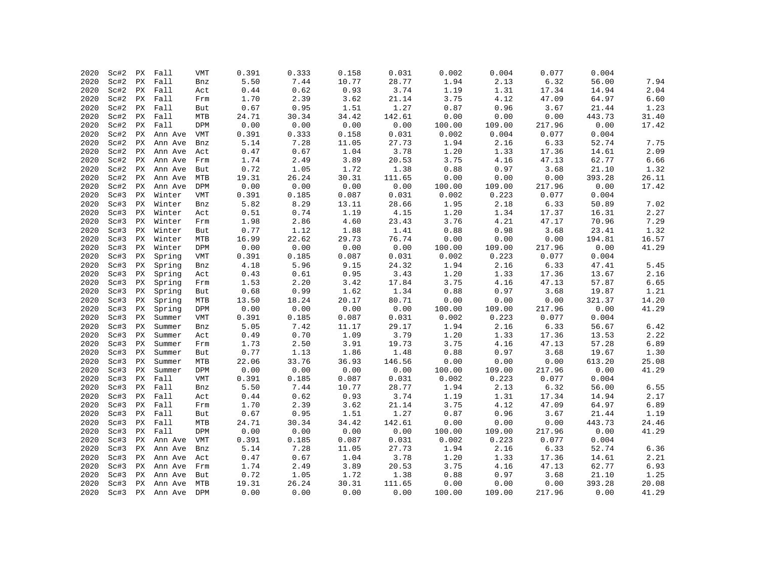| | | | | | | | | | | | | | |
|---|---|---|---|---|---|---|---|---|---|---|---|---|---|
| 2020 | Sc#2 | PX | Fall | VMT | 0.391 | 0.333 | 0.158 | 0.031 | 0.002 | 0.004 | 0.077 | 0.004 | |
| 2020 | Sc#2 | PX | Fall | Bnz | 5.50 | 7.44 | 10.77 | 28.77 | 1.94 | 2.13 | 6.32 | 56.00 | 7.94 |
| 2020 | Sc#2 | PX | Fall | Act | 0.44 | 0.62 | 0.93 | 3.74 | 1.19 | 1.31 | 17.34 | 14.94 | 2.04 |
| 2020 | Sc#2 | PX | Fall | Frm | 1.70 | 2.39 | 3.62 | 21.14 | 3.75 | 4.12 | 47.09 | 64.97 | 6.60 |
| 2020 | Sc#2 | PX | Fall | But | 0.67 | 0.95 | 1.51 | 1.27 | 0.87 | 0.96 | 3.67 | 21.44 | 1.23 |
| 2020 | Sc#2 | PX | Fall | MTB | 24.71 | 30.34 | 34.42 | 142.61 | 0.00 | 0.00 | 0.00 | 443.73 | 31.40 |
| 2020 | Sc#2 | PX | Fall | DPM | 0.00 | 0.00 | 0.00 | 0.00 | 100.00 | 109.00 | 217.96 | 0.00 | 17.42 |
| 2020 | Sc#2 | PX | Ann Ave | VMT | 0.391 | 0.333 | 0.158 | 0.031 | 0.002 | 0.004 | 0.077 | 0.004 | |
| 2020 | Sc#2 | PX | Ann Ave | Bnz | 5.14 | 7.28 | 11.05 | 27.73 | 1.94 | 2.16 | 6.33 | 52.74 | 7.75 |
| 2020 | Sc#2 | PX | Ann Ave | Act | 0.47 | 0.67 | 1.04 | 3.78 | 1.20 | 1.33 | 17.36 | 14.61 | 2.09 |
| 2020 | Sc#2 | PX | Ann Ave | Frm | 1.74 | 2.49 | 3.89 | 20.53 | 3.75 | 4.16 | 47.13 | 62.77 | 6.66 |
| 2020 | Sc#2 | PX | Ann Ave | But | 0.72 | 1.05 | 1.72 | 1.38 | 0.88 | 0.97 | 3.68 | 21.10 | 1.32 |
| 2020 | Sc#2 | PX | Ann Ave | MTB | 19.31 | 26.24 | 30.31 | 111.65 | 0.00 | 0.00 | 0.00 | 393.28 | 26.11 |
| 2020 | Sc#2 | PX | Ann Ave | DPM | 0.00 | 0.00 | 0.00 | 0.00 | 100.00 | 109.00 | 217.96 | 0.00 | 17.42 |
| 2020 | Sc#3 | PX | Winter | VMT | 0.391 | 0.185 | 0.087 | 0.031 | 0.002 | 0.223 | 0.077 | 0.004 | |
| 2020 | Sc#3 | PX | Winter | Bnz | 5.82 | 8.29 | 13.11 | 28.66 | 1.95 | 2.18 | 6.33 | 50.89 | 7.02 |
| 2020 | Sc#3 | PX | Winter | Act | 0.51 | 0.74 | 1.19 | 4.15 | 1.20 | 1.34 | 17.37 | 16.31 | 2.27 |
| 2020 | Sc#3 | PX | Winter | Frm | 1.98 | 2.86 | 4.60 | 23.43 | 3.76 | 4.21 | 47.17 | 70.96 | 7.29 |
| 2020 | Sc#3 | PX | Winter | But | 0.77 | 1.12 | 1.88 | 1.41 | 0.88 | 0.98 | 3.68 | 23.41 | 1.32 |
| 2020 | Sc#3 | PX | Winter | MTB | 16.99 | 22.62 | 29.73 | 76.74 | 0.00 | 0.00 | 0.00 | 194.81 | 16.57 |
| 2020 | Sc#3 | PX | Winter | DPM | 0.00 | 0.00 | 0.00 | 0.00 | 100.00 | 109.00 | 217.96 | 0.00 | 41.29 |
| 2020 | Sc#3 | PX | Spring | VMT | 0.391 | 0.185 | 0.087 | 0.031 | 0.002 | 0.223 | 0.077 | 0.004 | |
| 2020 | Sc#3 | PX | Spring | Bnz | 4.18 | 5.96 | 9.15 | 24.32 | 1.94 | 2.16 | 6.33 | 47.41 | 5.45 |
| 2020 | Sc#3 | PX | Spring | Act | 0.43 | 0.61 | 0.95 | 3.43 | 1.20 | 1.33 | 17.36 | 13.67 | 2.16 |
| 2020 | Sc#3 | PX | Spring | Frm | 1.53 | 2.20 | 3.42 | 17.84 | 3.75 | 4.16 | 47.13 | 57.87 | 6.65 |
| 2020 | Sc#3 | PX | Spring | But | 0.68 | 0.99 | 1.62 | 1.34 | 0.88 | 0.97 | 3.68 | 19.87 | 1.21 |
| 2020 | Sc#3 | PX | Spring | MTB | 13.50 | 18.24 | 20.17 | 80.71 | 0.00 | 0.00 | 0.00 | 321.37 | 14.20 |
| 2020 | Sc#3 | PX | Spring | DPM | 0.00 | 0.00 | 0.00 | 0.00 | 100.00 | 109.00 | 217.96 | 0.00 | 41.29 |
| 2020 | Sc#3 | PX | Summer | VMT | 0.391 | 0.185 | 0.087 | 0.031 | 0.002 | 0.223 | 0.077 | 0.004 | |
| 2020 | Sc#3 | PX | Summer | Bnz | 5.05 | 7.42 | 11.17 | 29.17 | 1.94 | 2.16 | 6.33 | 56.67 | 6.42 |
| 2020 | Sc#3 | PX | Summer | Act | 0.49 | 0.70 | 1.09 | 3.79 | 1.20 | 1.33 | 17.36 | 13.53 | 2.22 |
| 2020 | Sc#3 | PX | Summer | Frm | 1.73 | 2.50 | 3.91 | 19.73 | 3.75 | 4.16 | 47.13 | 57.28 | 6.89 |
| 2020 | Sc#3 | PX | Summer | But | 0.77 | 1.13 | 1.86 | 1.48 | 0.88 | 0.97 | 3.68 | 19.67 | 1.30 |
| 2020 | Sc#3 | PX | Summer | MTB | 22.06 | 33.76 | 36.93 | 146.56 | 0.00 | 0.00 | 0.00 | 613.20 | 25.08 |
| 2020 | Sc#3 | PX | Summer | DPM | 0.00 | 0.00 | 0.00 | 0.00 | 100.00 | 109.00 | 217.96 | 0.00 | 41.29 |
| 2020 | Sc#3 | PX | Fall | VMT | 0.391 | 0.185 | 0.087 | 0.031 | 0.002 | 0.223 | 0.077 | 0.004 | |
| 2020 | Sc#3 | PX | Fall | Bnz | 5.50 | 7.44 | 10.77 | 28.77 | 1.94 | 2.13 | 6.32 | 56.00 | 6.55 |
| 2020 | Sc#3 | PX | Fall | Act | 0.44 | 0.62 | 0.93 | 3.74 | 1.19 | 1.31 | 17.34 | 14.94 | 2.17 |
| 2020 | Sc#3 | PX | Fall | Frm | 1.70 | 2.39 | 3.62 | 21.14 | 3.75 | 4.12 | 47.09 | 64.97 | 6.89 |
| 2020 | Sc#3 | PX | Fall | But | 0.67 | 0.95 | 1.51 | 1.27 | 0.87 | 0.96 | 3.67 | 21.44 | 1.19 |
| 2020 | Sc#3 | PX | Fall | MTB | 24.71 | 30.34 | 34.42 | 142.61 | 0.00 | 0.00 | 0.00 | 443.73 | 24.46 |
| 2020 | Sc#3 | PX | Fall | DPM | 0.00 | 0.00 | 0.00 | 0.00 | 100.00 | 109.00 | 217.96 | 0.00 | 41.29 |
| 2020 | Sc#3 | PX | Ann Ave | VMT | 0.391 | 0.185 | 0.087 | 0.031 | 0.002 | 0.223 | 0.077 | 0.004 | |
| 2020 | Sc#3 | PX | Ann Ave | Bnz | 5.14 | 7.28 | 11.05 | 27.73 | 1.94 | 2.16 | 6.33 | 52.74 | 6.36 |
| 2020 | Sc#3 | PX | Ann Ave | Act | 0.47 | 0.67 | 1.04 | 3.78 | 1.20 | 1.33 | 17.36 | 14.61 | 2.21 |
| 2020 | Sc#3 | PX | Ann Ave | Frm | 1.74 | 2.49 | 3.89 | 20.53 | 3.75 | 4.16 | 47.13 | 62.77 | 6.93 |
| 2020 | Sc#3 | PX | Ann Ave | But | 0.72 | 1.05 | 1.72 | 1.38 | 0.88 | 0.97 | 3.68 | 21.10 | 1.25 |
| 2020 | Sc#3 | PX | Ann Ave | MTB | 19.31 | 26.24 | 30.31 | 111.65 | 0.00 | 0.00 | 0.00 | 393.28 | 20.08 |
| 2020 | Sc#3 | PX | Ann Ave | DPM | 0.00 | 0.00 | 0.00 | 0.00 | 100.00 | 109.00 | 217.96 | 0.00 | 41.29 |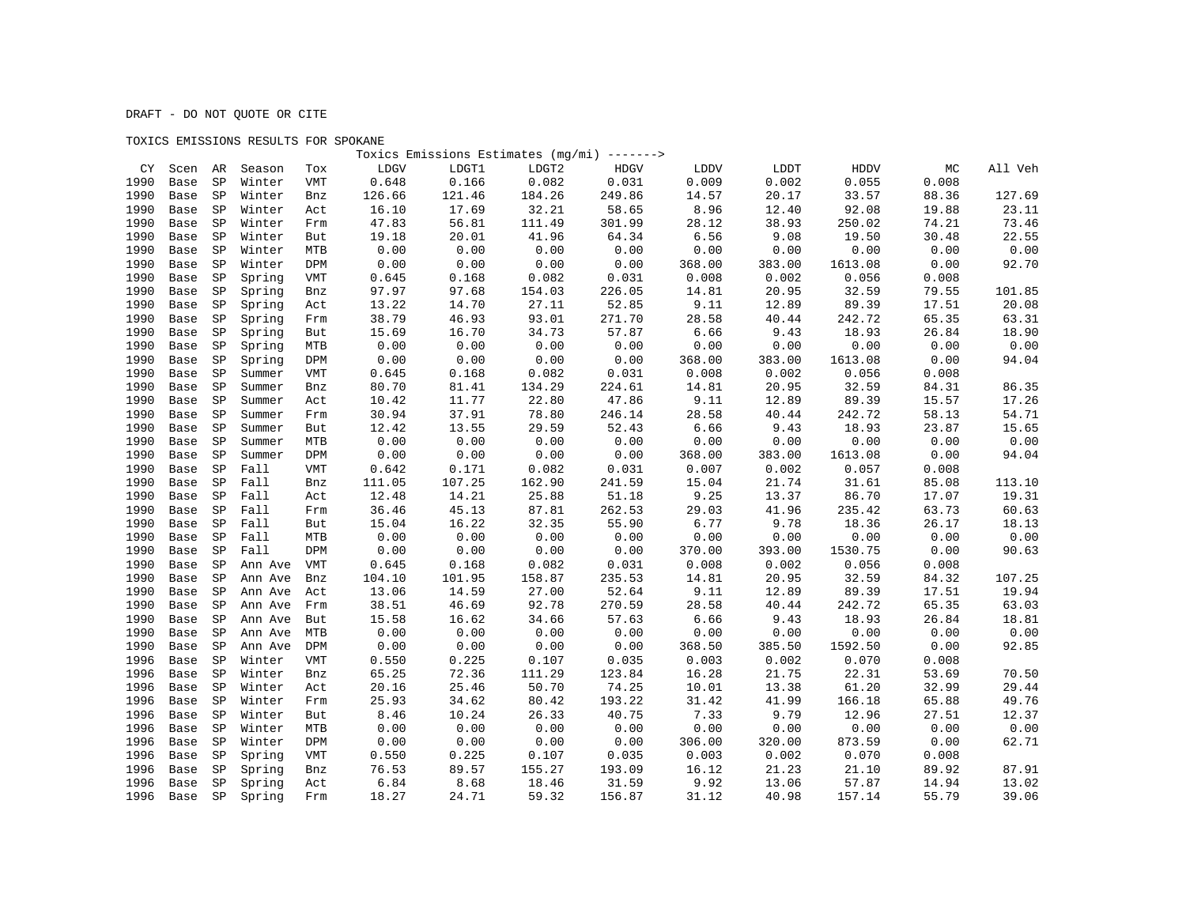DRAFT - DO NOT QUOTE OR CITE

TOXICS EMISSIONS RESULTS FOR SPOKANE

| CY | Scen | AR | Season | Tox | Toxics Emissions Estimates (mg/mi) -------> LDGV | LDGT1 | LDGT2 | HDGV | LDDV | LDDT | HDDV | MC | All Veh |
|---|---|---|---|---|---|---|---|---|---|---|---|---|---|
| 1990 | Base | SP | Winter | VMT | 0.648 | 0.166 | 0.082 | 0.031 | 0.009 | 0.002 | 0.055 | 0.008 | |
| 1990 | Base | SP | Winter | Bnz | 126.66 | 121.46 | 184.26 | 249.86 | 14.57 | 20.17 | 33.57 | 88.36 | 127.69 |
| 1990 | Base | SP | Winter | Act | 16.10 | 17.69 | 32.21 | 58.65 | 8.96 | 12.40 | 92.08 | 19.88 | 23.11 |
| 1990 | Base | SP | Winter | Frm | 47.83 | 56.81 | 111.49 | 301.99 | 28.12 | 38.93 | 250.02 | 74.21 | 73.46 |
| 1990 | Base | SP | Winter | But | 19.18 | 20.01 | 41.96 | 64.34 | 6.56 | 9.08 | 19.50 | 30.48 | 22.55 |
| 1990 | Base | SP | Winter | MTB | 0.00 | 0.00 | 0.00 | 0.00 | 0.00 | 0.00 | 0.00 | 0.00 | 0.00 |
| 1990 | Base | SP | Winter | DPM | 0.00 | 0.00 | 0.00 | 0.00 | 368.00 | 383.00 | 1613.08 | 0.00 | 92.70 |
| 1990 | Base | SP | Spring | VMT | 0.645 | 0.168 | 0.082 | 0.031 | 0.008 | 0.002 | 0.056 | 0.008 | |
| 1990 | Base | SP | Spring | Bnz | 97.97 | 97.68 | 154.03 | 226.05 | 14.81 | 20.95 | 32.59 | 79.55 | 101.85 |
| 1990 | Base | SP | Spring | Act | 13.22 | 14.70 | 27.11 | 52.85 | 9.11 | 12.89 | 89.39 | 17.51 | 20.08 |
| 1990 | Base | SP | Spring | Frm | 38.79 | 46.93 | 93.01 | 271.70 | 28.58 | 40.44 | 242.72 | 65.35 | 63.31 |
| 1990 | Base | SP | Spring | But | 15.69 | 16.70 | 34.73 | 57.87 | 6.66 | 9.43 | 18.93 | 26.84 | 18.90 |
| 1990 | Base | SP | Spring | MTB | 0.00 | 0.00 | 0.00 | 0.00 | 0.00 | 0.00 | 0.00 | 0.00 | 0.00 |
| 1990 | Base | SP | Spring | DPM | 0.00 | 0.00 | 0.00 | 0.00 | 368.00 | 383.00 | 1613.08 | 0.00 | 94.04 |
| 1990 | Base | SP | Summer | VMT | 0.645 | 0.168 | 0.082 | 0.031 | 0.008 | 0.002 | 0.056 | 0.008 | |
| 1990 | Base | SP | Summer | Bnz | 80.70 | 81.41 | 134.29 | 224.61 | 14.81 | 20.95 | 32.59 | 84.31 | 86.35 |
| 1990 | Base | SP | Summer | Act | 10.42 | 11.77 | 22.80 | 47.86 | 9.11 | 12.89 | 89.39 | 15.57 | 17.26 |
| 1990 | Base | SP | Summer | Frm | 30.94 | 37.91 | 78.80 | 246.14 | 28.58 | 40.44 | 242.72 | 58.13 | 54.71 |
| 1990 | Base | SP | Summer | But | 12.42 | 13.55 | 29.59 | 52.43 | 6.66 | 9.43 | 18.93 | 23.87 | 15.65 |
| 1990 | Base | SP | Summer | MTB | 0.00 | 0.00 | 0.00 | 0.00 | 0.00 | 0.00 | 0.00 | 0.00 | 0.00 |
| 1990 | Base | SP | Summer | DPM | 0.00 | 0.00 | 0.00 | 0.00 | 368.00 | 383.00 | 1613.08 | 0.00 | 94.04 |
| 1990 | Base | SP | Fall | VMT | 0.642 | 0.171 | 0.082 | 0.031 | 0.007 | 0.002 | 0.057 | 0.008 | |
| 1990 | Base | SP | Fall | Bnz | 111.05 | 107.25 | 162.90 | 241.59 | 15.04 | 21.74 | 31.61 | 85.08 | 113.10 |
| 1990 | Base | SP | Fall | Act | 12.48 | 14.21 | 25.88 | 51.18 | 9.25 | 13.37 | 86.70 | 17.07 | 19.31 |
| 1990 | Base | SP | Fall | Frm | 36.46 | 45.13 | 87.81 | 262.53 | 29.03 | 41.96 | 235.42 | 63.73 | 60.63 |
| 1990 | Base | SP | Fall | But | 15.04 | 16.22 | 32.35 | 55.90 | 6.77 | 9.78 | 18.36 | 26.17 | 18.13 |
| 1990 | Base | SP | Fall | MTB | 0.00 | 0.00 | 0.00 | 0.00 | 0.00 | 0.00 | 0.00 | 0.00 | 0.00 |
| 1990 | Base | SP | Fall | DPM | 0.00 | 0.00 | 0.00 | 0.00 | 370.00 | 393.00 | 1530.75 | 0.00 | 90.63 |
| 1990 | Base | SP | Ann Ave | VMT | 0.645 | 0.168 | 0.082 | 0.031 | 0.008 | 0.002 | 0.056 | 0.008 | |
| 1990 | Base | SP | Ann Ave | Bnz | 104.10 | 101.95 | 158.87 | 235.53 | 14.81 | 20.95 | 32.59 | 84.32 | 107.25 |
| 1990 | Base | SP | Ann Ave | Act | 13.06 | 14.59 | 27.00 | 52.64 | 9.11 | 12.89 | 89.39 | 17.51 | 19.94 |
| 1990 | Base | SP | Ann Ave | Frm | 38.51 | 46.69 | 92.78 | 270.59 | 28.58 | 40.44 | 242.72 | 65.35 | 63.03 |
| 1990 | Base | SP | Ann Ave | But | 15.58 | 16.62 | 34.66 | 57.63 | 6.66 | 9.43 | 18.93 | 26.84 | 18.81 |
| 1990 | Base | SP | Ann Ave | MTB | 0.00 | 0.00 | 0.00 | 0.00 | 0.00 | 0.00 | 0.00 | 0.00 | 0.00 |
| 1990 | Base | SP | Ann Ave | DPM | 0.00 | 0.00 | 0.00 | 0.00 | 368.50 | 385.50 | 1592.50 | 0.00 | 92.85 |
| 1996 | Base | SP | Winter | VMT | 0.550 | 0.225 | 0.107 | 0.035 | 0.003 | 0.002 | 0.070 | 0.008 | |
| 1996 | Base | SP | Winter | Bnz | 65.25 | 72.36 | 111.29 | 123.84 | 16.28 | 21.75 | 22.31 | 53.69 | 70.50 |
| 1996 | Base | SP | Winter | Act | 20.16 | 25.46 | 50.70 | 74.25 | 10.01 | 13.38 | 61.20 | 32.99 | 29.44 |
| 1996 | Base | SP | Winter | Frm | 25.93 | 34.62 | 80.42 | 193.22 | 31.42 | 41.99 | 166.18 | 65.88 | 49.76 |
| 1996 | Base | SP | Winter | But | 8.46 | 10.24 | 26.33 | 40.75 | 7.33 | 9.79 | 12.96 | 27.51 | 12.37 |
| 1996 | Base | SP | Winter | MTB | 0.00 | 0.00 | 0.00 | 0.00 | 0.00 | 0.00 | 0.00 | 0.00 | 0.00 |
| 1996 | Base | SP | Winter | DPM | 0.00 | 0.00 | 0.00 | 0.00 | 306.00 | 320.00 | 873.59 | 0.00 | 62.71 |
| 1996 | Base | SP | Spring | VMT | 0.550 | 0.225 | 0.107 | 0.035 | 0.003 | 0.002 | 0.070 | 0.008 | |
| 1996 | Base | SP | Spring | Bnz | 76.53 | 89.57 | 155.27 | 193.09 | 16.12 | 21.23 | 21.10 | 89.92 | 87.91 |
| 1996 | Base | SP | Spring | Act | 6.84 | 8.68 | 18.46 | 31.59 | 9.92 | 13.06 | 57.87 | 14.94 | 13.02 |
| 1996 | Base | SP | Spring | Frm | 18.27 | 24.71 | 59.32 | 156.87 | 31.12 | 40.98 | 157.14 | 55.79 | 39.06 |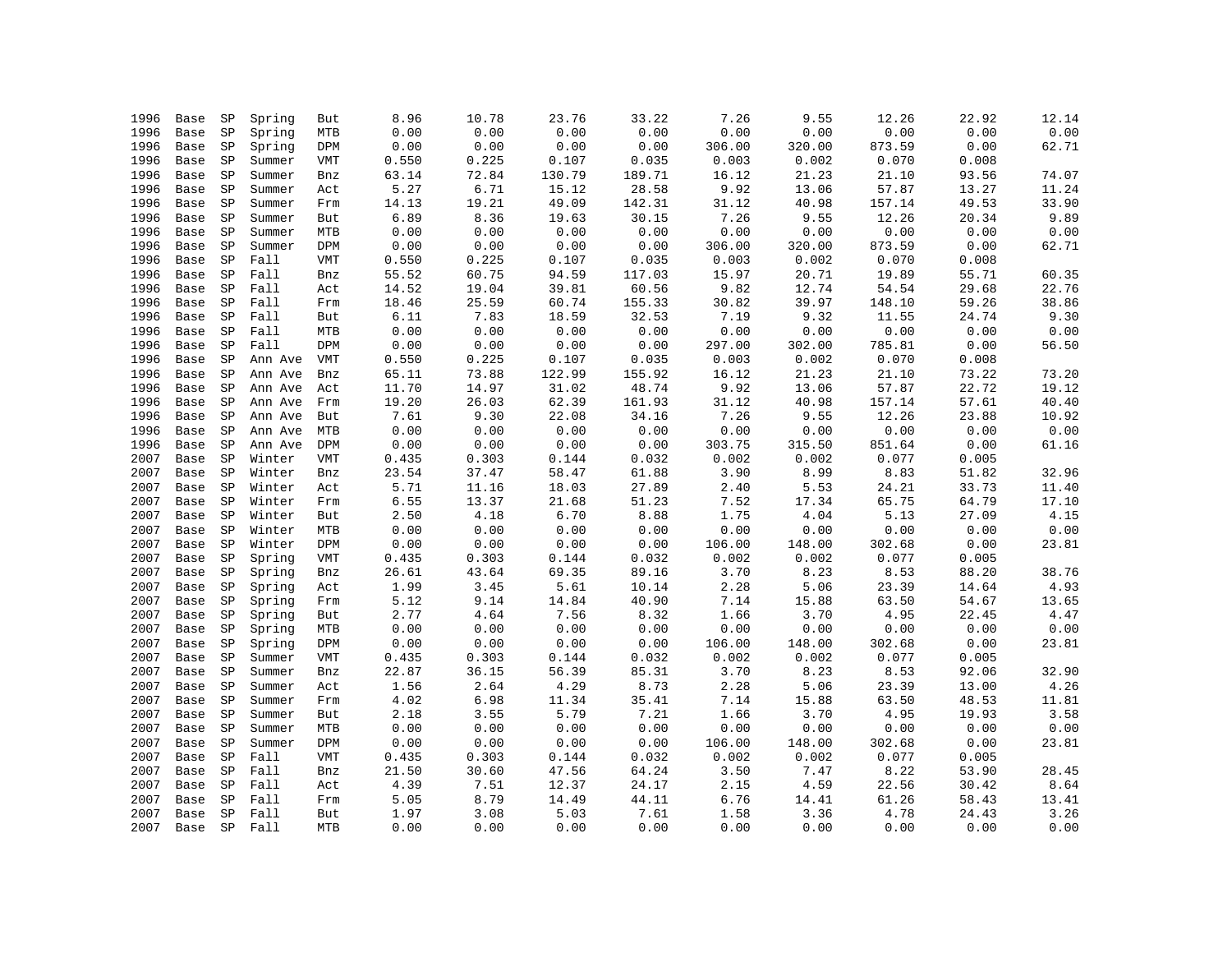| | | | | | | | | | | | | | |
|---|---|---|---|---|---|---|---|---|---|---|---|---|---|
| 1996 | Base | SP | Spring | But | 8.96 | 10.78 | 23.76 | 33.22 | 7.26 | 9.55 | 12.26 | 22.92 | 12.14 |
| 1996 | Base | SP | Spring | MTB | 0.00 | 0.00 | 0.00 | 0.00 | 0.00 | 0.00 | 0.00 | 0.00 | 0.00 |
| 1996 | Base | SP | Spring | DPM | 0.00 | 0.00 | 0.00 | 0.00 | 306.00 | 320.00 | 873.59 | 0.00 | 62.71 |
| 1996 | Base | SP | Summer | VMT | 0.550 | 0.225 | 0.107 | 0.035 | 0.003 | 0.002 | 0.070 | 0.008 | |
| 1996 | Base | SP | Summer | Bnz | 63.14 | 72.84 | 130.79 | 189.71 | 16.12 | 21.23 | 21.10 | 93.56 | 74.07 |
| 1996 | Base | SP | Summer | Act | 5.27 | 6.71 | 15.12 | 28.58 | 9.92 | 13.06 | 57.87 | 13.27 | 11.24 |
| 1996 | Base | SP | Summer | Frm | 14.13 | 19.21 | 49.09 | 142.31 | 31.12 | 40.98 | 157.14 | 49.53 | 33.90 |
| 1996 | Base | SP | Summer | But | 6.89 | 8.36 | 19.63 | 30.15 | 7.26 | 9.55 | 12.26 | 20.34 | 9.89 |
| 1996 | Base | SP | Summer | MTB | 0.00 | 0.00 | 0.00 | 0.00 | 0.00 | 0.00 | 0.00 | 0.00 | 0.00 |
| 1996 | Base | SP | Summer | DPM | 0.00 | 0.00 | 0.00 | 0.00 | 306.00 | 320.00 | 873.59 | 0.00 | 62.71 |
| 1996 | Base | SP | Fall | VMT | 0.550 | 0.225 | 0.107 | 0.035 | 0.003 | 0.002 | 0.070 | 0.008 | |
| 1996 | Base | SP | Fall | Bnz | 55.52 | 60.75 | 94.59 | 117.03 | 15.97 | 20.71 | 19.89 | 55.71 | 60.35 |
| 1996 | Base | SP | Fall | Act | 14.52 | 19.04 | 39.81 | 60.56 | 9.82 | 12.74 | 54.54 | 29.68 | 22.76 |
| 1996 | Base | SP | Fall | Frm | 18.46 | 25.59 | 60.74 | 155.33 | 30.82 | 39.97 | 148.10 | 59.26 | 38.86 |
| 1996 | Base | SP | Fall | But | 6.11 | 7.83 | 18.59 | 32.53 | 7.19 | 9.32 | 11.55 | 24.74 | 9.30 |
| 1996 | Base | SP | Fall | MTB | 0.00 | 0.00 | 0.00 | 0.00 | 0.00 | 0.00 | 0.00 | 0.00 | 0.00 |
| 1996 | Base | SP | Fall | DPM | 0.00 | 0.00 | 0.00 | 0.00 | 297.00 | 302.00 | 785.81 | 0.00 | 56.50 |
| 1996 | Base | SP | Ann Ave | VMT | 0.550 | 0.225 | 0.107 | 0.035 | 0.003 | 0.002 | 0.070 | 0.008 | |
| 1996 | Base | SP | Ann Ave | Bnz | 65.11 | 73.88 | 122.99 | 155.92 | 16.12 | 21.23 | 21.10 | 73.22 | 73.20 |
| 1996 | Base | SP | Ann Ave | Act | 11.70 | 14.97 | 31.02 | 48.74 | 9.92 | 13.06 | 57.87 | 22.72 | 19.12 |
| 1996 | Base | SP | Ann Ave | Frm | 19.20 | 26.03 | 62.39 | 161.93 | 31.12 | 40.98 | 157.14 | 57.61 | 40.40 |
| 1996 | Base | SP | Ann Ave | But | 7.61 | 9.30 | 22.08 | 34.16 | 7.26 | 9.55 | 12.26 | 23.88 | 10.92 |
| 1996 | Base | SP | Ann Ave | MTB | 0.00 | 0.00 | 0.00 | 0.00 | 0.00 | 0.00 | 0.00 | 0.00 | 0.00 |
| 1996 | Base | SP | Ann Ave | DPM | 0.00 | 0.00 | 0.00 | 0.00 | 303.75 | 315.50 | 851.64 | 0.00 | 61.16 |
| 2007 | Base | SP | Winter | VMT | 0.435 | 0.303 | 0.144 | 0.032 | 0.002 | 0.002 | 0.077 | 0.005 | |
| 2007 | Base | SP | Winter | Bnz | 23.54 | 37.47 | 58.47 | 61.88 | 3.90 | 8.99 | 8.83 | 51.82 | 32.96 |
| 2007 | Base | SP | Winter | Act | 5.71 | 11.16 | 18.03 | 27.89 | 2.40 | 5.53 | 24.21 | 33.73 | 11.40 |
| 2007 | Base | SP | Winter | Frm | 6.55 | 13.37 | 21.68 | 51.23 | 7.52 | 17.34 | 65.75 | 64.79 | 17.10 |
| 2007 | Base | SP | Winter | But | 2.50 | 4.18 | 6.70 | 8.88 | 1.75 | 4.04 | 5.13 | 27.09 | 4.15 |
| 2007 | Base | SP | Winter | MTB | 0.00 | 0.00 | 0.00 | 0.00 | 0.00 | 0.00 | 0.00 | 0.00 | 0.00 |
| 2007 | Base | SP | Winter | DPM | 0.00 | 0.00 | 0.00 | 0.00 | 106.00 | 148.00 | 302.68 | 0.00 | 23.81 |
| 2007 | Base | SP | Spring | VMT | 0.435 | 0.303 | 0.144 | 0.032 | 0.002 | 0.002 | 0.077 | 0.005 | |
| 2007 | Base | SP | Spring | Bnz | 26.61 | 43.64 | 69.35 | 89.16 | 3.70 | 8.23 | 8.53 | 88.20 | 38.76 |
| 2007 | Base | SP | Spring | Act | 1.99 | 3.45 | 5.61 | 10.14 | 2.28 | 5.06 | 23.39 | 14.64 | 4.93 |
| 2007 | Base | SP | Spring | Frm | 5.12 | 9.14 | 14.84 | 40.90 | 7.14 | 15.88 | 63.50 | 54.67 | 13.65 |
| 2007 | Base | SP | Spring | But | 2.77 | 4.64 | 7.56 | 8.32 | 1.66 | 3.70 | 4.95 | 22.45 | 4.47 |
| 2007 | Base | SP | Spring | MTB | 0.00 | 0.00 | 0.00 | 0.00 | 0.00 | 0.00 | 0.00 | 0.00 | 0.00 |
| 2007 | Base | SP | Spring | DPM | 0.00 | 0.00 | 0.00 | 0.00 | 106.00 | 148.00 | 302.68 | 0.00 | 23.81 |
| 2007 | Base | SP | Summer | VMT | 0.435 | 0.303 | 0.144 | 0.032 | 0.002 | 0.002 | 0.077 | 0.005 | |
| 2007 | Base | SP | Summer | Bnz | 22.87 | 36.15 | 56.39 | 85.31 | 3.70 | 8.23 | 8.53 | 92.06 | 32.90 |
| 2007 | Base | SP | Summer | Act | 1.56 | 2.64 | 4.29 | 8.73 | 2.28 | 5.06 | 23.39 | 13.00 | 4.26 |
| 2007 | Base | SP | Summer | Frm | 4.02 | 6.98 | 11.34 | 35.41 | 7.14 | 15.88 | 63.50 | 48.53 | 11.81 |
| 2007 | Base | SP | Summer | But | 2.18 | 3.55 | 5.79 | 7.21 | 1.66 | 3.70 | 4.95 | 19.93 | 3.58 |
| 2007 | Base | SP | Summer | MTB | 0.00 | 0.00 | 0.00 | 0.00 | 0.00 | 0.00 | 0.00 | 0.00 | 0.00 |
| 2007 | Base | SP | Summer | DPM | 0.00 | 0.00 | 0.00 | 0.00 | 106.00 | 148.00 | 302.68 | 0.00 | 23.81 |
| 2007 | Base | SP | Fall | VMT | 0.435 | 0.303 | 0.144 | 0.032 | 0.002 | 0.002 | 0.077 | 0.005 | |
| 2007 | Base | SP | Fall | Bnz | 21.50 | 30.60 | 47.56 | 64.24 | 3.50 | 7.47 | 8.22 | 53.90 | 28.45 |
| 2007 | Base | SP | Fall | Act | 4.39 | 7.51 | 12.37 | 24.17 | 2.15 | 4.59 | 22.56 | 30.42 | 8.64 |
| 2007 | Base | SP | Fall | Frm | 5.05 | 8.79 | 14.49 | 44.11 | 6.76 | 14.41 | 61.26 | 58.43 | 13.41 |
| 2007 | Base | SP | Fall | But | 1.97 | 3.08 | 5.03 | 7.61 | 1.58 | 3.36 | 4.78 | 24.43 | 3.26 |
| 2007 | Base | SP | Fall | MTB | 0.00 | 0.00 | 0.00 | 0.00 | 0.00 | 0.00 | 0.00 | 0.00 | 0.00 |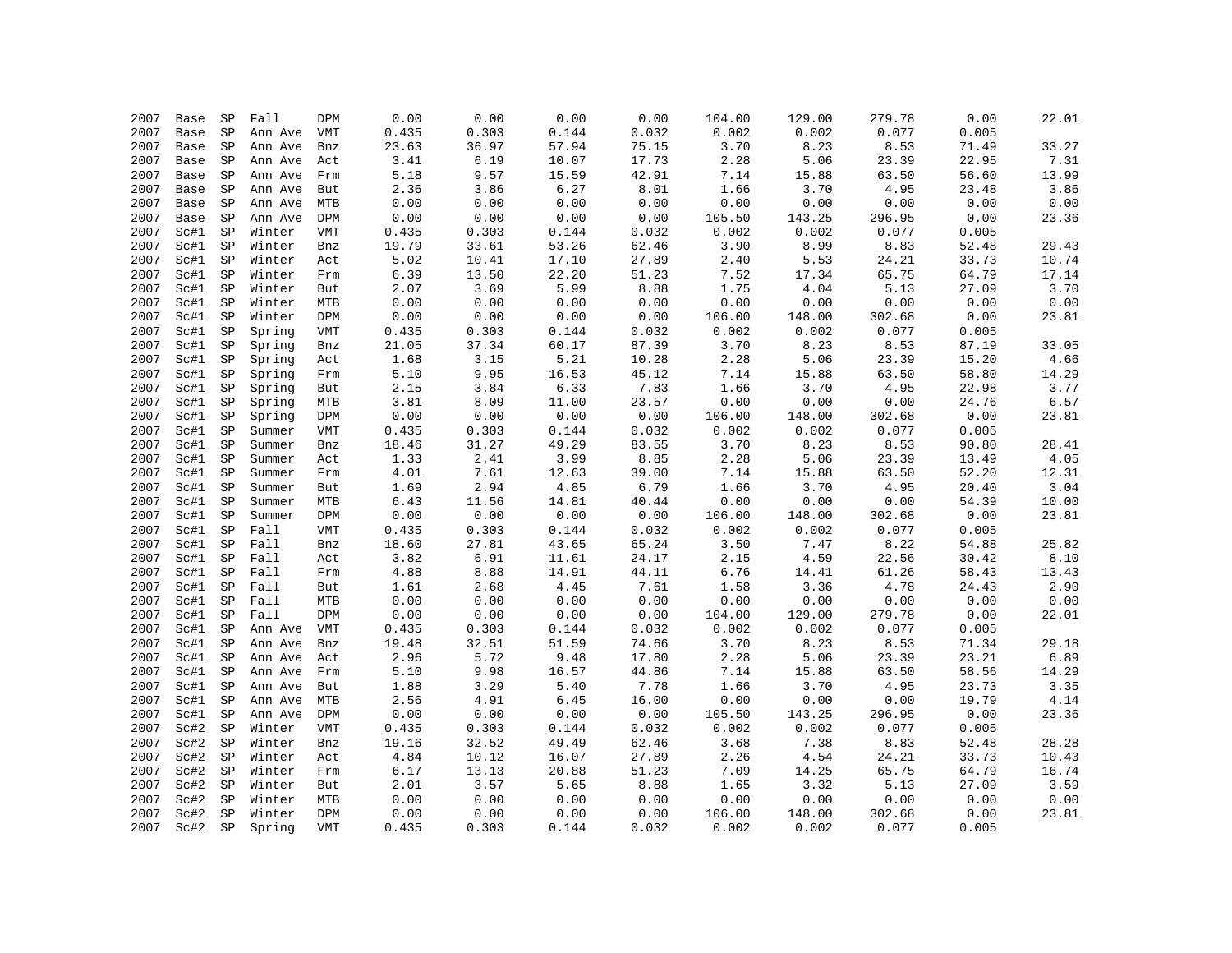| | | | | | | | | | | | | | |
|---|---|---|---|---|---|---|---|---|---|---|---|---|---|
| 2007 | Base | SP | Fall | DPM | 0.00 | 0.00 | 0.00 | 0.00 | 104.00 | 129.00 | 279.78 | 0.00 | 22.01 |
| 2007 | Base | SP | Ann Ave | VMT | 0.435 | 0.303 | 0.144 | 0.032 | 0.002 | 0.002 | 0.077 | 0.005 | |
| 2007 | Base | SP | Ann Ave | Bnz | 23.63 | 36.97 | 57.94 | 75.15 | 3.70 | 8.23 | 8.53 | 71.49 | 33.27 |
| 2007 | Base | SP | Ann Ave | Act | 3.41 | 6.19 | 10.07 | 17.73 | 2.28 | 5.06 | 23.39 | 22.95 | 7.31 |
| 2007 | Base | SP | Ann Ave | Frm | 5.18 | 9.57 | 15.59 | 42.91 | 7.14 | 15.88 | 63.50 | 56.60 | 13.99 |
| 2007 | Base | SP | Ann Ave | But | 2.36 | 3.86 | 6.27 | 8.01 | 1.66 | 3.70 | 4.95 | 23.48 | 3.86 |
| 2007 | Base | SP | Ann Ave | MTB | 0.00 | 0.00 | 0.00 | 0.00 | 0.00 | 0.00 | 0.00 | 0.00 | 0.00 |
| 2007 | Base | SP | Ann Ave | DPM | 0.00 | 0.00 | 0.00 | 0.00 | 105.50 | 143.25 | 296.95 | 0.00 | 23.36 |
| 2007 | Sc#1 | SP | Winter | VMT | 0.435 | 0.303 | 0.144 | 0.032 | 0.002 | 0.002 | 0.077 | 0.005 | |
| 2007 | Sc#1 | SP | Winter | Bnz | 19.79 | 33.61 | 53.26 | 62.46 | 3.90 | 8.99 | 8.83 | 52.48 | 29.43 |
| 2007 | Sc#1 | SP | Winter | Act | 5.02 | 10.41 | 17.10 | 27.89 | 2.40 | 5.53 | 24.21 | 33.73 | 10.74 |
| 2007 | Sc#1 | SP | Winter | Frm | 6.39 | 13.50 | 22.20 | 51.23 | 7.52 | 17.34 | 65.75 | 64.79 | 17.14 |
| 2007 | Sc#1 | SP | Winter | But | 2.07 | 3.69 | 5.99 | 8.88 | 1.75 | 4.04 | 5.13 | 27.09 | 3.70 |
| 2007 | Sc#1 | SP | Winter | MTB | 0.00 | 0.00 | 0.00 | 0.00 | 0.00 | 0.00 | 0.00 | 0.00 | 0.00 |
| 2007 | Sc#1 | SP | Winter | DPM | 0.00 | 0.00 | 0.00 | 0.00 | 106.00 | 148.00 | 302.68 | 0.00 | 23.81 |
| 2007 | Sc#1 | SP | Spring | VMT | 0.435 | 0.303 | 0.144 | 0.032 | 0.002 | 0.002 | 0.077 | 0.005 | |
| 2007 | Sc#1 | SP | Spring | Bnz | 21.05 | 37.34 | 60.17 | 87.39 | 3.70 | 8.23 | 8.53 | 87.19 | 33.05 |
| 2007 | Sc#1 | SP | Spring | Act | 1.68 | 3.15 | 5.21 | 10.28 | 2.28 | 5.06 | 23.39 | 15.20 | 4.66 |
| 2007 | Sc#1 | SP | Spring | Frm | 5.10 | 9.95 | 16.53 | 45.12 | 7.14 | 15.88 | 63.50 | 58.80 | 14.29 |
| 2007 | Sc#1 | SP | Spring | But | 2.15 | 3.84 | 6.33 | 7.83 | 1.66 | 3.70 | 4.95 | 22.98 | 3.77 |
| 2007 | Sc#1 | SP | Spring | MTB | 3.81 | 8.09 | 11.00 | 23.57 | 0.00 | 0.00 | 0.00 | 24.76 | 6.57 |
| 2007 | Sc#1 | SP | Spring | DPM | 0.00 | 0.00 | 0.00 | 0.00 | 106.00 | 148.00 | 302.68 | 0.00 | 23.81 |
| 2007 | Sc#1 | SP | Summer | VMT | 0.435 | 0.303 | 0.144 | 0.032 | 0.002 | 0.002 | 0.077 | 0.005 | |
| 2007 | Sc#1 | SP | Summer | Bnz | 18.46 | 31.27 | 49.29 | 83.55 | 3.70 | 8.23 | 8.53 | 90.80 | 28.41 |
| 2007 | Sc#1 | SP | Summer | Act | 1.33 | 2.41 | 3.99 | 8.85 | 2.28 | 5.06 | 23.39 | 13.49 | 4.05 |
| 2007 | Sc#1 | SP | Summer | Frm | 4.01 | 7.61 | 12.63 | 39.00 | 7.14 | 15.88 | 63.50 | 52.20 | 12.31 |
| 2007 | Sc#1 | SP | Summer | But | 1.69 | 2.94 | 4.85 | 6.79 | 1.66 | 3.70 | 4.95 | 20.40 | 3.04 |
| 2007 | Sc#1 | SP | Summer | MTB | 6.43 | 11.56 | 14.81 | 40.44 | 0.00 | 0.00 | 0.00 | 54.39 | 10.00 |
| 2007 | Sc#1 | SP | Summer | DPM | 0.00 | 0.00 | 0.00 | 0.00 | 106.00 | 148.00 | 302.68 | 0.00 | 23.81 |
| 2007 | Sc#1 | SP | Fall | VMT | 0.435 | 0.303 | 0.144 | 0.032 | 0.002 | 0.002 | 0.077 | 0.005 | |
| 2007 | Sc#1 | SP | Fall | Bnz | 18.60 | 27.81 | 43.65 | 65.24 | 3.50 | 7.47 | 8.22 | 54.88 | 25.82 |
| 2007 | Sc#1 | SP | Fall | Act | 3.82 | 6.91 | 11.61 | 24.17 | 2.15 | 4.59 | 22.56 | 30.42 | 8.10 |
| 2007 | Sc#1 | SP | Fall | Frm | 4.88 | 8.88 | 14.91 | 44.11 | 6.76 | 14.41 | 61.26 | 58.43 | 13.43 |
| 2007 | Sc#1 | SP | Fall | But | 1.61 | 2.68 | 4.45 | 7.61 | 1.58 | 3.36 | 4.78 | 24.43 | 2.90 |
| 2007 | Sc#1 | SP | Fall | MTB | 0.00 | 0.00 | 0.00 | 0.00 | 0.00 | 0.00 | 0.00 | 0.00 | 0.00 |
| 2007 | Sc#1 | SP | Fall | DPM | 0.00 | 0.00 | 0.00 | 0.00 | 104.00 | 129.00 | 279.78 | 0.00 | 22.01 |
| 2007 | Sc#1 | SP | Ann Ave | VMT | 0.435 | 0.303 | 0.144 | 0.032 | 0.002 | 0.002 | 0.077 | 0.005 | |
| 2007 | Sc#1 | SP | Ann Ave | Bnz | 19.48 | 32.51 | 51.59 | 74.66 | 3.70 | 8.23 | 8.53 | 71.34 | 29.18 |
| 2007 | Sc#1 | SP | Ann Ave | Act | 2.96 | 5.72 | 9.48 | 17.80 | 2.28 | 5.06 | 23.39 | 23.21 | 6.89 |
| 2007 | Sc#1 | SP | Ann Ave | Frm | 5.10 | 9.98 | 16.57 | 44.86 | 7.14 | 15.88 | 63.50 | 58.56 | 14.29 |
| 2007 | Sc#1 | SP | Ann Ave | But | 1.88 | 3.29 | 5.40 | 7.78 | 1.66 | 3.70 | 4.95 | 23.73 | 3.35 |
| 2007 | Sc#1 | SP | Ann Ave | MTB | 2.56 | 4.91 | 6.45 | 16.00 | 0.00 | 0.00 | 0.00 | 19.79 | 4.14 |
| 2007 | Sc#1 | SP | Ann Ave | DPM | 0.00 | 0.00 | 0.00 | 0.00 | 105.50 | 143.25 | 296.95 | 0.00 | 23.36 |
| 2007 | Sc#2 | SP | Winter | VMT | 0.435 | 0.303 | 0.144 | 0.032 | 0.002 | 0.002 | 0.077 | 0.005 | |
| 2007 | Sc#2 | SP | Winter | Bnz | 19.16 | 32.52 | 49.49 | 62.46 | 3.68 | 7.38 | 8.83 | 52.48 | 28.28 |
| 2007 | Sc#2 | SP | Winter | Act | 4.84 | 10.12 | 16.07 | 27.89 | 2.26 | 4.54 | 24.21 | 33.73 | 10.43 |
| 2007 | Sc#2 | SP | Winter | Frm | 6.17 | 13.13 | 20.88 | 51.23 | 7.09 | 14.25 | 65.75 | 64.79 | 16.74 |
| 2007 | Sc#2 | SP | Winter | But | 2.01 | 3.57 | 5.65 | 8.88 | 1.65 | 3.32 | 5.13 | 27.09 | 3.59 |
| 2007 | Sc#2 | SP | Winter | MTB | 0.00 | 0.00 | 0.00 | 0.00 | 0.00 | 0.00 | 0.00 | 0.00 | 0.00 |
| 2007 | Sc#2 | SP | Winter | DPM | 0.00 | 0.00 | 0.00 | 0.00 | 106.00 | 148.00 | 302.68 | 0.00 | 23.81 |
| 2007 | Sc#2 | SP | Spring | VMT | 0.435 | 0.303 | 0.144 | 0.032 | 0.002 | 0.002 | 0.077 | 0.005 | |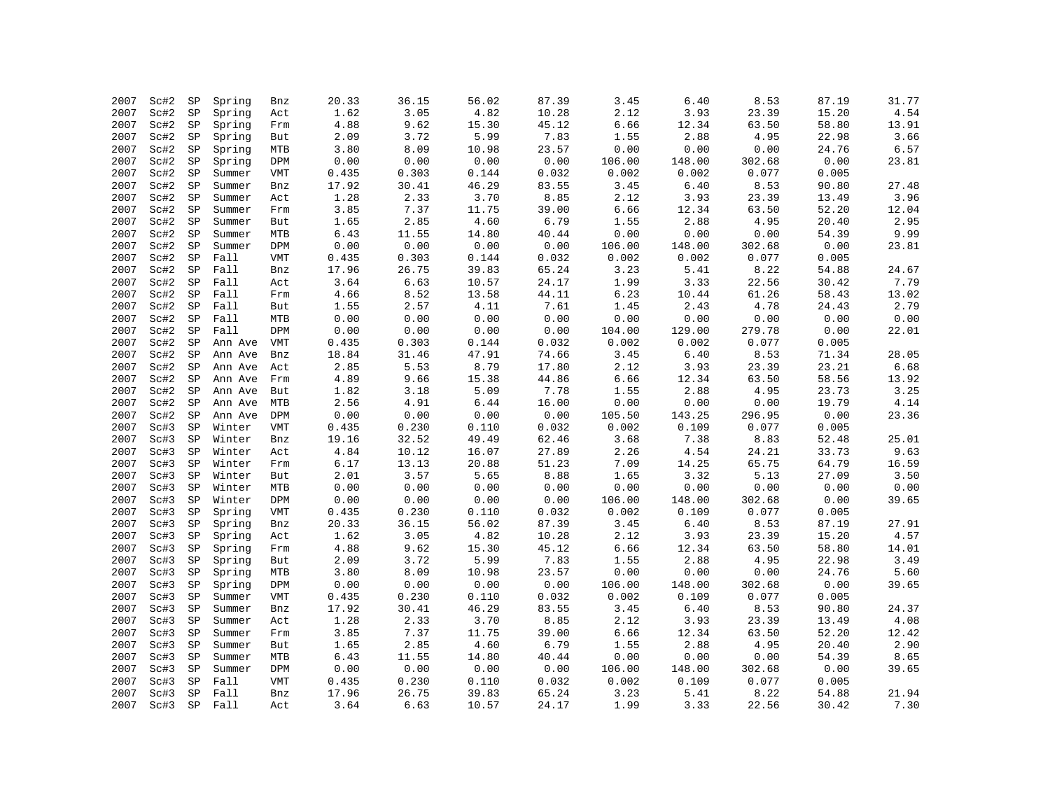| | | | | | | | | | | | | | |
|---|---|---|---|---|---|---|---|---|---|---|---|---|---|
| 2007 | Sc#2 | SP | Spring | Bnz | 20.33 | 36.15 | 56.02 | 87.39 | 3.45 | 6.40 | 8.53 | 87.19 | 31.77 |
| 2007 | Sc#2 | SP | Spring | Act | 1.62 | 3.05 | 4.82 | 10.28 | 2.12 | 3.93 | 23.39 | 15.20 | 4.54 |
| 2007 | Sc#2 | SP | Spring | Frm | 4.88 | 9.62 | 15.30 | 45.12 | 6.66 | 12.34 | 63.50 | 58.80 | 13.91 |
| 2007 | Sc#2 | SP | Spring | But | 2.09 | 3.72 | 5.99 | 7.83 | 1.55 | 2.88 | 4.95 | 22.98 | 3.66 |
| 2007 | Sc#2 | SP | Spring | MTB | 3.80 | 8.09 | 10.98 | 23.57 | 0.00 | 0.00 | 0.00 | 24.76 | 6.57 |
| 2007 | Sc#2 | SP | Spring | DPM | 0.00 | 0.00 | 0.00 | 0.00 | 106.00 | 148.00 | 302.68 | 0.00 | 23.81 |
| 2007 | Sc#2 | SP | Summer | VMT | 0.435 | 0.303 | 0.144 | 0.032 | 0.002 | 0.002 | 0.077 | 0.005 | |
| 2007 | Sc#2 | SP | Summer | Bnz | 17.92 | 30.41 | 46.29 | 83.55 | 3.45 | 6.40 | 8.53 | 90.80 | 27.48 |
| 2007 | Sc#2 | SP | Summer | Act | 1.28 | 2.33 | 3.70 | 8.85 | 2.12 | 3.93 | 23.39 | 13.49 | 3.96 |
| 2007 | Sc#2 | SP | Summer | Frm | 3.85 | 7.37 | 11.75 | 39.00 | 6.66 | 12.34 | 63.50 | 52.20 | 12.04 |
| 2007 | Sc#2 | SP | Summer | But | 1.65 | 2.85 | 4.60 | 6.79 | 1.55 | 2.88 | 4.95 | 20.40 | 2.95 |
| 2007 | Sc#2 | SP | Summer | MTB | 6.43 | 11.55 | 14.80 | 40.44 | 0.00 | 0.00 | 0.00 | 54.39 | 9.99 |
| 2007 | Sc#2 | SP | Summer | DPM | 0.00 | 0.00 | 0.00 | 0.00 | 106.00 | 148.00 | 302.68 | 0.00 | 23.81 |
| 2007 | Sc#2 | SP | Fall | VMT | 0.435 | 0.303 | 0.144 | 0.032 | 0.002 | 0.002 | 0.077 | 0.005 | |
| 2007 | Sc#2 | SP | Fall | Bnz | 17.96 | 26.75 | 39.83 | 65.24 | 3.23 | 5.41 | 8.22 | 54.88 | 24.67 |
| 2007 | Sc#2 | SP | Fall | Act | 3.64 | 6.63 | 10.57 | 24.17 | 1.99 | 3.33 | 22.56 | 30.42 | 7.79 |
| 2007 | Sc#2 | SP | Fall | Frm | 4.66 | 8.52 | 13.58 | 44.11 | 6.23 | 10.44 | 61.26 | 58.43 | 13.02 |
| 2007 | Sc#2 | SP | Fall | But | 1.55 | 2.57 | 4.11 | 7.61 | 1.45 | 2.43 | 4.78 | 24.43 | 2.79 |
| 2007 | Sc#2 | SP | Fall | MTB | 0.00 | 0.00 | 0.00 | 0.00 | 0.00 | 0.00 | 0.00 | 0.00 | 0.00 |
| 2007 | Sc#2 | SP | Fall | DPM | 0.00 | 0.00 | 0.00 | 0.00 | 104.00 | 129.00 | 279.78 | 0.00 | 22.01 |
| 2007 | Sc#2 | SP | Ann Ave | VMT | 0.435 | 0.303 | 0.144 | 0.032 | 0.002 | 0.002 | 0.077 | 0.005 | |
| 2007 | Sc#2 | SP | Ann Ave | Bnz | 18.84 | 31.46 | 47.91 | 74.66 | 3.45 | 6.40 | 8.53 | 71.34 | 28.05 |
| 2007 | Sc#2 | SP | Ann Ave | Act | 2.85 | 5.53 | 8.79 | 17.80 | 2.12 | 3.93 | 23.39 | 23.21 | 6.68 |
| 2007 | Sc#2 | SP | Ann Ave | Frm | 4.89 | 9.66 | 15.38 | 44.86 | 6.66 | 12.34 | 63.50 | 58.56 | 13.92 |
| 2007 | Sc#2 | SP | Ann Ave | But | 1.82 | 3.18 | 5.09 | 7.78 | 1.55 | 2.88 | 4.95 | 23.73 | 3.25 |
| 2007 | Sc#2 | SP | Ann Ave | MTB | 2.56 | 4.91 | 6.44 | 16.00 | 0.00 | 0.00 | 0.00 | 19.79 | 4.14 |
| 2007 | Sc#2 | SP | Ann Ave | DPM | 0.00 | 0.00 | 0.00 | 0.00 | 105.50 | 143.25 | 296.95 | 0.00 | 23.36 |
| 2007 | Sc#3 | SP | Winter | VMT | 0.435 | 0.230 | 0.110 | 0.032 | 0.002 | 0.109 | 0.077 | 0.005 | |
| 2007 | Sc#3 | SP | Winter | Bnz | 19.16 | 32.52 | 49.49 | 62.46 | 3.68 | 7.38 | 8.83 | 52.48 | 25.01 |
| 2007 | Sc#3 | SP | Winter | Act | 4.84 | 10.12 | 16.07 | 27.89 | 2.26 | 4.54 | 24.21 | 33.73 | 9.63 |
| 2007 | Sc#3 | SP | Winter | Frm | 6.17 | 13.13 | 20.88 | 51.23 | 7.09 | 14.25 | 65.75 | 64.79 | 16.59 |
| 2007 | Sc#3 | SP | Winter | But | 2.01 | 3.57 | 5.65 | 8.88 | 1.65 | 3.32 | 5.13 | 27.09 | 3.50 |
| 2007 | Sc#3 | SP | Winter | MTB | 0.00 | 0.00 | 0.00 | 0.00 | 0.00 | 0.00 | 0.00 | 0.00 | 0.00 |
| 2007 | Sc#3 | SP | Winter | DPM | 0.00 | 0.00 | 0.00 | 0.00 | 106.00 | 148.00 | 302.68 | 0.00 | 39.65 |
| 2007 | Sc#3 | SP | Spring | VMT | 0.435 | 0.230 | 0.110 | 0.032 | 0.002 | 0.109 | 0.077 | 0.005 | |
| 2007 | Sc#3 | SP | Spring | Bnz | 20.33 | 36.15 | 56.02 | 87.39 | 3.45 | 6.40 | 8.53 | 87.19 | 27.91 |
| 2007 | Sc#3 | SP | Spring | Act | 1.62 | 3.05 | 4.82 | 10.28 | 2.12 | 3.93 | 23.39 | 15.20 | 4.57 |
| 2007 | Sc#3 | SP | Spring | Frm | 4.88 | 9.62 | 15.30 | 45.12 | 6.66 | 12.34 | 63.50 | 58.80 | 14.01 |
| 2007 | Sc#3 | SP | Spring | But | 2.09 | 3.72 | 5.99 | 7.83 | 1.55 | 2.88 | 4.95 | 22.98 | 3.49 |
| 2007 | Sc#3 | SP | Spring | MTB | 3.80 | 8.09 | 10.98 | 23.57 | 0.00 | 0.00 | 0.00 | 24.76 | 5.60 |
| 2007 | Sc#3 | SP | Spring | DPM | 0.00 | 0.00 | 0.00 | 0.00 | 106.00 | 148.00 | 302.68 | 0.00 | 39.65 |
| 2007 | Sc#3 | SP | Summer | VMT | 0.435 | 0.230 | 0.110 | 0.032 | 0.002 | 0.109 | 0.077 | 0.005 | |
| 2007 | Sc#3 | SP | Summer | Bnz | 17.92 | 30.41 | 46.29 | 83.55 | 3.45 | 6.40 | 8.53 | 90.80 | 24.37 |
| 2007 | Sc#3 | SP | Summer | Act | 1.28 | 2.33 | 3.70 | 8.85 | 2.12 | 3.93 | 23.39 | 13.49 | 4.08 |
| 2007 | Sc#3 | SP | Summer | Frm | 3.85 | 7.37 | 11.75 | 39.00 | 6.66 | 12.34 | 63.50 | 52.20 | 12.42 |
| 2007 | Sc#3 | SP | Summer | But | 1.65 | 2.85 | 4.60 | 6.79 | 1.55 | 2.88 | 4.95 | 20.40 | 2.90 |
| 2007 | Sc#3 | SP | Summer | MTB | 6.43 | 11.55 | 14.80 | 40.44 | 0.00 | 0.00 | 0.00 | 54.39 | 8.65 |
| 2007 | Sc#3 | SP | Summer | DPM | 0.00 | 0.00 | 0.00 | 0.00 | 106.00 | 148.00 | 302.68 | 0.00 | 39.65 |
| 2007 | Sc#3 | SP | Fall | VMT | 0.435 | 0.230 | 0.110 | 0.032 | 0.002 | 0.109 | 0.077 | 0.005 | |
| 2007 | Sc#3 | SP | Fall | Bnz | 17.96 | 26.75 | 39.83 | 65.24 | 3.23 | 5.41 | 8.22 | 54.88 | 21.94 |
| 2007 | Sc#3 | SP | Fall | Act | 3.64 | 6.63 | 10.57 | 24.17 | 1.99 | 3.33 | 22.56 | 30.42 | 7.30 |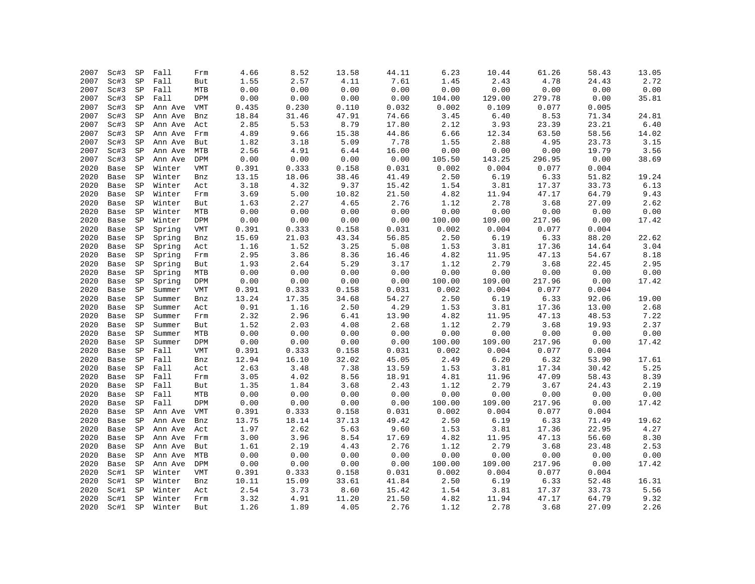| | | | | | | | | | | | | | |
|---|---|---|---|---|---|---|---|---|---|---|---|---|---|
| 2007 | Sc#3 | SP | Fall | Frm | 4.66 | 8.52 | 13.58 | 44.11 | 6.23 | 10.44 | 61.26 | 58.43 | 13.05 |
| 2007 | Sc#3 | SP | Fall | But | 1.55 | 2.57 | 4.11 | 7.61 | 1.45 | 2.43 | 4.78 | 24.43 | 2.72 |
| 2007 | Sc#3 | SP | Fall | MTB | 0.00 | 0.00 | 0.00 | 0.00 | 0.00 | 0.00 | 0.00 | 0.00 | 0.00 |
| 2007 | Sc#3 | SP | Fall | DPM | 0.00 | 0.00 | 0.00 | 0.00 | 104.00 | 129.00 | 279.78 | 0.00 | 35.81 |
| 2007 | Sc#3 | SP | Ann Ave | VMT | 0.435 | 0.230 | 0.110 | 0.032 | 0.002 | 0.109 | 0.077 | 0.005 | |
| 2007 | Sc#3 | SP | Ann Ave | Bnz | 18.84 | 31.46 | 47.91 | 74.66 | 3.45 | 6.40 | 8.53 | 71.34 | 24.81 |
| 2007 | Sc#3 | SP | Ann Ave | Act | 2.85 | 5.53 | 8.79 | 17.80 | 2.12 | 3.93 | 23.39 | 23.21 | 6.40 |
| 2007 | Sc#3 | SP | Ann Ave | Frm | 4.89 | 9.66 | 15.38 | 44.86 | 6.66 | 12.34 | 63.50 | 58.56 | 14.02 |
| 2007 | Sc#3 | SP | Ann Ave | But | 1.82 | 3.18 | 5.09 | 7.78 | 1.55 | 2.88 | 4.95 | 23.73 | 3.15 |
| 2007 | Sc#3 | SP | Ann Ave | MTB | 2.56 | 4.91 | 6.44 | 16.00 | 0.00 | 0.00 | 0.00 | 19.79 | 3.56 |
| 2007 | Sc#3 | SP | Ann Ave | DPM | 0.00 | 0.00 | 0.00 | 0.00 | 105.50 | 143.25 | 296.95 | 0.00 | 38.69 |
| 2020 | Base | SP | Winter | VMT | 0.391 | 0.333 | 0.158 | 0.031 | 0.002 | 0.004 | 0.077 | 0.004 | |
| 2020 | Base | SP | Winter | Bnz | 13.15 | 18.06 | 38.46 | 41.49 | 2.50 | 6.19 | 6.33 | 51.82 | 19.24 |
| 2020 | Base | SP | Winter | Act | 3.18 | 4.32 | 9.37 | 15.42 | 1.54 | 3.81 | 17.37 | 33.73 | 6.13 |
| 2020 | Base | SP | Winter | Frm | 3.69 | 5.00 | 10.82 | 21.50 | 4.82 | 11.94 | 47.17 | 64.79 | 9.43 |
| 2020 | Base | SP | Winter | But | 1.63 | 2.27 | 4.65 | 2.76 | 1.12 | 2.78 | 3.68 | 27.09 | 2.62 |
| 2020 | Base | SP | Winter | MTB | 0.00 | 0.00 | 0.00 | 0.00 | 0.00 | 0.00 | 0.00 | 0.00 | 0.00 |
| 2020 | Base | SP | Winter | DPM | 0.00 | 0.00 | 0.00 | 0.00 | 100.00 | 109.00 | 217.96 | 0.00 | 17.42 |
| 2020 | Base | SP | Spring | VMT | 0.391 | 0.333 | 0.158 | 0.031 | 0.002 | 0.004 | 0.077 | 0.004 | |
| 2020 | Base | SP | Spring | Bnz | 15.69 | 21.03 | 43.34 | 56.85 | 2.50 | 6.19 | 6.33 | 88.20 | 22.62 |
| 2020 | Base | SP | Spring | Act | 1.16 | 1.52 | 3.25 | 5.08 | 1.53 | 3.81 | 17.36 | 14.64 | 3.04 |
| 2020 | Base | SP | Spring | Frm | 2.95 | 3.86 | 8.36 | 16.46 | 4.82 | 11.95 | 47.13 | 54.67 | 8.18 |
| 2020 | Base | SP | Spring | But | 1.93 | 2.64 | 5.29 | 3.17 | 1.12 | 2.79 | 3.68 | 22.45 | 2.95 |
| 2020 | Base | SP | Spring | MTB | 0.00 | 0.00 | 0.00 | 0.00 | 0.00 | 0.00 | 0.00 | 0.00 | 0.00 |
| 2020 | Base | SP | Spring | DPM | 0.00 | 0.00 | 0.00 | 0.00 | 100.00 | 109.00 | 217.96 | 0.00 | 17.42 |
| 2020 | Base | SP | Summer | VMT | 0.391 | 0.333 | 0.158 | 0.031 | 0.002 | 0.004 | 0.077 | 0.004 | |
| 2020 | Base | SP | Summer | Bnz | 13.24 | 17.35 | 34.68 | 54.27 | 2.50 | 6.19 | 6.33 | 92.06 | 19.00 |
| 2020 | Base | SP | Summer | Act | 0.91 | 1.16 | 2.50 | 4.29 | 1.53 | 3.81 | 17.36 | 13.00 | 2.68 |
| 2020 | Base | SP | Summer | Frm | 2.32 | 2.96 | 6.41 | 13.90 | 4.82 | 11.95 | 47.13 | 48.53 | 7.22 |
| 2020 | Base | SP | Summer | But | 1.52 | 2.03 | 4.08 | 2.68 | 1.12 | 2.79 | 3.68 | 19.93 | 2.37 |
| 2020 | Base | SP | Summer | MTB | 0.00 | 0.00 | 0.00 | 0.00 | 0.00 | 0.00 | 0.00 | 0.00 | 0.00 |
| 2020 | Base | SP | Summer | DPM | 0.00 | 0.00 | 0.00 | 0.00 | 100.00 | 109.00 | 217.96 | 0.00 | 17.42 |
| 2020 | Base | SP | Fall | VMT | 0.391 | 0.333 | 0.158 | 0.031 | 0.002 | 0.004 | 0.077 | 0.004 | |
| 2020 | Base | SP | Fall | Bnz | 12.94 | 16.10 | 32.02 | 45.05 | 2.49 | 6.20 | 6.32 | 53.90 | 17.61 |
| 2020 | Base | SP | Fall | Act | 2.63 | 3.48 | 7.38 | 13.59 | 1.53 | 3.81 | 17.34 | 30.42 | 5.25 |
| 2020 | Base | SP | Fall | Frm | 3.05 | 4.02 | 8.56 | 18.91 | 4.81 | 11.96 | 47.09 | 58.43 | 8.39 |
| 2020 | Base | SP | Fall | But | 1.35 | 1.84 | 3.68 | 2.43 | 1.12 | 2.79 | 3.67 | 24.43 | 2.19 |
| 2020 | Base | SP | Fall | MTB | 0.00 | 0.00 | 0.00 | 0.00 | 0.00 | 0.00 | 0.00 | 0.00 | 0.00 |
| 2020 | Base | SP | Fall | DPM | 0.00 | 0.00 | 0.00 | 0.00 | 100.00 | 109.00 | 217.96 | 0.00 | 17.42 |
| 2020 | Base | SP | Ann Ave | VMT | 0.391 | 0.333 | 0.158 | 0.031 | 0.002 | 0.004 | 0.077 | 0.004 | |
| 2020 | Base | SP | Ann Ave | Bnz | 13.75 | 18.14 | 37.13 | 49.42 | 2.50 | 6.19 | 6.33 | 71.49 | 19.62 |
| 2020 | Base | SP | Ann Ave | Act | 1.97 | 2.62 | 5.63 | 9.60 | 1.53 | 3.81 | 17.36 | 22.95 | 4.27 |
| 2020 | Base | SP | Ann Ave | Frm | 3.00 | 3.96 | 8.54 | 17.69 | 4.82 | 11.95 | 47.13 | 56.60 | 8.30 |
| 2020 | Base | SP | Ann Ave | But | 1.61 | 2.19 | 4.43 | 2.76 | 1.12 | 2.79 | 3.68 | 23.48 | 2.53 |
| 2020 | Base | SP | Ann Ave | MTB | 0.00 | 0.00 | 0.00 | 0.00 | 0.00 | 0.00 | 0.00 | 0.00 | 0.00 |
| 2020 | Base | SP | Ann Ave | DPM | 0.00 | 0.00 | 0.00 | 0.00 | 100.00 | 109.00 | 217.96 | 0.00 | 17.42 |
| 2020 | Sc#1 | SP | Winter | VMT | 0.391 | 0.333 | 0.158 | 0.031 | 0.002 | 0.004 | 0.077 | 0.004 | |
| 2020 | Sc#1 | SP | Winter | Bnz | 10.11 | 15.09 | 33.61 | 41.84 | 2.50 | 6.19 | 6.33 | 52.48 | 16.31 |
| 2020 | Sc#1 | SP | Winter | Act | 2.54 | 3.73 | 8.60 | 15.42 | 1.54 | 3.81 | 17.37 | 33.73 | 5.56 |
| 2020 | Sc#1 | SP | Winter | Frm | 3.32 | 4.91 | 11.20 | 21.50 | 4.82 | 11.94 | 47.17 | 64.79 | 9.32 |
| 2020 | Sc#1 | SP | Winter | But | 1.26 | 1.89 | 4.05 | 2.76 | 1.12 | 2.78 | 3.68 | 27.09 | 2.26 |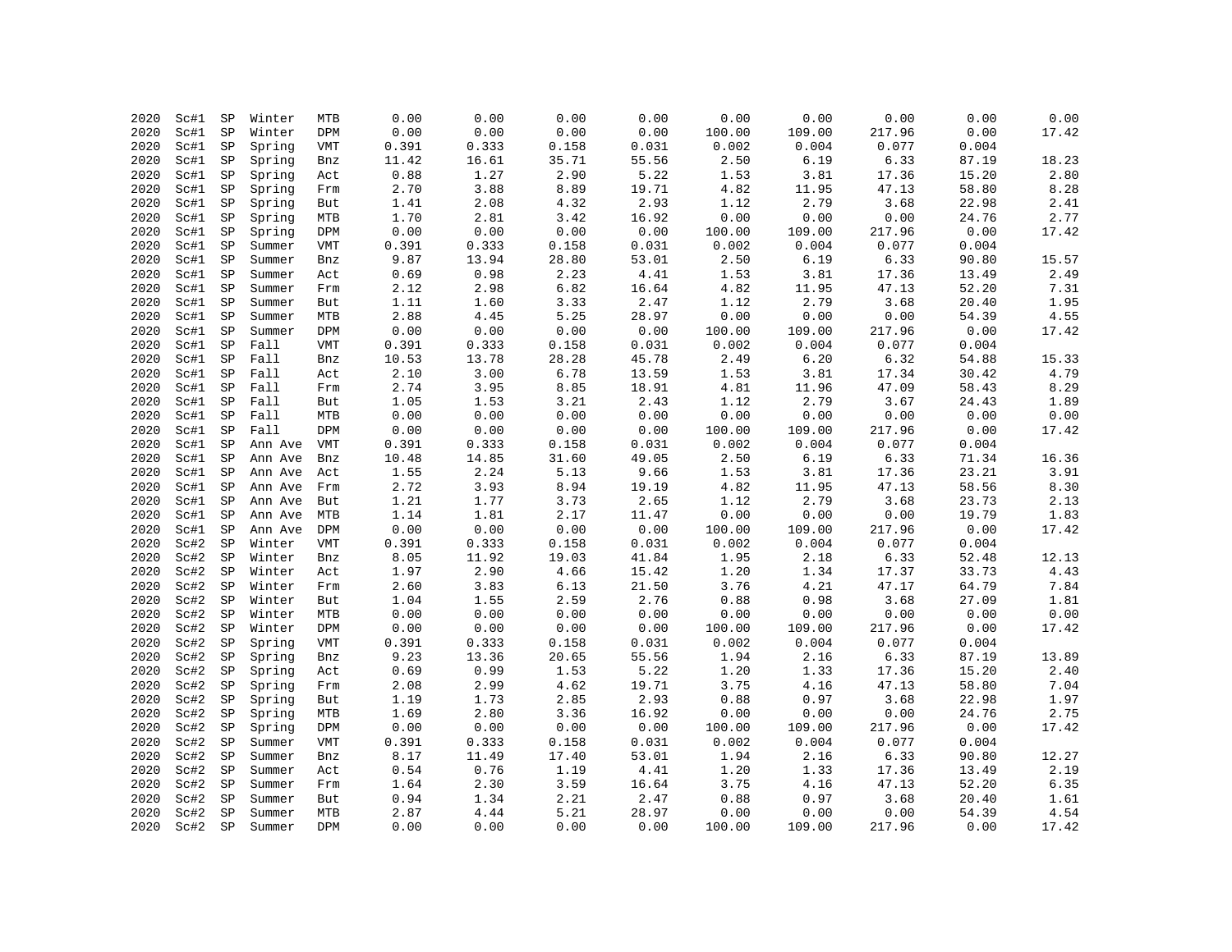| | | | | | | | | | | | | |
|---|---|---|---|---|---|---|---|---|---|---|---|---|---|
| 2020 | Sc#1 | SP | Winter | MTB | 0.00 | 0.00 | 0.00 | 0.00 | 0.00 | 0.00 | 0.00 | 0.00 | 0.00 |
| 2020 | Sc#1 | SP | Winter | DPM | 0.00 | 0.00 | 0.00 | 0.00 | 100.00 | 109.00 | 217.96 | 0.00 | 17.42 |
| 2020 | Sc#1 | SP | Spring | VMT | 0.391 | 0.333 | 0.158 | 0.031 | 0.002 | 0.004 | 0.077 | 0.004 | |
| 2020 | Sc#1 | SP | Spring | Bnz | 11.42 | 16.61 | 35.71 | 55.56 | 2.50 | 6.19 | 6.33 | 87.19 | 18.23 |
| 2020 | Sc#1 | SP | Spring | Act | 0.88 | 1.27 | 2.90 | 5.22 | 1.53 | 3.81 | 17.36 | 15.20 | 2.80 |
| 2020 | Sc#1 | SP | Spring | Frm | 2.70 | 3.88 | 8.89 | 19.71 | 4.82 | 11.95 | 47.13 | 58.80 | 8.28 |
| 2020 | Sc#1 | SP | Spring | But | 1.41 | 2.08 | 4.32 | 2.93 | 1.12 | 2.79 | 3.68 | 22.98 | 2.41 |
| 2020 | Sc#1 | SP | Spring | MTB | 1.70 | 2.81 | 3.42 | 16.92 | 0.00 | 0.00 | 0.00 | 24.76 | 2.77 |
| 2020 | Sc#1 | SP | Spring | DPM | 0.00 | 0.00 | 0.00 | 0.00 | 100.00 | 109.00 | 217.96 | 0.00 | 17.42 |
| 2020 | Sc#1 | SP | Summer | VMT | 0.391 | 0.333 | 0.158 | 0.031 | 0.002 | 0.004 | 0.077 | 0.004 | |
| 2020 | Sc#1 | SP | Summer | Bnz | 9.87 | 13.94 | 28.80 | 53.01 | 2.50 | 6.19 | 6.33 | 90.80 | 15.57 |
| 2020 | Sc#1 | SP | Summer | Act | 0.69 | 0.98 | 2.23 | 4.41 | 1.53 | 3.81 | 17.36 | 13.49 | 2.49 |
| 2020 | Sc#1 | SP | Summer | Frm | 2.12 | 2.98 | 6.82 | 16.64 | 4.82 | 11.95 | 47.13 | 52.20 | 7.31 |
| 2020 | Sc#1 | SP | Summer | But | 1.11 | 1.60 | 3.33 | 2.47 | 1.12 | 2.79 | 3.68 | 20.40 | 1.95 |
| 2020 | Sc#1 | SP | Summer | MTB | 2.88 | 4.45 | 5.25 | 28.97 | 0.00 | 0.00 | 0.00 | 54.39 | 4.55 |
| 2020 | Sc#1 | SP | Summer | DPM | 0.00 | 0.00 | 0.00 | 0.00 | 100.00 | 109.00 | 217.96 | 0.00 | 17.42 |
| 2020 | Sc#1 | SP | Fall | VMT | 0.391 | 0.333 | 0.158 | 0.031 | 0.002 | 0.004 | 0.077 | 0.004 | |
| 2020 | Sc#1 | SP | Fall | Bnz | 10.53 | 13.78 | 28.28 | 45.78 | 2.49 | 6.20 | 6.32 | 54.88 | 15.33 |
| 2020 | Sc#1 | SP | Fall | Act | 2.10 | 3.00 | 6.78 | 13.59 | 1.53 | 3.81 | 17.34 | 30.42 | 4.79 |
| 2020 | Sc#1 | SP | Fall | Frm | 2.74 | 3.95 | 8.85 | 18.91 | 4.81 | 11.96 | 47.09 | 58.43 | 8.29 |
| 2020 | Sc#1 | SP | Fall | But | 1.05 | 1.53 | 3.21 | 2.43 | 1.12 | 2.79 | 3.67 | 24.43 | 1.89 |
| 2020 | Sc#1 | SP | Fall | MTB | 0.00 | 0.00 | 0.00 | 0.00 | 0.00 | 0.00 | 0.00 | 0.00 | 0.00 |
| 2020 | Sc#1 | SP | Fall | DPM | 0.00 | 0.00 | 0.00 | 0.00 | 100.00 | 109.00 | 217.96 | 0.00 | 17.42 |
| 2020 | Sc#1 | SP | Ann Ave | VMT | 0.391 | 0.333 | 0.158 | 0.031 | 0.002 | 0.004 | 0.077 | 0.004 | |
| 2020 | Sc#1 | SP | Ann Ave | Bnz | 10.48 | 14.85 | 31.60 | 49.05 | 2.50 | 6.19 | 6.33 | 71.34 | 16.36 |
| 2020 | Sc#1 | SP | Ann Ave | Act | 1.55 | 2.24 | 5.13 | 9.66 | 1.53 | 3.81 | 17.36 | 23.21 | 3.91 |
| 2020 | Sc#1 | SP | Ann Ave | Frm | 2.72 | 3.93 | 8.94 | 19.19 | 4.82 | 11.95 | 47.13 | 58.56 | 8.30 |
| 2020 | Sc#1 | SP | Ann Ave | But | 1.21 | 1.77 | 3.73 | 2.65 | 1.12 | 2.79 | 3.68 | 23.73 | 2.13 |
| 2020 | Sc#1 | SP | Ann Ave | MTB | 1.14 | 1.81 | 2.17 | 11.47 | 0.00 | 0.00 | 0.00 | 19.79 | 1.83 |
| 2020 | Sc#1 | SP | Ann Ave | DPM | 0.00 | 0.00 | 0.00 | 0.00 | 100.00 | 109.00 | 217.96 | 0.00 | 17.42 |
| 2020 | Sc#2 | SP | Winter | VMT | 0.391 | 0.333 | 0.158 | 0.031 | 0.002 | 0.004 | 0.077 | 0.004 | |
| 2020 | Sc#2 | SP | Winter | Bnz | 8.05 | 11.92 | 19.03 | 41.84 | 1.95 | 2.18 | 6.33 | 52.48 | 12.13 |
| 2020 | Sc#2 | SP | Winter | Act | 1.97 | 2.90 | 4.66 | 15.42 | 1.20 | 1.34 | 17.37 | 33.73 | 4.43 |
| 2020 | Sc#2 | SP | Winter | Frm | 2.60 | 3.83 | 6.13 | 21.50 | 3.76 | 4.21 | 47.17 | 64.79 | 7.84 |
| 2020 | Sc#2 | SP | Winter | But | 1.04 | 1.55 | 2.59 | 2.76 | 0.88 | 0.98 | 3.68 | 27.09 | 1.81 |
| 2020 | Sc#2 | SP | Winter | MTB | 0.00 | 0.00 | 0.00 | 0.00 | 0.00 | 0.00 | 0.00 | 0.00 | 0.00 |
| 2020 | Sc#2 | SP | Winter | DPM | 0.00 | 0.00 | 0.00 | 0.00 | 100.00 | 109.00 | 217.96 | 0.00 | 17.42 |
| 2020 | Sc#2 | SP | Spring | VMT | 0.391 | 0.333 | 0.158 | 0.031 | 0.002 | 0.004 | 0.077 | 0.004 | |
| 2020 | Sc#2 | SP | Spring | Bnz | 9.23 | 13.36 | 20.65 | 55.56 | 1.94 | 2.16 | 6.33 | 87.19 | 13.89 |
| 2020 | Sc#2 | SP | Spring | Act | 0.69 | 0.99 | 1.53 | 5.22 | 1.20 | 1.33 | 17.36 | 15.20 | 2.40 |
| 2020 | Sc#2 | SP | Spring | Frm | 2.08 | 2.99 | 4.62 | 19.71 | 3.75 | 4.16 | 47.13 | 58.80 | 7.04 |
| 2020 | Sc#2 | SP | Spring | But | 1.19 | 1.73 | 2.85 | 2.93 | 0.88 | 0.97 | 3.68 | 22.98 | 1.97 |
| 2020 | Sc#2 | SP | Spring | MTB | 1.69 | 2.80 | 3.36 | 16.92 | 0.00 | 0.00 | 0.00 | 24.76 | 2.75 |
| 2020 | Sc#2 | SP | Spring | DPM | 0.00 | 0.00 | 0.00 | 0.00 | 100.00 | 109.00 | 217.96 | 0.00 | 17.42 |
| 2020 | Sc#2 | SP | Summer | VMT | 0.391 | 0.333 | 0.158 | 0.031 | 0.002 | 0.004 | 0.077 | 0.004 | |
| 2020 | Sc#2 | SP | Summer | Bnz | 8.17 | 11.49 | 17.40 | 53.01 | 1.94 | 2.16 | 6.33 | 90.80 | 12.27 |
| 2020 | Sc#2 | SP | Summer | Act | 0.54 | 0.76 | 1.19 | 4.41 | 1.20 | 1.33 | 17.36 | 13.49 | 2.19 |
| 2020 | Sc#2 | SP | Summer | Frm | 1.64 | 2.30 | 3.59 | 16.64 | 3.75 | 4.16 | 47.13 | 52.20 | 6.35 |
| 2020 | Sc#2 | SP | Summer | But | 0.94 | 1.34 | 2.21 | 2.47 | 0.88 | 0.97 | 3.68 | 20.40 | 1.61 |
| 2020 | Sc#2 | SP | Summer | MTB | 2.87 | 4.44 | 5.21 | 28.97 | 0.00 | 0.00 | 0.00 | 54.39 | 4.54 |
| 2020 | Sc#2 | SP | Summer | DPM | 0.00 | 0.00 | 0.00 | 0.00 | 100.00 | 109.00 | 217.96 | 0.00 | 17.42 |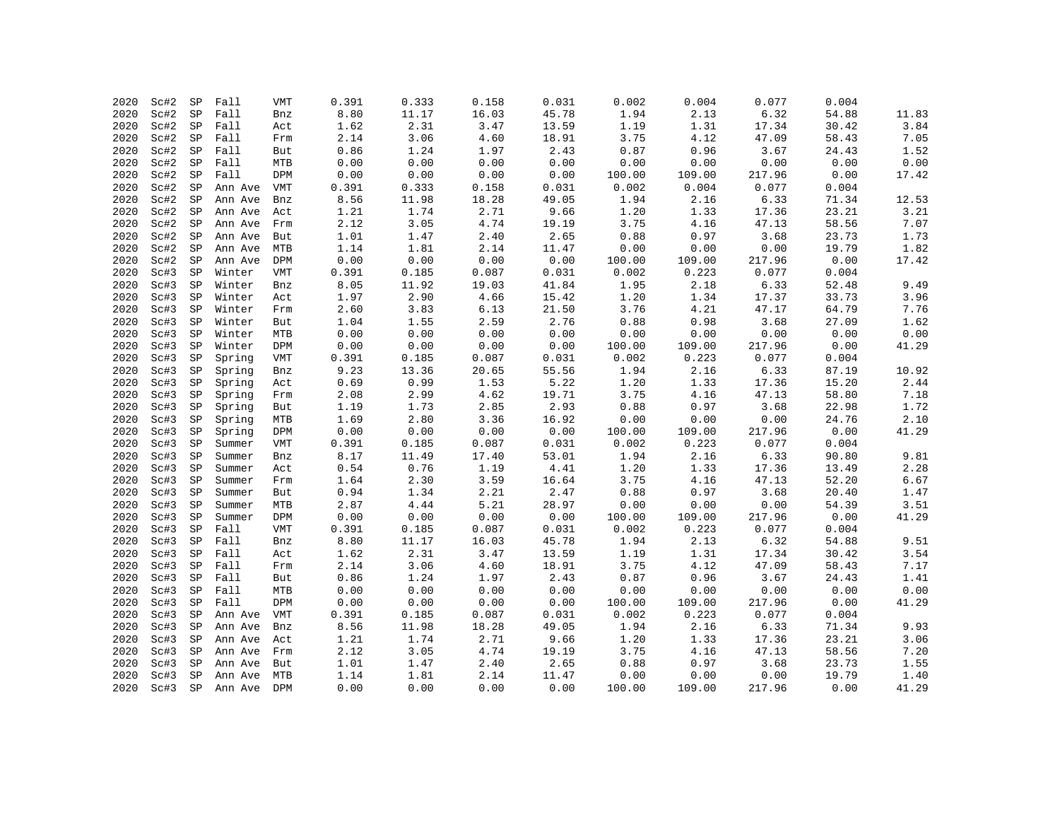| | | | | | | | | | | | | | |
|---|---|---|---|---|---|---|---|---|---|---|---|---|---|
| 2020 | Sc#2 | SP | Fall | VMT | 0.391 | 0.333 | 0.158 | 0.031 | 0.002 | 0.004 | 0.077 | 0.004 | |
| 2020 | Sc#2 | SP | Fall | Bnz | 8.80 | 11.17 | 16.03 | 45.78 | 1.94 | 2.13 | 6.32 | 54.88 | 11.83 |
| 2020 | Sc#2 | SP | Fall | Act | 1.62 | 2.31 | 3.47 | 13.59 | 1.19 | 1.31 | 17.34 | 30.42 | 3.84 |
| 2020 | Sc#2 | SP | Fall | Frm | 2.14 | 3.06 | 4.60 | 18.91 | 3.75 | 4.12 | 47.09 | 58.43 | 7.05 |
| 2020 | Sc#2 | SP | Fall | But | 0.86 | 1.24 | 1.97 | 2.43 | 0.87 | 0.96 | 3.67 | 24.43 | 1.52 |
| 2020 | Sc#2 | SP | Fall | MTB | 0.00 | 0.00 | 0.00 | 0.00 | 0.00 | 0.00 | 0.00 | 0.00 | 0.00 |
| 2020 | Sc#2 | SP | Fall | DPM | 0.00 | 0.00 | 0.00 | 0.00 | 100.00 | 109.00 | 217.96 | 0.00 | 17.42 |
| 2020 | Sc#2 | SP | Ann Ave | VMT | 0.391 | 0.333 | 0.158 | 0.031 | 0.002 | 0.004 | 0.077 | 0.004 | |
| 2020 | Sc#2 | SP | Ann Ave | Bnz | 8.56 | 11.98 | 18.28 | 49.05 | 1.94 | 2.16 | 6.33 | 71.34 | 12.53 |
| 2020 | Sc#2 | SP | Ann Ave | Act | 1.21 | 1.74 | 2.71 | 9.66 | 1.20 | 1.33 | 17.36 | 23.21 | 3.21 |
| 2020 | Sc#2 | SP | Ann Ave | Frm | 2.12 | 3.05 | 4.74 | 19.19 | 3.75 | 4.16 | 47.13 | 58.56 | 7.07 |
| 2020 | Sc#2 | SP | Ann Ave | But | 1.01 | 1.47 | 2.40 | 2.65 | 0.88 | 0.97 | 3.68 | 23.73 | 1.73 |
| 2020 | Sc#2 | SP | Ann Ave | MTB | 1.14 | 1.81 | 2.14 | 11.47 | 0.00 | 0.00 | 0.00 | 19.79 | 1.82 |
| 2020 | Sc#2 | SP | Ann Ave | DPM | 0.00 | 0.00 | 0.00 | 0.00 | 100.00 | 109.00 | 217.96 | 0.00 | 17.42 |
| 2020 | Sc#3 | SP | Winter | VMT | 0.391 | 0.185 | 0.087 | 0.031 | 0.002 | 0.223 | 0.077 | 0.004 | |
| 2020 | Sc#3 | SP | Winter | Bnz | 8.05 | 11.92 | 19.03 | 41.84 | 1.95 | 2.18 | 6.33 | 52.48 | 9.49 |
| 2020 | Sc#3 | SP | Winter | Act | 1.97 | 2.90 | 4.66 | 15.42 | 1.20 | 1.34 | 17.37 | 33.73 | 3.96 |
| 2020 | Sc#3 | SP | Winter | Frm | 2.60 | 3.83 | 6.13 | 21.50 | 3.76 | 4.21 | 47.17 | 64.79 | 7.76 |
| 2020 | Sc#3 | SP | Winter | But | 1.04 | 1.55 | 2.59 | 2.76 | 0.88 | 0.98 | 3.68 | 27.09 | 1.62 |
| 2020 | Sc#3 | SP | Winter | MTB | 0.00 | 0.00 | 0.00 | 0.00 | 0.00 | 0.00 | 0.00 | 0.00 | 0.00 |
| 2020 | Sc#3 | SP | Winter | DPM | 0.00 | 0.00 | 0.00 | 0.00 | 100.00 | 109.00 | 217.96 | 0.00 | 41.29 |
| 2020 | Sc#3 | SP | Spring | VMT | 0.391 | 0.185 | 0.087 | 0.031 | 0.002 | 0.223 | 0.077 | 0.004 | |
| 2020 | Sc#3 | SP | Spring | Bnz | 9.23 | 13.36 | 20.65 | 55.56 | 1.94 | 2.16 | 6.33 | 87.19 | 10.92 |
| 2020 | Sc#3 | SP | Spring | Act | 0.69 | 0.99 | 1.53 | 5.22 | 1.20 | 1.33 | 17.36 | 15.20 | 2.44 |
| 2020 | Sc#3 | SP | Spring | Frm | 2.08 | 2.99 | 4.62 | 19.71 | 3.75 | 4.16 | 47.13 | 58.80 | 7.18 |
| 2020 | Sc#3 | SP | Spring | But | 1.19 | 1.73 | 2.85 | 2.93 | 0.88 | 0.97 | 3.68 | 22.98 | 1.72 |
| 2020 | Sc#3 | SP | Spring | MTB | 1.69 | 2.80 | 3.36 | 16.92 | 0.00 | 0.00 | 0.00 | 24.76 | 2.10 |
| 2020 | Sc#3 | SP | Spring | DPM | 0.00 | 0.00 | 0.00 | 0.00 | 100.00 | 109.00 | 217.96 | 0.00 | 41.29 |
| 2020 | Sc#3 | SP | Summer | VMT | 0.391 | 0.185 | 0.087 | 0.031 | 0.002 | 0.223 | 0.077 | 0.004 | |
| 2020 | Sc#3 | SP | Summer | Bnz | 8.17 | 11.49 | 17.40 | 53.01 | 1.94 | 2.16 | 6.33 | 90.80 | 9.81 |
| 2020 | Sc#3 | SP | Summer | Act | 0.54 | 0.76 | 1.19 | 4.41 | 1.20 | 1.33 | 17.36 | 13.49 | 2.28 |
| 2020 | Sc#3 | SP | Summer | Frm | 1.64 | 2.30 | 3.59 | 16.64 | 3.75 | 4.16 | 47.13 | 52.20 | 6.67 |
| 2020 | Sc#3 | SP | Summer | But | 0.94 | 1.34 | 2.21 | 2.47 | 0.88 | 0.97 | 3.68 | 20.40 | 1.47 |
| 2020 | Sc#3 | SP | Summer | MTB | 2.87 | 4.44 | 5.21 | 28.97 | 0.00 | 0.00 | 0.00 | 54.39 | 3.51 |
| 2020 | Sc#3 | SP | Summer | DPM | 0.00 | 0.00 | 0.00 | 0.00 | 100.00 | 109.00 | 217.96 | 0.00 | 41.29 |
| 2020 | Sc#3 | SP | Fall | VMT | 0.391 | 0.185 | 0.087 | 0.031 | 0.002 | 0.223 | 0.077 | 0.004 | |
| 2020 | Sc#3 | SP | Fall | Bnz | 8.80 | 11.17 | 16.03 | 45.78 | 1.94 | 2.13 | 6.32 | 54.88 | 9.51 |
| 2020 | Sc#3 | SP | Fall | Act | 1.62 | 2.31 | 3.47 | 13.59 | 1.19 | 1.31 | 17.34 | 30.42 | 3.54 |
| 2020 | Sc#3 | SP | Fall | Frm | 2.14 | 3.06 | 4.60 | 18.91 | 3.75 | 4.12 | 47.09 | 58.43 | 7.17 |
| 2020 | Sc#3 | SP | Fall | But | 0.86 | 1.24 | 1.97 | 2.43 | 0.87 | 0.96 | 3.67 | 24.43 | 1.41 |
| 2020 | Sc#3 | SP | Fall | MTB | 0.00 | 0.00 | 0.00 | 0.00 | 0.00 | 0.00 | 0.00 | 0.00 | 0.00 |
| 2020 | Sc#3 | SP | Fall | DPM | 0.00 | 0.00 | 0.00 | 0.00 | 100.00 | 109.00 | 217.96 | 0.00 | 41.29 |
| 2020 | Sc#3 | SP | Ann Ave | VMT | 0.391 | 0.185 | 0.087 | 0.031 | 0.002 | 0.223 | 0.077 | 0.004 | |
| 2020 | Sc#3 | SP | Ann Ave | Bnz | 8.56 | 11.98 | 18.28 | 49.05 | 1.94 | 2.16 | 6.33 | 71.34 | 9.93 |
| 2020 | Sc#3 | SP | Ann Ave | Act | 1.21 | 1.74 | 2.71 | 9.66 | 1.20 | 1.33 | 17.36 | 23.21 | 3.06 |
| 2020 | Sc#3 | SP | Ann Ave | Frm | 2.12 | 3.05 | 4.74 | 19.19 | 3.75 | 4.16 | 47.13 | 58.56 | 7.20 |
| 2020 | Sc#3 | SP | Ann Ave | But | 1.01 | 1.47 | 2.40 | 2.65 | 0.88 | 0.97 | 3.68 | 23.73 | 1.55 |
| 2020 | Sc#3 | SP | Ann Ave | MTB | 1.14 | 1.81 | 2.14 | 11.47 | 0.00 | 0.00 | 0.00 | 19.79 | 1.40 |
| 2020 | Sc#3 | SP | Ann Ave | DPM | 0.00 | 0.00 | 0.00 | 0.00 | 100.00 | 109.00 | 217.96 | 0.00 | 41.29 |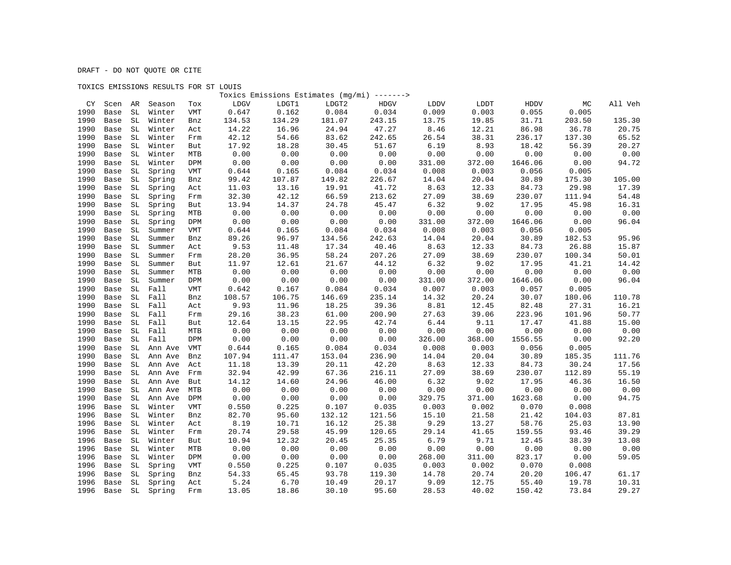DRAFT - DO NOT QUOTE OR CITE

TOXICS EMISSIONS RESULTS FOR ST LOUIS

| CY | Scen | AR | Season | Tox | Toxics Emissions Estimates (mg/mi) -------> LDGV | LDGT1 | LDGT2 | HDGV | LDDV | LDDT | HDDV | MC | All Veh |
|---|---|---|---|---|---|---|---|---|---|---|---|---|---|
| 1990 | Base | SL | Winter | VMT | 0.647 | 0.162 | 0.084 | 0.034 | 0.009 | 0.003 | 0.055 | 0.005 | |
| 1990 | Base | SL | Winter | Bnz | 134.53 | 134.29 | 181.07 | 243.15 | 13.75 | 19.85 | 31.71 | 203.50 | 135.30 |
| 1990 | Base | SL | Winter | Act | 14.22 | 16.96 | 24.94 | 47.27 | 8.46 | 12.21 | 86.98 | 36.78 | 20.75 |
| 1990 | Base | SL | Winter | Frm | 42.12 | 54.66 | 83.62 | 242.65 | 26.54 | 38.31 | 236.17 | 137.30 | 65.52 |
| 1990 | Base | SL | Winter | But | 17.92 | 18.28 | 30.45 | 51.67 | 6.19 | 8.93 | 18.42 | 56.39 | 20.27 |
| 1990 | Base | SL | Winter | MTB | 0.00 | 0.00 | 0.00 | 0.00 | 0.00 | 0.00 | 0.00 | 0.00 | 0.00 |
| 1990 | Base | SL | Winter | DPM | 0.00 | 0.00 | 0.00 | 0.00 | 331.00 | 372.00 | 1646.06 | 0.00 | 94.72 |
| 1990 | Base | SL | Spring | VMT | 0.644 | 0.165 | 0.084 | 0.034 | 0.008 | 0.003 | 0.056 | 0.005 | |
| 1990 | Base | SL | Spring | Bnz | 99.42 | 107.87 | 149.82 | 226.67 | 14.04 | 20.04 | 30.89 | 175.30 | 105.00 |
| 1990 | Base | SL | Spring | Act | 11.03 | 13.16 | 19.91 | 41.72 | 8.63 | 12.33 | 84.73 | 29.98 | 17.39 |
| 1990 | Base | SL | Spring | Frm | 32.30 | 42.12 | 66.59 | 213.62 | 27.09 | 38.69 | 230.07 | 111.94 | 54.48 |
| 1990 | Base | SL | Spring | But | 13.94 | 14.37 | 24.78 | 45.47 | 6.32 | 9.02 | 17.95 | 45.98 | 16.31 |
| 1990 | Base | SL | Spring | MTB | 0.00 | 0.00 | 0.00 | 0.00 | 0.00 | 0.00 | 0.00 | 0.00 | 0.00 |
| 1990 | Base | SL | Spring | DPM | 0.00 | 0.00 | 0.00 | 0.00 | 331.00 | 372.00 | 1646.06 | 0.00 | 96.04 |
| 1990 | Base | SL | Summer | VMT | 0.644 | 0.165 | 0.084 | 0.034 | 0.008 | 0.003 | 0.056 | 0.005 | |
| 1990 | Base | SL | Summer | Bnz | 89.26 | 96.97 | 134.56 | 242.63 | 14.04 | 20.04 | 30.89 | 182.53 | 95.96 |
| 1990 | Base | SL | Summer | Act | 9.53 | 11.48 | 17.34 | 40.46 | 8.63 | 12.33 | 84.73 | 26.88 | 15.87 |
| 1990 | Base | SL | Summer | Frm | 28.20 | 36.95 | 58.24 | 207.26 | 27.09 | 38.69 | 230.07 | 100.34 | 50.01 |
| 1990 | Base | SL | Summer | But | 11.97 | 12.61 | 21.67 | 44.12 | 6.32 | 9.02 | 17.95 | 41.21 | 14.42 |
| 1990 | Base | SL | Summer | MTB | 0.00 | 0.00 | 0.00 | 0.00 | 0.00 | 0.00 | 0.00 | 0.00 | 0.00 |
| 1990 | Base | SL | Summer | DPM | 0.00 | 0.00 | 0.00 | 0.00 | 331.00 | 372.00 | 1646.06 | 0.00 | 96.04 |
| 1990 | Base | SL | Fall | VMT | 0.642 | 0.167 | 0.084 | 0.034 | 0.007 | 0.003 | 0.057 | 0.005 | |
| 1990 | Base | SL | Fall | Bnz | 108.57 | 106.75 | 146.69 | 235.14 | 14.32 | 20.24 | 30.07 | 180.06 | 110.78 |
| 1990 | Base | SL | Fall | Act | 9.93 | 11.96 | 18.25 | 39.36 | 8.81 | 12.45 | 82.48 | 27.31 | 16.21 |
| 1990 | Base | SL | Fall | Frm | 29.16 | 38.23 | 61.00 | 200.90 | 27.63 | 39.06 | 223.96 | 101.96 | 50.77 |
| 1990 | Base | SL | Fall | But | 12.64 | 13.15 | 22.95 | 42.74 | 6.44 | 9.11 | 17.47 | 41.88 | 15.00 |
| 1990 | Base | SL | Fall | MTB | 0.00 | 0.00 | 0.00 | 0.00 | 0.00 | 0.00 | 0.00 | 0.00 | 0.00 |
| 1990 | Base | SL | Fall | DPM | 0.00 | 0.00 | 0.00 | 0.00 | 326.00 | 368.00 | 1556.55 | 0.00 | 92.20 |
| 1990 | Base | SL | Ann Ave | VMT | 0.644 | 0.165 | 0.084 | 0.034 | 0.008 | 0.003 | 0.056 | 0.005 | |
| 1990 | Base | SL | Ann Ave | Bnz | 107.94 | 111.47 | 153.04 | 236.90 | 14.04 | 20.04 | 30.89 | 185.35 | 111.76 |
| 1990 | Base | SL | Ann Ave | Act | 11.18 | 13.39 | 20.11 | 42.20 | 8.63 | 12.33 | 84.73 | 30.24 | 17.56 |
| 1990 | Base | SL | Ann Ave | Frm | 32.94 | 42.99 | 67.36 | 216.11 | 27.09 | 38.69 | 230.07 | 112.89 | 55.19 |
| 1990 | Base | SL | Ann Ave | But | 14.12 | 14.60 | 24.96 | 46.00 | 6.32 | 9.02 | 17.95 | 46.36 | 16.50 |
| 1990 | Base | SL | Ann Ave | MTB | 0.00 | 0.00 | 0.00 | 0.00 | 0.00 | 0.00 | 0.00 | 0.00 | 0.00 |
| 1990 | Base | SL | Ann Ave | DPM | 0.00 | 0.00 | 0.00 | 0.00 | 329.75 | 371.00 | 1623.68 | 0.00 | 94.75 |
| 1996 | Base | SL | Winter | VMT | 0.550 | 0.225 | 0.107 | 0.035 | 0.003 | 0.002 | 0.070 | 0.008 | |
| 1996 | Base | SL | Winter | Bnz | 82.70 | 95.60 | 132.12 | 121.56 | 15.10 | 21.58 | 21.42 | 104.03 | 87.81 |
| 1996 | Base | SL | Winter | Act | 8.19 | 10.71 | 16.12 | 25.38 | 9.29 | 13.27 | 58.76 | 25.03 | 13.90 |
| 1996 | Base | SL | Winter | Frm | 20.74 | 29.58 | 45.99 | 120.65 | 29.14 | 41.65 | 159.55 | 93.46 | 39.29 |
| 1996 | Base | SL | Winter | But | 10.94 | 12.32 | 20.45 | 25.35 | 6.79 | 9.71 | 12.45 | 38.39 | 13.08 |
| 1996 | Base | SL | Winter | MTB | 0.00 | 0.00 | 0.00 | 0.00 | 0.00 | 0.00 | 0.00 | 0.00 | 0.00 |
| 1996 | Base | SL | Winter | DPM | 0.00 | 0.00 | 0.00 | 0.00 | 268.00 | 311.00 | 823.17 | 0.00 | 59.05 |
| 1996 | Base | SL | Spring | VMT | 0.550 | 0.225 | 0.107 | 0.035 | 0.003 | 0.002 | 0.070 | 0.008 | |
| 1996 | Base | SL | Spring | Bnz | 54.33 | 65.45 | 93.78 | 119.30 | 14.78 | 20.74 | 20.20 | 106.47 | 61.17 |
| 1996 | Base | SL | Spring | Act | 5.24 | 6.70 | 10.49 | 20.17 | 9.09 | 12.75 | 55.40 | 19.78 | 10.31 |
| 1996 | Base | SL | Spring | Frm | 13.05 | 18.86 | 30.10 | 95.60 | 28.53 | 40.02 | 150.42 | 73.84 | 29.27 |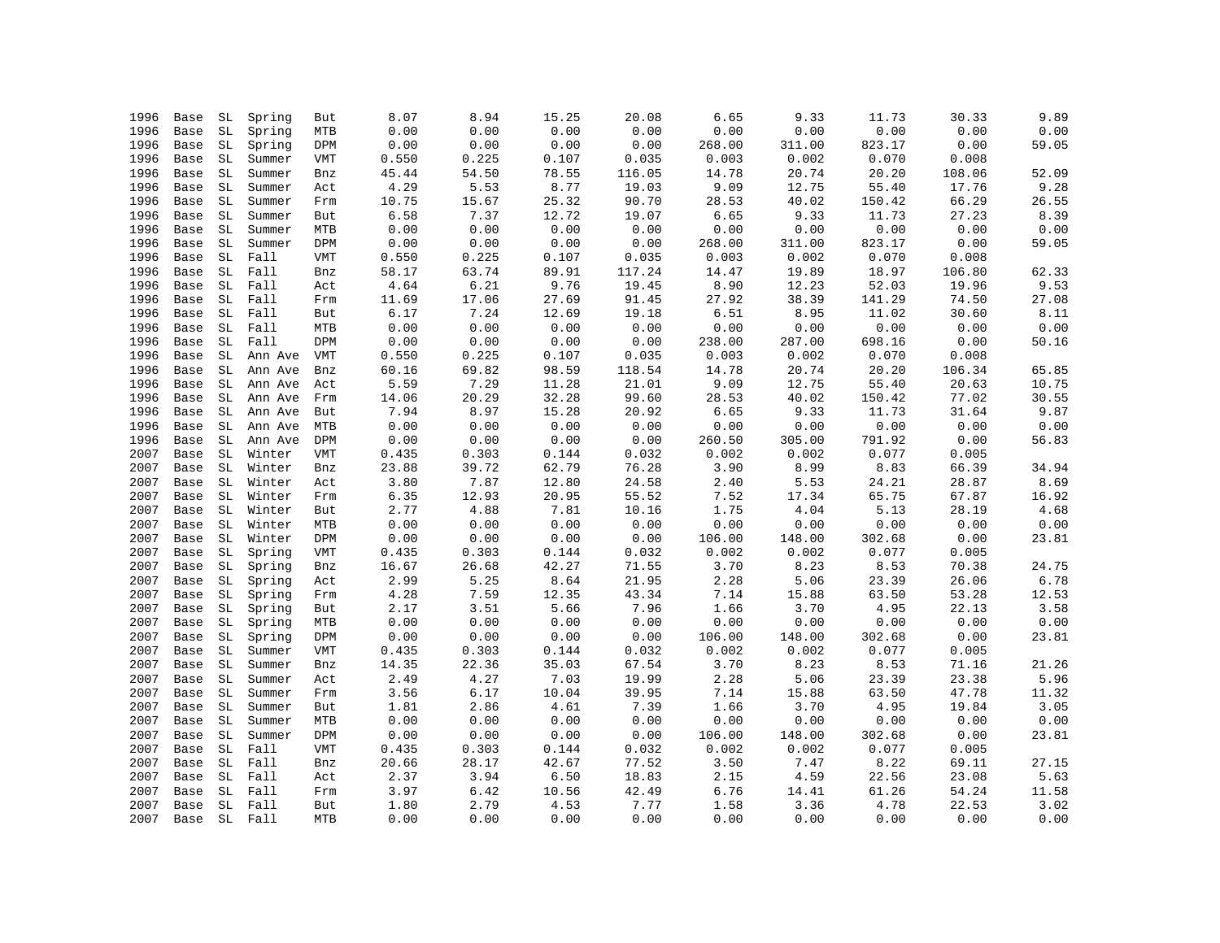| | | | | | | | | | | | | | |
|---|---|---|---|---|---|---|---|---|---|---|---|---|---|
| 1996 | Base | SL | Spring | But | 8.07 | 8.94 | 15.25 | 20.08 | 6.65 | 9.33 | 11.73 | 30.33 | 9.89 |
| 1996 | Base | SL | Spring | MTB | 0.00 | 0.00 | 0.00 | 0.00 | 0.00 | 0.00 | 0.00 | 0.00 | 0.00 |
| 1996 | Base | SL | Spring | DPM | 0.00 | 0.00 | 0.00 | 0.00 | 268.00 | 311.00 | 823.17 | 0.00 | 59.05 |
| 1996 | Base | SL | Summer | VMT | 0.550 | 0.225 | 0.107 | 0.035 | 0.003 | 0.002 | 0.070 | 0.008 | |
| 1996 | Base | SL | Summer | Bnz | 45.44 | 54.50 | 78.55 | 116.05 | 14.78 | 20.74 | 20.20 | 108.06 | 52.09 |
| 1996 | Base | SL | Summer | Act | 4.29 | 5.53 | 8.77 | 19.03 | 9.09 | 12.75 | 55.40 | 17.76 | 9.28 |
| 1996 | Base | SL | Summer | Frm | 10.75 | 15.67 | 25.32 | 90.70 | 28.53 | 40.02 | 150.42 | 66.29 | 26.55 |
| 1996 | Base | SL | Summer | But | 6.58 | 7.37 | 12.72 | 19.07 | 6.65 | 9.33 | 11.73 | 27.23 | 8.39 |
| 1996 | Base | SL | Summer | MTB | 0.00 | 0.00 | 0.00 | 0.00 | 0.00 | 0.00 | 0.00 | 0.00 | 0.00 |
| 1996 | Base | SL | Summer | DPM | 0.00 | 0.00 | 0.00 | 0.00 | 268.00 | 311.00 | 823.17 | 0.00 | 59.05 |
| 1996 | Base | SL | Fall | VMT | 0.550 | 0.225 | 0.107 | 0.035 | 0.003 | 0.002 | 0.070 | 0.008 | |
| 1996 | Base | SL | Fall | Bnz | 58.17 | 63.74 | 89.91 | 117.24 | 14.47 | 19.89 | 18.97 | 106.80 | 62.33 |
| 1996 | Base | SL | Fall | Act | 4.64 | 6.21 | 9.76 | 19.45 | 8.90 | 12.23 | 52.03 | 19.96 | 9.53 |
| 1996 | Base | SL | Fall | Frm | 11.69 | 17.06 | 27.69 | 91.45 | 27.92 | 38.39 | 141.29 | 74.50 | 27.08 |
| 1996 | Base | SL | Fall | But | 6.17 | 7.24 | 12.69 | 19.18 | 6.51 | 8.95 | 11.02 | 30.60 | 8.11 |
| 1996 | Base | SL | Fall | MTB | 0.00 | 0.00 | 0.00 | 0.00 | 0.00 | 0.00 | 0.00 | 0.00 | 0.00 |
| 1996 | Base | SL | Fall | DPM | 0.00 | 0.00 | 0.00 | 0.00 | 238.00 | 287.00 | 698.16 | 0.00 | 50.16 |
| 1996 | Base | SL | Ann Ave | VMT | 0.550 | 0.225 | 0.107 | 0.035 | 0.003 | 0.002 | 0.070 | 0.008 | |
| 1996 | Base | SL | Ann Ave | Bnz | 60.16 | 69.82 | 98.59 | 118.54 | 14.78 | 20.74 | 20.20 | 106.34 | 65.85 |
| 1996 | Base | SL | Ann Ave | Act | 5.59 | 7.29 | 11.28 | 21.01 | 9.09 | 12.75 | 55.40 | 20.63 | 10.75 |
| 1996 | Base | SL | Ann Ave | Frm | 14.06 | 20.29 | 32.28 | 99.60 | 28.53 | 40.02 | 150.42 | 77.02 | 30.55 |
| 1996 | Base | SL | Ann Ave | But | 7.94 | 8.97 | 15.28 | 20.92 | 6.65 | 9.33 | 11.73 | 31.64 | 9.87 |
| 1996 | Base | SL | Ann Ave | MTB | 0.00 | 0.00 | 0.00 | 0.00 | 0.00 | 0.00 | 0.00 | 0.00 | 0.00 |
| 1996 | Base | SL | Ann Ave | DPM | 0.00 | 0.00 | 0.00 | 0.00 | 260.50 | 305.00 | 791.92 | 0.00 | 56.83 |
| 2007 | Base | SL | Winter | VMT | 0.435 | 0.303 | 0.144 | 0.032 | 0.002 | 0.002 | 0.077 | 0.005 | |
| 2007 | Base | SL | Winter | Bnz | 23.88 | 39.72 | 62.79 | 76.28 | 3.90 | 8.99 | 8.83 | 66.39 | 34.94 |
| 2007 | Base | SL | Winter | Act | 3.80 | 7.87 | 12.80 | 24.58 | 2.40 | 5.53 | 24.21 | 28.87 | 8.69 |
| 2007 | Base | SL | Winter | Frm | 6.35 | 12.93 | 20.95 | 55.52 | 7.52 | 17.34 | 65.75 | 67.87 | 16.92 |
| 2007 | Base | SL | Winter | But | 2.77 | 4.88 | 7.81 | 10.16 | 1.75 | 4.04 | 5.13 | 28.19 | 4.68 |
| 2007 | Base | SL | Winter | MTB | 0.00 | 0.00 | 0.00 | 0.00 | 0.00 | 0.00 | 0.00 | 0.00 | 0.00 |
| 2007 | Base | SL | Winter | DPM | 0.00 | 0.00 | 0.00 | 0.00 | 106.00 | 148.00 | 302.68 | 0.00 | 23.81 |
| 2007 | Base | SL | Spring | VMT | 0.435 | 0.303 | 0.144 | 0.032 | 0.002 | 0.002 | 0.077 | 0.005 | |
| 2007 | Base | SL | Spring | Bnz | 16.67 | 26.68 | 42.27 | 71.55 | 3.70 | 8.23 | 8.53 | 70.38 | 24.75 |
| 2007 | Base | SL | Spring | Act | 2.99 | 5.25 | 8.64 | 21.95 | 2.28 | 5.06 | 23.39 | 26.06 | 6.78 |
| 2007 | Base | SL | Spring | Frm | 4.28 | 7.59 | 12.35 | 43.34 | 7.14 | 15.88 | 63.50 | 53.28 | 12.53 |
| 2007 | Base | SL | Spring | But | 2.17 | 3.51 | 5.66 | 7.96 | 1.66 | 3.70 | 4.95 | 22.13 | 3.58 |
| 2007 | Base | SL | Spring | MTB | 0.00 | 0.00 | 0.00 | 0.00 | 0.00 | 0.00 | 0.00 | 0.00 | 0.00 |
| 2007 | Base | SL | Spring | DPM | 0.00 | 0.00 | 0.00 | 0.00 | 106.00 | 148.00 | 302.68 | 0.00 | 23.81 |
| 2007 | Base | SL | Summer | VMT | 0.435 | 0.303 | 0.144 | 0.032 | 0.002 | 0.002 | 0.077 | 0.005 | |
| 2007 | Base | SL | Summer | Bnz | 14.35 | 22.36 | 35.03 | 67.54 | 3.70 | 8.23 | 8.53 | 71.16 | 21.26 |
| 2007 | Base | SL | Summer | Act | 2.49 | 4.27 | 7.03 | 19.99 | 2.28 | 5.06 | 23.39 | 23.38 | 5.96 |
| 2007 | Base | SL | Summer | Frm | 3.56 | 6.17 | 10.04 | 39.95 | 7.14 | 15.88 | 63.50 | 47.78 | 11.32 |
| 2007 | Base | SL | Summer | But | 1.81 | 2.86 | 4.61 | 7.39 | 1.66 | 3.70 | 4.95 | 19.84 | 3.05 |
| 2007 | Base | SL | Summer | MTB | 0.00 | 0.00 | 0.00 | 0.00 | 0.00 | 0.00 | 0.00 | 0.00 | 0.00 |
| 2007 | Base | SL | Summer | DPM | 0.00 | 0.00 | 0.00 | 0.00 | 106.00 | 148.00 | 302.68 | 0.00 | 23.81 |
| 2007 | Base | SL | Fall | VMT | 0.435 | 0.303 | 0.144 | 0.032 | 0.002 | 0.002 | 0.077 | 0.005 | |
| 2007 | Base | SL | Fall | Bnz | 20.66 | 28.17 | 42.67 | 77.52 | 3.50 | 7.47 | 8.22 | 69.11 | 27.15 |
| 2007 | Base | SL | Fall | Act | 2.37 | 3.94 | 6.50 | 18.83 | 2.15 | 4.59 | 22.56 | 23.08 | 5.63 |
| 2007 | Base | SL | Fall | Frm | 3.97 | 6.42 | 10.56 | 42.49 | 6.76 | 14.41 | 61.26 | 54.24 | 11.58 |
| 2007 | Base | SL | Fall | But | 1.80 | 2.79 | 4.53 | 7.77 | 1.58 | 3.36 | 4.78 | 22.53 | 3.02 |
| 2007 | Base | SL | Fall | MTB | 0.00 | 0.00 | 0.00 | 0.00 | 0.00 | 0.00 | 0.00 | 0.00 | 0.00 |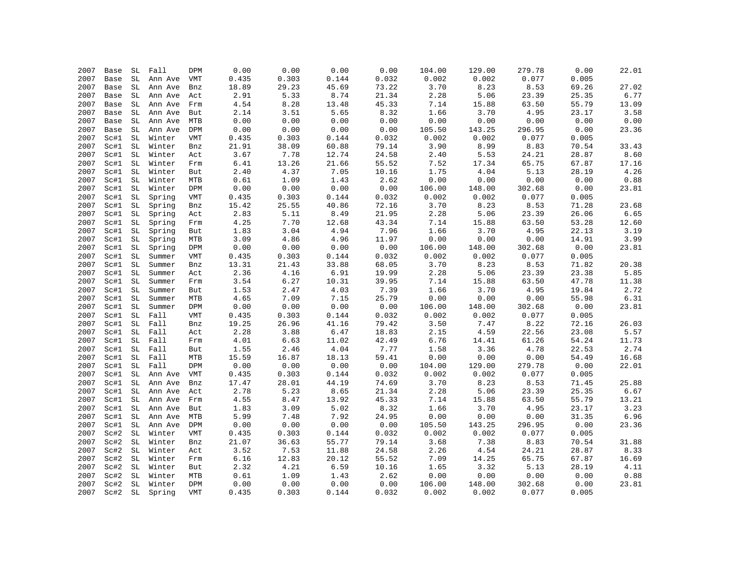| | | | | | | | | | | | | | |
|---|---|---|---|---|---|---|---|---|---|---|---|---|---|
| 2007 | Base | SL | Fall | DPM | 0.00 | 0.00 | 0.00 | 0.00 | 104.00 | 129.00 | 279.78 | 0.00 | 22.01 |
| 2007 | Base | SL | Ann Ave | VMT | 0.435 | 0.303 | 0.144 | 0.032 | 0.002 | 0.002 | 0.077 | 0.005 | |
| 2007 | Base | SL | Ann Ave | Bnz | 18.89 | 29.23 | 45.69 | 73.22 | 3.70 | 8.23 | 8.53 | 69.26 | 27.02 |
| 2007 | Base | SL | Ann Ave | Act | 2.91 | 5.33 | 8.74 | 21.34 | 2.28 | 5.06 | 23.39 | 25.35 | 6.77 |
| 2007 | Base | SL | Ann Ave | Frm | 4.54 | 8.28 | 13.48 | 45.33 | 7.14 | 15.88 | 63.50 | 55.79 | 13.09 |
| 2007 | Base | SL | Ann Ave | But | 2.14 | 3.51 | 5.65 | 8.32 | 1.66 | 3.70 | 4.95 | 23.17 | 3.58 |
| 2007 | Base | SL | Ann Ave | MTB | 0.00 | 0.00 | 0.00 | 0.00 | 0.00 | 0.00 | 0.00 | 0.00 | 0.00 |
| 2007 | Base | SL | Ann Ave | DPM | 0.00 | 0.00 | 0.00 | 0.00 | 105.50 | 143.25 | 296.95 | 0.00 | 23.36 |
| 2007 | Sc#1 | SL | Winter | VMT | 0.435 | 0.303 | 0.144 | 0.032 | 0.002 | 0.002 | 0.077 | 0.005 | |
| 2007 | Sc#1 | SL | Winter | Bnz | 21.91 | 38.09 | 60.88 | 79.14 | 3.90 | 8.99 | 8.83 | 70.54 | 33.43 |
| 2007 | Sc#1 | SL | Winter | Act | 3.67 | 7.78 | 12.74 | 24.58 | 2.40 | 5.53 | 24.21 | 28.87 | 8.60 |
| 2007 | Sc#1 | SL | Winter | Frm | 6.41 | 13.26 | 21.66 | 55.52 | 7.52 | 17.34 | 65.75 | 67.87 | 17.16 |
| 2007 | Sc#1 | SL | Winter | But | 2.40 | 4.37 | 7.05 | 10.16 | 1.75 | 4.04 | 5.13 | 28.19 | 4.26 |
| 2007 | Sc#1 | SL | Winter | MTB | 0.61 | 1.09 | 1.43 | 2.62 | 0.00 | 0.00 | 0.00 | 0.00 | 0.88 |
| 2007 | Sc#1 | SL | Winter | DPM | 0.00 | 0.00 | 0.00 | 0.00 | 106.00 | 148.00 | 302.68 | 0.00 | 23.81 |
| 2007 | Sc#1 | SL | Spring | VMT | 0.435 | 0.303 | 0.144 | 0.032 | 0.002 | 0.002 | 0.077 | 0.005 | |
| 2007 | Sc#1 | SL | Spring | Bnz | 15.42 | 25.55 | 40.86 | 72.16 | 3.70 | 8.23 | 8.53 | 71.28 | 23.68 |
| 2007 | Sc#1 | SL | Spring | Act | 2.83 | 5.11 | 8.49 | 21.95 | 2.28 | 5.06 | 23.39 | 26.06 | 6.65 |
| 2007 | Sc#1 | SL | Spring | Frm | 4.25 | 7.70 | 12.68 | 43.34 | 7.14 | 15.88 | 63.50 | 53.28 | 12.60 |
| 2007 | Sc#1 | SL | Spring | But | 1.83 | 3.04 | 4.94 | 7.96 | 1.66 | 3.70 | 4.95 | 22.13 | 3.19 |
| 2007 | Sc#1 | SL | Spring | MTB | 3.09 | 4.86 | 4.96 | 11.97 | 0.00 | 0.00 | 0.00 | 14.91 | 3.99 |
| 2007 | Sc#1 | SL | Spring | DPM | 0.00 | 0.00 | 0.00 | 0.00 | 106.00 | 148.00 | 302.68 | 0.00 | 23.81 |
| 2007 | Sc#1 | SL | Summer | VMT | 0.435 | 0.303 | 0.144 | 0.032 | 0.002 | 0.002 | 0.077 | 0.005 | |
| 2007 | Sc#1 | SL | Summer | Bnz | 13.31 | 21.43 | 33.88 | 68.05 | 3.70 | 8.23 | 8.53 | 71.82 | 20.38 |
| 2007 | Sc#1 | SL | Summer | Act | 2.36 | 4.16 | 6.91 | 19.99 | 2.28 | 5.06 | 23.39 | 23.38 | 5.85 |
| 2007 | Sc#1 | SL | Summer | Frm | 3.54 | 6.27 | 10.31 | 39.95 | 7.14 | 15.88 | 63.50 | 47.78 | 11.38 |
| 2007 | Sc#1 | SL | Summer | But | 1.53 | 2.47 | 4.03 | 7.39 | 1.66 | 3.70 | 4.95 | 19.84 | 2.72 |
| 2007 | Sc#1 | SL | Summer | MTB | 4.65 | 7.09 | 7.15 | 25.79 | 0.00 | 0.00 | 0.00 | 55.98 | 6.31 |
| 2007 | Sc#1 | SL | Summer | DPM | 0.00 | 0.00 | 0.00 | 0.00 | 106.00 | 148.00 | 302.68 | 0.00 | 23.81 |
| 2007 | Sc#1 | SL | Fall | VMT | 0.435 | 0.303 | 0.144 | 0.032 | 0.002 | 0.002 | 0.077 | 0.005 | |
| 2007 | Sc#1 | SL | Fall | Bnz | 19.25 | 26.96 | 41.16 | 79.42 | 3.50 | 7.47 | 8.22 | 72.16 | 26.03 |
| 2007 | Sc#1 | SL | Fall | Act | 2.28 | 3.88 | 6.47 | 18.83 | 2.15 | 4.59 | 22.56 | 23.08 | 5.57 |
| 2007 | Sc#1 | SL | Fall | Frm | 4.01 | 6.63 | 11.02 | 42.49 | 6.76 | 14.41 | 61.26 | 54.24 | 11.73 |
| 2007 | Sc#1 | SL | Fall | But | 1.55 | 2.46 | 4.04 | 7.77 | 1.58 | 3.36 | 4.78 | 22.53 | 2.74 |
| 2007 | Sc#1 | SL | Fall | MTB | 15.59 | 16.87 | 18.13 | 59.41 | 0.00 | 0.00 | 0.00 | 54.49 | 16.68 |
| 2007 | Sc#1 | SL | Fall | DPM | 0.00 | 0.00 | 0.00 | 0.00 | 104.00 | 129.00 | 279.78 | 0.00 | 22.01 |
| 2007 | Sc#1 | SL | Ann Ave | VMT | 0.435 | 0.303 | 0.144 | 0.032 | 0.002 | 0.002 | 0.077 | 0.005 | |
| 2007 | Sc#1 | SL | Ann Ave | Bnz | 17.47 | 28.01 | 44.19 | 74.69 | 3.70 | 8.23 | 8.53 | 71.45 | 25.88 |
| 2007 | Sc#1 | SL | Ann Ave | Act | 2.78 | 5.23 | 8.65 | 21.34 | 2.28 | 5.06 | 23.39 | 25.35 | 6.67 |
| 2007 | Sc#1 | SL | Ann Ave | Frm | 4.55 | 8.47 | 13.92 | 45.33 | 7.14 | 15.88 | 63.50 | 55.79 | 13.21 |
| 2007 | Sc#1 | SL | Ann Ave | But | 1.83 | 3.09 | 5.02 | 8.32 | 1.66 | 3.70 | 4.95 | 23.17 | 3.23 |
| 2007 | Sc#1 | SL | Ann Ave | MTB | 5.99 | 7.48 | 7.92 | 24.95 | 0.00 | 0.00 | 0.00 | 31.35 | 6.96 |
| 2007 | Sc#1 | SL | Ann Ave | DPM | 0.00 | 0.00 | 0.00 | 0.00 | 105.50 | 143.25 | 296.95 | 0.00 | 23.36 |
| 2007 | Sc#2 | SL | Winter | VMT | 0.435 | 0.303 | 0.144 | 0.032 | 0.002 | 0.002 | 0.077 | 0.005 | |
| 2007 | Sc#2 | SL | Winter | Bnz | 21.07 | 36.63 | 55.77 | 79.14 | 3.68 | 7.38 | 8.83 | 70.54 | 31.88 |
| 2007 | Sc#2 | SL | Winter | Act | 3.52 | 7.53 | 11.88 | 24.58 | 2.26 | 4.54 | 24.21 | 28.87 | 8.33 |
| 2007 | Sc#2 | SL | Winter | Frm | 6.16 | 12.83 | 20.12 | 55.52 | 7.09 | 14.25 | 65.75 | 67.87 | 16.69 |
| 2007 | Sc#2 | SL | Winter | But | 2.32 | 4.21 | 6.59 | 10.16 | 1.65 | 3.32 | 5.13 | 28.19 | 4.11 |
| 2007 | Sc#2 | SL | Winter | MTB | 0.61 | 1.09 | 1.43 | 2.62 | 0.00 | 0.00 | 0.00 | 0.00 | 0.88 |
| 2007 | Sc#2 | SL | Winter | DPM | 0.00 | 0.00 | 0.00 | 0.00 | 106.00 | 148.00 | 302.68 | 0.00 | 23.81 |
| 2007 | Sc#2 | SL | Spring | VMT | 0.435 | 0.303 | 0.144 | 0.032 | 0.002 | 0.002 | 0.077 | 0.005 | |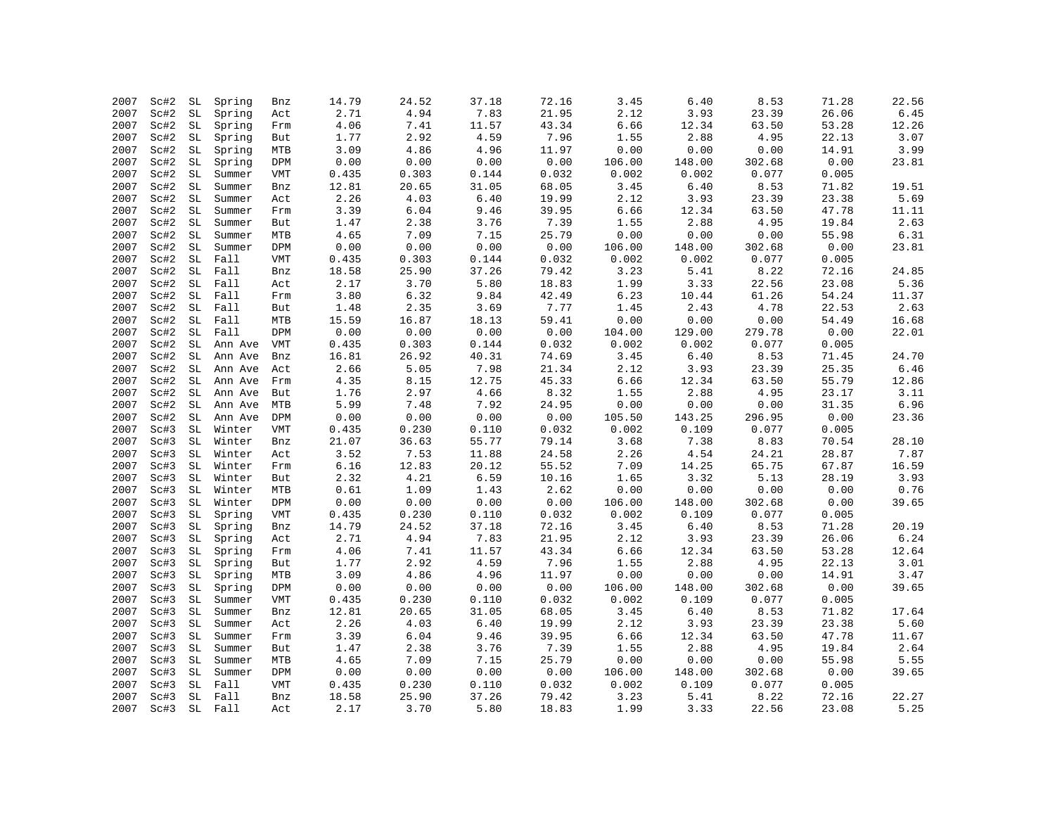| | | | | | | | | | | | | | |
|---|---|---|---|---|---|---|---|---|---|---|---|---|---|
| 2007 | Sc#2 | SL | Spring | Bnz | 14.79 | 24.52 | 37.18 | 72.16 | 3.45 | 6.40 | 8.53 | 71.28 | 22.56 |
| 2007 | Sc#2 | SL | Spring | Act | 2.71 | 4.94 | 7.83 | 21.95 | 2.12 | 3.93 | 23.39 | 26.06 | 6.45 |
| 2007 | Sc#2 | SL | Spring | Frm | 4.06 | 7.41 | 11.57 | 43.34 | 6.66 | 12.34 | 63.50 | 53.28 | 12.26 |
| 2007 | Sc#2 | SL | Spring | But | 1.77 | 2.92 | 4.59 | 7.96 | 1.55 | 2.88 | 4.95 | 22.13 | 3.07 |
| 2007 | Sc#2 | SL | Spring | MTB | 3.09 | 4.86 | 4.96 | 11.97 | 0.00 | 0.00 | 0.00 | 14.91 | 3.99 |
| 2007 | Sc#2 | SL | Spring | DPM | 0.00 | 0.00 | 0.00 | 0.00 | 106.00 | 148.00 | 302.68 | 0.00 | 23.81 |
| 2007 | Sc#2 | SL | Summer | VMT | 0.435 | 0.303 | 0.144 | 0.032 | 0.002 | 0.002 | 0.077 | 0.005 | |
| 2007 | Sc#2 | SL | Summer | Bnz | 12.81 | 20.65 | 31.05 | 68.05 | 3.45 | 6.40 | 8.53 | 71.82 | 19.51 |
| 2007 | Sc#2 | SL | Summer | Act | 2.26 | 4.03 | 6.40 | 19.99 | 2.12 | 3.93 | 23.39 | 23.38 | 5.69 |
| 2007 | Sc#2 | SL | Summer | Frm | 3.39 | 6.04 | 9.46 | 39.95 | 6.66 | 12.34 | 63.50 | 47.78 | 11.11 |
| 2007 | Sc#2 | SL | Summer | But | 1.47 | 2.38 | 3.76 | 7.39 | 1.55 | 2.88 | 4.95 | 19.84 | 2.63 |
| 2007 | Sc#2 | SL | Summer | MTB | 4.65 | 7.09 | 7.15 | 25.79 | 0.00 | 0.00 | 0.00 | 55.98 | 6.31 |
| 2007 | Sc#2 | SL | Summer | DPM | 0.00 | 0.00 | 0.00 | 0.00 | 106.00 | 148.00 | 302.68 | 0.00 | 23.81 |
| 2007 | Sc#2 | SL | Fall | VMT | 0.435 | 0.303 | 0.144 | 0.032 | 0.002 | 0.002 | 0.077 | 0.005 | |
| 2007 | Sc#2 | SL | Fall | Bnz | 18.58 | 25.90 | 37.26 | 79.42 | 3.23 | 5.41 | 8.22 | 72.16 | 24.85 |
| 2007 | Sc#2 | SL | Fall | Act | 2.17 | 3.70 | 5.80 | 18.83 | 1.99 | 3.33 | 22.56 | 23.08 | 5.36 |
| 2007 | Sc#2 | SL | Fall | Frm | 3.80 | 6.32 | 9.84 | 42.49 | 6.23 | 10.44 | 61.26 | 54.24 | 11.37 |
| 2007 | Sc#2 | SL | Fall | But | 1.48 | 2.35 | 3.69 | 7.77 | 1.45 | 2.43 | 4.78 | 22.53 | 2.63 |
| 2007 | Sc#2 | SL | Fall | MTB | 15.59 | 16.87 | 18.13 | 59.41 | 0.00 | 0.00 | 0.00 | 54.49 | 16.68 |
| 2007 | Sc#2 | SL | Fall | DPM | 0.00 | 0.00 | 0.00 | 0.00 | 104.00 | 129.00 | 279.78 | 0.00 | 22.01 |
| 2007 | Sc#2 | SL | Ann Ave | VMT | 0.435 | 0.303 | 0.144 | 0.032 | 0.002 | 0.002 | 0.077 | 0.005 | |
| 2007 | Sc#2 | SL | Ann Ave | Bnz | 16.81 | 26.92 | 40.31 | 74.69 | 3.45 | 6.40 | 8.53 | 71.45 | 24.70 |
| 2007 | Sc#2 | SL | Ann Ave | Act | 2.66 | 5.05 | 7.98 | 21.34 | 2.12 | 3.93 | 23.39 | 25.35 | 6.46 |
| 2007 | Sc#2 | SL | Ann Ave | Frm | 4.35 | 8.15 | 12.75 | 45.33 | 6.66 | 12.34 | 63.50 | 55.79 | 12.86 |
| 2007 | Sc#2 | SL | Ann Ave | But | 1.76 | 2.97 | 4.66 | 8.32 | 1.55 | 2.88 | 4.95 | 23.17 | 3.11 |
| 2007 | Sc#2 | SL | Ann Ave | MTB | 5.99 | 7.48 | 7.92 | 24.95 | 0.00 | 0.00 | 0.00 | 31.35 | 6.96 |
| 2007 | Sc#2 | SL | Ann Ave | DPM | 0.00 | 0.00 | 0.00 | 0.00 | 105.50 | 143.25 | 296.95 | 0.00 | 23.36 |
| 2007 | Sc#3 | SL | Winter | VMT | 0.435 | 0.230 | 0.110 | 0.032 | 0.002 | 0.109 | 0.077 | 0.005 | |
| 2007 | Sc#3 | SL | Winter | Bnz | 21.07 | 36.63 | 55.77 | 79.14 | 3.68 | 7.38 | 8.83 | 70.54 | 28.10 |
| 2007 | Sc#3 | SL | Winter | Act | 3.52 | 7.53 | 11.88 | 24.58 | 2.26 | 4.54 | 24.21 | 28.87 | 7.87 |
| 2007 | Sc#3 | SL | Winter | Frm | 6.16 | 12.83 | 20.12 | 55.52 | 7.09 | 14.25 | 65.75 | 67.87 | 16.59 |
| 2007 | Sc#3 | SL | Winter | But | 2.32 | 4.21 | 6.59 | 10.16 | 1.65 | 3.32 | 5.13 | 28.19 | 3.93 |
| 2007 | Sc#3 | SL | Winter | MTB | 0.61 | 1.09 | 1.43 | 2.62 | 0.00 | 0.00 | 0.00 | 0.00 | 0.76 |
| 2007 | Sc#3 | SL | Winter | DPM | 0.00 | 0.00 | 0.00 | 0.00 | 106.00 | 148.00 | 302.68 | 0.00 | 39.65 |
| 2007 | Sc#3 | SL | Spring | VMT | 0.435 | 0.230 | 0.110 | 0.032 | 0.002 | 0.109 | 0.077 | 0.005 | |
| 2007 | Sc#3 | SL | Spring | Bnz | 14.79 | 24.52 | 37.18 | 72.16 | 3.45 | 6.40 | 8.53 | 71.28 | 20.19 |
| 2007 | Sc#3 | SL | Spring | Act | 2.71 | 4.94 | 7.83 | 21.95 | 2.12 | 3.93 | 23.39 | 26.06 | 6.24 |
| 2007 | Sc#3 | SL | Spring | Frm | 4.06 | 7.41 | 11.57 | 43.34 | 6.66 | 12.34 | 63.50 | 53.28 | 12.64 |
| 2007 | Sc#3 | SL | Spring | But | 1.77 | 2.92 | 4.59 | 7.96 | 1.55 | 2.88 | 4.95 | 22.13 | 3.01 |
| 2007 | Sc#3 | SL | Spring | MTB | 3.09 | 4.86 | 4.96 | 11.97 | 0.00 | 0.00 | 0.00 | 14.91 | 3.47 |
| 2007 | Sc#3 | SL | Spring | DPM | 0.00 | 0.00 | 0.00 | 0.00 | 106.00 | 148.00 | 302.68 | 0.00 | 39.65 |
| 2007 | Sc#3 | SL | Summer | VMT | 0.435 | 0.230 | 0.110 | 0.032 | 0.002 | 0.109 | 0.077 | 0.005 | |
| 2007 | Sc#3 | SL | Summer | Bnz | 12.81 | 20.65 | 31.05 | 68.05 | 3.45 | 6.40 | 8.53 | 71.82 | 17.64 |
| 2007 | Sc#3 | SL | Summer | Act | 2.26 | 4.03 | 6.40 | 19.99 | 2.12 | 3.93 | 23.39 | 23.38 | 5.60 |
| 2007 | Sc#3 | SL | Summer | Frm | 3.39 | 6.04 | 9.46 | 39.95 | 6.66 | 12.34 | 63.50 | 47.78 | 11.67 |
| 2007 | Sc#3 | SL | Summer | But | 1.47 | 2.38 | 3.76 | 7.39 | 1.55 | 2.88 | 4.95 | 19.84 | 2.64 |
| 2007 | Sc#3 | SL | Summer | MTB | 4.65 | 7.09 | 7.15 | 25.79 | 0.00 | 0.00 | 0.00 | 55.98 | 5.55 |
| 2007 | Sc#3 | SL | Summer | DPM | 0.00 | 0.00 | 0.00 | 0.00 | 106.00 | 148.00 | 302.68 | 0.00 | 39.65 |
| 2007 | Sc#3 | SL | Fall | VMT | 0.435 | 0.230 | 0.110 | 0.032 | 0.002 | 0.109 | 0.077 | 0.005 | |
| 2007 | Sc#3 | SL | Fall | Bnz | 18.58 | 25.90 | 37.26 | 79.42 | 3.23 | 5.41 | 8.22 | 72.16 | 22.27 |
| 2007 | Sc#3 | SL | Fall | Act | 2.17 | 3.70 | 5.80 | 18.83 | 1.99 | 3.33 | 22.56 | 23.08 | 5.25 |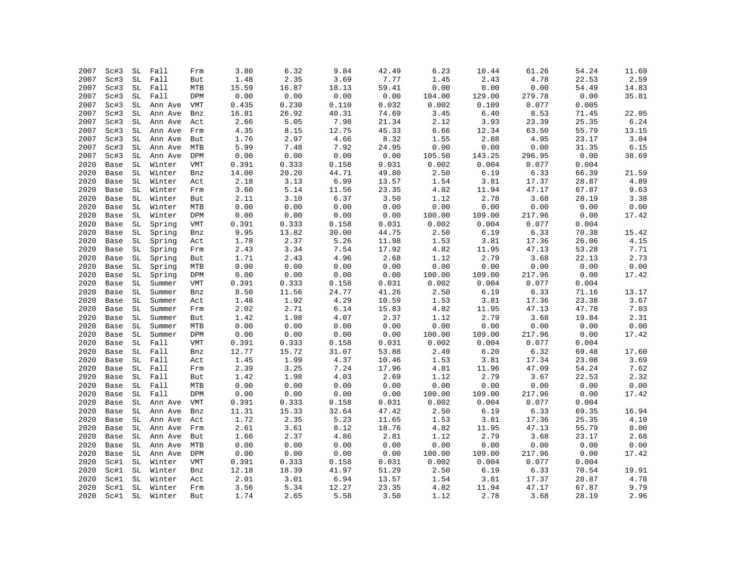| | | | | | | | | | | | | | |
|---|---|---|---|---|---|---|---|---|---|---|---|---|---|
| 2007 | Sc#3 | SL | Fall | Frm | 3.80 | 6.32 | 9.84 | 42.49 | 6.23 | 10.44 | 61.26 | 54.24 | 11.69 |
| 2007 | Sc#3 | SL | Fall | But | 1.48 | 2.35 | 3.69 | 7.77 | 1.45 | 2.43 | 4.78 | 22.53 | 2.59 |
| 2007 | Sc#3 | SL | Fall | MTB | 15.59 | 16.87 | 18.13 | 59.41 | 0.00 | 0.00 | 0.00 | 54.49 | 14.83 |
| 2007 | Sc#3 | SL | Fall | DPM | 0.00 | 0.00 | 0.00 | 0.00 | 104.00 | 129.00 | 279.78 | 0.00 | 35.81 |
| 2007 | Sc#3 | SL | Ann Ave | VMT | 0.435 | 0.230 | 0.110 | 0.032 | 0.002 | 0.109 | 0.077 | 0.005 | |
| 2007 | Sc#3 | SL | Ann Ave | Bnz | 16.81 | 26.92 | 40.31 | 74.69 | 3.45 | 6.40 | 8.53 | 71.45 | 22.05 |
| 2007 | Sc#3 | SL | Ann Ave | Act | 2.66 | 5.05 | 7.98 | 21.34 | 2.12 | 3.93 | 23.39 | 25.35 | 6.24 |
| 2007 | Sc#3 | SL | Ann Ave | Frm | 4.35 | 8.15 | 12.75 | 45.33 | 6.66 | 12.34 | 63.50 | 55.79 | 13.15 |
| 2007 | Sc#3 | SL | Ann Ave | But | 1.76 | 2.97 | 4.66 | 8.32 | 1.55 | 2.88 | 4.95 | 23.17 | 3.04 |
| 2007 | Sc#3 | SL | Ann Ave | MTB | 5.99 | 7.48 | 7.92 | 24.95 | 0.00 | 0.00 | 0.00 | 31.35 | 6.15 |
| 2007 | Sc#3 | SL | Ann Ave | DPM | 0.00 | 0.00 | 0.00 | 0.00 | 105.50 | 143.25 | 296.95 | 0.00 | 38.69 |
| 2020 | Base | SL | Winter | VMT | 0.391 | 0.333 | 0.158 | 0.031 | 0.002 | 0.004 | 0.077 | 0.004 | |
| 2020 | Base | SL | Winter | Bnz | 14.00 | 20.20 | 44.71 | 49.80 | 2.50 | 6.19 | 6.33 | 66.39 | 21.59 |
| 2020 | Base | SL | Winter | Act | 2.18 | 3.13 | 6.99 | 13.57 | 1.54 | 3.81 | 17.37 | 28.87 | 4.89 |
| 2020 | Base | SL | Winter | Frm | 3.60 | 5.14 | 11.56 | 23.35 | 4.82 | 11.94 | 47.17 | 67.87 | 9.63 |
| 2020 | Base | SL | Winter | But | 2.11 | 3.10 | 6.37 | 3.50 | 1.12 | 2.78 | 3.68 | 28.19 | 3.38 |
| 2020 | Base | SL | Winter | MTB | 0.00 | 0.00 | 0.00 | 0.00 | 0.00 | 0.00 | 0.00 | 0.00 | 0.00 |
| 2020 | Base | SL | Winter | DPM | 0.00 | 0.00 | 0.00 | 0.00 | 100.00 | 109.00 | 217.96 | 0.00 | 17.42 |
| 2020 | Base | SL | Spring | VMT | 0.391 | 0.333 | 0.158 | 0.031 | 0.002 | 0.004 | 0.077 | 0.004 | |
| 2020 | Base | SL | Spring | Bnz | 9.95 | 13.82 | 30.00 | 44.75 | 2.50 | 6.19 | 6.33 | 70.38 | 15.42 |
| 2020 | Base | SL | Spring | Act | 1.78 | 2.37 | 5.26 | 11.98 | 1.53 | 3.81 | 17.36 | 26.06 | 4.15 |
| 2020 | Base | SL | Spring | Frm | 2.43 | 3.34 | 7.54 | 17.92 | 4.82 | 11.95 | 47.13 | 53.28 | 7.71 |
| 2020 | Base | SL | Spring | But | 1.71 | 2.43 | 4.96 | 2.68 | 1.12 | 2.79 | 3.68 | 22.13 | 2.73 |
| 2020 | Base | SL | Spring | MTB | 0.00 | 0.00 | 0.00 | 0.00 | 0.00 | 0.00 | 0.00 | 0.00 | 0.00 |
| 2020 | Base | SL | Spring | DPM | 0.00 | 0.00 | 0.00 | 0.00 | 100.00 | 109.00 | 217.96 | 0.00 | 17.42 |
| 2020 | Base | SL | Summer | VMT | 0.391 | 0.333 | 0.158 | 0.031 | 0.002 | 0.004 | 0.077 | 0.004 | |
| 2020 | Base | SL | Summer | Bnz | 8.50 | 11.56 | 24.77 | 41.26 | 2.50 | 6.19 | 6.33 | 71.16 | 13.17 |
| 2020 | Base | SL | Summer | Act | 1.48 | 1.92 | 4.29 | 10.59 | 1.53 | 3.81 | 17.36 | 23.38 | 3.67 |
| 2020 | Base | SL | Summer | Frm | 2.02 | 2.71 | 6.14 | 15.83 | 4.82 | 11.95 | 47.13 | 47.78 | 7.03 |
| 2020 | Base | SL | Summer | But | 1.42 | 1.98 | 4.07 | 2.37 | 1.12 | 2.79 | 3.68 | 19.84 | 2.31 |
| 2020 | Base | SL | Summer | MTB | 0.00 | 0.00 | 0.00 | 0.00 | 0.00 | 0.00 | 0.00 | 0.00 | 0.00 |
| 2020 | Base | SL | Summer | DPM | 0.00 | 0.00 | 0.00 | 0.00 | 100.00 | 109.00 | 217.96 | 0.00 | 17.42 |
| 2020 | Base | SL | Fall | VMT | 0.391 | 0.333 | 0.158 | 0.031 | 0.002 | 0.004 | 0.077 | 0.004 | |
| 2020 | Base | SL | Fall | Bnz | 12.77 | 15.72 | 31.07 | 53.88 | 2.49 | 6.20 | 6.32 | 69.48 | 17.60 |
| 2020 | Base | SL | Fall | Act | 1.45 | 1.99 | 4.37 | 10.46 | 1.53 | 3.81 | 17.34 | 23.08 | 3.69 |
| 2020 | Base | SL | Fall | Frm | 2.39 | 3.25 | 7.24 | 17.96 | 4.81 | 11.96 | 47.09 | 54.24 | 7.62 |
| 2020 | Base | SL | Fall | But | 1.42 | 1.98 | 4.03 | 2.69 | 1.12 | 2.79 | 3.67 | 22.53 | 2.32 |
| 2020 | Base | SL | Fall | MTB | 0.00 | 0.00 | 0.00 | 0.00 | 0.00 | 0.00 | 0.00 | 0.00 | 0.00 |
| 2020 | Base | SL | Fall | DPM | 0.00 | 0.00 | 0.00 | 0.00 | 100.00 | 109.00 | 217.96 | 0.00 | 17.42 |
| 2020 | Base | SL | Ann Ave | VMT | 0.391 | 0.333 | 0.158 | 0.031 | 0.002 | 0.004 | 0.077 | 0.004 | |
| 2020 | Base | SL | Ann Ave | Bnz | 11.31 | 15.33 | 32.64 | 47.42 | 2.50 | 6.19 | 6.33 | 69.35 | 16.94 |
| 2020 | Base | SL | Ann Ave | Act | 1.72 | 2.35 | 5.23 | 11.65 | 1.53 | 3.81 | 17.36 | 25.35 | 4.10 |
| 2020 | Base | SL | Ann Ave | Frm | 2.61 | 3.61 | 8.12 | 18.76 | 4.82 | 11.95 | 47.13 | 55.79 | 8.00 |
| 2020 | Base | SL | Ann Ave | But | 1.66 | 2.37 | 4.86 | 2.81 | 1.12 | 2.79 | 3.68 | 23.17 | 2.68 |
| 2020 | Base | SL | Ann Ave | MTB | 0.00 | 0.00 | 0.00 | 0.00 | 0.00 | 0.00 | 0.00 | 0.00 | 0.00 |
| 2020 | Base | SL | Ann Ave | DPM | 0.00 | 0.00 | 0.00 | 0.00 | 100.00 | 109.00 | 217.96 | 0.00 | 17.42 |
| 2020 | Sc#1 | SL | Winter | VMT | 0.391 | 0.333 | 0.158 | 0.031 | 0.002 | 0.004 | 0.077 | 0.004 | |
| 2020 | Sc#1 | SL | Winter | Bnz | 12.18 | 18.39 | 41.97 | 51.29 | 2.50 | 6.19 | 6.33 | 70.54 | 19.91 |
| 2020 | Sc#1 | SL | Winter | Act | 2.01 | 3.01 | 6.94 | 13.57 | 1.54 | 3.81 | 17.37 | 28.87 | 4.78 |
| 2020 | Sc#1 | SL | Winter | Frm | 3.56 | 5.34 | 12.27 | 23.35 | 4.82 | 11.94 | 47.17 | 67.87 | 9.79 |
| 2020 | Sc#1 | SL | Winter | But | 1.74 | 2.65 | 5.58 | 3.50 | 1.12 | 2.78 | 3.68 | 28.19 | 2.96 |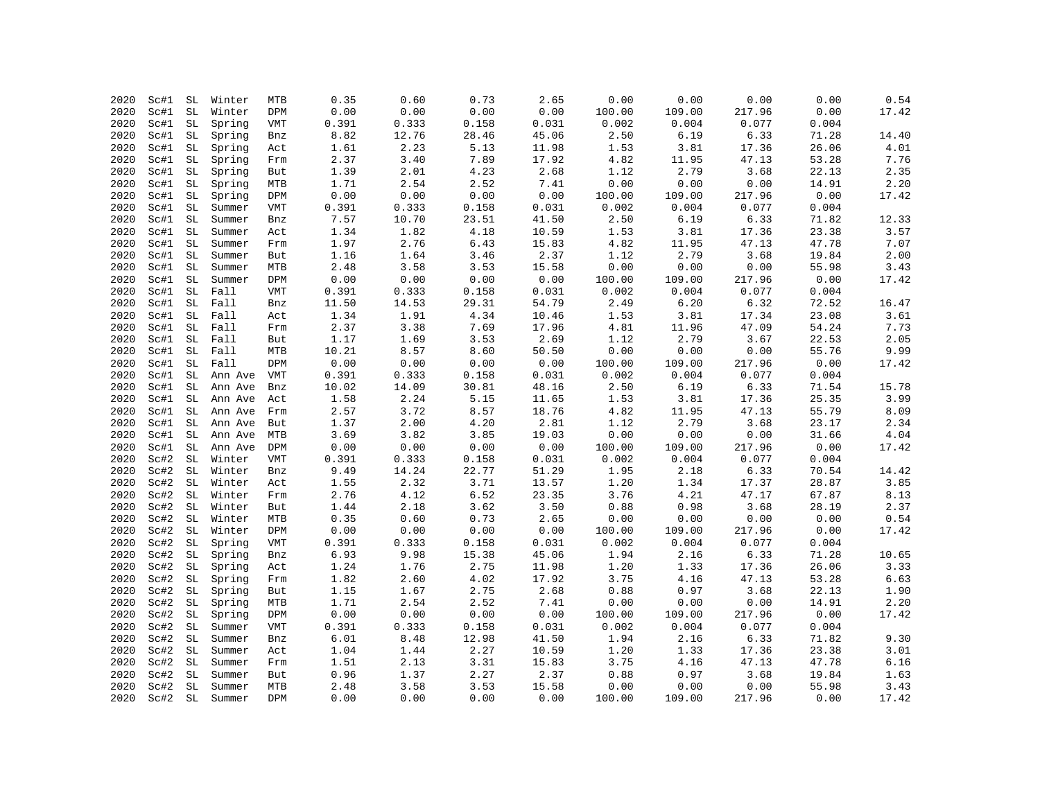| | | | | | | | | | | | | | |
|---|---|---|---|---|---|---|---|---|---|---|---|---|---|
| 2020 | Sc#1 | SL | Winter | MTB | 0.35 | 0.60 | 0.73 | 2.65 | 0.00 | 0.00 | 0.00 | 0.00 | 0.54 |
| 2020 | Sc#1 | SL | Winter | DPM | 0.00 | 0.00 | 0.00 | 0.00 | 100.00 | 109.00 | 217.96 | 0.00 | 17.42 |
| 2020 | Sc#1 | SL | Spring | VMT | 0.391 | 0.333 | 0.158 | 0.031 | 0.002 | 0.004 | 0.077 | 0.004 | |
| 2020 | Sc#1 | SL | Spring | Bnz | 8.82 | 12.76 | 28.46 | 45.06 | 2.50 | 6.19 | 6.33 | 71.28 | 14.40 |
| 2020 | Sc#1 | SL | Spring | Act | 1.61 | 2.23 | 5.13 | 11.98 | 1.53 | 3.81 | 17.36 | 26.06 | 4.01 |
| 2020 | Sc#1 | SL | Spring | Frm | 2.37 | 3.40 | 7.89 | 17.92 | 4.82 | 11.95 | 47.13 | 53.28 | 7.76 |
| 2020 | Sc#1 | SL | Spring | But | 1.39 | 2.01 | 4.23 | 2.68 | 1.12 | 2.79 | 3.68 | 22.13 | 2.35 |
| 2020 | Sc#1 | SL | Spring | MTB | 1.71 | 2.54 | 2.52 | 7.41 | 0.00 | 0.00 | 0.00 | 14.91 | 2.20 |
| 2020 | Sc#1 | SL | Spring | DPM | 0.00 | 0.00 | 0.00 | 0.00 | 100.00 | 109.00 | 217.96 | 0.00 | 17.42 |
| 2020 | Sc#1 | SL | Summer | VMT | 0.391 | 0.333 | 0.158 | 0.031 | 0.002 | 0.004 | 0.077 | 0.004 | |
| 2020 | Sc#1 | SL | Summer | Bnz | 7.57 | 10.70 | 23.51 | 41.50 | 2.50 | 6.19 | 6.33 | 71.82 | 12.33 |
| 2020 | Sc#1 | SL | Summer | Act | 1.34 | 1.82 | 4.18 | 10.59 | 1.53 | 3.81 | 17.36 | 23.38 | 3.57 |
| 2020 | Sc#1 | SL | Summer | Frm | 1.97 | 2.76 | 6.43 | 15.83 | 4.82 | 11.95 | 47.13 | 47.78 | 7.07 |
| 2020 | Sc#1 | SL | Summer | But | 1.16 | 1.64 | 3.46 | 2.37 | 1.12 | 2.79 | 3.68 | 19.84 | 2.00 |
| 2020 | Sc#1 | SL | Summer | MTB | 2.48 | 3.58 | 3.53 | 15.58 | 0.00 | 0.00 | 0.00 | 55.98 | 3.43 |
| 2020 | Sc#1 | SL | Summer | DPM | 0.00 | 0.00 | 0.00 | 0.00 | 100.00 | 109.00 | 217.96 | 0.00 | 17.42 |
| 2020 | Sc#1 | SL | Fall | VMT | 0.391 | 0.333 | 0.158 | 0.031 | 0.002 | 0.004 | 0.077 | 0.004 | |
| 2020 | Sc#1 | SL | Fall | Bnz | 11.50 | 14.53 | 29.31 | 54.79 | 2.49 | 6.20 | 6.32 | 72.52 | 16.47 |
| 2020 | Sc#1 | SL | Fall | Act | 1.34 | 1.91 | 4.34 | 10.46 | 1.53 | 3.81 | 17.34 | 23.08 | 3.61 |
| 2020 | Sc#1 | SL | Fall | Frm | 2.37 | 3.38 | 7.69 | 17.96 | 4.81 | 11.96 | 47.09 | 54.24 | 7.73 |
| 2020 | Sc#1 | SL | Fall | But | 1.17 | 1.69 | 3.53 | 2.69 | 1.12 | 2.79 | 3.67 | 22.53 | 2.05 |
| 2020 | Sc#1 | SL | Fall | MTB | 10.21 | 8.57 | 8.60 | 50.50 | 0.00 | 0.00 | 0.00 | 55.76 | 9.99 |
| 2020 | Sc#1 | SL | Fall | DPM | 0.00 | 0.00 | 0.00 | 0.00 | 100.00 | 109.00 | 217.96 | 0.00 | 17.42 |
| 2020 | Sc#1 | SL | Ann Ave | VMT | 0.391 | 0.333 | 0.158 | 0.031 | 0.002 | 0.004 | 0.077 | 0.004 | |
| 2020 | Sc#1 | SL | Ann Ave | Bnz | 10.02 | 14.09 | 30.81 | 48.16 | 2.50 | 6.19 | 6.33 | 71.54 | 15.78 |
| 2020 | Sc#1 | SL | Ann Ave | Act | 1.58 | 2.24 | 5.15 | 11.65 | 1.53 | 3.81 | 17.36 | 25.35 | 3.99 |
| 2020 | Sc#1 | SL | Ann Ave | Frm | 2.57 | 3.72 | 8.57 | 18.76 | 4.82 | 11.95 | 47.13 | 55.79 | 8.09 |
| 2020 | Sc#1 | SL | Ann Ave | But | 1.37 | 2.00 | 4.20 | 2.81 | 1.12 | 2.79 | 3.68 | 23.17 | 2.34 |
| 2020 | Sc#1 | SL | Ann Ave | MTB | 3.69 | 3.82 | 3.85 | 19.03 | 0.00 | 0.00 | 0.00 | 31.66 | 4.04 |
| 2020 | Sc#1 | SL | Ann Ave | DPM | 0.00 | 0.00 | 0.00 | 0.00 | 100.00 | 109.00 | 217.96 | 0.00 | 17.42 |
| 2020 | Sc#2 | SL | Winter | VMT | 0.391 | 0.333 | 0.158 | 0.031 | 0.002 | 0.004 | 0.077 | 0.004 | |
| 2020 | Sc#2 | SL | Winter | Bnz | 9.49 | 14.24 | 22.77 | 51.29 | 1.95 | 2.18 | 6.33 | 70.54 | 14.42 |
| 2020 | Sc#2 | SL | Winter | Act | 1.55 | 2.32 | 3.71 | 13.57 | 1.20 | 1.34 | 17.37 | 28.87 | 3.85 |
| 2020 | Sc#2 | SL | Winter | Frm | 2.76 | 4.12 | 6.52 | 23.35 | 3.76 | 4.21 | 47.17 | 67.87 | 8.13 |
| 2020 | Sc#2 | SL | Winter | But | 1.44 | 2.18 | 3.62 | 3.50 | 0.88 | 0.98 | 3.68 | 28.19 | 2.37 |
| 2020 | Sc#2 | SL | Winter | MTB | 0.35 | 0.60 | 0.73 | 2.65 | 0.00 | 0.00 | 0.00 | 0.00 | 0.54 |
| 2020 | Sc#2 | SL | Winter | DPM | 0.00 | 0.00 | 0.00 | 0.00 | 100.00 | 109.00 | 217.96 | 0.00 | 17.42 |
| 2020 | Sc#2 | SL | Spring | VMT | 0.391 | 0.333 | 0.158 | 0.031 | 0.002 | 0.004 | 0.077 | 0.004 | |
| 2020 | Sc#2 | SL | Spring | Bnz | 6.93 | 9.98 | 15.38 | 45.06 | 1.94 | 2.16 | 6.33 | 71.28 | 10.65 |
| 2020 | Sc#2 | SL | Spring | Act | 1.24 | 1.76 | 2.75 | 11.98 | 1.20 | 1.33 | 17.36 | 26.06 | 3.33 |
| 2020 | Sc#2 | SL | Spring | Frm | 1.82 | 2.60 | 4.02 | 17.92 | 3.75 | 4.16 | 47.13 | 53.28 | 6.63 |
| 2020 | Sc#2 | SL | Spring | But | 1.15 | 1.67 | 2.75 | 2.68 | 0.88 | 0.97 | 3.68 | 22.13 | 1.90 |
| 2020 | Sc#2 | SL | Spring | MTB | 1.71 | 2.54 | 2.52 | 7.41 | 0.00 | 0.00 | 0.00 | 14.91 | 2.20 |
| 2020 | Sc#2 | SL | Spring | DPM | 0.00 | 0.00 | 0.00 | 0.00 | 100.00 | 109.00 | 217.96 | 0.00 | 17.42 |
| 2020 | Sc#2 | SL | Summer | VMT | 0.391 | 0.333 | 0.158 | 0.031 | 0.002 | 0.004 | 0.077 | 0.004 | |
| 2020 | Sc#2 | SL | Summer | Bnz | 6.01 | 8.48 | 12.98 | 41.50 | 1.94 | 2.16 | 6.33 | 71.82 | 9.30 |
| 2020 | Sc#2 | SL | Summer | Act | 1.04 | 1.44 | 2.27 | 10.59 | 1.20 | 1.33 | 17.36 | 23.38 | 3.01 |
| 2020 | Sc#2 | SL | Summer | Frm | 1.51 | 2.13 | 3.31 | 15.83 | 3.75 | 4.16 | 47.13 | 47.78 | 6.16 |
| 2020 | Sc#2 | SL | Summer | But | 0.96 | 1.37 | 2.27 | 2.37 | 0.88 | 0.97 | 3.68 | 19.84 | 1.63 |
| 2020 | Sc#2 | SL | Summer | MTB | 2.48 | 3.58 | 3.53 | 15.58 | 0.00 | 0.00 | 0.00 | 55.98 | 3.43 |
| 2020 | Sc#2 | SL | Summer | DPM | 0.00 | 0.00 | 0.00 | 0.00 | 100.00 | 109.00 | 217.96 | 0.00 | 17.42 |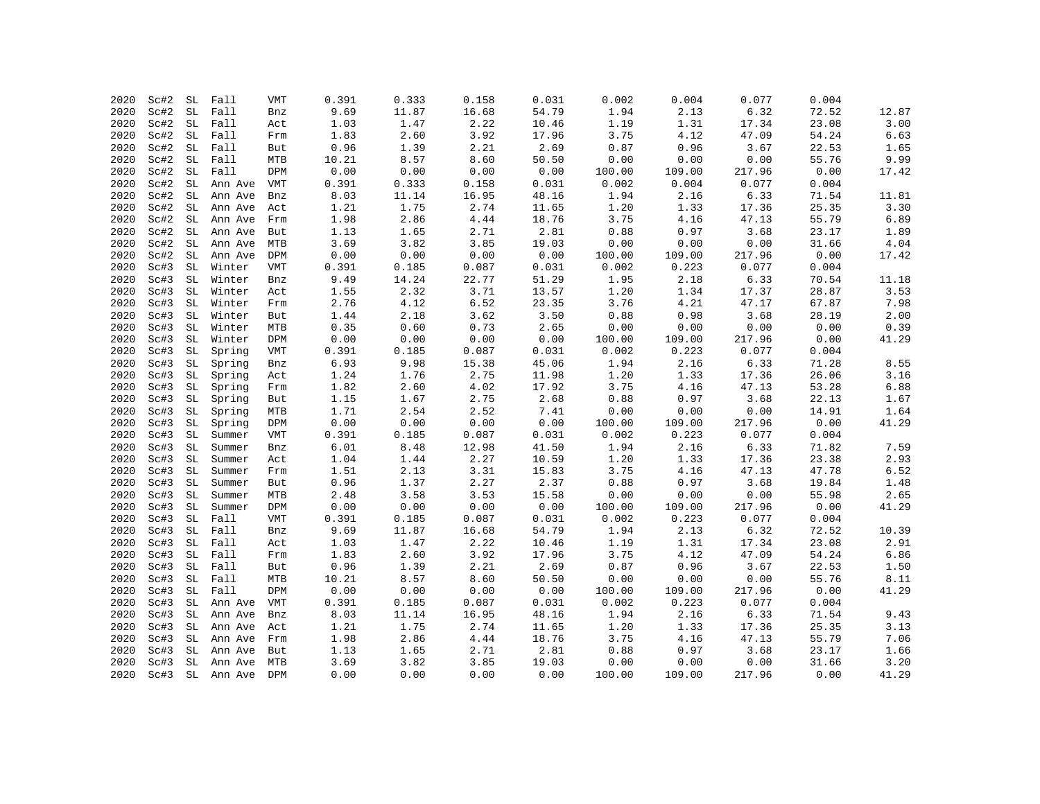| | | | | | | | | | | | | | |
|---|---|---|---|---|---|---|---|---|---|---|---|---|---|
| 2020 | Sc#2 | SL | Fall | VMT | 0.391 | 0.333 | 0.158 | 0.031 | 0.002 | 0.004 | 0.077 | 0.004 | |
| 2020 | Sc#2 | SL | Fall | Bnz | 9.69 | 11.87 | 16.68 | 54.79 | 1.94 | 2.13 | 6.32 | 72.52 | 12.87 |
| 2020 | Sc#2 | SL | Fall | Act | 1.03 | 1.47 | 2.22 | 10.46 | 1.19 | 1.31 | 17.34 | 23.08 | 3.00 |
| 2020 | Sc#2 | SL | Fall | Frm | 1.83 | 2.60 | 3.92 | 17.96 | 3.75 | 4.12 | 47.09 | 54.24 | 6.63 |
| 2020 | Sc#2 | SL | Fall | But | 0.96 | 1.39 | 2.21 | 2.69 | 0.87 | 0.96 | 3.67 | 22.53 | 1.65 |
| 2020 | Sc#2 | SL | Fall | MTB | 10.21 | 8.57 | 8.60 | 50.50 | 0.00 | 0.00 | 0.00 | 55.76 | 9.99 |
| 2020 | Sc#2 | SL | Fall | DPM | 0.00 | 0.00 | 0.00 | 0.00 | 100.00 | 109.00 | 217.96 | 0.00 | 17.42 |
| 2020 | Sc#2 | SL | Ann Ave | VMT | 0.391 | 0.333 | 0.158 | 0.031 | 0.002 | 0.004 | 0.077 | 0.004 | |
| 2020 | Sc#2 | SL | Ann Ave | Bnz | 8.03 | 11.14 | 16.95 | 48.16 | 1.94 | 2.16 | 6.33 | 71.54 | 11.81 |
| 2020 | Sc#2 | SL | Ann Ave | Act | 1.21 | 1.75 | 2.74 | 11.65 | 1.20 | 1.33 | 17.36 | 25.35 | 3.30 |
| 2020 | Sc#2 | SL | Ann Ave | Frm | 1.98 | 2.86 | 4.44 | 18.76 | 3.75 | 4.16 | 47.13 | 55.79 | 6.89 |
| 2020 | Sc#2 | SL | Ann Ave | But | 1.13 | 1.65 | 2.71 | 2.81 | 0.88 | 0.97 | 3.68 | 23.17 | 1.89 |
| 2020 | Sc#2 | SL | Ann Ave | MTB | 3.69 | 3.82 | 3.85 | 19.03 | 0.00 | 0.00 | 0.00 | 31.66 | 4.04 |
| 2020 | Sc#2 | SL | Ann Ave | DPM | 0.00 | 0.00 | 0.00 | 0.00 | 100.00 | 109.00 | 217.96 | 0.00 | 17.42 |
| 2020 | Sc#3 | SL | Winter | VMT | 0.391 | 0.185 | 0.087 | 0.031 | 0.002 | 0.223 | 0.077 | 0.004 | |
| 2020 | Sc#3 | SL | Winter | Bnz | 9.49 | 14.24 | 22.77 | 51.29 | 1.95 | 2.18 | 6.33 | 70.54 | 11.18 |
| 2020 | Sc#3 | SL | Winter | Act | 1.55 | 2.32 | 3.71 | 13.57 | 1.20 | 1.34 | 17.37 | 28.87 | 3.53 |
| 2020 | Sc#3 | SL | Winter | Frm | 2.76 | 4.12 | 6.52 | 23.35 | 3.76 | 4.21 | 47.17 | 67.87 | 7.98 |
| 2020 | Sc#3 | SL | Winter | But | 1.44 | 2.18 | 3.62 | 3.50 | 0.88 | 0.98 | 3.68 | 28.19 | 2.00 |
| 2020 | Sc#3 | SL | Winter | MTB | 0.35 | 0.60 | 0.73 | 2.65 | 0.00 | 0.00 | 0.00 | 0.00 | 0.39 |
| 2020 | Sc#3 | SL | Winter | DPM | 0.00 | 0.00 | 0.00 | 0.00 | 100.00 | 109.00 | 217.96 | 0.00 | 41.29 |
| 2020 | Sc#3 | SL | Spring | VMT | 0.391 | 0.185 | 0.087 | 0.031 | 0.002 | 0.223 | 0.077 | 0.004 | |
| 2020 | Sc#3 | SL | Spring | Bnz | 6.93 | 9.98 | 15.38 | 45.06 | 1.94 | 2.16 | 6.33 | 71.28 | 8.55 |
| 2020 | Sc#3 | SL | Spring | Act | 1.24 | 1.76 | 2.75 | 11.98 | 1.20 | 1.33 | 17.36 | 26.06 | 3.16 |
| 2020 | Sc#3 | SL | Spring | Frm | 1.82 | 2.60 | 4.02 | 17.92 | 3.75 | 4.16 | 47.13 | 53.28 | 6.88 |
| 2020 | Sc#3 | SL | Spring | But | 1.15 | 1.67 | 2.75 | 2.68 | 0.88 | 0.97 | 3.68 | 22.13 | 1.67 |
| 2020 | Sc#3 | SL | Spring | MTB | 1.71 | 2.54 | 2.52 | 7.41 | 0.00 | 0.00 | 0.00 | 14.91 | 1.64 |
| 2020 | Sc#3 | SL | Spring | DPM | 0.00 | 0.00 | 0.00 | 0.00 | 100.00 | 109.00 | 217.96 | 0.00 | 41.29 |
| 2020 | Sc#3 | SL | Summer | VMT | 0.391 | 0.185 | 0.087 | 0.031 | 0.002 | 0.223 | 0.077 | 0.004 | |
| 2020 | Sc#3 | SL | Summer | Bnz | 6.01 | 8.48 | 12.98 | 41.50 | 1.94 | 2.16 | 6.33 | 71.82 | 7.59 |
| 2020 | Sc#3 | SL | Summer | Act | 1.04 | 1.44 | 2.27 | 10.59 | 1.20 | 1.33 | 17.36 | 23.38 | 2.93 |
| 2020 | Sc#3 | SL | Summer | Frm | 1.51 | 2.13 | 3.31 | 15.83 | 3.75 | 4.16 | 47.13 | 47.78 | 6.52 |
| 2020 | Sc#3 | SL | Summer | But | 0.96 | 1.37 | 2.27 | 2.37 | 0.88 | 0.97 | 3.68 | 19.84 | 1.48 |
| 2020 | Sc#3 | SL | Summer | MTB | 2.48 | 3.58 | 3.53 | 15.58 | 0.00 | 0.00 | 0.00 | 55.98 | 2.65 |
| 2020 | Sc#3 | SL | Summer | DPM | 0.00 | 0.00 | 0.00 | 0.00 | 100.00 | 109.00 | 217.96 | 0.00 | 41.29 |
| 2020 | Sc#3 | SL | Fall | VMT | 0.391 | 0.185 | 0.087 | 0.031 | 0.002 | 0.223 | 0.077 | 0.004 | |
| 2020 | Sc#3 | SL | Fall | Bnz | 9.69 | 11.87 | 16.68 | 54.79 | 1.94 | 2.13 | 6.32 | 72.52 | 10.39 |
| 2020 | Sc#3 | SL | Fall | Act | 1.03 | 1.47 | 2.22 | 10.46 | 1.19 | 1.31 | 17.34 | 23.08 | 2.91 |
| 2020 | Sc#3 | SL | Fall | Frm | 1.83 | 2.60 | 3.92 | 17.96 | 3.75 | 4.12 | 47.09 | 54.24 | 6.86 |
| 2020 | Sc#3 | SL | Fall | But | 0.96 | 1.39 | 2.21 | 2.69 | 0.87 | 0.96 | 3.67 | 22.53 | 1.50 |
| 2020 | Sc#3 | SL | Fall | MTB | 10.21 | 8.57 | 8.60 | 50.50 | 0.00 | 0.00 | 0.00 | 55.76 | 8.11 |
| 2020 | Sc#3 | SL | Fall | DPM | 0.00 | 0.00 | 0.00 | 0.00 | 100.00 | 109.00 | 217.96 | 0.00 | 41.29 |
| 2020 | Sc#3 | SL | Ann Ave | VMT | 0.391 | 0.185 | 0.087 | 0.031 | 0.002 | 0.223 | 0.077 | 0.004 | |
| 2020 | Sc#3 | SL | Ann Ave | Bnz | 8.03 | 11.14 | 16.95 | 48.16 | 1.94 | 2.16 | 6.33 | 71.54 | 9.43 |
| 2020 | Sc#3 | SL | Ann Ave | Act | 1.21 | 1.75 | 2.74 | 11.65 | 1.20 | 1.33 | 17.36 | 25.35 | 3.13 |
| 2020 | Sc#3 | SL | Ann Ave | Frm | 1.98 | 2.86 | 4.44 | 18.76 | 3.75 | 4.16 | 47.13 | 55.79 | 7.06 |
| 2020 | Sc#3 | SL | Ann Ave | But | 1.13 | 1.65 | 2.71 | 2.81 | 0.88 | 0.97 | 3.68 | 23.17 | 1.66 |
| 2020 | Sc#3 | SL | Ann Ave | MTB | 3.69 | 3.82 | 3.85 | 19.03 | 0.00 | 0.00 | 0.00 | 31.66 | 3.20 |
| 2020 | Sc#3 | SL | Ann Ave | DPM | 0.00 | 0.00 | 0.00 | 0.00 | 100.00 | 109.00 | 217.96 | 0.00 | 41.29 |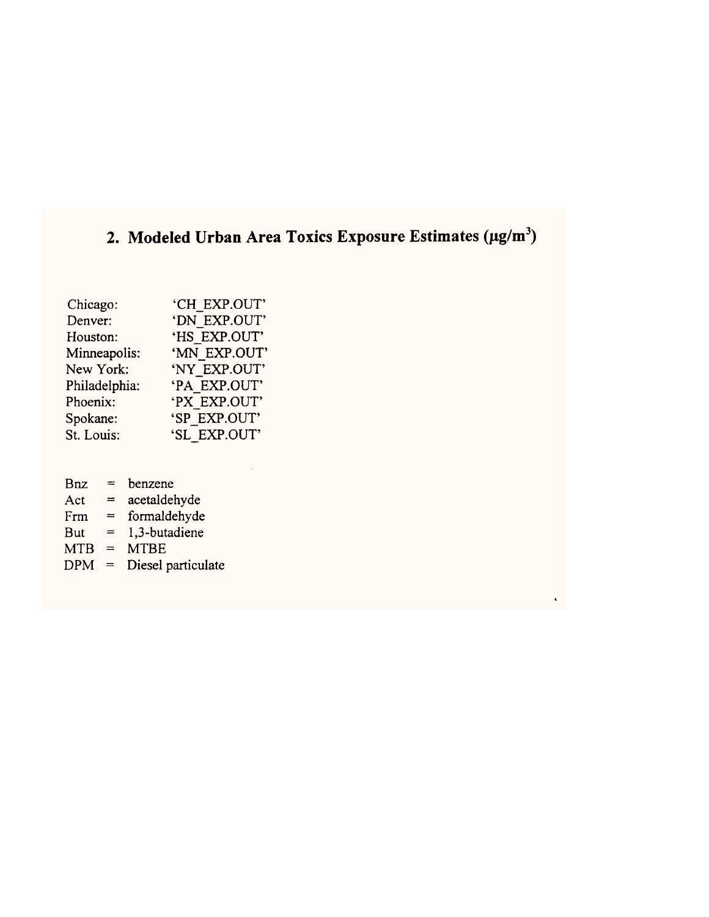## 2. Modeled Urban Area Toxics Exposure Estimates (μg/m$^3$)

| | |
|---|---|
| Chicago: | 'CH_EXP.OUT' |
| Denver: | 'DN_EXP.OUT' |
| Houston: | 'HS_EXP.OUT' |
| Minneapolis: | 'MN_EXP.OUT' |
| New York: | 'NY_EXP.OUT' |
| Philadelphia: | 'PA_EXP.OUT' |
| Phoenix: | 'PX_EXP.OUT' |
| Spokane: | 'SP_EXP.OUT' |
| St. Louis: | 'SL_EXP.OUT' |

Bnz = benzene
Act = acetaldehyde
Frm = formaldehyde
But = 1,3-butadiene
MTB = MTBE
DPM = Diesel particulate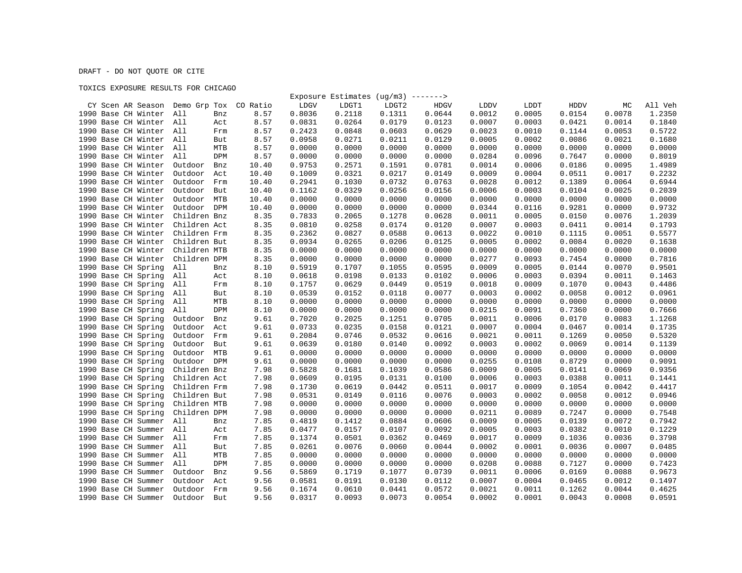DRAFT - DO NOT QUOTE OR CITE

TOXICS EXPOSURE RESULTS FOR CHICAGO

| CY | Scen | AR | Season | Demo Grp | Tox | CO Ratio | Exposure Estimates (ug/m3) -------> LDGV | LDGT1 | LDGT2 | HDGV | LDDV | LDDT | HDDV | MC | All Veh |
|---|---|---|---|---|---|---|---|---|---|---|---|---|---|---|---|
| 1990 | Base | CH | Winter | All | Bnz | 8.57 | 0.8036 | 0.2118 | 0.1311 | 0.0644 | 0.0012 | 0.0005 | 0.0154 | 0.0078 | 1.2350 |
| 1990 | Base | CH | Winter | All | Act | 8.57 | 0.0831 | 0.0264 | 0.0179 | 0.0123 | 0.0007 | 0.0003 | 0.0421 | 0.0014 | 0.1840 |
| 1990 | Base | CH | Winter | All | Frm | 8.57 | 0.2423 | 0.0848 | 0.0603 | 0.0629 | 0.0023 | 0.0010 | 0.1144 | 0.0053 | 0.5722 |
| 1990 | Base | CH | Winter | All | But | 8.57 | 0.0958 | 0.0271 | 0.0211 | 0.0129 | 0.0005 | 0.0002 | 0.0086 | 0.0021 | 0.1680 |
| 1990 | Base | CH | Winter | All | MTB | 8.57 | 0.0000 | 0.0000 | 0.0000 | 0.0000 | 0.0000 | 0.0000 | 0.0000 | 0.0000 | 0.0000 |
| 1990 | Base | CH | Winter | All | DPM | 8.57 | 0.0000 | 0.0000 | 0.0000 | 0.0000 | 0.0284 | 0.0096 | 0.7647 | 0.0000 | 0.8019 |
| 1990 | Base | CH | Winter | Outdoor | Bnz | 10.40 | 0.9753 | 0.2571 | 0.1591 | 0.0781 | 0.0014 | 0.0006 | 0.0186 | 0.0095 | 1.4989 |
| 1990 | Base | CH | Winter | Outdoor | Act | 10.40 | 0.1009 | 0.0321 | 0.0217 | 0.0149 | 0.0009 | 0.0004 | 0.0511 | 0.0017 | 0.2232 |
| 1990 | Base | CH | Winter | Outdoor | Frm | 10.40 | 0.2941 | 0.1030 | 0.0732 | 0.0763 | 0.0028 | 0.0012 | 0.1389 | 0.0064 | 0.6944 |
| 1990 | Base | CH | Winter | Outdoor | But | 10.40 | 0.1162 | 0.0329 | 0.0256 | 0.0156 | 0.0006 | 0.0003 | 0.0104 | 0.0025 | 0.2039 |
| 1990 | Base | CH | Winter | Outdoor | MTB | 10.40 | 0.0000 | 0.0000 | 0.0000 | 0.0000 | 0.0000 | 0.0000 | 0.0000 | 0.0000 | 0.0000 |
| 1990 | Base | CH | Winter | Outdoor | DPM | 10.40 | 0.0000 | 0.0000 | 0.0000 | 0.0000 | 0.0344 | 0.0116 | 0.9281 | 0.0000 | 0.9732 |
| 1990 | Base | CH | Winter | Children | Bnz | 8.35 | 0.7833 | 0.2065 | 0.1278 | 0.0628 | 0.0011 | 0.0005 | 0.0150 | 0.0076 | 1.2039 |
| 1990 | Base | CH | Winter | Children | Act | 8.35 | 0.0810 | 0.0258 | 0.0174 | 0.0120 | 0.0007 | 0.0003 | 0.0411 | 0.0014 | 0.1793 |
| 1990 | Base | CH | Winter | Children | Frm | 8.35 | 0.2362 | 0.0827 | 0.0588 | 0.0613 | 0.0022 | 0.0010 | 0.1115 | 0.0051 | 0.5577 |
| 1990 | Base | CH | Winter | Children | But | 8.35 | 0.0934 | 0.0265 | 0.0206 | 0.0125 | 0.0005 | 0.0002 | 0.0084 | 0.0020 | 0.1638 |
| 1990 | Base | CH | Winter | Children | MTB | 8.35 | 0.0000 | 0.0000 | 0.0000 | 0.0000 | 0.0000 | 0.0000 | 0.0000 | 0.0000 | 0.0000 |
| 1990 | Base | CH | Winter | Children | DPM | 8.35 | 0.0000 | 0.0000 | 0.0000 | 0.0000 | 0.0277 | 0.0093 | 0.7454 | 0.0000 | 0.7816 |
| 1990 | Base | CH | Spring | All | Bnz | 8.10 | 0.5919 | 0.1707 | 0.1055 | 0.0595 | 0.0009 | 0.0005 | 0.0144 | 0.0070 | 0.9501 |
| 1990 | Base | CH | Spring | All | Act | 8.10 | 0.0618 | 0.0198 | 0.0133 | 0.0102 | 0.0006 | 0.0003 | 0.0394 | 0.0011 | 0.1463 |
| 1990 | Base | CH | Spring | All | Frm | 8.10 | 0.1757 | 0.0629 | 0.0449 | 0.0519 | 0.0018 | 0.0009 | 0.1070 | 0.0043 | 0.4486 |
| 1990 | Base | CH | Spring | All | But | 8.10 | 0.0539 | 0.0152 | 0.0118 | 0.0077 | 0.0003 | 0.0002 | 0.0058 | 0.0012 | 0.0961 |
| 1990 | Base | CH | Spring | All | MTB | 8.10 | 0.0000 | 0.0000 | 0.0000 | 0.0000 | 0.0000 | 0.0000 | 0.0000 | 0.0000 | 0.0000 |
| 1990 | Base | CH | Spring | All | DPM | 8.10 | 0.0000 | 0.0000 | 0.0000 | 0.0000 | 0.0215 | 0.0091 | 0.7360 | 0.0000 | 0.7666 |
| 1990 | Base | CH | Spring | Outdoor | Bnz | 9.61 | 0.7020 | 0.2025 | 0.1251 | 0.0705 | 0.0011 | 0.0006 | 0.0170 | 0.0083 | 1.1268 |
| 1990 | Base | CH | Spring | Outdoor | Act | 9.61 | 0.0733 | 0.0235 | 0.0158 | 0.0121 | 0.0007 | 0.0004 | 0.0467 | 0.0014 | 0.1735 |
| 1990 | Base | CH | Spring | Outdoor | Frm | 9.61 | 0.2084 | 0.0746 | 0.0532 | 0.0616 | 0.0021 | 0.0011 | 0.1269 | 0.0050 | 0.5320 |
| 1990 | Base | CH | Spring | Outdoor | But | 9.61 | 0.0639 | 0.0180 | 0.0140 | 0.0092 | 0.0003 | 0.0002 | 0.0069 | 0.0014 | 0.1139 |
| 1990 | Base | CH | Spring | Outdoor | MTB | 9.61 | 0.0000 | 0.0000 | 0.0000 | 0.0000 | 0.0000 | 0.0000 | 0.0000 | 0.0000 | 0.0000 |
| 1990 | Base | CH | Spring | Outdoor | DPM | 9.61 | 0.0000 | 0.0000 | 0.0000 | 0.0000 | 0.0255 | 0.0108 | 0.8729 | 0.0000 | 0.9091 |
| 1990 | Base | CH | Spring | Children | Bnz | 7.98 | 0.5828 | 0.1681 | 0.1039 | 0.0586 | 0.0009 | 0.0005 | 0.0141 | 0.0069 | 0.9356 |
| 1990 | Base | CH | Spring | Children | Act | 7.98 | 0.0609 | 0.0195 | 0.0131 | 0.0100 | 0.0006 | 0.0003 | 0.0388 | 0.0011 | 0.1441 |
| 1990 | Base | CH | Spring | Children | Frm | 7.98 | 0.1730 | 0.0619 | 0.0442 | 0.0511 | 0.0017 | 0.0009 | 0.1054 | 0.0042 | 0.4417 |
| 1990 | Base | CH | Spring | Children | But | 7.98 | 0.0531 | 0.0149 | 0.0116 | 0.0076 | 0.0003 | 0.0002 | 0.0058 | 0.0012 | 0.0946 |
| 1990 | Base | CH | Spring | Children | MTB | 7.98 | 0.0000 | 0.0000 | 0.0000 | 0.0000 | 0.0000 | 0.0000 | 0.0000 | 0.0000 | 0.0000 |
| 1990 | Base | CH | Spring | Children | DPM | 7.98 | 0.0000 | 0.0000 | 0.0000 | 0.0000 | 0.0211 | 0.0089 | 0.7247 | 0.0000 | 0.7548 |
| 1990 | Base | CH | Summer | All | Bnz | 7.85 | 0.4819 | 0.1412 | 0.0884 | 0.0606 | 0.0009 | 0.0005 | 0.0139 | 0.0072 | 0.7942 |
| 1990 | Base | CH | Summer | All | Act | 7.85 | 0.0477 | 0.0157 | 0.0107 | 0.0092 | 0.0005 | 0.0003 | 0.0382 | 0.0010 | 0.1229 |
| 1990 | Base | CH | Summer | All | Frm | 7.85 | 0.1374 | 0.0501 | 0.0362 | 0.0469 | 0.0017 | 0.0009 | 0.1036 | 0.0036 | 0.3798 |
| 1990 | Base | CH | Summer | All | But | 7.85 | 0.0261 | 0.0076 | 0.0060 | 0.0044 | 0.0002 | 0.0001 | 0.0036 | 0.0007 | 0.0485 |
| 1990 | Base | CH | Summer | All | MTB | 7.85 | 0.0000 | 0.0000 | 0.0000 | 0.0000 | 0.0000 | 0.0000 | 0.0000 | 0.0000 | 0.0000 |
| 1990 | Base | CH | Summer | All | DPM | 7.85 | 0.0000 | 0.0000 | 0.0000 | 0.0000 | 0.0208 | 0.0088 | 0.7127 | 0.0000 | 0.7423 |
| 1990 | Base | CH | Summer | Outdoor | Bnz | 9.56 | 0.5869 | 0.1719 | 0.1077 | 0.0739 | 0.0011 | 0.0006 | 0.0169 | 0.0088 | 0.9673 |
| 1990 | Base | CH | Summer | Outdoor | Act | 9.56 | 0.0581 | 0.0191 | 0.0130 | 0.0112 | 0.0007 | 0.0004 | 0.0465 | 0.0012 | 0.1497 |
| 1990 | Base | CH | Summer | Outdoor | Frm | 9.56 | 0.1674 | 0.0610 | 0.0441 | 0.0572 | 0.0021 | 0.0011 | 0.1262 | 0.0044 | 0.4625 |
| 1990 | Base | CH | Summer | Outdoor | But | 9.56 | 0.0317 | 0.0093 | 0.0073 | 0.0054 | 0.0002 | 0.0001 | 0.0043 | 0.0008 | 0.0591 |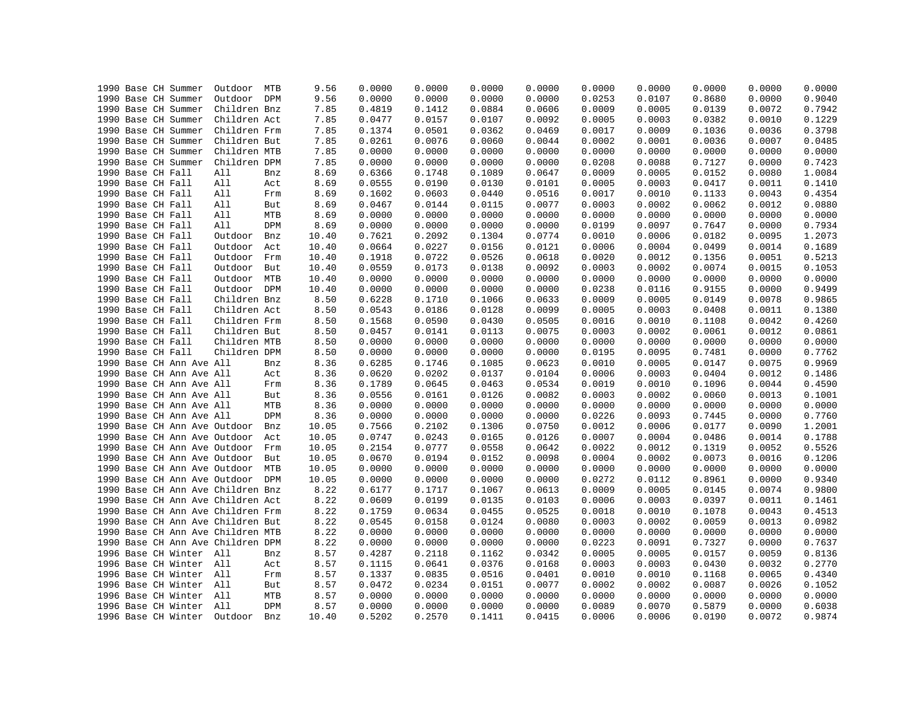| | | | | | | | | | | | | | | | |
|---|---|---|---|---|---|---|---|---|---|---|---|---|---|---|---|
| 1990 | Base | CH | Summer | Outdoor | MTB | 9.56 | 0.0000 | 0.0000 | 0.0000 | 0.0000 | 0.0000 | 0.0000 | 0.0000 | 0.0000 | 0.0000 |
| 1990 | Base | CH | Summer | Outdoor | DPM | 9.56 | 0.0000 | 0.0000 | 0.0000 | 0.0000 | 0.0253 | 0.0107 | 0.8680 | 0.0000 | 0.9040 |
| 1990 | Base | CH | Summer | Children | Bnz | 7.85 | 0.4819 | 0.1412 | 0.0884 | 0.0606 | 0.0009 | 0.0005 | 0.0139 | 0.0072 | 0.7942 |
| 1990 | Base | CH | Summer | Children | Act | 7.85 | 0.0477 | 0.0157 | 0.0107 | 0.0092 | 0.0005 | 0.0003 | 0.0382 | 0.0010 | 0.1229 |
| 1990 | Base | CH | Summer | Children | Frm | 7.85 | 0.1374 | 0.0501 | 0.0362 | 0.0469 | 0.0017 | 0.0009 | 0.1036 | 0.0036 | 0.3798 |
| 1990 | Base | CH | Summer | Children | But | 7.85 | 0.0261 | 0.0076 | 0.0060 | 0.0044 | 0.0002 | 0.0001 | 0.0036 | 0.0007 | 0.0485 |
| 1990 | Base | CH | Summer | Children | MTB | 7.85 | 0.0000 | 0.0000 | 0.0000 | 0.0000 | 0.0000 | 0.0000 | 0.0000 | 0.0000 | 0.0000 |
| 1990 | Base | CH | Summer | Children | DPM | 7.85 | 0.0000 | 0.0000 | 0.0000 | 0.0000 | 0.0208 | 0.0088 | 0.7127 | 0.0000 | 0.7423 |
| 1990 | Base | CH | Fall | All | Bnz | 8.69 | 0.6366 | 0.1748 | 0.1089 | 0.0647 | 0.0009 | 0.0005 | 0.0152 | 0.0080 | 1.0084 |
| 1990 | Base | CH | Fall | All | Act | 8.69 | 0.0555 | 0.0190 | 0.0130 | 0.0101 | 0.0005 | 0.0003 | 0.0417 | 0.0011 | 0.1410 |
| 1990 | Base | CH | Fall | All | Frm | 8.69 | 0.1602 | 0.0603 | 0.0440 | 0.0516 | 0.0017 | 0.0010 | 0.1133 | 0.0043 | 0.4354 |
| 1990 | Base | CH | Fall | All | But | 8.69 | 0.0467 | 0.0144 | 0.0115 | 0.0077 | 0.0003 | 0.0002 | 0.0062 | 0.0012 | 0.0880 |
| 1990 | Base | CH | Fall | All | MTB | 8.69 | 0.0000 | 0.0000 | 0.0000 | 0.0000 | 0.0000 | 0.0000 | 0.0000 | 0.0000 | 0.0000 |
| 1990 | Base | CH | Fall | All | DPM | 8.69 | 0.0000 | 0.0000 | 0.0000 | 0.0000 | 0.0199 | 0.0097 | 0.7647 | 0.0000 | 0.7934 |
| 1990 | Base | CH | Fall | Outdoor | Bnz | 10.40 | 0.7621 | 0.2092 | 0.1304 | 0.0774 | 0.0010 | 0.0006 | 0.0182 | 0.0095 | 1.2073 |
| 1990 | Base | CH | Fall | Outdoor | Act | 10.40 | 0.0664 | 0.0227 | 0.0156 | 0.0121 | 0.0006 | 0.0004 | 0.0499 | 0.0014 | 0.1689 |
| 1990 | Base | CH | Fall | Outdoor | Frm | 10.40 | 0.1918 | 0.0722 | 0.0526 | 0.0618 | 0.0020 | 0.0012 | 0.1356 | 0.0051 | 0.5213 |
| 1990 | Base | CH | Fall | Outdoor | But | 10.40 | 0.0559 | 0.0173 | 0.0138 | 0.0092 | 0.0003 | 0.0002 | 0.0074 | 0.0015 | 0.1053 |
| 1990 | Base | CH | Fall | Outdoor | MTB | 10.40 | 0.0000 | 0.0000 | 0.0000 | 0.0000 | 0.0000 | 0.0000 | 0.0000 | 0.0000 | 0.0000 |
| 1990 | Base | CH | Fall | Outdoor | DPM | 10.40 | 0.0000 | 0.0000 | 0.0000 | 0.0000 | 0.0238 | 0.0116 | 0.9155 | 0.0000 | 0.9499 |
| 1990 | Base | CH | Fall | Children | Bnz | 8.50 | 0.6228 | 0.1710 | 0.1066 | 0.0633 | 0.0009 | 0.0005 | 0.0149 | 0.0078 | 0.9865 |
| 1990 | Base | CH | Fall | Children | Act | 8.50 | 0.0543 | 0.0186 | 0.0128 | 0.0099 | 0.0005 | 0.0003 | 0.0408 | 0.0011 | 0.1380 |
| 1990 | Base | CH | Fall | Children | Frm | 8.50 | 0.1568 | 0.0590 | 0.0430 | 0.0505 | 0.0016 | 0.0010 | 0.1108 | 0.0042 | 0.4260 |
| 1990 | Base | CH | Fall | Children | But | 8.50 | 0.0457 | 0.0141 | 0.0113 | 0.0075 | 0.0003 | 0.0002 | 0.0061 | 0.0012 | 0.0861 |
| 1990 | Base | CH | Fall | Children | MTB | 8.50 | 0.0000 | 0.0000 | 0.0000 | 0.0000 | 0.0000 | 0.0000 | 0.0000 | 0.0000 | 0.0000 |
| 1990 | Base | CH | Fall | Children | DPM | 8.50 | 0.0000 | 0.0000 | 0.0000 | 0.0000 | 0.0195 | 0.0095 | 0.7481 | 0.0000 | 0.7762 |
| 1990 | Base | CH | Ann Ave | All | Bnz | 8.36 | 0.6285 | 0.1746 | 0.1085 | 0.0623 | 0.0010 | 0.0005 | 0.0147 | 0.0075 | 0.9969 |
| 1990 | Base | CH | Ann Ave | All | Act | 8.36 | 0.0620 | 0.0202 | 0.0137 | 0.0104 | 0.0006 | 0.0003 | 0.0404 | 0.0012 | 0.1486 |
| 1990 | Base | CH | Ann Ave | All | Frm | 8.36 | 0.1789 | 0.0645 | 0.0463 | 0.0534 | 0.0019 | 0.0010 | 0.1096 | 0.0044 | 0.4590 |
| 1990 | Base | CH | Ann Ave | All | But | 8.36 | 0.0556 | 0.0161 | 0.0126 | 0.0082 | 0.0003 | 0.0002 | 0.0060 | 0.0013 | 0.1001 |
| 1990 | Base | CH | Ann Ave | All | MTB | 8.36 | 0.0000 | 0.0000 | 0.0000 | 0.0000 | 0.0000 | 0.0000 | 0.0000 | 0.0000 | 0.0000 |
| 1990 | Base | CH | Ann Ave | All | DPM | 8.36 | 0.0000 | 0.0000 | 0.0000 | 0.0000 | 0.0226 | 0.0093 | 0.7445 | 0.0000 | 0.7760 |
| 1990 | Base | CH | Ann Ave | Outdoor | Bnz | 10.05 | 0.7566 | 0.2102 | 0.1306 | 0.0750 | 0.0012 | 0.0006 | 0.0177 | 0.0090 | 1.2001 |
| 1990 | Base | CH | Ann Ave | Outdoor | Act | 10.05 | 0.0747 | 0.0243 | 0.0165 | 0.0126 | 0.0007 | 0.0004 | 0.0486 | 0.0014 | 0.1788 |
| 1990 | Base | CH | Ann Ave | Outdoor | Frm | 10.05 | 0.2154 | 0.0777 | 0.0558 | 0.0642 | 0.0022 | 0.0012 | 0.1319 | 0.0052 | 0.5526 |
| 1990 | Base | CH | Ann Ave | Outdoor | But | 10.05 | 0.0670 | 0.0194 | 0.0152 | 0.0098 | 0.0004 | 0.0002 | 0.0073 | 0.0016 | 0.1206 |
| 1990 | Base | CH | Ann Ave | Outdoor | MTB | 10.05 | 0.0000 | 0.0000 | 0.0000 | 0.0000 | 0.0000 | 0.0000 | 0.0000 | 0.0000 | 0.0000 |
| 1990 | Base | CH | Ann Ave | Outdoor | DPM | 10.05 | 0.0000 | 0.0000 | 0.0000 | 0.0000 | 0.0272 | 0.0112 | 0.8961 | 0.0000 | 0.9340 |
| 1990 | Base | CH | Ann Ave | Children | Bnz | 8.22 | 0.6177 | 0.1717 | 0.1067 | 0.0613 | 0.0009 | 0.0005 | 0.0145 | 0.0074 | 0.9800 |
| 1990 | Base | CH | Ann Ave | Children | Act | 8.22 | 0.0609 | 0.0199 | 0.0135 | 0.0103 | 0.0006 | 0.0003 | 0.0397 | 0.0011 | 0.1461 |
| 1990 | Base | CH | Ann Ave | Children | Frm | 8.22 | 0.1759 | 0.0634 | 0.0455 | 0.0525 | 0.0018 | 0.0010 | 0.1078 | 0.0043 | 0.4513 |
| 1990 | Base | CH | Ann Ave | Children | But | 8.22 | 0.0545 | 0.0158 | 0.0124 | 0.0080 | 0.0003 | 0.0002 | 0.0059 | 0.0013 | 0.0982 |
| 1990 | Base | CH | Ann Ave | Children | MTB | 8.22 | 0.0000 | 0.0000 | 0.0000 | 0.0000 | 0.0000 | 0.0000 | 0.0000 | 0.0000 | 0.0000 |
| 1990 | Base | CH | Ann Ave | Children | DPM | 8.22 | 0.0000 | 0.0000 | 0.0000 | 0.0000 | 0.0223 | 0.0091 | 0.7327 | 0.0000 | 0.7637 |
| 1996 | Base | CH | Winter | All | Bnz | 8.57 | 0.4287 | 0.2118 | 0.1162 | 0.0342 | 0.0005 | 0.0005 | 0.0157 | 0.0059 | 0.8136 |
| 1996 | Base | CH | Winter | All | Act | 8.57 | 0.1115 | 0.0641 | 0.0376 | 0.0168 | 0.0003 | 0.0003 | 0.0430 | 0.0032 | 0.2770 |
| 1996 | Base | CH | Winter | All | Frm | 8.57 | 0.1337 | 0.0835 | 0.0516 | 0.0401 | 0.0010 | 0.0010 | 0.1168 | 0.0065 | 0.4340 |
| 1996 | Base | CH | Winter | All | But | 8.57 | 0.0472 | 0.0234 | 0.0151 | 0.0077 | 0.0002 | 0.0002 | 0.0087 | 0.0026 | 0.1052 |
| 1996 | Base | CH | Winter | All | MTB | 8.57 | 0.0000 | 0.0000 | 0.0000 | 0.0000 | 0.0000 | 0.0000 | 0.0000 | 0.0000 | 0.0000 |
| 1996 | Base | CH | Winter | All | DPM | 8.57 | 0.0000 | 0.0000 | 0.0000 | 0.0000 | 0.0089 | 0.0070 | 0.5879 | 0.0000 | 0.6038 |
| 1996 | Base | CH | Winter | Outdoor | Bnz | 10.40 | 0.5202 | 0.2570 | 0.1411 | 0.0415 | 0.0006 | 0.0006 | 0.0190 | 0.0072 | 0.9874 |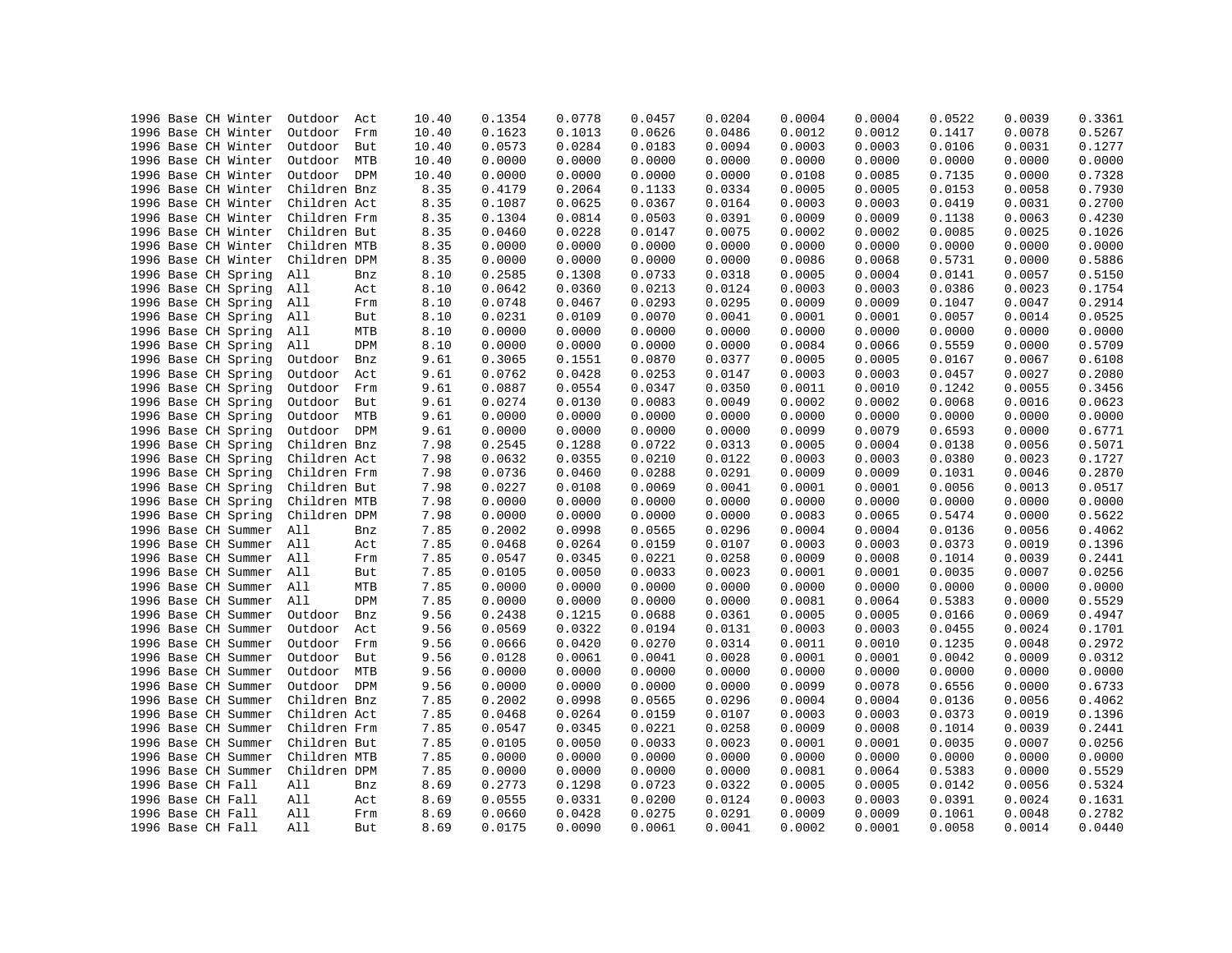| | | | | | | | | | | | | | | | | |
|---|---|---|---|---|---|---|---|---|---|---|---|---|---|---|---|---|
| 1996 | Base | CH | Winter | Outdoor | Act | 10.40 | 0.1354 | 0.0778 | 0.0457 | 0.0204 | 0.0004 | 0.0004 | 0.0522 | 0.0039 | 0.3361 |
| 1996 | Base | CH | Winter | Outdoor | Frm | 10.40 | 0.1623 | 0.1013 | 0.0626 | 0.0486 | 0.0012 | 0.0012 | 0.1417 | 0.0078 | 0.5267 |
| 1996 | Base | CH | Winter | Outdoor | But | 10.40 | 0.0573 | 0.0284 | 0.0183 | 0.0094 | 0.0003 | 0.0003 | 0.0106 | 0.0031 | 0.1277 |
| 1996 | Base | CH | Winter | Outdoor | MTB | 10.40 | 0.0000 | 0.0000 | 0.0000 | 0.0000 | 0.0000 | 0.0000 | 0.0000 | 0.0000 | 0.0000 |
| 1996 | Base | CH | Winter | Outdoor | DPM | 10.40 | 0.0000 | 0.0000 | 0.0000 | 0.0000 | 0.0108 | 0.0085 | 0.7135 | 0.0000 | 0.7328 |
| 1996 | Base | CH | Winter | Children | Bnz | 8.35 | 0.4179 | 0.2064 | 0.1133 | 0.0334 | 0.0005 | 0.0005 | 0.0153 | 0.0058 | 0.7930 |
| 1996 | Base | CH | Winter | Children | Act | 8.35 | 0.1087 | 0.0625 | 0.0367 | 0.0164 | 0.0003 | 0.0003 | 0.0419 | 0.0031 | 0.2700 |
| 1996 | Base | CH | Winter | Children | Frm | 8.35 | 0.1304 | 0.0814 | 0.0503 | 0.0391 | 0.0009 | 0.0009 | 0.1138 | 0.0063 | 0.4230 |
| 1996 | Base | CH | Winter | Children | But | 8.35 | 0.0460 | 0.0228 | 0.0147 | 0.0075 | 0.0002 | 0.0002 | 0.0085 | 0.0025 | 0.1026 |
| 1996 | Base | CH | Winter | Children | MTB | 8.35 | 0.0000 | 0.0000 | 0.0000 | 0.0000 | 0.0000 | 0.0000 | 0.0000 | 0.0000 | 0.0000 |
| 1996 | Base | CH | Winter | Children | DPM | 8.35 | 0.0000 | 0.0000 | 0.0000 | 0.0000 | 0.0086 | 0.0068 | 0.5731 | 0.0000 | 0.5886 |
| 1996 | Base | CH | Spring | All | Bnz | 8.10 | 0.2585 | 0.1308 | 0.0733 | 0.0318 | 0.0005 | 0.0004 | 0.0141 | 0.0057 | 0.5150 |
| 1996 | Base | CH | Spring | All | Act | 8.10 | 0.0642 | 0.0360 | 0.0213 | 0.0124 | 0.0003 | 0.0003 | 0.0386 | 0.0023 | 0.1754 |
| 1996 | Base | CH | Spring | All | Frm | 8.10 | 0.0748 | 0.0467 | 0.0293 | 0.0295 | 0.0009 | 0.0009 | 0.1047 | 0.0047 | 0.2914 |
| 1996 | Base | CH | Spring | All | But | 8.10 | 0.0231 | 0.0109 | 0.0070 | 0.0041 | 0.0001 | 0.0001 | 0.0057 | 0.0014 | 0.0525 |
| 1996 | Base | CH | Spring | All | MTB | 8.10 | 0.0000 | 0.0000 | 0.0000 | 0.0000 | 0.0000 | 0.0000 | 0.0000 | 0.0000 | 0.0000 |
| 1996 | Base | CH | Spring | All | DPM | 8.10 | 0.0000 | 0.0000 | 0.0000 | 0.0000 | 0.0084 | 0.0066 | 0.5559 | 0.0000 | 0.5709 |
| 1996 | Base | CH | Spring | Outdoor | Bnz | 9.61 | 0.3065 | 0.1551 | 0.0870 | 0.0377 | 0.0005 | 0.0005 | 0.0167 | 0.0067 | 0.6108 |
| 1996 | Base | CH | Spring | Outdoor | Act | 9.61 | 0.0762 | 0.0428 | 0.0253 | 0.0147 | 0.0003 | 0.0003 | 0.0457 | 0.0027 | 0.2080 |
| 1996 | Base | CH | Spring | Outdoor | Frm | 9.61 | 0.0887 | 0.0554 | 0.0347 | 0.0350 | 0.0011 | 0.0010 | 0.1242 | 0.0055 | 0.3456 |
| 1996 | Base | CH | Spring | Outdoor | But | 9.61 | 0.0274 | 0.0130 | 0.0083 | 0.0049 | 0.0002 | 0.0002 | 0.0068 | 0.0016 | 0.0623 |
| 1996 | Base | CH | Spring | Outdoor | MTB | 9.61 | 0.0000 | 0.0000 | 0.0000 | 0.0000 | 0.0000 | 0.0000 | 0.0000 | 0.0000 | 0.0000 |
| 1996 | Base | CH | Spring | Outdoor | DPM | 9.61 | 0.0000 | 0.0000 | 0.0000 | 0.0000 | 0.0099 | 0.0079 | 0.6593 | 0.0000 | 0.6771 |
| 1996 | Base | CH | Spring | Children | Bnz | 7.98 | 0.2545 | 0.1288 | 0.0722 | 0.0313 | 0.0005 | 0.0004 | 0.0138 | 0.0056 | 0.5071 |
| 1996 | Base | CH | Spring | Children | Act | 7.98 | 0.0632 | 0.0355 | 0.0210 | 0.0122 | 0.0003 | 0.0003 | 0.0380 | 0.0023 | 0.1727 |
| 1996 | Base | CH | Spring | Children | Frm | 7.98 | 0.0736 | 0.0460 | 0.0288 | 0.0291 | 0.0009 | 0.0009 | 0.1031 | 0.0046 | 0.2870 |
| 1996 | Base | CH | Spring | Children | But | 7.98 | 0.0227 | 0.0108 | 0.0069 | 0.0041 | 0.0001 | 0.0001 | 0.0056 | 0.0013 | 0.0517 |
| 1996 | Base | CH | Spring | Children | MTB | 7.98 | 0.0000 | 0.0000 | 0.0000 | 0.0000 | 0.0000 | 0.0000 | 0.0000 | 0.0000 | 0.0000 |
| 1996 | Base | CH | Spring | Children | DPM | 7.98 | 0.0000 | 0.0000 | 0.0000 | 0.0000 | 0.0083 | 0.0065 | 0.5474 | 0.0000 | 0.5622 |
| 1996 | Base | CH | Summer | All | Bnz | 7.85 | 0.2002 | 0.0998 | 0.0565 | 0.0296 | 0.0004 | 0.0004 | 0.0136 | 0.0056 | 0.4062 |
| 1996 | Base | CH | Summer | All | Act | 7.85 | 0.0468 | 0.0264 | 0.0159 | 0.0107 | 0.0003 | 0.0003 | 0.0373 | 0.0019 | 0.1396 |
| 1996 | Base | CH | Summer | All | Frm | 7.85 | 0.0547 | 0.0345 | 0.0221 | 0.0258 | 0.0009 | 0.0008 | 0.1014 | 0.0039 | 0.2441 |
| 1996 | Base | CH | Summer | All | But | 7.85 | 0.0105 | 0.0050 | 0.0033 | 0.0023 | 0.0001 | 0.0001 | 0.0035 | 0.0007 | 0.0256 |
| 1996 | Base | CH | Summer | All | MTB | 7.85 | 0.0000 | 0.0000 | 0.0000 | 0.0000 | 0.0000 | 0.0000 | 0.0000 | 0.0000 | 0.0000 |
| 1996 | Base | CH | Summer | All | DPM | 7.85 | 0.0000 | 0.0000 | 0.0000 | 0.0000 | 0.0081 | 0.0064 | 0.5383 | 0.0000 | 0.5529 |
| 1996 | Base | CH | Summer | Outdoor | Bnz | 9.56 | 0.2438 | 0.1215 | 0.0688 | 0.0361 | 0.0005 | 0.0005 | 0.0166 | 0.0069 | 0.4947 |
| 1996 | Base | CH | Summer | Outdoor | Act | 9.56 | 0.0569 | 0.0322 | 0.0194 | 0.0131 | 0.0003 | 0.0003 | 0.0455 | 0.0024 | 0.1701 |
| 1996 | Base | CH | Summer | Outdoor | Frm | 9.56 | 0.0666 | 0.0420 | 0.0270 | 0.0314 | 0.0011 | 0.0010 | 0.1235 | 0.0048 | 0.2972 |
| 1996 | Base | CH | Summer | Outdoor | But | 9.56 | 0.0128 | 0.0061 | 0.0041 | 0.0028 | 0.0001 | 0.0001 | 0.0042 | 0.0009 | 0.0312 |
| 1996 | Base | CH | Summer | Outdoor | MTB | 9.56 | 0.0000 | 0.0000 | 0.0000 | 0.0000 | 0.0000 | 0.0000 | 0.0000 | 0.0000 | 0.0000 |
| 1996 | Base | CH | Summer | Outdoor | DPM | 9.56 | 0.0000 | 0.0000 | 0.0000 | 0.0000 | 0.0099 | 0.0078 | 0.6556 | 0.0000 | 0.6733 |
| 1996 | Base | CH | Summer | Children | Bnz | 7.85 | 0.2002 | 0.0998 | 0.0565 | 0.0296 | 0.0004 | 0.0004 | 0.0136 | 0.0056 | 0.4062 |
| 1996 | Base | CH | Summer | Children | Act | 7.85 | 0.0468 | 0.0264 | 0.0159 | 0.0107 | 0.0003 | 0.0003 | 0.0373 | 0.0019 | 0.1396 |
| 1996 | Base | CH | Summer | Children | Frm | 7.85 | 0.0547 | 0.0345 | 0.0221 | 0.0258 | 0.0009 | 0.0008 | 0.1014 | 0.0039 | 0.2441 |
| 1996 | Base | CH | Summer | Children | But | 7.85 | 0.0105 | 0.0050 | 0.0033 | 0.0023 | 0.0001 | 0.0001 | 0.0035 | 0.0007 | 0.0256 |
| 1996 | Base | CH | Summer | Children | MTB | 7.85 | 0.0000 | 0.0000 | 0.0000 | 0.0000 | 0.0000 | 0.0000 | 0.0000 | 0.0000 | 0.0000 |
| 1996 | Base | CH | Summer | Children | DPM | 7.85 | 0.0000 | 0.0000 | 0.0000 | 0.0000 | 0.0081 | 0.0064 | 0.5383 | 0.0000 | 0.5529 |
| 1996 | Base | CH | Fall | All | Bnz | 8.69 | 0.2773 | 0.1298 | 0.0723 | 0.0322 | 0.0005 | 0.0005 | 0.0142 | 0.0056 | 0.5324 |
| 1996 | Base | CH | Fall | All | Act | 8.69 | 0.0555 | 0.0331 | 0.0200 | 0.0124 | 0.0003 | 0.0003 | 0.0391 | 0.0024 | 0.1631 |
| 1996 | Base | CH | Fall | All | Frm | 8.69 | 0.0660 | 0.0428 | 0.0275 | 0.0291 | 0.0009 | 0.0009 | 0.1061 | 0.0048 | 0.2782 |
| 1996 | Base | CH | Fall | All | But | 8.69 | 0.0175 | 0.0090 | 0.0061 | 0.0041 | 0.0002 | 0.0001 | 0.0058 | 0.0014 | 0.0440 |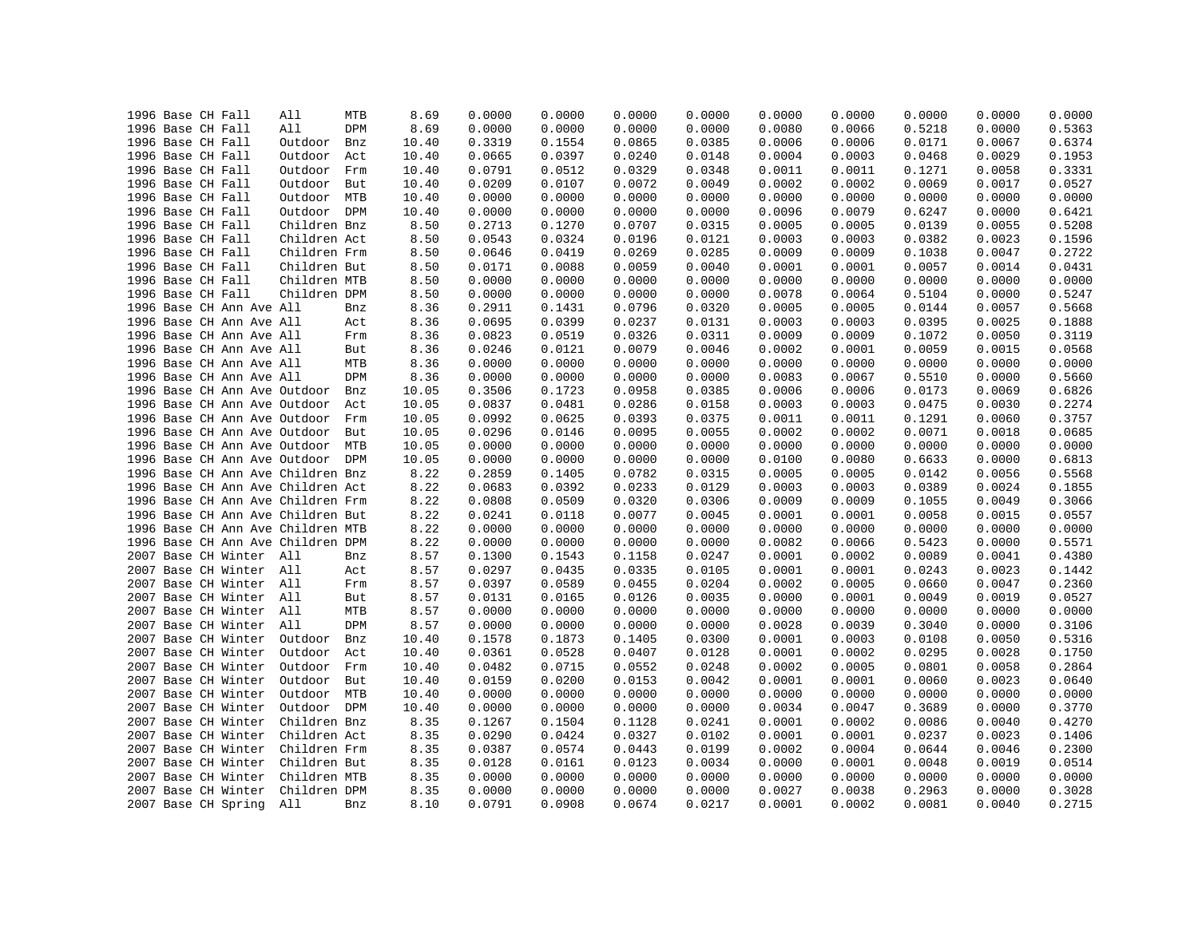| | | | | | | | | | | | | | | | | |
|---|---|---|---|---|---|---|---|---|---|---|---|---|---|---|---|---|
| 1996 | Base | CH | Fall | All | MTB | 8.69 | 0.0000 | 0.0000 | 0.0000 | 0.0000 | 0.0000 | 0.0000 | 0.0000 | 0.0000 | 0.0000 |
| 1996 | Base | CH | Fall | All | DPM | 8.69 | 0.0000 | 0.0000 | 0.0000 | 0.0000 | 0.0080 | 0.0066 | 0.5218 | 0.0000 | 0.5363 |
| 1996 | Base | CH | Fall | Outdoor | Bnz | 10.40 | 0.3319 | 0.1554 | 0.0865 | 0.0385 | 0.0006 | 0.0006 | 0.0171 | 0.0067 | 0.6374 |
| 1996 | Base | CH | Fall | Outdoor | Act | 10.40 | 0.0665 | 0.0397 | 0.0240 | 0.0148 | 0.0004 | 0.0003 | 0.0468 | 0.0029 | 0.1953 |
| 1996 | Base | CH | Fall | Outdoor | Frm | 10.40 | 0.0791 | 0.0512 | 0.0329 | 0.0348 | 0.0011 | 0.0011 | 0.1271 | 0.0058 | 0.3331 |
| 1996 | Base | CH | Fall | Outdoor | But | 10.40 | 0.0209 | 0.0107 | 0.0072 | 0.0049 | 0.0002 | 0.0002 | 0.0069 | 0.0017 | 0.0527 |
| 1996 | Base | CH | Fall | Outdoor | MTB | 10.40 | 0.0000 | 0.0000 | 0.0000 | 0.0000 | 0.0000 | 0.0000 | 0.0000 | 0.0000 | 0.0000 |
| 1996 | Base | CH | Fall | Outdoor | DPM | 10.40 | 0.0000 | 0.0000 | 0.0000 | 0.0000 | 0.0096 | 0.0079 | 0.6247 | 0.0000 | 0.6421 |
| 1996 | Base | CH | Fall | Children | Bnz | 8.50 | 0.2713 | 0.1270 | 0.0707 | 0.0315 | 0.0005 | 0.0005 | 0.0139 | 0.0055 | 0.5208 |
| 1996 | Base | CH | Fall | Children | Act | 8.50 | 0.0543 | 0.0324 | 0.0196 | 0.0121 | 0.0003 | 0.0003 | 0.0382 | 0.0023 | 0.1596 |
| 1996 | Base | CH | Fall | Children | Frm | 8.50 | 0.0646 | 0.0419 | 0.0269 | 0.0285 | 0.0009 | 0.0009 | 0.1038 | 0.0047 | 0.2722 |
| 1996 | Base | CH | Fall | Children | But | 8.50 | 0.0171 | 0.0088 | 0.0059 | 0.0040 | 0.0001 | 0.0001 | 0.0057 | 0.0014 | 0.0431 |
| 1996 | Base | CH | Fall | Children | MTB | 8.50 | 0.0000 | 0.0000 | 0.0000 | 0.0000 | 0.0000 | 0.0000 | 0.0000 | 0.0000 | 0.0000 |
| 1996 | Base | CH | Fall | Children | DPM | 8.50 | 0.0000 | 0.0000 | 0.0000 | 0.0000 | 0.0078 | 0.0064 | 0.5104 | 0.0000 | 0.5247 |
| 1996 | Base | CH | Ann Ave | All | Bnz | 8.36 | 0.2911 | 0.1431 | 0.0796 | 0.0320 | 0.0005 | 0.0005 | 0.0144 | 0.0057 | 0.5668 |
| 1996 | Base | CH | Ann Ave | All | Act | 8.36 | 0.0695 | 0.0399 | 0.0237 | 0.0131 | 0.0003 | 0.0003 | 0.0395 | 0.0025 | 0.1888 |
| 1996 | Base | CH | Ann Ave | All | Frm | 8.36 | 0.0823 | 0.0519 | 0.0326 | 0.0311 | 0.0009 | 0.0009 | 0.1072 | 0.0050 | 0.3119 |
| 1996 | Base | CH | Ann Ave | All | But | 8.36 | 0.0246 | 0.0121 | 0.0079 | 0.0046 | 0.0002 | 0.0001 | 0.0059 | 0.0015 | 0.0568 |
| 1996 | Base | CH | Ann Ave | All | MTB | 8.36 | 0.0000 | 0.0000 | 0.0000 | 0.0000 | 0.0000 | 0.0000 | 0.0000 | 0.0000 | 0.0000 |
| 1996 | Base | CH | Ann Ave | All | DPM | 8.36 | 0.0000 | 0.0000 | 0.0000 | 0.0000 | 0.0083 | 0.0067 | 0.5510 | 0.0000 | 0.5660 |
| 1996 | Base | CH | Ann Ave | Outdoor | Bnz | 10.05 | 0.3506 | 0.1723 | 0.0958 | 0.0385 | 0.0006 | 0.0006 | 0.0173 | 0.0069 | 0.6826 |
| 1996 | Base | CH | Ann Ave | Outdoor | Act | 10.05 | 0.0837 | 0.0481 | 0.0286 | 0.0158 | 0.0003 | 0.0003 | 0.0475 | 0.0030 | 0.2274 |
| 1996 | Base | CH | Ann Ave | Outdoor | Frm | 10.05 | 0.0992 | 0.0625 | 0.0393 | 0.0375 | 0.0011 | 0.0011 | 0.1291 | 0.0060 | 0.3757 |
| 1996 | Base | CH | Ann Ave | Outdoor | But | 10.05 | 0.0296 | 0.0146 | 0.0095 | 0.0055 | 0.0002 | 0.0002 | 0.0071 | 0.0018 | 0.0685 |
| 1996 | Base | CH | Ann Ave | Outdoor | MTB | 10.05 | 0.0000 | 0.0000 | 0.0000 | 0.0000 | 0.0000 | 0.0000 | 0.0000 | 0.0000 | 0.0000 |
| 1996 | Base | CH | Ann Ave | Outdoor | DPM | 10.05 | 0.0000 | 0.0000 | 0.0000 | 0.0000 | 0.0100 | 0.0080 | 0.6633 | 0.0000 | 0.6813 |
| 1996 | Base | CH | Ann Ave | Children | Bnz | 8.22 | 0.2859 | 0.1405 | 0.0782 | 0.0315 | 0.0005 | 0.0005 | 0.0142 | 0.0056 | 0.5568 |
| 1996 | Base | CH | Ann Ave | Children | Act | 8.22 | 0.0683 | 0.0392 | 0.0233 | 0.0129 | 0.0003 | 0.0003 | 0.0389 | 0.0024 | 0.1855 |
| 1996 | Base | CH | Ann Ave | Children | Frm | 8.22 | 0.0808 | 0.0509 | 0.0320 | 0.0306 | 0.0009 | 0.0009 | 0.1055 | 0.0049 | 0.3066 |
| 1996 | Base | CH | Ann Ave | Children | But | 8.22 | 0.0241 | 0.0118 | 0.0077 | 0.0045 | 0.0001 | 0.0001 | 0.0058 | 0.0015 | 0.0557 |
| 1996 | Base | CH | Ann Ave | Children | MTB | 8.22 | 0.0000 | 0.0000 | 0.0000 | 0.0000 | 0.0000 | 0.0000 | 0.0000 | 0.0000 | 0.0000 |
| 1996 | Base | CH | Ann Ave | Children | DPM | 8.22 | 0.0000 | 0.0000 | 0.0000 | 0.0000 | 0.0082 | 0.0066 | 0.5423 | 0.0000 | 0.5571 |
| 2007 | Base | CH | Winter | All | Bnz | 8.57 | 0.1300 | 0.1543 | 0.1158 | 0.0247 | 0.0001 | 0.0002 | 0.0089 | 0.0041 | 0.4380 |
| 2007 | Base | CH | Winter | All | Act | 8.57 | 0.0297 | 0.0435 | 0.0335 | 0.0105 | 0.0001 | 0.0001 | 0.0243 | 0.0023 | 0.1442 |
| 2007 | Base | CH | Winter | All | Frm | 8.57 | 0.0397 | 0.0589 | 0.0455 | 0.0204 | 0.0002 | 0.0005 | 0.0660 | 0.0047 | 0.2360 |
| 2007 | Base | CH | Winter | All | But | 8.57 | 0.0131 | 0.0165 | 0.0126 | 0.0035 | 0.0000 | 0.0001 | 0.0049 | 0.0019 | 0.0527 |
| 2007 | Base | CH | Winter | All | MTB | 8.57 | 0.0000 | 0.0000 | 0.0000 | 0.0000 | 0.0000 | 0.0000 | 0.0000 | 0.0000 | 0.0000 |
| 2007 | Base | CH | Winter | All | DPM | 8.57 | 0.0000 | 0.0000 | 0.0000 | 0.0000 | 0.0028 | 0.0039 | 0.3040 | 0.0000 | 0.3106 |
| 2007 | Base | CH | Winter | Outdoor | Bnz | 10.40 | 0.1578 | 0.1873 | 0.1405 | 0.0300 | 0.0001 | 0.0003 | 0.0108 | 0.0050 | 0.5316 |
| 2007 | Base | CH | Winter | Outdoor | Act | 10.40 | 0.0361 | 0.0528 | 0.0407 | 0.0128 | 0.0001 | 0.0002 | 0.0295 | 0.0028 | 0.1750 |
| 2007 | Base | CH | Winter | Outdoor | Frm | 10.40 | 0.0482 | 0.0715 | 0.0552 | 0.0248 | 0.0002 | 0.0005 | 0.0801 | 0.0058 | 0.2864 |
| 2007 | Base | CH | Winter | Outdoor | But | 10.40 | 0.0159 | 0.0200 | 0.0153 | 0.0042 | 0.0001 | 0.0001 | 0.0060 | 0.0023 | 0.0640 |
| 2007 | Base | CH | Winter | Outdoor | MTB | 10.40 | 0.0000 | 0.0000 | 0.0000 | 0.0000 | 0.0000 | 0.0000 | 0.0000 | 0.0000 | 0.0000 |
| 2007 | Base | CH | Winter | Outdoor | DPM | 10.40 | 0.0000 | 0.0000 | 0.0000 | 0.0000 | 0.0034 | 0.0047 | 0.3689 | 0.0000 | 0.3770 |
| 2007 | Base | CH | Winter | Children | Bnz | 8.35 | 0.1267 | 0.1504 | 0.1128 | 0.0241 | 0.0001 | 0.0002 | 0.0086 | 0.0040 | 0.4270 |
| 2007 | Base | CH | Winter | Children | Act | 8.35 | 0.0290 | 0.0424 | 0.0327 | 0.0102 | 0.0001 | 0.0001 | 0.0237 | 0.0023 | 0.1406 |
| 2007 | Base | CH | Winter | Children | Frm | 8.35 | 0.0387 | 0.0574 | 0.0443 | 0.0199 | 0.0002 | 0.0004 | 0.0644 | 0.0046 | 0.2300 |
| 2007 | Base | CH | Winter | Children | But | 8.35 | 0.0128 | 0.0161 | 0.0123 | 0.0034 | 0.0000 | 0.0001 | 0.0048 | 0.0019 | 0.0514 |
| 2007 | Base | CH | Winter | Children | MTB | 8.35 | 0.0000 | 0.0000 | 0.0000 | 0.0000 | 0.0000 | 0.0000 | 0.0000 | 0.0000 | 0.0000 |
| 2007 | Base | CH | Winter | Children | DPM | 8.35 | 0.0000 | 0.0000 | 0.0000 | 0.0000 | 0.0027 | 0.0038 | 0.2963 | 0.0000 | 0.3028 |
| 2007 | Base | CH | Spring | All | Bnz | 8.10 | 0.0791 | 0.0908 | 0.0674 | 0.0217 | 0.0001 | 0.0002 | 0.0081 | 0.0040 | 0.2715 |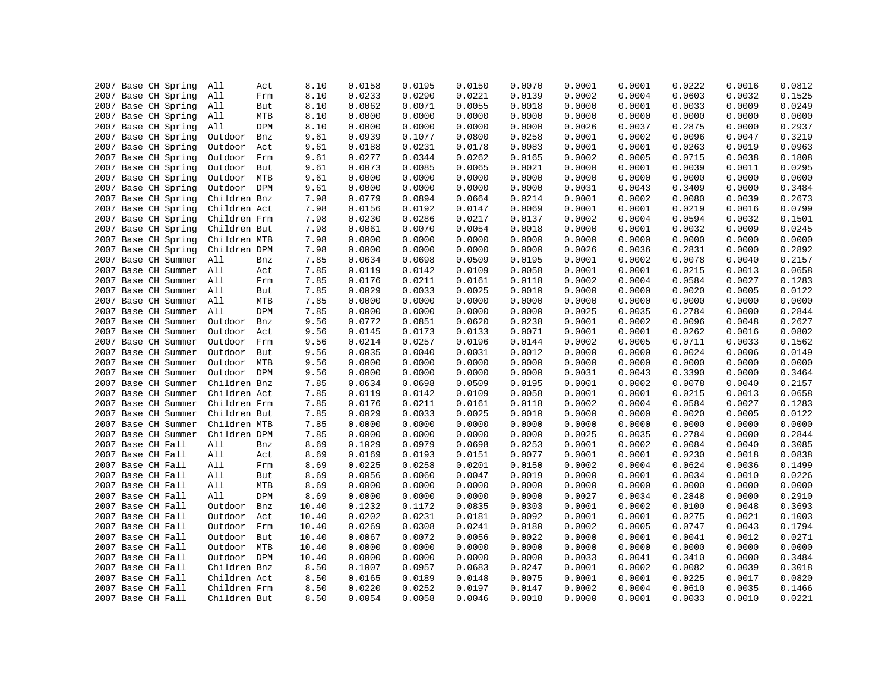| | | | | | | | | | | | | | | | |
|---|---|---|---|---|---|---|---|---|---|---|---|---|---|---|---|
| 2007 | Base | CH | Spring | All | Act | 8.10 | 0.0158 | 0.0195 | 0.0150 | 0.0070 | 0.0001 | 0.0001 | 0.0222 | 0.0016 | 0.0812 |
| 2007 | Base | CH | Spring | All | Frm | 8.10 | 0.0233 | 0.0290 | 0.0221 | 0.0139 | 0.0002 | 0.0004 | 0.0603 | 0.0032 | 0.1525 |
| 2007 | Base | CH | Spring | All | But | 8.10 | 0.0062 | 0.0071 | 0.0055 | 0.0018 | 0.0000 | 0.0001 | 0.0033 | 0.0009 | 0.0249 |
| 2007 | Base | CH | Spring | All | MTB | 8.10 | 0.0000 | 0.0000 | 0.0000 | 0.0000 | 0.0000 | 0.0000 | 0.0000 | 0.0000 | 0.0000 |
| 2007 | Base | CH | Spring | All | DPM | 8.10 | 0.0000 | 0.0000 | 0.0000 | 0.0000 | 0.0026 | 0.0037 | 0.2875 | 0.0000 | 0.2937 |
| 2007 | Base | CH | Spring | Outdoor | Bnz | 9.61 | 0.0939 | 0.1077 | 0.0800 | 0.0258 | 0.0001 | 0.0002 | 0.0096 | 0.0047 | 0.3219 |
| 2007 | Base | CH | Spring | Outdoor | Act | 9.61 | 0.0188 | 0.0231 | 0.0178 | 0.0083 | 0.0001 | 0.0001 | 0.0263 | 0.0019 | 0.0963 |
| 2007 | Base | CH | Spring | Outdoor | Frm | 9.61 | 0.0277 | 0.0344 | 0.0262 | 0.0165 | 0.0002 | 0.0005 | 0.0715 | 0.0038 | 0.1808 |
| 2007 | Base | CH | Spring | Outdoor | But | 9.61 | 0.0073 | 0.0085 | 0.0065 | 0.0021 | 0.0000 | 0.0001 | 0.0039 | 0.0011 | 0.0295 |
| 2007 | Base | CH | Spring | Outdoor | MTB | 9.61 | 0.0000 | 0.0000 | 0.0000 | 0.0000 | 0.0000 | 0.0000 | 0.0000 | 0.0000 | 0.0000 |
| 2007 | Base | CH | Spring | Outdoor | DPM | 9.61 | 0.0000 | 0.0000 | 0.0000 | 0.0000 | 0.0031 | 0.0043 | 0.3409 | 0.0000 | 0.3484 |
| 2007 | Base | CH | Spring | Children | Bnz | 7.98 | 0.0779 | 0.0894 | 0.0664 | 0.0214 | 0.0001 | 0.0002 | 0.0080 | 0.0039 | 0.2673 |
| 2007 | Base | CH | Spring | Children | Act | 7.98 | 0.0156 | 0.0192 | 0.0147 | 0.0069 | 0.0001 | 0.0001 | 0.0219 | 0.0016 | 0.0799 |
| 2007 | Base | CH | Spring | Children | Frm | 7.98 | 0.0230 | 0.0286 | 0.0217 | 0.0137 | 0.0002 | 0.0004 | 0.0594 | 0.0032 | 0.1501 |
| 2007 | Base | CH | Spring | Children | But | 7.98 | 0.0061 | 0.0070 | 0.0054 | 0.0018 | 0.0000 | 0.0001 | 0.0032 | 0.0009 | 0.0245 |
| 2007 | Base | CH | Spring | Children | MTB | 7.98 | 0.0000 | 0.0000 | 0.0000 | 0.0000 | 0.0000 | 0.0000 | 0.0000 | 0.0000 | 0.0000 |
| 2007 | Base | CH | Spring | Children | DPM | 7.98 | 0.0000 | 0.0000 | 0.0000 | 0.0000 | 0.0026 | 0.0036 | 0.2831 | 0.0000 | 0.2892 |
| 2007 | Base | CH | Summer | All | Bnz | 7.85 | 0.0634 | 0.0698 | 0.0509 | 0.0195 | 0.0001 | 0.0002 | 0.0078 | 0.0040 | 0.2157 |
| 2007 | Base | CH | Summer | All | Act | 7.85 | 0.0119 | 0.0142 | 0.0109 | 0.0058 | 0.0001 | 0.0001 | 0.0215 | 0.0013 | 0.0658 |
| 2007 | Base | CH | Summer | All | Frm | 7.85 | 0.0176 | 0.0211 | 0.0161 | 0.0118 | 0.0002 | 0.0004 | 0.0584 | 0.0027 | 0.1283 |
| 2007 | Base | CH | Summer | All | But | 7.85 | 0.0029 | 0.0033 | 0.0025 | 0.0010 | 0.0000 | 0.0000 | 0.0020 | 0.0005 | 0.0122 |
| 2007 | Base | CH | Summer | All | MTB | 7.85 | 0.0000 | 0.0000 | 0.0000 | 0.0000 | 0.0000 | 0.0000 | 0.0000 | 0.0000 | 0.0000 |
| 2007 | Base | CH | Summer | All | DPM | 7.85 | 0.0000 | 0.0000 | 0.0000 | 0.0000 | 0.0025 | 0.0035 | 0.2784 | 0.0000 | 0.2844 |
| 2007 | Base | CH | Summer | Outdoor | Bnz | 9.56 | 0.0772 | 0.0851 | 0.0620 | 0.0238 | 0.0001 | 0.0002 | 0.0096 | 0.0048 | 0.2627 |
| 2007 | Base | CH | Summer | Outdoor | Act | 9.56 | 0.0145 | 0.0173 | 0.0133 | 0.0071 | 0.0001 | 0.0001 | 0.0262 | 0.0016 | 0.0802 |
| 2007 | Base | CH | Summer | Outdoor | Frm | 9.56 | 0.0214 | 0.0257 | 0.0196 | 0.0144 | 0.0002 | 0.0005 | 0.0711 | 0.0033 | 0.1562 |
| 2007 | Base | CH | Summer | Outdoor | But | 9.56 | 0.0035 | 0.0040 | 0.0031 | 0.0012 | 0.0000 | 0.0000 | 0.0024 | 0.0006 | 0.0149 |
| 2007 | Base | CH | Summer | Outdoor | MTB | 9.56 | 0.0000 | 0.0000 | 0.0000 | 0.0000 | 0.0000 | 0.0000 | 0.0000 | 0.0000 | 0.0000 |
| 2007 | Base | CH | Summer | Outdoor | DPM | 9.56 | 0.0000 | 0.0000 | 0.0000 | 0.0000 | 0.0031 | 0.0043 | 0.3390 | 0.0000 | 0.3464 |
| 2007 | Base | CH | Summer | Children | Bnz | 7.85 | 0.0634 | 0.0698 | 0.0509 | 0.0195 | 0.0001 | 0.0002 | 0.0078 | 0.0040 | 0.2157 |
| 2007 | Base | CH | Summer | Children | Act | 7.85 | 0.0119 | 0.0142 | 0.0109 | 0.0058 | 0.0001 | 0.0001 | 0.0215 | 0.0013 | 0.0658 |
| 2007 | Base | CH | Summer | Children | Frm | 7.85 | 0.0176 | 0.0211 | 0.0161 | 0.0118 | 0.0002 | 0.0004 | 0.0584 | 0.0027 | 0.1283 |
| 2007 | Base | CH | Summer | Children | But | 7.85 | 0.0029 | 0.0033 | 0.0025 | 0.0010 | 0.0000 | 0.0000 | 0.0020 | 0.0005 | 0.0122 |
| 2007 | Base | CH | Summer | Children | MTB | 7.85 | 0.0000 | 0.0000 | 0.0000 | 0.0000 | 0.0000 | 0.0000 | 0.0000 | 0.0000 | 0.0000 |
| 2007 | Base | CH | Summer | Children | DPM | 7.85 | 0.0000 | 0.0000 | 0.0000 | 0.0000 | 0.0025 | 0.0035 | 0.2784 | 0.0000 | 0.2844 |
| 2007 | Base | CH | Fall | All | Bnz | 8.69 | 0.1029 | 0.0979 | 0.0698 | 0.0253 | 0.0001 | 0.0002 | 0.0084 | 0.0040 | 0.3085 |
| 2007 | Base | CH | Fall | All | Act | 8.69 | 0.0169 | 0.0193 | 0.0151 | 0.0077 | 0.0001 | 0.0001 | 0.0230 | 0.0018 | 0.0838 |
| 2007 | Base | CH | Fall | All | Frm | 8.69 | 0.0225 | 0.0258 | 0.0201 | 0.0150 | 0.0002 | 0.0004 | 0.0624 | 0.0036 | 0.1499 |
| 2007 | Base | CH | Fall | All | But | 8.69 | 0.0056 | 0.0060 | 0.0047 | 0.0019 | 0.0000 | 0.0001 | 0.0034 | 0.0010 | 0.0226 |
| 2007 | Base | CH | Fall | All | MTB | 8.69 | 0.0000 | 0.0000 | 0.0000 | 0.0000 | 0.0000 | 0.0000 | 0.0000 | 0.0000 | 0.0000 |
| 2007 | Base | CH | Fall | All | DPM | 8.69 | 0.0000 | 0.0000 | 0.0000 | 0.0000 | 0.0027 | 0.0034 | 0.2848 | 0.0000 | 0.2910 |
| 2007 | Base | CH | Fall | Outdoor | Bnz | 10.40 | 0.1232 | 0.1172 | 0.0835 | 0.0303 | 0.0001 | 0.0002 | 0.0100 | 0.0048 | 0.3693 |
| 2007 | Base | CH | Fall | Outdoor | Act | 10.40 | 0.0202 | 0.0231 | 0.0181 | 0.0092 | 0.0001 | 0.0001 | 0.0275 | 0.0021 | 0.1003 |
| 2007 | Base | CH | Fall | Outdoor | Frm | 10.40 | 0.0269 | 0.0308 | 0.0241 | 0.0180 | 0.0002 | 0.0005 | 0.0747 | 0.0043 | 0.1794 |
| 2007 | Base | CH | Fall | Outdoor | But | 10.40 | 0.0067 | 0.0072 | 0.0056 | 0.0022 | 0.0000 | 0.0001 | 0.0041 | 0.0012 | 0.0271 |
| 2007 | Base | CH | Fall | Outdoor | MTB | 10.40 | 0.0000 | 0.0000 | 0.0000 | 0.0000 | 0.0000 | 0.0000 | 0.0000 | 0.0000 | 0.0000 |
| 2007 | Base | CH | Fall | Outdoor | DPM | 10.40 | 0.0000 | 0.0000 | 0.0000 | 0.0000 | 0.0033 | 0.0041 | 0.3410 | 0.0000 | 0.3484 |
| 2007 | Base | CH | Fall | Children | Bnz | 8.50 | 0.1007 | 0.0957 | 0.0683 | 0.0247 | 0.0001 | 0.0002 | 0.0082 | 0.0039 | 0.3018 |
| 2007 | Base | CH | Fall | Children | Act | 8.50 | 0.0165 | 0.0189 | 0.0148 | 0.0075 | 0.0001 | 0.0001 | 0.0225 | 0.0017 | 0.0820 |
| 2007 | Base | CH | Fall | Children | Frm | 8.50 | 0.0220 | 0.0252 | 0.0197 | 0.0147 | 0.0002 | 0.0004 | 0.0610 | 0.0035 | 0.1466 |
| 2007 | Base | CH | Fall | Children | But | 8.50 | 0.0054 | 0.0058 | 0.0046 | 0.0018 | 0.0000 | 0.0001 | 0.0033 | 0.0010 | 0.0221 |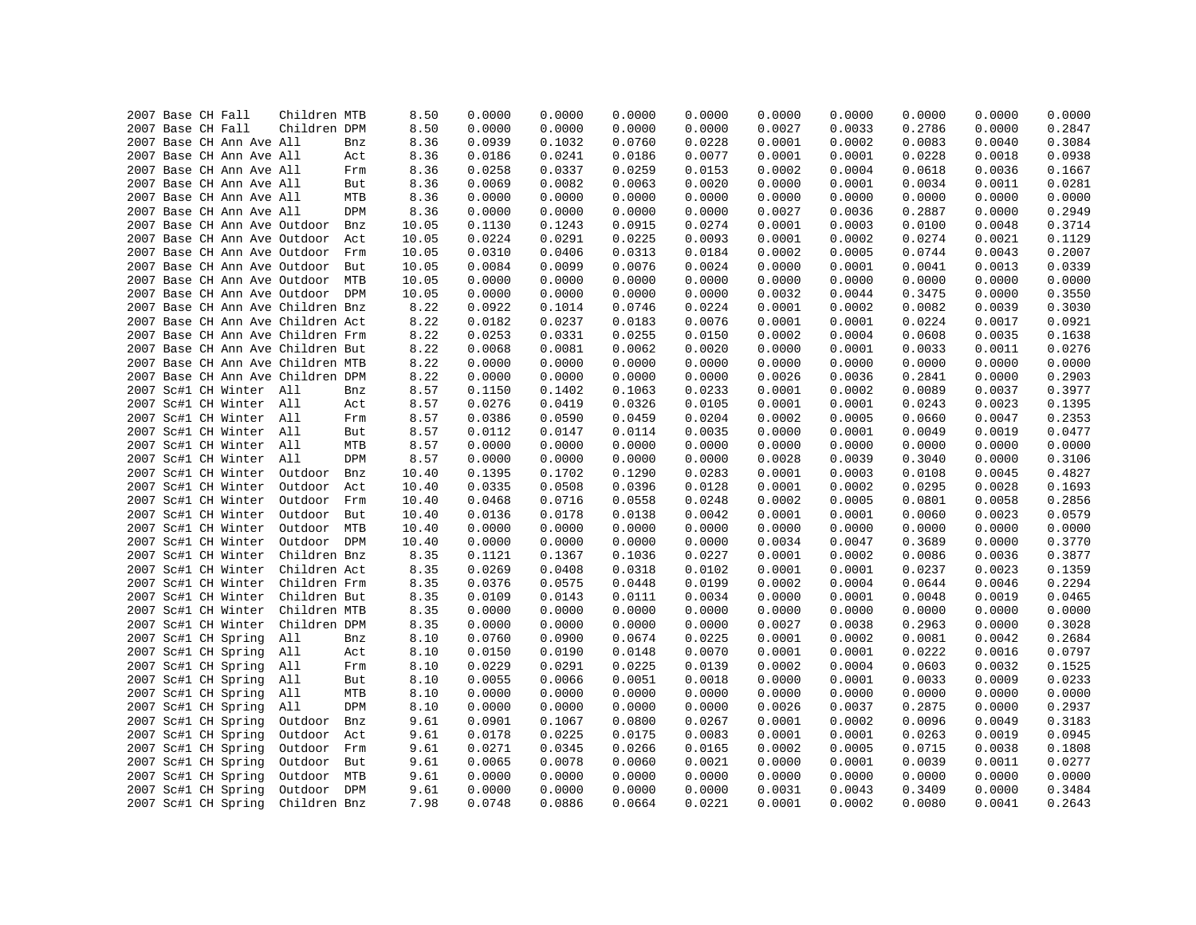| | | | | | | | | | | | | | | | | |
|---|---|---|---|---|---|---|---|---|---|---|---|---|---|---|---|---|
| 2007 | Base | CH | Fall | Children | MTB | 8.50 | 0.0000 | 0.0000 | 0.0000 | 0.0000 | 0.0000 | 0.0000 | 0.0000 | 0.0000 | 0.0000 |
| 2007 | Base | CH | Fall | Children | DPM | 8.50 | 0.0000 | 0.0000 | 0.0000 | 0.0000 | 0.0027 | 0.0033 | 0.2786 | 0.0000 | 0.2847 |
| 2007 | Base | CH | Ann Ave | All | Bnz | 8.36 | 0.0939 | 0.1032 | 0.0760 | 0.0228 | 0.0001 | 0.0002 | 0.0083 | 0.0040 | 0.3084 |
| 2007 | Base | CH | Ann Ave | All | Act | 8.36 | 0.0186 | 0.0241 | 0.0186 | 0.0077 | 0.0001 | 0.0001 | 0.0228 | 0.0018 | 0.0938 |
| 2007 | Base | CH | Ann Ave | All | Frm | 8.36 | 0.0258 | 0.0337 | 0.0259 | 0.0153 | 0.0002 | 0.0004 | 0.0618 | 0.0036 | 0.1667 |
| 2007 | Base | CH | Ann Ave | All | But | 8.36 | 0.0069 | 0.0082 | 0.0063 | 0.0020 | 0.0000 | 0.0001 | 0.0034 | 0.0011 | 0.0281 |
| 2007 | Base | CH | Ann Ave | All | MTB | 8.36 | 0.0000 | 0.0000 | 0.0000 | 0.0000 | 0.0000 | 0.0000 | 0.0000 | 0.0000 | 0.0000 |
| 2007 | Base | CH | Ann Ave | All | DPM | 8.36 | 0.0000 | 0.0000 | 0.0000 | 0.0000 | 0.0027 | 0.0036 | 0.2887 | 0.0000 | 0.2949 |
| 2007 | Base | CH | Ann Ave | Outdoor | Bnz | 10.05 | 0.1130 | 0.1243 | 0.0915 | 0.0274 | 0.0001 | 0.0003 | 0.0100 | 0.0048 | 0.3714 |
| 2007 | Base | CH | Ann Ave | Outdoor | Act | 10.05 | 0.0224 | 0.0291 | 0.0225 | 0.0093 | 0.0001 | 0.0002 | 0.0274 | 0.0021 | 0.1129 |
| 2007 | Base | CH | Ann Ave | Outdoor | Frm | 10.05 | 0.0310 | 0.0406 | 0.0313 | 0.0184 | 0.0002 | 0.0005 | 0.0744 | 0.0043 | 0.2007 |
| 2007 | Base | CH | Ann Ave | Outdoor | But | 10.05 | 0.0084 | 0.0099 | 0.0076 | 0.0024 | 0.0000 | 0.0001 | 0.0041 | 0.0013 | 0.0339 |
| 2007 | Base | CH | Ann Ave | Outdoor | MTB | 10.05 | 0.0000 | 0.0000 | 0.0000 | 0.0000 | 0.0000 | 0.0000 | 0.0000 | 0.0000 | 0.0000 |
| 2007 | Base | CH | Ann Ave | Outdoor | DPM | 10.05 | 0.0000 | 0.0000 | 0.0000 | 0.0000 | 0.0032 | 0.0044 | 0.3475 | 0.0000 | 0.3550 |
| 2007 | Base | CH | Ann Ave | Children | Bnz | 8.22 | 0.0922 | 0.1014 | 0.0746 | 0.0224 | 0.0001 | 0.0002 | 0.0082 | 0.0039 | 0.3030 |
| 2007 | Base | CH | Ann Ave | Children | Act | 8.22 | 0.0182 | 0.0237 | 0.0183 | 0.0076 | 0.0001 | 0.0001 | 0.0224 | 0.0017 | 0.0921 |
| 2007 | Base | CH | Ann Ave | Children | Frm | 8.22 | 0.0253 | 0.0331 | 0.0255 | 0.0150 | 0.0002 | 0.0004 | 0.0608 | 0.0035 | 0.1638 |
| 2007 | Base | CH | Ann Ave | Children | But | 8.22 | 0.0068 | 0.0081 | 0.0062 | 0.0020 | 0.0000 | 0.0001 | 0.0033 | 0.0011 | 0.0276 |
| 2007 | Base | CH | Ann Ave | Children | MTB | 8.22 | 0.0000 | 0.0000 | 0.0000 | 0.0000 | 0.0000 | 0.0000 | 0.0000 | 0.0000 | 0.0000 |
| 2007 | Base | CH | Ann Ave | Children | DPM | 8.22 | 0.0000 | 0.0000 | 0.0000 | 0.0000 | 0.0026 | 0.0036 | 0.2841 | 0.0000 | 0.2903 |
| 2007 | Sc#1 | CH | Winter | All | Bnz | 8.57 | 0.1150 | 0.1402 | 0.1063 | 0.0233 | 0.0001 | 0.0002 | 0.0089 | 0.0037 | 0.3977 |
| 2007 | Sc#1 | CH | Winter | All | Act | 8.57 | 0.0276 | 0.0419 | 0.0326 | 0.0105 | 0.0001 | 0.0001 | 0.0243 | 0.0023 | 0.1395 |
| 2007 | Sc#1 | CH | Winter | All | Frm | 8.57 | 0.0386 | 0.0590 | 0.0459 | 0.0204 | 0.0002 | 0.0005 | 0.0660 | 0.0047 | 0.2353 |
| 2007 | Sc#1 | CH | Winter | All | But | 8.57 | 0.0112 | 0.0147 | 0.0114 | 0.0035 | 0.0000 | 0.0001 | 0.0049 | 0.0019 | 0.0477 |
| 2007 | Sc#1 | CH | Winter | All | MTB | 8.57 | 0.0000 | 0.0000 | 0.0000 | 0.0000 | 0.0000 | 0.0000 | 0.0000 | 0.0000 | 0.0000 |
| 2007 | Sc#1 | CH | Winter | All | DPM | 8.57 | 0.0000 | 0.0000 | 0.0000 | 0.0000 | 0.0028 | 0.0039 | 0.3040 | 0.0000 | 0.3106 |
| 2007 | Sc#1 | CH | Winter | Outdoor | Bnz | 10.40 | 0.1395 | 0.1702 | 0.1290 | 0.0283 | 0.0001 | 0.0003 | 0.0108 | 0.0045 | 0.4827 |
| 2007 | Sc#1 | CH | Winter | Outdoor | Act | 10.40 | 0.0335 | 0.0508 | 0.0396 | 0.0128 | 0.0001 | 0.0002 | 0.0295 | 0.0028 | 0.1693 |
| 2007 | Sc#1 | CH | Winter | Outdoor | Frm | 10.40 | 0.0468 | 0.0716 | 0.0558 | 0.0248 | 0.0002 | 0.0005 | 0.0801 | 0.0058 | 0.2856 |
| 2007 | Sc#1 | CH | Winter | Outdoor | But | 10.40 | 0.0136 | 0.0178 | 0.0138 | 0.0042 | 0.0001 | 0.0001 | 0.0060 | 0.0023 | 0.0579 |
| 2007 | Sc#1 | CH | Winter | Outdoor | MTB | 10.40 | 0.0000 | 0.0000 | 0.0000 | 0.0000 | 0.0000 | 0.0000 | 0.0000 | 0.0000 | 0.0000 |
| 2007 | Sc#1 | CH | Winter | Outdoor | DPM | 10.40 | 0.0000 | 0.0000 | 0.0000 | 0.0000 | 0.0034 | 0.0047 | 0.3689 | 0.0000 | 0.3770 |
| 2007 | Sc#1 | CH | Winter | Children | Bnz | 8.35 | 0.1121 | 0.1367 | 0.1036 | 0.0227 | 0.0001 | 0.0002 | 0.0086 | 0.0036 | 0.3877 |
| 2007 | Sc#1 | CH | Winter | Children | Act | 8.35 | 0.0269 | 0.0408 | 0.0318 | 0.0102 | 0.0001 | 0.0001 | 0.0237 | 0.0023 | 0.1359 |
| 2007 | Sc#1 | CH | Winter | Children | Frm | 8.35 | 0.0376 | 0.0575 | 0.0448 | 0.0199 | 0.0002 | 0.0004 | 0.0644 | 0.0046 | 0.2294 |
| 2007 | Sc#1 | CH | Winter | Children | But | 8.35 | 0.0109 | 0.0143 | 0.0111 | 0.0034 | 0.0000 | 0.0001 | 0.0048 | 0.0019 | 0.0465 |
| 2007 | Sc#1 | CH | Winter | Children | MTB | 8.35 | 0.0000 | 0.0000 | 0.0000 | 0.0000 | 0.0000 | 0.0000 | 0.0000 | 0.0000 | 0.0000 |
| 2007 | Sc#1 | CH | Winter | Children | DPM | 8.35 | 0.0000 | 0.0000 | 0.0000 | 0.0000 | 0.0027 | 0.0038 | 0.2963 | 0.0000 | 0.3028 |
| 2007 | Sc#1 | CH | Spring | All | Bnz | 8.10 | 0.0760 | 0.0900 | 0.0674 | 0.0225 | 0.0001 | 0.0002 | 0.0081 | 0.0042 | 0.2684 |
| 2007 | Sc#1 | CH | Spring | All | Act | 8.10 | 0.0150 | 0.0190 | 0.0148 | 0.0070 | 0.0001 | 0.0001 | 0.0222 | 0.0016 | 0.0797 |
| 2007 | Sc#1 | CH | Spring | All | Frm | 8.10 | 0.0229 | 0.0291 | 0.0225 | 0.0139 | 0.0002 | 0.0004 | 0.0603 | 0.0032 | 0.1525 |
| 2007 | Sc#1 | CH | Spring | All | But | 8.10 | 0.0055 | 0.0066 | 0.0051 | 0.0018 | 0.0000 | 0.0001 | 0.0033 | 0.0009 | 0.0233 |
| 2007 | Sc#1 | CH | Spring | All | MTB | 8.10 | 0.0000 | 0.0000 | 0.0000 | 0.0000 | 0.0000 | 0.0000 | 0.0000 | 0.0000 | 0.0000 |
| 2007 | Sc#1 | CH | Spring | All | DPM | 8.10 | 0.0000 | 0.0000 | 0.0000 | 0.0000 | 0.0026 | 0.0037 | 0.2875 | 0.0000 | 0.2937 |
| 2007 | Sc#1 | CH | Spring | Outdoor | Bnz | 9.61 | 0.0901 | 0.1067 | 0.0800 | 0.0267 | 0.0001 | 0.0002 | 0.0096 | 0.0049 | 0.3183 |
| 2007 | Sc#1 | CH | Spring | Outdoor | Act | 9.61 | 0.0178 | 0.0225 | 0.0175 | 0.0083 | 0.0001 | 0.0001 | 0.0263 | 0.0019 | 0.0945 |
| 2007 | Sc#1 | CH | Spring | Outdoor | Frm | 9.61 | 0.0271 | 0.0345 | 0.0266 | 0.0165 | 0.0002 | 0.0005 | 0.0715 | 0.0038 | 0.1808 |
| 2007 | Sc#1 | CH | Spring | Outdoor | But | 9.61 | 0.0065 | 0.0078 | 0.0060 | 0.0021 | 0.0000 | 0.0001 | 0.0039 | 0.0011 | 0.0277 |
| 2007 | Sc#1 | CH | Spring | Outdoor | MTB | 9.61 | 0.0000 | 0.0000 | 0.0000 | 0.0000 | 0.0000 | 0.0000 | 0.0000 | 0.0000 | 0.0000 |
| 2007 | Sc#1 | CH | Spring | Outdoor | DPM | 9.61 | 0.0000 | 0.0000 | 0.0000 | 0.0000 | 0.0031 | 0.0043 | 0.3409 | 0.0000 | 0.3484 |
| 2007 | Sc#1 | CH | Spring | Children | Bnz | 7.98 | 0.0748 | 0.0886 | 0.0664 | 0.0221 | 0.0001 | 0.0002 | 0.0080 | 0.0041 | 0.2643 |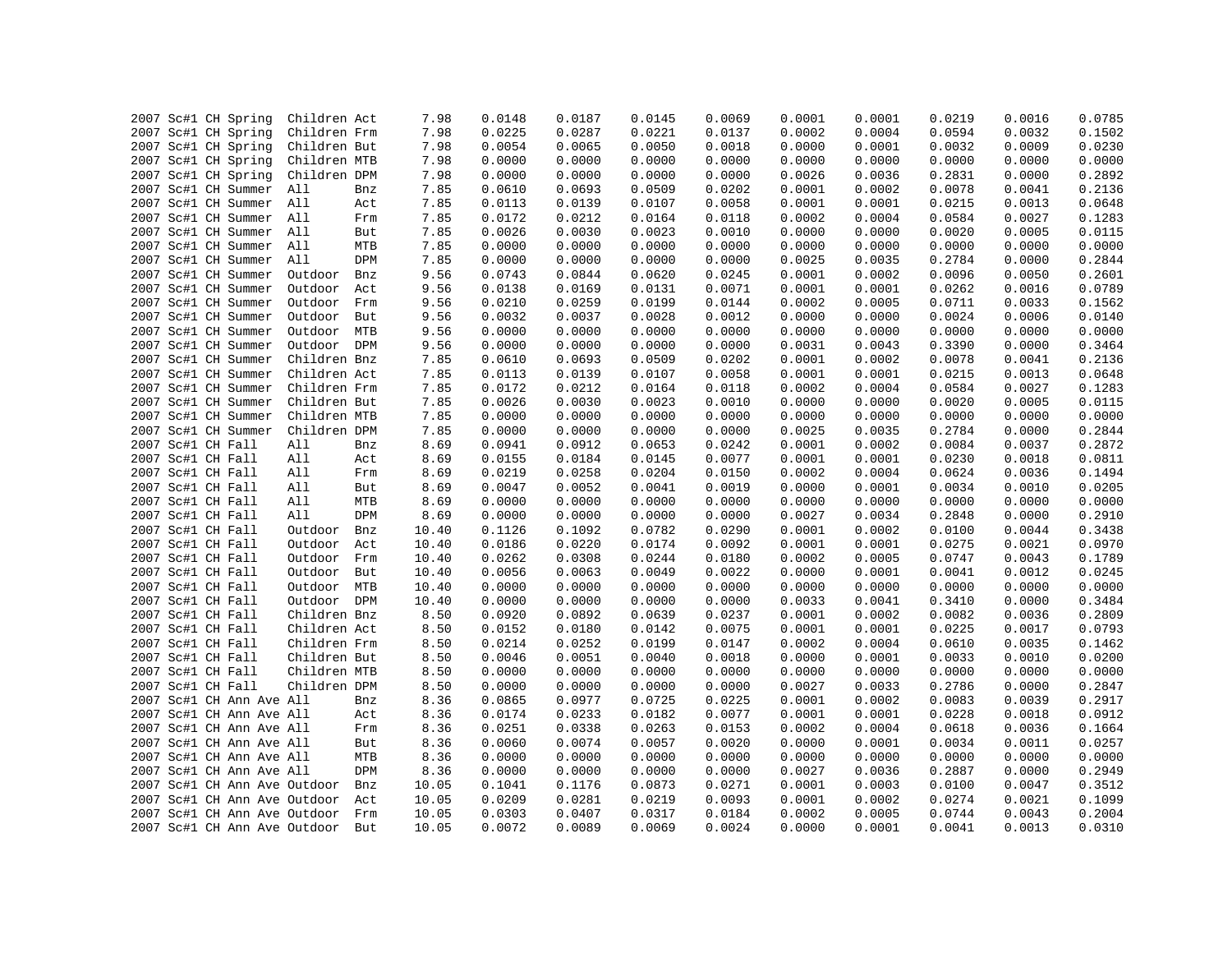| | | | | | | | | | | | | | | | |
|---|---|---|---|---|---|---|---|---|---|---|---|---|---|---|---|
| 2007 | Sc#1 | CH | Spring | Children | Act | 7.98 | 0.0148 | 0.0187 | 0.0145 | 0.0069 | 0.0001 | 0.0001 | 0.0219 | 0.0016 | 0.0785 |
| 2007 | Sc#1 | CH | Spring | Children | Frm | 7.98 | 0.0225 | 0.0287 | 0.0221 | 0.0137 | 0.0002 | 0.0004 | 0.0594 | 0.0032 | 0.1502 |
| 2007 | Sc#1 | CH | Spring | Children | But | 7.98 | 0.0054 | 0.0065 | 0.0050 | 0.0018 | 0.0000 | 0.0001 | 0.0032 | 0.0009 | 0.0230 |
| 2007 | Sc#1 | CH | Spring | Children | MTB | 7.98 | 0.0000 | 0.0000 | 0.0000 | 0.0000 | 0.0000 | 0.0000 | 0.0000 | 0.0000 | 0.0000 |
| 2007 | Sc#1 | CH | Spring | Children | DPM | 7.98 | 0.0000 | 0.0000 | 0.0000 | 0.0000 | 0.0026 | 0.0036 | 0.2831 | 0.0000 | 0.2892 |
| 2007 | Sc#1 | CH | Summer | All | Bnz | 7.85 | 0.0610 | 0.0693 | 0.0509 | 0.0202 | 0.0001 | 0.0002 | 0.0078 | 0.0041 | 0.2136 |
| 2007 | Sc#1 | CH | Summer | All | Act | 7.85 | 0.0113 | 0.0139 | 0.0107 | 0.0058 | 0.0001 | 0.0001 | 0.0215 | 0.0013 | 0.0648 |
| 2007 | Sc#1 | CH | Summer | All | Frm | 7.85 | 0.0172 | 0.0212 | 0.0164 | 0.0118 | 0.0002 | 0.0004 | 0.0584 | 0.0027 | 0.1283 |
| 2007 | Sc#1 | CH | Summer | All | But | 7.85 | 0.0026 | 0.0030 | 0.0023 | 0.0010 | 0.0000 | 0.0000 | 0.0020 | 0.0005 | 0.0115 |
| 2007 | Sc#1 | CH | Summer | All | MTB | 7.85 | 0.0000 | 0.0000 | 0.0000 | 0.0000 | 0.0000 | 0.0000 | 0.0000 | 0.0000 | 0.0000 |
| 2007 | Sc#1 | CH | Summer | All | DPM | 7.85 | 0.0000 | 0.0000 | 0.0000 | 0.0000 | 0.0025 | 0.0035 | 0.2784 | 0.0000 | 0.2844 |
| 2007 | Sc#1 | CH | Summer | Outdoor | Bnz | 9.56 | 0.0743 | 0.0844 | 0.0620 | 0.0245 | 0.0001 | 0.0002 | 0.0096 | 0.0050 | 0.2601 |
| 2007 | Sc#1 | CH | Summer | Outdoor | Act | 9.56 | 0.0138 | 0.0169 | 0.0131 | 0.0071 | 0.0001 | 0.0001 | 0.0262 | 0.0016 | 0.0789 |
| 2007 | Sc#1 | CH | Summer | Outdoor | Frm | 9.56 | 0.0210 | 0.0259 | 0.0199 | 0.0144 | 0.0002 | 0.0005 | 0.0711 | 0.0033 | 0.1562 |
| 2007 | Sc#1 | CH | Summer | Outdoor | But | 9.56 | 0.0032 | 0.0037 | 0.0028 | 0.0012 | 0.0000 | 0.0000 | 0.0024 | 0.0006 | 0.0140 |
| 2007 | Sc#1 | CH | Summer | Outdoor | MTB | 9.56 | 0.0000 | 0.0000 | 0.0000 | 0.0000 | 0.0000 | 0.0000 | 0.0000 | 0.0000 | 0.0000 |
| 2007 | Sc#1 | CH | Summer | Outdoor | DPM | 9.56 | 0.0000 | 0.0000 | 0.0000 | 0.0000 | 0.0031 | 0.0043 | 0.3390 | 0.0000 | 0.3464 |
| 2007 | Sc#1 | CH | Summer | Children | Bnz | 7.85 | 0.0610 | 0.0693 | 0.0509 | 0.0202 | 0.0001 | 0.0002 | 0.0078 | 0.0041 | 0.2136 |
| 2007 | Sc#1 | CH | Summer | Children | Act | 7.85 | 0.0113 | 0.0139 | 0.0107 | 0.0058 | 0.0001 | 0.0001 | 0.0215 | 0.0013 | 0.0648 |
| 2007 | Sc#1 | CH | Summer | Children | Frm | 7.85 | 0.0172 | 0.0212 | 0.0164 | 0.0118 | 0.0002 | 0.0004 | 0.0584 | 0.0027 | 0.1283 |
| 2007 | Sc#1 | CH | Summer | Children | But | 7.85 | 0.0026 | 0.0030 | 0.0023 | 0.0010 | 0.0000 | 0.0000 | 0.0020 | 0.0005 | 0.0115 |
| 2007 | Sc#1 | CH | Summer | Children | MTB | 7.85 | 0.0000 | 0.0000 | 0.0000 | 0.0000 | 0.0000 | 0.0000 | 0.0000 | 0.0000 | 0.0000 |
| 2007 | Sc#1 | CH | Summer | Children | DPM | 7.85 | 0.0000 | 0.0000 | 0.0000 | 0.0000 | 0.0025 | 0.0035 | 0.2784 | 0.0000 | 0.2844 |
| 2007 | Sc#1 | CH | Fall | All | Bnz | 8.69 | 0.0941 | 0.0912 | 0.0653 | 0.0242 | 0.0001 | 0.0002 | 0.0084 | 0.0037 | 0.2872 |
| 2007 | Sc#1 | CH | Fall | All | Act | 8.69 | 0.0155 | 0.0184 | 0.0145 | 0.0077 | 0.0001 | 0.0001 | 0.0230 | 0.0018 | 0.0811 |
| 2007 | Sc#1 | CH | Fall | All | Frm | 8.69 | 0.0219 | 0.0258 | 0.0204 | 0.0150 | 0.0002 | 0.0004 | 0.0624 | 0.0036 | 0.1494 |
| 2007 | Sc#1 | CH | Fall | All | But | 8.69 | 0.0047 | 0.0052 | 0.0041 | 0.0019 | 0.0000 | 0.0001 | 0.0034 | 0.0010 | 0.0205 |
| 2007 | Sc#1 | CH | Fall | All | MTB | 8.69 | 0.0000 | 0.0000 | 0.0000 | 0.0000 | 0.0000 | 0.0000 | 0.0000 | 0.0000 | 0.0000 |
| 2007 | Sc#1 | CH | Fall | All | DPM | 8.69 | 0.0000 | 0.0000 | 0.0000 | 0.0000 | 0.0027 | 0.0034 | 0.2848 | 0.0000 | 0.2910 |
| 2007 | Sc#1 | CH | Fall | Outdoor | Bnz | 10.40 | 0.1126 | 0.1092 | 0.0782 | 0.0290 | 0.0001 | 0.0002 | 0.0100 | 0.0044 | 0.3438 |
| 2007 | Sc#1 | CH | Fall | Outdoor | Act | 10.40 | 0.0186 | 0.0220 | 0.0174 | 0.0092 | 0.0001 | 0.0001 | 0.0275 | 0.0021 | 0.0970 |
| 2007 | Sc#1 | CH | Fall | Outdoor | Frm | 10.40 | 0.0262 | 0.0308 | 0.0244 | 0.0180 | 0.0002 | 0.0005 | 0.0747 | 0.0043 | 0.1789 |
| 2007 | Sc#1 | CH | Fall | Outdoor | But | 10.40 | 0.0056 | 0.0063 | 0.0049 | 0.0022 | 0.0000 | 0.0001 | 0.0041 | 0.0012 | 0.0245 |
| 2007 | Sc#1 | CH | Fall | Outdoor | MTB | 10.40 | 0.0000 | 0.0000 | 0.0000 | 0.0000 | 0.0000 | 0.0000 | 0.0000 | 0.0000 | 0.0000 |
| 2007 | Sc#1 | CH | Fall | Outdoor | DPM | 10.40 | 0.0000 | 0.0000 | 0.0000 | 0.0000 | 0.0033 | 0.0041 | 0.3410 | 0.0000 | 0.3484 |
| 2007 | Sc#1 | CH | Fall | Children | Bnz | 8.50 | 0.0920 | 0.0892 | 0.0639 | 0.0237 | 0.0001 | 0.0002 | 0.0082 | 0.0036 | 0.2809 |
| 2007 | Sc#1 | CH | Fall | Children | Act | 8.50 | 0.0152 | 0.0180 | 0.0142 | 0.0075 | 0.0001 | 0.0001 | 0.0225 | 0.0017 | 0.0793 |
| 2007 | Sc#1 | CH | Fall | Children | Frm | 8.50 | 0.0214 | 0.0252 | 0.0199 | 0.0147 | 0.0002 | 0.0004 | 0.0610 | 0.0035 | 0.1462 |
| 2007 | Sc#1 | CH | Fall | Children | But | 8.50 | 0.0046 | 0.0051 | 0.0040 | 0.0018 | 0.0000 | 0.0001 | 0.0033 | 0.0010 | 0.0200 |
| 2007 | Sc#1 | CH | Fall | Children | MTB | 8.50 | 0.0000 | 0.0000 | 0.0000 | 0.0000 | 0.0000 | 0.0000 | 0.0000 | 0.0000 | 0.0000 |
| 2007 | Sc#1 | CH | Fall | Children | DPM | 8.50 | 0.0000 | 0.0000 | 0.0000 | 0.0000 | 0.0027 | 0.0033 | 0.2786 | 0.0000 | 0.2847 |
| 2007 | Sc#1 | CH | Ann Ave | All | Bnz | 8.36 | 0.0865 | 0.0977 | 0.0725 | 0.0225 | 0.0001 | 0.0002 | 0.0083 | 0.0039 | 0.2917 |
| 2007 | Sc#1 | CH | Ann Ave | All | Act | 8.36 | 0.0174 | 0.0233 | 0.0182 | 0.0077 | 0.0001 | 0.0001 | 0.0228 | 0.0018 | 0.0912 |
| 2007 | Sc#1 | CH | Ann Ave | All | Frm | 8.36 | 0.0251 | 0.0338 | 0.0263 | 0.0153 | 0.0002 | 0.0004 | 0.0618 | 0.0036 | 0.1664 |
| 2007 | Sc#1 | CH | Ann Ave | All | But | 8.36 | 0.0060 | 0.0074 | 0.0057 | 0.0020 | 0.0000 | 0.0001 | 0.0034 | 0.0011 | 0.0257 |
| 2007 | Sc#1 | CH | Ann Ave | All | MTB | 8.36 | 0.0000 | 0.0000 | 0.0000 | 0.0000 | 0.0000 | 0.0000 | 0.0000 | 0.0000 | 0.0000 |
| 2007 | Sc#1 | CH | Ann Ave | All | DPM | 8.36 | 0.0000 | 0.0000 | 0.0000 | 0.0000 | 0.0027 | 0.0036 | 0.2887 | 0.0000 | 0.2949 |
| 2007 | Sc#1 | CH | Ann Ave | Outdoor | Bnz | 10.05 | 0.1041 | 0.1176 | 0.0873 | 0.0271 | 0.0001 | 0.0003 | 0.0100 | 0.0047 | 0.3512 |
| 2007 | Sc#1 | CH | Ann Ave | Outdoor | Act | 10.05 | 0.0209 | 0.0281 | 0.0219 | 0.0093 | 0.0001 | 0.0002 | 0.0274 | 0.0021 | 0.1099 |
| 2007 | Sc#1 | CH | Ann Ave | Outdoor | Frm | 10.05 | 0.0303 | 0.0407 | 0.0317 | 0.0184 | 0.0002 | 0.0005 | 0.0744 | 0.0043 | 0.2004 |
| 2007 | Sc#1 | CH | Ann Ave | Outdoor | But | 10.05 | 0.0072 | 0.0089 | 0.0069 | 0.0024 | 0.0000 | 0.0001 | 0.0041 | 0.0013 | 0.0310 |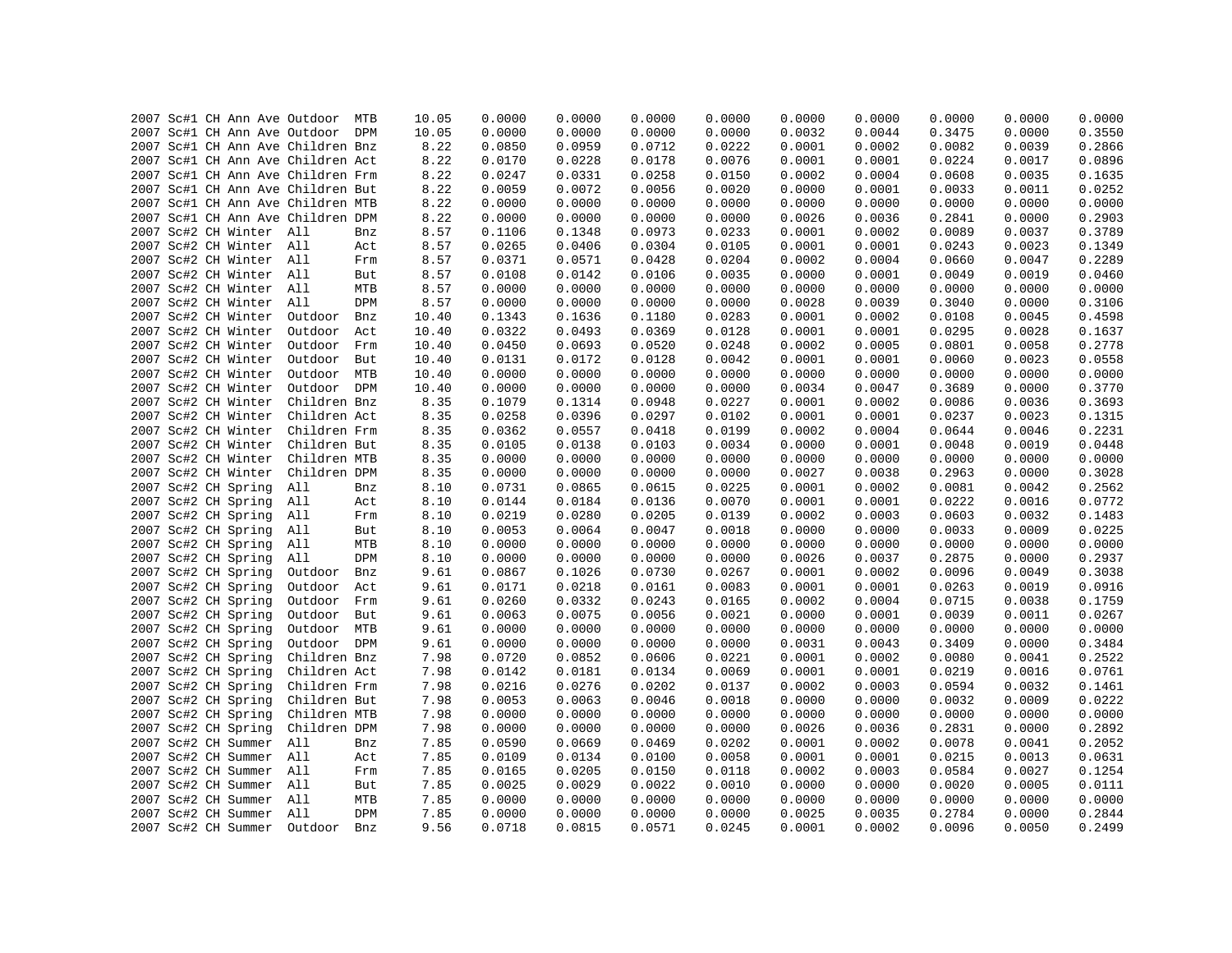| | | | | | | | | | | | | | | | | | |
|---|---|---|---|---|---|---|---|---|---|---|---|---|---|---|---|---|---|
| 2007 | Sc#1 | CH | Ann Ave | Outdoor | MTB | 10.05 | 0.0000 | 0.0000 | 0.0000 | 0.0000 | 0.0000 | 0.0000 | 0.0000 | 0.0000 | 0.0000 |
| 2007 | Sc#1 | CH | Ann Ave | Outdoor | DPM | 10.05 | 0.0000 | 0.0000 | 0.0000 | 0.0000 | 0.0032 | 0.0044 | 0.3475 | 0.0000 | 0.3550 |
| 2007 | Sc#1 | CH | Ann Ave | Children | Bnz | 8.22 | 0.0850 | 0.0959 | 0.0712 | 0.0222 | 0.0001 | 0.0002 | 0.0082 | 0.0039 | 0.2866 |
| 2007 | Sc#1 | CH | Ann Ave | Children | Act | 8.22 | 0.0170 | 0.0228 | 0.0178 | 0.0076 | 0.0001 | 0.0001 | 0.0224 | 0.0017 | 0.0896 |
| 2007 | Sc#1 | CH | Ann Ave | Children | Frm | 8.22 | 0.0247 | 0.0331 | 0.0258 | 0.0150 | 0.0002 | 0.0004 | 0.0608 | 0.0035 | 0.1635 |
| 2007 | Sc#1 | CH | Ann Ave | Children | But | 8.22 | 0.0059 | 0.0072 | 0.0056 | 0.0020 | 0.0000 | 0.0001 | 0.0033 | 0.0011 | 0.0252 |
| 2007 | Sc#1 | CH | Ann Ave | Children | MTB | 8.22 | 0.0000 | 0.0000 | 0.0000 | 0.0000 | 0.0000 | 0.0000 | 0.0000 | 0.0000 | 0.0000 |
| 2007 | Sc#1 | CH | Ann Ave | Children | DPM | 8.22 | 0.0000 | 0.0000 | 0.0000 | 0.0000 | 0.0026 | 0.0036 | 0.2841 | 0.0000 | 0.2903 |
| 2007 | Sc#2 | CH | Winter | All | Bnz | 8.57 | 0.1106 | 0.1348 | 0.0973 | 0.0233 | 0.0001 | 0.0002 | 0.0089 | 0.0037 | 0.3789 |
| 2007 | Sc#2 | CH | Winter | All | Act | 8.57 | 0.0265 | 0.0406 | 0.0304 | 0.0105 | 0.0001 | 0.0001 | 0.0243 | 0.0023 | 0.1349 |
| 2007 | Sc#2 | CH | Winter | All | Frm | 8.57 | 0.0371 | 0.0571 | 0.0428 | 0.0204 | 0.0002 | 0.0004 | 0.0660 | 0.0047 | 0.2289 |
| 2007 | Sc#2 | CH | Winter | All | But | 8.57 | 0.0108 | 0.0142 | 0.0106 | 0.0035 | 0.0000 | 0.0001 | 0.0049 | 0.0019 | 0.0460 |
| 2007 | Sc#2 | CH | Winter | All | MTB | 8.57 | 0.0000 | 0.0000 | 0.0000 | 0.0000 | 0.0000 | 0.0000 | 0.0000 | 0.0000 | 0.0000 |
| 2007 | Sc#2 | CH | Winter | All | DPM | 8.57 | 0.0000 | 0.0000 | 0.0000 | 0.0000 | 0.0028 | 0.0039 | 0.3040 | 0.0000 | 0.3106 |
| 2007 | Sc#2 | CH | Winter | Outdoor | Bnz | 10.40 | 0.1343 | 0.1636 | 0.1180 | 0.0283 | 0.0001 | 0.0002 | 0.0108 | 0.0045 | 0.4598 |
| 2007 | Sc#2 | CH | Winter | Outdoor | Act | 10.40 | 0.0322 | 0.0493 | 0.0369 | 0.0128 | 0.0001 | 0.0001 | 0.0295 | 0.0028 | 0.1637 |
| 2007 | Sc#2 | CH | Winter | Outdoor | Frm | 10.40 | 0.0450 | 0.0693 | 0.0520 | 0.0248 | 0.0002 | 0.0005 | 0.0801 | 0.0058 | 0.2778 |
| 2007 | Sc#2 | CH | Winter | Outdoor | But | 10.40 | 0.0131 | 0.0172 | 0.0128 | 0.0042 | 0.0001 | 0.0001 | 0.0060 | 0.0023 | 0.0558 |
| 2007 | Sc#2 | CH | Winter | Outdoor | MTB | 10.40 | 0.0000 | 0.0000 | 0.0000 | 0.0000 | 0.0000 | 0.0000 | 0.0000 | 0.0000 | 0.0000 |
| 2007 | Sc#2 | CH | Winter | Outdoor | DPM | 10.40 | 0.0000 | 0.0000 | 0.0000 | 0.0000 | 0.0034 | 0.0047 | 0.3689 | 0.0000 | 0.3770 |
| 2007 | Sc#2 | CH | Winter | Children | Bnz | 8.35 | 0.1079 | 0.1314 | 0.0948 | 0.0227 | 0.0001 | 0.0002 | 0.0086 | 0.0036 | 0.3693 |
| 2007 | Sc#2 | CH | Winter | Children | Act | 8.35 | 0.0258 | 0.0396 | 0.0297 | 0.0102 | 0.0001 | 0.0001 | 0.0237 | 0.0023 | 0.1315 |
| 2007 | Sc#2 | CH | Winter | Children | Frm | 8.35 | 0.0362 | 0.0557 | 0.0418 | 0.0199 | 0.0002 | 0.0004 | 0.0644 | 0.0046 | 0.2231 |
| 2007 | Sc#2 | CH | Winter | Children | But | 8.35 | 0.0105 | 0.0138 | 0.0103 | 0.0034 | 0.0000 | 0.0001 | 0.0048 | 0.0019 | 0.0448 |
| 2007 | Sc#2 | CH | Winter | Children | MTB | 8.35 | 0.0000 | 0.0000 | 0.0000 | 0.0000 | 0.0000 | 0.0000 | 0.0000 | 0.0000 | 0.0000 |
| 2007 | Sc#2 | CH | Winter | Children | DPM | 8.35 | 0.0000 | 0.0000 | 0.0000 | 0.0000 | 0.0027 | 0.0038 | 0.2963 | 0.0000 | 0.3028 |
| 2007 | Sc#2 | CH | Spring | All | Bnz | 8.10 | 0.0731 | 0.0865 | 0.0615 | 0.0225 | 0.0001 | 0.0002 | 0.0081 | 0.0042 | 0.2562 |
| 2007 | Sc#2 | CH | Spring | All | Act | 8.10 | 0.0144 | 0.0184 | 0.0136 | 0.0070 | 0.0001 | 0.0001 | 0.0222 | 0.0016 | 0.0772 |
| 2007 | Sc#2 | CH | Spring | All | Frm | 8.10 | 0.0219 | 0.0280 | 0.0205 | 0.0139 | 0.0002 | 0.0003 | 0.0603 | 0.0032 | 0.1483 |
| 2007 | Sc#2 | CH | Spring | All | But | 8.10 | 0.0053 | 0.0064 | 0.0047 | 0.0018 | 0.0000 | 0.0000 | 0.0033 | 0.0009 | 0.0225 |
| 2007 | Sc#2 | CH | Spring | All | MTB | 8.10 | 0.0000 | 0.0000 | 0.0000 | 0.0000 | 0.0000 | 0.0000 | 0.0000 | 0.0000 | 0.0000 |
| 2007 | Sc#2 | CH | Spring | All | DPM | 8.10 | 0.0000 | 0.0000 | 0.0000 | 0.0000 | 0.0026 | 0.0037 | 0.2875 | 0.0000 | 0.2937 |
| 2007 | Sc#2 | CH | Spring | Outdoor | Bnz | 9.61 | 0.0867 | 0.1026 | 0.0730 | 0.0267 | 0.0001 | 0.0002 | 0.0096 | 0.0049 | 0.3038 |
| 2007 | Sc#2 | CH | Spring | Outdoor | Act | 9.61 | 0.0171 | 0.0218 | 0.0161 | 0.0083 | 0.0001 | 0.0001 | 0.0263 | 0.0019 | 0.0916 |
| 2007 | Sc#2 | CH | Spring | Outdoor | Frm | 9.61 | 0.0260 | 0.0332 | 0.0243 | 0.0165 | 0.0002 | 0.0004 | 0.0715 | 0.0038 | 0.1759 |
| 2007 | Sc#2 | CH | Spring | Outdoor | But | 9.61 | 0.0063 | 0.0075 | 0.0056 | 0.0021 | 0.0000 | 0.0001 | 0.0039 | 0.0011 | 0.0267 |
| 2007 | Sc#2 | CH | Spring | Outdoor | MTB | 9.61 | 0.0000 | 0.0000 | 0.0000 | 0.0000 | 0.0000 | 0.0000 | 0.0000 | 0.0000 | 0.0000 |
| 2007 | Sc#2 | CH | Spring | Outdoor | DPM | 9.61 | 0.0000 | 0.0000 | 0.0000 | 0.0000 | 0.0031 | 0.0043 | 0.3409 | 0.0000 | 0.3484 |
| 2007 | Sc#2 | CH | Spring | Children | Bnz | 7.98 | 0.0720 | 0.0852 | 0.0606 | 0.0221 | 0.0001 | 0.0002 | 0.0080 | 0.0041 | 0.2522 |
| 2007 | Sc#2 | CH | Spring | Children | Act | 7.98 | 0.0142 | 0.0181 | 0.0134 | 0.0069 | 0.0001 | 0.0001 | 0.0219 | 0.0016 | 0.0761 |
| 2007 | Sc#2 | CH | Spring | Children | Frm | 7.98 | 0.0216 | 0.0276 | 0.0202 | 0.0137 | 0.0002 | 0.0003 | 0.0594 | 0.0032 | 0.1461 |
| 2007 | Sc#2 | CH | Spring | Children | But | 7.98 | 0.0053 | 0.0063 | 0.0046 | 0.0018 | 0.0000 | 0.0000 | 0.0032 | 0.0009 | 0.0222 |
| 2007 | Sc#2 | CH | Spring | Children | MTB | 7.98 | 0.0000 | 0.0000 | 0.0000 | 0.0000 | 0.0000 | 0.0000 | 0.0000 | 0.0000 | 0.0000 |
| 2007 | Sc#2 | CH | Spring | Children | DPM | 7.98 | 0.0000 | 0.0000 | 0.0000 | 0.0000 | 0.0026 | 0.0036 | 0.2831 | 0.0000 | 0.2892 |
| 2007 | Sc#2 | CH | Summer | All | Bnz | 7.85 | 0.0590 | 0.0669 | 0.0469 | 0.0202 | 0.0001 | 0.0002 | 0.0078 | 0.0041 | 0.2052 |
| 2007 | Sc#2 | CH | Summer | All | Act | 7.85 | 0.0109 | 0.0134 | 0.0100 | 0.0058 | 0.0001 | 0.0001 | 0.0215 | 0.0013 | 0.0631 |
| 2007 | Sc#2 | CH | Summer | All | Frm | 7.85 | 0.0165 | 0.0205 | 0.0150 | 0.0118 | 0.0002 | 0.0003 | 0.0584 | 0.0027 | 0.1254 |
| 2007 | Sc#2 | CH | Summer | All | But | 7.85 | 0.0025 | 0.0029 | 0.0022 | 0.0010 | 0.0000 | 0.0000 | 0.0020 | 0.0005 | 0.0111 |
| 2007 | Sc#2 | CH | Summer | All | MTB | 7.85 | 0.0000 | 0.0000 | 0.0000 | 0.0000 | 0.0000 | 0.0000 | 0.0000 | 0.0000 | 0.0000 |
| 2007 | Sc#2 | CH | Summer | All | DPM | 7.85 | 0.0000 | 0.0000 | 0.0000 | 0.0000 | 0.0025 | 0.0035 | 0.2784 | 0.0000 | 0.2844 |
| 2007 | Sc#2 | CH | Summer | Outdoor | Bnz | 9.56 | 0.0718 | 0.0815 | 0.0571 | 0.0245 | 0.0001 | 0.0002 | 0.0096 | 0.0050 | 0.2499 |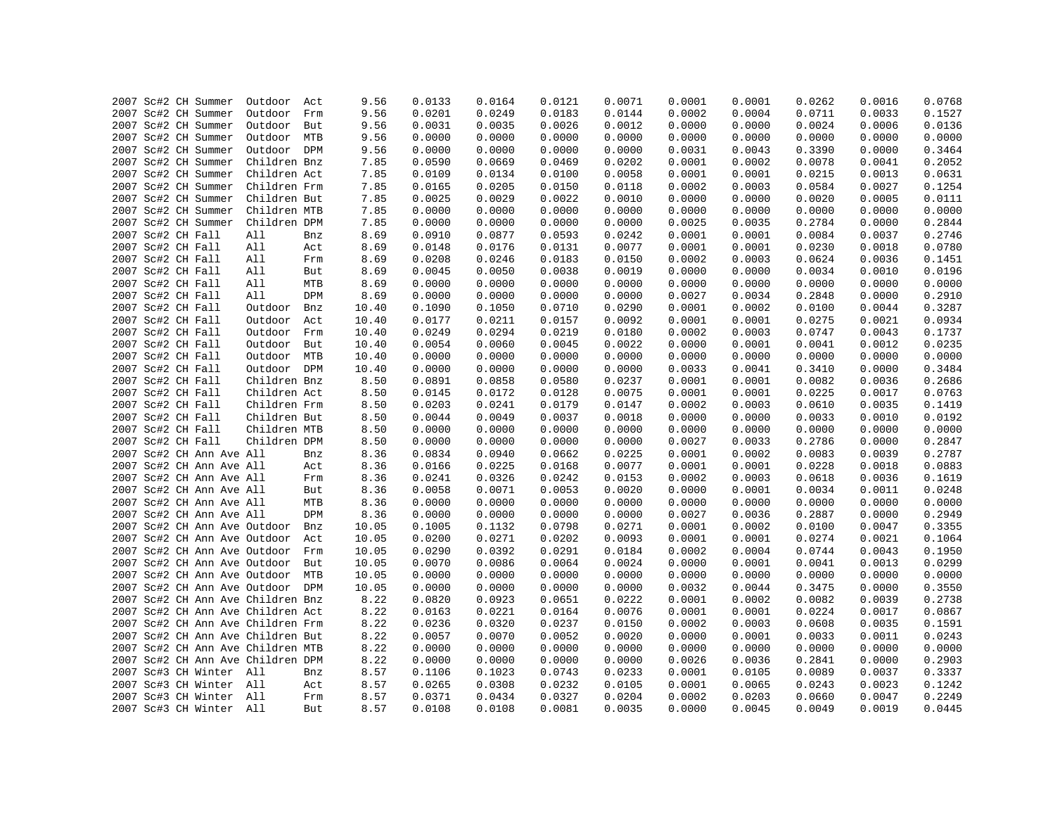| | | | | | | | | | | | | | | | |
|---|---|---|---|---|---|---|---|---|---|---|---|---|---|---|---|
| 2007 | Sc#2 | CH | Summer | Outdoor | Act | 9.56 | 0.0133 | 0.0164 | 0.0121 | 0.0071 | 0.0001 | 0.0001 | 0.0262 | 0.0016 | 0.0768 |
| 2007 | Sc#2 | CH | Summer | Outdoor | Frm | 9.56 | 0.0201 | 0.0249 | 0.0183 | 0.0144 | 0.0002 | 0.0004 | 0.0711 | 0.0033 | 0.1527 |
| 2007 | Sc#2 | CH | Summer | Outdoor | But | 9.56 | 0.0031 | 0.0035 | 0.0026 | 0.0012 | 0.0000 | 0.0000 | 0.0024 | 0.0006 | 0.0136 |
| 2007 | Sc#2 | CH | Summer | Outdoor | MTB | 9.56 | 0.0000 | 0.0000 | 0.0000 | 0.0000 | 0.0000 | 0.0000 | 0.0000 | 0.0000 | 0.0000 |
| 2007 | Sc#2 | CH | Summer | Outdoor | DPM | 9.56 | 0.0000 | 0.0000 | 0.0000 | 0.0000 | 0.0031 | 0.0043 | 0.3390 | 0.0000 | 0.3464 |
| 2007 | Sc#2 | CH | Summer | Children | Bnz | 7.85 | 0.0590 | 0.0669 | 0.0469 | 0.0202 | 0.0001 | 0.0002 | 0.0078 | 0.0041 | 0.2052 |
| 2007 | Sc#2 | CH | Summer | Children | Act | 7.85 | 0.0109 | 0.0134 | 0.0100 | 0.0058 | 0.0001 | 0.0001 | 0.0215 | 0.0013 | 0.0631 |
| 2007 | Sc#2 | CH | Summer | Children | Frm | 7.85 | 0.0165 | 0.0205 | 0.0150 | 0.0118 | 0.0002 | 0.0003 | 0.0584 | 0.0027 | 0.1254 |
| 2007 | Sc#2 | CH | Summer | Children | But | 7.85 | 0.0025 | 0.0029 | 0.0022 | 0.0010 | 0.0000 | 0.0000 | 0.0020 | 0.0005 | 0.0111 |
| 2007 | Sc#2 | CH | Summer | Children | MTB | 7.85 | 0.0000 | 0.0000 | 0.0000 | 0.0000 | 0.0000 | 0.0000 | 0.0000 | 0.0000 | 0.0000 |
| 2007 | Sc#2 | CH | Summer | Children | DPM | 7.85 | 0.0000 | 0.0000 | 0.0000 | 0.0000 | 0.0025 | 0.0035 | 0.2784 | 0.0000 | 0.2844 |
| 2007 | Sc#2 | CH | Fall | All | Bnz | 8.69 | 0.0910 | 0.0877 | 0.0593 | 0.0242 | 0.0001 | 0.0001 | 0.0084 | 0.0037 | 0.2746 |
| 2007 | Sc#2 | CH | Fall | All | Act | 8.69 | 0.0148 | 0.0176 | 0.0131 | 0.0077 | 0.0001 | 0.0001 | 0.0230 | 0.0018 | 0.0780 |
| 2007 | Sc#2 | CH | Fall | All | Frm | 8.69 | 0.0208 | 0.0246 | 0.0183 | 0.0150 | 0.0002 | 0.0003 | 0.0624 | 0.0036 | 0.1451 |
| 2007 | Sc#2 | CH | Fall | All | But | 8.69 | 0.0045 | 0.0050 | 0.0038 | 0.0019 | 0.0000 | 0.0000 | 0.0034 | 0.0010 | 0.0196 |
| 2007 | Sc#2 | CH | Fall | All | MTB | 8.69 | 0.0000 | 0.0000 | 0.0000 | 0.0000 | 0.0000 | 0.0000 | 0.0000 | 0.0000 | 0.0000 |
| 2007 | Sc#2 | CH | Fall | All | DPM | 8.69 | 0.0000 | 0.0000 | 0.0000 | 0.0000 | 0.0027 | 0.0034 | 0.2848 | 0.0000 | 0.2910 |
| 2007 | Sc#2 | CH | Fall | Outdoor | Bnz | 10.40 | 0.1090 | 0.1050 | 0.0710 | 0.0290 | 0.0001 | 0.0002 | 0.0100 | 0.0044 | 0.3287 |
| 2007 | Sc#2 | CH | Fall | Outdoor | Act | 10.40 | 0.0177 | 0.0211 | 0.0157 | 0.0092 | 0.0001 | 0.0001 | 0.0275 | 0.0021 | 0.0934 |
| 2007 | Sc#2 | CH | Fall | Outdoor | Frm | 10.40 | 0.0249 | 0.0294 | 0.0219 | 0.0180 | 0.0002 | 0.0003 | 0.0747 | 0.0043 | 0.1737 |
| 2007 | Sc#2 | CH | Fall | Outdoor | But | 10.40 | 0.0054 | 0.0060 | 0.0045 | 0.0022 | 0.0000 | 0.0001 | 0.0041 | 0.0012 | 0.0235 |
| 2007 | Sc#2 | CH | Fall | Outdoor | MTB | 10.40 | 0.0000 | 0.0000 | 0.0000 | 0.0000 | 0.0000 | 0.0000 | 0.0000 | 0.0000 | 0.0000 |
| 2007 | Sc#2 | CH | Fall | Outdoor | DPM | 10.40 | 0.0000 | 0.0000 | 0.0000 | 0.0000 | 0.0033 | 0.0041 | 0.3410 | 0.0000 | 0.3484 |
| 2007 | Sc#2 | CH | Fall | Children | Bnz | 8.50 | 0.0891 | 0.0858 | 0.0580 | 0.0237 | 0.0001 | 0.0001 | 0.0082 | 0.0036 | 0.2686 |
| 2007 | Sc#2 | CH | Fall | Children | Act | 8.50 | 0.0145 | 0.0172 | 0.0128 | 0.0075 | 0.0001 | 0.0001 | 0.0225 | 0.0017 | 0.0763 |
| 2007 | Sc#2 | CH | Fall | Children | Frm | 8.50 | 0.0203 | 0.0241 | 0.0179 | 0.0147 | 0.0002 | 0.0003 | 0.0610 | 0.0035 | 0.1419 |
| 2007 | Sc#2 | CH | Fall | Children | But | 8.50 | 0.0044 | 0.0049 | 0.0037 | 0.0018 | 0.0000 | 0.0000 | 0.0033 | 0.0010 | 0.0192 |
| 2007 | Sc#2 | CH | Fall | Children | MTB | 8.50 | 0.0000 | 0.0000 | 0.0000 | 0.0000 | 0.0000 | 0.0000 | 0.0000 | 0.0000 | 0.0000 |
| 2007 | Sc#2 | CH | Fall | Children | DPM | 8.50 | 0.0000 | 0.0000 | 0.0000 | 0.0000 | 0.0027 | 0.0033 | 0.2786 | 0.0000 | 0.2847 |
| 2007 | Sc#2 | CH | Ann Ave | All | Bnz | 8.36 | 0.0834 | 0.0940 | 0.0662 | 0.0225 | 0.0001 | 0.0002 | 0.0083 | 0.0039 | 0.2787 |
| 2007 | Sc#2 | CH | Ann Ave | All | Act | 8.36 | 0.0166 | 0.0225 | 0.0168 | 0.0077 | 0.0001 | 0.0001 | 0.0228 | 0.0018 | 0.0883 |
| 2007 | Sc#2 | CH | Ann Ave | All | Frm | 8.36 | 0.0241 | 0.0326 | 0.0242 | 0.0153 | 0.0002 | 0.0003 | 0.0618 | 0.0036 | 0.1619 |
| 2007 | Sc#2 | CH | Ann Ave | All | But | 8.36 | 0.0058 | 0.0071 | 0.0053 | 0.0020 | 0.0000 | 0.0001 | 0.0034 | 0.0011 | 0.0248 |
| 2007 | Sc#2 | CH | Ann Ave | All | MTB | 8.36 | 0.0000 | 0.0000 | 0.0000 | 0.0000 | 0.0000 | 0.0000 | 0.0000 | 0.0000 | 0.0000 |
| 2007 | Sc#2 | CH | Ann Ave | All | DPM | 8.36 | 0.0000 | 0.0000 | 0.0000 | 0.0000 | 0.0027 | 0.0036 | 0.2887 | 0.0000 | 0.2949 |
| 2007 | Sc#2 | CH | Ann Ave | Outdoor | Bnz | 10.05 | 0.1005 | 0.1132 | 0.0798 | 0.0271 | 0.0001 | 0.0002 | 0.0100 | 0.0047 | 0.3355 |
| 2007 | Sc#2 | CH | Ann Ave | Outdoor | Act | 10.05 | 0.0200 | 0.0271 | 0.0202 | 0.0093 | 0.0001 | 0.0001 | 0.0274 | 0.0021 | 0.1064 |
| 2007 | Sc#2 | CH | Ann Ave | Outdoor | Frm | 10.05 | 0.0290 | 0.0392 | 0.0291 | 0.0184 | 0.0002 | 0.0004 | 0.0744 | 0.0043 | 0.1950 |
| 2007 | Sc#2 | CH | Ann Ave | Outdoor | But | 10.05 | 0.0070 | 0.0086 | 0.0064 | 0.0024 | 0.0000 | 0.0001 | 0.0041 | 0.0013 | 0.0299 |
| 2007 | Sc#2 | CH | Ann Ave | Outdoor | MTB | 10.05 | 0.0000 | 0.0000 | 0.0000 | 0.0000 | 0.0000 | 0.0000 | 0.0000 | 0.0000 | 0.0000 |
| 2007 | Sc#2 | CH | Ann Ave | Outdoor | DPM | 10.05 | 0.0000 | 0.0000 | 0.0000 | 0.0000 | 0.0032 | 0.0044 | 0.3475 | 0.0000 | 0.3550 |
| 2007 | Sc#2 | CH | Ann Ave | Children | Bnz | 8.22 | 0.0820 | 0.0923 | 0.0651 | 0.0222 | 0.0001 | 0.0002 | 0.0082 | 0.0039 | 0.2738 |
| 2007 | Sc#2 | CH | Ann Ave | Children | Act | 8.22 | 0.0163 | 0.0221 | 0.0164 | 0.0076 | 0.0001 | 0.0001 | 0.0224 | 0.0017 | 0.0867 |
| 2007 | Sc#2 | CH | Ann Ave | Children | Frm | 8.22 | 0.0236 | 0.0320 | 0.0237 | 0.0150 | 0.0002 | 0.0003 | 0.0608 | 0.0035 | 0.1591 |
| 2007 | Sc#2 | CH | Ann Ave | Children | But | 8.22 | 0.0057 | 0.0070 | 0.0052 | 0.0020 | 0.0000 | 0.0001 | 0.0033 | 0.0011 | 0.0243 |
| 2007 | Sc#2 | CH | Ann Ave | Children | MTB | 8.22 | 0.0000 | 0.0000 | 0.0000 | 0.0000 | 0.0000 | 0.0000 | 0.0000 | 0.0000 | 0.0000 |
| 2007 | Sc#2 | CH | Ann Ave | Children | DPM | 8.22 | 0.0000 | 0.0000 | 0.0000 | 0.0000 | 0.0026 | 0.0036 | 0.2841 | 0.0000 | 0.2903 |
| 2007 | Sc#3 | CH | Winter | All | Bnz | 8.57 | 0.1106 | 0.1023 | 0.0743 | 0.0233 | 0.0001 | 0.0105 | 0.0089 | 0.0037 | 0.3337 |
| 2007 | Sc#3 | CH | Winter | All | Act | 8.57 | 0.0265 | 0.0308 | 0.0232 | 0.0105 | 0.0001 | 0.0065 | 0.0243 | 0.0023 | 0.1242 |
| 2007 | Sc#3 | CH | Winter | All | Frm | 8.57 | 0.0371 | 0.0434 | 0.0327 | 0.0204 | 0.0002 | 0.0203 | 0.0660 | 0.0047 | 0.2249 |
| 2007 | Sc#3 | CH | Winter | All | But | 8.57 | 0.0108 | 0.0108 | 0.0081 | 0.0035 | 0.0000 | 0.0045 | 0.0049 | 0.0019 | 0.0445 |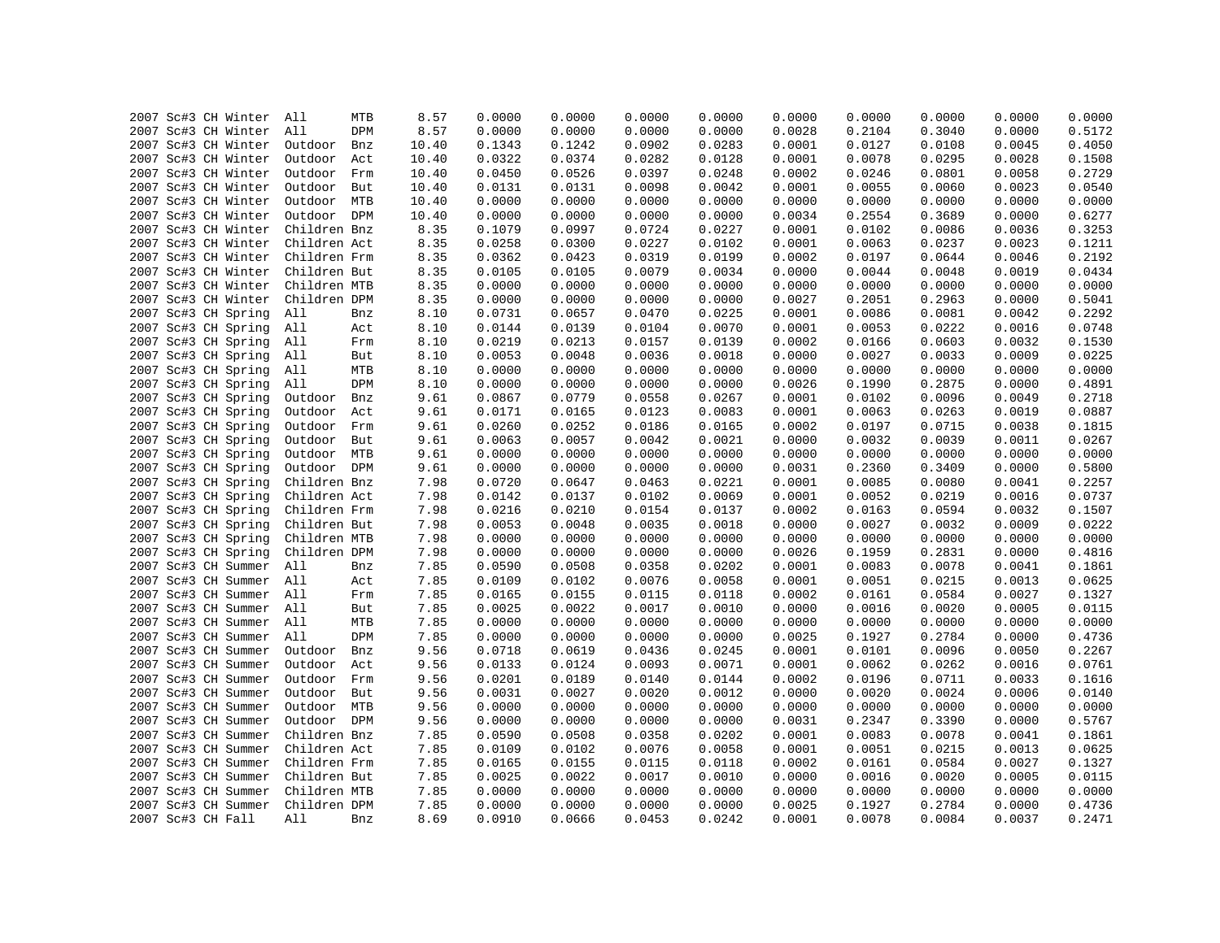| | | | | | | | | | | | | | | | |
|---|---|---|---|---|---|---|---|---|---|---|---|---|---|---|---|
| 2007 | Sc#3 | CH | Winter | All | MTB | 8.57 | 0.0000 | 0.0000 | 0.0000 | 0.0000 | 0.0000 | 0.0000 | 0.0000 | 0.0000 | 0.0000 |
| 2007 | Sc#3 | CH | Winter | All | DPM | 8.57 | 0.0000 | 0.0000 | 0.0000 | 0.0000 | 0.0028 | 0.2104 | 0.3040 | 0.0000 | 0.5172 |
| 2007 | Sc#3 | CH | Winter | Outdoor | Bnz | 10.40 | 0.1343 | 0.1242 | 0.0902 | 0.0283 | 0.0001 | 0.0127 | 0.0108 | 0.0045 | 0.4050 |
| 2007 | Sc#3 | CH | Winter | Outdoor | Act | 10.40 | 0.0322 | 0.0374 | 0.0282 | 0.0128 | 0.0001 | 0.0078 | 0.0295 | 0.0028 | 0.1508 |
| 2007 | Sc#3 | CH | Winter | Outdoor | Frm | 10.40 | 0.0450 | 0.0526 | 0.0397 | 0.0248 | 0.0002 | 0.0246 | 0.0801 | 0.0058 | 0.2729 |
| 2007 | Sc#3 | CH | Winter | Outdoor | But | 10.40 | 0.0131 | 0.0131 | 0.0098 | 0.0042 | 0.0001 | 0.0055 | 0.0060 | 0.0023 | 0.0540 |
| 2007 | Sc#3 | CH | Winter | Outdoor | MTB | 10.40 | 0.0000 | 0.0000 | 0.0000 | 0.0000 | 0.0000 | 0.0000 | 0.0000 | 0.0000 | 0.0000 |
| 2007 | Sc#3 | CH | Winter | Outdoor | DPM | 10.40 | 0.0000 | 0.0000 | 0.0000 | 0.0000 | 0.0034 | 0.2554 | 0.3689 | 0.0000 | 0.6277 |
| 2007 | Sc#3 | CH | Winter | Children | Bnz | 8.35 | 0.1079 | 0.0997 | 0.0724 | 0.0227 | 0.0001 | 0.0102 | 0.0086 | 0.0036 | 0.3253 |
| 2007 | Sc#3 | CH | Winter | Children | Act | 8.35 | 0.0258 | 0.0300 | 0.0227 | 0.0102 | 0.0001 | 0.0063 | 0.0237 | 0.0023 | 0.1211 |
| 2007 | Sc#3 | CH | Winter | Children | Frm | 8.35 | 0.0362 | 0.0423 | 0.0319 | 0.0199 | 0.0002 | 0.0197 | 0.0644 | 0.0046 | 0.2192 |
| 2007 | Sc#3 | CH | Winter | Children | But | 8.35 | 0.0105 | 0.0105 | 0.0079 | 0.0034 | 0.0000 | 0.0044 | 0.0048 | 0.0019 | 0.0434 |
| 2007 | Sc#3 | CH | Winter | Children | MTB | 8.35 | 0.0000 | 0.0000 | 0.0000 | 0.0000 | 0.0000 | 0.0000 | 0.0000 | 0.0000 | 0.0000 |
| 2007 | Sc#3 | CH | Winter | Children | DPM | 8.35 | 0.0000 | 0.0000 | 0.0000 | 0.0000 | 0.0027 | 0.2051 | 0.2963 | 0.0000 | 0.5041 |
| 2007 | Sc#3 | CH | Spring | All | Bnz | 8.10 | 0.0731 | 0.0657 | 0.0470 | 0.0225 | 0.0001 | 0.0086 | 0.0081 | 0.0042 | 0.2292 |
| 2007 | Sc#3 | CH | Spring | All | Act | 8.10 | 0.0144 | 0.0139 | 0.0104 | 0.0070 | 0.0001 | 0.0053 | 0.0222 | 0.0016 | 0.0748 |
| 2007 | Sc#3 | CH | Spring | All | Frm | 8.10 | 0.0219 | 0.0213 | 0.0157 | 0.0139 | 0.0002 | 0.0166 | 0.0603 | 0.0032 | 0.1530 |
| 2007 | Sc#3 | CH | Spring | All | But | 8.10 | 0.0053 | 0.0048 | 0.0036 | 0.0018 | 0.0000 | 0.0027 | 0.0033 | 0.0009 | 0.0225 |
| 2007 | Sc#3 | CH | Spring | All | MTB | 8.10 | 0.0000 | 0.0000 | 0.0000 | 0.0000 | 0.0000 | 0.0000 | 0.0000 | 0.0000 | 0.0000 |
| 2007 | Sc#3 | CH | Spring | All | DPM | 8.10 | 0.0000 | 0.0000 | 0.0000 | 0.0000 | 0.0026 | 0.1990 | 0.2875 | 0.0000 | 0.4891 |
| 2007 | Sc#3 | CH | Spring | Outdoor | Bnz | 9.61 | 0.0867 | 0.0779 | 0.0558 | 0.0267 | 0.0001 | 0.0102 | 0.0096 | 0.0049 | 0.2718 |
| 2007 | Sc#3 | CH | Spring | Outdoor | Act | 9.61 | 0.0171 | 0.0165 | 0.0123 | 0.0083 | 0.0001 | 0.0063 | 0.0263 | 0.0019 | 0.0887 |
| 2007 | Sc#3 | CH | Spring | Outdoor | Frm | 9.61 | 0.0260 | 0.0252 | 0.0186 | 0.0165 | 0.0002 | 0.0197 | 0.0715 | 0.0038 | 0.1815 |
| 2007 | Sc#3 | CH | Spring | Outdoor | But | 9.61 | 0.0063 | 0.0057 | 0.0042 | 0.0021 | 0.0000 | 0.0032 | 0.0039 | 0.0011 | 0.0267 |
| 2007 | Sc#3 | CH | Spring | Outdoor | MTB | 9.61 | 0.0000 | 0.0000 | 0.0000 | 0.0000 | 0.0000 | 0.0000 | 0.0000 | 0.0000 | 0.0000 |
| 2007 | Sc#3 | CH | Spring | Outdoor | DPM | 9.61 | 0.0000 | 0.0000 | 0.0000 | 0.0000 | 0.0031 | 0.2360 | 0.3409 | 0.0000 | 0.5800 |
| 2007 | Sc#3 | CH | Spring | Children | Bnz | 7.98 | 0.0720 | 0.0647 | 0.0463 | 0.0221 | 0.0001 | 0.0085 | 0.0080 | 0.0041 | 0.2257 |
| 2007 | Sc#3 | CH | Spring | Children | Act | 7.98 | 0.0142 | 0.0137 | 0.0102 | 0.0069 | 0.0001 | 0.0052 | 0.0219 | 0.0016 | 0.0737 |
| 2007 | Sc#3 | CH | Spring | Children | Frm | 7.98 | 0.0216 | 0.0210 | 0.0154 | 0.0137 | 0.0002 | 0.0163 | 0.0594 | 0.0032 | 0.1507 |
| 2007 | Sc#3 | CH | Spring | Children | But | 7.98 | 0.0053 | 0.0048 | 0.0035 | 0.0018 | 0.0000 | 0.0027 | 0.0032 | 0.0009 | 0.0222 |
| 2007 | Sc#3 | CH | Spring | Children | MTB | 7.98 | 0.0000 | 0.0000 | 0.0000 | 0.0000 | 0.0000 | 0.0000 | 0.0000 | 0.0000 | 0.0000 |
| 2007 | Sc#3 | CH | Spring | Children | DPM | 7.98 | 0.0000 | 0.0000 | 0.0000 | 0.0000 | 0.0026 | 0.1959 | 0.2831 | 0.0000 | 0.4816 |
| 2007 | Sc#3 | CH | Summer | All | Bnz | 7.85 | 0.0590 | 0.0508 | 0.0358 | 0.0202 | 0.0001 | 0.0083 | 0.0078 | 0.0041 | 0.1861 |
| 2007 | Sc#3 | CH | Summer | All | Act | 7.85 | 0.0109 | 0.0102 | 0.0076 | 0.0058 | 0.0001 | 0.0051 | 0.0215 | 0.0013 | 0.0625 |
| 2007 | Sc#3 | CH | Summer | All | Frm | 7.85 | 0.0165 | 0.0155 | 0.0115 | 0.0118 | 0.0002 | 0.0161 | 0.0584 | 0.0027 | 0.1327 |
| 2007 | Sc#3 | CH | Summer | All | But | 7.85 | 0.0025 | 0.0022 | 0.0017 | 0.0010 | 0.0000 | 0.0016 | 0.0020 | 0.0005 | 0.0115 |
| 2007 | Sc#3 | CH | Summer | All | MTB | 7.85 | 0.0000 | 0.0000 | 0.0000 | 0.0000 | 0.0000 | 0.0000 | 0.0000 | 0.0000 | 0.0000 |
| 2007 | Sc#3 | CH | Summer | All | DPM | 7.85 | 0.0000 | 0.0000 | 0.0000 | 0.0000 | 0.0025 | 0.1927 | 0.2784 | 0.0000 | 0.4736 |
| 2007 | Sc#3 | CH | Summer | Outdoor | Bnz | 9.56 | 0.0718 | 0.0619 | 0.0436 | 0.0245 | 0.0001 | 0.0101 | 0.0096 | 0.0050 | 0.2267 |
| 2007 | Sc#3 | CH | Summer | Outdoor | Act | 9.56 | 0.0133 | 0.0124 | 0.0093 | 0.0071 | 0.0001 | 0.0062 | 0.0262 | 0.0016 | 0.0761 |
| 2007 | Sc#3 | CH | Summer | Outdoor | Frm | 9.56 | 0.0201 | 0.0189 | 0.0140 | 0.0144 | 0.0002 | 0.0196 | 0.0711 | 0.0033 | 0.1616 |
| 2007 | Sc#3 | CH | Summer | Outdoor | But | 9.56 | 0.0031 | 0.0027 | 0.0020 | 0.0012 | 0.0000 | 0.0020 | 0.0024 | 0.0006 | 0.0140 |
| 2007 | Sc#3 | CH | Summer | Outdoor | MTB | 9.56 | 0.0000 | 0.0000 | 0.0000 | 0.0000 | 0.0000 | 0.0000 | 0.0000 | 0.0000 | 0.0000 |
| 2007 | Sc#3 | CH | Summer | Outdoor | DPM | 9.56 | 0.0000 | 0.0000 | 0.0000 | 0.0000 | 0.0031 | 0.2347 | 0.3390 | 0.0000 | 0.5767 |
| 2007 | Sc#3 | CH | Summer | Children | Bnz | 7.85 | 0.0590 | 0.0508 | 0.0358 | 0.0202 | 0.0001 | 0.0083 | 0.0078 | 0.0041 | 0.1861 |
| 2007 | Sc#3 | CH | Summer | Children | Act | 7.85 | 0.0109 | 0.0102 | 0.0076 | 0.0058 | 0.0001 | 0.0051 | 0.0215 | 0.0013 | 0.0625 |
| 2007 | Sc#3 | CH | Summer | Children | Frm | 7.85 | 0.0165 | 0.0155 | 0.0115 | 0.0118 | 0.0002 | 0.0161 | 0.0584 | 0.0027 | 0.1327 |
| 2007 | Sc#3 | CH | Summer | Children | But | 7.85 | 0.0025 | 0.0022 | 0.0017 | 0.0010 | 0.0000 | 0.0016 | 0.0020 | 0.0005 | 0.0115 |
| 2007 | Sc#3 | CH | Summer | Children | MTB | 7.85 | 0.0000 | 0.0000 | 0.0000 | 0.0000 | 0.0000 | 0.0000 | 0.0000 | 0.0000 | 0.0000 |
| 2007 | Sc#3 | CH | Summer | Children | DPM | 7.85 | 0.0000 | 0.0000 | 0.0000 | 0.0000 | 0.0025 | 0.1927 | 0.2784 | 0.0000 | 0.4736 |
| 2007 | Sc#3 | CH | Fall | All | Bnz | 8.69 | 0.0910 | 0.0666 | 0.0453 | 0.0242 | 0.0001 | 0.0078 | 0.0084 | 0.0037 | 0.2471 |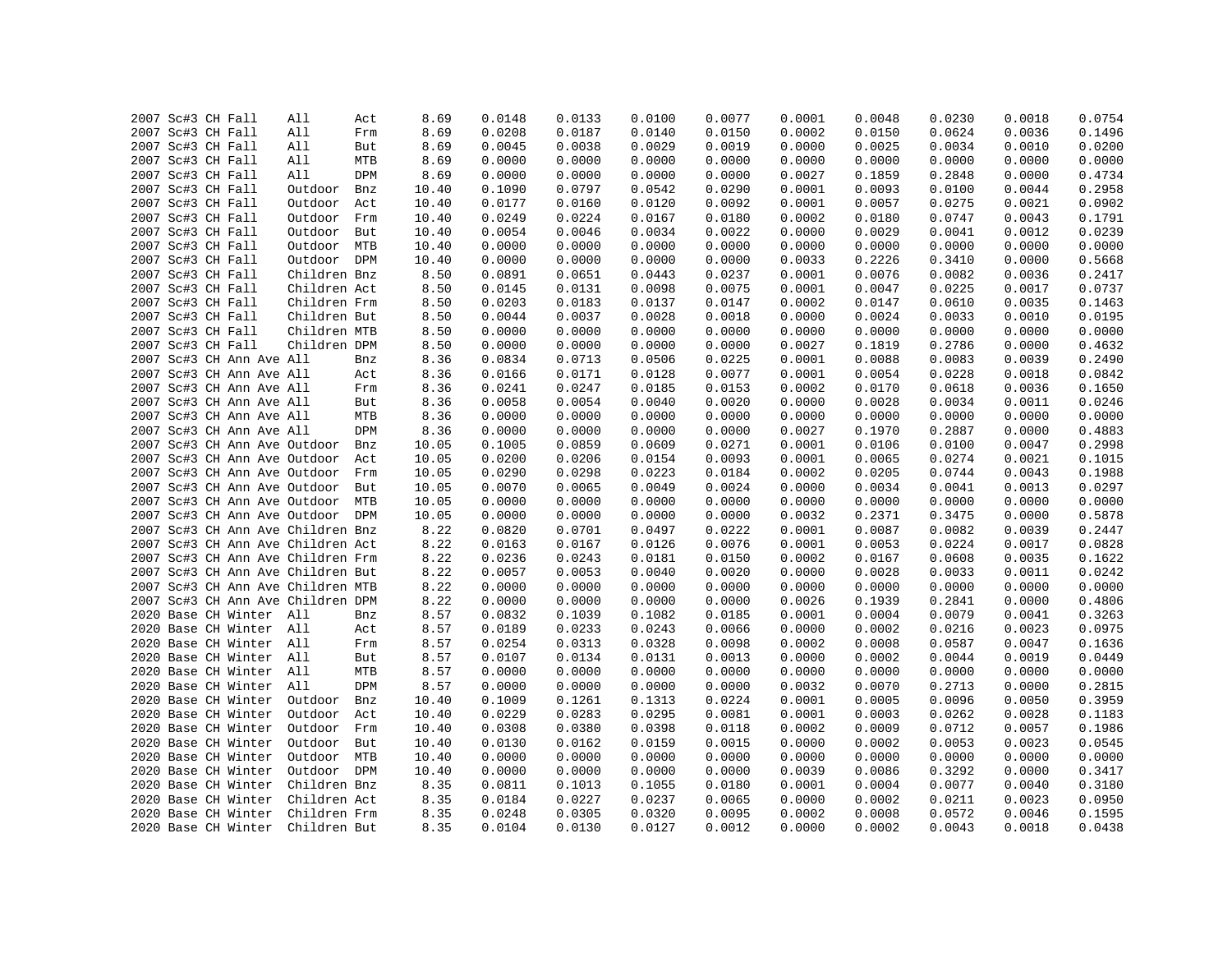| | | | | | | | | | | | | | | | | |
|---|---|---|---|---|---|---|---|---|---|---|---|---|---|---|---|---|
| 2007 | Sc#3 | CH | Fall | All | Act | 8.69 | 0.0148 | 0.0133 | 0.0100 | 0.0077 | 0.0001 | 0.0048 | 0.0230 | 0.0018 | 0.0754 |
| 2007 | Sc#3 | CH | Fall | All | Frm | 8.69 | 0.0208 | 0.0187 | 0.0140 | 0.0150 | 0.0002 | 0.0150 | 0.0624 | 0.0036 | 0.1496 |
| 2007 | Sc#3 | CH | Fall | All | But | 8.69 | 0.0045 | 0.0038 | 0.0029 | 0.0019 | 0.0000 | 0.0025 | 0.0034 | 0.0010 | 0.0200 |
| 2007 | Sc#3 | CH | Fall | All | MTB | 8.69 | 0.0000 | 0.0000 | 0.0000 | 0.0000 | 0.0000 | 0.0000 | 0.0000 | 0.0000 | 0.0000 |
| 2007 | Sc#3 | CH | Fall | All | DPM | 8.69 | 0.0000 | 0.0000 | 0.0000 | 0.0000 | 0.0027 | 0.1859 | 0.2848 | 0.0000 | 0.4734 |
| 2007 | Sc#3 | CH | Fall | Outdoor | Bnz | 10.40 | 0.1090 | 0.0797 | 0.0542 | 0.0290 | 0.0001 | 0.0093 | 0.0100 | 0.0044 | 0.2958 |
| 2007 | Sc#3 | CH | Fall | Outdoor | Act | 10.40 | 0.0177 | 0.0160 | 0.0120 | 0.0092 | 0.0001 | 0.0057 | 0.0275 | 0.0021 | 0.0902 |
| 2007 | Sc#3 | CH | Fall | Outdoor | Frm | 10.40 | 0.0249 | 0.0224 | 0.0167 | 0.0180 | 0.0002 | 0.0180 | 0.0747 | 0.0043 | 0.1791 |
| 2007 | Sc#3 | CH | Fall | Outdoor | But | 10.40 | 0.0054 | 0.0046 | 0.0034 | 0.0022 | 0.0000 | 0.0029 | 0.0041 | 0.0012 | 0.0239 |
| 2007 | Sc#3 | CH | Fall | Outdoor | MTB | 10.40 | 0.0000 | 0.0000 | 0.0000 | 0.0000 | 0.0000 | 0.0000 | 0.0000 | 0.0000 | 0.0000 |
| 2007 | Sc#3 | CH | Fall | Outdoor | DPM | 10.40 | 0.0000 | 0.0000 | 0.0000 | 0.0000 | 0.0033 | 0.2226 | 0.3410 | 0.0000 | 0.5668 |
| 2007 | Sc#3 | CH | Fall | Children | Bnz | 8.50 | 0.0891 | 0.0651 | 0.0443 | 0.0237 | 0.0001 | 0.0076 | 0.0082 | 0.0036 | 0.2417 |
| 2007 | Sc#3 | CH | Fall | Children | Act | 8.50 | 0.0145 | 0.0131 | 0.0098 | 0.0075 | 0.0001 | 0.0047 | 0.0225 | 0.0017 | 0.0737 |
| 2007 | Sc#3 | CH | Fall | Children | Frm | 8.50 | 0.0203 | 0.0183 | 0.0137 | 0.0147 | 0.0002 | 0.0147 | 0.0610 | 0.0035 | 0.1463 |
| 2007 | Sc#3 | CH | Fall | Children | But | 8.50 | 0.0044 | 0.0037 | 0.0028 | 0.0018 | 0.0000 | 0.0024 | 0.0033 | 0.0010 | 0.0195 |
| 2007 | Sc#3 | CH | Fall | Children | MTB | 8.50 | 0.0000 | 0.0000 | 0.0000 | 0.0000 | 0.0000 | 0.0000 | 0.0000 | 0.0000 | 0.0000 |
| 2007 | Sc#3 | CH | Fall | Children | DPM | 8.50 | 0.0000 | 0.0000 | 0.0000 | 0.0000 | 0.0027 | 0.1819 | 0.2786 | 0.0000 | 0.4632 |
| 2007 | Sc#3 | CH | Ann Ave | All | Bnz | 8.36 | 0.0834 | 0.0713 | 0.0506 | 0.0225 | 0.0001 | 0.0088 | 0.0083 | 0.0039 | 0.2490 |
| 2007 | Sc#3 | CH | Ann Ave | All | Act | 8.36 | 0.0166 | 0.0171 | 0.0128 | 0.0077 | 0.0001 | 0.0054 | 0.0228 | 0.0018 | 0.0842 |
| 2007 | Sc#3 | CH | Ann Ave | All | Frm | 8.36 | 0.0241 | 0.0247 | 0.0185 | 0.0153 | 0.0002 | 0.0170 | 0.0618 | 0.0036 | 0.1650 |
| 2007 | Sc#3 | CH | Ann Ave | All | But | 8.36 | 0.0058 | 0.0054 | 0.0040 | 0.0020 | 0.0000 | 0.0028 | 0.0034 | 0.0011 | 0.0246 |
| 2007 | Sc#3 | CH | Ann Ave | All | MTB | 8.36 | 0.0000 | 0.0000 | 0.0000 | 0.0000 | 0.0000 | 0.0000 | 0.0000 | 0.0000 | 0.0000 |
| 2007 | Sc#3 | CH | Ann Ave | All | DPM | 8.36 | 0.0000 | 0.0000 | 0.0000 | 0.0000 | 0.0027 | 0.1970 | 0.2887 | 0.0000 | 0.4883 |
| 2007 | Sc#3 | CH | Ann Ave | Outdoor | Bnz | 10.05 | 0.1005 | 0.0859 | 0.0609 | 0.0271 | 0.0001 | 0.0106 | 0.0100 | 0.0047 | 0.2998 |
| 2007 | Sc#3 | CH | Ann Ave | Outdoor | Act | 10.05 | 0.0200 | 0.0206 | 0.0154 | 0.0093 | 0.0001 | 0.0065 | 0.0274 | 0.0021 | 0.1015 |
| 2007 | Sc#3 | CH | Ann Ave | Outdoor | Frm | 10.05 | 0.0290 | 0.0298 | 0.0223 | 0.0184 | 0.0002 | 0.0205 | 0.0744 | 0.0043 | 0.1988 |
| 2007 | Sc#3 | CH | Ann Ave | Outdoor | But | 10.05 | 0.0070 | 0.0065 | 0.0049 | 0.0024 | 0.0000 | 0.0034 | 0.0041 | 0.0013 | 0.0297 |
| 2007 | Sc#3 | CH | Ann Ave | Outdoor | MTB | 10.05 | 0.0000 | 0.0000 | 0.0000 | 0.0000 | 0.0000 | 0.0000 | 0.0000 | 0.0000 | 0.0000 |
| 2007 | Sc#3 | CH | Ann Ave | Outdoor | DPM | 10.05 | 0.0000 | 0.0000 | 0.0000 | 0.0000 | 0.0032 | 0.2371 | 0.3475 | 0.0000 | 0.5878 |
| 2007 | Sc#3 | CH | Ann Ave | Children | Bnz | 8.22 | 0.0820 | 0.0701 | 0.0497 | 0.0222 | 0.0001 | 0.0087 | 0.0082 | 0.0039 | 0.2447 |
| 2007 | Sc#3 | CH | Ann Ave | Children | Act | 8.22 | 0.0163 | 0.0167 | 0.0126 | 0.0076 | 0.0001 | 0.0053 | 0.0224 | 0.0017 | 0.0828 |
| 2007 | Sc#3 | CH | Ann Ave | Children | Frm | 8.22 | 0.0236 | 0.0243 | 0.0181 | 0.0150 | 0.0002 | 0.0167 | 0.0608 | 0.0035 | 0.1622 |
| 2007 | Sc#3 | CH | Ann Ave | Children | But | 8.22 | 0.0057 | 0.0053 | 0.0040 | 0.0020 | 0.0000 | 0.0028 | 0.0033 | 0.0011 | 0.0242 |
| 2007 | Sc#3 | CH | Ann Ave | Children | MTB | 8.22 | 0.0000 | 0.0000 | 0.0000 | 0.0000 | 0.0000 | 0.0000 | 0.0000 | 0.0000 | 0.0000 |
| 2007 | Sc#3 | CH | Ann Ave | Children | DPM | 8.22 | 0.0000 | 0.0000 | 0.0000 | 0.0000 | 0.0026 | 0.1939 | 0.2841 | 0.0000 | 0.4806 |
| 2020 | Base | CH | Winter | All | Bnz | 8.57 | 0.0832 | 0.1039 | 0.1082 | 0.0185 | 0.0001 | 0.0004 | 0.0079 | 0.0041 | 0.3263 |
| 2020 | Base | CH | Winter | All | Act | 8.57 | 0.0189 | 0.0233 | 0.0243 | 0.0066 | 0.0000 | 0.0002 | 0.0216 | 0.0023 | 0.0975 |
| 2020 | Base | CH | Winter | All | Frm | 8.57 | 0.0254 | 0.0313 | 0.0328 | 0.0098 | 0.0002 | 0.0008 | 0.0587 | 0.0047 | 0.1636 |
| 2020 | Base | CH | Winter | All | But | 8.57 | 0.0107 | 0.0134 | 0.0131 | 0.0013 | 0.0000 | 0.0002 | 0.0044 | 0.0019 | 0.0449 |
| 2020 | Base | CH | Winter | All | MTB | 8.57 | 0.0000 | 0.0000 | 0.0000 | 0.0000 | 0.0000 | 0.0000 | 0.0000 | 0.0000 | 0.0000 |
| 2020 | Base | CH | Winter | All | DPM | 8.57 | 0.0000 | 0.0000 | 0.0000 | 0.0000 | 0.0032 | 0.0070 | 0.2713 | 0.0000 | 0.2815 |
| 2020 | Base | CH | Winter | Outdoor | Bnz | 10.40 | 0.1009 | 0.1261 | 0.1313 | 0.0224 | 0.0001 | 0.0005 | 0.0096 | 0.0050 | 0.3959 |
| 2020 | Base | CH | Winter | Outdoor | Act | 10.40 | 0.0229 | 0.0283 | 0.0295 | 0.0081 | 0.0001 | 0.0003 | 0.0262 | 0.0028 | 0.1183 |
| 2020 | Base | CH | Winter | Outdoor | Frm | 10.40 | 0.0308 | 0.0380 | 0.0398 | 0.0118 | 0.0002 | 0.0009 | 0.0712 | 0.0057 | 0.1986 |
| 2020 | Base | CH | Winter | Outdoor | But | 10.40 | 0.0130 | 0.0162 | 0.0159 | 0.0015 | 0.0000 | 0.0002 | 0.0053 | 0.0023 | 0.0545 |
| 2020 | Base | CH | Winter | Outdoor | MTB | 10.40 | 0.0000 | 0.0000 | 0.0000 | 0.0000 | 0.0000 | 0.0000 | 0.0000 | 0.0000 | 0.0000 |
| 2020 | Base | CH | Winter | Outdoor | DPM | 10.40 | 0.0000 | 0.0000 | 0.0000 | 0.0000 | 0.0039 | 0.0086 | 0.3292 | 0.0000 | 0.3417 |
| 2020 | Base | CH | Winter | Children | Bnz | 8.35 | 0.0811 | 0.1013 | 0.1055 | 0.0180 | 0.0001 | 0.0004 | 0.0077 | 0.0040 | 0.3180 |
| 2020 | Base | CH | Winter | Children | Act | 8.35 | 0.0184 | 0.0227 | 0.0237 | 0.0065 | 0.0000 | 0.0002 | 0.0211 | 0.0023 | 0.0950 |
| 2020 | Base | CH | Winter | Children | Frm | 8.35 | 0.0248 | 0.0305 | 0.0320 | 0.0095 | 0.0002 | 0.0008 | 0.0572 | 0.0046 | 0.1595 |
| 2020 | Base | CH | Winter | Children | But | 8.35 | 0.0104 | 0.0130 | 0.0127 | 0.0012 | 0.0000 | 0.0002 | 0.0043 | 0.0018 | 0.0438 |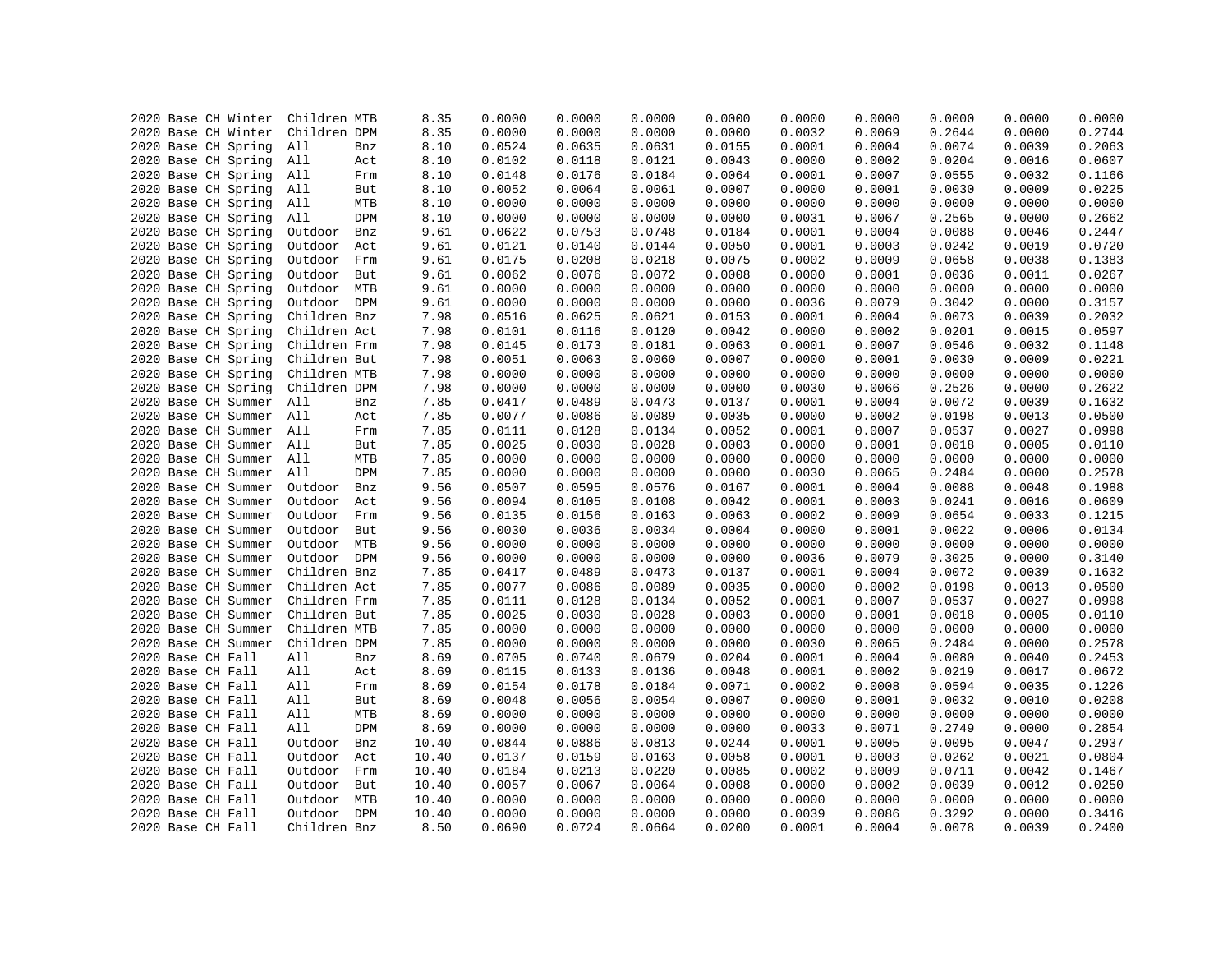| | | | | | | | | | | | | | | | |
|---|---|---|---|---|---|---|---|---|---|---|---|---|---|---|---|
| 2020 | Base | CH | Winter | Children | MTB | 8.35 | 0.0000 | 0.0000 | 0.0000 | 0.0000 | 0.0000 | 0.0000 | 0.0000 | 0.0000 | 0.0000 |
| 2020 | Base | CH | Winter | Children | DPM | 8.35 | 0.0000 | 0.0000 | 0.0000 | 0.0000 | 0.0032 | 0.0069 | 0.2644 | 0.0000 | 0.2744 |
| 2020 | Base | CH | Spring | All | Bnz | 8.10 | 0.0524 | 0.0635 | 0.0631 | 0.0155 | 0.0001 | 0.0004 | 0.0074 | 0.0039 | 0.2063 |
| 2020 | Base | CH | Spring | All | Act | 8.10 | 0.0102 | 0.0118 | 0.0121 | 0.0043 | 0.0000 | 0.0002 | 0.0204 | 0.0016 | 0.0607 |
| 2020 | Base | CH | Spring | All | Frm | 8.10 | 0.0148 | 0.0176 | 0.0184 | 0.0064 | 0.0001 | 0.0007 | 0.0555 | 0.0032 | 0.1166 |
| 2020 | Base | CH | Spring | All | But | 8.10 | 0.0052 | 0.0064 | 0.0061 | 0.0007 | 0.0000 | 0.0001 | 0.0030 | 0.0009 | 0.0225 |
| 2020 | Base | CH | Spring | All | MTB | 8.10 | 0.0000 | 0.0000 | 0.0000 | 0.0000 | 0.0000 | 0.0000 | 0.0000 | 0.0000 | 0.0000 |
| 2020 | Base | CH | Spring | All | DPM | 8.10 | 0.0000 | 0.0000 | 0.0000 | 0.0000 | 0.0031 | 0.0067 | 0.2565 | 0.0000 | 0.2662 |
| 2020 | Base | CH | Spring | Outdoor | Bnz | 9.61 | 0.0622 | 0.0753 | 0.0748 | 0.0184 | 0.0001 | 0.0004 | 0.0088 | 0.0046 | 0.2447 |
| 2020 | Base | CH | Spring | Outdoor | Act | 9.61 | 0.0121 | 0.0140 | 0.0144 | 0.0050 | 0.0001 | 0.0003 | 0.0242 | 0.0019 | 0.0720 |
| 2020 | Base | CH | Spring | Outdoor | Frm | 9.61 | 0.0175 | 0.0208 | 0.0218 | 0.0075 | 0.0002 | 0.0009 | 0.0658 | 0.0038 | 0.1383 |
| 2020 | Base | CH | Spring | Outdoor | But | 9.61 | 0.0062 | 0.0076 | 0.0072 | 0.0008 | 0.0000 | 0.0001 | 0.0036 | 0.0011 | 0.0267 |
| 2020 | Base | CH | Spring | Outdoor | MTB | 9.61 | 0.0000 | 0.0000 | 0.0000 | 0.0000 | 0.0000 | 0.0000 | 0.0000 | 0.0000 | 0.0000 |
| 2020 | Base | CH | Spring | Outdoor | DPM | 9.61 | 0.0000 | 0.0000 | 0.0000 | 0.0000 | 0.0036 | 0.0079 | 0.3042 | 0.0000 | 0.3157 |
| 2020 | Base | CH | Spring | Children | Bnz | 7.98 | 0.0516 | 0.0625 | 0.0621 | 0.0153 | 0.0001 | 0.0004 | 0.0073 | 0.0039 | 0.2032 |
| 2020 | Base | CH | Spring | Children | Act | 7.98 | 0.0101 | 0.0116 | 0.0120 | 0.0042 | 0.0000 | 0.0002 | 0.0201 | 0.0015 | 0.0597 |
| 2020 | Base | CH | Spring | Children | Frm | 7.98 | 0.0145 | 0.0173 | 0.0181 | 0.0063 | 0.0001 | 0.0007 | 0.0546 | 0.0032 | 0.1148 |
| 2020 | Base | CH | Spring | Children | But | 7.98 | 0.0051 | 0.0063 | 0.0060 | 0.0007 | 0.0000 | 0.0001 | 0.0030 | 0.0009 | 0.0221 |
| 2020 | Base | CH | Spring | Children | MTB | 7.98 | 0.0000 | 0.0000 | 0.0000 | 0.0000 | 0.0000 | 0.0000 | 0.0000 | 0.0000 | 0.0000 |
| 2020 | Base | CH | Spring | Children | DPM | 7.98 | 0.0000 | 0.0000 | 0.0000 | 0.0000 | 0.0030 | 0.0066 | 0.2526 | 0.0000 | 0.2622 |
| 2020 | Base | CH | Summer | All | Bnz | 7.85 | 0.0417 | 0.0489 | 0.0473 | 0.0137 | 0.0001 | 0.0004 | 0.0072 | 0.0039 | 0.1632 |
| 2020 | Base | CH | Summer | All | Act | 7.85 | 0.0077 | 0.0086 | 0.0089 | 0.0035 | 0.0000 | 0.0002 | 0.0198 | 0.0013 | 0.0500 |
| 2020 | Base | CH | Summer | All | Frm | 7.85 | 0.0111 | 0.0128 | 0.0134 | 0.0052 | 0.0001 | 0.0007 | 0.0537 | 0.0027 | 0.0998 |
| 2020 | Base | CH | Summer | All | But | 7.85 | 0.0025 | 0.0030 | 0.0028 | 0.0003 | 0.0000 | 0.0001 | 0.0018 | 0.0005 | 0.0110 |
| 2020 | Base | CH | Summer | All | MTB | 7.85 | 0.0000 | 0.0000 | 0.0000 | 0.0000 | 0.0000 | 0.0000 | 0.0000 | 0.0000 | 0.0000 |
| 2020 | Base | CH | Summer | All | DPM | 7.85 | 0.0000 | 0.0000 | 0.0000 | 0.0000 | 0.0030 | 0.0065 | 0.2484 | 0.0000 | 0.2578 |
| 2020 | Base | CH | Summer | Outdoor | Bnz | 9.56 | 0.0507 | 0.0595 | 0.0576 | 0.0167 | 0.0001 | 0.0004 | 0.0088 | 0.0048 | 0.1988 |
| 2020 | Base | CH | Summer | Outdoor | Act | 9.56 | 0.0094 | 0.0105 | 0.0108 | 0.0042 | 0.0001 | 0.0003 | 0.0241 | 0.0016 | 0.0609 |
| 2020 | Base | CH | Summer | Outdoor | Frm | 9.56 | 0.0135 | 0.0156 | 0.0163 | 0.0063 | 0.0002 | 0.0009 | 0.0654 | 0.0033 | 0.1215 |
| 2020 | Base | CH | Summer | Outdoor | But | 9.56 | 0.0030 | 0.0036 | 0.0034 | 0.0004 | 0.0000 | 0.0001 | 0.0022 | 0.0006 | 0.0134 |
| 2020 | Base | CH | Summer | Outdoor | MTB | 9.56 | 0.0000 | 0.0000 | 0.0000 | 0.0000 | 0.0000 | 0.0000 | 0.0000 | 0.0000 | 0.0000 |
| 2020 | Base | CH | Summer | Outdoor | DPM | 9.56 | 0.0000 | 0.0000 | 0.0000 | 0.0000 | 0.0036 | 0.0079 | 0.3025 | 0.0000 | 0.3140 |
| 2020 | Base | CH | Summer | Children | Bnz | 7.85 | 0.0417 | 0.0489 | 0.0473 | 0.0137 | 0.0001 | 0.0004 | 0.0072 | 0.0039 | 0.1632 |
| 2020 | Base | CH | Summer | Children | Act | 7.85 | 0.0077 | 0.0086 | 0.0089 | 0.0035 | 0.0000 | 0.0002 | 0.0198 | 0.0013 | 0.0500 |
| 2020 | Base | CH | Summer | Children | Frm | 7.85 | 0.0111 | 0.0128 | 0.0134 | 0.0052 | 0.0001 | 0.0007 | 0.0537 | 0.0027 | 0.0998 |
| 2020 | Base | CH | Summer | Children | But | 7.85 | 0.0025 | 0.0030 | 0.0028 | 0.0003 | 0.0000 | 0.0001 | 0.0018 | 0.0005 | 0.0110 |
| 2020 | Base | CH | Summer | Children | MTB | 7.85 | 0.0000 | 0.0000 | 0.0000 | 0.0000 | 0.0000 | 0.0000 | 0.0000 | 0.0000 | 0.0000 |
| 2020 | Base | CH | Summer | Children | DPM | 7.85 | 0.0000 | 0.0000 | 0.0000 | 0.0000 | 0.0030 | 0.0065 | 0.2484 | 0.0000 | 0.2578 |
| 2020 | Base | CH | Fall | All | Bnz | 8.69 | 0.0705 | 0.0740 | 0.0679 | 0.0204 | 0.0001 | 0.0004 | 0.0080 | 0.0040 | 0.2453 |
| 2020 | Base | CH | Fall | All | Act | 8.69 | 0.0115 | 0.0133 | 0.0136 | 0.0048 | 0.0001 | 0.0002 | 0.0219 | 0.0017 | 0.0672 |
| 2020 | Base | CH | Fall | All | Frm | 8.69 | 0.0154 | 0.0178 | 0.0184 | 0.0071 | 0.0002 | 0.0008 | 0.0594 | 0.0035 | 0.1226 |
| 2020 | Base | CH | Fall | All | But | 8.69 | 0.0048 | 0.0056 | 0.0054 | 0.0007 | 0.0000 | 0.0001 | 0.0032 | 0.0010 | 0.0208 |
| 2020 | Base | CH | Fall | All | MTB | 8.69 | 0.0000 | 0.0000 | 0.0000 | 0.0000 | 0.0000 | 0.0000 | 0.0000 | 0.0000 | 0.0000 |
| 2020 | Base | CH | Fall | All | DPM | 8.69 | 0.0000 | 0.0000 | 0.0000 | 0.0000 | 0.0033 | 0.0071 | 0.2749 | 0.0000 | 0.2854 |
| 2020 | Base | CH | Fall | Outdoor | Bnz | 10.40 | 0.0844 | 0.0886 | 0.0813 | 0.0244 | 0.0001 | 0.0005 | 0.0095 | 0.0047 | 0.2937 |
| 2020 | Base | CH | Fall | Outdoor | Act | 10.40 | 0.0137 | 0.0159 | 0.0163 | 0.0058 | 0.0001 | 0.0003 | 0.0262 | 0.0021 | 0.0804 |
| 2020 | Base | CH | Fall | Outdoor | Frm | 10.40 | 0.0184 | 0.0213 | 0.0220 | 0.0085 | 0.0002 | 0.0009 | 0.0711 | 0.0042 | 0.1467 |
| 2020 | Base | CH | Fall | Outdoor | But | 10.40 | 0.0057 | 0.0067 | 0.0064 | 0.0008 | 0.0000 | 0.0002 | 0.0039 | 0.0012 | 0.0250 |
| 2020 | Base | CH | Fall | Outdoor | MTB | 10.40 | 0.0000 | 0.0000 | 0.0000 | 0.0000 | 0.0000 | 0.0000 | 0.0000 | 0.0000 | 0.0000 |
| 2020 | Base | CH | Fall | Outdoor | DPM | 10.40 | 0.0000 | 0.0000 | 0.0000 | 0.0000 | 0.0039 | 0.0086 | 0.3292 | 0.0000 | 0.3416 |
| 2020 | Base | CH | Fall | Children | Bnz | 8.50 | 0.0690 | 0.0724 | 0.0664 | 0.0200 | 0.0001 | 0.0004 | 0.0078 | 0.0039 | 0.2400 |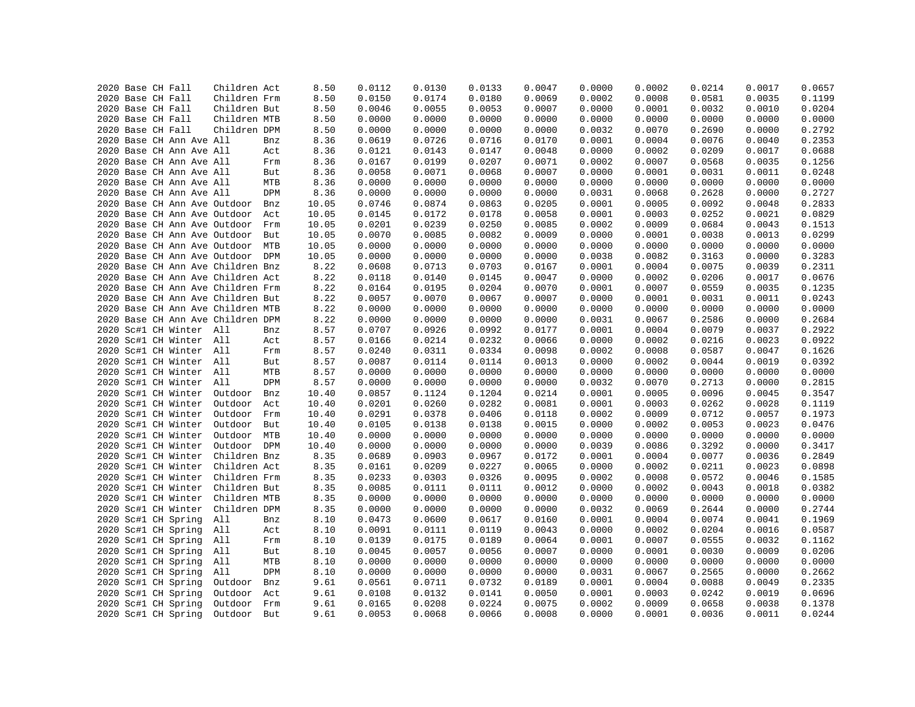```
2020 Base CH Fall    Children Act      8.50    0.0112    0.0130    0.0133    0.0047    0.0000    0.0002    0.0214    0.0017    0.0657
2020 Base CH Fall    Children Frm      8.50    0.0150    0.0174    0.0180    0.0069    0.0002    0.0008    0.0581    0.0035    0.1199
2020 Base CH Fall    Children But      8.50    0.0046    0.0055    0.0053    0.0007    0.0000    0.0001    0.0032    0.0010    0.0204
2020 Base CH Fall    Children MTB      8.50    0.0000    0.0000    0.0000    0.0000    0.0000    0.0000    0.0000    0.0000    0.0000
2020 Base CH Fall    Children DPM      8.50    0.0000    0.0000    0.0000    0.0000    0.0032    0.0070    0.2690    0.0000    0.2792
2020 Base CH Ann Ave All      Bnz      8.36    0.0619    0.0726    0.0716    0.0170    0.0001    0.0004    0.0076    0.0040    0.2353
2020 Base CH Ann Ave All      Act      8.36    0.0121    0.0143    0.0147    0.0048    0.0000    0.0002    0.0209    0.0017    0.0688
2020 Base CH Ann Ave All      Frm      8.36    0.0167    0.0199    0.0207    0.0071    0.0002    0.0007    0.0568    0.0035    0.1256
2020 Base CH Ann Ave All      But      8.36    0.0058    0.0071    0.0068    0.0007    0.0000    0.0001    0.0031    0.0011    0.0248
2020 Base CH Ann Ave All      MTB      8.36    0.0000    0.0000    0.0000    0.0000    0.0000    0.0000    0.0000    0.0000    0.0000
2020 Base CH Ann Ave All      DPM      8.36    0.0000    0.0000    0.0000    0.0000    0.0031    0.0068    0.2628    0.0000    0.2727
2020 Base CH Ann Ave Outdoor  Bnz     10.05    0.0746    0.0874    0.0863    0.0205    0.0001    0.0005    0.0092    0.0048    0.2833
2020 Base CH Ann Ave Outdoor  Act     10.05    0.0145    0.0172    0.0178    0.0058    0.0001    0.0003    0.0252    0.0021    0.0829
2020 Base CH Ann Ave Outdoor  Frm     10.05    0.0201    0.0239    0.0250    0.0085    0.0002    0.0009    0.0684    0.0043    0.1513
2020 Base CH Ann Ave Outdoor  But     10.05    0.0070    0.0085    0.0082    0.0009    0.0000    0.0001    0.0038    0.0013    0.0299
2020 Base CH Ann Ave Outdoor  MTB     10.05    0.0000    0.0000    0.0000    0.0000    0.0000    0.0000    0.0000    0.0000    0.0000
2020 Base CH Ann Ave Outdoor  DPM     10.05    0.0000    0.0000    0.0000    0.0000    0.0038    0.0082    0.3163    0.0000    0.3283
2020 Base CH Ann Ave Children Bnz      8.22    0.0608    0.0713    0.0703    0.0167    0.0001    0.0004    0.0075    0.0039    0.2311
2020 Base CH Ann Ave Children Act      8.22    0.0118    0.0140    0.0145    0.0047    0.0000    0.0002    0.0206    0.0017    0.0676
2020 Base CH Ann Ave Children Frm      8.22    0.0164    0.0195    0.0204    0.0070    0.0001    0.0007    0.0559    0.0035    0.1235
2020 Base CH Ann Ave Children But      8.22    0.0057    0.0070    0.0067    0.0007    0.0000    0.0001    0.0031    0.0011    0.0243
2020 Base CH Ann Ave Children MTB      8.22    0.0000    0.0000    0.0000    0.0000    0.0000    0.0000    0.0000    0.0000    0.0000
2020 Base CH Ann Ave Children DPM      8.22    0.0000    0.0000    0.0000    0.0000    0.0031    0.0067    0.2586    0.0000    0.2684
2020 Sc#1 CH Winter  All      Bnz      8.57    0.0707    0.0926    0.0992    0.0177    0.0001    0.0004    0.0079    0.0037    0.2922
2020 Sc#1 CH Winter  All      Act      8.57    0.0166    0.0214    0.0232    0.0066    0.0000    0.0002    0.0216    0.0023    0.0922
2020 Sc#1 CH Winter  All      Frm      8.57    0.0240    0.0311    0.0334    0.0098    0.0002    0.0008    0.0587    0.0047    0.1626
2020 Sc#1 CH Winter  All      But      8.57    0.0087    0.0114    0.0114    0.0013    0.0000    0.0002    0.0044    0.0019    0.0392
2020 Sc#1 CH Winter  All      MTB      8.57    0.0000    0.0000    0.0000    0.0000    0.0000    0.0000    0.0000    0.0000    0.0000
2020 Sc#1 CH Winter  All      DPM      8.57    0.0000    0.0000    0.0000    0.0000    0.0032    0.0070    0.2713    0.0000    0.2815
2020 Sc#1 CH Winter  Outdoor  Bnz     10.40    0.0857    0.1124    0.1204    0.0214    0.0001    0.0005    0.0096    0.0045    0.3547
2020 Sc#1 CH Winter  Outdoor  Act     10.40    0.0201    0.0260    0.0282    0.0081    0.0001    0.0003    0.0262    0.0028    0.1119
2020 Sc#1 CH Winter  Outdoor  Frm     10.40    0.0291    0.0378    0.0406    0.0118    0.0002    0.0009    0.0712    0.0057    0.1973
2020 Sc#1 CH Winter  Outdoor  But     10.40    0.0105    0.0138    0.0138    0.0015    0.0000    0.0002    0.0053    0.0023    0.0476
2020 Sc#1 CH Winter  Outdoor  MTB     10.40    0.0000    0.0000    0.0000    0.0000    0.0000    0.0000    0.0000    0.0000    0.0000
2020 Sc#1 CH Winter  Outdoor  DPM     10.40    0.0000    0.0000    0.0000    0.0000    0.0039    0.0086    0.3292    0.0000    0.3417
2020 Sc#1 CH Winter  Children Bnz      8.35    0.0689    0.0903    0.0967    0.0172    0.0001    0.0004    0.0077    0.0036    0.2849
2020 Sc#1 CH Winter  Children Act      8.35    0.0161    0.0209    0.0227    0.0065    0.0000    0.0002    0.0211    0.0023    0.0898
2020 Sc#1 CH Winter  Children Frm      8.35    0.0233    0.0303    0.0326    0.0095    0.0002    0.0008    0.0572    0.0046    0.1585
2020 Sc#1 CH Winter  Children But      8.35    0.0085    0.0111    0.0111    0.0012    0.0000    0.0002    0.0043    0.0018    0.0382
2020 Sc#1 CH Winter  Children MTB      8.35    0.0000    0.0000    0.0000    0.0000    0.0000    0.0000    0.0000    0.0000    0.0000
2020 Sc#1 CH Winter  Children DPM      8.35    0.0000    0.0000    0.0000    0.0000    0.0032    0.0069    0.2644    0.0000    0.2744
2020 Sc#1 CH Spring  All      Bnz      8.10    0.0473    0.0600    0.0617    0.0160    0.0001    0.0004    0.0074    0.0041    0.1969
2020 Sc#1 CH Spring  All      Act      8.10    0.0091    0.0111    0.0119    0.0043    0.0000    0.0002    0.0204    0.0016    0.0587
2020 Sc#1 CH Spring  All      Frm      8.10    0.0139    0.0175    0.0189    0.0064    0.0001    0.0007    0.0555    0.0032    0.1162
2020 Sc#1 CH Spring  All      But      8.10    0.0045    0.0057    0.0056    0.0007    0.0000    0.0001    0.0030    0.0009    0.0206
2020 Sc#1 CH Spring  All      MTB      8.10    0.0000    0.0000    0.0000    0.0000    0.0000    0.0000    0.0000    0.0000    0.0000
2020 Sc#1 CH Spring  All      DPM      8.10    0.0000    0.0000    0.0000    0.0000    0.0031    0.0067    0.2565    0.0000    0.2662
2020 Sc#1 CH Spring  Outdoor  Bnz      9.61    0.0561    0.0711    0.0732    0.0189    0.0001    0.0004    0.0088    0.0049    0.2335
2020 Sc#1 CH Spring  Outdoor  Act      9.61    0.0108    0.0132    0.0141    0.0050    0.0001    0.0003    0.0242    0.0019    0.0696
2020 Sc#1 CH Spring  Outdoor  Frm      9.61    0.0165    0.0208    0.0224    0.0075    0.0002    0.0009    0.0658    0.0038    0.1378
2020 Sc#1 CH Spring  Outdoor  But      9.61    0.0053    0.0068    0.0066    0.0008    0.0000    0.0001    0.0036    0.0011    0.0244
```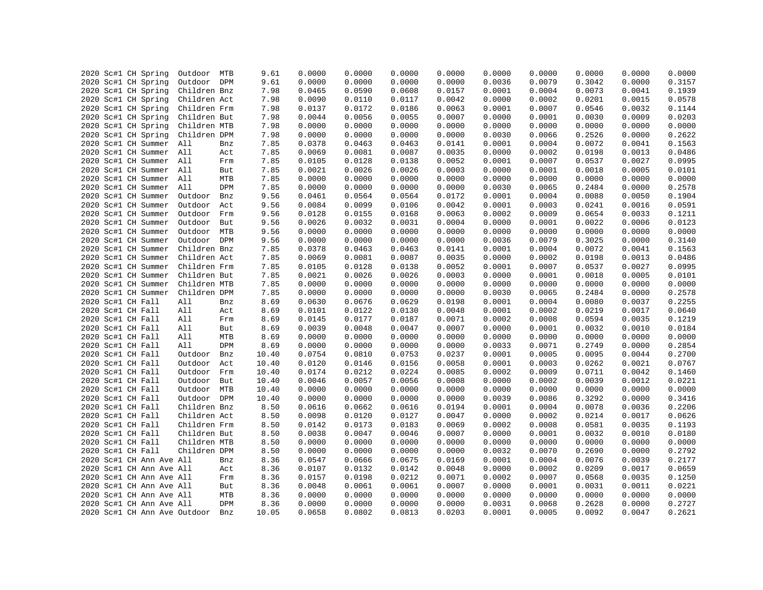```
2020 Sc#1 CH Spring  Outdoor  MTB      9.61    0.0000    0.0000    0.0000    0.0000    0.0000    0.0000    0.0000    0.0000    0.0000
2020 Sc#1 CH Spring  Outdoor  DPM      9.61    0.0000    0.0000    0.0000    0.0000    0.0036    0.0079    0.3042    0.0000    0.3157
2020 Sc#1 CH Spring  Children Bnz      7.98    0.0465    0.0590    0.0608    0.0157    0.0001    0.0004    0.0073    0.0041    0.1939
2020 Sc#1 CH Spring  Children Act      7.98    0.0090    0.0110    0.0117    0.0042    0.0000    0.0002    0.0201    0.0015    0.0578
2020 Sc#1 CH Spring  Children Frm      7.98    0.0137    0.0172    0.0186    0.0063    0.0001    0.0007    0.0546    0.0032    0.1144
2020 Sc#1 CH Spring  Children But      7.98    0.0044    0.0056    0.0055    0.0007    0.0000    0.0001    0.0030    0.0009    0.0203
2020 Sc#1 CH Spring  Children MTB      7.98    0.0000    0.0000    0.0000    0.0000    0.0000    0.0000    0.0000    0.0000    0.0000
2020 Sc#1 CH Spring  Children DPM      7.98    0.0000    0.0000    0.0000    0.0000    0.0030    0.0066    0.2526    0.0000    0.2622
2020 Sc#1 CH Summer  All      Bnz      7.85    0.0378    0.0463    0.0463    0.0141    0.0001    0.0004    0.0072    0.0041    0.1563
2020 Sc#1 CH Summer  All      Act      7.85    0.0069    0.0081    0.0087    0.0035    0.0000    0.0002    0.0198    0.0013    0.0486
2020 Sc#1 CH Summer  All      Frm      7.85    0.0105    0.0128    0.0138    0.0052    0.0001    0.0007    0.0537    0.0027    0.0995
2020 Sc#1 CH Summer  All      But      7.85    0.0021    0.0026    0.0026    0.0003    0.0000    0.0001    0.0018    0.0005    0.0101
2020 Sc#1 CH Summer  All      MTB      7.85    0.0000    0.0000    0.0000    0.0000    0.0000    0.0000    0.0000    0.0000    0.0000
2020 Sc#1 CH Summer  All      DPM      7.85    0.0000    0.0000    0.0000    0.0000    0.0030    0.0065    0.2484    0.0000    0.2578
2020 Sc#1 CH Summer  Outdoor  Bnz      9.56    0.0461    0.0564    0.0564    0.0172    0.0001    0.0004    0.0088    0.0050    0.1904
2020 Sc#1 CH Summer  Outdoor  Act      9.56    0.0084    0.0099    0.0106    0.0042    0.0001    0.0003    0.0241    0.0016    0.0591
2020 Sc#1 CH Summer  Outdoor  Frm      9.56    0.0128    0.0155    0.0168    0.0063    0.0002    0.0009    0.0654    0.0033    0.1211
2020 Sc#1 CH Summer  Outdoor  But      9.56    0.0026    0.0032    0.0031    0.0004    0.0000    0.0001    0.0022    0.0006    0.0123
2020 Sc#1 CH Summer  Outdoor  MTB      9.56    0.0000    0.0000    0.0000    0.0000    0.0000    0.0000    0.0000    0.0000    0.0000
2020 Sc#1 CH Summer  Outdoor  DPM      9.56    0.0000    0.0000    0.0000    0.0000    0.0036    0.0079    0.3025    0.0000    0.3140
2020 Sc#1 CH Summer  Children Bnz      7.85    0.0378    0.0463    0.0463    0.0141    0.0001    0.0004    0.0072    0.0041    0.1563
2020 Sc#1 CH Summer  Children Act      7.85    0.0069    0.0081    0.0087    0.0035    0.0000    0.0002    0.0198    0.0013    0.0486
2020 Sc#1 CH Summer  Children Frm      7.85    0.0105    0.0128    0.0138    0.0052    0.0001    0.0007    0.0537    0.0027    0.0995
2020 Sc#1 CH Summer  Children But      7.85    0.0021    0.0026    0.0026    0.0003    0.0000    0.0001    0.0018    0.0005    0.0101
2020 Sc#1 CH Summer  Children MTB      7.85    0.0000    0.0000    0.0000    0.0000    0.0000    0.0000    0.0000    0.0000    0.0000
2020 Sc#1 CH Summer  Children DPM      7.85    0.0000    0.0000    0.0000    0.0000    0.0030    0.0065    0.2484    0.0000    0.2578
2020 Sc#1 CH Fall    All      Bnz      8.69    0.0630    0.0676    0.0629    0.0198    0.0001    0.0004    0.0080    0.0037    0.2255
2020 Sc#1 CH Fall    All      Act      8.69    0.0101    0.0122    0.0130    0.0048    0.0001    0.0002    0.0219    0.0017    0.0640
2020 Sc#1 CH Fall    All      Frm      8.69    0.0145    0.0177    0.0187    0.0071    0.0002    0.0008    0.0594    0.0035    0.1219
2020 Sc#1 CH Fall    All      But      8.69    0.0039    0.0048    0.0047    0.0007    0.0000    0.0001    0.0032    0.0010    0.0184
2020 Sc#1 CH Fall    All      MTB      8.69    0.0000    0.0000    0.0000    0.0000    0.0000    0.0000    0.0000    0.0000    0.0000
2020 Sc#1 CH Fall    All      DPM      8.69    0.0000    0.0000    0.0000    0.0000    0.0033    0.0071    0.2749    0.0000    0.2854
2020 Sc#1 CH Fall    Outdoor  Bnz     10.40    0.0754    0.0810    0.0753    0.0237    0.0001    0.0005    0.0095    0.0044    0.2700
2020 Sc#1 CH Fall    Outdoor  Act     10.40    0.0120    0.0146    0.0156    0.0058    0.0001    0.0003    0.0262    0.0021    0.0767
2020 Sc#1 CH Fall    Outdoor  Frm     10.40    0.0174    0.0212    0.0224    0.0085    0.0002    0.0009    0.0711    0.0042    0.1460
2020 Sc#1 CH Fall    Outdoor  But     10.40    0.0046    0.0057    0.0056    0.0008    0.0000    0.0002    0.0039    0.0012    0.0221
2020 Sc#1 CH Fall    Outdoor  MTB     10.40    0.0000    0.0000    0.0000    0.0000    0.0000    0.0000    0.0000    0.0000    0.0000
2020 Sc#1 CH Fall    Outdoor  DPM     10.40    0.0000    0.0000    0.0000    0.0000    0.0039    0.0086    0.3292    0.0000    0.3416
2020 Sc#1 CH Fall    Children Bnz      8.50    0.0616    0.0662    0.0616    0.0194    0.0001    0.0004    0.0078    0.0036    0.2206
2020 Sc#1 CH Fall    Children Act      8.50    0.0098    0.0120    0.0127    0.0047    0.0000    0.0002    0.0214    0.0017    0.0626
2020 Sc#1 CH Fall    Children Frm      8.50    0.0142    0.0173    0.0183    0.0069    0.0002    0.0008    0.0581    0.0035    0.1193
2020 Sc#1 CH Fall    Children But      8.50    0.0038    0.0047    0.0046    0.0007    0.0000    0.0001    0.0032    0.0010    0.0180
2020 Sc#1 CH Fall    Children MTB      8.50    0.0000    0.0000    0.0000    0.0000    0.0000    0.0000    0.0000    0.0000    0.0000
2020 Sc#1 CH Fall    Children DPM      8.50    0.0000    0.0000    0.0000    0.0000    0.0032    0.0070    0.2690    0.0000    0.2792
2020 Sc#1 CH Ann Ave All      Bnz      8.36    0.0547    0.0666    0.0675    0.0169    0.0001    0.0004    0.0076    0.0039    0.2177
2020 Sc#1 CH Ann Ave All      Act      8.36    0.0107    0.0132    0.0142    0.0048    0.0000    0.0002    0.0209    0.0017    0.0659
2020 Sc#1 CH Ann Ave All      Frm      8.36    0.0157    0.0198    0.0212    0.0071    0.0002    0.0007    0.0568    0.0035    0.1250
2020 Sc#1 CH Ann Ave All      But      8.36    0.0048    0.0061    0.0061    0.0007    0.0000    0.0001    0.0031    0.0011    0.0221
2020 Sc#1 CH Ann Ave All      MTB      8.36    0.0000    0.0000    0.0000    0.0000    0.0000    0.0000    0.0000    0.0000    0.0000
2020 Sc#1 CH Ann Ave All      DPM      8.36    0.0000    0.0000    0.0000    0.0000    0.0031    0.0068    0.2628    0.0000    0.2727
2020 Sc#1 CH Ann Ave Outdoor  Bnz     10.05    0.0658    0.0802    0.0813    0.0203    0.0001    0.0005    0.0092    0.0047    0.2621
```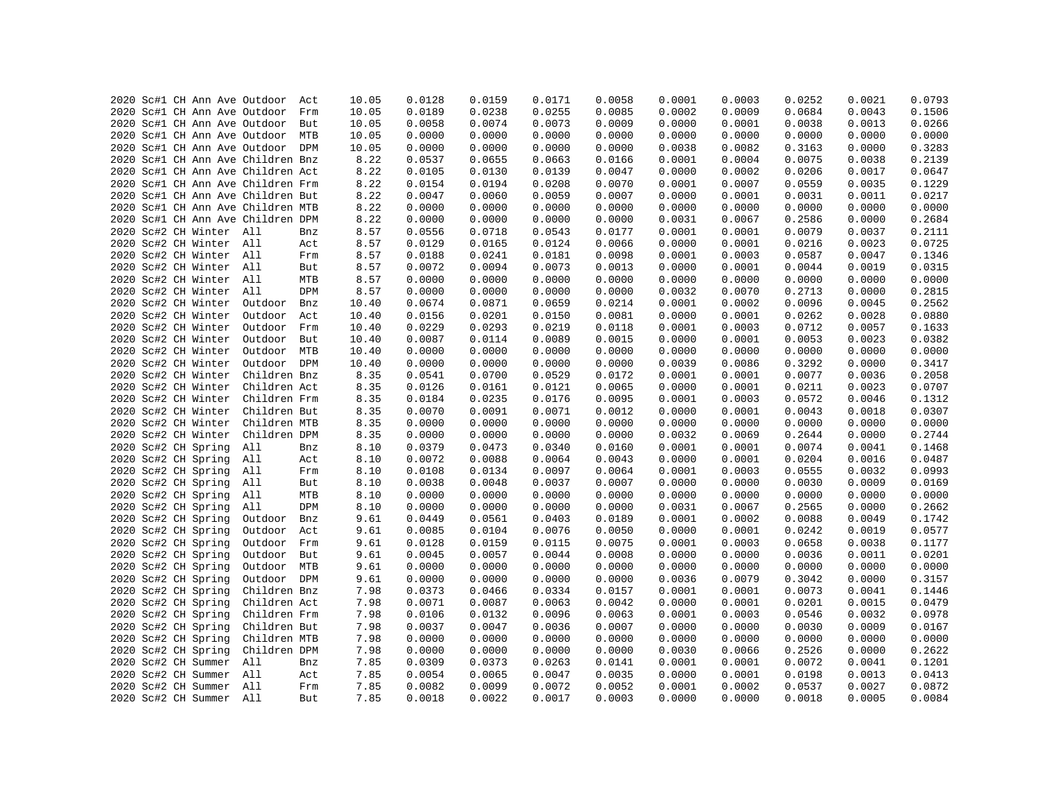| | | | | | | | | | | | | | | | | |
|---|---|---|---|---|---|---|---|---|---|---|---|---|---|---|---|---|
| 2020 | Sc#1 | CH | Ann Ave | Outdoor | Act | 10.05 | 0.0128 | 0.0159 | 0.0171 | 0.0058 | 0.0001 | 0.0003 | 0.0252 | 0.0021 | 0.0793 |
| 2020 | Sc#1 | CH | Ann Ave | Outdoor | Frm | 10.05 | 0.0189 | 0.0238 | 0.0255 | 0.0085 | 0.0002 | 0.0009 | 0.0684 | 0.0043 | 0.1506 |
| 2020 | Sc#1 | CH | Ann Ave | Outdoor | But | 10.05 | 0.0058 | 0.0074 | 0.0073 | 0.0009 | 0.0000 | 0.0001 | 0.0038 | 0.0013 | 0.0266 |
| 2020 | Sc#1 | CH | Ann Ave | Outdoor | MTB | 10.05 | 0.0000 | 0.0000 | 0.0000 | 0.0000 | 0.0000 | 0.0000 | 0.0000 | 0.0000 | 0.0000 |
| 2020 | Sc#1 | CH | Ann Ave | Outdoor | DPM | 10.05 | 0.0000 | 0.0000 | 0.0000 | 0.0000 | 0.0038 | 0.0082 | 0.3163 | 0.0000 | 0.3283 |
| 2020 | Sc#1 | CH | Ann Ave | Children | Bnz | 8.22 | 0.0537 | 0.0655 | 0.0663 | 0.0166 | 0.0001 | 0.0004 | 0.0075 | 0.0038 | 0.2139 |
| 2020 | Sc#1 | CH | Ann Ave | Children | Act | 8.22 | 0.0105 | 0.0130 | 0.0139 | 0.0047 | 0.0000 | 0.0002 | 0.0206 | 0.0017 | 0.0647 |
| 2020 | Sc#1 | CH | Ann Ave | Children | Frm | 8.22 | 0.0154 | 0.0194 | 0.0208 | 0.0070 | 0.0001 | 0.0007 | 0.0559 | 0.0035 | 0.1229 |
| 2020 | Sc#1 | CH | Ann Ave | Children | But | 8.22 | 0.0047 | 0.0060 | 0.0059 | 0.0007 | 0.0000 | 0.0001 | 0.0031 | 0.0011 | 0.0217 |
| 2020 | Sc#1 | CH | Ann Ave | Children | MTB | 8.22 | 0.0000 | 0.0000 | 0.0000 | 0.0000 | 0.0000 | 0.0000 | 0.0000 | 0.0000 | 0.0000 |
| 2020 | Sc#1 | CH | Ann Ave | Children | DPM | 8.22 | 0.0000 | 0.0000 | 0.0000 | 0.0000 | 0.0031 | 0.0067 | 0.2586 | 0.0000 | 0.2684 |
| 2020 | Sc#2 | CH | Winter | All | Bnz | 8.57 | 0.0556 | 0.0718 | 0.0543 | 0.0177 | 0.0001 | 0.0001 | 0.0079 | 0.0037 | 0.2111 |
| 2020 | Sc#2 | CH | Winter | All | Act | 8.57 | 0.0129 | 0.0165 | 0.0124 | 0.0066 | 0.0000 | 0.0001 | 0.0216 | 0.0023 | 0.0725 |
| 2020 | Sc#2 | CH | Winter | All | Frm | 8.57 | 0.0188 | 0.0241 | 0.0181 | 0.0098 | 0.0001 | 0.0003 | 0.0587 | 0.0047 | 0.1346 |
| 2020 | Sc#2 | CH | Winter | All | But | 8.57 | 0.0072 | 0.0094 | 0.0073 | 0.0013 | 0.0000 | 0.0001 | 0.0044 | 0.0019 | 0.0315 |
| 2020 | Sc#2 | CH | Winter | All | MTB | 8.57 | 0.0000 | 0.0000 | 0.0000 | 0.0000 | 0.0000 | 0.0000 | 0.0000 | 0.0000 | 0.0000 |
| 2020 | Sc#2 | CH | Winter | All | DPM | 8.57 | 0.0000 | 0.0000 | 0.0000 | 0.0000 | 0.0032 | 0.0070 | 0.2713 | 0.0000 | 0.2815 |
| 2020 | Sc#2 | CH | Winter | Outdoor | Bnz | 10.40 | 0.0674 | 0.0871 | 0.0659 | 0.0214 | 0.0001 | 0.0002 | 0.0096 | 0.0045 | 0.2562 |
| 2020 | Sc#2 | CH | Winter | Outdoor | Act | 10.40 | 0.0156 | 0.0201 | 0.0150 | 0.0081 | 0.0000 | 0.0001 | 0.0262 | 0.0028 | 0.0880 |
| 2020 | Sc#2 | CH | Winter | Outdoor | Frm | 10.40 | 0.0229 | 0.0293 | 0.0219 | 0.0118 | 0.0001 | 0.0003 | 0.0712 | 0.0057 | 0.1633 |
| 2020 | Sc#2 | CH | Winter | Outdoor | But | 10.40 | 0.0087 | 0.0114 | 0.0089 | 0.0015 | 0.0000 | 0.0001 | 0.0053 | 0.0023 | 0.0382 |
| 2020 | Sc#2 | CH | Winter | Outdoor | MTB | 10.40 | 0.0000 | 0.0000 | 0.0000 | 0.0000 | 0.0000 | 0.0000 | 0.0000 | 0.0000 | 0.0000 |
| 2020 | Sc#2 | CH | Winter | Outdoor | DPM | 10.40 | 0.0000 | 0.0000 | 0.0000 | 0.0000 | 0.0039 | 0.0086 | 0.3292 | 0.0000 | 0.3417 |
| 2020 | Sc#2 | CH | Winter | Children | Bnz | 8.35 | 0.0541 | 0.0700 | 0.0529 | 0.0172 | 0.0001 | 0.0001 | 0.0077 | 0.0036 | 0.2058 |
| 2020 | Sc#2 | CH | Winter | Children | Act | 8.35 | 0.0126 | 0.0161 | 0.0121 | 0.0065 | 0.0000 | 0.0001 | 0.0211 | 0.0023 | 0.0707 |
| 2020 | Sc#2 | CH | Winter | Children | Frm | 8.35 | 0.0184 | 0.0235 | 0.0176 | 0.0095 | 0.0001 | 0.0003 | 0.0572 | 0.0046 | 0.1312 |
| 2020 | Sc#2 | CH | Winter | Children | But | 8.35 | 0.0070 | 0.0091 | 0.0071 | 0.0012 | 0.0000 | 0.0001 | 0.0043 | 0.0018 | 0.0307 |
| 2020 | Sc#2 | CH | Winter | Children | MTB | 8.35 | 0.0000 | 0.0000 | 0.0000 | 0.0000 | 0.0000 | 0.0000 | 0.0000 | 0.0000 | 0.0000 |
| 2020 | Sc#2 | CH | Winter | Children | DPM | 8.35 | 0.0000 | 0.0000 | 0.0000 | 0.0000 | 0.0032 | 0.0069 | 0.2644 | 0.0000 | 0.2744 |
| 2020 | Sc#2 | CH | Spring | All | Bnz | 8.10 | 0.0379 | 0.0473 | 0.0340 | 0.0160 | 0.0001 | 0.0001 | 0.0074 | 0.0041 | 0.1468 |
| 2020 | Sc#2 | CH | Spring | All | Act | 8.10 | 0.0072 | 0.0088 | 0.0064 | 0.0043 | 0.0000 | 0.0001 | 0.0204 | 0.0016 | 0.0487 |
| 2020 | Sc#2 | CH | Spring | All | Frm | 8.10 | 0.0108 | 0.0134 | 0.0097 | 0.0064 | 0.0001 | 0.0003 | 0.0555 | 0.0032 | 0.0993 |
| 2020 | Sc#2 | CH | Spring | All | But | 8.10 | 0.0038 | 0.0048 | 0.0037 | 0.0007 | 0.0000 | 0.0000 | 0.0030 | 0.0009 | 0.0169 |
| 2020 | Sc#2 | CH | Spring | All | MTB | 8.10 | 0.0000 | 0.0000 | 0.0000 | 0.0000 | 0.0000 | 0.0000 | 0.0000 | 0.0000 | 0.0000 |
| 2020 | Sc#2 | CH | Spring | All | DPM | 8.10 | 0.0000 | 0.0000 | 0.0000 | 0.0000 | 0.0031 | 0.0067 | 0.2565 | 0.0000 | 0.2662 |
| 2020 | Sc#2 | CH | Spring | Outdoor | Bnz | 9.61 | 0.0449 | 0.0561 | 0.0403 | 0.0189 | 0.0001 | 0.0002 | 0.0088 | 0.0049 | 0.1742 |
| 2020 | Sc#2 | CH | Spring | Outdoor | Act | 9.61 | 0.0085 | 0.0104 | 0.0076 | 0.0050 | 0.0000 | 0.0001 | 0.0242 | 0.0019 | 0.0577 |
| 2020 | Sc#2 | CH | Spring | Outdoor | Frm | 9.61 | 0.0128 | 0.0159 | 0.0115 | 0.0075 | 0.0001 | 0.0003 | 0.0658 | 0.0038 | 0.1177 |
| 2020 | Sc#2 | CH | Spring | Outdoor | But | 9.61 | 0.0045 | 0.0057 | 0.0044 | 0.0008 | 0.0000 | 0.0000 | 0.0036 | 0.0011 | 0.0201 |
| 2020 | Sc#2 | CH | Spring | Outdoor | MTB | 9.61 | 0.0000 | 0.0000 | 0.0000 | 0.0000 | 0.0000 | 0.0000 | 0.0000 | 0.0000 | 0.0000 |
| 2020 | Sc#2 | CH | Spring | Outdoor | DPM | 9.61 | 0.0000 | 0.0000 | 0.0000 | 0.0000 | 0.0036 | 0.0079 | 0.3042 | 0.0000 | 0.3157 |
| 2020 | Sc#2 | CH | Spring | Children | Bnz | 7.98 | 0.0373 | 0.0466 | 0.0334 | 0.0157 | 0.0001 | 0.0001 | 0.0073 | 0.0041 | 0.1446 |
| 2020 | Sc#2 | CH | Spring | Children | Act | 7.98 | 0.0071 | 0.0087 | 0.0063 | 0.0042 | 0.0000 | 0.0001 | 0.0201 | 0.0015 | 0.0479 |
| 2020 | Sc#2 | CH | Spring | Children | Frm | 7.98 | 0.0106 | 0.0132 | 0.0096 | 0.0063 | 0.0001 | 0.0003 | 0.0546 | 0.0032 | 0.0978 |
| 2020 | Sc#2 | CH | Spring | Children | But | 7.98 | 0.0037 | 0.0047 | 0.0036 | 0.0007 | 0.0000 | 0.0000 | 0.0030 | 0.0009 | 0.0167 |
| 2020 | Sc#2 | CH | Spring | Children | MTB | 7.98 | 0.0000 | 0.0000 | 0.0000 | 0.0000 | 0.0000 | 0.0000 | 0.0000 | 0.0000 | 0.0000 |
| 2020 | Sc#2 | CH | Spring | Children | DPM | 7.98 | 0.0000 | 0.0000 | 0.0000 | 0.0000 | 0.0030 | 0.0066 | 0.2526 | 0.0000 | 0.2622 |
| 2020 | Sc#2 | CH | Summer | All | Bnz | 7.85 | 0.0309 | 0.0373 | 0.0263 | 0.0141 | 0.0001 | 0.0001 | 0.0072 | 0.0041 | 0.1201 |
| 2020 | Sc#2 | CH | Summer | All | Act | 7.85 | 0.0054 | 0.0065 | 0.0047 | 0.0035 | 0.0000 | 0.0001 | 0.0198 | 0.0013 | 0.0413 |
| 2020 | Sc#2 | CH | Summer | All | Frm | 7.85 | 0.0082 | 0.0099 | 0.0072 | 0.0052 | 0.0001 | 0.0002 | 0.0537 | 0.0027 | 0.0872 |
| 2020 | Sc#2 | CH | Summer | All | But | 7.85 | 0.0018 | 0.0022 | 0.0017 | 0.0003 | 0.0000 | 0.0000 | 0.0018 | 0.0005 | 0.0084 |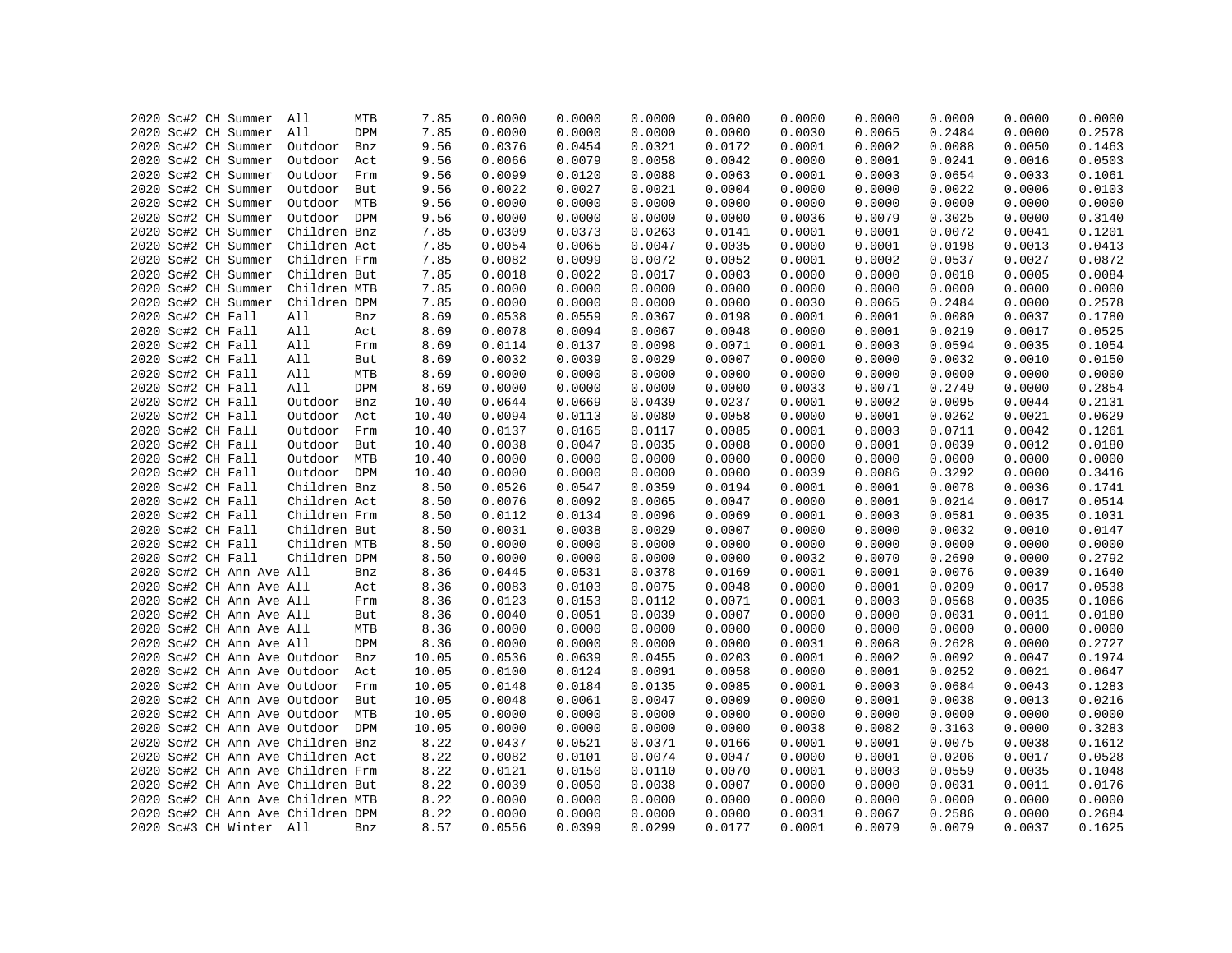```
2020 Sc#2 CH Summer  All      MTB      7.85     0.0000    0.0000    0.0000    0.0000    0.0000    0.0000    0.0000    0.0000    0.0000
2020 Sc#2 CH Summer  All      DPM      7.85     0.0000    0.0000    0.0000    0.0000    0.0030    0.0065    0.2484    0.0000    0.2578
2020 Sc#2 CH Summer  Outdoor  Bnz      9.56     0.0376    0.0454    0.0321    0.0172    0.0001    0.0002    0.0088    0.0050    0.1463
2020 Sc#2 CH Summer  Outdoor  Act      9.56     0.0066    0.0079    0.0058    0.0042    0.0000    0.0001    0.0241    0.0016    0.0503
2020 Sc#2 CH Summer  Outdoor  Frm      9.56     0.0099    0.0120    0.0088    0.0063    0.0001    0.0003    0.0654    0.0033    0.1061
2020 Sc#2 CH Summer  Outdoor  But      9.56     0.0022    0.0027    0.0021    0.0004    0.0000    0.0000    0.0022    0.0006    0.0103
2020 Sc#2 CH Summer  Outdoor  MTB      9.56     0.0000    0.0000    0.0000    0.0000    0.0000    0.0000    0.0000    0.0000    0.0000
2020 Sc#2 CH Summer  Outdoor  DPM      9.56     0.0000    0.0000    0.0000    0.0000    0.0036    0.0079    0.3025    0.0000    0.3140
2020 Sc#2 CH Summer  Children Bnz      7.85     0.0309    0.0373    0.0263    0.0141    0.0001    0.0001    0.0072    0.0041    0.1201
2020 Sc#2 CH Summer  Children Act      7.85     0.0054    0.0065    0.0047    0.0035    0.0000    0.0001    0.0198    0.0013    0.0413
2020 Sc#2 CH Summer  Children Frm      7.85     0.0082    0.0099    0.0072    0.0052    0.0001    0.0002    0.0537    0.0027    0.0872
2020 Sc#2 CH Summer  Children But      7.85     0.0018    0.0022    0.0017    0.0003    0.0000    0.0000    0.0018    0.0005    0.0084
2020 Sc#2 CH Summer  Children MTB      7.85     0.0000    0.0000    0.0000    0.0000    0.0000    0.0000    0.0000    0.0000    0.0000
2020 Sc#2 CH Summer  Children DPM      7.85     0.0000    0.0000    0.0000    0.0000    0.0030    0.0065    0.2484    0.0000    0.2578
2020 Sc#2 CH Fall    All      Bnz      8.69     0.0538    0.0559    0.0367    0.0198    0.0001    0.0001    0.0080    0.0037    0.1780
2020 Sc#2 CH Fall    All      Act      8.69     0.0078    0.0094    0.0067    0.0048    0.0000    0.0001    0.0219    0.0017    0.0525
2020 Sc#2 CH Fall    All      Frm      8.69     0.0114    0.0137    0.0098    0.0071    0.0001    0.0003    0.0594    0.0035    0.1054
2020 Sc#2 CH Fall    All      But      8.69     0.0032    0.0039    0.0029    0.0007    0.0000    0.0000    0.0032    0.0010    0.0150
2020 Sc#2 CH Fall    All      MTB      8.69     0.0000    0.0000    0.0000    0.0000    0.0000    0.0000    0.0000    0.0000    0.0000
2020 Sc#2 CH Fall    All      DPM      8.69     0.0000    0.0000    0.0000    0.0000    0.0033    0.0071    0.2749    0.0000    0.2854
2020 Sc#2 CH Fall    Outdoor  Bnz     10.40     0.0644    0.0669    0.0439    0.0237    0.0001    0.0002    0.0095    0.0044    0.2131
2020 Sc#2 CH Fall    Outdoor  Act     10.40     0.0094    0.0113    0.0080    0.0058    0.0000    0.0001    0.0262    0.0021    0.0629
2020 Sc#2 CH Fall    Outdoor  Frm     10.40     0.0137    0.0165    0.0117    0.0085    0.0001    0.0003    0.0711    0.0042    0.1261
2020 Sc#2 CH Fall    Outdoor  But     10.40     0.0038    0.0047    0.0035    0.0008    0.0000    0.0001    0.0039    0.0012    0.0180
2020 Sc#2 CH Fall    Outdoor  MTB     10.40     0.0000    0.0000    0.0000    0.0000    0.0000    0.0000    0.0000    0.0000    0.0000
2020 Sc#2 CH Fall    Outdoor  DPM     10.40     0.0000    0.0000    0.0000    0.0000    0.0039    0.0086    0.3292    0.0000    0.3416
2020 Sc#2 CH Fall    Children Bnz      8.50     0.0526    0.0547    0.0359    0.0194    0.0001    0.0001    0.0078    0.0036    0.1741
2020 Sc#2 CH Fall    Children Act      8.50     0.0076    0.0092    0.0065    0.0047    0.0000    0.0001    0.0214    0.0017    0.0514
2020 Sc#2 CH Fall    Children Frm      8.50     0.0112    0.0134    0.0096    0.0069    0.0001    0.0003    0.0581    0.0035    0.1031
2020 Sc#2 CH Fall    Children But      8.50     0.0031    0.0038    0.0029    0.0007    0.0000    0.0000    0.0032    0.0010    0.0147
2020 Sc#2 CH Fall    Children MTB      8.50     0.0000    0.0000    0.0000    0.0000    0.0000    0.0000    0.0000    0.0000    0.0000
2020 Sc#2 CH Fall    Children DPM      8.50     0.0000    0.0000    0.0000    0.0000    0.0032    0.0070    0.2690    0.0000    0.2792
2020 Sc#2 CH Ann Ave All      Bnz      8.36     0.0445    0.0531    0.0378    0.0169    0.0001    0.0001    0.0076    0.0039    0.1640
2020 Sc#2 CH Ann Ave All      Act      8.36     0.0083    0.0103    0.0075    0.0048    0.0000    0.0001    0.0209    0.0017    0.0538
2020 Sc#2 CH Ann Ave All      Frm      8.36     0.0123    0.0153    0.0112    0.0071    0.0001    0.0003    0.0568    0.0035    0.1066
2020 Sc#2 CH Ann Ave All      But      8.36     0.0040    0.0051    0.0039    0.0007    0.0000    0.0000    0.0031    0.0011    0.0180
2020 Sc#2 CH Ann Ave All      MTB      8.36     0.0000    0.0000    0.0000    0.0000    0.0000    0.0000    0.0000    0.0000    0.0000
2020 Sc#2 CH Ann Ave All      DPM      8.36     0.0000    0.0000    0.0000    0.0000    0.0031    0.0068    0.2628    0.0000    0.2727
2020 Sc#2 CH Ann Ave Outdoor  Bnz     10.05     0.0536    0.0639    0.0455    0.0203    0.0001    0.0002    0.0092    0.0047    0.1974
2020 Sc#2 CH Ann Ave Outdoor  Act     10.05     0.0100    0.0124    0.0091    0.0058    0.0000    0.0001    0.0252    0.0021    0.0647
2020 Sc#2 CH Ann Ave Outdoor  Frm     10.05     0.0148    0.0184    0.0135    0.0085    0.0001    0.0003    0.0684    0.0043    0.1283
2020 Sc#2 CH Ann Ave Outdoor  But     10.05     0.0048    0.0061    0.0047    0.0009    0.0000    0.0001    0.0038    0.0013    0.0216
2020 Sc#2 CH Ann Ave Outdoor  MTB     10.05     0.0000    0.0000    0.0000    0.0000    0.0000    0.0000    0.0000    0.0000    0.0000
2020 Sc#2 CH Ann Ave Outdoor  DPM     10.05     0.0000    0.0000    0.0000    0.0000    0.0038    0.0082    0.3163    0.0000    0.3283
2020 Sc#2 CH Ann Ave Children Bnz      8.22     0.0437    0.0521    0.0371    0.0166    0.0001    0.0001    0.0075    0.0038    0.1612
2020 Sc#2 CH Ann Ave Children Act      8.22     0.0082    0.0101    0.0074    0.0047    0.0000    0.0001    0.0206    0.0017    0.0528
2020 Sc#2 CH Ann Ave Children Frm      8.22     0.0121    0.0150    0.0110    0.0070    0.0001    0.0003    0.0559    0.0035    0.1048
2020 Sc#2 CH Ann Ave Children But      8.22     0.0039    0.0050    0.0038    0.0007    0.0000    0.0000    0.0031    0.0011    0.0176
2020 Sc#2 CH Ann Ave Children MTB      8.22     0.0000    0.0000    0.0000    0.0000    0.0000    0.0000    0.0000    0.0000    0.0000
2020 Sc#2 CH Ann Ave Children DPM      8.22     0.0000    0.0000    0.0000    0.0000    0.0031    0.0067    0.2586    0.0000    0.2684
2020 Sc#3 CH Winter  All      Bnz      8.57     0.0556    0.0399    0.0299    0.0177    0.0001    0.0079    0.0079    0.0037    0.1625
```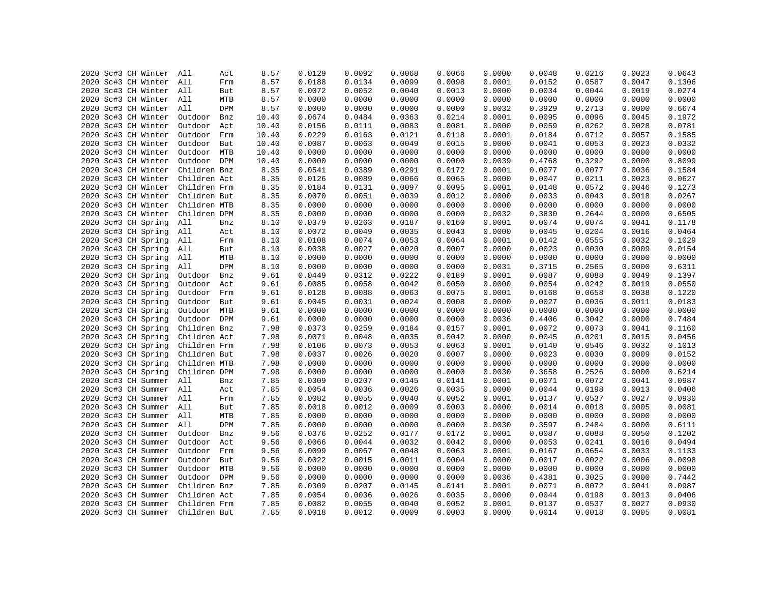| | | | | | | | | | | | | | | | |
|---|---|---|---|---|---|---|---|---|---|---|---|---|---|---|---|
| 2020 | Sc#3 | CH | Winter | All | Act | 8.57 | 0.0129 | 0.0092 | 0.0068 | 0.0066 | 0.0000 | 0.0048 | 0.0216 | 0.0023 | 0.0643 |
| 2020 | Sc#3 | CH | Winter | All | Frm | 8.57 | 0.0188 | 0.0134 | 0.0099 | 0.0098 | 0.0001 | 0.0152 | 0.0587 | 0.0047 | 0.1306 |
| 2020 | Sc#3 | CH | Winter | All | But | 8.57 | 0.0072 | 0.0052 | 0.0040 | 0.0013 | 0.0000 | 0.0034 | 0.0044 | 0.0019 | 0.0274 |
| 2020 | Sc#3 | CH | Winter | All | MTB | 8.57 | 0.0000 | 0.0000 | 0.0000 | 0.0000 | 0.0000 | 0.0000 | 0.0000 | 0.0000 | 0.0000 |
| 2020 | Sc#3 | CH | Winter | All | DPM | 8.57 | 0.0000 | 0.0000 | 0.0000 | 0.0000 | 0.0032 | 0.3929 | 0.2713 | 0.0000 | 0.6674 |
| 2020 | Sc#3 | CH | Winter | Outdoor | Bnz | 10.40 | 0.0674 | 0.0484 | 0.0363 | 0.0214 | 0.0001 | 0.0095 | 0.0096 | 0.0045 | 0.1972 |
| 2020 | Sc#3 | CH | Winter | Outdoor | Act | 10.40 | 0.0156 | 0.0111 | 0.0083 | 0.0081 | 0.0000 | 0.0059 | 0.0262 | 0.0028 | 0.0781 |
| 2020 | Sc#3 | CH | Winter | Outdoor | Frm | 10.40 | 0.0229 | 0.0163 | 0.0121 | 0.0118 | 0.0001 | 0.0184 | 0.0712 | 0.0057 | 0.1585 |
| 2020 | Sc#3 | CH | Winter | Outdoor | But | 10.40 | 0.0087 | 0.0063 | 0.0049 | 0.0015 | 0.0000 | 0.0041 | 0.0053 | 0.0023 | 0.0332 |
| 2020 | Sc#3 | CH | Winter | Outdoor | MTB | 10.40 | 0.0000 | 0.0000 | 0.0000 | 0.0000 | 0.0000 | 0.0000 | 0.0000 | 0.0000 | 0.0000 |
| 2020 | Sc#3 | CH | Winter | Outdoor | DPM | 10.40 | 0.0000 | 0.0000 | 0.0000 | 0.0000 | 0.0039 | 0.4768 | 0.3292 | 0.0000 | 0.8099 |
| 2020 | Sc#3 | CH | Winter | Children | Bnz | 8.35 | 0.0541 | 0.0389 | 0.0291 | 0.0172 | 0.0001 | 0.0077 | 0.0077 | 0.0036 | 0.1584 |
| 2020 | Sc#3 | CH | Winter | Children | Act | 8.35 | 0.0126 | 0.0089 | 0.0066 | 0.0065 | 0.0000 | 0.0047 | 0.0211 | 0.0023 | 0.0627 |
| 2020 | Sc#3 | CH | Winter | Children | Frm | 8.35 | 0.0184 | 0.0131 | 0.0097 | 0.0095 | 0.0001 | 0.0148 | 0.0572 | 0.0046 | 0.1273 |
| 2020 | Sc#3 | CH | Winter | Children | But | 8.35 | 0.0070 | 0.0051 | 0.0039 | 0.0012 | 0.0000 | 0.0033 | 0.0043 | 0.0018 | 0.0267 |
| 2020 | Sc#3 | CH | Winter | Children | MTB | 8.35 | 0.0000 | 0.0000 | 0.0000 | 0.0000 | 0.0000 | 0.0000 | 0.0000 | 0.0000 | 0.0000 |
| 2020 | Sc#3 | CH | Winter | Children | DPM | 8.35 | 0.0000 | 0.0000 | 0.0000 | 0.0000 | 0.0032 | 0.3830 | 0.2644 | 0.0000 | 0.6505 |
| 2020 | Sc#3 | CH | Spring | All | Bnz | 8.10 | 0.0379 | 0.0263 | 0.0187 | 0.0160 | 0.0001 | 0.0074 | 0.0074 | 0.0041 | 0.1178 |
| 2020 | Sc#3 | CH | Spring | All | Act | 8.10 | 0.0072 | 0.0049 | 0.0035 | 0.0043 | 0.0000 | 0.0045 | 0.0204 | 0.0016 | 0.0464 |
| 2020 | Sc#3 | CH | Spring | All | Frm | 8.10 | 0.0108 | 0.0074 | 0.0053 | 0.0064 | 0.0001 | 0.0142 | 0.0555 | 0.0032 | 0.1029 |
| 2020 | Sc#3 | CH | Spring | All | But | 8.10 | 0.0038 | 0.0027 | 0.0020 | 0.0007 | 0.0000 | 0.0023 | 0.0030 | 0.0009 | 0.0154 |
| 2020 | Sc#3 | CH | Spring | All | MTB | 8.10 | 0.0000 | 0.0000 | 0.0000 | 0.0000 | 0.0000 | 0.0000 | 0.0000 | 0.0000 | 0.0000 |
| 2020 | Sc#3 | CH | Spring | All | DPM | 8.10 | 0.0000 | 0.0000 | 0.0000 | 0.0000 | 0.0031 | 0.3715 | 0.2565 | 0.0000 | 0.6311 |
| 2020 | Sc#3 | CH | Spring | Outdoor | Bnz | 9.61 | 0.0449 | 0.0312 | 0.0222 | 0.0189 | 0.0001 | 0.0087 | 0.0088 | 0.0049 | 0.1397 |
| 2020 | Sc#3 | CH | Spring | Outdoor | Act | 9.61 | 0.0085 | 0.0058 | 0.0042 | 0.0050 | 0.0000 | 0.0054 | 0.0242 | 0.0019 | 0.0550 |
| 2020 | Sc#3 | CH | Spring | Outdoor | Frm | 9.61 | 0.0128 | 0.0088 | 0.0063 | 0.0075 | 0.0001 | 0.0168 | 0.0658 | 0.0038 | 0.1220 |
| 2020 | Sc#3 | CH | Spring | Outdoor | But | 9.61 | 0.0045 | 0.0031 | 0.0024 | 0.0008 | 0.0000 | 0.0027 | 0.0036 | 0.0011 | 0.0183 |
| 2020 | Sc#3 | CH | Spring | Outdoor | MTB | 9.61 | 0.0000 | 0.0000 | 0.0000 | 0.0000 | 0.0000 | 0.0000 | 0.0000 | 0.0000 | 0.0000 |
| 2020 | Sc#3 | CH | Spring | Outdoor | DPM | 9.61 | 0.0000 | 0.0000 | 0.0000 | 0.0000 | 0.0036 | 0.4406 | 0.3042 | 0.0000 | 0.7484 |
| 2020 | Sc#3 | CH | Spring | Children | Bnz | 7.98 | 0.0373 | 0.0259 | 0.0184 | 0.0157 | 0.0001 | 0.0072 | 0.0073 | 0.0041 | 0.1160 |
| 2020 | Sc#3 | CH | Spring | Children | Act | 7.98 | 0.0071 | 0.0048 | 0.0035 | 0.0042 | 0.0000 | 0.0045 | 0.0201 | 0.0015 | 0.0456 |
| 2020 | Sc#3 | CH | Spring | Children | Frm | 7.98 | 0.0106 | 0.0073 | 0.0053 | 0.0063 | 0.0001 | 0.0140 | 0.0546 | 0.0032 | 0.1013 |
| 2020 | Sc#3 | CH | Spring | Children | But | 7.98 | 0.0037 | 0.0026 | 0.0020 | 0.0007 | 0.0000 | 0.0023 | 0.0030 | 0.0009 | 0.0152 |
| 2020 | Sc#3 | CH | Spring | Children | MTB | 7.98 | 0.0000 | 0.0000 | 0.0000 | 0.0000 | 0.0000 | 0.0000 | 0.0000 | 0.0000 | 0.0000 |
| 2020 | Sc#3 | CH | Spring | Children | DPM | 7.98 | 0.0000 | 0.0000 | 0.0000 | 0.0000 | 0.0030 | 0.3658 | 0.2526 | 0.0000 | 0.6214 |
| 2020 | Sc#3 | CH | Summer | All | Bnz | 7.85 | 0.0309 | 0.0207 | 0.0145 | 0.0141 | 0.0001 | 0.0071 | 0.0072 | 0.0041 | 0.0987 |
| 2020 | Sc#3 | CH | Summer | All | Act | 7.85 | 0.0054 | 0.0036 | 0.0026 | 0.0035 | 0.0000 | 0.0044 | 0.0198 | 0.0013 | 0.0406 |
| 2020 | Sc#3 | CH | Summer | All | Frm | 7.85 | 0.0082 | 0.0055 | 0.0040 | 0.0052 | 0.0001 | 0.0137 | 0.0537 | 0.0027 | 0.0930 |
| 2020 | Sc#3 | CH | Summer | All | But | 7.85 | 0.0018 | 0.0012 | 0.0009 | 0.0003 | 0.0000 | 0.0014 | 0.0018 | 0.0005 | 0.0081 |
| 2020 | Sc#3 | CH | Summer | All | MTB | 7.85 | 0.0000 | 0.0000 | 0.0000 | 0.0000 | 0.0000 | 0.0000 | 0.0000 | 0.0000 | 0.0000 |
| 2020 | Sc#3 | CH | Summer | All | DPM | 7.85 | 0.0000 | 0.0000 | 0.0000 | 0.0000 | 0.0030 | 0.3597 | 0.2484 | 0.0000 | 0.6111 |
| 2020 | Sc#3 | CH | Summer | Outdoor | Bnz | 9.56 | 0.0376 | 0.0252 | 0.0177 | 0.0172 | 0.0001 | 0.0087 | 0.0088 | 0.0050 | 0.1202 |
| 2020 | Sc#3 | CH | Summer | Outdoor | Act | 9.56 | 0.0066 | 0.0044 | 0.0032 | 0.0042 | 0.0000 | 0.0053 | 0.0241 | 0.0016 | 0.0494 |
| 2020 | Sc#3 | CH | Summer | Outdoor | Frm | 9.56 | 0.0099 | 0.0067 | 0.0048 | 0.0063 | 0.0001 | 0.0167 | 0.0654 | 0.0033 | 0.1133 |
| 2020 | Sc#3 | CH | Summer | Outdoor | But | 9.56 | 0.0022 | 0.0015 | 0.0011 | 0.0004 | 0.0000 | 0.0017 | 0.0022 | 0.0006 | 0.0098 |
| 2020 | Sc#3 | CH | Summer | Outdoor | MTB | 9.56 | 0.0000 | 0.0000 | 0.0000 | 0.0000 | 0.0000 | 0.0000 | 0.0000 | 0.0000 | 0.0000 |
| 2020 | Sc#3 | CH | Summer | Outdoor | DPM | 9.56 | 0.0000 | 0.0000 | 0.0000 | 0.0000 | 0.0036 | 0.4381 | 0.3025 | 0.0000 | 0.7442 |
| 2020 | Sc#3 | CH | Summer | Children | Bnz | 7.85 | 0.0309 | 0.0207 | 0.0145 | 0.0141 | 0.0001 | 0.0071 | 0.0072 | 0.0041 | 0.0987 |
| 2020 | Sc#3 | CH | Summer | Children | Act | 7.85 | 0.0054 | 0.0036 | 0.0026 | 0.0035 | 0.0000 | 0.0044 | 0.0198 | 0.0013 | 0.0406 |
| 2020 | Sc#3 | CH | Summer | Children | Frm | 7.85 | 0.0082 | 0.0055 | 0.0040 | 0.0052 | 0.0001 | 0.0137 | 0.0537 | 0.0027 | 0.0930 |
| 2020 | Sc#3 | CH | Summer | Children | But | 7.85 | 0.0018 | 0.0012 | 0.0009 | 0.0003 | 0.0000 | 0.0014 | 0.0018 | 0.0005 | 0.0081 |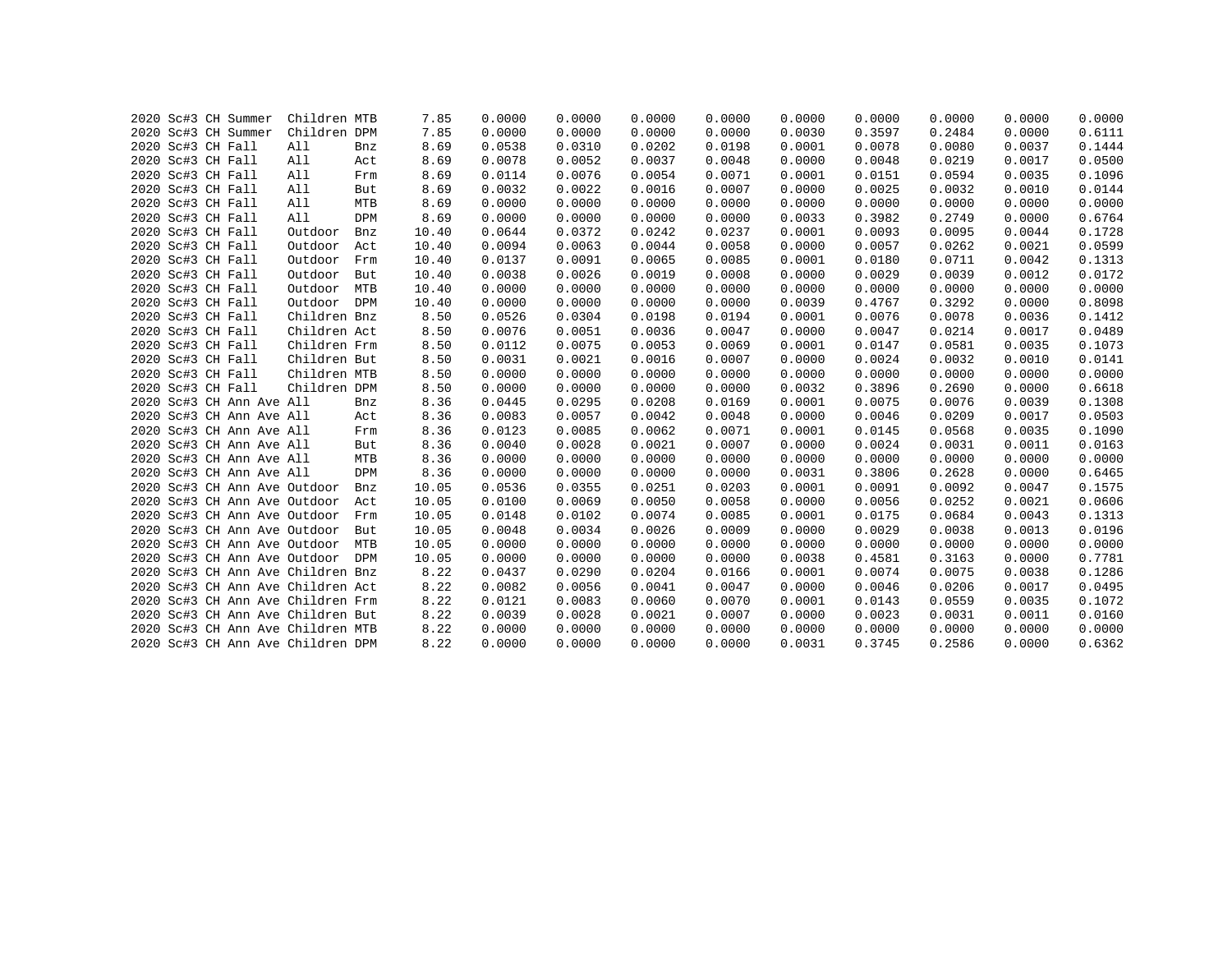| | | | | | | | | | | | | | | | |
|---|---|---|---|---|---|---|---|---|---|---|---|---|---|---|---|
| 2020 | Sc#3 | CH | Summer | Children | MTB | 7.85 | 0.0000 | 0.0000 | 0.0000 | 0.0000 | 0.0000 | 0.0000 | 0.0000 | 0.0000 | 0.0000 |
| 2020 | Sc#3 | CH | Summer | Children | DPM | 7.85 | 0.0000 | 0.0000 | 0.0000 | 0.0000 | 0.0030 | 0.3597 | 0.2484 | 0.0000 | 0.6111 |
| 2020 | Sc#3 | CH | Fall | All | Bnz | 8.69 | 0.0538 | 0.0310 | 0.0202 | 0.0198 | 0.0001 | 0.0078 | 0.0080 | 0.0037 | 0.1444 |
| 2020 | Sc#3 | CH | Fall | All | Act | 8.69 | 0.0078 | 0.0052 | 0.0037 | 0.0048 | 0.0000 | 0.0048 | 0.0219 | 0.0017 | 0.0500 |
| 2020 | Sc#3 | CH | Fall | All | Frm | 8.69 | 0.0114 | 0.0076 | 0.0054 | 0.0071 | 0.0001 | 0.0151 | 0.0594 | 0.0035 | 0.1096 |
| 2020 | Sc#3 | CH | Fall | All | But | 8.69 | 0.0032 | 0.0022 | 0.0016 | 0.0007 | 0.0000 | 0.0025 | 0.0032 | 0.0010 | 0.0144 |
| 2020 | Sc#3 | CH | Fall | All | MTB | 8.69 | 0.0000 | 0.0000 | 0.0000 | 0.0000 | 0.0000 | 0.0000 | 0.0000 | 0.0000 | 0.0000 |
| 2020 | Sc#3 | CH | Fall | All | DPM | 8.69 | 0.0000 | 0.0000 | 0.0000 | 0.0000 | 0.0033 | 0.3982 | 0.2749 | 0.0000 | 0.6764 |
| 2020 | Sc#3 | CH | Fall | Outdoor | Bnz | 10.40 | 0.0644 | 0.0372 | 0.0242 | 0.0237 | 0.0001 | 0.0093 | 0.0095 | 0.0044 | 0.1728 |
| 2020 | Sc#3 | CH | Fall | Outdoor | Act | 10.40 | 0.0094 | 0.0063 | 0.0044 | 0.0058 | 0.0000 | 0.0057 | 0.0262 | 0.0021 | 0.0599 |
| 2020 | Sc#3 | CH | Fall | Outdoor | Frm | 10.40 | 0.0137 | 0.0091 | 0.0065 | 0.0085 | 0.0001 | 0.0180 | 0.0711 | 0.0042 | 0.1313 |
| 2020 | Sc#3 | CH | Fall | Outdoor | But | 10.40 | 0.0038 | 0.0026 | 0.0019 | 0.0008 | 0.0000 | 0.0029 | 0.0039 | 0.0012 | 0.0172 |
| 2020 | Sc#3 | CH | Fall | Outdoor | MTB | 10.40 | 0.0000 | 0.0000 | 0.0000 | 0.0000 | 0.0000 | 0.0000 | 0.0000 | 0.0000 | 0.0000 |
| 2020 | Sc#3 | CH | Fall | Outdoor | DPM | 10.40 | 0.0000 | 0.0000 | 0.0000 | 0.0000 | 0.0039 | 0.4767 | 0.3292 | 0.0000 | 0.8098 |
| 2020 | Sc#3 | CH | Fall | Children | Bnz | 8.50 | 0.0526 | 0.0304 | 0.0198 | 0.0194 | 0.0001 | 0.0076 | 0.0078 | 0.0036 | 0.1412 |
| 2020 | Sc#3 | CH | Fall | Children | Act | 8.50 | 0.0076 | 0.0051 | 0.0036 | 0.0047 | 0.0000 | 0.0047 | 0.0214 | 0.0017 | 0.0489 |
| 2020 | Sc#3 | CH | Fall | Children | Frm | 8.50 | 0.0112 | 0.0075 | 0.0053 | 0.0069 | 0.0001 | 0.0147 | 0.0581 | 0.0035 | 0.1073 |
| 2020 | Sc#3 | CH | Fall | Children | But | 8.50 | 0.0031 | 0.0021 | 0.0016 | 0.0007 | 0.0000 | 0.0024 | 0.0032 | 0.0010 | 0.0141 |
| 2020 | Sc#3 | CH | Fall | Children | MTB | 8.50 | 0.0000 | 0.0000 | 0.0000 | 0.0000 | 0.0000 | 0.0000 | 0.0000 | 0.0000 | 0.0000 |
| 2020 | Sc#3 | CH | Fall | Children | DPM | 8.50 | 0.0000 | 0.0000 | 0.0000 | 0.0000 | 0.0032 | 0.3896 | 0.2690 | 0.0000 | 0.6618 |
| 2020 | Sc#3 | CH | Ann Ave | All | Bnz | 8.36 | 0.0445 | 0.0295 | 0.0208 | 0.0169 | 0.0001 | 0.0075 | 0.0076 | 0.0039 | 0.1308 |
| 2020 | Sc#3 | CH | Ann Ave | All | Act | 8.36 | 0.0083 | 0.0057 | 0.0042 | 0.0048 | 0.0000 | 0.0046 | 0.0209 | 0.0017 | 0.0503 |
| 2020 | Sc#3 | CH | Ann Ave | All | Frm | 8.36 | 0.0123 | 0.0085 | 0.0062 | 0.0071 | 0.0001 | 0.0145 | 0.0568 | 0.0035 | 0.1090 |
| 2020 | Sc#3 | CH | Ann Ave | All | But | 8.36 | 0.0040 | 0.0028 | 0.0021 | 0.0007 | 0.0000 | 0.0024 | 0.0031 | 0.0011 | 0.0163 |
| 2020 | Sc#3 | CH | Ann Ave | All | MTB | 8.36 | 0.0000 | 0.0000 | 0.0000 | 0.0000 | 0.0000 | 0.0000 | 0.0000 | 0.0000 | 0.0000 |
| 2020 | Sc#3 | CH | Ann Ave | All | DPM | 8.36 | 0.0000 | 0.0000 | 0.0000 | 0.0000 | 0.0031 | 0.3806 | 0.2628 | 0.0000 | 0.6465 |
| 2020 | Sc#3 | CH | Ann Ave | Outdoor | Bnz | 10.05 | 0.0536 | 0.0355 | 0.0251 | 0.0203 | 0.0001 | 0.0091 | 0.0092 | 0.0047 | 0.1575 |
| 2020 | Sc#3 | CH | Ann Ave | Outdoor | Act | 10.05 | 0.0100 | 0.0069 | 0.0050 | 0.0058 | 0.0000 | 0.0056 | 0.0252 | 0.0021 | 0.0606 |
| 2020 | Sc#3 | CH | Ann Ave | Outdoor | Frm | 10.05 | 0.0148 | 0.0102 | 0.0074 | 0.0085 | 0.0001 | 0.0175 | 0.0684 | 0.0043 | 0.1313 |
| 2020 | Sc#3 | CH | Ann Ave | Outdoor | But | 10.05 | 0.0048 | 0.0034 | 0.0026 | 0.0009 | 0.0000 | 0.0029 | 0.0038 | 0.0013 | 0.0196 |
| 2020 | Sc#3 | CH | Ann Ave | Outdoor | MTB | 10.05 | 0.0000 | 0.0000 | 0.0000 | 0.0000 | 0.0000 | 0.0000 | 0.0000 | 0.0000 | 0.0000 |
| 2020 | Sc#3 | CH | Ann Ave | Outdoor | DPM | 10.05 | 0.0000 | 0.0000 | 0.0000 | 0.0000 | 0.0038 | 0.4581 | 0.3163 | 0.0000 | 0.7781 |
| 2020 | Sc#3 | CH | Ann Ave | Children | Bnz | 8.22 | 0.0437 | 0.0290 | 0.0204 | 0.0166 | 0.0001 | 0.0074 | 0.0075 | 0.0038 | 0.1286 |
| 2020 | Sc#3 | CH | Ann Ave | Children | Act | 8.22 | 0.0082 | 0.0056 | 0.0041 | 0.0047 | 0.0000 | 0.0046 | 0.0206 | 0.0017 | 0.0495 |
| 2020 | Sc#3 | CH | Ann Ave | Children | Frm | 8.22 | 0.0121 | 0.0083 | 0.0060 | 0.0070 | 0.0001 | 0.0143 | 0.0559 | 0.0035 | 0.1072 |
| 2020 | Sc#3 | CH | Ann Ave | Children | But | 8.22 | 0.0039 | 0.0028 | 0.0021 | 0.0007 | 0.0000 | 0.0023 | 0.0031 | 0.0011 | 0.0160 |
| 2020 | Sc#3 | CH | Ann Ave | Children | MTB | 8.22 | 0.0000 | 0.0000 | 0.0000 | 0.0000 | 0.0000 | 0.0000 | 0.0000 | 0.0000 | 0.0000 |
| 2020 | Sc#3 | CH | Ann Ave | Children | DPM | 8.22 | 0.0000 | 0.0000 | 0.0000 | 0.0000 | 0.0031 | 0.3745 | 0.2586 | 0.0000 | 0.6362 |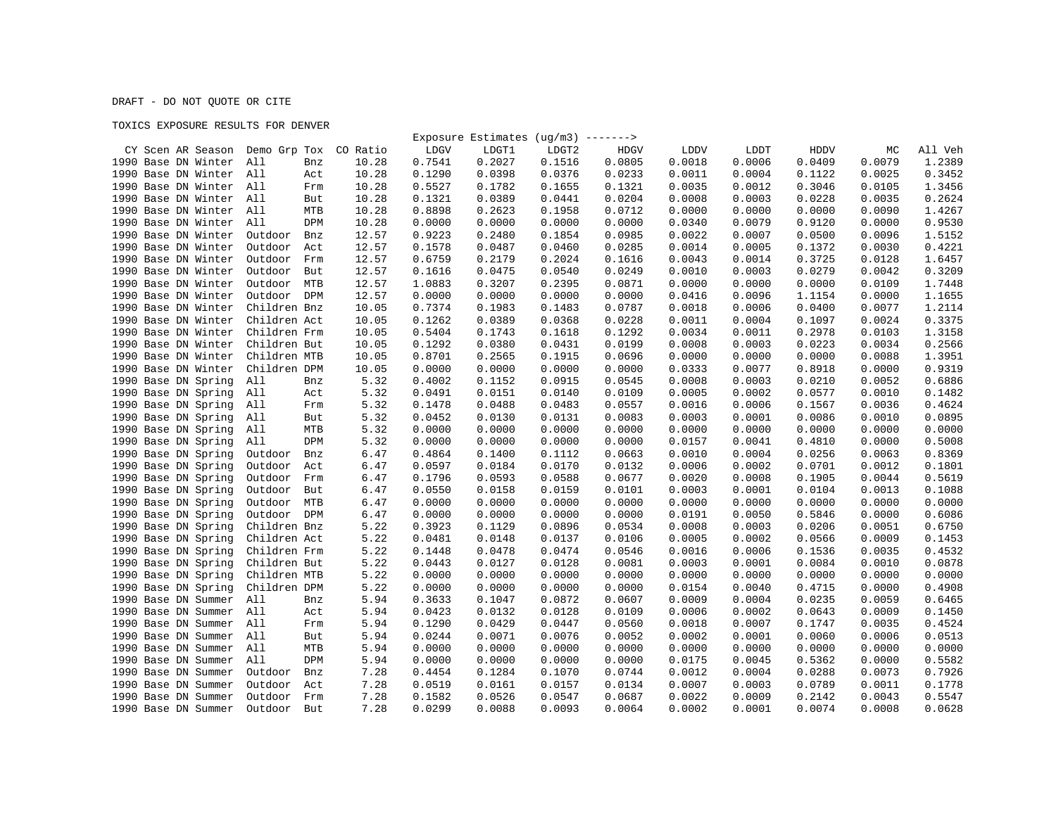DRAFT - DO NOT QUOTE OR CITE

TOXICS EXPOSURE RESULTS FOR DENVER

| CY | Scen | AR | Season | Demo Grp | Tox | CO Ratio | Exposure Estimates (ug/m3) -------> LDGV | LDGT1 | LDGT2 | HDGV | LDDV | LDDT | HDDV | MC | All Veh |
|---|---|---|---|---|---|---|---|---|---|---|---|---|---|---|---|
| 1990 | Base | DN | Winter | All | Bnz | 10.28 | 0.7541 | 0.2027 | 0.1516 | 0.0805 | 0.0018 | 0.0006 | 0.0409 | 0.0079 | 1.2389 |
| 1990 | Base | DN | Winter | All | Act | 10.28 | 0.1290 | 0.0398 | 0.0376 | 0.0233 | 0.0011 | 0.0004 | 0.1122 | 0.0025 | 0.3452 |
| 1990 | Base | DN | Winter | All | Frm | 10.28 | 0.5527 | 0.1782 | 0.1655 | 0.1321 | 0.0035 | 0.0012 | 0.3046 | 0.0105 | 1.3456 |
| 1990 | Base | DN | Winter | All | But | 10.28 | 0.1321 | 0.0389 | 0.0441 | 0.0204 | 0.0008 | 0.0003 | 0.0228 | 0.0035 | 0.2624 |
| 1990 | Base | DN | Winter | All | MTB | 10.28 | 0.8898 | 0.2623 | 0.1958 | 0.0712 | 0.0000 | 0.0000 | 0.0000 | 0.0090 | 1.4267 |
| 1990 | Base | DN | Winter | All | DPM | 10.28 | 0.0000 | 0.0000 | 0.0000 | 0.0000 | 0.0340 | 0.0079 | 0.9120 | 0.0000 | 0.9530 |
| 1990 | Base | DN | Winter | Outdoor | Bnz | 12.57 | 0.9223 | 0.2480 | 0.1854 | 0.0985 | 0.0022 | 0.0007 | 0.0500 | 0.0096 | 1.5152 |
| 1990 | Base | DN | Winter | Outdoor | Act | 12.57 | 0.1578 | 0.0487 | 0.0460 | 0.0285 | 0.0014 | 0.0005 | 0.1372 | 0.0030 | 0.4221 |
| 1990 | Base | DN | Winter | Outdoor | Frm | 12.57 | 0.6759 | 0.2179 | 0.2024 | 0.1616 | 0.0043 | 0.0014 | 0.3725 | 0.0128 | 1.6457 |
| 1990 | Base | DN | Winter | Outdoor | But | 12.57 | 0.1616 | 0.0475 | 0.0540 | 0.0249 | 0.0010 | 0.0003 | 0.0279 | 0.0042 | 0.3209 |
| 1990 | Base | DN | Winter | Outdoor | MTB | 12.57 | 1.0883 | 0.3207 | 0.2395 | 0.0871 | 0.0000 | 0.0000 | 0.0000 | 0.0109 | 1.7448 |
| 1990 | Base | DN | Winter | Outdoor | DPM | 12.57 | 0.0000 | 0.0000 | 0.0000 | 0.0000 | 0.0416 | 0.0096 | 1.1154 | 0.0000 | 1.1655 |
| 1990 | Base | DN | Winter | Children | Bnz | 10.05 | 0.7374 | 0.1983 | 0.1483 | 0.0787 | 0.0018 | 0.0006 | 0.0400 | 0.0077 | 1.2114 |
| 1990 | Base | DN | Winter | Children | Act | 10.05 | 0.1262 | 0.0389 | 0.0368 | 0.0228 | 0.0011 | 0.0004 | 0.1097 | 0.0024 | 0.3375 |
| 1990 | Base | DN | Winter | Children | Frm | 10.05 | 0.5404 | 0.1743 | 0.1618 | 0.1292 | 0.0034 | 0.0011 | 0.2978 | 0.0103 | 1.3158 |
| 1990 | Base | DN | Winter | Children | But | 10.05 | 0.1292 | 0.0380 | 0.0431 | 0.0199 | 0.0008 | 0.0003 | 0.0223 | 0.0034 | 0.2566 |
| 1990 | Base | DN | Winter | Children | MTB | 10.05 | 0.8701 | 0.2565 | 0.1915 | 0.0696 | 0.0000 | 0.0000 | 0.0000 | 0.0088 | 1.3951 |
| 1990 | Base | DN | Winter | Children | DPM | 10.05 | 0.0000 | 0.0000 | 0.0000 | 0.0000 | 0.0333 | 0.0077 | 0.8918 | 0.0000 | 0.9319 |
| 1990 | Base | DN | Spring | All | Bnz | 5.32 | 0.4002 | 0.1152 | 0.0915 | 0.0545 | 0.0008 | 0.0003 | 0.0210 | 0.0052 | 0.6886 |
| 1990 | Base | DN | Spring | All | Act | 5.32 | 0.0491 | 0.0151 | 0.0140 | 0.0109 | 0.0005 | 0.0002 | 0.0577 | 0.0010 | 0.1482 |
| 1990 | Base | DN | Spring | All | Frm | 5.32 | 0.1478 | 0.0488 | 0.0483 | 0.0557 | 0.0016 | 0.0006 | 0.1567 | 0.0036 | 0.4624 |
| 1990 | Base | DN | Spring | All | But | 5.32 | 0.0452 | 0.0130 | 0.0131 | 0.0083 | 0.0003 | 0.0001 | 0.0086 | 0.0010 | 0.0895 |
| 1990 | Base | DN | Spring | All | MTB | 5.32 | 0.0000 | 0.0000 | 0.0000 | 0.0000 | 0.0000 | 0.0000 | 0.0000 | 0.0000 | 0.0000 |
| 1990 | Base | DN | Spring | All | DPM | 5.32 | 0.0000 | 0.0000 | 0.0000 | 0.0000 | 0.0157 | 0.0041 | 0.4810 | 0.0000 | 0.5008 |
| 1990 | Base | DN | Spring | Outdoor | Bnz | 6.47 | 0.4864 | 0.1400 | 0.1112 | 0.0663 | 0.0010 | 0.0004 | 0.0256 | 0.0063 | 0.8369 |
| 1990 | Base | DN | Spring | Outdoor | Act | 6.47 | 0.0597 | 0.0184 | 0.0170 | 0.0132 | 0.0006 | 0.0002 | 0.0701 | 0.0012 | 0.1801 |
| 1990 | Base | DN | Spring | Outdoor | Frm | 6.47 | 0.1796 | 0.0593 | 0.0588 | 0.0677 | 0.0020 | 0.0008 | 0.1905 | 0.0044 | 0.5619 |
| 1990 | Base | DN | Spring | Outdoor | But | 6.47 | 0.0550 | 0.0158 | 0.0159 | 0.0101 | 0.0003 | 0.0001 | 0.0104 | 0.0013 | 0.1088 |
| 1990 | Base | DN | Spring | Outdoor | MTB | 6.47 | 0.0000 | 0.0000 | 0.0000 | 0.0000 | 0.0000 | 0.0000 | 0.0000 | 0.0000 | 0.0000 |
| 1990 | Base | DN | Spring | Outdoor | DPM | 6.47 | 0.0000 | 0.0000 | 0.0000 | 0.0000 | 0.0191 | 0.0050 | 0.5846 | 0.0000 | 0.6086 |
| 1990 | Base | DN | Spring | Children | Bnz | 5.22 | 0.3923 | 0.1129 | 0.0896 | 0.0534 | 0.0008 | 0.0003 | 0.0206 | 0.0051 | 0.6750 |
| 1990 | Base | DN | Spring | Children | Act | 5.22 | 0.0481 | 0.0148 | 0.0137 | 0.0106 | 0.0005 | 0.0002 | 0.0566 | 0.0009 | 0.1453 |
| 1990 | Base | DN | Spring | Children | Frm | 5.22 | 0.1448 | 0.0478 | 0.0474 | 0.0546 | 0.0016 | 0.0006 | 0.1536 | 0.0035 | 0.4532 |
| 1990 | Base | DN | Spring | Children | But | 5.22 | 0.0443 | 0.0127 | 0.0128 | 0.0081 | 0.0003 | 0.0001 | 0.0084 | 0.0010 | 0.0878 |
| 1990 | Base | DN | Spring | Children | MTB | 5.22 | 0.0000 | 0.0000 | 0.0000 | 0.0000 | 0.0000 | 0.0000 | 0.0000 | 0.0000 | 0.0000 |
| 1990 | Base | DN | Spring | Children | DPM | 5.22 | 0.0000 | 0.0000 | 0.0000 | 0.0000 | 0.0154 | 0.0040 | 0.4715 | 0.0000 | 0.4908 |
| 1990 | Base | DN | Summer | All | Bnz | 5.94 | 0.3633 | 0.1047 | 0.0872 | 0.0607 | 0.0009 | 0.0004 | 0.0235 | 0.0059 | 0.6465 |
| 1990 | Base | DN | Summer | All | Act | 5.94 | 0.0423 | 0.0132 | 0.0128 | 0.0109 | 0.0006 | 0.0002 | 0.0643 | 0.0009 | 0.1450 |
| 1990 | Base | DN | Summer | All | Frm | 5.94 | 0.1290 | 0.0429 | 0.0447 | 0.0560 | 0.0018 | 0.0007 | 0.1747 | 0.0035 | 0.4524 |
| 1990 | Base | DN | Summer | All | But | 5.94 | 0.0244 | 0.0071 | 0.0076 | 0.0052 | 0.0002 | 0.0001 | 0.0060 | 0.0006 | 0.0513 |
| 1990 | Base | DN | Summer | All | MTB | 5.94 | 0.0000 | 0.0000 | 0.0000 | 0.0000 | 0.0000 | 0.0000 | 0.0000 | 0.0000 | 0.0000 |
| 1990 | Base | DN | Summer | All | DPM | 5.94 | 0.0000 | 0.0000 | 0.0000 | 0.0000 | 0.0175 | 0.0045 | 0.5362 | 0.0000 | 0.5582 |
| 1990 | Base | DN | Summer | Outdoor | Bnz | 7.28 | 0.4454 | 0.1284 | 0.1070 | 0.0744 | 0.0012 | 0.0004 | 0.0288 | 0.0073 | 0.7926 |
| 1990 | Base | DN | Summer | Outdoor | Act | 7.28 | 0.0519 | 0.0161 | 0.0157 | 0.0134 | 0.0007 | 0.0003 | 0.0789 | 0.0011 | 0.1778 |
| 1990 | Base | DN | Summer | Outdoor | Frm | 7.28 | 0.1582 | 0.0526 | 0.0547 | 0.0687 | 0.0022 | 0.0009 | 0.2142 | 0.0043 | 0.5547 |
| 1990 | Base | DN | Summer | Outdoor | But | 7.28 | 0.0299 | 0.0088 | 0.0093 | 0.0064 | 0.0002 | 0.0001 | 0.0074 | 0.0008 | 0.0628 |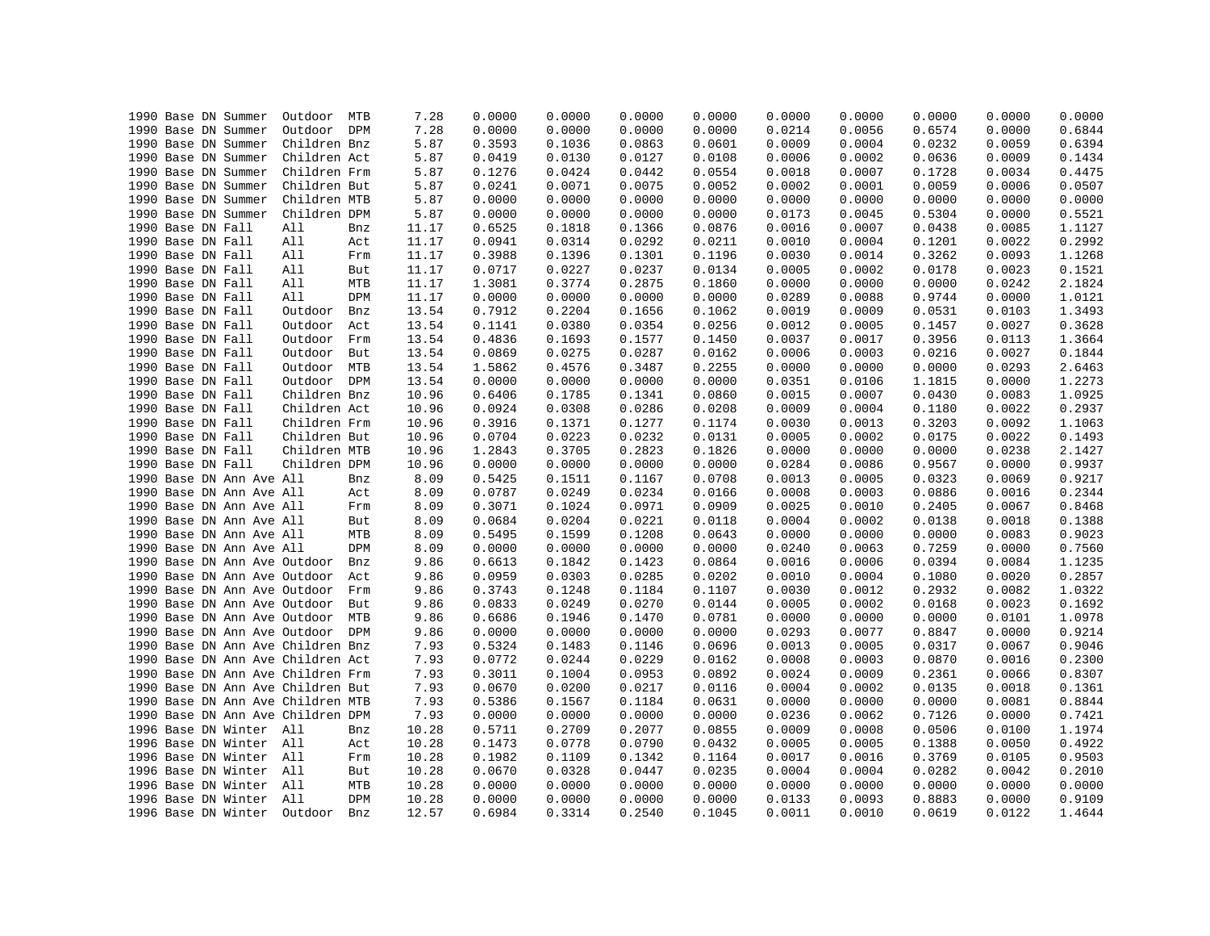```
1990 Base DN Summer  Outdoor  MTB      7.28    0.0000    0.0000    0.0000    0.0000    0.0000    0.0000    0.0000    0.0000    0.0000
1990 Base DN Summer  Outdoor  DPM      7.28    0.0000    0.0000    0.0000    0.0000    0.0214    0.0056    0.6574    0.0000    0.6844
1990 Base DN Summer  Children Bnz      5.87    0.3593    0.1036    0.0863    0.0601    0.0009    0.0004    0.0232    0.0059    0.6394
1990 Base DN Summer  Children Act      5.87    0.0419    0.0130    0.0127    0.0108    0.0006    0.0002    0.0636    0.0009    0.1434
1990 Base DN Summer  Children Frm      5.87    0.1276    0.0424    0.0442    0.0554    0.0018    0.0007    0.1728    0.0034    0.4475
1990 Base DN Summer  Children But      5.87    0.0241    0.0071    0.0075    0.0052    0.0002    0.0001    0.0059    0.0006    0.0507
1990 Base DN Summer  Children MTB      5.87    0.0000    0.0000    0.0000    0.0000    0.0000    0.0000    0.0000    0.0000    0.0000
1990 Base DN Summer  Children DPM      5.87    0.0000    0.0000    0.0000    0.0000    0.0173    0.0045    0.5304    0.0000    0.5521
1990 Base DN Fall    All      Bnz     11.17    0.6525    0.1818    0.1366    0.0876    0.0016    0.0007    0.0438    0.0085    1.1127
1990 Base DN Fall    All      Act     11.17    0.0941    0.0314    0.0292    0.0211    0.0010    0.0004    0.1201    0.0022    0.2992
1990 Base DN Fall    All      Frm     11.17    0.3988    0.1396    0.1301    0.1196    0.0030    0.0014    0.3262    0.0093    1.1268
1990 Base DN Fall    All      But     11.17    0.0717    0.0227    0.0237    0.0134    0.0005    0.0002    0.0178    0.0023    0.1521
1990 Base DN Fall    All      MTB     11.17    1.3081    0.3774    0.2875    0.1860    0.0000    0.0000    0.0000    0.0242    2.1824
1990 Base DN Fall    All      DPM     11.17    0.0000    0.0000    0.0000    0.0000    0.0289    0.0088    0.9744    0.0000    1.0121
1990 Base DN Fall    Outdoor  Bnz     13.54    0.7912    0.2204    0.1656    0.1062    0.0019    0.0009    0.0531    0.0103    1.3493
1990 Base DN Fall    Outdoor  Act     13.54    0.1141    0.0380    0.0354    0.0256    0.0012    0.0005    0.1457    0.0027    0.3628
1990 Base DN Fall    Outdoor  Frm     13.54    0.4836    0.1693    0.1577    0.1450    0.0037    0.0017    0.3956    0.0113    1.3664
1990 Base DN Fall    Outdoor  But     13.54    0.0869    0.0275    0.0287    0.0162    0.0006    0.0003    0.0216    0.0027    0.1844
1990 Base DN Fall    Outdoor  MTB     13.54    1.5862    0.4576    0.3487    0.2255    0.0000    0.0000    0.0000    0.0293    2.6463
1990 Base DN Fall    Outdoor  DPM     13.54    0.0000    0.0000    0.0000    0.0000    0.0351    0.0106    1.1815    0.0000    1.2273
1990 Base DN Fall    Children Bnz     10.96    0.6406    0.1785    0.1341    0.0860    0.0015    0.0007    0.0430    0.0083    1.0925
1990 Base DN Fall    Children Act     10.96    0.0924    0.0308    0.0286    0.0208    0.0009    0.0004    0.1180    0.0022    0.2937
1990 Base DN Fall    Children Frm     10.96    0.3916    0.1371    0.1277    0.1174    0.0030    0.0013    0.3203    0.0092    1.1063
1990 Base DN Fall    Children But     10.96    0.0704    0.0223    0.0232    0.0131    0.0005    0.0002    0.0175    0.0022    0.1493
1990 Base DN Fall    Children MTB     10.96    1.2843    0.3705    0.2823    0.1826    0.0000    0.0000    0.0000    0.0238    2.1427
1990 Base DN Fall    Children DPM     10.96    0.0000    0.0000    0.0000    0.0000    0.0284    0.0086    0.9567    0.0000    0.9937
1990 Base DN Ann Ave All      Bnz      8.09    0.5425    0.1511    0.1167    0.0708    0.0013    0.0005    0.0323    0.0069    0.9217
1990 Base DN Ann Ave All      Act      8.09    0.0787    0.0249    0.0234    0.0166    0.0008    0.0003    0.0886    0.0016    0.2344
1990 Base DN Ann Ave All      Frm      8.09    0.3071    0.1024    0.0971    0.0909    0.0025    0.0010    0.2405    0.0067    0.8468
1990 Base DN Ann Ave All      But      8.09    0.0684    0.0204    0.0221    0.0118    0.0004    0.0002    0.0138    0.0018    0.1388
1990 Base DN Ann Ave All      MTB      8.09    0.5495    0.1599    0.1208    0.0643    0.0000    0.0000    0.0000    0.0083    0.9023
1990 Base DN Ann Ave All      DPM      8.09    0.0000    0.0000    0.0000    0.0000    0.0240    0.0063    0.7259    0.0000    0.7560
1990 Base DN Ann Ave Outdoor  Bnz      9.86    0.6613    0.1842    0.1423    0.0864    0.0016    0.0006    0.0394    0.0084    1.1235
1990 Base DN Ann Ave Outdoor  Act      9.86    0.0959    0.0303    0.0285    0.0202    0.0010    0.0004    0.1080    0.0020    0.2857
1990 Base DN Ann Ave Outdoor  Frm      9.86    0.3743    0.1248    0.1184    0.1107    0.0030    0.0012    0.2932    0.0082    1.0322
1990 Base DN Ann Ave Outdoor  But      9.86    0.0833    0.0249    0.0270    0.0144    0.0005    0.0002    0.0168    0.0023    0.1692
1990 Base DN Ann Ave Outdoor  MTB      9.86    0.6686    0.1946    0.1470    0.0781    0.0000    0.0000    0.0000    0.0101    1.0978
1990 Base DN Ann Ave Outdoor  DPM      9.86    0.0000    0.0000    0.0000    0.0000    0.0293    0.0077    0.8847    0.0000    0.9214
1990 Base DN Ann Ave Children Bnz      7.93    0.5324    0.1483    0.1146    0.0696    0.0013    0.0005    0.0317    0.0067    0.9046
1990 Base DN Ann Ave Children Act      7.93    0.0772    0.0244    0.0229    0.0162    0.0008    0.0003    0.0870    0.0016    0.2300
1990 Base DN Ann Ave Children Frm      7.93    0.3011    0.1004    0.0953    0.0892    0.0024    0.0009    0.2361    0.0066    0.8307
1990 Base DN Ann Ave Children But      7.93    0.0670    0.0200    0.0217    0.0116    0.0004    0.0002    0.0135    0.0018    0.1361
1990 Base DN Ann Ave Children MTB      7.93    0.5386    0.1567    0.1184    0.0631    0.0000    0.0000    0.0000    0.0081    0.8844
1990 Base DN Ann Ave Children DPM      7.93    0.0000    0.0000    0.0000    0.0000    0.0236    0.0062    0.7126    0.0000    0.7421
1996 Base DN Winter  All      Bnz     10.28    0.5711    0.2709    0.2077    0.0855    0.0009    0.0008    0.0506    0.0100    1.1974
1996 Base DN Winter  All      Act     10.28    0.1473    0.0778    0.0790    0.0432    0.0005    0.0005    0.1388    0.0050    0.4922
1996 Base DN Winter  All      Frm     10.28    0.1982    0.1109    0.1342    0.1164    0.0017    0.0016    0.3769    0.0105    0.9503
1996 Base DN Winter  All      But     10.28    0.0670    0.0328    0.0447    0.0235    0.0004    0.0004    0.0282    0.0042    0.2010
1996 Base DN Winter  All      MTB     10.28    0.0000    0.0000    0.0000    0.0000    0.0000    0.0000    0.0000    0.0000    0.0000
1996 Base DN Winter  All      DPM     10.28    0.0000    0.0000    0.0000    0.0000    0.0133    0.0093    0.8883    0.0000    0.9109
1996 Base DN Winter  Outdoor  Bnz     12.57    0.6984    0.3314    0.2540    0.1045    0.0011    0.0010    0.0619    0.0122    1.4644
```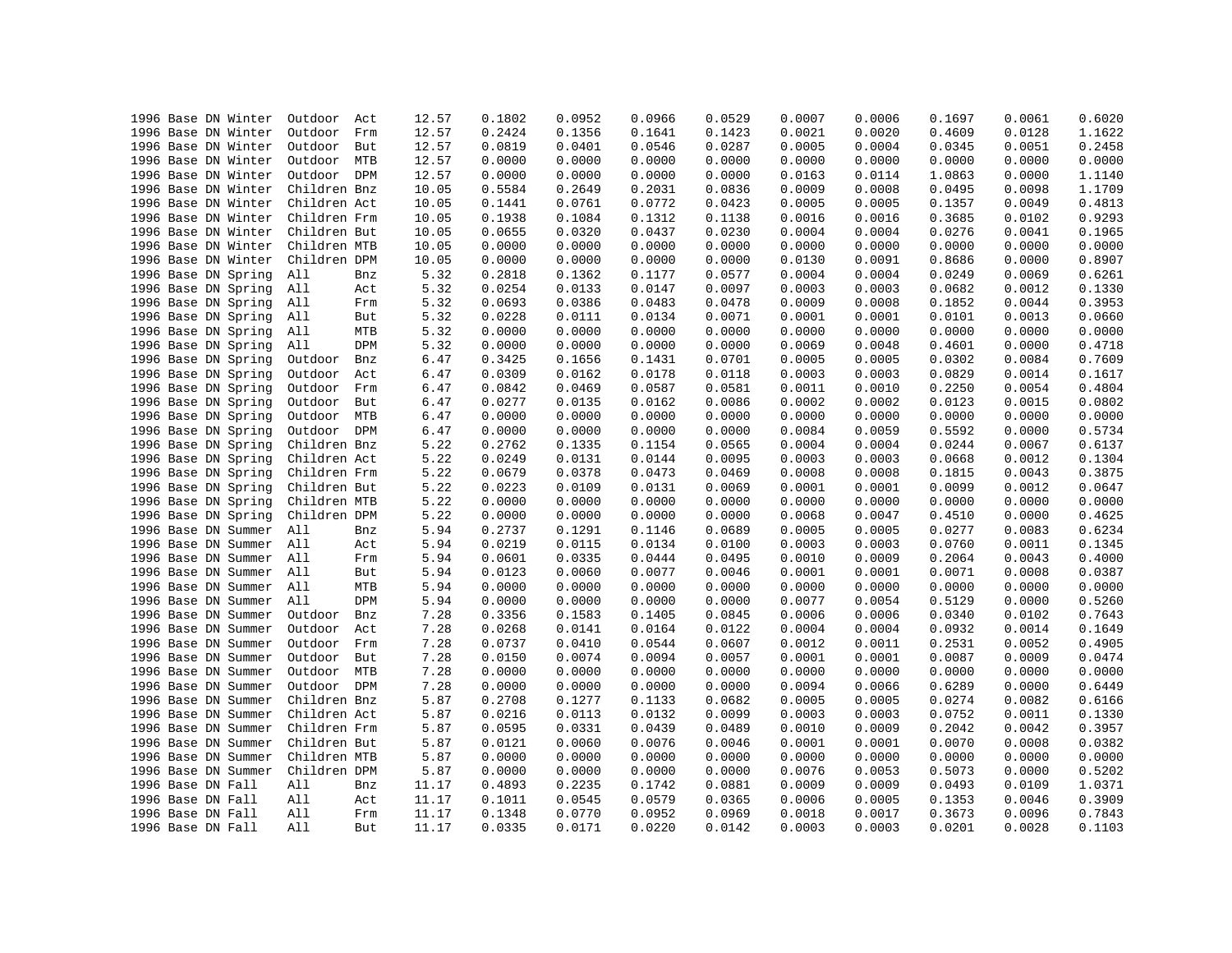| | | | | | | | | | | | | | | | |
|---|---|---|---|---|---|---|---|---|---|---|---|---|---|---|---|
| 1996 | Base | DN | Winter | Outdoor | Act | 12.57 | 0.1802 | 0.0952 | 0.0966 | 0.0529 | 0.0007 | 0.0006 | 0.1697 | 0.0061 | 0.6020 |
| 1996 | Base | DN | Winter | Outdoor | Frm | 12.57 | 0.2424 | 0.1356 | 0.1641 | 0.1423 | 0.0021 | 0.0020 | 0.4609 | 0.0128 | 1.1622 |
| 1996 | Base | DN | Winter | Outdoor | But | 12.57 | 0.0819 | 0.0401 | 0.0546 | 0.0287 | 0.0005 | 0.0004 | 0.0345 | 0.0051 | 0.2458 |
| 1996 | Base | DN | Winter | Outdoor | MTB | 12.57 | 0.0000 | 0.0000 | 0.0000 | 0.0000 | 0.0000 | 0.0000 | 0.0000 | 0.0000 | 0.0000 |
| 1996 | Base | DN | Winter | Outdoor | DPM | 12.57 | 0.0000 | 0.0000 | 0.0000 | 0.0000 | 0.0163 | 0.0114 | 1.0863 | 0.0000 | 1.1140 |
| 1996 | Base | DN | Winter | Children | Bnz | 10.05 | 0.5584 | 0.2649 | 0.2031 | 0.0836 | 0.0009 | 0.0008 | 0.0495 | 0.0098 | 1.1709 |
| 1996 | Base | DN | Winter | Children | Act | 10.05 | 0.1441 | 0.0761 | 0.0772 | 0.0423 | 0.0005 | 0.0005 | 0.1357 | 0.0049 | 0.4813 |
| 1996 | Base | DN | Winter | Children | Frm | 10.05 | 0.1938 | 0.1084 | 0.1312 | 0.1138 | 0.0016 | 0.0016 | 0.3685 | 0.0102 | 0.9293 |
| 1996 | Base | DN | Winter | Children | But | 10.05 | 0.0655 | 0.0320 | 0.0437 | 0.0230 | 0.0004 | 0.0004 | 0.0276 | 0.0041 | 0.1965 |
| 1996 | Base | DN | Winter | Children | MTB | 10.05 | 0.0000 | 0.0000 | 0.0000 | 0.0000 | 0.0000 | 0.0000 | 0.0000 | 0.0000 | 0.0000 |
| 1996 | Base | DN | Winter | Children | DPM | 10.05 | 0.0000 | 0.0000 | 0.0000 | 0.0000 | 0.0130 | 0.0091 | 0.8686 | 0.0000 | 0.8907 |
| 1996 | Base | DN | Spring | All | Bnz | 5.32 | 0.2818 | 0.1362 | 0.1177 | 0.0577 | 0.0004 | 0.0004 | 0.0249 | 0.0069 | 0.6261 |
| 1996 | Base | DN | Spring | All | Act | 5.32 | 0.0254 | 0.0133 | 0.0147 | 0.0097 | 0.0003 | 0.0003 | 0.0682 | 0.0012 | 0.1330 |
| 1996 | Base | DN | Spring | All | Frm | 5.32 | 0.0693 | 0.0386 | 0.0483 | 0.0478 | 0.0009 | 0.0008 | 0.1852 | 0.0044 | 0.3953 |
| 1996 | Base | DN | Spring | All | But | 5.32 | 0.0228 | 0.0111 | 0.0134 | 0.0071 | 0.0001 | 0.0001 | 0.0101 | 0.0013 | 0.0660 |
| 1996 | Base | DN | Spring | All | MTB | 5.32 | 0.0000 | 0.0000 | 0.0000 | 0.0000 | 0.0000 | 0.0000 | 0.0000 | 0.0000 | 0.0000 |
| 1996 | Base | DN | Spring | All | DPM | 5.32 | 0.0000 | 0.0000 | 0.0000 | 0.0000 | 0.0069 | 0.0048 | 0.4601 | 0.0000 | 0.4718 |
| 1996 | Base | DN | Spring | Outdoor | Bnz | 6.47 | 0.3425 | 0.1656 | 0.1431 | 0.0701 | 0.0005 | 0.0005 | 0.0302 | 0.0084 | 0.7609 |
| 1996 | Base | DN | Spring | Outdoor | Act | 6.47 | 0.0309 | 0.0162 | 0.0178 | 0.0118 | 0.0003 | 0.0003 | 0.0829 | 0.0014 | 0.1617 |
| 1996 | Base | DN | Spring | Outdoor | Frm | 6.47 | 0.0842 | 0.0469 | 0.0587 | 0.0581 | 0.0011 | 0.0010 | 0.2250 | 0.0054 | 0.4804 |
| 1996 | Base | DN | Spring | Outdoor | But | 6.47 | 0.0277 | 0.0135 | 0.0162 | 0.0086 | 0.0002 | 0.0002 | 0.0123 | 0.0015 | 0.0802 |
| 1996 | Base | DN | Spring | Outdoor | MTB | 6.47 | 0.0000 | 0.0000 | 0.0000 | 0.0000 | 0.0000 | 0.0000 | 0.0000 | 0.0000 | 0.0000 |
| 1996 | Base | DN | Spring | Outdoor | DPM | 6.47 | 0.0000 | 0.0000 | 0.0000 | 0.0000 | 0.0084 | 0.0059 | 0.5592 | 0.0000 | 0.5734 |
| 1996 | Base | DN | Spring | Children | Bnz | 5.22 | 0.2762 | 0.1335 | 0.1154 | 0.0565 | 0.0004 | 0.0004 | 0.0244 | 0.0067 | 0.6137 |
| 1996 | Base | DN | Spring | Children | Act | 5.22 | 0.0249 | 0.0131 | 0.0144 | 0.0095 | 0.0003 | 0.0003 | 0.0668 | 0.0012 | 0.1304 |
| 1996 | Base | DN | Spring | Children | Frm | 5.22 | 0.0679 | 0.0378 | 0.0473 | 0.0469 | 0.0008 | 0.0008 | 0.1815 | 0.0043 | 0.3875 |
| 1996 | Base | DN | Spring | Children | But | 5.22 | 0.0223 | 0.0109 | 0.0131 | 0.0069 | 0.0001 | 0.0001 | 0.0099 | 0.0012 | 0.0647 |
| 1996 | Base | DN | Spring | Children | MTB | 5.22 | 0.0000 | 0.0000 | 0.0000 | 0.0000 | 0.0000 | 0.0000 | 0.0000 | 0.0000 | 0.0000 |
| 1996 | Base | DN | Spring | Children | DPM | 5.22 | 0.0000 | 0.0000 | 0.0000 | 0.0000 | 0.0068 | 0.0047 | 0.4510 | 0.0000 | 0.4625 |
| 1996 | Base | DN | Summer | All | Bnz | 5.94 | 0.2737 | 0.1291 | 0.1146 | 0.0689 | 0.0005 | 0.0005 | 0.0277 | 0.0083 | 0.6234 |
| 1996 | Base | DN | Summer | All | Act | 5.94 | 0.0219 | 0.0115 | 0.0134 | 0.0100 | 0.0003 | 0.0003 | 0.0760 | 0.0011 | 0.1345 |
| 1996 | Base | DN | Summer | All | Frm | 5.94 | 0.0601 | 0.0335 | 0.0444 | 0.0495 | 0.0010 | 0.0009 | 0.2064 | 0.0043 | 0.4000 |
| 1996 | Base | DN | Summer | All | But | 5.94 | 0.0123 | 0.0060 | 0.0077 | 0.0046 | 0.0001 | 0.0001 | 0.0071 | 0.0008 | 0.0387 |
| 1996 | Base | DN | Summer | All | MTB | 5.94 | 0.0000 | 0.0000 | 0.0000 | 0.0000 | 0.0000 | 0.0000 | 0.0000 | 0.0000 | 0.0000 |
| 1996 | Base | DN | Summer | All | DPM | 5.94 | 0.0000 | 0.0000 | 0.0000 | 0.0000 | 0.0077 | 0.0054 | 0.5129 | 0.0000 | 0.5260 |
| 1996 | Base | DN | Summer | Outdoor | Bnz | 7.28 | 0.3356 | 0.1583 | 0.1405 | 0.0845 | 0.0006 | 0.0006 | 0.0340 | 0.0102 | 0.7643 |
| 1996 | Base | DN | Summer | Outdoor | Act | 7.28 | 0.0268 | 0.0141 | 0.0164 | 0.0122 | 0.0004 | 0.0004 | 0.0932 | 0.0014 | 0.1649 |
| 1996 | Base | DN | Summer | Outdoor | Frm | 7.28 | 0.0737 | 0.0410 | 0.0544 | 0.0607 | 0.0012 | 0.0011 | 0.2531 | 0.0052 | 0.4905 |
| 1996 | Base | DN | Summer | Outdoor | But | 7.28 | 0.0150 | 0.0074 | 0.0094 | 0.0057 | 0.0001 | 0.0001 | 0.0087 | 0.0009 | 0.0474 |
| 1996 | Base | DN | Summer | Outdoor | MTB | 7.28 | 0.0000 | 0.0000 | 0.0000 | 0.0000 | 0.0000 | 0.0000 | 0.0000 | 0.0000 | 0.0000 |
| 1996 | Base | DN | Summer | Outdoor | DPM | 7.28 | 0.0000 | 0.0000 | 0.0000 | 0.0000 | 0.0094 | 0.0066 | 0.6289 | 0.0000 | 0.6449 |
| 1996 | Base | DN | Summer | Children | Bnz | 5.87 | 0.2708 | 0.1277 | 0.1133 | 0.0682 | 0.0005 | 0.0005 | 0.0274 | 0.0082 | 0.6166 |
| 1996 | Base | DN | Summer | Children | Act | 5.87 | 0.0216 | 0.0113 | 0.0132 | 0.0099 | 0.0003 | 0.0003 | 0.0752 | 0.0011 | 0.1330 |
| 1996 | Base | DN | Summer | Children | Frm | 5.87 | 0.0595 | 0.0331 | 0.0439 | 0.0489 | 0.0010 | 0.0009 | 0.2042 | 0.0042 | 0.3957 |
| 1996 | Base | DN | Summer | Children | But | 5.87 | 0.0121 | 0.0060 | 0.0076 | 0.0046 | 0.0001 | 0.0001 | 0.0070 | 0.0008 | 0.0382 |
| 1996 | Base | DN | Summer | Children | MTB | 5.87 | 0.0000 | 0.0000 | 0.0000 | 0.0000 | 0.0000 | 0.0000 | 0.0000 | 0.0000 | 0.0000 |
| 1996 | Base | DN | Summer | Children | DPM | 5.87 | 0.0000 | 0.0000 | 0.0000 | 0.0000 | 0.0076 | 0.0053 | 0.5073 | 0.0000 | 0.5202 |
| 1996 | Base | DN | Fall | All | Bnz | 11.17 | 0.4893 | 0.2235 | 0.1742 | 0.0881 | 0.0009 | 0.0009 | 0.0493 | 0.0109 | 1.0371 |
| 1996 | Base | DN | Fall | All | Act | 11.17 | 0.1011 | 0.0545 | 0.0579 | 0.0365 | 0.0006 | 0.0005 | 0.1353 | 0.0046 | 0.3909 |
| 1996 | Base | DN | Fall | All | Frm | 11.17 | 0.1348 | 0.0770 | 0.0952 | 0.0969 | 0.0018 | 0.0017 | 0.3673 | 0.0096 | 0.7843 |
| 1996 | Base | DN | Fall | All | But | 11.17 | 0.0335 | 0.0171 | 0.0220 | 0.0142 | 0.0003 | 0.0003 | 0.0201 | 0.0028 | 0.1103 |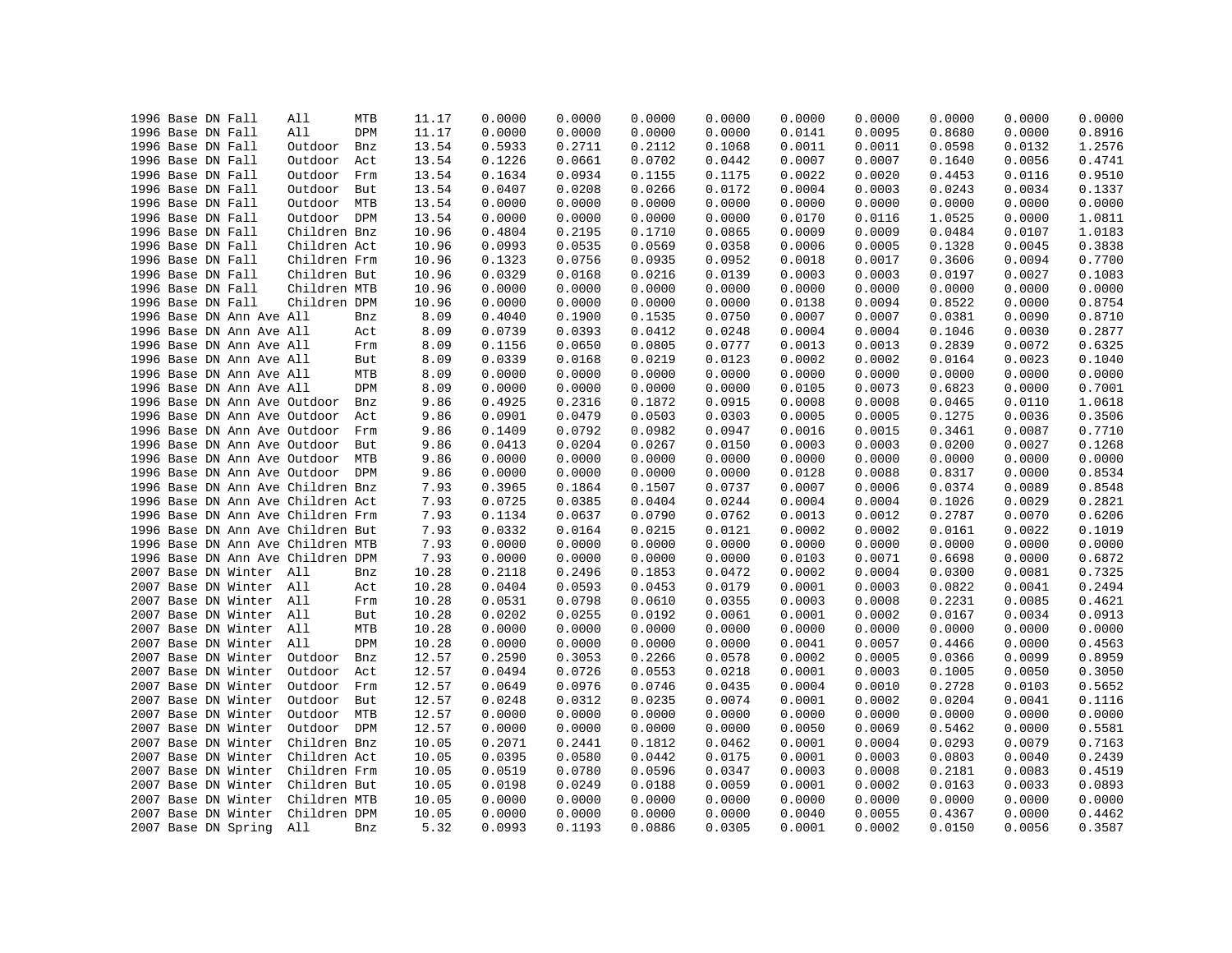| | | | | | | | | | | | | | | | |
|---|---|---|---|---|---|---|---|---|---|---|---|---|---|---|---|
| 1996 | Base | DN | Fall | All | MTB | 11.17 | 0.0000 | 0.0000 | 0.0000 | 0.0000 | 0.0000 | 0.0000 | 0.0000 | 0.0000 | 0.0000 |
| 1996 | Base | DN | Fall | All | DPM | 11.17 | 0.0000 | 0.0000 | 0.0000 | 0.0000 | 0.0141 | 0.0095 | 0.8680 | 0.0000 | 0.8916 |
| 1996 | Base | DN | Fall | Outdoor | Bnz | 13.54 | 0.5933 | 0.2711 | 0.2112 | 0.1068 | 0.0011 | 0.0011 | 0.0598 | 0.0132 | 1.2576 |
| 1996 | Base | DN | Fall | Outdoor | Act | 13.54 | 0.1226 | 0.0661 | 0.0702 | 0.0442 | 0.0007 | 0.0007 | 0.1640 | 0.0056 | 0.4741 |
| 1996 | Base | DN | Fall | Outdoor | Frm | 13.54 | 0.1634 | 0.0934 | 0.1155 | 0.1175 | 0.0022 | 0.0020 | 0.4453 | 0.0116 | 0.9510 |
| 1996 | Base | DN | Fall | Outdoor | But | 13.54 | 0.0407 | 0.0208 | 0.0266 | 0.0172 | 0.0004 | 0.0003 | 0.0243 | 0.0034 | 0.1337 |
| 1996 | Base | DN | Fall | Outdoor | MTB | 13.54 | 0.0000 | 0.0000 | 0.0000 | 0.0000 | 0.0000 | 0.0000 | 0.0000 | 0.0000 | 0.0000 |
| 1996 | Base | DN | Fall | Outdoor | DPM | 13.54 | 0.0000 | 0.0000 | 0.0000 | 0.0000 | 0.0170 | 0.0116 | 1.0525 | 0.0000 | 1.0811 |
| 1996 | Base | DN | Fall | Children | Bnz | 10.96 | 0.4804 | 0.2195 | 0.1710 | 0.0865 | 0.0009 | 0.0009 | 0.0484 | 0.0107 | 1.0183 |
| 1996 | Base | DN | Fall | Children | Act | 10.96 | 0.0993 | 0.0535 | 0.0569 | 0.0358 | 0.0006 | 0.0005 | 0.1328 | 0.0045 | 0.3838 |
| 1996 | Base | DN | Fall | Children | Frm | 10.96 | 0.1323 | 0.0756 | 0.0935 | 0.0952 | 0.0018 | 0.0017 | 0.3606 | 0.0094 | 0.7700 |
| 1996 | Base | DN | Fall | Children | But | 10.96 | 0.0329 | 0.0168 | 0.0216 | 0.0139 | 0.0003 | 0.0003 | 0.0197 | 0.0027 | 0.1083 |
| 1996 | Base | DN | Fall | Children | MTB | 10.96 | 0.0000 | 0.0000 | 0.0000 | 0.0000 | 0.0000 | 0.0000 | 0.0000 | 0.0000 | 0.0000 |
| 1996 | Base | DN | Fall | Children | DPM | 10.96 | 0.0000 | 0.0000 | 0.0000 | 0.0000 | 0.0138 | 0.0094 | 0.8522 | 0.0000 | 0.8754 |
| 1996 | Base | DN | Ann Ave | All | Bnz | 8.09 | 0.4040 | 0.1900 | 0.1535 | 0.0750 | 0.0007 | 0.0007 | 0.0381 | 0.0090 | 0.8710 |
| 1996 | Base | DN | Ann Ave | All | Act | 8.09 | 0.0739 | 0.0393 | 0.0412 | 0.0248 | 0.0004 | 0.0004 | 0.1046 | 0.0030 | 0.2877 |
| 1996 | Base | DN | Ann Ave | All | Frm | 8.09 | 0.1156 | 0.0650 | 0.0805 | 0.0777 | 0.0013 | 0.0013 | 0.2839 | 0.0072 | 0.6325 |
| 1996 | Base | DN | Ann Ave | All | But | 8.09 | 0.0339 | 0.0168 | 0.0219 | 0.0123 | 0.0002 | 0.0002 | 0.0164 | 0.0023 | 0.1040 |
| 1996 | Base | DN | Ann Ave | All | MTB | 8.09 | 0.0000 | 0.0000 | 0.0000 | 0.0000 | 0.0000 | 0.0000 | 0.0000 | 0.0000 | 0.0000 |
| 1996 | Base | DN | Ann Ave | All | DPM | 8.09 | 0.0000 | 0.0000 | 0.0000 | 0.0000 | 0.0105 | 0.0073 | 0.6823 | 0.0000 | 0.7001 |
| 1996 | Base | DN | Ann Ave | Outdoor | Bnz | 9.86 | 0.4925 | 0.2316 | 0.1872 | 0.0915 | 0.0008 | 0.0008 | 0.0465 | 0.0110 | 1.0618 |
| 1996 | Base | DN | Ann Ave | Outdoor | Act | 9.86 | 0.0901 | 0.0479 | 0.0503 | 0.0303 | 0.0005 | 0.0005 | 0.1275 | 0.0036 | 0.3506 |
| 1996 | Base | DN | Ann Ave | Outdoor | Frm | 9.86 | 0.1409 | 0.0792 | 0.0982 | 0.0947 | 0.0016 | 0.0015 | 0.3461 | 0.0087 | 0.7710 |
| 1996 | Base | DN | Ann Ave | Outdoor | But | 9.86 | 0.0413 | 0.0204 | 0.0267 | 0.0150 | 0.0003 | 0.0003 | 0.0200 | 0.0027 | 0.1268 |
| 1996 | Base | DN | Ann Ave | Outdoor | MTB | 9.86 | 0.0000 | 0.0000 | 0.0000 | 0.0000 | 0.0000 | 0.0000 | 0.0000 | 0.0000 | 0.0000 |
| 1996 | Base | DN | Ann Ave | Outdoor | DPM | 9.86 | 0.0000 | 0.0000 | 0.0000 | 0.0000 | 0.0128 | 0.0088 | 0.8317 | 0.0000 | 0.8534 |
| 1996 | Base | DN | Ann Ave | Children | Bnz | 7.93 | 0.3965 | 0.1864 | 0.1507 | 0.0737 | 0.0007 | 0.0006 | 0.0374 | 0.0089 | 0.8548 |
| 1996 | Base | DN | Ann Ave | Children | Act | 7.93 | 0.0725 | 0.0385 | 0.0404 | 0.0244 | 0.0004 | 0.0004 | 0.1026 | 0.0029 | 0.2821 |
| 1996 | Base | DN | Ann Ave | Children | Frm | 7.93 | 0.1134 | 0.0637 | 0.0790 | 0.0762 | 0.0013 | 0.0012 | 0.2787 | 0.0070 | 0.6206 |
| 1996 | Base | DN | Ann Ave | Children | But | 7.93 | 0.0332 | 0.0164 | 0.0215 | 0.0121 | 0.0002 | 0.0002 | 0.0161 | 0.0022 | 0.1019 |
| 1996 | Base | DN | Ann Ave | Children | MTB | 7.93 | 0.0000 | 0.0000 | 0.0000 | 0.0000 | 0.0000 | 0.0000 | 0.0000 | 0.0000 | 0.0000 |
| 1996 | Base | DN | Ann Ave | Children | DPM | 7.93 | 0.0000 | 0.0000 | 0.0000 | 0.0000 | 0.0103 | 0.0071 | 0.6698 | 0.0000 | 0.6872 |
| 2007 | Base | DN | Winter | All | Bnz | 10.28 | 0.2118 | 0.2496 | 0.1853 | 0.0472 | 0.0002 | 0.0004 | 0.0300 | 0.0081 | 0.7325 |
| 2007 | Base | DN | Winter | All | Act | 10.28 | 0.0404 | 0.0593 | 0.0453 | 0.0179 | 0.0001 | 0.0003 | 0.0822 | 0.0041 | 0.2494 |
| 2007 | Base | DN | Winter | All | Frm | 10.28 | 0.0531 | 0.0798 | 0.0610 | 0.0355 | 0.0003 | 0.0008 | 0.2231 | 0.0085 | 0.4621 |
| 2007 | Base | DN | Winter | All | But | 10.28 | 0.0202 | 0.0255 | 0.0192 | 0.0061 | 0.0001 | 0.0002 | 0.0167 | 0.0034 | 0.0913 |
| 2007 | Base | DN | Winter | All | MTB | 10.28 | 0.0000 | 0.0000 | 0.0000 | 0.0000 | 0.0000 | 0.0000 | 0.0000 | 0.0000 | 0.0000 |
| 2007 | Base | DN | Winter | All | DPM | 10.28 | 0.0000 | 0.0000 | 0.0000 | 0.0000 | 0.0041 | 0.0057 | 0.4466 | 0.0000 | 0.4563 |
| 2007 | Base | DN | Winter | Outdoor | Bnz | 12.57 | 0.2590 | 0.3053 | 0.2266 | 0.0578 | 0.0002 | 0.0005 | 0.0366 | 0.0099 | 0.8959 |
| 2007 | Base | DN | Winter | Outdoor | Act | 12.57 | 0.0494 | 0.0726 | 0.0553 | 0.0218 | 0.0001 | 0.0003 | 0.1005 | 0.0050 | 0.3050 |
| 2007 | Base | DN | Winter | Outdoor | Frm | 12.57 | 0.0649 | 0.0976 | 0.0746 | 0.0435 | 0.0004 | 0.0010 | 0.2728 | 0.0103 | 0.5652 |
| 2007 | Base | DN | Winter | Outdoor | But | 12.57 | 0.0248 | 0.0312 | 0.0235 | 0.0074 | 0.0001 | 0.0002 | 0.0204 | 0.0041 | 0.1116 |
| 2007 | Base | DN | Winter | Outdoor | MTB | 12.57 | 0.0000 | 0.0000 | 0.0000 | 0.0000 | 0.0000 | 0.0000 | 0.0000 | 0.0000 | 0.0000 |
| 2007 | Base | DN | Winter | Outdoor | DPM | 12.57 | 0.0000 | 0.0000 | 0.0000 | 0.0000 | 0.0050 | 0.0069 | 0.5462 | 0.0000 | 0.5581 |
| 2007 | Base | DN | Winter | Children | Bnz | 10.05 | 0.2071 | 0.2441 | 0.1812 | 0.0462 | 0.0001 | 0.0004 | 0.0293 | 0.0079 | 0.7163 |
| 2007 | Base | DN | Winter | Children | Act | 10.05 | 0.0395 | 0.0580 | 0.0442 | 0.0175 | 0.0001 | 0.0003 | 0.0803 | 0.0040 | 0.2439 |
| 2007 | Base | DN | Winter | Children | Frm | 10.05 | 0.0519 | 0.0780 | 0.0596 | 0.0347 | 0.0003 | 0.0008 | 0.2181 | 0.0083 | 0.4519 |
| 2007 | Base | DN | Winter | Children | But | 10.05 | 0.0198 | 0.0249 | 0.0188 | 0.0059 | 0.0001 | 0.0002 | 0.0163 | 0.0033 | 0.0893 |
| 2007 | Base | DN | Winter | Children | MTB | 10.05 | 0.0000 | 0.0000 | 0.0000 | 0.0000 | 0.0000 | 0.0000 | 0.0000 | 0.0000 | 0.0000 |
| 2007 | Base | DN | Winter | Children | DPM | 10.05 | 0.0000 | 0.0000 | 0.0000 | 0.0000 | 0.0040 | 0.0055 | 0.4367 | 0.0000 | 0.4462 |
| 2007 | Base | DN | Spring | All | Bnz | 5.32 | 0.0993 | 0.1193 | 0.0886 | 0.0305 | 0.0001 | 0.0002 | 0.0150 | 0.0056 | 0.3587 |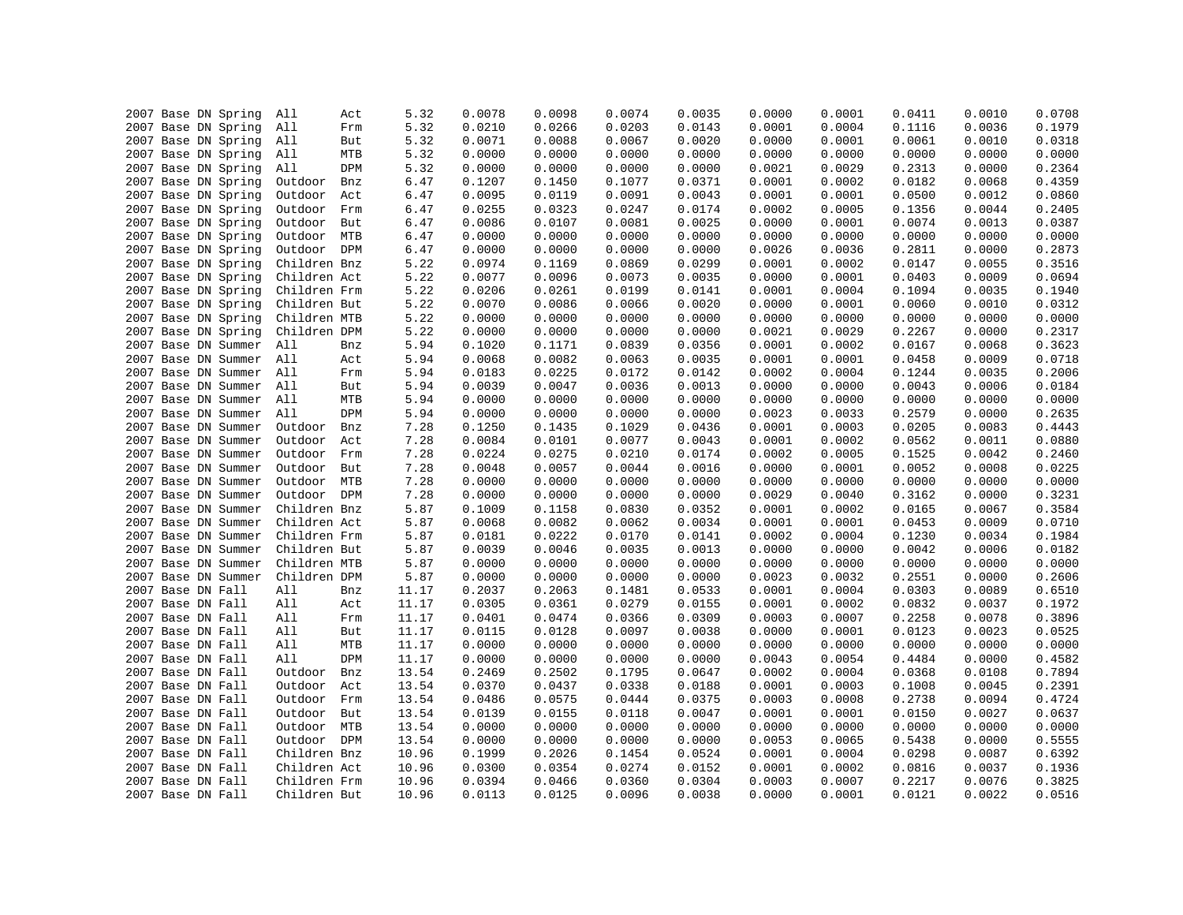| | | | | | | | | | | | | | | | |
|---|---|---|---|---|---|---|---|---|---|---|---|---|---|---|---|
| 2007 | Base | DN | Spring | All | Act | 5.32 | 0.0078 | 0.0098 | 0.0074 | 0.0035 | 0.0000 | 0.0001 | 0.0411 | 0.0010 | 0.0708 |
| 2007 | Base | DN | Spring | All | Frm | 5.32 | 0.0210 | 0.0266 | 0.0203 | 0.0143 | 0.0001 | 0.0004 | 0.1116 | 0.0036 | 0.1979 |
| 2007 | Base | DN | Spring | All | But | 5.32 | 0.0071 | 0.0088 | 0.0067 | 0.0020 | 0.0000 | 0.0001 | 0.0061 | 0.0010 | 0.0318 |
| 2007 | Base | DN | Spring | All | MTB | 5.32 | 0.0000 | 0.0000 | 0.0000 | 0.0000 | 0.0000 | 0.0000 | 0.0000 | 0.0000 | 0.0000 |
| 2007 | Base | DN | Spring | All | DPM | 5.32 | 0.0000 | 0.0000 | 0.0000 | 0.0000 | 0.0021 | 0.0029 | 0.2313 | 0.0000 | 0.2364 |
| 2007 | Base | DN | Spring | Outdoor | Bnz | 6.47 | 0.1207 | 0.1450 | 0.1077 | 0.0371 | 0.0001 | 0.0002 | 0.0182 | 0.0068 | 0.4359 |
| 2007 | Base | DN | Spring | Outdoor | Act | 6.47 | 0.0095 | 0.0119 | 0.0091 | 0.0043 | 0.0001 | 0.0001 | 0.0500 | 0.0012 | 0.0860 |
| 2007 | Base | DN | Spring | Outdoor | Frm | 6.47 | 0.0255 | 0.0323 | 0.0247 | 0.0174 | 0.0002 | 0.0005 | 0.1356 | 0.0044 | 0.2405 |
| 2007 | Base | DN | Spring | Outdoor | But | 6.47 | 0.0086 | 0.0107 | 0.0081 | 0.0025 | 0.0000 | 0.0001 | 0.0074 | 0.0013 | 0.0387 |
| 2007 | Base | DN | Spring | Outdoor | MTB | 6.47 | 0.0000 | 0.0000 | 0.0000 | 0.0000 | 0.0000 | 0.0000 | 0.0000 | 0.0000 | 0.0000 |
| 2007 | Base | DN | Spring | Outdoor | DPM | 6.47 | 0.0000 | 0.0000 | 0.0000 | 0.0000 | 0.0026 | 0.0036 | 0.2811 | 0.0000 | 0.2873 |
| 2007 | Base | DN | Spring | Children | Bnz | 5.22 | 0.0974 | 0.1169 | 0.0869 | 0.0299 | 0.0001 | 0.0002 | 0.0147 | 0.0055 | 0.3516 |
| 2007 | Base | DN | Spring | Children | Act | 5.22 | 0.0077 | 0.0096 | 0.0073 | 0.0035 | 0.0000 | 0.0001 | 0.0403 | 0.0009 | 0.0694 |
| 2007 | Base | DN | Spring | Children | Frm | 5.22 | 0.0206 | 0.0261 | 0.0199 | 0.0141 | 0.0001 | 0.0004 | 0.1094 | 0.0035 | 0.1940 |
| 2007 | Base | DN | Spring | Children | But | 5.22 | 0.0070 | 0.0086 | 0.0066 | 0.0020 | 0.0000 | 0.0001 | 0.0060 | 0.0010 | 0.0312 |
| 2007 | Base | DN | Spring | Children | MTB | 5.22 | 0.0000 | 0.0000 | 0.0000 | 0.0000 | 0.0000 | 0.0000 | 0.0000 | 0.0000 | 0.0000 |
| 2007 | Base | DN | Spring | Children | DPM | 5.22 | 0.0000 | 0.0000 | 0.0000 | 0.0000 | 0.0021 | 0.0029 | 0.2267 | 0.0000 | 0.2317 |
| 2007 | Base | DN | Summer | All | Bnz | 5.94 | 0.1020 | 0.1171 | 0.0839 | 0.0356 | 0.0001 | 0.0002 | 0.0167 | 0.0068 | 0.3623 |
| 2007 | Base | DN | Summer | All | Act | 5.94 | 0.0068 | 0.0082 | 0.0063 | 0.0035 | 0.0001 | 0.0001 | 0.0458 | 0.0009 | 0.0718 |
| 2007 | Base | DN | Summer | All | Frm | 5.94 | 0.0183 | 0.0225 | 0.0172 | 0.0142 | 0.0002 | 0.0004 | 0.1244 | 0.0035 | 0.2006 |
| 2007 | Base | DN | Summer | All | But | 5.94 | 0.0039 | 0.0047 | 0.0036 | 0.0013 | 0.0000 | 0.0000 | 0.0043 | 0.0006 | 0.0184 |
| 2007 | Base | DN | Summer | All | MTB | 5.94 | 0.0000 | 0.0000 | 0.0000 | 0.0000 | 0.0000 | 0.0000 | 0.0000 | 0.0000 | 0.0000 |
| 2007 | Base | DN | Summer | All | DPM | 5.94 | 0.0000 | 0.0000 | 0.0000 | 0.0000 | 0.0023 | 0.0033 | 0.2579 | 0.0000 | 0.2635 |
| 2007 | Base | DN | Summer | Outdoor | Bnz | 7.28 | 0.1250 | 0.1435 | 0.1029 | 0.0436 | 0.0001 | 0.0003 | 0.0205 | 0.0083 | 0.4443 |
| 2007 | Base | DN | Summer | Outdoor | Act | 7.28 | 0.0084 | 0.0101 | 0.0077 | 0.0043 | 0.0001 | 0.0002 | 0.0562 | 0.0011 | 0.0880 |
| 2007 | Base | DN | Summer | Outdoor | Frm | 7.28 | 0.0224 | 0.0275 | 0.0210 | 0.0174 | 0.0002 | 0.0005 | 0.1525 | 0.0042 | 0.2460 |
| 2007 | Base | DN | Summer | Outdoor | But | 7.28 | 0.0048 | 0.0057 | 0.0044 | 0.0016 | 0.0000 | 0.0001 | 0.0052 | 0.0008 | 0.0225 |
| 2007 | Base | DN | Summer | Outdoor | MTB | 7.28 | 0.0000 | 0.0000 | 0.0000 | 0.0000 | 0.0000 | 0.0000 | 0.0000 | 0.0000 | 0.0000 |
| 2007 | Base | DN | Summer | Outdoor | DPM | 7.28 | 0.0000 | 0.0000 | 0.0000 | 0.0000 | 0.0029 | 0.0040 | 0.3162 | 0.0000 | 0.3231 |
| 2007 | Base | DN | Summer | Children | Bnz | 5.87 | 0.1009 | 0.1158 | 0.0830 | 0.0352 | 0.0001 | 0.0002 | 0.0165 | 0.0067 | 0.3584 |
| 2007 | Base | DN | Summer | Children | Act | 5.87 | 0.0068 | 0.0082 | 0.0062 | 0.0034 | 0.0001 | 0.0001 | 0.0453 | 0.0009 | 0.0710 |
| 2007 | Base | DN | Summer | Children | Frm | 5.87 | 0.0181 | 0.0222 | 0.0170 | 0.0141 | 0.0002 | 0.0004 | 0.1230 | 0.0034 | 0.1984 |
| 2007 | Base | DN | Summer | Children | But | 5.87 | 0.0039 | 0.0046 | 0.0035 | 0.0013 | 0.0000 | 0.0000 | 0.0042 | 0.0006 | 0.0182 |
| 2007 | Base | DN | Summer | Children | MTB | 5.87 | 0.0000 | 0.0000 | 0.0000 | 0.0000 | 0.0000 | 0.0000 | 0.0000 | 0.0000 | 0.0000 |
| 2007 | Base | DN | Summer | Children | DPM | 5.87 | 0.0000 | 0.0000 | 0.0000 | 0.0000 | 0.0023 | 0.0032 | 0.2551 | 0.0000 | 0.2606 |
| 2007 | Base | DN | Fall | All | Bnz | 11.17 | 0.2037 | 0.2063 | 0.1481 | 0.0533 | 0.0001 | 0.0004 | 0.0303 | 0.0089 | 0.6510 |
| 2007 | Base | DN | Fall | All | Act | 11.17 | 0.0305 | 0.0361 | 0.0279 | 0.0155 | 0.0001 | 0.0002 | 0.0832 | 0.0037 | 0.1972 |
| 2007 | Base | DN | Fall | All | Frm | 11.17 | 0.0401 | 0.0474 | 0.0366 | 0.0309 | 0.0003 | 0.0007 | 0.2258 | 0.0078 | 0.3896 |
| 2007 | Base | DN | Fall | All | But | 11.17 | 0.0115 | 0.0128 | 0.0097 | 0.0038 | 0.0000 | 0.0001 | 0.0123 | 0.0023 | 0.0525 |
| 2007 | Base | DN | Fall | All | MTB | 11.17 | 0.0000 | 0.0000 | 0.0000 | 0.0000 | 0.0000 | 0.0000 | 0.0000 | 0.0000 | 0.0000 |
| 2007 | Base | DN | Fall | All | DPM | 11.17 | 0.0000 | 0.0000 | 0.0000 | 0.0000 | 0.0043 | 0.0054 | 0.4484 | 0.0000 | 0.4582 |
| 2007 | Base | DN | Fall | Outdoor | Bnz | 13.54 | 0.2469 | 0.2502 | 0.1795 | 0.0647 | 0.0002 | 0.0004 | 0.0368 | 0.0108 | 0.7894 |
| 2007 | Base | DN | Fall | Outdoor | Act | 13.54 | 0.0370 | 0.0437 | 0.0338 | 0.0188 | 0.0001 | 0.0003 | 0.1008 | 0.0045 | 0.2391 |
| 2007 | Base | DN | Fall | Outdoor | Frm | 13.54 | 0.0486 | 0.0575 | 0.0444 | 0.0375 | 0.0003 | 0.0008 | 0.2738 | 0.0094 | 0.4724 |
| 2007 | Base | DN | Fall | Outdoor | But | 13.54 | 0.0139 | 0.0155 | 0.0118 | 0.0047 | 0.0001 | 0.0001 | 0.0150 | 0.0027 | 0.0637 |
| 2007 | Base | DN | Fall | Outdoor | MTB | 13.54 | 0.0000 | 0.0000 | 0.0000 | 0.0000 | 0.0000 | 0.0000 | 0.0000 | 0.0000 | 0.0000 |
| 2007 | Base | DN | Fall | Outdoor | DPM | 13.54 | 0.0000 | 0.0000 | 0.0000 | 0.0000 | 0.0053 | 0.0065 | 0.5438 | 0.0000 | 0.5555 |
| 2007 | Base | DN | Fall | Children | Bnz | 10.96 | 0.1999 | 0.2026 | 0.1454 | 0.0524 | 0.0001 | 0.0004 | 0.0298 | 0.0087 | 0.6392 |
| 2007 | Base | DN | Fall | Children | Act | 10.96 | 0.0300 | 0.0354 | 0.0274 | 0.0152 | 0.0001 | 0.0002 | 0.0816 | 0.0037 | 0.1936 |
| 2007 | Base | DN | Fall | Children | Frm | 10.96 | 0.0394 | 0.0466 | 0.0360 | 0.0304 | 0.0003 | 0.0007 | 0.2217 | 0.0076 | 0.3825 |
| 2007 | Base | DN | Fall | Children | But | 10.96 | 0.0113 | 0.0125 | 0.0096 | 0.0038 | 0.0000 | 0.0001 | 0.0121 | 0.0022 | 0.0516 |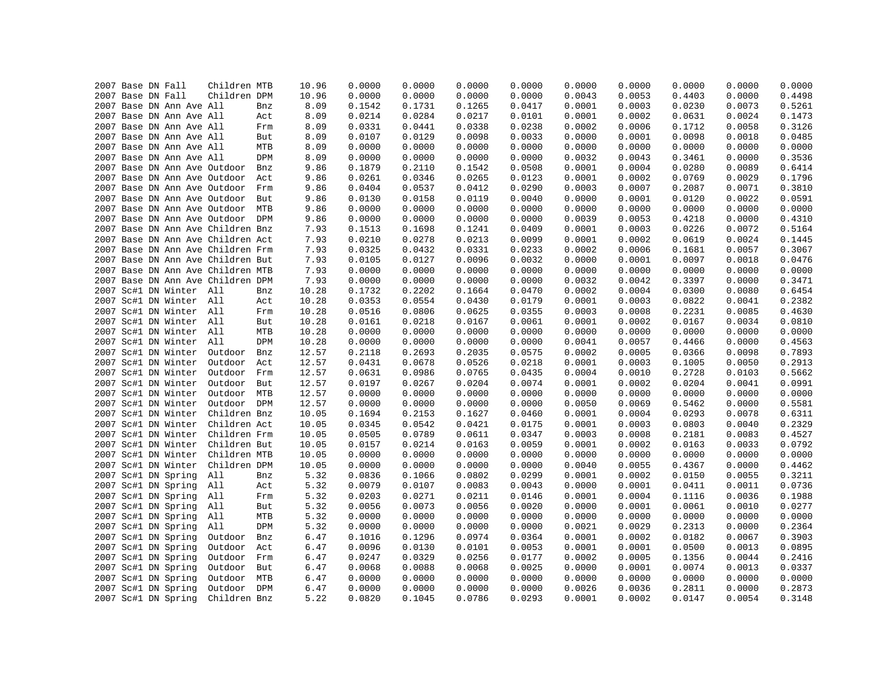```
2007 Base DN Fall    Children MTB     10.96     0.0000     0.0000     0.0000     0.0000     0.0000     0.0000     0.0000     0.0000     0.0000
2007 Base DN Fall    Children DPM     10.96     0.0000     0.0000     0.0000     0.0000     0.0043     0.0053     0.4403     0.0000     0.4498
2007 Base DN Ann Ave All      Bnz      8.09     0.1542     0.1731     0.1265     0.0417     0.0001     0.0003     0.0230     0.0073     0.5261
2007 Base DN Ann Ave All      Act      8.09     0.0214     0.0284     0.0217     0.0101     0.0001     0.0002     0.0631     0.0024     0.1473
2007 Base DN Ann Ave All      Frm      8.09     0.0331     0.0441     0.0338     0.0238     0.0002     0.0006     0.1712     0.0058     0.3126
2007 Base DN Ann Ave All      But      8.09     0.0107     0.0129     0.0098     0.0033     0.0000     0.0001     0.0098     0.0018     0.0485
2007 Base DN Ann Ave All      MTB      8.09     0.0000     0.0000     0.0000     0.0000     0.0000     0.0000     0.0000     0.0000     0.0000
2007 Base DN Ann Ave All      DPM      8.09     0.0000     0.0000     0.0000     0.0000     0.0032     0.0043     0.3461     0.0000     0.3536
2007 Base DN Ann Ave Outdoor  Bnz      9.86     0.1879     0.2110     0.1542     0.0508     0.0001     0.0004     0.0280     0.0089     0.6414
2007 Base DN Ann Ave Outdoor  Act      9.86     0.0261     0.0346     0.0265     0.0123     0.0001     0.0002     0.0769     0.0029     0.1796
2007 Base DN Ann Ave Outdoor  Frm      9.86     0.0404     0.0537     0.0412     0.0290     0.0003     0.0007     0.2087     0.0071     0.3810
2007 Base DN Ann Ave Outdoor  But      9.86     0.0130     0.0158     0.0119     0.0040     0.0000     0.0001     0.0120     0.0022     0.0591
2007 Base DN Ann Ave Outdoor  MTB      9.86     0.0000     0.0000     0.0000     0.0000     0.0000     0.0000     0.0000     0.0000     0.0000
2007 Base DN Ann Ave Outdoor  DPM      9.86     0.0000     0.0000     0.0000     0.0000     0.0039     0.0053     0.4218     0.0000     0.4310
2007 Base DN Ann Ave Children Bnz      7.93     0.1513     0.1698     0.1241     0.0409     0.0001     0.0003     0.0226     0.0072     0.5164
2007 Base DN Ann Ave Children Act      7.93     0.0210     0.0278     0.0213     0.0099     0.0001     0.0002     0.0619     0.0024     0.1445
2007 Base DN Ann Ave Children Frm      7.93     0.0325     0.0432     0.0331     0.0233     0.0002     0.0006     0.1681     0.0057     0.3067
2007 Base DN Ann Ave Children But      7.93     0.0105     0.0127     0.0096     0.0032     0.0000     0.0001     0.0097     0.0018     0.0476
2007 Base DN Ann Ave Children MTB      7.93     0.0000     0.0000     0.0000     0.0000     0.0000     0.0000     0.0000     0.0000     0.0000
2007 Base DN Ann Ave Children DPM      7.93     0.0000     0.0000     0.0000     0.0000     0.0032     0.0042     0.3397     0.0000     0.3471
2007 Sc#1 DN Winter  All      Bnz     10.28     0.1732     0.2202     0.1664     0.0470     0.0002     0.0004     0.0300     0.0080     0.6454
2007 Sc#1 DN Winter  All      Act     10.28     0.0353     0.0554     0.0430     0.0179     0.0001     0.0003     0.0822     0.0041     0.2382
2007 Sc#1 DN Winter  All      Frm     10.28     0.0516     0.0806     0.0625     0.0355     0.0003     0.0008     0.2231     0.0085     0.4630
2007 Sc#1 DN Winter  All      But     10.28     0.0161     0.0218     0.0167     0.0061     0.0001     0.0002     0.0167     0.0034     0.0810
2007 Sc#1 DN Winter  All      MTB     10.28     0.0000     0.0000     0.0000     0.0000     0.0000     0.0000     0.0000     0.0000     0.0000
2007 Sc#1 DN Winter  All      DPM     10.28     0.0000     0.0000     0.0000     0.0000     0.0041     0.0057     0.4466     0.0000     0.4563
2007 Sc#1 DN Winter  Outdoor  Bnz     12.57     0.2118     0.2693     0.2035     0.0575     0.0002     0.0005     0.0366     0.0098     0.7893
2007 Sc#1 DN Winter  Outdoor  Act     12.57     0.0431     0.0678     0.0526     0.0218     0.0001     0.0003     0.1005     0.0050     0.2913
2007 Sc#1 DN Winter  Outdoor  Frm     12.57     0.0631     0.0986     0.0765     0.0435     0.0004     0.0010     0.2728     0.0103     0.5662
2007 Sc#1 DN Winter  Outdoor  But     12.57     0.0197     0.0267     0.0204     0.0074     0.0001     0.0002     0.0204     0.0041     0.0991
2007 Sc#1 DN Winter  Outdoor  MTB     12.57     0.0000     0.0000     0.0000     0.0000     0.0000     0.0000     0.0000     0.0000     0.0000
2007 Sc#1 DN Winter  Outdoor  DPM     12.57     0.0000     0.0000     0.0000     0.0000     0.0050     0.0069     0.5462     0.0000     0.5581
2007 Sc#1 DN Winter  Children Bnz     10.05     0.1694     0.2153     0.1627     0.0460     0.0001     0.0004     0.0293     0.0078     0.6311
2007 Sc#1 DN Winter  Children Act     10.05     0.0345     0.0542     0.0421     0.0175     0.0001     0.0003     0.0803     0.0040     0.2329
2007 Sc#1 DN Winter  Children Frm     10.05     0.0505     0.0789     0.0611     0.0347     0.0003     0.0008     0.2181     0.0083     0.4527
2007 Sc#1 DN Winter  Children But     10.05     0.0157     0.0214     0.0163     0.0059     0.0001     0.0002     0.0163     0.0033     0.0792
2007 Sc#1 DN Winter  Children MTB     10.05     0.0000     0.0000     0.0000     0.0000     0.0000     0.0000     0.0000     0.0000     0.0000
2007 Sc#1 DN Winter  Children DPM     10.05     0.0000     0.0000     0.0000     0.0000     0.0040     0.0055     0.4367     0.0000     0.4462
2007 Sc#1 DN Spring  All      Bnz      5.32     0.0836     0.1066     0.0802     0.0299     0.0001     0.0002     0.0150     0.0055     0.3211
2007 Sc#1 DN Spring  All      Act      5.32     0.0079     0.0107     0.0083     0.0043     0.0000     0.0001     0.0411     0.0011     0.0736
2007 Sc#1 DN Spring  All      Frm      5.32     0.0203     0.0271     0.0211     0.0146     0.0001     0.0004     0.1116     0.0036     0.1988
2007 Sc#1 DN Spring  All      But      5.32     0.0056     0.0073     0.0056     0.0020     0.0000     0.0001     0.0061     0.0010     0.0277
2007 Sc#1 DN Spring  All      MTB      5.32     0.0000     0.0000     0.0000     0.0000     0.0000     0.0000     0.0000     0.0000     0.0000
2007 Sc#1 DN Spring  All      DPM      5.32     0.0000     0.0000     0.0000     0.0000     0.0021     0.0029     0.2313     0.0000     0.2364
2007 Sc#1 DN Spring  Outdoor  Bnz      6.47     0.1016     0.1296     0.0974     0.0364     0.0001     0.0002     0.0182     0.0067     0.3903
2007 Sc#1 DN Spring  Outdoor  Act      6.47     0.0096     0.0130     0.0101     0.0053     0.0001     0.0001     0.0500     0.0013     0.0895
2007 Sc#1 DN Spring  Outdoor  Frm      6.47     0.0247     0.0329     0.0256     0.0177     0.0002     0.0005     0.1356     0.0044     0.2416
2007 Sc#1 DN Spring  Outdoor  But      6.47     0.0068     0.0088     0.0068     0.0025     0.0000     0.0001     0.0074     0.0013     0.0337
2007 Sc#1 DN Spring  Outdoor  MTB      6.47     0.0000     0.0000     0.0000     0.0000     0.0000     0.0000     0.0000     0.0000     0.0000
2007 Sc#1 DN Spring  Outdoor  DPM      6.47     0.0000     0.0000     0.0000     0.0000     0.0026     0.0036     0.2811     0.0000     0.2873
2007 Sc#1 DN Spring  Children Bnz      5.22     0.0820     0.1045     0.0786     0.0293     0.0001     0.0002     0.0147     0.0054     0.3148
```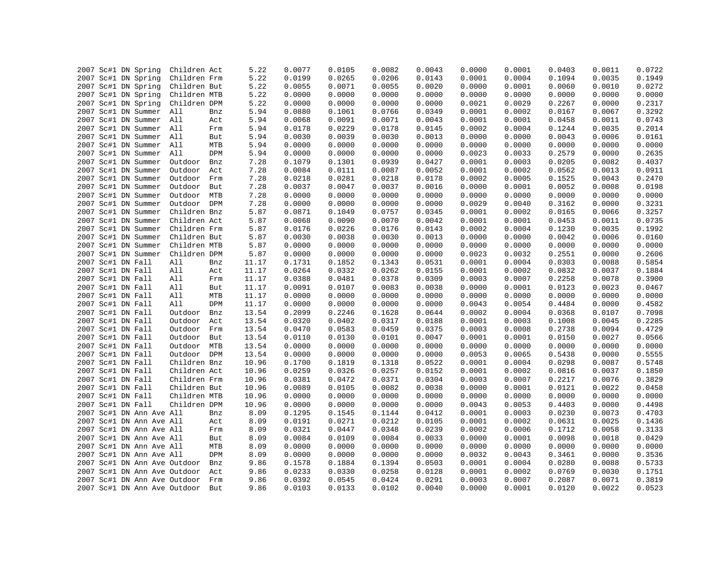| | | | | | | | | | | | | | | | | |
|---|---|---|---|---|---|---|---|---|---|---|---|---|---|---|---|---|
| 2007 | Sc#1 | DN | Spring | Children | Act | 5.22 | 0.0077 | 0.0105 | 0.0082 | 0.0043 | 0.0000 | 0.0001 | 0.0403 | 0.0011 | 0.0722 |
| 2007 | Sc#1 | DN | Spring | Children | Frm | 5.22 | 0.0199 | 0.0265 | 0.0206 | 0.0143 | 0.0001 | 0.0004 | 0.1094 | 0.0035 | 0.1949 |
| 2007 | Sc#1 | DN | Spring | Children | But | 5.22 | 0.0055 | 0.0071 | 0.0055 | 0.0020 | 0.0000 | 0.0001 | 0.0060 | 0.0010 | 0.0272 |
| 2007 | Sc#1 | DN | Spring | Children | MTB | 5.22 | 0.0000 | 0.0000 | 0.0000 | 0.0000 | 0.0000 | 0.0000 | 0.0000 | 0.0000 | 0.0000 |
| 2007 | Sc#1 | DN | Spring | Children | DPM | 5.22 | 0.0000 | 0.0000 | 0.0000 | 0.0000 | 0.0021 | 0.0029 | 0.2267 | 0.0000 | 0.2317 |
| 2007 | Sc#1 | DN | Summer | All | Bnz | 5.94 | 0.0880 | 0.1061 | 0.0766 | 0.0349 | 0.0001 | 0.0002 | 0.0167 | 0.0067 | 0.3292 |
| 2007 | Sc#1 | DN | Summer | All | Act | 5.94 | 0.0068 | 0.0091 | 0.0071 | 0.0043 | 0.0001 | 0.0001 | 0.0458 | 0.0011 | 0.0743 |
| 2007 | Sc#1 | DN | Summer | All | Frm | 5.94 | 0.0178 | 0.0229 | 0.0178 | 0.0145 | 0.0002 | 0.0004 | 0.1244 | 0.0035 | 0.2014 |
| 2007 | Sc#1 | DN | Summer | All | But | 5.94 | 0.0030 | 0.0039 | 0.0030 | 0.0013 | 0.0000 | 0.0000 | 0.0043 | 0.0006 | 0.0161 |
| 2007 | Sc#1 | DN | Summer | All | MTB | 5.94 | 0.0000 | 0.0000 | 0.0000 | 0.0000 | 0.0000 | 0.0000 | 0.0000 | 0.0000 | 0.0000 |
| 2007 | Sc#1 | DN | Summer | All | DPM | 5.94 | 0.0000 | 0.0000 | 0.0000 | 0.0000 | 0.0023 | 0.0033 | 0.2579 | 0.0000 | 0.2635 |
| 2007 | Sc#1 | DN | Summer | Outdoor | Bnz | 7.28 | 0.1079 | 0.1301 | 0.0939 | 0.0427 | 0.0001 | 0.0003 | 0.0205 | 0.0082 | 0.4037 |
| 2007 | Sc#1 | DN | Summer | Outdoor | Act | 7.28 | 0.0084 | 0.0111 | 0.0087 | 0.0052 | 0.0001 | 0.0002 | 0.0562 | 0.0013 | 0.0911 |
| 2007 | Sc#1 | DN | Summer | Outdoor | Frm | 7.28 | 0.0218 | 0.0281 | 0.0218 | 0.0178 | 0.0002 | 0.0005 | 0.1525 | 0.0043 | 0.2470 |
| 2007 | Sc#1 | DN | Summer | Outdoor | But | 7.28 | 0.0037 | 0.0047 | 0.0037 | 0.0016 | 0.0000 | 0.0001 | 0.0052 | 0.0008 | 0.0198 |
| 2007 | Sc#1 | DN | Summer | Outdoor | MTB | 7.28 | 0.0000 | 0.0000 | 0.0000 | 0.0000 | 0.0000 | 0.0000 | 0.0000 | 0.0000 | 0.0000 |
| 2007 | Sc#1 | DN | Summer | Outdoor | DPM | 7.28 | 0.0000 | 0.0000 | 0.0000 | 0.0000 | 0.0029 | 0.0040 | 0.3162 | 0.0000 | 0.3231 |
| 2007 | Sc#1 | DN | Summer | Children | Bnz | 5.87 | 0.0871 | 0.1049 | 0.0757 | 0.0345 | 0.0001 | 0.0002 | 0.0165 | 0.0066 | 0.3257 |
| 2007 | Sc#1 | DN | Summer | Children | Act | 5.87 | 0.0068 | 0.0090 | 0.0070 | 0.0042 | 0.0001 | 0.0001 | 0.0453 | 0.0011 | 0.0735 |
| 2007 | Sc#1 | DN | Summer | Children | Frm | 5.87 | 0.0176 | 0.0226 | 0.0176 | 0.0143 | 0.0002 | 0.0004 | 0.1230 | 0.0035 | 0.1992 |
| 2007 | Sc#1 | DN | Summer | Children | But | 5.87 | 0.0030 | 0.0038 | 0.0030 | 0.0013 | 0.0000 | 0.0000 | 0.0042 | 0.0006 | 0.0160 |
| 2007 | Sc#1 | DN | Summer | Children | MTB | 5.87 | 0.0000 | 0.0000 | 0.0000 | 0.0000 | 0.0000 | 0.0000 | 0.0000 | 0.0000 | 0.0000 |
| 2007 | Sc#1 | DN | Summer | Children | DPM | 5.87 | 0.0000 | 0.0000 | 0.0000 | 0.0000 | 0.0023 | 0.0032 | 0.2551 | 0.0000 | 0.2606 |
| 2007 | Sc#1 | DN | Fall | All | Bnz | 11.17 | 0.1731 | 0.1852 | 0.1343 | 0.0531 | 0.0001 | 0.0004 | 0.0303 | 0.0088 | 0.5854 |
| 2007 | Sc#1 | DN | Fall | All | Act | 11.17 | 0.0264 | 0.0332 | 0.0262 | 0.0155 | 0.0001 | 0.0002 | 0.0832 | 0.0037 | 0.1884 |
| 2007 | Sc#1 | DN | Fall | All | Frm | 11.17 | 0.0388 | 0.0481 | 0.0378 | 0.0309 | 0.0003 | 0.0007 | 0.2258 | 0.0078 | 0.3900 |
| 2007 | Sc#1 | DN | Fall | All | But | 11.17 | 0.0091 | 0.0107 | 0.0083 | 0.0038 | 0.0000 | 0.0001 | 0.0123 | 0.0023 | 0.0467 |
| 2007 | Sc#1 | DN | Fall | All | MTB | 11.17 | 0.0000 | 0.0000 | 0.0000 | 0.0000 | 0.0000 | 0.0000 | 0.0000 | 0.0000 | 0.0000 |
| 2007 | Sc#1 | DN | Fall | All | DPM | 11.17 | 0.0000 | 0.0000 | 0.0000 | 0.0000 | 0.0043 | 0.0054 | 0.4484 | 0.0000 | 0.4582 |
| 2007 | Sc#1 | DN | Fall | Outdoor | Bnz | 13.54 | 0.2099 | 0.2246 | 0.1628 | 0.0644 | 0.0002 | 0.0004 | 0.0368 | 0.0107 | 0.7098 |
| 2007 | Sc#1 | DN | Fall | Outdoor | Act | 13.54 | 0.0320 | 0.0402 | 0.0317 | 0.0188 | 0.0001 | 0.0003 | 0.1008 | 0.0045 | 0.2285 |
| 2007 | Sc#1 | DN | Fall | Outdoor | Frm | 13.54 | 0.0470 | 0.0583 | 0.0459 | 0.0375 | 0.0003 | 0.0008 | 0.2738 | 0.0094 | 0.4729 |
| 2007 | Sc#1 | DN | Fall | Outdoor | But | 13.54 | 0.0110 | 0.0130 | 0.0101 | 0.0047 | 0.0001 | 0.0001 | 0.0150 | 0.0027 | 0.0566 |
| 2007 | Sc#1 | DN | Fall | Outdoor | MTB | 13.54 | 0.0000 | 0.0000 | 0.0000 | 0.0000 | 0.0000 | 0.0000 | 0.0000 | 0.0000 | 0.0000 |
| 2007 | Sc#1 | DN | Fall | Outdoor | DPM | 13.54 | 0.0000 | 0.0000 | 0.0000 | 0.0000 | 0.0053 | 0.0065 | 0.5438 | 0.0000 | 0.5555 |
| 2007 | Sc#1 | DN | Fall | Children | Bnz | 10.96 | 0.1700 | 0.1819 | 0.1318 | 0.0522 | 0.0001 | 0.0004 | 0.0298 | 0.0087 | 0.5748 |
| 2007 | Sc#1 | DN | Fall | Children | Act | 10.96 | 0.0259 | 0.0326 | 0.0257 | 0.0152 | 0.0001 | 0.0002 | 0.0816 | 0.0037 | 0.1850 |
| 2007 | Sc#1 | DN | Fall | Children | Frm | 10.96 | 0.0381 | 0.0472 | 0.0371 | 0.0304 | 0.0003 | 0.0007 | 0.2217 | 0.0076 | 0.3829 |
| 2007 | Sc#1 | DN | Fall | Children | But | 10.96 | 0.0089 | 0.0105 | 0.0082 | 0.0038 | 0.0000 | 0.0001 | 0.0121 | 0.0022 | 0.0458 |
| 2007 | Sc#1 | DN | Fall | Children | MTB | 10.96 | 0.0000 | 0.0000 | 0.0000 | 0.0000 | 0.0000 | 0.0000 | 0.0000 | 0.0000 | 0.0000 |
| 2007 | Sc#1 | DN | Fall | Children | DPM | 10.96 | 0.0000 | 0.0000 | 0.0000 | 0.0000 | 0.0043 | 0.0053 | 0.4403 | 0.0000 | 0.4498 |
| 2007 | Sc#1 | DN | Ann Ave | All | Bnz | 8.09 | 0.1295 | 0.1545 | 0.1144 | 0.0412 | 0.0001 | 0.0003 | 0.0230 | 0.0073 | 0.4703 |
| 2007 | Sc#1 | DN | Ann Ave | All | Act | 8.09 | 0.0191 | 0.0271 | 0.0212 | 0.0105 | 0.0001 | 0.0002 | 0.0631 | 0.0025 | 0.1436 |
| 2007 | Sc#1 | DN | Ann Ave | All | Frm | 8.09 | 0.0321 | 0.0447 | 0.0348 | 0.0239 | 0.0002 | 0.0006 | 0.1712 | 0.0058 | 0.3133 |
| 2007 | Sc#1 | DN | Ann Ave | All | But | 8.09 | 0.0084 | 0.0109 | 0.0084 | 0.0033 | 0.0000 | 0.0001 | 0.0098 | 0.0018 | 0.0429 |
| 2007 | Sc#1 | DN | Ann Ave | All | MTB | 8.09 | 0.0000 | 0.0000 | 0.0000 | 0.0000 | 0.0000 | 0.0000 | 0.0000 | 0.0000 | 0.0000 |
| 2007 | Sc#1 | DN | Ann Ave | All | DPM | 8.09 | 0.0000 | 0.0000 | 0.0000 | 0.0000 | 0.0032 | 0.0043 | 0.3461 | 0.0000 | 0.3536 |
| 2007 | Sc#1 | DN | Ann Ave | Outdoor | Bnz | 9.86 | 0.1578 | 0.1884 | 0.1394 | 0.0503 | 0.0001 | 0.0004 | 0.0280 | 0.0088 | 0.5733 |
| 2007 | Sc#1 | DN | Ann Ave | Outdoor | Act | 9.86 | 0.0233 | 0.0330 | 0.0258 | 0.0128 | 0.0001 | 0.0002 | 0.0769 | 0.0030 | 0.1751 |
| 2007 | Sc#1 | DN | Ann Ave | Outdoor | Frm | 9.86 | 0.0392 | 0.0545 | 0.0424 | 0.0291 | 0.0003 | 0.0007 | 0.2087 | 0.0071 | 0.3819 |
| 2007 | Sc#1 | DN | Ann Ave | Outdoor | But | 9.86 | 0.0103 | 0.0133 | 0.0102 | 0.0040 | 0.0000 | 0.0001 | 0.0120 | 0.0022 | 0.0523 |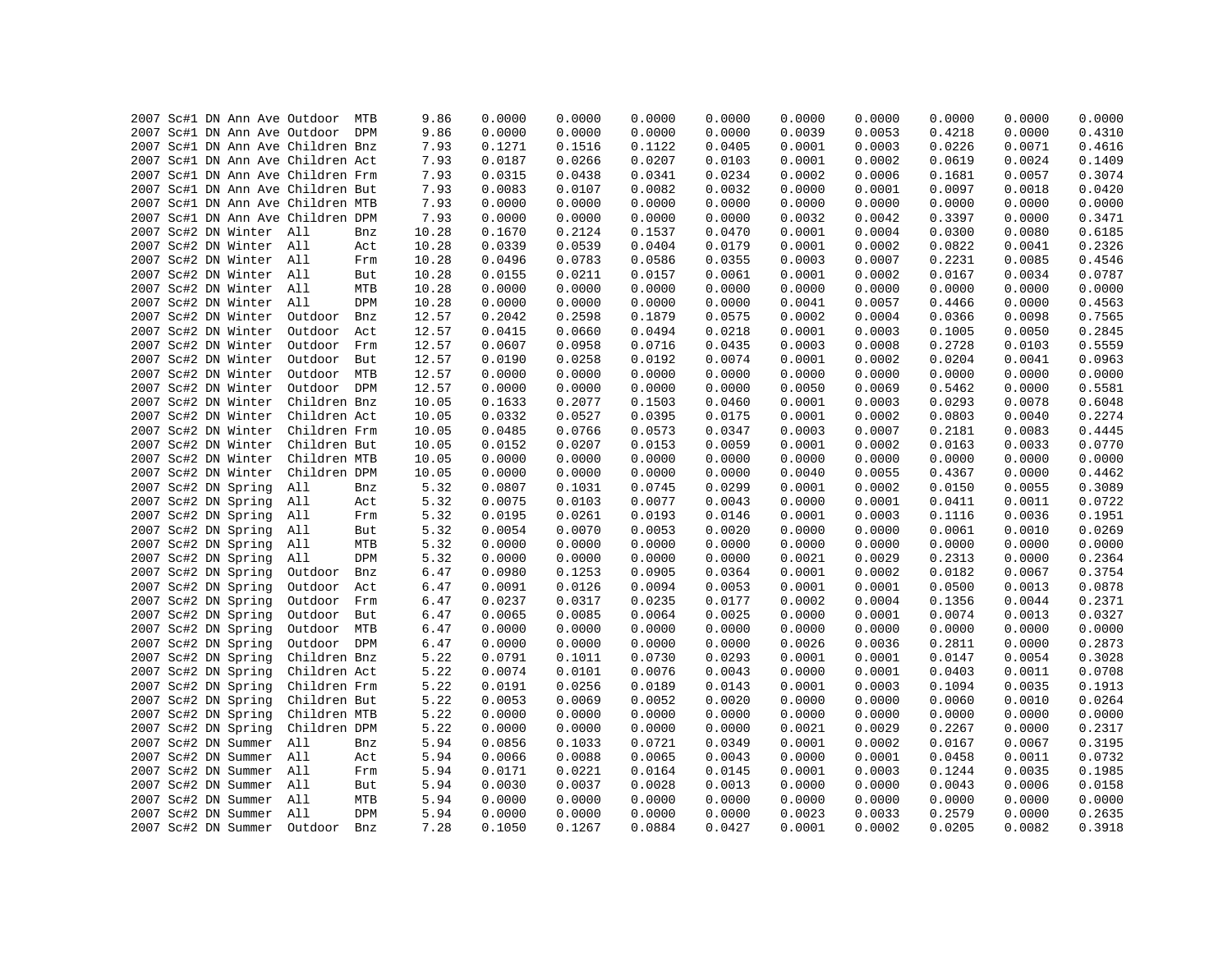```
2007 Sc#1 DN Ann Ave Outdoor  MTB      9.86     0.0000    0.0000    0.0000    0.0000    0.0000    0.0000    0.0000    0.0000    0.0000
2007 Sc#1 DN Ann Ave Outdoor  DPM      9.86     0.0000    0.0000    0.0000    0.0000    0.0039    0.0053    0.4218    0.0000    0.4310
2007 Sc#1 DN Ann Ave Children Bnz      7.93     0.1271    0.1516    0.1122    0.0405    0.0001    0.0003    0.0226    0.0071    0.4616
2007 Sc#1 DN Ann Ave Children Act      7.93     0.0187    0.0266    0.0207    0.0103    0.0001    0.0002    0.0619    0.0024    0.1409
2007 Sc#1 DN Ann Ave Children Frm      7.93     0.0315    0.0438    0.0341    0.0234    0.0002    0.0006    0.1681    0.0057    0.3074
2007 Sc#1 DN Ann Ave Children But      7.93     0.0083    0.0107    0.0082    0.0032    0.0000    0.0001    0.0097    0.0018    0.0420
2007 Sc#1 DN Ann Ave Children MTB      7.93     0.0000    0.0000    0.0000    0.0000    0.0000    0.0000    0.0000    0.0000    0.0000
2007 Sc#1 DN Ann Ave Children DPM      7.93     0.0000    0.0000    0.0000    0.0000    0.0032    0.0042    0.3397    0.0000    0.3471
2007 Sc#2 DN Winter  All      Bnz     10.28     0.1670    0.2124    0.1537    0.0470    0.0001    0.0004    0.0300    0.0080    0.6185
2007 Sc#2 DN Winter  All      Act     10.28     0.0339    0.0539    0.0404    0.0179    0.0001    0.0002    0.0822    0.0041    0.2326
2007 Sc#2 DN Winter  All      Frm     10.28     0.0496    0.0783    0.0586    0.0355    0.0003    0.0007    0.2231    0.0085    0.4546
2007 Sc#2 DN Winter  All      But     10.28     0.0155    0.0211    0.0157    0.0061    0.0001    0.0002    0.0167    0.0034    0.0787
2007 Sc#2 DN Winter  All      MTB     10.28     0.0000    0.0000    0.0000    0.0000    0.0000    0.0000    0.0000    0.0000    0.0000
2007 Sc#2 DN Winter  All      DPM     10.28     0.0000    0.0000    0.0000    0.0000    0.0041    0.0057    0.4466    0.0000    0.4563
2007 Sc#2 DN Winter  Outdoor  Bnz     12.57     0.2042    0.2598    0.1879    0.0575    0.0002    0.0004    0.0366    0.0098    0.7565
2007 Sc#2 DN Winter  Outdoor  Act     12.57     0.0415    0.0660    0.0494    0.0218    0.0001    0.0003    0.1005    0.0050    0.2845
2007 Sc#2 DN Winter  Outdoor  Frm     12.57     0.0607    0.0958    0.0716    0.0435    0.0003    0.0008    0.2728    0.0103    0.5559
2007 Sc#2 DN Winter  Outdoor  But     12.57     0.0190    0.0258    0.0192    0.0074    0.0001    0.0002    0.0204    0.0041    0.0963
2007 Sc#2 DN Winter  Outdoor  MTB     12.57     0.0000    0.0000    0.0000    0.0000    0.0000    0.0000    0.0000    0.0000    0.0000
2007 Sc#2 DN Winter  Outdoor  DPM     12.57     0.0000    0.0000    0.0000    0.0000    0.0050    0.0069    0.5462    0.0000    0.5581
2007 Sc#2 DN Winter  Children Bnz     10.05     0.1633    0.2077    0.1503    0.0460    0.0001    0.0003    0.0293    0.0078    0.6048
2007 Sc#2 DN Winter  Children Act     10.05     0.0332    0.0527    0.0395    0.0175    0.0001    0.0002    0.0803    0.0040    0.2274
2007 Sc#2 DN Winter  Children Frm     10.05     0.0485    0.0766    0.0573    0.0347    0.0003    0.0007    0.2181    0.0083    0.4445
2007 Sc#2 DN Winter  Children But     10.05     0.0152    0.0207    0.0153    0.0059    0.0001    0.0002    0.0163    0.0033    0.0770
2007 Sc#2 DN Winter  Children MTB     10.05     0.0000    0.0000    0.0000    0.0000    0.0000    0.0000    0.0000    0.0000    0.0000
2007 Sc#2 DN Winter  Children DPM     10.05     0.0000    0.0000    0.0000    0.0000    0.0040    0.0055    0.4367    0.0000    0.4462
2007 Sc#2 DN Spring  All      Bnz      5.32     0.0807    0.1031    0.0745    0.0299    0.0001    0.0002    0.0150    0.0055    0.3089
2007 Sc#2 DN Spring  All      Act      5.32     0.0075    0.0103    0.0077    0.0043    0.0000    0.0001    0.0411    0.0011    0.0722
2007 Sc#2 DN Spring  All      Frm      5.32     0.0195    0.0261    0.0193    0.0146    0.0001    0.0003    0.1116    0.0036    0.1951
2007 Sc#2 DN Spring  All      But      5.32     0.0054    0.0070    0.0053    0.0020    0.0000    0.0000    0.0061    0.0010    0.0269
2007 Sc#2 DN Spring  All      MTB      5.32     0.0000    0.0000    0.0000    0.0000    0.0000    0.0000    0.0000    0.0000    0.0000
2007 Sc#2 DN Spring  All      DPM      5.32     0.0000    0.0000    0.0000    0.0000    0.0021    0.0029    0.2313    0.0000    0.2364
2007 Sc#2 DN Spring  Outdoor  Bnz      6.47     0.0980    0.1253    0.0905    0.0364    0.0001    0.0002    0.0182    0.0067    0.3754
2007 Sc#2 DN Spring  Outdoor  Act      6.47     0.0091    0.0126    0.0094    0.0053    0.0001    0.0001    0.0500    0.0013    0.0878
2007 Sc#2 DN Spring  Outdoor  Frm      6.47     0.0237    0.0317    0.0235    0.0177    0.0002    0.0004    0.1356    0.0044    0.2371
2007 Sc#2 DN Spring  Outdoor  But      6.47     0.0065    0.0085    0.0064    0.0025    0.0000    0.0001    0.0074    0.0013    0.0327
2007 Sc#2 DN Spring  Outdoor  MTB      6.47     0.0000    0.0000    0.0000    0.0000    0.0000    0.0000    0.0000    0.0000    0.0000
2007 Sc#2 DN Spring  Outdoor  DPM      6.47     0.0000    0.0000    0.0000    0.0000    0.0026    0.0036    0.2811    0.0000    0.2873
2007 Sc#2 DN Spring  Children Bnz      5.22     0.0791    0.1011    0.0730    0.0293    0.0001    0.0001    0.0147    0.0054    0.3028
2007 Sc#2 DN Spring  Children Act      5.22     0.0074    0.0101    0.0076    0.0043    0.0000    0.0001    0.0403    0.0011    0.0708
2007 Sc#2 DN Spring  Children Frm      5.22     0.0191    0.0256    0.0189    0.0143    0.0001    0.0003    0.1094    0.0035    0.1913
2007 Sc#2 DN Spring  Children But      5.22     0.0053    0.0069    0.0052    0.0020    0.0000    0.0000    0.0060    0.0010    0.0264
2007 Sc#2 DN Spring  Children MTB      5.22     0.0000    0.0000    0.0000    0.0000    0.0000    0.0000    0.0000    0.0000    0.0000
2007 Sc#2 DN Spring  Children DPM      5.22     0.0000    0.0000    0.0000    0.0000    0.0021    0.0029    0.2267    0.0000    0.2317
2007 Sc#2 DN Summer  All      Bnz      5.94     0.0856    0.1033    0.0721    0.0349    0.0001    0.0002    0.0167    0.0067    0.3195
2007 Sc#2 DN Summer  All      Act      5.94     0.0066    0.0088    0.0065    0.0043    0.0000    0.0001    0.0458    0.0011    0.0732
2007 Sc#2 DN Summer  All      Frm      5.94     0.0171    0.0221    0.0164    0.0145    0.0001    0.0003    0.1244    0.0035    0.1985
2007 Sc#2 DN Summer  All      But      5.94     0.0030    0.0037    0.0028    0.0013    0.0000    0.0000    0.0043    0.0006    0.0158
2007 Sc#2 DN Summer  All      MTB      5.94     0.0000    0.0000    0.0000    0.0000    0.0000    0.0000    0.0000    0.0000    0.0000
2007 Sc#2 DN Summer  All      DPM      5.94     0.0000    0.0000    0.0000    0.0000    0.0023    0.0033    0.2579    0.0000    0.2635
2007 Sc#2 DN Summer  Outdoor  Bnz      7.28     0.1050    0.1267    0.0884    0.0427    0.0001    0.0002    0.0205    0.0082    0.3918
```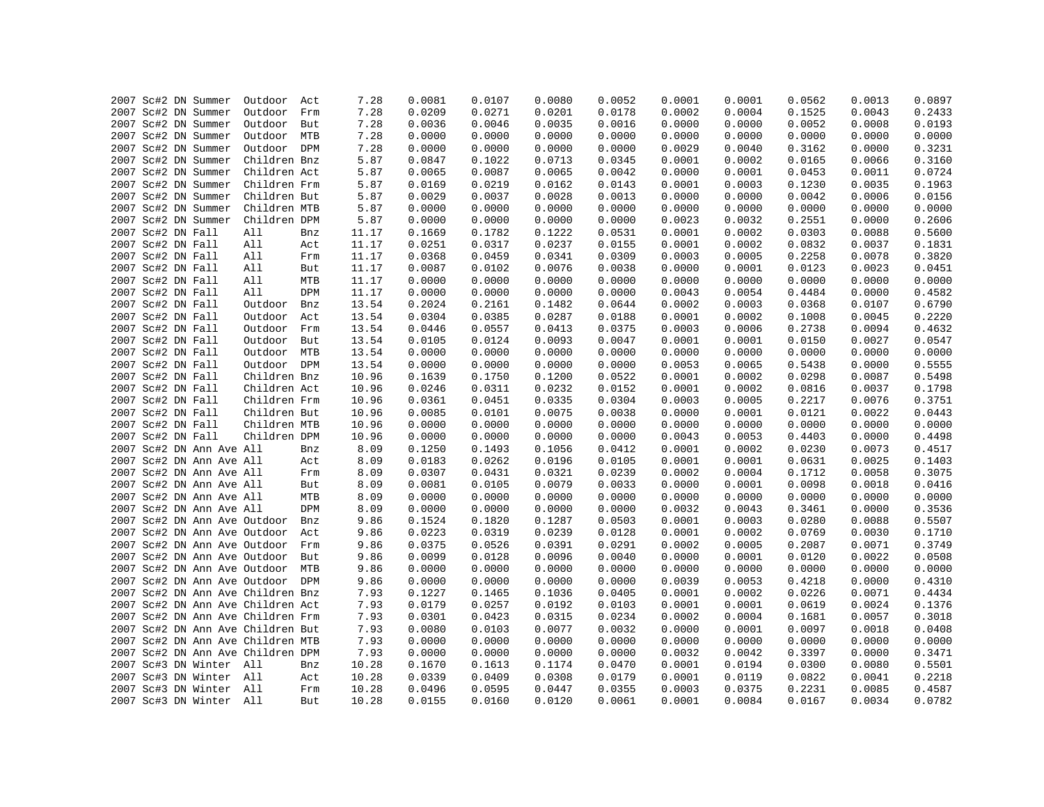| | | | | | | | | | | | | | | | |
|---|---|---|---|---|---|---|---|---|---|---|---|---|---|---|---|
| 2007 | Sc#2 | DN | Summer | Outdoor | Act | 7.28 | 0.0081 | 0.0107 | 0.0080 | 0.0052 | 0.0001 | 0.0001 | 0.0562 | 0.0013 | 0.0897 |
| 2007 | Sc#2 | DN | Summer | Outdoor | Frm | 7.28 | 0.0209 | 0.0271 | 0.0201 | 0.0178 | 0.0002 | 0.0004 | 0.1525 | 0.0043 | 0.2433 |
| 2007 | Sc#2 | DN | Summer | Outdoor | But | 7.28 | 0.0036 | 0.0046 | 0.0035 | 0.0016 | 0.0000 | 0.0000 | 0.0052 | 0.0008 | 0.0193 |
| 2007 | Sc#2 | DN | Summer | Outdoor | MTB | 7.28 | 0.0000 | 0.0000 | 0.0000 | 0.0000 | 0.0000 | 0.0000 | 0.0000 | 0.0000 | 0.0000 |
| 2007 | Sc#2 | DN | Summer | Outdoor | DPM | 7.28 | 0.0000 | 0.0000 | 0.0000 | 0.0000 | 0.0029 | 0.0040 | 0.3162 | 0.0000 | 0.3231 |
| 2007 | Sc#2 | DN | Summer | Children | Bnz | 5.87 | 0.0847 | 0.1022 | 0.0713 | 0.0345 | 0.0001 | 0.0002 | 0.0165 | 0.0066 | 0.3160 |
| 2007 | Sc#2 | DN | Summer | Children | Act | 5.87 | 0.0065 | 0.0087 | 0.0065 | 0.0042 | 0.0000 | 0.0001 | 0.0453 | 0.0011 | 0.0724 |
| 2007 | Sc#2 | DN | Summer | Children | Frm | 5.87 | 0.0169 | 0.0219 | 0.0162 | 0.0143 | 0.0001 | 0.0003 | 0.1230 | 0.0035 | 0.1963 |
| 2007 | Sc#2 | DN | Summer | Children | But | 5.87 | 0.0029 | 0.0037 | 0.0028 | 0.0013 | 0.0000 | 0.0000 | 0.0042 | 0.0006 | 0.0156 |
| 2007 | Sc#2 | DN | Summer | Children | MTB | 5.87 | 0.0000 | 0.0000 | 0.0000 | 0.0000 | 0.0000 | 0.0000 | 0.0000 | 0.0000 | 0.0000 |
| 2007 | Sc#2 | DN | Summer | Children | DPM | 5.87 | 0.0000 | 0.0000 | 0.0000 | 0.0000 | 0.0023 | 0.0032 | 0.2551 | 0.0000 | 0.2606 |
| 2007 | Sc#2 | DN | Fall | All | Bnz | 11.17 | 0.1669 | 0.1782 | 0.1222 | 0.0531 | 0.0001 | 0.0002 | 0.0303 | 0.0088 | 0.5600 |
| 2007 | Sc#2 | DN | Fall | All | Act | 11.17 | 0.0251 | 0.0317 | 0.0237 | 0.0155 | 0.0001 | 0.0002 | 0.0832 | 0.0037 | 0.1831 |
| 2007 | Sc#2 | DN | Fall | All | Frm | 11.17 | 0.0368 | 0.0459 | 0.0341 | 0.0309 | 0.0003 | 0.0005 | 0.2258 | 0.0078 | 0.3820 |
| 2007 | Sc#2 | DN | Fall | All | But | 11.17 | 0.0087 | 0.0102 | 0.0076 | 0.0038 | 0.0000 | 0.0001 | 0.0123 | 0.0023 | 0.0451 |
| 2007 | Sc#2 | DN | Fall | All | MTB | 11.17 | 0.0000 | 0.0000 | 0.0000 | 0.0000 | 0.0000 | 0.0000 | 0.0000 | 0.0000 | 0.0000 |
| 2007 | Sc#2 | DN | Fall | All | DPM | 11.17 | 0.0000 | 0.0000 | 0.0000 | 0.0000 | 0.0043 | 0.0054 | 0.4484 | 0.0000 | 0.4582 |
| 2007 | Sc#2 | DN | Fall | Outdoor | Bnz | 13.54 | 0.2024 | 0.2161 | 0.1482 | 0.0644 | 0.0002 | 0.0003 | 0.0368 | 0.0107 | 0.6790 |
| 2007 | Sc#2 | DN | Fall | Outdoor | Act | 13.54 | 0.0304 | 0.0385 | 0.0287 | 0.0188 | 0.0001 | 0.0002 | 0.1008 | 0.0045 | 0.2220 |
| 2007 | Sc#2 | DN | Fall | Outdoor | Frm | 13.54 | 0.0446 | 0.0557 | 0.0413 | 0.0375 | 0.0003 | 0.0006 | 0.2738 | 0.0094 | 0.4632 |
| 2007 | Sc#2 | DN | Fall | Outdoor | But | 13.54 | 0.0105 | 0.0124 | 0.0093 | 0.0047 | 0.0001 | 0.0001 | 0.0150 | 0.0027 | 0.0547 |
| 2007 | Sc#2 | DN | Fall | Outdoor | MTB | 13.54 | 0.0000 | 0.0000 | 0.0000 | 0.0000 | 0.0000 | 0.0000 | 0.0000 | 0.0000 | 0.0000 |
| 2007 | Sc#2 | DN | Fall | Outdoor | DPM | 13.54 | 0.0000 | 0.0000 | 0.0000 | 0.0000 | 0.0053 | 0.0065 | 0.5438 | 0.0000 | 0.5555 |
| 2007 | Sc#2 | DN | Fall | Children | Bnz | 10.96 | 0.1639 | 0.1750 | 0.1200 | 0.0522 | 0.0001 | 0.0002 | 0.0298 | 0.0087 | 0.5498 |
| 2007 | Sc#2 | DN | Fall | Children | Act | 10.96 | 0.0246 | 0.0311 | 0.0232 | 0.0152 | 0.0001 | 0.0002 | 0.0816 | 0.0037 | 0.1798 |
| 2007 | Sc#2 | DN | Fall | Children | Frm | 10.96 | 0.0361 | 0.0451 | 0.0335 | 0.0304 | 0.0003 | 0.0005 | 0.2217 | 0.0076 | 0.3751 |
| 2007 | Sc#2 | DN | Fall | Children | But | 10.96 | 0.0085 | 0.0101 | 0.0075 | 0.0038 | 0.0000 | 0.0001 | 0.0121 | 0.0022 | 0.0443 |
| 2007 | Sc#2 | DN | Fall | Children | MTB | 10.96 | 0.0000 | 0.0000 | 0.0000 | 0.0000 | 0.0000 | 0.0000 | 0.0000 | 0.0000 | 0.0000 |
| 2007 | Sc#2 | DN | Fall | Children | DPM | 10.96 | 0.0000 | 0.0000 | 0.0000 | 0.0000 | 0.0043 | 0.0053 | 0.4403 | 0.0000 | 0.4498 |
| 2007 | Sc#2 | DN | Ann Ave | All | Bnz | 8.09 | 0.1250 | 0.1493 | 0.1056 | 0.0412 | 0.0001 | 0.0002 | 0.0230 | 0.0073 | 0.4517 |
| 2007 | Sc#2 | DN | Ann Ave | All | Act | 8.09 | 0.0183 | 0.0262 | 0.0196 | 0.0105 | 0.0001 | 0.0001 | 0.0631 | 0.0025 | 0.1403 |
| 2007 | Sc#2 | DN | Ann Ave | All | Frm | 8.09 | 0.0307 | 0.0431 | 0.0321 | 0.0239 | 0.0002 | 0.0004 | 0.1712 | 0.0058 | 0.3075 |
| 2007 | Sc#2 | DN | Ann Ave | All | But | 8.09 | 0.0081 | 0.0105 | 0.0079 | 0.0033 | 0.0000 | 0.0001 | 0.0098 | 0.0018 | 0.0416 |
| 2007 | Sc#2 | DN | Ann Ave | All | MTB | 8.09 | 0.0000 | 0.0000 | 0.0000 | 0.0000 | 0.0000 | 0.0000 | 0.0000 | 0.0000 | 0.0000 |
| 2007 | Sc#2 | DN | Ann Ave | All | DPM | 8.09 | 0.0000 | 0.0000 | 0.0000 | 0.0000 | 0.0032 | 0.0043 | 0.3461 | 0.0000 | 0.3536 |
| 2007 | Sc#2 | DN | Ann Ave | Outdoor | Bnz | 9.86 | 0.1524 | 0.1820 | 0.1287 | 0.0503 | 0.0001 | 0.0003 | 0.0280 | 0.0088 | 0.5507 |
| 2007 | Sc#2 | DN | Ann Ave | Outdoor | Act | 9.86 | 0.0223 | 0.0319 | 0.0239 | 0.0128 | 0.0001 | 0.0002 | 0.0769 | 0.0030 | 0.1710 |
| 2007 | Sc#2 | DN | Ann Ave | Outdoor | Frm | 9.86 | 0.0375 | 0.0526 | 0.0391 | 0.0291 | 0.0002 | 0.0005 | 0.2087 | 0.0071 | 0.3749 |
| 2007 | Sc#2 | DN | Ann Ave | Outdoor | But | 9.86 | 0.0099 | 0.0128 | 0.0096 | 0.0040 | 0.0000 | 0.0001 | 0.0120 | 0.0022 | 0.0508 |
| 2007 | Sc#2 | DN | Ann Ave | Outdoor | MTB | 9.86 | 0.0000 | 0.0000 | 0.0000 | 0.0000 | 0.0000 | 0.0000 | 0.0000 | 0.0000 | 0.0000 |
| 2007 | Sc#2 | DN | Ann Ave | Outdoor | DPM | 9.86 | 0.0000 | 0.0000 | 0.0000 | 0.0000 | 0.0039 | 0.0053 | 0.4218 | 0.0000 | 0.4310 |
| 2007 | Sc#2 | DN | Ann Ave | Children | Bnz | 7.93 | 0.1227 | 0.1465 | 0.1036 | 0.0405 | 0.0001 | 0.0002 | 0.0226 | 0.0071 | 0.4434 |
| 2007 | Sc#2 | DN | Ann Ave | Children | Act | 7.93 | 0.0179 | 0.0257 | 0.0192 | 0.0103 | 0.0001 | 0.0001 | 0.0619 | 0.0024 | 0.1376 |
| 2007 | Sc#2 | DN | Ann Ave | Children | Frm | 7.93 | 0.0301 | 0.0423 | 0.0315 | 0.0234 | 0.0002 | 0.0004 | 0.1681 | 0.0057 | 0.3018 |
| 2007 | Sc#2 | DN | Ann Ave | Children | But | 7.93 | 0.0080 | 0.0103 | 0.0077 | 0.0032 | 0.0000 | 0.0001 | 0.0097 | 0.0018 | 0.0408 |
| 2007 | Sc#2 | DN | Ann Ave | Children | MTB | 7.93 | 0.0000 | 0.0000 | 0.0000 | 0.0000 | 0.0000 | 0.0000 | 0.0000 | 0.0000 | 0.0000 |
| 2007 | Sc#2 | DN | Ann Ave | Children | DPM | 7.93 | 0.0000 | 0.0000 | 0.0000 | 0.0000 | 0.0032 | 0.0042 | 0.3397 | 0.0000 | 0.3471 |
| 2007 | Sc#3 | DN | Winter | All | Bnz | 10.28 | 0.1670 | 0.1613 | 0.1174 | 0.0470 | 0.0001 | 0.0194 | 0.0300 | 0.0080 | 0.5501 |
| 2007 | Sc#3 | DN | Winter | All | Act | 10.28 | 0.0339 | 0.0409 | 0.0308 | 0.0179 | 0.0001 | 0.0119 | 0.0822 | 0.0041 | 0.2218 |
| 2007 | Sc#3 | DN | Winter | All | Frm | 10.28 | 0.0496 | 0.0595 | 0.0447 | 0.0355 | 0.0003 | 0.0375 | 0.2231 | 0.0085 | 0.4587 |
| 2007 | Sc#3 | DN | Winter | All | But | 10.28 | 0.0155 | 0.0160 | 0.0120 | 0.0061 | 0.0001 | 0.0084 | 0.0167 | 0.0034 | 0.0782 |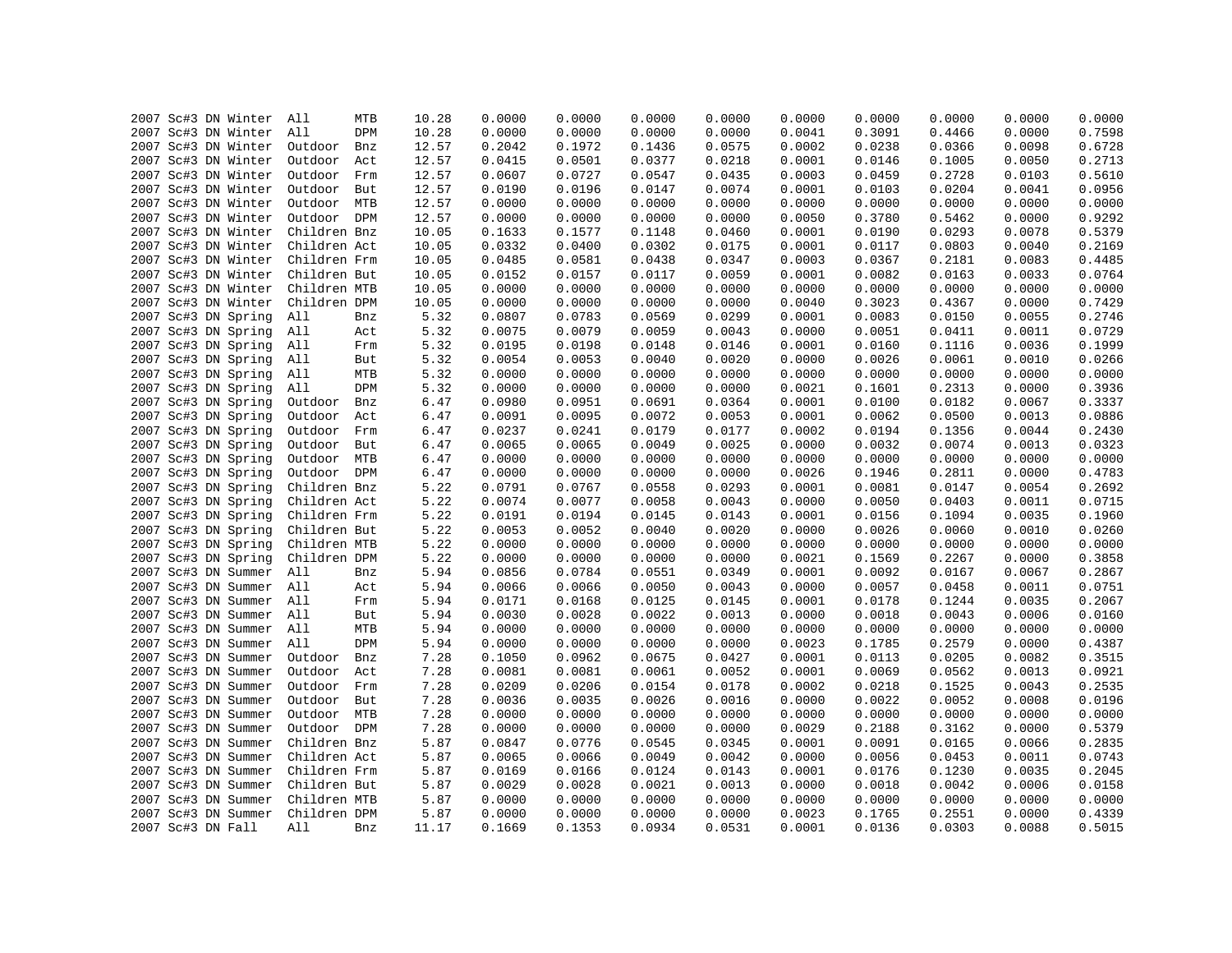| | | | | | | | | | | | | | | | |
|---|---|---|---|---|---|---|---|---|---|---|---|---|---|---|---|
| 2007 | Sc#3 | DN | Winter | All | MTB | 10.28 | 0.0000 | 0.0000 | 0.0000 | 0.0000 | 0.0000 | 0.0000 | 0.0000 | 0.0000 | 0.0000 |
| 2007 | Sc#3 | DN | Winter | All | DPM | 10.28 | 0.0000 | 0.0000 | 0.0000 | 0.0000 | 0.0041 | 0.3091 | 0.4466 | 0.0000 | 0.7598 |
| 2007 | Sc#3 | DN | Winter | Outdoor | Bnz | 12.57 | 0.2042 | 0.1972 | 0.1436 | 0.0575 | 0.0002 | 0.0238 | 0.0366 | 0.0098 | 0.6728 |
| 2007 | Sc#3 | DN | Winter | Outdoor | Act | 12.57 | 0.0415 | 0.0501 | 0.0377 | 0.0218 | 0.0001 | 0.0146 | 0.1005 | 0.0050 | 0.2713 |
| 2007 | Sc#3 | DN | Winter | Outdoor | Frm | 12.57 | 0.0607 | 0.0727 | 0.0547 | 0.0435 | 0.0003 | 0.0459 | 0.2728 | 0.0103 | 0.5610 |
| 2007 | Sc#3 | DN | Winter | Outdoor | But | 12.57 | 0.0190 | 0.0196 | 0.0147 | 0.0074 | 0.0001 | 0.0103 | 0.0204 | 0.0041 | 0.0956 |
| 2007 | Sc#3 | DN | Winter | Outdoor | MTB | 12.57 | 0.0000 | 0.0000 | 0.0000 | 0.0000 | 0.0000 | 0.0000 | 0.0000 | 0.0000 | 0.0000 |
| 2007 | Sc#3 | DN | Winter | Outdoor | DPM | 12.57 | 0.0000 | 0.0000 | 0.0000 | 0.0000 | 0.0050 | 0.3780 | 0.5462 | 0.0000 | 0.9292 |
| 2007 | Sc#3 | DN | Winter | Children | Bnz | 10.05 | 0.1633 | 0.1577 | 0.1148 | 0.0460 | 0.0001 | 0.0190 | 0.0293 | 0.0078 | 0.5379 |
| 2007 | Sc#3 | DN | Winter | Children | Act | 10.05 | 0.0332 | 0.0400 | 0.0302 | 0.0175 | 0.0001 | 0.0117 | 0.0803 | 0.0040 | 0.2169 |
| 2007 | Sc#3 | DN | Winter | Children | Frm | 10.05 | 0.0485 | 0.0581 | 0.0438 | 0.0347 | 0.0003 | 0.0367 | 0.2181 | 0.0083 | 0.4485 |
| 2007 | Sc#3 | DN | Winter | Children | But | 10.05 | 0.0152 | 0.0157 | 0.0117 | 0.0059 | 0.0001 | 0.0082 | 0.0163 | 0.0033 | 0.0764 |
| 2007 | Sc#3 | DN | Winter | Children | MTB | 10.05 | 0.0000 | 0.0000 | 0.0000 | 0.0000 | 0.0000 | 0.0000 | 0.0000 | 0.0000 | 0.0000 |
| 2007 | Sc#3 | DN | Winter | Children | DPM | 10.05 | 0.0000 | 0.0000 | 0.0000 | 0.0000 | 0.0040 | 0.3023 | 0.4367 | 0.0000 | 0.7429 |
| 2007 | Sc#3 | DN | Spring | All | Bnz | 5.32 | 0.0807 | 0.0783 | 0.0569 | 0.0299 | 0.0001 | 0.0083 | 0.0150 | 0.0055 | 0.2746 |
| 2007 | Sc#3 | DN | Spring | All | Act | 5.32 | 0.0075 | 0.0079 | 0.0059 | 0.0043 | 0.0000 | 0.0051 | 0.0411 | 0.0011 | 0.0729 |
| 2007 | Sc#3 | DN | Spring | All | Frm | 5.32 | 0.0195 | 0.0198 | 0.0148 | 0.0146 | 0.0001 | 0.0160 | 0.1116 | 0.0036 | 0.1999 |
| 2007 | Sc#3 | DN | Spring | All | But | 5.32 | 0.0054 | 0.0053 | 0.0040 | 0.0020 | 0.0000 | 0.0026 | 0.0061 | 0.0010 | 0.0266 |
| 2007 | Sc#3 | DN | Spring | All | MTB | 5.32 | 0.0000 | 0.0000 | 0.0000 | 0.0000 | 0.0000 | 0.0000 | 0.0000 | 0.0000 | 0.0000 |
| 2007 | Sc#3 | DN | Spring | All | DPM | 5.32 | 0.0000 | 0.0000 | 0.0000 | 0.0000 | 0.0021 | 0.1601 | 0.2313 | 0.0000 | 0.3936 |
| 2007 | Sc#3 | DN | Spring | Outdoor | Bnz | 6.47 | 0.0980 | 0.0951 | 0.0691 | 0.0364 | 0.0001 | 0.0100 | 0.0182 | 0.0067 | 0.3337 |
| 2007 | Sc#3 | DN | Spring | Outdoor | Act | 6.47 | 0.0091 | 0.0095 | 0.0072 | 0.0053 | 0.0001 | 0.0062 | 0.0500 | 0.0013 | 0.0886 |
| 2007 | Sc#3 | DN | Spring | Outdoor | Frm | 6.47 | 0.0237 | 0.0241 | 0.0179 | 0.0177 | 0.0002 | 0.0194 | 0.1356 | 0.0044 | 0.2430 |
| 2007 | Sc#3 | DN | Spring | Outdoor | But | 6.47 | 0.0065 | 0.0065 | 0.0049 | 0.0025 | 0.0000 | 0.0032 | 0.0074 | 0.0013 | 0.0323 |
| 2007 | Sc#3 | DN | Spring | Outdoor | MTB | 6.47 | 0.0000 | 0.0000 | 0.0000 | 0.0000 | 0.0000 | 0.0000 | 0.0000 | 0.0000 | 0.0000 |
| 2007 | Sc#3 | DN | Spring | Outdoor | DPM | 6.47 | 0.0000 | 0.0000 | 0.0000 | 0.0000 | 0.0026 | 0.1946 | 0.2811 | 0.0000 | 0.4783 |
| 2007 | Sc#3 | DN | Spring | Children | Bnz | 5.22 | 0.0791 | 0.0767 | 0.0558 | 0.0293 | 0.0001 | 0.0081 | 0.0147 | 0.0054 | 0.2692 |
| 2007 | Sc#3 | DN | Spring | Children | Act | 5.22 | 0.0074 | 0.0077 | 0.0058 | 0.0043 | 0.0000 | 0.0050 | 0.0403 | 0.0011 | 0.0715 |
| 2007 | Sc#3 | DN | Spring | Children | Frm | 5.22 | 0.0191 | 0.0194 | 0.0145 | 0.0143 | 0.0001 | 0.0156 | 0.1094 | 0.0035 | 0.1960 |
| 2007 | Sc#3 | DN | Spring | Children | But | 5.22 | 0.0053 | 0.0052 | 0.0040 | 0.0020 | 0.0000 | 0.0026 | 0.0060 | 0.0010 | 0.0260 |
| 2007 | Sc#3 | DN | Spring | Children | MTB | 5.22 | 0.0000 | 0.0000 | 0.0000 | 0.0000 | 0.0000 | 0.0000 | 0.0000 | 0.0000 | 0.0000 |
| 2007 | Sc#3 | DN | Spring | Children | DPM | 5.22 | 0.0000 | 0.0000 | 0.0000 | 0.0000 | 0.0021 | 0.1569 | 0.2267 | 0.0000 | 0.3858 |
| 2007 | Sc#3 | DN | Summer | All | Bnz | 5.94 | 0.0856 | 0.0784 | 0.0551 | 0.0349 | 0.0001 | 0.0092 | 0.0167 | 0.0067 | 0.2867 |
| 2007 | Sc#3 | DN | Summer | All | Act | 5.94 | 0.0066 | 0.0066 | 0.0050 | 0.0043 | 0.0000 | 0.0057 | 0.0458 | 0.0011 | 0.0751 |
| 2007 | Sc#3 | DN | Summer | All | Frm | 5.94 | 0.0171 | 0.0168 | 0.0125 | 0.0145 | 0.0001 | 0.0178 | 0.1244 | 0.0035 | 0.2067 |
| 2007 | Sc#3 | DN | Summer | All | But | 5.94 | 0.0030 | 0.0028 | 0.0022 | 0.0013 | 0.0000 | 0.0018 | 0.0043 | 0.0006 | 0.0160 |
| 2007 | Sc#3 | DN | Summer | All | MTB | 5.94 | 0.0000 | 0.0000 | 0.0000 | 0.0000 | 0.0000 | 0.0000 | 0.0000 | 0.0000 | 0.0000 |
| 2007 | Sc#3 | DN | Summer | All | DPM | 5.94 | 0.0000 | 0.0000 | 0.0000 | 0.0000 | 0.0023 | 0.1785 | 0.2579 | 0.0000 | 0.4387 |
| 2007 | Sc#3 | DN | Summer | Outdoor | Bnz | 7.28 | 0.1050 | 0.0962 | 0.0675 | 0.0427 | 0.0001 | 0.0113 | 0.0205 | 0.0082 | 0.3515 |
| 2007 | Sc#3 | DN | Summer | Outdoor | Act | 7.28 | 0.0081 | 0.0081 | 0.0061 | 0.0052 | 0.0001 | 0.0069 | 0.0562 | 0.0013 | 0.0921 |
| 2007 | Sc#3 | DN | Summer | Outdoor | Frm | 7.28 | 0.0209 | 0.0206 | 0.0154 | 0.0178 | 0.0002 | 0.0218 | 0.1525 | 0.0043 | 0.2535 |
| 2007 | Sc#3 | DN | Summer | Outdoor | But | 7.28 | 0.0036 | 0.0035 | 0.0026 | 0.0016 | 0.0000 | 0.0022 | 0.0052 | 0.0008 | 0.0196 |
| 2007 | Sc#3 | DN | Summer | Outdoor | MTB | 7.28 | 0.0000 | 0.0000 | 0.0000 | 0.0000 | 0.0000 | 0.0000 | 0.0000 | 0.0000 | 0.0000 |
| 2007 | Sc#3 | DN | Summer | Outdoor | DPM | 7.28 | 0.0000 | 0.0000 | 0.0000 | 0.0000 | 0.0029 | 0.2188 | 0.3162 | 0.0000 | 0.5379 |
| 2007 | Sc#3 | DN | Summer | Children | Bnz | 5.87 | 0.0847 | 0.0776 | 0.0545 | 0.0345 | 0.0001 | 0.0091 | 0.0165 | 0.0066 | 0.2835 |
| 2007 | Sc#3 | DN | Summer | Children | Act | 5.87 | 0.0065 | 0.0066 | 0.0049 | 0.0042 | 0.0000 | 0.0056 | 0.0453 | 0.0011 | 0.0743 |
| 2007 | Sc#3 | DN | Summer | Children | Frm | 5.87 | 0.0169 | 0.0166 | 0.0124 | 0.0143 | 0.0001 | 0.0176 | 0.1230 | 0.0035 | 0.2045 |
| 2007 | Sc#3 | DN | Summer | Children | But | 5.87 | 0.0029 | 0.0028 | 0.0021 | 0.0013 | 0.0000 | 0.0018 | 0.0042 | 0.0006 | 0.0158 |
| 2007 | Sc#3 | DN | Summer | Children | MTB | 5.87 | 0.0000 | 0.0000 | 0.0000 | 0.0000 | 0.0000 | 0.0000 | 0.0000 | 0.0000 | 0.0000 |
| 2007 | Sc#3 | DN | Summer | Children | DPM | 5.87 | 0.0000 | 0.0000 | 0.0000 | 0.0000 | 0.0023 | 0.1765 | 0.2551 | 0.0000 | 0.4339 |
| 2007 | Sc#3 | DN | Fall | All | Bnz | 11.17 | 0.1669 | 0.1353 | 0.0934 | 0.0531 | 0.0001 | 0.0136 | 0.0303 | 0.0088 | 0.5015 |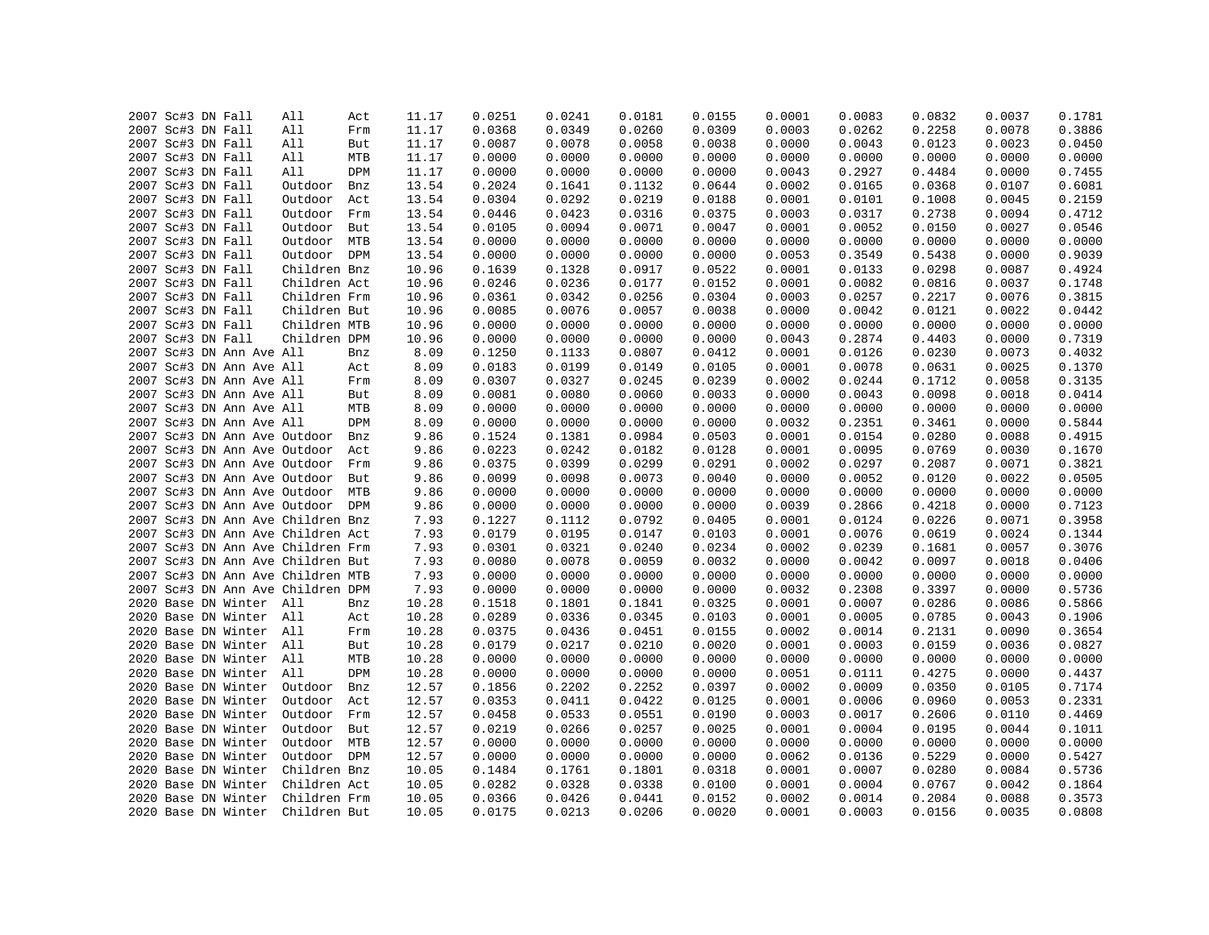| | | | | | | | | | | | | | | | |
|---|---|---|---|---|---|---|---|---|---|---|---|---|---|---|---|
| 2007 | Sc#3 | DN | Fall | All | Act | 11.17 | 0.0251 | 0.0241 | 0.0181 | 0.0155 | 0.0001 | 0.0083 | 0.0832 | 0.0037 | 0.1781 |
| 2007 | Sc#3 | DN | Fall | All | Frm | 11.17 | 0.0368 | 0.0349 | 0.0260 | 0.0309 | 0.0003 | 0.0262 | 0.2258 | 0.0078 | 0.3886 |
| 2007 | Sc#3 | DN | Fall | All | But | 11.17 | 0.0087 | 0.0078 | 0.0058 | 0.0038 | 0.0000 | 0.0043 | 0.0123 | 0.0023 | 0.0450 |
| 2007 | Sc#3 | DN | Fall | All | MTB | 11.17 | 0.0000 | 0.0000 | 0.0000 | 0.0000 | 0.0000 | 0.0000 | 0.0000 | 0.0000 | 0.0000 |
| 2007 | Sc#3 | DN | Fall | All | DPM | 11.17 | 0.0000 | 0.0000 | 0.0000 | 0.0000 | 0.0043 | 0.2927 | 0.4484 | 0.0000 | 0.7455 |
| 2007 | Sc#3 | DN | Fall | Outdoor | Bnz | 13.54 | 0.2024 | 0.1641 | 0.1132 | 0.0644 | 0.0002 | 0.0165 | 0.0368 | 0.0107 | 0.6081 |
| 2007 | Sc#3 | DN | Fall | Outdoor | Act | 13.54 | 0.0304 | 0.0292 | 0.0219 | 0.0188 | 0.0001 | 0.0101 | 0.1008 | 0.0045 | 0.2159 |
| 2007 | Sc#3 | DN | Fall | Outdoor | Frm | 13.54 | 0.0446 | 0.0423 | 0.0316 | 0.0375 | 0.0003 | 0.0317 | 0.2738 | 0.0094 | 0.4712 |
| 2007 | Sc#3 | DN | Fall | Outdoor | But | 13.54 | 0.0105 | 0.0094 | 0.0071 | 0.0047 | 0.0001 | 0.0052 | 0.0150 | 0.0027 | 0.0546 |
| 2007 | Sc#3 | DN | Fall | Outdoor | MTB | 13.54 | 0.0000 | 0.0000 | 0.0000 | 0.0000 | 0.0000 | 0.0000 | 0.0000 | 0.0000 | 0.0000 |
| 2007 | Sc#3 | DN | Fall | Outdoor | DPM | 13.54 | 0.0000 | 0.0000 | 0.0000 | 0.0000 | 0.0053 | 0.3549 | 0.5438 | 0.0000 | 0.9039 |
| 2007 | Sc#3 | DN | Fall | Children | Bnz | 10.96 | 0.1639 | 0.1328 | 0.0917 | 0.0522 | 0.0001 | 0.0133 | 0.0298 | 0.0087 | 0.4924 |
| 2007 | Sc#3 | DN | Fall | Children | Act | 10.96 | 0.0246 | 0.0236 | 0.0177 | 0.0152 | 0.0001 | 0.0082 | 0.0816 | 0.0037 | 0.1748 |
| 2007 | Sc#3 | DN | Fall | Children | Frm | 10.96 | 0.0361 | 0.0342 | 0.0256 | 0.0304 | 0.0003 | 0.0257 | 0.2217 | 0.0076 | 0.3815 |
| 2007 | Sc#3 | DN | Fall | Children | But | 10.96 | 0.0085 | 0.0076 | 0.0057 | 0.0038 | 0.0000 | 0.0042 | 0.0121 | 0.0022 | 0.0442 |
| 2007 | Sc#3 | DN | Fall | Children | MTB | 10.96 | 0.0000 | 0.0000 | 0.0000 | 0.0000 | 0.0000 | 0.0000 | 0.0000 | 0.0000 | 0.0000 |
| 2007 | Sc#3 | DN | Fall | Children | DPM | 10.96 | 0.0000 | 0.0000 | 0.0000 | 0.0000 | 0.0043 | 0.2874 | 0.4403 | 0.0000 | 0.7319 |
| 2007 | Sc#3 | DN | Ann Ave | All | Bnz | 8.09 | 0.1250 | 0.1133 | 0.0807 | 0.0412 | 0.0001 | 0.0126 | 0.0230 | 0.0073 | 0.4032 |
| 2007 | Sc#3 | DN | Ann Ave | All | Act | 8.09 | 0.0183 | 0.0199 | 0.0149 | 0.0105 | 0.0001 | 0.0078 | 0.0631 | 0.0025 | 0.1370 |
| 2007 | Sc#3 | DN | Ann Ave | All | Frm | 8.09 | 0.0307 | 0.0327 | 0.0245 | 0.0239 | 0.0002 | 0.0244 | 0.1712 | 0.0058 | 0.3135 |
| 2007 | Sc#3 | DN | Ann Ave | All | But | 8.09 | 0.0081 | 0.0080 | 0.0060 | 0.0033 | 0.0000 | 0.0043 | 0.0098 | 0.0018 | 0.0414 |
| 2007 | Sc#3 | DN | Ann Ave | All | MTB | 8.09 | 0.0000 | 0.0000 | 0.0000 | 0.0000 | 0.0000 | 0.0000 | 0.0000 | 0.0000 | 0.0000 |
| 2007 | Sc#3 | DN | Ann Ave | All | DPM | 8.09 | 0.0000 | 0.0000 | 0.0000 | 0.0000 | 0.0032 | 0.2351 | 0.3461 | 0.0000 | 0.5844 |
| 2007 | Sc#3 | DN | Ann Ave | Outdoor | Bnz | 9.86 | 0.1524 | 0.1381 | 0.0984 | 0.0503 | 0.0001 | 0.0154 | 0.0280 | 0.0088 | 0.4915 |
| 2007 | Sc#3 | DN | Ann Ave | Outdoor | Act | 9.86 | 0.0223 | 0.0242 | 0.0182 | 0.0128 | 0.0001 | 0.0095 | 0.0769 | 0.0030 | 0.1670 |
| 2007 | Sc#3 | DN | Ann Ave | Outdoor | Frm | 9.86 | 0.0375 | 0.0399 | 0.0299 | 0.0291 | 0.0002 | 0.0297 | 0.2087 | 0.0071 | 0.3821 |
| 2007 | Sc#3 | DN | Ann Ave | Outdoor | But | 9.86 | 0.0099 | 0.0098 | 0.0073 | 0.0040 | 0.0000 | 0.0052 | 0.0120 | 0.0022 | 0.0505 |
| 2007 | Sc#3 | DN | Ann Ave | Outdoor | MTB | 9.86 | 0.0000 | 0.0000 | 0.0000 | 0.0000 | 0.0000 | 0.0000 | 0.0000 | 0.0000 | 0.0000 |
| 2007 | Sc#3 | DN | Ann Ave | Outdoor | DPM | 9.86 | 0.0000 | 0.0000 | 0.0000 | 0.0000 | 0.0039 | 0.2866 | 0.4218 | 0.0000 | 0.7123 |
| 2007 | Sc#3 | DN | Ann Ave | Children | Bnz | 7.93 | 0.1227 | 0.1112 | 0.0792 | 0.0405 | 0.0001 | 0.0124 | 0.0226 | 0.0071 | 0.3958 |
| 2007 | Sc#3 | DN | Ann Ave | Children | Act | 7.93 | 0.0179 | 0.0195 | 0.0147 | 0.0103 | 0.0001 | 0.0076 | 0.0619 | 0.0024 | 0.1344 |
| 2007 | Sc#3 | DN | Ann Ave | Children | Frm | 7.93 | 0.0301 | 0.0321 | 0.0240 | 0.0234 | 0.0002 | 0.0239 | 0.1681 | 0.0057 | 0.3076 |
| 2007 | Sc#3 | DN | Ann Ave | Children | But | 7.93 | 0.0080 | 0.0078 | 0.0059 | 0.0032 | 0.0000 | 0.0042 | 0.0097 | 0.0018 | 0.0406 |
| 2007 | Sc#3 | DN | Ann Ave | Children | MTB | 7.93 | 0.0000 | 0.0000 | 0.0000 | 0.0000 | 0.0000 | 0.0000 | 0.0000 | 0.0000 | 0.0000 |
| 2007 | Sc#3 | DN | Ann Ave | Children | DPM | 7.93 | 0.0000 | 0.0000 | 0.0000 | 0.0000 | 0.0032 | 0.2308 | 0.3397 | 0.0000 | 0.5736 |
| 2020 | Base | DN | Winter | All | Bnz | 10.28 | 0.1518 | 0.1801 | 0.1841 | 0.0325 | 0.0001 | 0.0007 | 0.0286 | 0.0086 | 0.5866 |
| 2020 | Base | DN | Winter | All | Act | 10.28 | 0.0289 | 0.0336 | 0.0345 | 0.0103 | 0.0001 | 0.0005 | 0.0785 | 0.0043 | 0.1906 |
| 2020 | Base | DN | Winter | All | Frm | 10.28 | 0.0375 | 0.0436 | 0.0451 | 0.0155 | 0.0002 | 0.0014 | 0.2131 | 0.0090 | 0.3654 |
| 2020 | Base | DN | Winter | All | But | 10.28 | 0.0179 | 0.0217 | 0.0210 | 0.0020 | 0.0001 | 0.0003 | 0.0159 | 0.0036 | 0.0827 |
| 2020 | Base | DN | Winter | All | MTB | 10.28 | 0.0000 | 0.0000 | 0.0000 | 0.0000 | 0.0000 | 0.0000 | 0.0000 | 0.0000 | 0.0000 |
| 2020 | Base | DN | Winter | All | DPM | 10.28 | 0.0000 | 0.0000 | 0.0000 | 0.0000 | 0.0051 | 0.0111 | 0.4275 | 0.0000 | 0.4437 |
| 2020 | Base | DN | Winter | Outdoor | Bnz | 12.57 | 0.1856 | 0.2202 | 0.2252 | 0.0397 | 0.0002 | 0.0009 | 0.0350 | 0.0105 | 0.7174 |
| 2020 | Base | DN | Winter | Outdoor | Act | 12.57 | 0.0353 | 0.0411 | 0.0422 | 0.0125 | 0.0001 | 0.0006 | 0.0960 | 0.0053 | 0.2331 |
| 2020 | Base | DN | Winter | Outdoor | Frm | 12.57 | 0.0458 | 0.0533 | 0.0551 | 0.0190 | 0.0003 | 0.0017 | 0.2606 | 0.0110 | 0.4469 |
| 2020 | Base | DN | Winter | Outdoor | But | 12.57 | 0.0219 | 0.0266 | 0.0257 | 0.0025 | 0.0001 | 0.0004 | 0.0195 | 0.0044 | 0.1011 |
| 2020 | Base | DN | Winter | Outdoor | MTB | 12.57 | 0.0000 | 0.0000 | 0.0000 | 0.0000 | 0.0000 | 0.0000 | 0.0000 | 0.0000 | 0.0000 |
| 2020 | Base | DN | Winter | Outdoor | DPM | 12.57 | 0.0000 | 0.0000 | 0.0000 | 0.0000 | 0.0062 | 0.0136 | 0.5229 | 0.0000 | 0.5427 |
| 2020 | Base | DN | Winter | Children | Bnz | 10.05 | 0.1484 | 0.1761 | 0.1801 | 0.0318 | 0.0001 | 0.0007 | 0.0280 | 0.0084 | 0.5736 |
| 2020 | Base | DN | Winter | Children | Act | 10.05 | 0.0282 | 0.0328 | 0.0338 | 0.0100 | 0.0001 | 0.0004 | 0.0767 | 0.0042 | 0.1864 |
| 2020 | Base | DN | Winter | Children | Frm | 10.05 | 0.0366 | 0.0426 | 0.0441 | 0.0152 | 0.0002 | 0.0014 | 0.2084 | 0.0088 | 0.3573 |
| 2020 | Base | DN | Winter | Children | But | 10.05 | 0.0175 | 0.0213 | 0.0206 | 0.0020 | 0.0001 | 0.0003 | 0.0156 | 0.0035 | 0.0808 |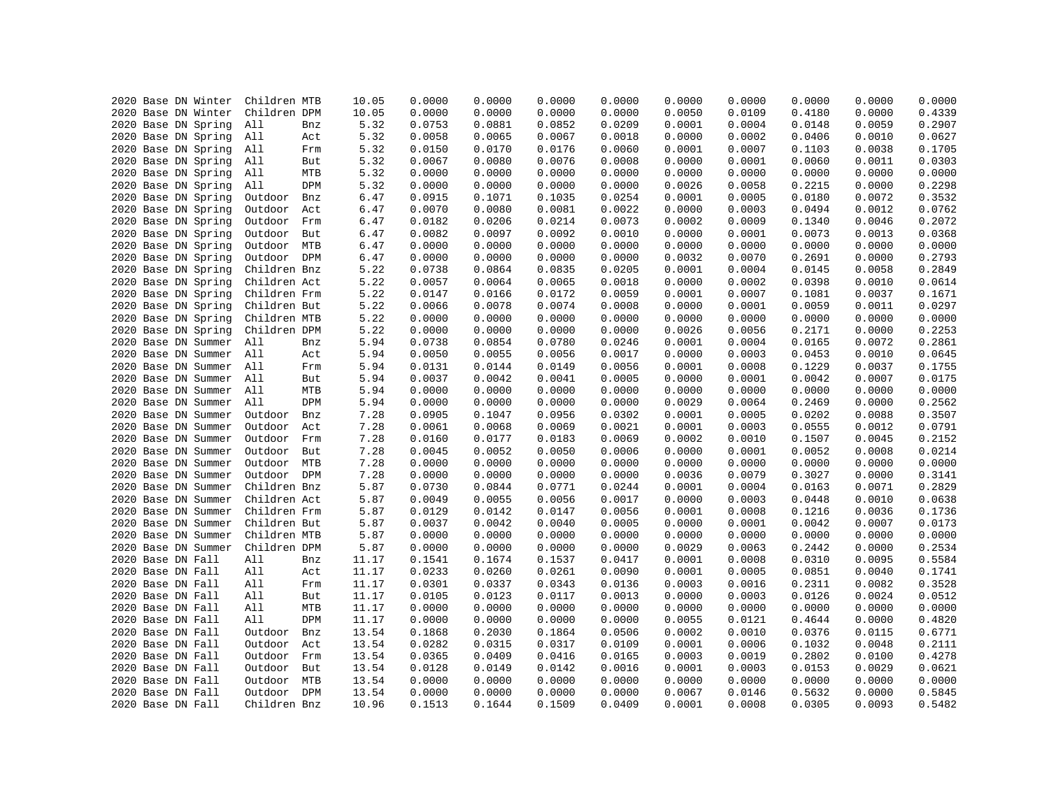| | | | | | | | | | | | | | | | |
|---|---|---|---|---|---|---|---|---|---|---|---|---|---|---|---|
| 2020 | Base | DN | Winter | Children | MTB | 10.05 | 0.0000 | 0.0000 | 0.0000 | 0.0000 | 0.0000 | 0.0000 | 0.0000 | 0.0000 | 0.0000 |
| 2020 | Base | DN | Winter | Children | DPM | 10.05 | 0.0000 | 0.0000 | 0.0000 | 0.0000 | 0.0050 | 0.0109 | 0.4180 | 0.0000 | 0.4339 |
| 2020 | Base | DN | Spring | All | Bnz | 5.32 | 0.0753 | 0.0881 | 0.0852 | 0.0209 | 0.0001 | 0.0004 | 0.0148 | 0.0059 | 0.2907 |
| 2020 | Base | DN | Spring | All | Act | 5.32 | 0.0058 | 0.0065 | 0.0067 | 0.0018 | 0.0000 | 0.0002 | 0.0406 | 0.0010 | 0.0627 |
| 2020 | Base | DN | Spring | All | Frm | 5.32 | 0.0150 | 0.0170 | 0.0176 | 0.0060 | 0.0001 | 0.0007 | 0.1103 | 0.0038 | 0.1705 |
| 2020 | Base | DN | Spring | All | But | 5.32 | 0.0067 | 0.0080 | 0.0076 | 0.0008 | 0.0000 | 0.0001 | 0.0060 | 0.0011 | 0.0303 |
| 2020 | Base | DN | Spring | All | MTB | 5.32 | 0.0000 | 0.0000 | 0.0000 | 0.0000 | 0.0000 | 0.0000 | 0.0000 | 0.0000 | 0.0000 |
| 2020 | Base | DN | Spring | All | DPM | 5.32 | 0.0000 | 0.0000 | 0.0000 | 0.0000 | 0.0026 | 0.0058 | 0.2215 | 0.0000 | 0.2298 |
| 2020 | Base | DN | Spring | Outdoor | Bnz | 6.47 | 0.0915 | 0.1071 | 0.1035 | 0.0254 | 0.0001 | 0.0005 | 0.0180 | 0.0072 | 0.3532 |
| 2020 | Base | DN | Spring | Outdoor | Act | 6.47 | 0.0070 | 0.0080 | 0.0081 | 0.0022 | 0.0000 | 0.0003 | 0.0494 | 0.0012 | 0.0762 |
| 2020 | Base | DN | Spring | Outdoor | Frm | 6.47 | 0.0182 | 0.0206 | 0.0214 | 0.0073 | 0.0002 | 0.0009 | 0.1340 | 0.0046 | 0.2072 |
| 2020 | Base | DN | Spring | Outdoor | But | 6.47 | 0.0082 | 0.0097 | 0.0092 | 0.0010 | 0.0000 | 0.0001 | 0.0073 | 0.0013 | 0.0368 |
| 2020 | Base | DN | Spring | Outdoor | MTB | 6.47 | 0.0000 | 0.0000 | 0.0000 | 0.0000 | 0.0000 | 0.0000 | 0.0000 | 0.0000 | 0.0000 |
| 2020 | Base | DN | Spring | Outdoor | DPM | 6.47 | 0.0000 | 0.0000 | 0.0000 | 0.0000 | 0.0032 | 0.0070 | 0.2691 | 0.0000 | 0.2793 |
| 2020 | Base | DN | Spring | Children | Bnz | 5.22 | 0.0738 | 0.0864 | 0.0835 | 0.0205 | 0.0001 | 0.0004 | 0.0145 | 0.0058 | 0.2849 |
| 2020 | Base | DN | Spring | Children | Act | 5.22 | 0.0057 | 0.0064 | 0.0065 | 0.0018 | 0.0000 | 0.0002 | 0.0398 | 0.0010 | 0.0614 |
| 2020 | Base | DN | Spring | Children | Frm | 5.22 | 0.0147 | 0.0166 | 0.0172 | 0.0059 | 0.0001 | 0.0007 | 0.1081 | 0.0037 | 0.1671 |
| 2020 | Base | DN | Spring | Children | But | 5.22 | 0.0066 | 0.0078 | 0.0074 | 0.0008 | 0.0000 | 0.0001 | 0.0059 | 0.0011 | 0.0297 |
| 2020 | Base | DN | Spring | Children | MTB | 5.22 | 0.0000 | 0.0000 | 0.0000 | 0.0000 | 0.0000 | 0.0000 | 0.0000 | 0.0000 | 0.0000 |
| 2020 | Base | DN | Spring | Children | DPM | 5.22 | 0.0000 | 0.0000 | 0.0000 | 0.0000 | 0.0026 | 0.0056 | 0.2171 | 0.0000 | 0.2253 |
| 2020 | Base | DN | Summer | All | Bnz | 5.94 | 0.0738 | 0.0854 | 0.0780 | 0.0246 | 0.0001 | 0.0004 | 0.0165 | 0.0072 | 0.2861 |
| 2020 | Base | DN | Summer | All | Act | 5.94 | 0.0050 | 0.0055 | 0.0056 | 0.0017 | 0.0000 | 0.0003 | 0.0453 | 0.0010 | 0.0645 |
| 2020 | Base | DN | Summer | All | Frm | 5.94 | 0.0131 | 0.0144 | 0.0149 | 0.0056 | 0.0001 | 0.0008 | 0.1229 | 0.0037 | 0.1755 |
| 2020 | Base | DN | Summer | All | But | 5.94 | 0.0037 | 0.0042 | 0.0041 | 0.0005 | 0.0000 | 0.0001 | 0.0042 | 0.0007 | 0.0175 |
| 2020 | Base | DN | Summer | All | MTB | 5.94 | 0.0000 | 0.0000 | 0.0000 | 0.0000 | 0.0000 | 0.0000 | 0.0000 | 0.0000 | 0.0000 |
| 2020 | Base | DN | Summer | All | DPM | 5.94 | 0.0000 | 0.0000 | 0.0000 | 0.0000 | 0.0029 | 0.0064 | 0.2469 | 0.0000 | 0.2562 |
| 2020 | Base | DN | Summer | Outdoor | Bnz | 7.28 | 0.0905 | 0.1047 | 0.0956 | 0.0302 | 0.0001 | 0.0005 | 0.0202 | 0.0088 | 0.3507 |
| 2020 | Base | DN | Summer | Outdoor | Act | 7.28 | 0.0061 | 0.0068 | 0.0069 | 0.0021 | 0.0001 | 0.0003 | 0.0555 | 0.0012 | 0.0791 |
| 2020 | Base | DN | Summer | Outdoor | Frm | 7.28 | 0.0160 | 0.0177 | 0.0183 | 0.0069 | 0.0002 | 0.0010 | 0.1507 | 0.0045 | 0.2152 |
| 2020 | Base | DN | Summer | Outdoor | But | 7.28 | 0.0045 | 0.0052 | 0.0050 | 0.0006 | 0.0000 | 0.0001 | 0.0052 | 0.0008 | 0.0214 |
| 2020 | Base | DN | Summer | Outdoor | MTB | 7.28 | 0.0000 | 0.0000 | 0.0000 | 0.0000 | 0.0000 | 0.0000 | 0.0000 | 0.0000 | 0.0000 |
| 2020 | Base | DN | Summer | Outdoor | DPM | 7.28 | 0.0000 | 0.0000 | 0.0000 | 0.0000 | 0.0036 | 0.0079 | 0.3027 | 0.0000 | 0.3141 |
| 2020 | Base | DN | Summer | Children | Bnz | 5.87 | 0.0730 | 0.0844 | 0.0771 | 0.0244 | 0.0001 | 0.0004 | 0.0163 | 0.0071 | 0.2829 |
| 2020 | Base | DN | Summer | Children | Act | 5.87 | 0.0049 | 0.0055 | 0.0056 | 0.0017 | 0.0000 | 0.0003 | 0.0448 | 0.0010 | 0.0638 |
| 2020 | Base | DN | Summer | Children | Frm | 5.87 | 0.0129 | 0.0142 | 0.0147 | 0.0056 | 0.0001 | 0.0008 | 0.1216 | 0.0036 | 0.1736 |
| 2020 | Base | DN | Summer | Children | But | 5.87 | 0.0037 | 0.0042 | 0.0040 | 0.0005 | 0.0000 | 0.0001 | 0.0042 | 0.0007 | 0.0173 |
| 2020 | Base | DN | Summer | Children | MTB | 5.87 | 0.0000 | 0.0000 | 0.0000 | 0.0000 | 0.0000 | 0.0000 | 0.0000 | 0.0000 | 0.0000 |
| 2020 | Base | DN | Summer | Children | DPM | 5.87 | 0.0000 | 0.0000 | 0.0000 | 0.0000 | 0.0029 | 0.0063 | 0.2442 | 0.0000 | 0.2534 |
| 2020 | Base | DN | Fall | All | Bnz | 11.17 | 0.1541 | 0.1674 | 0.1537 | 0.0417 | 0.0001 | 0.0008 | 0.0310 | 0.0095 | 0.5584 |
| 2020 | Base | DN | Fall | All | Act | 11.17 | 0.0233 | 0.0260 | 0.0261 | 0.0090 | 0.0001 | 0.0005 | 0.0851 | 0.0040 | 0.1741 |
| 2020 | Base | DN | Fall | All | Frm | 11.17 | 0.0301 | 0.0337 | 0.0343 | 0.0136 | 0.0003 | 0.0016 | 0.2311 | 0.0082 | 0.3528 |
| 2020 | Base | DN | Fall | All | But | 11.17 | 0.0105 | 0.0123 | 0.0117 | 0.0013 | 0.0000 | 0.0003 | 0.0126 | 0.0024 | 0.0512 |
| 2020 | Base | DN | Fall | All | MTB | 11.17 | 0.0000 | 0.0000 | 0.0000 | 0.0000 | 0.0000 | 0.0000 | 0.0000 | 0.0000 | 0.0000 |
| 2020 | Base | DN | Fall | All | DPM | 11.17 | 0.0000 | 0.0000 | 0.0000 | 0.0000 | 0.0055 | 0.0121 | 0.4644 | 0.0000 | 0.4820 |
| 2020 | Base | DN | Fall | Outdoor | Bnz | 13.54 | 0.1868 | 0.2030 | 0.1864 | 0.0506 | 0.0002 | 0.0010 | 0.0376 | 0.0115 | 0.6771 |
| 2020 | Base | DN | Fall | Outdoor | Act | 13.54 | 0.0282 | 0.0315 | 0.0317 | 0.0109 | 0.0001 | 0.0006 | 0.1032 | 0.0048 | 0.2111 |
| 2020 | Base | DN | Fall | Outdoor | Frm | 13.54 | 0.0365 | 0.0409 | 0.0416 | 0.0165 | 0.0003 | 0.0019 | 0.2802 | 0.0100 | 0.4278 |
| 2020 | Base | DN | Fall | Outdoor | But | 13.54 | 0.0128 | 0.0149 | 0.0142 | 0.0016 | 0.0001 | 0.0003 | 0.0153 | 0.0029 | 0.0621 |
| 2020 | Base | DN | Fall | Outdoor | MTB | 13.54 | 0.0000 | 0.0000 | 0.0000 | 0.0000 | 0.0000 | 0.0000 | 0.0000 | 0.0000 | 0.0000 |
| 2020 | Base | DN | Fall | Outdoor | DPM | 13.54 | 0.0000 | 0.0000 | 0.0000 | 0.0000 | 0.0067 | 0.0146 | 0.5632 | 0.0000 | 0.5845 |
| 2020 | Base | DN | Fall | Children | Bnz | 10.96 | 0.1513 | 0.1644 | 0.1509 | 0.0409 | 0.0001 | 0.0008 | 0.0305 | 0.0093 | 0.5482 |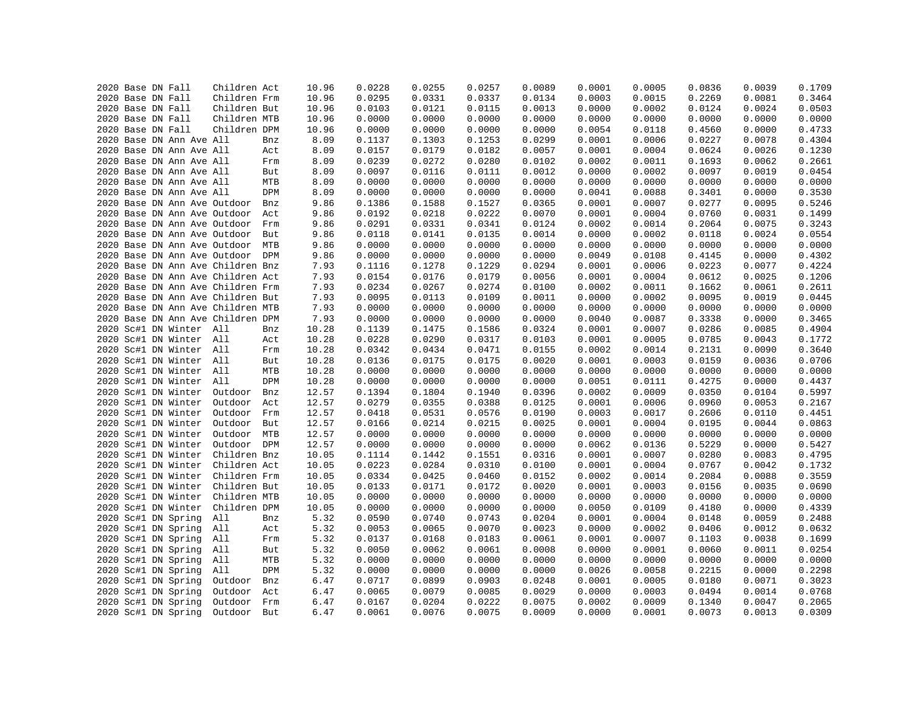| | | | | | | | | | | | | | | | |
|---|---|---|---|---|---|---|---|---|---|---|---|---|---|---|---|
| 2020 | Base | DN | Fall | Children | Act | 10.96 | 0.0228 | 0.0255 | 0.0257 | 0.0089 | 0.0001 | 0.0005 | 0.0836 | 0.0039 | 0.1709 |
| 2020 | Base | DN | Fall | Children | Frm | 10.96 | 0.0295 | 0.0331 | 0.0337 | 0.0134 | 0.0003 | 0.0015 | 0.2269 | 0.0081 | 0.3464 |
| 2020 | Base | DN | Fall | Children | But | 10.96 | 0.0103 | 0.0121 | 0.0115 | 0.0013 | 0.0000 | 0.0002 | 0.0124 | 0.0024 | 0.0503 |
| 2020 | Base | DN | Fall | Children | MTB | 10.96 | 0.0000 | 0.0000 | 0.0000 | 0.0000 | 0.0000 | 0.0000 | 0.0000 | 0.0000 | 0.0000 |
| 2020 | Base | DN | Fall | Children | DPM | 10.96 | 0.0000 | 0.0000 | 0.0000 | 0.0000 | 0.0054 | 0.0118 | 0.4560 | 0.0000 | 0.4733 |
| 2020 | Base | DN | Ann Ave | All | Bnz | 8.09 | 0.1137 | 0.1303 | 0.1253 | 0.0299 | 0.0001 | 0.0006 | 0.0227 | 0.0078 | 0.4304 |
| 2020 | Base | DN | Ann Ave | All | Act | 8.09 | 0.0157 | 0.0179 | 0.0182 | 0.0057 | 0.0001 | 0.0004 | 0.0624 | 0.0026 | 0.1230 |
| 2020 | Base | DN | Ann Ave | All | Frm | 8.09 | 0.0239 | 0.0272 | 0.0280 | 0.0102 | 0.0002 | 0.0011 | 0.1693 | 0.0062 | 0.2661 |
| 2020 | Base | DN | Ann Ave | All | But | 8.09 | 0.0097 | 0.0116 | 0.0111 | 0.0012 | 0.0000 | 0.0002 | 0.0097 | 0.0019 | 0.0454 |
| 2020 | Base | DN | Ann Ave | All | MTB | 8.09 | 0.0000 | 0.0000 | 0.0000 | 0.0000 | 0.0000 | 0.0000 | 0.0000 | 0.0000 | 0.0000 |
| 2020 | Base | DN | Ann Ave | All | DPM | 8.09 | 0.0000 | 0.0000 | 0.0000 | 0.0000 | 0.0041 | 0.0088 | 0.3401 | 0.0000 | 0.3530 |
| 2020 | Base | DN | Ann Ave | Outdoor | Bnz | 9.86 | 0.1386 | 0.1588 | 0.1527 | 0.0365 | 0.0001 | 0.0007 | 0.0277 | 0.0095 | 0.5246 |
| 2020 | Base | DN | Ann Ave | Outdoor | Act | 9.86 | 0.0192 | 0.0218 | 0.0222 | 0.0070 | 0.0001 | 0.0004 | 0.0760 | 0.0031 | 0.1499 |
| 2020 | Base | DN | Ann Ave | Outdoor | Frm | 9.86 | 0.0291 | 0.0331 | 0.0341 | 0.0124 | 0.0002 | 0.0014 | 0.2064 | 0.0075 | 0.3243 |
| 2020 | Base | DN | Ann Ave | Outdoor | But | 9.86 | 0.0118 | 0.0141 | 0.0135 | 0.0014 | 0.0000 | 0.0002 | 0.0118 | 0.0024 | 0.0554 |
| 2020 | Base | DN | Ann Ave | Outdoor | MTB | 9.86 | 0.0000 | 0.0000 | 0.0000 | 0.0000 | 0.0000 | 0.0000 | 0.0000 | 0.0000 | 0.0000 |
| 2020 | Base | DN | Ann Ave | Outdoor | DPM | 9.86 | 0.0000 | 0.0000 | 0.0000 | 0.0000 | 0.0049 | 0.0108 | 0.4145 | 0.0000 | 0.4302 |
| 2020 | Base | DN | Ann Ave | Children | Bnz | 7.93 | 0.1116 | 0.1278 | 0.1229 | 0.0294 | 0.0001 | 0.0006 | 0.0223 | 0.0077 | 0.4224 |
| 2020 | Base | DN | Ann Ave | Children | Act | 7.93 | 0.0154 | 0.0176 | 0.0179 | 0.0056 | 0.0001 | 0.0004 | 0.0612 | 0.0025 | 0.1206 |
| 2020 | Base | DN | Ann Ave | Children | Frm | 7.93 | 0.0234 | 0.0267 | 0.0274 | 0.0100 | 0.0002 | 0.0011 | 0.1662 | 0.0061 | 0.2611 |
| 2020 | Base | DN | Ann Ave | Children | But | 7.93 | 0.0095 | 0.0113 | 0.0109 | 0.0011 | 0.0000 | 0.0002 | 0.0095 | 0.0019 | 0.0445 |
| 2020 | Base | DN | Ann Ave | Children | MTB | 7.93 | 0.0000 | 0.0000 | 0.0000 | 0.0000 | 0.0000 | 0.0000 | 0.0000 | 0.0000 | 0.0000 |
| 2020 | Base | DN | Ann Ave | Children | DPM | 7.93 | 0.0000 | 0.0000 | 0.0000 | 0.0000 | 0.0040 | 0.0087 | 0.3338 | 0.0000 | 0.3465 |
| 2020 | Sc#1 | DN | Winter | All | Bnz | 10.28 | 0.1139 | 0.1475 | 0.1586 | 0.0324 | 0.0001 | 0.0007 | 0.0286 | 0.0085 | 0.4904 |
| 2020 | Sc#1 | DN | Winter | All | Act | 10.28 | 0.0228 | 0.0290 | 0.0317 | 0.0103 | 0.0001 | 0.0005 | 0.0785 | 0.0043 | 0.1772 |
| 2020 | Sc#1 | DN | Winter | All | Frm | 10.28 | 0.0342 | 0.0434 | 0.0471 | 0.0155 | 0.0002 | 0.0014 | 0.2131 | 0.0090 | 0.3640 |
| 2020 | Sc#1 | DN | Winter | All | But | 10.28 | 0.0136 | 0.0175 | 0.0175 | 0.0020 | 0.0001 | 0.0003 | 0.0159 | 0.0036 | 0.0706 |
| 2020 | Sc#1 | DN | Winter | All | MTB | 10.28 | 0.0000 | 0.0000 | 0.0000 | 0.0000 | 0.0000 | 0.0000 | 0.0000 | 0.0000 | 0.0000 |
| 2020 | Sc#1 | DN | Winter | All | DPM | 10.28 | 0.0000 | 0.0000 | 0.0000 | 0.0000 | 0.0051 | 0.0111 | 0.4275 | 0.0000 | 0.4437 |
| 2020 | Sc#1 | DN | Winter | Outdoor | Bnz | 12.57 | 0.1394 | 0.1804 | 0.1940 | 0.0396 | 0.0002 | 0.0009 | 0.0350 | 0.0104 | 0.5997 |
| 2020 | Sc#1 | DN | Winter | Outdoor | Act | 12.57 | 0.0279 | 0.0355 | 0.0388 | 0.0125 | 0.0001 | 0.0006 | 0.0960 | 0.0053 | 0.2167 |
| 2020 | Sc#1 | DN | Winter | Outdoor | Frm | 12.57 | 0.0418 | 0.0531 | 0.0576 | 0.0190 | 0.0003 | 0.0017 | 0.2606 | 0.0110 | 0.4451 |
| 2020 | Sc#1 | DN | Winter | Outdoor | But | 12.57 | 0.0166 | 0.0214 | 0.0215 | 0.0025 | 0.0001 | 0.0004 | 0.0195 | 0.0044 | 0.0863 |
| 2020 | Sc#1 | DN | Winter | Outdoor | MTB | 12.57 | 0.0000 | 0.0000 | 0.0000 | 0.0000 | 0.0000 | 0.0000 | 0.0000 | 0.0000 | 0.0000 |
| 2020 | Sc#1 | DN | Winter | Outdoor | DPM | 12.57 | 0.0000 | 0.0000 | 0.0000 | 0.0000 | 0.0062 | 0.0136 | 0.5229 | 0.0000 | 0.5427 |
| 2020 | Sc#1 | DN | Winter | Children | Bnz | 10.05 | 0.1114 | 0.1442 | 0.1551 | 0.0316 | 0.0001 | 0.0007 | 0.0280 | 0.0083 | 0.4795 |
| 2020 | Sc#1 | DN | Winter | Children | Act | 10.05 | 0.0223 | 0.0284 | 0.0310 | 0.0100 | 0.0001 | 0.0004 | 0.0767 | 0.0042 | 0.1732 |
| 2020 | Sc#1 | DN | Winter | Children | Frm | 10.05 | 0.0334 | 0.0425 | 0.0460 | 0.0152 | 0.0002 | 0.0014 | 0.2084 | 0.0088 | 0.3559 |
| 2020 | Sc#1 | DN | Winter | Children | But | 10.05 | 0.0133 | 0.0171 | 0.0172 | 0.0020 | 0.0001 | 0.0003 | 0.0156 | 0.0035 | 0.0690 |
| 2020 | Sc#1 | DN | Winter | Children | MTB | 10.05 | 0.0000 | 0.0000 | 0.0000 | 0.0000 | 0.0000 | 0.0000 | 0.0000 | 0.0000 | 0.0000 |
| 2020 | Sc#1 | DN | Winter | Children | DPM | 10.05 | 0.0000 | 0.0000 | 0.0000 | 0.0000 | 0.0050 | 0.0109 | 0.4180 | 0.0000 | 0.4339 |
| 2020 | Sc#1 | DN | Spring | All | Bnz | 5.32 | 0.0590 | 0.0740 | 0.0743 | 0.0204 | 0.0001 | 0.0004 | 0.0148 | 0.0059 | 0.2488 |
| 2020 | Sc#1 | DN | Spring | All | Act | 5.32 | 0.0053 | 0.0065 | 0.0070 | 0.0023 | 0.0000 | 0.0002 | 0.0406 | 0.0012 | 0.0632 |
| 2020 | Sc#1 | DN | Spring | All | Frm | 5.32 | 0.0137 | 0.0168 | 0.0183 | 0.0061 | 0.0001 | 0.0007 | 0.1103 | 0.0038 | 0.1699 |
| 2020 | Sc#1 | DN | Spring | All | But | 5.32 | 0.0050 | 0.0062 | 0.0061 | 0.0008 | 0.0000 | 0.0001 | 0.0060 | 0.0011 | 0.0254 |
| 2020 | Sc#1 | DN | Spring | All | MTB | 5.32 | 0.0000 | 0.0000 | 0.0000 | 0.0000 | 0.0000 | 0.0000 | 0.0000 | 0.0000 | 0.0000 |
| 2020 | Sc#1 | DN | Spring | All | DPM | 5.32 | 0.0000 | 0.0000 | 0.0000 | 0.0000 | 0.0026 | 0.0058 | 0.2215 | 0.0000 | 0.2298 |
| 2020 | Sc#1 | DN | Spring | Outdoor | Bnz | 6.47 | 0.0717 | 0.0899 | 0.0903 | 0.0248 | 0.0001 | 0.0005 | 0.0180 | 0.0071 | 0.3023 |
| 2020 | Sc#1 | DN | Spring | Outdoor | Act | 6.47 | 0.0065 | 0.0079 | 0.0085 | 0.0029 | 0.0000 | 0.0003 | 0.0494 | 0.0014 | 0.0768 |
| 2020 | Sc#1 | DN | Spring | Outdoor | Frm | 6.47 | 0.0167 | 0.0204 | 0.0222 | 0.0075 | 0.0002 | 0.0009 | 0.1340 | 0.0047 | 0.2065 |
| 2020 | Sc#1 | DN | Spring | Outdoor | But | 6.47 | 0.0061 | 0.0076 | 0.0075 | 0.0009 | 0.0000 | 0.0001 | 0.0073 | 0.0013 | 0.0309 |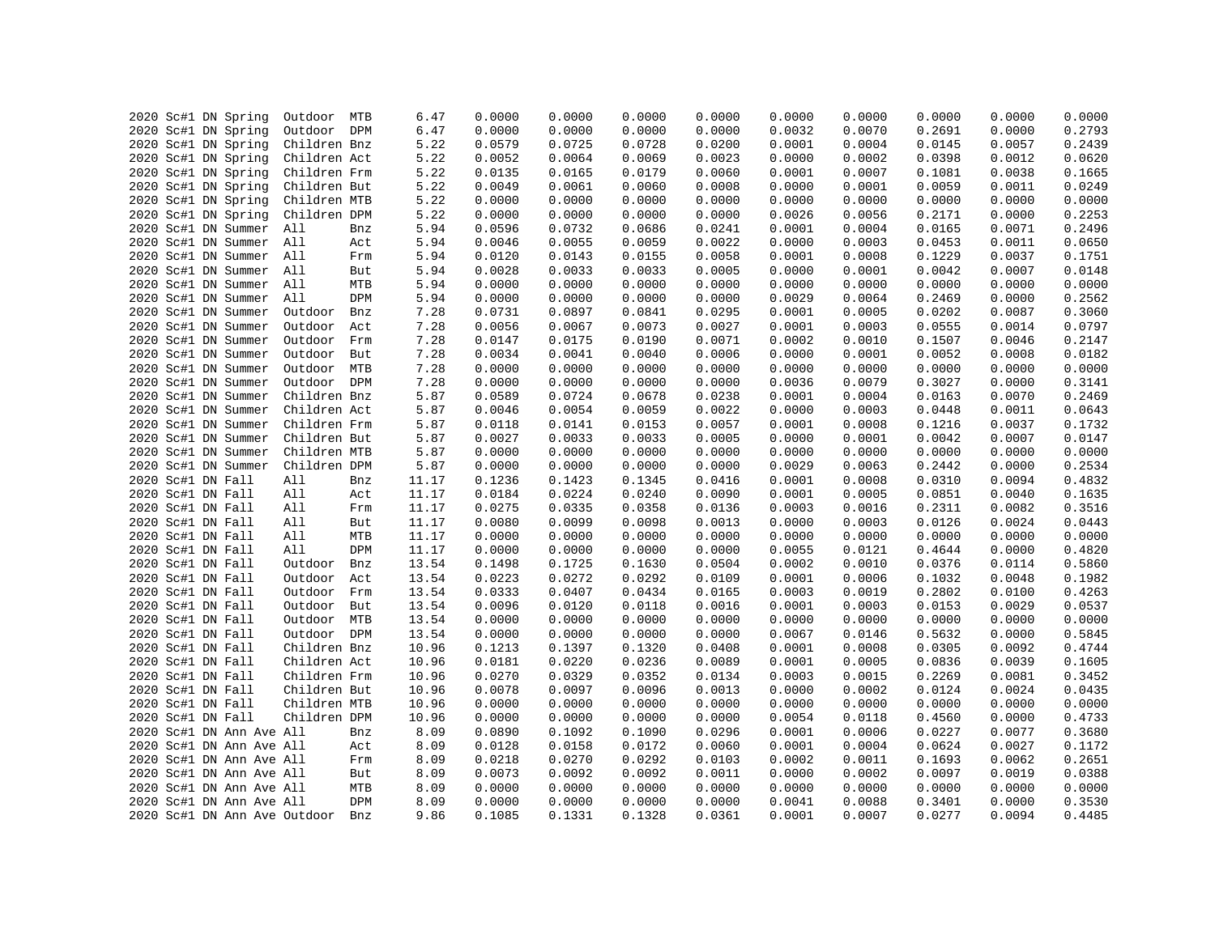| | | | | | | | | | | | | | | | | |
|---|---|---|---|---|---|---|---|---|---|---|---|---|---|---|---|---|
| 2020 | Sc#1 | DN | Spring | Outdoor | MTB | 6.47 | 0.0000 | 0.0000 | 0.0000 | 0.0000 | 0.0000 | 0.0000 | 0.0000 | 0.0000 | 0.0000 |
| 2020 | Sc#1 | DN | Spring | Outdoor | DPM | 6.47 | 0.0000 | 0.0000 | 0.0000 | 0.0000 | 0.0032 | 0.0070 | 0.2691 | 0.0000 | 0.2793 |
| 2020 | Sc#1 | DN | Spring | Children | Bnz | 5.22 | 0.0579 | 0.0725 | 0.0728 | 0.0200 | 0.0001 | 0.0004 | 0.0145 | 0.0057 | 0.2439 |
| 2020 | Sc#1 | DN | Spring | Children | Act | 5.22 | 0.0052 | 0.0064 | 0.0069 | 0.0023 | 0.0000 | 0.0002 | 0.0398 | 0.0012 | 0.0620 |
| 2020 | Sc#1 | DN | Spring | Children | Frm | 5.22 | 0.0135 | 0.0165 | 0.0179 | 0.0060 | 0.0001 | 0.0007 | 0.1081 | 0.0038 | 0.1665 |
| 2020 | Sc#1 | DN | Spring | Children | But | 5.22 | 0.0049 | 0.0061 | 0.0060 | 0.0008 | 0.0000 | 0.0001 | 0.0059 | 0.0011 | 0.0249 |
| 2020 | Sc#1 | DN | Spring | Children | MTB | 5.22 | 0.0000 | 0.0000 | 0.0000 | 0.0000 | 0.0000 | 0.0000 | 0.0000 | 0.0000 | 0.0000 |
| 2020 | Sc#1 | DN | Spring | Children | DPM | 5.22 | 0.0000 | 0.0000 | 0.0000 | 0.0000 | 0.0026 | 0.0056 | 0.2171 | 0.0000 | 0.2253 |
| 2020 | Sc#1 | DN | Summer | All | Bnz | 5.94 | 0.0596 | 0.0732 | 0.0686 | 0.0241 | 0.0001 | 0.0004 | 0.0165 | 0.0071 | 0.2496 |
| 2020 | Sc#1 | DN | Summer | All | Act | 5.94 | 0.0046 | 0.0055 | 0.0059 | 0.0022 | 0.0000 | 0.0003 | 0.0453 | 0.0011 | 0.0650 |
| 2020 | Sc#1 | DN | Summer | All | Frm | 5.94 | 0.0120 | 0.0143 | 0.0155 | 0.0058 | 0.0001 | 0.0008 | 0.1229 | 0.0037 | 0.1751 |
| 2020 | Sc#1 | DN | Summer | All | But | 5.94 | 0.0028 | 0.0033 | 0.0033 | 0.0005 | 0.0000 | 0.0001 | 0.0042 | 0.0007 | 0.0148 |
| 2020 | Sc#1 | DN | Summer | All | MTB | 5.94 | 0.0000 | 0.0000 | 0.0000 | 0.0000 | 0.0000 | 0.0000 | 0.0000 | 0.0000 | 0.0000 |
| 2020 | Sc#1 | DN | Summer | All | DPM | 5.94 | 0.0000 | 0.0000 | 0.0000 | 0.0000 | 0.0029 | 0.0064 | 0.2469 | 0.0000 | 0.2562 |
| 2020 | Sc#1 | DN | Summer | Outdoor | Bnz | 7.28 | 0.0731 | 0.0897 | 0.0841 | 0.0295 | 0.0001 | 0.0005 | 0.0202 | 0.0087 | 0.3060 |
| 2020 | Sc#1 | DN | Summer | Outdoor | Act | 7.28 | 0.0056 | 0.0067 | 0.0073 | 0.0027 | 0.0001 | 0.0003 | 0.0555 | 0.0014 | 0.0797 |
| 2020 | Sc#1 | DN | Summer | Outdoor | Frm | 7.28 | 0.0147 | 0.0175 | 0.0190 | 0.0071 | 0.0002 | 0.0010 | 0.1507 | 0.0046 | 0.2147 |
| 2020 | Sc#1 | DN | Summer | Outdoor | But | 7.28 | 0.0034 | 0.0041 | 0.0040 | 0.0006 | 0.0000 | 0.0001 | 0.0052 | 0.0008 | 0.0182 |
| 2020 | Sc#1 | DN | Summer | Outdoor | MTB | 7.28 | 0.0000 | 0.0000 | 0.0000 | 0.0000 | 0.0000 | 0.0000 | 0.0000 | 0.0000 | 0.0000 |
| 2020 | Sc#1 | DN | Summer | Outdoor | DPM | 7.28 | 0.0000 | 0.0000 | 0.0000 | 0.0000 | 0.0036 | 0.0079 | 0.3027 | 0.0000 | 0.3141 |
| 2020 | Sc#1 | DN | Summer | Children | Bnz | 5.87 | 0.0589 | 0.0724 | 0.0678 | 0.0238 | 0.0001 | 0.0004 | 0.0163 | 0.0070 | 0.2469 |
| 2020 | Sc#1 | DN | Summer | Children | Act | 5.87 | 0.0046 | 0.0054 | 0.0059 | 0.0022 | 0.0000 | 0.0003 | 0.0448 | 0.0011 | 0.0643 |
| 2020 | Sc#1 | DN | Summer | Children | Frm | 5.87 | 0.0118 | 0.0141 | 0.0153 | 0.0057 | 0.0001 | 0.0008 | 0.1216 | 0.0037 | 0.1732 |
| 2020 | Sc#1 | DN | Summer | Children | But | 5.87 | 0.0027 | 0.0033 | 0.0033 | 0.0005 | 0.0000 | 0.0001 | 0.0042 | 0.0007 | 0.0147 |
| 2020 | Sc#1 | DN | Summer | Children | MTB | 5.87 | 0.0000 | 0.0000 | 0.0000 | 0.0000 | 0.0000 | 0.0000 | 0.0000 | 0.0000 | 0.0000 |
| 2020 | Sc#1 | DN | Summer | Children | DPM | 5.87 | 0.0000 | 0.0000 | 0.0000 | 0.0000 | 0.0029 | 0.0063 | 0.2442 | 0.0000 | 0.2534 |
| 2020 | Sc#1 | DN | Fall | All | Bnz | 11.17 | 0.1236 | 0.1423 | 0.1345 | 0.0416 | 0.0001 | 0.0008 | 0.0310 | 0.0094 | 0.4832 |
| 2020 | Sc#1 | DN | Fall | All | Act | 11.17 | 0.0184 | 0.0224 | 0.0240 | 0.0090 | 0.0001 | 0.0005 | 0.0851 | 0.0040 | 0.1635 |
| 2020 | Sc#1 | DN | Fall | All | Frm | 11.17 | 0.0275 | 0.0335 | 0.0358 | 0.0136 | 0.0003 | 0.0016 | 0.2311 | 0.0082 | 0.3516 |
| 2020 | Sc#1 | DN | Fall | All | But | 11.17 | 0.0080 | 0.0099 | 0.0098 | 0.0013 | 0.0000 | 0.0003 | 0.0126 | 0.0024 | 0.0443 |
| 2020 | Sc#1 | DN | Fall | All | MTB | 11.17 | 0.0000 | 0.0000 | 0.0000 | 0.0000 | 0.0000 | 0.0000 | 0.0000 | 0.0000 | 0.0000 |
| 2020 | Sc#1 | DN | Fall | All | DPM | 11.17 | 0.0000 | 0.0000 | 0.0000 | 0.0000 | 0.0055 | 0.0121 | 0.4644 | 0.0000 | 0.4820 |
| 2020 | Sc#1 | DN | Fall | Outdoor | Bnz | 13.54 | 0.1498 | 0.1725 | 0.1630 | 0.0504 | 0.0002 | 0.0010 | 0.0376 | 0.0114 | 0.5860 |
| 2020 | Sc#1 | DN | Fall | Outdoor | Act | 13.54 | 0.0223 | 0.0272 | 0.0292 | 0.0109 | 0.0001 | 0.0006 | 0.1032 | 0.0048 | 0.1982 |
| 2020 | Sc#1 | DN | Fall | Outdoor | Frm | 13.54 | 0.0333 | 0.0407 | 0.0434 | 0.0165 | 0.0003 | 0.0019 | 0.2802 | 0.0100 | 0.4263 |
| 2020 | Sc#1 | DN | Fall | Outdoor | But | 13.54 | 0.0096 | 0.0120 | 0.0118 | 0.0016 | 0.0001 | 0.0003 | 0.0153 | 0.0029 | 0.0537 |
| 2020 | Sc#1 | DN | Fall | Outdoor | MTB | 13.54 | 0.0000 | 0.0000 | 0.0000 | 0.0000 | 0.0000 | 0.0000 | 0.0000 | 0.0000 | 0.0000 |
| 2020 | Sc#1 | DN | Fall | Outdoor | DPM | 13.54 | 0.0000 | 0.0000 | 0.0000 | 0.0000 | 0.0067 | 0.0146 | 0.5632 | 0.0000 | 0.5845 |
| 2020 | Sc#1 | DN | Fall | Children | Bnz | 10.96 | 0.1213 | 0.1397 | 0.1320 | 0.0408 | 0.0001 | 0.0008 | 0.0305 | 0.0092 | 0.4744 |
| 2020 | Sc#1 | DN | Fall | Children | Act | 10.96 | 0.0181 | 0.0220 | 0.0236 | 0.0089 | 0.0001 | 0.0005 | 0.0836 | 0.0039 | 0.1605 |
| 2020 | Sc#1 | DN | Fall | Children | Frm | 10.96 | 0.0270 | 0.0329 | 0.0352 | 0.0134 | 0.0003 | 0.0015 | 0.2269 | 0.0081 | 0.3452 |
| 2020 | Sc#1 | DN | Fall | Children | But | 10.96 | 0.0078 | 0.0097 | 0.0096 | 0.0013 | 0.0000 | 0.0002 | 0.0124 | 0.0024 | 0.0435 |
| 2020 | Sc#1 | DN | Fall | Children | MTB | 10.96 | 0.0000 | 0.0000 | 0.0000 | 0.0000 | 0.0000 | 0.0000 | 0.0000 | 0.0000 | 0.0000 |
| 2020 | Sc#1 | DN | Fall | Children | DPM | 10.96 | 0.0000 | 0.0000 | 0.0000 | 0.0000 | 0.0054 | 0.0118 | 0.4560 | 0.0000 | 0.4733 |
| 2020 | Sc#1 | DN | Ann Ave | All | Bnz | 8.09 | 0.0890 | 0.1092 | 0.1090 | 0.0296 | 0.0001 | 0.0006 | 0.0227 | 0.0077 | 0.3680 |
| 2020 | Sc#1 | DN | Ann Ave | All | Act | 8.09 | 0.0128 | 0.0158 | 0.0172 | 0.0060 | 0.0001 | 0.0004 | 0.0624 | 0.0027 | 0.1172 |
| 2020 | Sc#1 | DN | Ann Ave | All | Frm | 8.09 | 0.0218 | 0.0270 | 0.0292 | 0.0103 | 0.0002 | 0.0011 | 0.1693 | 0.0062 | 0.2651 |
| 2020 | Sc#1 | DN | Ann Ave | All | But | 8.09 | 0.0073 | 0.0092 | 0.0092 | 0.0011 | 0.0000 | 0.0002 | 0.0097 | 0.0019 | 0.0388 |
| 2020 | Sc#1 | DN | Ann Ave | All | MTB | 8.09 | 0.0000 | 0.0000 | 0.0000 | 0.0000 | 0.0000 | 0.0000 | 0.0000 | 0.0000 | 0.0000 |
| 2020 | Sc#1 | DN | Ann Ave | All | DPM | 8.09 | 0.0000 | 0.0000 | 0.0000 | 0.0000 | 0.0041 | 0.0088 | 0.3401 | 0.0000 | 0.3530 |
| 2020 | Sc#1 | DN | Ann Ave | Outdoor | Bnz | 9.86 | 0.1085 | 0.1331 | 0.1328 | 0.0361 | 0.0001 | 0.0007 | 0.0277 | 0.0094 | 0.4485 |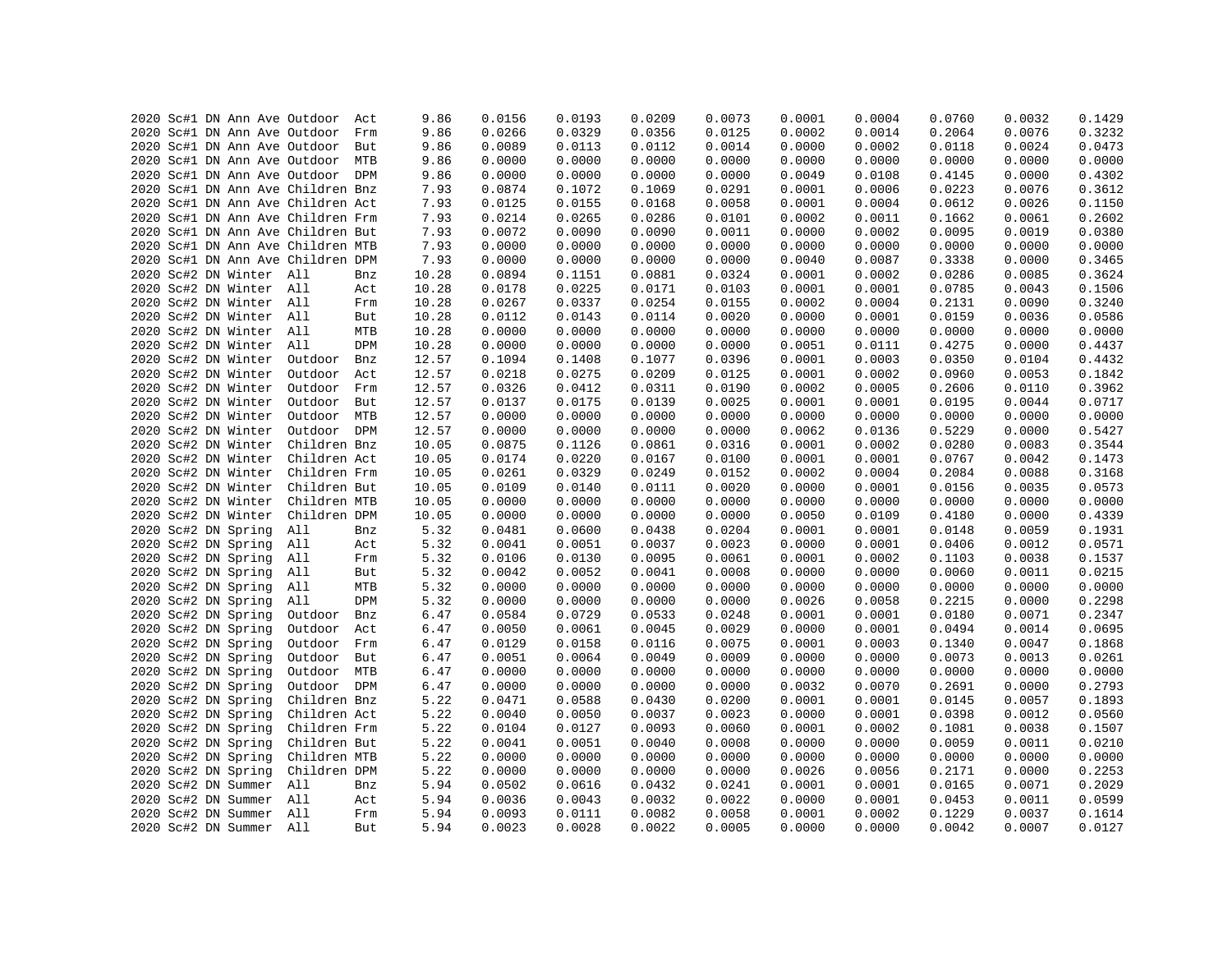```
2020 Sc#1 DN Ann Ave Outdoor  Act      9.86     0.0156    0.0193    0.0209    0.0073    0.0001    0.0004    0.0760    0.0032    0.1429
2020 Sc#1 DN Ann Ave Outdoor  Frm      9.86     0.0266    0.0329    0.0356    0.0125    0.0002    0.0014    0.2064    0.0076    0.3232
2020 Sc#1 DN Ann Ave Outdoor  But      9.86     0.0089    0.0113    0.0112    0.0014    0.0000    0.0002    0.0118    0.0024    0.0473
2020 Sc#1 DN Ann Ave Outdoor  MTB      9.86     0.0000    0.0000    0.0000    0.0000    0.0000    0.0000    0.0000    0.0000    0.0000
2020 Sc#1 DN Ann Ave Outdoor  DPM      9.86     0.0000    0.0000    0.0000    0.0000    0.0049    0.0108    0.4145    0.0000    0.4302
2020 Sc#1 DN Ann Ave Children Bnz      7.93     0.0874    0.1072    0.1069    0.0291    0.0001    0.0006    0.0223    0.0076    0.3612
2020 Sc#1 DN Ann Ave Children Act      7.93     0.0125    0.0155    0.0168    0.0058    0.0001    0.0004    0.0612    0.0026    0.1150
2020 Sc#1 DN Ann Ave Children Frm      7.93     0.0214    0.0265    0.0286    0.0101    0.0002    0.0011    0.1662    0.0061    0.2602
2020 Sc#1 DN Ann Ave Children But      7.93     0.0072    0.0090    0.0090    0.0011    0.0000    0.0002    0.0095    0.0019    0.0380
2020 Sc#1 DN Ann Ave Children MTB      7.93     0.0000    0.0000    0.0000    0.0000    0.0000    0.0000    0.0000    0.0000    0.0000
2020 Sc#1 DN Ann Ave Children DPM      7.93     0.0000    0.0000    0.0000    0.0000    0.0040    0.0087    0.3338    0.0000    0.3465
2020 Sc#2 DN Winter  All      Bnz     10.28     0.0894    0.1151    0.0881    0.0324    0.0001    0.0002    0.0286    0.0085    0.3624
2020 Sc#2 DN Winter  All      Act     10.28     0.0178    0.0225    0.0171    0.0103    0.0001    0.0001    0.0785    0.0043    0.1506
2020 Sc#2 DN Winter  All      Frm     10.28     0.0267    0.0337    0.0254    0.0155    0.0002    0.0004    0.2131    0.0090    0.3240
2020 Sc#2 DN Winter  All      But     10.28     0.0112    0.0143    0.0114    0.0020    0.0000    0.0001    0.0159    0.0036    0.0586
2020 Sc#2 DN Winter  All      MTB     10.28     0.0000    0.0000    0.0000    0.0000    0.0000    0.0000    0.0000    0.0000    0.0000
2020 Sc#2 DN Winter  All      DPM     10.28     0.0000    0.0000    0.0000    0.0000    0.0051    0.0111    0.4275    0.0000    0.4437
2020 Sc#2 DN Winter  Outdoor  Bnz     12.57     0.1094    0.1408    0.1077    0.0396    0.0001    0.0003    0.0350    0.0104    0.4432
2020 Sc#2 DN Winter  Outdoor  Act     12.57     0.0218    0.0275    0.0209    0.0125    0.0001    0.0002    0.0960    0.0053    0.1842
2020 Sc#2 DN Winter  Outdoor  Frm     12.57     0.0326    0.0412    0.0311    0.0190    0.0002    0.0005    0.2606    0.0110    0.3962
2020 Sc#2 DN Winter  Outdoor  But     12.57     0.0137    0.0175    0.0139    0.0025    0.0001    0.0001    0.0195    0.0044    0.0717
2020 Sc#2 DN Winter  Outdoor  MTB     12.57     0.0000    0.0000    0.0000    0.0000    0.0000    0.0000    0.0000    0.0000    0.0000
2020 Sc#2 DN Winter  Outdoor  DPM     12.57     0.0000    0.0000    0.0000    0.0000    0.0062    0.0136    0.5229    0.0000    0.5427
2020 Sc#2 DN Winter  Children Bnz     10.05     0.0875    0.1126    0.0861    0.0316    0.0001    0.0002    0.0280    0.0083    0.3544
2020 Sc#2 DN Winter  Children Act     10.05     0.0174    0.0220    0.0167    0.0100    0.0001    0.0001    0.0767    0.0042    0.1473
2020 Sc#2 DN Winter  Children Frm     10.05     0.0261    0.0329    0.0249    0.0152    0.0002    0.0004    0.2084    0.0088    0.3168
2020 Sc#2 DN Winter  Children But     10.05     0.0109    0.0140    0.0111    0.0020    0.0000    0.0001    0.0156    0.0035    0.0573
2020 Sc#2 DN Winter  Children MTB     10.05     0.0000    0.0000    0.0000    0.0000    0.0000    0.0000    0.0000    0.0000    0.0000
2020 Sc#2 DN Winter  Children DPM     10.05     0.0000    0.0000    0.0000    0.0000    0.0050    0.0109    0.4180    0.0000    0.4339
2020 Sc#2 DN Spring  All      Bnz      5.32     0.0481    0.0600    0.0438    0.0204    0.0001    0.0001    0.0148    0.0059    0.1931
2020 Sc#2 DN Spring  All      Act      5.32     0.0041    0.0051    0.0037    0.0023    0.0000    0.0001    0.0406    0.0012    0.0571
2020 Sc#2 DN Spring  All      Frm      5.32     0.0106    0.0130    0.0095    0.0061    0.0001    0.0002    0.1103    0.0038    0.1537
2020 Sc#2 DN Spring  All      But      5.32     0.0042    0.0052    0.0041    0.0008    0.0000    0.0000    0.0060    0.0011    0.0215
2020 Sc#2 DN Spring  All      MTB      5.32     0.0000    0.0000    0.0000    0.0000    0.0000    0.0000    0.0000    0.0000    0.0000
2020 Sc#2 DN Spring  All      DPM      5.32     0.0000    0.0000    0.0000    0.0000    0.0026    0.0058    0.2215    0.0000    0.2298
2020 Sc#2 DN Spring  Outdoor  Bnz      6.47     0.0584    0.0729    0.0533    0.0248    0.0001    0.0001    0.0180    0.0071    0.2347
2020 Sc#2 DN Spring  Outdoor  Act      6.47     0.0050    0.0061    0.0045    0.0029    0.0000    0.0001    0.0494    0.0014    0.0695
2020 Sc#2 DN Spring  Outdoor  Frm      6.47     0.0129    0.0158    0.0116    0.0075    0.0001    0.0003    0.1340    0.0047    0.1868
2020 Sc#2 DN Spring  Outdoor  But      6.47     0.0051    0.0064    0.0049    0.0009    0.0000    0.0000    0.0073    0.0013    0.0261
2020 Sc#2 DN Spring  Outdoor  MTB      6.47     0.0000    0.0000    0.0000    0.0000    0.0000    0.0000    0.0000    0.0000    0.0000
2020 Sc#2 DN Spring  Outdoor  DPM      6.47     0.0000    0.0000    0.0000    0.0000    0.0032    0.0070    0.2691    0.0000    0.2793
2020 Sc#2 DN Spring  Children Bnz      5.22     0.0471    0.0588    0.0430    0.0200    0.0001    0.0001    0.0145    0.0057    0.1893
2020 Sc#2 DN Spring  Children Act      5.22     0.0040    0.0050    0.0037    0.0023    0.0000    0.0001    0.0398    0.0012    0.0560
2020 Sc#2 DN Spring  Children Frm      5.22     0.0104    0.0127    0.0093    0.0060    0.0001    0.0002    0.1081    0.0038    0.1507
2020 Sc#2 DN Spring  Children But      5.22     0.0041    0.0051    0.0040    0.0008    0.0000    0.0000    0.0059    0.0011    0.0210
2020 Sc#2 DN Spring  Children MTB      5.22     0.0000    0.0000    0.0000    0.0000    0.0000    0.0000    0.0000    0.0000    0.0000
2020 Sc#2 DN Spring  Children DPM      5.22     0.0000    0.0000    0.0000    0.0000    0.0026    0.0056    0.2171    0.0000    0.2253
2020 Sc#2 DN Summer  All      Bnz      5.94     0.0502    0.0616    0.0432    0.0241    0.0001    0.0001    0.0165    0.0071    0.2029
2020 Sc#2 DN Summer  All      Act      5.94     0.0036    0.0043    0.0032    0.0022    0.0000    0.0001    0.0453    0.0011    0.0599
2020 Sc#2 DN Summer  All      Frm      5.94     0.0093    0.0111    0.0082    0.0058    0.0001    0.0002    0.1229    0.0037    0.1614
2020 Sc#2 DN Summer  All      But      5.94     0.0023    0.0028    0.0022    0.0005    0.0000    0.0000    0.0042    0.0007    0.0127
```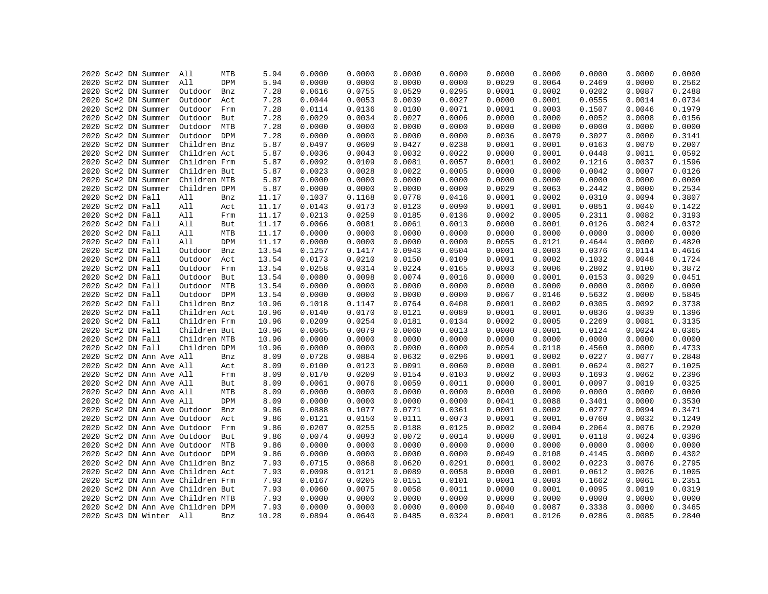| | | | | | | | | | | | | | | | |
|---|---|---|---|---|---|---|---|---|---|---|---|---|---|---|---|
| 2020 | Sc#2 | DN | Summer | All | MTB | 5.94 | 0.0000 | 0.0000 | 0.0000 | 0.0000 | 0.0000 | 0.0000 | 0.0000 | 0.0000 | 0.0000 |
| 2020 | Sc#2 | DN | Summer | All | DPM | 5.94 | 0.0000 | 0.0000 | 0.0000 | 0.0000 | 0.0029 | 0.0064 | 0.2469 | 0.0000 | 0.2562 |
| 2020 | Sc#2 | DN | Summer | Outdoor | Bnz | 7.28 | 0.0616 | 0.0755 | 0.0529 | 0.0295 | 0.0001 | 0.0002 | 0.0202 | 0.0087 | 0.2488 |
| 2020 | Sc#2 | DN | Summer | Outdoor | Act | 7.28 | 0.0044 | 0.0053 | 0.0039 | 0.0027 | 0.0000 | 0.0001 | 0.0555 | 0.0014 | 0.0734 |
| 2020 | Sc#2 | DN | Summer | Outdoor | Frm | 7.28 | 0.0114 | 0.0136 | 0.0100 | 0.0071 | 0.0001 | 0.0003 | 0.1507 | 0.0046 | 0.1979 |
| 2020 | Sc#2 | DN | Summer | Outdoor | But | 7.28 | 0.0029 | 0.0034 | 0.0027 | 0.0006 | 0.0000 | 0.0000 | 0.0052 | 0.0008 | 0.0156 |
| 2020 | Sc#2 | DN | Summer | Outdoor | MTB | 7.28 | 0.0000 | 0.0000 | 0.0000 | 0.0000 | 0.0000 | 0.0000 | 0.0000 | 0.0000 | 0.0000 |
| 2020 | Sc#2 | DN | Summer | Outdoor | DPM | 7.28 | 0.0000 | 0.0000 | 0.0000 | 0.0000 | 0.0036 | 0.0079 | 0.3027 | 0.0000 | 0.3141 |
| 2020 | Sc#2 | DN | Summer | Children | Bnz | 5.87 | 0.0497 | 0.0609 | 0.0427 | 0.0238 | 0.0001 | 0.0001 | 0.0163 | 0.0070 | 0.2007 |
| 2020 | Sc#2 | DN | Summer | Children | Act | 5.87 | 0.0036 | 0.0043 | 0.0032 | 0.0022 | 0.0000 | 0.0001 | 0.0448 | 0.0011 | 0.0592 |
| 2020 | Sc#2 | DN | Summer | Children | Frm | 5.87 | 0.0092 | 0.0109 | 0.0081 | 0.0057 | 0.0001 | 0.0002 | 0.1216 | 0.0037 | 0.1596 |
| 2020 | Sc#2 | DN | Summer | Children | But | 5.87 | 0.0023 | 0.0028 | 0.0022 | 0.0005 | 0.0000 | 0.0000 | 0.0042 | 0.0007 | 0.0126 |
| 2020 | Sc#2 | DN | Summer | Children | MTB | 5.87 | 0.0000 | 0.0000 | 0.0000 | 0.0000 | 0.0000 | 0.0000 | 0.0000 | 0.0000 | 0.0000 |
| 2020 | Sc#2 | DN | Summer | Children | DPM | 5.87 | 0.0000 | 0.0000 | 0.0000 | 0.0000 | 0.0029 | 0.0063 | 0.2442 | 0.0000 | 0.2534 |
| 2020 | Sc#2 | DN | Fall | All | Bnz | 11.17 | 0.1037 | 0.1168 | 0.0778 | 0.0416 | 0.0001 | 0.0002 | 0.0310 | 0.0094 | 0.3807 |
| 2020 | Sc#2 | DN | Fall | All | Act | 11.17 | 0.0143 | 0.0173 | 0.0123 | 0.0090 | 0.0001 | 0.0001 | 0.0851 | 0.0040 | 0.1422 |
| 2020 | Sc#2 | DN | Fall | All | Frm | 11.17 | 0.0213 | 0.0259 | 0.0185 | 0.0136 | 0.0002 | 0.0005 | 0.2311 | 0.0082 | 0.3193 |
| 2020 | Sc#2 | DN | Fall | All | But | 11.17 | 0.0066 | 0.0081 | 0.0061 | 0.0013 | 0.0000 | 0.0001 | 0.0126 | 0.0024 | 0.0372 |
| 2020 | Sc#2 | DN | Fall | All | MTB | 11.17 | 0.0000 | 0.0000 | 0.0000 | 0.0000 | 0.0000 | 0.0000 | 0.0000 | 0.0000 | 0.0000 |
| 2020 | Sc#2 | DN | Fall | All | DPM | 11.17 | 0.0000 | 0.0000 | 0.0000 | 0.0000 | 0.0055 | 0.0121 | 0.4644 | 0.0000 | 0.4820 |
| 2020 | Sc#2 | DN | Fall | Outdoor | Bnz | 13.54 | 0.1257 | 0.1417 | 0.0943 | 0.0504 | 0.0001 | 0.0003 | 0.0376 | 0.0114 | 0.4616 |
| 2020 | Sc#2 | DN | Fall | Outdoor | Act | 13.54 | 0.0173 | 0.0210 | 0.0150 | 0.0109 | 0.0001 | 0.0002 | 0.1032 | 0.0048 | 0.1724 |
| 2020 | Sc#2 | DN | Fall | Outdoor | Frm | 13.54 | 0.0258 | 0.0314 | 0.0224 | 0.0165 | 0.0003 | 0.0006 | 0.2802 | 0.0100 | 0.3872 |
| 2020 | Sc#2 | DN | Fall | Outdoor | But | 13.54 | 0.0080 | 0.0098 | 0.0074 | 0.0016 | 0.0000 | 0.0001 | 0.0153 | 0.0029 | 0.0451 |
| 2020 | Sc#2 | DN | Fall | Outdoor | MTB | 13.54 | 0.0000 | 0.0000 | 0.0000 | 0.0000 | 0.0000 | 0.0000 | 0.0000 | 0.0000 | 0.0000 |
| 2020 | Sc#2 | DN | Fall | Outdoor | DPM | 13.54 | 0.0000 | 0.0000 | 0.0000 | 0.0000 | 0.0067 | 0.0146 | 0.5632 | 0.0000 | 0.5845 |
| 2020 | Sc#2 | DN | Fall | Children | Bnz | 10.96 | 0.1018 | 0.1147 | 0.0764 | 0.0408 | 0.0001 | 0.0002 | 0.0305 | 0.0092 | 0.3738 |
| 2020 | Sc#2 | DN | Fall | Children | Act | 10.96 | 0.0140 | 0.0170 | 0.0121 | 0.0089 | 0.0001 | 0.0001 | 0.0836 | 0.0039 | 0.1396 |
| 2020 | Sc#2 | DN | Fall | Children | Frm | 10.96 | 0.0209 | 0.0254 | 0.0181 | 0.0134 | 0.0002 | 0.0005 | 0.2269 | 0.0081 | 0.3135 |
| 2020 | Sc#2 | DN | Fall | Children | But | 10.96 | 0.0065 | 0.0079 | 0.0060 | 0.0013 | 0.0000 | 0.0001 | 0.0124 | 0.0024 | 0.0365 |
| 2020 | Sc#2 | DN | Fall | Children | MTB | 10.96 | 0.0000 | 0.0000 | 0.0000 | 0.0000 | 0.0000 | 0.0000 | 0.0000 | 0.0000 | 0.0000 |
| 2020 | Sc#2 | DN | Fall | Children | DPM | 10.96 | 0.0000 | 0.0000 | 0.0000 | 0.0000 | 0.0054 | 0.0118 | 0.4560 | 0.0000 | 0.4733 |
| 2020 | Sc#2 | DN | Ann Ave | All | Bnz | 8.09 | 0.0728 | 0.0884 | 0.0632 | 0.0296 | 0.0001 | 0.0002 | 0.0227 | 0.0077 | 0.2848 |
| 2020 | Sc#2 | DN | Ann Ave | All | Act | 8.09 | 0.0100 | 0.0123 | 0.0091 | 0.0060 | 0.0000 | 0.0001 | 0.0624 | 0.0027 | 0.1025 |
| 2020 | Sc#2 | DN | Ann Ave | All | Frm | 8.09 | 0.0170 | 0.0209 | 0.0154 | 0.0103 | 0.0002 | 0.0003 | 0.1693 | 0.0062 | 0.2396 |
| 2020 | Sc#2 | DN | Ann Ave | All | But | 8.09 | 0.0061 | 0.0076 | 0.0059 | 0.0011 | 0.0000 | 0.0001 | 0.0097 | 0.0019 | 0.0325 |
| 2020 | Sc#2 | DN | Ann Ave | All | MTB | 8.09 | 0.0000 | 0.0000 | 0.0000 | 0.0000 | 0.0000 | 0.0000 | 0.0000 | 0.0000 | 0.0000 |
| 2020 | Sc#2 | DN | Ann Ave | All | DPM | 8.09 | 0.0000 | 0.0000 | 0.0000 | 0.0000 | 0.0041 | 0.0088 | 0.3401 | 0.0000 | 0.3530 |
| 2020 | Sc#2 | DN | Ann Ave | Outdoor | Bnz | 9.86 | 0.0888 | 0.1077 | 0.0771 | 0.0361 | 0.0001 | 0.0002 | 0.0277 | 0.0094 | 0.3471 |
| 2020 | Sc#2 | DN | Ann Ave | Outdoor | Act | 9.86 | 0.0121 | 0.0150 | 0.0111 | 0.0073 | 0.0001 | 0.0001 | 0.0760 | 0.0032 | 0.1249 |
| 2020 | Sc#2 | DN | Ann Ave | Outdoor | Frm | 9.86 | 0.0207 | 0.0255 | 0.0188 | 0.0125 | 0.0002 | 0.0004 | 0.2064 | 0.0076 | 0.2920 |
| 2020 | Sc#2 | DN | Ann Ave | Outdoor | But | 9.86 | 0.0074 | 0.0093 | 0.0072 | 0.0014 | 0.0000 | 0.0001 | 0.0118 | 0.0024 | 0.0396 |
| 2020 | Sc#2 | DN | Ann Ave | Outdoor | MTB | 9.86 | 0.0000 | 0.0000 | 0.0000 | 0.0000 | 0.0000 | 0.0000 | 0.0000 | 0.0000 | 0.0000 |
| 2020 | Sc#2 | DN | Ann Ave | Outdoor | DPM | 9.86 | 0.0000 | 0.0000 | 0.0000 | 0.0000 | 0.0049 | 0.0108 | 0.4145 | 0.0000 | 0.4302 |
| 2020 | Sc#2 | DN | Ann Ave | Children | Bnz | 7.93 | 0.0715 | 0.0868 | 0.0620 | 0.0291 | 0.0001 | 0.0002 | 0.0223 | 0.0076 | 0.2795 |
| 2020 | Sc#2 | DN | Ann Ave | Children | Act | 7.93 | 0.0098 | 0.0121 | 0.0089 | 0.0058 | 0.0000 | 0.0001 | 0.0612 | 0.0026 | 0.1005 |
| 2020 | Sc#2 | DN | Ann Ave | Children | Frm | 7.93 | 0.0167 | 0.0205 | 0.0151 | 0.0101 | 0.0001 | 0.0003 | 0.1662 | 0.0061 | 0.2351 |
| 2020 | Sc#2 | DN | Ann Ave | Children | But | 7.93 | 0.0060 | 0.0075 | 0.0058 | 0.0011 | 0.0000 | 0.0001 | 0.0095 | 0.0019 | 0.0319 |
| 2020 | Sc#2 | DN | Ann Ave | Children | MTB | 7.93 | 0.0000 | 0.0000 | 0.0000 | 0.0000 | 0.0000 | 0.0000 | 0.0000 | 0.0000 | 0.0000 |
| 2020 | Sc#2 | DN | Ann Ave | Children | DPM | 7.93 | 0.0000 | 0.0000 | 0.0000 | 0.0000 | 0.0040 | 0.0087 | 0.3338 | 0.0000 | 0.3465 |
| 2020 | Sc#3 | DN | Winter | All | Bnz | 10.28 | 0.0894 | 0.0640 | 0.0485 | 0.0324 | 0.0001 | 0.0126 | 0.0286 | 0.0085 | 0.2840 |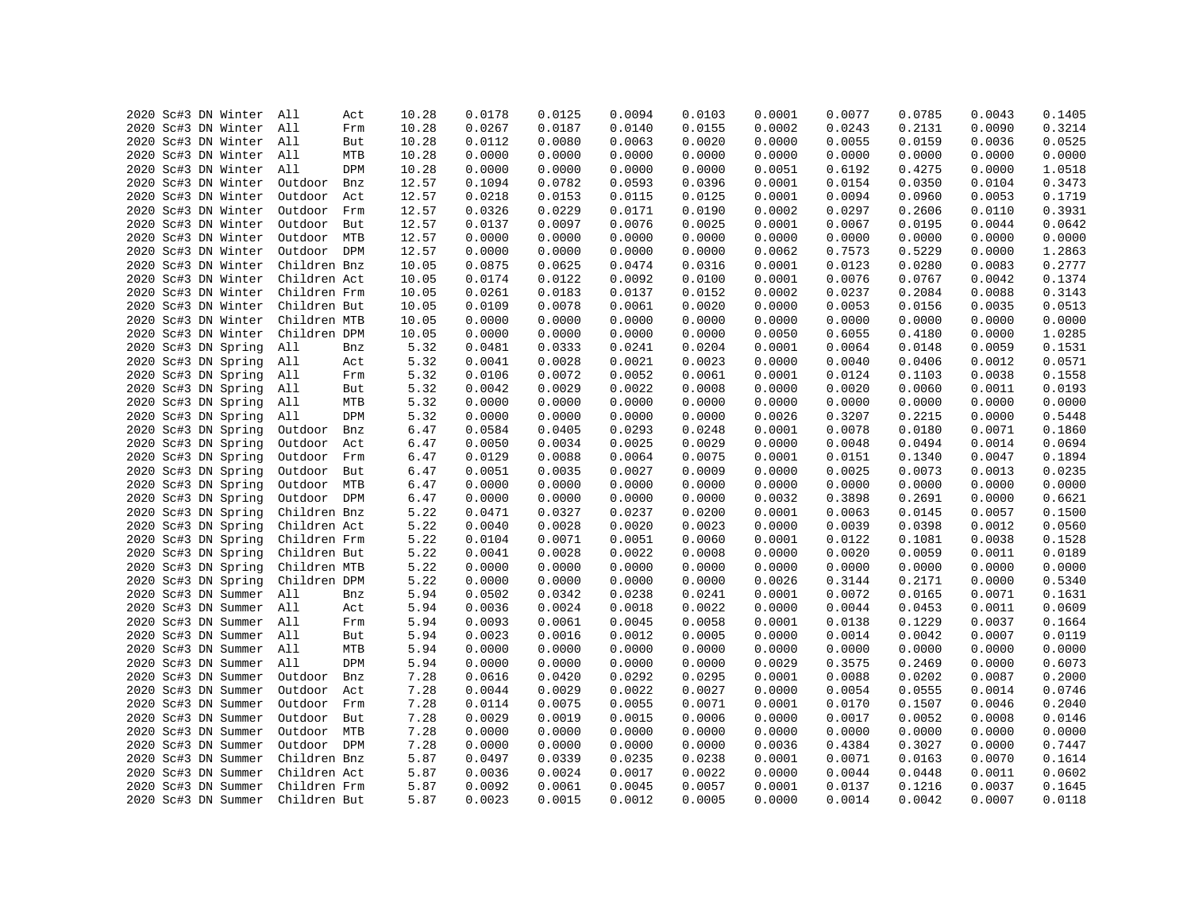```
2020 Sc#3 DN Winter  All      Act     10.28    0.0178    0.0125    0.0094    0.0103    0.0001    0.0077    0.0785    0.0043    0.1405
2020 Sc#3 DN Winter  All      Frm     10.28    0.0267    0.0187    0.0140    0.0155    0.0002    0.0243    0.2131    0.0090    0.3214
2020 Sc#3 DN Winter  All      But     10.28    0.0112    0.0080    0.0063    0.0020    0.0000    0.0055    0.0159    0.0036    0.0525
2020 Sc#3 DN Winter  All      MTB     10.28    0.0000    0.0000    0.0000    0.0000    0.0000    0.0000    0.0000    0.0000    0.0000
2020 Sc#3 DN Winter  All      DPM     10.28    0.0000    0.0000    0.0000    0.0000    0.0051    0.6192    0.4275    0.0000    1.0518
2020 Sc#3 DN Winter  Outdoor  Bnz     12.57    0.1094    0.0782    0.0593    0.0396    0.0001    0.0154    0.0350    0.0104    0.3473
2020 Sc#3 DN Winter  Outdoor  Act     12.57    0.0218    0.0153    0.0115    0.0125    0.0001    0.0094    0.0960    0.0053    0.1719
2020 Sc#3 DN Winter  Outdoor  Frm     12.57    0.0326    0.0229    0.0171    0.0190    0.0002    0.0297    0.2606    0.0110    0.3931
2020 Sc#3 DN Winter  Outdoor  But     12.57    0.0137    0.0097    0.0076    0.0025    0.0001    0.0067    0.0195    0.0044    0.0642
2020 Sc#3 DN Winter  Outdoor  MTB     12.57    0.0000    0.0000    0.0000    0.0000    0.0000    0.0000    0.0000    0.0000    0.0000
2020 Sc#3 DN Winter  Outdoor  DPM     12.57    0.0000    0.0000    0.0000    0.0000    0.0062    0.7573    0.5229    0.0000    1.2863
2020 Sc#3 DN Winter  Children Bnz     10.05    0.0875    0.0625    0.0474    0.0316    0.0001    0.0123    0.0280    0.0083    0.2777
2020 Sc#3 DN Winter  Children Act     10.05    0.0174    0.0122    0.0092    0.0100    0.0001    0.0076    0.0767    0.0042    0.1374
2020 Sc#3 DN Winter  Children Frm     10.05    0.0261    0.0183    0.0137    0.0152    0.0002    0.0237    0.2084    0.0088    0.3143
2020 Sc#3 DN Winter  Children But     10.05    0.0109    0.0078    0.0061    0.0020    0.0000    0.0053    0.0156    0.0035    0.0513
2020 Sc#3 DN Winter  Children MTB     10.05    0.0000    0.0000    0.0000    0.0000    0.0000    0.0000    0.0000    0.0000    0.0000
2020 Sc#3 DN Winter  Children DPM     10.05    0.0000    0.0000    0.0000    0.0000    0.0050    0.6055    0.4180    0.0000    1.0285
2020 Sc#3 DN Spring  All      Bnz      5.32    0.0481    0.0333    0.0241    0.0204    0.0001    0.0064    0.0148    0.0059    0.1531
2020 Sc#3 DN Spring  All      Act      5.32    0.0041    0.0028    0.0021    0.0023    0.0000    0.0040    0.0406    0.0012    0.0571
2020 Sc#3 DN Spring  All      Frm      5.32    0.0106    0.0072    0.0052    0.0061    0.0001    0.0124    0.1103    0.0038    0.1558
2020 Sc#3 DN Spring  All      But      5.32    0.0042    0.0029    0.0022    0.0008    0.0000    0.0020    0.0060    0.0011    0.0193
2020 Sc#3 DN Spring  All      MTB      5.32    0.0000    0.0000    0.0000    0.0000    0.0000    0.0000    0.0000    0.0000    0.0000
2020 Sc#3 DN Spring  All      DPM      5.32    0.0000    0.0000    0.0000    0.0000    0.0026    0.3207    0.2215    0.0000    0.5448
2020 Sc#3 DN Spring  Outdoor  Bnz      6.47    0.0584    0.0405    0.0293    0.0248    0.0001    0.0078    0.0180    0.0071    0.1860
2020 Sc#3 DN Spring  Outdoor  Act      6.47    0.0050    0.0034    0.0025    0.0029    0.0000    0.0048    0.0494    0.0014    0.0694
2020 Sc#3 DN Spring  Outdoor  Frm      6.47    0.0129    0.0088    0.0064    0.0075    0.0001    0.0151    0.1340    0.0047    0.1894
2020 Sc#3 DN Spring  Outdoor  But      6.47    0.0051    0.0035    0.0027    0.0009    0.0000    0.0025    0.0073    0.0013    0.0235
2020 Sc#3 DN Spring  Outdoor  MTB      6.47    0.0000    0.0000    0.0000    0.0000    0.0000    0.0000    0.0000    0.0000    0.0000
2020 Sc#3 DN Spring  Outdoor  DPM      6.47    0.0000    0.0000    0.0000    0.0000    0.0032    0.3898    0.2691    0.0000    0.6621
2020 Sc#3 DN Spring  Children Bnz      5.22    0.0471    0.0327    0.0237    0.0200    0.0001    0.0063    0.0145    0.0057    0.1500
2020 Sc#3 DN Spring  Children Act      5.22    0.0040    0.0028    0.0020    0.0023    0.0000    0.0039    0.0398    0.0012    0.0560
2020 Sc#3 DN Spring  Children Frm      5.22    0.0104    0.0071    0.0051    0.0060    0.0001    0.0122    0.1081    0.0038    0.1528
2020 Sc#3 DN Spring  Children But      5.22    0.0041    0.0028    0.0022    0.0008    0.0000    0.0020    0.0059    0.0011    0.0189
2020 Sc#3 DN Spring  Children MTB      5.22    0.0000    0.0000    0.0000    0.0000    0.0000    0.0000    0.0000    0.0000    0.0000
2020 Sc#3 DN Spring  Children DPM      5.22    0.0000    0.0000    0.0000    0.0000    0.0026    0.3144    0.2171    0.0000    0.5340
2020 Sc#3 DN Summer  All      Bnz      5.94    0.0502    0.0342    0.0238    0.0241    0.0001    0.0072    0.0165    0.0071    0.1631
2020 Sc#3 DN Summer  All      Act      5.94    0.0036    0.0024    0.0018    0.0022    0.0000    0.0044    0.0453    0.0011    0.0609
2020 Sc#3 DN Summer  All      Frm      5.94    0.0093    0.0061    0.0045    0.0058    0.0001    0.0138    0.1229    0.0037    0.1664
2020 Sc#3 DN Summer  All      But      5.94    0.0023    0.0016    0.0012    0.0005    0.0000    0.0014    0.0042    0.0007    0.0119
2020 Sc#3 DN Summer  All      MTB      5.94    0.0000    0.0000    0.0000    0.0000    0.0000    0.0000    0.0000    0.0000    0.0000
2020 Sc#3 DN Summer  All      DPM      5.94    0.0000    0.0000    0.0000    0.0000    0.0029    0.3575    0.2469    0.0000    0.6073
2020 Sc#3 DN Summer  Outdoor  Bnz      7.28    0.0616    0.0420    0.0292    0.0295    0.0001    0.0088    0.0202    0.0087    0.2000
2020 Sc#3 DN Summer  Outdoor  Act      7.28    0.0044    0.0029    0.0022    0.0027    0.0000    0.0054    0.0555    0.0014    0.0746
2020 Sc#3 DN Summer  Outdoor  Frm      7.28    0.0114    0.0075    0.0055    0.0071    0.0001    0.0170    0.1507    0.0046    0.2040
2020 Sc#3 DN Summer  Outdoor  But      7.28    0.0029    0.0019    0.0015    0.0006    0.0000    0.0017    0.0052    0.0008    0.0146
2020 Sc#3 DN Summer  Outdoor  MTB      7.28    0.0000    0.0000    0.0000    0.0000    0.0000    0.0000    0.0000    0.0000    0.0000
2020 Sc#3 DN Summer  Outdoor  DPM      7.28    0.0000    0.0000    0.0000    0.0000    0.0036    0.4384    0.3027    0.0000    0.7447
2020 Sc#3 DN Summer  Children Bnz      5.87    0.0497    0.0339    0.0235    0.0238    0.0001    0.0071    0.0163    0.0070    0.1614
2020 Sc#3 DN Summer  Children Act      5.87    0.0036    0.0024    0.0017    0.0022    0.0000    0.0044    0.0448    0.0011    0.0602
2020 Sc#3 DN Summer  Children Frm      5.87    0.0092    0.0061    0.0045    0.0057    0.0001    0.0137    0.1216    0.0037    0.1645
2020 Sc#3 DN Summer  Children But      5.87    0.0023    0.0015    0.0012    0.0005    0.0000    0.0014    0.0042    0.0007    0.0118
```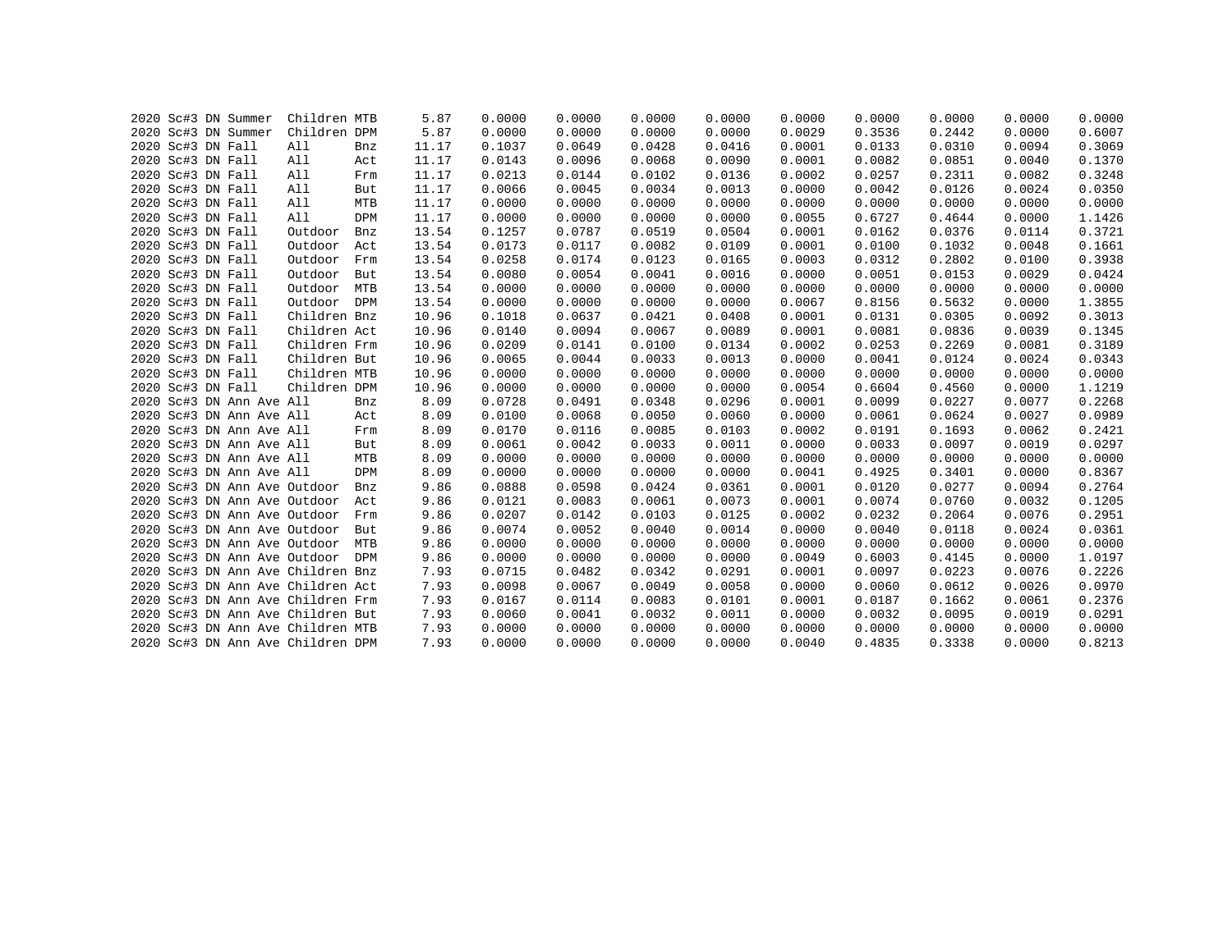```
2020 Sc#3 DN Summer  Children MTB     5.87    0.0000    0.0000    0.0000    0.0000    0.0000    0.0000    0.0000    0.0000    0.0000
2020 Sc#3 DN Summer  Children DPM     5.87    0.0000    0.0000    0.0000    0.0000    0.0029    0.3536    0.2442    0.0000    0.6007
2020 Sc#3 DN Fall    All      Bnz    11.17    0.1037    0.0649    0.0428    0.0416    0.0001    0.0133    0.0310    0.0094    0.3069
2020 Sc#3 DN Fall    All      Act    11.17    0.0143    0.0096    0.0068    0.0090    0.0001    0.0082    0.0851    0.0040    0.1370
2020 Sc#3 DN Fall    All      Frm    11.17    0.0213    0.0144    0.0102    0.0136    0.0002    0.0257    0.2311    0.0082    0.3248
2020 Sc#3 DN Fall    All      But    11.17    0.0066    0.0045    0.0034    0.0013    0.0000    0.0042    0.0126    0.0024    0.0350
2020 Sc#3 DN Fall    All      MTB    11.17    0.0000    0.0000    0.0000    0.0000    0.0000    0.0000    0.0000    0.0000    0.0000
2020 Sc#3 DN Fall    All      DPM    11.17    0.0000    0.0000    0.0000    0.0000    0.0055    0.6727    0.4644    0.0000    1.1426
2020 Sc#3 DN Fall    Outdoor  Bnz    13.54    0.1257    0.0787    0.0519    0.0504    0.0001    0.0162    0.0376    0.0114    0.3721
2020 Sc#3 DN Fall    Outdoor  Act    13.54    0.0173    0.0117    0.0082    0.0109    0.0001    0.0100    0.1032    0.0048    0.1661
2020 Sc#3 DN Fall    Outdoor  Frm    13.54    0.0258    0.0174    0.0123    0.0165    0.0003    0.0312    0.2802    0.0100    0.3938
2020 Sc#3 DN Fall    Outdoor  But    13.54    0.0080    0.0054    0.0041    0.0016    0.0000    0.0051    0.0153    0.0029    0.0424
2020 Sc#3 DN Fall    Outdoor  MTB    13.54    0.0000    0.0000    0.0000    0.0000    0.0000    0.0000    0.0000    0.0000    0.0000
2020 Sc#3 DN Fall    Outdoor  DPM    13.54    0.0000    0.0000    0.0000    0.0000    0.0067    0.8156    0.5632    0.0000    1.3855
2020 Sc#3 DN Fall    Children Bnz    10.96    0.1018    0.0637    0.0421    0.0408    0.0001    0.0131    0.0305    0.0092    0.3013
2020 Sc#3 DN Fall    Children Act    10.96    0.0140    0.0094    0.0067    0.0089    0.0001    0.0081    0.0836    0.0039    0.1345
2020 Sc#3 DN Fall    Children Frm    10.96    0.0209    0.0141    0.0100    0.0134    0.0002    0.0253    0.2269    0.0081    0.3189
2020 Sc#3 DN Fall    Children But    10.96    0.0065    0.0044    0.0033    0.0013    0.0000    0.0041    0.0124    0.0024    0.0343
2020 Sc#3 DN Fall    Children MTB    10.96    0.0000    0.0000    0.0000    0.0000    0.0000    0.0000    0.0000    0.0000    0.0000
2020 Sc#3 DN Fall    Children DPM    10.96    0.0000    0.0000    0.0000    0.0000    0.0054    0.6604    0.4560    0.0000    1.1219
2020 Sc#3 DN Ann Ave All      Bnz     8.09    0.0728    0.0491    0.0348    0.0296    0.0001    0.0099    0.0227    0.0077    0.2268
2020 Sc#3 DN Ann Ave All      Act     8.09    0.0100    0.0068    0.0050    0.0060    0.0000    0.0061    0.0624    0.0027    0.0989
2020 Sc#3 DN Ann Ave All      Frm     8.09    0.0170    0.0116    0.0085    0.0103    0.0002    0.0191    0.1693    0.0062    0.2421
2020 Sc#3 DN Ann Ave All      But     8.09    0.0061    0.0042    0.0033    0.0011    0.0000    0.0033    0.0097    0.0019    0.0297
2020 Sc#3 DN Ann Ave All      MTB     8.09    0.0000    0.0000    0.0000    0.0000    0.0000    0.0000    0.0000    0.0000    0.0000
2020 Sc#3 DN Ann Ave All      DPM     8.09    0.0000    0.0000    0.0000    0.0000    0.0041    0.4925    0.3401    0.0000    0.8367
2020 Sc#3 DN Ann Ave Outdoor  Bnz     9.86    0.0888    0.0598    0.0424    0.0361    0.0001    0.0120    0.0277    0.0094    0.2764
2020 Sc#3 DN Ann Ave Outdoor  Act     9.86    0.0121    0.0083    0.0061    0.0073    0.0001    0.0074    0.0760    0.0032    0.1205
2020 Sc#3 DN Ann Ave Outdoor  Frm     9.86    0.0207    0.0142    0.0103    0.0125    0.0002    0.0232    0.2064    0.0076    0.2951
2020 Sc#3 DN Ann Ave Outdoor  But     9.86    0.0074    0.0052    0.0040    0.0014    0.0000    0.0040    0.0118    0.0024    0.0361
2020 Sc#3 DN Ann Ave Outdoor  MTB     9.86    0.0000    0.0000    0.0000    0.0000    0.0000    0.0000    0.0000    0.0000    0.0000
2020 Sc#3 DN Ann Ave Outdoor  DPM     9.86    0.0000    0.0000    0.0000    0.0000    0.0049    0.6003    0.4145    0.0000    1.0197
2020 Sc#3 DN Ann Ave Children Bnz     7.93    0.0715    0.0482    0.0342    0.0291    0.0001    0.0097    0.0223    0.0076    0.2226
2020 Sc#3 DN Ann Ave Children Act     7.93    0.0098    0.0067    0.0049    0.0058    0.0000    0.0060    0.0612    0.0026    0.0970
2020 Sc#3 DN Ann Ave Children Frm     7.93    0.0167    0.0114    0.0083    0.0101    0.0001    0.0187    0.1662    0.0061    0.2376
2020 Sc#3 DN Ann Ave Children But     7.93    0.0060    0.0041    0.0032    0.0011    0.0000    0.0032    0.0095    0.0019    0.0291
2020 Sc#3 DN Ann Ave Children MTB     7.93    0.0000    0.0000    0.0000    0.0000    0.0000    0.0000    0.0000    0.0000    0.0000
2020 Sc#3 DN Ann Ave Children DPM     7.93    0.0000    0.0000    0.0000    0.0000    0.0040    0.4835    0.3338    0.0000    0.8213
```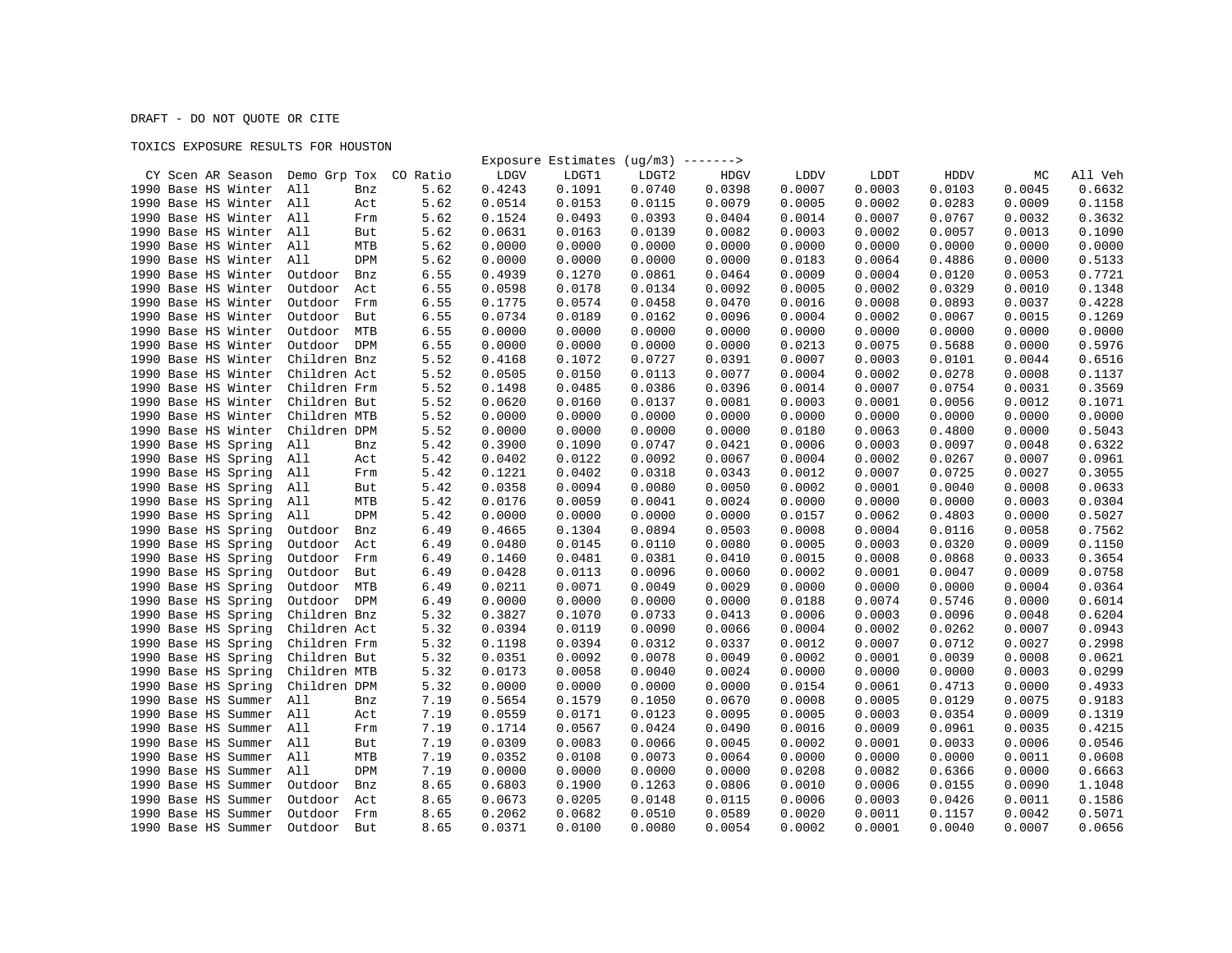DRAFT - DO NOT QUOTE OR CITE

TOXICS EXPOSURE RESULTS FOR HOUSTON

| CY | Scen | AR | Season | Demo Grp | Tox | CO Ratio | LDGV | LDGT1 | LDGT2 | HDGV | LDDV | LDDT | HDDV | MC | All Veh |
|---|---|---|---|---|---|---|---|---|---|---|---|---|---|---|---|
| | | | | | | | Exposure Estimates (ug/m3) -------> | | | | | | | | |
| 1990 | Base | HS | Winter | All | Bnz | 5.62 | 0.4243 | 0.1091 | 0.0740 | 0.0398 | 0.0007 | 0.0003 | 0.0103 | 0.0045 | 0.6632 |
| 1990 | Base | HS | Winter | All | Act | 5.62 | 0.0514 | 0.0153 | 0.0115 | 0.0079 | 0.0005 | 0.0002 | 0.0283 | 0.0009 | 0.1158 |
| 1990 | Base | HS | Winter | All | Frm | 5.62 | 0.1524 | 0.0493 | 0.0393 | 0.0404 | 0.0014 | 0.0007 | 0.0767 | 0.0032 | 0.3632 |
| 1990 | Base | HS | Winter | All | But | 5.62 | 0.0631 | 0.0163 | 0.0139 | 0.0082 | 0.0003 | 0.0002 | 0.0057 | 0.0013 | 0.1090 |
| 1990 | Base | HS | Winter | All | MTB | 5.62 | 0.0000 | 0.0000 | 0.0000 | 0.0000 | 0.0000 | 0.0000 | 0.0000 | 0.0000 | 0.0000 |
| 1990 | Base | HS | Winter | All | DPM | 5.62 | 0.0000 | 0.0000 | 0.0000 | 0.0000 | 0.0183 | 0.0064 | 0.4886 | 0.0000 | 0.5133 |
| 1990 | Base | HS | Winter | Outdoor | Bnz | 6.55 | 0.4939 | 0.1270 | 0.0861 | 0.0464 | 0.0009 | 0.0004 | 0.0120 | 0.0053 | 0.7721 |
| 1990 | Base | HS | Winter | Outdoor | Act | 6.55 | 0.0598 | 0.0178 | 0.0134 | 0.0092 | 0.0005 | 0.0002 | 0.0329 | 0.0010 | 0.1348 |
| 1990 | Base | HS | Winter | Outdoor | Frm | 6.55 | 0.1775 | 0.0574 | 0.0458 | 0.0470 | 0.0016 | 0.0008 | 0.0893 | 0.0037 | 0.4228 |
| 1990 | Base | HS | Winter | Outdoor | But | 6.55 | 0.0734 | 0.0189 | 0.0162 | 0.0096 | 0.0004 | 0.0002 | 0.0067 | 0.0015 | 0.1269 |
| 1990 | Base | HS | Winter | Outdoor | MTB | 6.55 | 0.0000 | 0.0000 | 0.0000 | 0.0000 | 0.0000 | 0.0000 | 0.0000 | 0.0000 | 0.0000 |
| 1990 | Base | HS | Winter | Outdoor | DPM | 6.55 | 0.0000 | 0.0000 | 0.0000 | 0.0000 | 0.0213 | 0.0075 | 0.5688 | 0.0000 | 0.5976 |
| 1990 | Base | HS | Winter | Children | Bnz | 5.52 | 0.4168 | 0.1072 | 0.0727 | 0.0391 | 0.0007 | 0.0003 | 0.0101 | 0.0044 | 0.6516 |
| 1990 | Base | HS | Winter | Children | Act | 5.52 | 0.0505 | 0.0150 | 0.0113 | 0.0077 | 0.0004 | 0.0002 | 0.0278 | 0.0008 | 0.1137 |
| 1990 | Base | HS | Winter | Children | Frm | 5.52 | 0.1498 | 0.0485 | 0.0386 | 0.0396 | 0.0014 | 0.0007 | 0.0754 | 0.0031 | 0.3569 |
| 1990 | Base | HS | Winter | Children | But | 5.52 | 0.0620 | 0.0160 | 0.0137 | 0.0081 | 0.0003 | 0.0001 | 0.0056 | 0.0012 | 0.1071 |
| 1990 | Base | HS | Winter | Children | MTB | 5.52 | 0.0000 | 0.0000 | 0.0000 | 0.0000 | 0.0000 | 0.0000 | 0.0000 | 0.0000 | 0.0000 |
| 1990 | Base | HS | Winter | Children | DPM | 5.52 | 0.0000 | 0.0000 | 0.0000 | 0.0000 | 0.0180 | 0.0063 | 0.4800 | 0.0000 | 0.5043 |
| 1990 | Base | HS | Spring | All | Bnz | 5.42 | 0.3900 | 0.1090 | 0.0747 | 0.0421 | 0.0006 | 0.0003 | 0.0097 | 0.0048 | 0.6322 |
| 1990 | Base | HS | Spring | All | Act | 5.42 | 0.0402 | 0.0122 | 0.0092 | 0.0067 | 0.0004 | 0.0002 | 0.0267 | 0.0007 | 0.0961 |
| 1990 | Base | HS | Spring | All | Frm | 5.42 | 0.1221 | 0.0402 | 0.0318 | 0.0343 | 0.0012 | 0.0007 | 0.0725 | 0.0027 | 0.3055 |
| 1990 | Base | HS | Spring | All | But | 5.42 | 0.0358 | 0.0094 | 0.0080 | 0.0050 | 0.0002 | 0.0001 | 0.0040 | 0.0008 | 0.0633 |
| 1990 | Base | HS | Spring | All | MTB | 5.42 | 0.0176 | 0.0059 | 0.0041 | 0.0024 | 0.0000 | 0.0000 | 0.0000 | 0.0003 | 0.0304 |
| 1990 | Base | HS | Spring | All | DPM | 5.42 | 0.0000 | 0.0000 | 0.0000 | 0.0000 | 0.0157 | 0.0062 | 0.4803 | 0.0000 | 0.5027 |
| 1990 | Base | HS | Spring | Outdoor | Bnz | 6.49 | 0.4665 | 0.1304 | 0.0894 | 0.0503 | 0.0008 | 0.0004 | 0.0116 | 0.0058 | 0.7562 |
| 1990 | Base | HS | Spring | Outdoor | Act | 6.49 | 0.0480 | 0.0145 | 0.0110 | 0.0080 | 0.0005 | 0.0003 | 0.0320 | 0.0009 | 0.1150 |
| 1990 | Base | HS | Spring | Outdoor | Frm | 6.49 | 0.1460 | 0.0481 | 0.0381 | 0.0410 | 0.0015 | 0.0008 | 0.0868 | 0.0033 | 0.3654 |
| 1990 | Base | HS | Spring | Outdoor | But | 6.49 | 0.0428 | 0.0113 | 0.0096 | 0.0060 | 0.0002 | 0.0001 | 0.0047 | 0.0009 | 0.0758 |
| 1990 | Base | HS | Spring | Outdoor | MTB | 6.49 | 0.0211 | 0.0071 | 0.0049 | 0.0029 | 0.0000 | 0.0000 | 0.0000 | 0.0004 | 0.0364 |
| 1990 | Base | HS | Spring | Outdoor | DPM | 6.49 | 0.0000 | 0.0000 | 0.0000 | 0.0000 | 0.0188 | 0.0074 | 0.5746 | 0.0000 | 0.6014 |
| 1990 | Base | HS | Spring | Children | Bnz | 5.32 | 0.3827 | 0.1070 | 0.0733 | 0.0413 | 0.0006 | 0.0003 | 0.0096 | 0.0048 | 0.6204 |
| 1990 | Base | HS | Spring | Children | Act | 5.32 | 0.0394 | 0.0119 | 0.0090 | 0.0066 | 0.0004 | 0.0002 | 0.0262 | 0.0007 | 0.0943 |
| 1990 | Base | HS | Spring | Children | Frm | 5.32 | 0.1198 | 0.0394 | 0.0312 | 0.0337 | 0.0012 | 0.0007 | 0.0712 | 0.0027 | 0.2998 |
| 1990 | Base | HS | Spring | Children | But | 5.32 | 0.0351 | 0.0092 | 0.0078 | 0.0049 | 0.0002 | 0.0001 | 0.0039 | 0.0008 | 0.0621 |
| 1990 | Base | HS | Spring | Children | MTB | 5.32 | 0.0173 | 0.0058 | 0.0040 | 0.0024 | 0.0000 | 0.0000 | 0.0000 | 0.0003 | 0.0299 |
| 1990 | Base | HS | Spring | Children | DPM | 5.32 | 0.0000 | 0.0000 | 0.0000 | 0.0000 | 0.0154 | 0.0061 | 0.4713 | 0.0000 | 0.4933 |
| 1990 | Base | HS | Summer | All | Bnz | 7.19 | 0.5654 | 0.1579 | 0.1050 | 0.0670 | 0.0008 | 0.0005 | 0.0129 | 0.0075 | 0.9183 |
| 1990 | Base | HS | Summer | All | Act | 7.19 | 0.0559 | 0.0171 | 0.0123 | 0.0095 | 0.0005 | 0.0003 | 0.0354 | 0.0009 | 0.1319 |
| 1990 | Base | HS | Summer | All | Frm | 7.19 | 0.1714 | 0.0567 | 0.0424 | 0.0490 | 0.0016 | 0.0009 | 0.0961 | 0.0035 | 0.4215 |
| 1990 | Base | HS | Summer | All | But | 7.19 | 0.0309 | 0.0083 | 0.0066 | 0.0045 | 0.0002 | 0.0001 | 0.0033 | 0.0006 | 0.0546 |
| 1990 | Base | HS | Summer | All | MTB | 7.19 | 0.0352 | 0.0108 | 0.0073 | 0.0064 | 0.0000 | 0.0000 | 0.0000 | 0.0011 | 0.0608 |
| 1990 | Base | HS | Summer | All | DPM | 7.19 | 0.0000 | 0.0000 | 0.0000 | 0.0000 | 0.0208 | 0.0082 | 0.6366 | 0.0000 | 0.6663 |
| 1990 | Base | HS | Summer | Outdoor | Bnz | 8.65 | 0.6803 | 0.1900 | 0.1263 | 0.0806 | 0.0010 | 0.0006 | 0.0155 | 0.0090 | 1.1048 |
| 1990 | Base | HS | Summer | Outdoor | Act | 8.65 | 0.0673 | 0.0205 | 0.0148 | 0.0115 | 0.0006 | 0.0003 | 0.0426 | 0.0011 | 0.1586 |
| 1990 | Base | HS | Summer | Outdoor | Frm | 8.65 | 0.2062 | 0.0682 | 0.0510 | 0.0589 | 0.0020 | 0.0011 | 0.1157 | 0.0042 | 0.5071 |
| 1990 | Base | HS | Summer | Outdoor | But | 8.65 | 0.0371 | 0.0100 | 0.0080 | 0.0054 | 0.0002 | 0.0001 | 0.0040 | 0.0007 | 0.0656 |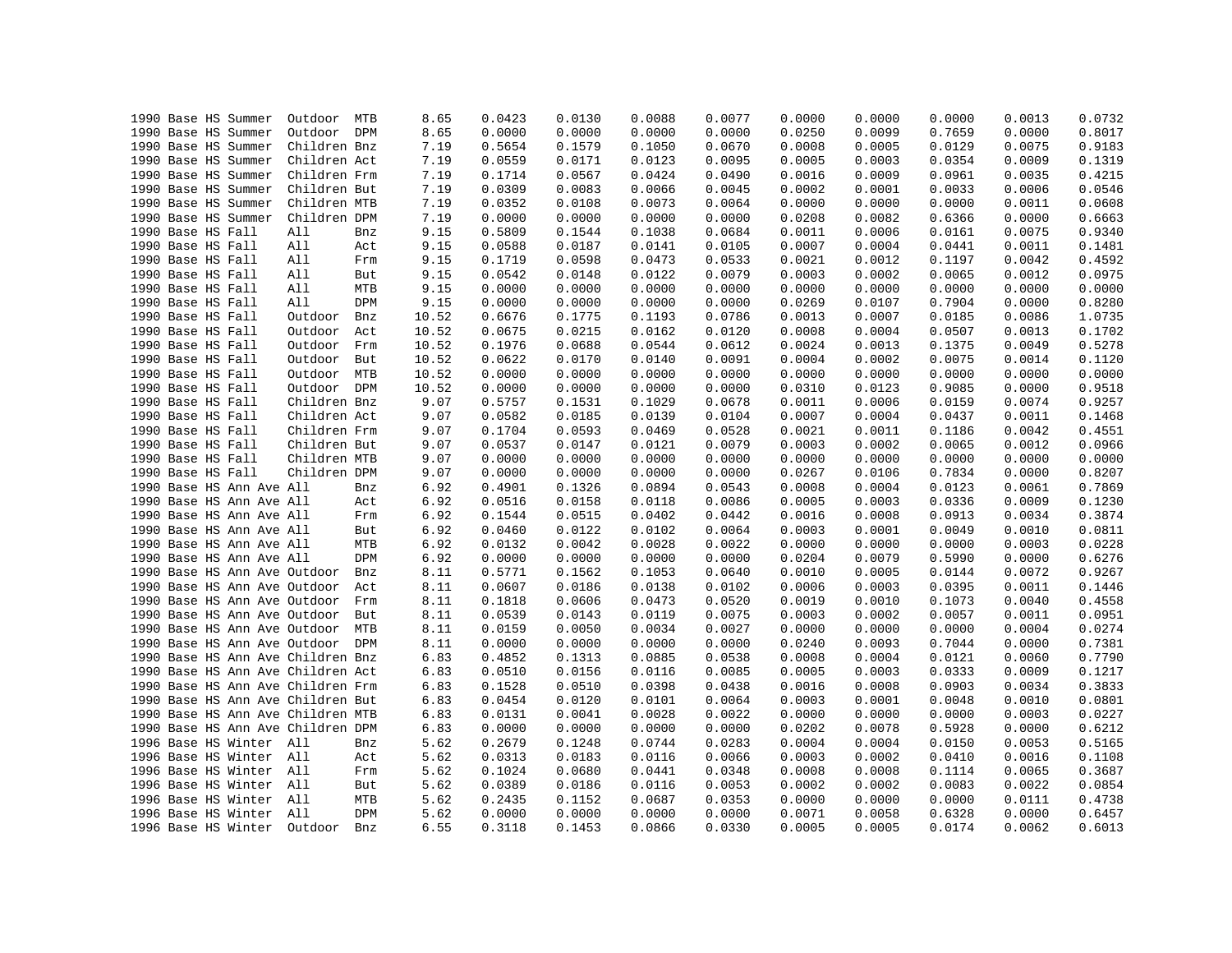| | | | | | | | | | | | | | | | |
|---|---|---|---|---|---|---|---|---|---|---|---|---|---|---|---|
| 1990 | Base | HS | Summer | Outdoor | MTB | 8.65 | 0.0423 | 0.0130 | 0.0088 | 0.0077 | 0.0000 | 0.0000 | 0.0000 | 0.0013 | 0.0732 |
| 1990 | Base | HS | Summer | Outdoor | DPM | 8.65 | 0.0000 | 0.0000 | 0.0000 | 0.0000 | 0.0250 | 0.0099 | 0.7659 | 0.0000 | 0.8017 |
| 1990 | Base | HS | Summer | Children | Bnz | 7.19 | 0.5654 | 0.1579 | 0.1050 | 0.0670 | 0.0008 | 0.0005 | 0.0129 | 0.0075 | 0.9183 |
| 1990 | Base | HS | Summer | Children | Act | 7.19 | 0.0559 | 0.0171 | 0.0123 | 0.0095 | 0.0005 | 0.0003 | 0.0354 | 0.0009 | 0.1319 |
| 1990 | Base | HS | Summer | Children | Frm | 7.19 | 0.1714 | 0.0567 | 0.0424 | 0.0490 | 0.0016 | 0.0009 | 0.0961 | 0.0035 | 0.4215 |
| 1990 | Base | HS | Summer | Children | But | 7.19 | 0.0309 | 0.0083 | 0.0066 | 0.0045 | 0.0002 | 0.0001 | 0.0033 | 0.0006 | 0.0546 |
| 1990 | Base | HS | Summer | Children | MTB | 7.19 | 0.0352 | 0.0108 | 0.0073 | 0.0064 | 0.0000 | 0.0000 | 0.0000 | 0.0011 | 0.0608 |
| 1990 | Base | HS | Summer | Children | DPM | 7.19 | 0.0000 | 0.0000 | 0.0000 | 0.0000 | 0.0208 | 0.0082 | 0.6366 | 0.0000 | 0.6663 |
| 1990 | Base | HS | Fall | All | Bnz | 9.15 | 0.5809 | 0.1544 | 0.1038 | 0.0684 | 0.0011 | 0.0006 | 0.0161 | 0.0075 | 0.9340 |
| 1990 | Base | HS | Fall | All | Act | 9.15 | 0.0588 | 0.0187 | 0.0141 | 0.0105 | 0.0007 | 0.0004 | 0.0441 | 0.0011 | 0.1481 |
| 1990 | Base | HS | Fall | All | Frm | 9.15 | 0.1719 | 0.0598 | 0.0473 | 0.0533 | 0.0021 | 0.0012 | 0.1197 | 0.0042 | 0.4592 |
| 1990 | Base | HS | Fall | All | But | 9.15 | 0.0542 | 0.0148 | 0.0122 | 0.0079 | 0.0003 | 0.0002 | 0.0065 | 0.0012 | 0.0975 |
| 1990 | Base | HS | Fall | All | MTB | 9.15 | 0.0000 | 0.0000 | 0.0000 | 0.0000 | 0.0000 | 0.0000 | 0.0000 | 0.0000 | 0.0000 |
| 1990 | Base | HS | Fall | All | DPM | 9.15 | 0.0000 | 0.0000 | 0.0000 | 0.0000 | 0.0269 | 0.0107 | 0.7904 | 0.0000 | 0.8280 |
| 1990 | Base | HS | Fall | Outdoor | Bnz | 10.52 | 0.6676 | 0.1775 | 0.1193 | 0.0786 | 0.0013 | 0.0007 | 0.0185 | 0.0086 | 1.0735 |
| 1990 | Base | HS | Fall | Outdoor | Act | 10.52 | 0.0675 | 0.0215 | 0.0162 | 0.0120 | 0.0008 | 0.0004 | 0.0507 | 0.0013 | 0.1702 |
| 1990 | Base | HS | Fall | Outdoor | Frm | 10.52 | 0.1976 | 0.0688 | 0.0544 | 0.0612 | 0.0024 | 0.0013 | 0.1375 | 0.0049 | 0.5278 |
| 1990 | Base | HS | Fall | Outdoor | But | 10.52 | 0.0622 | 0.0170 | 0.0140 | 0.0091 | 0.0004 | 0.0002 | 0.0075 | 0.0014 | 0.1120 |
| 1990 | Base | HS | Fall | Outdoor | MTB | 10.52 | 0.0000 | 0.0000 | 0.0000 | 0.0000 | 0.0000 | 0.0000 | 0.0000 | 0.0000 | 0.0000 |
| 1990 | Base | HS | Fall | Outdoor | DPM | 10.52 | 0.0000 | 0.0000 | 0.0000 | 0.0000 | 0.0310 | 0.0123 | 0.9085 | 0.0000 | 0.9518 |
| 1990 | Base | HS | Fall | Children | Bnz | 9.07 | 0.5757 | 0.1531 | 0.1029 | 0.0678 | 0.0011 | 0.0006 | 0.0159 | 0.0074 | 0.9257 |
| 1990 | Base | HS | Fall | Children | Act | 9.07 | 0.0582 | 0.0185 | 0.0139 | 0.0104 | 0.0007 | 0.0004 | 0.0437 | 0.0011 | 0.1468 |
| 1990 | Base | HS | Fall | Children | Frm | 9.07 | 0.1704 | 0.0593 | 0.0469 | 0.0528 | 0.0021 | 0.0011 | 0.1186 | 0.0042 | 0.4551 |
| 1990 | Base | HS | Fall | Children | But | 9.07 | 0.0537 | 0.0147 | 0.0121 | 0.0079 | 0.0003 | 0.0002 | 0.0065 | 0.0012 | 0.0966 |
| 1990 | Base | HS | Fall | Children | MTB | 9.07 | 0.0000 | 0.0000 | 0.0000 | 0.0000 | 0.0000 | 0.0000 | 0.0000 | 0.0000 | 0.0000 |
| 1990 | Base | HS | Fall | Children | DPM | 9.07 | 0.0000 | 0.0000 | 0.0000 | 0.0000 | 0.0267 | 0.0106 | 0.7834 | 0.0000 | 0.8207 |
| 1990 | Base | HS | Ann Ave | All | Bnz | 6.92 | 0.4901 | 0.1326 | 0.0894 | 0.0543 | 0.0008 | 0.0004 | 0.0123 | 0.0061 | 0.7869 |
| 1990 | Base | HS | Ann Ave | All | Act | 6.92 | 0.0516 | 0.0158 | 0.0118 | 0.0086 | 0.0005 | 0.0003 | 0.0336 | 0.0009 | 0.1230 |
| 1990 | Base | HS | Ann Ave | All | Frm | 6.92 | 0.1544 | 0.0515 | 0.0402 | 0.0442 | 0.0016 | 0.0008 | 0.0913 | 0.0034 | 0.3874 |
| 1990 | Base | HS | Ann Ave | All | But | 6.92 | 0.0460 | 0.0122 | 0.0102 | 0.0064 | 0.0003 | 0.0001 | 0.0049 | 0.0010 | 0.0811 |
| 1990 | Base | HS | Ann Ave | All | MTB | 6.92 | 0.0132 | 0.0042 | 0.0028 | 0.0022 | 0.0000 | 0.0000 | 0.0000 | 0.0003 | 0.0228 |
| 1990 | Base | HS | Ann Ave | All | DPM | 6.92 | 0.0000 | 0.0000 | 0.0000 | 0.0000 | 0.0204 | 0.0079 | 0.5990 | 0.0000 | 0.6276 |
| 1990 | Base | HS | Ann Ave | Outdoor | Bnz | 8.11 | 0.5771 | 0.1562 | 0.1053 | 0.0640 | 0.0010 | 0.0005 | 0.0144 | 0.0072 | 0.9267 |
| 1990 | Base | HS | Ann Ave | Outdoor | Act | 8.11 | 0.0607 | 0.0186 | 0.0138 | 0.0102 | 0.0006 | 0.0003 | 0.0395 | 0.0011 | 0.1446 |
| 1990 | Base | HS | Ann Ave | Outdoor | Frm | 8.11 | 0.1818 | 0.0606 | 0.0473 | 0.0520 | 0.0019 | 0.0010 | 0.1073 | 0.0040 | 0.4558 |
| 1990 | Base | HS | Ann Ave | Outdoor | But | 8.11 | 0.0539 | 0.0143 | 0.0119 | 0.0075 | 0.0003 | 0.0002 | 0.0057 | 0.0011 | 0.0951 |
| 1990 | Base | HS | Ann Ave | Outdoor | MTB | 8.11 | 0.0159 | 0.0050 | 0.0034 | 0.0027 | 0.0000 | 0.0000 | 0.0000 | 0.0004 | 0.0274 |
| 1990 | Base | HS | Ann Ave | Outdoor | DPM | 8.11 | 0.0000 | 0.0000 | 0.0000 | 0.0000 | 0.0240 | 0.0093 | 0.7044 | 0.0000 | 0.7381 |
| 1990 | Base | HS | Ann Ave | Children | Bnz | 6.83 | 0.4852 | 0.1313 | 0.0885 | 0.0538 | 0.0008 | 0.0004 | 0.0121 | 0.0060 | 0.7790 |
| 1990 | Base | HS | Ann Ave | Children | Act | 6.83 | 0.0510 | 0.0156 | 0.0116 | 0.0085 | 0.0005 | 0.0003 | 0.0333 | 0.0009 | 0.1217 |
| 1990 | Base | HS | Ann Ave | Children | Frm | 6.83 | 0.1528 | 0.0510 | 0.0398 | 0.0438 | 0.0016 | 0.0008 | 0.0903 | 0.0034 | 0.3833 |
| 1990 | Base | HS | Ann Ave | Children | But | 6.83 | 0.0454 | 0.0120 | 0.0101 | 0.0064 | 0.0003 | 0.0001 | 0.0048 | 0.0010 | 0.0801 |
| 1990 | Base | HS | Ann Ave | Children | MTB | 6.83 | 0.0131 | 0.0041 | 0.0028 | 0.0022 | 0.0000 | 0.0000 | 0.0000 | 0.0003 | 0.0227 |
| 1990 | Base | HS | Ann Ave | Children | DPM | 6.83 | 0.0000 | 0.0000 | 0.0000 | 0.0000 | 0.0202 | 0.0078 | 0.5928 | 0.0000 | 0.6212 |
| 1996 | Base | HS | Winter | All | Bnz | 5.62 | 0.2679 | 0.1248 | 0.0744 | 0.0283 | 0.0004 | 0.0004 | 0.0150 | 0.0053 | 0.5165 |
| 1996 | Base | HS | Winter | All | Act | 5.62 | 0.0313 | 0.0183 | 0.0116 | 0.0066 | 0.0003 | 0.0002 | 0.0410 | 0.0016 | 0.1108 |
| 1996 | Base | HS | Winter | All | Frm | 5.62 | 0.1024 | 0.0680 | 0.0441 | 0.0348 | 0.0008 | 0.0008 | 0.1114 | 0.0065 | 0.3687 |
| 1996 | Base | HS | Winter | All | But | 5.62 | 0.0389 | 0.0186 | 0.0116 | 0.0053 | 0.0002 | 0.0002 | 0.0083 | 0.0022 | 0.0854 |
| 1996 | Base | HS | Winter | All | MTB | 5.62 | 0.2435 | 0.1152 | 0.0687 | 0.0353 | 0.0000 | 0.0000 | 0.0000 | 0.0111 | 0.4738 |
| 1996 | Base | HS | Winter | All | DPM | 5.62 | 0.0000 | 0.0000 | 0.0000 | 0.0000 | 0.0071 | 0.0058 | 0.6328 | 0.0000 | 0.6457 |
| 1996 | Base | HS | Winter | Outdoor | Bnz | 6.55 | 0.3118 | 0.1453 | 0.0866 | 0.0330 | 0.0005 | 0.0005 | 0.0174 | 0.0062 | 0.6013 |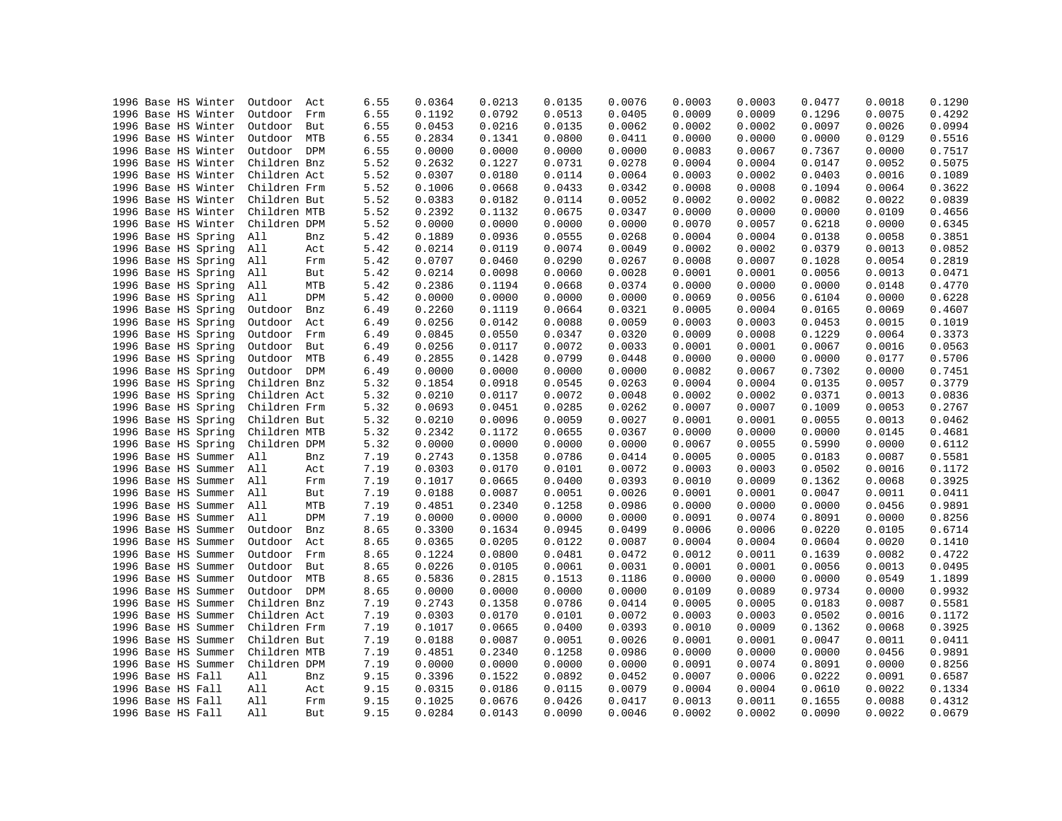| | | | | | | | | | | | | | | | | |
|---|---|---|---|---|---|---|---|---|---|---|---|---|---|---|---|---|
| 1996 | Base | HS | Winter | Outdoor | Act | 6.55 | 0.0364 | 0.0213 | 0.0135 | 0.0076 | 0.0003 | 0.0003 | 0.0477 | 0.0018 | 0.1290 |
| 1996 | Base | HS | Winter | Outdoor | Frm | 6.55 | 0.1192 | 0.0792 | 0.0513 | 0.0405 | 0.0009 | 0.0009 | 0.1296 | 0.0075 | 0.4292 |
| 1996 | Base | HS | Winter | Outdoor | But | 6.55 | 0.0453 | 0.0216 | 0.0135 | 0.0062 | 0.0002 | 0.0002 | 0.0097 | 0.0026 | 0.0994 |
| 1996 | Base | HS | Winter | Outdoor | MTB | 6.55 | 0.2834 | 0.1341 | 0.0800 | 0.0411 | 0.0000 | 0.0000 | 0.0000 | 0.0129 | 0.5516 |
| 1996 | Base | HS | Winter | Outdoor | DPM | 6.55 | 0.0000 | 0.0000 | 0.0000 | 0.0000 | 0.0083 | 0.0067 | 0.7367 | 0.0000 | 0.7517 |
| 1996 | Base | HS | Winter | Children | Bnz | 5.52 | 0.2632 | 0.1227 | 0.0731 | 0.0278 | 0.0004 | 0.0004 | 0.0147 | 0.0052 | 0.5075 |
| 1996 | Base | HS | Winter | Children | Act | 5.52 | 0.0307 | 0.0180 | 0.0114 | 0.0064 | 0.0003 | 0.0002 | 0.0403 | 0.0016 | 0.1089 |
| 1996 | Base | HS | Winter | Children | Frm | 5.52 | 0.1006 | 0.0668 | 0.0433 | 0.0342 | 0.0008 | 0.0008 | 0.1094 | 0.0064 | 0.3622 |
| 1996 | Base | HS | Winter | Children | But | 5.52 | 0.0383 | 0.0182 | 0.0114 | 0.0052 | 0.0002 | 0.0002 | 0.0082 | 0.0022 | 0.0839 |
| 1996 | Base | HS | Winter | Children | MTB | 5.52 | 0.2392 | 0.1132 | 0.0675 | 0.0347 | 0.0000 | 0.0000 | 0.0000 | 0.0109 | 0.4656 |
| 1996 | Base | HS | Winter | Children | DPM | 5.52 | 0.0000 | 0.0000 | 0.0000 | 0.0000 | 0.0070 | 0.0057 | 0.6218 | 0.0000 | 0.6345 |
| 1996 | Base | HS | Spring | All | Bnz | 5.42 | 0.1889 | 0.0936 | 0.0555 | 0.0268 | 0.0004 | 0.0004 | 0.0138 | 0.0058 | 0.3851 |
| 1996 | Base | HS | Spring | All | Act | 5.42 | 0.0214 | 0.0119 | 0.0074 | 0.0049 | 0.0002 | 0.0002 | 0.0379 | 0.0013 | 0.0852 |
| 1996 | Base | HS | Spring | All | Frm | 5.42 | 0.0707 | 0.0460 | 0.0290 | 0.0267 | 0.0008 | 0.0007 | 0.1028 | 0.0054 | 0.2819 |
| 1996 | Base | HS | Spring | All | But | 5.42 | 0.0214 | 0.0098 | 0.0060 | 0.0028 | 0.0001 | 0.0001 | 0.0056 | 0.0013 | 0.0471 |
| 1996 | Base | HS | Spring | All | MTB | 5.42 | 0.2386 | 0.1194 | 0.0668 | 0.0374 | 0.0000 | 0.0000 | 0.0000 | 0.0148 | 0.4770 |
| 1996 | Base | HS | Spring | All | DPM | 5.42 | 0.0000 | 0.0000 | 0.0000 | 0.0000 | 0.0069 | 0.0056 | 0.6104 | 0.0000 | 0.6228 |
| 1996 | Base | HS | Spring | Outdoor | Bnz | 6.49 | 0.2260 | 0.1119 | 0.0664 | 0.0321 | 0.0005 | 0.0004 | 0.0165 | 0.0069 | 0.4607 |
| 1996 | Base | HS | Spring | Outdoor | Act | 6.49 | 0.0256 | 0.0142 | 0.0088 | 0.0059 | 0.0003 | 0.0003 | 0.0453 | 0.0015 | 0.1019 |
| 1996 | Base | HS | Spring | Outdoor | Frm | 6.49 | 0.0845 | 0.0550 | 0.0347 | 0.0320 | 0.0009 | 0.0008 | 0.1229 | 0.0064 | 0.3373 |
| 1996 | Base | HS | Spring | Outdoor | But | 6.49 | 0.0256 | 0.0117 | 0.0072 | 0.0033 | 0.0001 | 0.0001 | 0.0067 | 0.0016 | 0.0563 |
| 1996 | Base | HS | Spring | Outdoor | MTB | 6.49 | 0.2855 | 0.1428 | 0.0799 | 0.0448 | 0.0000 | 0.0000 | 0.0000 | 0.0177 | 0.5706 |
| 1996 | Base | HS | Spring | Outdoor | DPM | 6.49 | 0.0000 | 0.0000 | 0.0000 | 0.0000 | 0.0082 | 0.0067 | 0.7302 | 0.0000 | 0.7451 |
| 1996 | Base | HS | Spring | Children | Bnz | 5.32 | 0.1854 | 0.0918 | 0.0545 | 0.0263 | 0.0004 | 0.0004 | 0.0135 | 0.0057 | 0.3779 |
| 1996 | Base | HS | Spring | Children | Act | 5.32 | 0.0210 | 0.0117 | 0.0072 | 0.0048 | 0.0002 | 0.0002 | 0.0371 | 0.0013 | 0.0836 |
| 1996 | Base | HS | Spring | Children | Frm | 5.32 | 0.0693 | 0.0451 | 0.0285 | 0.0262 | 0.0007 | 0.0007 | 0.1009 | 0.0053 | 0.2767 |
| 1996 | Base | HS | Spring | Children | But | 5.32 | 0.0210 | 0.0096 | 0.0059 | 0.0027 | 0.0001 | 0.0001 | 0.0055 | 0.0013 | 0.0462 |
| 1996 | Base | HS | Spring | Children | MTB | 5.32 | 0.2342 | 0.1172 | 0.0655 | 0.0367 | 0.0000 | 0.0000 | 0.0000 | 0.0145 | 0.4681 |
| 1996 | Base | HS | Spring | Children | DPM | 5.32 | 0.0000 | 0.0000 | 0.0000 | 0.0000 | 0.0067 | 0.0055 | 0.5990 | 0.0000 | 0.6112 |
| 1996 | Base | HS | Summer | All | Bnz | 7.19 | 0.2743 | 0.1358 | 0.0786 | 0.0414 | 0.0005 | 0.0005 | 0.0183 | 0.0087 | 0.5581 |
| 1996 | Base | HS | Summer | All | Act | 7.19 | 0.0303 | 0.0170 | 0.0101 | 0.0072 | 0.0003 | 0.0003 | 0.0502 | 0.0016 | 0.1172 |
| 1996 | Base | HS | Summer | All | Frm | 7.19 | 0.1017 | 0.0665 | 0.0400 | 0.0393 | 0.0010 | 0.0009 | 0.1362 | 0.0068 | 0.3925 |
| 1996 | Base | HS | Summer | All | But | 7.19 | 0.0188 | 0.0087 | 0.0051 | 0.0026 | 0.0001 | 0.0001 | 0.0047 | 0.0011 | 0.0411 |
| 1996 | Base | HS | Summer | All | MTB | 7.19 | 0.4851 | 0.2340 | 0.1258 | 0.0986 | 0.0000 | 0.0000 | 0.0000 | 0.0456 | 0.9891 |
| 1996 | Base | HS | Summer | All | DPM | 7.19 | 0.0000 | 0.0000 | 0.0000 | 0.0000 | 0.0091 | 0.0074 | 0.8091 | 0.0000 | 0.8256 |
| 1996 | Base | HS | Summer | Outdoor | Bnz | 8.65 | 0.3300 | 0.1634 | 0.0945 | 0.0499 | 0.0006 | 0.0006 | 0.0220 | 0.0105 | 0.6714 |
| 1996 | Base | HS | Summer | Outdoor | Act | 8.65 | 0.0365 | 0.0205 | 0.0122 | 0.0087 | 0.0004 | 0.0004 | 0.0604 | 0.0020 | 0.1410 |
| 1996 | Base | HS | Summer | Outdoor | Frm | 8.65 | 0.1224 | 0.0800 | 0.0481 | 0.0472 | 0.0012 | 0.0011 | 0.1639 | 0.0082 | 0.4722 |
| 1996 | Base | HS | Summer | Outdoor | But | 8.65 | 0.0226 | 0.0105 | 0.0061 | 0.0031 | 0.0001 | 0.0001 | 0.0056 | 0.0013 | 0.0495 |
| 1996 | Base | HS | Summer | Outdoor | MTB | 8.65 | 0.5836 | 0.2815 | 0.1513 | 0.1186 | 0.0000 | 0.0000 | 0.0000 | 0.0549 | 1.1899 |
| 1996 | Base | HS | Summer | Outdoor | DPM | 8.65 | 0.0000 | 0.0000 | 0.0000 | 0.0000 | 0.0109 | 0.0089 | 0.9734 | 0.0000 | 0.9932 |
| 1996 | Base | HS | Summer | Children | Bnz | 7.19 | 0.2743 | 0.1358 | 0.0786 | 0.0414 | 0.0005 | 0.0005 | 0.0183 | 0.0087 | 0.5581 |
| 1996 | Base | HS | Summer | Children | Act | 7.19 | 0.0303 | 0.0170 | 0.0101 | 0.0072 | 0.0003 | 0.0003 | 0.0502 | 0.0016 | 0.1172 |
| 1996 | Base | HS | Summer | Children | Frm | 7.19 | 0.1017 | 0.0665 | 0.0400 | 0.0393 | 0.0010 | 0.0009 | 0.1362 | 0.0068 | 0.3925 |
| 1996 | Base | HS | Summer | Children | But | 7.19 | 0.0188 | 0.0087 | 0.0051 | 0.0026 | 0.0001 | 0.0001 | 0.0047 | 0.0011 | 0.0411 |
| 1996 | Base | HS | Summer | Children | MTB | 7.19 | 0.4851 | 0.2340 | 0.1258 | 0.0986 | 0.0000 | 0.0000 | 0.0000 | 0.0456 | 0.9891 |
| 1996 | Base | HS | Summer | Children | DPM | 7.19 | 0.0000 | 0.0000 | 0.0000 | 0.0000 | 0.0091 | 0.0074 | 0.8091 | 0.0000 | 0.8256 |
| 1996 | Base | HS | Fall | All | Bnz | 9.15 | 0.3396 | 0.1522 | 0.0892 | 0.0452 | 0.0007 | 0.0006 | 0.0222 | 0.0091 | 0.6587 |
| 1996 | Base | HS | Fall | All | Act | 9.15 | 0.0315 | 0.0186 | 0.0115 | 0.0079 | 0.0004 | 0.0004 | 0.0610 | 0.0022 | 0.1334 |
| 1996 | Base | HS | Fall | All | Frm | 9.15 | 0.1025 | 0.0676 | 0.0426 | 0.0417 | 0.0013 | 0.0011 | 0.1655 | 0.0088 | 0.4312 |
| 1996 | Base | HS | Fall | All | But | 9.15 | 0.0284 | 0.0143 | 0.0090 | 0.0046 | 0.0002 | 0.0002 | 0.0090 | 0.0022 | 0.0679 |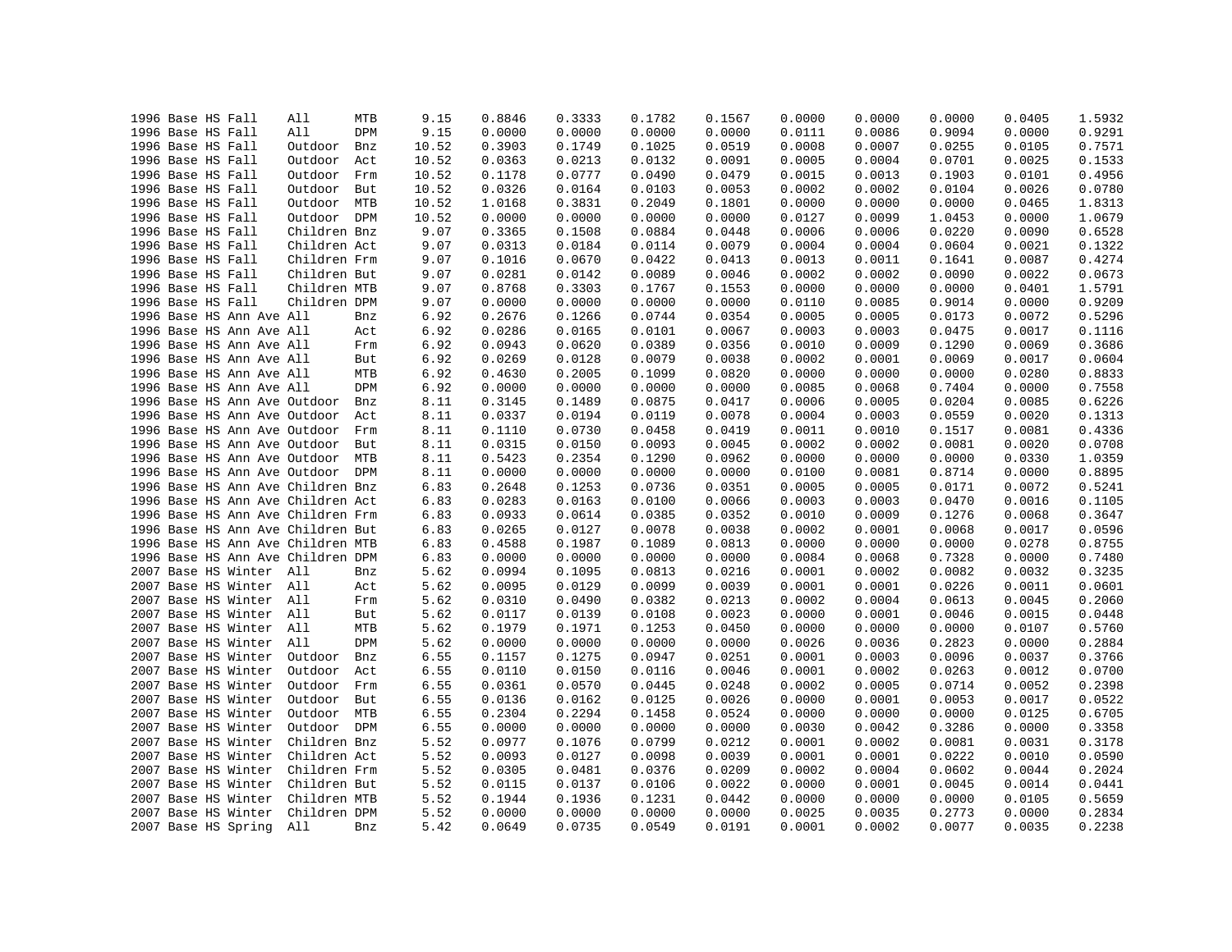| | | | | | | | | | | | | | | |
|---|---|---|---|---|---|---|---|---|---|---|---|---|---|---|
| 1996 | Base HS | Fall | All | MTB | 9.15 | 0.8846 | 0.3333 | 0.1782 | 0.1567 | 0.0000 | 0.0000 | 0.0000 | 0.0405 | 1.5932 |
| 1996 | Base HS | Fall | All | DPM | 9.15 | 0.0000 | 0.0000 | 0.0000 | 0.0000 | 0.0111 | 0.0086 | 0.9094 | 0.0000 | 0.9291 |
| 1996 | Base HS | Fall | Outdoor | Bnz | 10.52 | 0.3903 | 0.1749 | 0.1025 | 0.0519 | 0.0008 | 0.0007 | 0.0255 | 0.0105 | 0.7571 |
| 1996 | Base HS | Fall | Outdoor | Act | 10.52 | 0.0363 | 0.0213 | 0.0132 | 0.0091 | 0.0005 | 0.0004 | 0.0701 | 0.0025 | 0.1533 |
| 1996 | Base HS | Fall | Outdoor | Frm | 10.52 | 0.1178 | 0.0777 | 0.0490 | 0.0479 | 0.0015 | 0.0013 | 0.1903 | 0.0101 | 0.4956 |
| 1996 | Base HS | Fall | Outdoor | But | 10.52 | 0.0326 | 0.0164 | 0.0103 | 0.0053 | 0.0002 | 0.0002 | 0.0104 | 0.0026 | 0.0780 |
| 1996 | Base HS | Fall | Outdoor | MTB | 10.52 | 1.0168 | 0.3831 | 0.2049 | 0.1801 | 0.0000 | 0.0000 | 0.0000 | 0.0465 | 1.8313 |
| 1996 | Base HS | Fall | Outdoor | DPM | 10.52 | 0.0000 | 0.0000 | 0.0000 | 0.0000 | 0.0127 | 0.0099 | 1.0453 | 0.0000 | 1.0679 |
| 1996 | Base HS | Fall | Children | Bnz | 9.07 | 0.3365 | 0.1508 | 0.0884 | 0.0448 | 0.0006 | 0.0006 | 0.0220 | 0.0090 | 0.6528 |
| 1996 | Base HS | Fall | Children | Act | 9.07 | 0.0313 | 0.0184 | 0.0114 | 0.0079 | 0.0004 | 0.0004 | 0.0604 | 0.0021 | 0.1322 |
| 1996 | Base HS | Fall | Children | Frm | 9.07 | 0.1016 | 0.0670 | 0.0422 | 0.0413 | 0.0013 | 0.0011 | 0.1641 | 0.0087 | 0.4274 |
| 1996 | Base HS | Fall | Children | But | 9.07 | 0.0281 | 0.0142 | 0.0089 | 0.0046 | 0.0002 | 0.0002 | 0.0090 | 0.0022 | 0.0673 |
| 1996 | Base HS | Fall | Children | MTB | 9.07 | 0.8768 | 0.3303 | 0.1767 | 0.1553 | 0.0000 | 0.0000 | 0.0000 | 0.0401 | 1.5791 |
| 1996 | Base HS | Fall | Children | DPM | 9.07 | 0.0000 | 0.0000 | 0.0000 | 0.0000 | 0.0110 | 0.0085 | 0.9014 | 0.0000 | 0.9209 |
| 1996 | Base HS | Ann Ave | All | Bnz | 6.92 | 0.2676 | 0.1266 | 0.0744 | 0.0354 | 0.0005 | 0.0005 | 0.0173 | 0.0072 | 0.5296 |
| 1996 | Base HS | Ann Ave | All | Act | 6.92 | 0.0286 | 0.0165 | 0.0101 | 0.0067 | 0.0003 | 0.0003 | 0.0475 | 0.0017 | 0.1116 |
| 1996 | Base HS | Ann Ave | All | Frm | 6.92 | 0.0943 | 0.0620 | 0.0389 | 0.0356 | 0.0010 | 0.0009 | 0.1290 | 0.0069 | 0.3686 |
| 1996 | Base HS | Ann Ave | All | But | 6.92 | 0.0269 | 0.0128 | 0.0079 | 0.0038 | 0.0002 | 0.0001 | 0.0069 | 0.0017 | 0.0604 |
| 1996 | Base HS | Ann Ave | All | MTB | 6.92 | 0.4630 | 0.2005 | 0.1099 | 0.0820 | 0.0000 | 0.0000 | 0.0000 | 0.0280 | 0.8833 |
| 1996 | Base HS | Ann Ave | All | DPM | 6.92 | 0.0000 | 0.0000 | 0.0000 | 0.0000 | 0.0085 | 0.0068 | 0.7404 | 0.0000 | 0.7558 |
| 1996 | Base HS | Ann Ave | Outdoor | Bnz | 8.11 | 0.3145 | 0.1489 | 0.0875 | 0.0417 | 0.0006 | 0.0005 | 0.0204 | 0.0085 | 0.6226 |
| 1996 | Base HS | Ann Ave | Outdoor | Act | 8.11 | 0.0337 | 0.0194 | 0.0119 | 0.0078 | 0.0004 | 0.0003 | 0.0559 | 0.0020 | 0.1313 |
| 1996 | Base HS | Ann Ave | Outdoor | Frm | 8.11 | 0.1110 | 0.0730 | 0.0458 | 0.0419 | 0.0011 | 0.0010 | 0.1517 | 0.0081 | 0.4336 |
| 1996 | Base HS | Ann Ave | Outdoor | But | 8.11 | 0.0315 | 0.0150 | 0.0093 | 0.0045 | 0.0002 | 0.0002 | 0.0081 | 0.0020 | 0.0708 |
| 1996 | Base HS | Ann Ave | Outdoor | MTB | 8.11 | 0.5423 | 0.2354 | 0.1290 | 0.0962 | 0.0000 | 0.0000 | 0.0000 | 0.0330 | 1.0359 |
| 1996 | Base HS | Ann Ave | Outdoor | DPM | 8.11 | 0.0000 | 0.0000 | 0.0000 | 0.0000 | 0.0100 | 0.0081 | 0.8714 | 0.0000 | 0.8895 |
| 1996 | Base HS | Ann Ave | Children | Bnz | 6.83 | 0.2648 | 0.1253 | 0.0736 | 0.0351 | 0.0005 | 0.0005 | 0.0171 | 0.0072 | 0.5241 |
| 1996 | Base HS | Ann Ave | Children | Act | 6.83 | 0.0283 | 0.0163 | 0.0100 | 0.0066 | 0.0003 | 0.0003 | 0.0470 | 0.0016 | 0.1105 |
| 1996 | Base HS | Ann Ave | Children | Frm | 6.83 | 0.0933 | 0.0614 | 0.0385 | 0.0352 | 0.0010 | 0.0009 | 0.1276 | 0.0068 | 0.3647 |
| 1996 | Base HS | Ann Ave | Children | But | 6.83 | 0.0265 | 0.0127 | 0.0078 | 0.0038 | 0.0002 | 0.0001 | 0.0068 | 0.0017 | 0.0596 |
| 1996 | Base HS | Ann Ave | Children | MTB | 6.83 | 0.4588 | 0.1987 | 0.1089 | 0.0813 | 0.0000 | 0.0000 | 0.0000 | 0.0278 | 0.8755 |
| 1996 | Base HS | Ann Ave | Children | DPM | 6.83 | 0.0000 | 0.0000 | 0.0000 | 0.0000 | 0.0084 | 0.0068 | 0.7328 | 0.0000 | 0.7480 |
| 2007 | Base HS | Winter | All | Bnz | 5.62 | 0.0994 | 0.1095 | 0.0813 | 0.0216 | 0.0001 | 0.0002 | 0.0082 | 0.0032 | 0.3235 |
| 2007 | Base HS | Winter | All | Act | 5.62 | 0.0095 | 0.0129 | 0.0099 | 0.0039 | 0.0001 | 0.0001 | 0.0226 | 0.0011 | 0.0601 |
| 2007 | Base HS | Winter | All | Frm | 5.62 | 0.0310 | 0.0490 | 0.0382 | 0.0213 | 0.0002 | 0.0004 | 0.0613 | 0.0045 | 0.2060 |
| 2007 | Base HS | Winter | All | But | 5.62 | 0.0117 | 0.0139 | 0.0108 | 0.0023 | 0.0000 | 0.0001 | 0.0046 | 0.0015 | 0.0448 |
| 2007 | Base HS | Winter | All | MTB | 5.62 | 0.1979 | 0.1971 | 0.1253 | 0.0450 | 0.0000 | 0.0000 | 0.0000 | 0.0107 | 0.5760 |
| 2007 | Base HS | Winter | All | DPM | 5.62 | 0.0000 | 0.0000 | 0.0000 | 0.0000 | 0.0026 | 0.0036 | 0.2823 | 0.0000 | 0.2884 |
| 2007 | Base HS | Winter | Outdoor | Bnz | 6.55 | 0.1157 | 0.1275 | 0.0947 | 0.0251 | 0.0001 | 0.0003 | 0.0096 | 0.0037 | 0.3766 |
| 2007 | Base HS | Winter | Outdoor | Act | 6.55 | 0.0110 | 0.0150 | 0.0116 | 0.0046 | 0.0001 | 0.0002 | 0.0263 | 0.0012 | 0.0700 |
| 2007 | Base HS | Winter | Outdoor | Frm | 6.55 | 0.0361 | 0.0570 | 0.0445 | 0.0248 | 0.0002 | 0.0005 | 0.0714 | 0.0052 | 0.2398 |
| 2007 | Base HS | Winter | Outdoor | But | 6.55 | 0.0136 | 0.0162 | 0.0125 | 0.0026 | 0.0000 | 0.0001 | 0.0053 | 0.0017 | 0.0522 |
| 2007 | Base HS | Winter | Outdoor | MTB | 6.55 | 0.2304 | 0.2294 | 0.1458 | 0.0524 | 0.0000 | 0.0000 | 0.0000 | 0.0125 | 0.6705 |
| 2007 | Base HS | Winter | Outdoor | DPM | 6.55 | 0.0000 | 0.0000 | 0.0000 | 0.0000 | 0.0030 | 0.0042 | 0.3286 | 0.0000 | 0.3358 |
| 2007 | Base HS | Winter | Children | Bnz | 5.52 | 0.0977 | 0.1076 | 0.0799 | 0.0212 | 0.0001 | 0.0002 | 0.0081 | 0.0031 | 0.3178 |
| 2007 | Base HS | Winter | Children | Act | 5.52 | 0.0093 | 0.0127 | 0.0098 | 0.0039 | 0.0001 | 0.0001 | 0.0222 | 0.0010 | 0.0590 |
| 2007 | Base HS | Winter | Children | Frm | 5.52 | 0.0305 | 0.0481 | 0.0376 | 0.0209 | 0.0002 | 0.0004 | 0.0602 | 0.0044 | 0.2024 |
| 2007 | Base HS | Winter | Children | But | 5.52 | 0.0115 | 0.0137 | 0.0106 | 0.0022 | 0.0000 | 0.0001 | 0.0045 | 0.0014 | 0.0441 |
| 2007 | Base HS | Winter | Children | MTB | 5.52 | 0.1944 | 0.1936 | 0.1231 | 0.0442 | 0.0000 | 0.0000 | 0.0000 | 0.0105 | 0.5659 |
| 2007 | Base HS | Winter | Children | DPM | 5.52 | 0.0000 | 0.0000 | 0.0000 | 0.0000 | 0.0025 | 0.0035 | 0.2773 | 0.0000 | 0.2834 |
| 2007 | Base HS | Spring | All | Bnz | 5.42 | 0.0649 | 0.0735 | 0.0549 | 0.0191 | 0.0001 | 0.0002 | 0.0077 | 0.0035 | 0.2238 |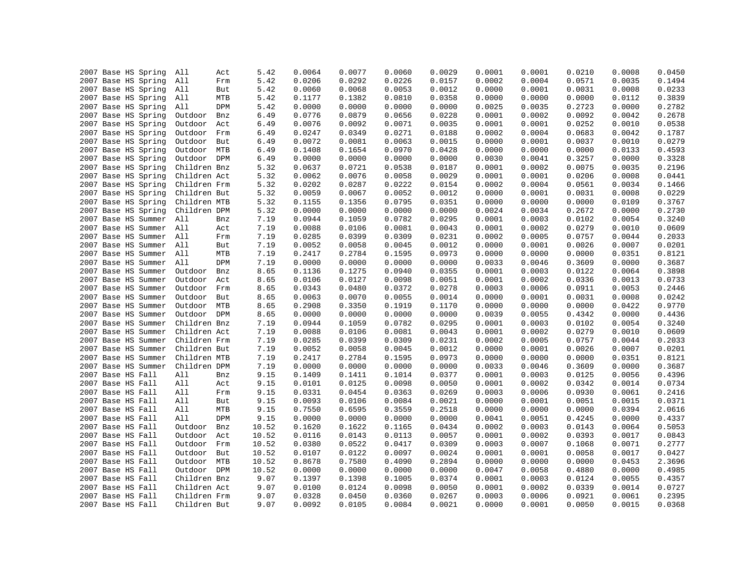| | | | | | | | | | | | | | | | |
|---|---|---|---|---|---|---|---|---|---|---|---|---|---|---|---|
| 2007 | Base | HS | Spring | All | Act | 5.42 | 0.0064 | 0.0077 | 0.0060 | 0.0029 | 0.0001 | 0.0001 | 0.0210 | 0.0008 | 0.0450 |
| 2007 | Base | HS | Spring | All | Frm | 5.42 | 0.0206 | 0.0292 | 0.0226 | 0.0157 | 0.0002 | 0.0004 | 0.0571 | 0.0035 | 0.1494 |
| 2007 | Base | HS | Spring | All | But | 5.42 | 0.0060 | 0.0068 | 0.0053 | 0.0012 | 0.0000 | 0.0001 | 0.0031 | 0.0008 | 0.0233 |
| 2007 | Base | HS | Spring | All | MTB | 5.42 | 0.1177 | 0.1382 | 0.0810 | 0.0358 | 0.0000 | 0.0000 | 0.0000 | 0.0112 | 0.3839 |
| 2007 | Base | HS | Spring | All | DPM | 5.42 | 0.0000 | 0.0000 | 0.0000 | 0.0000 | 0.0025 | 0.0035 | 0.2723 | 0.0000 | 0.2782 |
| 2007 | Base | HS | Spring | Outdoor | Bnz | 6.49 | 0.0776 | 0.0879 | 0.0656 | 0.0228 | 0.0001 | 0.0002 | 0.0092 | 0.0042 | 0.2678 |
| 2007 | Base | HS | Spring | Outdoor | Act | 6.49 | 0.0076 | 0.0092 | 0.0071 | 0.0035 | 0.0001 | 0.0001 | 0.0252 | 0.0010 | 0.0538 |
| 2007 | Base | HS | Spring | Outdoor | Frm | 6.49 | 0.0247 | 0.0349 | 0.0271 | 0.0188 | 0.0002 | 0.0004 | 0.0683 | 0.0042 | 0.1787 |
| 2007 | Base | HS | Spring | Outdoor | But | 6.49 | 0.0072 | 0.0081 | 0.0063 | 0.0015 | 0.0000 | 0.0001 | 0.0037 | 0.0010 | 0.0279 |
| 2007 | Base | HS | Spring | Outdoor | MTB | 6.49 | 0.1408 | 0.1654 | 0.0970 | 0.0428 | 0.0000 | 0.0000 | 0.0000 | 0.0133 | 0.4593 |
| 2007 | Base | HS | Spring | Outdoor | DPM | 6.49 | 0.0000 | 0.0000 | 0.0000 | 0.0000 | 0.0030 | 0.0041 | 0.3257 | 0.0000 | 0.3328 |
| 2007 | Base | HS | Spring | Children | Bnz | 5.32 | 0.0637 | 0.0721 | 0.0538 | 0.0187 | 0.0001 | 0.0002 | 0.0075 | 0.0035 | 0.2196 |
| 2007 | Base | HS | Spring | Children | Act | 5.32 | 0.0062 | 0.0076 | 0.0058 | 0.0029 | 0.0001 | 0.0001 | 0.0206 | 0.0008 | 0.0441 |
| 2007 | Base | HS | Spring | Children | Frm | 5.32 | 0.0202 | 0.0287 | 0.0222 | 0.0154 | 0.0002 | 0.0004 | 0.0561 | 0.0034 | 0.1466 |
| 2007 | Base | HS | Spring | Children | But | 5.32 | 0.0059 | 0.0067 | 0.0052 | 0.0012 | 0.0000 | 0.0001 | 0.0031 | 0.0008 | 0.0229 |
| 2007 | Base | HS | Spring | Children | MTB | 5.32 | 0.1155 | 0.1356 | 0.0795 | 0.0351 | 0.0000 | 0.0000 | 0.0000 | 0.0109 | 0.3767 |
| 2007 | Base | HS | Spring | Children | DPM | 5.32 | 0.0000 | 0.0000 | 0.0000 | 0.0000 | 0.0024 | 0.0034 | 0.2672 | 0.0000 | 0.2730 |
| 2007 | Base | HS | Summer | All | Bnz | 7.19 | 0.0944 | 0.1059 | 0.0782 | 0.0295 | 0.0001 | 0.0003 | 0.0102 | 0.0054 | 0.3240 |
| 2007 | Base | HS | Summer | All | Act | 7.19 | 0.0088 | 0.0106 | 0.0081 | 0.0043 | 0.0001 | 0.0002 | 0.0279 | 0.0010 | 0.0609 |
| 2007 | Base | HS | Summer | All | Frm | 7.19 | 0.0285 | 0.0399 | 0.0309 | 0.0231 | 0.0002 | 0.0005 | 0.0757 | 0.0044 | 0.2033 |
| 2007 | Base | HS | Summer | All | But | 7.19 | 0.0052 | 0.0058 | 0.0045 | 0.0012 | 0.0000 | 0.0001 | 0.0026 | 0.0007 | 0.0201 |
| 2007 | Base | HS | Summer | All | MTB | 7.19 | 0.2417 | 0.2784 | 0.1595 | 0.0973 | 0.0000 | 0.0000 | 0.0000 | 0.0351 | 0.8121 |
| 2007 | Base | HS | Summer | All | DPM | 7.19 | 0.0000 | 0.0000 | 0.0000 | 0.0000 | 0.0033 | 0.0046 | 0.3609 | 0.0000 | 0.3687 |
| 2007 | Base | HS | Summer | Outdoor | Bnz | 8.65 | 0.1136 | 0.1275 | 0.0940 | 0.0355 | 0.0001 | 0.0003 | 0.0122 | 0.0064 | 0.3898 |
| 2007 | Base | HS | Summer | Outdoor | Act | 8.65 | 0.0106 | 0.0127 | 0.0098 | 0.0051 | 0.0001 | 0.0002 | 0.0336 | 0.0013 | 0.0733 |
| 2007 | Base | HS | Summer | Outdoor | Frm | 8.65 | 0.0343 | 0.0480 | 0.0372 | 0.0278 | 0.0003 | 0.0006 | 0.0911 | 0.0053 | 0.2446 |
| 2007 | Base | HS | Summer | Outdoor | But | 8.65 | 0.0063 | 0.0070 | 0.0055 | 0.0014 | 0.0000 | 0.0001 | 0.0031 | 0.0008 | 0.0242 |
| 2007 | Base | HS | Summer | Outdoor | MTB | 8.65 | 0.2908 | 0.3350 | 0.1919 | 0.1170 | 0.0000 | 0.0000 | 0.0000 | 0.0422 | 0.9770 |
| 2007 | Base | HS | Summer | Outdoor | DPM | 8.65 | 0.0000 | 0.0000 | 0.0000 | 0.0000 | 0.0039 | 0.0055 | 0.4342 | 0.0000 | 0.4436 |
| 2007 | Base | HS | Summer | Children | Bnz | 7.19 | 0.0944 | 0.1059 | 0.0782 | 0.0295 | 0.0001 | 0.0003 | 0.0102 | 0.0054 | 0.3240 |
| 2007 | Base | HS | Summer | Children | Act | 7.19 | 0.0088 | 0.0106 | 0.0081 | 0.0043 | 0.0001 | 0.0002 | 0.0279 | 0.0010 | 0.0609 |
| 2007 | Base | HS | Summer | Children | Frm | 7.19 | 0.0285 | 0.0399 | 0.0309 | 0.0231 | 0.0002 | 0.0005 | 0.0757 | 0.0044 | 0.2033 |
| 2007 | Base | HS | Summer | Children | But | 7.19 | 0.0052 | 0.0058 | 0.0045 | 0.0012 | 0.0000 | 0.0001 | 0.0026 | 0.0007 | 0.0201 |
| 2007 | Base | HS | Summer | Children | MTB | 7.19 | 0.2417 | 0.2784 | 0.1595 | 0.0973 | 0.0000 | 0.0000 | 0.0000 | 0.0351 | 0.8121 |
| 2007 | Base | HS | Summer | Children | DPM | 7.19 | 0.0000 | 0.0000 | 0.0000 | 0.0000 | 0.0033 | 0.0046 | 0.3609 | 0.0000 | 0.3687 |
| 2007 | Base | HS | Fall | All | Bnz | 9.15 | 0.1409 | 0.1411 | 0.1014 | 0.0377 | 0.0001 | 0.0003 | 0.0125 | 0.0056 | 0.4396 |
| 2007 | Base | HS | Fall | All | Act | 9.15 | 0.0101 | 0.0125 | 0.0098 | 0.0050 | 0.0001 | 0.0002 | 0.0342 | 0.0014 | 0.0734 |
| 2007 | Base | HS | Fall | All | Frm | 9.15 | 0.0331 | 0.0454 | 0.0363 | 0.0269 | 0.0003 | 0.0006 | 0.0930 | 0.0061 | 0.2416 |
| 2007 | Base | HS | Fall | All | But | 9.15 | 0.0093 | 0.0106 | 0.0084 | 0.0021 | 0.0000 | 0.0001 | 0.0051 | 0.0015 | 0.0371 |
| 2007 | Base | HS | Fall | All | MTB | 9.15 | 0.7550 | 0.6595 | 0.3559 | 0.2518 | 0.0000 | 0.0000 | 0.0000 | 0.0394 | 2.0616 |
| 2007 | Base | HS | Fall | All | DPM | 9.15 | 0.0000 | 0.0000 | 0.0000 | 0.0000 | 0.0041 | 0.0051 | 0.4245 | 0.0000 | 0.4337 |
| 2007 | Base | HS | Fall | Outdoor | Bnz | 10.52 | 0.1620 | 0.1622 | 0.1165 | 0.0434 | 0.0002 | 0.0003 | 0.0143 | 0.0064 | 0.5053 |
| 2007 | Base | HS | Fall | Outdoor | Act | 10.52 | 0.0116 | 0.0143 | 0.0113 | 0.0057 | 0.0001 | 0.0002 | 0.0393 | 0.0017 | 0.0843 |
| 2007 | Base | HS | Fall | Outdoor | Frm | 10.52 | 0.0380 | 0.0522 | 0.0417 | 0.0309 | 0.0003 | 0.0007 | 0.1068 | 0.0071 | 0.2777 |
| 2007 | Base | HS | Fall | Outdoor | But | 10.52 | 0.0107 | 0.0122 | 0.0097 | 0.0024 | 0.0001 | 0.0001 | 0.0058 | 0.0017 | 0.0427 |
| 2007 | Base | HS | Fall | Outdoor | MTB | 10.52 | 0.8678 | 0.7580 | 0.4090 | 0.2894 | 0.0000 | 0.0000 | 0.0000 | 0.0453 | 2.3696 |
| 2007 | Base | HS | Fall | Outdoor | DPM | 10.52 | 0.0000 | 0.0000 | 0.0000 | 0.0000 | 0.0047 | 0.0058 | 0.4880 | 0.0000 | 0.4985 |
| 2007 | Base | HS | Fall | Children | Bnz | 9.07 | 0.1397 | 0.1398 | 0.1005 | 0.0374 | 0.0001 | 0.0003 | 0.0124 | 0.0055 | 0.4357 |
| 2007 | Base | HS | Fall | Children | Act | 9.07 | 0.0100 | 0.0124 | 0.0098 | 0.0050 | 0.0001 | 0.0002 | 0.0339 | 0.0014 | 0.0727 |
| 2007 | Base | HS | Fall | Children | Frm | 9.07 | 0.0328 | 0.0450 | 0.0360 | 0.0267 | 0.0003 | 0.0006 | 0.0921 | 0.0061 | 0.2395 |
| 2007 | Base | HS | Fall | Children | But | 9.07 | 0.0092 | 0.0105 | 0.0084 | 0.0021 | 0.0000 | 0.0001 | 0.0050 | 0.0015 | 0.0368 |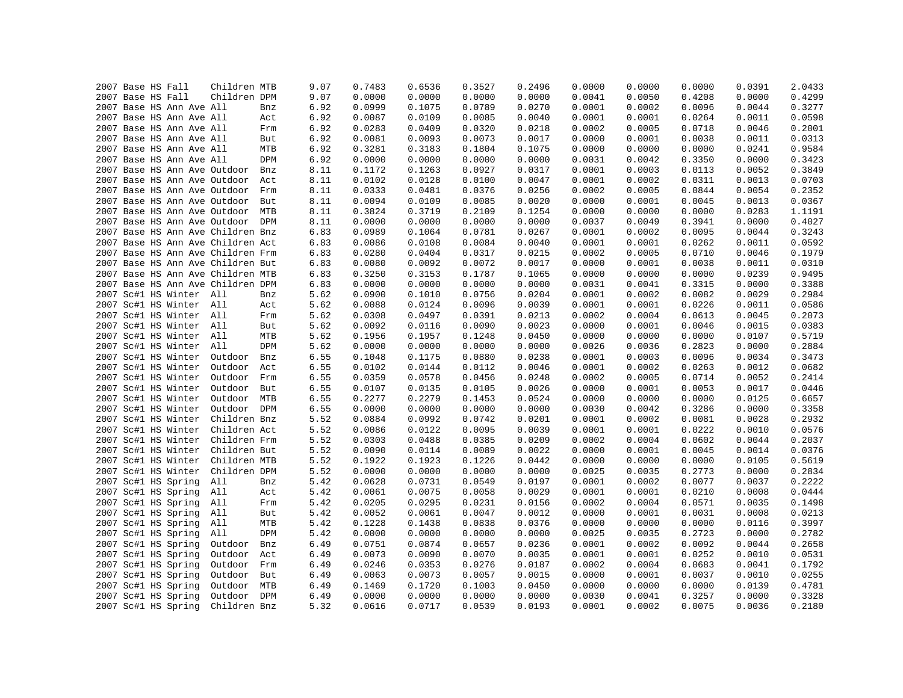| | | | | | | | | | | | | | | | | |
|---|---|---|---|---|---|---|---|---|---|---|---|---|---|---|---|---|
| 2007 | Base | HS | Fall | Children | MTB | 9.07 | 0.7483 | 0.6536 | 0.3527 | 0.2496 | 0.0000 | 0.0000 | 0.0000 | 0.0391 | 2.0433 |
| 2007 | Base | HS | Fall | Children | DPM | 9.07 | 0.0000 | 0.0000 | 0.0000 | 0.0000 | 0.0041 | 0.0050 | 0.4208 | 0.0000 | 0.4299 |
| 2007 | Base | HS | Ann Ave | All | Bnz | 6.92 | 0.0999 | 0.1075 | 0.0789 | 0.0270 | 0.0001 | 0.0002 | 0.0096 | 0.0044 | 0.3277 |
| 2007 | Base | HS | Ann Ave | All | Act | 6.92 | 0.0087 | 0.0109 | 0.0085 | 0.0040 | 0.0001 | 0.0001 | 0.0264 | 0.0011 | 0.0598 |
| 2007 | Base | HS | Ann Ave | All | Frm | 6.92 | 0.0283 | 0.0409 | 0.0320 | 0.0218 | 0.0002 | 0.0005 | 0.0718 | 0.0046 | 0.2001 |
| 2007 | Base | HS | Ann Ave | All | But | 6.92 | 0.0081 | 0.0093 | 0.0073 | 0.0017 | 0.0000 | 0.0001 | 0.0038 | 0.0011 | 0.0313 |
| 2007 | Base | HS | Ann Ave | All | MTB | 6.92 | 0.3281 | 0.3183 | 0.1804 | 0.1075 | 0.0000 | 0.0000 | 0.0000 | 0.0241 | 0.9584 |
| 2007 | Base | HS | Ann Ave | All | DPM | 6.92 | 0.0000 | 0.0000 | 0.0000 | 0.0000 | 0.0031 | 0.0042 | 0.3350 | 0.0000 | 0.3423 |
| 2007 | Base | HS | Ann Ave | Outdoor | Bnz | 8.11 | 0.1172 | 0.1263 | 0.0927 | 0.0317 | 0.0001 | 0.0003 | 0.0113 | 0.0052 | 0.3849 |
| 2007 | Base | HS | Ann Ave | Outdoor | Act | 8.11 | 0.0102 | 0.0128 | 0.0100 | 0.0047 | 0.0001 | 0.0002 | 0.0311 | 0.0013 | 0.0703 |
| 2007 | Base | HS | Ann Ave | Outdoor | Frm | 8.11 | 0.0333 | 0.0481 | 0.0376 | 0.0256 | 0.0002 | 0.0005 | 0.0844 | 0.0054 | 0.2352 |
| 2007 | Base | HS | Ann Ave | Outdoor | But | 8.11 | 0.0094 | 0.0109 | 0.0085 | 0.0020 | 0.0000 | 0.0001 | 0.0045 | 0.0013 | 0.0367 |
| 2007 | Base | HS | Ann Ave | Outdoor | MTB | 8.11 | 0.3824 | 0.3719 | 0.2109 | 0.1254 | 0.0000 | 0.0000 | 0.0000 | 0.0283 | 1.1191 |
| 2007 | Base | HS | Ann Ave | Outdoor | DPM | 8.11 | 0.0000 | 0.0000 | 0.0000 | 0.0000 | 0.0037 | 0.0049 | 0.3941 | 0.0000 | 0.4027 |
| 2007 | Base | HS | Ann Ave | Children | Bnz | 6.83 | 0.0989 | 0.1064 | 0.0781 | 0.0267 | 0.0001 | 0.0002 | 0.0095 | 0.0044 | 0.3243 |
| 2007 | Base | HS | Ann Ave | Children | Act | 6.83 | 0.0086 | 0.0108 | 0.0084 | 0.0040 | 0.0001 | 0.0001 | 0.0262 | 0.0011 | 0.0592 |
| 2007 | Base | HS | Ann Ave | Children | Frm | 6.83 | 0.0280 | 0.0404 | 0.0317 | 0.0215 | 0.0002 | 0.0005 | 0.0710 | 0.0046 | 0.1979 |
| 2007 | Base | HS | Ann Ave | Children | But | 6.83 | 0.0080 | 0.0092 | 0.0072 | 0.0017 | 0.0000 | 0.0001 | 0.0038 | 0.0011 | 0.0310 |
| 2007 | Base | HS | Ann Ave | Children | MTB | 6.83 | 0.3250 | 0.3153 | 0.1787 | 0.1065 | 0.0000 | 0.0000 | 0.0000 | 0.0239 | 0.9495 |
| 2007 | Base | HS | Ann Ave | Children | DPM | 6.83 | 0.0000 | 0.0000 | 0.0000 | 0.0000 | 0.0031 | 0.0041 | 0.3315 | 0.0000 | 0.3388 |
| 2007 | Sc#1 | HS | Winter | All | Bnz | 5.62 | 0.0900 | 0.1010 | 0.0756 | 0.0204 | 0.0001 | 0.0002 | 0.0082 | 0.0029 | 0.2984 |
| 2007 | Sc#1 | HS | Winter | All | Act | 5.62 | 0.0088 | 0.0124 | 0.0096 | 0.0039 | 0.0001 | 0.0001 | 0.0226 | 0.0011 | 0.0586 |
| 2007 | Sc#1 | HS | Winter | All | Frm | 5.62 | 0.0308 | 0.0497 | 0.0391 | 0.0213 | 0.0002 | 0.0004 | 0.0613 | 0.0045 | 0.2073 |
| 2007 | Sc#1 | HS | Winter | All | But | 5.62 | 0.0092 | 0.0116 | 0.0090 | 0.0023 | 0.0000 | 0.0001 | 0.0046 | 0.0015 | 0.0383 |
| 2007 | Sc#1 | HS | Winter | All | MTB | 5.62 | 0.1956 | 0.1957 | 0.1248 | 0.0450 | 0.0000 | 0.0000 | 0.0000 | 0.0107 | 0.5719 |
| 2007 | Sc#1 | HS | Winter | All | DPM | 5.62 | 0.0000 | 0.0000 | 0.0000 | 0.0000 | 0.0026 | 0.0036 | 0.2823 | 0.0000 | 0.2884 |
| 2007 | Sc#1 | HS | Winter | Outdoor | Bnz | 6.55 | 0.1048 | 0.1175 | 0.0880 | 0.0238 | 0.0001 | 0.0003 | 0.0096 | 0.0034 | 0.3473 |
| 2007 | Sc#1 | HS | Winter | Outdoor | Act | 6.55 | 0.0102 | 0.0144 | 0.0112 | 0.0046 | 0.0001 | 0.0002 | 0.0263 | 0.0012 | 0.0682 |
| 2007 | Sc#1 | HS | Winter | Outdoor | Frm | 6.55 | 0.0359 | 0.0578 | 0.0456 | 0.0248 | 0.0002 | 0.0005 | 0.0714 | 0.0052 | 0.2414 |
| 2007 | Sc#1 | HS | Winter | Outdoor | But | 6.55 | 0.0107 | 0.0135 | 0.0105 | 0.0026 | 0.0000 | 0.0001 | 0.0053 | 0.0017 | 0.0446 |
| 2007 | Sc#1 | HS | Winter | Outdoor | MTB | 6.55 | 0.2277 | 0.2279 | 0.1453 | 0.0524 | 0.0000 | 0.0000 | 0.0000 | 0.0125 | 0.6657 |
| 2007 | Sc#1 | HS | Winter | Outdoor | DPM | 6.55 | 0.0000 | 0.0000 | 0.0000 | 0.0000 | 0.0030 | 0.0042 | 0.3286 | 0.0000 | 0.3358 |
| 2007 | Sc#1 | HS | Winter | Children | Bnz | 5.52 | 0.0884 | 0.0992 | 0.0742 | 0.0201 | 0.0001 | 0.0002 | 0.0081 | 0.0028 | 0.2932 |
| 2007 | Sc#1 | HS | Winter | Children | Act | 5.52 | 0.0086 | 0.0122 | 0.0095 | 0.0039 | 0.0001 | 0.0001 | 0.0222 | 0.0010 | 0.0576 |
| 2007 | Sc#1 | HS | Winter | Children | Frm | 5.52 | 0.0303 | 0.0488 | 0.0385 | 0.0209 | 0.0002 | 0.0004 | 0.0602 | 0.0044 | 0.2037 |
| 2007 | Sc#1 | HS | Winter | Children | But | 5.52 | 0.0090 | 0.0114 | 0.0089 | 0.0022 | 0.0000 | 0.0001 | 0.0045 | 0.0014 | 0.0376 |
| 2007 | Sc#1 | HS | Winter | Children | MTB | 5.52 | 0.1922 | 0.1923 | 0.1226 | 0.0442 | 0.0000 | 0.0000 | 0.0000 | 0.0105 | 0.5619 |
| 2007 | Sc#1 | HS | Winter | Children | DPM | 5.52 | 0.0000 | 0.0000 | 0.0000 | 0.0000 | 0.0025 | 0.0035 | 0.2773 | 0.0000 | 0.2834 |
| 2007 | Sc#1 | HS | Spring | All | Bnz | 5.42 | 0.0628 | 0.0731 | 0.0549 | 0.0197 | 0.0001 | 0.0002 | 0.0077 | 0.0037 | 0.2222 |
| 2007 | Sc#1 | HS | Spring | All | Act | 5.42 | 0.0061 | 0.0075 | 0.0058 | 0.0029 | 0.0001 | 0.0001 | 0.0210 | 0.0008 | 0.0444 |
| 2007 | Sc#1 | HS | Spring | All | Frm | 5.42 | 0.0205 | 0.0295 | 0.0231 | 0.0156 | 0.0002 | 0.0004 | 0.0571 | 0.0035 | 0.1498 |
| 2007 | Sc#1 | HS | Spring | All | But | 5.42 | 0.0052 | 0.0061 | 0.0047 | 0.0012 | 0.0000 | 0.0001 | 0.0031 | 0.0008 | 0.0213 |
| 2007 | Sc#1 | HS | Spring | All | MTB | 5.42 | 0.1228 | 0.1438 | 0.0838 | 0.0376 | 0.0000 | 0.0000 | 0.0000 | 0.0116 | 0.3997 |
| 2007 | Sc#1 | HS | Spring | All | DPM | 5.42 | 0.0000 | 0.0000 | 0.0000 | 0.0000 | 0.0025 | 0.0035 | 0.2723 | 0.0000 | 0.2782 |
| 2007 | Sc#1 | HS | Spring | Outdoor | Bnz | 6.49 | 0.0751 | 0.0874 | 0.0657 | 0.0236 | 0.0001 | 0.0002 | 0.0092 | 0.0044 | 0.2658 |
| 2007 | Sc#1 | HS | Spring | Outdoor | Act | 6.49 | 0.0073 | 0.0090 | 0.0070 | 0.0035 | 0.0001 | 0.0001 | 0.0252 | 0.0010 | 0.0531 |
| 2007 | Sc#1 | HS | Spring | Outdoor | Frm | 6.49 | 0.0246 | 0.0353 | 0.0276 | 0.0187 | 0.0002 | 0.0004 | 0.0683 | 0.0041 | 0.1792 |
| 2007 | Sc#1 | HS | Spring | Outdoor | But | 6.49 | 0.0063 | 0.0073 | 0.0057 | 0.0015 | 0.0000 | 0.0001 | 0.0037 | 0.0010 | 0.0255 |
| 2007 | Sc#1 | HS | Spring | Outdoor | MTB | 6.49 | 0.1469 | 0.1720 | 0.1003 | 0.0450 | 0.0000 | 0.0000 | 0.0000 | 0.0139 | 0.4781 |
| 2007 | Sc#1 | HS | Spring | Outdoor | DPM | 6.49 | 0.0000 | 0.0000 | 0.0000 | 0.0000 | 0.0030 | 0.0041 | 0.3257 | 0.0000 | 0.3328 |
| 2007 | Sc#1 | HS | Spring | Children | Bnz | 5.32 | 0.0616 | 0.0717 | 0.0539 | 0.0193 | 0.0001 | 0.0002 | 0.0075 | 0.0036 | 0.2180 |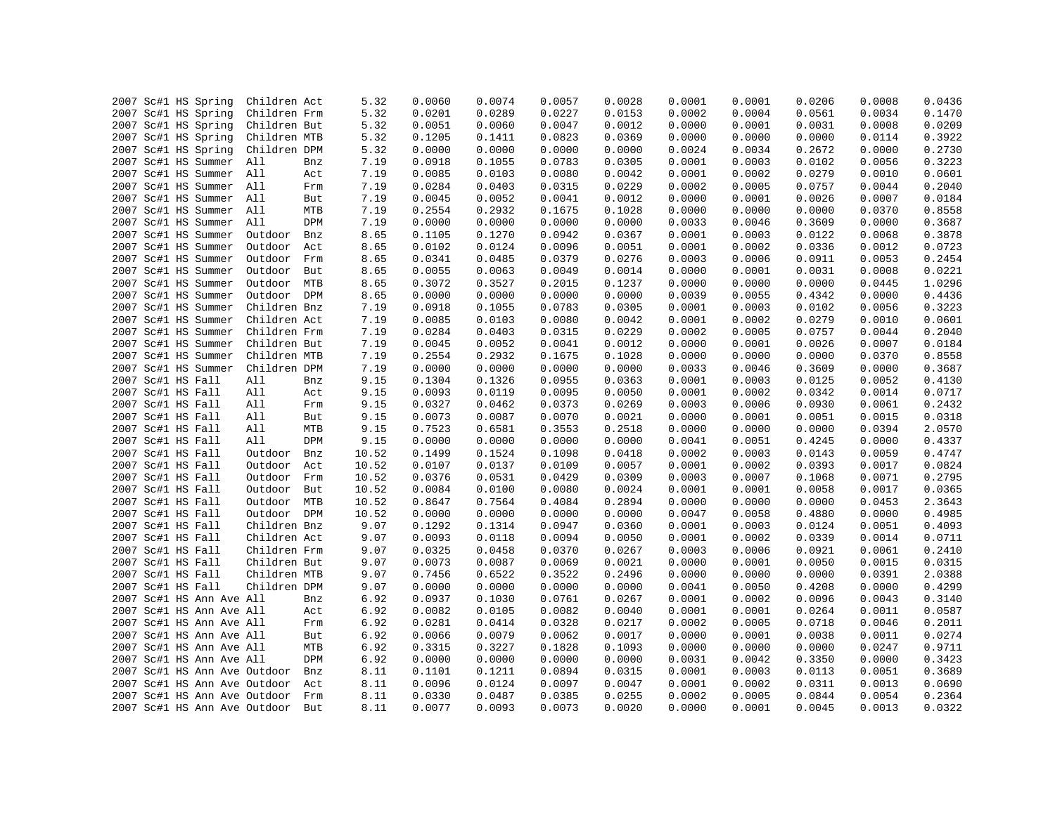| | | | | | | | | | | | | | | | | |
|---|---|---|---|---|---|---|---|---|---|---|---|---|---|---|---|---|
| 2007 | Sc#1 | HS | Spring | Children | Act | 5.32 | 0.0060 | 0.0074 | 0.0057 | 0.0028 | 0.0001 | 0.0001 | 0.0206 | 0.0008 | 0.0436 |
| 2007 | Sc#1 | HS | Spring | Children | Frm | 5.32 | 0.0201 | 0.0289 | 0.0227 | 0.0153 | 0.0002 | 0.0004 | 0.0561 | 0.0034 | 0.1470 |
| 2007 | Sc#1 | HS | Spring | Children | But | 5.32 | 0.0051 | 0.0060 | 0.0047 | 0.0012 | 0.0000 | 0.0001 | 0.0031 | 0.0008 | 0.0209 |
| 2007 | Sc#1 | HS | Spring | Children | MTB | 5.32 | 0.1205 | 0.1411 | 0.0823 | 0.0369 | 0.0000 | 0.0000 | 0.0000 | 0.0114 | 0.3922 |
| 2007 | Sc#1 | HS | Spring | Children | DPM | 5.32 | 0.0000 | 0.0000 | 0.0000 | 0.0000 | 0.0024 | 0.0034 | 0.2672 | 0.0000 | 0.2730 |
| 2007 | Sc#1 | HS | Summer | All | Bnz | 7.19 | 0.0918 | 0.1055 | 0.0783 | 0.0305 | 0.0001 | 0.0003 | 0.0102 | 0.0056 | 0.3223 |
| 2007 | Sc#1 | HS | Summer | All | Act | 7.19 | 0.0085 | 0.0103 | 0.0080 | 0.0042 | 0.0001 | 0.0002 | 0.0279 | 0.0010 | 0.0601 |
| 2007 | Sc#1 | HS | Summer | All | Frm | 7.19 | 0.0284 | 0.0403 | 0.0315 | 0.0229 | 0.0002 | 0.0005 | 0.0757 | 0.0044 | 0.2040 |
| 2007 | Sc#1 | HS | Summer | All | But | 7.19 | 0.0045 | 0.0052 | 0.0041 | 0.0012 | 0.0000 | 0.0001 | 0.0026 | 0.0007 | 0.0184 |
| 2007 | Sc#1 | HS | Summer | All | MTB | 7.19 | 0.2554 | 0.2932 | 0.1675 | 0.1028 | 0.0000 | 0.0000 | 0.0000 | 0.0370 | 0.8558 |
| 2007 | Sc#1 | HS | Summer | All | DPM | 7.19 | 0.0000 | 0.0000 | 0.0000 | 0.0000 | 0.0033 | 0.0046 | 0.3609 | 0.0000 | 0.3687 |
| 2007 | Sc#1 | HS | Summer | Outdoor | Bnz | 8.65 | 0.1105 | 0.1270 | 0.0942 | 0.0367 | 0.0001 | 0.0003 | 0.0122 | 0.0068 | 0.3878 |
| 2007 | Sc#1 | HS | Summer | Outdoor | Act | 8.65 | 0.0102 | 0.0124 | 0.0096 | 0.0051 | 0.0001 | 0.0002 | 0.0336 | 0.0012 | 0.0723 |
| 2007 | Sc#1 | HS | Summer | Outdoor | Frm | 8.65 | 0.0341 | 0.0485 | 0.0379 | 0.0276 | 0.0003 | 0.0006 | 0.0911 | 0.0053 | 0.2454 |
| 2007 | Sc#1 | HS | Summer | Outdoor | But | 8.65 | 0.0055 | 0.0063 | 0.0049 | 0.0014 | 0.0000 | 0.0001 | 0.0031 | 0.0008 | 0.0221 |
| 2007 | Sc#1 | HS | Summer | Outdoor | MTB | 8.65 | 0.3072 | 0.3527 | 0.2015 | 0.1237 | 0.0000 | 0.0000 | 0.0000 | 0.0445 | 1.0296 |
| 2007 | Sc#1 | HS | Summer | Outdoor | DPM | 8.65 | 0.0000 | 0.0000 | 0.0000 | 0.0000 | 0.0039 | 0.0055 | 0.4342 | 0.0000 | 0.4436 |
| 2007 | Sc#1 | HS | Summer | Children | Bnz | 7.19 | 0.0918 | 0.1055 | 0.0783 | 0.0305 | 0.0001 | 0.0003 | 0.0102 | 0.0056 | 0.3223 |
| 2007 | Sc#1 | HS | Summer | Children | Act | 7.19 | 0.0085 | 0.0103 | 0.0080 | 0.0042 | 0.0001 | 0.0002 | 0.0279 | 0.0010 | 0.0601 |
| 2007 | Sc#1 | HS | Summer | Children | Frm | 7.19 | 0.0284 | 0.0403 | 0.0315 | 0.0229 | 0.0002 | 0.0005 | 0.0757 | 0.0044 | 0.2040 |
| 2007 | Sc#1 | HS | Summer | Children | But | 7.19 | 0.0045 | 0.0052 | 0.0041 | 0.0012 | 0.0000 | 0.0001 | 0.0026 | 0.0007 | 0.0184 |
| 2007 | Sc#1 | HS | Summer | Children | MTB | 7.19 | 0.2554 | 0.2932 | 0.1675 | 0.1028 | 0.0000 | 0.0000 | 0.0000 | 0.0370 | 0.8558 |
| 2007 | Sc#1 | HS | Summer | Children | DPM | 7.19 | 0.0000 | 0.0000 | 0.0000 | 0.0000 | 0.0033 | 0.0046 | 0.3609 | 0.0000 | 0.3687 |
| 2007 | Sc#1 | HS | Fall | All | Bnz | 9.15 | 0.1304 | 0.1326 | 0.0955 | 0.0363 | 0.0001 | 0.0003 | 0.0125 | 0.0052 | 0.4130 |
| 2007 | Sc#1 | HS | Fall | All | Act | 9.15 | 0.0093 | 0.0119 | 0.0095 | 0.0050 | 0.0001 | 0.0002 | 0.0342 | 0.0014 | 0.0717 |
| 2007 | Sc#1 | HS | Fall | All | Frm | 9.15 | 0.0327 | 0.0462 | 0.0373 | 0.0269 | 0.0003 | 0.0006 | 0.0930 | 0.0061 | 0.2432 |
| 2007 | Sc#1 | HS | Fall | All | But | 9.15 | 0.0073 | 0.0087 | 0.0070 | 0.0021 | 0.0000 | 0.0001 | 0.0051 | 0.0015 | 0.0318 |
| 2007 | Sc#1 | HS | Fall | All | MTB | 9.15 | 0.7523 | 0.6581 | 0.3553 | 0.2518 | 0.0000 | 0.0000 | 0.0000 | 0.0394 | 2.0570 |
| 2007 | Sc#1 | HS | Fall | All | DPM | 9.15 | 0.0000 | 0.0000 | 0.0000 | 0.0000 | 0.0041 | 0.0051 | 0.4245 | 0.0000 | 0.4337 |
| 2007 | Sc#1 | HS | Fall | Outdoor | Bnz | 10.52 | 0.1499 | 0.1524 | 0.1098 | 0.0418 | 0.0002 | 0.0003 | 0.0143 | 0.0059 | 0.4747 |
| 2007 | Sc#1 | HS | Fall | Outdoor | Act | 10.52 | 0.0107 | 0.0137 | 0.0109 | 0.0057 | 0.0001 | 0.0002 | 0.0393 | 0.0017 | 0.0824 |
| 2007 | Sc#1 | HS | Fall | Outdoor | Frm | 10.52 | 0.0376 | 0.0531 | 0.0429 | 0.0309 | 0.0003 | 0.0007 | 0.1068 | 0.0071 | 0.2795 |
| 2007 | Sc#1 | HS | Fall | Outdoor | But | 10.52 | 0.0084 | 0.0100 | 0.0080 | 0.0024 | 0.0001 | 0.0001 | 0.0058 | 0.0017 | 0.0365 |
| 2007 | Sc#1 | HS | Fall | Outdoor | MTB | 10.52 | 0.8647 | 0.7564 | 0.4084 | 0.2894 | 0.0000 | 0.0000 | 0.0000 | 0.0453 | 2.3643 |
| 2007 | Sc#1 | HS | Fall | Outdoor | DPM | 10.52 | 0.0000 | 0.0000 | 0.0000 | 0.0000 | 0.0047 | 0.0058 | 0.4880 | 0.0000 | 0.4985 |
| 2007 | Sc#1 | HS | Fall | Children | Bnz | 9.07 | 0.1292 | 0.1314 | 0.0947 | 0.0360 | 0.0001 | 0.0003 | 0.0124 | 0.0051 | 0.4093 |
| 2007 | Sc#1 | HS | Fall | Children | Act | 9.07 | 0.0093 | 0.0118 | 0.0094 | 0.0050 | 0.0001 | 0.0002 | 0.0339 | 0.0014 | 0.0711 |
| 2007 | Sc#1 | HS | Fall | Children | Frm | 9.07 | 0.0325 | 0.0458 | 0.0370 | 0.0267 | 0.0003 | 0.0006 | 0.0921 | 0.0061 | 0.2410 |
| 2007 | Sc#1 | HS | Fall | Children | But | 9.07 | 0.0073 | 0.0087 | 0.0069 | 0.0021 | 0.0000 | 0.0001 | 0.0050 | 0.0015 | 0.0315 |
| 2007 | Sc#1 | HS | Fall | Children | MTB | 9.07 | 0.7456 | 0.6522 | 0.3522 | 0.2496 | 0.0000 | 0.0000 | 0.0000 | 0.0391 | 2.0388 |
| 2007 | Sc#1 | HS | Fall | Children | DPM | 9.07 | 0.0000 | 0.0000 | 0.0000 | 0.0000 | 0.0041 | 0.0050 | 0.4208 | 0.0000 | 0.4299 |
| 2007 | Sc#1 | HS | Ann Ave | All | Bnz | 6.92 | 0.0937 | 0.1030 | 0.0761 | 0.0267 | 0.0001 | 0.0002 | 0.0096 | 0.0043 | 0.3140 |
| 2007 | Sc#1 | HS | Ann Ave | All | Act | 6.92 | 0.0082 | 0.0105 | 0.0082 | 0.0040 | 0.0001 | 0.0001 | 0.0264 | 0.0011 | 0.0587 |
| 2007 | Sc#1 | HS | Ann Ave | All | Frm | 6.92 | 0.0281 | 0.0414 | 0.0328 | 0.0217 | 0.0002 | 0.0005 | 0.0718 | 0.0046 | 0.2011 |
| 2007 | Sc#1 | HS | Ann Ave | All | But | 6.92 | 0.0066 | 0.0079 | 0.0062 | 0.0017 | 0.0000 | 0.0001 | 0.0038 | 0.0011 | 0.0274 |
| 2007 | Sc#1 | HS | Ann Ave | All | MTB | 6.92 | 0.3315 | 0.3227 | 0.1828 | 0.1093 | 0.0000 | 0.0000 | 0.0000 | 0.0247 | 0.9711 |
| 2007 | Sc#1 | HS | Ann Ave | All | DPM | 6.92 | 0.0000 | 0.0000 | 0.0000 | 0.0000 | 0.0031 | 0.0042 | 0.3350 | 0.0000 | 0.3423 |
| 2007 | Sc#1 | HS | Ann Ave | Outdoor | Bnz | 8.11 | 0.1101 | 0.1211 | 0.0894 | 0.0315 | 0.0001 | 0.0003 | 0.0113 | 0.0051 | 0.3689 |
| 2007 | Sc#1 | HS | Ann Ave | Outdoor | Act | 8.11 | 0.0096 | 0.0124 | 0.0097 | 0.0047 | 0.0001 | 0.0002 | 0.0311 | 0.0013 | 0.0690 |
| 2007 | Sc#1 | HS | Ann Ave | Outdoor | Frm | 8.11 | 0.0330 | 0.0487 | 0.0385 | 0.0255 | 0.0002 | 0.0005 | 0.0844 | 0.0054 | 0.2364 |
| 2007 | Sc#1 | HS | Ann Ave | Outdoor | But | 8.11 | 0.0077 | 0.0093 | 0.0073 | 0.0020 | 0.0000 | 0.0001 | 0.0045 | 0.0013 | 0.0322 |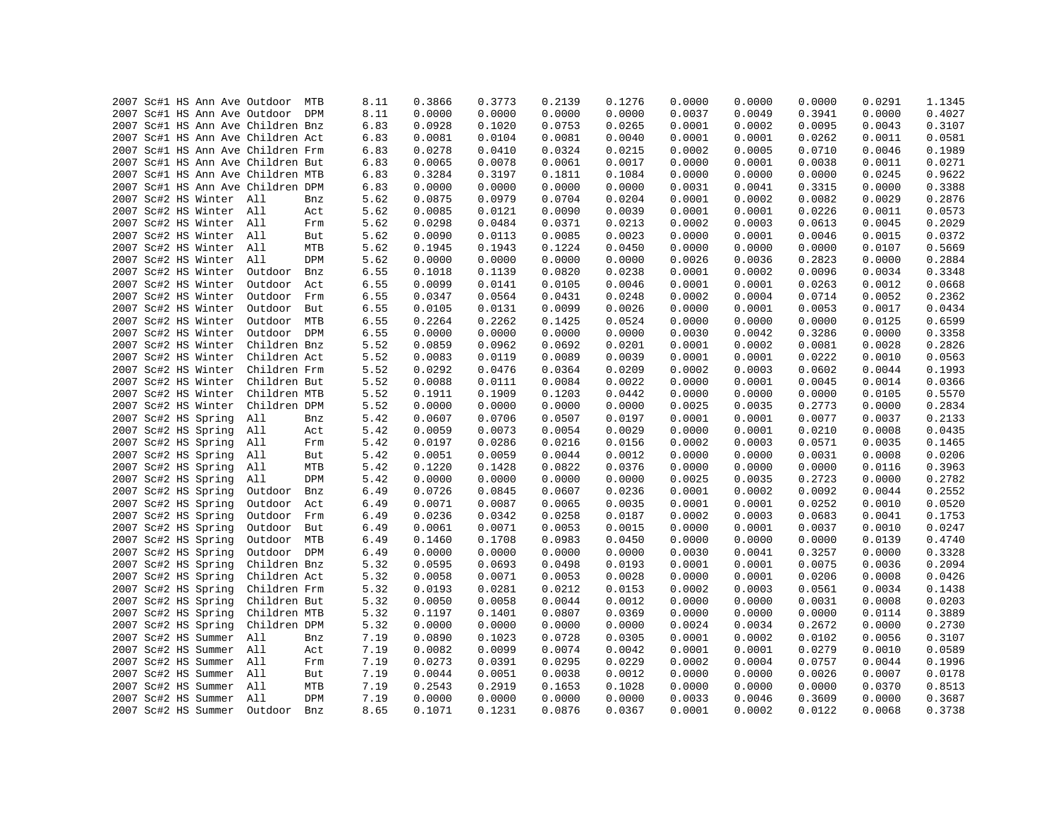| | | | | | | | | | | | | | | | | |
|---|---|---|---|---|---|---|---|---|---|---|---|---|---|---|---|---|
| 2007 | Sc#1 | HS | Ann Ave | Outdoor | MTB | 8.11 | 0.3866 | 0.3773 | 0.2139 | 0.1276 | 0.0000 | 0.0000 | 0.0000 | 0.0291 | 1.1345 |
| 2007 | Sc#1 | HS | Ann Ave | Outdoor | DPM | 8.11 | 0.0000 | 0.0000 | 0.0000 | 0.0000 | 0.0037 | 0.0049 | 0.3941 | 0.0000 | 0.4027 |
| 2007 | Sc#1 | HS | Ann Ave | Children | Bnz | 6.83 | 0.0928 | 0.1020 | 0.0753 | 0.0265 | 0.0001 | 0.0002 | 0.0095 | 0.0043 | 0.3107 |
| 2007 | Sc#1 | HS | Ann Ave | Children | Act | 6.83 | 0.0081 | 0.0104 | 0.0081 | 0.0040 | 0.0001 | 0.0001 | 0.0262 | 0.0011 | 0.0581 |
| 2007 | Sc#1 | HS | Ann Ave | Children | Frm | 6.83 | 0.0278 | 0.0410 | 0.0324 | 0.0215 | 0.0002 | 0.0005 | 0.0710 | 0.0046 | 0.1989 |
| 2007 | Sc#1 | HS | Ann Ave | Children | But | 6.83 | 0.0065 | 0.0078 | 0.0061 | 0.0017 | 0.0000 | 0.0001 | 0.0038 | 0.0011 | 0.0271 |
| 2007 | Sc#1 | HS | Ann Ave | Children | MTB | 6.83 | 0.3284 | 0.3197 | 0.1811 | 0.1084 | 0.0000 | 0.0000 | 0.0000 | 0.0245 | 0.9622 |
| 2007 | Sc#1 | HS | Ann Ave | Children | DPM | 6.83 | 0.0000 | 0.0000 | 0.0000 | 0.0000 | 0.0031 | 0.0041 | 0.3315 | 0.0000 | 0.3388 |
| 2007 | Sc#2 | HS | Winter | All | Bnz | 5.62 | 0.0875 | 0.0979 | 0.0704 | 0.0204 | 0.0001 | 0.0002 | 0.0082 | 0.0029 | 0.2876 |
| 2007 | Sc#2 | HS | Winter | All | Act | 5.62 | 0.0085 | 0.0121 | 0.0090 | 0.0039 | 0.0001 | 0.0001 | 0.0226 | 0.0011 | 0.0573 |
| 2007 | Sc#2 | HS | Winter | All | Frm | 5.62 | 0.0298 | 0.0484 | 0.0371 | 0.0213 | 0.0002 | 0.0003 | 0.0613 | 0.0045 | 0.2029 |
| 2007 | Sc#2 | HS | Winter | All | But | 5.62 | 0.0090 | 0.0113 | 0.0085 | 0.0023 | 0.0000 | 0.0001 | 0.0046 | 0.0015 | 0.0372 |
| 2007 | Sc#2 | HS | Winter | All | MTB | 5.62 | 0.1945 | 0.1943 | 0.1224 | 0.0450 | 0.0000 | 0.0000 | 0.0000 | 0.0107 | 0.5669 |
| 2007 | Sc#2 | HS | Winter | All | DPM | 5.62 | 0.0000 | 0.0000 | 0.0000 | 0.0000 | 0.0026 | 0.0036 | 0.2823 | 0.0000 | 0.2884 |
| 2007 | Sc#2 | HS | Winter | Outdoor | Bnz | 6.55 | 0.1018 | 0.1139 | 0.0820 | 0.0238 | 0.0001 | 0.0002 | 0.0096 | 0.0034 | 0.3348 |
| 2007 | Sc#2 | HS | Winter | Outdoor | Act | 6.55 | 0.0099 | 0.0141 | 0.0105 | 0.0046 | 0.0001 | 0.0001 | 0.0263 | 0.0012 | 0.0668 |
| 2007 | Sc#2 | HS | Winter | Outdoor | Frm | 6.55 | 0.0347 | 0.0564 | 0.0431 | 0.0248 | 0.0002 | 0.0004 | 0.0714 | 0.0052 | 0.2362 |
| 2007 | Sc#2 | HS | Winter | Outdoor | But | 6.55 | 0.0105 | 0.0131 | 0.0099 | 0.0026 | 0.0000 | 0.0001 | 0.0053 | 0.0017 | 0.0434 |
| 2007 | Sc#2 | HS | Winter | Outdoor | MTB | 6.55 | 0.2264 | 0.2262 | 0.1425 | 0.0524 | 0.0000 | 0.0000 | 0.0000 | 0.0125 | 0.6599 |
| 2007 | Sc#2 | HS | Winter | Outdoor | DPM | 6.55 | 0.0000 | 0.0000 | 0.0000 | 0.0000 | 0.0030 | 0.0042 | 0.3286 | 0.0000 | 0.3358 |
| 2007 | Sc#2 | HS | Winter | Children | Bnz | 5.52 | 0.0859 | 0.0962 | 0.0692 | 0.0201 | 0.0001 | 0.0002 | 0.0081 | 0.0028 | 0.2826 |
| 2007 | Sc#2 | HS | Winter | Children | Act | 5.52 | 0.0083 | 0.0119 | 0.0089 | 0.0039 | 0.0001 | 0.0001 | 0.0222 | 0.0010 | 0.0563 |
| 2007 | Sc#2 | HS | Winter | Children | Frm | 5.52 | 0.0292 | 0.0476 | 0.0364 | 0.0209 | 0.0002 | 0.0003 | 0.0602 | 0.0044 | 0.1993 |
| 2007 | Sc#2 | HS | Winter | Children | But | 5.52 | 0.0088 | 0.0111 | 0.0084 | 0.0022 | 0.0000 | 0.0001 | 0.0045 | 0.0014 | 0.0366 |
| 2007 | Sc#2 | HS | Winter | Children | MTB | 5.52 | 0.1911 | 0.1909 | 0.1203 | 0.0442 | 0.0000 | 0.0000 | 0.0000 | 0.0105 | 0.5570 |
| 2007 | Sc#2 | HS | Winter | Children | DPM | 5.52 | 0.0000 | 0.0000 | 0.0000 | 0.0000 | 0.0025 | 0.0035 | 0.2773 | 0.0000 | 0.2834 |
| 2007 | Sc#2 | HS | Spring | All | Bnz | 5.42 | 0.0607 | 0.0706 | 0.0507 | 0.0197 | 0.0001 | 0.0001 | 0.0077 | 0.0037 | 0.2133 |
| 2007 | Sc#2 | HS | Spring | All | Act | 5.42 | 0.0059 | 0.0073 | 0.0054 | 0.0029 | 0.0000 | 0.0001 | 0.0210 | 0.0008 | 0.0435 |
| 2007 | Sc#2 | HS | Spring | All | Frm | 5.42 | 0.0197 | 0.0286 | 0.0216 | 0.0156 | 0.0002 | 0.0003 | 0.0571 | 0.0035 | 0.1465 |
| 2007 | Sc#2 | HS | Spring | All | But | 5.42 | 0.0051 | 0.0059 | 0.0044 | 0.0012 | 0.0000 | 0.0000 | 0.0031 | 0.0008 | 0.0206 |
| 2007 | Sc#2 | HS | Spring | All | MTB | 5.42 | 0.1220 | 0.1428 | 0.0822 | 0.0376 | 0.0000 | 0.0000 | 0.0000 | 0.0116 | 0.3963 |
| 2007 | Sc#2 | HS | Spring | All | DPM | 5.42 | 0.0000 | 0.0000 | 0.0000 | 0.0000 | 0.0025 | 0.0035 | 0.2723 | 0.0000 | 0.2782 |
| 2007 | Sc#2 | HS | Spring | Outdoor | Bnz | 6.49 | 0.0726 | 0.0845 | 0.0607 | 0.0236 | 0.0001 | 0.0002 | 0.0092 | 0.0044 | 0.2552 |
| 2007 | Sc#2 | HS | Spring | Outdoor | Act | 6.49 | 0.0071 | 0.0087 | 0.0065 | 0.0035 | 0.0001 | 0.0001 | 0.0252 | 0.0010 | 0.0520 |
| 2007 | Sc#2 | HS | Spring | Outdoor | Frm | 6.49 | 0.0236 | 0.0342 | 0.0258 | 0.0187 | 0.0002 | 0.0003 | 0.0683 | 0.0041 | 0.1753 |
| 2007 | Sc#2 | HS | Spring | Outdoor | But | 6.49 | 0.0061 | 0.0071 | 0.0053 | 0.0015 | 0.0000 | 0.0001 | 0.0037 | 0.0010 | 0.0247 |
| 2007 | Sc#2 | HS | Spring | Outdoor | MTB | 6.49 | 0.1460 | 0.1708 | 0.0983 | 0.0450 | 0.0000 | 0.0000 | 0.0000 | 0.0139 | 0.4740 |
| 2007 | Sc#2 | HS | Spring | Outdoor | DPM | 6.49 | 0.0000 | 0.0000 | 0.0000 | 0.0000 | 0.0030 | 0.0041 | 0.3257 | 0.0000 | 0.3328 |
| 2007 | Sc#2 | HS | Spring | Children | Bnz | 5.32 | 0.0595 | 0.0693 | 0.0498 | 0.0193 | 0.0001 | 0.0001 | 0.0075 | 0.0036 | 0.2094 |
| 2007 | Sc#2 | HS | Spring | Children | Act | 5.32 | 0.0058 | 0.0071 | 0.0053 | 0.0028 | 0.0000 | 0.0001 | 0.0206 | 0.0008 | 0.0426 |
| 2007 | Sc#2 | HS | Spring | Children | Frm | 5.32 | 0.0193 | 0.0281 | 0.0212 | 0.0153 | 0.0002 | 0.0003 | 0.0561 | 0.0034 | 0.1438 |
| 2007 | Sc#2 | HS | Spring | Children | But | 5.32 | 0.0050 | 0.0058 | 0.0044 | 0.0012 | 0.0000 | 0.0000 | 0.0031 | 0.0008 | 0.0203 |
| 2007 | Sc#2 | HS | Spring | Children | MTB | 5.32 | 0.1197 | 0.1401 | 0.0807 | 0.0369 | 0.0000 | 0.0000 | 0.0000 | 0.0114 | 0.3889 |
| 2007 | Sc#2 | HS | Spring | Children | DPM | 5.32 | 0.0000 | 0.0000 | 0.0000 | 0.0000 | 0.0024 | 0.0034 | 0.2672 | 0.0000 | 0.2730 |
| 2007 | Sc#2 | HS | Summer | All | Bnz | 7.19 | 0.0890 | 0.1023 | 0.0728 | 0.0305 | 0.0001 | 0.0002 | 0.0102 | 0.0056 | 0.3107 |
| 2007 | Sc#2 | HS | Summer | All | Act | 7.19 | 0.0082 | 0.0099 | 0.0074 | 0.0042 | 0.0001 | 0.0001 | 0.0279 | 0.0010 | 0.0589 |
| 2007 | Sc#2 | HS | Summer | All | Frm | 7.19 | 0.0273 | 0.0391 | 0.0295 | 0.0229 | 0.0002 | 0.0004 | 0.0757 | 0.0044 | 0.1996 |
| 2007 | Sc#2 | HS | Summer | All | But | 7.19 | 0.0044 | 0.0051 | 0.0038 | 0.0012 | 0.0000 | 0.0000 | 0.0026 | 0.0007 | 0.0178 |
| 2007 | Sc#2 | HS | Summer | All | MTB | 7.19 | 0.2543 | 0.2919 | 0.1653 | 0.1028 | 0.0000 | 0.0000 | 0.0000 | 0.0370 | 0.8513 |
| 2007 | Sc#2 | HS | Summer | All | DPM | 7.19 | 0.0000 | 0.0000 | 0.0000 | 0.0000 | 0.0033 | 0.0046 | 0.3609 | 0.0000 | 0.3687 |
| 2007 | Sc#2 | HS | Summer | Outdoor | Bnz | 8.65 | 0.1071 | 0.1231 | 0.0876 | 0.0367 | 0.0001 | 0.0002 | 0.0122 | 0.0068 | 0.3738 |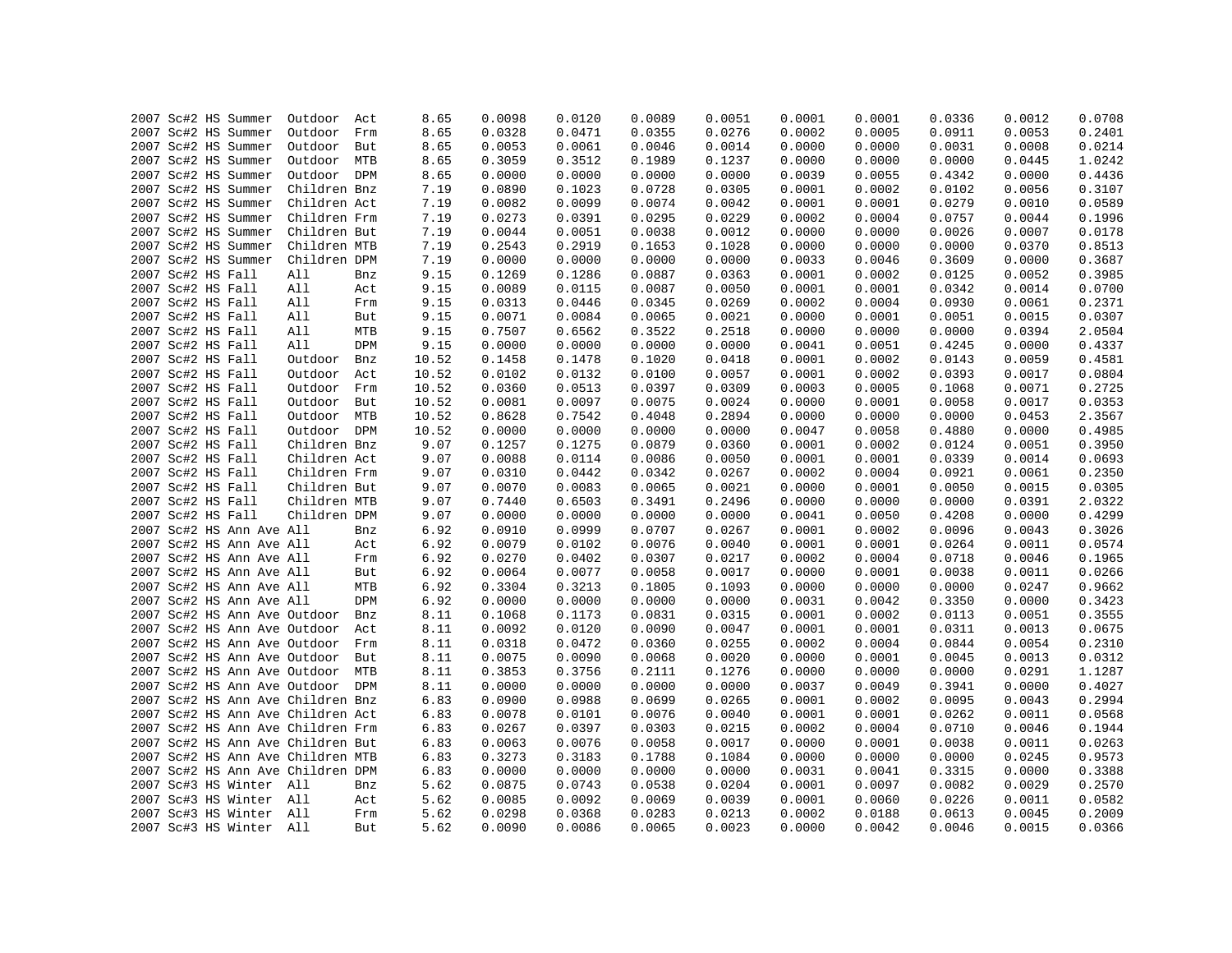| | | | | | | | | | | | | | | | |
|---|---|---|---|---|---|---|---|---|---|---|---|---|---|---|---|
| 2007 | Sc#2 | HS | Summer | Outdoor | Act | 8.65 | 0.0098 | 0.0120 | 0.0089 | 0.0051 | 0.0001 | 0.0001 | 0.0336 | 0.0012 | 0.0708 |
| 2007 | Sc#2 | HS | Summer | Outdoor | Frm | 8.65 | 0.0328 | 0.0471 | 0.0355 | 0.0276 | 0.0002 | 0.0005 | 0.0911 | 0.0053 | 0.2401 |
| 2007 | Sc#2 | HS | Summer | Outdoor | But | 8.65 | 0.0053 | 0.0061 | 0.0046 | 0.0014 | 0.0000 | 0.0000 | 0.0031 | 0.0008 | 0.0214 |
| 2007 | Sc#2 | HS | Summer | Outdoor | MTB | 8.65 | 0.3059 | 0.3512 | 0.1989 | 0.1237 | 0.0000 | 0.0000 | 0.0000 | 0.0445 | 1.0242 |
| 2007 | Sc#2 | HS | Summer | Outdoor | DPM | 8.65 | 0.0000 | 0.0000 | 0.0000 | 0.0000 | 0.0039 | 0.0055 | 0.4342 | 0.0000 | 0.4436 |
| 2007 | Sc#2 | HS | Summer | Children | Bnz | 7.19 | 0.0890 | 0.1023 | 0.0728 | 0.0305 | 0.0001 | 0.0002 | 0.0102 | 0.0056 | 0.3107 |
| 2007 | Sc#2 | HS | Summer | Children | Act | 7.19 | 0.0082 | 0.0099 | 0.0074 | 0.0042 | 0.0001 | 0.0001 | 0.0279 | 0.0010 | 0.0589 |
| 2007 | Sc#2 | HS | Summer | Children | Frm | 7.19 | 0.0273 | 0.0391 | 0.0295 | 0.0229 | 0.0002 | 0.0004 | 0.0757 | 0.0044 | 0.1996 |
| 2007 | Sc#2 | HS | Summer | Children | But | 7.19 | 0.0044 | 0.0051 | 0.0038 | 0.0012 | 0.0000 | 0.0000 | 0.0026 | 0.0007 | 0.0178 |
| 2007 | Sc#2 | HS | Summer | Children | MTB | 7.19 | 0.2543 | 0.2919 | 0.1653 | 0.1028 | 0.0000 | 0.0000 | 0.0000 | 0.0370 | 0.8513 |
| 2007 | Sc#2 | HS | Summer | Children | DPM | 7.19 | 0.0000 | 0.0000 | 0.0000 | 0.0000 | 0.0033 | 0.0046 | 0.3609 | 0.0000 | 0.3687 |
| 2007 | Sc#2 | HS | Fall | All | Bnz | 9.15 | 0.1269 | 0.1286 | 0.0887 | 0.0363 | 0.0001 | 0.0002 | 0.0125 | 0.0052 | 0.3985 |
| 2007 | Sc#2 | HS | Fall | All | Act | 9.15 | 0.0089 | 0.0115 | 0.0087 | 0.0050 | 0.0001 | 0.0001 | 0.0342 | 0.0014 | 0.0700 |
| 2007 | Sc#2 | HS | Fall | All | Frm | 9.15 | 0.0313 | 0.0446 | 0.0345 | 0.0269 | 0.0002 | 0.0004 | 0.0930 | 0.0061 | 0.2371 |
| 2007 | Sc#2 | HS | Fall | All | But | 9.15 | 0.0071 | 0.0084 | 0.0065 | 0.0021 | 0.0000 | 0.0001 | 0.0051 | 0.0015 | 0.0307 |
| 2007 | Sc#2 | HS | Fall | All | MTB | 9.15 | 0.7507 | 0.6562 | 0.3522 | 0.2518 | 0.0000 | 0.0000 | 0.0000 | 0.0394 | 2.0504 |
| 2007 | Sc#2 | HS | Fall | All | DPM | 9.15 | 0.0000 | 0.0000 | 0.0000 | 0.0000 | 0.0041 | 0.0051 | 0.4245 | 0.0000 | 0.4337 |
| 2007 | Sc#2 | HS | Fall | Outdoor | Bnz | 10.52 | 0.1458 | 0.1478 | 0.1020 | 0.0418 | 0.0001 | 0.0002 | 0.0143 | 0.0059 | 0.4581 |
| 2007 | Sc#2 | HS | Fall | Outdoor | Act | 10.52 | 0.0102 | 0.0132 | 0.0100 | 0.0057 | 0.0001 | 0.0002 | 0.0393 | 0.0017 | 0.0804 |
| 2007 | Sc#2 | HS | Fall | Outdoor | Frm | 10.52 | 0.0360 | 0.0513 | 0.0397 | 0.0309 | 0.0003 | 0.0005 | 0.1068 | 0.0071 | 0.2725 |
| 2007 | Sc#2 | HS | Fall | Outdoor | But | 10.52 | 0.0081 | 0.0097 | 0.0075 | 0.0024 | 0.0000 | 0.0001 | 0.0058 | 0.0017 | 0.0353 |
| 2007 | Sc#2 | HS | Fall | Outdoor | MTB | 10.52 | 0.8628 | 0.7542 | 0.4048 | 0.2894 | 0.0000 | 0.0000 | 0.0000 | 0.0453 | 2.3567 |
| 2007 | Sc#2 | HS | Fall | Outdoor | DPM | 10.52 | 0.0000 | 0.0000 | 0.0000 | 0.0000 | 0.0047 | 0.0058 | 0.4880 | 0.0000 | 0.4985 |
| 2007 | Sc#2 | HS | Fall | Children | Bnz | 9.07 | 0.1257 | 0.1275 | 0.0879 | 0.0360 | 0.0001 | 0.0002 | 0.0124 | 0.0051 | 0.3950 |
| 2007 | Sc#2 | HS | Fall | Children | Act | 9.07 | 0.0088 | 0.0114 | 0.0086 | 0.0050 | 0.0001 | 0.0001 | 0.0339 | 0.0014 | 0.0693 |
| 2007 | Sc#2 | HS | Fall | Children | Frm | 9.07 | 0.0310 | 0.0442 | 0.0342 | 0.0267 | 0.0002 | 0.0004 | 0.0921 | 0.0061 | 0.2350 |
| 2007 | Sc#2 | HS | Fall | Children | But | 9.07 | 0.0070 | 0.0083 | 0.0065 | 0.0021 | 0.0000 | 0.0001 | 0.0050 | 0.0015 | 0.0305 |
| 2007 | Sc#2 | HS | Fall | Children | MTB | 9.07 | 0.7440 | 0.6503 | 0.3491 | 0.2496 | 0.0000 | 0.0000 | 0.0000 | 0.0391 | 2.0322 |
| 2007 | Sc#2 | HS | Fall | Children | DPM | 9.07 | 0.0000 | 0.0000 | 0.0000 | 0.0000 | 0.0041 | 0.0050 | 0.4208 | 0.0000 | 0.4299 |
| 2007 | Sc#2 | HS | Ann Ave | All | Bnz | 6.92 | 0.0910 | 0.0999 | 0.0707 | 0.0267 | 0.0001 | 0.0002 | 0.0096 | 0.0043 | 0.3026 |
| 2007 | Sc#2 | HS | Ann Ave | All | Act | 6.92 | 0.0079 | 0.0102 | 0.0076 | 0.0040 | 0.0001 | 0.0001 | 0.0264 | 0.0011 | 0.0574 |
| 2007 | Sc#2 | HS | Ann Ave | All | Frm | 6.92 | 0.0270 | 0.0402 | 0.0307 | 0.0217 | 0.0002 | 0.0004 | 0.0718 | 0.0046 | 0.1965 |
| 2007 | Sc#2 | HS | Ann Ave | All | But | 6.92 | 0.0064 | 0.0077 | 0.0058 | 0.0017 | 0.0000 | 0.0001 | 0.0038 | 0.0011 | 0.0266 |
| 2007 | Sc#2 | HS | Ann Ave | All | MTB | 6.92 | 0.3304 | 0.3213 | 0.1805 | 0.1093 | 0.0000 | 0.0000 | 0.0000 | 0.0247 | 0.9662 |
| 2007 | Sc#2 | HS | Ann Ave | All | DPM | 6.92 | 0.0000 | 0.0000 | 0.0000 | 0.0000 | 0.0031 | 0.0042 | 0.3350 | 0.0000 | 0.3423 |
| 2007 | Sc#2 | HS | Ann Ave | Outdoor | Bnz | 8.11 | 0.1068 | 0.1173 | 0.0831 | 0.0315 | 0.0001 | 0.0002 | 0.0113 | 0.0051 | 0.3555 |
| 2007 | Sc#2 | HS | Ann Ave | Outdoor | Act | 8.11 | 0.0092 | 0.0120 | 0.0090 | 0.0047 | 0.0001 | 0.0001 | 0.0311 | 0.0013 | 0.0675 |
| 2007 | Sc#2 | HS | Ann Ave | Outdoor | Frm | 8.11 | 0.0318 | 0.0472 | 0.0360 | 0.0255 | 0.0002 | 0.0004 | 0.0844 | 0.0054 | 0.2310 |
| 2007 | Sc#2 | HS | Ann Ave | Outdoor | But | 8.11 | 0.0075 | 0.0090 | 0.0068 | 0.0020 | 0.0000 | 0.0001 | 0.0045 | 0.0013 | 0.0312 |
| 2007 | Sc#2 | HS | Ann Ave | Outdoor | MTB | 8.11 | 0.3853 | 0.3756 | 0.2111 | 0.1276 | 0.0000 | 0.0000 | 0.0000 | 0.0291 | 1.1287 |
| 2007 | Sc#2 | HS | Ann Ave | Outdoor | DPM | 8.11 | 0.0000 | 0.0000 | 0.0000 | 0.0000 | 0.0037 | 0.0049 | 0.3941 | 0.0000 | 0.4027 |
| 2007 | Sc#2 | HS | Ann Ave | Children | Bnz | 6.83 | 0.0900 | 0.0988 | 0.0699 | 0.0265 | 0.0001 | 0.0002 | 0.0095 | 0.0043 | 0.2994 |
| 2007 | Sc#2 | HS | Ann Ave | Children | Act | 6.83 | 0.0078 | 0.0101 | 0.0076 | 0.0040 | 0.0001 | 0.0001 | 0.0262 | 0.0011 | 0.0568 |
| 2007 | Sc#2 | HS | Ann Ave | Children | Frm | 6.83 | 0.0267 | 0.0397 | 0.0303 | 0.0215 | 0.0002 | 0.0004 | 0.0710 | 0.0046 | 0.1944 |
| 2007 | Sc#2 | HS | Ann Ave | Children | But | 6.83 | 0.0063 | 0.0076 | 0.0058 | 0.0017 | 0.0000 | 0.0001 | 0.0038 | 0.0011 | 0.0263 |
| 2007 | Sc#2 | HS | Ann Ave | Children | MTB | 6.83 | 0.3273 | 0.3183 | 0.1788 | 0.1084 | 0.0000 | 0.0000 | 0.0000 | 0.0245 | 0.9573 |
| 2007 | Sc#2 | HS | Ann Ave | Children | DPM | 6.83 | 0.0000 | 0.0000 | 0.0000 | 0.0000 | 0.0031 | 0.0041 | 0.3315 | 0.0000 | 0.3388 |
| 2007 | Sc#3 | HS | Winter | All | Bnz | 5.62 | 0.0875 | 0.0743 | 0.0538 | 0.0204 | 0.0001 | 0.0097 | 0.0082 | 0.0029 | 0.2570 |
| 2007 | Sc#3 | HS | Winter | All | Act | 5.62 | 0.0085 | 0.0092 | 0.0069 | 0.0039 | 0.0001 | 0.0060 | 0.0226 | 0.0011 | 0.0582 |
| 2007 | Sc#3 | HS | Winter | All | Frm | 5.62 | 0.0298 | 0.0368 | 0.0283 | 0.0213 | 0.0002 | 0.0188 | 0.0613 | 0.0045 | 0.2009 |
| 2007 | Sc#3 | HS | Winter | All | But | 5.62 | 0.0090 | 0.0086 | 0.0065 | 0.0023 | 0.0000 | 0.0042 | 0.0046 | 0.0015 | 0.0366 |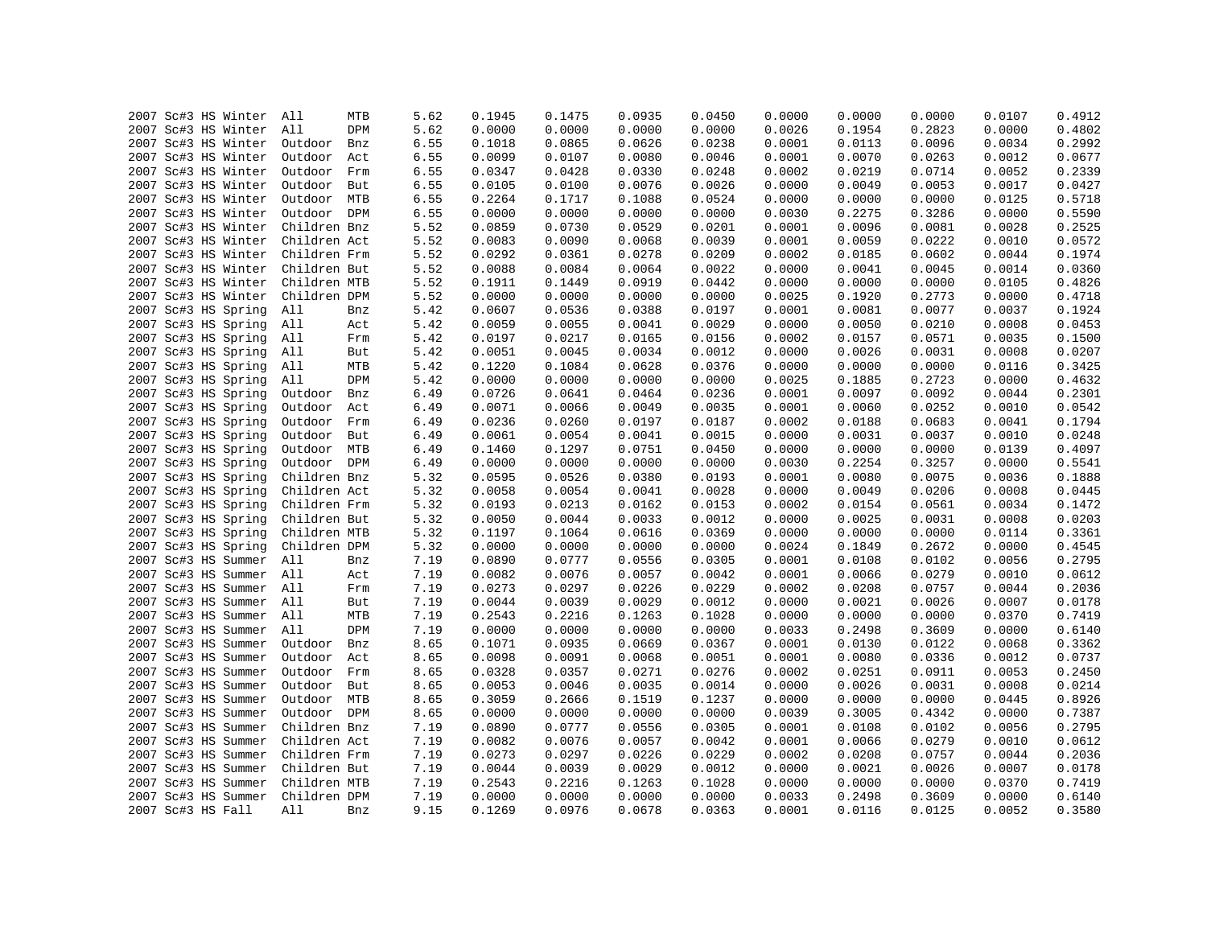| | | | | | | | | | | | | | | | |
|---|---|---|---|---|---|---|---|---|---|---|---|---|---|---|---|
| 2007 | Sc#3 | HS | Winter | All | MTB | 5.62 | 0.1945 | 0.1475 | 0.0935 | 0.0450 | 0.0000 | 0.0000 | 0.0000 | 0.0107 | 0.4912 |
| 2007 | Sc#3 | HS | Winter | All | DPM | 5.62 | 0.0000 | 0.0000 | 0.0000 | 0.0000 | 0.0026 | 0.1954 | 0.2823 | 0.0000 | 0.4802 |
| 2007 | Sc#3 | HS | Winter | Outdoor | Bnz | 6.55 | 0.1018 | 0.0865 | 0.0626 | 0.0238 | 0.0001 | 0.0113 | 0.0096 | 0.0034 | 0.2992 |
| 2007 | Sc#3 | HS | Winter | Outdoor | Act | 6.55 | 0.0099 | 0.0107 | 0.0080 | 0.0046 | 0.0001 | 0.0070 | 0.0263 | 0.0012 | 0.0677 |
| 2007 | Sc#3 | HS | Winter | Outdoor | Frm | 6.55 | 0.0347 | 0.0428 | 0.0330 | 0.0248 | 0.0002 | 0.0219 | 0.0714 | 0.0052 | 0.2339 |
| 2007 | Sc#3 | HS | Winter | Outdoor | But | 6.55 | 0.0105 | 0.0100 | 0.0076 | 0.0026 | 0.0000 | 0.0049 | 0.0053 | 0.0017 | 0.0427 |
| 2007 | Sc#3 | HS | Winter | Outdoor | MTB | 6.55 | 0.2264 | 0.1717 | 0.1088 | 0.0524 | 0.0000 | 0.0000 | 0.0000 | 0.0125 | 0.5718 |
| 2007 | Sc#3 | HS | Winter | Outdoor | DPM | 6.55 | 0.0000 | 0.0000 | 0.0000 | 0.0000 | 0.0030 | 0.2275 | 0.3286 | 0.0000 | 0.5590 |
| 2007 | Sc#3 | HS | Winter | Children | Bnz | 5.52 | 0.0859 | 0.0730 | 0.0529 | 0.0201 | 0.0001 | 0.0096 | 0.0081 | 0.0028 | 0.2525 |
| 2007 | Sc#3 | HS | Winter | Children | Act | 5.52 | 0.0083 | 0.0090 | 0.0068 | 0.0039 | 0.0001 | 0.0059 | 0.0222 | 0.0010 | 0.0572 |
| 2007 | Sc#3 | HS | Winter | Children | Frm | 5.52 | 0.0292 | 0.0361 | 0.0278 | 0.0209 | 0.0002 | 0.0185 | 0.0602 | 0.0044 | 0.1974 |
| 2007 | Sc#3 | HS | Winter | Children | But | 5.52 | 0.0088 | 0.0084 | 0.0064 | 0.0022 | 0.0000 | 0.0041 | 0.0045 | 0.0014 | 0.0360 |
| 2007 | Sc#3 | HS | Winter | Children | MTB | 5.52 | 0.1911 | 0.1449 | 0.0919 | 0.0442 | 0.0000 | 0.0000 | 0.0000 | 0.0105 | 0.4826 |
| 2007 | Sc#3 | HS | Winter | Children | DPM | 5.52 | 0.0000 | 0.0000 | 0.0000 | 0.0000 | 0.0025 | 0.1920 | 0.2773 | 0.0000 | 0.4718 |
| 2007 | Sc#3 | HS | Spring | All | Bnz | 5.42 | 0.0607 | 0.0536 | 0.0388 | 0.0197 | 0.0001 | 0.0081 | 0.0077 | 0.0037 | 0.1924 |
| 2007 | Sc#3 | HS | Spring | All | Act | 5.42 | 0.0059 | 0.0055 | 0.0041 | 0.0029 | 0.0000 | 0.0050 | 0.0210 | 0.0008 | 0.0453 |
| 2007 | Sc#3 | HS | Spring | All | Frm | 5.42 | 0.0197 | 0.0217 | 0.0165 | 0.0156 | 0.0002 | 0.0157 | 0.0571 | 0.0035 | 0.1500 |
| 2007 | Sc#3 | HS | Spring | All | But | 5.42 | 0.0051 | 0.0045 | 0.0034 | 0.0012 | 0.0000 | 0.0026 | 0.0031 | 0.0008 | 0.0207 |
| 2007 | Sc#3 | HS | Spring | All | MTB | 5.42 | 0.1220 | 0.1084 | 0.0628 | 0.0376 | 0.0000 | 0.0000 | 0.0000 | 0.0116 | 0.3425 |
| 2007 | Sc#3 | HS | Spring | All | DPM | 5.42 | 0.0000 | 0.0000 | 0.0000 | 0.0000 | 0.0025 | 0.1885 | 0.2723 | 0.0000 | 0.4632 |
| 2007 | Sc#3 | HS | Spring | Outdoor | Bnz | 6.49 | 0.0726 | 0.0641 | 0.0464 | 0.0236 | 0.0001 | 0.0097 | 0.0092 | 0.0044 | 0.2301 |
| 2007 | Sc#3 | HS | Spring | Outdoor | Act | 6.49 | 0.0071 | 0.0066 | 0.0049 | 0.0035 | 0.0001 | 0.0060 | 0.0252 | 0.0010 | 0.0542 |
| 2007 | Sc#3 | HS | Spring | Outdoor | Frm | 6.49 | 0.0236 | 0.0260 | 0.0197 | 0.0187 | 0.0002 | 0.0188 | 0.0683 | 0.0041 | 0.1794 |
| 2007 | Sc#3 | HS | Spring | Outdoor | But | 6.49 | 0.0061 | 0.0054 | 0.0041 | 0.0015 | 0.0000 | 0.0031 | 0.0037 | 0.0010 | 0.0248 |
| 2007 | Sc#3 | HS | Spring | Outdoor | MTB | 6.49 | 0.1460 | 0.1297 | 0.0751 | 0.0450 | 0.0000 | 0.0000 | 0.0000 | 0.0139 | 0.4097 |
| 2007 | Sc#3 | HS | Spring | Outdoor | DPM | 6.49 | 0.0000 | 0.0000 | 0.0000 | 0.0000 | 0.0030 | 0.2254 | 0.3257 | 0.0000 | 0.5541 |
| 2007 | Sc#3 | HS | Spring | Children | Bnz | 5.32 | 0.0595 | 0.0526 | 0.0380 | 0.0193 | 0.0001 | 0.0080 | 0.0075 | 0.0036 | 0.1888 |
| 2007 | Sc#3 | HS | Spring | Children | Act | 5.32 | 0.0058 | 0.0054 | 0.0041 | 0.0028 | 0.0000 | 0.0049 | 0.0206 | 0.0008 | 0.0445 |
| 2007 | Sc#3 | HS | Spring | Children | Frm | 5.32 | 0.0193 | 0.0213 | 0.0162 | 0.0153 | 0.0002 | 0.0154 | 0.0561 | 0.0034 | 0.1472 |
| 2007 | Sc#3 | HS | Spring | Children | But | 5.32 | 0.0050 | 0.0044 | 0.0033 | 0.0012 | 0.0000 | 0.0025 | 0.0031 | 0.0008 | 0.0203 |
| 2007 | Sc#3 | HS | Spring | Children | MTB | 5.32 | 0.1197 | 0.1064 | 0.0616 | 0.0369 | 0.0000 | 0.0000 | 0.0000 | 0.0114 | 0.3361 |
| 2007 | Sc#3 | HS | Spring | Children | DPM | 5.32 | 0.0000 | 0.0000 | 0.0000 | 0.0000 | 0.0024 | 0.1849 | 0.2672 | 0.0000 | 0.4545 |
| 2007 | Sc#3 | HS | Summer | All | Bnz | 7.19 | 0.0890 | 0.0777 | 0.0556 | 0.0305 | 0.0001 | 0.0108 | 0.0102 | 0.0056 | 0.2795 |
| 2007 | Sc#3 | HS | Summer | All | Act | 7.19 | 0.0082 | 0.0076 | 0.0057 | 0.0042 | 0.0001 | 0.0066 | 0.0279 | 0.0010 | 0.0612 |
| 2007 | Sc#3 | HS | Summer | All | Frm | 7.19 | 0.0273 | 0.0297 | 0.0226 | 0.0229 | 0.0002 | 0.0208 | 0.0757 | 0.0044 | 0.2036 |
| 2007 | Sc#3 | HS | Summer | All | But | 7.19 | 0.0044 | 0.0039 | 0.0029 | 0.0012 | 0.0000 | 0.0021 | 0.0026 | 0.0007 | 0.0178 |
| 2007 | Sc#3 | HS | Summer | All | MTB | 7.19 | 0.2543 | 0.2216 | 0.1263 | 0.1028 | 0.0000 | 0.0000 | 0.0000 | 0.0370 | 0.7419 |
| 2007 | Sc#3 | HS | Summer | All | DPM | 7.19 | 0.0000 | 0.0000 | 0.0000 | 0.0000 | 0.0033 | 0.2498 | 0.3609 | 0.0000 | 0.6140 |
| 2007 | Sc#3 | HS | Summer | Outdoor | Bnz | 8.65 | 0.1071 | 0.0935 | 0.0669 | 0.0367 | 0.0001 | 0.0130 | 0.0122 | 0.0068 | 0.3362 |
| 2007 | Sc#3 | HS | Summer | Outdoor | Act | 8.65 | 0.0098 | 0.0091 | 0.0068 | 0.0051 | 0.0001 | 0.0080 | 0.0336 | 0.0012 | 0.0737 |
| 2007 | Sc#3 | HS | Summer | Outdoor | Frm | 8.65 | 0.0328 | 0.0357 | 0.0271 | 0.0276 | 0.0002 | 0.0251 | 0.0911 | 0.0053 | 0.2450 |
| 2007 | Sc#3 | HS | Summer | Outdoor | But | 8.65 | 0.0053 | 0.0046 | 0.0035 | 0.0014 | 0.0000 | 0.0026 | 0.0031 | 0.0008 | 0.0214 |
| 2007 | Sc#3 | HS | Summer | Outdoor | MTB | 8.65 | 0.3059 | 0.2666 | 0.1519 | 0.1237 | 0.0000 | 0.0000 | 0.0000 | 0.0445 | 0.8926 |
| 2007 | Sc#3 | HS | Summer | Outdoor | DPM | 8.65 | 0.0000 | 0.0000 | 0.0000 | 0.0000 | 0.0039 | 0.3005 | 0.4342 | 0.0000 | 0.7387 |
| 2007 | Sc#3 | HS | Summer | Children | Bnz | 7.19 | 0.0890 | 0.0777 | 0.0556 | 0.0305 | 0.0001 | 0.0108 | 0.0102 | 0.0056 | 0.2795 |
| 2007 | Sc#3 | HS | Summer | Children | Act | 7.19 | 0.0082 | 0.0076 | 0.0057 | 0.0042 | 0.0001 | 0.0066 | 0.0279 | 0.0010 | 0.0612 |
| 2007 | Sc#3 | HS | Summer | Children | Frm | 7.19 | 0.0273 | 0.0297 | 0.0226 | 0.0229 | 0.0002 | 0.0208 | 0.0757 | 0.0044 | 0.2036 |
| 2007 | Sc#3 | HS | Summer | Children | But | 7.19 | 0.0044 | 0.0039 | 0.0029 | 0.0012 | 0.0000 | 0.0021 | 0.0026 | 0.0007 | 0.0178 |
| 2007 | Sc#3 | HS | Summer | Children | MTB | 7.19 | 0.2543 | 0.2216 | 0.1263 | 0.1028 | 0.0000 | 0.0000 | 0.0000 | 0.0370 | 0.7419 |
| 2007 | Sc#3 | HS | Summer | Children | DPM | 7.19 | 0.0000 | 0.0000 | 0.0000 | 0.0000 | 0.0033 | 0.2498 | 0.3609 | 0.0000 | 0.6140 |
| 2007 | Sc#3 | HS | Fall | All | Bnz | 9.15 | 0.1269 | 0.0976 | 0.0678 | 0.0363 | 0.0001 | 0.0116 | 0.0125 | 0.0052 | 0.3580 |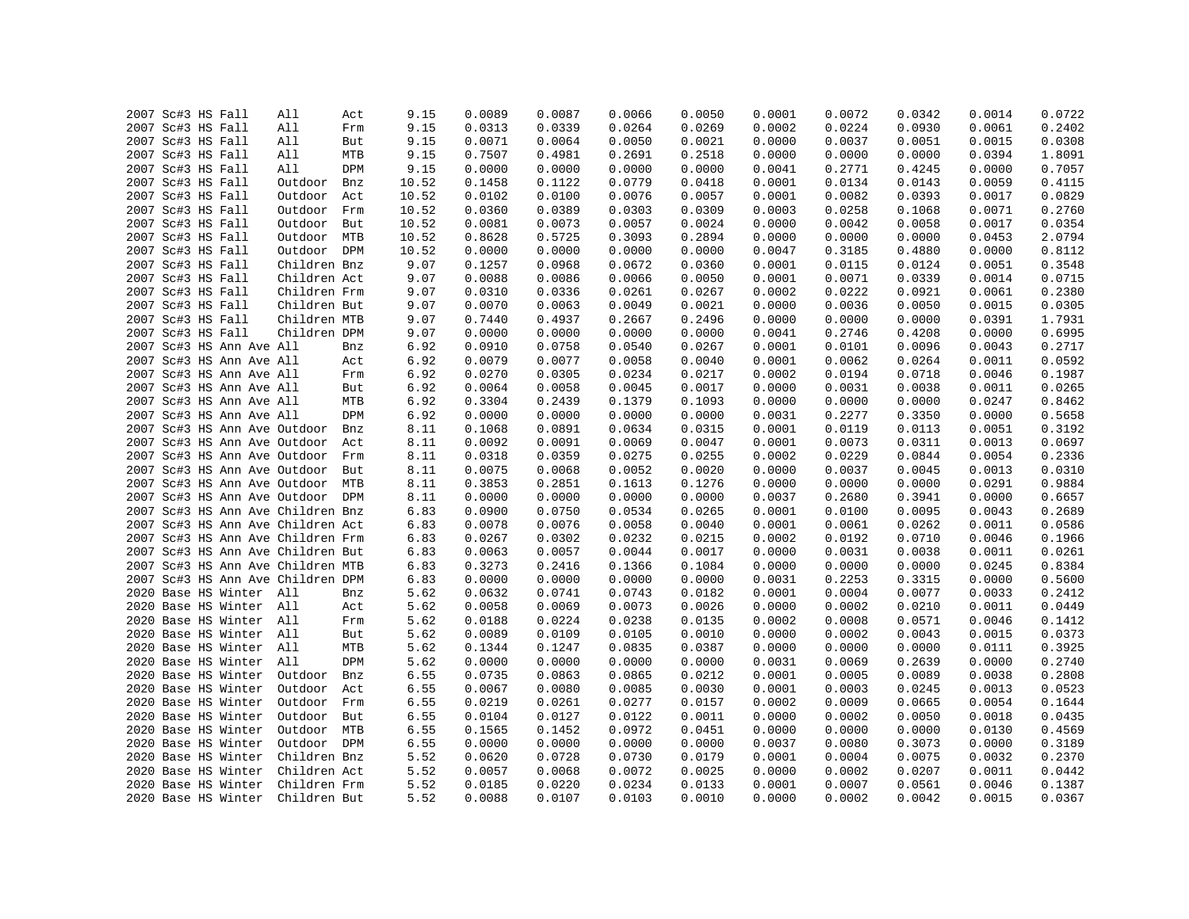| | | | | | | | | | | | | | | | |
|---|---|---|---|---|---|---|---|---|---|---|---|---|---|---|---|
| 2007 | Sc#3 | HS | Fall | All | Act | 9.15 | 0.0089 | 0.0087 | 0.0066 | 0.0050 | 0.0001 | 0.0072 | 0.0342 | 0.0014 | 0.0722 |
| 2007 | Sc#3 | HS | Fall | All | Frm | 9.15 | 0.0313 | 0.0339 | 0.0264 | 0.0269 | 0.0002 | 0.0224 | 0.0930 | 0.0061 | 0.2402 |
| 2007 | Sc#3 | HS | Fall | All | But | 9.15 | 0.0071 | 0.0064 | 0.0050 | 0.0021 | 0.0000 | 0.0037 | 0.0051 | 0.0015 | 0.0308 |
| 2007 | Sc#3 | HS | Fall | All | MTB | 9.15 | 0.7507 | 0.4981 | 0.2691 | 0.2518 | 0.0000 | 0.0000 | 0.0000 | 0.0394 | 1.8091 |
| 2007 | Sc#3 | HS | Fall | All | DPM | 9.15 | 0.0000 | 0.0000 | 0.0000 | 0.0000 | 0.0041 | 0.2771 | 0.4245 | 0.0000 | 0.7057 |
| 2007 | Sc#3 | HS | Fall | Outdoor | Bnz | 10.52 | 0.1458 | 0.1122 | 0.0779 | 0.0418 | 0.0001 | 0.0134 | 0.0143 | 0.0059 | 0.4115 |
| 2007 | Sc#3 | HS | Fall | Outdoor | Act | 10.52 | 0.0102 | 0.0100 | 0.0076 | 0.0057 | 0.0001 | 0.0082 | 0.0393 | 0.0017 | 0.0829 |
| 2007 | Sc#3 | HS | Fall | Outdoor | Frm | 10.52 | 0.0360 | 0.0389 | 0.0303 | 0.0309 | 0.0003 | 0.0258 | 0.1068 | 0.0071 | 0.2760 |
| 2007 | Sc#3 | HS | Fall | Outdoor | But | 10.52 | 0.0081 | 0.0073 | 0.0057 | 0.0024 | 0.0000 | 0.0042 | 0.0058 | 0.0017 | 0.0354 |
| 2007 | Sc#3 | HS | Fall | Outdoor | MTB | 10.52 | 0.8628 | 0.5725 | 0.3093 | 0.2894 | 0.0000 | 0.0000 | 0.0000 | 0.0453 | 2.0794 |
| 2007 | Sc#3 | HS | Fall | Outdoor | DPM | 10.52 | 0.0000 | 0.0000 | 0.0000 | 0.0000 | 0.0047 | 0.3185 | 0.4880 | 0.0000 | 0.8112 |
| 2007 | Sc#3 | HS | Fall | Children | Bnz | 9.07 | 0.1257 | 0.0968 | 0.0672 | 0.0360 | 0.0001 | 0.0115 | 0.0124 | 0.0051 | 0.3548 |
| 2007 | Sc#3 | HS | Fall | Children | Act | 9.07 | 0.0088 | 0.0086 | 0.0066 | 0.0050 | 0.0001 | 0.0071 | 0.0339 | 0.0014 | 0.0715 |
| 2007 | Sc#3 | HS | Fall | Children | Frm | 9.07 | 0.0310 | 0.0336 | 0.0261 | 0.0267 | 0.0002 | 0.0222 | 0.0921 | 0.0061 | 0.2380 |
| 2007 | Sc#3 | HS | Fall | Children | But | 9.07 | 0.0070 | 0.0063 | 0.0049 | 0.0021 | 0.0000 | 0.0036 | 0.0050 | 0.0015 | 0.0305 |
| 2007 | Sc#3 | HS | Fall | Children | MTB | 9.07 | 0.7440 | 0.4937 | 0.2667 | 0.2496 | 0.0000 | 0.0000 | 0.0000 | 0.0391 | 1.7931 |
| 2007 | Sc#3 | HS | Fall | Children | DPM | 9.07 | 0.0000 | 0.0000 | 0.0000 | 0.0000 | 0.0041 | 0.2746 | 0.4208 | 0.0000 | 0.6995 |
| 2007 | Sc#3 | HS | Ann Ave | All | Bnz | 6.92 | 0.0910 | 0.0758 | 0.0540 | 0.0267 | 0.0001 | 0.0101 | 0.0096 | 0.0043 | 0.2717 |
| 2007 | Sc#3 | HS | Ann Ave | All | Act | 6.92 | 0.0079 | 0.0077 | 0.0058 | 0.0040 | 0.0001 | 0.0062 | 0.0264 | 0.0011 | 0.0592 |
| 2007 | Sc#3 | HS | Ann Ave | All | Frm | 6.92 | 0.0270 | 0.0305 | 0.0234 | 0.0217 | 0.0002 | 0.0194 | 0.0718 | 0.0046 | 0.1987 |
| 2007 | Sc#3 | HS | Ann Ave | All | But | 6.92 | 0.0064 | 0.0058 | 0.0045 | 0.0017 | 0.0000 | 0.0031 | 0.0038 | 0.0011 | 0.0265 |
| 2007 | Sc#3 | HS | Ann Ave | All | MTB | 6.92 | 0.3304 | 0.2439 | 0.1379 | 0.1093 | 0.0000 | 0.0000 | 0.0000 | 0.0247 | 0.8462 |
| 2007 | Sc#3 | HS | Ann Ave | All | DPM | 6.92 | 0.0000 | 0.0000 | 0.0000 | 0.0000 | 0.0031 | 0.2277 | 0.3350 | 0.0000 | 0.5658 |
| 2007 | Sc#3 | HS | Ann Ave | Outdoor | Bnz | 8.11 | 0.1068 | 0.0891 | 0.0634 | 0.0315 | 0.0001 | 0.0119 | 0.0113 | 0.0051 | 0.3192 |
| 2007 | Sc#3 | HS | Ann Ave | Outdoor | Act | 8.11 | 0.0092 | 0.0091 | 0.0069 | 0.0047 | 0.0001 | 0.0073 | 0.0311 | 0.0013 | 0.0697 |
| 2007 | Sc#3 | HS | Ann Ave | Outdoor | Frm | 8.11 | 0.0318 | 0.0359 | 0.0275 | 0.0255 | 0.0002 | 0.0229 | 0.0844 | 0.0054 | 0.2336 |
| 2007 | Sc#3 | HS | Ann Ave | Outdoor | But | 8.11 | 0.0075 | 0.0068 | 0.0052 | 0.0020 | 0.0000 | 0.0037 | 0.0045 | 0.0013 | 0.0310 |
| 2007 | Sc#3 | HS | Ann Ave | Outdoor | MTB | 8.11 | 0.3853 | 0.2851 | 0.1613 | 0.1276 | 0.0000 | 0.0000 | 0.0000 | 0.0291 | 0.9884 |
| 2007 | Sc#3 | HS | Ann Ave | Outdoor | DPM | 8.11 | 0.0000 | 0.0000 | 0.0000 | 0.0000 | 0.0037 | 0.2680 | 0.3941 | 0.0000 | 0.6657 |
| 2007 | Sc#3 | HS | Ann Ave | Children | Bnz | 6.83 | 0.0900 | 0.0750 | 0.0534 | 0.0265 | 0.0001 | 0.0100 | 0.0095 | 0.0043 | 0.2689 |
| 2007 | Sc#3 | HS | Ann Ave | Children | Act | 6.83 | 0.0078 | 0.0076 | 0.0058 | 0.0040 | 0.0001 | 0.0061 | 0.0262 | 0.0011 | 0.0586 |
| 2007 | Sc#3 | HS | Ann Ave | Children | Frm | 6.83 | 0.0267 | 0.0302 | 0.0232 | 0.0215 | 0.0002 | 0.0192 | 0.0710 | 0.0046 | 0.1966 |
| 2007 | Sc#3 | HS | Ann Ave | Children | But | 6.83 | 0.0063 | 0.0057 | 0.0044 | 0.0017 | 0.0000 | 0.0031 | 0.0038 | 0.0011 | 0.0261 |
| 2007 | Sc#3 | HS | Ann Ave | Children | MTB | 6.83 | 0.3273 | 0.2416 | 0.1366 | 0.1084 | 0.0000 | 0.0000 | 0.0000 | 0.0245 | 0.8384 |
| 2007 | Sc#3 | HS | Ann Ave | Children | DPM | 6.83 | 0.0000 | 0.0000 | 0.0000 | 0.0000 | 0.0031 | 0.2253 | 0.3315 | 0.0000 | 0.5600 |
| 2020 | Base | HS | Winter | All | Bnz | 5.62 | 0.0632 | 0.0741 | 0.0743 | 0.0182 | 0.0001 | 0.0004 | 0.0077 | 0.0033 | 0.2412 |
| 2020 | Base | HS | Winter | All | Act | 5.62 | 0.0058 | 0.0069 | 0.0073 | 0.0026 | 0.0000 | 0.0002 | 0.0210 | 0.0011 | 0.0449 |
| 2020 | Base | HS | Winter | All | Frm | 5.62 | 0.0188 | 0.0224 | 0.0238 | 0.0135 | 0.0002 | 0.0008 | 0.0571 | 0.0046 | 0.1412 |
| 2020 | Base | HS | Winter | All | But | 5.62 | 0.0089 | 0.0109 | 0.0105 | 0.0010 | 0.0000 | 0.0002 | 0.0043 | 0.0015 | 0.0373 |
| 2020 | Base | HS | Winter | All | MTB | 5.62 | 0.1344 | 0.1247 | 0.0835 | 0.0387 | 0.0000 | 0.0000 | 0.0000 | 0.0111 | 0.3925 |
| 2020 | Base | HS | Winter | All | DPM | 5.62 | 0.0000 | 0.0000 | 0.0000 | 0.0000 | 0.0031 | 0.0069 | 0.2639 | 0.0000 | 0.2740 |
| 2020 | Base | HS | Winter | Outdoor | Bnz | 6.55 | 0.0735 | 0.0863 | 0.0865 | 0.0212 | 0.0001 | 0.0005 | 0.0089 | 0.0038 | 0.2808 |
| 2020 | Base | HS | Winter | Outdoor | Act | 6.55 | 0.0067 | 0.0080 | 0.0085 | 0.0030 | 0.0001 | 0.0003 | 0.0245 | 0.0013 | 0.0523 |
| 2020 | Base | HS | Winter | Outdoor | Frm | 6.55 | 0.0219 | 0.0261 | 0.0277 | 0.0157 | 0.0002 | 0.0009 | 0.0665 | 0.0054 | 0.1644 |
| 2020 | Base | HS | Winter | Outdoor | But | 6.55 | 0.0104 | 0.0127 | 0.0122 | 0.0011 | 0.0000 | 0.0002 | 0.0050 | 0.0018 | 0.0435 |
| 2020 | Base | HS | Winter | Outdoor | MTB | 6.55 | 0.1565 | 0.1452 | 0.0972 | 0.0451 | 0.0000 | 0.0000 | 0.0000 | 0.0130 | 0.4569 |
| 2020 | Base | HS | Winter | Outdoor | DPM | 6.55 | 0.0000 | 0.0000 | 0.0000 | 0.0000 | 0.0037 | 0.0080 | 0.3073 | 0.0000 | 0.3189 |
| 2020 | Base | HS | Winter | Children | Bnz | 5.52 | 0.0620 | 0.0728 | 0.0730 | 0.0179 | 0.0001 | 0.0004 | 0.0075 | 0.0032 | 0.2370 |
| 2020 | Base | HS | Winter | Children | Act | 5.52 | 0.0057 | 0.0068 | 0.0072 | 0.0025 | 0.0000 | 0.0002 | 0.0207 | 0.0011 | 0.0442 |
| 2020 | Base | HS | Winter | Children | Frm | 5.52 | 0.0185 | 0.0220 | 0.0234 | 0.0133 | 0.0001 | 0.0007 | 0.0561 | 0.0046 | 0.1387 |
| 2020 | Base | HS | Winter | Children | But | 5.52 | 0.0088 | 0.0107 | 0.0103 | 0.0010 | 0.0000 | 0.0002 | 0.0042 | 0.0015 | 0.0367 |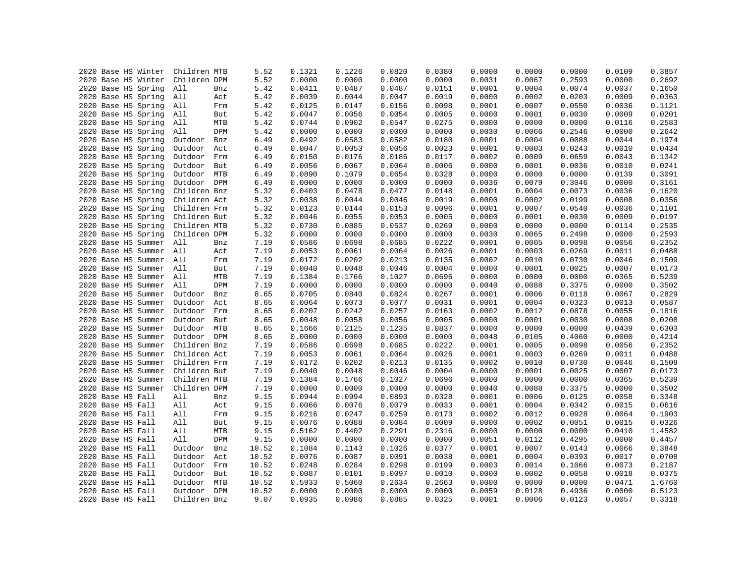```
2020 Base HS Winter  Children MTB     5.52   0.1321   0.1226   0.0820   0.0380   0.0000   0.0000   0.0000   0.0109   0.3857
2020 Base HS Winter  Children DPM     5.52   0.0000   0.0000   0.0000   0.0000   0.0031   0.0067   0.2593   0.0000   0.2692
2020 Base HS Spring  All      Bnz     5.42   0.0411   0.0487   0.0487   0.0151   0.0001   0.0004   0.0074   0.0037   0.1650
2020 Base HS Spring  All      Act     5.42   0.0039   0.0044   0.0047   0.0019   0.0000   0.0002   0.0203   0.0009   0.0363
2020 Base HS Spring  All      Frm     5.42   0.0125   0.0147   0.0156   0.0098   0.0001   0.0007   0.0550   0.0036   0.1121
2020 Base HS Spring  All      But     5.42   0.0047   0.0056   0.0054   0.0005   0.0000   0.0001   0.0030   0.0009   0.0201
2020 Base HS Spring  All      MTB     5.42   0.0744   0.0902   0.0547   0.0275   0.0000   0.0000   0.0000   0.0116   0.2583
2020 Base HS Spring  All      DPM     5.42   0.0000   0.0000   0.0000   0.0000   0.0030   0.0066   0.2546   0.0000   0.2642
2020 Base HS Spring  Outdoor  Bnz     6.49   0.0492   0.0583   0.0582   0.0180   0.0001   0.0004   0.0088   0.0044   0.1974
2020 Base HS Spring  Outdoor  Act     6.49   0.0047   0.0053   0.0056   0.0023   0.0001   0.0003   0.0243   0.0010   0.0434
2020 Base HS Spring  Outdoor  Frm     6.49   0.0150   0.0176   0.0186   0.0117   0.0002   0.0009   0.0659   0.0043   0.1342
2020 Base HS Spring  Outdoor  But     6.49   0.0056   0.0067   0.0064   0.0006   0.0000   0.0001   0.0036   0.0010   0.0241
2020 Base HS Spring  Outdoor  MTB     6.49   0.0890   0.1079   0.0654   0.0328   0.0000   0.0000   0.0000   0.0139   0.3091
2020 Base HS Spring  Outdoor  DPM     6.49   0.0000   0.0000   0.0000   0.0000   0.0036   0.0079   0.3046   0.0000   0.3161
2020 Base HS Spring  Children Bnz     5.32   0.0403   0.0478   0.0477   0.0148   0.0001   0.0004   0.0073   0.0036   0.1620
2020 Base HS Spring  Children Act     5.32   0.0038   0.0044   0.0046   0.0019   0.0000   0.0002   0.0199   0.0008   0.0356
2020 Base HS Spring  Children Frm     5.32   0.0123   0.0144   0.0153   0.0096   0.0001   0.0007   0.0540   0.0036   0.1101
2020 Base HS Spring  Children But     5.32   0.0046   0.0055   0.0053   0.0005   0.0000   0.0001   0.0030   0.0009   0.0197
2020 Base HS Spring  Children MTB     5.32   0.0730   0.0885   0.0537   0.0269   0.0000   0.0000   0.0000   0.0114   0.2535
2020 Base HS Spring  Children DPM     5.32   0.0000   0.0000   0.0000   0.0000   0.0030   0.0065   0.2498   0.0000   0.2593
2020 Base HS Summer  All      Bnz     7.19   0.0586   0.0698   0.0685   0.0222   0.0001   0.0005   0.0098   0.0056   0.2352
2020 Base HS Summer  All      Act     7.19   0.0053   0.0061   0.0064   0.0026   0.0001   0.0003   0.0269   0.0011   0.0488
2020 Base HS Summer  All      Frm     7.19   0.0172   0.0202   0.0213   0.0135   0.0002   0.0010   0.0730   0.0046   0.1509
2020 Base HS Summer  All      But     7.19   0.0040   0.0048   0.0046   0.0004   0.0000   0.0001   0.0025   0.0007   0.0173
2020 Base HS Summer  All      MTB     7.19   0.1384   0.1766   0.1027   0.0696   0.0000   0.0000   0.0000   0.0365   0.5239
2020 Base HS Summer  All      DPM     7.19   0.0000   0.0000   0.0000   0.0000   0.0040   0.0088   0.3375   0.0000   0.3502
2020 Base HS Summer  Outdoor  Bnz     8.65   0.0705   0.0840   0.0824   0.0267   0.0001   0.0006   0.0118   0.0067   0.2829
2020 Base HS Summer  Outdoor  Act     8.65   0.0064   0.0073   0.0077   0.0031   0.0001   0.0004   0.0323   0.0013   0.0587
2020 Base HS Summer  Outdoor  Frm     8.65   0.0207   0.0242   0.0257   0.0163   0.0002   0.0012   0.0878   0.0055   0.1816
2020 Base HS Summer  Outdoor  But     8.65   0.0048   0.0058   0.0056   0.0005   0.0000   0.0001   0.0030   0.0008   0.0208
2020 Base HS Summer  Outdoor  MTB     8.65   0.1666   0.2125   0.1235   0.0837   0.0000   0.0000   0.0000   0.0439   0.6303
2020 Base HS Summer  Outdoor  DPM     8.65   0.0000   0.0000   0.0000   0.0000   0.0048   0.0105   0.4060   0.0000   0.4214
2020 Base HS Summer  Children Bnz     7.19   0.0586   0.0698   0.0685   0.0222   0.0001   0.0005   0.0098   0.0056   0.2352
2020 Base HS Summer  Children Act     7.19   0.0053   0.0061   0.0064   0.0026   0.0001   0.0003   0.0269   0.0011   0.0488
2020 Base HS Summer  Children Frm     7.19   0.0172   0.0202   0.0213   0.0135   0.0002   0.0010   0.0730   0.0046   0.1509
2020 Base HS Summer  Children But     7.19   0.0040   0.0048   0.0046   0.0004   0.0000   0.0001   0.0025   0.0007   0.0173
2020 Base HS Summer  Children MTB     7.19   0.1384   0.1766   0.1027   0.0696   0.0000   0.0000   0.0000   0.0365   0.5239
2020 Base HS Summer  Children DPM     7.19   0.0000   0.0000   0.0000   0.0000   0.0040   0.0088   0.3375   0.0000   0.3502
2020 Base HS Fall    All      Bnz     9.15   0.0944   0.0994   0.0893   0.0328   0.0001   0.0006   0.0125   0.0058   0.3348
2020 Base HS Fall    All      Act     9.15   0.0066   0.0076   0.0079   0.0033   0.0001   0.0004   0.0342   0.0015   0.0616
2020 Base HS Fall    All      Frm     9.15   0.0216   0.0247   0.0259   0.0173   0.0002   0.0012   0.0928   0.0064   0.1903
2020 Base HS Fall    All      But     9.15   0.0076   0.0088   0.0084   0.0009   0.0000   0.0002   0.0051   0.0015   0.0326
2020 Base HS Fall    All      MTB     9.15   0.5162   0.4402   0.2291   0.2316   0.0000   0.0000   0.0000   0.0410   1.4582
2020 Base HS Fall    All      DPM     9.15   0.0000   0.0000   0.0000   0.0000   0.0051   0.0112   0.4295   0.0000   0.4457
2020 Base HS Fall    Outdoor  Bnz    10.52   0.1084   0.1143   0.1026   0.0377   0.0001   0.0007   0.0143   0.0066   0.3848
2020 Base HS Fall    Outdoor  Act    10.52   0.0076   0.0087   0.0091   0.0038   0.0001   0.0004   0.0393   0.0017   0.0708
2020 Base HS Fall    Outdoor  Frm    10.52   0.0248   0.0284   0.0298   0.0199   0.0003   0.0014   0.1066   0.0073   0.2187
2020 Base HS Fall    Outdoor  But    10.52   0.0087   0.0101   0.0097   0.0010   0.0000   0.0002   0.0058   0.0018   0.0375
2020 Base HS Fall    Outdoor  MTB    10.52   0.5933   0.5060   0.2634   0.2663   0.0000   0.0000   0.0000   0.0471   1.6760
2020 Base HS Fall    Outdoor  DPM    10.52   0.0000   0.0000   0.0000   0.0000   0.0059   0.0128   0.4936   0.0000   0.5123
2020 Base HS Fall    Children Bnz     9.07   0.0935   0.0986   0.0885   0.0325   0.0001   0.0006   0.0123   0.0057   0.3318
```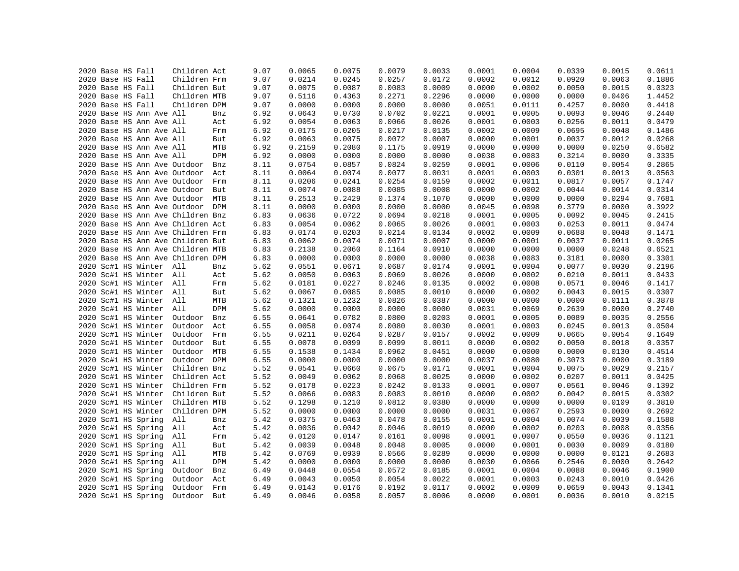| | | | | | | | | | | | | | | | | |
|---|---|---|---|---|---|---|---|---|---|---|---|---|---|---|---|---|
| 2020 | Base | HS | Fall | Children | Act | 9.07 | 0.0065 | 0.0075 | 0.0079 | 0.0033 | 0.0001 | 0.0004 | 0.0339 | 0.0015 | 0.0611 |
| 2020 | Base | HS | Fall | Children | Frm | 9.07 | 0.0214 | 0.0245 | 0.0257 | 0.0172 | 0.0002 | 0.0012 | 0.0920 | 0.0063 | 0.1886 |
| 2020 | Base | HS | Fall | Children | But | 9.07 | 0.0075 | 0.0087 | 0.0083 | 0.0009 | 0.0000 | 0.0002 | 0.0050 | 0.0015 | 0.0323 |
| 2020 | Base | HS | Fall | Children | MTB | 9.07 | 0.5116 | 0.4363 | 0.2271 | 0.2296 | 0.0000 | 0.0000 | 0.0000 | 0.0406 | 1.4452 |
| 2020 | Base | HS | Fall | Children | DPM | 9.07 | 0.0000 | 0.0000 | 0.0000 | 0.0000 | 0.0051 | 0.0111 | 0.4257 | 0.0000 | 0.4418 |
| 2020 | Base | HS | Ann Ave | All | Bnz | 6.92 | 0.0643 | 0.0730 | 0.0702 | 0.0221 | 0.0001 | 0.0005 | 0.0093 | 0.0046 | 0.2440 |
| 2020 | Base | HS | Ann Ave | All | Act | 6.92 | 0.0054 | 0.0063 | 0.0066 | 0.0026 | 0.0001 | 0.0003 | 0.0256 | 0.0011 | 0.0479 |
| 2020 | Base | HS | Ann Ave | All | Frm | 6.92 | 0.0175 | 0.0205 | 0.0217 | 0.0135 | 0.0002 | 0.0009 | 0.0695 | 0.0048 | 0.1486 |
| 2020 | Base | HS | Ann Ave | All | But | 6.92 | 0.0063 | 0.0075 | 0.0072 | 0.0007 | 0.0000 | 0.0001 | 0.0037 | 0.0012 | 0.0268 |
| 2020 | Base | HS | Ann Ave | All | MTB | 6.92 | 0.2159 | 0.2080 | 0.1175 | 0.0919 | 0.0000 | 0.0000 | 0.0000 | 0.0250 | 0.6582 |
| 2020 | Base | HS | Ann Ave | All | DPM | 6.92 | 0.0000 | 0.0000 | 0.0000 | 0.0000 | 0.0038 | 0.0083 | 0.3214 | 0.0000 | 0.3335 |
| 2020 | Base | HS | Ann Ave | Outdoor | Bnz | 8.11 | 0.0754 | 0.0857 | 0.0824 | 0.0259 | 0.0001 | 0.0006 | 0.0110 | 0.0054 | 0.2865 |
| 2020 | Base | HS | Ann Ave | Outdoor | Act | 8.11 | 0.0064 | 0.0074 | 0.0077 | 0.0031 | 0.0001 | 0.0003 | 0.0301 | 0.0013 | 0.0563 |
| 2020 | Base | HS | Ann Ave | Outdoor | Frm | 8.11 | 0.0206 | 0.0241 | 0.0254 | 0.0159 | 0.0002 | 0.0011 | 0.0817 | 0.0057 | 0.1747 |
| 2020 | Base | HS | Ann Ave | Outdoor | But | 8.11 | 0.0074 | 0.0088 | 0.0085 | 0.0008 | 0.0000 | 0.0002 | 0.0044 | 0.0014 | 0.0314 |
| 2020 | Base | HS | Ann Ave | Outdoor | MTB | 8.11 | 0.2513 | 0.2429 | 0.1374 | 0.1070 | 0.0000 | 0.0000 | 0.0000 | 0.0294 | 0.7681 |
| 2020 | Base | HS | Ann Ave | Outdoor | DPM | 8.11 | 0.0000 | 0.0000 | 0.0000 | 0.0000 | 0.0045 | 0.0098 | 0.3779 | 0.0000 | 0.3922 |
| 2020 | Base | HS | Ann Ave | Children | Bnz | 6.83 | 0.0636 | 0.0722 | 0.0694 | 0.0218 | 0.0001 | 0.0005 | 0.0092 | 0.0045 | 0.2415 |
| 2020 | Base | HS | Ann Ave | Children | Act | 6.83 | 0.0054 | 0.0062 | 0.0065 | 0.0026 | 0.0001 | 0.0003 | 0.0253 | 0.0011 | 0.0474 |
| 2020 | Base | HS | Ann Ave | Children | Frm | 6.83 | 0.0174 | 0.0203 | 0.0214 | 0.0134 | 0.0002 | 0.0009 | 0.0688 | 0.0048 | 0.1471 |
| 2020 | Base | HS | Ann Ave | Children | But | 6.83 | 0.0062 | 0.0074 | 0.0071 | 0.0007 | 0.0000 | 0.0001 | 0.0037 | 0.0011 | 0.0265 |
| 2020 | Base | HS | Ann Ave | Children | MTB | 6.83 | 0.2138 | 0.2060 | 0.1164 | 0.0910 | 0.0000 | 0.0000 | 0.0000 | 0.0248 | 0.6521 |
| 2020 | Base | HS | Ann Ave | Children | DPM | 6.83 | 0.0000 | 0.0000 | 0.0000 | 0.0000 | 0.0038 | 0.0083 | 0.3181 | 0.0000 | 0.3301 |
| 2020 | Sc#1 | HS | Winter | All | Bnz | 5.62 | 0.0551 | 0.0671 | 0.0687 | 0.0174 | 0.0001 | 0.0004 | 0.0077 | 0.0030 | 0.2196 |
| 2020 | Sc#1 | HS | Winter | All | Act | 5.62 | 0.0050 | 0.0063 | 0.0069 | 0.0026 | 0.0000 | 0.0002 | 0.0210 | 0.0011 | 0.0433 |
| 2020 | Sc#1 | HS | Winter | All | Frm | 5.62 | 0.0181 | 0.0227 | 0.0246 | 0.0135 | 0.0002 | 0.0008 | 0.0571 | 0.0046 | 0.1417 |
| 2020 | Sc#1 | HS | Winter | All | But | 5.62 | 0.0067 | 0.0085 | 0.0085 | 0.0010 | 0.0000 | 0.0002 | 0.0043 | 0.0015 | 0.0307 |
| 2020 | Sc#1 | HS | Winter | All | MTB | 5.62 | 0.1321 | 0.1232 | 0.0826 | 0.0387 | 0.0000 | 0.0000 | 0.0000 | 0.0111 | 0.3878 |
| 2020 | Sc#1 | HS | Winter | All | DPM | 5.62 | 0.0000 | 0.0000 | 0.0000 | 0.0000 | 0.0031 | 0.0069 | 0.2639 | 0.0000 | 0.2740 |
| 2020 | Sc#1 | HS | Winter | Outdoor | Bnz | 6.55 | 0.0641 | 0.0782 | 0.0800 | 0.0203 | 0.0001 | 0.0005 | 0.0089 | 0.0035 | 0.2556 |
| 2020 | Sc#1 | HS | Winter | Outdoor | Act | 6.55 | 0.0058 | 0.0074 | 0.0080 | 0.0030 | 0.0001 | 0.0003 | 0.0245 | 0.0013 | 0.0504 |
| 2020 | Sc#1 | HS | Winter | Outdoor | Frm | 6.55 | 0.0211 | 0.0264 | 0.0287 | 0.0157 | 0.0002 | 0.0009 | 0.0665 | 0.0054 | 0.1649 |
| 2020 | Sc#1 | HS | Winter | Outdoor | But | 6.55 | 0.0078 | 0.0099 | 0.0099 | 0.0011 | 0.0000 | 0.0002 | 0.0050 | 0.0018 | 0.0357 |
| 2020 | Sc#1 | HS | Winter | Outdoor | MTB | 6.55 | 0.1538 | 0.1434 | 0.0962 | 0.0451 | 0.0000 | 0.0000 | 0.0000 | 0.0130 | 0.4514 |
| 2020 | Sc#1 | HS | Winter | Outdoor | DPM | 6.55 | 0.0000 | 0.0000 | 0.0000 | 0.0000 | 0.0037 | 0.0080 | 0.3073 | 0.0000 | 0.3189 |
| 2020 | Sc#1 | HS | Winter | Children | Bnz | 5.52 | 0.0541 | 0.0660 | 0.0675 | 0.0171 | 0.0001 | 0.0004 | 0.0075 | 0.0029 | 0.2157 |
| 2020 | Sc#1 | HS | Winter | Children | Act | 5.52 | 0.0049 | 0.0062 | 0.0068 | 0.0025 | 0.0000 | 0.0002 | 0.0207 | 0.0011 | 0.0425 |
| 2020 | Sc#1 | HS | Winter | Children | Frm | 5.52 | 0.0178 | 0.0223 | 0.0242 | 0.0133 | 0.0001 | 0.0007 | 0.0561 | 0.0046 | 0.1392 |
| 2020 | Sc#1 | HS | Winter | Children | But | 5.52 | 0.0066 | 0.0083 | 0.0083 | 0.0010 | 0.0000 | 0.0002 | 0.0042 | 0.0015 | 0.0302 |
| 2020 | Sc#1 | HS | Winter | Children | MTB | 5.52 | 0.1298 | 0.1210 | 0.0812 | 0.0380 | 0.0000 | 0.0000 | 0.0000 | 0.0109 | 0.3810 |
| 2020 | Sc#1 | HS | Winter | Children | DPM | 5.52 | 0.0000 | 0.0000 | 0.0000 | 0.0000 | 0.0031 | 0.0067 | 0.2593 | 0.0000 | 0.2692 |
| 2020 | Sc#1 | HS | Spring | All | Bnz | 5.42 | 0.0375 | 0.0463 | 0.0478 | 0.0155 | 0.0001 | 0.0004 | 0.0074 | 0.0039 | 0.1588 |
| 2020 | Sc#1 | HS | Spring | All | Act | 5.42 | 0.0036 | 0.0042 | 0.0046 | 0.0019 | 0.0000 | 0.0002 | 0.0203 | 0.0008 | 0.0356 |
| 2020 | Sc#1 | HS | Spring | All | Frm | 5.42 | 0.0120 | 0.0147 | 0.0161 | 0.0098 | 0.0001 | 0.0007 | 0.0550 | 0.0036 | 0.1121 |
| 2020 | Sc#1 | HS | Spring | All | But | 5.42 | 0.0039 | 0.0048 | 0.0048 | 0.0005 | 0.0000 | 0.0001 | 0.0030 | 0.0009 | 0.0180 |
| 2020 | Sc#1 | HS | Spring | All | MTB | 5.42 | 0.0769 | 0.0939 | 0.0566 | 0.0289 | 0.0000 | 0.0000 | 0.0000 | 0.0121 | 0.2683 |
| 2020 | Sc#1 | HS | Spring | All | DPM | 5.42 | 0.0000 | 0.0000 | 0.0000 | 0.0000 | 0.0030 | 0.0066 | 0.2546 | 0.0000 | 0.2642 |
| 2020 | Sc#1 | HS | Spring | Outdoor | Bnz | 6.49 | 0.0448 | 0.0554 | 0.0572 | 0.0185 | 0.0001 | 0.0004 | 0.0088 | 0.0046 | 0.1900 |
| 2020 | Sc#1 | HS | Spring | Outdoor | Act | 6.49 | 0.0043 | 0.0050 | 0.0054 | 0.0022 | 0.0001 | 0.0003 | 0.0243 | 0.0010 | 0.0426 |
| 2020 | Sc#1 | HS | Spring | Outdoor | Frm | 6.49 | 0.0143 | 0.0176 | 0.0192 | 0.0117 | 0.0002 | 0.0009 | 0.0659 | 0.0043 | 0.1341 |
| 2020 | Sc#1 | HS | Spring | Outdoor | But | 6.49 | 0.0046 | 0.0058 | 0.0057 | 0.0006 | 0.0000 | 0.0001 | 0.0036 | 0.0010 | 0.0215 |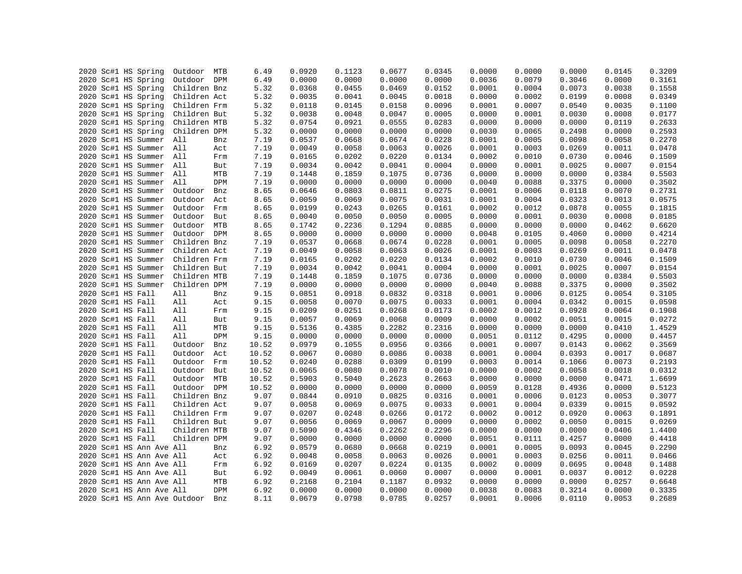```
2020 Sc#1 HS Spring  Outdoor  MTB      6.49    0.0920    0.1123    0.0677    0.0345    0.0000    0.0000    0.0000    0.0145    0.3209
2020 Sc#1 HS Spring  Outdoor  DPM      6.49    0.0000    0.0000    0.0000    0.0000    0.0036    0.0079    0.3046    0.0000    0.3161
2020 Sc#1 HS Spring  Children Bnz      5.32    0.0368    0.0455    0.0469    0.0152    0.0001    0.0004    0.0073    0.0038    0.1558
2020 Sc#1 HS Spring  Children Act      5.32    0.0035    0.0041    0.0045    0.0018    0.0000    0.0002    0.0199    0.0008    0.0349
2020 Sc#1 HS Spring  Children Frm      5.32    0.0118    0.0145    0.0158    0.0096    0.0001    0.0007    0.0540    0.0035    0.1100
2020 Sc#1 HS Spring  Children But      5.32    0.0038    0.0048    0.0047    0.0005    0.0000    0.0001    0.0030    0.0008    0.0177
2020 Sc#1 HS Spring  Children MTB      5.32    0.0754    0.0921    0.0555    0.0283    0.0000    0.0000    0.0000    0.0119    0.2633
2020 Sc#1 HS Spring  Children DPM      5.32    0.0000    0.0000    0.0000    0.0000    0.0030    0.0065    0.2498    0.0000    0.2593
2020 Sc#1 HS Summer  All      Bnz      7.19    0.0537    0.0668    0.0674    0.0228    0.0001    0.0005    0.0098    0.0058    0.2270
2020 Sc#1 HS Summer  All      Act      7.19    0.0049    0.0058    0.0063    0.0026    0.0001    0.0003    0.0269    0.0011    0.0478
2020 Sc#1 HS Summer  All      Frm      7.19    0.0165    0.0202    0.0220    0.0134    0.0002    0.0010    0.0730    0.0046    0.1509
2020 Sc#1 HS Summer  All      But      7.19    0.0034    0.0042    0.0041    0.0004    0.0000    0.0001    0.0025    0.0007    0.0154
2020 Sc#1 HS Summer  All      MTB      7.19    0.1448    0.1859    0.1075    0.0736    0.0000    0.0000    0.0000    0.0384    0.5503
2020 Sc#1 HS Summer  All      DPM      7.19    0.0000    0.0000    0.0000    0.0000    0.0040    0.0088    0.3375    0.0000    0.3502
2020 Sc#1 HS Summer  Outdoor  Bnz      8.65    0.0646    0.0803    0.0811    0.0275    0.0001    0.0006    0.0118    0.0070    0.2731
2020 Sc#1 HS Summer  Outdoor  Act      8.65    0.0059    0.0069    0.0075    0.0031    0.0001    0.0004    0.0323    0.0013    0.0575
2020 Sc#1 HS Summer  Outdoor  Frm      8.65    0.0199    0.0243    0.0265    0.0161    0.0002    0.0012    0.0878    0.0055    0.1815
2020 Sc#1 HS Summer  Outdoor  But      8.65    0.0040    0.0050    0.0050    0.0005    0.0000    0.0001    0.0030    0.0008    0.0185
2020 Sc#1 HS Summer  Outdoor  MTB      8.65    0.1742    0.2236    0.1294    0.0885    0.0000    0.0000    0.0000    0.0462    0.6620
2020 Sc#1 HS Summer  Outdoor  DPM      8.65    0.0000    0.0000    0.0000    0.0000    0.0048    0.0105    0.4060    0.0000    0.4214
2020 Sc#1 HS Summer  Children Bnz      7.19    0.0537    0.0668    0.0674    0.0228    0.0001    0.0005    0.0098    0.0058    0.2270
2020 Sc#1 HS Summer  Children Act      7.19    0.0049    0.0058    0.0063    0.0026    0.0001    0.0003    0.0269    0.0011    0.0478
2020 Sc#1 HS Summer  Children Frm      7.19    0.0165    0.0202    0.0220    0.0134    0.0002    0.0010    0.0730    0.0046    0.1509
2020 Sc#1 HS Summer  Children But      7.19    0.0034    0.0042    0.0041    0.0004    0.0000    0.0001    0.0025    0.0007    0.0154
2020 Sc#1 HS Summer  Children MTB      7.19    0.1448    0.1859    0.1075    0.0736    0.0000    0.0000    0.0000    0.0384    0.5503
2020 Sc#1 HS Summer  Children DPM      7.19    0.0000    0.0000    0.0000    0.0000    0.0040    0.0088    0.3375    0.0000    0.3502
2020 Sc#1 HS Fall    All      Bnz      9.15    0.0851    0.0918    0.0832    0.0318    0.0001    0.0006    0.0125    0.0054    0.3105
2020 Sc#1 HS Fall    All      Act      9.15    0.0058    0.0070    0.0075    0.0033    0.0001    0.0004    0.0342    0.0015    0.0598
2020 Sc#1 HS Fall    All      Frm      9.15    0.0209    0.0251    0.0268    0.0173    0.0002    0.0012    0.0928    0.0064    0.1908
2020 Sc#1 HS Fall    All      But      9.15    0.0057    0.0069    0.0068    0.0009    0.0000    0.0002    0.0051    0.0015    0.0272
2020 Sc#1 HS Fall    All      MTB      9.15    0.5136    0.4385    0.2282    0.2316    0.0000    0.0000    0.0000    0.0410    1.4529
2020 Sc#1 HS Fall    All      DPM      9.15    0.0000    0.0000    0.0000    0.0000    0.0051    0.0112    0.4295    0.0000    0.4457
2020 Sc#1 HS Fall    Outdoor  Bnz     10.52    0.0979    0.1055    0.0956    0.0366    0.0001    0.0007    0.0143    0.0062    0.3569
2020 Sc#1 HS Fall    Outdoor  Act     10.52    0.0067    0.0080    0.0086    0.0038    0.0001    0.0004    0.0393    0.0017    0.0687
2020 Sc#1 HS Fall    Outdoor  Frm     10.52    0.0240    0.0288    0.0309    0.0199    0.0003    0.0014    0.1066    0.0073    0.2193
2020 Sc#1 HS Fall    Outdoor  But     10.52    0.0065    0.0080    0.0078    0.0010    0.0000    0.0002    0.0058    0.0018    0.0312
2020 Sc#1 HS Fall    Outdoor  MTB     10.52    0.5903    0.5040    0.2623    0.2663    0.0000    0.0000    0.0000    0.0471    1.6699
2020 Sc#1 HS Fall    Outdoor  DPM     10.52    0.0000    0.0000    0.0000    0.0000    0.0059    0.0128    0.4936    0.0000    0.5123
2020 Sc#1 HS Fall    Children Bnz      9.07    0.0844    0.0910    0.0825    0.0316    0.0001    0.0006    0.0123    0.0053    0.3077
2020 Sc#1 HS Fall    Children Act      9.07    0.0058    0.0069    0.0075    0.0033    0.0001    0.0004    0.0339    0.0015    0.0592
2020 Sc#1 HS Fall    Children Frm      9.07    0.0207    0.0248    0.0266    0.0172    0.0002    0.0012    0.0920    0.0063    0.1891
2020 Sc#1 HS Fall    Children But      9.07    0.0056    0.0069    0.0067    0.0009    0.0000    0.0002    0.0050    0.0015    0.0269
2020 Sc#1 HS Fall    Children MTB      9.07    0.5090    0.4346    0.2262    0.2296    0.0000    0.0000    0.0000    0.0406    1.4400
2020 Sc#1 HS Fall    Children DPM      9.07    0.0000    0.0000    0.0000    0.0000    0.0051    0.0111    0.4257    0.0000    0.4418
2020 Sc#1 HS Ann Ave All      Bnz      6.92    0.0579    0.0680    0.0668    0.0219    0.0001    0.0005    0.0093    0.0045    0.2290
2020 Sc#1 HS Ann Ave All      Act      6.92    0.0048    0.0058    0.0063    0.0026    0.0001    0.0003    0.0256    0.0011    0.0466
2020 Sc#1 HS Ann Ave All      Frm      6.92    0.0169    0.0207    0.0224    0.0135    0.0002    0.0009    0.0695    0.0048    0.1488
2020 Sc#1 HS Ann Ave All      But      6.92    0.0049    0.0061    0.0060    0.0007    0.0000    0.0001    0.0037    0.0012    0.0228
2020 Sc#1 HS Ann Ave All      MTB      6.92    0.2168    0.2104    0.1187    0.0932    0.0000    0.0000    0.0000    0.0257    0.6648
2020 Sc#1 HS Ann Ave All      DPM      6.92    0.0000    0.0000    0.0000    0.0000    0.0038    0.0083    0.3214    0.0000    0.3335
2020 Sc#1 HS Ann Ave Outdoor  Bnz      8.11    0.0679    0.0798    0.0785    0.0257    0.0001    0.0006    0.0110    0.0053    0.2689
```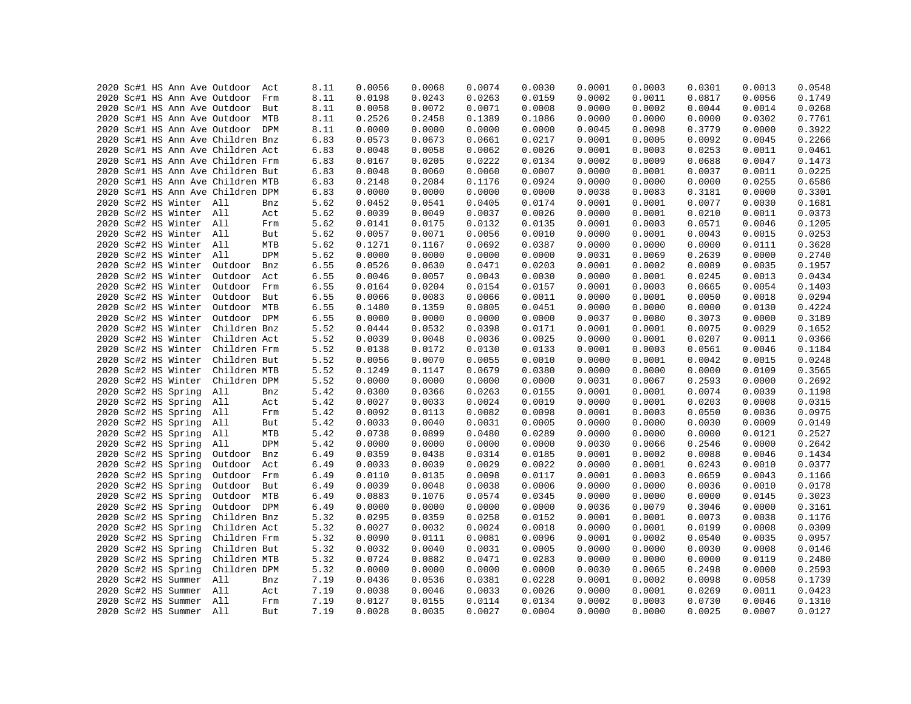```
2020 Sc#1 HS Ann Ave Outdoor  Act      8.11     0.0056    0.0068    0.0074    0.0030    0.0001    0.0003    0.0301    0.0013    0.0548
2020 Sc#1 HS Ann Ave Outdoor  Frm      8.11     0.0198    0.0243    0.0263    0.0159    0.0002    0.0011    0.0817    0.0056    0.1749
2020 Sc#1 HS Ann Ave Outdoor  But      8.11     0.0058    0.0072    0.0071    0.0008    0.0000    0.0002    0.0044    0.0014    0.0268
2020 Sc#1 HS Ann Ave Outdoor  MTB      8.11     0.2526    0.2458    0.1389    0.1086    0.0000    0.0000    0.0000    0.0302    0.7761
2020 Sc#1 HS Ann Ave Outdoor  DPM      8.11     0.0000    0.0000    0.0000    0.0000    0.0045    0.0098    0.3779    0.0000    0.3922
2020 Sc#1 HS Ann Ave Children Bnz      6.83     0.0573    0.0673    0.0661    0.0217    0.0001    0.0005    0.0092    0.0045    0.2266
2020 Sc#1 HS Ann Ave Children Act      6.83     0.0048    0.0058    0.0062    0.0026    0.0001    0.0003    0.0253    0.0011    0.0461
2020 Sc#1 HS Ann Ave Children Frm      6.83     0.0167    0.0205    0.0222    0.0134    0.0002    0.0009    0.0688    0.0047    0.1473
2020 Sc#1 HS Ann Ave Children But      6.83     0.0048    0.0060    0.0060    0.0007    0.0000    0.0001    0.0037    0.0011    0.0225
2020 Sc#1 HS Ann Ave Children MTB      6.83     0.2148    0.2084    0.1176    0.0924    0.0000    0.0000    0.0000    0.0255    0.6586
2020 Sc#1 HS Ann Ave Children DPM      6.83     0.0000    0.0000    0.0000    0.0000    0.0038    0.0083    0.3181    0.0000    0.3301
2020 Sc#2 HS Winter  All      Bnz      5.62     0.0452    0.0541    0.0405    0.0174    0.0001    0.0001    0.0077    0.0030    0.1681
2020 Sc#2 HS Winter  All      Act      5.62     0.0039    0.0049    0.0037    0.0026    0.0000    0.0001    0.0210    0.0011    0.0373
2020 Sc#2 HS Winter  All      Frm      5.62     0.0141    0.0175    0.0132    0.0135    0.0001    0.0003    0.0571    0.0046    0.1205
2020 Sc#2 HS Winter  All      But      5.62     0.0057    0.0071    0.0056    0.0010    0.0000    0.0001    0.0043    0.0015    0.0253
2020 Sc#2 HS Winter  All      MTB      5.62     0.1271    0.1167    0.0692    0.0387    0.0000    0.0000    0.0000    0.0111    0.3628
2020 Sc#2 HS Winter  All      DPM      5.62     0.0000    0.0000    0.0000    0.0000    0.0031    0.0069    0.2639    0.0000    0.2740
2020 Sc#2 HS Winter  Outdoor  Bnz      6.55     0.0526    0.0630    0.0471    0.0203    0.0001    0.0002    0.0089    0.0035    0.1957
2020 Sc#2 HS Winter  Outdoor  Act      6.55     0.0046    0.0057    0.0043    0.0030    0.0000    0.0001    0.0245    0.0013    0.0434
2020 Sc#2 HS Winter  Outdoor  Frm      6.55     0.0164    0.0204    0.0154    0.0157    0.0001    0.0003    0.0665    0.0054    0.1403
2020 Sc#2 HS Winter  Outdoor  But      6.55     0.0066    0.0083    0.0066    0.0011    0.0000    0.0001    0.0050    0.0018    0.0294
2020 Sc#2 HS Winter  Outdoor  MTB      6.55     0.1480    0.1359    0.0805    0.0451    0.0000    0.0000    0.0000    0.0130    0.4224
2020 Sc#2 HS Winter  Outdoor  DPM      6.55     0.0000    0.0000    0.0000    0.0000    0.0037    0.0080    0.3073    0.0000    0.3189
2020 Sc#2 HS Winter  Children Bnz      5.52     0.0444    0.0532    0.0398    0.0171    0.0001    0.0001    0.0075    0.0029    0.1652
2020 Sc#2 HS Winter  Children Act      5.52     0.0039    0.0048    0.0036    0.0025    0.0000    0.0001    0.0207    0.0011    0.0366
2020 Sc#2 HS Winter  Children Frm      5.52     0.0138    0.0172    0.0130    0.0133    0.0001    0.0003    0.0561    0.0046    0.1184
2020 Sc#2 HS Winter  Children But      5.52     0.0056    0.0070    0.0055    0.0010    0.0000    0.0001    0.0042    0.0015    0.0248
2020 Sc#2 HS Winter  Children MTB      5.52     0.1249    0.1147    0.0679    0.0380    0.0000    0.0000    0.0000    0.0109    0.3565
2020 Sc#2 HS Winter  Children DPM      5.52     0.0000    0.0000    0.0000    0.0000    0.0031    0.0067    0.2593    0.0000    0.2692
2020 Sc#2 HS Spring  All      Bnz      5.42     0.0300    0.0366    0.0263    0.0155    0.0001    0.0001    0.0074    0.0039    0.1198
2020 Sc#2 HS Spring  All      Act      5.42     0.0027    0.0033    0.0024    0.0019    0.0000    0.0001    0.0203    0.0008    0.0315
2020 Sc#2 HS Spring  All      Frm      5.42     0.0092    0.0113    0.0082    0.0098    0.0001    0.0003    0.0550    0.0036    0.0975
2020 Sc#2 HS Spring  All      But      5.42     0.0033    0.0040    0.0031    0.0005    0.0000    0.0000    0.0030    0.0009    0.0149
2020 Sc#2 HS Spring  All      MTB      5.42     0.0738    0.0899    0.0480    0.0289    0.0000    0.0000    0.0000    0.0121    0.2527
2020 Sc#2 HS Spring  All      DPM      5.42     0.0000    0.0000    0.0000    0.0000    0.0030    0.0066    0.2546    0.0000    0.2642
2020 Sc#2 HS Spring  Outdoor  Bnz      6.49     0.0359    0.0438    0.0314    0.0185    0.0001    0.0002    0.0088    0.0046    0.1434
2020 Sc#2 HS Spring  Outdoor  Act      6.49     0.0033    0.0039    0.0029    0.0022    0.0000    0.0001    0.0243    0.0010    0.0377
2020 Sc#2 HS Spring  Outdoor  Frm      6.49     0.0110    0.0135    0.0098    0.0117    0.0001    0.0003    0.0659    0.0043    0.1166
2020 Sc#2 HS Spring  Outdoor  But      6.49     0.0039    0.0048    0.0038    0.0006    0.0000    0.0000    0.0036    0.0010    0.0178
2020 Sc#2 HS Spring  Outdoor  MTB      6.49     0.0883    0.1076    0.0574    0.0345    0.0000    0.0000    0.0000    0.0145    0.3023
2020 Sc#2 HS Spring  Outdoor  DPM      6.49     0.0000    0.0000    0.0000    0.0000    0.0036    0.0079    0.3046    0.0000    0.3161
2020 Sc#2 HS Spring  Children Bnz      5.32     0.0295    0.0359    0.0258    0.0152    0.0001    0.0001    0.0073    0.0038    0.1176
2020 Sc#2 HS Spring  Children Act      5.32     0.0027    0.0032    0.0024    0.0018    0.0000    0.0001    0.0199    0.0008    0.0309
2020 Sc#2 HS Spring  Children Frm      5.32     0.0090    0.0111    0.0081    0.0096    0.0001    0.0002    0.0540    0.0035    0.0957
2020 Sc#2 HS Spring  Children But      5.32     0.0032    0.0040    0.0031    0.0005    0.0000    0.0000    0.0030    0.0008    0.0146
2020 Sc#2 HS Spring  Children MTB      5.32     0.0724    0.0882    0.0471    0.0283    0.0000    0.0000    0.0000    0.0119    0.2480
2020 Sc#2 HS Spring  Children DPM      5.32     0.0000    0.0000    0.0000    0.0000    0.0030    0.0065    0.2498    0.0000    0.2593
2020 Sc#2 HS Summer  All      Bnz      7.19     0.0436    0.0536    0.0381    0.0228    0.0001    0.0002    0.0098    0.0058    0.1739
2020 Sc#2 HS Summer  All      Act      7.19     0.0038    0.0046    0.0033    0.0026    0.0000    0.0001    0.0269    0.0011    0.0423
2020 Sc#2 HS Summer  All      Frm      7.19     0.0127    0.0155    0.0114    0.0134    0.0002    0.0003    0.0730    0.0046    0.1310
2020 Sc#2 HS Summer  All      But      7.19     0.0028    0.0035    0.0027    0.0004    0.0000    0.0000    0.0025    0.0007    0.0127
```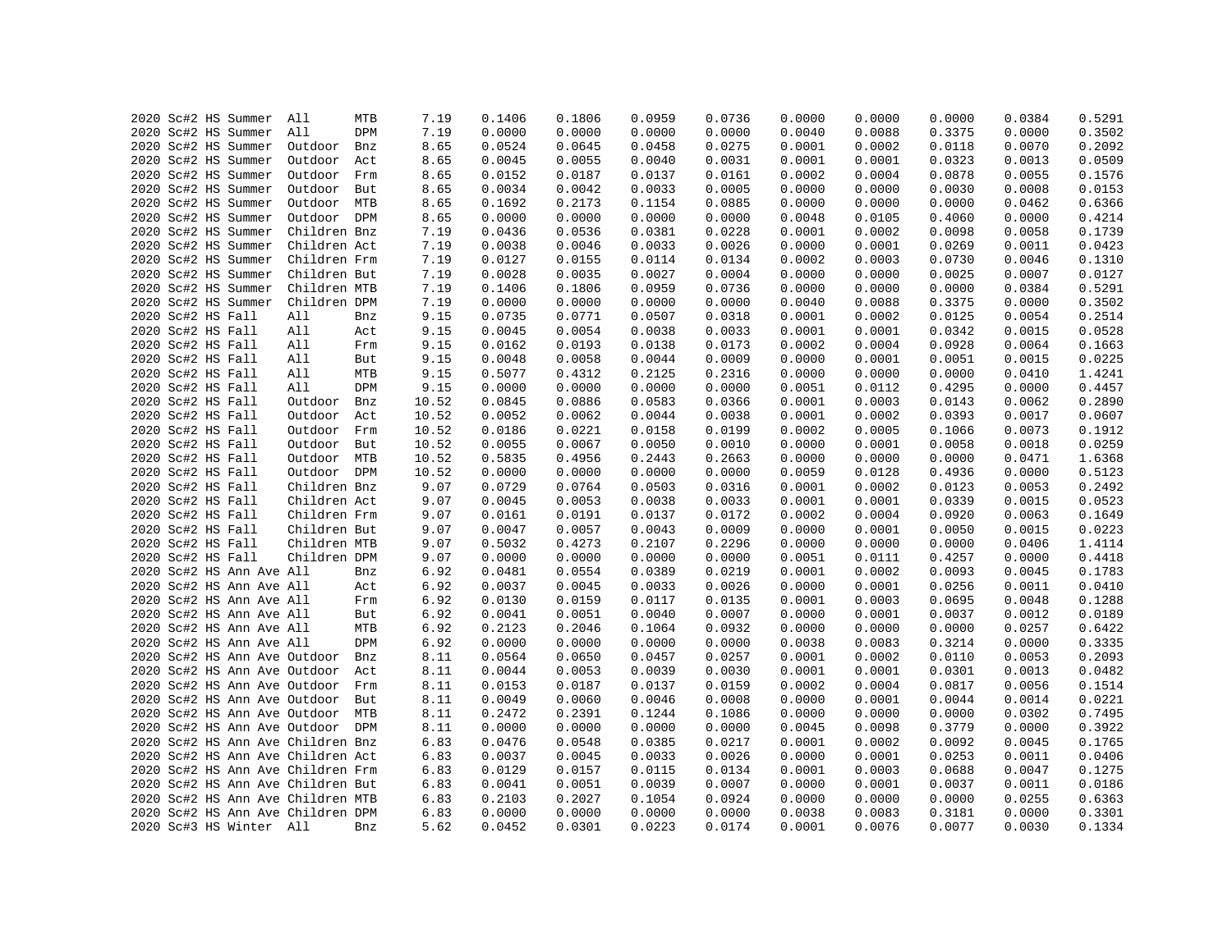| | | | | | | | | | | | | | | | |
|---|---|---|---|---|---|---|---|---|---|---|---|---|---|---|---|
| 2020 | Sc#2 | HS | Summer | All | MTB | 7.19 | 0.1406 | 0.1806 | 0.0959 | 0.0736 | 0.0000 | 0.0000 | 0.0000 | 0.0384 | 0.5291 |
| 2020 | Sc#2 | HS | Summer | All | DPM | 7.19 | 0.0000 | 0.0000 | 0.0000 | 0.0000 | 0.0040 | 0.0088 | 0.3375 | 0.0000 | 0.3502 |
| 2020 | Sc#2 | HS | Summer | Outdoor | Bnz | 8.65 | 0.0524 | 0.0645 | 0.0458 | 0.0275 | 0.0001 | 0.0002 | 0.0118 | 0.0070 | 0.2092 |
| 2020 | Sc#2 | HS | Summer | Outdoor | Act | 8.65 | 0.0045 | 0.0055 | 0.0040 | 0.0031 | 0.0001 | 0.0001 | 0.0323 | 0.0013 | 0.0509 |
| 2020 | Sc#2 | HS | Summer | Outdoor | Frm | 8.65 | 0.0152 | 0.0187 | 0.0137 | 0.0161 | 0.0002 | 0.0004 | 0.0878 | 0.0055 | 0.1576 |
| 2020 | Sc#2 | HS | Summer | Outdoor | But | 8.65 | 0.0034 | 0.0042 | 0.0033 | 0.0005 | 0.0000 | 0.0000 | 0.0030 | 0.0008 | 0.0153 |
| 2020 | Sc#2 | HS | Summer | Outdoor | MTB | 8.65 | 0.1692 | 0.2173 | 0.1154 | 0.0885 | 0.0000 | 0.0000 | 0.0000 | 0.0462 | 0.6366 |
| 2020 | Sc#2 | HS | Summer | Outdoor | DPM | 8.65 | 0.0000 | 0.0000 | 0.0000 | 0.0000 | 0.0048 | 0.0105 | 0.4060 | 0.0000 | 0.4214 |
| 2020 | Sc#2 | HS | Summer | Children | Bnz | 7.19 | 0.0436 | 0.0536 | 0.0381 | 0.0228 | 0.0001 | 0.0002 | 0.0098 | 0.0058 | 0.1739 |
| 2020 | Sc#2 | HS | Summer | Children | Act | 7.19 | 0.0038 | 0.0046 | 0.0033 | 0.0026 | 0.0000 | 0.0001 | 0.0269 | 0.0011 | 0.0423 |
| 2020 | Sc#2 | HS | Summer | Children | Frm | 7.19 | 0.0127 | 0.0155 | 0.0114 | 0.0134 | 0.0002 | 0.0003 | 0.0730 | 0.0046 | 0.1310 |
| 2020 | Sc#2 | HS | Summer | Children | But | 7.19 | 0.0028 | 0.0035 | 0.0027 | 0.0004 | 0.0000 | 0.0000 | 0.0025 | 0.0007 | 0.0127 |
| 2020 | Sc#2 | HS | Summer | Children | MTB | 7.19 | 0.1406 | 0.1806 | 0.0959 | 0.0736 | 0.0000 | 0.0000 | 0.0000 | 0.0384 | 0.5291 |
| 2020 | Sc#2 | HS | Summer | Children | DPM | 7.19 | 0.0000 | 0.0000 | 0.0000 | 0.0000 | 0.0040 | 0.0088 | 0.3375 | 0.0000 | 0.3502 |
| 2020 | Sc#2 | HS | Fall | All | Bnz | 9.15 | 0.0735 | 0.0771 | 0.0507 | 0.0318 | 0.0001 | 0.0002 | 0.0125 | 0.0054 | 0.2514 |
| 2020 | Sc#2 | HS | Fall | All | Act | 9.15 | 0.0045 | 0.0054 | 0.0038 | 0.0033 | 0.0001 | 0.0001 | 0.0342 | 0.0015 | 0.0528 |
| 2020 | Sc#2 | HS | Fall | All | Frm | 9.15 | 0.0162 | 0.0193 | 0.0138 | 0.0173 | 0.0002 | 0.0004 | 0.0928 | 0.0064 | 0.1663 |
| 2020 | Sc#2 | HS | Fall | All | But | 9.15 | 0.0048 | 0.0058 | 0.0044 | 0.0009 | 0.0000 | 0.0001 | 0.0051 | 0.0015 | 0.0225 |
| 2020 | Sc#2 | HS | Fall | All | MTB | 9.15 | 0.5077 | 0.4312 | 0.2125 | 0.2316 | 0.0000 | 0.0000 | 0.0000 | 0.0410 | 1.4241 |
| 2020 | Sc#2 | HS | Fall | All | DPM | 9.15 | 0.0000 | 0.0000 | 0.0000 | 0.0000 | 0.0051 | 0.0112 | 0.4295 | 0.0000 | 0.4457 |
| 2020 | Sc#2 | HS | Fall | Outdoor | Bnz | 10.52 | 0.0845 | 0.0886 | 0.0583 | 0.0366 | 0.0001 | 0.0003 | 0.0143 | 0.0062 | 0.2890 |
| 2020 | Sc#2 | HS | Fall | Outdoor | Act | 10.52 | 0.0052 | 0.0062 | 0.0044 | 0.0038 | 0.0001 | 0.0002 | 0.0393 | 0.0017 | 0.0607 |
| 2020 | Sc#2 | HS | Fall | Outdoor | Frm | 10.52 | 0.0186 | 0.0221 | 0.0158 | 0.0199 | 0.0002 | 0.0005 | 0.1066 | 0.0073 | 0.1912 |
| 2020 | Sc#2 | HS | Fall | Outdoor | But | 10.52 | 0.0055 | 0.0067 | 0.0050 | 0.0010 | 0.0000 | 0.0001 | 0.0058 | 0.0018 | 0.0259 |
| 2020 | Sc#2 | HS | Fall | Outdoor | MTB | 10.52 | 0.5835 | 0.4956 | 0.2443 | 0.2663 | 0.0000 | 0.0000 | 0.0000 | 0.0471 | 1.6368 |
| 2020 | Sc#2 | HS | Fall | Outdoor | DPM | 10.52 | 0.0000 | 0.0000 | 0.0000 | 0.0000 | 0.0059 | 0.0128 | 0.4936 | 0.0000 | 0.5123 |
| 2020 | Sc#2 | HS | Fall | Children | Bnz | 9.07 | 0.0729 | 0.0764 | 0.0503 | 0.0316 | 0.0001 | 0.0002 | 0.0123 | 0.0053 | 0.2492 |
| 2020 | Sc#2 | HS | Fall | Children | Act | 9.07 | 0.0045 | 0.0053 | 0.0038 | 0.0033 | 0.0001 | 0.0001 | 0.0339 | 0.0015 | 0.0523 |
| 2020 | Sc#2 | HS | Fall | Children | Frm | 9.07 | 0.0161 | 0.0191 | 0.0137 | 0.0172 | 0.0002 | 0.0004 | 0.0920 | 0.0063 | 0.1649 |
| 2020 | Sc#2 | HS | Fall | Children | But | 9.07 | 0.0047 | 0.0057 | 0.0043 | 0.0009 | 0.0000 | 0.0001 | 0.0050 | 0.0015 | 0.0223 |
| 2020 | Sc#2 | HS | Fall | Children | MTB | 9.07 | 0.5032 | 0.4273 | 0.2107 | 0.2296 | 0.0000 | 0.0000 | 0.0000 | 0.0406 | 1.4114 |
| 2020 | Sc#2 | HS | Fall | Children | DPM | 9.07 | 0.0000 | 0.0000 | 0.0000 | 0.0000 | 0.0051 | 0.0111 | 0.4257 | 0.0000 | 0.4418 |
| 2020 | Sc#2 | HS | Ann Ave | All | Bnz | 6.92 | 0.0481 | 0.0554 | 0.0389 | 0.0219 | 0.0001 | 0.0002 | 0.0093 | 0.0045 | 0.1783 |
| 2020 | Sc#2 | HS | Ann Ave | All | Act | 6.92 | 0.0037 | 0.0045 | 0.0033 | 0.0026 | 0.0000 | 0.0001 | 0.0256 | 0.0011 | 0.0410 |
| 2020 | Sc#2 | HS | Ann Ave | All | Frm | 6.92 | 0.0130 | 0.0159 | 0.0117 | 0.0135 | 0.0001 | 0.0003 | 0.0695 | 0.0048 | 0.1288 |
| 2020 | Sc#2 | HS | Ann Ave | All | But | 6.92 | 0.0041 | 0.0051 | 0.0040 | 0.0007 | 0.0000 | 0.0001 | 0.0037 | 0.0012 | 0.0189 |
| 2020 | Sc#2 | HS | Ann Ave | All | MTB | 6.92 | 0.2123 | 0.2046 | 0.1064 | 0.0932 | 0.0000 | 0.0000 | 0.0000 | 0.0257 | 0.6422 |
| 2020 | Sc#2 | HS | Ann Ave | All | DPM | 6.92 | 0.0000 | 0.0000 | 0.0000 | 0.0000 | 0.0038 | 0.0083 | 0.3214 | 0.0000 | 0.3335 |
| 2020 | Sc#2 | HS | Ann Ave | Outdoor | Bnz | 8.11 | 0.0564 | 0.0650 | 0.0457 | 0.0257 | 0.0001 | 0.0002 | 0.0110 | 0.0053 | 0.2093 |
| 2020 | Sc#2 | HS | Ann Ave | Outdoor | Act | 8.11 | 0.0044 | 0.0053 | 0.0039 | 0.0030 | 0.0001 | 0.0001 | 0.0301 | 0.0013 | 0.0482 |
| 2020 | Sc#2 | HS | Ann Ave | Outdoor | Frm | 8.11 | 0.0153 | 0.0187 | 0.0137 | 0.0159 | 0.0002 | 0.0004 | 0.0817 | 0.0056 | 0.1514 |
| 2020 | Sc#2 | HS | Ann Ave | Outdoor | But | 8.11 | 0.0049 | 0.0060 | 0.0046 | 0.0008 | 0.0000 | 0.0001 | 0.0044 | 0.0014 | 0.0221 |
| 2020 | Sc#2 | HS | Ann Ave | Outdoor | MTB | 8.11 | 0.2472 | 0.2391 | 0.1244 | 0.1086 | 0.0000 | 0.0000 | 0.0000 | 0.0302 | 0.7495 |
| 2020 | Sc#2 | HS | Ann Ave | Outdoor | DPM | 8.11 | 0.0000 | 0.0000 | 0.0000 | 0.0000 | 0.0045 | 0.0098 | 0.3779 | 0.0000 | 0.3922 |
| 2020 | Sc#2 | HS | Ann Ave | Children | Bnz | 6.83 | 0.0476 | 0.0548 | 0.0385 | 0.0217 | 0.0001 | 0.0002 | 0.0092 | 0.0045 | 0.1765 |
| 2020 | Sc#2 | HS | Ann Ave | Children | Act | 6.83 | 0.0037 | 0.0045 | 0.0033 | 0.0026 | 0.0000 | 0.0001 | 0.0253 | 0.0011 | 0.0406 |
| 2020 | Sc#2 | HS | Ann Ave | Children | Frm | 6.83 | 0.0129 | 0.0157 | 0.0115 | 0.0134 | 0.0001 | 0.0003 | 0.0688 | 0.0047 | 0.1275 |
| 2020 | Sc#2 | HS | Ann Ave | Children | But | 6.83 | 0.0041 | 0.0051 | 0.0039 | 0.0007 | 0.0000 | 0.0001 | 0.0037 | 0.0011 | 0.0186 |
| 2020 | Sc#2 | HS | Ann Ave | Children | MTB | 6.83 | 0.2103 | 0.2027 | 0.1054 | 0.0924 | 0.0000 | 0.0000 | 0.0000 | 0.0255 | 0.6363 |
| 2020 | Sc#2 | HS | Ann Ave | Children | DPM | 6.83 | 0.0000 | 0.0000 | 0.0000 | 0.0000 | 0.0038 | 0.0083 | 0.3181 | 0.0000 | 0.3301 |
| 2020 | Sc#3 | HS | Winter | All | Bnz | 5.62 | 0.0452 | 0.0301 | 0.0223 | 0.0174 | 0.0001 | 0.0076 | 0.0077 | 0.0030 | 0.1334 |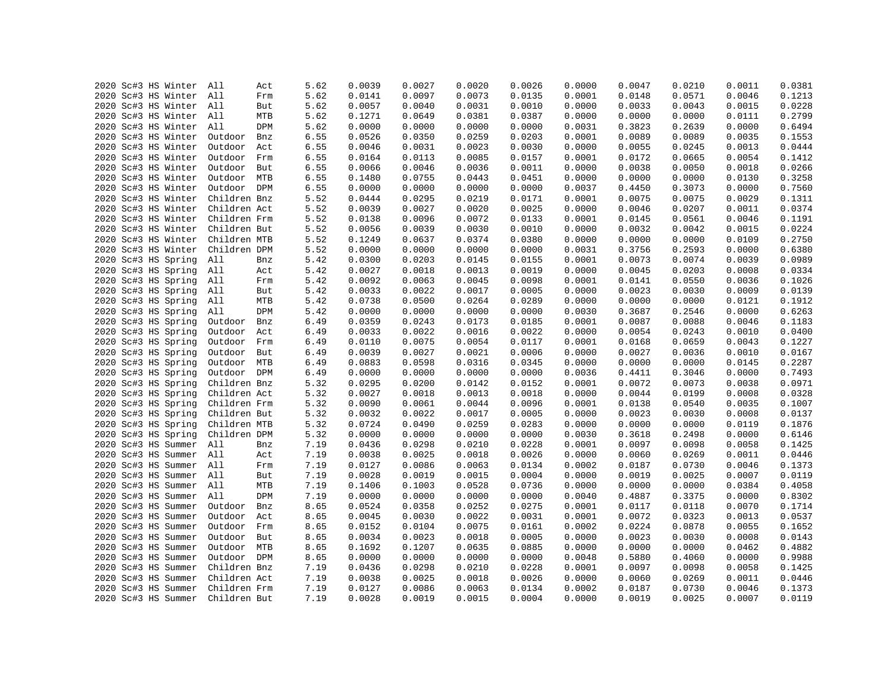| | | | | | | | | | | | | | | | | |
|---|---|---|---|---|---|---|---|---|---|---|---|---|---|---|---|---|
| 2020 | Sc#3 | HS | Winter | All | Act | 5.62 | 0.0039 | 0.0027 | 0.0020 | 0.0026 | 0.0000 | 0.0047 | 0.0210 | 0.0011 | 0.0381 |
| 2020 | Sc#3 | HS | Winter | All | Frm | 5.62 | 0.0141 | 0.0097 | 0.0073 | 0.0135 | 0.0001 | 0.0148 | 0.0571 | 0.0046 | 0.1213 |
| 2020 | Sc#3 | HS | Winter | All | But | 5.62 | 0.0057 | 0.0040 | 0.0031 | 0.0010 | 0.0000 | 0.0033 | 0.0043 | 0.0015 | 0.0228 |
| 2020 | Sc#3 | HS | Winter | All | MTB | 5.62 | 0.1271 | 0.0649 | 0.0381 | 0.0387 | 0.0000 | 0.0000 | 0.0000 | 0.0111 | 0.2799 |
| 2020 | Sc#3 | HS | Winter | All | DPM | 5.62 | 0.0000 | 0.0000 | 0.0000 | 0.0000 | 0.0031 | 0.3823 | 0.2639 | 0.0000 | 0.6494 |
| 2020 | Sc#3 | HS | Winter | Outdoor | Bnz | 6.55 | 0.0526 | 0.0350 | 0.0259 | 0.0203 | 0.0001 | 0.0089 | 0.0089 | 0.0035 | 0.1553 |
| 2020 | Sc#3 | HS | Winter | Outdoor | Act | 6.55 | 0.0046 | 0.0031 | 0.0023 | 0.0030 | 0.0000 | 0.0055 | 0.0245 | 0.0013 | 0.0444 |
| 2020 | Sc#3 | HS | Winter | Outdoor | Frm | 6.55 | 0.0164 | 0.0113 | 0.0085 | 0.0157 | 0.0001 | 0.0172 | 0.0665 | 0.0054 | 0.1412 |
| 2020 | Sc#3 | HS | Winter | Outdoor | But | 6.55 | 0.0066 | 0.0046 | 0.0036 | 0.0011 | 0.0000 | 0.0038 | 0.0050 | 0.0018 | 0.0266 |
| 2020 | Sc#3 | HS | Winter | Outdoor | MTB | 6.55 | 0.1480 | 0.0755 | 0.0443 | 0.0451 | 0.0000 | 0.0000 | 0.0000 | 0.0130 | 0.3258 |
| 2020 | Sc#3 | HS | Winter | Outdoor | DPM | 6.55 | 0.0000 | 0.0000 | 0.0000 | 0.0000 | 0.0037 | 0.4450 | 0.3073 | 0.0000 | 0.7560 |
| 2020 | Sc#3 | HS | Winter | Children | Bnz | 5.52 | 0.0444 | 0.0295 | 0.0219 | 0.0171 | 0.0001 | 0.0075 | 0.0075 | 0.0029 | 0.1311 |
| 2020 | Sc#3 | HS | Winter | Children | Act | 5.52 | 0.0039 | 0.0027 | 0.0020 | 0.0025 | 0.0000 | 0.0046 | 0.0207 | 0.0011 | 0.0374 |
| 2020 | Sc#3 | HS | Winter | Children | Frm | 5.52 | 0.0138 | 0.0096 | 0.0072 | 0.0133 | 0.0001 | 0.0145 | 0.0561 | 0.0046 | 0.1191 |
| 2020 | Sc#3 | HS | Winter | Children | But | 5.52 | 0.0056 | 0.0039 | 0.0030 | 0.0010 | 0.0000 | 0.0032 | 0.0042 | 0.0015 | 0.0224 |
| 2020 | Sc#3 | HS | Winter | Children | MTB | 5.52 | 0.1249 | 0.0637 | 0.0374 | 0.0380 | 0.0000 | 0.0000 | 0.0000 | 0.0109 | 0.2750 |
| 2020 | Sc#3 | HS | Winter | Children | DPM | 5.52 | 0.0000 | 0.0000 | 0.0000 | 0.0000 | 0.0031 | 0.3756 | 0.2593 | 0.0000 | 0.6380 |
| 2020 | Sc#3 | HS | Spring | All | Bnz | 5.42 | 0.0300 | 0.0203 | 0.0145 | 0.0155 | 0.0001 | 0.0073 | 0.0074 | 0.0039 | 0.0989 |
| 2020 | Sc#3 | HS | Spring | All | Act | 5.42 | 0.0027 | 0.0018 | 0.0013 | 0.0019 | 0.0000 | 0.0045 | 0.0203 | 0.0008 | 0.0334 |
| 2020 | Sc#3 | HS | Spring | All | Frm | 5.42 | 0.0092 | 0.0063 | 0.0045 | 0.0098 | 0.0001 | 0.0141 | 0.0550 | 0.0036 | 0.1026 |
| 2020 | Sc#3 | HS | Spring | All | But | 5.42 | 0.0033 | 0.0022 | 0.0017 | 0.0005 | 0.0000 | 0.0023 | 0.0030 | 0.0009 | 0.0139 |
| 2020 | Sc#3 | HS | Spring | All | MTB | 5.42 | 0.0738 | 0.0500 | 0.0264 | 0.0289 | 0.0000 | 0.0000 | 0.0000 | 0.0121 | 0.1912 |
| 2020 | Sc#3 | HS | Spring | All | DPM | 5.42 | 0.0000 | 0.0000 | 0.0000 | 0.0000 | 0.0030 | 0.3687 | 0.2546 | 0.0000 | 0.6263 |
| 2020 | Sc#3 | HS | Spring | Outdoor | Bnz | 6.49 | 0.0359 | 0.0243 | 0.0173 | 0.0185 | 0.0001 | 0.0087 | 0.0088 | 0.0046 | 0.1183 |
| 2020 | Sc#3 | HS | Spring | Outdoor | Act | 6.49 | 0.0033 | 0.0022 | 0.0016 | 0.0022 | 0.0000 | 0.0054 | 0.0243 | 0.0010 | 0.0400 |
| 2020 | Sc#3 | HS | Spring | Outdoor | Frm | 6.49 | 0.0110 | 0.0075 | 0.0054 | 0.0117 | 0.0001 | 0.0168 | 0.0659 | 0.0043 | 0.1227 |
| 2020 | Sc#3 | HS | Spring | Outdoor | But | 6.49 | 0.0039 | 0.0027 | 0.0021 | 0.0006 | 0.0000 | 0.0027 | 0.0036 | 0.0010 | 0.0167 |
| 2020 | Sc#3 | HS | Spring | Outdoor | MTB | 6.49 | 0.0883 | 0.0598 | 0.0316 | 0.0345 | 0.0000 | 0.0000 | 0.0000 | 0.0145 | 0.2287 |
| 2020 | Sc#3 | HS | Spring | Outdoor | DPM | 6.49 | 0.0000 | 0.0000 | 0.0000 | 0.0000 | 0.0036 | 0.4411 | 0.3046 | 0.0000 | 0.7493 |
| 2020 | Sc#3 | HS | Spring | Children | Bnz | 5.32 | 0.0295 | 0.0200 | 0.0142 | 0.0152 | 0.0001 | 0.0072 | 0.0073 | 0.0038 | 0.0971 |
| 2020 | Sc#3 | HS | Spring | Children | Act | 5.32 | 0.0027 | 0.0018 | 0.0013 | 0.0018 | 0.0000 | 0.0044 | 0.0199 | 0.0008 | 0.0328 |
| 2020 | Sc#3 | HS | Spring | Children | Frm | 5.32 | 0.0090 | 0.0061 | 0.0044 | 0.0096 | 0.0001 | 0.0138 | 0.0540 | 0.0035 | 0.1007 |
| 2020 | Sc#3 | HS | Spring | Children | But | 5.32 | 0.0032 | 0.0022 | 0.0017 | 0.0005 | 0.0000 | 0.0023 | 0.0030 | 0.0008 | 0.0137 |
| 2020 | Sc#3 | HS | Spring | Children | MTB | 5.32 | 0.0724 | 0.0490 | 0.0259 | 0.0283 | 0.0000 | 0.0000 | 0.0000 | 0.0119 | 0.1876 |
| 2020 | Sc#3 | HS | Spring | Children | DPM | 5.32 | 0.0000 | 0.0000 | 0.0000 | 0.0000 | 0.0030 | 0.3618 | 0.2498 | 0.0000 | 0.6146 |
| 2020 | Sc#3 | HS | Summer | All | Bnz | 7.19 | 0.0436 | 0.0298 | 0.0210 | 0.0228 | 0.0001 | 0.0097 | 0.0098 | 0.0058 | 0.1425 |
| 2020 | Sc#3 | HS | Summer | All | Act | 7.19 | 0.0038 | 0.0025 | 0.0018 | 0.0026 | 0.0000 | 0.0060 | 0.0269 | 0.0011 | 0.0446 |
| 2020 | Sc#3 | HS | Summer | All | Frm | 7.19 | 0.0127 | 0.0086 | 0.0063 | 0.0134 | 0.0002 | 0.0187 | 0.0730 | 0.0046 | 0.1373 |
| 2020 | Sc#3 | HS | Summer | All | But | 7.19 | 0.0028 | 0.0019 | 0.0015 | 0.0004 | 0.0000 | 0.0019 | 0.0025 | 0.0007 | 0.0119 |
| 2020 | Sc#3 | HS | Summer | All | MTB | 7.19 | 0.1406 | 0.1003 | 0.0528 | 0.0736 | 0.0000 | 0.0000 | 0.0000 | 0.0384 | 0.4058 |
| 2020 | Sc#3 | HS | Summer | All | DPM | 7.19 | 0.0000 | 0.0000 | 0.0000 | 0.0000 | 0.0040 | 0.4887 | 0.3375 | 0.0000 | 0.8302 |
| 2020 | Sc#3 | HS | Summer | Outdoor | Bnz | 8.65 | 0.0524 | 0.0358 | 0.0252 | 0.0275 | 0.0001 | 0.0117 | 0.0118 | 0.0070 | 0.1714 |
| 2020 | Sc#3 | HS | Summer | Outdoor | Act | 8.65 | 0.0045 | 0.0030 | 0.0022 | 0.0031 | 0.0001 | 0.0072 | 0.0323 | 0.0013 | 0.0537 |
| 2020 | Sc#3 | HS | Summer | Outdoor | Frm | 8.65 | 0.0152 | 0.0104 | 0.0075 | 0.0161 | 0.0002 | 0.0224 | 0.0878 | 0.0055 | 0.1652 |
| 2020 | Sc#3 | HS | Summer | Outdoor | But | 8.65 | 0.0034 | 0.0023 | 0.0018 | 0.0005 | 0.0000 | 0.0023 | 0.0030 | 0.0008 | 0.0143 |
| 2020 | Sc#3 | HS | Summer | Outdoor | MTB | 8.65 | 0.1692 | 0.1207 | 0.0635 | 0.0885 | 0.0000 | 0.0000 | 0.0000 | 0.0462 | 0.4882 |
| 2020 | Sc#3 | HS | Summer | Outdoor | DPM | 8.65 | 0.0000 | 0.0000 | 0.0000 | 0.0000 | 0.0048 | 0.5880 | 0.4060 | 0.0000 | 0.9988 |
| 2020 | Sc#3 | HS | Summer | Children | Bnz | 7.19 | 0.0436 | 0.0298 | 0.0210 | 0.0228 | 0.0001 | 0.0097 | 0.0098 | 0.0058 | 0.1425 |
| 2020 | Sc#3 | HS | Summer | Children | Act | 7.19 | 0.0038 | 0.0025 | 0.0018 | 0.0026 | 0.0000 | 0.0060 | 0.0269 | 0.0011 | 0.0446 |
| 2020 | Sc#3 | HS | Summer | Children | Frm | 7.19 | 0.0127 | 0.0086 | 0.0063 | 0.0134 | 0.0002 | 0.0187 | 0.0730 | 0.0046 | 0.1373 |
| 2020 | Sc#3 | HS | Summer | Children | But | 7.19 | 0.0028 | 0.0019 | 0.0015 | 0.0004 | 0.0000 | 0.0019 | 0.0025 | 0.0007 | 0.0119 |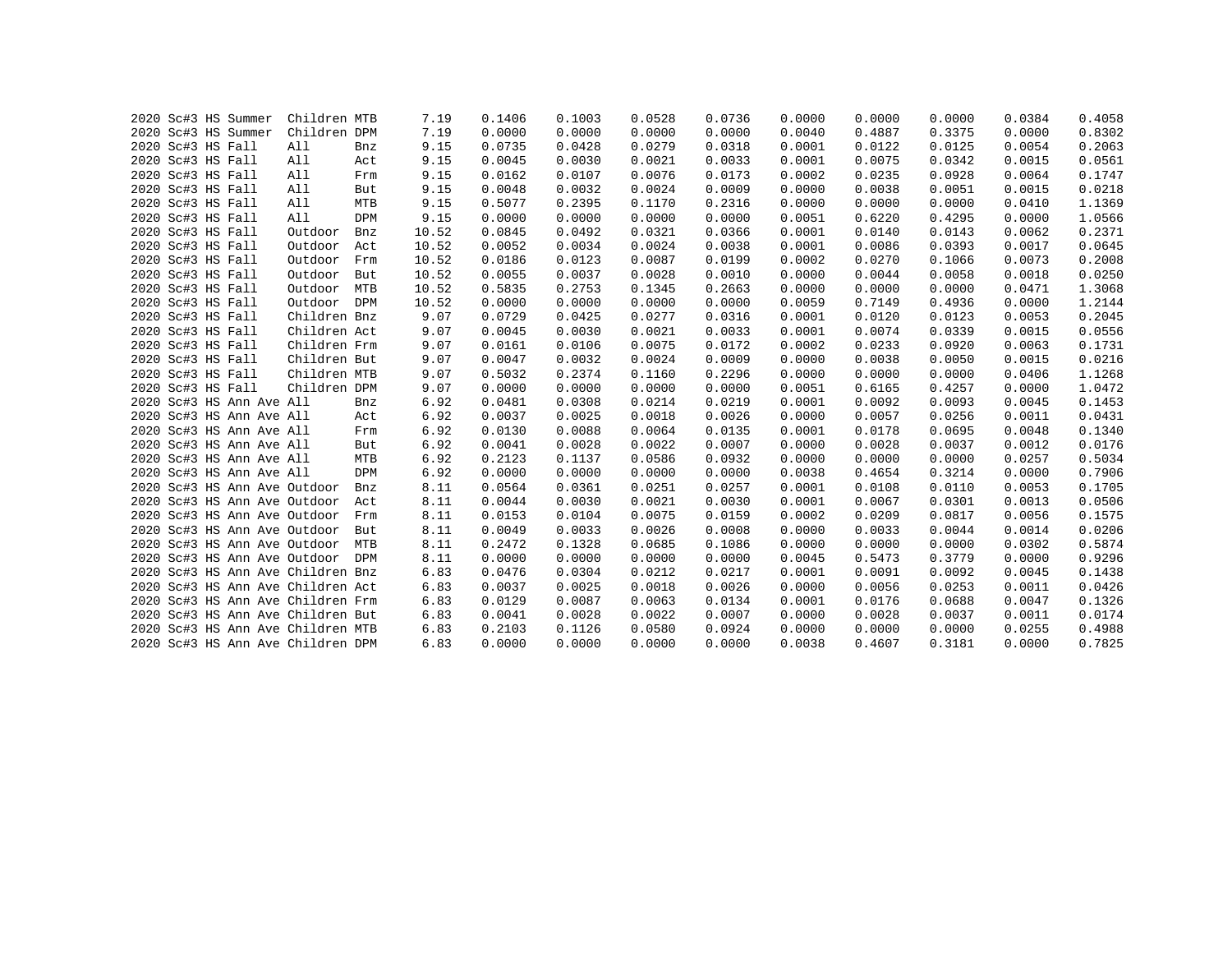| | | | | | | | | | | | | | | | |
|---|---|---|---|---|---|---|---|---|---|---|---|---|---|---|---|
| 2020 | Sc#3 | HS | Summer | Children | MTB | 7.19 | 0.1406 | 0.1003 | 0.0528 | 0.0736 | 0.0000 | 0.0000 | 0.0000 | 0.0384 | 0.4058 |
| 2020 | Sc#3 | HS | Summer | Children | DPM | 7.19 | 0.0000 | 0.0000 | 0.0000 | 0.0000 | 0.0040 | 0.4887 | 0.3375 | 0.0000 | 0.8302 |
| 2020 | Sc#3 | HS | Fall | All | Bnz | 9.15 | 0.0735 | 0.0428 | 0.0279 | 0.0318 | 0.0001 | 0.0122 | 0.0125 | 0.0054 | 0.2063 |
| 2020 | Sc#3 | HS | Fall | All | Act | 9.15 | 0.0045 | 0.0030 | 0.0021 | 0.0033 | 0.0001 | 0.0075 | 0.0342 | 0.0015 | 0.0561 |
| 2020 | Sc#3 | HS | Fall | All | Frm | 9.15 | 0.0162 | 0.0107 | 0.0076 | 0.0173 | 0.0002 | 0.0235 | 0.0928 | 0.0064 | 0.1747 |
| 2020 | Sc#3 | HS | Fall | All | But | 9.15 | 0.0048 | 0.0032 | 0.0024 | 0.0009 | 0.0000 | 0.0038 | 0.0051 | 0.0015 | 0.0218 |
| 2020 | Sc#3 | HS | Fall | All | MTB | 9.15 | 0.5077 | 0.2395 | 0.1170 | 0.2316 | 0.0000 | 0.0000 | 0.0000 | 0.0410 | 1.1369 |
| 2020 | Sc#3 | HS | Fall | All | DPM | 9.15 | 0.0000 | 0.0000 | 0.0000 | 0.0000 | 0.0051 | 0.6220 | 0.4295 | 0.0000 | 1.0566 |
| 2020 | Sc#3 | HS | Fall | Outdoor | Bnz | 10.52 | 0.0845 | 0.0492 | 0.0321 | 0.0366 | 0.0001 | 0.0140 | 0.0143 | 0.0062 | 0.2371 |
| 2020 | Sc#3 | HS | Fall | Outdoor | Act | 10.52 | 0.0052 | 0.0034 | 0.0024 | 0.0038 | 0.0001 | 0.0086 | 0.0393 | 0.0017 | 0.0645 |
| 2020 | Sc#3 | HS | Fall | Outdoor | Frm | 10.52 | 0.0186 | 0.0123 | 0.0087 | 0.0199 | 0.0002 | 0.0270 | 0.1066 | 0.0073 | 0.2008 |
| 2020 | Sc#3 | HS | Fall | Outdoor | But | 10.52 | 0.0055 | 0.0037 | 0.0028 | 0.0010 | 0.0000 | 0.0044 | 0.0058 | 0.0018 | 0.0250 |
| 2020 | Sc#3 | HS | Fall | Outdoor | MTB | 10.52 | 0.5835 | 0.2753 | 0.1345 | 0.2663 | 0.0000 | 0.0000 | 0.0000 | 0.0471 | 1.3068 |
| 2020 | Sc#3 | HS | Fall | Outdoor | DPM | 10.52 | 0.0000 | 0.0000 | 0.0000 | 0.0000 | 0.0059 | 0.7149 | 0.4936 | 0.0000 | 1.2144 |
| 2020 | Sc#3 | HS | Fall | Children | Bnz | 9.07 | 0.0729 | 0.0425 | 0.0277 | 0.0316 | 0.0001 | 0.0120 | 0.0123 | 0.0053 | 0.2045 |
| 2020 | Sc#3 | HS | Fall | Children | Act | 9.07 | 0.0045 | 0.0030 | 0.0021 | 0.0033 | 0.0001 | 0.0074 | 0.0339 | 0.0015 | 0.0556 |
| 2020 | Sc#3 | HS | Fall | Children | Frm | 9.07 | 0.0161 | 0.0106 | 0.0075 | 0.0172 | 0.0002 | 0.0233 | 0.0920 | 0.0063 | 0.1731 |
| 2020 | Sc#3 | HS | Fall | Children | But | 9.07 | 0.0047 | 0.0032 | 0.0024 | 0.0009 | 0.0000 | 0.0038 | 0.0050 | 0.0015 | 0.0216 |
| 2020 | Sc#3 | HS | Fall | Children | MTB | 9.07 | 0.5032 | 0.2374 | 0.1160 | 0.2296 | 0.0000 | 0.0000 | 0.0000 | 0.0406 | 1.1268 |
| 2020 | Sc#3 | HS | Fall | Children | DPM | 9.07 | 0.0000 | 0.0000 | 0.0000 | 0.0000 | 0.0051 | 0.6165 | 0.4257 | 0.0000 | 1.0472 |
| 2020 | Sc#3 | HS | Ann Ave | All | Bnz | 6.92 | 0.0481 | 0.0308 | 0.0214 | 0.0219 | 0.0001 | 0.0092 | 0.0093 | 0.0045 | 0.1453 |
| 2020 | Sc#3 | HS | Ann Ave | All | Act | 6.92 | 0.0037 | 0.0025 | 0.0018 | 0.0026 | 0.0000 | 0.0057 | 0.0256 | 0.0011 | 0.0431 |
| 2020 | Sc#3 | HS | Ann Ave | All | Frm | 6.92 | 0.0130 | 0.0088 | 0.0064 | 0.0135 | 0.0001 | 0.0178 | 0.0695 | 0.0048 | 0.1340 |
| 2020 | Sc#3 | HS | Ann Ave | All | But | 6.92 | 0.0041 | 0.0028 | 0.0022 | 0.0007 | 0.0000 | 0.0028 | 0.0037 | 0.0012 | 0.0176 |
| 2020 | Sc#3 | HS | Ann Ave | All | MTB | 6.92 | 0.2123 | 0.1137 | 0.0586 | 0.0932 | 0.0000 | 0.0000 | 0.0000 | 0.0257 | 0.5034 |
| 2020 | Sc#3 | HS | Ann Ave | All | DPM | 6.92 | 0.0000 | 0.0000 | 0.0000 | 0.0000 | 0.0038 | 0.4654 | 0.3214 | 0.0000 | 0.7906 |
| 2020 | Sc#3 | HS | Ann Ave | Outdoor | Bnz | 8.11 | 0.0564 | 0.0361 | 0.0251 | 0.0257 | 0.0001 | 0.0108 | 0.0110 | 0.0053 | 0.1705 |
| 2020 | Sc#3 | HS | Ann Ave | Outdoor | Act | 8.11 | 0.0044 | 0.0030 | 0.0021 | 0.0030 | 0.0001 | 0.0067 | 0.0301 | 0.0013 | 0.0506 |
| 2020 | Sc#3 | HS | Ann Ave | Outdoor | Frm | 8.11 | 0.0153 | 0.0104 | 0.0075 | 0.0159 | 0.0002 | 0.0209 | 0.0817 | 0.0056 | 0.1575 |
| 2020 | Sc#3 | HS | Ann Ave | Outdoor | But | 8.11 | 0.0049 | 0.0033 | 0.0026 | 0.0008 | 0.0000 | 0.0033 | 0.0044 | 0.0014 | 0.0206 |
| 2020 | Sc#3 | HS | Ann Ave | Outdoor | MTB | 8.11 | 0.2472 | 0.1328 | 0.0685 | 0.1086 | 0.0000 | 0.0000 | 0.0000 | 0.0302 | 0.5874 |
| 2020 | Sc#3 | HS | Ann Ave | Outdoor | DPM | 8.11 | 0.0000 | 0.0000 | 0.0000 | 0.0000 | 0.0045 | 0.5473 | 0.3779 | 0.0000 | 0.9296 |
| 2020 | Sc#3 | HS | Ann Ave | Children | Bnz | 6.83 | 0.0476 | 0.0304 | 0.0212 | 0.0217 | 0.0001 | 0.0091 | 0.0092 | 0.0045 | 0.1438 |
| 2020 | Sc#3 | HS | Ann Ave | Children | Act | 6.83 | 0.0037 | 0.0025 | 0.0018 | 0.0026 | 0.0000 | 0.0056 | 0.0253 | 0.0011 | 0.0426 |
| 2020 | Sc#3 | HS | Ann Ave | Children | Frm | 6.83 | 0.0129 | 0.0087 | 0.0063 | 0.0134 | 0.0001 | 0.0176 | 0.0688 | 0.0047 | 0.1326 |
| 2020 | Sc#3 | HS | Ann Ave | Children | But | 6.83 | 0.0041 | 0.0028 | 0.0022 | 0.0007 | 0.0000 | 0.0028 | 0.0037 | 0.0011 | 0.0174 |
| 2020 | Sc#3 | HS | Ann Ave | Children | MTB | 6.83 | 0.2103 | 0.1126 | 0.0580 | 0.0924 | 0.0000 | 0.0000 | 0.0000 | 0.0255 | 0.4988 |
| 2020 | Sc#3 | HS | Ann Ave | Children | DPM | 6.83 | 0.0000 | 0.0000 | 0.0000 | 0.0000 | 0.0038 | 0.4607 | 0.3181 | 0.0000 | 0.7825 |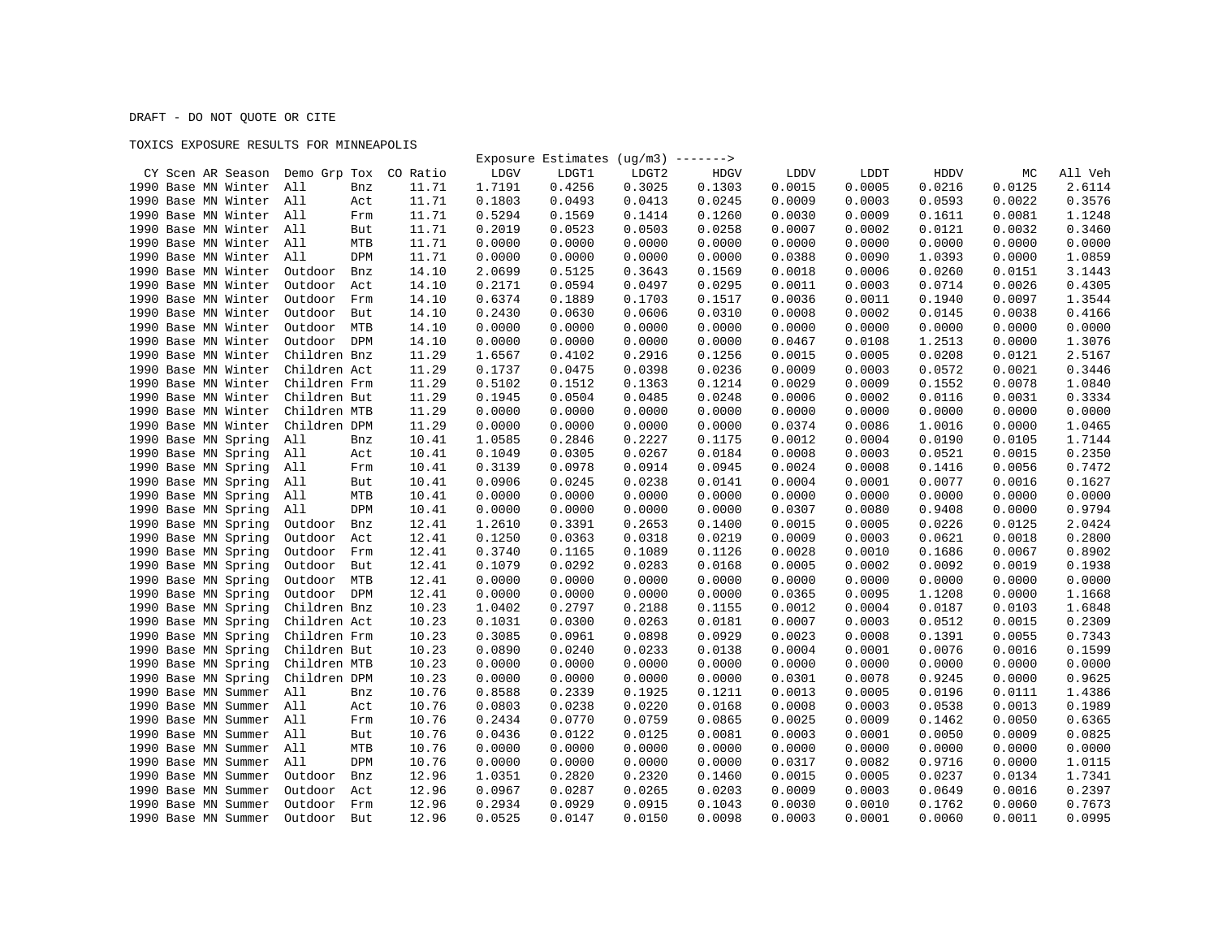DRAFT - DO NOT QUOTE OR CITE

TOXICS EXPOSURE RESULTS FOR MINNEAPOLIS

| CY | Scen | AR | Season | Demo Grp | Tox | CO Ratio | Exposure Estimates (ug/m3) -------> LDGV | LDGT1 | LDGT2 | HDGV | LDDV | LDDT | HDDV | MC | All Veh |
|---|---|---|---|---|---|---|---|---|---|---|---|---|---|---|---|
| 1990 | Base | MN | Winter | All | Bnz | 11.71 | 1.7191 | 0.4256 | 0.3025 | 0.1303 | 0.0015 | 0.0005 | 0.0216 | 0.0125 | 2.6114 |
| 1990 | Base | MN | Winter | All | Act | 11.71 | 0.1803 | 0.0493 | 0.0413 | 0.0245 | 0.0009 | 0.0003 | 0.0593 | 0.0022 | 0.3576 |
| 1990 | Base | MN | Winter | All | Frm | 11.71 | 0.5294 | 0.1569 | 0.1414 | 0.1260 | 0.0030 | 0.0009 | 0.1611 | 0.0081 | 1.1248 |
| 1990 | Base | MN | Winter | All | But | 11.71 | 0.2019 | 0.0523 | 0.0503 | 0.0258 | 0.0007 | 0.0002 | 0.0121 | 0.0032 | 0.3460 |
| 1990 | Base | MN | Winter | All | MTB | 11.71 | 0.0000 | 0.0000 | 0.0000 | 0.0000 | 0.0000 | 0.0000 | 0.0000 | 0.0000 | 0.0000 |
| 1990 | Base | MN | Winter | All | DPM | 11.71 | 0.0000 | 0.0000 | 0.0000 | 0.0000 | 0.0388 | 0.0090 | 1.0393 | 0.0000 | 1.0859 |
| 1990 | Base | MN | Winter | Outdoor | Bnz | 14.10 | 2.0699 | 0.5125 | 0.3643 | 0.1569 | 0.0018 | 0.0006 | 0.0260 | 0.0151 | 3.1443 |
| 1990 | Base | MN | Winter | Outdoor | Act | 14.10 | 0.2171 | 0.0594 | 0.0497 | 0.0295 | 0.0011 | 0.0003 | 0.0714 | 0.0026 | 0.4305 |
| 1990 | Base | MN | Winter | Outdoor | Frm | 14.10 | 0.6374 | 0.1889 | 0.1703 | 0.1517 | 0.0036 | 0.0011 | 0.1940 | 0.0097 | 1.3544 |
| 1990 | Base | MN | Winter | Outdoor | But | 14.10 | 0.2430 | 0.0630 | 0.0606 | 0.0310 | 0.0008 | 0.0002 | 0.0145 | 0.0038 | 0.4166 |
| 1990 | Base | MN | Winter | Outdoor | MTB | 14.10 | 0.0000 | 0.0000 | 0.0000 | 0.0000 | 0.0000 | 0.0000 | 0.0000 | 0.0000 | 0.0000 |
| 1990 | Base | MN | Winter | Outdoor | DPM | 14.10 | 0.0000 | 0.0000 | 0.0000 | 0.0000 | 0.0467 | 0.0108 | 1.2513 | 0.0000 | 1.3076 |
| 1990 | Base | MN | Winter | Children | Bnz | 11.29 | 1.6567 | 0.4102 | 0.2916 | 0.1256 | 0.0015 | 0.0005 | 0.0208 | 0.0121 | 2.5167 |
| 1990 | Base | MN | Winter | Children | Act | 11.29 | 0.1737 | 0.0475 | 0.0398 | 0.0236 | 0.0009 | 0.0003 | 0.0572 | 0.0021 | 0.3446 |
| 1990 | Base | MN | Winter | Children | Frm | 11.29 | 0.5102 | 0.1512 | 0.1363 | 0.1214 | 0.0029 | 0.0009 | 0.1552 | 0.0078 | 1.0840 |
| 1990 | Base | MN | Winter | Children | But | 11.29 | 0.1945 | 0.0504 | 0.0485 | 0.0248 | 0.0006 | 0.0002 | 0.0116 | 0.0031 | 0.3334 |
| 1990 | Base | MN | Winter | Children | MTB | 11.29 | 0.0000 | 0.0000 | 0.0000 | 0.0000 | 0.0000 | 0.0000 | 0.0000 | 0.0000 | 0.0000 |
| 1990 | Base | MN | Winter | Children | DPM | 11.29 | 0.0000 | 0.0000 | 0.0000 | 0.0000 | 0.0374 | 0.0086 | 1.0016 | 0.0000 | 1.0465 |
| 1990 | Base | MN | Spring | All | Bnz | 10.41 | 1.0585 | 0.2846 | 0.2227 | 0.1175 | 0.0012 | 0.0004 | 0.0190 | 0.0105 | 1.7144 |
| 1990 | Base | MN | Spring | All | Act | 10.41 | 0.1049 | 0.0305 | 0.0267 | 0.0184 | 0.0008 | 0.0003 | 0.0521 | 0.0015 | 0.2350 |
| 1990 | Base | MN | Spring | All | Frm | 10.41 | 0.3139 | 0.0978 | 0.0914 | 0.0945 | 0.0024 | 0.0008 | 0.1416 | 0.0056 | 0.7472 |
| 1990 | Base | MN | Spring | All | But | 10.41 | 0.0906 | 0.0245 | 0.0238 | 0.0141 | 0.0004 | 0.0001 | 0.0077 | 0.0016 | 0.1627 |
| 1990 | Base | MN | Spring | All | MTB | 10.41 | 0.0000 | 0.0000 | 0.0000 | 0.0000 | 0.0000 | 0.0000 | 0.0000 | 0.0000 | 0.0000 |
| 1990 | Base | MN | Spring | All | DPM | 10.41 | 0.0000 | 0.0000 | 0.0000 | 0.0000 | 0.0307 | 0.0080 | 0.9408 | 0.0000 | 0.9794 |
| 1990 | Base | MN | Spring | Outdoor | Bnz | 12.41 | 1.2610 | 0.3391 | 0.2653 | 0.1400 | 0.0015 | 0.0005 | 0.0226 | 0.0125 | 2.0424 |
| 1990 | Base | MN | Spring | Outdoor | Act | 12.41 | 0.1250 | 0.0363 | 0.0318 | 0.0219 | 0.0009 | 0.0003 | 0.0621 | 0.0018 | 0.2800 |
| 1990 | Base | MN | Spring | Outdoor | Frm | 12.41 | 0.3740 | 0.1165 | 0.1089 | 0.1126 | 0.0028 | 0.0010 | 0.1686 | 0.0067 | 0.8902 |
| 1990 | Base | MN | Spring | Outdoor | But | 12.41 | 0.1079 | 0.0292 | 0.0283 | 0.0168 | 0.0005 | 0.0002 | 0.0092 | 0.0019 | 0.1938 |
| 1990 | Base | MN | Spring | Outdoor | MTB | 12.41 | 0.0000 | 0.0000 | 0.0000 | 0.0000 | 0.0000 | 0.0000 | 0.0000 | 0.0000 | 0.0000 |
| 1990 | Base | MN | Spring | Outdoor | DPM | 12.41 | 0.0000 | 0.0000 | 0.0000 | 0.0000 | 0.0365 | 0.0095 | 1.1208 | 0.0000 | 1.1668 |
| 1990 | Base | MN | Spring | Children | Bnz | 10.23 | 1.0402 | 0.2797 | 0.2188 | 0.1155 | 0.0012 | 0.0004 | 0.0187 | 0.0103 | 1.6848 |
| 1990 | Base | MN | Spring | Children | Act | 10.23 | 0.1031 | 0.0300 | 0.0263 | 0.0181 | 0.0007 | 0.0003 | 0.0512 | 0.0015 | 0.2309 |
| 1990 | Base | MN | Spring | Children | Frm | 10.23 | 0.3085 | 0.0961 | 0.0898 | 0.0929 | 0.0023 | 0.0008 | 0.1391 | 0.0055 | 0.7343 |
| 1990 | Base | MN | Spring | Children | But | 10.23 | 0.0890 | 0.0240 | 0.0233 | 0.0138 | 0.0004 | 0.0001 | 0.0076 | 0.0016 | 0.1599 |
| 1990 | Base | MN | Spring | Children | MTB | 10.23 | 0.0000 | 0.0000 | 0.0000 | 0.0000 | 0.0000 | 0.0000 | 0.0000 | 0.0000 | 0.0000 |
| 1990 | Base | MN | Spring | Children | DPM | 10.23 | 0.0000 | 0.0000 | 0.0000 | 0.0000 | 0.0301 | 0.0078 | 0.9245 | 0.0000 | 0.9625 |
| 1990 | Base | MN | Summer | All | Bnz | 10.76 | 0.8588 | 0.2339 | 0.1925 | 0.1211 | 0.0013 | 0.0005 | 0.0196 | 0.0111 | 1.4386 |
| 1990 | Base | MN | Summer | All | Act | 10.76 | 0.0803 | 0.0238 | 0.0220 | 0.0168 | 0.0008 | 0.0003 | 0.0538 | 0.0013 | 0.1989 |
| 1990 | Base | MN | Summer | All | Frm | 10.76 | 0.2434 | 0.0770 | 0.0759 | 0.0865 | 0.0025 | 0.0009 | 0.1462 | 0.0050 | 0.6365 |
| 1990 | Base | MN | Summer | All | But | 10.76 | 0.0436 | 0.0122 | 0.0125 | 0.0081 | 0.0003 | 0.0001 | 0.0050 | 0.0009 | 0.0825 |
| 1990 | Base | MN | Summer | All | MTB | 10.76 | 0.0000 | 0.0000 | 0.0000 | 0.0000 | 0.0000 | 0.0000 | 0.0000 | 0.0000 | 0.0000 |
| 1990 | Base | MN | Summer | All | DPM | 10.76 | 0.0000 | 0.0000 | 0.0000 | 0.0000 | 0.0317 | 0.0082 | 0.9716 | 0.0000 | 1.0115 |
| 1990 | Base | MN | Summer | Outdoor | Bnz | 12.96 | 1.0351 | 0.2820 | 0.2320 | 0.1460 | 0.0015 | 0.0005 | 0.0237 | 0.0134 | 1.7341 |
| 1990 | Base | MN | Summer | Outdoor | Act | 12.96 | 0.0967 | 0.0287 | 0.0265 | 0.0203 | 0.0009 | 0.0003 | 0.0649 | 0.0016 | 0.2397 |
| 1990 | Base | MN | Summer | Outdoor | Frm | 12.96 | 0.2934 | 0.0929 | 0.0915 | 0.1043 | 0.0030 | 0.0010 | 0.1762 | 0.0060 | 0.7673 |
| 1990 | Base | MN | Summer | Outdoor | But | 12.96 | 0.0525 | 0.0147 | 0.0150 | 0.0098 | 0.0003 | 0.0001 | 0.0060 | 0.0011 | 0.0995 |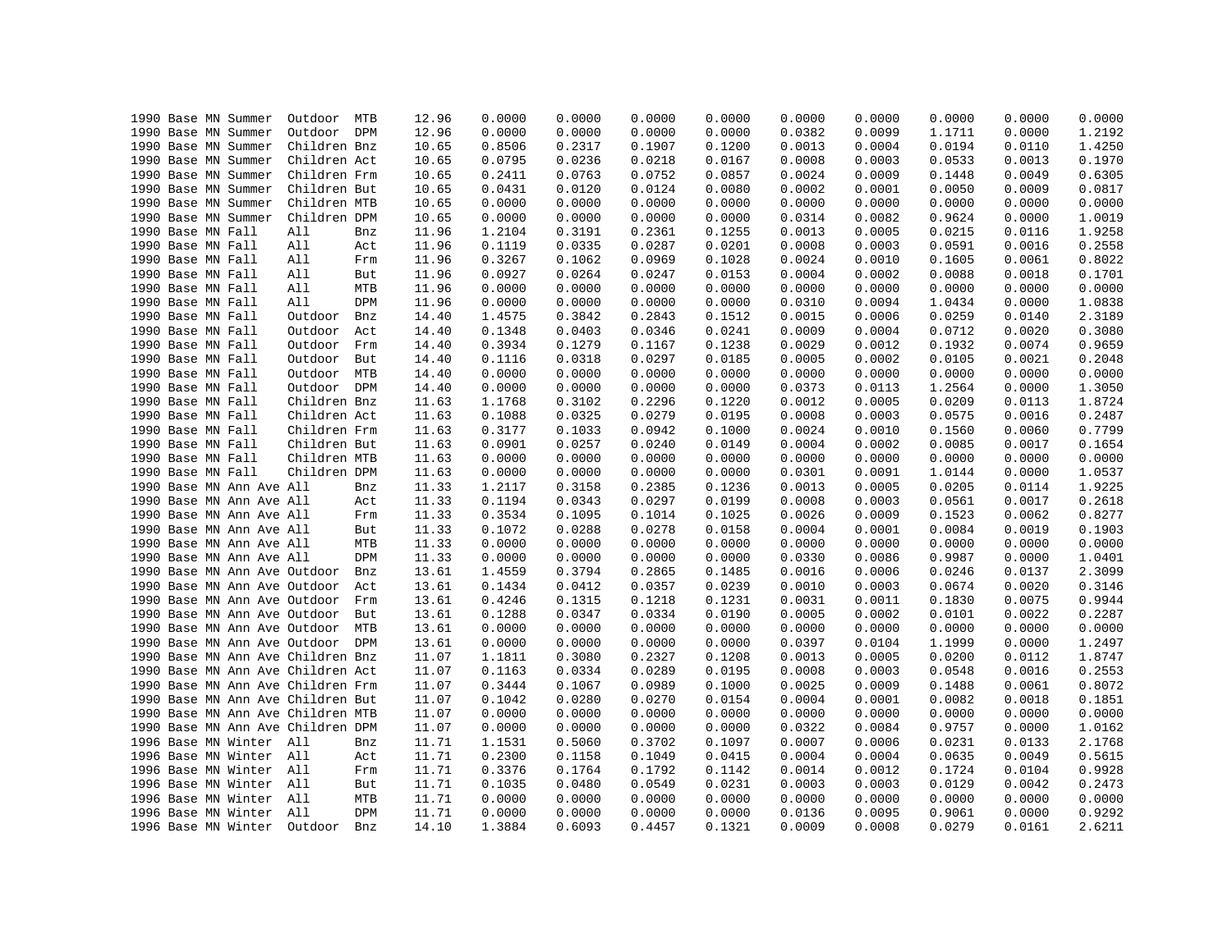| | | | | | | | | | | | | | | | |
|---|---|---|---|---|---|---|---|---|---|---|---|---|---|---|---|
| 1990 | Base | MN | Summer | Outdoor | MTB | 12.96 | 0.0000 | 0.0000 | 0.0000 | 0.0000 | 0.0000 | 0.0000 | 0.0000 | 0.0000 | 0.0000 |
| 1990 | Base | MN | Summer | Outdoor | DPM | 12.96 | 0.0000 | 0.0000 | 0.0000 | 0.0000 | 0.0382 | 0.0099 | 1.1711 | 0.0000 | 1.2192 |
| 1990 | Base | MN | Summer | Children | Bnz | 10.65 | 0.8506 | 0.2317 | 0.1907 | 0.1200 | 0.0013 | 0.0004 | 0.0194 | 0.0110 | 1.4250 |
| 1990 | Base | MN | Summer | Children | Act | 10.65 | 0.0795 | 0.0236 | 0.0218 | 0.0167 | 0.0008 | 0.0003 | 0.0533 | 0.0013 | 0.1970 |
| 1990 | Base | MN | Summer | Children | Frm | 10.65 | 0.2411 | 0.0763 | 0.0752 | 0.0857 | 0.0024 | 0.0009 | 0.1448 | 0.0049 | 0.6305 |
| 1990 | Base | MN | Summer | Children | But | 10.65 | 0.0431 | 0.0120 | 0.0124 | 0.0080 | 0.0002 | 0.0001 | 0.0050 | 0.0009 | 0.0817 |
| 1990 | Base | MN | Summer | Children | MTB | 10.65 | 0.0000 | 0.0000 | 0.0000 | 0.0000 | 0.0000 | 0.0000 | 0.0000 | 0.0000 | 0.0000 |
| 1990 | Base | MN | Summer | Children | DPM | 10.65 | 0.0000 | 0.0000 | 0.0000 | 0.0000 | 0.0314 | 0.0082 | 0.9624 | 0.0000 | 1.0019 |
| 1990 | Base | MN | Fall | All | Bnz | 11.96 | 1.2104 | 0.3191 | 0.2361 | 0.1255 | 0.0013 | 0.0005 | 0.0215 | 0.0116 | 1.9258 |
| 1990 | Base | MN | Fall | All | Act | 11.96 | 0.1119 | 0.0335 | 0.0287 | 0.0201 | 0.0008 | 0.0003 | 0.0591 | 0.0016 | 0.2558 |
| 1990 | Base | MN | Fall | All | Frm | 11.96 | 0.3267 | 0.1062 | 0.0969 | 0.1028 | 0.0024 | 0.0010 | 0.1605 | 0.0061 | 0.8022 |
| 1990 | Base | MN | Fall | All | But | 11.96 | 0.0927 | 0.0264 | 0.0247 | 0.0153 | 0.0004 | 0.0002 | 0.0088 | 0.0018 | 0.1701 |
| 1990 | Base | MN | Fall | All | MTB | 11.96 | 0.0000 | 0.0000 | 0.0000 | 0.0000 | 0.0000 | 0.0000 | 0.0000 | 0.0000 | 0.0000 |
| 1990 | Base | MN | Fall | All | DPM | 11.96 | 0.0000 | 0.0000 | 0.0000 | 0.0000 | 0.0310 | 0.0094 | 1.0434 | 0.0000 | 1.0838 |
| 1990 | Base | MN | Fall | Outdoor | Bnz | 14.40 | 1.4575 | 0.3842 | 0.2843 | 0.1512 | 0.0015 | 0.0006 | 0.0259 | 0.0140 | 2.3189 |
| 1990 | Base | MN | Fall | Outdoor | Act | 14.40 | 0.1348 | 0.0403 | 0.0346 | 0.0241 | 0.0009 | 0.0004 | 0.0712 | 0.0020 | 0.3080 |
| 1990 | Base | MN | Fall | Outdoor | Frm | 14.40 | 0.3934 | 0.1279 | 0.1167 | 0.1238 | 0.0029 | 0.0012 | 0.1932 | 0.0074 | 0.9659 |
| 1990 | Base | MN | Fall | Outdoor | But | 14.40 | 0.1116 | 0.0318 | 0.0297 | 0.0185 | 0.0005 | 0.0002 | 0.0105 | 0.0021 | 0.2048 |
| 1990 | Base | MN | Fall | Outdoor | MTB | 14.40 | 0.0000 | 0.0000 | 0.0000 | 0.0000 | 0.0000 | 0.0000 | 0.0000 | 0.0000 | 0.0000 |
| 1990 | Base | MN | Fall | Outdoor | DPM | 14.40 | 0.0000 | 0.0000 | 0.0000 | 0.0000 | 0.0373 | 0.0113 | 1.2564 | 0.0000 | 1.3050 |
| 1990 | Base | MN | Fall | Children | Bnz | 11.63 | 1.1768 | 0.3102 | 0.2296 | 0.1220 | 0.0012 | 0.0005 | 0.0209 | 0.0113 | 1.8724 |
| 1990 | Base | MN | Fall | Children | Act | 11.63 | 0.1088 | 0.0325 | 0.0279 | 0.0195 | 0.0008 | 0.0003 | 0.0575 | 0.0016 | 0.2487 |
| 1990 | Base | MN | Fall | Children | Frm | 11.63 | 0.3177 | 0.1033 | 0.0942 | 0.1000 | 0.0024 | 0.0010 | 0.1560 | 0.0060 | 0.7799 |
| 1990 | Base | MN | Fall | Children | But | 11.63 | 0.0901 | 0.0257 | 0.0240 | 0.0149 | 0.0004 | 0.0002 | 0.0085 | 0.0017 | 0.1654 |
| 1990 | Base | MN | Fall | Children | MTB | 11.63 | 0.0000 | 0.0000 | 0.0000 | 0.0000 | 0.0000 | 0.0000 | 0.0000 | 0.0000 | 0.0000 |
| 1990 | Base | MN | Fall | Children | DPM | 11.63 | 0.0000 | 0.0000 | 0.0000 | 0.0000 | 0.0301 | 0.0091 | 1.0144 | 0.0000 | 1.0537 |
| 1990 | Base | MN | Ann Ave | All | Bnz | 11.33 | 1.2117 | 0.3158 | 0.2385 | 0.1236 | 0.0013 | 0.0005 | 0.0205 | 0.0114 | 1.9225 |
| 1990 | Base | MN | Ann Ave | All | Act | 11.33 | 0.1194 | 0.0343 | 0.0297 | 0.0199 | 0.0008 | 0.0003 | 0.0561 | 0.0017 | 0.2618 |
| 1990 | Base | MN | Ann Ave | All | Frm | 11.33 | 0.3534 | 0.1095 | 0.1014 | 0.1025 | 0.0026 | 0.0009 | 0.1523 | 0.0062 | 0.8277 |
| 1990 | Base | MN | Ann Ave | All | But | 11.33 | 0.1072 | 0.0288 | 0.0278 | 0.0158 | 0.0004 | 0.0001 | 0.0084 | 0.0019 | 0.1903 |
| 1990 | Base | MN | Ann Ave | All | MTB | 11.33 | 0.0000 | 0.0000 | 0.0000 | 0.0000 | 0.0000 | 0.0000 | 0.0000 | 0.0000 | 0.0000 |
| 1990 | Base | MN | Ann Ave | All | DPM | 11.33 | 0.0000 | 0.0000 | 0.0000 | 0.0000 | 0.0330 | 0.0086 | 0.9987 | 0.0000 | 1.0401 |
| 1990 | Base | MN | Ann Ave | Outdoor | Bnz | 13.61 | 1.4559 | 0.3794 | 0.2865 | 0.1485 | 0.0016 | 0.0006 | 0.0246 | 0.0137 | 2.3099 |
| 1990 | Base | MN | Ann Ave | Outdoor | Act | 13.61 | 0.1434 | 0.0412 | 0.0357 | 0.0239 | 0.0010 | 0.0003 | 0.0674 | 0.0020 | 0.3146 |
| 1990 | Base | MN | Ann Ave | Outdoor | Frm | 13.61 | 0.4246 | 0.1315 | 0.1218 | 0.1231 | 0.0031 | 0.0011 | 0.1830 | 0.0075 | 0.9944 |
| 1990 | Base | MN | Ann Ave | Outdoor | But | 13.61 | 0.1288 | 0.0347 | 0.0334 | 0.0190 | 0.0005 | 0.0002 | 0.0101 | 0.0022 | 0.2287 |
| 1990 | Base | MN | Ann Ave | Outdoor | MTB | 13.61 | 0.0000 | 0.0000 | 0.0000 | 0.0000 | 0.0000 | 0.0000 | 0.0000 | 0.0000 | 0.0000 |
| 1990 | Base | MN | Ann Ave | Outdoor | DPM | 13.61 | 0.0000 | 0.0000 | 0.0000 | 0.0000 | 0.0397 | 0.0104 | 1.1999 | 0.0000 | 1.2497 |
| 1990 | Base | MN | Ann Ave | Children | Bnz | 11.07 | 1.1811 | 0.3080 | 0.2327 | 0.1208 | 0.0013 | 0.0005 | 0.0200 | 0.0112 | 1.8747 |
| 1990 | Base | MN | Ann Ave | Children | Act | 11.07 | 0.1163 | 0.0334 | 0.0289 | 0.0195 | 0.0008 | 0.0003 | 0.0548 | 0.0016 | 0.2553 |
| 1990 | Base | MN | Ann Ave | Children | Frm | 11.07 | 0.3444 | 0.1067 | 0.0989 | 0.1000 | 0.0025 | 0.0009 | 0.1488 | 0.0061 | 0.8072 |
| 1990 | Base | MN | Ann Ave | Children | But | 11.07 | 0.1042 | 0.0280 | 0.0270 | 0.0154 | 0.0004 | 0.0001 | 0.0082 | 0.0018 | 0.1851 |
| 1990 | Base | MN | Ann Ave | Children | MTB | 11.07 | 0.0000 | 0.0000 | 0.0000 | 0.0000 | 0.0000 | 0.0000 | 0.0000 | 0.0000 | 0.0000 |
| 1990 | Base | MN | Ann Ave | Children | DPM | 11.07 | 0.0000 | 0.0000 | 0.0000 | 0.0000 | 0.0322 | 0.0084 | 0.9757 | 0.0000 | 1.0162 |
| 1996 | Base | MN | Winter | All | Bnz | 11.71 | 1.1531 | 0.5060 | 0.3702 | 0.1097 | 0.0007 | 0.0006 | 0.0231 | 0.0133 | 2.1768 |
| 1996 | Base | MN | Winter | All | Act | 11.71 | 0.2300 | 0.1158 | 0.1049 | 0.0415 | 0.0004 | 0.0004 | 0.0635 | 0.0049 | 0.5615 |
| 1996 | Base | MN | Winter | All | Frm | 11.71 | 0.3376 | 0.1764 | 0.1792 | 0.1142 | 0.0014 | 0.0012 | 0.1724 | 0.0104 | 0.9928 |
| 1996 | Base | MN | Winter | All | But | 11.71 | 0.1035 | 0.0480 | 0.0549 | 0.0231 | 0.0003 | 0.0003 | 0.0129 | 0.0042 | 0.2473 |
| 1996 | Base | MN | Winter | All | MTB | 11.71 | 0.0000 | 0.0000 | 0.0000 | 0.0000 | 0.0000 | 0.0000 | 0.0000 | 0.0000 | 0.0000 |
| 1996 | Base | MN | Winter | All | DPM | 11.71 | 0.0000 | 0.0000 | 0.0000 | 0.0000 | 0.0136 | 0.0095 | 0.9061 | 0.0000 | 0.9292 |
| 1996 | Base | MN | Winter | Outdoor | Bnz | 14.10 | 1.3884 | 0.6093 | 0.4457 | 0.1321 | 0.0009 | 0.0008 | 0.0279 | 0.0161 | 2.6211 |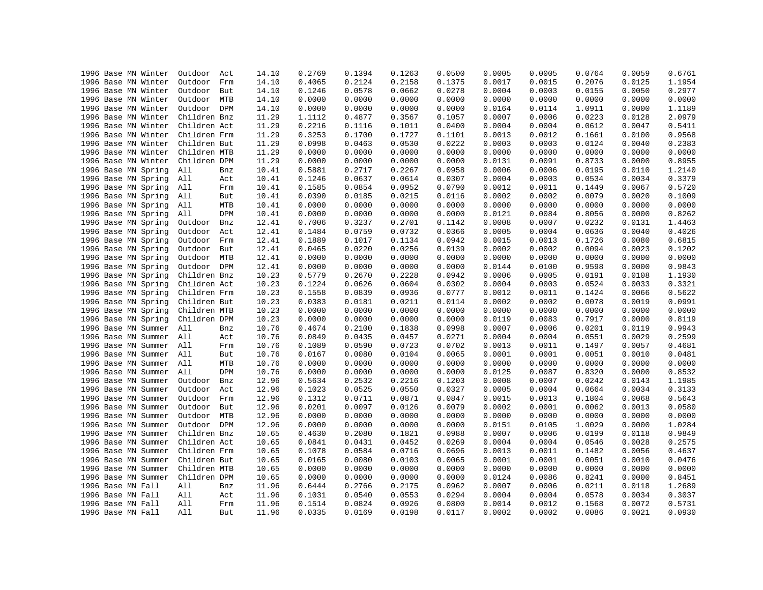| | | | | | | | | | | | | | | | |
|---|---|---|---|---|---|---|---|---|---|---|---|---|---|---|---|
| 1996 | Base | MN | Winter | Outdoor | Act | 14.10 | 0.2769 | 0.1394 | 0.1263 | 0.0500 | 0.0005 | 0.0005 | 0.0764 | 0.0059 | 0.6761 |
| 1996 | Base | MN | Winter | Outdoor | Frm | 14.10 | 0.4065 | 0.2124 | 0.2158 | 0.1375 | 0.0017 | 0.0015 | 0.2076 | 0.0125 | 1.1954 |
| 1996 | Base | MN | Winter | Outdoor | But | 14.10 | 0.1246 | 0.0578 | 0.0662 | 0.0278 | 0.0004 | 0.0003 | 0.0155 | 0.0050 | 0.2977 |
| 1996 | Base | MN | Winter | Outdoor | MTB | 14.10 | 0.0000 | 0.0000 | 0.0000 | 0.0000 | 0.0000 | 0.0000 | 0.0000 | 0.0000 | 0.0000 |
| 1996 | Base | MN | Winter | Outdoor | DPM | 14.10 | 0.0000 | 0.0000 | 0.0000 | 0.0000 | 0.0164 | 0.0114 | 1.0911 | 0.0000 | 1.1189 |
| 1996 | Base | MN | Winter | Children | Bnz | 11.29 | 1.1112 | 0.4877 | 0.3567 | 0.1057 | 0.0007 | 0.0006 | 0.0223 | 0.0128 | 2.0979 |
| 1996 | Base | MN | Winter | Children | Act | 11.29 | 0.2216 | 0.1116 | 0.1011 | 0.0400 | 0.0004 | 0.0004 | 0.0612 | 0.0047 | 0.5411 |
| 1996 | Base | MN | Winter | Children | Frm | 11.29 | 0.3253 | 0.1700 | 0.1727 | 0.1101 | 0.0013 | 0.0012 | 0.1661 | 0.0100 | 0.9568 |
| 1996 | Base | MN | Winter | Children | But | 11.29 | 0.0998 | 0.0463 | 0.0530 | 0.0222 | 0.0003 | 0.0003 | 0.0124 | 0.0040 | 0.2383 |
| 1996 | Base | MN | Winter | Children | MTB | 11.29 | 0.0000 | 0.0000 | 0.0000 | 0.0000 | 0.0000 | 0.0000 | 0.0000 | 0.0000 | 0.0000 |
| 1996 | Base | MN | Winter | Children | DPM | 11.29 | 0.0000 | 0.0000 | 0.0000 | 0.0000 | 0.0131 | 0.0091 | 0.8733 | 0.0000 | 0.8955 |
| 1996 | Base | MN | Spring | All | Bnz | 10.41 | 0.5881 | 0.2717 | 0.2267 | 0.0958 | 0.0006 | 0.0006 | 0.0195 | 0.0110 | 1.2140 |
| 1996 | Base | MN | Spring | All | Act | 10.41 | 0.1246 | 0.0637 | 0.0614 | 0.0307 | 0.0004 | 0.0003 | 0.0534 | 0.0034 | 0.3379 |
| 1996 | Base | MN | Spring | All | Frm | 10.41 | 0.1585 | 0.0854 | 0.0952 | 0.0790 | 0.0012 | 0.0011 | 0.1449 | 0.0067 | 0.5720 |
| 1996 | Base | MN | Spring | All | But | 10.41 | 0.0390 | 0.0185 | 0.0215 | 0.0116 | 0.0002 | 0.0002 | 0.0079 | 0.0020 | 0.1009 |
| 1996 | Base | MN | Spring | All | MTB | 10.41 | 0.0000 | 0.0000 | 0.0000 | 0.0000 | 0.0000 | 0.0000 | 0.0000 | 0.0000 | 0.0000 |
| 1996 | Base | MN | Spring | All | DPM | 10.41 | 0.0000 | 0.0000 | 0.0000 | 0.0000 | 0.0121 | 0.0084 | 0.8056 | 0.0000 | 0.8262 |
| 1996 | Base | MN | Spring | Outdoor | Bnz | 12.41 | 0.7006 | 0.3237 | 0.2701 | 0.1142 | 0.0008 | 0.0007 | 0.0232 | 0.0131 | 1.4463 |
| 1996 | Base | MN | Spring | Outdoor | Act | 12.41 | 0.1484 | 0.0759 | 0.0732 | 0.0366 | 0.0005 | 0.0004 | 0.0636 | 0.0040 | 0.4026 |
| 1996 | Base | MN | Spring | Outdoor | Frm | 12.41 | 0.1889 | 0.1017 | 0.1134 | 0.0942 | 0.0015 | 0.0013 | 0.1726 | 0.0080 | 0.6815 |
| 1996 | Base | MN | Spring | Outdoor | But | 12.41 | 0.0465 | 0.0220 | 0.0256 | 0.0139 | 0.0002 | 0.0002 | 0.0094 | 0.0023 | 0.1202 |
| 1996 | Base | MN | Spring | Outdoor | MTB | 12.41 | 0.0000 | 0.0000 | 0.0000 | 0.0000 | 0.0000 | 0.0000 | 0.0000 | 0.0000 | 0.0000 |
| 1996 | Base | MN | Spring | Outdoor | DPM | 12.41 | 0.0000 | 0.0000 | 0.0000 | 0.0000 | 0.0144 | 0.0100 | 0.9598 | 0.0000 | 0.9843 |
| 1996 | Base | MN | Spring | Children | Bnz | 10.23 | 0.5779 | 0.2670 | 0.2228 | 0.0942 | 0.0006 | 0.0005 | 0.0191 | 0.0108 | 1.1930 |
| 1996 | Base | MN | Spring | Children | Act | 10.23 | 0.1224 | 0.0626 | 0.0604 | 0.0302 | 0.0004 | 0.0003 | 0.0524 | 0.0033 | 0.3321 |
| 1996 | Base | MN | Spring | Children | Frm | 10.23 | 0.1558 | 0.0839 | 0.0936 | 0.0777 | 0.0012 | 0.0011 | 0.1424 | 0.0066 | 0.5622 |
| 1996 | Base | MN | Spring | Children | But | 10.23 | 0.0383 | 0.0181 | 0.0211 | 0.0114 | 0.0002 | 0.0002 | 0.0078 | 0.0019 | 0.0991 |
| 1996 | Base | MN | Spring | Children | MTB | 10.23 | 0.0000 | 0.0000 | 0.0000 | 0.0000 | 0.0000 | 0.0000 | 0.0000 | 0.0000 | 0.0000 |
| 1996 | Base | MN | Spring | Children | DPM | 10.23 | 0.0000 | 0.0000 | 0.0000 | 0.0000 | 0.0119 | 0.0083 | 0.7917 | 0.0000 | 0.8119 |
| 1996 | Base | MN | Summer | All | Bnz | 10.76 | 0.4674 | 0.2100 | 0.1838 | 0.0998 | 0.0007 | 0.0006 | 0.0201 | 0.0119 | 0.9943 |
| 1996 | Base | MN | Summer | All | Act | 10.76 | 0.0849 | 0.0435 | 0.0457 | 0.0271 | 0.0004 | 0.0004 | 0.0551 | 0.0029 | 0.2599 |
| 1996 | Base | MN | Summer | All | Frm | 10.76 | 0.1089 | 0.0590 | 0.0723 | 0.0702 | 0.0013 | 0.0011 | 0.1497 | 0.0057 | 0.4681 |
| 1996 | Base | MN | Summer | All | But | 10.76 | 0.0167 | 0.0080 | 0.0104 | 0.0065 | 0.0001 | 0.0001 | 0.0051 | 0.0010 | 0.0481 |
| 1996 | Base | MN | Summer | All | MTB | 10.76 | 0.0000 | 0.0000 | 0.0000 | 0.0000 | 0.0000 | 0.0000 | 0.0000 | 0.0000 | 0.0000 |
| 1996 | Base | MN | Summer | All | DPM | 10.76 | 0.0000 | 0.0000 | 0.0000 | 0.0000 | 0.0125 | 0.0087 | 0.8320 | 0.0000 | 0.8532 |
| 1996 | Base | MN | Summer | Outdoor | Bnz | 12.96 | 0.5634 | 0.2532 | 0.2216 | 0.1203 | 0.0008 | 0.0007 | 0.0242 | 0.0143 | 1.1985 |
| 1996 | Base | MN | Summer | Outdoor | Act | 12.96 | 0.1023 | 0.0525 | 0.0550 | 0.0327 | 0.0005 | 0.0004 | 0.0664 | 0.0034 | 0.3133 |
| 1996 | Base | MN | Summer | Outdoor | Frm | 12.96 | 0.1312 | 0.0711 | 0.0871 | 0.0847 | 0.0015 | 0.0013 | 0.1804 | 0.0068 | 0.5643 |
| 1996 | Base | MN | Summer | Outdoor | But | 12.96 | 0.0201 | 0.0097 | 0.0126 | 0.0079 | 0.0002 | 0.0001 | 0.0062 | 0.0013 | 0.0580 |
| 1996 | Base | MN | Summer | Outdoor | MTB | 12.96 | 0.0000 | 0.0000 | 0.0000 | 0.0000 | 0.0000 | 0.0000 | 0.0000 | 0.0000 | 0.0000 |
| 1996 | Base | MN | Summer | Outdoor | DPM | 12.96 | 0.0000 | 0.0000 | 0.0000 | 0.0000 | 0.0151 | 0.0105 | 1.0029 | 0.0000 | 1.0284 |
| 1996 | Base | MN | Summer | Children | Bnz | 10.65 | 0.4630 | 0.2080 | 0.1821 | 0.0988 | 0.0007 | 0.0006 | 0.0199 | 0.0118 | 0.9849 |
| 1996 | Base | MN | Summer | Children | Act | 10.65 | 0.0841 | 0.0431 | 0.0452 | 0.0269 | 0.0004 | 0.0004 | 0.0546 | 0.0028 | 0.2575 |
| 1996 | Base | MN | Summer | Children | Frm | 10.65 | 0.1078 | 0.0584 | 0.0716 | 0.0696 | 0.0013 | 0.0011 | 0.1482 | 0.0056 | 0.4637 |
| 1996 | Base | MN | Summer | Children | But | 10.65 | 0.0165 | 0.0080 | 0.0103 | 0.0065 | 0.0001 | 0.0001 | 0.0051 | 0.0010 | 0.0476 |
| 1996 | Base | MN | Summer | Children | MTB | 10.65 | 0.0000 | 0.0000 | 0.0000 | 0.0000 | 0.0000 | 0.0000 | 0.0000 | 0.0000 | 0.0000 |
| 1996 | Base | MN | Summer | Children | DPM | 10.65 | 0.0000 | 0.0000 | 0.0000 | 0.0000 | 0.0124 | 0.0086 | 0.8241 | 0.0000 | 0.8451 |
| 1996 | Base | MN | Fall | All | Bnz | 11.96 | 0.6444 | 0.2766 | 0.2175 | 0.0962 | 0.0007 | 0.0006 | 0.0211 | 0.0118 | 1.2689 |
| 1996 | Base | MN | Fall | All | Act | 11.96 | 0.1031 | 0.0540 | 0.0553 | 0.0294 | 0.0004 | 0.0004 | 0.0578 | 0.0034 | 0.3037 |
| 1996 | Base | MN | Fall | All | Frm | 11.96 | 0.1514 | 0.0824 | 0.0926 | 0.0800 | 0.0014 | 0.0012 | 0.1568 | 0.0072 | 0.5731 |
| 1996 | Base | MN | Fall | All | But | 11.96 | 0.0335 | 0.0169 | 0.0198 | 0.0117 | 0.0002 | 0.0002 | 0.0086 | 0.0021 | 0.0930 |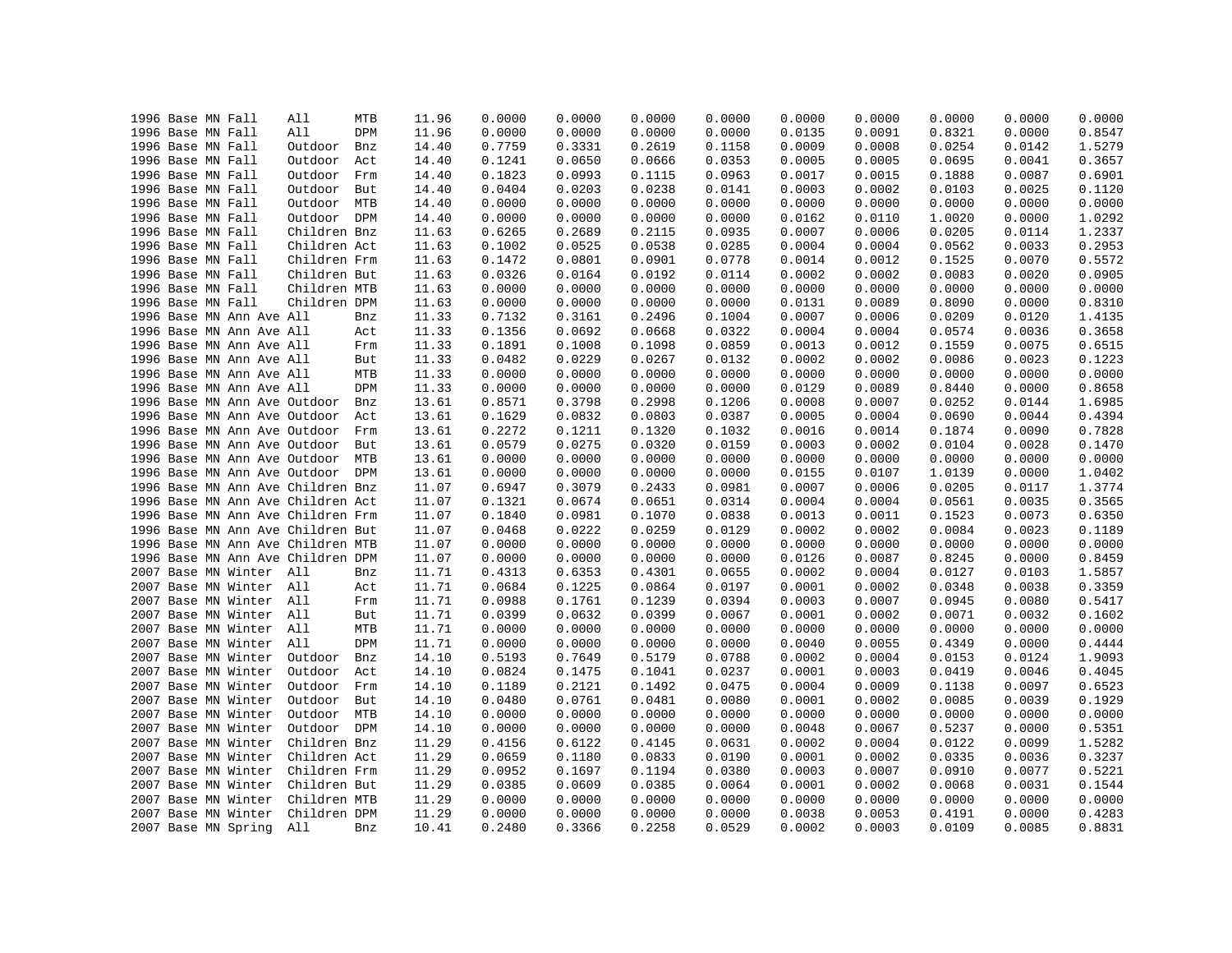| | | | | | | | | | | | | | | | | |
|---|---|---|---|---|---|---|---|---|---|---|---|---|---|---|---|---|
| 1996 | Base | MN | Fall | All | MTB | 11.96 | 0.0000 | 0.0000 | 0.0000 | 0.0000 | 0.0000 | 0.0000 | 0.0000 | 0.0000 | 0.0000 |
| 1996 | Base | MN | Fall | All | DPM | 11.96 | 0.0000 | 0.0000 | 0.0000 | 0.0000 | 0.0135 | 0.0091 | 0.8321 | 0.0000 | 0.8547 |
| 1996 | Base | MN | Fall | Outdoor | Bnz | 14.40 | 0.7759 | 0.3331 | 0.2619 | 0.1158 | 0.0009 | 0.0008 | 0.0254 | 0.0142 | 1.5279 |
| 1996 | Base | MN | Fall | Outdoor | Act | 14.40 | 0.1241 | 0.0650 | 0.0666 | 0.0353 | 0.0005 | 0.0005 | 0.0695 | 0.0041 | 0.3657 |
| 1996 | Base | MN | Fall | Outdoor | Frm | 14.40 | 0.1823 | 0.0993 | 0.1115 | 0.0963 | 0.0017 | 0.0015 | 0.1888 | 0.0087 | 0.6901 |
| 1996 | Base | MN | Fall | Outdoor | But | 14.40 | 0.0404 | 0.0203 | 0.0238 | 0.0141 | 0.0003 | 0.0002 | 0.0103 | 0.0025 | 0.1120 |
| 1996 | Base | MN | Fall | Outdoor | MTB | 14.40 | 0.0000 | 0.0000 | 0.0000 | 0.0000 | 0.0000 | 0.0000 | 0.0000 | 0.0000 | 0.0000 |
| 1996 | Base | MN | Fall | Outdoor | DPM | 14.40 | 0.0000 | 0.0000 | 0.0000 | 0.0000 | 0.0162 | 0.0110 | 1.0020 | 0.0000 | 1.0292 |
| 1996 | Base | MN | Fall | Children | Bnz | 11.63 | 0.6265 | 0.2689 | 0.2115 | 0.0935 | 0.0007 | 0.0006 | 0.0205 | 0.0114 | 1.2337 |
| 1996 | Base | MN | Fall | Children | Act | 11.63 | 0.1002 | 0.0525 | 0.0538 | 0.0285 | 0.0004 | 0.0004 | 0.0562 | 0.0033 | 0.2953 |
| 1996 | Base | MN | Fall | Children | Frm | 11.63 | 0.1472 | 0.0801 | 0.0901 | 0.0778 | 0.0014 | 0.0012 | 0.1525 | 0.0070 | 0.5572 |
| 1996 | Base | MN | Fall | Children | But | 11.63 | 0.0326 | 0.0164 | 0.0192 | 0.0114 | 0.0002 | 0.0002 | 0.0083 | 0.0020 | 0.0905 |
| 1996 | Base | MN | Fall | Children | MTB | 11.63 | 0.0000 | 0.0000 | 0.0000 | 0.0000 | 0.0000 | 0.0000 | 0.0000 | 0.0000 | 0.0000 |
| 1996 | Base | MN | Fall | Children | DPM | 11.63 | 0.0000 | 0.0000 | 0.0000 | 0.0000 | 0.0131 | 0.0089 | 0.8090 | 0.0000 | 0.8310 |
| 1996 | Base | MN | Ann Ave | All | Bnz | 11.33 | 0.7132 | 0.3161 | 0.2496 | 0.1004 | 0.0007 | 0.0006 | 0.0209 | 0.0120 | 1.4135 |
| 1996 | Base | MN | Ann Ave | All | Act | 11.33 | 0.1356 | 0.0692 | 0.0668 | 0.0322 | 0.0004 | 0.0004 | 0.0574 | 0.0036 | 0.3658 |
| 1996 | Base | MN | Ann Ave | All | Frm | 11.33 | 0.1891 | 0.1008 | 0.1098 | 0.0859 | 0.0013 | 0.0012 | 0.1559 | 0.0075 | 0.6515 |
| 1996 | Base | MN | Ann Ave | All | But | 11.33 | 0.0482 | 0.0229 | 0.0267 | 0.0132 | 0.0002 | 0.0002 | 0.0086 | 0.0023 | 0.1223 |
| 1996 | Base | MN | Ann Ave | All | MTB | 11.33 | 0.0000 | 0.0000 | 0.0000 | 0.0000 | 0.0000 | 0.0000 | 0.0000 | 0.0000 | 0.0000 |
| 1996 | Base | MN | Ann Ave | All | DPM | 11.33 | 0.0000 | 0.0000 | 0.0000 | 0.0000 | 0.0129 | 0.0089 | 0.8440 | 0.0000 | 0.8658 |
| 1996 | Base | MN | Ann Ave | Outdoor | Bnz | 13.61 | 0.8571 | 0.3798 | 0.2998 | 0.1206 | 0.0008 | 0.0007 | 0.0252 | 0.0144 | 1.6985 |
| 1996 | Base | MN | Ann Ave | Outdoor | Act | 13.61 | 0.1629 | 0.0832 | 0.0803 | 0.0387 | 0.0005 | 0.0004 | 0.0690 | 0.0044 | 0.4394 |
| 1996 | Base | MN | Ann Ave | Outdoor | Frm | 13.61 | 0.2272 | 0.1211 | 0.1320 | 0.1032 | 0.0016 | 0.0014 | 0.1874 | 0.0090 | 0.7828 |
| 1996 | Base | MN | Ann Ave | Outdoor | But | 13.61 | 0.0579 | 0.0275 | 0.0320 | 0.0159 | 0.0003 | 0.0002 | 0.0104 | 0.0028 | 0.1470 |
| 1996 | Base | MN | Ann Ave | Outdoor | MTB | 13.61 | 0.0000 | 0.0000 | 0.0000 | 0.0000 | 0.0000 | 0.0000 | 0.0000 | 0.0000 | 0.0000 |
| 1996 | Base | MN | Ann Ave | Outdoor | DPM | 13.61 | 0.0000 | 0.0000 | 0.0000 | 0.0000 | 0.0155 | 0.0107 | 1.0139 | 0.0000 | 1.0402 |
| 1996 | Base | MN | Ann Ave | Children | Bnz | 11.07 | 0.6947 | 0.3079 | 0.2433 | 0.0981 | 0.0007 | 0.0006 | 0.0205 | 0.0117 | 1.3774 |
| 1996 | Base | MN | Ann Ave | Children | Act | 11.07 | 0.1321 | 0.0674 | 0.0651 | 0.0314 | 0.0004 | 0.0004 | 0.0561 | 0.0035 | 0.3565 |
| 1996 | Base | MN | Ann Ave | Children | Frm | 11.07 | 0.1840 | 0.0981 | 0.1070 | 0.0838 | 0.0013 | 0.0011 | 0.1523 | 0.0073 | 0.6350 |
| 1996 | Base | MN | Ann Ave | Children | But | 11.07 | 0.0468 | 0.0222 | 0.0259 | 0.0129 | 0.0002 | 0.0002 | 0.0084 | 0.0023 | 0.1189 |
| 1996 | Base | MN | Ann Ave | Children | MTB | 11.07 | 0.0000 | 0.0000 | 0.0000 | 0.0000 | 0.0000 | 0.0000 | 0.0000 | 0.0000 | 0.0000 |
| 1996 | Base | MN | Ann Ave | Children | DPM | 11.07 | 0.0000 | 0.0000 | 0.0000 | 0.0000 | 0.0126 | 0.0087 | 0.8245 | 0.0000 | 0.8459 |
| 2007 | Base | MN | Winter | All | Bnz | 11.71 | 0.4313 | 0.6353 | 0.4301 | 0.0655 | 0.0002 | 0.0004 | 0.0127 | 0.0103 | 1.5857 |
| 2007 | Base | MN | Winter | All | Act | 11.71 | 0.0684 | 0.1225 | 0.0864 | 0.0197 | 0.0001 | 0.0002 | 0.0348 | 0.0038 | 0.3359 |
| 2007 | Base | MN | Winter | All | Frm | 11.71 | 0.0988 | 0.1761 | 0.1239 | 0.0394 | 0.0003 | 0.0007 | 0.0945 | 0.0080 | 0.5417 |
| 2007 | Base | MN | Winter | All | But | 11.71 | 0.0399 | 0.0632 | 0.0399 | 0.0067 | 0.0001 | 0.0002 | 0.0071 | 0.0032 | 0.1602 |
| 2007 | Base | MN | Winter | All | MTB | 11.71 | 0.0000 | 0.0000 | 0.0000 | 0.0000 | 0.0000 | 0.0000 | 0.0000 | 0.0000 | 0.0000 |
| 2007 | Base | MN | Winter | All | DPM | 11.71 | 0.0000 | 0.0000 | 0.0000 | 0.0000 | 0.0040 | 0.0055 | 0.4349 | 0.0000 | 0.4444 |
| 2007 | Base | MN | Winter | Outdoor | Bnz | 14.10 | 0.5193 | 0.7649 | 0.5179 | 0.0788 | 0.0002 | 0.0004 | 0.0153 | 0.0124 | 1.9093 |
| 2007 | Base | MN | Winter | Outdoor | Act | 14.10 | 0.0824 | 0.1475 | 0.1041 | 0.0237 | 0.0001 | 0.0003 | 0.0419 | 0.0046 | 0.4045 |
| 2007 | Base | MN | Winter | Outdoor | Frm | 14.10 | 0.1189 | 0.2121 | 0.1492 | 0.0475 | 0.0004 | 0.0009 | 0.1138 | 0.0097 | 0.6523 |
| 2007 | Base | MN | Winter | Outdoor | But | 14.10 | 0.0480 | 0.0761 | 0.0481 | 0.0080 | 0.0001 | 0.0002 | 0.0085 | 0.0039 | 0.1929 |
| 2007 | Base | MN | Winter | Outdoor | MTB | 14.10 | 0.0000 | 0.0000 | 0.0000 | 0.0000 | 0.0000 | 0.0000 | 0.0000 | 0.0000 | 0.0000 |
| 2007 | Base | MN | Winter | Outdoor | DPM | 14.10 | 0.0000 | 0.0000 | 0.0000 | 0.0000 | 0.0048 | 0.0067 | 0.5237 | 0.0000 | 0.5351 |
| 2007 | Base | MN | Winter | Children | Bnz | 11.29 | 0.4156 | 0.6122 | 0.4145 | 0.0631 | 0.0002 | 0.0004 | 0.0122 | 0.0099 | 1.5282 |
| 2007 | Base | MN | Winter | Children | Act | 11.29 | 0.0659 | 0.1180 | 0.0833 | 0.0190 | 0.0001 | 0.0002 | 0.0335 | 0.0036 | 0.3237 |
| 2007 | Base | MN | Winter | Children | Frm | 11.29 | 0.0952 | 0.1697 | 0.1194 | 0.0380 | 0.0003 | 0.0007 | 0.0910 | 0.0077 | 0.5221 |
| 2007 | Base | MN | Winter | Children | But | 11.29 | 0.0385 | 0.0609 | 0.0385 | 0.0064 | 0.0001 | 0.0002 | 0.0068 | 0.0031 | 0.1544 |
| 2007 | Base | MN | Winter | Children | MTB | 11.29 | 0.0000 | 0.0000 | 0.0000 | 0.0000 | 0.0000 | 0.0000 | 0.0000 | 0.0000 | 0.0000 |
| 2007 | Base | MN | Winter | Children | DPM | 11.29 | 0.0000 | 0.0000 | 0.0000 | 0.0000 | 0.0038 | 0.0053 | 0.4191 | 0.0000 | 0.4283 |
| 2007 | Base | MN | Spring | All | Bnz | 10.41 | 0.2480 | 0.3366 | 0.2258 | 0.0529 | 0.0002 | 0.0003 | 0.0109 | 0.0085 | 0.8831 |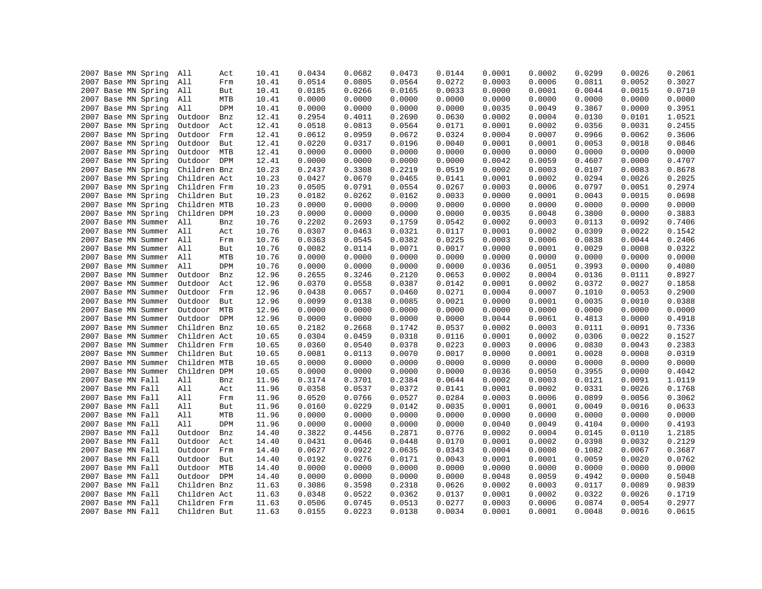| | | | | | | | | | | | | | | | |
|---|---|---|---|---|---|---|---|---|---|---|---|---|---|---|---|
| 2007 | Base | MN | Spring | All | Act | 10.41 | 0.0434 | 0.0682 | 0.0473 | 0.0144 | 0.0001 | 0.0002 | 0.0299 | 0.0026 | 0.2061 |
| 2007 | Base | MN | Spring | All | Frm | 10.41 | 0.0514 | 0.0805 | 0.0564 | 0.0272 | 0.0003 | 0.0006 | 0.0811 | 0.0052 | 0.3027 |
| 2007 | Base | MN | Spring | All | But | 10.41 | 0.0185 | 0.0266 | 0.0165 | 0.0033 | 0.0000 | 0.0001 | 0.0044 | 0.0015 | 0.0710 |
| 2007 | Base | MN | Spring | All | MTB | 10.41 | 0.0000 | 0.0000 | 0.0000 | 0.0000 | 0.0000 | 0.0000 | 0.0000 | 0.0000 | 0.0000 |
| 2007 | Base | MN | Spring | All | DPM | 10.41 | 0.0000 | 0.0000 | 0.0000 | 0.0000 | 0.0035 | 0.0049 | 0.3867 | 0.0000 | 0.3951 |
| 2007 | Base | MN | Spring | Outdoor | Bnz | 12.41 | 0.2954 | 0.4011 | 0.2690 | 0.0630 | 0.0002 | 0.0004 | 0.0130 | 0.0101 | 1.0521 |
| 2007 | Base | MN | Spring | Outdoor | Act | 12.41 | 0.0518 | 0.0813 | 0.0564 | 0.0171 | 0.0001 | 0.0002 | 0.0356 | 0.0031 | 0.2455 |
| 2007 | Base | MN | Spring | Outdoor | Frm | 12.41 | 0.0612 | 0.0959 | 0.0672 | 0.0324 | 0.0004 | 0.0007 | 0.0966 | 0.0062 | 0.3606 |
| 2007 | Base | MN | Spring | Outdoor | But | 12.41 | 0.0220 | 0.0317 | 0.0196 | 0.0040 | 0.0001 | 0.0001 | 0.0053 | 0.0018 | 0.0846 |
| 2007 | Base | MN | Spring | Outdoor | MTB | 12.41 | 0.0000 | 0.0000 | 0.0000 | 0.0000 | 0.0000 | 0.0000 | 0.0000 | 0.0000 | 0.0000 |
| 2007 | Base | MN | Spring | Outdoor | DPM | 12.41 | 0.0000 | 0.0000 | 0.0000 | 0.0000 | 0.0042 | 0.0059 | 0.4607 | 0.0000 | 0.4707 |
| 2007 | Base | MN | Spring | Children | Bnz | 10.23 | 0.2437 | 0.3308 | 0.2219 | 0.0519 | 0.0002 | 0.0003 | 0.0107 | 0.0083 | 0.8678 |
| 2007 | Base | MN | Spring | Children | Act | 10.23 | 0.0427 | 0.0670 | 0.0465 | 0.0141 | 0.0001 | 0.0002 | 0.0294 | 0.0026 | 0.2025 |
| 2007 | Base | MN | Spring | Children | Frm | 10.23 | 0.0505 | 0.0791 | 0.0554 | 0.0267 | 0.0003 | 0.0006 | 0.0797 | 0.0051 | 0.2974 |
| 2007 | Base | MN | Spring | Children | But | 10.23 | 0.0182 | 0.0262 | 0.0162 | 0.0033 | 0.0000 | 0.0001 | 0.0043 | 0.0015 | 0.0698 |
| 2007 | Base | MN | Spring | Children | MTB | 10.23 | 0.0000 | 0.0000 | 0.0000 | 0.0000 | 0.0000 | 0.0000 | 0.0000 | 0.0000 | 0.0000 |
| 2007 | Base | MN | Spring | Children | DPM | 10.23 | 0.0000 | 0.0000 | 0.0000 | 0.0000 | 0.0035 | 0.0048 | 0.3800 | 0.0000 | 0.3883 |
| 2007 | Base | MN | Summer | All | Bnz | 10.76 | 0.2202 | 0.2693 | 0.1759 | 0.0542 | 0.0002 | 0.0003 | 0.0113 | 0.0092 | 0.7406 |
| 2007 | Base | MN | Summer | All | Act | 10.76 | 0.0307 | 0.0463 | 0.0321 | 0.0117 | 0.0001 | 0.0002 | 0.0309 | 0.0022 | 0.1542 |
| 2007 | Base | MN | Summer | All | Frm | 10.76 | 0.0363 | 0.0545 | 0.0382 | 0.0225 | 0.0003 | 0.0006 | 0.0838 | 0.0044 | 0.2406 |
| 2007 | Base | MN | Summer | All | But | 10.76 | 0.0082 | 0.0114 | 0.0071 | 0.0017 | 0.0000 | 0.0001 | 0.0029 | 0.0008 | 0.0322 |
| 2007 | Base | MN | Summer | All | MTB | 10.76 | 0.0000 | 0.0000 | 0.0000 | 0.0000 | 0.0000 | 0.0000 | 0.0000 | 0.0000 | 0.0000 |
| 2007 | Base | MN | Summer | All | DPM | 10.76 | 0.0000 | 0.0000 | 0.0000 | 0.0000 | 0.0036 | 0.0051 | 0.3993 | 0.0000 | 0.4080 |
| 2007 | Base | MN | Summer | Outdoor | Bnz | 12.96 | 0.2655 | 0.3246 | 0.2120 | 0.0653 | 0.0002 | 0.0004 | 0.0136 | 0.0111 | 0.8927 |
| 2007 | Base | MN | Summer | Outdoor | Act | 12.96 | 0.0370 | 0.0558 | 0.0387 | 0.0142 | 0.0001 | 0.0002 | 0.0372 | 0.0027 | 0.1858 |
| 2007 | Base | MN | Summer | Outdoor | Frm | 12.96 | 0.0438 | 0.0657 | 0.0460 | 0.0271 | 0.0004 | 0.0007 | 0.1010 | 0.0053 | 0.2900 |
| 2007 | Base | MN | Summer | Outdoor | But | 12.96 | 0.0099 | 0.0138 | 0.0085 | 0.0021 | 0.0000 | 0.0001 | 0.0035 | 0.0010 | 0.0388 |
| 2007 | Base | MN | Summer | Outdoor | MTB | 12.96 | 0.0000 | 0.0000 | 0.0000 | 0.0000 | 0.0000 | 0.0000 | 0.0000 | 0.0000 | 0.0000 |
| 2007 | Base | MN | Summer | Outdoor | DPM | 12.96 | 0.0000 | 0.0000 | 0.0000 | 0.0000 | 0.0044 | 0.0061 | 0.4813 | 0.0000 | 0.4918 |
| 2007 | Base | MN | Summer | Children | Bnz | 10.65 | 0.2182 | 0.2668 | 0.1742 | 0.0537 | 0.0002 | 0.0003 | 0.0111 | 0.0091 | 0.7336 |
| 2007 | Base | MN | Summer | Children | Act | 10.65 | 0.0304 | 0.0459 | 0.0318 | 0.0116 | 0.0001 | 0.0002 | 0.0306 | 0.0022 | 0.1527 |
| 2007 | Base | MN | Summer | Children | Frm | 10.65 | 0.0360 | 0.0540 | 0.0378 | 0.0223 | 0.0003 | 0.0006 | 0.0830 | 0.0043 | 0.2383 |
| 2007 | Base | MN | Summer | Children | But | 10.65 | 0.0081 | 0.0113 | 0.0070 | 0.0017 | 0.0000 | 0.0001 | 0.0028 | 0.0008 | 0.0319 |
| 2007 | Base | MN | Summer | Children | MTB | 10.65 | 0.0000 | 0.0000 | 0.0000 | 0.0000 | 0.0000 | 0.0000 | 0.0000 | 0.0000 | 0.0000 |
| 2007 | Base | MN | Summer | Children | DPM | 10.65 | 0.0000 | 0.0000 | 0.0000 | 0.0000 | 0.0036 | 0.0050 | 0.3955 | 0.0000 | 0.4042 |
| 2007 | Base | MN | Fall | All | Bnz | 11.96 | 0.3174 | 0.3701 | 0.2384 | 0.0644 | 0.0002 | 0.0003 | 0.0121 | 0.0091 | 1.0119 |
| 2007 | Base | MN | Fall | All | Act | 11.96 | 0.0358 | 0.0537 | 0.0372 | 0.0141 | 0.0001 | 0.0002 | 0.0331 | 0.0026 | 0.1768 |
| 2007 | Base | MN | Fall | All | Frm | 11.96 | 0.0520 | 0.0766 | 0.0527 | 0.0284 | 0.0003 | 0.0006 | 0.0899 | 0.0056 | 0.3062 |
| 2007 | Base | MN | Fall | All | But | 11.96 | 0.0160 | 0.0229 | 0.0142 | 0.0035 | 0.0001 | 0.0001 | 0.0049 | 0.0016 | 0.0633 |
| 2007 | Base | MN | Fall | All | MTB | 11.96 | 0.0000 | 0.0000 | 0.0000 | 0.0000 | 0.0000 | 0.0000 | 0.0000 | 0.0000 | 0.0000 |
| 2007 | Base | MN | Fall | All | DPM | 11.96 | 0.0000 | 0.0000 | 0.0000 | 0.0000 | 0.0040 | 0.0049 | 0.4104 | 0.0000 | 0.4193 |
| 2007 | Base | MN | Fall | Outdoor | Bnz | 14.40 | 0.3822 | 0.4456 | 0.2871 | 0.0776 | 0.0002 | 0.0004 | 0.0145 | 0.0110 | 1.2185 |
| 2007 | Base | MN | Fall | Outdoor | Act | 14.40 | 0.0431 | 0.0646 | 0.0448 | 0.0170 | 0.0001 | 0.0002 | 0.0398 | 0.0032 | 0.2129 |
| 2007 | Base | MN | Fall | Outdoor | Frm | 14.40 | 0.0627 | 0.0922 | 0.0635 | 0.0343 | 0.0004 | 0.0008 | 0.1082 | 0.0067 | 0.3687 |
| 2007 | Base | MN | Fall | Outdoor | But | 14.40 | 0.0192 | 0.0276 | 0.0171 | 0.0043 | 0.0001 | 0.0001 | 0.0059 | 0.0020 | 0.0762 |
| 2007 | Base | MN | Fall | Outdoor | MTB | 14.40 | 0.0000 | 0.0000 | 0.0000 | 0.0000 | 0.0000 | 0.0000 | 0.0000 | 0.0000 | 0.0000 |
| 2007 | Base | MN | Fall | Outdoor | DPM | 14.40 | 0.0000 | 0.0000 | 0.0000 | 0.0000 | 0.0048 | 0.0059 | 0.4942 | 0.0000 | 0.5048 |
| 2007 | Base | MN | Fall | Children | Bnz | 11.63 | 0.3086 | 0.3598 | 0.2318 | 0.0626 | 0.0002 | 0.0003 | 0.0117 | 0.0089 | 0.9839 |
| 2007 | Base | MN | Fall | Children | Act | 11.63 | 0.0348 | 0.0522 | 0.0362 | 0.0137 | 0.0001 | 0.0002 | 0.0322 | 0.0026 | 0.1719 |
| 2007 | Base | MN | Fall | Children | Frm | 11.63 | 0.0506 | 0.0745 | 0.0513 | 0.0277 | 0.0003 | 0.0006 | 0.0874 | 0.0054 | 0.2977 |
| 2007 | Base | MN | Fall | Children | But | 11.63 | 0.0155 | 0.0223 | 0.0138 | 0.0034 | 0.0001 | 0.0001 | 0.0048 | 0.0016 | 0.0615 |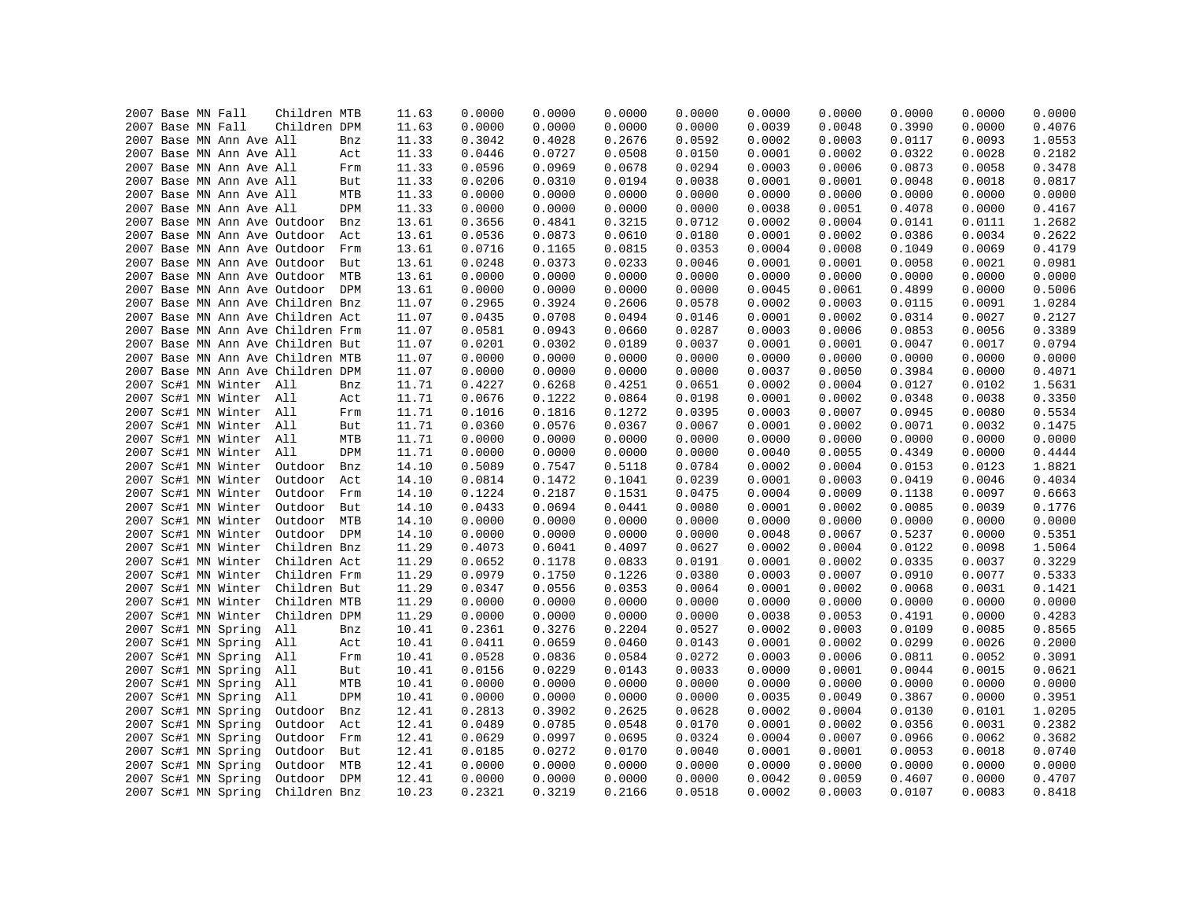| | | | | | | | | | | | | | | | | |
|---|---|---|---|---|---|---|---|---|---|---|---|---|---|---|---|---|
| 2007 | Base | MN | Fall | Children | MTB | 11.63 | 0.0000 | 0.0000 | 0.0000 | 0.0000 | 0.0000 | 0.0000 | 0.0000 | 0.0000 | 0.0000 |
| 2007 | Base | MN | Fall | Children | DPM | 11.63 | 0.0000 | 0.0000 | 0.0000 | 0.0000 | 0.0039 | 0.0048 | 0.3990 | 0.0000 | 0.4076 |
| 2007 | Base | MN | Ann Ave | All | Bnz | 11.33 | 0.3042 | 0.4028 | 0.2676 | 0.0592 | 0.0002 | 0.0003 | 0.0117 | 0.0093 | 1.0553 |
| 2007 | Base | MN | Ann Ave | All | Act | 11.33 | 0.0446 | 0.0727 | 0.0508 | 0.0150 | 0.0001 | 0.0002 | 0.0322 | 0.0028 | 0.2182 |
| 2007 | Base | MN | Ann Ave | All | Frm | 11.33 | 0.0596 | 0.0969 | 0.0678 | 0.0294 | 0.0003 | 0.0006 | 0.0873 | 0.0058 | 0.3478 |
| 2007 | Base | MN | Ann Ave | All | But | 11.33 | 0.0206 | 0.0310 | 0.0194 | 0.0038 | 0.0001 | 0.0001 | 0.0048 | 0.0018 | 0.0817 |
| 2007 | Base | MN | Ann Ave | All | MTB | 11.33 | 0.0000 | 0.0000 | 0.0000 | 0.0000 | 0.0000 | 0.0000 | 0.0000 | 0.0000 | 0.0000 |
| 2007 | Base | MN | Ann Ave | All | DPM | 11.33 | 0.0000 | 0.0000 | 0.0000 | 0.0000 | 0.0038 | 0.0051 | 0.4078 | 0.0000 | 0.4167 |
| 2007 | Base | MN | Ann Ave | Outdoor | Bnz | 13.61 | 0.3656 | 0.4841 | 0.3215 | 0.0712 | 0.0002 | 0.0004 | 0.0141 | 0.0111 | 1.2682 |
| 2007 | Base | MN | Ann Ave | Outdoor | Act | 13.61 | 0.0536 | 0.0873 | 0.0610 | 0.0180 | 0.0001 | 0.0002 | 0.0386 | 0.0034 | 0.2622 |
| 2007 | Base | MN | Ann Ave | Outdoor | Frm | 13.61 | 0.0716 | 0.1165 | 0.0815 | 0.0353 | 0.0004 | 0.0008 | 0.1049 | 0.0069 | 0.4179 |
| 2007 | Base | MN | Ann Ave | Outdoor | But | 13.61 | 0.0248 | 0.0373 | 0.0233 | 0.0046 | 0.0001 | 0.0001 | 0.0058 | 0.0021 | 0.0981 |
| 2007 | Base | MN | Ann Ave | Outdoor | MTB | 13.61 | 0.0000 | 0.0000 | 0.0000 | 0.0000 | 0.0000 | 0.0000 | 0.0000 | 0.0000 | 0.0000 |
| 2007 | Base | MN | Ann Ave | Outdoor | DPM | 13.61 | 0.0000 | 0.0000 | 0.0000 | 0.0000 | 0.0045 | 0.0061 | 0.4899 | 0.0000 | 0.5006 |
| 2007 | Base | MN | Ann Ave | Children | Bnz | 11.07 | 0.2965 | 0.3924 | 0.2606 | 0.0578 | 0.0002 | 0.0003 | 0.0115 | 0.0091 | 1.0284 |
| 2007 | Base | MN | Ann Ave | Children | Act | 11.07 | 0.0435 | 0.0708 | 0.0494 | 0.0146 | 0.0001 | 0.0002 | 0.0314 | 0.0027 | 0.2127 |
| 2007 | Base | MN | Ann Ave | Children | Frm | 11.07 | 0.0581 | 0.0943 | 0.0660 | 0.0287 | 0.0003 | 0.0006 | 0.0853 | 0.0056 | 0.3389 |
| 2007 | Base | MN | Ann Ave | Children | But | 11.07 | 0.0201 | 0.0302 | 0.0189 | 0.0037 | 0.0001 | 0.0001 | 0.0047 | 0.0017 | 0.0794 |
| 2007 | Base | MN | Ann Ave | Children | MTB | 11.07 | 0.0000 | 0.0000 | 0.0000 | 0.0000 | 0.0000 | 0.0000 | 0.0000 | 0.0000 | 0.0000 |
| 2007 | Base | MN | Ann Ave | Children | DPM | 11.07 | 0.0000 | 0.0000 | 0.0000 | 0.0000 | 0.0037 | 0.0050 | 0.3984 | 0.0000 | 0.4071 |
| 2007 | Sc#1 | MN | Winter | All | Bnz | 11.71 | 0.4227 | 0.6268 | 0.4251 | 0.0651 | 0.0002 | 0.0004 | 0.0127 | 0.0102 | 1.5631 |
| 2007 | Sc#1 | MN | Winter | All | Act | 11.71 | 0.0676 | 0.1222 | 0.0864 | 0.0198 | 0.0001 | 0.0002 | 0.0348 | 0.0038 | 0.3350 |
| 2007 | Sc#1 | MN | Winter | All | Frm | 11.71 | 0.1016 | 0.1816 | 0.1272 | 0.0395 | 0.0003 | 0.0007 | 0.0945 | 0.0080 | 0.5534 |
| 2007 | Sc#1 | MN | Winter | All | But | 11.71 | 0.0360 | 0.0576 | 0.0367 | 0.0067 | 0.0001 | 0.0002 | 0.0071 | 0.0032 | 0.1475 |
| 2007 | Sc#1 | MN | Winter | All | MTB | 11.71 | 0.0000 | 0.0000 | 0.0000 | 0.0000 | 0.0000 | 0.0000 | 0.0000 | 0.0000 | 0.0000 |
| 2007 | Sc#1 | MN | Winter | All | DPM | 11.71 | 0.0000 | 0.0000 | 0.0000 | 0.0000 | 0.0040 | 0.0055 | 0.4349 | 0.0000 | 0.4444 |
| 2007 | Sc#1 | MN | Winter | Outdoor | Bnz | 14.10 | 0.5089 | 0.7547 | 0.5118 | 0.0784 | 0.0002 | 0.0004 | 0.0153 | 0.0123 | 1.8821 |
| 2007 | Sc#1 | MN | Winter | Outdoor | Act | 14.10 | 0.0814 | 0.1472 | 0.1041 | 0.0239 | 0.0001 | 0.0003 | 0.0419 | 0.0046 | 0.4034 |
| 2007 | Sc#1 | MN | Winter | Outdoor | Frm | 14.10 | 0.1224 | 0.2187 | 0.1531 | 0.0475 | 0.0004 | 0.0009 | 0.1138 | 0.0097 | 0.6663 |
| 2007 | Sc#1 | MN | Winter | Outdoor | But | 14.10 | 0.0433 | 0.0694 | 0.0441 | 0.0080 | 0.0001 | 0.0002 | 0.0085 | 0.0039 | 0.1776 |
| 2007 | Sc#1 | MN | Winter | Outdoor | MTB | 14.10 | 0.0000 | 0.0000 | 0.0000 | 0.0000 | 0.0000 | 0.0000 | 0.0000 | 0.0000 | 0.0000 |
| 2007 | Sc#1 | MN | Winter | Outdoor | DPM | 14.10 | 0.0000 | 0.0000 | 0.0000 | 0.0000 | 0.0048 | 0.0067 | 0.5237 | 0.0000 | 0.5351 |
| 2007 | Sc#1 | MN | Winter | Children | Bnz | 11.29 | 0.4073 | 0.6041 | 0.4097 | 0.0627 | 0.0002 | 0.0004 | 0.0122 | 0.0098 | 1.5064 |
| 2007 | Sc#1 | MN | Winter | Children | Act | 11.29 | 0.0652 | 0.1178 | 0.0833 | 0.0191 | 0.0001 | 0.0002 | 0.0335 | 0.0037 | 0.3229 |
| 2007 | Sc#1 | MN | Winter | Children | Frm | 11.29 | 0.0979 | 0.1750 | 0.1226 | 0.0380 | 0.0003 | 0.0007 | 0.0910 | 0.0077 | 0.5333 |
| 2007 | Sc#1 | MN | Winter | Children | But | 11.29 | 0.0347 | 0.0556 | 0.0353 | 0.0064 | 0.0001 | 0.0002 | 0.0068 | 0.0031 | 0.1421 |
| 2007 | Sc#1 | MN | Winter | Children | MTB | 11.29 | 0.0000 | 0.0000 | 0.0000 | 0.0000 | 0.0000 | 0.0000 | 0.0000 | 0.0000 | 0.0000 |
| 2007 | Sc#1 | MN | Winter | Children | DPM | 11.29 | 0.0000 | 0.0000 | 0.0000 | 0.0000 | 0.0038 | 0.0053 | 0.4191 | 0.0000 | 0.4283 |
| 2007 | Sc#1 | MN | Spring | All | Bnz | 10.41 | 0.2361 | 0.3276 | 0.2204 | 0.0527 | 0.0002 | 0.0003 | 0.0109 | 0.0085 | 0.8565 |
| 2007 | Sc#1 | MN | Spring | All | Act | 10.41 | 0.0411 | 0.0659 | 0.0460 | 0.0143 | 0.0001 | 0.0002 | 0.0299 | 0.0026 | 0.2000 |
| 2007 | Sc#1 | MN | Spring | All | Frm | 10.41 | 0.0528 | 0.0836 | 0.0584 | 0.0272 | 0.0003 | 0.0006 | 0.0811 | 0.0052 | 0.3091 |
| 2007 | Sc#1 | MN | Spring | All | But | 10.41 | 0.0156 | 0.0229 | 0.0143 | 0.0033 | 0.0000 | 0.0001 | 0.0044 | 0.0015 | 0.0621 |
| 2007 | Sc#1 | MN | Spring | All | MTB | 10.41 | 0.0000 | 0.0000 | 0.0000 | 0.0000 | 0.0000 | 0.0000 | 0.0000 | 0.0000 | 0.0000 |
| 2007 | Sc#1 | MN | Spring | All | DPM | 10.41 | 0.0000 | 0.0000 | 0.0000 | 0.0000 | 0.0035 | 0.0049 | 0.3867 | 0.0000 | 0.3951 |
| 2007 | Sc#1 | MN | Spring | Outdoor | Bnz | 12.41 | 0.2813 | 0.3902 | 0.2625 | 0.0628 | 0.0002 | 0.0004 | 0.0130 | 0.0101 | 1.0205 |
| 2007 | Sc#1 | MN | Spring | Outdoor | Act | 12.41 | 0.0489 | 0.0785 | 0.0548 | 0.0170 | 0.0001 | 0.0002 | 0.0356 | 0.0031 | 0.2382 |
| 2007 | Sc#1 | MN | Spring | Outdoor | Frm | 12.41 | 0.0629 | 0.0997 | 0.0695 | 0.0324 | 0.0004 | 0.0007 | 0.0966 | 0.0062 | 0.3682 |
| 2007 | Sc#1 | MN | Spring | Outdoor | But | 12.41 | 0.0185 | 0.0272 | 0.0170 | 0.0040 | 0.0001 | 0.0001 | 0.0053 | 0.0018 | 0.0740 |
| 2007 | Sc#1 | MN | Spring | Outdoor | MTB | 12.41 | 0.0000 | 0.0000 | 0.0000 | 0.0000 | 0.0000 | 0.0000 | 0.0000 | 0.0000 | 0.0000 |
| 2007 | Sc#1 | MN | Spring | Outdoor | DPM | 12.41 | 0.0000 | 0.0000 | 0.0000 | 0.0000 | 0.0042 | 0.0059 | 0.4607 | 0.0000 | 0.4707 |
| 2007 | Sc#1 | MN | Spring | Children | Bnz | 10.23 | 0.2321 | 0.3219 | 0.2166 | 0.0518 | 0.0002 | 0.0003 | 0.0107 | 0.0083 | 0.8418 |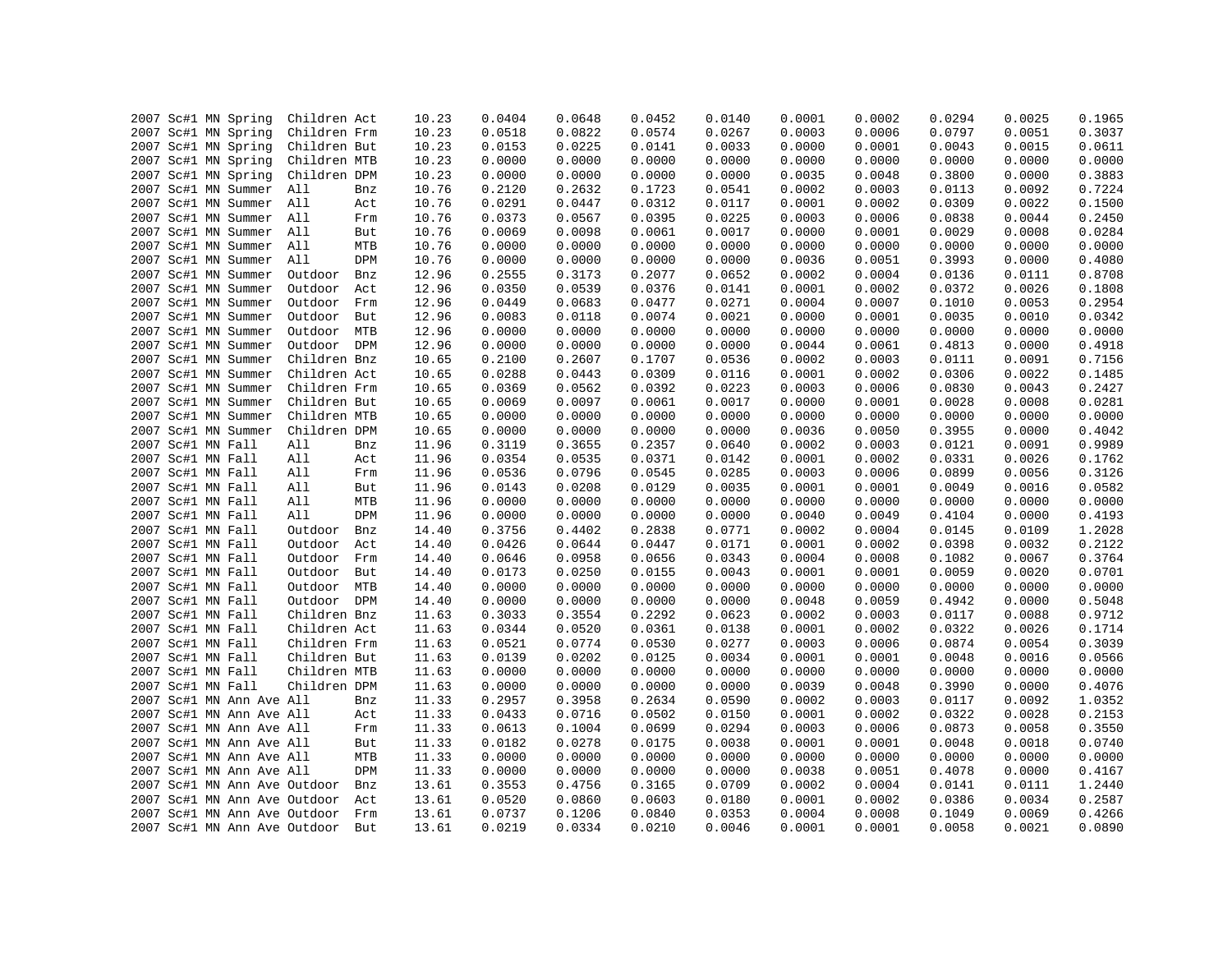| | | | | | | | | | | | | | | | | |
|---|---|---|---|---|---|---|---|---|---|---|---|---|---|---|---|---|
| 2007 | Sc#1 | MN | Spring | Children | Act | 10.23 | 0.0404 | 0.0648 | 0.0452 | 0.0140 | 0.0001 | 0.0002 | 0.0294 | 0.0025 | 0.1965 |
| 2007 | Sc#1 | MN | Spring | Children | Frm | 10.23 | 0.0518 | 0.0822 | 0.0574 | 0.0267 | 0.0003 | 0.0006 | 0.0797 | 0.0051 | 0.3037 |
| 2007 | Sc#1 | MN | Spring | Children | But | 10.23 | 0.0153 | 0.0225 | 0.0141 | 0.0033 | 0.0000 | 0.0001 | 0.0043 | 0.0015 | 0.0611 |
| 2007 | Sc#1 | MN | Spring | Children | MTB | 10.23 | 0.0000 | 0.0000 | 0.0000 | 0.0000 | 0.0000 | 0.0000 | 0.0000 | 0.0000 | 0.0000 |
| 2007 | Sc#1 | MN | Spring | Children | DPM | 10.23 | 0.0000 | 0.0000 | 0.0000 | 0.0000 | 0.0035 | 0.0048 | 0.3800 | 0.0000 | 0.3883 |
| 2007 | Sc#1 | MN | Summer | All | Bnz | 10.76 | 0.2120 | 0.2632 | 0.1723 | 0.0541 | 0.0002 | 0.0003 | 0.0113 | 0.0092 | 0.7224 |
| 2007 | Sc#1 | MN | Summer | All | Act | 10.76 | 0.0291 | 0.0447 | 0.0312 | 0.0117 | 0.0001 | 0.0002 | 0.0309 | 0.0022 | 0.1500 |
| 2007 | Sc#1 | MN | Summer | All | Frm | 10.76 | 0.0373 | 0.0567 | 0.0395 | 0.0225 | 0.0003 | 0.0006 | 0.0838 | 0.0044 | 0.2450 |
| 2007 | Sc#1 | MN | Summer | All | But | 10.76 | 0.0069 | 0.0098 | 0.0061 | 0.0017 | 0.0000 | 0.0001 | 0.0029 | 0.0008 | 0.0284 |
| 2007 | Sc#1 | MN | Summer | All | MTB | 10.76 | 0.0000 | 0.0000 | 0.0000 | 0.0000 | 0.0000 | 0.0000 | 0.0000 | 0.0000 | 0.0000 |
| 2007 | Sc#1 | MN | Summer | All | DPM | 10.76 | 0.0000 | 0.0000 | 0.0000 | 0.0000 | 0.0036 | 0.0051 | 0.3993 | 0.0000 | 0.4080 |
| 2007 | Sc#1 | MN | Summer | Outdoor | Bnz | 12.96 | 0.2555 | 0.3173 | 0.2077 | 0.0652 | 0.0002 | 0.0004 | 0.0136 | 0.0111 | 0.8708 |
| 2007 | Sc#1 | MN | Summer | Outdoor | Act | 12.96 | 0.0350 | 0.0539 | 0.0376 | 0.0141 | 0.0001 | 0.0002 | 0.0372 | 0.0026 | 0.1808 |
| 2007 | Sc#1 | MN | Summer | Outdoor | Frm | 12.96 | 0.0449 | 0.0683 | 0.0477 | 0.0271 | 0.0004 | 0.0007 | 0.1010 | 0.0053 | 0.2954 |
| 2007 | Sc#1 | MN | Summer | Outdoor | But | 12.96 | 0.0083 | 0.0118 | 0.0074 | 0.0021 | 0.0000 | 0.0001 | 0.0035 | 0.0010 | 0.0342 |
| 2007 | Sc#1 | MN | Summer | Outdoor | MTB | 12.96 | 0.0000 | 0.0000 | 0.0000 | 0.0000 | 0.0000 | 0.0000 | 0.0000 | 0.0000 | 0.0000 |
| 2007 | Sc#1 | MN | Summer | Outdoor | DPM | 12.96 | 0.0000 | 0.0000 | 0.0000 | 0.0000 | 0.0044 | 0.0061 | 0.4813 | 0.0000 | 0.4918 |
| 2007 | Sc#1 | MN | Summer | Children | Bnz | 10.65 | 0.2100 | 0.2607 | 0.1707 | 0.0536 | 0.0002 | 0.0003 | 0.0111 | 0.0091 | 0.7156 |
| 2007 | Sc#1 | MN | Summer | Children | Act | 10.65 | 0.0288 | 0.0443 | 0.0309 | 0.0116 | 0.0001 | 0.0002 | 0.0306 | 0.0022 | 0.1485 |
| 2007 | Sc#1 | MN | Summer | Children | Frm | 10.65 | 0.0369 | 0.0562 | 0.0392 | 0.0223 | 0.0003 | 0.0006 | 0.0830 | 0.0043 | 0.2427 |
| 2007 | Sc#1 | MN | Summer | Children | But | 10.65 | 0.0069 | 0.0097 | 0.0061 | 0.0017 | 0.0000 | 0.0001 | 0.0028 | 0.0008 | 0.0281 |
| 2007 | Sc#1 | MN | Summer | Children | MTB | 10.65 | 0.0000 | 0.0000 | 0.0000 | 0.0000 | 0.0000 | 0.0000 | 0.0000 | 0.0000 | 0.0000 |
| 2007 | Sc#1 | MN | Summer | Children | DPM | 10.65 | 0.0000 | 0.0000 | 0.0000 | 0.0000 | 0.0036 | 0.0050 | 0.3955 | 0.0000 | 0.4042 |
| 2007 | Sc#1 | MN | Fall | All | Bnz | 11.96 | 0.3119 | 0.3655 | 0.2357 | 0.0640 | 0.0002 | 0.0003 | 0.0121 | 0.0091 | 0.9989 |
| 2007 | Sc#1 | MN | Fall | All | Act | 11.96 | 0.0354 | 0.0535 | 0.0371 | 0.0142 | 0.0001 | 0.0002 | 0.0331 | 0.0026 | 0.1762 |
| 2007 | Sc#1 | MN | Fall | All | Frm | 11.96 | 0.0536 | 0.0796 | 0.0545 | 0.0285 | 0.0003 | 0.0006 | 0.0899 | 0.0056 | 0.3126 |
| 2007 | Sc#1 | MN | Fall | All | But | 11.96 | 0.0143 | 0.0208 | 0.0129 | 0.0035 | 0.0001 | 0.0001 | 0.0049 | 0.0016 | 0.0582 |
| 2007 | Sc#1 | MN | Fall | All | MTB | 11.96 | 0.0000 | 0.0000 | 0.0000 | 0.0000 | 0.0000 | 0.0000 | 0.0000 | 0.0000 | 0.0000 |
| 2007 | Sc#1 | MN | Fall | All | DPM | 11.96 | 0.0000 | 0.0000 | 0.0000 | 0.0000 | 0.0040 | 0.0049 | 0.4104 | 0.0000 | 0.4193 |
| 2007 | Sc#1 | MN | Fall | Outdoor | Bnz | 14.40 | 0.3756 | 0.4402 | 0.2838 | 0.0771 | 0.0002 | 0.0004 | 0.0145 | 0.0109 | 1.2028 |
| 2007 | Sc#1 | MN | Fall | Outdoor | Act | 14.40 | 0.0426 | 0.0644 | 0.0447 | 0.0171 | 0.0001 | 0.0002 | 0.0398 | 0.0032 | 0.2122 |
| 2007 | Sc#1 | MN | Fall | Outdoor | Frm | 14.40 | 0.0646 | 0.0958 | 0.0656 | 0.0343 | 0.0004 | 0.0008 | 0.1082 | 0.0067 | 0.3764 |
| 2007 | Sc#1 | MN | Fall | Outdoor | But | 14.40 | 0.0173 | 0.0250 | 0.0155 | 0.0043 | 0.0001 | 0.0001 | 0.0059 | 0.0020 | 0.0701 |
| 2007 | Sc#1 | MN | Fall | Outdoor | MTB | 14.40 | 0.0000 | 0.0000 | 0.0000 | 0.0000 | 0.0000 | 0.0000 | 0.0000 | 0.0000 | 0.0000 |
| 2007 | Sc#1 | MN | Fall | Outdoor | DPM | 14.40 | 0.0000 | 0.0000 | 0.0000 | 0.0000 | 0.0048 | 0.0059 | 0.4942 | 0.0000 | 0.5048 |
| 2007 | Sc#1 | MN | Fall | Children | Bnz | 11.63 | 0.3033 | 0.3554 | 0.2292 | 0.0623 | 0.0002 | 0.0003 | 0.0117 | 0.0088 | 0.9712 |
| 2007 | Sc#1 | MN | Fall | Children | Act | 11.63 | 0.0344 | 0.0520 | 0.0361 | 0.0138 | 0.0001 | 0.0002 | 0.0322 | 0.0026 | 0.1714 |
| 2007 | Sc#1 | MN | Fall | Children | Frm | 11.63 | 0.0521 | 0.0774 | 0.0530 | 0.0277 | 0.0003 | 0.0006 | 0.0874 | 0.0054 | 0.3039 |
| 2007 | Sc#1 | MN | Fall | Children | But | 11.63 | 0.0139 | 0.0202 | 0.0125 | 0.0034 | 0.0001 | 0.0001 | 0.0048 | 0.0016 | 0.0566 |
| 2007 | Sc#1 | MN | Fall | Children | MTB | 11.63 | 0.0000 | 0.0000 | 0.0000 | 0.0000 | 0.0000 | 0.0000 | 0.0000 | 0.0000 | 0.0000 |
| 2007 | Sc#1 | MN | Fall | Children | DPM | 11.63 | 0.0000 | 0.0000 | 0.0000 | 0.0000 | 0.0039 | 0.0048 | 0.3990 | 0.0000 | 0.4076 |
| 2007 | Sc#1 | MN | Ann Ave | All | Bnz | 11.33 | 0.2957 | 0.3958 | 0.2634 | 0.0590 | 0.0002 | 0.0003 | 0.0117 | 0.0092 | 1.0352 |
| 2007 | Sc#1 | MN | Ann Ave | All | Act | 11.33 | 0.0433 | 0.0716 | 0.0502 | 0.0150 | 0.0001 | 0.0002 | 0.0322 | 0.0028 | 0.2153 |
| 2007 | Sc#1 | MN | Ann Ave | All | Frm | 11.33 | 0.0613 | 0.1004 | 0.0699 | 0.0294 | 0.0003 | 0.0006 | 0.0873 | 0.0058 | 0.3550 |
| 2007 | Sc#1 | MN | Ann Ave | All | But | 11.33 | 0.0182 | 0.0278 | 0.0175 | 0.0038 | 0.0001 | 0.0001 | 0.0048 | 0.0018 | 0.0740 |
| 2007 | Sc#1 | MN | Ann Ave | All | MTB | 11.33 | 0.0000 | 0.0000 | 0.0000 | 0.0000 | 0.0000 | 0.0000 | 0.0000 | 0.0000 | 0.0000 |
| 2007 | Sc#1 | MN | Ann Ave | All | DPM | 11.33 | 0.0000 | 0.0000 | 0.0000 | 0.0000 | 0.0038 | 0.0051 | 0.4078 | 0.0000 | 0.4167 |
| 2007 | Sc#1 | MN | Ann Ave | Outdoor | Bnz | 13.61 | 0.3553 | 0.4756 | 0.3165 | 0.0709 | 0.0002 | 0.0004 | 0.0141 | 0.0111 | 1.2440 |
| 2007 | Sc#1 | MN | Ann Ave | Outdoor | Act | 13.61 | 0.0520 | 0.0860 | 0.0603 | 0.0180 | 0.0001 | 0.0002 | 0.0386 | 0.0034 | 0.2587 |
| 2007 | Sc#1 | MN | Ann Ave | Outdoor | Frm | 13.61 | 0.0737 | 0.1206 | 0.0840 | 0.0353 | 0.0004 | 0.0008 | 0.1049 | 0.0069 | 0.4266 |
| 2007 | Sc#1 | MN | Ann Ave | Outdoor | But | 13.61 | 0.0219 | 0.0334 | 0.0210 | 0.0046 | 0.0001 | 0.0001 | 0.0058 | 0.0021 | 0.0890 |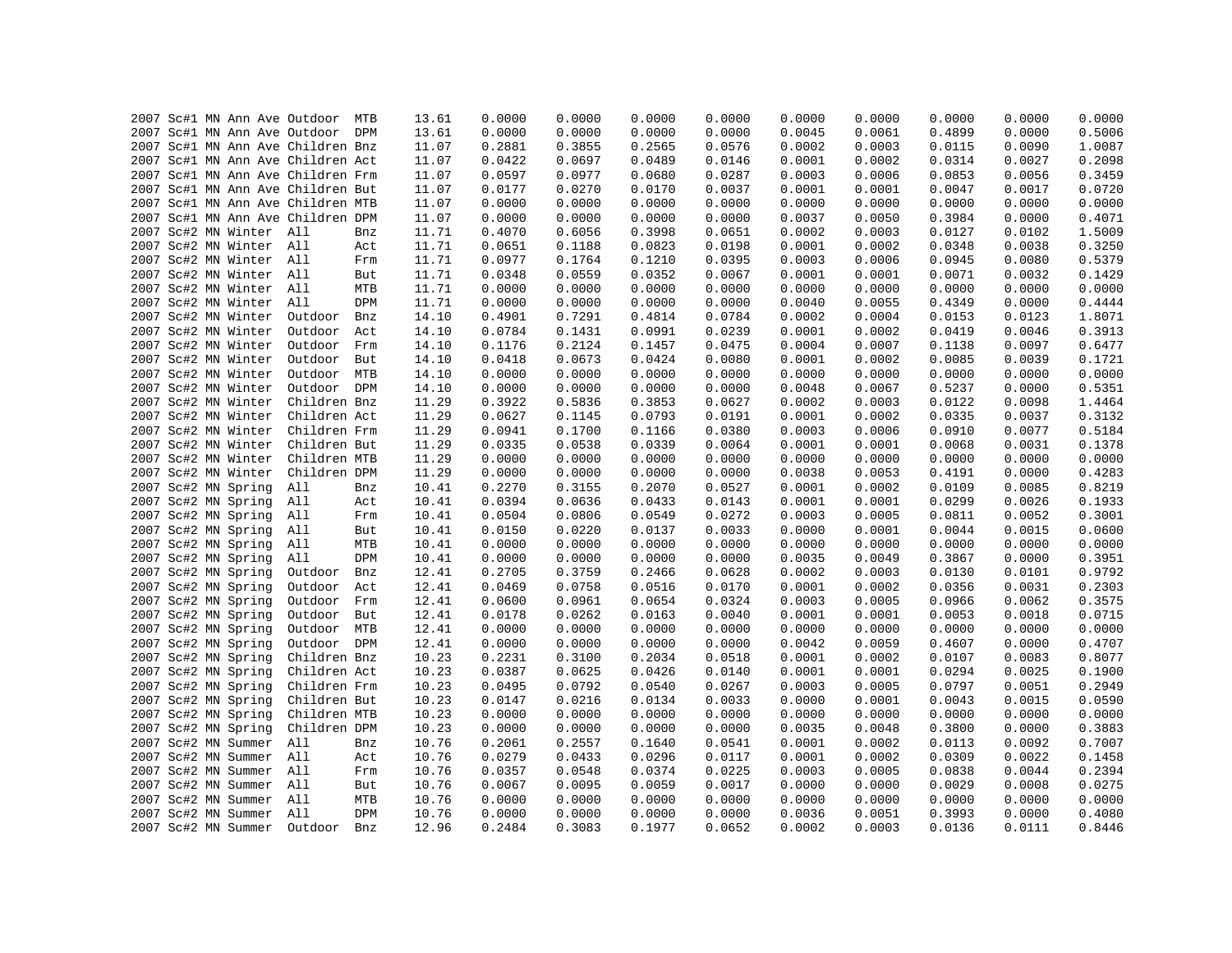```
2007 Sc#1 MN Ann Ave Outdoor  MTB     13.61    0.0000    0.0000    0.0000    0.0000    0.0000    0.0000    0.0000    0.0000    0.0000
2007 Sc#1 MN Ann Ave Outdoor  DPM     13.61    0.0000    0.0000    0.0000    0.0000    0.0045    0.0061    0.4899    0.0000    0.5006
2007 Sc#1 MN Ann Ave Children Bnz     11.07    0.2881    0.3855    0.2565    0.0576    0.0002    0.0003    0.0115    0.0090    1.0087
2007 Sc#1 MN Ann Ave Children Act     11.07    0.0422    0.0697    0.0489    0.0146    0.0001    0.0002    0.0314    0.0027    0.2098
2007 Sc#1 MN Ann Ave Children Frm     11.07    0.0597    0.0977    0.0680    0.0287    0.0003    0.0006    0.0853    0.0056    0.3459
2007 Sc#1 MN Ann Ave Children But     11.07    0.0177    0.0270    0.0170    0.0037    0.0001    0.0001    0.0047    0.0017    0.0720
2007 Sc#1 MN Ann Ave Children MTB     11.07    0.0000    0.0000    0.0000    0.0000    0.0000    0.0000    0.0000    0.0000    0.0000
2007 Sc#1 MN Ann Ave Children DPM     11.07    0.0000    0.0000    0.0000    0.0000    0.0037    0.0050    0.3984    0.0000    0.4071
2007 Sc#2 MN Winter  All      Bnz     11.71    0.4070    0.6056    0.3998    0.0651    0.0002    0.0003    0.0127    0.0102    1.5009
2007 Sc#2 MN Winter  All      Act     11.71    0.0651    0.1188    0.0823    0.0198    0.0001    0.0002    0.0348    0.0038    0.3250
2007 Sc#2 MN Winter  All      Frm     11.71    0.0977    0.1764    0.1210    0.0395    0.0003    0.0006    0.0945    0.0080    0.5379
2007 Sc#2 MN Winter  All      But     11.71    0.0348    0.0559    0.0352    0.0067    0.0001    0.0001    0.0071    0.0032    0.1429
2007 Sc#2 MN Winter  All      MTB     11.71    0.0000    0.0000    0.0000    0.0000    0.0000    0.0000    0.0000    0.0000    0.0000
2007 Sc#2 MN Winter  All      DPM     11.71    0.0000    0.0000    0.0000    0.0000    0.0040    0.0055    0.4349    0.0000    0.4444
2007 Sc#2 MN Winter  Outdoor  Bnz     14.10    0.4901    0.7291    0.4814    0.0784    0.0002    0.0004    0.0153    0.0123    1.8071
2007 Sc#2 MN Winter  Outdoor  Act     14.10    0.0784    0.1431    0.0991    0.0239    0.0001    0.0002    0.0419    0.0046    0.3913
2007 Sc#2 MN Winter  Outdoor  Frm     14.10    0.1176    0.2124    0.1457    0.0475    0.0004    0.0007    0.1138    0.0097    0.6477
2007 Sc#2 MN Winter  Outdoor  But     14.10    0.0418    0.0673    0.0424    0.0080    0.0001    0.0002    0.0085    0.0039    0.1721
2007 Sc#2 MN Winter  Outdoor  MTB     14.10    0.0000    0.0000    0.0000    0.0000    0.0000    0.0000    0.0000    0.0000    0.0000
2007 Sc#2 MN Winter  Outdoor  DPM     14.10    0.0000    0.0000    0.0000    0.0000    0.0048    0.0067    0.5237    0.0000    0.5351
2007 Sc#2 MN Winter  Children Bnz     11.29    0.3922    0.5836    0.3853    0.0627    0.0002    0.0003    0.0122    0.0098    1.4464
2007 Sc#2 MN Winter  Children Act     11.29    0.0627    0.1145    0.0793    0.0191    0.0001    0.0002    0.0335    0.0037    0.3132
2007 Sc#2 MN Winter  Children Frm     11.29    0.0941    0.1700    0.1166    0.0380    0.0003    0.0006    0.0910    0.0077    0.5184
2007 Sc#2 MN Winter  Children But     11.29    0.0335    0.0538    0.0339    0.0064    0.0001    0.0001    0.0068    0.0031    0.1378
2007 Sc#2 MN Winter  Children MTB     11.29    0.0000    0.0000    0.0000    0.0000    0.0000    0.0000    0.0000    0.0000    0.0000
2007 Sc#2 MN Winter  Children DPM     11.29    0.0000    0.0000    0.0000    0.0000    0.0038    0.0053    0.4191    0.0000    0.4283
2007 Sc#2 MN Spring  All      Bnz     10.41    0.2270    0.3155    0.2070    0.0527    0.0001    0.0002    0.0109    0.0085    0.8219
2007 Sc#2 MN Spring  All      Act     10.41    0.0394    0.0636    0.0433    0.0143    0.0001    0.0001    0.0299    0.0026    0.1933
2007 Sc#2 MN Spring  All      Frm     10.41    0.0504    0.0806    0.0549    0.0272    0.0003    0.0005    0.0811    0.0052    0.3001
2007 Sc#2 MN Spring  All      But     10.41    0.0150    0.0220    0.0137    0.0033    0.0000    0.0001    0.0044    0.0015    0.0600
2007 Sc#2 MN Spring  All      MTB     10.41    0.0000    0.0000    0.0000    0.0000    0.0000    0.0000    0.0000    0.0000    0.0000
2007 Sc#2 MN Spring  All      DPM     10.41    0.0000    0.0000    0.0000    0.0000    0.0035    0.0049    0.3867    0.0000    0.3951
2007 Sc#2 MN Spring  Outdoor  Bnz     12.41    0.2705    0.3759    0.2466    0.0628    0.0002    0.0003    0.0130    0.0101    0.9792
2007 Sc#2 MN Spring  Outdoor  Act     12.41    0.0469    0.0758    0.0516    0.0170    0.0001    0.0002    0.0356    0.0031    0.2303
2007 Sc#2 MN Spring  Outdoor  Frm     12.41    0.0600    0.0961    0.0654    0.0324    0.0003    0.0005    0.0966    0.0062    0.3575
2007 Sc#2 MN Spring  Outdoor  But     12.41    0.0178    0.0262    0.0163    0.0040    0.0001    0.0001    0.0053    0.0018    0.0715
2007 Sc#2 MN Spring  Outdoor  MTB     12.41    0.0000    0.0000    0.0000    0.0000    0.0000    0.0000    0.0000    0.0000    0.0000
2007 Sc#2 MN Spring  Outdoor  DPM     12.41    0.0000    0.0000    0.0000    0.0000    0.0042    0.0059    0.4607    0.0000    0.4707
2007 Sc#2 MN Spring  Children Bnz     10.23    0.2231    0.3100    0.2034    0.0518    0.0001    0.0002    0.0107    0.0083    0.8077
2007 Sc#2 MN Spring  Children Act     10.23    0.0387    0.0625    0.0426    0.0140    0.0001    0.0001    0.0294    0.0025    0.1900
2007 Sc#2 MN Spring  Children Frm     10.23    0.0495    0.0792    0.0540    0.0267    0.0003    0.0005    0.0797    0.0051    0.2949
2007 Sc#2 MN Spring  Children But     10.23    0.0147    0.0216    0.0134    0.0033    0.0000    0.0001    0.0043    0.0015    0.0590
2007 Sc#2 MN Spring  Children MTB     10.23    0.0000    0.0000    0.0000    0.0000    0.0000    0.0000    0.0000    0.0000    0.0000
2007 Sc#2 MN Spring  Children DPM     10.23    0.0000    0.0000    0.0000    0.0000    0.0035    0.0048    0.3800    0.0000    0.3883
2007 Sc#2 MN Summer  All      Bnz     10.76    0.2061    0.2557    0.1640    0.0541    0.0001    0.0002    0.0113    0.0092    0.7007
2007 Sc#2 MN Summer  All      Act     10.76    0.0279    0.0433    0.0296    0.0117    0.0001    0.0002    0.0309    0.0022    0.1458
2007 Sc#2 MN Summer  All      Frm     10.76    0.0357    0.0548    0.0374    0.0225    0.0003    0.0005    0.0838    0.0044    0.2394
2007 Sc#2 MN Summer  All      But     10.76    0.0067    0.0095    0.0059    0.0017    0.0000    0.0000    0.0029    0.0008    0.0275
2007 Sc#2 MN Summer  All      MTB     10.76    0.0000    0.0000    0.0000    0.0000    0.0000    0.0000    0.0000    0.0000    0.0000
2007 Sc#2 MN Summer  All      DPM     10.76    0.0000    0.0000    0.0000    0.0000    0.0036    0.0051    0.3993    0.0000    0.4080
2007 Sc#2 MN Summer  Outdoor  Bnz     12.96    0.2484    0.3083    0.1977    0.0652    0.0002    0.0003    0.0136    0.0111    0.8446
```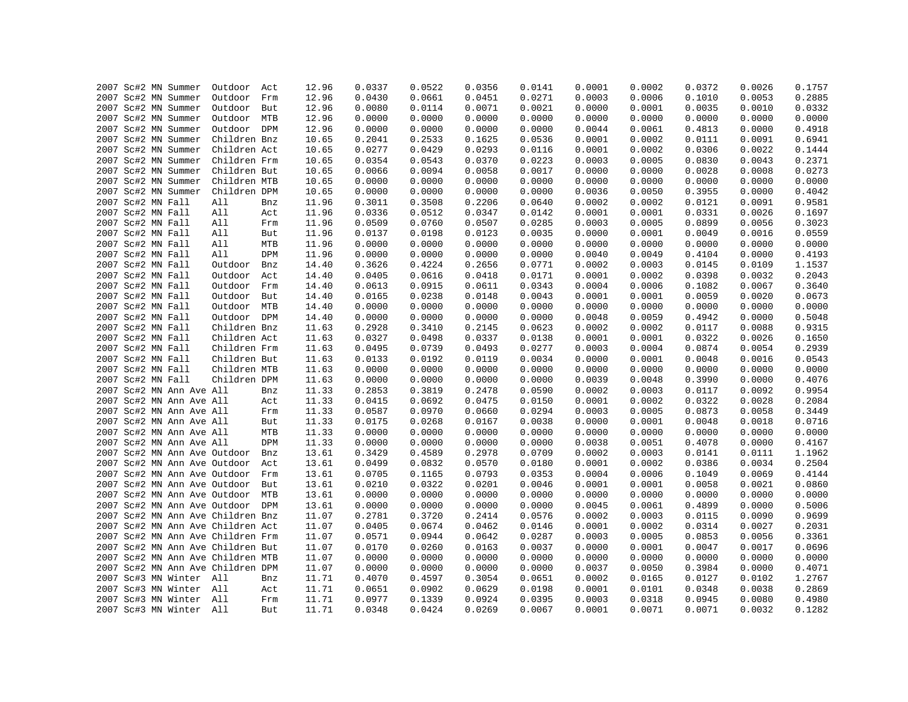| | | | | | | | | | | | | | | | |
|---|---|---|---|---|---|---|---|---|---|---|---|---|---|---|---|
| 2007 | Sc#2 | MN | Summer | Outdoor | Act | 12.96 | 0.0337 | 0.0522 | 0.0356 | 0.0141 | 0.0001 | 0.0002 | 0.0372 | 0.0026 | 0.1757 |
| 2007 | Sc#2 | MN | Summer | Outdoor | Frm | 12.96 | 0.0430 | 0.0661 | 0.0451 | 0.0271 | 0.0003 | 0.0006 | 0.1010 | 0.0053 | 0.2885 |
| 2007 | Sc#2 | MN | Summer | Outdoor | But | 12.96 | 0.0080 | 0.0114 | 0.0071 | 0.0021 | 0.0000 | 0.0001 | 0.0035 | 0.0010 | 0.0332 |
| 2007 | Sc#2 | MN | Summer | Outdoor | MTB | 12.96 | 0.0000 | 0.0000 | 0.0000 | 0.0000 | 0.0000 | 0.0000 | 0.0000 | 0.0000 | 0.0000 |
| 2007 | Sc#2 | MN | Summer | Outdoor | DPM | 12.96 | 0.0000 | 0.0000 | 0.0000 | 0.0000 | 0.0044 | 0.0061 | 0.4813 | 0.0000 | 0.4918 |
| 2007 | Sc#2 | MN | Summer | Children | Bnz | 10.65 | 0.2041 | 0.2533 | 0.1625 | 0.0536 | 0.0001 | 0.0002 | 0.0111 | 0.0091 | 0.6941 |
| 2007 | Sc#2 | MN | Summer | Children | Act | 10.65 | 0.0277 | 0.0429 | 0.0293 | 0.0116 | 0.0001 | 0.0002 | 0.0306 | 0.0022 | 0.1444 |
| 2007 | Sc#2 | MN | Summer | Children | Frm | 10.65 | 0.0354 | 0.0543 | 0.0370 | 0.0223 | 0.0003 | 0.0005 | 0.0830 | 0.0043 | 0.2371 |
| 2007 | Sc#2 | MN | Summer | Children | But | 10.65 | 0.0066 | 0.0094 | 0.0058 | 0.0017 | 0.0000 | 0.0000 | 0.0028 | 0.0008 | 0.0273 |
| 2007 | Sc#2 | MN | Summer | Children | MTB | 10.65 | 0.0000 | 0.0000 | 0.0000 | 0.0000 | 0.0000 | 0.0000 | 0.0000 | 0.0000 | 0.0000 |
| 2007 | Sc#2 | MN | Summer | Children | DPM | 10.65 | 0.0000 | 0.0000 | 0.0000 | 0.0000 | 0.0036 | 0.0050 | 0.3955 | 0.0000 | 0.4042 |
| 2007 | Sc#2 | MN | Fall | All | Bnz | 11.96 | 0.3011 | 0.3508 | 0.2206 | 0.0640 | 0.0002 | 0.0002 | 0.0121 | 0.0091 | 0.9581 |
| 2007 | Sc#2 | MN | Fall | All | Act | 11.96 | 0.0336 | 0.0512 | 0.0347 | 0.0142 | 0.0001 | 0.0001 | 0.0331 | 0.0026 | 0.1697 |
| 2007 | Sc#2 | MN | Fall | All | Frm | 11.96 | 0.0509 | 0.0760 | 0.0507 | 0.0285 | 0.0003 | 0.0005 | 0.0899 | 0.0056 | 0.3023 |
| 2007 | Sc#2 | MN | Fall | All | But | 11.96 | 0.0137 | 0.0198 | 0.0123 | 0.0035 | 0.0000 | 0.0001 | 0.0049 | 0.0016 | 0.0559 |
| 2007 | Sc#2 | MN | Fall | All | MTB | 11.96 | 0.0000 | 0.0000 | 0.0000 | 0.0000 | 0.0000 | 0.0000 | 0.0000 | 0.0000 | 0.0000 |
| 2007 | Sc#2 | MN | Fall | All | DPM | 11.96 | 0.0000 | 0.0000 | 0.0000 | 0.0000 | 0.0040 | 0.0049 | 0.4104 | 0.0000 | 0.4193 |
| 2007 | Sc#2 | MN | Fall | Outdoor | Bnz | 14.40 | 0.3626 | 0.4224 | 0.2656 | 0.0771 | 0.0002 | 0.0003 | 0.0145 | 0.0109 | 1.1537 |
| 2007 | Sc#2 | MN | Fall | Outdoor | Act | 14.40 | 0.0405 | 0.0616 | 0.0418 | 0.0171 | 0.0001 | 0.0002 | 0.0398 | 0.0032 | 0.2043 |
| 2007 | Sc#2 | MN | Fall | Outdoor | Frm | 14.40 | 0.0613 | 0.0915 | 0.0611 | 0.0343 | 0.0004 | 0.0006 | 0.1082 | 0.0067 | 0.3640 |
| 2007 | Sc#2 | MN | Fall | Outdoor | But | 14.40 | 0.0165 | 0.0238 | 0.0148 | 0.0043 | 0.0001 | 0.0001 | 0.0059 | 0.0020 | 0.0673 |
| 2007 | Sc#2 | MN | Fall | Outdoor | MTB | 14.40 | 0.0000 | 0.0000 | 0.0000 | 0.0000 | 0.0000 | 0.0000 | 0.0000 | 0.0000 | 0.0000 |
| 2007 | Sc#2 | MN | Fall | Outdoor | DPM | 14.40 | 0.0000 | 0.0000 | 0.0000 | 0.0000 | 0.0048 | 0.0059 | 0.4942 | 0.0000 | 0.5048 |
| 2007 | Sc#2 | MN | Fall | Children | Bnz | 11.63 | 0.2928 | 0.3410 | 0.2145 | 0.0623 | 0.0002 | 0.0002 | 0.0117 | 0.0088 | 0.9315 |
| 2007 | Sc#2 | MN | Fall | Children | Act | 11.63 | 0.0327 | 0.0498 | 0.0337 | 0.0138 | 0.0001 | 0.0001 | 0.0322 | 0.0026 | 0.1650 |
| 2007 | Sc#2 | MN | Fall | Children | Frm | 11.63 | 0.0495 | 0.0739 | 0.0493 | 0.0277 | 0.0003 | 0.0004 | 0.0874 | 0.0054 | 0.2939 |
| 2007 | Sc#2 | MN | Fall | Children | But | 11.63 | 0.0133 | 0.0192 | 0.0119 | 0.0034 | 0.0000 | 0.0001 | 0.0048 | 0.0016 | 0.0543 |
| 2007 | Sc#2 | MN | Fall | Children | MTB | 11.63 | 0.0000 | 0.0000 | 0.0000 | 0.0000 | 0.0000 | 0.0000 | 0.0000 | 0.0000 | 0.0000 |
| 2007 | Sc#2 | MN | Fall | Children | DPM | 11.63 | 0.0000 | 0.0000 | 0.0000 | 0.0000 | 0.0039 | 0.0048 | 0.3990 | 0.0000 | 0.4076 |
| 2007 | Sc#2 | MN | Ann Ave | All | Bnz | 11.33 | 0.2853 | 0.3819 | 0.2478 | 0.0590 | 0.0002 | 0.0003 | 0.0117 | 0.0092 | 0.9954 |
| 2007 | Sc#2 | MN | Ann Ave | All | Act | 11.33 | 0.0415 | 0.0692 | 0.0475 | 0.0150 | 0.0001 | 0.0002 | 0.0322 | 0.0028 | 0.2084 |
| 2007 | Sc#2 | MN | Ann Ave | All | Frm | 11.33 | 0.0587 | 0.0970 | 0.0660 | 0.0294 | 0.0003 | 0.0005 | 0.0873 | 0.0058 | 0.3449 |
| 2007 | Sc#2 | MN | Ann Ave | All | But | 11.33 | 0.0175 | 0.0268 | 0.0167 | 0.0038 | 0.0000 | 0.0001 | 0.0048 | 0.0018 | 0.0716 |
| 2007 | Sc#2 | MN | Ann Ave | All | MTB | 11.33 | 0.0000 | 0.0000 | 0.0000 | 0.0000 | 0.0000 | 0.0000 | 0.0000 | 0.0000 | 0.0000 |
| 2007 | Sc#2 | MN | Ann Ave | All | DPM | 11.33 | 0.0000 | 0.0000 | 0.0000 | 0.0000 | 0.0038 | 0.0051 | 0.4078 | 0.0000 | 0.4167 |
| 2007 | Sc#2 | MN | Ann Ave | Outdoor | Bnz | 13.61 | 0.3429 | 0.4589 | 0.2978 | 0.0709 | 0.0002 | 0.0003 | 0.0141 | 0.0111 | 1.1962 |
| 2007 | Sc#2 | MN | Ann Ave | Outdoor | Act | 13.61 | 0.0499 | 0.0832 | 0.0570 | 0.0180 | 0.0001 | 0.0002 | 0.0386 | 0.0034 | 0.2504 |
| 2007 | Sc#2 | MN | Ann Ave | Outdoor | Frm | 13.61 | 0.0705 | 0.1165 | 0.0793 | 0.0353 | 0.0004 | 0.0006 | 0.1049 | 0.0069 | 0.4144 |
| 2007 | Sc#2 | MN | Ann Ave | Outdoor | But | 13.61 | 0.0210 | 0.0322 | 0.0201 | 0.0046 | 0.0001 | 0.0001 | 0.0058 | 0.0021 | 0.0860 |
| 2007 | Sc#2 | MN | Ann Ave | Outdoor | MTB | 13.61 | 0.0000 | 0.0000 | 0.0000 | 0.0000 | 0.0000 | 0.0000 | 0.0000 | 0.0000 | 0.0000 |
| 2007 | Sc#2 | MN | Ann Ave | Outdoor | DPM | 13.61 | 0.0000 | 0.0000 | 0.0000 | 0.0000 | 0.0045 | 0.0061 | 0.4899 | 0.0000 | 0.5006 |
| 2007 | Sc#2 | MN | Ann Ave | Children | Bnz | 11.07 | 0.2781 | 0.3720 | 0.2414 | 0.0576 | 0.0002 | 0.0003 | 0.0115 | 0.0090 | 0.9699 |
| 2007 | Sc#2 | MN | Ann Ave | Children | Act | 11.07 | 0.0405 | 0.0674 | 0.0462 | 0.0146 | 0.0001 | 0.0002 | 0.0314 | 0.0027 | 0.2031 |
| 2007 | Sc#2 | MN | Ann Ave | Children | Frm | 11.07 | 0.0571 | 0.0944 | 0.0642 | 0.0287 | 0.0003 | 0.0005 | 0.0853 | 0.0056 | 0.3361 |
| 2007 | Sc#2 | MN | Ann Ave | Children | But | 11.07 | 0.0170 | 0.0260 | 0.0163 | 0.0037 | 0.0000 | 0.0001 | 0.0047 | 0.0017 | 0.0696 |
| 2007 | Sc#2 | MN | Ann Ave | Children | MTB | 11.07 | 0.0000 | 0.0000 | 0.0000 | 0.0000 | 0.0000 | 0.0000 | 0.0000 | 0.0000 | 0.0000 |
| 2007 | Sc#2 | MN | Ann Ave | Children | DPM | 11.07 | 0.0000 | 0.0000 | 0.0000 | 0.0000 | 0.0037 | 0.0050 | 0.3984 | 0.0000 | 0.4071 |
| 2007 | Sc#3 | MN | Winter | All | Bnz | 11.71 | 0.4070 | 0.4597 | 0.3054 | 0.0651 | 0.0002 | 0.0165 | 0.0127 | 0.0102 | 1.2767 |
| 2007 | Sc#3 | MN | Winter | All | Act | 11.71 | 0.0651 | 0.0902 | 0.0629 | 0.0198 | 0.0001 | 0.0101 | 0.0348 | 0.0038 | 0.2869 |
| 2007 | Sc#3 | MN | Winter | All | Frm | 11.71 | 0.0977 | 0.1339 | 0.0924 | 0.0395 | 0.0003 | 0.0318 | 0.0945 | 0.0080 | 0.4980 |
| 2007 | Sc#3 | MN | Winter | All | But | 11.71 | 0.0348 | 0.0424 | 0.0269 | 0.0067 | 0.0001 | 0.0071 | 0.0071 | 0.0032 | 0.1282 |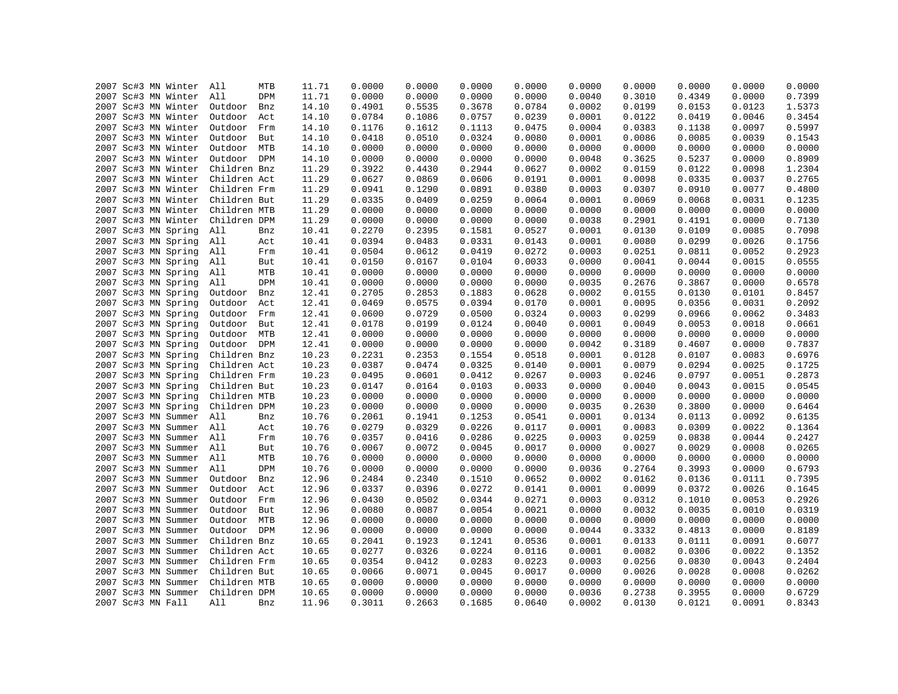| | | | | | | | | | | | | | | | | |
|---|---|---|---|---|---|---|---|---|---|---|---|---|---|---|---|---|
| 2007 | Sc#3 | MN | Winter | All | MTB | 11.71 | 0.0000 | 0.0000 | 0.0000 | 0.0000 | 0.0000 | 0.0000 | 0.0000 | 0.0000 | 0.0000 |
| 2007 | Sc#3 | MN | Winter | All | DPM | 11.71 | 0.0000 | 0.0000 | 0.0000 | 0.0000 | 0.0040 | 0.3010 | 0.4349 | 0.0000 | 0.7399 |
| 2007 | Sc#3 | MN | Winter | Outdoor | Bnz | 14.10 | 0.4901 | 0.5535 | 0.3678 | 0.0784 | 0.0002 | 0.0199 | 0.0153 | 0.0123 | 1.5373 |
| 2007 | Sc#3 | MN | Winter | Outdoor | Act | 14.10 | 0.0784 | 0.1086 | 0.0757 | 0.0239 | 0.0001 | 0.0122 | 0.0419 | 0.0046 | 0.3454 |
| 2007 | Sc#3 | MN | Winter | Outdoor | Frm | 14.10 | 0.1176 | 0.1612 | 0.1113 | 0.0475 | 0.0004 | 0.0383 | 0.1138 | 0.0097 | 0.5997 |
| 2007 | Sc#3 | MN | Winter | Outdoor | But | 14.10 | 0.0418 | 0.0510 | 0.0324 | 0.0080 | 0.0001 | 0.0086 | 0.0085 | 0.0039 | 0.1543 |
| 2007 | Sc#3 | MN | Winter | Outdoor | MTB | 14.10 | 0.0000 | 0.0000 | 0.0000 | 0.0000 | 0.0000 | 0.0000 | 0.0000 | 0.0000 | 0.0000 |
| 2007 | Sc#3 | MN | Winter | Outdoor | DPM | 14.10 | 0.0000 | 0.0000 | 0.0000 | 0.0000 | 0.0048 | 0.3625 | 0.5237 | 0.0000 | 0.8909 |
| 2007 | Sc#3 | MN | Winter | Children | Bnz | 11.29 | 0.3922 | 0.4430 | 0.2944 | 0.0627 | 0.0002 | 0.0159 | 0.0122 | 0.0098 | 1.2304 |
| 2007 | Sc#3 | MN | Winter | Children | Act | 11.29 | 0.0627 | 0.0869 | 0.0606 | 0.0191 | 0.0001 | 0.0098 | 0.0335 | 0.0037 | 0.2765 |
| 2007 | Sc#3 | MN | Winter | Children | Frm | 11.29 | 0.0941 | 0.1290 | 0.0891 | 0.0380 | 0.0003 | 0.0307 | 0.0910 | 0.0077 | 0.4800 |
| 2007 | Sc#3 | MN | Winter | Children | But | 11.29 | 0.0335 | 0.0409 | 0.0259 | 0.0064 | 0.0001 | 0.0069 | 0.0068 | 0.0031 | 0.1235 |
| 2007 | Sc#3 | MN | Winter | Children | MTB | 11.29 | 0.0000 | 0.0000 | 0.0000 | 0.0000 | 0.0000 | 0.0000 | 0.0000 | 0.0000 | 0.0000 |
| 2007 | Sc#3 | MN | Winter | Children | DPM | 11.29 | 0.0000 | 0.0000 | 0.0000 | 0.0000 | 0.0038 | 0.2901 | 0.4191 | 0.0000 | 0.7130 |
| 2007 | Sc#3 | MN | Spring | All | Bnz | 10.41 | 0.2270 | 0.2395 | 0.1581 | 0.0527 | 0.0001 | 0.0130 | 0.0109 | 0.0085 | 0.7098 |
| 2007 | Sc#3 | MN | Spring | All | Act | 10.41 | 0.0394 | 0.0483 | 0.0331 | 0.0143 | 0.0001 | 0.0080 | 0.0299 | 0.0026 | 0.1756 |
| 2007 | Sc#3 | MN | Spring | All | Frm | 10.41 | 0.0504 | 0.0612 | 0.0419 | 0.0272 | 0.0003 | 0.0251 | 0.0811 | 0.0052 | 0.2923 |
| 2007 | Sc#3 | MN | Spring | All | But | 10.41 | 0.0150 | 0.0167 | 0.0104 | 0.0033 | 0.0000 | 0.0041 | 0.0044 | 0.0015 | 0.0555 |
| 2007 | Sc#3 | MN | Spring | All | MTB | 10.41 | 0.0000 | 0.0000 | 0.0000 | 0.0000 | 0.0000 | 0.0000 | 0.0000 | 0.0000 | 0.0000 |
| 2007 | Sc#3 | MN | Spring | All | DPM | 10.41 | 0.0000 | 0.0000 | 0.0000 | 0.0000 | 0.0035 | 0.2676 | 0.3867 | 0.0000 | 0.6578 |
| 2007 | Sc#3 | MN | Spring | Outdoor | Bnz | 12.41 | 0.2705 | 0.2853 | 0.1883 | 0.0628 | 0.0002 | 0.0155 | 0.0130 | 0.0101 | 0.8457 |
| 2007 | Sc#3 | MN | Spring | Outdoor | Act | 12.41 | 0.0469 | 0.0575 | 0.0394 | 0.0170 | 0.0001 | 0.0095 | 0.0356 | 0.0031 | 0.2092 |
| 2007 | Sc#3 | MN | Spring | Outdoor | Frm | 12.41 | 0.0600 | 0.0729 | 0.0500 | 0.0324 | 0.0003 | 0.0299 | 0.0966 | 0.0062 | 0.3483 |
| 2007 | Sc#3 | MN | Spring | Outdoor | But | 12.41 | 0.0178 | 0.0199 | 0.0124 | 0.0040 | 0.0001 | 0.0049 | 0.0053 | 0.0018 | 0.0661 |
| 2007 | Sc#3 | MN | Spring | Outdoor | MTB | 12.41 | 0.0000 | 0.0000 | 0.0000 | 0.0000 | 0.0000 | 0.0000 | 0.0000 | 0.0000 | 0.0000 |
| 2007 | Sc#3 | MN | Spring | Outdoor | DPM | 12.41 | 0.0000 | 0.0000 | 0.0000 | 0.0000 | 0.0042 | 0.3189 | 0.4607 | 0.0000 | 0.7837 |
| 2007 | Sc#3 | MN | Spring | Children | Bnz | 10.23 | 0.2231 | 0.2353 | 0.1554 | 0.0518 | 0.0001 | 0.0128 | 0.0107 | 0.0083 | 0.6976 |
| 2007 | Sc#3 | MN | Spring | Children | Act | 10.23 | 0.0387 | 0.0474 | 0.0325 | 0.0140 | 0.0001 | 0.0079 | 0.0294 | 0.0025 | 0.1725 |
| 2007 | Sc#3 | MN | Spring | Children | Frm | 10.23 | 0.0495 | 0.0601 | 0.0412 | 0.0267 | 0.0003 | 0.0246 | 0.0797 | 0.0051 | 0.2873 |
| 2007 | Sc#3 | MN | Spring | Children | But | 10.23 | 0.0147 | 0.0164 | 0.0103 | 0.0033 | 0.0000 | 0.0040 | 0.0043 | 0.0015 | 0.0545 |
| 2007 | Sc#3 | MN | Spring | Children | MTB | 10.23 | 0.0000 | 0.0000 | 0.0000 | 0.0000 | 0.0000 | 0.0000 | 0.0000 | 0.0000 | 0.0000 |
| 2007 | Sc#3 | MN | Spring | Children | DPM | 10.23 | 0.0000 | 0.0000 | 0.0000 | 0.0000 | 0.0035 | 0.2630 | 0.3800 | 0.0000 | 0.6464 |
| 2007 | Sc#3 | MN | Summer | All | Bnz | 10.76 | 0.2061 | 0.1941 | 0.1253 | 0.0541 | 0.0001 | 0.0134 | 0.0113 | 0.0092 | 0.6135 |
| 2007 | Sc#3 | MN | Summer | All | Act | 10.76 | 0.0279 | 0.0329 | 0.0226 | 0.0117 | 0.0001 | 0.0083 | 0.0309 | 0.0022 | 0.1364 |
| 2007 | Sc#3 | MN | Summer | All | Frm | 10.76 | 0.0357 | 0.0416 | 0.0286 | 0.0225 | 0.0003 | 0.0259 | 0.0838 | 0.0044 | 0.2427 |
| 2007 | Sc#3 | MN | Summer | All | But | 10.76 | 0.0067 | 0.0072 | 0.0045 | 0.0017 | 0.0000 | 0.0027 | 0.0029 | 0.0008 | 0.0265 |
| 2007 | Sc#3 | MN | Summer | All | MTB | 10.76 | 0.0000 | 0.0000 | 0.0000 | 0.0000 | 0.0000 | 0.0000 | 0.0000 | 0.0000 | 0.0000 |
| 2007 | Sc#3 | MN | Summer | All | DPM | 10.76 | 0.0000 | 0.0000 | 0.0000 | 0.0000 | 0.0036 | 0.2764 | 0.3993 | 0.0000 | 0.6793 |
| 2007 | Sc#3 | MN | Summer | Outdoor | Bnz | 12.96 | 0.2484 | 0.2340 | 0.1510 | 0.0652 | 0.0002 | 0.0162 | 0.0136 | 0.0111 | 0.7395 |
| 2007 | Sc#3 | MN | Summer | Outdoor | Act | 12.96 | 0.0337 | 0.0396 | 0.0272 | 0.0141 | 0.0001 | 0.0099 | 0.0372 | 0.0026 | 0.1645 |
| 2007 | Sc#3 | MN | Summer | Outdoor | Frm | 12.96 | 0.0430 | 0.0502 | 0.0344 | 0.0271 | 0.0003 | 0.0312 | 0.1010 | 0.0053 | 0.2926 |
| 2007 | Sc#3 | MN | Summer | Outdoor | But | 12.96 | 0.0080 | 0.0087 | 0.0054 | 0.0021 | 0.0000 | 0.0032 | 0.0035 | 0.0010 | 0.0319 |
| 2007 | Sc#3 | MN | Summer | Outdoor | MTB | 12.96 | 0.0000 | 0.0000 | 0.0000 | 0.0000 | 0.0000 | 0.0000 | 0.0000 | 0.0000 | 0.0000 |
| 2007 | Sc#3 | MN | Summer | Outdoor | DPM | 12.96 | 0.0000 | 0.0000 | 0.0000 | 0.0000 | 0.0044 | 0.3332 | 0.4813 | 0.0000 | 0.8189 |
| 2007 | Sc#3 | MN | Summer | Children | Bnz | 10.65 | 0.2041 | 0.1923 | 0.1241 | 0.0536 | 0.0001 | 0.0133 | 0.0111 | 0.0091 | 0.6077 |
| 2007 | Sc#3 | MN | Summer | Children | Act | 10.65 | 0.0277 | 0.0326 | 0.0224 | 0.0116 | 0.0001 | 0.0082 | 0.0306 | 0.0022 | 0.1352 |
| 2007 | Sc#3 | MN | Summer | Children | Frm | 10.65 | 0.0354 | 0.0412 | 0.0283 | 0.0223 | 0.0003 | 0.0256 | 0.0830 | 0.0043 | 0.2404 |
| 2007 | Sc#3 | MN | Summer | Children | But | 10.65 | 0.0066 | 0.0071 | 0.0045 | 0.0017 | 0.0000 | 0.0026 | 0.0028 | 0.0008 | 0.0262 |
| 2007 | Sc#3 | MN | Summer | Children | MTB | 10.65 | 0.0000 | 0.0000 | 0.0000 | 0.0000 | 0.0000 | 0.0000 | 0.0000 | 0.0000 | 0.0000 |
| 2007 | Sc#3 | MN | Summer | Children | DPM | 10.65 | 0.0000 | 0.0000 | 0.0000 | 0.0000 | 0.0036 | 0.2738 | 0.3955 | 0.0000 | 0.6729 |
| 2007 | Sc#3 | MN | Fall | All | Bnz | 11.96 | 0.3011 | 0.2663 | 0.1685 | 0.0640 | 0.0002 | 0.0130 | 0.0121 | 0.0091 | 0.8343 |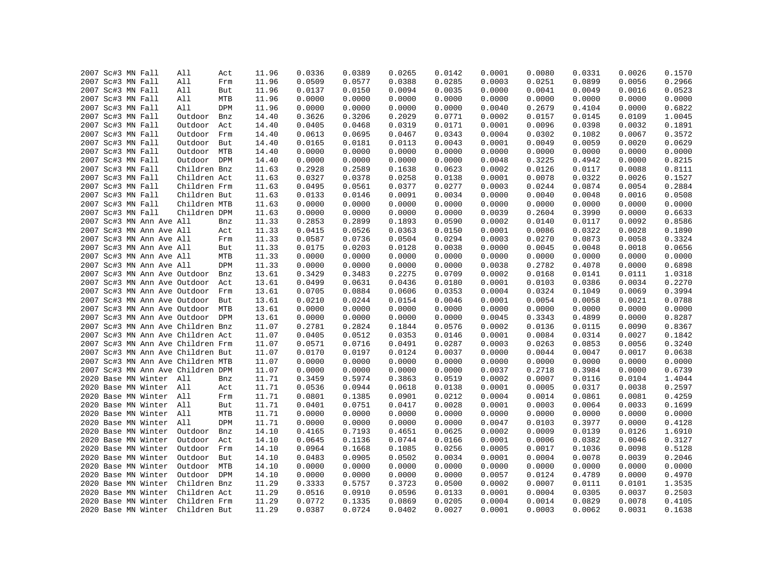| | | | | | | | | | | | | | | | |
|---|---|---|---|---|---|---|---|---|---|---|---|---|---|---|---|
| 2007 | Sc#3 | MN | Fall | All | Act | 11.96 | 0.0336 | 0.0389 | 0.0265 | 0.0142 | 0.0001 | 0.0080 | 0.0331 | 0.0026 | 0.1570 |
| 2007 | Sc#3 | MN | Fall | All | Frm | 11.96 | 0.0509 | 0.0577 | 0.0388 | 0.0285 | 0.0003 | 0.0251 | 0.0899 | 0.0056 | 0.2966 |
| 2007 | Sc#3 | MN | Fall | All | But | 11.96 | 0.0137 | 0.0150 | 0.0094 | 0.0035 | 0.0000 | 0.0041 | 0.0049 | 0.0016 | 0.0523 |
| 2007 | Sc#3 | MN | Fall | All | MTB | 11.96 | 0.0000 | 0.0000 | 0.0000 | 0.0000 | 0.0000 | 0.0000 | 0.0000 | 0.0000 | 0.0000 |
| 2007 | Sc#3 | MN | Fall | All | DPM | 11.96 | 0.0000 | 0.0000 | 0.0000 | 0.0000 | 0.0040 | 0.2679 | 0.4104 | 0.0000 | 0.6822 |
| 2007 | Sc#3 | MN | Fall | Outdoor | Bnz | 14.40 | 0.3626 | 0.3206 | 0.2029 | 0.0771 | 0.0002 | 0.0157 | 0.0145 | 0.0109 | 1.0045 |
| 2007 | Sc#3 | MN | Fall | Outdoor | Act | 14.40 | 0.0405 | 0.0468 | 0.0319 | 0.0171 | 0.0001 | 0.0096 | 0.0398 | 0.0032 | 0.1891 |
| 2007 | Sc#3 | MN | Fall | Outdoor | Frm | 14.40 | 0.0613 | 0.0695 | 0.0467 | 0.0343 | 0.0004 | 0.0302 | 0.1082 | 0.0067 | 0.3572 |
| 2007 | Sc#3 | MN | Fall | Outdoor | But | 14.40 | 0.0165 | 0.0181 | 0.0113 | 0.0043 | 0.0001 | 0.0049 | 0.0059 | 0.0020 | 0.0629 |
| 2007 | Sc#3 | MN | Fall | Outdoor | MTB | 14.40 | 0.0000 | 0.0000 | 0.0000 | 0.0000 | 0.0000 | 0.0000 | 0.0000 | 0.0000 | 0.0000 |
| 2007 | Sc#3 | MN | Fall | Outdoor | DPM | 14.40 | 0.0000 | 0.0000 | 0.0000 | 0.0000 | 0.0048 | 0.3225 | 0.4942 | 0.0000 | 0.8215 |
| 2007 | Sc#3 | MN | Fall | Children | Bnz | 11.63 | 0.2928 | 0.2589 | 0.1638 | 0.0623 | 0.0002 | 0.0126 | 0.0117 | 0.0088 | 0.8111 |
| 2007 | Sc#3 | MN | Fall | Children | Act | 11.63 | 0.0327 | 0.0378 | 0.0258 | 0.0138 | 0.0001 | 0.0078 | 0.0322 | 0.0026 | 0.1527 |
| 2007 | Sc#3 | MN | Fall | Children | Frm | 11.63 | 0.0495 | 0.0561 | 0.0377 | 0.0277 | 0.0003 | 0.0244 | 0.0874 | 0.0054 | 0.2884 |
| 2007 | Sc#3 | MN | Fall | Children | But | 11.63 | 0.0133 | 0.0146 | 0.0091 | 0.0034 | 0.0000 | 0.0040 | 0.0048 | 0.0016 | 0.0508 |
| 2007 | Sc#3 | MN | Fall | Children | MTB | 11.63 | 0.0000 | 0.0000 | 0.0000 | 0.0000 | 0.0000 | 0.0000 | 0.0000 | 0.0000 | 0.0000 |
| 2007 | Sc#3 | MN | Fall | Children | DPM | 11.63 | 0.0000 | 0.0000 | 0.0000 | 0.0000 | 0.0039 | 0.2604 | 0.3990 | 0.0000 | 0.6633 |
| 2007 | Sc#3 | MN | Ann Ave | All | Bnz | 11.33 | 0.2853 | 0.2899 | 0.1893 | 0.0590 | 0.0002 | 0.0140 | 0.0117 | 0.0092 | 0.8586 |
| 2007 | Sc#3 | MN | Ann Ave | All | Act | 11.33 | 0.0415 | 0.0526 | 0.0363 | 0.0150 | 0.0001 | 0.0086 | 0.0322 | 0.0028 | 0.1890 |
| 2007 | Sc#3 | MN | Ann Ave | All | Frm | 11.33 | 0.0587 | 0.0736 | 0.0504 | 0.0294 | 0.0003 | 0.0270 | 0.0873 | 0.0058 | 0.3324 |
| 2007 | Sc#3 | MN | Ann Ave | All | But | 11.33 | 0.0175 | 0.0203 | 0.0128 | 0.0038 | 0.0000 | 0.0045 | 0.0048 | 0.0018 | 0.0656 |
| 2007 | Sc#3 | MN | Ann Ave | All | MTB | 11.33 | 0.0000 | 0.0000 | 0.0000 | 0.0000 | 0.0000 | 0.0000 | 0.0000 | 0.0000 | 0.0000 |
| 2007 | Sc#3 | MN | Ann Ave | All | DPM | 11.33 | 0.0000 | 0.0000 | 0.0000 | 0.0000 | 0.0038 | 0.2782 | 0.4078 | 0.0000 | 0.6898 |
| 2007 | Sc#3 | MN | Ann Ave | Outdoor | Bnz | 13.61 | 0.3429 | 0.3483 | 0.2275 | 0.0709 | 0.0002 | 0.0168 | 0.0141 | 0.0111 | 1.0318 |
| 2007 | Sc#3 | MN | Ann Ave | Outdoor | Act | 13.61 | 0.0499 | 0.0631 | 0.0436 | 0.0180 | 0.0001 | 0.0103 | 0.0386 | 0.0034 | 0.2270 |
| 2007 | Sc#3 | MN | Ann Ave | Outdoor | Frm | 13.61 | 0.0705 | 0.0884 | 0.0606 | 0.0353 | 0.0004 | 0.0324 | 0.1049 | 0.0069 | 0.3994 |
| 2007 | Sc#3 | MN | Ann Ave | Outdoor | But | 13.61 | 0.0210 | 0.0244 | 0.0154 | 0.0046 | 0.0001 | 0.0054 | 0.0058 | 0.0021 | 0.0788 |
| 2007 | Sc#3 | MN | Ann Ave | Outdoor | MTB | 13.61 | 0.0000 | 0.0000 | 0.0000 | 0.0000 | 0.0000 | 0.0000 | 0.0000 | 0.0000 | 0.0000 |
| 2007 | Sc#3 | MN | Ann Ave | Outdoor | DPM | 13.61 | 0.0000 | 0.0000 | 0.0000 | 0.0000 | 0.0045 | 0.3343 | 0.4899 | 0.0000 | 0.8287 |
| 2007 | Sc#3 | MN | Ann Ave | Children | Bnz | 11.07 | 0.2781 | 0.2824 | 0.1844 | 0.0576 | 0.0002 | 0.0136 | 0.0115 | 0.0090 | 0.8367 |
| 2007 | Sc#3 | MN | Ann Ave | Children | Act | 11.07 | 0.0405 | 0.0512 | 0.0353 | 0.0146 | 0.0001 | 0.0084 | 0.0314 | 0.0027 | 0.1842 |
| 2007 | Sc#3 | MN | Ann Ave | Children | Frm | 11.07 | 0.0571 | 0.0716 | 0.0491 | 0.0287 | 0.0003 | 0.0263 | 0.0853 | 0.0056 | 0.3240 |
| 2007 | Sc#3 | MN | Ann Ave | Children | But | 11.07 | 0.0170 | 0.0197 | 0.0124 | 0.0037 | 0.0000 | 0.0044 | 0.0047 | 0.0017 | 0.0638 |
| 2007 | Sc#3 | MN | Ann Ave | Children | MTB | 11.07 | 0.0000 | 0.0000 | 0.0000 | 0.0000 | 0.0000 | 0.0000 | 0.0000 | 0.0000 | 0.0000 |
| 2007 | Sc#3 | MN | Ann Ave | Children | DPM | 11.07 | 0.0000 | 0.0000 | 0.0000 | 0.0000 | 0.0037 | 0.2718 | 0.3984 | 0.0000 | 0.6739 |
| 2020 | Base | MN | Winter | All | Bnz | 11.71 | 0.3459 | 0.5974 | 0.3863 | 0.0519 | 0.0002 | 0.0007 | 0.0116 | 0.0104 | 1.4044 |
| 2020 | Base | MN | Winter | All | Act | 11.71 | 0.0536 | 0.0944 | 0.0618 | 0.0138 | 0.0001 | 0.0005 | 0.0317 | 0.0038 | 0.2597 |
| 2020 | Base | MN | Winter | All | Frm | 11.71 | 0.0801 | 0.1385 | 0.0901 | 0.0212 | 0.0004 | 0.0014 | 0.0861 | 0.0081 | 0.4259 |
| 2020 | Base | MN | Winter | All | But | 11.71 | 0.0401 | 0.0751 | 0.0417 | 0.0028 | 0.0001 | 0.0003 | 0.0064 | 0.0033 | 0.1699 |
| 2020 | Base | MN | Winter | All | MTB | 11.71 | 0.0000 | 0.0000 | 0.0000 | 0.0000 | 0.0000 | 0.0000 | 0.0000 | 0.0000 | 0.0000 |
| 2020 | Base | MN | Winter | All | DPM | 11.71 | 0.0000 | 0.0000 | 0.0000 | 0.0000 | 0.0047 | 0.0103 | 0.3977 | 0.0000 | 0.4128 |
| 2020 | Base | MN | Winter | Outdoor | Bnz | 14.10 | 0.4165 | 0.7193 | 0.4651 | 0.0625 | 0.0002 | 0.0009 | 0.0139 | 0.0126 | 1.6910 |
| 2020 | Base | MN | Winter | Outdoor | Act | 14.10 | 0.0645 | 0.1136 | 0.0744 | 0.0166 | 0.0001 | 0.0006 | 0.0382 | 0.0046 | 0.3127 |
| 2020 | Base | MN | Winter | Outdoor | Frm | 14.10 | 0.0964 | 0.1668 | 0.1085 | 0.0256 | 0.0005 | 0.0017 | 0.1036 | 0.0098 | 0.5128 |
| 2020 | Base | MN | Winter | Outdoor | But | 14.10 | 0.0483 | 0.0905 | 0.0502 | 0.0034 | 0.0001 | 0.0004 | 0.0078 | 0.0039 | 0.2046 |
| 2020 | Base | MN | Winter | Outdoor | MTB | 14.10 | 0.0000 | 0.0000 | 0.0000 | 0.0000 | 0.0000 | 0.0000 | 0.0000 | 0.0000 | 0.0000 |
| 2020 | Base | MN | Winter | Outdoor | DPM | 14.10 | 0.0000 | 0.0000 | 0.0000 | 0.0000 | 0.0057 | 0.0124 | 0.4789 | 0.0000 | 0.4970 |
| 2020 | Base | MN | Winter | Children | Bnz | 11.29 | 0.3333 | 0.5757 | 0.3723 | 0.0500 | 0.0002 | 0.0007 | 0.0111 | 0.0101 | 1.3535 |
| 2020 | Base | MN | Winter | Children | Act | 11.29 | 0.0516 | 0.0910 | 0.0596 | 0.0133 | 0.0001 | 0.0004 | 0.0305 | 0.0037 | 0.2503 |
| 2020 | Base | MN | Winter | Children | Frm | 11.29 | 0.0772 | 0.1335 | 0.0869 | 0.0205 | 0.0004 | 0.0014 | 0.0829 | 0.0078 | 0.4105 |
| 2020 | Base | MN | Winter | Children | But | 11.29 | 0.0387 | 0.0724 | 0.0402 | 0.0027 | 0.0001 | 0.0003 | 0.0062 | 0.0031 | 0.1638 |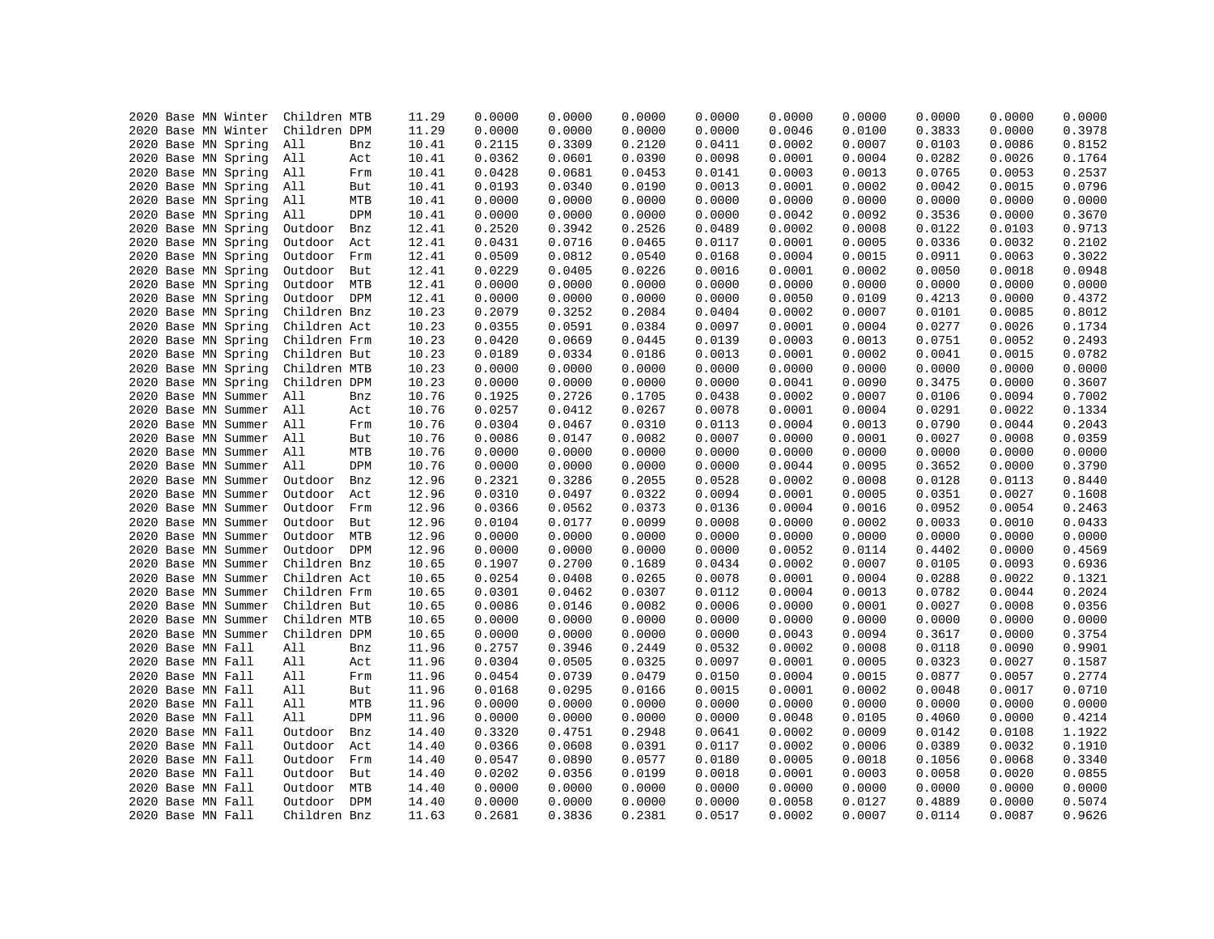```
2020 Base MN Winter  Children MTB     11.29    0.0000    0.0000    0.0000    0.0000    0.0000    0.0000    0.0000    0.0000    0.0000
2020 Base MN Winter  Children DPM     11.29    0.0000    0.0000    0.0000    0.0000    0.0046    0.0100    0.3833    0.0000    0.3978
2020 Base MN Spring  All      Bnz     10.41    0.2115    0.3309    0.2120    0.0411    0.0002    0.0007    0.0103    0.0086    0.8152
2020 Base MN Spring  All      Act     10.41    0.0362    0.0601    0.0390    0.0098    0.0001    0.0004    0.0282    0.0026    0.1764
2020 Base MN Spring  All      Frm     10.41    0.0428    0.0681    0.0453    0.0141    0.0003    0.0013    0.0765    0.0053    0.2537
2020 Base MN Spring  All      But     10.41    0.0193    0.0340    0.0190    0.0013    0.0001    0.0002    0.0042    0.0015    0.0796
2020 Base MN Spring  All      MTB     10.41    0.0000    0.0000    0.0000    0.0000    0.0000    0.0000    0.0000    0.0000    0.0000
2020 Base MN Spring  All      DPM     10.41    0.0000    0.0000    0.0000    0.0000    0.0042    0.0092    0.3536    0.0000    0.3670
2020 Base MN Spring  Outdoor  Bnz     12.41    0.2520    0.3942    0.2526    0.0489    0.0002    0.0008    0.0122    0.0103    0.9713
2020 Base MN Spring  Outdoor  Act     12.41    0.0431    0.0716    0.0465    0.0117    0.0001    0.0005    0.0336    0.0032    0.2102
2020 Base MN Spring  Outdoor  Frm     12.41    0.0509    0.0812    0.0540    0.0168    0.0004    0.0015    0.0911    0.0063    0.3022
2020 Base MN Spring  Outdoor  But     12.41    0.0229    0.0405    0.0226    0.0016    0.0001    0.0002    0.0050    0.0018    0.0948
2020 Base MN Spring  Outdoor  MTB     12.41    0.0000    0.0000    0.0000    0.0000    0.0000    0.0000    0.0000    0.0000    0.0000
2020 Base MN Spring  Outdoor  DPM     12.41    0.0000    0.0000    0.0000    0.0000    0.0050    0.0109    0.4213    0.0000    0.4372
2020 Base MN Spring  Children Bnz     10.23    0.2079    0.3252    0.2084    0.0404    0.0002    0.0007    0.0101    0.0085    0.8012
2020 Base MN Spring  Children Act     10.23    0.0355    0.0591    0.0384    0.0097    0.0001    0.0004    0.0277    0.0026    0.1734
2020 Base MN Spring  Children Frm     10.23    0.0420    0.0669    0.0445    0.0139    0.0003    0.0013    0.0751    0.0052    0.2493
2020 Base MN Spring  Children But     10.23    0.0189    0.0334    0.0186    0.0013    0.0001    0.0002    0.0041    0.0015    0.0782
2020 Base MN Spring  Children MTB     10.23    0.0000    0.0000    0.0000    0.0000    0.0000    0.0000    0.0000    0.0000    0.0000
2020 Base MN Spring  Children DPM     10.23    0.0000    0.0000    0.0000    0.0000    0.0041    0.0090    0.3475    0.0000    0.3607
2020 Base MN Summer  All      Bnz     10.76    0.1925    0.2726    0.1705    0.0438    0.0002    0.0007    0.0106    0.0094    0.7002
2020 Base MN Summer  All      Act     10.76    0.0257    0.0412    0.0267    0.0078    0.0001    0.0004    0.0291    0.0022    0.1334
2020 Base MN Summer  All      Frm     10.76    0.0304    0.0467    0.0310    0.0113    0.0004    0.0013    0.0790    0.0044    0.2043
2020 Base MN Summer  All      But     10.76    0.0086    0.0147    0.0082    0.0007    0.0000    0.0001    0.0027    0.0008    0.0359
2020 Base MN Summer  All      MTB     10.76    0.0000    0.0000    0.0000    0.0000    0.0000    0.0000    0.0000    0.0000    0.0000
2020 Base MN Summer  All      DPM     10.76    0.0000    0.0000    0.0000    0.0000    0.0044    0.0095    0.3652    0.0000    0.3790
2020 Base MN Summer  Outdoor  Bnz     12.96    0.2321    0.3286    0.2055    0.0528    0.0002    0.0008    0.0128    0.0113    0.8440
2020 Base MN Summer  Outdoor  Act     12.96    0.0310    0.0497    0.0322    0.0094    0.0001    0.0005    0.0351    0.0027    0.1608
2020 Base MN Summer  Outdoor  Frm     12.96    0.0366    0.0562    0.0373    0.0136    0.0004    0.0016    0.0952    0.0054    0.2463
2020 Base MN Summer  Outdoor  But     12.96    0.0104    0.0177    0.0099    0.0008    0.0000    0.0002    0.0033    0.0010    0.0433
2020 Base MN Summer  Outdoor  MTB     12.96    0.0000    0.0000    0.0000    0.0000    0.0000    0.0000    0.0000    0.0000    0.0000
2020 Base MN Summer  Outdoor  DPM     12.96    0.0000    0.0000    0.0000    0.0000    0.0052    0.0114    0.4402    0.0000    0.4569
2020 Base MN Summer  Children Bnz     10.65    0.1907    0.2700    0.1689    0.0434    0.0002    0.0007    0.0105    0.0093    0.6936
2020 Base MN Summer  Children Act     10.65    0.0254    0.0408    0.0265    0.0078    0.0001    0.0004    0.0288    0.0022    0.1321
2020 Base MN Summer  Children Frm     10.65    0.0301    0.0462    0.0307    0.0112    0.0004    0.0013    0.0782    0.0044    0.2024
2020 Base MN Summer  Children But     10.65    0.0086    0.0146    0.0082    0.0006    0.0000    0.0001    0.0027    0.0008    0.0356
2020 Base MN Summer  Children MTB     10.65    0.0000    0.0000    0.0000    0.0000    0.0000    0.0000    0.0000    0.0000    0.0000
2020 Base MN Summer  Children DPM     10.65    0.0000    0.0000    0.0000    0.0000    0.0043    0.0094    0.3617    0.0000    0.3754
2020 Base MN Fall    All      Bnz     11.96    0.2757    0.3946    0.2449    0.0532    0.0002    0.0008    0.0118    0.0090    0.9901
2020 Base MN Fall    All      Act     11.96    0.0304    0.0505    0.0325    0.0097    0.0001    0.0005    0.0323    0.0027    0.1587
2020 Base MN Fall    All      Frm     11.96    0.0454    0.0739    0.0479    0.0150    0.0004    0.0015    0.0877    0.0057    0.2774
2020 Base MN Fall    All      But     11.96    0.0168    0.0295    0.0166    0.0015    0.0001    0.0002    0.0048    0.0017    0.0710
2020 Base MN Fall    All      MTB     11.96    0.0000    0.0000    0.0000    0.0000    0.0000    0.0000    0.0000    0.0000    0.0000
2020 Base MN Fall    All      DPM     11.96    0.0000    0.0000    0.0000    0.0000    0.0048    0.0105    0.4060    0.0000    0.4214
2020 Base MN Fall    Outdoor  Bnz     14.40    0.3320    0.4751    0.2948    0.0641    0.0002    0.0009    0.0142    0.0108    1.1922
2020 Base MN Fall    Outdoor  Act     14.40    0.0366    0.0608    0.0391    0.0117    0.0002    0.0006    0.0389    0.0032    0.1910
2020 Base MN Fall    Outdoor  Frm     14.40    0.0547    0.0890    0.0577    0.0180    0.0005    0.0018    0.1056    0.0068    0.3340
2020 Base MN Fall    Outdoor  But     14.40    0.0202    0.0356    0.0199    0.0018    0.0001    0.0003    0.0058    0.0020    0.0855
2020 Base MN Fall    Outdoor  MTB     14.40    0.0000    0.0000    0.0000    0.0000    0.0000    0.0000    0.0000    0.0000    0.0000
2020 Base MN Fall    Outdoor  DPM     14.40    0.0000    0.0000    0.0000    0.0000    0.0058    0.0127    0.4889    0.0000    0.5074
2020 Base MN Fall    Children Bnz     11.63    0.2681    0.3836    0.2381    0.0517    0.0002    0.0007    0.0114    0.0087    0.9626
```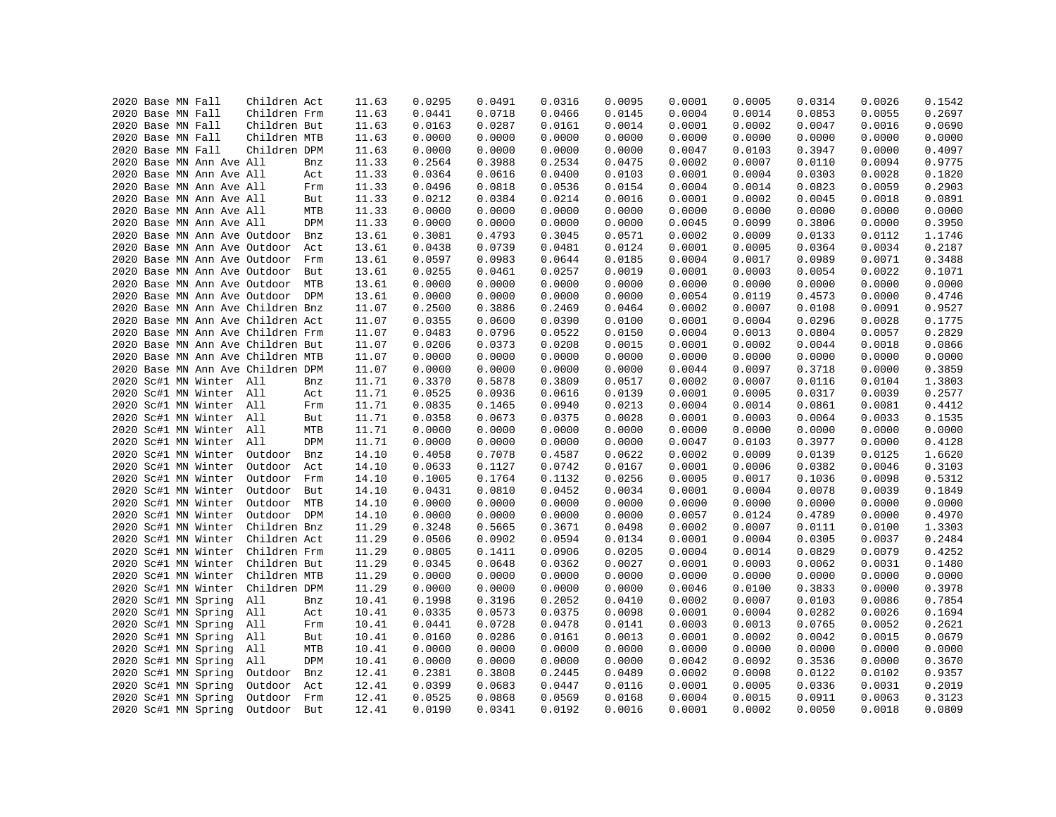| | | | | | | | | | | | | | | | | |
|---|---|---|---|---|---|---|---|---|---|---|---|---|---|---|---|---|
| 2020 | Base | MN | Fall | | Children | Act | 11.63 | 0.0295 | 0.0491 | 0.0316 | 0.0095 | 0.0001 | 0.0005 | 0.0314 | 0.0026 | 0.1542 |
| 2020 | Base | MN | Fall | | Children | Frm | 11.63 | 0.0441 | 0.0718 | 0.0466 | 0.0145 | 0.0004 | 0.0014 | 0.0853 | 0.0055 | 0.2697 |
| 2020 | Base | MN | Fall | | Children | But | 11.63 | 0.0163 | 0.0287 | 0.0161 | 0.0014 | 0.0001 | 0.0002 | 0.0047 | 0.0016 | 0.0690 |
| 2020 | Base | MN | Fall | | Children | MTB | 11.63 | 0.0000 | 0.0000 | 0.0000 | 0.0000 | 0.0000 | 0.0000 | 0.0000 | 0.0000 | 0.0000 |
| 2020 | Base | MN | Fall | | Children | DPM | 11.63 | 0.0000 | 0.0000 | 0.0000 | 0.0000 | 0.0047 | 0.0103 | 0.3947 | 0.0000 | 0.4097 |
| 2020 | Base | MN | Ann | Ave | All | Bnz | 11.33 | 0.2564 | 0.3988 | 0.2534 | 0.0475 | 0.0002 | 0.0007 | 0.0110 | 0.0094 | 0.9775 |
| 2020 | Base | MN | Ann | Ave | All | Act | 11.33 | 0.0364 | 0.0616 | 0.0400 | 0.0103 | 0.0001 | 0.0004 | 0.0303 | 0.0028 | 0.1820 |
| 2020 | Base | MN | Ann | Ave | All | Frm | 11.33 | 0.0496 | 0.0818 | 0.0536 | 0.0154 | 0.0004 | 0.0014 | 0.0823 | 0.0059 | 0.2903 |
| 2020 | Base | MN | Ann | Ave | All | But | 11.33 | 0.0212 | 0.0384 | 0.0214 | 0.0016 | 0.0001 | 0.0002 | 0.0045 | 0.0018 | 0.0891 |
| 2020 | Base | MN | Ann | Ave | All | MTB | 11.33 | 0.0000 | 0.0000 | 0.0000 | 0.0000 | 0.0000 | 0.0000 | 0.0000 | 0.0000 | 0.0000 |
| 2020 | Base | MN | Ann | Ave | All | DPM | 11.33 | 0.0000 | 0.0000 | 0.0000 | 0.0000 | 0.0045 | 0.0099 | 0.3806 | 0.0000 | 0.3950 |
| 2020 | Base | MN | Ann | Ave | Outdoor | Bnz | 13.61 | 0.3081 | 0.4793 | 0.3045 | 0.0571 | 0.0002 | 0.0009 | 0.0133 | 0.0112 | 1.1746 |
| 2020 | Base | MN | Ann | Ave | Outdoor | Act | 13.61 | 0.0438 | 0.0739 | 0.0481 | 0.0124 | 0.0001 | 0.0005 | 0.0364 | 0.0034 | 0.2187 |
| 2020 | Base | MN | Ann | Ave | Outdoor | Frm | 13.61 | 0.0597 | 0.0983 | 0.0644 | 0.0185 | 0.0004 | 0.0017 | 0.0989 | 0.0071 | 0.3488 |
| 2020 | Base | MN | Ann | Ave | Outdoor | But | 13.61 | 0.0255 | 0.0461 | 0.0257 | 0.0019 | 0.0001 | 0.0003 | 0.0054 | 0.0022 | 0.1071 |
| 2020 | Base | MN | Ann | Ave | Outdoor | MTB | 13.61 | 0.0000 | 0.0000 | 0.0000 | 0.0000 | 0.0000 | 0.0000 | 0.0000 | 0.0000 | 0.0000 |
| 2020 | Base | MN | Ann | Ave | Outdoor | DPM | 13.61 | 0.0000 | 0.0000 | 0.0000 | 0.0000 | 0.0054 | 0.0119 | 0.4573 | 0.0000 | 0.4746 |
| 2020 | Base | MN | Ann | Ave | Children | Bnz | 11.07 | 0.2500 | 0.3886 | 0.2469 | 0.0464 | 0.0002 | 0.0007 | 0.0108 | 0.0091 | 0.9527 |
| 2020 | Base | MN | Ann | Ave | Children | Act | 11.07 | 0.0355 | 0.0600 | 0.0390 | 0.0100 | 0.0001 | 0.0004 | 0.0296 | 0.0028 | 0.1775 |
| 2020 | Base | MN | Ann | Ave | Children | Frm | 11.07 | 0.0483 | 0.0796 | 0.0522 | 0.0150 | 0.0004 | 0.0013 | 0.0804 | 0.0057 | 0.2829 |
| 2020 | Base | MN | Ann | Ave | Children | But | 11.07 | 0.0206 | 0.0373 | 0.0208 | 0.0015 | 0.0001 | 0.0002 | 0.0044 | 0.0018 | 0.0866 |
| 2020 | Base | MN | Ann | Ave | Children | MTB | 11.07 | 0.0000 | 0.0000 | 0.0000 | 0.0000 | 0.0000 | 0.0000 | 0.0000 | 0.0000 | 0.0000 |
| 2020 | Base | MN | Ann | Ave | Children | DPM | 11.07 | 0.0000 | 0.0000 | 0.0000 | 0.0000 | 0.0044 | 0.0097 | 0.3718 | 0.0000 | 0.3859 |
| 2020 | Sc#1 | MN | Winter | | All | Bnz | 11.71 | 0.3370 | 0.5878 | 0.3809 | 0.0517 | 0.0002 | 0.0007 | 0.0116 | 0.0104 | 1.3803 |
| 2020 | Sc#1 | MN | Winter | | All | Act | 11.71 | 0.0525 | 0.0936 | 0.0616 | 0.0139 | 0.0001 | 0.0005 | 0.0317 | 0.0039 | 0.2577 |
| 2020 | Sc#1 | MN | Winter | | All | Frm | 11.71 | 0.0835 | 0.1465 | 0.0940 | 0.0213 | 0.0004 | 0.0014 | 0.0861 | 0.0081 | 0.4412 |
| 2020 | Sc#1 | MN | Winter | | All | But | 11.71 | 0.0358 | 0.0673 | 0.0375 | 0.0028 | 0.0001 | 0.0003 | 0.0064 | 0.0033 | 0.1535 |
| 2020 | Sc#1 | MN | Winter | | All | MTB | 11.71 | 0.0000 | 0.0000 | 0.0000 | 0.0000 | 0.0000 | 0.0000 | 0.0000 | 0.0000 | 0.0000 |
| 2020 | Sc#1 | MN | Winter | | All | DPM | 11.71 | 0.0000 | 0.0000 | 0.0000 | 0.0000 | 0.0047 | 0.0103 | 0.3977 | 0.0000 | 0.4128 |
| 2020 | Sc#1 | MN | Winter | | Outdoor | Bnz | 14.10 | 0.4058 | 0.7078 | 0.4587 | 0.0622 | 0.0002 | 0.0009 | 0.0139 | 0.0125 | 1.6620 |
| 2020 | Sc#1 | MN | Winter | | Outdoor | Act | 14.10 | 0.0633 | 0.1127 | 0.0742 | 0.0167 | 0.0001 | 0.0006 | 0.0382 | 0.0046 | 0.3103 |
| 2020 | Sc#1 | MN | Winter | | Outdoor | Frm | 14.10 | 0.1005 | 0.1764 | 0.1132 | 0.0256 | 0.0005 | 0.0017 | 0.1036 | 0.0098 | 0.5312 |
| 2020 | Sc#1 | MN | Winter | | Outdoor | But | 14.10 | 0.0431 | 0.0810 | 0.0452 | 0.0034 | 0.0001 | 0.0004 | 0.0078 | 0.0039 | 0.1849 |
| 2020 | Sc#1 | MN | Winter | | Outdoor | MTB | 14.10 | 0.0000 | 0.0000 | 0.0000 | 0.0000 | 0.0000 | 0.0000 | 0.0000 | 0.0000 | 0.0000 |
| 2020 | Sc#1 | MN | Winter | | Outdoor | DPM | 14.10 | 0.0000 | 0.0000 | 0.0000 | 0.0000 | 0.0057 | 0.0124 | 0.4789 | 0.0000 | 0.4970 |
| 2020 | Sc#1 | MN | Winter | | Children | Bnz | 11.29 | 0.3248 | 0.5665 | 0.3671 | 0.0498 | 0.0002 | 0.0007 | 0.0111 | 0.0100 | 1.3303 |
| 2020 | Sc#1 | MN | Winter | | Children | Act | 11.29 | 0.0506 | 0.0902 | 0.0594 | 0.0134 | 0.0001 | 0.0004 | 0.0305 | 0.0037 | 0.2484 |
| 2020 | Sc#1 | MN | Winter | | Children | Frm | 11.29 | 0.0805 | 0.1411 | 0.0906 | 0.0205 | 0.0004 | 0.0014 | 0.0829 | 0.0079 | 0.4252 |
| 2020 | Sc#1 | MN | Winter | | Children | But | 11.29 | 0.0345 | 0.0648 | 0.0362 | 0.0027 | 0.0001 | 0.0003 | 0.0062 | 0.0031 | 0.1480 |
| 2020 | Sc#1 | MN | Winter | | Children | MTB | 11.29 | 0.0000 | 0.0000 | 0.0000 | 0.0000 | 0.0000 | 0.0000 | 0.0000 | 0.0000 | 0.0000 |
| 2020 | Sc#1 | MN | Winter | | Children | DPM | 11.29 | 0.0000 | 0.0000 | 0.0000 | 0.0000 | 0.0046 | 0.0100 | 0.3833 | 0.0000 | 0.3978 |
| 2020 | Sc#1 | MN | Spring | | All | Bnz | 10.41 | 0.1998 | 0.3196 | 0.2052 | 0.0410 | 0.0002 | 0.0007 | 0.0103 | 0.0086 | 0.7854 |
| 2020 | Sc#1 | MN | Spring | | All | Act | 10.41 | 0.0335 | 0.0573 | 0.0375 | 0.0098 | 0.0001 | 0.0004 | 0.0282 | 0.0026 | 0.1694 |
| 2020 | Sc#1 | MN | Spring | | All | Frm | 10.41 | 0.0441 | 0.0728 | 0.0478 | 0.0141 | 0.0003 | 0.0013 | 0.0765 | 0.0052 | 0.2621 |
| 2020 | Sc#1 | MN | Spring | | All | But | 10.41 | 0.0160 | 0.0286 | 0.0161 | 0.0013 | 0.0001 | 0.0002 | 0.0042 | 0.0015 | 0.0679 |
| 2020 | Sc#1 | MN | Spring | | All | MTB | 10.41 | 0.0000 | 0.0000 | 0.0000 | 0.0000 | 0.0000 | 0.0000 | 0.0000 | 0.0000 | 0.0000 |
| 2020 | Sc#1 | MN | Spring | | All | DPM | 10.41 | 0.0000 | 0.0000 | 0.0000 | 0.0000 | 0.0042 | 0.0092 | 0.3536 | 0.0000 | 0.3670 |
| 2020 | Sc#1 | MN | Spring | | Outdoor | Bnz | 12.41 | 0.2381 | 0.3808 | 0.2445 | 0.0489 | 0.0002 | 0.0008 | 0.0122 | 0.0102 | 0.9357 |
| 2020 | Sc#1 | MN | Spring | | Outdoor | Act | 12.41 | 0.0399 | 0.0683 | 0.0447 | 0.0116 | 0.0001 | 0.0005 | 0.0336 | 0.0031 | 0.2019 |
| 2020 | Sc#1 | MN | Spring | | Outdoor | Frm | 12.41 | 0.0525 | 0.0868 | 0.0569 | 0.0168 | 0.0004 | 0.0015 | 0.0911 | 0.0063 | 0.3123 |
| 2020 | Sc#1 | MN | Spring | | Outdoor | But | 12.41 | 0.0190 | 0.0341 | 0.0192 | 0.0016 | 0.0001 | 0.0002 | 0.0050 | 0.0018 | 0.0809 |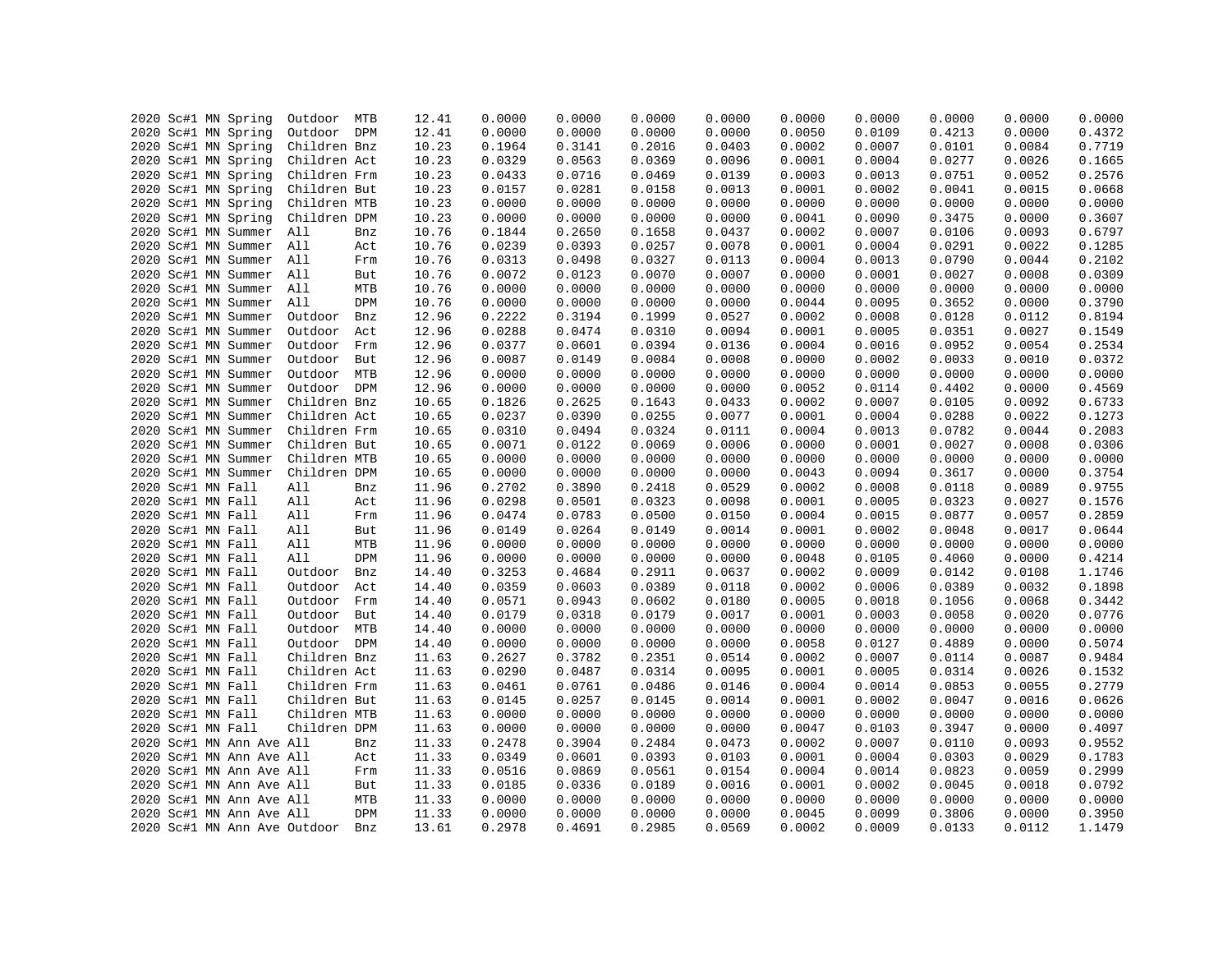| | | | | | | | | | | | | | | | | |
|---|---|---|---|---|---|---|---|---|---|---|---|---|---|---|---|---|
| 2020 | Sc#1 | MN | Spring | Outdoor | MTB | 12.41 | 0.0000 | 0.0000 | 0.0000 | 0.0000 | 0.0000 | 0.0000 | 0.0000 | 0.0000 | 0.0000 |
| 2020 | Sc#1 | MN | Spring | Outdoor | DPM | 12.41 | 0.0000 | 0.0000 | 0.0000 | 0.0000 | 0.0050 | 0.0109 | 0.4213 | 0.0000 | 0.4372 |
| 2020 | Sc#1 | MN | Spring | Children | Bnz | 10.23 | 0.1964 | 0.3141 | 0.2016 | 0.0403 | 0.0002 | 0.0007 | 0.0101 | 0.0084 | 0.7719 |
| 2020 | Sc#1 | MN | Spring | Children | Act | 10.23 | 0.0329 | 0.0563 | 0.0369 | 0.0096 | 0.0001 | 0.0004 | 0.0277 | 0.0026 | 0.1665 |
| 2020 | Sc#1 | MN | Spring | Children | Frm | 10.23 | 0.0433 | 0.0716 | 0.0469 | 0.0139 | 0.0003 | 0.0013 | 0.0751 | 0.0052 | 0.2576 |
| 2020 | Sc#1 | MN | Spring | Children | But | 10.23 | 0.0157 | 0.0281 | 0.0158 | 0.0013 | 0.0001 | 0.0002 | 0.0041 | 0.0015 | 0.0668 |
| 2020 | Sc#1 | MN | Spring | Children | MTB | 10.23 | 0.0000 | 0.0000 | 0.0000 | 0.0000 | 0.0000 | 0.0000 | 0.0000 | 0.0000 | 0.0000 |
| 2020 | Sc#1 | MN | Spring | Children | DPM | 10.23 | 0.0000 | 0.0000 | 0.0000 | 0.0000 | 0.0041 | 0.0090 | 0.3475 | 0.0000 | 0.3607 |
| 2020 | Sc#1 | MN | Summer | All | Bnz | 10.76 | 0.1844 | 0.2650 | 0.1658 | 0.0437 | 0.0002 | 0.0007 | 0.0106 | 0.0093 | 0.6797 |
| 2020 | Sc#1 | MN | Summer | All | Act | 10.76 | 0.0239 | 0.0393 | 0.0257 | 0.0078 | 0.0001 | 0.0004 | 0.0291 | 0.0022 | 0.1285 |
| 2020 | Sc#1 | MN | Summer | All | Frm | 10.76 | 0.0313 | 0.0498 | 0.0327 | 0.0113 | 0.0004 | 0.0013 | 0.0790 | 0.0044 | 0.2102 |
| 2020 | Sc#1 | MN | Summer | All | But | 10.76 | 0.0072 | 0.0123 | 0.0070 | 0.0007 | 0.0000 | 0.0001 | 0.0027 | 0.0008 | 0.0309 |
| 2020 | Sc#1 | MN | Summer | All | MTB | 10.76 | 0.0000 | 0.0000 | 0.0000 | 0.0000 | 0.0000 | 0.0000 | 0.0000 | 0.0000 | 0.0000 |
| 2020 | Sc#1 | MN | Summer | All | DPM | 10.76 | 0.0000 | 0.0000 | 0.0000 | 0.0000 | 0.0044 | 0.0095 | 0.3652 | 0.0000 | 0.3790 |
| 2020 | Sc#1 | MN | Summer | Outdoor | Bnz | 12.96 | 0.2222 | 0.3194 | 0.1999 | 0.0527 | 0.0002 | 0.0008 | 0.0128 | 0.0112 | 0.8194 |
| 2020 | Sc#1 | MN | Summer | Outdoor | Act | 12.96 | 0.0288 | 0.0474 | 0.0310 | 0.0094 | 0.0001 | 0.0005 | 0.0351 | 0.0027 | 0.1549 |
| 2020 | Sc#1 | MN | Summer | Outdoor | Frm | 12.96 | 0.0377 | 0.0601 | 0.0394 | 0.0136 | 0.0004 | 0.0016 | 0.0952 | 0.0054 | 0.2534 |
| 2020 | Sc#1 | MN | Summer | Outdoor | But | 12.96 | 0.0087 | 0.0149 | 0.0084 | 0.0008 | 0.0000 | 0.0002 | 0.0033 | 0.0010 | 0.0372 |
| 2020 | Sc#1 | MN | Summer | Outdoor | MTB | 12.96 | 0.0000 | 0.0000 | 0.0000 | 0.0000 | 0.0000 | 0.0000 | 0.0000 | 0.0000 | 0.0000 |
| 2020 | Sc#1 | MN | Summer | Outdoor | DPM | 12.96 | 0.0000 | 0.0000 | 0.0000 | 0.0000 | 0.0052 | 0.0114 | 0.4402 | 0.0000 | 0.4569 |
| 2020 | Sc#1 | MN | Summer | Children | Bnz | 10.65 | 0.1826 | 0.2625 | 0.1643 | 0.0433 | 0.0002 | 0.0007 | 0.0105 | 0.0092 | 0.6733 |
| 2020 | Sc#1 | MN | Summer | Children | Act | 10.65 | 0.0237 | 0.0390 | 0.0255 | 0.0077 | 0.0001 | 0.0004 | 0.0288 | 0.0022 | 0.1273 |
| 2020 | Sc#1 | MN | Summer | Children | Frm | 10.65 | 0.0310 | 0.0494 | 0.0324 | 0.0111 | 0.0004 | 0.0013 | 0.0782 | 0.0044 | 0.2083 |
| 2020 | Sc#1 | MN | Summer | Children | But | 10.65 | 0.0071 | 0.0122 | 0.0069 | 0.0006 | 0.0000 | 0.0001 | 0.0027 | 0.0008 | 0.0306 |
| 2020 | Sc#1 | MN | Summer | Children | MTB | 10.65 | 0.0000 | 0.0000 | 0.0000 | 0.0000 | 0.0000 | 0.0000 | 0.0000 | 0.0000 | 0.0000 |
| 2020 | Sc#1 | MN | Summer | Children | DPM | 10.65 | 0.0000 | 0.0000 | 0.0000 | 0.0000 | 0.0043 | 0.0094 | 0.3617 | 0.0000 | 0.3754 |
| 2020 | Sc#1 | MN | Fall | All | Bnz | 11.96 | 0.2702 | 0.3890 | 0.2418 | 0.0529 | 0.0002 | 0.0008 | 0.0118 | 0.0089 | 0.9755 |
| 2020 | Sc#1 | MN | Fall | All | Act | 11.96 | 0.0298 | 0.0501 | 0.0323 | 0.0098 | 0.0001 | 0.0005 | 0.0323 | 0.0027 | 0.1576 |
| 2020 | Sc#1 | MN | Fall | All | Frm | 11.96 | 0.0474 | 0.0783 | 0.0500 | 0.0150 | 0.0004 | 0.0015 | 0.0877 | 0.0057 | 0.2859 |
| 2020 | Sc#1 | MN | Fall | All | But | 11.96 | 0.0149 | 0.0264 | 0.0149 | 0.0014 | 0.0001 | 0.0002 | 0.0048 | 0.0017 | 0.0644 |
| 2020 | Sc#1 | MN | Fall | All | MTB | 11.96 | 0.0000 | 0.0000 | 0.0000 | 0.0000 | 0.0000 | 0.0000 | 0.0000 | 0.0000 | 0.0000 |
| 2020 | Sc#1 | MN | Fall | All | DPM | 11.96 | 0.0000 | 0.0000 | 0.0000 | 0.0000 | 0.0048 | 0.0105 | 0.4060 | 0.0000 | 0.4214 |
| 2020 | Sc#1 | MN | Fall | Outdoor | Bnz | 14.40 | 0.3253 | 0.4684 | 0.2911 | 0.0637 | 0.0002 | 0.0009 | 0.0142 | 0.0108 | 1.1746 |
| 2020 | Sc#1 | MN | Fall | Outdoor | Act | 14.40 | 0.0359 | 0.0603 | 0.0389 | 0.0118 | 0.0002 | 0.0006 | 0.0389 | 0.0032 | 0.1898 |
| 2020 | Sc#1 | MN | Fall | Outdoor | Frm | 14.40 | 0.0571 | 0.0943 | 0.0602 | 0.0180 | 0.0005 | 0.0018 | 0.1056 | 0.0068 | 0.3442 |
| 2020 | Sc#1 | MN | Fall | Outdoor | But | 14.40 | 0.0179 | 0.0318 | 0.0179 | 0.0017 | 0.0001 | 0.0003 | 0.0058 | 0.0020 | 0.0776 |
| 2020 | Sc#1 | MN | Fall | Outdoor | MTB | 14.40 | 0.0000 | 0.0000 | 0.0000 | 0.0000 | 0.0000 | 0.0000 | 0.0000 | 0.0000 | 0.0000 |
| 2020 | Sc#1 | MN | Fall | Outdoor | DPM | 14.40 | 0.0000 | 0.0000 | 0.0000 | 0.0000 | 0.0058 | 0.0127 | 0.4889 | 0.0000 | 0.5074 |
| 2020 | Sc#1 | MN | Fall | Children | Bnz | 11.63 | 0.2627 | 0.3782 | 0.2351 | 0.0514 | 0.0002 | 0.0007 | 0.0114 | 0.0087 | 0.9484 |
| 2020 | Sc#1 | MN | Fall | Children | Act | 11.63 | 0.0290 | 0.0487 | 0.0314 | 0.0095 | 0.0001 | 0.0005 | 0.0314 | 0.0026 | 0.1532 |
| 2020 | Sc#1 | MN | Fall | Children | Frm | 11.63 | 0.0461 | 0.0761 | 0.0486 | 0.0146 | 0.0004 | 0.0014 | 0.0853 | 0.0055 | 0.2779 |
| 2020 | Sc#1 | MN | Fall | Children | But | 11.63 | 0.0145 | 0.0257 | 0.0145 | 0.0014 | 0.0001 | 0.0002 | 0.0047 | 0.0016 | 0.0626 |
| 2020 | Sc#1 | MN | Fall | Children | MTB | 11.63 | 0.0000 | 0.0000 | 0.0000 | 0.0000 | 0.0000 | 0.0000 | 0.0000 | 0.0000 | 0.0000 |
| 2020 | Sc#1 | MN | Fall | Children | DPM | 11.63 | 0.0000 | 0.0000 | 0.0000 | 0.0000 | 0.0047 | 0.0103 | 0.3947 | 0.0000 | 0.4097 |
| 2020 | Sc#1 | MN | Ann Ave | All | Bnz | 11.33 | 0.2478 | 0.3904 | 0.2484 | 0.0473 | 0.0002 | 0.0007 | 0.0110 | 0.0093 | 0.9552 |
| 2020 | Sc#1 | MN | Ann Ave | All | Act | 11.33 | 0.0349 | 0.0601 | 0.0393 | 0.0103 | 0.0001 | 0.0004 | 0.0303 | 0.0029 | 0.1783 |
| 2020 | Sc#1 | MN | Ann Ave | All | Frm | 11.33 | 0.0516 | 0.0869 | 0.0561 | 0.0154 | 0.0004 | 0.0014 | 0.0823 | 0.0059 | 0.2999 |
| 2020 | Sc#1 | MN | Ann Ave | All | But | 11.33 | 0.0185 | 0.0336 | 0.0189 | 0.0016 | 0.0001 | 0.0002 | 0.0045 | 0.0018 | 0.0792 |
| 2020 | Sc#1 | MN | Ann Ave | All | MTB | 11.33 | 0.0000 | 0.0000 | 0.0000 | 0.0000 | 0.0000 | 0.0000 | 0.0000 | 0.0000 | 0.0000 |
| 2020 | Sc#1 | MN | Ann Ave | All | DPM | 11.33 | 0.0000 | 0.0000 | 0.0000 | 0.0000 | 0.0045 | 0.0099 | 0.3806 | 0.0000 | 0.3950 |
| 2020 | Sc#1 | MN | Ann Ave | Outdoor | Bnz | 13.61 | 0.2978 | 0.4691 | 0.2985 | 0.0569 | 0.0002 | 0.0009 | 0.0133 | 0.0112 | 1.1479 |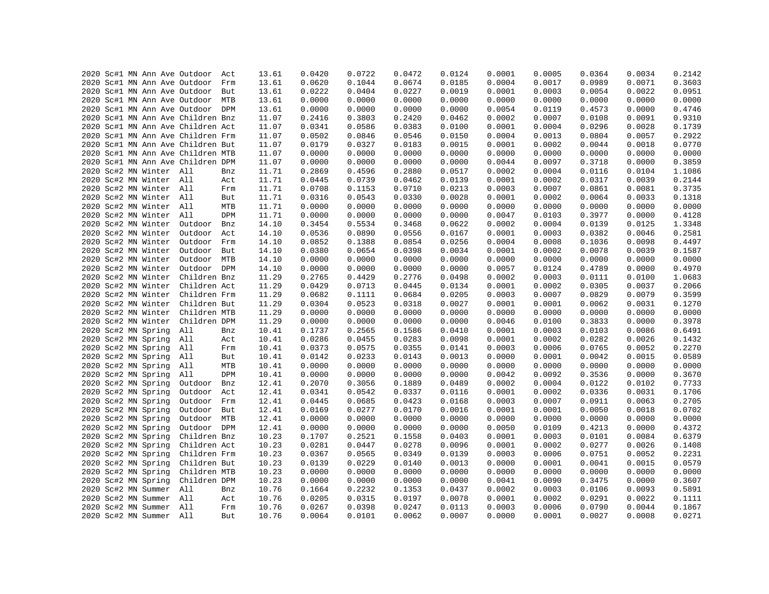| | | | | | | | | | | | | | | | |
|---|---|---|---|---|---|---|---|---|---|---|---|---|---|---|---|
| 2020 | Sc#1 | MN | Ann Ave | Outdoor | Act | 13.61 | 0.0420 | 0.0722 | 0.0472 | 0.0124 | 0.0001 | 0.0005 | 0.0364 | 0.0034 | 0.2142 |
| 2020 | Sc#1 | MN | Ann Ave | Outdoor | Frm | 13.61 | 0.0620 | 0.1044 | 0.0674 | 0.0185 | 0.0004 | 0.0017 | 0.0989 | 0.0071 | 0.3603 |
| 2020 | Sc#1 | MN | Ann Ave | Outdoor | But | 13.61 | 0.0222 | 0.0404 | 0.0227 | 0.0019 | 0.0001 | 0.0003 | 0.0054 | 0.0022 | 0.0951 |
| 2020 | Sc#1 | MN | Ann Ave | Outdoor | MTB | 13.61 | 0.0000 | 0.0000 | 0.0000 | 0.0000 | 0.0000 | 0.0000 | 0.0000 | 0.0000 | 0.0000 |
| 2020 | Sc#1 | MN | Ann Ave | Outdoor | DPM | 13.61 | 0.0000 | 0.0000 | 0.0000 | 0.0000 | 0.0054 | 0.0119 | 0.4573 | 0.0000 | 0.4746 |
| 2020 | Sc#1 | MN | Ann Ave | Children | Bnz | 11.07 | 0.2416 | 0.3803 | 0.2420 | 0.0462 | 0.0002 | 0.0007 | 0.0108 | 0.0091 | 0.9310 |
| 2020 | Sc#1 | MN | Ann Ave | Children | Act | 11.07 | 0.0341 | 0.0586 | 0.0383 | 0.0100 | 0.0001 | 0.0004 | 0.0296 | 0.0028 | 0.1739 |
| 2020 | Sc#1 | MN | Ann Ave | Children | Frm | 11.07 | 0.0502 | 0.0846 | 0.0546 | 0.0150 | 0.0004 | 0.0013 | 0.0804 | 0.0057 | 0.2922 |
| 2020 | Sc#1 | MN | Ann Ave | Children | But | 11.07 | 0.0179 | 0.0327 | 0.0183 | 0.0015 | 0.0001 | 0.0002 | 0.0044 | 0.0018 | 0.0770 |
| 2020 | Sc#1 | MN | Ann Ave | Children | MTB | 11.07 | 0.0000 | 0.0000 | 0.0000 | 0.0000 | 0.0000 | 0.0000 | 0.0000 | 0.0000 | 0.0000 |
| 2020 | Sc#1 | MN | Ann Ave | Children | DPM | 11.07 | 0.0000 | 0.0000 | 0.0000 | 0.0000 | 0.0044 | 0.0097 | 0.3718 | 0.0000 | 0.3859 |
| 2020 | Sc#2 | MN | Winter | All | Bnz | 11.71 | 0.2869 | 0.4596 | 0.2880 | 0.0517 | 0.0002 | 0.0004 | 0.0116 | 0.0104 | 1.1086 |
| 2020 | Sc#2 | MN | Winter | All | Act | 11.71 | 0.0445 | 0.0739 | 0.0462 | 0.0139 | 0.0001 | 0.0002 | 0.0317 | 0.0039 | 0.2144 |
| 2020 | Sc#2 | MN | Winter | All | Frm | 11.71 | 0.0708 | 0.1153 | 0.0710 | 0.0213 | 0.0003 | 0.0007 | 0.0861 | 0.0081 | 0.3735 |
| 2020 | Sc#2 | MN | Winter | All | But | 11.71 | 0.0316 | 0.0543 | 0.0330 | 0.0028 | 0.0001 | 0.0002 | 0.0064 | 0.0033 | 0.1318 |
| 2020 | Sc#2 | MN | Winter | All | MTB | 11.71 | 0.0000 | 0.0000 | 0.0000 | 0.0000 | 0.0000 | 0.0000 | 0.0000 | 0.0000 | 0.0000 |
| 2020 | Sc#2 | MN | Winter | All | DPM | 11.71 | 0.0000 | 0.0000 | 0.0000 | 0.0000 | 0.0047 | 0.0103 | 0.3977 | 0.0000 | 0.4128 |
| 2020 | Sc#2 | MN | Winter | Outdoor | Bnz | 14.10 | 0.3454 | 0.5534 | 0.3468 | 0.0622 | 0.0002 | 0.0004 | 0.0139 | 0.0125 | 1.3348 |
| 2020 | Sc#2 | MN | Winter | Outdoor | Act | 14.10 | 0.0536 | 0.0890 | 0.0556 | 0.0167 | 0.0001 | 0.0003 | 0.0382 | 0.0046 | 0.2581 |
| 2020 | Sc#2 | MN | Winter | Outdoor | Frm | 14.10 | 0.0852 | 0.1388 | 0.0854 | 0.0256 | 0.0004 | 0.0008 | 0.1036 | 0.0098 | 0.4497 |
| 2020 | Sc#2 | MN | Winter | Outdoor | But | 14.10 | 0.0380 | 0.0654 | 0.0398 | 0.0034 | 0.0001 | 0.0002 | 0.0078 | 0.0039 | 0.1587 |
| 2020 | Sc#2 | MN | Winter | Outdoor | MTB | 14.10 | 0.0000 | 0.0000 | 0.0000 | 0.0000 | 0.0000 | 0.0000 | 0.0000 | 0.0000 | 0.0000 |
| 2020 | Sc#2 | MN | Winter | Outdoor | DPM | 14.10 | 0.0000 | 0.0000 | 0.0000 | 0.0000 | 0.0057 | 0.0124 | 0.4789 | 0.0000 | 0.4970 |
| 2020 | Sc#2 | MN | Winter | Children | Bnz | 11.29 | 0.2765 | 0.4429 | 0.2776 | 0.0498 | 0.0002 | 0.0003 | 0.0111 | 0.0100 | 1.0683 |
| 2020 | Sc#2 | MN | Winter | Children | Act | 11.29 | 0.0429 | 0.0713 | 0.0445 | 0.0134 | 0.0001 | 0.0002 | 0.0305 | 0.0037 | 0.2066 |
| 2020 | Sc#2 | MN | Winter | Children | Frm | 11.29 | 0.0682 | 0.1111 | 0.0684 | 0.0205 | 0.0003 | 0.0007 | 0.0829 | 0.0079 | 0.3599 |
| 2020 | Sc#2 | MN | Winter | Children | But | 11.29 | 0.0304 | 0.0523 | 0.0318 | 0.0027 | 0.0001 | 0.0001 | 0.0062 | 0.0031 | 0.1270 |
| 2020 | Sc#2 | MN | Winter | Children | MTB | 11.29 | 0.0000 | 0.0000 | 0.0000 | 0.0000 | 0.0000 | 0.0000 | 0.0000 | 0.0000 | 0.0000 |
| 2020 | Sc#2 | MN | Winter | Children | DPM | 11.29 | 0.0000 | 0.0000 | 0.0000 | 0.0000 | 0.0046 | 0.0100 | 0.3833 | 0.0000 | 0.3978 |
| 2020 | Sc#2 | MN | Spring | All | Bnz | 10.41 | 0.1737 | 0.2565 | 0.1586 | 0.0410 | 0.0001 | 0.0003 | 0.0103 | 0.0086 | 0.6491 |
| 2020 | Sc#2 | MN | Spring | All | Act | 10.41 | 0.0286 | 0.0455 | 0.0283 | 0.0098 | 0.0001 | 0.0002 | 0.0282 | 0.0026 | 0.1432 |
| 2020 | Sc#2 | MN | Spring | All | Frm | 10.41 | 0.0373 | 0.0575 | 0.0355 | 0.0141 | 0.0003 | 0.0006 | 0.0765 | 0.0052 | 0.2270 |
| 2020 | Sc#2 | MN | Spring | All | But | 10.41 | 0.0142 | 0.0233 | 0.0143 | 0.0013 | 0.0000 | 0.0001 | 0.0042 | 0.0015 | 0.0589 |
| 2020 | Sc#2 | MN | Spring | All | MTB | 10.41 | 0.0000 | 0.0000 | 0.0000 | 0.0000 | 0.0000 | 0.0000 | 0.0000 | 0.0000 | 0.0000 |
| 2020 | Sc#2 | MN | Spring | All | DPM | 10.41 | 0.0000 | 0.0000 | 0.0000 | 0.0000 | 0.0042 | 0.0092 | 0.3536 | 0.0000 | 0.3670 |
| 2020 | Sc#2 | MN | Spring | Outdoor | Bnz | 12.41 | 0.2070 | 0.3056 | 0.1889 | 0.0489 | 0.0002 | 0.0004 | 0.0122 | 0.0102 | 0.7733 |
| 2020 | Sc#2 | MN | Spring | Outdoor | Act | 12.41 | 0.0341 | 0.0542 | 0.0337 | 0.0116 | 0.0001 | 0.0002 | 0.0336 | 0.0031 | 0.1706 |
| 2020 | Sc#2 | MN | Spring | Outdoor | Frm | 12.41 | 0.0445 | 0.0685 | 0.0423 | 0.0168 | 0.0003 | 0.0007 | 0.0911 | 0.0063 | 0.2705 |
| 2020 | Sc#2 | MN | Spring | Outdoor | But | 12.41 | 0.0169 | 0.0277 | 0.0170 | 0.0016 | 0.0001 | 0.0001 | 0.0050 | 0.0018 | 0.0702 |
| 2020 | Sc#2 | MN | Spring | Outdoor | MTB | 12.41 | 0.0000 | 0.0000 | 0.0000 | 0.0000 | 0.0000 | 0.0000 | 0.0000 | 0.0000 | 0.0000 |
| 2020 | Sc#2 | MN | Spring | Outdoor | DPM | 12.41 | 0.0000 | 0.0000 | 0.0000 | 0.0000 | 0.0050 | 0.0109 | 0.4213 | 0.0000 | 0.4372 |
| 2020 | Sc#2 | MN | Spring | Children | Bnz | 10.23 | 0.1707 | 0.2521 | 0.1558 | 0.0403 | 0.0001 | 0.0003 | 0.0101 | 0.0084 | 0.6379 |
| 2020 | Sc#2 | MN | Spring | Children | Act | 10.23 | 0.0281 | 0.0447 | 0.0278 | 0.0096 | 0.0001 | 0.0002 | 0.0277 | 0.0026 | 0.1408 |
| 2020 | Sc#2 | MN | Spring | Children | Frm | 10.23 | 0.0367 | 0.0565 | 0.0349 | 0.0139 | 0.0003 | 0.0006 | 0.0751 | 0.0052 | 0.2231 |
| 2020 | Sc#2 | MN | Spring | Children | But | 10.23 | 0.0139 | 0.0229 | 0.0140 | 0.0013 | 0.0000 | 0.0001 | 0.0041 | 0.0015 | 0.0579 |
| 2020 | Sc#2 | MN | Spring | Children | MTB | 10.23 | 0.0000 | 0.0000 | 0.0000 | 0.0000 | 0.0000 | 0.0000 | 0.0000 | 0.0000 | 0.0000 |
| 2020 | Sc#2 | MN | Spring | Children | DPM | 10.23 | 0.0000 | 0.0000 | 0.0000 | 0.0000 | 0.0041 | 0.0090 | 0.3475 | 0.0000 | 0.3607 |
| 2020 | Sc#2 | MN | Summer | All | Bnz | 10.76 | 0.1664 | 0.2232 | 0.1353 | 0.0437 | 0.0002 | 0.0003 | 0.0106 | 0.0093 | 0.5891 |
| 2020 | Sc#2 | MN | Summer | All | Act | 10.76 | 0.0205 | 0.0315 | 0.0197 | 0.0078 | 0.0001 | 0.0002 | 0.0291 | 0.0022 | 0.1111 |
| 2020 | Sc#2 | MN | Summer | All | Frm | 10.76 | 0.0267 | 0.0398 | 0.0247 | 0.0113 | 0.0003 | 0.0006 | 0.0790 | 0.0044 | 0.1867 |
| 2020 | Sc#2 | MN | Summer | All | But | 10.76 | 0.0064 | 0.0101 | 0.0062 | 0.0007 | 0.0000 | 0.0001 | 0.0027 | 0.0008 | 0.0271 |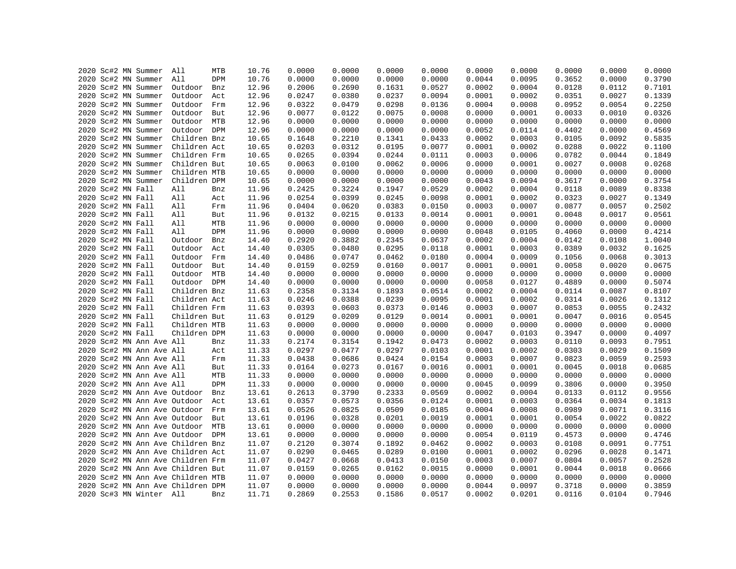```
2020 Sc#2 MN Summer  All      MTB     10.76     0.0000    0.0000    0.0000    0.0000    0.0000    0.0000    0.0000    0.0000    0.0000
2020 Sc#2 MN Summer  All      DPM     10.76     0.0000    0.0000    0.0000    0.0000    0.0044    0.0095    0.3652    0.0000    0.3790
2020 Sc#2 MN Summer  Outdoor  Bnz     12.96     0.2006    0.2690    0.1631    0.0527    0.0002    0.0004    0.0128    0.0112    0.7101
2020 Sc#2 MN Summer  Outdoor  Act     12.96     0.0247    0.0380    0.0237    0.0094    0.0001    0.0002    0.0351    0.0027    0.1339
2020 Sc#2 MN Summer  Outdoor  Frm     12.96     0.0322    0.0479    0.0298    0.0136    0.0004    0.0008    0.0952    0.0054    0.2250
2020 Sc#2 MN Summer  Outdoor  But     12.96     0.0077    0.0122    0.0075    0.0008    0.0000    0.0001    0.0033    0.0010    0.0326
2020 Sc#2 MN Summer  Outdoor  MTB     12.96     0.0000    0.0000    0.0000    0.0000    0.0000    0.0000    0.0000    0.0000    0.0000
2020 Sc#2 MN Summer  Outdoor  DPM     12.96     0.0000    0.0000    0.0000    0.0000    0.0052    0.0114    0.4402    0.0000    0.4569
2020 Sc#2 MN Summer  Children Bnz     10.65     0.1648    0.2210    0.1341    0.0433    0.0002    0.0003    0.0105    0.0092    0.5835
2020 Sc#2 MN Summer  Children Act     10.65     0.0203    0.0312    0.0195    0.0077    0.0001    0.0002    0.0288    0.0022    0.1100
2020 Sc#2 MN Summer  Children Frm     10.65     0.0265    0.0394    0.0244    0.0111    0.0003    0.0006    0.0782    0.0044    0.1849
2020 Sc#2 MN Summer  Children But     10.65     0.0063    0.0100    0.0062    0.0006    0.0000    0.0001    0.0027    0.0008    0.0268
2020 Sc#2 MN Summer  Children MTB     10.65     0.0000    0.0000    0.0000    0.0000    0.0000    0.0000    0.0000    0.0000    0.0000
2020 Sc#2 MN Summer  Children DPM     10.65     0.0000    0.0000    0.0000    0.0000    0.0043    0.0094    0.3617    0.0000    0.3754
2020 Sc#2 MN Fall    All      Bnz     11.96     0.2425    0.3224    0.1947    0.0529    0.0002    0.0004    0.0118    0.0089    0.8338
2020 Sc#2 MN Fall    All      Act     11.96     0.0254    0.0399    0.0245    0.0098    0.0001    0.0002    0.0323    0.0027    0.1349
2020 Sc#2 MN Fall    All      Frm     11.96     0.0404    0.0620    0.0383    0.0150    0.0003    0.0007    0.0877    0.0057    0.2502
2020 Sc#2 MN Fall    All      But     11.96     0.0132    0.0215    0.0133    0.0014    0.0001    0.0001    0.0048    0.0017    0.0561
2020 Sc#2 MN Fall    All      MTB     11.96     0.0000    0.0000    0.0000    0.0000    0.0000    0.0000    0.0000    0.0000    0.0000
2020 Sc#2 MN Fall    All      DPM     11.96     0.0000    0.0000    0.0000    0.0000    0.0048    0.0105    0.4060    0.0000    0.4214
2020 Sc#2 MN Fall    Outdoor  Bnz     14.40     0.2920    0.3882    0.2345    0.0637    0.0002    0.0004    0.0142    0.0108    1.0040
2020 Sc#2 MN Fall    Outdoor  Act     14.40     0.0305    0.0480    0.0295    0.0118    0.0001    0.0003    0.0389    0.0032    0.1625
2020 Sc#2 MN Fall    Outdoor  Frm     14.40     0.0486    0.0747    0.0462    0.0180    0.0004    0.0009    0.1056    0.0068    0.3013
2020 Sc#2 MN Fall    Outdoor  But     14.40     0.0159    0.0259    0.0160    0.0017    0.0001    0.0001    0.0058    0.0020    0.0675
2020 Sc#2 MN Fall    Outdoor  MTB     14.40     0.0000    0.0000    0.0000    0.0000    0.0000    0.0000    0.0000    0.0000    0.0000
2020 Sc#2 MN Fall    Outdoor  DPM     14.40     0.0000    0.0000    0.0000    0.0000    0.0058    0.0127    0.4889    0.0000    0.5074
2020 Sc#2 MN Fall    Children Bnz     11.63     0.2358    0.3134    0.1893    0.0514    0.0002    0.0004    0.0114    0.0087    0.8107
2020 Sc#2 MN Fall    Children Act     11.63     0.0246    0.0388    0.0239    0.0095    0.0001    0.0002    0.0314    0.0026    0.1312
2020 Sc#2 MN Fall    Children Frm     11.63     0.0393    0.0603    0.0373    0.0146    0.0003    0.0007    0.0853    0.0055    0.2432
2020 Sc#2 MN Fall    Children But     11.63     0.0129    0.0209    0.0129    0.0014    0.0001    0.0001    0.0047    0.0016    0.0545
2020 Sc#2 MN Fall    Children MTB     11.63     0.0000    0.0000    0.0000    0.0000    0.0000    0.0000    0.0000    0.0000    0.0000
2020 Sc#2 MN Fall    Children DPM     11.63     0.0000    0.0000    0.0000    0.0000    0.0047    0.0103    0.3947    0.0000    0.4097
2020 Sc#2 MN Ann Ave All      Bnz     11.33     0.2174    0.3154    0.1942    0.0473    0.0002    0.0003    0.0110    0.0093    0.7951
2020 Sc#2 MN Ann Ave All      Act     11.33     0.0297    0.0477    0.0297    0.0103    0.0001    0.0002    0.0303    0.0029    0.1509
2020 Sc#2 MN Ann Ave All      Frm     11.33     0.0438    0.0686    0.0424    0.0154    0.0003    0.0007    0.0823    0.0059    0.2593
2020 Sc#2 MN Ann Ave All      But     11.33     0.0164    0.0273    0.0167    0.0016    0.0001    0.0001    0.0045    0.0018    0.0685
2020 Sc#2 MN Ann Ave All      MTB     11.33     0.0000    0.0000    0.0000    0.0000    0.0000    0.0000    0.0000    0.0000    0.0000
2020 Sc#2 MN Ann Ave All      DPM     11.33     0.0000    0.0000    0.0000    0.0000    0.0045    0.0099    0.3806    0.0000    0.3950
2020 Sc#2 MN Ann Ave Outdoor  Bnz     13.61     0.2613    0.3790    0.2333    0.0569    0.0002    0.0004    0.0133    0.0112    0.9556
2020 Sc#2 MN Ann Ave Outdoor  Act     13.61     0.0357    0.0573    0.0356    0.0124    0.0001    0.0003    0.0364    0.0034    0.1813
2020 Sc#2 MN Ann Ave Outdoor  Frm     13.61     0.0526    0.0825    0.0509    0.0185    0.0004    0.0008    0.0989    0.0071    0.3116
2020 Sc#2 MN Ann Ave Outdoor  But     13.61     0.0196    0.0328    0.0201    0.0019    0.0001    0.0001    0.0054    0.0022    0.0822
2020 Sc#2 MN Ann Ave Outdoor  MTB     13.61     0.0000    0.0000    0.0000    0.0000    0.0000    0.0000    0.0000    0.0000    0.0000
2020 Sc#2 MN Ann Ave Outdoor  DPM     13.61     0.0000    0.0000    0.0000    0.0000    0.0054    0.0119    0.4573    0.0000    0.4746
2020 Sc#2 MN Ann Ave Children Bnz     11.07     0.2120    0.3074    0.1892    0.0462    0.0002    0.0003    0.0108    0.0091    0.7751
2020 Sc#2 MN Ann Ave Children Act     11.07     0.0290    0.0465    0.0289    0.0100    0.0001    0.0002    0.0296    0.0028    0.1471
2020 Sc#2 MN Ann Ave Children Frm     11.07     0.0427    0.0668    0.0413    0.0150    0.0003    0.0007    0.0804    0.0057    0.2528
2020 Sc#2 MN Ann Ave Children But     11.07     0.0159    0.0265    0.0162    0.0015    0.0000    0.0001    0.0044    0.0018    0.0666
2020 Sc#2 MN Ann Ave Children MTB     11.07     0.0000    0.0000    0.0000    0.0000    0.0000    0.0000    0.0000    0.0000    0.0000
2020 Sc#2 MN Ann Ave Children DPM     11.07     0.0000    0.0000    0.0000    0.0000    0.0044    0.0097    0.3718    0.0000    0.3859
2020 Sc#3 MN Winter  All      Bnz     11.71     0.2869    0.2553    0.1586    0.0517    0.0002    0.0201    0.0116    0.0104    0.7946
```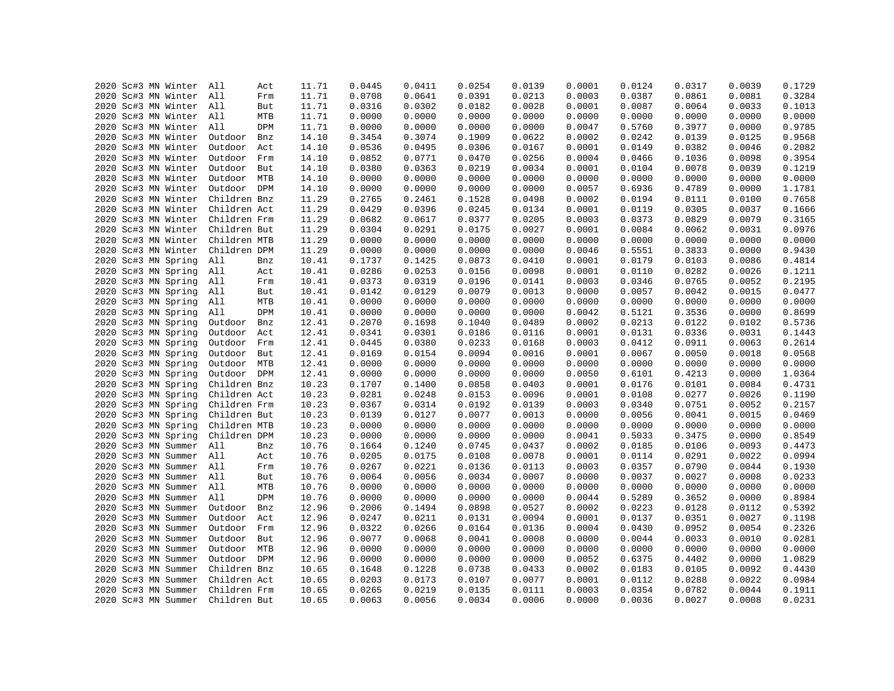| | | | | | | | | | | | | | | | |
|---|---|---|---|---|---|---|---|---|---|---|---|---|---|---|---|
| 2020 | Sc#3 | MN | Winter | All | Act | 11.71 | 0.0445 | 0.0411 | 0.0254 | 0.0139 | 0.0001 | 0.0124 | 0.0317 | 0.0039 | 0.1729 |
| 2020 | Sc#3 | MN | Winter | All | Frm | 11.71 | 0.0708 | 0.0641 | 0.0391 | 0.0213 | 0.0003 | 0.0387 | 0.0861 | 0.0081 | 0.3284 |
| 2020 | Sc#3 | MN | Winter | All | But | 11.71 | 0.0316 | 0.0302 | 0.0182 | 0.0028 | 0.0001 | 0.0087 | 0.0064 | 0.0033 | 0.1013 |
| 2020 | Sc#3 | MN | Winter | All | MTB | 11.71 | 0.0000 | 0.0000 | 0.0000 | 0.0000 | 0.0000 | 0.0000 | 0.0000 | 0.0000 | 0.0000 |
| 2020 | Sc#3 | MN | Winter | All | DPM | 11.71 | 0.0000 | 0.0000 | 0.0000 | 0.0000 | 0.0047 | 0.5760 | 0.3977 | 0.0000 | 0.9785 |
| 2020 | Sc#3 | MN | Winter | Outdoor | Bnz | 14.10 | 0.3454 | 0.3074 | 0.1909 | 0.0622 | 0.0002 | 0.0242 | 0.0139 | 0.0125 | 0.9568 |
| 2020 | Sc#3 | MN | Winter | Outdoor | Act | 14.10 | 0.0536 | 0.0495 | 0.0306 | 0.0167 | 0.0001 | 0.0149 | 0.0382 | 0.0046 | 0.2082 |
| 2020 | Sc#3 | MN | Winter | Outdoor | Frm | 14.10 | 0.0852 | 0.0771 | 0.0470 | 0.0256 | 0.0004 | 0.0466 | 0.1036 | 0.0098 | 0.3954 |
| 2020 | Sc#3 | MN | Winter | Outdoor | But | 14.10 | 0.0380 | 0.0363 | 0.0219 | 0.0034 | 0.0001 | 0.0104 | 0.0078 | 0.0039 | 0.1219 |
| 2020 | Sc#3 | MN | Winter | Outdoor | MTB | 14.10 | 0.0000 | 0.0000 | 0.0000 | 0.0000 | 0.0000 | 0.0000 | 0.0000 | 0.0000 | 0.0000 |
| 2020 | Sc#3 | MN | Winter | Outdoor | DPM | 14.10 | 0.0000 | 0.0000 | 0.0000 | 0.0000 | 0.0057 | 0.6936 | 0.4789 | 0.0000 | 1.1781 |
| 2020 | Sc#3 | MN | Winter | Children | Bnz | 11.29 | 0.2765 | 0.2461 | 0.1528 | 0.0498 | 0.0002 | 0.0194 | 0.0111 | 0.0100 | 0.7658 |
| 2020 | Sc#3 | MN | Winter | Children | Act | 11.29 | 0.0429 | 0.0396 | 0.0245 | 0.0134 | 0.0001 | 0.0119 | 0.0305 | 0.0037 | 0.1666 |
| 2020 | Sc#3 | MN | Winter | Children | Frm | 11.29 | 0.0682 | 0.0617 | 0.0377 | 0.0205 | 0.0003 | 0.0373 | 0.0829 | 0.0079 | 0.3165 |
| 2020 | Sc#3 | MN | Winter | Children | But | 11.29 | 0.0304 | 0.0291 | 0.0175 | 0.0027 | 0.0001 | 0.0084 | 0.0062 | 0.0031 | 0.0976 |
| 2020 | Sc#3 | MN | Winter | Children | MTB | 11.29 | 0.0000 | 0.0000 | 0.0000 | 0.0000 | 0.0000 | 0.0000 | 0.0000 | 0.0000 | 0.0000 |
| 2020 | Sc#3 | MN | Winter | Children | DPM | 11.29 | 0.0000 | 0.0000 | 0.0000 | 0.0000 | 0.0046 | 0.5551 | 0.3833 | 0.0000 | 0.9430 |
| 2020 | Sc#3 | MN | Spring | All | Bnz | 10.41 | 0.1737 | 0.1425 | 0.0873 | 0.0410 | 0.0001 | 0.0179 | 0.0103 | 0.0086 | 0.4814 |
| 2020 | Sc#3 | MN | Spring | All | Act | 10.41 | 0.0286 | 0.0253 | 0.0156 | 0.0098 | 0.0001 | 0.0110 | 0.0282 | 0.0026 | 0.1211 |
| 2020 | Sc#3 | MN | Spring | All | Frm | 10.41 | 0.0373 | 0.0319 | 0.0196 | 0.0141 | 0.0003 | 0.0346 | 0.0765 | 0.0052 | 0.2195 |
| 2020 | Sc#3 | MN | Spring | All | But | 10.41 | 0.0142 | 0.0129 | 0.0079 | 0.0013 | 0.0000 | 0.0057 | 0.0042 | 0.0015 | 0.0477 |
| 2020 | Sc#3 | MN | Spring | All | MTB | 10.41 | 0.0000 | 0.0000 | 0.0000 | 0.0000 | 0.0000 | 0.0000 | 0.0000 | 0.0000 | 0.0000 |
| 2020 | Sc#3 | MN | Spring | All | DPM | 10.41 | 0.0000 | 0.0000 | 0.0000 | 0.0000 | 0.0042 | 0.5121 | 0.3536 | 0.0000 | 0.8699 |
| 2020 | Sc#3 | MN | Spring | Outdoor | Bnz | 12.41 | 0.2070 | 0.1698 | 0.1040 | 0.0489 | 0.0002 | 0.0213 | 0.0122 | 0.0102 | 0.5736 |
| 2020 | Sc#3 | MN | Spring | Outdoor | Act | 12.41 | 0.0341 | 0.0301 | 0.0186 | 0.0116 | 0.0001 | 0.0131 | 0.0336 | 0.0031 | 0.1443 |
| 2020 | Sc#3 | MN | Spring | Outdoor | Frm | 12.41 | 0.0445 | 0.0380 | 0.0233 | 0.0168 | 0.0003 | 0.0412 | 0.0911 | 0.0063 | 0.2614 |
| 2020 | Sc#3 | MN | Spring | Outdoor | But | 12.41 | 0.0169 | 0.0154 | 0.0094 | 0.0016 | 0.0001 | 0.0067 | 0.0050 | 0.0018 | 0.0568 |
| 2020 | Sc#3 | MN | Spring | Outdoor | MTB | 12.41 | 0.0000 | 0.0000 | 0.0000 | 0.0000 | 0.0000 | 0.0000 | 0.0000 | 0.0000 | 0.0000 |
| 2020 | Sc#3 | MN | Spring | Outdoor | DPM | 12.41 | 0.0000 | 0.0000 | 0.0000 | 0.0000 | 0.0050 | 0.6101 | 0.4213 | 0.0000 | 1.0364 |
| 2020 | Sc#3 | MN | Spring | Children | Bnz | 10.23 | 0.1707 | 0.1400 | 0.0858 | 0.0403 | 0.0001 | 0.0176 | 0.0101 | 0.0084 | 0.4731 |
| 2020 | Sc#3 | MN | Spring | Children | Act | 10.23 | 0.0281 | 0.0248 | 0.0153 | 0.0096 | 0.0001 | 0.0108 | 0.0277 | 0.0026 | 0.1190 |
| 2020 | Sc#3 | MN | Spring | Children | Frm | 10.23 | 0.0367 | 0.0314 | 0.0192 | 0.0139 | 0.0003 | 0.0340 | 0.0751 | 0.0052 | 0.2157 |
| 2020 | Sc#3 | MN | Spring | Children | But | 10.23 | 0.0139 | 0.0127 | 0.0077 | 0.0013 | 0.0000 | 0.0056 | 0.0041 | 0.0015 | 0.0469 |
| 2020 | Sc#3 | MN | Spring | Children | MTB | 10.23 | 0.0000 | 0.0000 | 0.0000 | 0.0000 | 0.0000 | 0.0000 | 0.0000 | 0.0000 | 0.0000 |
| 2020 | Sc#3 | MN | Spring | Children | DPM | 10.23 | 0.0000 | 0.0000 | 0.0000 | 0.0000 | 0.0041 | 0.5033 | 0.3475 | 0.0000 | 0.8549 |
| 2020 | Sc#3 | MN | Summer | All | Bnz | 10.76 | 0.1664 | 0.1240 | 0.0745 | 0.0437 | 0.0002 | 0.0185 | 0.0106 | 0.0093 | 0.4473 |
| 2020 | Sc#3 | MN | Summer | All | Act | 10.76 | 0.0205 | 0.0175 | 0.0108 | 0.0078 | 0.0001 | 0.0114 | 0.0291 | 0.0022 | 0.0994 |
| 2020 | Sc#3 | MN | Summer | All | Frm | 10.76 | 0.0267 | 0.0221 | 0.0136 | 0.0113 | 0.0003 | 0.0357 | 0.0790 | 0.0044 | 0.1930 |
| 2020 | Sc#3 | MN | Summer | All | But | 10.76 | 0.0064 | 0.0056 | 0.0034 | 0.0007 | 0.0000 | 0.0037 | 0.0027 | 0.0008 | 0.0233 |
| 2020 | Sc#3 | MN | Summer | All | MTB | 10.76 | 0.0000 | 0.0000 | 0.0000 | 0.0000 | 0.0000 | 0.0000 | 0.0000 | 0.0000 | 0.0000 |
| 2020 | Sc#3 | MN | Summer | All | DPM | 10.76 | 0.0000 | 0.0000 | 0.0000 | 0.0000 | 0.0044 | 0.5289 | 0.3652 | 0.0000 | 0.8984 |
| 2020 | Sc#3 | MN | Summer | Outdoor | Bnz | 12.96 | 0.2006 | 0.1494 | 0.0898 | 0.0527 | 0.0002 | 0.0223 | 0.0128 | 0.0112 | 0.5392 |
| 2020 | Sc#3 | MN | Summer | Outdoor | Act | 12.96 | 0.0247 | 0.0211 | 0.0131 | 0.0094 | 0.0001 | 0.0137 | 0.0351 | 0.0027 | 0.1198 |
| 2020 | Sc#3 | MN | Summer | Outdoor | Frm | 12.96 | 0.0322 | 0.0266 | 0.0164 | 0.0136 | 0.0004 | 0.0430 | 0.0952 | 0.0054 | 0.2326 |
| 2020 | Sc#3 | MN | Summer | Outdoor | But | 12.96 | 0.0077 | 0.0068 | 0.0041 | 0.0008 | 0.0000 | 0.0044 | 0.0033 | 0.0010 | 0.0281 |
| 2020 | Sc#3 | MN | Summer | Outdoor | MTB | 12.96 | 0.0000 | 0.0000 | 0.0000 | 0.0000 | 0.0000 | 0.0000 | 0.0000 | 0.0000 | 0.0000 |
| 2020 | Sc#3 | MN | Summer | Outdoor | DPM | 12.96 | 0.0000 | 0.0000 | 0.0000 | 0.0000 | 0.0052 | 0.6375 | 0.4402 | 0.0000 | 1.0829 |
| 2020 | Sc#3 | MN | Summer | Children | Bnz | 10.65 | 0.1648 | 0.1228 | 0.0738 | 0.0433 | 0.0002 | 0.0183 | 0.0105 | 0.0092 | 0.4430 |
| 2020 | Sc#3 | MN | Summer | Children | Act | 10.65 | 0.0203 | 0.0173 | 0.0107 | 0.0077 | 0.0001 | 0.0112 | 0.0288 | 0.0022 | 0.0984 |
| 2020 | Sc#3 | MN | Summer | Children | Frm | 10.65 | 0.0265 | 0.0219 | 0.0135 | 0.0111 | 0.0003 | 0.0354 | 0.0782 | 0.0044 | 0.1911 |
| 2020 | Sc#3 | MN | Summer | Children | But | 10.65 | 0.0063 | 0.0056 | 0.0034 | 0.0006 | 0.0000 | 0.0036 | 0.0027 | 0.0008 | 0.0231 |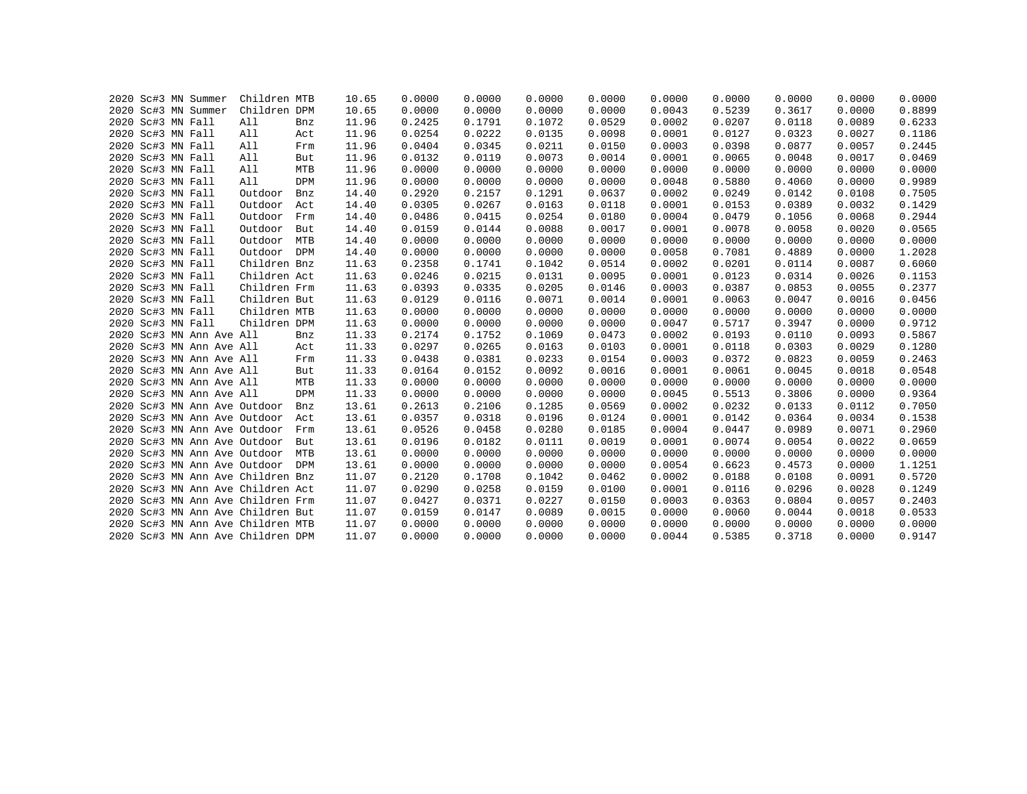```
2020 Sc#3 MN Summer  Children MTB     10.65    0.0000    0.0000    0.0000    0.0000    0.0000    0.0000    0.0000    0.0000    0.0000
2020 Sc#3 MN Summer  Children DPM     10.65    0.0000    0.0000    0.0000    0.0000    0.0043    0.5239    0.3617    0.0000    0.8899
2020 Sc#3 MN Fall    All      Bnz     11.96    0.2425    0.1791    0.1072    0.0529    0.0002    0.0207    0.0118    0.0089    0.6233
2020 Sc#3 MN Fall    All      Act     11.96    0.0254    0.0222    0.0135    0.0098    0.0001    0.0127    0.0323    0.0027    0.1186
2020 Sc#3 MN Fall    All      Frm     11.96    0.0404    0.0345    0.0211    0.0150    0.0003    0.0398    0.0877    0.0057    0.2445
2020 Sc#3 MN Fall    All      But     11.96    0.0132    0.0119    0.0073    0.0014    0.0001    0.0065    0.0048    0.0017    0.0469
2020 Sc#3 MN Fall    All      MTB     11.96    0.0000    0.0000    0.0000    0.0000    0.0000    0.0000    0.0000    0.0000    0.0000
2020 Sc#3 MN Fall    All      DPM     11.96    0.0000    0.0000    0.0000    0.0000    0.0048    0.5880    0.4060    0.0000    0.9989
2020 Sc#3 MN Fall    Outdoor  Bnz     14.40    0.2920    0.2157    0.1291    0.0637    0.0002    0.0249    0.0142    0.0108    0.7505
2020 Sc#3 MN Fall    Outdoor  Act     14.40    0.0305    0.0267    0.0163    0.0118    0.0001    0.0153    0.0389    0.0032    0.1429
2020 Sc#3 MN Fall    Outdoor  Frm     14.40    0.0486    0.0415    0.0254    0.0180    0.0004    0.0479    0.1056    0.0068    0.2944
2020 Sc#3 MN Fall    Outdoor  But     14.40    0.0159    0.0144    0.0088    0.0017    0.0001    0.0078    0.0058    0.0020    0.0565
2020 Sc#3 MN Fall    Outdoor  MTB     14.40    0.0000    0.0000    0.0000    0.0000    0.0000    0.0000    0.0000    0.0000    0.0000
2020 Sc#3 MN Fall    Outdoor  DPM     14.40    0.0000    0.0000    0.0000    0.0000    0.0058    0.7081    0.4889    0.0000    1.2028
2020 Sc#3 MN Fall    Children Bnz     11.63    0.2358    0.1741    0.1042    0.0514    0.0002    0.0201    0.0114    0.0087    0.6060
2020 Sc#3 MN Fall    Children Act     11.63    0.0246    0.0215    0.0131    0.0095    0.0001    0.0123    0.0314    0.0026    0.1153
2020 Sc#3 MN Fall    Children Frm     11.63    0.0393    0.0335    0.0205    0.0146    0.0003    0.0387    0.0853    0.0055    0.2377
2020 Sc#3 MN Fall    Children But     11.63    0.0129    0.0116    0.0071    0.0014    0.0001    0.0063    0.0047    0.0016    0.0456
2020 Sc#3 MN Fall    Children MTB     11.63    0.0000    0.0000    0.0000    0.0000    0.0000    0.0000    0.0000    0.0000    0.0000
2020 Sc#3 MN Fall    Children DPM     11.63    0.0000    0.0000    0.0000    0.0000    0.0047    0.5717    0.3947    0.0000    0.9712
2020 Sc#3 MN Ann Ave All      Bnz     11.33    0.2174    0.1752    0.1069    0.0473    0.0002    0.0193    0.0110    0.0093    0.5867
2020 Sc#3 MN Ann Ave All      Act     11.33    0.0297    0.0265    0.0163    0.0103    0.0001    0.0118    0.0303    0.0029    0.1280
2020 Sc#3 MN Ann Ave All      Frm     11.33    0.0438    0.0381    0.0233    0.0154    0.0003    0.0372    0.0823    0.0059    0.2463
2020 Sc#3 MN Ann Ave All      But     11.33    0.0164    0.0152    0.0092    0.0016    0.0001    0.0061    0.0045    0.0018    0.0548
2020 Sc#3 MN Ann Ave All      MTB     11.33    0.0000    0.0000    0.0000    0.0000    0.0000    0.0000    0.0000    0.0000    0.0000
2020 Sc#3 MN Ann Ave All      DPM     11.33    0.0000    0.0000    0.0000    0.0000    0.0045    0.5513    0.3806    0.0000    0.9364
2020 Sc#3 MN Ann Ave Outdoor  Bnz     13.61    0.2613    0.2106    0.1285    0.0569    0.0002    0.0232    0.0133    0.0112    0.7050
2020 Sc#3 MN Ann Ave Outdoor  Act     13.61    0.0357    0.0318    0.0196    0.0124    0.0001    0.0142    0.0364    0.0034    0.1538
2020 Sc#3 MN Ann Ave Outdoor  Frm     13.61    0.0526    0.0458    0.0280    0.0185    0.0004    0.0447    0.0989    0.0071    0.2960
2020 Sc#3 MN Ann Ave Outdoor  But     13.61    0.0196    0.0182    0.0111    0.0019    0.0001    0.0074    0.0054    0.0022    0.0659
2020 Sc#3 MN Ann Ave Outdoor  MTB     13.61    0.0000    0.0000    0.0000    0.0000    0.0000    0.0000    0.0000    0.0000    0.0000
2020 Sc#3 MN Ann Ave Outdoor  DPM     13.61    0.0000    0.0000    0.0000    0.0000    0.0054    0.6623    0.4573    0.0000    1.1251
2020 Sc#3 MN Ann Ave Children Bnz     11.07    0.2120    0.1708    0.1042    0.0462    0.0002    0.0188    0.0108    0.0091    0.5720
2020 Sc#3 MN Ann Ave Children Act     11.07    0.0290    0.0258    0.0159    0.0100    0.0001    0.0116    0.0296    0.0028    0.1249
2020 Sc#3 MN Ann Ave Children Frm     11.07    0.0427    0.0371    0.0227    0.0150    0.0003    0.0363    0.0804    0.0057    0.2403
2020 Sc#3 MN Ann Ave Children But     11.07    0.0159    0.0147    0.0089    0.0015    0.0000    0.0060    0.0044    0.0018    0.0533
2020 Sc#3 MN Ann Ave Children MTB     11.07    0.0000    0.0000    0.0000    0.0000    0.0000    0.0000    0.0000    0.0000    0.0000
2020 Sc#3 MN Ann Ave Children DPM     11.07    0.0000    0.0000    0.0000    0.0000    0.0044    0.5385    0.3718    0.0000    0.9147
```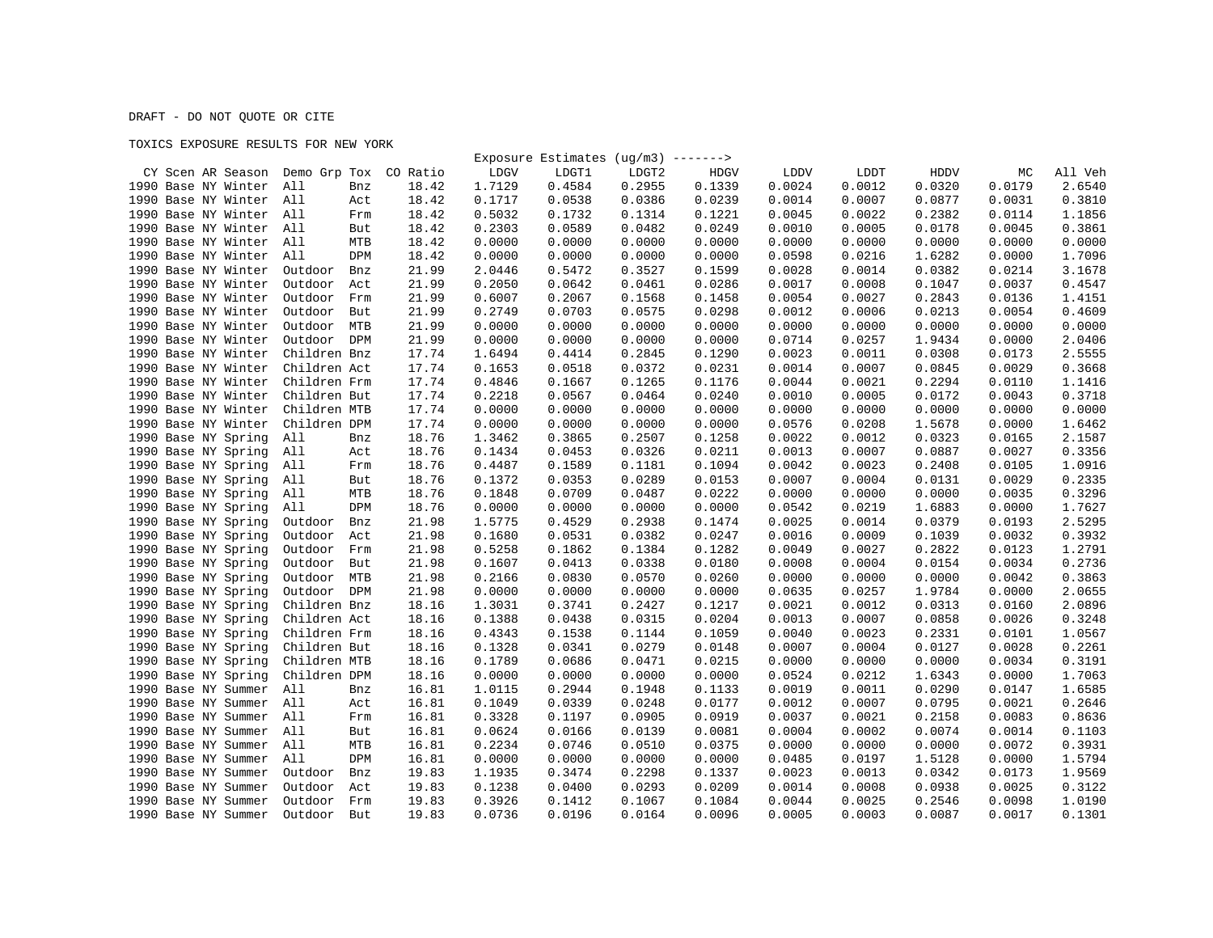DRAFT - DO NOT QUOTE OR CITE

TOXICS EXPOSURE RESULTS FOR NEW YORK

| CY | Scen | AR | Season | Demo Grp | Tox | CO Ratio | LDGV | LDGT1 | LDGT2 | HDGV | LDDV | LDDT | HDDV | MC | All Veh |
|---|---|---|---|---|---|---|---|---|---|---|---|---|---|---|---|
| | | | | | | | Exposure Estimates (ug/m3) -------> | | | | | | | | |
| 1990 | Base | NY | Winter | All | Bnz | 18.42 | 1.7129 | 0.4584 | 0.2955 | 0.1339 | 0.0024 | 0.0012 | 0.0320 | 0.0179 | 2.6540 |
| 1990 | Base | NY | Winter | All | Act | 18.42 | 0.1717 | 0.0538 | 0.0386 | 0.0239 | 0.0014 | 0.0007 | 0.0877 | 0.0031 | 0.3810 |
| 1990 | Base | NY | Winter | All | Frm | 18.42 | 0.5032 | 0.1732 | 0.1314 | 0.1221 | 0.0045 | 0.0022 | 0.2382 | 0.0114 | 1.1856 |
| 1990 | Base | NY | Winter | All | But | 18.42 | 0.2303 | 0.0589 | 0.0482 | 0.0249 | 0.0010 | 0.0005 | 0.0178 | 0.0045 | 0.3861 |
| 1990 | Base | NY | Winter | All | MTB | 18.42 | 0.0000 | 0.0000 | 0.0000 | 0.0000 | 0.0000 | 0.0000 | 0.0000 | 0.0000 | 0.0000 |
| 1990 | Base | NY | Winter | All | DPM | 18.42 | 0.0000 | 0.0000 | 0.0000 | 0.0000 | 0.0598 | 0.0216 | 1.6282 | 0.0000 | 1.7096 |
| 1990 | Base | NY | Winter | Outdoor | Bnz | 21.99 | 2.0446 | 0.5472 | 0.3527 | 0.1599 | 0.0028 | 0.0014 | 0.0382 | 0.0214 | 3.1678 |
| 1990 | Base | NY | Winter | Outdoor | Act | 21.99 | 0.2050 | 0.0642 | 0.0461 | 0.0286 | 0.0017 | 0.0008 | 0.1047 | 0.0037 | 0.4547 |
| 1990 | Base | NY | Winter | Outdoor | Frm | 21.99 | 0.6007 | 0.2067 | 0.1568 | 0.1458 | 0.0054 | 0.0027 | 0.2843 | 0.0136 | 1.4151 |
| 1990 | Base | NY | Winter | Outdoor | But | 21.99 | 0.2749 | 0.0703 | 0.0575 | 0.0298 | 0.0012 | 0.0006 | 0.0213 | 0.0054 | 0.4609 |
| 1990 | Base | NY | Winter | Outdoor | MTB | 21.99 | 0.0000 | 0.0000 | 0.0000 | 0.0000 | 0.0000 | 0.0000 | 0.0000 | 0.0000 | 0.0000 |
| 1990 | Base | NY | Winter | Outdoor | DPM | 21.99 | 0.0000 | 0.0000 | 0.0000 | 0.0000 | 0.0714 | 0.0257 | 1.9434 | 0.0000 | 2.0406 |
| 1990 | Base | NY | Winter | Children | Bnz | 17.74 | 1.6494 | 0.4414 | 0.2845 | 0.1290 | 0.0023 | 0.0011 | 0.0308 | 0.0173 | 2.5555 |
| 1990 | Base | NY | Winter | Children | Act | 17.74 | 0.1653 | 0.0518 | 0.0372 | 0.0231 | 0.0014 | 0.0007 | 0.0845 | 0.0029 | 0.3668 |
| 1990 | Base | NY | Winter | Children | Frm | 17.74 | 0.4846 | 0.1667 | 0.1265 | 0.1176 | 0.0044 | 0.0021 | 0.2294 | 0.0110 | 1.1416 |
| 1990 | Base | NY | Winter | Children | But | 17.74 | 0.2218 | 0.0567 | 0.0464 | 0.0240 | 0.0010 | 0.0005 | 0.0172 | 0.0043 | 0.3718 |
| 1990 | Base | NY | Winter | Children | MTB | 17.74 | 0.0000 | 0.0000 | 0.0000 | 0.0000 | 0.0000 | 0.0000 | 0.0000 | 0.0000 | 0.0000 |
| 1990 | Base | NY | Winter | Children | DPM | 17.74 | 0.0000 | 0.0000 | 0.0000 | 0.0000 | 0.0576 | 0.0208 | 1.5678 | 0.0000 | 1.6462 |
| 1990 | Base | NY | Spring | All | Bnz | 18.76 | 1.3462 | 0.3865 | 0.2507 | 0.1258 | 0.0022 | 0.0012 | 0.0323 | 0.0165 | 2.1587 |
| 1990 | Base | NY | Spring | All | Act | 18.76 | 0.1434 | 0.0453 | 0.0326 | 0.0211 | 0.0013 | 0.0007 | 0.0887 | 0.0027 | 0.3356 |
| 1990 | Base | NY | Spring | All | Frm | 18.76 | 0.4487 | 0.1589 | 0.1181 | 0.1094 | 0.0042 | 0.0023 | 0.2408 | 0.0105 | 1.0916 |
| 1990 | Base | NY | Spring | All | But | 18.76 | 0.1372 | 0.0353 | 0.0289 | 0.0153 | 0.0007 | 0.0004 | 0.0131 | 0.0029 | 0.2335 |
| 1990 | Base | NY | Spring | All | MTB | 18.76 | 0.1848 | 0.0709 | 0.0487 | 0.0222 | 0.0000 | 0.0000 | 0.0000 | 0.0035 | 0.3296 |
| 1990 | Base | NY | Spring | All | DPM | 18.76 | 0.0000 | 0.0000 | 0.0000 | 0.0000 | 0.0542 | 0.0219 | 1.6883 | 0.0000 | 1.7627 |
| 1990 | Base | NY | Spring | Outdoor | Bnz | 21.98 | 1.5775 | 0.4529 | 0.2938 | 0.1474 | 0.0025 | 0.0014 | 0.0379 | 0.0193 | 2.5295 |
| 1990 | Base | NY | Spring | Outdoor | Act | 21.98 | 0.1680 | 0.0531 | 0.0382 | 0.0247 | 0.0016 | 0.0009 | 0.1039 | 0.0032 | 0.3932 |
| 1990 | Base | NY | Spring | Outdoor | Frm | 21.98 | 0.5258 | 0.1862 | 0.1384 | 0.1282 | 0.0049 | 0.0027 | 0.2822 | 0.0123 | 1.2791 |
| 1990 | Base | NY | Spring | Outdoor | But | 21.98 | 0.1607 | 0.0413 | 0.0338 | 0.0180 | 0.0008 | 0.0004 | 0.0154 | 0.0034 | 0.2736 |
| 1990 | Base | NY | Spring | Outdoor | MTB | 21.98 | 0.2166 | 0.0830 | 0.0570 | 0.0260 | 0.0000 | 0.0000 | 0.0000 | 0.0042 | 0.3863 |
| 1990 | Base | NY | Spring | Outdoor | DPM | 21.98 | 0.0000 | 0.0000 | 0.0000 | 0.0000 | 0.0635 | 0.0257 | 1.9784 | 0.0000 | 2.0655 |
| 1990 | Base | NY | Spring | Children | Bnz | 18.16 | 1.3031 | 0.3741 | 0.2427 | 0.1217 | 0.0021 | 0.0012 | 0.0313 | 0.0160 | 2.0896 |
| 1990 | Base | NY | Spring | Children | Act | 18.16 | 0.1388 | 0.0438 | 0.0315 | 0.0204 | 0.0013 | 0.0007 | 0.0858 | 0.0026 | 0.3248 |
| 1990 | Base | NY | Spring | Children | Frm | 18.16 | 0.4343 | 0.1538 | 0.1144 | 0.1059 | 0.0040 | 0.0023 | 0.2331 | 0.0101 | 1.0567 |
| 1990 | Base | NY | Spring | Children | But | 18.16 | 0.1328 | 0.0341 | 0.0279 | 0.0148 | 0.0007 | 0.0004 | 0.0127 | 0.0028 | 0.2261 |
| 1990 | Base | NY | Spring | Children | MTB | 18.16 | 0.1789 | 0.0686 | 0.0471 | 0.0215 | 0.0000 | 0.0000 | 0.0000 | 0.0034 | 0.3191 |
| 1990 | Base | NY | Spring | Children | DPM | 18.16 | 0.0000 | 0.0000 | 0.0000 | 0.0000 | 0.0524 | 0.0212 | 1.6343 | 0.0000 | 1.7063 |
| 1990 | Base | NY | Summer | All | Bnz | 16.81 | 1.0115 | 0.2944 | 0.1948 | 0.1133 | 0.0019 | 0.0011 | 0.0290 | 0.0147 | 1.6585 |
| 1990 | Base | NY | Summer | All | Act | 16.81 | 0.1049 | 0.0339 | 0.0248 | 0.0177 | 0.0012 | 0.0007 | 0.0795 | 0.0021 | 0.2646 |
| 1990 | Base | NY | Summer | All | Frm | 16.81 | 0.3328 | 0.1197 | 0.0905 | 0.0919 | 0.0037 | 0.0021 | 0.2158 | 0.0083 | 0.8636 |
| 1990 | Base | NY | Summer | All | But | 16.81 | 0.0624 | 0.0166 | 0.0139 | 0.0081 | 0.0004 | 0.0002 | 0.0074 | 0.0014 | 0.1103 |
| 1990 | Base | NY | Summer | All | MTB | 16.81 | 0.2234 | 0.0746 | 0.0510 | 0.0375 | 0.0000 | 0.0000 | 0.0000 | 0.0072 | 0.3931 |
| 1990 | Base | NY | Summer | All | DPM | 16.81 | 0.0000 | 0.0000 | 0.0000 | 0.0000 | 0.0485 | 0.0197 | 1.5128 | 0.0000 | 1.5794 |
| 1990 | Base | NY | Summer | Outdoor | Bnz | 19.83 | 1.1935 | 0.3474 | 0.2298 | 0.1337 | 0.0023 | 0.0013 | 0.0342 | 0.0173 | 1.9569 |
| 1990 | Base | NY | Summer | Outdoor | Act | 19.83 | 0.1238 | 0.0400 | 0.0293 | 0.0209 | 0.0014 | 0.0008 | 0.0938 | 0.0025 | 0.3122 |
| 1990 | Base | NY | Summer | Outdoor | Frm | 19.83 | 0.3926 | 0.1412 | 0.1067 | 0.1084 | 0.0044 | 0.0025 | 0.2546 | 0.0098 | 1.0190 |
| 1990 | Base | NY | Summer | Outdoor | But | 19.83 | 0.0736 | 0.0196 | 0.0164 | 0.0096 | 0.0005 | 0.0003 | 0.0087 | 0.0017 | 0.1301 |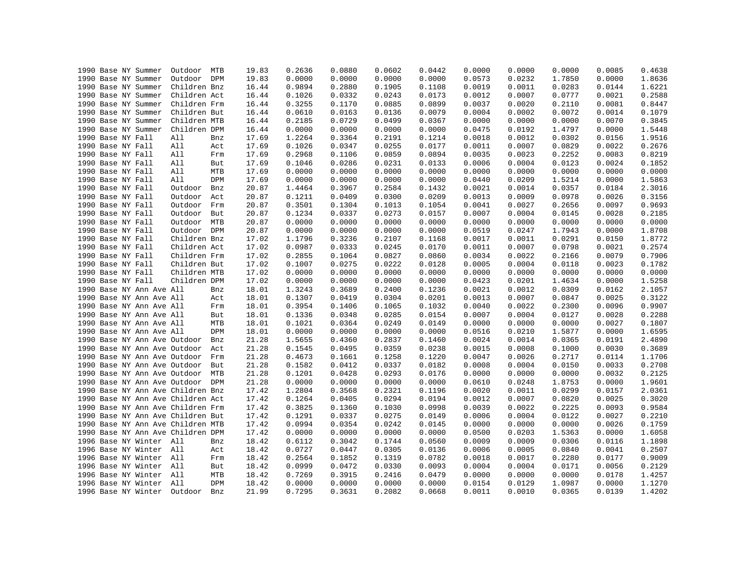| | | | | | | | | | | | | | | | |
|---|---|---|---|---|---|---|---|---|---|---|---|---|---|---|---|
| 1990 | Base | NY | Summer | Outdoor | MTB | 19.83 | 0.2636 | 0.0880 | 0.0602 | 0.0442 | 0.0000 | 0.0000 | 0.0000 | 0.0085 | 0.4638 |
| 1990 | Base | NY | Summer | Outdoor | DPM | 19.83 | 0.0000 | 0.0000 | 0.0000 | 0.0000 | 0.0573 | 0.0232 | 1.7850 | 0.0000 | 1.8636 |
| 1990 | Base | NY | Summer | Children | Bnz | 16.44 | 0.9894 | 0.2880 | 0.1905 | 0.1108 | 0.0019 | 0.0011 | 0.0283 | 0.0144 | 1.6221 |
| 1990 | Base | NY | Summer | Children | Act | 16.44 | 0.1026 | 0.0332 | 0.0243 | 0.0173 | 0.0012 | 0.0007 | 0.0777 | 0.0021 | 0.2588 |
| 1990 | Base | NY | Summer | Children | Frm | 16.44 | 0.3255 | 0.1170 | 0.0885 | 0.0899 | 0.0037 | 0.0020 | 0.2110 | 0.0081 | 0.8447 |
| 1990 | Base | NY | Summer | Children | But | 16.44 | 0.0610 | 0.0163 | 0.0136 | 0.0079 | 0.0004 | 0.0002 | 0.0072 | 0.0014 | 0.1079 |
| 1990 | Base | NY | Summer | Children | MTB | 16.44 | 0.2185 | 0.0729 | 0.0499 | 0.0367 | 0.0000 | 0.0000 | 0.0000 | 0.0070 | 0.3845 |
| 1990 | Base | NY | Summer | Children | DPM | 16.44 | 0.0000 | 0.0000 | 0.0000 | 0.0000 | 0.0475 | 0.0192 | 1.4797 | 0.0000 | 1.5448 |
| 1990 | Base | NY | Fall | All | Bnz | 17.69 | 1.2264 | 0.3364 | 0.2191 | 0.1214 | 0.0018 | 0.0012 | 0.0302 | 0.0156 | 1.9516 |
| 1990 | Base | NY | Fall | All | Act | 17.69 | 0.1026 | 0.0347 | 0.0255 | 0.0177 | 0.0011 | 0.0007 | 0.0829 | 0.0022 | 0.2676 |
| 1990 | Base | NY | Fall | All | Frm | 17.69 | 0.2968 | 0.1106 | 0.0859 | 0.0894 | 0.0035 | 0.0023 | 0.2252 | 0.0083 | 0.8219 |
| 1990 | Base | NY | Fall | All | But | 17.69 | 0.1046 | 0.0286 | 0.0231 | 0.0133 | 0.0006 | 0.0004 | 0.0123 | 0.0024 | 0.1852 |
| 1990 | Base | NY | Fall | All | MTB | 17.69 | 0.0000 | 0.0000 | 0.0000 | 0.0000 | 0.0000 | 0.0000 | 0.0000 | 0.0000 | 0.0000 |
| 1990 | Base | NY | Fall | All | DPM | 17.69 | 0.0000 | 0.0000 | 0.0000 | 0.0000 | 0.0440 | 0.0209 | 1.5214 | 0.0000 | 1.5863 |
| 1990 | Base | NY | Fall | Outdoor | Bnz | 20.87 | 1.4464 | 0.3967 | 0.2584 | 0.1432 | 0.0021 | 0.0014 | 0.0357 | 0.0184 | 2.3016 |
| 1990 | Base | NY | Fall | Outdoor | Act | 20.87 | 0.1211 | 0.0409 | 0.0300 | 0.0209 | 0.0013 | 0.0009 | 0.0978 | 0.0026 | 0.3156 |
| 1990 | Base | NY | Fall | Outdoor | Frm | 20.87 | 0.3501 | 0.1304 | 0.1013 | 0.1054 | 0.0041 | 0.0027 | 0.2656 | 0.0097 | 0.9693 |
| 1990 | Base | NY | Fall | Outdoor | But | 20.87 | 0.1234 | 0.0337 | 0.0273 | 0.0157 | 0.0007 | 0.0004 | 0.0145 | 0.0028 | 0.2185 |
| 1990 | Base | NY | Fall | Outdoor | MTB | 20.87 | 0.0000 | 0.0000 | 0.0000 | 0.0000 | 0.0000 | 0.0000 | 0.0000 | 0.0000 | 0.0000 |
| 1990 | Base | NY | Fall | Outdoor | DPM | 20.87 | 0.0000 | 0.0000 | 0.0000 | 0.0000 | 0.0519 | 0.0247 | 1.7943 | 0.0000 | 1.8708 |
| 1990 | Base | NY | Fall | Children | Bnz | 17.02 | 1.1796 | 0.3236 | 0.2107 | 0.1168 | 0.0017 | 0.0011 | 0.0291 | 0.0150 | 1.8772 |
| 1990 | Base | NY | Fall | Children | Act | 17.02 | 0.0987 | 0.0333 | 0.0245 | 0.0170 | 0.0011 | 0.0007 | 0.0798 | 0.0021 | 0.2574 |
| 1990 | Base | NY | Fall | Children | Frm | 17.02 | 0.2855 | 0.1064 | 0.0827 | 0.0860 | 0.0034 | 0.0022 | 0.2166 | 0.0079 | 0.7906 |
| 1990 | Base | NY | Fall | Children | But | 17.02 | 0.1007 | 0.0275 | 0.0222 | 0.0128 | 0.0005 | 0.0004 | 0.0118 | 0.0023 | 0.1782 |
| 1990 | Base | NY | Fall | Children | MTB | 17.02 | 0.0000 | 0.0000 | 0.0000 | 0.0000 | 0.0000 | 0.0000 | 0.0000 | 0.0000 | 0.0000 |
| 1990 | Base | NY | Fall | Children | DPM | 17.02 | 0.0000 | 0.0000 | 0.0000 | 0.0000 | 0.0423 | 0.0201 | 1.4634 | 0.0000 | 1.5258 |
| 1990 | Base | NY | Ann Ave | All | Bnz | 18.01 | 1.3243 | 0.3689 | 0.2400 | 0.1236 | 0.0021 | 0.0012 | 0.0309 | 0.0162 | 2.1057 |
| 1990 | Base | NY | Ann Ave | All | Act | 18.01 | 0.1307 | 0.0419 | 0.0304 | 0.0201 | 0.0013 | 0.0007 | 0.0847 | 0.0025 | 0.3122 |
| 1990 | Base | NY | Ann Ave | All | Frm | 18.01 | 0.3954 | 0.1406 | 0.1065 | 0.1032 | 0.0040 | 0.0022 | 0.2300 | 0.0096 | 0.9907 |
| 1990 | Base | NY | Ann Ave | All | But | 18.01 | 0.1336 | 0.0348 | 0.0285 | 0.0154 | 0.0007 | 0.0004 | 0.0127 | 0.0028 | 0.2288 |
| 1990 | Base | NY | Ann Ave | All | MTB | 18.01 | 0.1021 | 0.0364 | 0.0249 | 0.0149 | 0.0000 | 0.0000 | 0.0000 | 0.0027 | 0.1807 |
| 1990 | Base | NY | Ann Ave | All | DPM | 18.01 | 0.0000 | 0.0000 | 0.0000 | 0.0000 | 0.0516 | 0.0210 | 1.5877 | 0.0000 | 1.6595 |
| 1990 | Base | NY | Ann Ave | Outdoor | Bnz | 21.28 | 1.5655 | 0.4360 | 0.2837 | 0.1460 | 0.0024 | 0.0014 | 0.0365 | 0.0191 | 2.4890 |
| 1990 | Base | NY | Ann Ave | Outdoor | Act | 21.28 | 0.1545 | 0.0495 | 0.0359 | 0.0238 | 0.0015 | 0.0008 | 0.1000 | 0.0030 | 0.3689 |
| 1990 | Base | NY | Ann Ave | Outdoor | Frm | 21.28 | 0.4673 | 0.1661 | 0.1258 | 0.1220 | 0.0047 | 0.0026 | 0.2717 | 0.0114 | 1.1706 |
| 1990 | Base | NY | Ann Ave | Outdoor | But | 21.28 | 0.1582 | 0.0412 | 0.0337 | 0.0182 | 0.0008 | 0.0004 | 0.0150 | 0.0033 | 0.2708 |
| 1990 | Base | NY | Ann Ave | Outdoor | MTB | 21.28 | 0.1201 | 0.0428 | 0.0293 | 0.0176 | 0.0000 | 0.0000 | 0.0000 | 0.0032 | 0.2125 |
| 1990 | Base | NY | Ann Ave | Outdoor | DPM | 21.28 | 0.0000 | 0.0000 | 0.0000 | 0.0000 | 0.0610 | 0.0248 | 1.8753 | 0.0000 | 1.9601 |
| 1990 | Base | NY | Ann Ave | Children | Bnz | 17.42 | 1.2804 | 0.3568 | 0.2321 | 0.1196 | 0.0020 | 0.0011 | 0.0299 | 0.0157 | 2.0361 |
| 1990 | Base | NY | Ann Ave | Children | Act | 17.42 | 0.1264 | 0.0405 | 0.0294 | 0.0194 | 0.0012 | 0.0007 | 0.0820 | 0.0025 | 0.3020 |
| 1990 | Base | NY | Ann Ave | Children | Frm | 17.42 | 0.3825 | 0.1360 | 0.1030 | 0.0998 | 0.0039 | 0.0022 | 0.2225 | 0.0093 | 0.9584 |
| 1990 | Base | NY | Ann Ave | Children | But | 17.42 | 0.1291 | 0.0337 | 0.0275 | 0.0149 | 0.0006 | 0.0004 | 0.0122 | 0.0027 | 0.2210 |
| 1990 | Base | NY | Ann Ave | Children | MTB | 17.42 | 0.0994 | 0.0354 | 0.0242 | 0.0145 | 0.0000 | 0.0000 | 0.0000 | 0.0026 | 0.1759 |
| 1990 | Base | NY | Ann Ave | Children | DPM | 17.42 | 0.0000 | 0.0000 | 0.0000 | 0.0000 | 0.0500 | 0.0203 | 1.5363 | 0.0000 | 1.6058 |
| 1996 | Base | NY | Winter | All | Bnz | 18.42 | 0.6112 | 0.3042 | 0.1744 | 0.0560 | 0.0009 | 0.0009 | 0.0306 | 0.0116 | 1.1898 |
| 1996 | Base | NY | Winter | All | Act | 18.42 | 0.0727 | 0.0447 | 0.0305 | 0.0136 | 0.0006 | 0.0005 | 0.0840 | 0.0041 | 0.2507 |
| 1996 | Base | NY | Winter | All | Frm | 18.42 | 0.2564 | 0.1852 | 0.1319 | 0.0782 | 0.0018 | 0.0017 | 0.2280 | 0.0177 | 0.9009 |
| 1996 | Base | NY | Winter | All | But | 18.42 | 0.0999 | 0.0472 | 0.0330 | 0.0093 | 0.0004 | 0.0004 | 0.0171 | 0.0056 | 0.2129 |
| 1996 | Base | NY | Winter | All | MTB | 18.42 | 0.7269 | 0.3915 | 0.2416 | 0.0479 | 0.0000 | 0.0000 | 0.0000 | 0.0178 | 1.4257 |
| 1996 | Base | NY | Winter | All | DPM | 18.42 | 0.0000 | 0.0000 | 0.0000 | 0.0000 | 0.0154 | 0.0129 | 1.0987 | 0.0000 | 1.1270 |
| 1996 | Base | NY | Winter | Outdoor | Bnz | 21.99 | 0.7295 | 0.3631 | 0.2082 | 0.0668 | 0.0011 | 0.0010 | 0.0365 | 0.0139 | 1.4202 |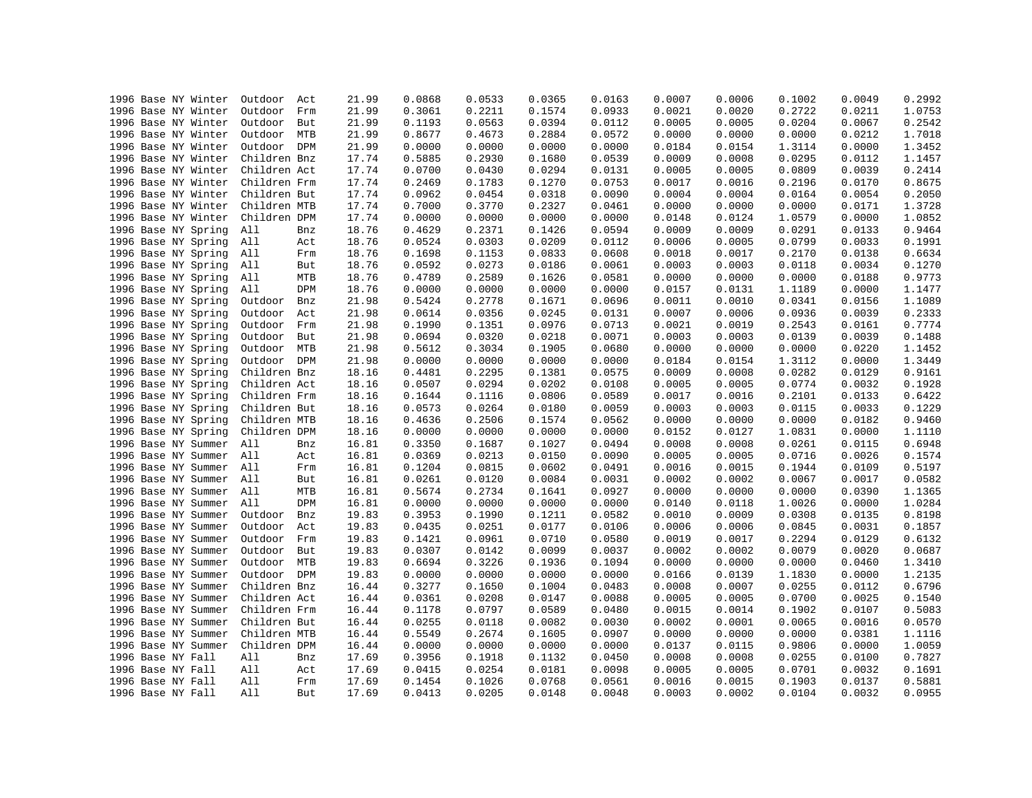| | | | | | | | | | | | | | | | |
|---|---|---|---|---|---|---|---|---|---|---|---|---|---|---|---|
| 1996 | Base | NY | Winter | Outdoor | Act | 21.99 | 0.0868 | 0.0533 | 0.0365 | 0.0163 | 0.0007 | 0.0006 | 0.1002 | 0.0049 | 0.2992 |
| 1996 | Base | NY | Winter | Outdoor | Frm | 21.99 | 0.3061 | 0.2211 | 0.1574 | 0.0933 | 0.0021 | 0.0020 | 0.2722 | 0.0211 | 1.0753 |
| 1996 | Base | NY | Winter | Outdoor | But | 21.99 | 0.1193 | 0.0563 | 0.0394 | 0.0112 | 0.0005 | 0.0005 | 0.0204 | 0.0067 | 0.2542 |
| 1996 | Base | NY | Winter | Outdoor | MTB | 21.99 | 0.8677 | 0.4673 | 0.2884 | 0.0572 | 0.0000 | 0.0000 | 0.0000 | 0.0212 | 1.7018 |
| 1996 | Base | NY | Winter | Outdoor | DPM | 21.99 | 0.0000 | 0.0000 | 0.0000 | 0.0000 | 0.0184 | 0.0154 | 1.3114 | 0.0000 | 1.3452 |
| 1996 | Base | NY | Winter | Children | Bnz | 17.74 | 0.5885 | 0.2930 | 0.1680 | 0.0539 | 0.0009 | 0.0008 | 0.0295 | 0.0112 | 1.1457 |
| 1996 | Base | NY | Winter | Children | Act | 17.74 | 0.0700 | 0.0430 | 0.0294 | 0.0131 | 0.0005 | 0.0005 | 0.0809 | 0.0039 | 0.2414 |
| 1996 | Base | NY | Winter | Children | Frm | 17.74 | 0.2469 | 0.1783 | 0.1270 | 0.0753 | 0.0017 | 0.0016 | 0.2196 | 0.0170 | 0.8675 |
| 1996 | Base | NY | Winter | Children | But | 17.74 | 0.0962 | 0.0454 | 0.0318 | 0.0090 | 0.0004 | 0.0004 | 0.0164 | 0.0054 | 0.2050 |
| 1996 | Base | NY | Winter | Children | MTB | 17.74 | 0.7000 | 0.3770 | 0.2327 | 0.0461 | 0.0000 | 0.0000 | 0.0000 | 0.0171 | 1.3728 |
| 1996 | Base | NY | Winter | Children | DPM | 17.74 | 0.0000 | 0.0000 | 0.0000 | 0.0000 | 0.0148 | 0.0124 | 1.0579 | 0.0000 | 1.0852 |
| 1996 | Base | NY | Spring | All | Bnz | 18.76 | 0.4629 | 0.2371 | 0.1426 | 0.0594 | 0.0009 | 0.0009 | 0.0291 | 0.0133 | 0.9464 |
| 1996 | Base | NY | Spring | All | Act | 18.76 | 0.0524 | 0.0303 | 0.0209 | 0.0112 | 0.0006 | 0.0005 | 0.0799 | 0.0033 | 0.1991 |
| 1996 | Base | NY | Spring | All | Frm | 18.76 | 0.1698 | 0.1153 | 0.0833 | 0.0608 | 0.0018 | 0.0017 | 0.2170 | 0.0138 | 0.6634 |
| 1996 | Base | NY | Spring | All | But | 18.76 | 0.0592 | 0.0273 | 0.0186 | 0.0061 | 0.0003 | 0.0003 | 0.0118 | 0.0034 | 0.1270 |
| 1996 | Base | NY | Spring | All | MTB | 18.76 | 0.4789 | 0.2589 | 0.1626 | 0.0581 | 0.0000 | 0.0000 | 0.0000 | 0.0188 | 0.9773 |
| 1996 | Base | NY | Spring | All | DPM | 18.76 | 0.0000 | 0.0000 | 0.0000 | 0.0000 | 0.0157 | 0.0131 | 1.1189 | 0.0000 | 1.1477 |
| 1996 | Base | NY | Spring | Outdoor | Bnz | 21.98 | 0.5424 | 0.2778 | 0.1671 | 0.0696 | 0.0011 | 0.0010 | 0.0341 | 0.0156 | 1.1089 |
| 1996 | Base | NY | Spring | Outdoor | Act | 21.98 | 0.0614 | 0.0356 | 0.0245 | 0.0131 | 0.0007 | 0.0006 | 0.0936 | 0.0039 | 0.2333 |
| 1996 | Base | NY | Spring | Outdoor | Frm | 21.98 | 0.1990 | 0.1351 | 0.0976 | 0.0713 | 0.0021 | 0.0019 | 0.2543 | 0.0161 | 0.7774 |
| 1996 | Base | NY | Spring | Outdoor | But | 21.98 | 0.0694 | 0.0320 | 0.0218 | 0.0071 | 0.0003 | 0.0003 | 0.0139 | 0.0039 | 0.1488 |
| 1996 | Base | NY | Spring | Outdoor | MTB | 21.98 | 0.5612 | 0.3034 | 0.1905 | 0.0680 | 0.0000 | 0.0000 | 0.0000 | 0.0220 | 1.1452 |
| 1996 | Base | NY | Spring | Outdoor | DPM | 21.98 | 0.0000 | 0.0000 | 0.0000 | 0.0000 | 0.0184 | 0.0154 | 1.3112 | 0.0000 | 1.3449 |
| 1996 | Base | NY | Spring | Children | Bnz | 18.16 | 0.4481 | 0.2295 | 0.1381 | 0.0575 | 0.0009 | 0.0008 | 0.0282 | 0.0129 | 0.9161 |
| 1996 | Base | NY | Spring | Children | Act | 18.16 | 0.0507 | 0.0294 | 0.0202 | 0.0108 | 0.0005 | 0.0005 | 0.0774 | 0.0032 | 0.1928 |
| 1996 | Base | NY | Spring | Children | Frm | 18.16 | 0.1644 | 0.1116 | 0.0806 | 0.0589 | 0.0017 | 0.0016 | 0.2101 | 0.0133 | 0.6422 |
| 1996 | Base | NY | Spring | Children | But | 18.16 | 0.0573 | 0.0264 | 0.0180 | 0.0059 | 0.0003 | 0.0003 | 0.0115 | 0.0033 | 0.1229 |
| 1996 | Base | NY | Spring | Children | MTB | 18.16 | 0.4636 | 0.2506 | 0.1574 | 0.0562 | 0.0000 | 0.0000 | 0.0000 | 0.0182 | 0.9460 |
| 1996 | Base | NY | Spring | Children | DPM | 18.16 | 0.0000 | 0.0000 | 0.0000 | 0.0000 | 0.0152 | 0.0127 | 1.0831 | 0.0000 | 1.1110 |
| 1996 | Base | NY | Summer | All | Bnz | 16.81 | 0.3350 | 0.1687 | 0.1027 | 0.0494 | 0.0008 | 0.0008 | 0.0261 | 0.0115 | 0.6948 |
| 1996 | Base | NY | Summer | All | Act | 16.81 | 0.0369 | 0.0213 | 0.0150 | 0.0090 | 0.0005 | 0.0005 | 0.0716 | 0.0026 | 0.1574 |
| 1996 | Base | NY | Summer | All | Frm | 16.81 | 0.1204 | 0.0815 | 0.0602 | 0.0491 | 0.0016 | 0.0015 | 0.1944 | 0.0109 | 0.5197 |
| 1996 | Base | NY | Summer | All | But | 16.81 | 0.0261 | 0.0120 | 0.0084 | 0.0031 | 0.0002 | 0.0002 | 0.0067 | 0.0017 | 0.0582 |
| 1996 | Base | NY | Summer | All | MTB | 16.81 | 0.5674 | 0.2734 | 0.1641 | 0.0927 | 0.0000 | 0.0000 | 0.0000 | 0.0390 | 1.1365 |
| 1996 | Base | NY | Summer | All | DPM | 16.81 | 0.0000 | 0.0000 | 0.0000 | 0.0000 | 0.0140 | 0.0118 | 1.0026 | 0.0000 | 1.0284 |
| 1996 | Base | NY | Summer | Outdoor | Bnz | 19.83 | 0.3953 | 0.1990 | 0.1211 | 0.0582 | 0.0010 | 0.0009 | 0.0308 | 0.0135 | 0.8198 |
| 1996 | Base | NY | Summer | Outdoor | Act | 19.83 | 0.0435 | 0.0251 | 0.0177 | 0.0106 | 0.0006 | 0.0006 | 0.0845 | 0.0031 | 0.1857 |
| 1996 | Base | NY | Summer | Outdoor | Frm | 19.83 | 0.1421 | 0.0961 | 0.0710 | 0.0580 | 0.0019 | 0.0017 | 0.2294 | 0.0129 | 0.6132 |
| 1996 | Base | NY | Summer | Outdoor | But | 19.83 | 0.0307 | 0.0142 | 0.0099 | 0.0037 | 0.0002 | 0.0002 | 0.0079 | 0.0020 | 0.0687 |
| 1996 | Base | NY | Summer | Outdoor | MTB | 19.83 | 0.6694 | 0.3226 | 0.1936 | 0.1094 | 0.0000 | 0.0000 | 0.0000 | 0.0460 | 1.3410 |
| 1996 | Base | NY | Summer | Outdoor | DPM | 19.83 | 0.0000 | 0.0000 | 0.0000 | 0.0000 | 0.0166 | 0.0139 | 1.1830 | 0.0000 | 1.2135 |
| 1996 | Base | NY | Summer | Children | Bnz | 16.44 | 0.3277 | 0.1650 | 0.1004 | 0.0483 | 0.0008 | 0.0007 | 0.0255 | 0.0112 | 0.6796 |
| 1996 | Base | NY | Summer | Children | Act | 16.44 | 0.0361 | 0.0208 | 0.0147 | 0.0088 | 0.0005 | 0.0005 | 0.0700 | 0.0025 | 0.1540 |
| 1996 | Base | NY | Summer | Children | Frm | 16.44 | 0.1178 | 0.0797 | 0.0589 | 0.0480 | 0.0015 | 0.0014 | 0.1902 | 0.0107 | 0.5083 |
| 1996 | Base | NY | Summer | Children | But | 16.44 | 0.0255 | 0.0118 | 0.0082 | 0.0030 | 0.0002 | 0.0001 | 0.0065 | 0.0016 | 0.0570 |
| 1996 | Base | NY | Summer | Children | MTB | 16.44 | 0.5549 | 0.2674 | 0.1605 | 0.0907 | 0.0000 | 0.0000 | 0.0000 | 0.0381 | 1.1116 |
| 1996 | Base | NY | Summer | Children | DPM | 16.44 | 0.0000 | 0.0000 | 0.0000 | 0.0000 | 0.0137 | 0.0115 | 0.9806 | 0.0000 | 1.0059 |
| 1996 | Base | NY | Fall | All | Bnz | 17.69 | 0.3956 | 0.1918 | 0.1132 | 0.0450 | 0.0008 | 0.0008 | 0.0255 | 0.0100 | 0.7827 |
| 1996 | Base | NY | Fall | All | Act | 17.69 | 0.0415 | 0.0254 | 0.0181 | 0.0098 | 0.0005 | 0.0005 | 0.0701 | 0.0032 | 0.1691 |
| 1996 | Base | NY | Fall | All | Frm | 17.69 | 0.1454 | 0.1026 | 0.0768 | 0.0561 | 0.0016 | 0.0015 | 0.1903 | 0.0137 | 0.5881 |
| 1996 | Base | NY | Fall | All | But | 17.69 | 0.0413 | 0.0205 | 0.0148 | 0.0048 | 0.0003 | 0.0002 | 0.0104 | 0.0032 | 0.0955 |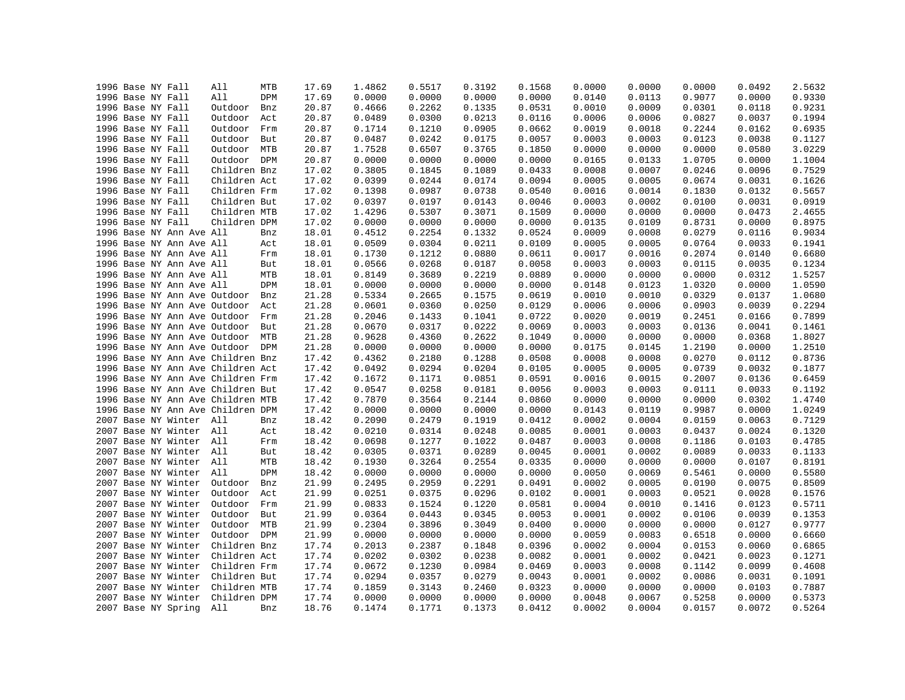| | | | | | | | | | | | | | | | | |
|---|---|---|---|---|---|---|---|---|---|---|---|---|---|---|---|---|
| 1996 | Base | NY | Fall | All | MTB | 17.69 | 1.4862 | 0.5517 | 0.3192 | 0.1568 | 0.0000 | 0.0000 | 0.0000 | 0.0492 | 2.5632 |
| 1996 | Base | NY | Fall | All | DPM | 17.69 | 0.0000 | 0.0000 | 0.0000 | 0.0000 | 0.0140 | 0.0113 | 0.9077 | 0.0000 | 0.9330 |
| 1996 | Base | NY | Fall | Outdoor | Bnz | 20.87 | 0.4666 | 0.2262 | 0.1335 | 0.0531 | 0.0010 | 0.0009 | 0.0301 | 0.0118 | 0.9231 |
| 1996 | Base | NY | Fall | Outdoor | Act | 20.87 | 0.0489 | 0.0300 | 0.0213 | 0.0116 | 0.0006 | 0.0006 | 0.0827 | 0.0037 | 0.1994 |
| 1996 | Base | NY | Fall | Outdoor | Frm | 20.87 | 0.1714 | 0.1210 | 0.0905 | 0.0662 | 0.0019 | 0.0018 | 0.2244 | 0.0162 | 0.6935 |
| 1996 | Base | NY | Fall | Outdoor | But | 20.87 | 0.0487 | 0.0242 | 0.0175 | 0.0057 | 0.0003 | 0.0003 | 0.0123 | 0.0038 | 0.1127 |
| 1996 | Base | NY | Fall | Outdoor | MTB | 20.87 | 1.7528 | 0.6507 | 0.3765 | 0.1850 | 0.0000 | 0.0000 | 0.0000 | 0.0580 | 3.0229 |
| 1996 | Base | NY | Fall | Outdoor | DPM | 20.87 | 0.0000 | 0.0000 | 0.0000 | 0.0000 | 0.0165 | 0.0133 | 1.0705 | 0.0000 | 1.1004 |
| 1996 | Base | NY | Fall | Children | Bnz | 17.02 | 0.3805 | 0.1845 | 0.1089 | 0.0433 | 0.0008 | 0.0007 | 0.0246 | 0.0096 | 0.7529 |
| 1996 | Base | NY | Fall | Children | Act | 17.02 | 0.0399 | 0.0244 | 0.0174 | 0.0094 | 0.0005 | 0.0005 | 0.0674 | 0.0031 | 0.1626 |
| 1996 | Base | NY | Fall | Children | Frm | 17.02 | 0.1398 | 0.0987 | 0.0738 | 0.0540 | 0.0016 | 0.0014 | 0.1830 | 0.0132 | 0.5657 |
| 1996 | Base | NY | Fall | Children | But | 17.02 | 0.0397 | 0.0197 | 0.0143 | 0.0046 | 0.0003 | 0.0002 | 0.0100 | 0.0031 | 0.0919 |
| 1996 | Base | NY | Fall | Children | MTB | 17.02 | 1.4296 | 0.5307 | 0.3071 | 0.1509 | 0.0000 | 0.0000 | 0.0000 | 0.0473 | 2.4655 |
| 1996 | Base | NY | Fall | Children | DPM | 17.02 | 0.0000 | 0.0000 | 0.0000 | 0.0000 | 0.0135 | 0.0109 | 0.8731 | 0.0000 | 0.8975 |
| 1996 | Base | NY | Ann Ave | All | Bnz | 18.01 | 0.4512 | 0.2254 | 0.1332 | 0.0524 | 0.0009 | 0.0008 | 0.0279 | 0.0116 | 0.9034 |
| 1996 | Base | NY | Ann Ave | All | Act | 18.01 | 0.0509 | 0.0304 | 0.0211 | 0.0109 | 0.0005 | 0.0005 | 0.0764 | 0.0033 | 0.1941 |
| 1996 | Base | NY | Ann Ave | All | Frm | 18.01 | 0.1730 | 0.1212 | 0.0880 | 0.0611 | 0.0017 | 0.0016 | 0.2074 | 0.0140 | 0.6680 |
| 1996 | Base | NY | Ann Ave | All | But | 18.01 | 0.0566 | 0.0268 | 0.0187 | 0.0058 | 0.0003 | 0.0003 | 0.0115 | 0.0035 | 0.1234 |
| 1996 | Base | NY | Ann Ave | All | MTB | 18.01 | 0.8149 | 0.3689 | 0.2219 | 0.0889 | 0.0000 | 0.0000 | 0.0000 | 0.0312 | 1.5257 |
| 1996 | Base | NY | Ann Ave | All | DPM | 18.01 | 0.0000 | 0.0000 | 0.0000 | 0.0000 | 0.0148 | 0.0123 | 1.0320 | 0.0000 | 1.0590 |
| 1996 | Base | NY | Ann Ave | Outdoor | Bnz | 21.28 | 0.5334 | 0.2665 | 0.1575 | 0.0619 | 0.0010 | 0.0010 | 0.0329 | 0.0137 | 1.0680 |
| 1996 | Base | NY | Ann Ave | Outdoor | Act | 21.28 | 0.0601 | 0.0360 | 0.0250 | 0.0129 | 0.0006 | 0.0006 | 0.0903 | 0.0039 | 0.2294 |
| 1996 | Base | NY | Ann Ave | Outdoor | Frm | 21.28 | 0.2046 | 0.1433 | 0.1041 | 0.0722 | 0.0020 | 0.0019 | 0.2451 | 0.0166 | 0.7899 |
| 1996 | Base | NY | Ann Ave | Outdoor | But | 21.28 | 0.0670 | 0.0317 | 0.0222 | 0.0069 | 0.0003 | 0.0003 | 0.0136 | 0.0041 | 0.1461 |
| 1996 | Base | NY | Ann Ave | Outdoor | MTB | 21.28 | 0.9628 | 0.4360 | 0.2622 | 0.1049 | 0.0000 | 0.0000 | 0.0000 | 0.0368 | 1.8027 |
| 1996 | Base | NY | Ann Ave | Outdoor | DPM | 21.28 | 0.0000 | 0.0000 | 0.0000 | 0.0000 | 0.0175 | 0.0145 | 1.2190 | 0.0000 | 1.2510 |
| 1996 | Base | NY | Ann Ave | Children | Bnz | 17.42 | 0.4362 | 0.2180 | 0.1288 | 0.0508 | 0.0008 | 0.0008 | 0.0270 | 0.0112 | 0.8736 |
| 1996 | Base | NY | Ann Ave | Children | Act | 17.42 | 0.0492 | 0.0294 | 0.0204 | 0.0105 | 0.0005 | 0.0005 | 0.0739 | 0.0032 | 0.1877 |
| 1996 | Base | NY | Ann Ave | Children | Frm | 17.42 | 0.1672 | 0.1171 | 0.0851 | 0.0591 | 0.0016 | 0.0015 | 0.2007 | 0.0136 | 0.6459 |
| 1996 | Base | NY | Ann Ave | Children | But | 17.42 | 0.0547 | 0.0258 | 0.0181 | 0.0056 | 0.0003 | 0.0003 | 0.0111 | 0.0033 | 0.1192 |
| 1996 | Base | NY | Ann Ave | Children | MTB | 17.42 | 0.7870 | 0.3564 | 0.2144 | 0.0860 | 0.0000 | 0.0000 | 0.0000 | 0.0302 | 1.4740 |
| 1996 | Base | NY | Ann Ave | Children | DPM | 17.42 | 0.0000 | 0.0000 | 0.0000 | 0.0000 | 0.0143 | 0.0119 | 0.9987 | 0.0000 | 1.0249 |
| 2007 | Base | NY | Winter | All | Bnz | 18.42 | 0.2090 | 0.2479 | 0.1919 | 0.0412 | 0.0002 | 0.0004 | 0.0159 | 0.0063 | 0.7129 |
| 2007 | Base | NY | Winter | All | Act | 18.42 | 0.0210 | 0.0314 | 0.0248 | 0.0085 | 0.0001 | 0.0003 | 0.0437 | 0.0024 | 0.1320 |
| 2007 | Base | NY | Winter | All | Frm | 18.42 | 0.0698 | 0.1277 | 0.1022 | 0.0487 | 0.0003 | 0.0008 | 0.1186 | 0.0103 | 0.4785 |
| 2007 | Base | NY | Winter | All | But | 18.42 | 0.0305 | 0.0371 | 0.0289 | 0.0045 | 0.0001 | 0.0002 | 0.0089 | 0.0033 | 0.1133 |
| 2007 | Base | NY | Winter | All | MTB | 18.42 | 0.1930 | 0.3264 | 0.2554 | 0.0335 | 0.0000 | 0.0000 | 0.0000 | 0.0107 | 0.8191 |
| 2007 | Base | NY | Winter | All | DPM | 18.42 | 0.0000 | 0.0000 | 0.0000 | 0.0000 | 0.0050 | 0.0069 | 0.5461 | 0.0000 | 0.5580 |
| 2007 | Base | NY | Winter | Outdoor | Bnz | 21.99 | 0.2495 | 0.2959 | 0.2291 | 0.0491 | 0.0002 | 0.0005 | 0.0190 | 0.0075 | 0.8509 |
| 2007 | Base | NY | Winter | Outdoor | Act | 21.99 | 0.0251 | 0.0375 | 0.0296 | 0.0102 | 0.0001 | 0.0003 | 0.0521 | 0.0028 | 0.1576 |
| 2007 | Base | NY | Winter | Outdoor | Frm | 21.99 | 0.0833 | 0.1524 | 0.1220 | 0.0581 | 0.0004 | 0.0010 | 0.1416 | 0.0123 | 0.5711 |
| 2007 | Base | NY | Winter | Outdoor | But | 21.99 | 0.0364 | 0.0443 | 0.0345 | 0.0053 | 0.0001 | 0.0002 | 0.0106 | 0.0039 | 0.1353 |
| 2007 | Base | NY | Winter | Outdoor | MTB | 21.99 | 0.2304 | 0.3896 | 0.3049 | 0.0400 | 0.0000 | 0.0000 | 0.0000 | 0.0127 | 0.9777 |
| 2007 | Base | NY | Winter | Outdoor | DPM | 21.99 | 0.0000 | 0.0000 | 0.0000 | 0.0000 | 0.0059 | 0.0083 | 0.6518 | 0.0000 | 0.6660 |
| 2007 | Base | NY | Winter | Children | Bnz | 17.74 | 0.2013 | 0.2387 | 0.1848 | 0.0396 | 0.0002 | 0.0004 | 0.0153 | 0.0060 | 0.6865 |
| 2007 | Base | NY | Winter | Children | Act | 17.74 | 0.0202 | 0.0302 | 0.0238 | 0.0082 | 0.0001 | 0.0002 | 0.0421 | 0.0023 | 0.1271 |
| 2007 | Base | NY | Winter | Children | Frm | 17.74 | 0.0672 | 0.1230 | 0.0984 | 0.0469 | 0.0003 | 0.0008 | 0.1142 | 0.0099 | 0.4608 |
| 2007 | Base | NY | Winter | Children | But | 17.74 | 0.0294 | 0.0357 | 0.0279 | 0.0043 | 0.0001 | 0.0002 | 0.0086 | 0.0031 | 0.1091 |
| 2007 | Base | NY | Winter | Children | MTB | 17.74 | 0.1859 | 0.3143 | 0.2460 | 0.0323 | 0.0000 | 0.0000 | 0.0000 | 0.0103 | 0.7887 |
| 2007 | Base | NY | Winter | Children | DPM | 17.74 | 0.0000 | 0.0000 | 0.0000 | 0.0000 | 0.0048 | 0.0067 | 0.5258 | 0.0000 | 0.5373 |
| 2007 | Base | NY | Spring | All | Bnz | 18.76 | 0.1474 | 0.1771 | 0.1373 | 0.0412 | 0.0002 | 0.0004 | 0.0157 | 0.0072 | 0.5264 |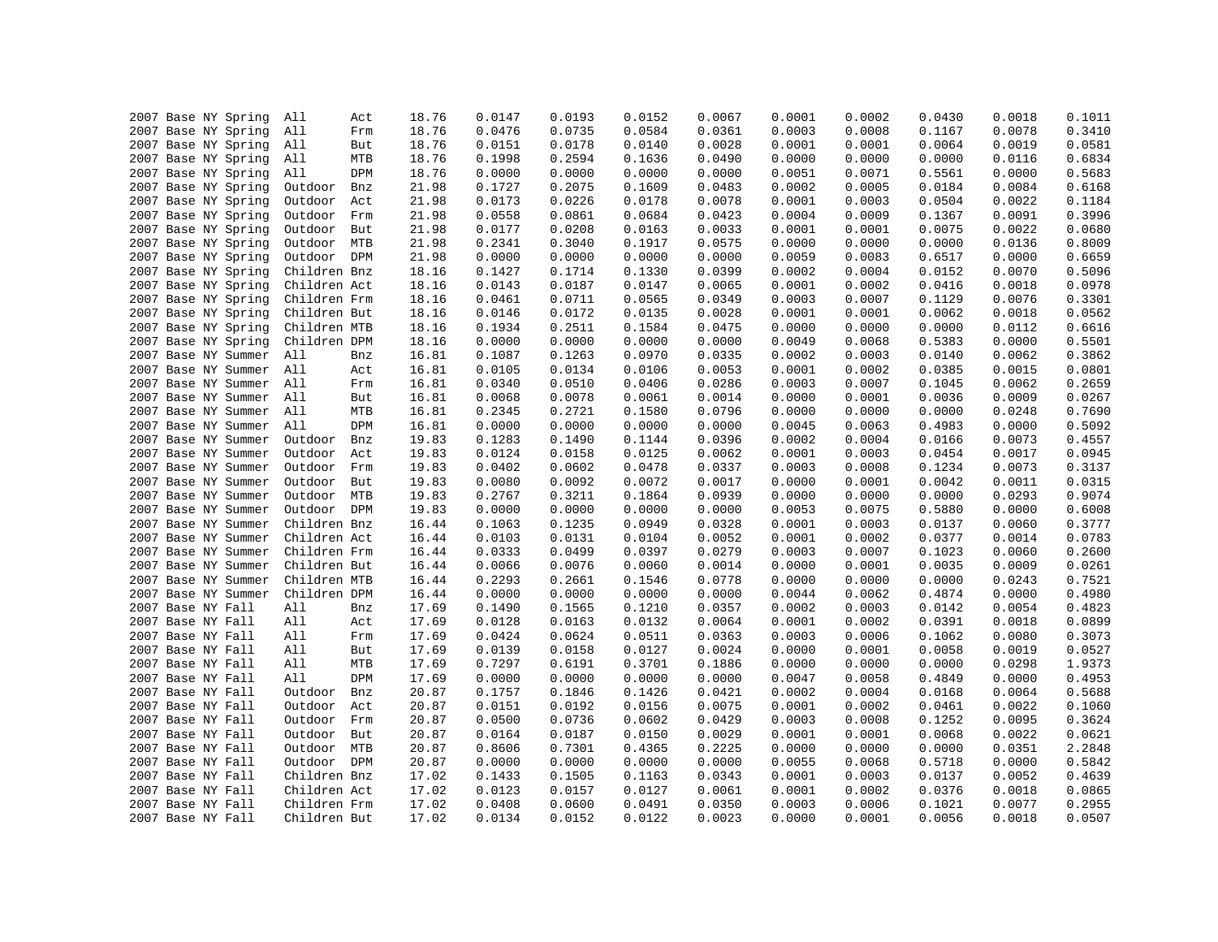```
2007 Base NY Spring  All      Act      18.76     0.0147    0.0193    0.0152    0.0067    0.0001    0.0002    0.0430    0.0018    0.1011
2007 Base NY Spring  All      Frm      18.76     0.0476    0.0735    0.0584    0.0361    0.0003    0.0008    0.1167    0.0078    0.3410
2007 Base NY Spring  All      But      18.76     0.0151    0.0178    0.0140    0.0028    0.0001    0.0001    0.0064    0.0019    0.0581
2007 Base NY Spring  All      MTB      18.76     0.1998    0.2594    0.1636    0.0490    0.0000    0.0000    0.0000    0.0116    0.6834
2007 Base NY Spring  All      DPM      18.76     0.0000    0.0000    0.0000    0.0000    0.0051    0.0071    0.5561    0.0000    0.5683
2007 Base NY Spring  Outdoor  Bnz      21.98     0.1727    0.2075    0.1609    0.0483    0.0002    0.0005    0.0184    0.0084    0.6168
2007 Base NY Spring  Outdoor  Act      21.98     0.0173    0.0226    0.0178    0.0078    0.0001    0.0003    0.0504    0.0022    0.1184
2007 Base NY Spring  Outdoor  Frm      21.98     0.0558    0.0861    0.0684    0.0423    0.0004    0.0009    0.1367    0.0091    0.3996
2007 Base NY Spring  Outdoor  But      21.98     0.0177    0.0208    0.0163    0.0033    0.0001    0.0001    0.0075    0.0022    0.0680
2007 Base NY Spring  Outdoor  MTB      21.98     0.2341    0.3040    0.1917    0.0575    0.0000    0.0000    0.0000    0.0136    0.8009
2007 Base NY Spring  Outdoor  DPM      21.98     0.0000    0.0000    0.0000    0.0000    0.0059    0.0083    0.6517    0.0000    0.6659
2007 Base NY Spring  Children Bnz      18.16     0.1427    0.1714    0.1330    0.0399    0.0002    0.0004    0.0152    0.0070    0.5096
2007 Base NY Spring  Children Act      18.16     0.0143    0.0187    0.0147    0.0065    0.0001    0.0002    0.0416    0.0018    0.0978
2007 Base NY Spring  Children Frm      18.16     0.0461    0.0711    0.0565    0.0349    0.0003    0.0007    0.1129    0.0076    0.3301
2007 Base NY Spring  Children But      18.16     0.0146    0.0172    0.0135    0.0028    0.0001    0.0001    0.0062    0.0018    0.0562
2007 Base NY Spring  Children MTB      18.16     0.1934    0.2511    0.1584    0.0475    0.0000    0.0000    0.0000    0.0112    0.6616
2007 Base NY Spring  Children DPM      18.16     0.0000    0.0000    0.0000    0.0000    0.0049    0.0068    0.5383    0.0000    0.5501
2007 Base NY Summer  All      Bnz      16.81     0.1087    0.1263    0.0970    0.0335    0.0002    0.0003    0.0140    0.0062    0.3862
2007 Base NY Summer  All      Act      16.81     0.0105    0.0134    0.0106    0.0053    0.0001    0.0002    0.0385    0.0015    0.0801
2007 Base NY Summer  All      Frm      16.81     0.0340    0.0510    0.0406    0.0286    0.0003    0.0007    0.1045    0.0062    0.2659
2007 Base NY Summer  All      But      16.81     0.0068    0.0078    0.0061    0.0014    0.0000    0.0001    0.0036    0.0009    0.0267
2007 Base NY Summer  All      MTB      16.81     0.2345    0.2721    0.1580    0.0796    0.0000    0.0000    0.0000    0.0248    0.7690
2007 Base NY Summer  All      DPM      16.81     0.0000    0.0000    0.0000    0.0000    0.0045    0.0063    0.4983    0.0000    0.5092
2007 Base NY Summer  Outdoor  Bnz      19.83     0.1283    0.1490    0.1144    0.0396    0.0002    0.0004    0.0166    0.0073    0.4557
2007 Base NY Summer  Outdoor  Act      19.83     0.0124    0.0158    0.0125    0.0062    0.0001    0.0003    0.0454    0.0017    0.0945
2007 Base NY Summer  Outdoor  Frm      19.83     0.0402    0.0602    0.0478    0.0337    0.0003    0.0008    0.1234    0.0073    0.3137
2007 Base NY Summer  Outdoor  But      19.83     0.0080    0.0092    0.0072    0.0017    0.0000    0.0001    0.0042    0.0011    0.0315
2007 Base NY Summer  Outdoor  MTB      19.83     0.2767    0.3211    0.1864    0.0939    0.0000    0.0000    0.0000    0.0293    0.9074
2007 Base NY Summer  Outdoor  DPM      19.83     0.0000    0.0000    0.0000    0.0000    0.0053    0.0075    0.5880    0.0000    0.6008
2007 Base NY Summer  Children Bnz      16.44     0.1063    0.1235    0.0949    0.0328    0.0001    0.0003    0.0137    0.0060    0.3777
2007 Base NY Summer  Children Act      16.44     0.0103    0.0131    0.0104    0.0052    0.0001    0.0002    0.0377    0.0014    0.0783
2007 Base NY Summer  Children Frm      16.44     0.0333    0.0499    0.0397    0.0279    0.0003    0.0007    0.1023    0.0060    0.2600
2007 Base NY Summer  Children But      16.44     0.0066    0.0076    0.0060    0.0014    0.0000    0.0001    0.0035    0.0009    0.0261
2007 Base NY Summer  Children MTB      16.44     0.2293    0.2661    0.1546    0.0778    0.0000    0.0000    0.0000    0.0243    0.7521
2007 Base NY Summer  Children DPM      16.44     0.0000    0.0000    0.0000    0.0000    0.0044    0.0062    0.4874    0.0000    0.4980
2007 Base NY Fall    All      Bnz      17.69     0.1490    0.1565    0.1210    0.0357    0.0002    0.0003    0.0142    0.0054    0.4823
2007 Base NY Fall    All      Act      17.69     0.0128    0.0163    0.0132    0.0064    0.0001    0.0002    0.0391    0.0018    0.0899
2007 Base NY Fall    All      Frm      17.69     0.0424    0.0624    0.0511    0.0363    0.0003    0.0006    0.1062    0.0080    0.3073
2007 Base NY Fall    All      But      17.69     0.0139    0.0158    0.0127    0.0024    0.0000    0.0001    0.0058    0.0019    0.0527
2007 Base NY Fall    All      MTB      17.69     0.7297    0.6191    0.3701    0.1886    0.0000    0.0000    0.0000    0.0298    1.9373
2007 Base NY Fall    All      DPM      17.69     0.0000    0.0000    0.0000    0.0000    0.0047    0.0058    0.4849    0.0000    0.4953
2007 Base NY Fall    Outdoor  Bnz      20.87     0.1757    0.1846    0.1426    0.0421    0.0002    0.0004    0.0168    0.0064    0.5688
2007 Base NY Fall    Outdoor  Act      20.87     0.0151    0.0192    0.0156    0.0075    0.0001    0.0002    0.0461    0.0022    0.1060
2007 Base NY Fall    Outdoor  Frm      20.87     0.0500    0.0736    0.0602    0.0429    0.0003    0.0008    0.1252    0.0095    0.3624
2007 Base NY Fall    Outdoor  But      20.87     0.0164    0.0187    0.0150    0.0029    0.0001    0.0001    0.0068    0.0022    0.0621
2007 Base NY Fall    Outdoor  MTB      20.87     0.8606    0.7301    0.4365    0.2225    0.0000    0.0000    0.0000    0.0351    2.2848
2007 Base NY Fall    Outdoor  DPM      20.87     0.0000    0.0000    0.0000    0.0000    0.0055    0.0068    0.5718    0.0000    0.5842
2007 Base NY Fall    Children Bnz      17.02     0.1433    0.1505    0.1163    0.0343    0.0001    0.0003    0.0137    0.0052    0.4639
2007 Base NY Fall    Children Act      17.02     0.0123    0.0157    0.0127    0.0061    0.0001    0.0002    0.0376    0.0018    0.0865
2007 Base NY Fall    Children Frm      17.02     0.0408    0.0600    0.0491    0.0350    0.0003    0.0006    0.1021    0.0077    0.2955
2007 Base NY Fall    Children But      17.02     0.0134    0.0152    0.0122    0.0023    0.0000    0.0001    0.0056    0.0018    0.0507
```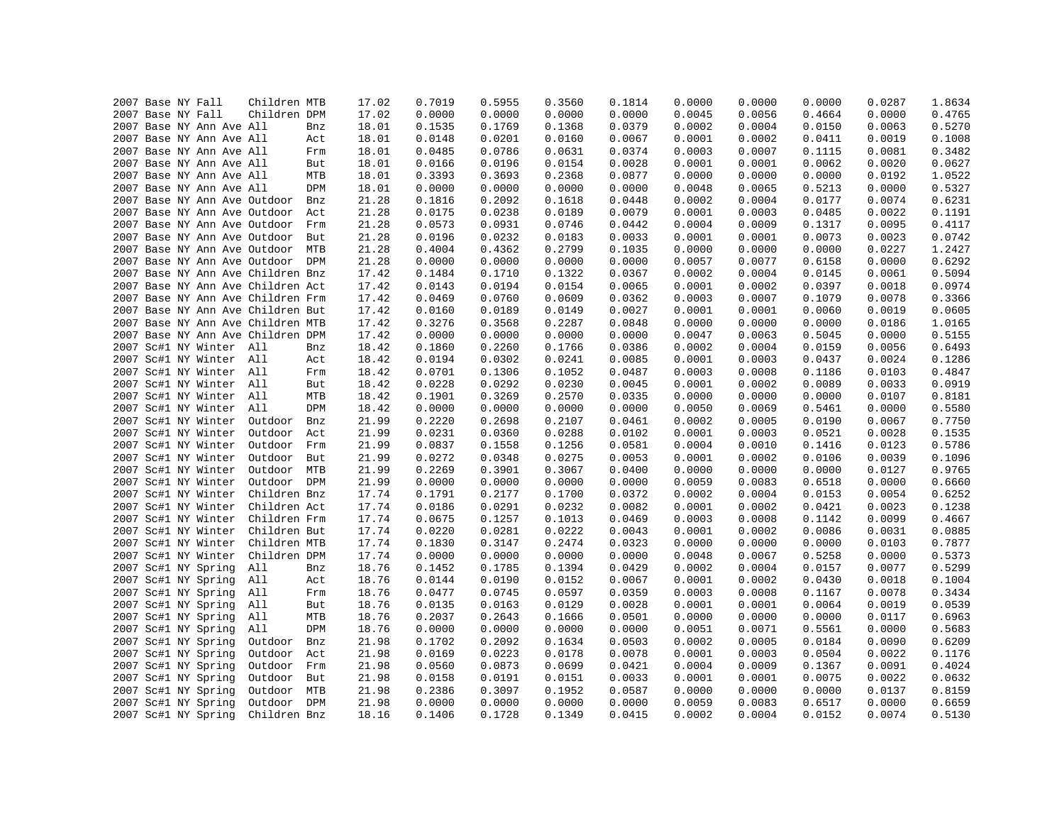| | | | | | | | | | | | | | | | | | |
|---|---|---|---|---|---|---|---|---|---|---|---|---|---|---|---|---|---|
| 2007 | Base | NY | Fall | Children | MTB | 17.02 | 0.7019 | 0.5955 | 0.3560 | 0.1814 | 0.0000 | 0.0000 | 0.0000 | 0.0287 | 1.8634 |
| 2007 | Base | NY | Fall | Children | DPM | 17.02 | 0.0000 | 0.0000 | 0.0000 | 0.0000 | 0.0045 | 0.0056 | 0.4664 | 0.0000 | 0.4765 |
| 2007 | Base | NY | Ann Ave | All | Bnz | 18.01 | 0.1535 | 0.1769 | 0.1368 | 0.0379 | 0.0002 | 0.0004 | 0.0150 | 0.0063 | 0.5270 |
| 2007 | Base | NY | Ann Ave | All | Act | 18.01 | 0.0148 | 0.0201 | 0.0160 | 0.0067 | 0.0001 | 0.0002 | 0.0411 | 0.0019 | 0.1008 |
| 2007 | Base | NY | Ann Ave | All | Frm | 18.01 | 0.0485 | 0.0786 | 0.0631 | 0.0374 | 0.0003 | 0.0007 | 0.1115 | 0.0081 | 0.3482 |
| 2007 | Base | NY | Ann Ave | All | But | 18.01 | 0.0166 | 0.0196 | 0.0154 | 0.0028 | 0.0001 | 0.0001 | 0.0062 | 0.0020 | 0.0627 |
| 2007 | Base | NY | Ann Ave | All | MTB | 18.01 | 0.3393 | 0.3693 | 0.2368 | 0.0877 | 0.0000 | 0.0000 | 0.0000 | 0.0192 | 1.0522 |
| 2007 | Base | NY | Ann Ave | All | DPM | 18.01 | 0.0000 | 0.0000 | 0.0000 | 0.0000 | 0.0048 | 0.0065 | 0.5213 | 0.0000 | 0.5327 |
| 2007 | Base | NY | Ann Ave | Outdoor | Bnz | 21.28 | 0.1816 | 0.2092 | 0.1618 | 0.0448 | 0.0002 | 0.0004 | 0.0177 | 0.0074 | 0.6231 |
| 2007 | Base | NY | Ann Ave | Outdoor | Act | 21.28 | 0.0175 | 0.0238 | 0.0189 | 0.0079 | 0.0001 | 0.0003 | 0.0485 | 0.0022 | 0.1191 |
| 2007 | Base | NY | Ann Ave | Outdoor | Frm | 21.28 | 0.0573 | 0.0931 | 0.0746 | 0.0442 | 0.0004 | 0.0009 | 0.1317 | 0.0095 | 0.4117 |
| 2007 | Base | NY | Ann Ave | Outdoor | But | 21.28 | 0.0196 | 0.0232 | 0.0183 | 0.0033 | 0.0001 | 0.0001 | 0.0073 | 0.0023 | 0.0742 |
| 2007 | Base | NY | Ann Ave | Outdoor | MTB | 21.28 | 0.4004 | 0.4362 | 0.2799 | 0.1035 | 0.0000 | 0.0000 | 0.0000 | 0.0227 | 1.2427 |
| 2007 | Base | NY | Ann Ave | Outdoor | DPM | 21.28 | 0.0000 | 0.0000 | 0.0000 | 0.0000 | 0.0057 | 0.0077 | 0.6158 | 0.0000 | 0.6292 |
| 2007 | Base | NY | Ann Ave | Children | Bnz | 17.42 | 0.1484 | 0.1710 | 0.1322 | 0.0367 | 0.0002 | 0.0004 | 0.0145 | 0.0061 | 0.5094 |
| 2007 | Base | NY | Ann Ave | Children | Act | 17.42 | 0.0143 | 0.0194 | 0.0154 | 0.0065 | 0.0001 | 0.0002 | 0.0397 | 0.0018 | 0.0974 |
| 2007 | Base | NY | Ann Ave | Children | Frm | 17.42 | 0.0469 | 0.0760 | 0.0609 | 0.0362 | 0.0003 | 0.0007 | 0.1079 | 0.0078 | 0.3366 |
| 2007 | Base | NY | Ann Ave | Children | But | 17.42 | 0.0160 | 0.0189 | 0.0149 | 0.0027 | 0.0001 | 0.0001 | 0.0060 | 0.0019 | 0.0605 |
| 2007 | Base | NY | Ann Ave | Children | MTB | 17.42 | 0.3276 | 0.3568 | 0.2287 | 0.0848 | 0.0000 | 0.0000 | 0.0000 | 0.0186 | 1.0165 |
| 2007 | Base | NY | Ann Ave | Children | DPM | 17.42 | 0.0000 | 0.0000 | 0.0000 | 0.0000 | 0.0047 | 0.0063 | 0.5045 | 0.0000 | 0.5155 |
| 2007 | Sc#1 | NY | Winter | All | Bnz | 18.42 | 0.1860 | 0.2260 | 0.1766 | 0.0386 | 0.0002 | 0.0004 | 0.0159 | 0.0056 | 0.6493 |
| 2007 | Sc#1 | NY | Winter | All | Act | 18.42 | 0.0194 | 0.0302 | 0.0241 | 0.0085 | 0.0001 | 0.0003 | 0.0437 | 0.0024 | 0.1286 |
| 2007 | Sc#1 | NY | Winter | All | Frm | 18.42 | 0.0701 | 0.1306 | 0.1052 | 0.0487 | 0.0003 | 0.0008 | 0.1186 | 0.0103 | 0.4847 |
| 2007 | Sc#1 | NY | Winter | All | But | 18.42 | 0.0228 | 0.0292 | 0.0230 | 0.0045 | 0.0001 | 0.0002 | 0.0089 | 0.0033 | 0.0919 |
| 2007 | Sc#1 | NY | Winter | All | MTB | 18.42 | 0.1901 | 0.3269 | 0.2570 | 0.0335 | 0.0000 | 0.0000 | 0.0000 | 0.0107 | 0.8181 |
| 2007 | Sc#1 | NY | Winter | All | DPM | 18.42 | 0.0000 | 0.0000 | 0.0000 | 0.0000 | 0.0050 | 0.0069 | 0.5461 | 0.0000 | 0.5580 |
| 2007 | Sc#1 | NY | Winter | Outdoor | Bnz | 21.99 | 0.2220 | 0.2698 | 0.2107 | 0.0461 | 0.0002 | 0.0005 | 0.0190 | 0.0067 | 0.7750 |
| 2007 | Sc#1 | NY | Winter | Outdoor | Act | 21.99 | 0.0231 | 0.0360 | 0.0288 | 0.0102 | 0.0001 | 0.0003 | 0.0521 | 0.0028 | 0.1535 |
| 2007 | Sc#1 | NY | Winter | Outdoor | Frm | 21.99 | 0.0837 | 0.1558 | 0.1256 | 0.0581 | 0.0004 | 0.0010 | 0.1416 | 0.0123 | 0.5786 |
| 2007 | Sc#1 | NY | Winter | Outdoor | But | 21.99 | 0.0272 | 0.0348 | 0.0275 | 0.0053 | 0.0001 | 0.0002 | 0.0106 | 0.0039 | 0.1096 |
| 2007 | Sc#1 | NY | Winter | Outdoor | MTB | 21.99 | 0.2269 | 0.3901 | 0.3067 | 0.0400 | 0.0000 | 0.0000 | 0.0000 | 0.0127 | 0.9765 |
| 2007 | Sc#1 | NY | Winter | Outdoor | DPM | 21.99 | 0.0000 | 0.0000 | 0.0000 | 0.0000 | 0.0059 | 0.0083 | 0.6518 | 0.0000 | 0.6660 |
| 2007 | Sc#1 | NY | Winter | Children | Bnz | 17.74 | 0.1791 | 0.2177 | 0.1700 | 0.0372 | 0.0002 | 0.0004 | 0.0153 | 0.0054 | 0.6252 |
| 2007 | Sc#1 | NY | Winter | Children | Act | 17.74 | 0.0186 | 0.0291 | 0.0232 | 0.0082 | 0.0001 | 0.0002 | 0.0421 | 0.0023 | 0.1238 |
| 2007 | Sc#1 | NY | Winter | Children | Frm | 17.74 | 0.0675 | 0.1257 | 0.1013 | 0.0469 | 0.0003 | 0.0008 | 0.1142 | 0.0099 | 0.4667 |
| 2007 | Sc#1 | NY | Winter | Children | But | 17.74 | 0.0220 | 0.0281 | 0.0222 | 0.0043 | 0.0001 | 0.0002 | 0.0086 | 0.0031 | 0.0885 |
| 2007 | Sc#1 | NY | Winter | Children | MTB | 17.74 | 0.1830 | 0.3147 | 0.2474 | 0.0323 | 0.0000 | 0.0000 | 0.0000 | 0.0103 | 0.7877 |
| 2007 | Sc#1 | NY | Winter | Children | DPM | 17.74 | 0.0000 | 0.0000 | 0.0000 | 0.0000 | 0.0048 | 0.0067 | 0.5258 | 0.0000 | 0.5373 |
| 2007 | Sc#1 | NY | Spring | All | Bnz | 18.76 | 0.1452 | 0.1785 | 0.1394 | 0.0429 | 0.0002 | 0.0004 | 0.0157 | 0.0077 | 0.5299 |
| 2007 | Sc#1 | NY | Spring | All | Act | 18.76 | 0.0144 | 0.0190 | 0.0152 | 0.0067 | 0.0001 | 0.0002 | 0.0430 | 0.0018 | 0.1004 |
| 2007 | Sc#1 | NY | Spring | All | Frm | 18.76 | 0.0477 | 0.0745 | 0.0597 | 0.0359 | 0.0003 | 0.0008 | 0.1167 | 0.0078 | 0.3434 |
| 2007 | Sc#1 | NY | Spring | All | But | 18.76 | 0.0135 | 0.0163 | 0.0129 | 0.0028 | 0.0001 | 0.0001 | 0.0064 | 0.0019 | 0.0539 |
| 2007 | Sc#1 | NY | Spring | All | MTB | 18.76 | 0.2037 | 0.2643 | 0.1666 | 0.0501 | 0.0000 | 0.0000 | 0.0000 | 0.0117 | 0.6963 |
| 2007 | Sc#1 | NY | Spring | All | DPM | 18.76 | 0.0000 | 0.0000 | 0.0000 | 0.0000 | 0.0051 | 0.0071 | 0.5561 | 0.0000 | 0.5683 |
| 2007 | Sc#1 | NY | Spring | Outdoor | Bnz | 21.98 | 0.1702 | 0.2092 | 0.1634 | 0.0503 | 0.0002 | 0.0005 | 0.0184 | 0.0090 | 0.6209 |
| 2007 | Sc#1 | NY | Spring | Outdoor | Act | 21.98 | 0.0169 | 0.0223 | 0.0178 | 0.0078 | 0.0001 | 0.0003 | 0.0504 | 0.0022 | 0.1176 |
| 2007 | Sc#1 | NY | Spring | Outdoor | Frm | 21.98 | 0.0560 | 0.0873 | 0.0699 | 0.0421 | 0.0004 | 0.0009 | 0.1367 | 0.0091 | 0.4024 |
| 2007 | Sc#1 | NY | Spring | Outdoor | But | 21.98 | 0.0158 | 0.0191 | 0.0151 | 0.0033 | 0.0001 | 0.0001 | 0.0075 | 0.0022 | 0.0632 |
| 2007 | Sc#1 | NY | Spring | Outdoor | MTB | 21.98 | 0.2386 | 0.3097 | 0.1952 | 0.0587 | 0.0000 | 0.0000 | 0.0000 | 0.0137 | 0.8159 |
| 2007 | Sc#1 | NY | Spring | Outdoor | DPM | 21.98 | 0.0000 | 0.0000 | 0.0000 | 0.0000 | 0.0059 | 0.0083 | 0.6517 | 0.0000 | 0.6659 |
| 2007 | Sc#1 | NY | Spring | Children | Bnz | 18.16 | 0.1406 | 0.1728 | 0.1349 | 0.0415 | 0.0002 | 0.0004 | 0.0152 | 0.0074 | 0.5130 |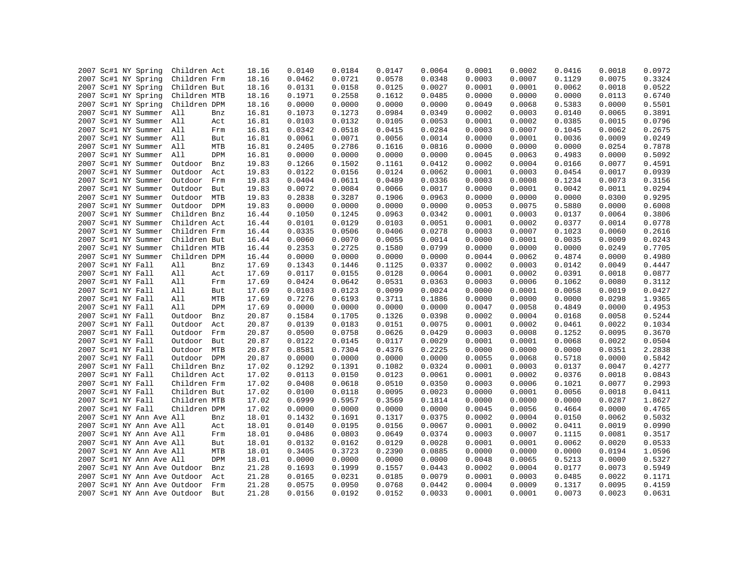| | | | | | | | | | | | | | | | |
|---|---|---|---|---|---|---|---|---|---|---|---|---|---|---|---|
| 2007 | Sc#1 | NY | Spring | Children | Act | 18.16 | 0.0140 | 0.0184 | 0.0147 | 0.0064 | 0.0001 | 0.0002 | 0.0416 | 0.0018 | 0.0972 |
| 2007 | Sc#1 | NY | Spring | Children | Frm | 18.16 | 0.0462 | 0.0721 | 0.0578 | 0.0348 | 0.0003 | 0.0007 | 0.1129 | 0.0075 | 0.3324 |
| 2007 | Sc#1 | NY | Spring | Children | But | 18.16 | 0.0131 | 0.0158 | 0.0125 | 0.0027 | 0.0001 | 0.0001 | 0.0062 | 0.0018 | 0.0522 |
| 2007 | Sc#1 | NY | Spring | Children | MTB | 18.16 | 0.1971 | 0.2558 | 0.1612 | 0.0485 | 0.0000 | 0.0000 | 0.0000 | 0.0113 | 0.6740 |
| 2007 | Sc#1 | NY | Spring | Children | DPM | 18.16 | 0.0000 | 0.0000 | 0.0000 | 0.0000 | 0.0049 | 0.0068 | 0.5383 | 0.0000 | 0.5501 |
| 2007 | Sc#1 | NY | Summer | All | Bnz | 16.81 | 0.1073 | 0.1273 | 0.0984 | 0.0349 | 0.0002 | 0.0003 | 0.0140 | 0.0065 | 0.3891 |
| 2007 | Sc#1 | NY | Summer | All | Act | 16.81 | 0.0103 | 0.0132 | 0.0105 | 0.0053 | 0.0001 | 0.0002 | 0.0385 | 0.0015 | 0.0796 |
| 2007 | Sc#1 | NY | Summer | All | Frm | 16.81 | 0.0342 | 0.0518 | 0.0415 | 0.0284 | 0.0003 | 0.0007 | 0.1045 | 0.0062 | 0.2675 |
| 2007 | Sc#1 | NY | Summer | All | But | 16.81 | 0.0061 | 0.0071 | 0.0056 | 0.0014 | 0.0000 | 0.0001 | 0.0036 | 0.0009 | 0.0249 |
| 2007 | Sc#1 | NY | Summer | All | MTB | 16.81 | 0.2405 | 0.2786 | 0.1616 | 0.0816 | 0.0000 | 0.0000 | 0.0000 | 0.0254 | 0.7878 |
| 2007 | Sc#1 | NY | Summer | All | DPM | 16.81 | 0.0000 | 0.0000 | 0.0000 | 0.0000 | 0.0045 | 0.0063 | 0.4983 | 0.0000 | 0.5092 |
| 2007 | Sc#1 | NY | Summer | Outdoor | Bnz | 19.83 | 0.1266 | 0.1502 | 0.1161 | 0.0412 | 0.0002 | 0.0004 | 0.0166 | 0.0077 | 0.4591 |
| 2007 | Sc#1 | NY | Summer | Outdoor | Act | 19.83 | 0.0122 | 0.0156 | 0.0124 | 0.0062 | 0.0001 | 0.0003 | 0.0454 | 0.0017 | 0.0939 |
| 2007 | Sc#1 | NY | Summer | Outdoor | Frm | 19.83 | 0.0404 | 0.0611 | 0.0489 | 0.0336 | 0.0003 | 0.0008 | 0.1234 | 0.0073 | 0.3156 |
| 2007 | Sc#1 | NY | Summer | Outdoor | But | 19.83 | 0.0072 | 0.0084 | 0.0066 | 0.0017 | 0.0000 | 0.0001 | 0.0042 | 0.0011 | 0.0294 |
| 2007 | Sc#1 | NY | Summer | Outdoor | MTB | 19.83 | 0.2838 | 0.3287 | 0.1906 | 0.0963 | 0.0000 | 0.0000 | 0.0000 | 0.0300 | 0.9295 |
| 2007 | Sc#1 | NY | Summer | Outdoor | DPM | 19.83 | 0.0000 | 0.0000 | 0.0000 | 0.0000 | 0.0053 | 0.0075 | 0.5880 | 0.0000 | 0.6008 |
| 2007 | Sc#1 | NY | Summer | Children | Bnz | 16.44 | 0.1050 | 0.1245 | 0.0963 | 0.0342 | 0.0001 | 0.0003 | 0.0137 | 0.0064 | 0.3806 |
| 2007 | Sc#1 | NY | Summer | Children | Act | 16.44 | 0.0101 | 0.0129 | 0.0103 | 0.0051 | 0.0001 | 0.0002 | 0.0377 | 0.0014 | 0.0778 |
| 2007 | Sc#1 | NY | Summer | Children | Frm | 16.44 | 0.0335 | 0.0506 | 0.0406 | 0.0278 | 0.0003 | 0.0007 | 0.1023 | 0.0060 | 0.2616 |
| 2007 | Sc#1 | NY | Summer | Children | But | 16.44 | 0.0060 | 0.0070 | 0.0055 | 0.0014 | 0.0000 | 0.0001 | 0.0035 | 0.0009 | 0.0243 |
| 2007 | Sc#1 | NY | Summer | Children | MTB | 16.44 | 0.2353 | 0.2725 | 0.1580 | 0.0799 | 0.0000 | 0.0000 | 0.0000 | 0.0249 | 0.7705 |
| 2007 | Sc#1 | NY | Summer | Children | DPM | 16.44 | 0.0000 | 0.0000 | 0.0000 | 0.0000 | 0.0044 | 0.0062 | 0.4874 | 0.0000 | 0.4980 |
| 2007 | Sc#1 | NY | Fall | All | Bnz | 17.69 | 0.1343 | 0.1446 | 0.1125 | 0.0337 | 0.0002 | 0.0003 | 0.0142 | 0.0049 | 0.4447 |
| 2007 | Sc#1 | NY | Fall | All | Act | 17.69 | 0.0117 | 0.0155 | 0.0128 | 0.0064 | 0.0001 | 0.0002 | 0.0391 | 0.0018 | 0.0877 |
| 2007 | Sc#1 | NY | Fall | All | Frm | 17.69 | 0.0424 | 0.0642 | 0.0531 | 0.0363 | 0.0003 | 0.0006 | 0.1062 | 0.0080 | 0.3112 |
| 2007 | Sc#1 | NY | Fall | All | But | 17.69 | 0.0103 | 0.0123 | 0.0099 | 0.0024 | 0.0000 | 0.0001 | 0.0058 | 0.0019 | 0.0427 |
| 2007 | Sc#1 | NY | Fall | All | MTB | 17.69 | 0.7276 | 0.6193 | 0.3711 | 0.1886 | 0.0000 | 0.0000 | 0.0000 | 0.0298 | 1.9365 |
| 2007 | Sc#1 | NY | Fall | All | DPM | 17.69 | 0.0000 | 0.0000 | 0.0000 | 0.0000 | 0.0047 | 0.0058 | 0.4849 | 0.0000 | 0.4953 |
| 2007 | Sc#1 | NY | Fall | Outdoor | Bnz | 20.87 | 0.1584 | 0.1705 | 0.1326 | 0.0398 | 0.0002 | 0.0004 | 0.0168 | 0.0058 | 0.5244 |
| 2007 | Sc#1 | NY | Fall | Outdoor | Act | 20.87 | 0.0139 | 0.0183 | 0.0151 | 0.0075 | 0.0001 | 0.0002 | 0.0461 | 0.0022 | 0.1034 |
| 2007 | Sc#1 | NY | Fall | Outdoor | Frm | 20.87 | 0.0500 | 0.0758 | 0.0626 | 0.0429 | 0.0003 | 0.0008 | 0.1252 | 0.0095 | 0.3670 |
| 2007 | Sc#1 | NY | Fall | Outdoor | But | 20.87 | 0.0122 | 0.0145 | 0.0117 | 0.0029 | 0.0001 | 0.0001 | 0.0068 | 0.0022 | 0.0504 |
| 2007 | Sc#1 | NY | Fall | Outdoor | MTB | 20.87 | 0.8581 | 0.7304 | 0.4376 | 0.2225 | 0.0000 | 0.0000 | 0.0000 | 0.0351 | 2.2838 |
| 2007 | Sc#1 | NY | Fall | Outdoor | DPM | 20.87 | 0.0000 | 0.0000 | 0.0000 | 0.0000 | 0.0055 | 0.0068 | 0.5718 | 0.0000 | 0.5842 |
| 2007 | Sc#1 | NY | Fall | Children | Bnz | 17.02 | 0.1292 | 0.1391 | 0.1082 | 0.0324 | 0.0001 | 0.0003 | 0.0137 | 0.0047 | 0.4277 |
| 2007 | Sc#1 | NY | Fall | Children | Act | 17.02 | 0.0113 | 0.0150 | 0.0123 | 0.0061 | 0.0001 | 0.0002 | 0.0376 | 0.0018 | 0.0843 |
| 2007 | Sc#1 | NY | Fall | Children | Frm | 17.02 | 0.0408 | 0.0618 | 0.0510 | 0.0350 | 0.0003 | 0.0006 | 0.1021 | 0.0077 | 0.2993 |
| 2007 | Sc#1 | NY | Fall | Children | But | 17.02 | 0.0100 | 0.0118 | 0.0095 | 0.0023 | 0.0000 | 0.0001 | 0.0056 | 0.0018 | 0.0411 |
| 2007 | Sc#1 | NY | Fall | Children | MTB | 17.02 | 0.6999 | 0.5957 | 0.3569 | 0.1814 | 0.0000 | 0.0000 | 0.0000 | 0.0287 | 1.8627 |
| 2007 | Sc#1 | NY | Fall | Children | DPM | 17.02 | 0.0000 | 0.0000 | 0.0000 | 0.0000 | 0.0045 | 0.0056 | 0.4664 | 0.0000 | 0.4765 |
| 2007 | Sc#1 | NY | Ann Ave | All | Bnz | 18.01 | 0.1432 | 0.1691 | 0.1317 | 0.0375 | 0.0002 | 0.0004 | 0.0150 | 0.0062 | 0.5032 |
| 2007 | Sc#1 | NY | Ann Ave | All | Act | 18.01 | 0.0140 | 0.0195 | 0.0156 | 0.0067 | 0.0001 | 0.0002 | 0.0411 | 0.0019 | 0.0990 |
| 2007 | Sc#1 | NY | Ann Ave | All | Frm | 18.01 | 0.0486 | 0.0803 | 0.0649 | 0.0374 | 0.0003 | 0.0007 | 0.1115 | 0.0081 | 0.3517 |
| 2007 | Sc#1 | NY | Ann Ave | All | But | 18.01 | 0.0132 | 0.0162 | 0.0129 | 0.0028 | 0.0001 | 0.0001 | 0.0062 | 0.0020 | 0.0533 |
| 2007 | Sc#1 | NY | Ann Ave | All | MTB | 18.01 | 0.3405 | 0.3723 | 0.2390 | 0.0885 | 0.0000 | 0.0000 | 0.0000 | 0.0194 | 1.0596 |
| 2007 | Sc#1 | NY | Ann Ave | All | DPM | 18.01 | 0.0000 | 0.0000 | 0.0000 | 0.0000 | 0.0048 | 0.0065 | 0.5213 | 0.0000 | 0.5327 |
| 2007 | Sc#1 | NY | Ann Ave | Outdoor | Bnz | 21.28 | 0.1693 | 0.1999 | 0.1557 | 0.0443 | 0.0002 | 0.0004 | 0.0177 | 0.0073 | 0.5949 |
| 2007 | Sc#1 | NY | Ann Ave | Outdoor | Act | 21.28 | 0.0165 | 0.0231 | 0.0185 | 0.0079 | 0.0001 | 0.0003 | 0.0485 | 0.0022 | 0.1171 |
| 2007 | Sc#1 | NY | Ann Ave | Outdoor | Frm | 21.28 | 0.0575 | 0.0950 | 0.0768 | 0.0442 | 0.0004 | 0.0009 | 0.1317 | 0.0095 | 0.4159 |
| 2007 | Sc#1 | NY | Ann Ave | Outdoor | But | 21.28 | 0.0156 | 0.0192 | 0.0152 | 0.0033 | 0.0001 | 0.0001 | 0.0073 | 0.0023 | 0.0631 |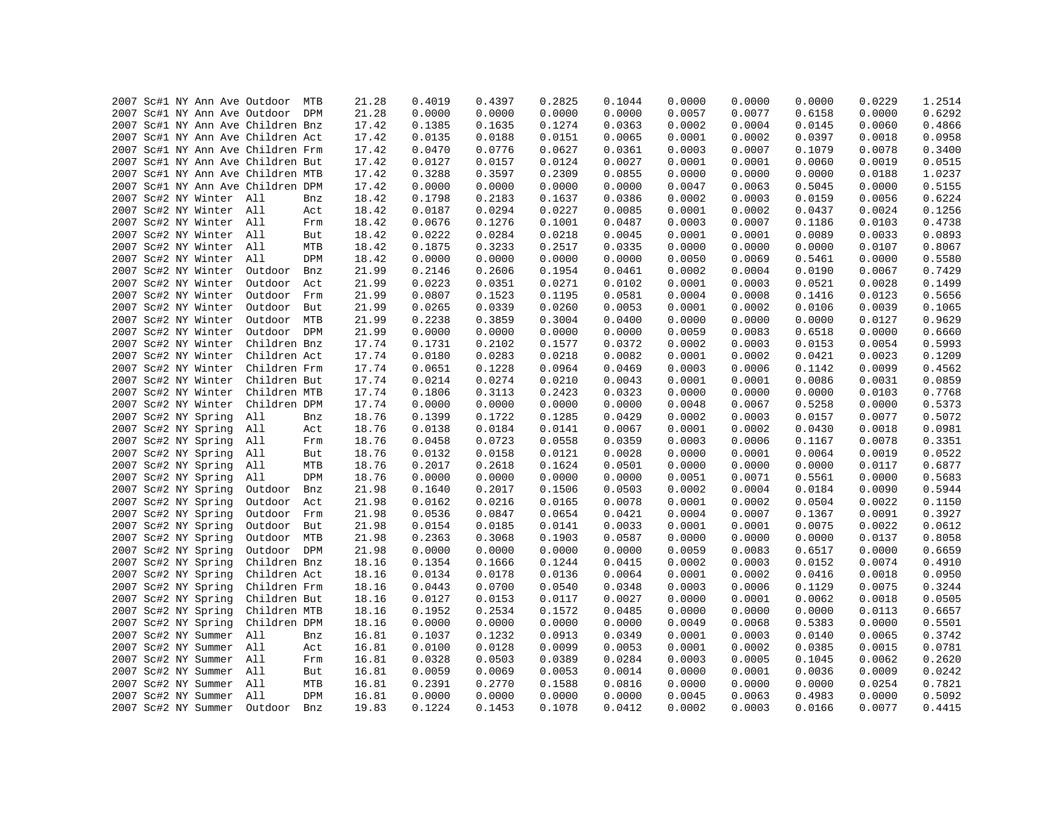| | | | | | | | | | | | | | | | | |
|---|---|---|---|---|---|---|---|---|---|---|---|---|---|---|---|---|
| 2007 | Sc#1 | NY | Ann Ave | Outdoor | MTB | 21.28 | 0.4019 | 0.4397 | 0.2825 | 0.1044 | 0.0000 | 0.0000 | 0.0000 | 0.0229 | 1.2514 |
| 2007 | Sc#1 | NY | Ann Ave | Outdoor | DPM | 21.28 | 0.0000 | 0.0000 | 0.0000 | 0.0000 | 0.0057 | 0.0077 | 0.6158 | 0.0000 | 0.6292 |
| 2007 | Sc#1 | NY | Ann Ave | Children | Bnz | 17.42 | 0.1385 | 0.1635 | 0.1274 | 0.0363 | 0.0002 | 0.0004 | 0.0145 | 0.0060 | 0.4866 |
| 2007 | Sc#1 | NY | Ann Ave | Children | Act | 17.42 | 0.0135 | 0.0188 | 0.0151 | 0.0065 | 0.0001 | 0.0002 | 0.0397 | 0.0018 | 0.0958 |
| 2007 | Sc#1 | NY | Ann Ave | Children | Frm | 17.42 | 0.0470 | 0.0776 | 0.0627 | 0.0361 | 0.0003 | 0.0007 | 0.1079 | 0.0078 | 0.3400 |
| 2007 | Sc#1 | NY | Ann Ave | Children | But | 17.42 | 0.0127 | 0.0157 | 0.0124 | 0.0027 | 0.0001 | 0.0001 | 0.0060 | 0.0019 | 0.0515 |
| 2007 | Sc#1 | NY | Ann Ave | Children | MTB | 17.42 | 0.3288 | 0.3597 | 0.2309 | 0.0855 | 0.0000 | 0.0000 | 0.0000 | 0.0188 | 1.0237 |
| 2007 | Sc#1 | NY | Ann Ave | Children | DPM | 17.42 | 0.0000 | 0.0000 | 0.0000 | 0.0000 | 0.0047 | 0.0063 | 0.5045 | 0.0000 | 0.5155 |
| 2007 | Sc#2 | NY | Winter | All | Bnz | 18.42 | 0.1798 | 0.2183 | 0.1637 | 0.0386 | 0.0002 | 0.0003 | 0.0159 | 0.0056 | 0.6224 |
| 2007 | Sc#2 | NY | Winter | All | Act | 18.42 | 0.0187 | 0.0294 | 0.0227 | 0.0085 | 0.0001 | 0.0002 | 0.0437 | 0.0024 | 0.1256 |
| 2007 | Sc#2 | NY | Winter | All | Frm | 18.42 | 0.0676 | 0.1276 | 0.1001 | 0.0487 | 0.0003 | 0.0007 | 0.1186 | 0.0103 | 0.4738 |
| 2007 | Sc#2 | NY | Winter | All | But | 18.42 | 0.0222 | 0.0284 | 0.0218 | 0.0045 | 0.0001 | 0.0001 | 0.0089 | 0.0033 | 0.0893 |
| 2007 | Sc#2 | NY | Winter | All | MTB | 18.42 | 0.1875 | 0.3233 | 0.2517 | 0.0335 | 0.0000 | 0.0000 | 0.0000 | 0.0107 | 0.8067 |
| 2007 | Sc#2 | NY | Winter | All | DPM | 18.42 | 0.0000 | 0.0000 | 0.0000 | 0.0000 | 0.0050 | 0.0069 | 0.5461 | 0.0000 | 0.5580 |
| 2007 | Sc#2 | NY | Winter | Outdoor | Bnz | 21.99 | 0.2146 | 0.2606 | 0.1954 | 0.0461 | 0.0002 | 0.0004 | 0.0190 | 0.0067 | 0.7429 |
| 2007 | Sc#2 | NY | Winter | Outdoor | Act | 21.99 | 0.0223 | 0.0351 | 0.0271 | 0.0102 | 0.0001 | 0.0003 | 0.0521 | 0.0028 | 0.1499 |
| 2007 | Sc#2 | NY | Winter | Outdoor | Frm | 21.99 | 0.0807 | 0.1523 | 0.1195 | 0.0581 | 0.0004 | 0.0008 | 0.1416 | 0.0123 | 0.5656 |
| 2007 | Sc#2 | NY | Winter | Outdoor | But | 21.99 | 0.0265 | 0.0339 | 0.0260 | 0.0053 | 0.0001 | 0.0002 | 0.0106 | 0.0039 | 0.1065 |
| 2007 | Sc#2 | NY | Winter | Outdoor | MTB | 21.99 | 0.2238 | 0.3859 | 0.3004 | 0.0400 | 0.0000 | 0.0000 | 0.0000 | 0.0127 | 0.9629 |
| 2007 | Sc#2 | NY | Winter | Outdoor | DPM | 21.99 | 0.0000 | 0.0000 | 0.0000 | 0.0000 | 0.0059 | 0.0083 | 0.6518 | 0.0000 | 0.6660 |
| 2007 | Sc#2 | NY | Winter | Children | Bnz | 17.74 | 0.1731 | 0.2102 | 0.1577 | 0.0372 | 0.0002 | 0.0003 | 0.0153 | 0.0054 | 0.5993 |
| 2007 | Sc#2 | NY | Winter | Children | Act | 17.74 | 0.0180 | 0.0283 | 0.0218 | 0.0082 | 0.0001 | 0.0002 | 0.0421 | 0.0023 | 0.1209 |
| 2007 | Sc#2 | NY | Winter | Children | Frm | 17.74 | 0.0651 | 0.1228 | 0.0964 | 0.0469 | 0.0003 | 0.0006 | 0.1142 | 0.0099 | 0.4562 |
| 2007 | Sc#2 | NY | Winter | Children | But | 17.74 | 0.0214 | 0.0274 | 0.0210 | 0.0043 | 0.0001 | 0.0001 | 0.0086 | 0.0031 | 0.0859 |
| 2007 | Sc#2 | NY | Winter | Children | MTB | 17.74 | 0.1806 | 0.3113 | 0.2423 | 0.0323 | 0.0000 | 0.0000 | 0.0000 | 0.0103 | 0.7768 |
| 2007 | Sc#2 | NY | Winter | Children | DPM | 17.74 | 0.0000 | 0.0000 | 0.0000 | 0.0000 | 0.0048 | 0.0067 | 0.5258 | 0.0000 | 0.5373 |
| 2007 | Sc#2 | NY | Spring | All | Bnz | 18.76 | 0.1399 | 0.1722 | 0.1285 | 0.0429 | 0.0002 | 0.0003 | 0.0157 | 0.0077 | 0.5072 |
| 2007 | Sc#2 | NY | Spring | All | Act | 18.76 | 0.0138 | 0.0184 | 0.0141 | 0.0067 | 0.0001 | 0.0002 | 0.0430 | 0.0018 | 0.0981 |
| 2007 | Sc#2 | NY | Spring | All | Frm | 18.76 | 0.0458 | 0.0723 | 0.0558 | 0.0359 | 0.0003 | 0.0006 | 0.1167 | 0.0078 | 0.3351 |
| 2007 | Sc#2 | NY | Spring | All | But | 18.76 | 0.0132 | 0.0158 | 0.0121 | 0.0028 | 0.0000 | 0.0001 | 0.0064 | 0.0019 | 0.0522 |
| 2007 | Sc#2 | NY | Spring | All | MTB | 18.76 | 0.2017 | 0.2618 | 0.1624 | 0.0501 | 0.0000 | 0.0000 | 0.0000 | 0.0117 | 0.6877 |
| 2007 | Sc#2 | NY | Spring | All | DPM | 18.76 | 0.0000 | 0.0000 | 0.0000 | 0.0000 | 0.0051 | 0.0071 | 0.5561 | 0.0000 | 0.5683 |
| 2007 | Sc#2 | NY | Spring | Outdoor | Bnz | 21.98 | 0.1640 | 0.2017 | 0.1506 | 0.0503 | 0.0002 | 0.0004 | 0.0184 | 0.0090 | 0.5944 |
| 2007 | Sc#2 | NY | Spring | Outdoor | Act | 21.98 | 0.0162 | 0.0216 | 0.0165 | 0.0078 | 0.0001 | 0.0002 | 0.0504 | 0.0022 | 0.1150 |
| 2007 | Sc#2 | NY | Spring | Outdoor | Frm | 21.98 | 0.0536 | 0.0847 | 0.0654 | 0.0421 | 0.0004 | 0.0007 | 0.1367 | 0.0091 | 0.3927 |
| 2007 | Sc#2 | NY | Spring | Outdoor | But | 21.98 | 0.0154 | 0.0185 | 0.0141 | 0.0033 | 0.0001 | 0.0001 | 0.0075 | 0.0022 | 0.0612 |
| 2007 | Sc#2 | NY | Spring | Outdoor | MTB | 21.98 | 0.2363 | 0.3068 | 0.1903 | 0.0587 | 0.0000 | 0.0000 | 0.0000 | 0.0137 | 0.8058 |
| 2007 | Sc#2 | NY | Spring | Outdoor | DPM | 21.98 | 0.0000 | 0.0000 | 0.0000 | 0.0000 | 0.0059 | 0.0083 | 0.6517 | 0.0000 | 0.6659 |
| 2007 | Sc#2 | NY | Spring | Children | Bnz | 18.16 | 0.1354 | 0.1666 | 0.1244 | 0.0415 | 0.0002 | 0.0003 | 0.0152 | 0.0074 | 0.4910 |
| 2007 | Sc#2 | NY | Spring | Children | Act | 18.16 | 0.0134 | 0.0178 | 0.0136 | 0.0064 | 0.0001 | 0.0002 | 0.0416 | 0.0018 | 0.0950 |
| 2007 | Sc#2 | NY | Spring | Children | Frm | 18.16 | 0.0443 | 0.0700 | 0.0540 | 0.0348 | 0.0003 | 0.0006 | 0.1129 | 0.0075 | 0.3244 |
| 2007 | Sc#2 | NY | Spring | Children | But | 18.16 | 0.0127 | 0.0153 | 0.0117 | 0.0027 | 0.0000 | 0.0001 | 0.0062 | 0.0018 | 0.0505 |
| 2007 | Sc#2 | NY | Spring | Children | MTB | 18.16 | 0.1952 | 0.2534 | 0.1572 | 0.0485 | 0.0000 | 0.0000 | 0.0000 | 0.0113 | 0.6657 |
| 2007 | Sc#2 | NY | Spring | Children | DPM | 18.16 | 0.0000 | 0.0000 | 0.0000 | 0.0000 | 0.0049 | 0.0068 | 0.5383 | 0.0000 | 0.5501 |
| 2007 | Sc#2 | NY | Summer | All | Bnz | 16.81 | 0.1037 | 0.1232 | 0.0913 | 0.0349 | 0.0001 | 0.0003 | 0.0140 | 0.0065 | 0.3742 |
| 2007 | Sc#2 | NY | Summer | All | Act | 16.81 | 0.0100 | 0.0128 | 0.0099 | 0.0053 | 0.0001 | 0.0002 | 0.0385 | 0.0015 | 0.0781 |
| 2007 | Sc#2 | NY | Summer | All | Frm | 16.81 | 0.0328 | 0.0503 | 0.0389 | 0.0284 | 0.0003 | 0.0005 | 0.1045 | 0.0062 | 0.2620 |
| 2007 | Sc#2 | NY | Summer | All | But | 16.81 | 0.0059 | 0.0069 | 0.0053 | 0.0014 | 0.0000 | 0.0001 | 0.0036 | 0.0009 | 0.0242 |
| 2007 | Sc#2 | NY | Summer | All | MTB | 16.81 | 0.2391 | 0.2770 | 0.1588 | 0.0816 | 0.0000 | 0.0000 | 0.0000 | 0.0254 | 0.7821 |
| 2007 | Sc#2 | NY | Summer | All | DPM | 16.81 | 0.0000 | 0.0000 | 0.0000 | 0.0000 | 0.0045 | 0.0063 | 0.4983 | 0.0000 | 0.5092 |
| 2007 | Sc#2 | NY | Summer | Outdoor | Bnz | 19.83 | 0.1224 | 0.1453 | 0.1078 | 0.0412 | 0.0002 | 0.0003 | 0.0166 | 0.0077 | 0.4415 |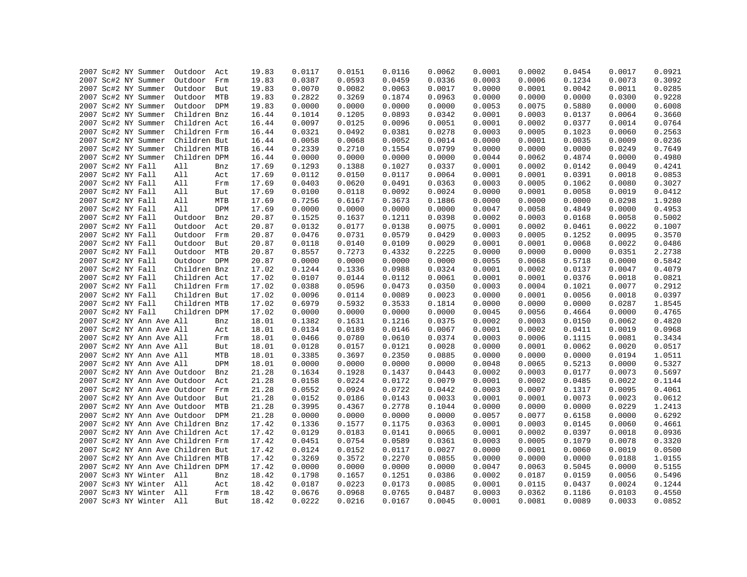| | | | | | | | | | | | | | | | |
|---|---|---|---|---|---|---|---|---|---|---|---|---|---|---|---|
| 2007 | Sc#2 | NY | Summer | Outdoor | Act | 19.83 | 0.0117 | 0.0151 | 0.0116 | 0.0062 | 0.0001 | 0.0002 | 0.0454 | 0.0017 | 0.0921 |
| 2007 | Sc#2 | NY | Summer | Outdoor | Frm | 19.83 | 0.0387 | 0.0593 | 0.0459 | 0.0336 | 0.0003 | 0.0006 | 0.1234 | 0.0073 | 0.3092 |
| 2007 | Sc#2 | NY | Summer | Outdoor | But | 19.83 | 0.0070 | 0.0082 | 0.0063 | 0.0017 | 0.0000 | 0.0001 | 0.0042 | 0.0011 | 0.0285 |
| 2007 | Sc#2 | NY | Summer | Outdoor | MTB | 19.83 | 0.2822 | 0.3269 | 0.1874 | 0.0963 | 0.0000 | 0.0000 | 0.0000 | 0.0300 | 0.9228 |
| 2007 | Sc#2 | NY | Summer | Outdoor | DPM | 19.83 | 0.0000 | 0.0000 | 0.0000 | 0.0000 | 0.0053 | 0.0075 | 0.5880 | 0.0000 | 0.6008 |
| 2007 | Sc#2 | NY | Summer | Children | Bnz | 16.44 | 0.1014 | 0.1205 | 0.0893 | 0.0342 | 0.0001 | 0.0003 | 0.0137 | 0.0064 | 0.3660 |
| 2007 | Sc#2 | NY | Summer | Children | Act | 16.44 | 0.0097 | 0.0125 | 0.0096 | 0.0051 | 0.0001 | 0.0002 | 0.0377 | 0.0014 | 0.0764 |
| 2007 | Sc#2 | NY | Summer | Children | Frm | 16.44 | 0.0321 | 0.0492 | 0.0381 | 0.0278 | 0.0003 | 0.0005 | 0.1023 | 0.0060 | 0.2563 |
| 2007 | Sc#2 | NY | Summer | Children | But | 16.44 | 0.0058 | 0.0068 | 0.0052 | 0.0014 | 0.0000 | 0.0001 | 0.0035 | 0.0009 | 0.0236 |
| 2007 | Sc#2 | NY | Summer | Children | MTB | 16.44 | 0.2339 | 0.2710 | 0.1554 | 0.0799 | 0.0000 | 0.0000 | 0.0000 | 0.0249 | 0.7649 |
| 2007 | Sc#2 | NY | Summer | Children | DPM | 16.44 | 0.0000 | 0.0000 | 0.0000 | 0.0000 | 0.0044 | 0.0062 | 0.4874 | 0.0000 | 0.4980 |
| 2007 | Sc#2 | NY | Fall | All | Bnz | 17.69 | 0.1293 | 0.1388 | 0.1027 | 0.0337 | 0.0001 | 0.0002 | 0.0142 | 0.0049 | 0.4241 |
| 2007 | Sc#2 | NY | Fall | All | Act | 17.69 | 0.0112 | 0.0150 | 0.0117 | 0.0064 | 0.0001 | 0.0001 | 0.0391 | 0.0018 | 0.0853 |
| 2007 | Sc#2 | NY | Fall | All | Frm | 17.69 | 0.0403 | 0.0620 | 0.0491 | 0.0363 | 0.0003 | 0.0005 | 0.1062 | 0.0080 | 0.3027 |
| 2007 | Sc#2 | NY | Fall | All | But | 17.69 | 0.0100 | 0.0118 | 0.0092 | 0.0024 | 0.0000 | 0.0001 | 0.0058 | 0.0019 | 0.0412 |
| 2007 | Sc#2 | NY | Fall | All | MTB | 17.69 | 0.7256 | 0.6167 | 0.3673 | 0.1886 | 0.0000 | 0.0000 | 0.0000 | 0.0298 | 1.9280 |
| 2007 | Sc#2 | NY | Fall | All | DPM | 17.69 | 0.0000 | 0.0000 | 0.0000 | 0.0000 | 0.0047 | 0.0058 | 0.4849 | 0.0000 | 0.4953 |
| 2007 | Sc#2 | NY | Fall | Outdoor | Bnz | 20.87 | 0.1525 | 0.1637 | 0.1211 | 0.0398 | 0.0002 | 0.0003 | 0.0168 | 0.0058 | 0.5002 |
| 2007 | Sc#2 | NY | Fall | Outdoor | Act | 20.87 | 0.0132 | 0.0177 | 0.0138 | 0.0075 | 0.0001 | 0.0002 | 0.0461 | 0.0022 | 0.1007 |
| 2007 | Sc#2 | NY | Fall | Outdoor | Frm | 20.87 | 0.0476 | 0.0731 | 0.0579 | 0.0429 | 0.0003 | 0.0005 | 0.1252 | 0.0095 | 0.3570 |
| 2007 | Sc#2 | NY | Fall | Outdoor | But | 20.87 | 0.0118 | 0.0140 | 0.0109 | 0.0029 | 0.0001 | 0.0001 | 0.0068 | 0.0022 | 0.0486 |
| 2007 | Sc#2 | NY | Fall | Outdoor | MTB | 20.87 | 0.8557 | 0.7273 | 0.4332 | 0.2225 | 0.0000 | 0.0000 | 0.0000 | 0.0351 | 2.2738 |
| 2007 | Sc#2 | NY | Fall | Outdoor | DPM | 20.87 | 0.0000 | 0.0000 | 0.0000 | 0.0000 | 0.0055 | 0.0068 | 0.5718 | 0.0000 | 0.5842 |
| 2007 | Sc#2 | NY | Fall | Children | Bnz | 17.02 | 0.1244 | 0.1336 | 0.0988 | 0.0324 | 0.0001 | 0.0002 | 0.0137 | 0.0047 | 0.4079 |
| 2007 | Sc#2 | NY | Fall | Children | Act | 17.02 | 0.0107 | 0.0144 | 0.0112 | 0.0061 | 0.0001 | 0.0001 | 0.0376 | 0.0018 | 0.0821 |
| 2007 | Sc#2 | NY | Fall | Children | Frm | 17.02 | 0.0388 | 0.0596 | 0.0473 | 0.0350 | 0.0003 | 0.0004 | 0.1021 | 0.0077 | 0.2912 |
| 2007 | Sc#2 | NY | Fall | Children | But | 17.02 | 0.0096 | 0.0114 | 0.0089 | 0.0023 | 0.0000 | 0.0001 | 0.0056 | 0.0018 | 0.0397 |
| 2007 | Sc#2 | NY | Fall | Children | MTB | 17.02 | 0.6979 | 0.5932 | 0.3533 | 0.1814 | 0.0000 | 0.0000 | 0.0000 | 0.0287 | 1.8545 |
| 2007 | Sc#2 | NY | Fall | Children | DPM | 17.02 | 0.0000 | 0.0000 | 0.0000 | 0.0000 | 0.0045 | 0.0056 | 0.4664 | 0.0000 | 0.4765 |
| 2007 | Sc#2 | NY | Ann Ave | All | Bnz | 18.01 | 0.1382 | 0.1631 | 0.1216 | 0.0375 | 0.0002 | 0.0003 | 0.0150 | 0.0062 | 0.4820 |
| 2007 | Sc#2 | NY | Ann Ave | All | Act | 18.01 | 0.0134 | 0.0189 | 0.0146 | 0.0067 | 0.0001 | 0.0002 | 0.0411 | 0.0019 | 0.0968 |
| 2007 | Sc#2 | NY | Ann Ave | All | Frm | 18.01 | 0.0466 | 0.0780 | 0.0610 | 0.0374 | 0.0003 | 0.0006 | 0.1115 | 0.0081 | 0.3434 |
| 2007 | Sc#2 | NY | Ann Ave | All | But | 18.01 | 0.0128 | 0.0157 | 0.0121 | 0.0028 | 0.0000 | 0.0001 | 0.0062 | 0.0020 | 0.0517 |
| 2007 | Sc#2 | NY | Ann Ave | All | MTB | 18.01 | 0.3385 | 0.3697 | 0.2350 | 0.0885 | 0.0000 | 0.0000 | 0.0000 | 0.0194 | 1.0511 |
| 2007 | Sc#2 | NY | Ann Ave | All | DPM | 18.01 | 0.0000 | 0.0000 | 0.0000 | 0.0000 | 0.0048 | 0.0065 | 0.5213 | 0.0000 | 0.5327 |
| 2007 | Sc#2 | NY | Ann Ave | Outdoor | Bnz | 21.28 | 0.1634 | 0.1928 | 0.1437 | 0.0443 | 0.0002 | 0.0003 | 0.0177 | 0.0073 | 0.5697 |
| 2007 | Sc#2 | NY | Ann Ave | Outdoor | Act | 21.28 | 0.0158 | 0.0224 | 0.0172 | 0.0079 | 0.0001 | 0.0002 | 0.0485 | 0.0022 | 0.1144 |
| 2007 | Sc#2 | NY | Ann Ave | Outdoor | Frm | 21.28 | 0.0552 | 0.0924 | 0.0722 | 0.0442 | 0.0003 | 0.0007 | 0.1317 | 0.0095 | 0.4061 |
| 2007 | Sc#2 | NY | Ann Ave | Outdoor | But | 21.28 | 0.0152 | 0.0186 | 0.0143 | 0.0033 | 0.0001 | 0.0001 | 0.0073 | 0.0023 | 0.0612 |
| 2007 | Sc#2 | NY | Ann Ave | Outdoor | MTB | 21.28 | 0.3995 | 0.4367 | 0.2778 | 0.1044 | 0.0000 | 0.0000 | 0.0000 | 0.0229 | 1.2413 |
| 2007 | Sc#2 | NY | Ann Ave | Outdoor | DPM | 21.28 | 0.0000 | 0.0000 | 0.0000 | 0.0000 | 0.0057 | 0.0077 | 0.6158 | 0.0000 | 0.6292 |
| 2007 | Sc#2 | NY | Ann Ave | Children | Bnz | 17.42 | 0.1336 | 0.1577 | 0.1175 | 0.0363 | 0.0001 | 0.0003 | 0.0145 | 0.0060 | 0.4661 |
| 2007 | Sc#2 | NY | Ann Ave | Children | Act | 17.42 | 0.0129 | 0.0183 | 0.0141 | 0.0065 | 0.0001 | 0.0002 | 0.0397 | 0.0018 | 0.0936 |
| 2007 | Sc#2 | NY | Ann Ave | Children | Frm | 17.42 | 0.0451 | 0.0754 | 0.0589 | 0.0361 | 0.0003 | 0.0005 | 0.1079 | 0.0078 | 0.3320 |
| 2007 | Sc#2 | NY | Ann Ave | Children | But | 17.42 | 0.0124 | 0.0152 | 0.0117 | 0.0027 | 0.0000 | 0.0001 | 0.0060 | 0.0019 | 0.0500 |
| 2007 | Sc#2 | NY | Ann Ave | Children | MTB | 17.42 | 0.3269 | 0.3572 | 0.2270 | 0.0855 | 0.0000 | 0.0000 | 0.0000 | 0.0188 | 1.0155 |
| 2007 | Sc#2 | NY | Ann Ave | Children | DPM | 17.42 | 0.0000 | 0.0000 | 0.0000 | 0.0000 | 0.0047 | 0.0063 | 0.5045 | 0.0000 | 0.5155 |
| 2007 | Sc#3 | NY | Winter | All | Bnz | 18.42 | 0.1798 | 0.1657 | 0.1251 | 0.0386 | 0.0002 | 0.0187 | 0.0159 | 0.0056 | 0.5496 |
| 2007 | Sc#3 | NY | Winter | All | Act | 18.42 | 0.0187 | 0.0223 | 0.0173 | 0.0085 | 0.0001 | 0.0115 | 0.0437 | 0.0024 | 0.1244 |
| 2007 | Sc#3 | NY | Winter | All | Frm | 18.42 | 0.0676 | 0.0968 | 0.0765 | 0.0487 | 0.0003 | 0.0362 | 0.1186 | 0.0103 | 0.4550 |
| 2007 | Sc#3 | NY | Winter | All | But | 18.42 | 0.0222 | 0.0216 | 0.0167 | 0.0045 | 0.0001 | 0.0081 | 0.0089 | 0.0033 | 0.0852 |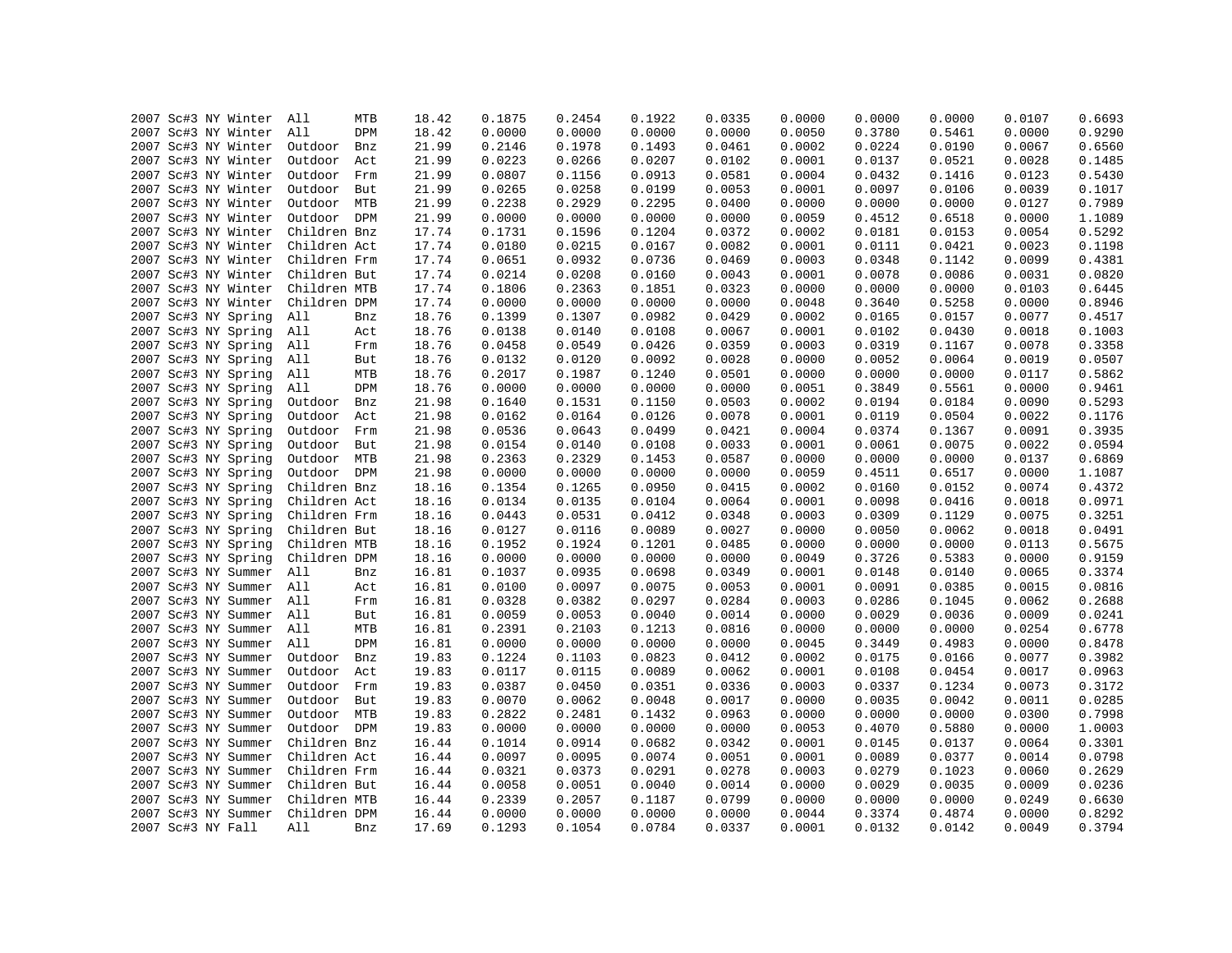| | | | | | | | | | | | | | | | |
|---|---|---|---|---|---|---|---|---|---|---|---|---|---|---|---|
| 2007 | Sc#3 | NY | Winter | All | MTB | 18.42 | 0.1875 | 0.2454 | 0.1922 | 0.0335 | 0.0000 | 0.0000 | 0.0000 | 0.0107 | 0.6693 |
| 2007 | Sc#3 | NY | Winter | All | DPM | 18.42 | 0.0000 | 0.0000 | 0.0000 | 0.0000 | 0.0050 | 0.3780 | 0.5461 | 0.0000 | 0.9290 |
| 2007 | Sc#3 | NY | Winter | Outdoor | Bnz | 21.99 | 0.2146 | 0.1978 | 0.1493 | 0.0461 | 0.0002 | 0.0224 | 0.0190 | 0.0067 | 0.6560 |
| 2007 | Sc#3 | NY | Winter | Outdoor | Act | 21.99 | 0.0223 | 0.0266 | 0.0207 | 0.0102 | 0.0001 | 0.0137 | 0.0521 | 0.0028 | 0.1485 |
| 2007 | Sc#3 | NY | Winter | Outdoor | Frm | 21.99 | 0.0807 | 0.1156 | 0.0913 | 0.0581 | 0.0004 | 0.0432 | 0.1416 | 0.0123 | 0.5430 |
| 2007 | Sc#3 | NY | Winter | Outdoor | But | 21.99 | 0.0265 | 0.0258 | 0.0199 | 0.0053 | 0.0001 | 0.0097 | 0.0106 | 0.0039 | 0.1017 |
| 2007 | Sc#3 | NY | Winter | Outdoor | MTB | 21.99 | 0.2238 | 0.2929 | 0.2295 | 0.0400 | 0.0000 | 0.0000 | 0.0000 | 0.0127 | 0.7989 |
| 2007 | Sc#3 | NY | Winter | Outdoor | DPM | 21.99 | 0.0000 | 0.0000 | 0.0000 | 0.0000 | 0.0059 | 0.4512 | 0.6518 | 0.0000 | 1.1089 |
| 2007 | Sc#3 | NY | Winter | Children | Bnz | 17.74 | 0.1731 | 0.1596 | 0.1204 | 0.0372 | 0.0002 | 0.0181 | 0.0153 | 0.0054 | 0.5292 |
| 2007 | Sc#3 | NY | Winter | Children | Act | 17.74 | 0.0180 | 0.0215 | 0.0167 | 0.0082 | 0.0001 | 0.0111 | 0.0421 | 0.0023 | 0.1198 |
| 2007 | Sc#3 | NY | Winter | Children | Frm | 17.74 | 0.0651 | 0.0932 | 0.0736 | 0.0469 | 0.0003 | 0.0348 | 0.1142 | 0.0099 | 0.4381 |
| 2007 | Sc#3 | NY | Winter | Children | But | 17.74 | 0.0214 | 0.0208 | 0.0160 | 0.0043 | 0.0001 | 0.0078 | 0.0086 | 0.0031 | 0.0820 |
| 2007 | Sc#3 | NY | Winter | Children | MTB | 17.74 | 0.1806 | 0.2363 | 0.1851 | 0.0323 | 0.0000 | 0.0000 | 0.0000 | 0.0103 | 0.6445 |
| 2007 | Sc#3 | NY | Winter | Children | DPM | 17.74 | 0.0000 | 0.0000 | 0.0000 | 0.0000 | 0.0048 | 0.3640 | 0.5258 | 0.0000 | 0.8946 |
| 2007 | Sc#3 | NY | Spring | All | Bnz | 18.76 | 0.1399 | 0.1307 | 0.0982 | 0.0429 | 0.0002 | 0.0165 | 0.0157 | 0.0077 | 0.4517 |
| 2007 | Sc#3 | NY | Spring | All | Act | 18.76 | 0.0138 | 0.0140 | 0.0108 | 0.0067 | 0.0001 | 0.0102 | 0.0430 | 0.0018 | 0.1003 |
| 2007 | Sc#3 | NY | Spring | All | Frm | 18.76 | 0.0458 | 0.0549 | 0.0426 | 0.0359 | 0.0003 | 0.0319 | 0.1167 | 0.0078 | 0.3358 |
| 2007 | Sc#3 | NY | Spring | All | But | 18.76 | 0.0132 | 0.0120 | 0.0092 | 0.0028 | 0.0000 | 0.0052 | 0.0064 | 0.0019 | 0.0507 |
| 2007 | Sc#3 | NY | Spring | All | MTB | 18.76 | 0.2017 | 0.1987 | 0.1240 | 0.0501 | 0.0000 | 0.0000 | 0.0000 | 0.0117 | 0.5862 |
| 2007 | Sc#3 | NY | Spring | All | DPM | 18.76 | 0.0000 | 0.0000 | 0.0000 | 0.0000 | 0.0051 | 0.3849 | 0.5561 | 0.0000 | 0.9461 |
| 2007 | Sc#3 | NY | Spring | Outdoor | Bnz | 21.98 | 0.1640 | 0.1531 | 0.1150 | 0.0503 | 0.0002 | 0.0194 | 0.0184 | 0.0090 | 0.5293 |
| 2007 | Sc#3 | NY | Spring | Outdoor | Act | 21.98 | 0.0162 | 0.0164 | 0.0126 | 0.0078 | 0.0001 | 0.0119 | 0.0504 | 0.0022 | 0.1176 |
| 2007 | Sc#3 | NY | Spring | Outdoor | Frm | 21.98 | 0.0536 | 0.0643 | 0.0499 | 0.0421 | 0.0004 | 0.0374 | 0.1367 | 0.0091 | 0.3935 |
| 2007 | Sc#3 | NY | Spring | Outdoor | But | 21.98 | 0.0154 | 0.0140 | 0.0108 | 0.0033 | 0.0001 | 0.0061 | 0.0075 | 0.0022 | 0.0594 |
| 2007 | Sc#3 | NY | Spring | Outdoor | MTB | 21.98 | 0.2363 | 0.2329 | 0.1453 | 0.0587 | 0.0000 | 0.0000 | 0.0000 | 0.0137 | 0.6869 |
| 2007 | Sc#3 | NY | Spring | Outdoor | DPM | 21.98 | 0.0000 | 0.0000 | 0.0000 | 0.0000 | 0.0059 | 0.4511 | 0.6517 | 0.0000 | 1.1087 |
| 2007 | Sc#3 | NY | Spring | Children | Bnz | 18.16 | 0.1354 | 0.1265 | 0.0950 | 0.0415 | 0.0002 | 0.0160 | 0.0152 | 0.0074 | 0.4372 |
| 2007 | Sc#3 | NY | Spring | Children | Act | 18.16 | 0.0134 | 0.0135 | 0.0104 | 0.0064 | 0.0001 | 0.0098 | 0.0416 | 0.0018 | 0.0971 |
| 2007 | Sc#3 | NY | Spring | Children | Frm | 18.16 | 0.0443 | 0.0531 | 0.0412 | 0.0348 | 0.0003 | 0.0309 | 0.1129 | 0.0075 | 0.3251 |
| 2007 | Sc#3 | NY | Spring | Children | But | 18.16 | 0.0127 | 0.0116 | 0.0089 | 0.0027 | 0.0000 | 0.0050 | 0.0062 | 0.0018 | 0.0491 |
| 2007 | Sc#3 | NY | Spring | Children | MTB | 18.16 | 0.1952 | 0.1924 | 0.1201 | 0.0485 | 0.0000 | 0.0000 | 0.0000 | 0.0113 | 0.5675 |
| 2007 | Sc#3 | NY | Spring | Children | DPM | 18.16 | 0.0000 | 0.0000 | 0.0000 | 0.0000 | 0.0049 | 0.3726 | 0.5383 | 0.0000 | 0.9159 |
| 2007 | Sc#3 | NY | Summer | All | Bnz | 16.81 | 0.1037 | 0.0935 | 0.0698 | 0.0349 | 0.0001 | 0.0148 | 0.0140 | 0.0065 | 0.3374 |
| 2007 | Sc#3 | NY | Summer | All | Act | 16.81 | 0.0100 | 0.0097 | 0.0075 | 0.0053 | 0.0001 | 0.0091 | 0.0385 | 0.0015 | 0.0816 |
| 2007 | Sc#3 | NY | Summer | All | Frm | 16.81 | 0.0328 | 0.0382 | 0.0297 | 0.0284 | 0.0003 | 0.0286 | 0.1045 | 0.0062 | 0.2688 |
| 2007 | Sc#3 | NY | Summer | All | But | 16.81 | 0.0059 | 0.0053 | 0.0040 | 0.0014 | 0.0000 | 0.0029 | 0.0036 | 0.0009 | 0.0241 |
| 2007 | Sc#3 | NY | Summer | All | MTB | 16.81 | 0.2391 | 0.2103 | 0.1213 | 0.0816 | 0.0000 | 0.0000 | 0.0000 | 0.0254 | 0.6778 |
| 2007 | Sc#3 | NY | Summer | All | DPM | 16.81 | 0.0000 | 0.0000 | 0.0000 | 0.0000 | 0.0045 | 0.3449 | 0.4983 | 0.0000 | 0.8478 |
| 2007 | Sc#3 | NY | Summer | Outdoor | Bnz | 19.83 | 0.1224 | 0.1103 | 0.0823 | 0.0412 | 0.0002 | 0.0175 | 0.0166 | 0.0077 | 0.3982 |
| 2007 | Sc#3 | NY | Summer | Outdoor | Act | 19.83 | 0.0117 | 0.0115 | 0.0089 | 0.0062 | 0.0001 | 0.0108 | 0.0454 | 0.0017 | 0.0963 |
| 2007 | Sc#3 | NY | Summer | Outdoor | Frm | 19.83 | 0.0387 | 0.0450 | 0.0351 | 0.0336 | 0.0003 | 0.0337 | 0.1234 | 0.0073 | 0.3172 |
| 2007 | Sc#3 | NY | Summer | Outdoor | But | 19.83 | 0.0070 | 0.0062 | 0.0048 | 0.0017 | 0.0000 | 0.0035 | 0.0042 | 0.0011 | 0.0285 |
| 2007 | Sc#3 | NY | Summer | Outdoor | MTB | 19.83 | 0.2822 | 0.2481 | 0.1432 | 0.0963 | 0.0000 | 0.0000 | 0.0000 | 0.0300 | 0.7998 |
| 2007 | Sc#3 | NY | Summer | Outdoor | DPM | 19.83 | 0.0000 | 0.0000 | 0.0000 | 0.0000 | 0.0053 | 0.4070 | 0.5880 | 0.0000 | 1.0003 |
| 2007 | Sc#3 | NY | Summer | Children | Bnz | 16.44 | 0.1014 | 0.0914 | 0.0682 | 0.0342 | 0.0001 | 0.0145 | 0.0137 | 0.0064 | 0.3301 |
| 2007 | Sc#3 | NY | Summer | Children | Act | 16.44 | 0.0097 | 0.0095 | 0.0074 | 0.0051 | 0.0001 | 0.0089 | 0.0377 | 0.0014 | 0.0798 |
| 2007 | Sc#3 | NY | Summer | Children | Frm | 16.44 | 0.0321 | 0.0373 | 0.0291 | 0.0278 | 0.0003 | 0.0279 | 0.1023 | 0.0060 | 0.2629 |
| 2007 | Sc#3 | NY | Summer | Children | But | 16.44 | 0.0058 | 0.0051 | 0.0040 | 0.0014 | 0.0000 | 0.0029 | 0.0035 | 0.0009 | 0.0236 |
| 2007 | Sc#3 | NY | Summer | Children | MTB | 16.44 | 0.2339 | 0.2057 | 0.1187 | 0.0799 | 0.0000 | 0.0000 | 0.0000 | 0.0249 | 0.6630 |
| 2007 | Sc#3 | NY | Summer | Children | DPM | 16.44 | 0.0000 | 0.0000 | 0.0000 | 0.0000 | 0.0044 | 0.3374 | 0.4874 | 0.0000 | 0.8292 |
| 2007 | Sc#3 | NY | Fall | All | Bnz | 17.69 | 0.1293 | 0.1054 | 0.0784 | 0.0337 | 0.0001 | 0.0132 | 0.0142 | 0.0049 | 0.3794 |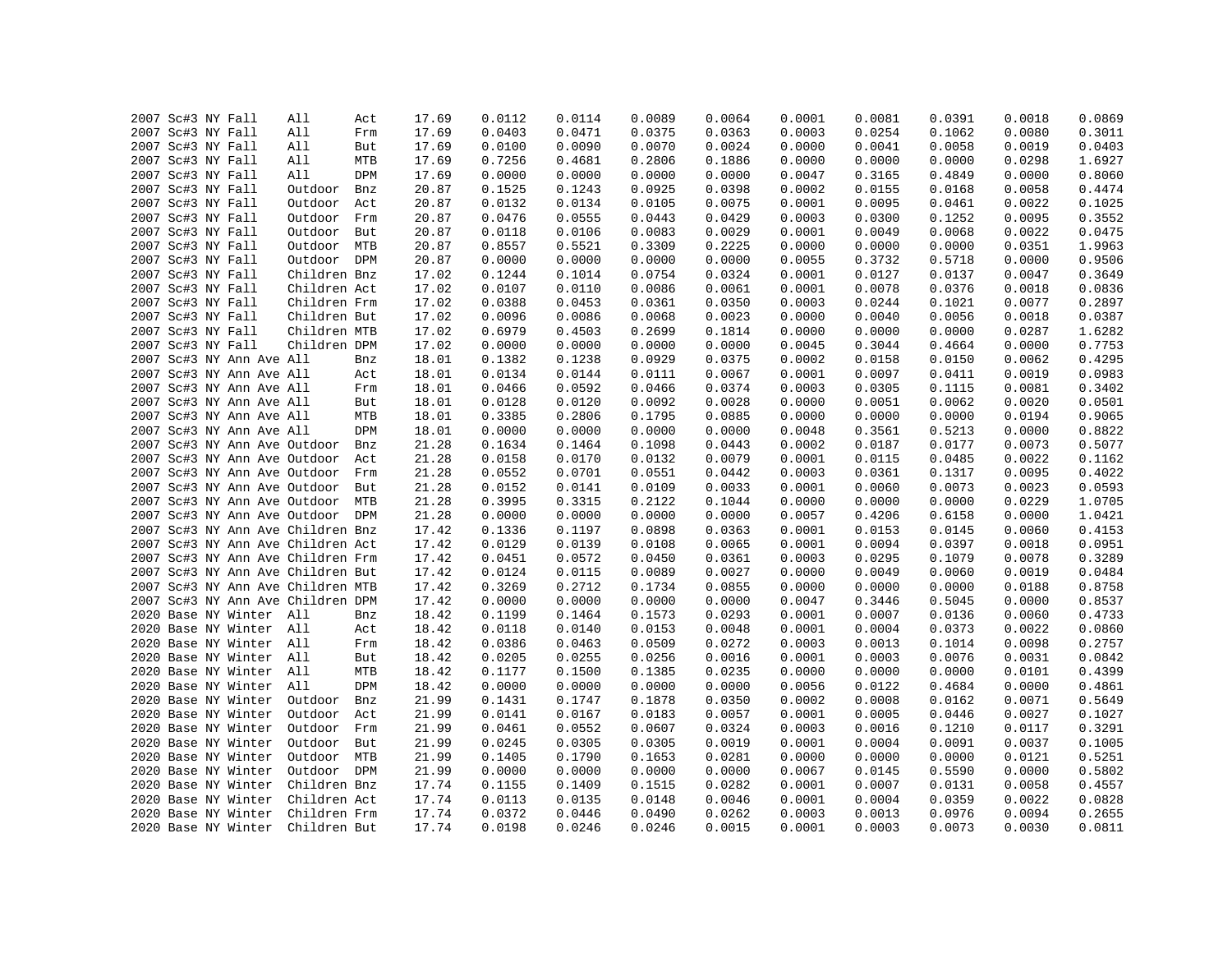| | | | | | | | | | | | | | | | |
|---|---|---|---|---|---|---|---|---|---|---|---|---|---|---|---|
| 2007 | Sc#3 | NY | Fall | All | Act | 17.69 | 0.0112 | 0.0114 | 0.0089 | 0.0064 | 0.0001 | 0.0081 | 0.0391 | 0.0018 | 0.0869 |
| 2007 | Sc#3 | NY | Fall | All | Frm | 17.69 | 0.0403 | 0.0471 | 0.0375 | 0.0363 | 0.0003 | 0.0254 | 0.1062 | 0.0080 | 0.3011 |
| 2007 | Sc#3 | NY | Fall | All | But | 17.69 | 0.0100 | 0.0090 | 0.0070 | 0.0024 | 0.0000 | 0.0041 | 0.0058 | 0.0019 | 0.0403 |
| 2007 | Sc#3 | NY | Fall | All | MTB | 17.69 | 0.7256 | 0.4681 | 0.2806 | 0.1886 | 0.0000 | 0.0000 | 0.0000 | 0.0298 | 1.6927 |
| 2007 | Sc#3 | NY | Fall | All | DPM | 17.69 | 0.0000 | 0.0000 | 0.0000 | 0.0000 | 0.0047 | 0.3165 | 0.4849 | 0.0000 | 0.8060 |
| 2007 | Sc#3 | NY | Fall | Outdoor | Bnz | 20.87 | 0.1525 | 0.1243 | 0.0925 | 0.0398 | 0.0002 | 0.0155 | 0.0168 | 0.0058 | 0.4474 |
| 2007 | Sc#3 | NY | Fall | Outdoor | Act | 20.87 | 0.0132 | 0.0134 | 0.0105 | 0.0075 | 0.0001 | 0.0095 | 0.0461 | 0.0022 | 0.1025 |
| 2007 | Sc#3 | NY | Fall | Outdoor | Frm | 20.87 | 0.0476 | 0.0555 | 0.0443 | 0.0429 | 0.0003 | 0.0300 | 0.1252 | 0.0095 | 0.3552 |
| 2007 | Sc#3 | NY | Fall | Outdoor | But | 20.87 | 0.0118 | 0.0106 | 0.0083 | 0.0029 | 0.0001 | 0.0049 | 0.0068 | 0.0022 | 0.0475 |
| 2007 | Sc#3 | NY | Fall | Outdoor | MTB | 20.87 | 0.8557 | 0.5521 | 0.3309 | 0.2225 | 0.0000 | 0.0000 | 0.0000 | 0.0351 | 1.9963 |
| 2007 | Sc#3 | NY | Fall | Outdoor | DPM | 20.87 | 0.0000 | 0.0000 | 0.0000 | 0.0000 | 0.0055 | 0.3732 | 0.5718 | 0.0000 | 0.9506 |
| 2007 | Sc#3 | NY | Fall | Children | Bnz | 17.02 | 0.1244 | 0.1014 | 0.0754 | 0.0324 | 0.0001 | 0.0127 | 0.0137 | 0.0047 | 0.3649 |
| 2007 | Sc#3 | NY | Fall | Children | Act | 17.02 | 0.0107 | 0.0110 | 0.0086 | 0.0061 | 0.0001 | 0.0078 | 0.0376 | 0.0018 | 0.0836 |
| 2007 | Sc#3 | NY | Fall | Children | Frm | 17.02 | 0.0388 | 0.0453 | 0.0361 | 0.0350 | 0.0003 | 0.0244 | 0.1021 | 0.0077 | 0.2897 |
| 2007 | Sc#3 | NY | Fall | Children | But | 17.02 | 0.0096 | 0.0086 | 0.0068 | 0.0023 | 0.0000 | 0.0040 | 0.0056 | 0.0018 | 0.0387 |
| 2007 | Sc#3 | NY | Fall | Children | MTB | 17.02 | 0.6979 | 0.4503 | 0.2699 | 0.1814 | 0.0000 | 0.0000 | 0.0000 | 0.0287 | 1.6282 |
| 2007 | Sc#3 | NY | Fall | Children | DPM | 17.02 | 0.0000 | 0.0000 | 0.0000 | 0.0000 | 0.0045 | 0.3044 | 0.4664 | 0.0000 | 0.7753 |
| 2007 | Sc#3 | NY | Ann Ave | All | Bnz | 18.01 | 0.1382 | 0.1238 | 0.0929 | 0.0375 | 0.0002 | 0.0158 | 0.0150 | 0.0062 | 0.4295 |
| 2007 | Sc#3 | NY | Ann Ave | All | Act | 18.01 | 0.0134 | 0.0144 | 0.0111 | 0.0067 | 0.0001 | 0.0097 | 0.0411 | 0.0019 | 0.0983 |
| 2007 | Sc#3 | NY | Ann Ave | All | Frm | 18.01 | 0.0466 | 0.0592 | 0.0466 | 0.0374 | 0.0003 | 0.0305 | 0.1115 | 0.0081 | 0.3402 |
| 2007 | Sc#3 | NY | Ann Ave | All | But | 18.01 | 0.0128 | 0.0120 | 0.0092 | 0.0028 | 0.0000 | 0.0051 | 0.0062 | 0.0020 | 0.0501 |
| 2007 | Sc#3 | NY | Ann Ave | All | MTB | 18.01 | 0.3385 | 0.2806 | 0.1795 | 0.0885 | 0.0000 | 0.0000 | 0.0000 | 0.0194 | 0.9065 |
| 2007 | Sc#3 | NY | Ann Ave | All | DPM | 18.01 | 0.0000 | 0.0000 | 0.0000 | 0.0000 | 0.0048 | 0.3561 | 0.5213 | 0.0000 | 0.8822 |
| 2007 | Sc#3 | NY | Ann Ave | Outdoor | Bnz | 21.28 | 0.1634 | 0.1464 | 0.1098 | 0.0443 | 0.0002 | 0.0187 | 0.0177 | 0.0073 | 0.5077 |
| 2007 | Sc#3 | NY | Ann Ave | Outdoor | Act | 21.28 | 0.0158 | 0.0170 | 0.0132 | 0.0079 | 0.0001 | 0.0115 | 0.0485 | 0.0022 | 0.1162 |
| 2007 | Sc#3 | NY | Ann Ave | Outdoor | Frm | 21.28 | 0.0552 | 0.0701 | 0.0551 | 0.0442 | 0.0003 | 0.0361 | 0.1317 | 0.0095 | 0.4022 |
| 2007 | Sc#3 | NY | Ann Ave | Outdoor | But | 21.28 | 0.0152 | 0.0141 | 0.0109 | 0.0033 | 0.0001 | 0.0060 | 0.0073 | 0.0023 | 0.0593 |
| 2007 | Sc#3 | NY | Ann Ave | Outdoor | MTB | 21.28 | 0.3995 | 0.3315 | 0.2122 | 0.1044 | 0.0000 | 0.0000 | 0.0000 | 0.0229 | 1.0705 |
| 2007 | Sc#3 | NY | Ann Ave | Outdoor | DPM | 21.28 | 0.0000 | 0.0000 | 0.0000 | 0.0000 | 0.0057 | 0.4206 | 0.6158 | 0.0000 | 1.0421 |
| 2007 | Sc#3 | NY | Ann Ave | Children | Bnz | 17.42 | 0.1336 | 0.1197 | 0.0898 | 0.0363 | 0.0001 | 0.0153 | 0.0145 | 0.0060 | 0.4153 |
| 2007 | Sc#3 | NY | Ann Ave | Children | Act | 17.42 | 0.0129 | 0.0139 | 0.0108 | 0.0065 | 0.0001 | 0.0094 | 0.0397 | 0.0018 | 0.0951 |
| 2007 | Sc#3 | NY | Ann Ave | Children | Frm | 17.42 | 0.0451 | 0.0572 | 0.0450 | 0.0361 | 0.0003 | 0.0295 | 0.1079 | 0.0078 | 0.3289 |
| 2007 | Sc#3 | NY | Ann Ave | Children | But | 17.42 | 0.0124 | 0.0115 | 0.0089 | 0.0027 | 0.0000 | 0.0049 | 0.0060 | 0.0019 | 0.0484 |
| 2007 | Sc#3 | NY | Ann Ave | Children | MTB | 17.42 | 0.3269 | 0.2712 | 0.1734 | 0.0855 | 0.0000 | 0.0000 | 0.0000 | 0.0188 | 0.8758 |
| 2007 | Sc#3 | NY | Ann Ave | Children | DPM | 17.42 | 0.0000 | 0.0000 | 0.0000 | 0.0000 | 0.0047 | 0.3446 | 0.5045 | 0.0000 | 0.8537 |
| 2020 | Base | NY | Winter | All | Bnz | 18.42 | 0.1199 | 0.1464 | 0.1573 | 0.0293 | 0.0001 | 0.0007 | 0.0136 | 0.0060 | 0.4733 |
| 2020 | Base | NY | Winter | All | Act | 18.42 | 0.0118 | 0.0140 | 0.0153 | 0.0048 | 0.0001 | 0.0004 | 0.0373 | 0.0022 | 0.0860 |
| 2020 | Base | NY | Winter | All | Frm | 18.42 | 0.0386 | 0.0463 | 0.0509 | 0.0272 | 0.0003 | 0.0013 | 0.1014 | 0.0098 | 0.2757 |
| 2020 | Base | NY | Winter | All | But | 18.42 | 0.0205 | 0.0255 | 0.0256 | 0.0016 | 0.0001 | 0.0003 | 0.0076 | 0.0031 | 0.0842 |
| 2020 | Base | NY | Winter | All | MTB | 18.42 | 0.1177 | 0.1500 | 0.1385 | 0.0235 | 0.0000 | 0.0000 | 0.0000 | 0.0101 | 0.4399 |
| 2020 | Base | NY | Winter | All | DPM | 18.42 | 0.0000 | 0.0000 | 0.0000 | 0.0000 | 0.0056 | 0.0122 | 0.4684 | 0.0000 | 0.4861 |
| 2020 | Base | NY | Winter | Outdoor | Bnz | 21.99 | 0.1431 | 0.1747 | 0.1878 | 0.0350 | 0.0002 | 0.0008 | 0.0162 | 0.0071 | 0.5649 |
| 2020 | Base | NY | Winter | Outdoor | Act | 21.99 | 0.0141 | 0.0167 | 0.0183 | 0.0057 | 0.0001 | 0.0005 | 0.0446 | 0.0027 | 0.1027 |
| 2020 | Base | NY | Winter | Outdoor | Frm | 21.99 | 0.0461 | 0.0552 | 0.0607 | 0.0324 | 0.0003 | 0.0016 | 0.1210 | 0.0117 | 0.3291 |
| 2020 | Base | NY | Winter | Outdoor | But | 21.99 | 0.0245 | 0.0305 | 0.0305 | 0.0019 | 0.0001 | 0.0004 | 0.0091 | 0.0037 | 0.1005 |
| 2020 | Base | NY | Winter | Outdoor | MTB | 21.99 | 0.1405 | 0.1790 | 0.1653 | 0.0281 | 0.0000 | 0.0000 | 0.0000 | 0.0121 | 0.5251 |
| 2020 | Base | NY | Winter | Outdoor | DPM | 21.99 | 0.0000 | 0.0000 | 0.0000 | 0.0000 | 0.0067 | 0.0145 | 0.5590 | 0.0000 | 0.5802 |
| 2020 | Base | NY | Winter | Children | Bnz | 17.74 | 0.1155 | 0.1409 | 0.1515 | 0.0282 | 0.0001 | 0.0007 | 0.0131 | 0.0058 | 0.4557 |
| 2020 | Base | NY | Winter | Children | Act | 17.74 | 0.0113 | 0.0135 | 0.0148 | 0.0046 | 0.0001 | 0.0004 | 0.0359 | 0.0022 | 0.0828 |
| 2020 | Base | NY | Winter | Children | Frm | 17.74 | 0.0372 | 0.0446 | 0.0490 | 0.0262 | 0.0003 | 0.0013 | 0.0976 | 0.0094 | 0.2655 |
| 2020 | Base | NY | Winter | Children | But | 17.74 | 0.0198 | 0.0246 | 0.0246 | 0.0015 | 0.0001 | 0.0003 | 0.0073 | 0.0030 | 0.0811 |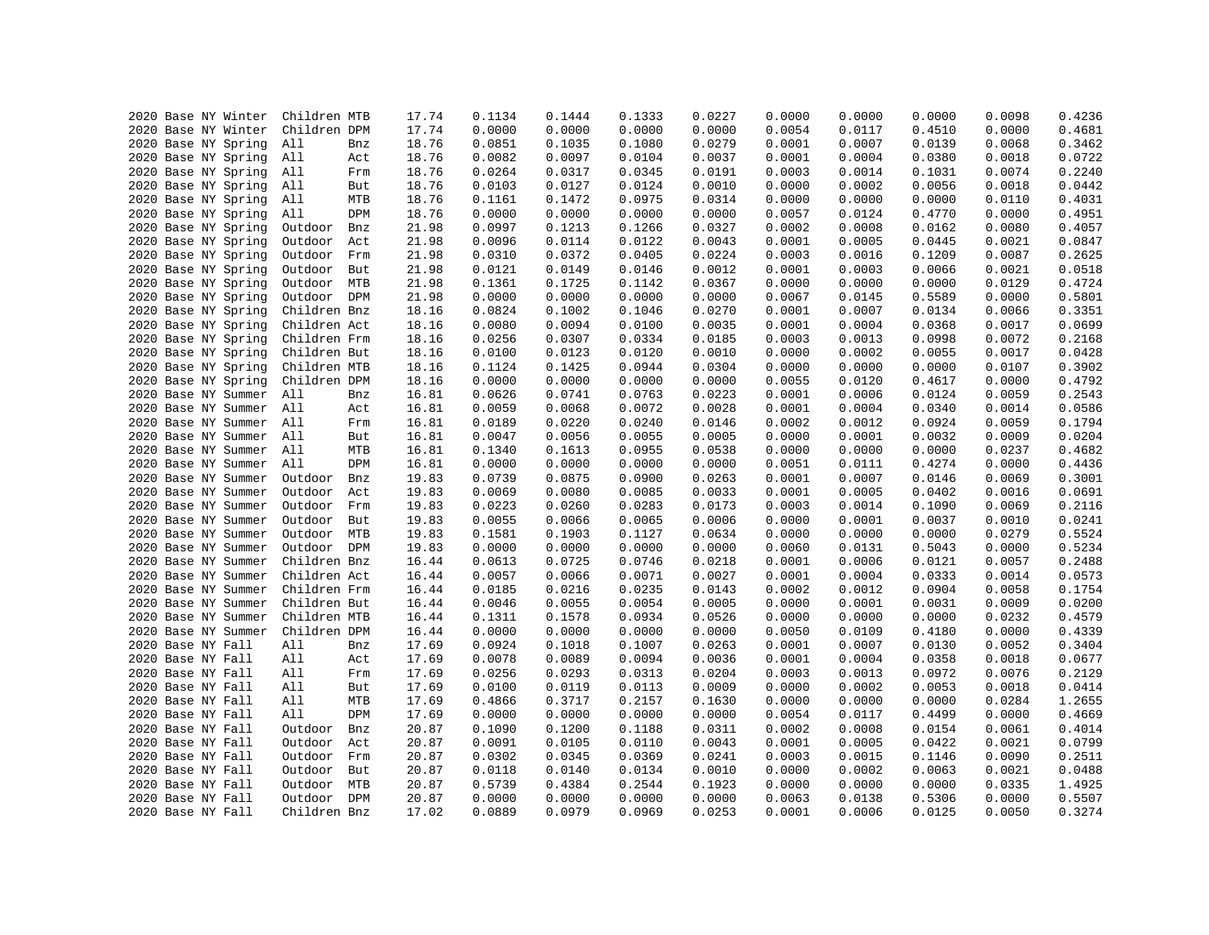```
2020 Base NY Winter  Children MTB     17.74    0.1134    0.1444    0.1333    0.0227    0.0000    0.0000    0.0000    0.0098    0.4236
2020 Base NY Winter  Children DPM     17.74    0.0000    0.0000    0.0000    0.0000    0.0054    0.0117    0.4510    0.0000    0.4681
2020 Base NY Spring  All      Bnz     18.76    0.0851    0.1035    0.1080    0.0279    0.0001    0.0007    0.0139    0.0068    0.3462
2020 Base NY Spring  All      Act     18.76    0.0082    0.0097    0.0104    0.0037    0.0001    0.0004    0.0380    0.0018    0.0722
2020 Base NY Spring  All      Frm     18.76    0.0264    0.0317    0.0345    0.0191    0.0003    0.0014    0.1031    0.0074    0.2240
2020 Base NY Spring  All      But     18.76    0.0103    0.0127    0.0124    0.0010    0.0000    0.0002    0.0056    0.0018    0.0442
2020 Base NY Spring  All      MTB     18.76    0.1161    0.1472    0.0975    0.0314    0.0000    0.0000    0.0000    0.0110    0.4031
2020 Base NY Spring  All      DPM     18.76    0.0000    0.0000    0.0000    0.0000    0.0057    0.0124    0.4770    0.0000    0.4951
2020 Base NY Spring  Outdoor  Bnz     21.98    0.0997    0.1213    0.1266    0.0327    0.0002    0.0008    0.0162    0.0080    0.4057
2020 Base NY Spring  Outdoor  Act     21.98    0.0096    0.0114    0.0122    0.0043    0.0001    0.0005    0.0445    0.0021    0.0847
2020 Base NY Spring  Outdoor  Frm     21.98    0.0310    0.0372    0.0405    0.0224    0.0003    0.0016    0.1209    0.0087    0.2625
2020 Base NY Spring  Outdoor  But     21.98    0.0121    0.0149    0.0146    0.0012    0.0001    0.0003    0.0066    0.0021    0.0518
2020 Base NY Spring  Outdoor  MTB     21.98    0.1361    0.1725    0.1142    0.0367    0.0000    0.0000    0.0000    0.0129    0.4724
2020 Base NY Spring  Outdoor  DPM     21.98    0.0000    0.0000    0.0000    0.0000    0.0067    0.0145    0.5589    0.0000    0.5801
2020 Base NY Spring  Children Bnz     18.16    0.0824    0.1002    0.1046    0.0270    0.0001    0.0007    0.0134    0.0066    0.3351
2020 Base NY Spring  Children Act     18.16    0.0080    0.0094    0.0100    0.0035    0.0001    0.0004    0.0368    0.0017    0.0699
2020 Base NY Spring  Children Frm     18.16    0.0256    0.0307    0.0334    0.0185    0.0003    0.0013    0.0998    0.0072    0.2168
2020 Base NY Spring  Children But     18.16    0.0100    0.0123    0.0120    0.0010    0.0000    0.0002    0.0055    0.0017    0.0428
2020 Base NY Spring  Children MTB     18.16    0.1124    0.1425    0.0944    0.0304    0.0000    0.0000    0.0000    0.0107    0.3902
2020 Base NY Spring  Children DPM     18.16    0.0000    0.0000    0.0000    0.0000    0.0055    0.0120    0.4617    0.0000    0.4792
2020 Base NY Summer  All      Bnz     16.81    0.0626    0.0741    0.0763    0.0223    0.0001    0.0006    0.0124    0.0059    0.2543
2020 Base NY Summer  All      Act     16.81    0.0059    0.0068    0.0072    0.0028    0.0001    0.0004    0.0340    0.0014    0.0586
2020 Base NY Summer  All      Frm     16.81    0.0189    0.0220    0.0240    0.0146    0.0002    0.0012    0.0924    0.0059    0.1794
2020 Base NY Summer  All      But     16.81    0.0047    0.0056    0.0055    0.0005    0.0000    0.0001    0.0032    0.0009    0.0204
2020 Base NY Summer  All      MTB     16.81    0.1340    0.1613    0.0955    0.0538    0.0000    0.0000    0.0000    0.0237    0.4682
2020 Base NY Summer  All      DPM     16.81    0.0000    0.0000    0.0000    0.0000    0.0051    0.0111    0.4274    0.0000    0.4436
2020 Base NY Summer  Outdoor  Bnz     19.83    0.0739    0.0875    0.0900    0.0263    0.0001    0.0007    0.0146    0.0069    0.3001
2020 Base NY Summer  Outdoor  Act     19.83    0.0069    0.0080    0.0085    0.0033    0.0001    0.0005    0.0402    0.0016    0.0691
2020 Base NY Summer  Outdoor  Frm     19.83    0.0223    0.0260    0.0283    0.0173    0.0003    0.0014    0.1090    0.0069    0.2116
2020 Base NY Summer  Outdoor  But     19.83    0.0055    0.0066    0.0065    0.0006    0.0000    0.0001    0.0037    0.0010    0.0241
2020 Base NY Summer  Outdoor  MTB     19.83    0.1581    0.1903    0.1127    0.0634    0.0000    0.0000    0.0000    0.0279    0.5524
2020 Base NY Summer  Outdoor  DPM     19.83    0.0000    0.0000    0.0000    0.0000    0.0060    0.0131    0.5043    0.0000    0.5234
2020 Base NY Summer  Children Bnz     16.44    0.0613    0.0725    0.0746    0.0218    0.0001    0.0006    0.0121    0.0057    0.2488
2020 Base NY Summer  Children Act     16.44    0.0057    0.0066    0.0071    0.0027    0.0001    0.0004    0.0333    0.0014    0.0573
2020 Base NY Summer  Children Frm     16.44    0.0185    0.0216    0.0235    0.0143    0.0002    0.0012    0.0904    0.0058    0.1754
2020 Base NY Summer  Children But     16.44    0.0046    0.0055    0.0054    0.0005    0.0000    0.0001    0.0031    0.0009    0.0200
2020 Base NY Summer  Children MTB     16.44    0.1311    0.1578    0.0934    0.0526    0.0000    0.0000    0.0000    0.0232    0.4579
2020 Base NY Summer  Children DPM     16.44    0.0000    0.0000    0.0000    0.0000    0.0050    0.0109    0.4180    0.0000    0.4339
2020 Base NY Fall    All      Bnz     17.69    0.0924    0.1018    0.1007    0.0263    0.0001    0.0007    0.0130    0.0052    0.3404
2020 Base NY Fall    All      Act     17.69    0.0078    0.0089    0.0094    0.0036    0.0001    0.0004    0.0358    0.0018    0.0677
2020 Base NY Fall    All      Frm     17.69    0.0256    0.0293    0.0313    0.0204    0.0003    0.0013    0.0972    0.0076    0.2129
2020 Base NY Fall    All      But     17.69    0.0100    0.0119    0.0113    0.0009    0.0000    0.0002    0.0053    0.0018    0.0414
2020 Base NY Fall    All      MTB     17.69    0.4866    0.3717    0.2157    0.1630    0.0000    0.0000    0.0000    0.0284    1.2655
2020 Base NY Fall    All      DPM     17.69    0.0000    0.0000    0.0000    0.0000    0.0054    0.0117    0.4499    0.0000    0.4669
2020 Base NY Fall    Outdoor  Bnz     20.87    0.1090    0.1200    0.1188    0.0311    0.0002    0.0008    0.0154    0.0061    0.4014
2020 Base NY Fall    Outdoor  Act     20.87    0.0091    0.0105    0.0110    0.0043    0.0001    0.0005    0.0422    0.0021    0.0799
2020 Base NY Fall    Outdoor  Frm     20.87    0.0302    0.0345    0.0369    0.0241    0.0003    0.0015    0.1146    0.0090    0.2511
2020 Base NY Fall    Outdoor  But     20.87    0.0118    0.0140    0.0134    0.0010    0.0000    0.0002    0.0063    0.0021    0.0488
2020 Base NY Fall    Outdoor  MTB     20.87    0.5739    0.4384    0.2544    0.1923    0.0000    0.0000    0.0000    0.0335    1.4925
2020 Base NY Fall    Outdoor  DPM     20.87    0.0000    0.0000    0.0000    0.0000    0.0063    0.0138    0.5306    0.0000    0.5507
2020 Base NY Fall    Children Bnz     17.02    0.0889    0.0979    0.0969    0.0253    0.0001    0.0006    0.0125    0.0050    0.3274
```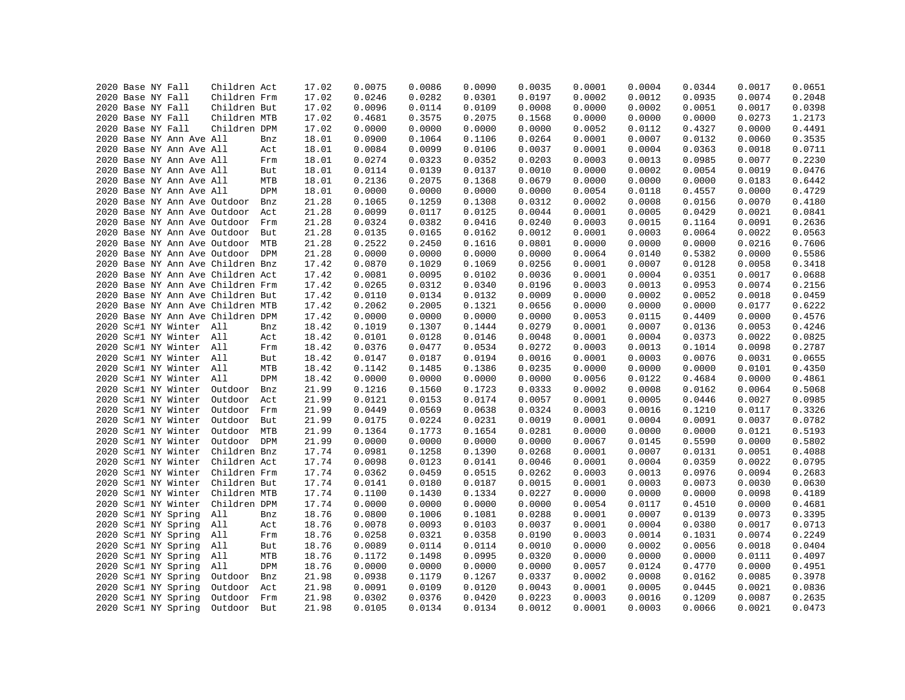| | | | | | | | | | | | | | | | |
|---|---|---|---|---|---|---|---|---|---|---|---|---|---|---|---|
| 2020 | Base | NY | Fall | Children | Act | 17.02 | 0.0075 | 0.0086 | 0.0090 | 0.0035 | 0.0001 | 0.0004 | 0.0344 | 0.0017 | 0.0651 |
| 2020 | Base | NY | Fall | Children | Frm | 17.02 | 0.0246 | 0.0282 | 0.0301 | 0.0197 | 0.0002 | 0.0012 | 0.0935 | 0.0074 | 0.2048 |
| 2020 | Base | NY | Fall | Children | But | 17.02 | 0.0096 | 0.0114 | 0.0109 | 0.0008 | 0.0000 | 0.0002 | 0.0051 | 0.0017 | 0.0398 |
| 2020 | Base | NY | Fall | Children | MTB | 17.02 | 0.4681 | 0.3575 | 0.2075 | 0.1568 | 0.0000 | 0.0000 | 0.0000 | 0.0273 | 1.2173 |
| 2020 | Base | NY | Fall | Children | DPM | 17.02 | 0.0000 | 0.0000 | 0.0000 | 0.0000 | 0.0052 | 0.0112 | 0.4327 | 0.0000 | 0.4491 |
| 2020 | Base | NY | Ann Ave | All | Bnz | 18.01 | 0.0900 | 0.1064 | 0.1106 | 0.0264 | 0.0001 | 0.0007 | 0.0132 | 0.0060 | 0.3535 |
| 2020 | Base | NY | Ann Ave | All | Act | 18.01 | 0.0084 | 0.0099 | 0.0106 | 0.0037 | 0.0001 | 0.0004 | 0.0363 | 0.0018 | 0.0711 |
| 2020 | Base | NY | Ann Ave | All | Frm | 18.01 | 0.0274 | 0.0323 | 0.0352 | 0.0203 | 0.0003 | 0.0013 | 0.0985 | 0.0077 | 0.2230 |
| 2020 | Base | NY | Ann Ave | All | But | 18.01 | 0.0114 | 0.0139 | 0.0137 | 0.0010 | 0.0000 | 0.0002 | 0.0054 | 0.0019 | 0.0476 |
| 2020 | Base | NY | Ann Ave | All | MTB | 18.01 | 0.2136 | 0.2075 | 0.1368 | 0.0679 | 0.0000 | 0.0000 | 0.0000 | 0.0183 | 0.6442 |
| 2020 | Base | NY | Ann Ave | All | DPM | 18.01 | 0.0000 | 0.0000 | 0.0000 | 0.0000 | 0.0054 | 0.0118 | 0.4557 | 0.0000 | 0.4729 |
| 2020 | Base | NY | Ann Ave | Outdoor | Bnz | 21.28 | 0.1065 | 0.1259 | 0.1308 | 0.0312 | 0.0002 | 0.0008 | 0.0156 | 0.0070 | 0.4180 |
| 2020 | Base | NY | Ann Ave | Outdoor | Act | 21.28 | 0.0099 | 0.0117 | 0.0125 | 0.0044 | 0.0001 | 0.0005 | 0.0429 | 0.0021 | 0.0841 |
| 2020 | Base | NY | Ann Ave | Outdoor | Frm | 21.28 | 0.0324 | 0.0382 | 0.0416 | 0.0240 | 0.0003 | 0.0015 | 0.1164 | 0.0091 | 0.2636 |
| 2020 | Base | NY | Ann Ave | Outdoor | But | 21.28 | 0.0135 | 0.0165 | 0.0162 | 0.0012 | 0.0001 | 0.0003 | 0.0064 | 0.0022 | 0.0563 |
| 2020 | Base | NY | Ann Ave | Outdoor | MTB | 21.28 | 0.2522 | 0.2450 | 0.1616 | 0.0801 | 0.0000 | 0.0000 | 0.0000 | 0.0216 | 0.7606 |
| 2020 | Base | NY | Ann Ave | Outdoor | DPM | 21.28 | 0.0000 | 0.0000 | 0.0000 | 0.0000 | 0.0064 | 0.0140 | 0.5382 | 0.0000 | 0.5586 |
| 2020 | Base | NY | Ann Ave | Children | Bnz | 17.42 | 0.0870 | 0.1029 | 0.1069 | 0.0256 | 0.0001 | 0.0007 | 0.0128 | 0.0058 | 0.3418 |
| 2020 | Base | NY | Ann Ave | Children | Act | 17.42 | 0.0081 | 0.0095 | 0.0102 | 0.0036 | 0.0001 | 0.0004 | 0.0351 | 0.0017 | 0.0688 |
| 2020 | Base | NY | Ann Ave | Children | Frm | 17.42 | 0.0265 | 0.0312 | 0.0340 | 0.0196 | 0.0003 | 0.0013 | 0.0953 | 0.0074 | 0.2156 |
| 2020 | Base | NY | Ann Ave | Children | But | 17.42 | 0.0110 | 0.0134 | 0.0132 | 0.0009 | 0.0000 | 0.0002 | 0.0052 | 0.0018 | 0.0459 |
| 2020 | Base | NY | Ann Ave | Children | MTB | 17.42 | 0.2062 | 0.2005 | 0.1321 | 0.0656 | 0.0000 | 0.0000 | 0.0000 | 0.0177 | 0.6222 |
| 2020 | Base | NY | Ann Ave | Children | DPM | 17.42 | 0.0000 | 0.0000 | 0.0000 | 0.0000 | 0.0053 | 0.0115 | 0.4409 | 0.0000 | 0.4576 |
| 2020 | Sc#1 | NY | Winter | All | Bnz | 18.42 | 0.1019 | 0.1307 | 0.1444 | 0.0279 | 0.0001 | 0.0007 | 0.0136 | 0.0053 | 0.4246 |
| 2020 | Sc#1 | NY | Winter | All | Act | 18.42 | 0.0101 | 0.0128 | 0.0146 | 0.0048 | 0.0001 | 0.0004 | 0.0373 | 0.0022 | 0.0825 |
| 2020 | Sc#1 | NY | Winter | All | Frm | 18.42 | 0.0376 | 0.0477 | 0.0534 | 0.0272 | 0.0003 | 0.0013 | 0.1014 | 0.0098 | 0.2787 |
| 2020 | Sc#1 | NY | Winter | All | But | 18.42 | 0.0147 | 0.0187 | 0.0194 | 0.0016 | 0.0001 | 0.0003 | 0.0076 | 0.0031 | 0.0655 |
| 2020 | Sc#1 | NY | Winter | All | MTB | 18.42 | 0.1142 | 0.1485 | 0.1386 | 0.0235 | 0.0000 | 0.0000 | 0.0000 | 0.0101 | 0.4350 |
| 2020 | Sc#1 | NY | Winter | All | DPM | 18.42 | 0.0000 | 0.0000 | 0.0000 | 0.0000 | 0.0056 | 0.0122 | 0.4684 | 0.0000 | 0.4861 |
| 2020 | Sc#1 | NY | Winter | Outdoor | Bnz | 21.99 | 0.1216 | 0.1560 | 0.1723 | 0.0333 | 0.0002 | 0.0008 | 0.0162 | 0.0064 | 0.5068 |
| 2020 | Sc#1 | NY | Winter | Outdoor | Act | 21.99 | 0.0121 | 0.0153 | 0.0174 | 0.0057 | 0.0001 | 0.0005 | 0.0446 | 0.0027 | 0.0985 |
| 2020 | Sc#1 | NY | Winter | Outdoor | Frm | 21.99 | 0.0449 | 0.0569 | 0.0638 | 0.0324 | 0.0003 | 0.0016 | 0.1210 | 0.0117 | 0.3326 |
| 2020 | Sc#1 | NY | Winter | Outdoor | But | 21.99 | 0.0175 | 0.0224 | 0.0231 | 0.0019 | 0.0001 | 0.0004 | 0.0091 | 0.0037 | 0.0782 |
| 2020 | Sc#1 | NY | Winter | Outdoor | MTB | 21.99 | 0.1364 | 0.1773 | 0.1654 | 0.0281 | 0.0000 | 0.0000 | 0.0000 | 0.0121 | 0.5193 |
| 2020 | Sc#1 | NY | Winter | Outdoor | DPM | 21.99 | 0.0000 | 0.0000 | 0.0000 | 0.0000 | 0.0067 | 0.0145 | 0.5590 | 0.0000 | 0.5802 |
| 2020 | Sc#1 | NY | Winter | Children | Bnz | 17.74 | 0.0981 | 0.1258 | 0.1390 | 0.0268 | 0.0001 | 0.0007 | 0.0131 | 0.0051 | 0.4088 |
| 2020 | Sc#1 | NY | Winter | Children | Act | 17.74 | 0.0098 | 0.0123 | 0.0141 | 0.0046 | 0.0001 | 0.0004 | 0.0359 | 0.0022 | 0.0795 |
| 2020 | Sc#1 | NY | Winter | Children | Frm | 17.74 | 0.0362 | 0.0459 | 0.0515 | 0.0262 | 0.0003 | 0.0013 | 0.0976 | 0.0094 | 0.2683 |
| 2020 | Sc#1 | NY | Winter | Children | But | 17.74 | 0.0141 | 0.0180 | 0.0187 | 0.0015 | 0.0001 | 0.0003 | 0.0073 | 0.0030 | 0.0630 |
| 2020 | Sc#1 | NY | Winter | Children | MTB | 17.74 | 0.1100 | 0.1430 | 0.1334 | 0.0227 | 0.0000 | 0.0000 | 0.0000 | 0.0098 | 0.4189 |
| 2020 | Sc#1 | NY | Winter | Children | DPM | 17.74 | 0.0000 | 0.0000 | 0.0000 | 0.0000 | 0.0054 | 0.0117 | 0.4510 | 0.0000 | 0.4681 |
| 2020 | Sc#1 | NY | Spring | All | Bnz | 18.76 | 0.0800 | 0.1006 | 0.1081 | 0.0288 | 0.0001 | 0.0007 | 0.0139 | 0.0073 | 0.3395 |
| 2020 | Sc#1 | NY | Spring | All | Act | 18.76 | 0.0078 | 0.0093 | 0.0103 | 0.0037 | 0.0001 | 0.0004 | 0.0380 | 0.0017 | 0.0713 |
| 2020 | Sc#1 | NY | Spring | All | Frm | 18.76 | 0.0258 | 0.0321 | 0.0358 | 0.0190 | 0.0003 | 0.0014 | 0.1031 | 0.0074 | 0.2249 |
| 2020 | Sc#1 | NY | Spring | All | But | 18.76 | 0.0089 | 0.0114 | 0.0114 | 0.0010 | 0.0000 | 0.0002 | 0.0056 | 0.0018 | 0.0404 |
| 2020 | Sc#1 | NY | Spring | All | MTB | 18.76 | 0.1172 | 0.1498 | 0.0995 | 0.0320 | 0.0000 | 0.0000 | 0.0000 | 0.0111 | 0.4097 |
| 2020 | Sc#1 | NY | Spring | All | DPM | 18.76 | 0.0000 | 0.0000 | 0.0000 | 0.0000 | 0.0057 | 0.0124 | 0.4770 | 0.0000 | 0.4951 |
| 2020 | Sc#1 | NY | Spring | Outdoor | Bnz | 21.98 | 0.0938 | 0.1179 | 0.1267 | 0.0337 | 0.0002 | 0.0008 | 0.0162 | 0.0085 | 0.3978 |
| 2020 | Sc#1 | NY | Spring | Outdoor | Act | 21.98 | 0.0091 | 0.0109 | 0.0120 | 0.0043 | 0.0001 | 0.0005 | 0.0445 | 0.0021 | 0.0836 |
| 2020 | Sc#1 | NY | Spring | Outdoor | Frm | 21.98 | 0.0302 | 0.0376 | 0.0420 | 0.0223 | 0.0003 | 0.0016 | 0.1209 | 0.0087 | 0.2635 |
| 2020 | Sc#1 | NY | Spring | Outdoor | But | 21.98 | 0.0105 | 0.0134 | 0.0134 | 0.0012 | 0.0001 | 0.0003 | 0.0066 | 0.0021 | 0.0473 |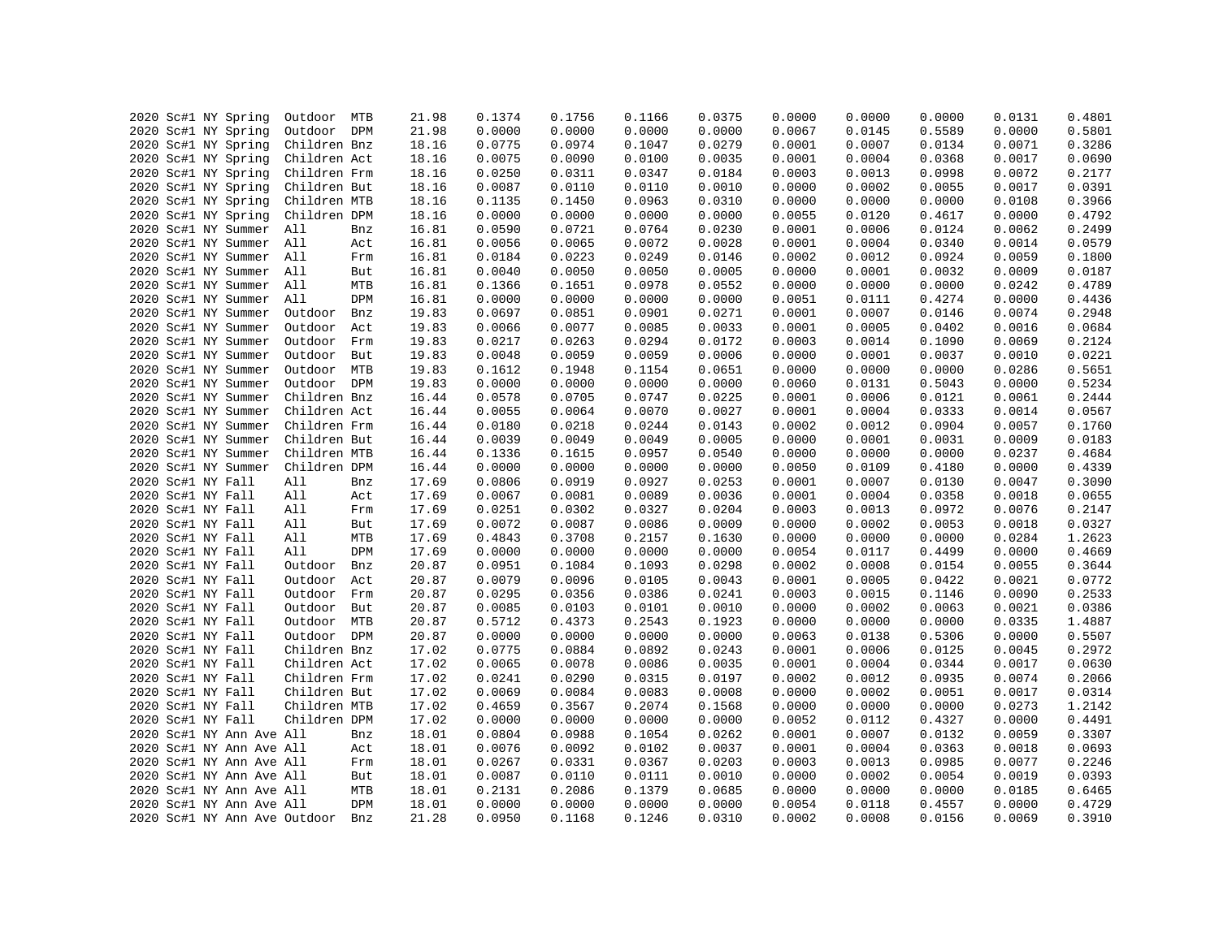| | | | | | | | | | | | | | | | |
|---|---|---|---|---|---|---|---|---|---|---|---|---|---|---|---|
| 2020 | Sc#1 | NY | Spring | Outdoor | MTB | 21.98 | 0.1374 | 0.1756 | 0.1166 | 0.0375 | 0.0000 | 0.0000 | 0.0000 | 0.0131 | 0.4801 |
| 2020 | Sc#1 | NY | Spring | Outdoor | DPM | 21.98 | 0.0000 | 0.0000 | 0.0000 | 0.0000 | 0.0067 | 0.0145 | 0.5589 | 0.0000 | 0.5801 |
| 2020 | Sc#1 | NY | Spring | Children | Bnz | 18.16 | 0.0775 | 0.0974 | 0.1047 | 0.0279 | 0.0001 | 0.0007 | 0.0134 | 0.0071 | 0.3286 |
| 2020 | Sc#1 | NY | Spring | Children | Act | 18.16 | 0.0075 | 0.0090 | 0.0100 | 0.0035 | 0.0001 | 0.0004 | 0.0368 | 0.0017 | 0.0690 |
| 2020 | Sc#1 | NY | Spring | Children | Frm | 18.16 | 0.0250 | 0.0311 | 0.0347 | 0.0184 | 0.0003 | 0.0013 | 0.0998 | 0.0072 | 0.2177 |
| 2020 | Sc#1 | NY | Spring | Children | But | 18.16 | 0.0087 | 0.0110 | 0.0110 | 0.0010 | 0.0000 | 0.0002 | 0.0055 | 0.0017 | 0.0391 |
| 2020 | Sc#1 | NY | Spring | Children | MTB | 18.16 | 0.1135 | 0.1450 | 0.0963 | 0.0310 | 0.0000 | 0.0000 | 0.0000 | 0.0108 | 0.3966 |
| 2020 | Sc#1 | NY | Spring | Children | DPM | 18.16 | 0.0000 | 0.0000 | 0.0000 | 0.0000 | 0.0055 | 0.0120 | 0.4617 | 0.0000 | 0.4792 |
| 2020 | Sc#1 | NY | Summer | All | Bnz | 16.81 | 0.0590 | 0.0721 | 0.0764 | 0.0230 | 0.0001 | 0.0006 | 0.0124 | 0.0062 | 0.2499 |
| 2020 | Sc#1 | NY | Summer | All | Act | 16.81 | 0.0056 | 0.0065 | 0.0072 | 0.0028 | 0.0001 | 0.0004 | 0.0340 | 0.0014 | 0.0579 |
| 2020 | Sc#1 | NY | Summer | All | Frm | 16.81 | 0.0184 | 0.0223 | 0.0249 | 0.0146 | 0.0002 | 0.0012 | 0.0924 | 0.0059 | 0.1800 |
| 2020 | Sc#1 | NY | Summer | All | But | 16.81 | 0.0040 | 0.0050 | 0.0050 | 0.0005 | 0.0000 | 0.0001 | 0.0032 | 0.0009 | 0.0187 |
| 2020 | Sc#1 | NY | Summer | All | MTB | 16.81 | 0.1366 | 0.1651 | 0.0978 | 0.0552 | 0.0000 | 0.0000 | 0.0000 | 0.0242 | 0.4789 |
| 2020 | Sc#1 | NY | Summer | All | DPM | 16.81 | 0.0000 | 0.0000 | 0.0000 | 0.0000 | 0.0051 | 0.0111 | 0.4274 | 0.0000 | 0.4436 |
| 2020 | Sc#1 | NY | Summer | Outdoor | Bnz | 19.83 | 0.0697 | 0.0851 | 0.0901 | 0.0271 | 0.0001 | 0.0007 | 0.0146 | 0.0074 | 0.2948 |
| 2020 | Sc#1 | NY | Summer | Outdoor | Act | 19.83 | 0.0066 | 0.0077 | 0.0085 | 0.0033 | 0.0001 | 0.0005 | 0.0402 | 0.0016 | 0.0684 |
| 2020 | Sc#1 | NY | Summer | Outdoor | Frm | 19.83 | 0.0217 | 0.0263 | 0.0294 | 0.0172 | 0.0003 | 0.0014 | 0.1090 | 0.0069 | 0.2124 |
| 2020 | Sc#1 | NY | Summer | Outdoor | But | 19.83 | 0.0048 | 0.0059 | 0.0059 | 0.0006 | 0.0000 | 0.0001 | 0.0037 | 0.0010 | 0.0221 |
| 2020 | Sc#1 | NY | Summer | Outdoor | MTB | 19.83 | 0.1612 | 0.1948 | 0.1154 | 0.0651 | 0.0000 | 0.0000 | 0.0000 | 0.0286 | 0.5651 |
| 2020 | Sc#1 | NY | Summer | Outdoor | DPM | 19.83 | 0.0000 | 0.0000 | 0.0000 | 0.0000 | 0.0060 | 0.0131 | 0.5043 | 0.0000 | 0.5234 |
| 2020 | Sc#1 | NY | Summer | Children | Bnz | 16.44 | 0.0578 | 0.0705 | 0.0747 | 0.0225 | 0.0001 | 0.0006 | 0.0121 | 0.0061 | 0.2444 |
| 2020 | Sc#1 | NY | Summer | Children | Act | 16.44 | 0.0055 | 0.0064 | 0.0070 | 0.0027 | 0.0001 | 0.0004 | 0.0333 | 0.0014 | 0.0567 |
| 2020 | Sc#1 | NY | Summer | Children | Frm | 16.44 | 0.0180 | 0.0218 | 0.0244 | 0.0143 | 0.0002 | 0.0012 | 0.0904 | 0.0057 | 0.1760 |
| 2020 | Sc#1 | NY | Summer | Children | But | 16.44 | 0.0039 | 0.0049 | 0.0049 | 0.0005 | 0.0000 | 0.0001 | 0.0031 | 0.0009 | 0.0183 |
| 2020 | Sc#1 | NY | Summer | Children | MTB | 16.44 | 0.1336 | 0.1615 | 0.0957 | 0.0540 | 0.0000 | 0.0000 | 0.0000 | 0.0237 | 0.4684 |
| 2020 | Sc#1 | NY | Summer | Children | DPM | 16.44 | 0.0000 | 0.0000 | 0.0000 | 0.0000 | 0.0050 | 0.0109 | 0.4180 | 0.0000 | 0.4339 |
| 2020 | Sc#1 | NY | Fall | All | Bnz | 17.69 | 0.0806 | 0.0919 | 0.0927 | 0.0253 | 0.0001 | 0.0007 | 0.0130 | 0.0047 | 0.3090 |
| 2020 | Sc#1 | NY | Fall | All | Act | 17.69 | 0.0067 | 0.0081 | 0.0089 | 0.0036 | 0.0001 | 0.0004 | 0.0358 | 0.0018 | 0.0655 |
| 2020 | Sc#1 | NY | Fall | All | Frm | 17.69 | 0.0251 | 0.0302 | 0.0327 | 0.0204 | 0.0003 | 0.0013 | 0.0972 | 0.0076 | 0.2147 |
| 2020 | Sc#1 | NY | Fall | All | But | 17.69 | 0.0072 | 0.0087 | 0.0086 | 0.0009 | 0.0000 | 0.0002 | 0.0053 | 0.0018 | 0.0327 |
| 2020 | Sc#1 | NY | Fall | All | MTB | 17.69 | 0.4843 | 0.3708 | 0.2157 | 0.1630 | 0.0000 | 0.0000 | 0.0000 | 0.0284 | 1.2623 |
| 2020 | Sc#1 | NY | Fall | All | DPM | 17.69 | 0.0000 | 0.0000 | 0.0000 | 0.0000 | 0.0054 | 0.0117 | 0.4499 | 0.0000 | 0.4669 |
| 2020 | Sc#1 | NY | Fall | Outdoor | Bnz | 20.87 | 0.0951 | 0.1084 | 0.1093 | 0.0298 | 0.0002 | 0.0008 | 0.0154 | 0.0055 | 0.3644 |
| 2020 | Sc#1 | NY | Fall | Outdoor | Act | 20.87 | 0.0079 | 0.0096 | 0.0105 | 0.0043 | 0.0001 | 0.0005 | 0.0422 | 0.0021 | 0.0772 |
| 2020 | Sc#1 | NY | Fall | Outdoor | Frm | 20.87 | 0.0295 | 0.0356 | 0.0386 | 0.0241 | 0.0003 | 0.0015 | 0.1146 | 0.0090 | 0.2533 |
| 2020 | Sc#1 | NY | Fall | Outdoor | But | 20.87 | 0.0085 | 0.0103 | 0.0101 | 0.0010 | 0.0000 | 0.0002 | 0.0063 | 0.0021 | 0.0386 |
| 2020 | Sc#1 | NY | Fall | Outdoor | MTB | 20.87 | 0.5712 | 0.4373 | 0.2543 | 0.1923 | 0.0000 | 0.0000 | 0.0000 | 0.0335 | 1.4887 |
| 2020 | Sc#1 | NY | Fall | Outdoor | DPM | 20.87 | 0.0000 | 0.0000 | 0.0000 | 0.0000 | 0.0063 | 0.0138 | 0.5306 | 0.0000 | 0.5507 |
| 2020 | Sc#1 | NY | Fall | Children | Bnz | 17.02 | 0.0775 | 0.0884 | 0.0892 | 0.0243 | 0.0001 | 0.0006 | 0.0125 | 0.0045 | 0.2972 |
| 2020 | Sc#1 | NY | Fall | Children | Act | 17.02 | 0.0065 | 0.0078 | 0.0086 | 0.0035 | 0.0001 | 0.0004 | 0.0344 | 0.0017 | 0.0630 |
| 2020 | Sc#1 | NY | Fall | Children | Frm | 17.02 | 0.0241 | 0.0290 | 0.0315 | 0.0197 | 0.0002 | 0.0012 | 0.0935 | 0.0074 | 0.2066 |
| 2020 | Sc#1 | NY | Fall | Children | But | 17.02 | 0.0069 | 0.0084 | 0.0083 | 0.0008 | 0.0000 | 0.0002 | 0.0051 | 0.0017 | 0.0314 |
| 2020 | Sc#1 | NY | Fall | Children | MTB | 17.02 | 0.4659 | 0.3567 | 0.2074 | 0.1568 | 0.0000 | 0.0000 | 0.0000 | 0.0273 | 1.2142 |
| 2020 | Sc#1 | NY | Fall | Children | DPM | 17.02 | 0.0000 | 0.0000 | 0.0000 | 0.0000 | 0.0052 | 0.0112 | 0.4327 | 0.0000 | 0.4491 |
| 2020 | Sc#1 | NY | Ann Ave | All | Bnz | 18.01 | 0.0804 | 0.0988 | 0.1054 | 0.0262 | 0.0001 | 0.0007 | 0.0132 | 0.0059 | 0.3307 |
| 2020 | Sc#1 | NY | Ann Ave | All | Act | 18.01 | 0.0076 | 0.0092 | 0.0102 | 0.0037 | 0.0001 | 0.0004 | 0.0363 | 0.0018 | 0.0693 |
| 2020 | Sc#1 | NY | Ann Ave | All | Frm | 18.01 | 0.0267 | 0.0331 | 0.0367 | 0.0203 | 0.0003 | 0.0013 | 0.0985 | 0.0077 | 0.2246 |
| 2020 | Sc#1 | NY | Ann Ave | All | But | 18.01 | 0.0087 | 0.0110 | 0.0111 | 0.0010 | 0.0000 | 0.0002 | 0.0054 | 0.0019 | 0.0393 |
| 2020 | Sc#1 | NY | Ann Ave | All | MTB | 18.01 | 0.2131 | 0.2086 | 0.1379 | 0.0685 | 0.0000 | 0.0000 | 0.0000 | 0.0185 | 0.6465 |
| 2020 | Sc#1 | NY | Ann Ave | All | DPM | 18.01 | 0.0000 | 0.0000 | 0.0000 | 0.0000 | 0.0054 | 0.0118 | 0.4557 | 0.0000 | 0.4729 |
| 2020 | Sc#1 | NY | Ann Ave | Outdoor | Bnz | 21.28 | 0.0950 | 0.1168 | 0.1246 | 0.0310 | 0.0002 | 0.0008 | 0.0156 | 0.0069 | 0.3910 |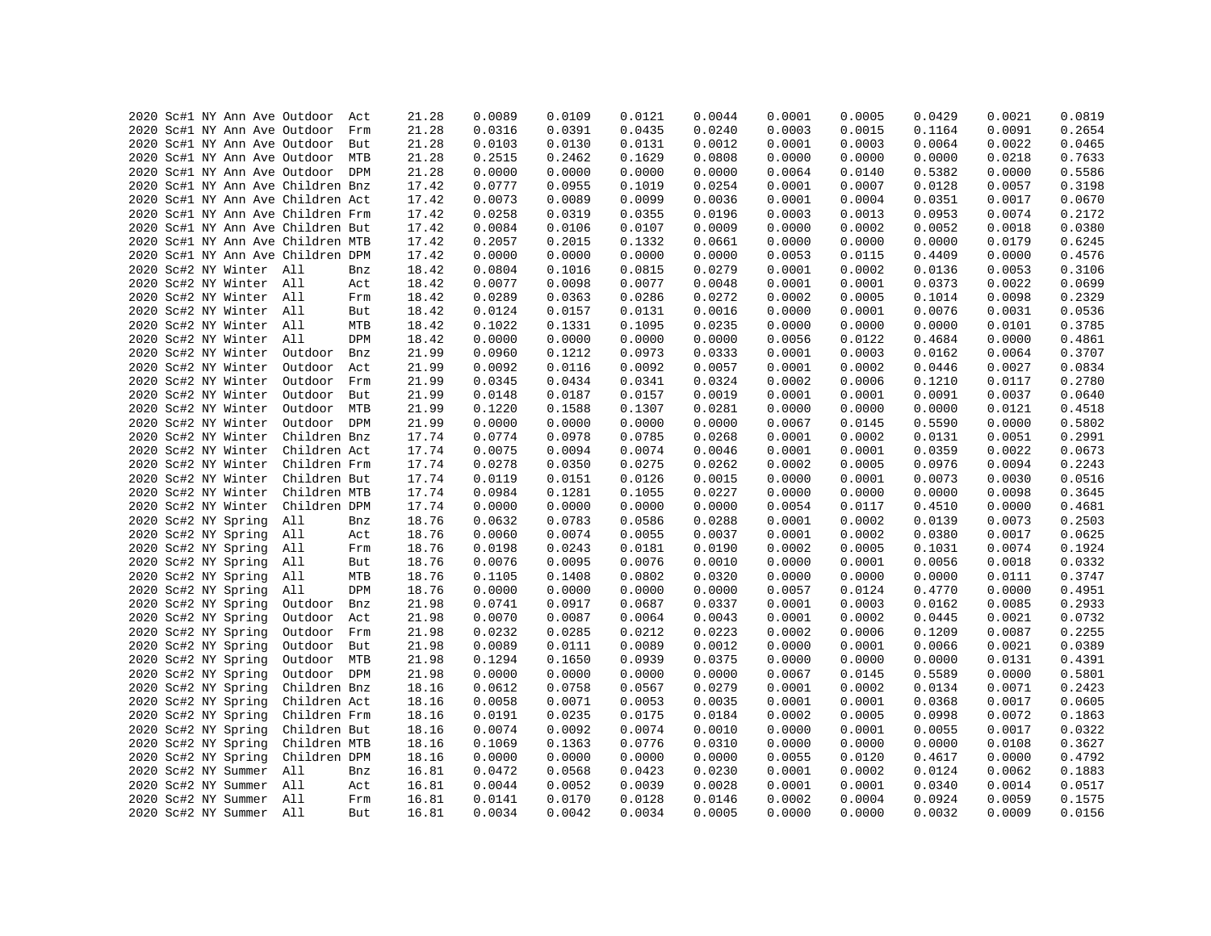```
2020 Sc#1 NY Ann Ave Outdoor  Act      21.28    0.0089    0.0109    0.0121    0.0044    0.0001    0.0005    0.0429    0.0021    0.0819
2020 Sc#1 NY Ann Ave Outdoor  Frm      21.28    0.0316    0.0391    0.0435    0.0240    0.0003    0.0015    0.1164    0.0091    0.2654
2020 Sc#1 NY Ann Ave Outdoor  But      21.28    0.0103    0.0130    0.0131    0.0012    0.0001    0.0003    0.0064    0.0022    0.0465
2020 Sc#1 NY Ann Ave Outdoor  MTB      21.28    0.2515    0.2462    0.1629    0.0808    0.0000    0.0000    0.0000    0.0218    0.7633
2020 Sc#1 NY Ann Ave Outdoor  DPM      21.28    0.0000    0.0000    0.0000    0.0000    0.0064    0.0140    0.5382    0.0000    0.5586
2020 Sc#1 NY Ann Ave Children Bnz      17.42    0.0777    0.0955    0.1019    0.0254    0.0001    0.0007    0.0128    0.0057    0.3198
2020 Sc#1 NY Ann Ave Children Act      17.42    0.0073    0.0089    0.0099    0.0036    0.0001    0.0004    0.0351    0.0017    0.0670
2020 Sc#1 NY Ann Ave Children Frm      17.42    0.0258    0.0319    0.0355    0.0196    0.0003    0.0013    0.0953    0.0074    0.2172
2020 Sc#1 NY Ann Ave Children But      17.42    0.0084    0.0106    0.0107    0.0009    0.0000    0.0002    0.0052    0.0018    0.0380
2020 Sc#1 NY Ann Ave Children MTB      17.42    0.2057    0.2015    0.1332    0.0661    0.0000    0.0000    0.0000    0.0179    0.6245
2020 Sc#1 NY Ann Ave Children DPM      17.42    0.0000    0.0000    0.0000    0.0000    0.0053    0.0115    0.4409    0.0000    0.4576
2020 Sc#2 NY Winter  All      Bnz      18.42    0.0804    0.1016    0.0815    0.0279    0.0001    0.0002    0.0136    0.0053    0.3106
2020 Sc#2 NY Winter  All      Act      18.42    0.0077    0.0098    0.0077    0.0048    0.0001    0.0001    0.0373    0.0022    0.0699
2020 Sc#2 NY Winter  All      Frm      18.42    0.0289    0.0363    0.0286    0.0272    0.0002    0.0005    0.1014    0.0098    0.2329
2020 Sc#2 NY Winter  All      But      18.42    0.0124    0.0157    0.0131    0.0016    0.0000    0.0001    0.0076    0.0031    0.0536
2020 Sc#2 NY Winter  All      MTB      18.42    0.1022    0.1331    0.1095    0.0235    0.0000    0.0000    0.0000    0.0101    0.3785
2020 Sc#2 NY Winter  All      DPM      18.42    0.0000    0.0000    0.0000    0.0000    0.0056    0.0122    0.4684    0.0000    0.4861
2020 Sc#2 NY Winter  Outdoor  Bnz      21.99    0.0960    0.1212    0.0973    0.0333    0.0001    0.0003    0.0162    0.0064    0.3707
2020 Sc#2 NY Winter  Outdoor  Act      21.99    0.0092    0.0116    0.0092    0.0057    0.0001    0.0002    0.0446    0.0027    0.0834
2020 Sc#2 NY Winter  Outdoor  Frm      21.99    0.0345    0.0434    0.0341    0.0324    0.0002    0.0006    0.1210    0.0117    0.2780
2020 Sc#2 NY Winter  Outdoor  But      21.99    0.0148    0.0187    0.0157    0.0019    0.0001    0.0001    0.0091    0.0037    0.0640
2020 Sc#2 NY Winter  Outdoor  MTB      21.99    0.1220    0.1588    0.1307    0.0281    0.0000    0.0000    0.0000    0.0121    0.4518
2020 Sc#2 NY Winter  Outdoor  DPM      21.99    0.0000    0.0000    0.0000    0.0000    0.0067    0.0145    0.5590    0.0000    0.5802
2020 Sc#2 NY Winter  Children Bnz      17.74    0.0774    0.0978    0.0785    0.0268    0.0001    0.0002    0.0131    0.0051    0.2991
2020 Sc#2 NY Winter  Children Act      17.74    0.0075    0.0094    0.0074    0.0046    0.0001    0.0001    0.0359    0.0022    0.0673
2020 Sc#2 NY Winter  Children Frm      17.74    0.0278    0.0350    0.0275    0.0262    0.0002    0.0005    0.0976    0.0094    0.2243
2020 Sc#2 NY Winter  Children But      17.74    0.0119    0.0151    0.0126    0.0015    0.0000    0.0001    0.0073    0.0030    0.0516
2020 Sc#2 NY Winter  Children MTB      17.74    0.0984    0.1281    0.1055    0.0227    0.0000    0.0000    0.0000    0.0098    0.3645
2020 Sc#2 NY Winter  Children DPM      17.74    0.0000    0.0000    0.0000    0.0000    0.0054    0.0117    0.4510    0.0000    0.4681
2020 Sc#2 NY Spring  All      Bnz      18.76    0.0632    0.0783    0.0586    0.0288    0.0001    0.0002    0.0139    0.0073    0.2503
2020 Sc#2 NY Spring  All      Act      18.76    0.0060    0.0074    0.0055    0.0037    0.0001    0.0002    0.0380    0.0017    0.0625
2020 Sc#2 NY Spring  All      Frm      18.76    0.0198    0.0243    0.0181    0.0190    0.0002    0.0005    0.1031    0.0074    0.1924
2020 Sc#2 NY Spring  All      But      18.76    0.0076    0.0095    0.0076    0.0010    0.0000    0.0001    0.0056    0.0018    0.0332
2020 Sc#2 NY Spring  All      MTB      18.76    0.1105    0.1408    0.0802    0.0320    0.0000    0.0000    0.0000    0.0111    0.3747
2020 Sc#2 NY Spring  All      DPM      18.76    0.0000    0.0000    0.0000    0.0000    0.0057    0.0124    0.4770    0.0000    0.4951
2020 Sc#2 NY Spring  Outdoor  Bnz      21.98    0.0741    0.0917    0.0687    0.0337    0.0001    0.0003    0.0162    0.0085    0.2933
2020 Sc#2 NY Spring  Outdoor  Act      21.98    0.0070    0.0087    0.0064    0.0043    0.0001    0.0002    0.0445    0.0021    0.0732
2020 Sc#2 NY Spring  Outdoor  Frm      21.98    0.0232    0.0285    0.0212    0.0223    0.0002    0.0006    0.1209    0.0087    0.2255
2020 Sc#2 NY Spring  Outdoor  But      21.98    0.0089    0.0111    0.0089    0.0012    0.0000    0.0001    0.0066    0.0021    0.0389
2020 Sc#2 NY Spring  Outdoor  MTB      21.98    0.1294    0.1650    0.0939    0.0375    0.0000    0.0000    0.0000    0.0131    0.4391
2020 Sc#2 NY Spring  Outdoor  DPM      21.98    0.0000    0.0000    0.0000    0.0000    0.0067    0.0145    0.5589    0.0000    0.5801
2020 Sc#2 NY Spring  Children Bnz      18.16    0.0612    0.0758    0.0567    0.0279    0.0001    0.0002    0.0134    0.0071    0.2423
2020 Sc#2 NY Spring  Children Act      18.16    0.0058    0.0071    0.0053    0.0035    0.0001    0.0001    0.0368    0.0017    0.0605
2020 Sc#2 NY Spring  Children Frm      18.16    0.0191    0.0235    0.0175    0.0184    0.0002    0.0005    0.0998    0.0072    0.1863
2020 Sc#2 NY Spring  Children But      18.16    0.0074    0.0092    0.0074    0.0010    0.0000    0.0001    0.0055    0.0017    0.0322
2020 Sc#2 NY Spring  Children MTB      18.16    0.1069    0.1363    0.0776    0.0310    0.0000    0.0000    0.0000    0.0108    0.3627
2020 Sc#2 NY Spring  Children DPM      18.16    0.0000    0.0000    0.0000    0.0000    0.0055    0.0120    0.4617    0.0000    0.4792
2020 Sc#2 NY Summer  All      Bnz      16.81    0.0472    0.0568    0.0423    0.0230    0.0001    0.0002    0.0124    0.0062    0.1883
2020 Sc#2 NY Summer  All      Act      16.81    0.0044    0.0052    0.0039    0.0028    0.0001    0.0001    0.0340    0.0014    0.0517
2020 Sc#2 NY Summer  All      Frm      16.81    0.0141    0.0170    0.0128    0.0146    0.0002    0.0004    0.0924    0.0059    0.1575
2020 Sc#2 NY Summer  All      But      16.81    0.0034    0.0042    0.0034    0.0005    0.0000    0.0000    0.0032    0.0009    0.0156
```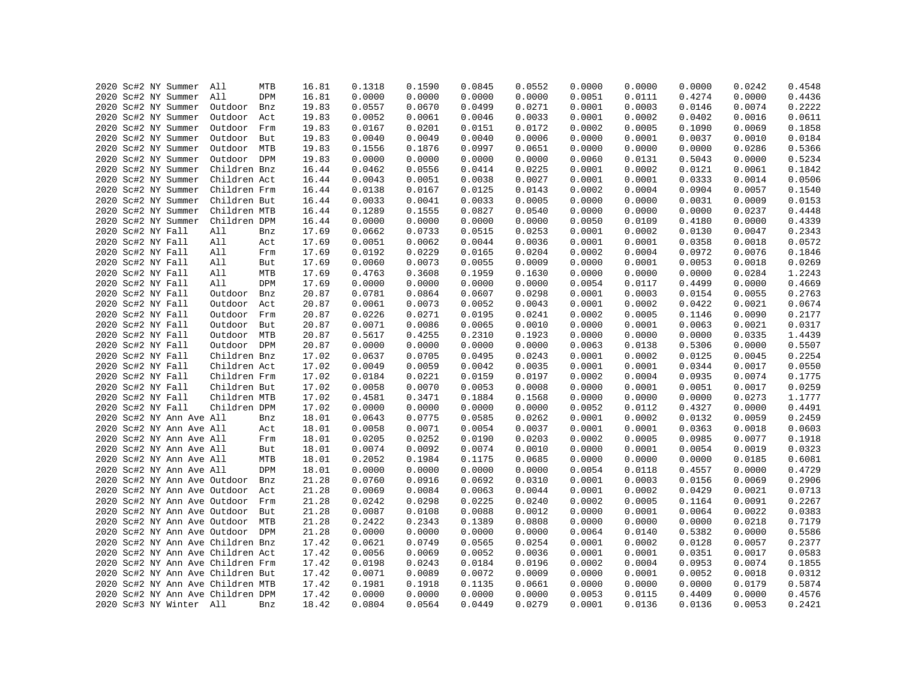| | | | | | | | | | | | | | | | |
|---|---|---|---|---|---|---|---|---|---|---|---|---|---|---|---|
| 2020 | Sc#2 | NY | Summer | All | MTB | 16.81 | 0.1318 | 0.1590 | 0.0845 | 0.0552 | 0.0000 | 0.0000 | 0.0000 | 0.0242 | 0.4548 |
| 2020 | Sc#2 | NY | Summer | All | DPM | 16.81 | 0.0000 | 0.0000 | 0.0000 | 0.0000 | 0.0051 | 0.0111 | 0.4274 | 0.0000 | 0.4436 |
| 2020 | Sc#2 | NY | Summer | Outdoor | Bnz | 19.83 | 0.0557 | 0.0670 | 0.0499 | 0.0271 | 0.0001 | 0.0003 | 0.0146 | 0.0074 | 0.2222 |
| 2020 | Sc#2 | NY | Summer | Outdoor | Act | 19.83 | 0.0052 | 0.0061 | 0.0046 | 0.0033 | 0.0001 | 0.0002 | 0.0402 | 0.0016 | 0.0611 |
| 2020 | Sc#2 | NY | Summer | Outdoor | Frm | 19.83 | 0.0167 | 0.0201 | 0.0151 | 0.0172 | 0.0002 | 0.0005 | 0.1090 | 0.0069 | 0.1858 |
| 2020 | Sc#2 | NY | Summer | Outdoor | But | 19.83 | 0.0040 | 0.0049 | 0.0040 | 0.0006 | 0.0000 | 0.0001 | 0.0037 | 0.0010 | 0.0184 |
| 2020 | Sc#2 | NY | Summer | Outdoor | MTB | 19.83 | 0.1556 | 0.1876 | 0.0997 | 0.0651 | 0.0000 | 0.0000 | 0.0000 | 0.0286 | 0.5366 |
| 2020 | Sc#2 | NY | Summer | Outdoor | DPM | 19.83 | 0.0000 | 0.0000 | 0.0000 | 0.0000 | 0.0060 | 0.0131 | 0.5043 | 0.0000 | 0.5234 |
| 2020 | Sc#2 | NY | Summer | Children | Bnz | 16.44 | 0.0462 | 0.0556 | 0.0414 | 0.0225 | 0.0001 | 0.0002 | 0.0121 | 0.0061 | 0.1842 |
| 2020 | Sc#2 | NY | Summer | Children | Act | 16.44 | 0.0043 | 0.0051 | 0.0038 | 0.0027 | 0.0001 | 0.0001 | 0.0333 | 0.0014 | 0.0506 |
| 2020 | Sc#2 | NY | Summer | Children | Frm | 16.44 | 0.0138 | 0.0167 | 0.0125 | 0.0143 | 0.0002 | 0.0004 | 0.0904 | 0.0057 | 0.1540 |
| 2020 | Sc#2 | NY | Summer | Children | But | 16.44 | 0.0033 | 0.0041 | 0.0033 | 0.0005 | 0.0000 | 0.0000 | 0.0031 | 0.0009 | 0.0153 |
| 2020 | Sc#2 | NY | Summer | Children | MTB | 16.44 | 0.1289 | 0.1555 | 0.0827 | 0.0540 | 0.0000 | 0.0000 | 0.0000 | 0.0237 | 0.4448 |
| 2020 | Sc#2 | NY | Summer | Children | DPM | 16.44 | 0.0000 | 0.0000 | 0.0000 | 0.0000 | 0.0050 | 0.0109 | 0.4180 | 0.0000 | 0.4339 |
| 2020 | Sc#2 | NY | Fall | All | Bnz | 17.69 | 0.0662 | 0.0733 | 0.0515 | 0.0253 | 0.0001 | 0.0002 | 0.0130 | 0.0047 | 0.2343 |
| 2020 | Sc#2 | NY | Fall | All | Act | 17.69 | 0.0051 | 0.0062 | 0.0044 | 0.0036 | 0.0001 | 0.0001 | 0.0358 | 0.0018 | 0.0572 |
| 2020 | Sc#2 | NY | Fall | All | Frm | 17.69 | 0.0192 | 0.0229 | 0.0165 | 0.0204 | 0.0002 | 0.0004 | 0.0972 | 0.0076 | 0.1846 |
| 2020 | Sc#2 | NY | Fall | All | But | 17.69 | 0.0060 | 0.0073 | 0.0055 | 0.0009 | 0.0000 | 0.0001 | 0.0053 | 0.0018 | 0.0269 |
| 2020 | Sc#2 | NY | Fall | All | MTB | 17.69 | 0.4763 | 0.3608 | 0.1959 | 0.1630 | 0.0000 | 0.0000 | 0.0000 | 0.0284 | 1.2243 |
| 2020 | Sc#2 | NY | Fall | All | DPM | 17.69 | 0.0000 | 0.0000 | 0.0000 | 0.0000 | 0.0054 | 0.0117 | 0.4499 | 0.0000 | 0.4669 |
| 2020 | Sc#2 | NY | Fall | Outdoor | Bnz | 20.87 | 0.0781 | 0.0864 | 0.0607 | 0.0298 | 0.0001 | 0.0003 | 0.0154 | 0.0055 | 0.2763 |
| 2020 | Sc#2 | NY | Fall | Outdoor | Act | 20.87 | 0.0061 | 0.0073 | 0.0052 | 0.0043 | 0.0001 | 0.0002 | 0.0422 | 0.0021 | 0.0674 |
| 2020 | Sc#2 | NY | Fall | Outdoor | Frm | 20.87 | 0.0226 | 0.0271 | 0.0195 | 0.0241 | 0.0002 | 0.0005 | 0.1146 | 0.0090 | 0.2177 |
| 2020 | Sc#2 | NY | Fall | Outdoor | But | 20.87 | 0.0071 | 0.0086 | 0.0065 | 0.0010 | 0.0000 | 0.0001 | 0.0063 | 0.0021 | 0.0317 |
| 2020 | Sc#2 | NY | Fall | Outdoor | MTB | 20.87 | 0.5617 | 0.4255 | 0.2310 | 0.1923 | 0.0000 | 0.0000 | 0.0000 | 0.0335 | 1.4439 |
| 2020 | Sc#2 | NY | Fall | Outdoor | DPM | 20.87 | 0.0000 | 0.0000 | 0.0000 | 0.0000 | 0.0063 | 0.0138 | 0.5306 | 0.0000 | 0.5507 |
| 2020 | Sc#2 | NY | Fall | Children | Bnz | 17.02 | 0.0637 | 0.0705 | 0.0495 | 0.0243 | 0.0001 | 0.0002 | 0.0125 | 0.0045 | 0.2254 |
| 2020 | Sc#2 | NY | Fall | Children | Act | 17.02 | 0.0049 | 0.0059 | 0.0042 | 0.0035 | 0.0001 | 0.0001 | 0.0344 | 0.0017 | 0.0550 |
| 2020 | Sc#2 | NY | Fall | Children | Frm | 17.02 | 0.0184 | 0.0221 | 0.0159 | 0.0197 | 0.0002 | 0.0004 | 0.0935 | 0.0074 | 0.1775 |
| 2020 | Sc#2 | NY | Fall | Children | But | 17.02 | 0.0058 | 0.0070 | 0.0053 | 0.0008 | 0.0000 | 0.0001 | 0.0051 | 0.0017 | 0.0259 |
| 2020 | Sc#2 | NY | Fall | Children | MTB | 17.02 | 0.4581 | 0.3471 | 0.1884 | 0.1568 | 0.0000 | 0.0000 | 0.0000 | 0.0273 | 1.1777 |
| 2020 | Sc#2 | NY | Fall | Children | DPM | 17.02 | 0.0000 | 0.0000 | 0.0000 | 0.0000 | 0.0052 | 0.0112 | 0.4327 | 0.0000 | 0.4491 |
| 2020 | Sc#2 | NY | Ann Ave | All | Bnz | 18.01 | 0.0643 | 0.0775 | 0.0585 | 0.0262 | 0.0001 | 0.0002 | 0.0132 | 0.0059 | 0.2459 |
| 2020 | Sc#2 | NY | Ann Ave | All | Act | 18.01 | 0.0058 | 0.0071 | 0.0054 | 0.0037 | 0.0001 | 0.0001 | 0.0363 | 0.0018 | 0.0603 |
| 2020 | Sc#2 | NY | Ann Ave | All | Frm | 18.01 | 0.0205 | 0.0252 | 0.0190 | 0.0203 | 0.0002 | 0.0005 | 0.0985 | 0.0077 | 0.1918 |
| 2020 | Sc#2 | NY | Ann Ave | All | But | 18.01 | 0.0074 | 0.0092 | 0.0074 | 0.0010 | 0.0000 | 0.0001 | 0.0054 | 0.0019 | 0.0323 |
| 2020 | Sc#2 | NY | Ann Ave | All | MTB | 18.01 | 0.2052 | 0.1984 | 0.1175 | 0.0685 | 0.0000 | 0.0000 | 0.0000 | 0.0185 | 0.6081 |
| 2020 | Sc#2 | NY | Ann Ave | All | DPM | 18.01 | 0.0000 | 0.0000 | 0.0000 | 0.0000 | 0.0054 | 0.0118 | 0.4557 | 0.0000 | 0.4729 |
| 2020 | Sc#2 | NY | Ann Ave | Outdoor | Bnz | 21.28 | 0.0760 | 0.0916 | 0.0692 | 0.0310 | 0.0001 | 0.0003 | 0.0156 | 0.0069 | 0.2906 |
| 2020 | Sc#2 | NY | Ann Ave | Outdoor | Act | 21.28 | 0.0069 | 0.0084 | 0.0063 | 0.0044 | 0.0001 | 0.0002 | 0.0429 | 0.0021 | 0.0713 |
| 2020 | Sc#2 | NY | Ann Ave | Outdoor | Frm | 21.28 | 0.0242 | 0.0298 | 0.0225 | 0.0240 | 0.0002 | 0.0005 | 0.1164 | 0.0091 | 0.2267 |
| 2020 | Sc#2 | NY | Ann Ave | Outdoor | But | 21.28 | 0.0087 | 0.0108 | 0.0088 | 0.0012 | 0.0000 | 0.0001 | 0.0064 | 0.0022 | 0.0383 |
| 2020 | Sc#2 | NY | Ann Ave | Outdoor | MTB | 21.28 | 0.2422 | 0.2343 | 0.1389 | 0.0808 | 0.0000 | 0.0000 | 0.0000 | 0.0218 | 0.7179 |
| 2020 | Sc#2 | NY | Ann Ave | Outdoor | DPM | 21.28 | 0.0000 | 0.0000 | 0.0000 | 0.0000 | 0.0064 | 0.0140 | 0.5382 | 0.0000 | 0.5586 |
| 2020 | Sc#2 | NY | Ann Ave | Children | Bnz | 17.42 | 0.0621 | 0.0749 | 0.0565 | 0.0254 | 0.0001 | 0.0002 | 0.0128 | 0.0057 | 0.2377 |
| 2020 | Sc#2 | NY | Ann Ave | Children | Act | 17.42 | 0.0056 | 0.0069 | 0.0052 | 0.0036 | 0.0001 | 0.0001 | 0.0351 | 0.0017 | 0.0583 |
| 2020 | Sc#2 | NY | Ann Ave | Children | Frm | 17.42 | 0.0198 | 0.0243 | 0.0184 | 0.0196 | 0.0002 | 0.0004 | 0.0953 | 0.0074 | 0.1855 |
| 2020 | Sc#2 | NY | Ann Ave | Children | But | 17.42 | 0.0071 | 0.0089 | 0.0072 | 0.0009 | 0.0000 | 0.0001 | 0.0052 | 0.0018 | 0.0312 |
| 2020 | Sc#2 | NY | Ann Ave | Children | MTB | 17.42 | 0.1981 | 0.1918 | 0.1135 | 0.0661 | 0.0000 | 0.0000 | 0.0000 | 0.0179 | 0.5874 |
| 2020 | Sc#2 | NY | Ann Ave | Children | DPM | 17.42 | 0.0000 | 0.0000 | 0.0000 | 0.0000 | 0.0053 | 0.0115 | 0.4409 | 0.0000 | 0.4576 |
| 2020 | Sc#3 | NY | Winter | All | Bnz | 18.42 | 0.0804 | 0.0564 | 0.0449 | 0.0279 | 0.0001 | 0.0136 | 0.0136 | 0.0053 | 0.2421 |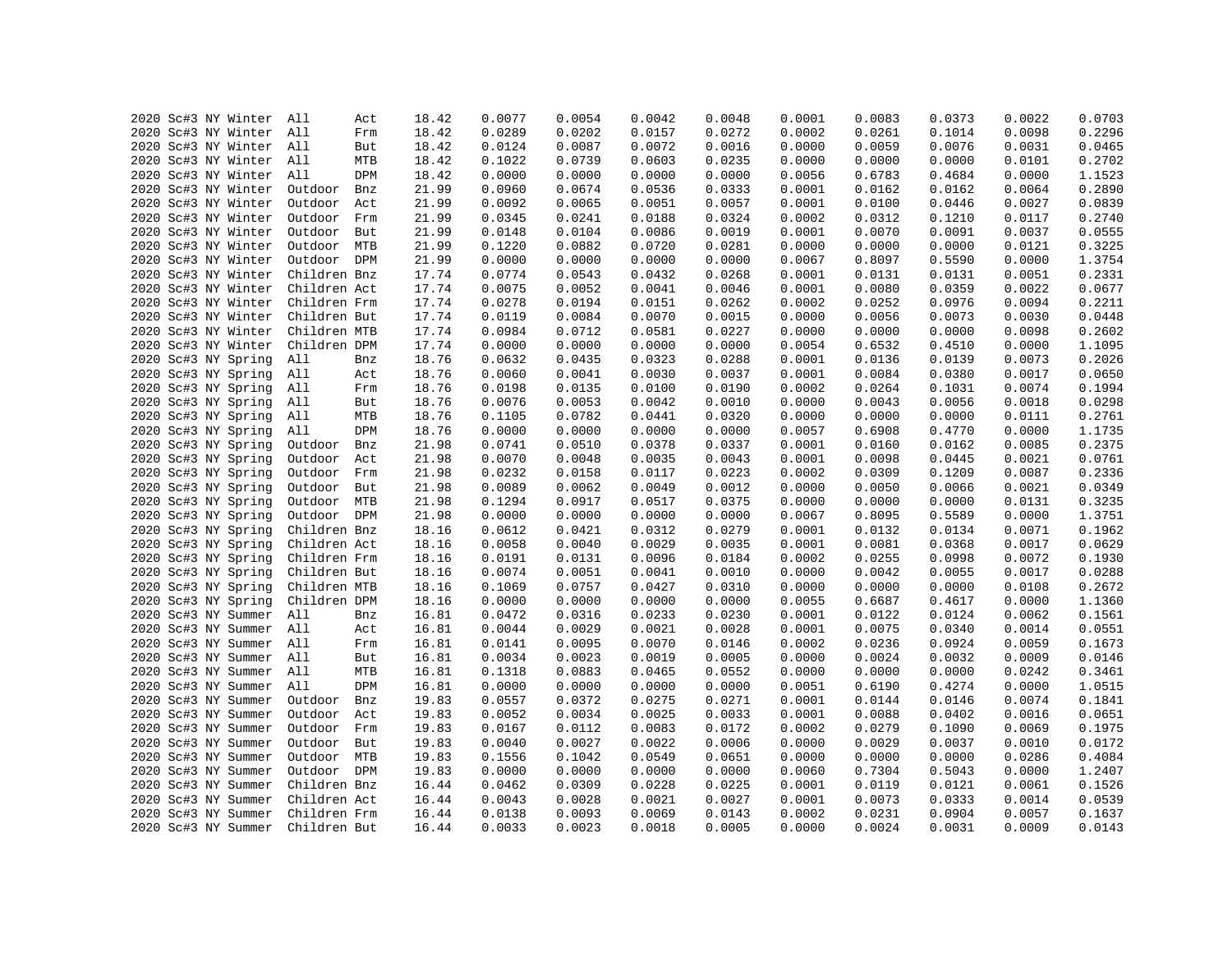| | | | | | | | | | | | | | | | |
|---|---|---|---|---|---|---|---|---|---|---|---|---|---|---|---|
| 2020 | Sc#3 | NY | Winter | All | Act | 18.42 | 0.0077 | 0.0054 | 0.0042 | 0.0048 | 0.0001 | 0.0083 | 0.0373 | 0.0022 | 0.0703 |
| 2020 | Sc#3 | NY | Winter | All | Frm | 18.42 | 0.0289 | 0.0202 | 0.0157 | 0.0272 | 0.0002 | 0.0261 | 0.1014 | 0.0098 | 0.2296 |
| 2020 | Sc#3 | NY | Winter | All | But | 18.42 | 0.0124 | 0.0087 | 0.0072 | 0.0016 | 0.0000 | 0.0059 | 0.0076 | 0.0031 | 0.0465 |
| 2020 | Sc#3 | NY | Winter | All | MTB | 18.42 | 0.1022 | 0.0739 | 0.0603 | 0.0235 | 0.0000 | 0.0000 | 0.0000 | 0.0101 | 0.2702 |
| 2020 | Sc#3 | NY | Winter | All | DPM | 18.42 | 0.0000 | 0.0000 | 0.0000 | 0.0000 | 0.0056 | 0.6783 | 0.4684 | 0.0000 | 1.1523 |
| 2020 | Sc#3 | NY | Winter | Outdoor | Bnz | 21.99 | 0.0960 | 0.0674 | 0.0536 | 0.0333 | 0.0001 | 0.0162 | 0.0162 | 0.0064 | 0.2890 |
| 2020 | Sc#3 | NY | Winter | Outdoor | Act | 21.99 | 0.0092 | 0.0065 | 0.0051 | 0.0057 | 0.0001 | 0.0100 | 0.0446 | 0.0027 | 0.0839 |
| 2020 | Sc#3 | NY | Winter | Outdoor | Frm | 21.99 | 0.0345 | 0.0241 | 0.0188 | 0.0324 | 0.0002 | 0.0312 | 0.1210 | 0.0117 | 0.2740 |
| 2020 | Sc#3 | NY | Winter | Outdoor | But | 21.99 | 0.0148 | 0.0104 | 0.0086 | 0.0019 | 0.0001 | 0.0070 | 0.0091 | 0.0037 | 0.0555 |
| 2020 | Sc#3 | NY | Winter | Outdoor | MTB | 21.99 | 0.1220 | 0.0882 | 0.0720 | 0.0281 | 0.0000 | 0.0000 | 0.0000 | 0.0121 | 0.3225 |
| 2020 | Sc#3 | NY | Winter | Outdoor | DPM | 21.99 | 0.0000 | 0.0000 | 0.0000 | 0.0000 | 0.0067 | 0.8097 | 0.5590 | 0.0000 | 1.3754 |
| 2020 | Sc#3 | NY | Winter | Children | Bnz | 17.74 | 0.0774 | 0.0543 | 0.0432 | 0.0268 | 0.0001 | 0.0131 | 0.0131 | 0.0051 | 0.2331 |
| 2020 | Sc#3 | NY | Winter | Children | Act | 17.74 | 0.0075 | 0.0052 | 0.0041 | 0.0046 | 0.0001 | 0.0080 | 0.0359 | 0.0022 | 0.0677 |
| 2020 | Sc#3 | NY | Winter | Children | Frm | 17.74 | 0.0278 | 0.0194 | 0.0151 | 0.0262 | 0.0002 | 0.0252 | 0.0976 | 0.0094 | 0.2211 |
| 2020 | Sc#3 | NY | Winter | Children | But | 17.74 | 0.0119 | 0.0084 | 0.0070 | 0.0015 | 0.0000 | 0.0056 | 0.0073 | 0.0030 | 0.0448 |
| 2020 | Sc#3 | NY | Winter | Children | MTB | 17.74 | 0.0984 | 0.0712 | 0.0581 | 0.0227 | 0.0000 | 0.0000 | 0.0000 | 0.0098 | 0.2602 |
| 2020 | Sc#3 | NY | Winter | Children | DPM | 17.74 | 0.0000 | 0.0000 | 0.0000 | 0.0000 | 0.0054 | 0.6532 | 0.4510 | 0.0000 | 1.1095 |
| 2020 | Sc#3 | NY | Spring | All | Bnz | 18.76 | 0.0632 | 0.0435 | 0.0323 | 0.0288 | 0.0001 | 0.0136 | 0.0139 | 0.0073 | 0.2026 |
| 2020 | Sc#3 | NY | Spring | All | Act | 18.76 | 0.0060 | 0.0041 | 0.0030 | 0.0037 | 0.0001 | 0.0084 | 0.0380 | 0.0017 | 0.0650 |
| 2020 | Sc#3 | NY | Spring | All | Frm | 18.76 | 0.0198 | 0.0135 | 0.0100 | 0.0190 | 0.0002 | 0.0264 | 0.1031 | 0.0074 | 0.1994 |
| 2020 | Sc#3 | NY | Spring | All | But | 18.76 | 0.0076 | 0.0053 | 0.0042 | 0.0010 | 0.0000 | 0.0043 | 0.0056 | 0.0018 | 0.0298 |
| 2020 | Sc#3 | NY | Spring | All | MTB | 18.76 | 0.1105 | 0.0782 | 0.0441 | 0.0320 | 0.0000 | 0.0000 | 0.0000 | 0.0111 | 0.2761 |
| 2020 | Sc#3 | NY | Spring | All | DPM | 18.76 | 0.0000 | 0.0000 | 0.0000 | 0.0000 | 0.0057 | 0.6908 | 0.4770 | 0.0000 | 1.1735 |
| 2020 | Sc#3 | NY | Spring | Outdoor | Bnz | 21.98 | 0.0741 | 0.0510 | 0.0378 | 0.0337 | 0.0001 | 0.0160 | 0.0162 | 0.0085 | 0.2375 |
| 2020 | Sc#3 | NY | Spring | Outdoor | Act | 21.98 | 0.0070 | 0.0048 | 0.0035 | 0.0043 | 0.0001 | 0.0098 | 0.0445 | 0.0021 | 0.0761 |
| 2020 | Sc#3 | NY | Spring | Outdoor | Frm | 21.98 | 0.0232 | 0.0158 | 0.0117 | 0.0223 | 0.0002 | 0.0309 | 0.1209 | 0.0087 | 0.2336 |
| 2020 | Sc#3 | NY | Spring | Outdoor | But | 21.98 | 0.0089 | 0.0062 | 0.0049 | 0.0012 | 0.0000 | 0.0050 | 0.0066 | 0.0021 | 0.0349 |
| 2020 | Sc#3 | NY | Spring | Outdoor | MTB | 21.98 | 0.1294 | 0.0917 | 0.0517 | 0.0375 | 0.0000 | 0.0000 | 0.0000 | 0.0131 | 0.3235 |
| 2020 | Sc#3 | NY | Spring | Outdoor | DPM | 21.98 | 0.0000 | 0.0000 | 0.0000 | 0.0000 | 0.0067 | 0.8095 | 0.5589 | 0.0000 | 1.3751 |
| 2020 | Sc#3 | NY | Spring | Children | Bnz | 18.16 | 0.0612 | 0.0421 | 0.0312 | 0.0279 | 0.0001 | 0.0132 | 0.0134 | 0.0071 | 0.1962 |
| 2020 | Sc#3 | NY | Spring | Children | Act | 18.16 | 0.0058 | 0.0040 | 0.0029 | 0.0035 | 0.0001 | 0.0081 | 0.0368 | 0.0017 | 0.0629 |
| 2020 | Sc#3 | NY | Spring | Children | Frm | 18.16 | 0.0191 | 0.0131 | 0.0096 | 0.0184 | 0.0002 | 0.0255 | 0.0998 | 0.0072 | 0.1930 |
| 2020 | Sc#3 | NY | Spring | Children | But | 18.16 | 0.0074 | 0.0051 | 0.0041 | 0.0010 | 0.0000 | 0.0042 | 0.0055 | 0.0017 | 0.0288 |
| 2020 | Sc#3 | NY | Spring | Children | MTB | 18.16 | 0.1069 | 0.0757 | 0.0427 | 0.0310 | 0.0000 | 0.0000 | 0.0000 | 0.0108 | 0.2672 |
| 2020 | Sc#3 | NY | Spring | Children | DPM | 18.16 | 0.0000 | 0.0000 | 0.0000 | 0.0000 | 0.0055 | 0.6687 | 0.4617 | 0.0000 | 1.1360 |
| 2020 | Sc#3 | NY | Summer | All | Bnz | 16.81 | 0.0472 | 0.0316 | 0.0233 | 0.0230 | 0.0001 | 0.0122 | 0.0124 | 0.0062 | 0.1561 |
| 2020 | Sc#3 | NY | Summer | All | Act | 16.81 | 0.0044 | 0.0029 | 0.0021 | 0.0028 | 0.0001 | 0.0075 | 0.0340 | 0.0014 | 0.0551 |
| 2020 | Sc#3 | NY | Summer | All | Frm | 16.81 | 0.0141 | 0.0095 | 0.0070 | 0.0146 | 0.0002 | 0.0236 | 0.0924 | 0.0059 | 0.1673 |
| 2020 | Sc#3 | NY | Summer | All | But | 16.81 | 0.0034 | 0.0023 | 0.0019 | 0.0005 | 0.0000 | 0.0024 | 0.0032 | 0.0009 | 0.0146 |
| 2020 | Sc#3 | NY | Summer | All | MTB | 16.81 | 0.1318 | 0.0883 | 0.0465 | 0.0552 | 0.0000 | 0.0000 | 0.0000 | 0.0242 | 0.3461 |
| 2020 | Sc#3 | NY | Summer | All | DPM | 16.81 | 0.0000 | 0.0000 | 0.0000 | 0.0000 | 0.0051 | 0.6190 | 0.4274 | 0.0000 | 1.0515 |
| 2020 | Sc#3 | NY | Summer | Outdoor | Bnz | 19.83 | 0.0557 | 0.0372 | 0.0275 | 0.0271 | 0.0001 | 0.0144 | 0.0146 | 0.0074 | 0.1841 |
| 2020 | Sc#3 | NY | Summer | Outdoor | Act | 19.83 | 0.0052 | 0.0034 | 0.0025 | 0.0033 | 0.0001 | 0.0088 | 0.0402 | 0.0016 | 0.0651 |
| 2020 | Sc#3 | NY | Summer | Outdoor | Frm | 19.83 | 0.0167 | 0.0112 | 0.0083 | 0.0172 | 0.0002 | 0.0279 | 0.1090 | 0.0069 | 0.1975 |
| 2020 | Sc#3 | NY | Summer | Outdoor | But | 19.83 | 0.0040 | 0.0027 | 0.0022 | 0.0006 | 0.0000 | 0.0029 | 0.0037 | 0.0010 | 0.0172 |
| 2020 | Sc#3 | NY | Summer | Outdoor | MTB | 19.83 | 0.1556 | 0.1042 | 0.0549 | 0.0651 | 0.0000 | 0.0000 | 0.0000 | 0.0286 | 0.4084 |
| 2020 | Sc#3 | NY | Summer | Outdoor | DPM | 19.83 | 0.0000 | 0.0000 | 0.0000 | 0.0000 | 0.0060 | 0.7304 | 0.5043 | 0.0000 | 1.2407 |
| 2020 | Sc#3 | NY | Summer | Children | Bnz | 16.44 | 0.0462 | 0.0309 | 0.0228 | 0.0225 | 0.0001 | 0.0119 | 0.0121 | 0.0061 | 0.1526 |
| 2020 | Sc#3 | NY | Summer | Children | Act | 16.44 | 0.0043 | 0.0028 | 0.0021 | 0.0027 | 0.0001 | 0.0073 | 0.0333 | 0.0014 | 0.0539 |
| 2020 | Sc#3 | NY | Summer | Children | Frm | 16.44 | 0.0138 | 0.0093 | 0.0069 | 0.0143 | 0.0002 | 0.0231 | 0.0904 | 0.0057 | 0.1637 |
| 2020 | Sc#3 | NY | Summer | Children | But | 16.44 | 0.0033 | 0.0023 | 0.0018 | 0.0005 | 0.0000 | 0.0024 | 0.0031 | 0.0009 | 0.0143 |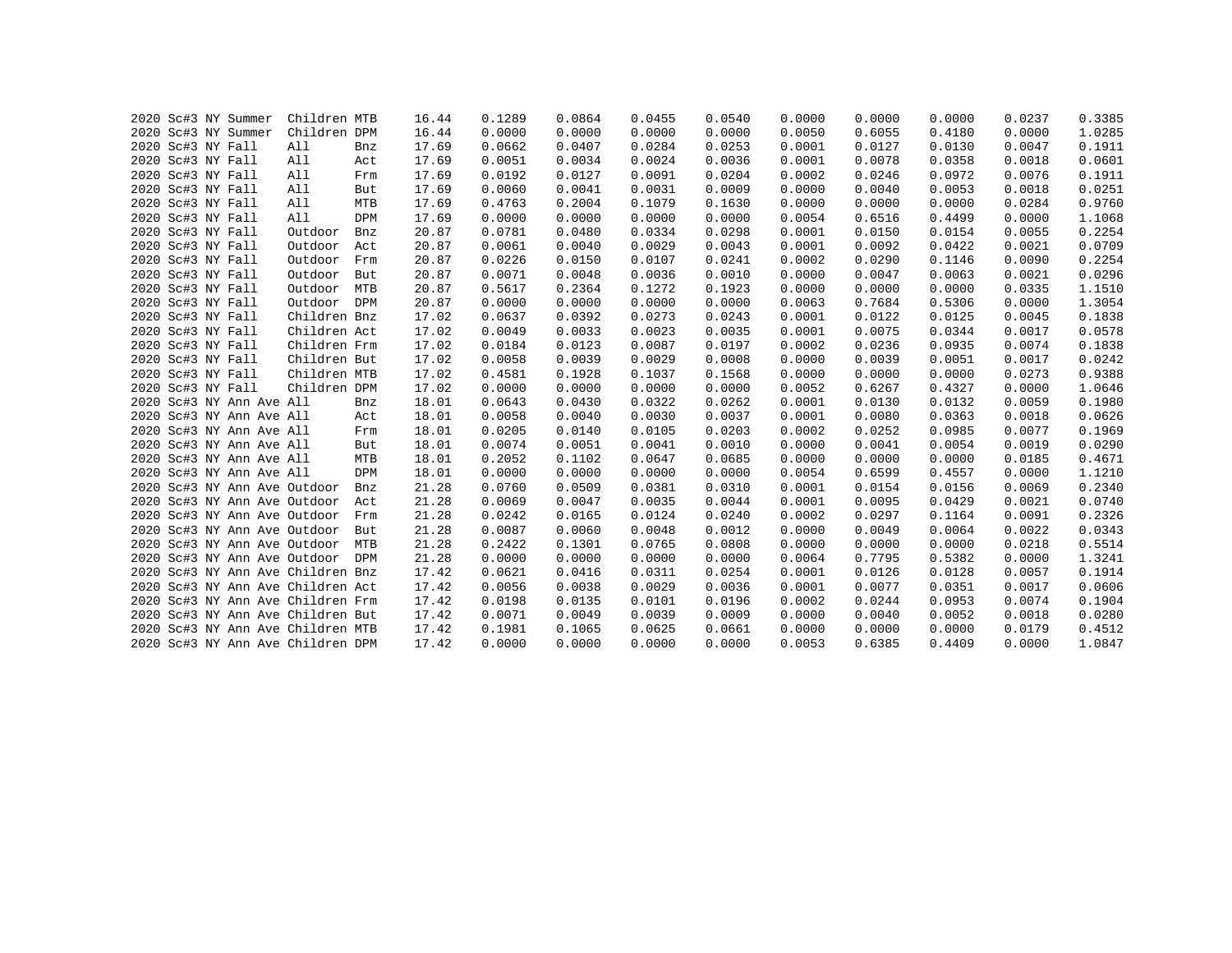| | | | | | | | | | | | | | | | |
|---|---|---|---|---|---|---|---|---|---|---|---|---|---|---|---|
| 2020 | Sc#3 | NY | Summer | Children | MTB | 16.44 | 0.1289 | 0.0864 | 0.0455 | 0.0540 | 0.0000 | 0.0000 | 0.0000 | 0.0237 | 0.3385 |
| 2020 | Sc#3 | NY | Summer | Children | DPM | 16.44 | 0.0000 | 0.0000 | 0.0000 | 0.0000 | 0.0050 | 0.6055 | 0.4180 | 0.0000 | 1.0285 |
| 2020 | Sc#3 | NY | Fall | All | Bnz | 17.69 | 0.0662 | 0.0407 | 0.0284 | 0.0253 | 0.0001 | 0.0127 | 0.0130 | 0.0047 | 0.1911 |
| 2020 | Sc#3 | NY | Fall | All | Act | 17.69 | 0.0051 | 0.0034 | 0.0024 | 0.0036 | 0.0001 | 0.0078 | 0.0358 | 0.0018 | 0.0601 |
| 2020 | Sc#3 | NY | Fall | All | Frm | 17.69 | 0.0192 | 0.0127 | 0.0091 | 0.0204 | 0.0002 | 0.0246 | 0.0972 | 0.0076 | 0.1911 |
| 2020 | Sc#3 | NY | Fall | All | But | 17.69 | 0.0060 | 0.0041 | 0.0031 | 0.0009 | 0.0000 | 0.0040 | 0.0053 | 0.0018 | 0.0251 |
| 2020 | Sc#3 | NY | Fall | All | MTB | 17.69 | 0.4763 | 0.2004 | 0.1079 | 0.1630 | 0.0000 | 0.0000 | 0.0000 | 0.0284 | 0.9760 |
| 2020 | Sc#3 | NY | Fall | All | DPM | 17.69 | 0.0000 | 0.0000 | 0.0000 | 0.0000 | 0.0054 | 0.6516 | 0.4499 | 0.0000 | 1.1068 |
| 2020 | Sc#3 | NY | Fall | Outdoor | Bnz | 20.87 | 0.0781 | 0.0480 | 0.0334 | 0.0298 | 0.0001 | 0.0150 | 0.0154 | 0.0055 | 0.2254 |
| 2020 | Sc#3 | NY | Fall | Outdoor | Act | 20.87 | 0.0061 | 0.0040 | 0.0029 | 0.0043 | 0.0001 | 0.0092 | 0.0422 | 0.0021 | 0.0709 |
| 2020 | Sc#3 | NY | Fall | Outdoor | Frm | 20.87 | 0.0226 | 0.0150 | 0.0107 | 0.0241 | 0.0002 | 0.0290 | 0.1146 | 0.0090 | 0.2254 |
| 2020 | Sc#3 | NY | Fall | Outdoor | But | 20.87 | 0.0071 | 0.0048 | 0.0036 | 0.0010 | 0.0000 | 0.0047 | 0.0063 | 0.0021 | 0.0296 |
| 2020 | Sc#3 | NY | Fall | Outdoor | MTB | 20.87 | 0.5617 | 0.2364 | 0.1272 | 0.1923 | 0.0000 | 0.0000 | 0.0000 | 0.0335 | 1.1510 |
| 2020 | Sc#3 | NY | Fall | Outdoor | DPM | 20.87 | 0.0000 | 0.0000 | 0.0000 | 0.0000 | 0.0063 | 0.7684 | 0.5306 | 0.0000 | 1.3054 |
| 2020 | Sc#3 | NY | Fall | Children | Bnz | 17.02 | 0.0637 | 0.0392 | 0.0273 | 0.0243 | 0.0001 | 0.0122 | 0.0125 | 0.0045 | 0.1838 |
| 2020 | Sc#3 | NY | Fall | Children | Act | 17.02 | 0.0049 | 0.0033 | 0.0023 | 0.0035 | 0.0001 | 0.0075 | 0.0344 | 0.0017 | 0.0578 |
| 2020 | Sc#3 | NY | Fall | Children | Frm | 17.02 | 0.0184 | 0.0123 | 0.0087 | 0.0197 | 0.0002 | 0.0236 | 0.0935 | 0.0074 | 0.1838 |
| 2020 | Sc#3 | NY | Fall | Children | But | 17.02 | 0.0058 | 0.0039 | 0.0029 | 0.0008 | 0.0000 | 0.0039 | 0.0051 | 0.0017 | 0.0242 |
| 2020 | Sc#3 | NY | Fall | Children | MTB | 17.02 | 0.4581 | 0.1928 | 0.1037 | 0.1568 | 0.0000 | 0.0000 | 0.0000 | 0.0273 | 0.9388 |
| 2020 | Sc#3 | NY | Fall | Children | DPM | 17.02 | 0.0000 | 0.0000 | 0.0000 | 0.0000 | 0.0052 | 0.6267 | 0.4327 | 0.0000 | 1.0646 |
| 2020 | Sc#3 | NY | Ann Ave | All | Bnz | 18.01 | 0.0643 | 0.0430 | 0.0322 | 0.0262 | 0.0001 | 0.0130 | 0.0132 | 0.0059 | 0.1980 |
| 2020 | Sc#3 | NY | Ann Ave | All | Act | 18.01 | 0.0058 | 0.0040 | 0.0030 | 0.0037 | 0.0001 | 0.0080 | 0.0363 | 0.0018 | 0.0626 |
| 2020 | Sc#3 | NY | Ann Ave | All | Frm | 18.01 | 0.0205 | 0.0140 | 0.0105 | 0.0203 | 0.0002 | 0.0252 | 0.0985 | 0.0077 | 0.1969 |
| 2020 | Sc#3 | NY | Ann Ave | All | But | 18.01 | 0.0074 | 0.0051 | 0.0041 | 0.0010 | 0.0000 | 0.0041 | 0.0054 | 0.0019 | 0.0290 |
| 2020 | Sc#3 | NY | Ann Ave | All | MTB | 18.01 | 0.2052 | 0.1102 | 0.0647 | 0.0685 | 0.0000 | 0.0000 | 0.0000 | 0.0185 | 0.4671 |
| 2020 | Sc#3 | NY | Ann Ave | All | DPM | 18.01 | 0.0000 | 0.0000 | 0.0000 | 0.0000 | 0.0054 | 0.6599 | 0.4557 | 0.0000 | 1.1210 |
| 2020 | Sc#3 | NY | Ann Ave | Outdoor | Bnz | 21.28 | 0.0760 | 0.0509 | 0.0381 | 0.0310 | 0.0001 | 0.0154 | 0.0156 | 0.0069 | 0.2340 |
| 2020 | Sc#3 | NY | Ann Ave | Outdoor | Act | 21.28 | 0.0069 | 0.0047 | 0.0035 | 0.0044 | 0.0001 | 0.0095 | 0.0429 | 0.0021 | 0.0740 |
| 2020 | Sc#3 | NY | Ann Ave | Outdoor | Frm | 21.28 | 0.0242 | 0.0165 | 0.0124 | 0.0240 | 0.0002 | 0.0297 | 0.1164 | 0.0091 | 0.2326 |
| 2020 | Sc#3 | NY | Ann Ave | Outdoor | But | 21.28 | 0.0087 | 0.0060 | 0.0048 | 0.0012 | 0.0000 | 0.0049 | 0.0064 | 0.0022 | 0.0343 |
| 2020 | Sc#3 | NY | Ann Ave | Outdoor | MTB | 21.28 | 0.2422 | 0.1301 | 0.0765 | 0.0808 | 0.0000 | 0.0000 | 0.0000 | 0.0218 | 0.5514 |
| 2020 | Sc#3 | NY | Ann Ave | Outdoor | DPM | 21.28 | 0.0000 | 0.0000 | 0.0000 | 0.0000 | 0.0064 | 0.7795 | 0.5382 | 0.0000 | 1.3241 |
| 2020 | Sc#3 | NY | Ann Ave | Children | Bnz | 17.42 | 0.0621 | 0.0416 | 0.0311 | 0.0254 | 0.0001 | 0.0126 | 0.0128 | 0.0057 | 0.1914 |
| 2020 | Sc#3 | NY | Ann Ave | Children | Act | 17.42 | 0.0056 | 0.0038 | 0.0029 | 0.0036 | 0.0001 | 0.0077 | 0.0351 | 0.0017 | 0.0606 |
| 2020 | Sc#3 | NY | Ann Ave | Children | Frm | 17.42 | 0.0198 | 0.0135 | 0.0101 | 0.0196 | 0.0002 | 0.0244 | 0.0953 | 0.0074 | 0.1904 |
| 2020 | Sc#3 | NY | Ann Ave | Children | But | 17.42 | 0.0071 | 0.0049 | 0.0039 | 0.0009 | 0.0000 | 0.0040 | 0.0052 | 0.0018 | 0.0280 |
| 2020 | Sc#3 | NY | Ann Ave | Children | MTB | 17.42 | 0.1981 | 0.1065 | 0.0625 | 0.0661 | 0.0000 | 0.0000 | 0.0000 | 0.0179 | 0.4512 |
| 2020 | Sc#3 | NY | Ann Ave | Children | DPM | 17.42 | 0.0000 | 0.0000 | 0.0000 | 0.0000 | 0.0053 | 0.6385 | 0.4409 | 0.0000 | 1.0847 |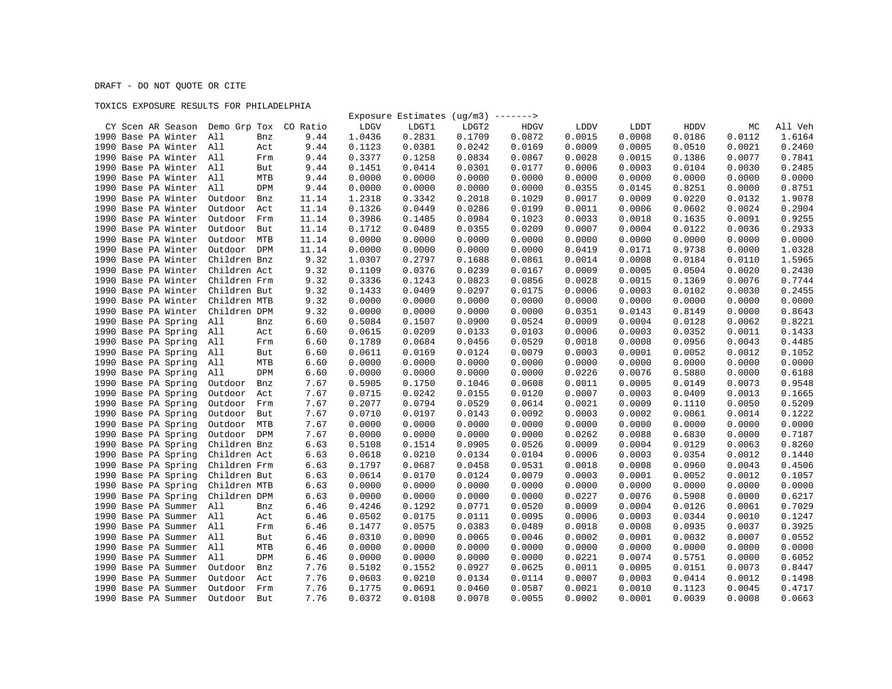DRAFT - DO NOT QUOTE OR CITE

TOXICS EXPOSURE RESULTS FOR PHILADELPHIA

| CY | Scen | AR | Season | Demo Grp | Tox | CO Ratio | Exposure Estimates (ug/m3) -------> LDGV | LDGT1 | LDGT2 | HDGV | LDDV | LDDT | HDDV | MC | All Veh |
|---|---|---|---|---|---|---|---|---|---|---|---|---|---|---|---|
| 1990 | Base | PA | Winter | All | Bnz | 9.44 | 1.0436 | 0.2831 | 0.1709 | 0.0872 | 0.0015 | 0.0008 | 0.0186 | 0.0112 | 1.6164 |
| 1990 | Base | PA | Winter | All | Act | 9.44 | 0.1123 | 0.0381 | 0.0242 | 0.0169 | 0.0009 | 0.0005 | 0.0510 | 0.0021 | 0.2460 |
| 1990 | Base | PA | Winter | All | Frm | 9.44 | 0.3377 | 0.1258 | 0.0834 | 0.0867 | 0.0028 | 0.0015 | 0.1386 | 0.0077 | 0.7841 |
| 1990 | Base | PA | Winter | All | But | 9.44 | 0.1451 | 0.0414 | 0.0301 | 0.0177 | 0.0006 | 0.0003 | 0.0104 | 0.0030 | 0.2485 |
| 1990 | Base | PA | Winter | All | MTB | 9.44 | 0.0000 | 0.0000 | 0.0000 | 0.0000 | 0.0000 | 0.0000 | 0.0000 | 0.0000 | 0.0000 |
| 1990 | Base | PA | Winter | All | DPM | 9.44 | 0.0000 | 0.0000 | 0.0000 | 0.0000 | 0.0355 | 0.0145 | 0.8251 | 0.0000 | 0.8751 |
| 1990 | Base | PA | Winter | Outdoor | Bnz | 11.14 | 1.2318 | 0.3342 | 0.2018 | 0.1029 | 0.0017 | 0.0009 | 0.0220 | 0.0132 | 1.9078 |
| 1990 | Base | PA | Winter | Outdoor | Act | 11.14 | 0.1326 | 0.0449 | 0.0286 | 0.0199 | 0.0011 | 0.0006 | 0.0602 | 0.0024 | 0.2904 |
| 1990 | Base | PA | Winter | Outdoor | Frm | 11.14 | 0.3986 | 0.1485 | 0.0984 | 0.1023 | 0.0033 | 0.0018 | 0.1635 | 0.0091 | 0.9255 |
| 1990 | Base | PA | Winter | Outdoor | But | 11.14 | 0.1712 | 0.0489 | 0.0355 | 0.0209 | 0.0007 | 0.0004 | 0.0122 | 0.0036 | 0.2933 |
| 1990 | Base | PA | Winter | Outdoor | MTB | 11.14 | 0.0000 | 0.0000 | 0.0000 | 0.0000 | 0.0000 | 0.0000 | 0.0000 | 0.0000 | 0.0000 |
| 1990 | Base | PA | Winter | Outdoor | DPM | 11.14 | 0.0000 | 0.0000 | 0.0000 | 0.0000 | 0.0419 | 0.0171 | 0.9738 | 0.0000 | 1.0328 |
| 1990 | Base | PA | Winter | Children | Bnz | 9.32 | 1.0307 | 0.2797 | 0.1688 | 0.0861 | 0.0014 | 0.0008 | 0.0184 | 0.0110 | 1.5965 |
| 1990 | Base | PA | Winter | Children | Act | 9.32 | 0.1109 | 0.0376 | 0.0239 | 0.0167 | 0.0009 | 0.0005 | 0.0504 | 0.0020 | 0.2430 |
| 1990 | Base | PA | Winter | Children | Frm | 9.32 | 0.3336 | 0.1243 | 0.0823 | 0.0856 | 0.0028 | 0.0015 | 0.1369 | 0.0076 | 0.7744 |
| 1990 | Base | PA | Winter | Children | But | 9.32 | 0.1433 | 0.0409 | 0.0297 | 0.0175 | 0.0006 | 0.0003 | 0.0102 | 0.0030 | 0.2455 |
| 1990 | Base | PA | Winter | Children | MTB | 9.32 | 0.0000 | 0.0000 | 0.0000 | 0.0000 | 0.0000 | 0.0000 | 0.0000 | 0.0000 | 0.0000 |
| 1990 | Base | PA | Winter | Children | DPM | 9.32 | 0.0000 | 0.0000 | 0.0000 | 0.0000 | 0.0351 | 0.0143 | 0.8149 | 0.0000 | 0.8643 |
| 1990 | Base | PA | Spring | All | Bnz | 6.60 | 0.5084 | 0.1507 | 0.0900 | 0.0524 | 0.0009 | 0.0004 | 0.0128 | 0.0062 | 0.8221 |
| 1990 | Base | PA | Spring | All | Act | 6.60 | 0.0615 | 0.0209 | 0.0133 | 0.0103 | 0.0006 | 0.0003 | 0.0352 | 0.0011 | 0.1433 |
| 1990 | Base | PA | Spring | All | Frm | 6.60 | 0.1789 | 0.0684 | 0.0456 | 0.0529 | 0.0018 | 0.0008 | 0.0956 | 0.0043 | 0.4485 |
| 1990 | Base | PA | Spring | All | But | 6.60 | 0.0611 | 0.0169 | 0.0124 | 0.0079 | 0.0003 | 0.0001 | 0.0052 | 0.0012 | 0.1052 |
| 1990 | Base | PA | Spring | All | MTB | 6.60 | 0.0000 | 0.0000 | 0.0000 | 0.0000 | 0.0000 | 0.0000 | 0.0000 | 0.0000 | 0.0000 |
| 1990 | Base | PA | Spring | All | DPM | 6.60 | 0.0000 | 0.0000 | 0.0000 | 0.0000 | 0.0226 | 0.0076 | 0.5880 | 0.0000 | 0.6188 |
| 1990 | Base | PA | Spring | Outdoor | Bnz | 7.67 | 0.5905 | 0.1750 | 0.1046 | 0.0608 | 0.0011 | 0.0005 | 0.0149 | 0.0073 | 0.9548 |
| 1990 | Base | PA | Spring | Outdoor | Act | 7.67 | 0.0715 | 0.0242 | 0.0155 | 0.0120 | 0.0007 | 0.0003 | 0.0409 | 0.0013 | 0.1665 |
| 1990 | Base | PA | Spring | Outdoor | Frm | 7.67 | 0.2077 | 0.0794 | 0.0529 | 0.0614 | 0.0021 | 0.0009 | 0.1110 | 0.0050 | 0.5209 |
| 1990 | Base | PA | Spring | Outdoor | But | 7.67 | 0.0710 | 0.0197 | 0.0143 | 0.0092 | 0.0003 | 0.0002 | 0.0061 | 0.0014 | 0.1222 |
| 1990 | Base | PA | Spring | Outdoor | MTB | 7.67 | 0.0000 | 0.0000 | 0.0000 | 0.0000 | 0.0000 | 0.0000 | 0.0000 | 0.0000 | 0.0000 |
| 1990 | Base | PA | Spring | Outdoor | DPM | 7.67 | 0.0000 | 0.0000 | 0.0000 | 0.0000 | 0.0262 | 0.0088 | 0.6830 | 0.0000 | 0.7187 |
| 1990 | Base | PA | Spring | Children | Bnz | 6.63 | 0.5108 | 0.1514 | 0.0905 | 0.0526 | 0.0009 | 0.0004 | 0.0129 | 0.0063 | 0.8260 |
| 1990 | Base | PA | Spring | Children | Act | 6.63 | 0.0618 | 0.0210 | 0.0134 | 0.0104 | 0.0006 | 0.0003 | 0.0354 | 0.0012 | 0.1440 |
| 1990 | Base | PA | Spring | Children | Frm | 6.63 | 0.1797 | 0.0687 | 0.0458 | 0.0531 | 0.0018 | 0.0008 | 0.0960 | 0.0043 | 0.4506 |
| 1990 | Base | PA | Spring | Children | But | 6.63 | 0.0614 | 0.0170 | 0.0124 | 0.0079 | 0.0003 | 0.0001 | 0.0052 | 0.0012 | 0.1057 |
| 1990 | Base | PA | Spring | Children | MTB | 6.63 | 0.0000 | 0.0000 | 0.0000 | 0.0000 | 0.0000 | 0.0000 | 0.0000 | 0.0000 | 0.0000 |
| 1990 | Base | PA | Spring | Children | DPM | 6.63 | 0.0000 | 0.0000 | 0.0000 | 0.0000 | 0.0227 | 0.0076 | 0.5908 | 0.0000 | 0.6217 |
| 1990 | Base | PA | Summer | All | Bnz | 6.46 | 0.4246 | 0.1292 | 0.0771 | 0.0520 | 0.0009 | 0.0004 | 0.0126 | 0.0061 | 0.7029 |
| 1990 | Base | PA | Summer | All | Act | 6.46 | 0.0502 | 0.0175 | 0.0111 | 0.0095 | 0.0006 | 0.0003 | 0.0344 | 0.0010 | 0.1247 |
| 1990 | Base | PA | Summer | All | Frm | 6.46 | 0.1477 | 0.0575 | 0.0383 | 0.0489 | 0.0018 | 0.0008 | 0.0935 | 0.0037 | 0.3925 |
| 1990 | Base | PA | Summer | All | But | 6.46 | 0.0310 | 0.0090 | 0.0065 | 0.0046 | 0.0002 | 0.0001 | 0.0032 | 0.0007 | 0.0552 |
| 1990 | Base | PA | Summer | All | MTB | 6.46 | 0.0000 | 0.0000 | 0.0000 | 0.0000 | 0.0000 | 0.0000 | 0.0000 | 0.0000 | 0.0000 |
| 1990 | Base | PA | Summer | All | DPM | 6.46 | 0.0000 | 0.0000 | 0.0000 | 0.0000 | 0.0221 | 0.0074 | 0.5751 | 0.0000 | 0.6052 |
| 1990 | Base | PA | Summer | Outdoor | Bnz | 7.76 | 0.5102 | 0.1552 | 0.0927 | 0.0625 | 0.0011 | 0.0005 | 0.0151 | 0.0073 | 0.8447 |
| 1990 | Base | PA | Summer | Outdoor | Act | 7.76 | 0.0603 | 0.0210 | 0.0134 | 0.0114 | 0.0007 | 0.0003 | 0.0414 | 0.0012 | 0.1498 |
| 1990 | Base | PA | Summer | Outdoor | Frm | 7.76 | 0.1775 | 0.0691 | 0.0460 | 0.0587 | 0.0021 | 0.0010 | 0.1123 | 0.0045 | 0.4717 |
| 1990 | Base | PA | Summer | Outdoor | But | 7.76 | 0.0372 | 0.0108 | 0.0078 | 0.0055 | 0.0002 | 0.0001 | 0.0039 | 0.0008 | 0.0663 |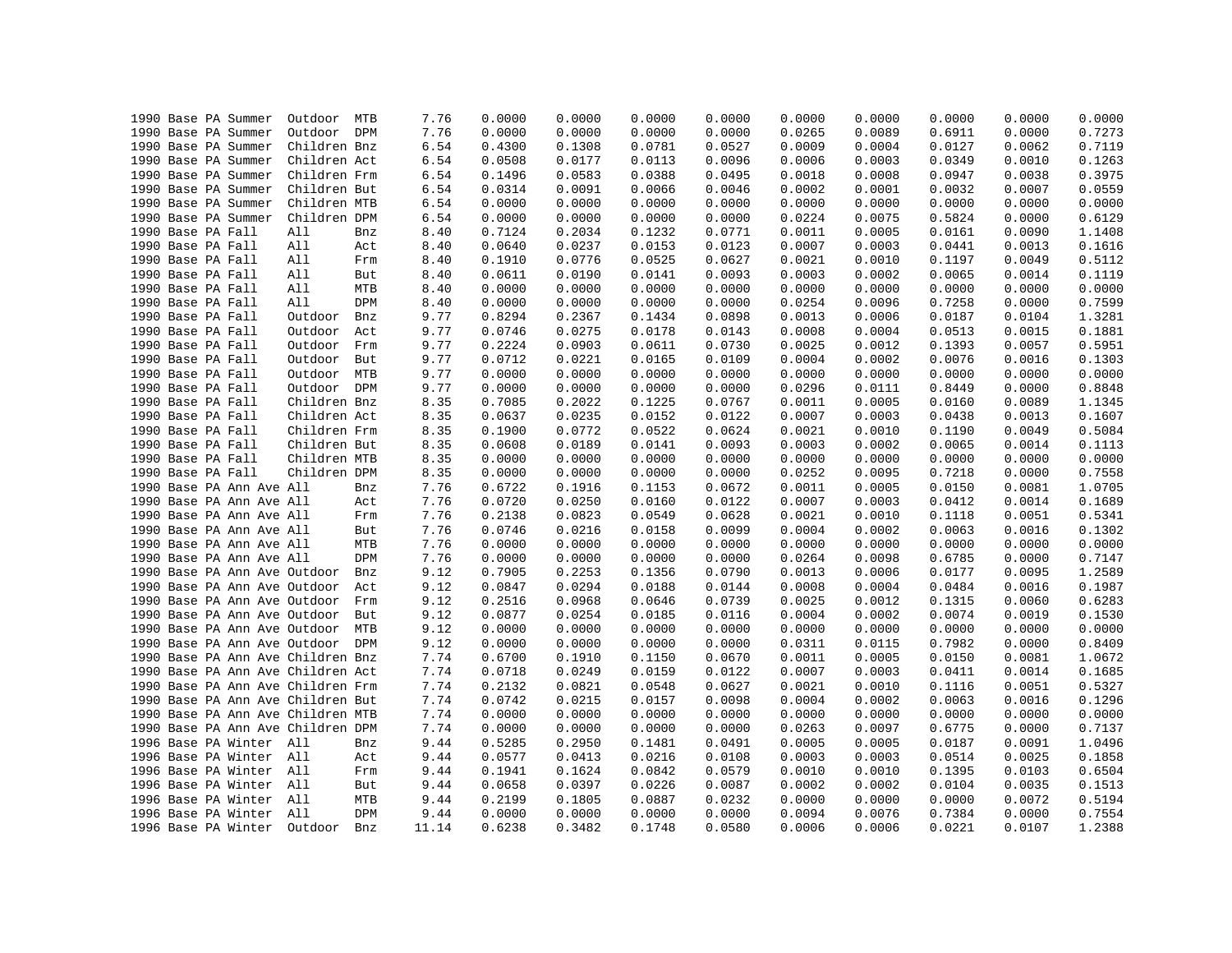| | | | | | | | | | | | | | | | |
|---|---|---|---|---|---|---|---|---|---|---|---|---|---|---|---|
| 1990 | Base | PA | Summer | Outdoor | MTB | 7.76 | 0.0000 | 0.0000 | 0.0000 | 0.0000 | 0.0000 | 0.0000 | 0.0000 | 0.0000 | 0.0000 |
| 1990 | Base | PA | Summer | Outdoor | DPM | 7.76 | 0.0000 | 0.0000 | 0.0000 | 0.0000 | 0.0265 | 0.0089 | 0.6911 | 0.0000 | 0.7273 |
| 1990 | Base | PA | Summer | Children | Bnz | 6.54 | 0.4300 | 0.1308 | 0.0781 | 0.0527 | 0.0009 | 0.0004 | 0.0127 | 0.0062 | 0.7119 |
| 1990 | Base | PA | Summer | Children | Act | 6.54 | 0.0508 | 0.0177 | 0.0113 | 0.0096 | 0.0006 | 0.0003 | 0.0349 | 0.0010 | 0.1263 |
| 1990 | Base | PA | Summer | Children | Frm | 6.54 | 0.1496 | 0.0583 | 0.0388 | 0.0495 | 0.0018 | 0.0008 | 0.0947 | 0.0038 | 0.3975 |
| 1990 | Base | PA | Summer | Children | But | 6.54 | 0.0314 | 0.0091 | 0.0066 | 0.0046 | 0.0002 | 0.0001 | 0.0032 | 0.0007 | 0.0559 |
| 1990 | Base | PA | Summer | Children | MTB | 6.54 | 0.0000 | 0.0000 | 0.0000 | 0.0000 | 0.0000 | 0.0000 | 0.0000 | 0.0000 | 0.0000 |
| 1990 | Base | PA | Summer | Children | DPM | 6.54 | 0.0000 | 0.0000 | 0.0000 | 0.0000 | 0.0224 | 0.0075 | 0.5824 | 0.0000 | 0.6129 |
| 1990 | Base | PA | Fall | All | Bnz | 8.40 | 0.7124 | 0.2034 | 0.1232 | 0.0771 | 0.0011 | 0.0005 | 0.0161 | 0.0090 | 1.1408 |
| 1990 | Base | PA | Fall | All | Act | 8.40 | 0.0640 | 0.0237 | 0.0153 | 0.0123 | 0.0007 | 0.0003 | 0.0441 | 0.0013 | 0.1616 |
| 1990 | Base | PA | Fall | All | Frm | 8.40 | 0.1910 | 0.0776 | 0.0525 | 0.0627 | 0.0021 | 0.0010 | 0.1197 | 0.0049 | 0.5112 |
| 1990 | Base | PA | Fall | All | But | 8.40 | 0.0611 | 0.0190 | 0.0141 | 0.0093 | 0.0003 | 0.0002 | 0.0065 | 0.0014 | 0.1119 |
| 1990 | Base | PA | Fall | All | MTB | 8.40 | 0.0000 | 0.0000 | 0.0000 | 0.0000 | 0.0000 | 0.0000 | 0.0000 | 0.0000 | 0.0000 |
| 1990 | Base | PA | Fall | All | DPM | 8.40 | 0.0000 | 0.0000 | 0.0000 | 0.0000 | 0.0254 | 0.0096 | 0.7258 | 0.0000 | 0.7599 |
| 1990 | Base | PA | Fall | Outdoor | Bnz | 9.77 | 0.8294 | 0.2367 | 0.1434 | 0.0898 | 0.0013 | 0.0006 | 0.0187 | 0.0104 | 1.3281 |
| 1990 | Base | PA | Fall | Outdoor | Act | 9.77 | 0.0746 | 0.0275 | 0.0178 | 0.0143 | 0.0008 | 0.0004 | 0.0513 | 0.0015 | 0.1881 |
| 1990 | Base | PA | Fall | Outdoor | Frm | 9.77 | 0.2224 | 0.0903 | 0.0611 | 0.0730 | 0.0025 | 0.0012 | 0.1393 | 0.0057 | 0.5951 |
| 1990 | Base | PA | Fall | Outdoor | But | 9.77 | 0.0712 | 0.0221 | 0.0165 | 0.0109 | 0.0004 | 0.0002 | 0.0076 | 0.0016 | 0.1303 |
| 1990 | Base | PA | Fall | Outdoor | MTB | 9.77 | 0.0000 | 0.0000 | 0.0000 | 0.0000 | 0.0000 | 0.0000 | 0.0000 | 0.0000 | 0.0000 |
| 1990 | Base | PA | Fall | Outdoor | DPM | 9.77 | 0.0000 | 0.0000 | 0.0000 | 0.0000 | 0.0296 | 0.0111 | 0.8449 | 0.0000 | 0.8848 |
| 1990 | Base | PA | Fall | Children | Bnz | 8.35 | 0.7085 | 0.2022 | 0.1225 | 0.0767 | 0.0011 | 0.0005 | 0.0160 | 0.0089 | 1.1345 |
| 1990 | Base | PA | Fall | Children | Act | 8.35 | 0.0637 | 0.0235 | 0.0152 | 0.0122 | 0.0007 | 0.0003 | 0.0438 | 0.0013 | 0.1607 |
| 1990 | Base | PA | Fall | Children | Frm | 8.35 | 0.1900 | 0.0772 | 0.0522 | 0.0624 | 0.0021 | 0.0010 | 0.1190 | 0.0049 | 0.5084 |
| 1990 | Base | PA | Fall | Children | But | 8.35 | 0.0608 | 0.0189 | 0.0141 | 0.0093 | 0.0003 | 0.0002 | 0.0065 | 0.0014 | 0.1113 |
| 1990 | Base | PA | Fall | Children | MTB | 8.35 | 0.0000 | 0.0000 | 0.0000 | 0.0000 | 0.0000 | 0.0000 | 0.0000 | 0.0000 | 0.0000 |
| 1990 | Base | PA | Fall | Children | DPM | 8.35 | 0.0000 | 0.0000 | 0.0000 | 0.0000 | 0.0252 | 0.0095 | 0.7218 | 0.0000 | 0.7558 |
| 1990 | Base | PA | Ann Ave | All | Bnz | 7.76 | 0.6722 | 0.1916 | 0.1153 | 0.0672 | 0.0011 | 0.0005 | 0.0150 | 0.0081 | 1.0705 |
| 1990 | Base | PA | Ann Ave | All | Act | 7.76 | 0.0720 | 0.0250 | 0.0160 | 0.0122 | 0.0007 | 0.0003 | 0.0412 | 0.0014 | 0.1689 |
| 1990 | Base | PA | Ann Ave | All | Frm | 7.76 | 0.2138 | 0.0823 | 0.0549 | 0.0628 | 0.0021 | 0.0010 | 0.1118 | 0.0051 | 0.5341 |
| 1990 | Base | PA | Ann Ave | All | But | 7.76 | 0.0746 | 0.0216 | 0.0158 | 0.0099 | 0.0004 | 0.0002 | 0.0063 | 0.0016 | 0.1302 |
| 1990 | Base | PA | Ann Ave | All | MTB | 7.76 | 0.0000 | 0.0000 | 0.0000 | 0.0000 | 0.0000 | 0.0000 | 0.0000 | 0.0000 | 0.0000 |
| 1990 | Base | PA | Ann Ave | All | DPM | 7.76 | 0.0000 | 0.0000 | 0.0000 | 0.0000 | 0.0264 | 0.0098 | 0.6785 | 0.0000 | 0.7147 |
| 1990 | Base | PA | Ann Ave | Outdoor | Bnz | 9.12 | 0.7905 | 0.2253 | 0.1356 | 0.0790 | 0.0013 | 0.0006 | 0.0177 | 0.0095 | 1.2589 |
| 1990 | Base | PA | Ann Ave | Outdoor | Act | 9.12 | 0.0847 | 0.0294 | 0.0188 | 0.0144 | 0.0008 | 0.0004 | 0.0484 | 0.0016 | 0.1987 |
| 1990 | Base | PA | Ann Ave | Outdoor | Frm | 9.12 | 0.2516 | 0.0968 | 0.0646 | 0.0739 | 0.0025 | 0.0012 | 0.1315 | 0.0060 | 0.6283 |
| 1990 | Base | PA | Ann Ave | Outdoor | But | 9.12 | 0.0877 | 0.0254 | 0.0185 | 0.0116 | 0.0004 | 0.0002 | 0.0074 | 0.0019 | 0.1530 |
| 1990 | Base | PA | Ann Ave | Outdoor | MTB | 9.12 | 0.0000 | 0.0000 | 0.0000 | 0.0000 | 0.0000 | 0.0000 | 0.0000 | 0.0000 | 0.0000 |
| 1990 | Base | PA | Ann Ave | Outdoor | DPM | 9.12 | 0.0000 | 0.0000 | 0.0000 | 0.0000 | 0.0311 | 0.0115 | 0.7982 | 0.0000 | 0.8409 |
| 1990 | Base | PA | Ann Ave | Children | Bnz | 7.74 | 0.6700 | 0.1910 | 0.1150 | 0.0670 | 0.0011 | 0.0005 | 0.0150 | 0.0081 | 1.0672 |
| 1990 | Base | PA | Ann Ave | Children | Act | 7.74 | 0.0718 | 0.0249 | 0.0159 | 0.0122 | 0.0007 | 0.0003 | 0.0411 | 0.0014 | 0.1685 |
| 1990 | Base | PA | Ann Ave | Children | Frm | 7.74 | 0.2132 | 0.0821 | 0.0548 | 0.0627 | 0.0021 | 0.0010 | 0.1116 | 0.0051 | 0.5327 |
| 1990 | Base | PA | Ann Ave | Children | But | 7.74 | 0.0742 | 0.0215 | 0.0157 | 0.0098 | 0.0004 | 0.0002 | 0.0063 | 0.0016 | 0.1296 |
| 1990 | Base | PA | Ann Ave | Children | MTB | 7.74 | 0.0000 | 0.0000 | 0.0000 | 0.0000 | 0.0000 | 0.0000 | 0.0000 | 0.0000 | 0.0000 |
| 1990 | Base | PA | Ann Ave | Children | DPM | 7.74 | 0.0000 | 0.0000 | 0.0000 | 0.0000 | 0.0263 | 0.0097 | 0.6775 | 0.0000 | 0.7137 |
| 1996 | Base | PA | Winter | All | Bnz | 9.44 | 0.5285 | 0.2950 | 0.1481 | 0.0491 | 0.0005 | 0.0005 | 0.0187 | 0.0091 | 1.0496 |
| 1996 | Base | PA | Winter | All | Act | 9.44 | 0.0577 | 0.0413 | 0.0216 | 0.0108 | 0.0003 | 0.0003 | 0.0514 | 0.0025 | 0.1858 |
| 1996 | Base | PA | Winter | All | Frm | 9.44 | 0.1941 | 0.1624 | 0.0842 | 0.0579 | 0.0010 | 0.0010 | 0.1395 | 0.0103 | 0.6504 |
| 1996 | Base | PA | Winter | All | But | 9.44 | 0.0658 | 0.0397 | 0.0226 | 0.0087 | 0.0002 | 0.0002 | 0.0104 | 0.0035 | 0.1513 |
| 1996 | Base | PA | Winter | All | MTB | 9.44 | 0.2199 | 0.1805 | 0.0887 | 0.0232 | 0.0000 | 0.0000 | 0.0000 | 0.0072 | 0.5194 |
| 1996 | Base | PA | Winter | All | DPM | 9.44 | 0.0000 | 0.0000 | 0.0000 | 0.0000 | 0.0094 | 0.0076 | 0.7384 | 0.0000 | 0.7554 |
| 1996 | Base | PA | Winter | Outdoor | Bnz | 11.14 | 0.6238 | 0.3482 | 0.1748 | 0.0580 | 0.0006 | 0.0006 | 0.0221 | 0.0107 | 1.2388 |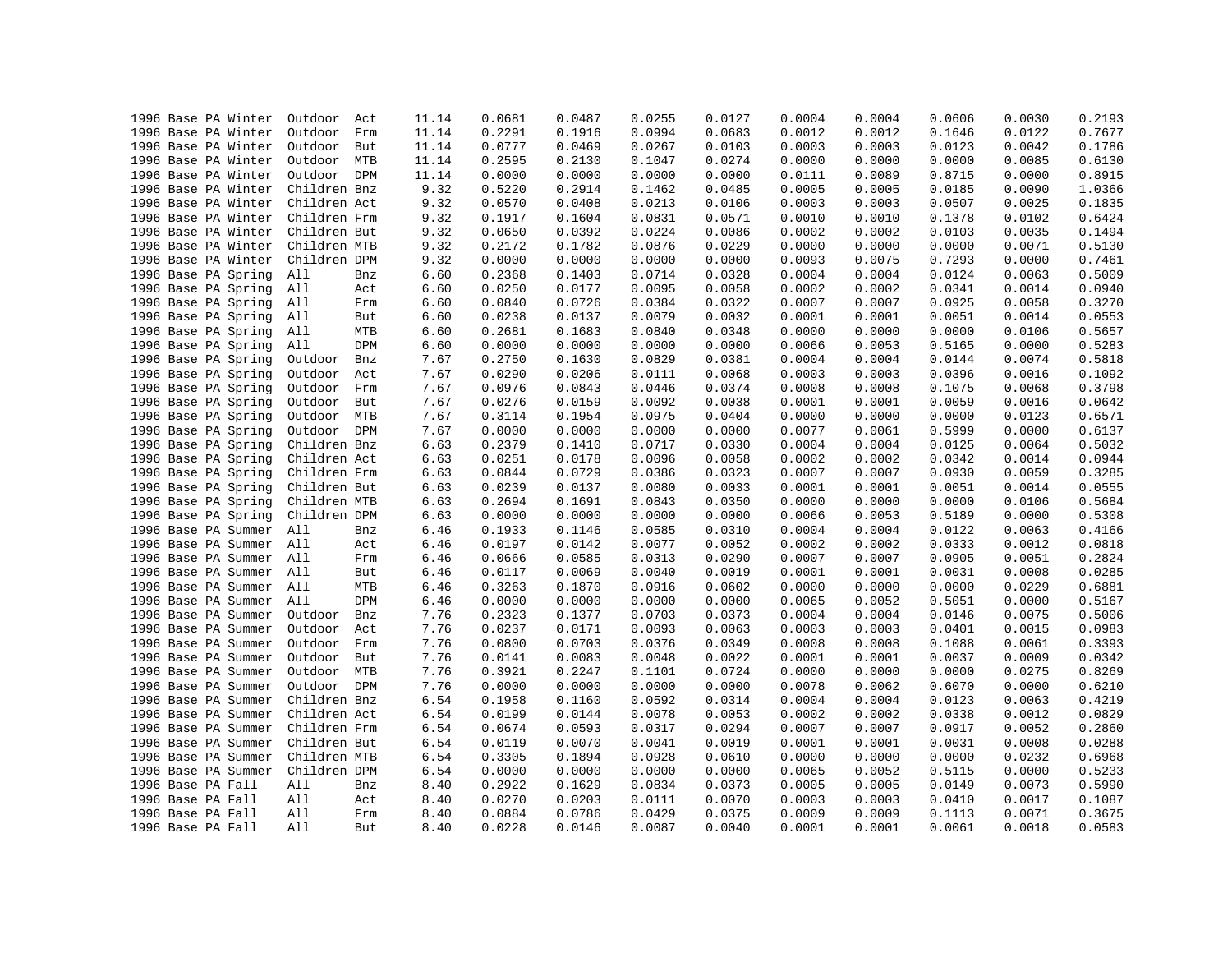| | | | | | | | | | | | | | | | |
|---|---|---|---|---|---|---|---|---|---|---|---|---|---|---|---|
| 1996 | Base | PA | Winter | Outdoor | Act | 11.14 | 0.0681 | 0.0487 | 0.0255 | 0.0127 | 0.0004 | 0.0004 | 0.0606 | 0.0030 | 0.2193 |
| 1996 | Base | PA | Winter | Outdoor | Frm | 11.14 | 0.2291 | 0.1916 | 0.0994 | 0.0683 | 0.0012 | 0.0012 | 0.1646 | 0.0122 | 0.7677 |
| 1996 | Base | PA | Winter | Outdoor | But | 11.14 | 0.0777 | 0.0469 | 0.0267 | 0.0103 | 0.0003 | 0.0003 | 0.0123 | 0.0042 | 0.1786 |
| 1996 | Base | PA | Winter | Outdoor | MTB | 11.14 | 0.2595 | 0.2130 | 0.1047 | 0.0274 | 0.0000 | 0.0000 | 0.0000 | 0.0085 | 0.6130 |
| 1996 | Base | PA | Winter | Outdoor | DPM | 11.14 | 0.0000 | 0.0000 | 0.0000 | 0.0000 | 0.0111 | 0.0089 | 0.8715 | 0.0000 | 0.8915 |
| 1996 | Base | PA | Winter | Children | Bnz | 9.32 | 0.5220 | 0.2914 | 0.1462 | 0.0485 | 0.0005 | 0.0005 | 0.0185 | 0.0090 | 1.0366 |
| 1996 | Base | PA | Winter | Children | Act | 9.32 | 0.0570 | 0.0408 | 0.0213 | 0.0106 | 0.0003 | 0.0003 | 0.0507 | 0.0025 | 0.1835 |
| 1996 | Base | PA | Winter | Children | Frm | 9.32 | 0.1917 | 0.1604 | 0.0831 | 0.0571 | 0.0010 | 0.0010 | 0.1378 | 0.0102 | 0.6424 |
| 1996 | Base | PA | Winter | Children | But | 9.32 | 0.0650 | 0.0392 | 0.0224 | 0.0086 | 0.0002 | 0.0002 | 0.0103 | 0.0035 | 0.1494 |
| 1996 | Base | PA | Winter | Children | MTB | 9.32 | 0.2172 | 0.1782 | 0.0876 | 0.0229 | 0.0000 | 0.0000 | 0.0000 | 0.0071 | 0.5130 |
| 1996 | Base | PA | Winter | Children | DPM | 9.32 | 0.0000 | 0.0000 | 0.0000 | 0.0000 | 0.0093 | 0.0075 | 0.7293 | 0.0000 | 0.7461 |
| 1996 | Base | PA | Spring | All | Bnz | 6.60 | 0.2368 | 0.1403 | 0.0714 | 0.0328 | 0.0004 | 0.0004 | 0.0124 | 0.0063 | 0.5009 |
| 1996 | Base | PA | Spring | All | Act | 6.60 | 0.0250 | 0.0177 | 0.0095 | 0.0058 | 0.0002 | 0.0002 | 0.0341 | 0.0014 | 0.0940 |
| 1996 | Base | PA | Spring | All | Frm | 6.60 | 0.0840 | 0.0726 | 0.0384 | 0.0322 | 0.0007 | 0.0007 | 0.0925 | 0.0058 | 0.3270 |
| 1996 | Base | PA | Spring | All | But | 6.60 | 0.0238 | 0.0137 | 0.0079 | 0.0032 | 0.0001 | 0.0001 | 0.0051 | 0.0014 | 0.0553 |
| 1996 | Base | PA | Spring | All | MTB | 6.60 | 0.2681 | 0.1683 | 0.0840 | 0.0348 | 0.0000 | 0.0000 | 0.0000 | 0.0106 | 0.5657 |
| 1996 | Base | PA | Spring | All | DPM | 6.60 | 0.0000 | 0.0000 | 0.0000 | 0.0000 | 0.0066 | 0.0053 | 0.5165 | 0.0000 | 0.5283 |
| 1996 | Base | PA | Spring | Outdoor | Bnz | 7.67 | 0.2750 | 0.1630 | 0.0829 | 0.0381 | 0.0004 | 0.0004 | 0.0144 | 0.0074 | 0.5818 |
| 1996 | Base | PA | Spring | Outdoor | Act | 7.67 | 0.0290 | 0.0206 | 0.0111 | 0.0068 | 0.0003 | 0.0003 | 0.0396 | 0.0016 | 0.1092 |
| 1996 | Base | PA | Spring | Outdoor | Frm | 7.67 | 0.0976 | 0.0843 | 0.0446 | 0.0374 | 0.0008 | 0.0008 | 0.1075 | 0.0068 | 0.3798 |
| 1996 | Base | PA | Spring | Outdoor | But | 7.67 | 0.0276 | 0.0159 | 0.0092 | 0.0038 | 0.0001 | 0.0001 | 0.0059 | 0.0016 | 0.0642 |
| 1996 | Base | PA | Spring | Outdoor | MTB | 7.67 | 0.3114 | 0.1954 | 0.0975 | 0.0404 | 0.0000 | 0.0000 | 0.0000 | 0.0123 | 0.6571 |
| 1996 | Base | PA | Spring | Outdoor | DPM | 7.67 | 0.0000 | 0.0000 | 0.0000 | 0.0000 | 0.0077 | 0.0061 | 0.5999 | 0.0000 | 0.6137 |
| 1996 | Base | PA | Spring | Children | Bnz | 6.63 | 0.2379 | 0.1410 | 0.0717 | 0.0330 | 0.0004 | 0.0004 | 0.0125 | 0.0064 | 0.5032 |
| 1996 | Base | PA | Spring | Children | Act | 6.63 | 0.0251 | 0.0178 | 0.0096 | 0.0058 | 0.0002 | 0.0002 | 0.0342 | 0.0014 | 0.0944 |
| 1996 | Base | PA | Spring | Children | Frm | 6.63 | 0.0844 | 0.0729 | 0.0386 | 0.0323 | 0.0007 | 0.0007 | 0.0930 | 0.0059 | 0.3285 |
| 1996 | Base | PA | Spring | Children | But | 6.63 | 0.0239 | 0.0137 | 0.0080 | 0.0033 | 0.0001 | 0.0001 | 0.0051 | 0.0014 | 0.0555 |
| 1996 | Base | PA | Spring | Children | MTB | 6.63 | 0.2694 | 0.1691 | 0.0843 | 0.0350 | 0.0000 | 0.0000 | 0.0000 | 0.0106 | 0.5684 |
| 1996 | Base | PA | Spring | Children | DPM | 6.63 | 0.0000 | 0.0000 | 0.0000 | 0.0000 | 0.0066 | 0.0053 | 0.5189 | 0.0000 | 0.5308 |
| 1996 | Base | PA | Summer | All | Bnz | 6.46 | 0.1933 | 0.1146 | 0.0585 | 0.0310 | 0.0004 | 0.0004 | 0.0122 | 0.0063 | 0.4166 |
| 1996 | Base | PA | Summer | All | Act | 6.46 | 0.0197 | 0.0142 | 0.0077 | 0.0052 | 0.0002 | 0.0002 | 0.0333 | 0.0012 | 0.0818 |
| 1996 | Base | PA | Summer | All | Frm | 6.46 | 0.0666 | 0.0585 | 0.0313 | 0.0290 | 0.0007 | 0.0007 | 0.0905 | 0.0051 | 0.2824 |
| 1996 | Base | PA | Summer | All | But | 6.46 | 0.0117 | 0.0069 | 0.0040 | 0.0019 | 0.0001 | 0.0001 | 0.0031 | 0.0008 | 0.0285 |
| 1996 | Base | PA | Summer | All | MTB | 6.46 | 0.3263 | 0.1870 | 0.0916 | 0.0602 | 0.0000 | 0.0000 | 0.0000 | 0.0229 | 0.6881 |
| 1996 | Base | PA | Summer | All | DPM | 6.46 | 0.0000 | 0.0000 | 0.0000 | 0.0000 | 0.0065 | 0.0052 | 0.5051 | 0.0000 | 0.5167 |
| 1996 | Base | PA | Summer | Outdoor | Bnz | 7.76 | 0.2323 | 0.1377 | 0.0703 | 0.0373 | 0.0004 | 0.0004 | 0.0146 | 0.0075 | 0.5006 |
| 1996 | Base | PA | Summer | Outdoor | Act | 7.76 | 0.0237 | 0.0171 | 0.0093 | 0.0063 | 0.0003 | 0.0003 | 0.0401 | 0.0015 | 0.0983 |
| 1996 | Base | PA | Summer | Outdoor | Frm | 7.76 | 0.0800 | 0.0703 | 0.0376 | 0.0349 | 0.0008 | 0.0008 | 0.1088 | 0.0061 | 0.3393 |
| 1996 | Base | PA | Summer | Outdoor | But | 7.76 | 0.0141 | 0.0083 | 0.0048 | 0.0022 | 0.0001 | 0.0001 | 0.0037 | 0.0009 | 0.0342 |
| 1996 | Base | PA | Summer | Outdoor | MTB | 7.76 | 0.3921 | 0.2247 | 0.1101 | 0.0724 | 0.0000 | 0.0000 | 0.0000 | 0.0275 | 0.8269 |
| 1996 | Base | PA | Summer | Outdoor | DPM | 7.76 | 0.0000 | 0.0000 | 0.0000 | 0.0000 | 0.0078 | 0.0062 | 0.6070 | 0.0000 | 0.6210 |
| 1996 | Base | PA | Summer | Children | Bnz | 6.54 | 0.1958 | 0.1160 | 0.0592 | 0.0314 | 0.0004 | 0.0004 | 0.0123 | 0.0063 | 0.4219 |
| 1996 | Base | PA | Summer | Children | Act | 6.54 | 0.0199 | 0.0144 | 0.0078 | 0.0053 | 0.0002 | 0.0002 | 0.0338 | 0.0012 | 0.0829 |
| 1996 | Base | PA | Summer | Children | Frm | 6.54 | 0.0674 | 0.0593 | 0.0317 | 0.0294 | 0.0007 | 0.0007 | 0.0917 | 0.0052 | 0.2860 |
| 1996 | Base | PA | Summer | Children | But | 6.54 | 0.0119 | 0.0070 | 0.0041 | 0.0019 | 0.0001 | 0.0001 | 0.0031 | 0.0008 | 0.0288 |
| 1996 | Base | PA | Summer | Children | MTB | 6.54 | 0.3305 | 0.1894 | 0.0928 | 0.0610 | 0.0000 | 0.0000 | 0.0000 | 0.0232 | 0.6968 |
| 1996 | Base | PA | Summer | Children | DPM | 6.54 | 0.0000 | 0.0000 | 0.0000 | 0.0000 | 0.0065 | 0.0052 | 0.5115 | 0.0000 | 0.5233 |
| 1996 | Base | PA | Fall | All | Bnz | 8.40 | 0.2922 | 0.1629 | 0.0834 | 0.0373 | 0.0005 | 0.0005 | 0.0149 | 0.0073 | 0.5990 |
| 1996 | Base | PA | Fall | All | Act | 8.40 | 0.0270 | 0.0203 | 0.0111 | 0.0070 | 0.0003 | 0.0003 | 0.0410 | 0.0017 | 0.1087 |
| 1996 | Base | PA | Fall | All | Frm | 8.40 | 0.0884 | 0.0786 | 0.0429 | 0.0375 | 0.0009 | 0.0009 | 0.1113 | 0.0071 | 0.3675 |
| 1996 | Base | PA | Fall | All | But | 8.40 | 0.0228 | 0.0146 | 0.0087 | 0.0040 | 0.0001 | 0.0001 | 0.0061 | 0.0018 | 0.0583 |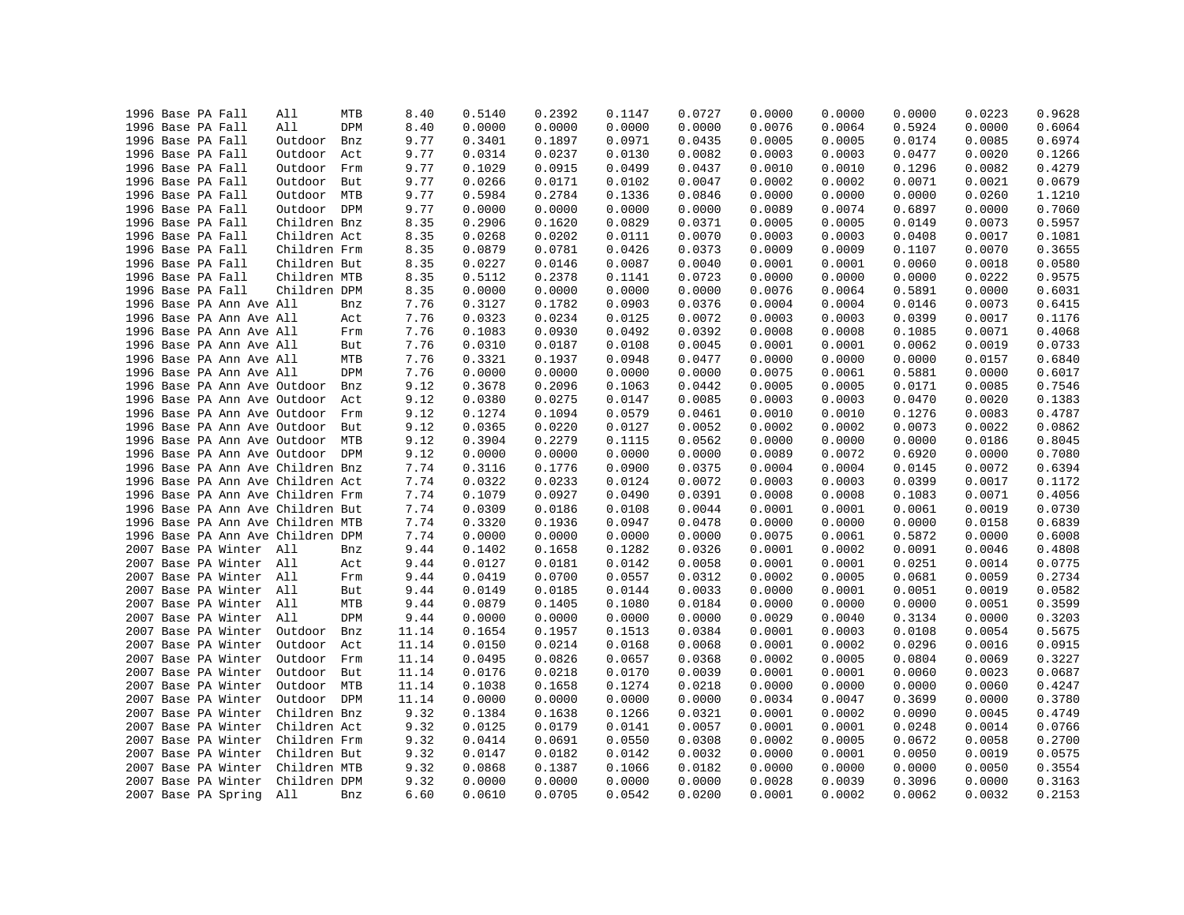| | | | | | | | | | | | | | | | | |
|---|---|---|---|---|---|---|---|---|---|---|---|---|---|---|---|---|
| 1996 | Base | PA | Fall | All | MTB | 8.40 | 0.5140 | 0.2392 | 0.1147 | 0.0727 | 0.0000 | 0.0000 | 0.0000 | 0.0223 | 0.9628 |
| 1996 | Base | PA | Fall | All | DPM | 8.40 | 0.0000 | 0.0000 | 0.0000 | 0.0000 | 0.0076 | 0.0064 | 0.5924 | 0.0000 | 0.6064 |
| 1996 | Base | PA | Fall | Outdoor | Bnz | 9.77 | 0.3401 | 0.1897 | 0.0971 | 0.0435 | 0.0005 | 0.0005 | 0.0174 | 0.0085 | 0.6974 |
| 1996 | Base | PA | Fall | Outdoor | Act | 9.77 | 0.0314 | 0.0237 | 0.0130 | 0.0082 | 0.0003 | 0.0003 | 0.0477 | 0.0020 | 0.1266 |
| 1996 | Base | PA | Fall | Outdoor | Frm | 9.77 | 0.1029 | 0.0915 | 0.0499 | 0.0437 | 0.0010 | 0.0010 | 0.1296 | 0.0082 | 0.4279 |
| 1996 | Base | PA | Fall | Outdoor | But | 9.77 | 0.0266 | 0.0171 | 0.0102 | 0.0047 | 0.0002 | 0.0002 | 0.0071 | 0.0021 | 0.0679 |
| 1996 | Base | PA | Fall | Outdoor | MTB | 9.77 | 0.5984 | 0.2784 | 0.1336 | 0.0846 | 0.0000 | 0.0000 | 0.0000 | 0.0260 | 1.1210 |
| 1996 | Base | PA | Fall | Outdoor | DPM | 9.77 | 0.0000 | 0.0000 | 0.0000 | 0.0000 | 0.0089 | 0.0074 | 0.6897 | 0.0000 | 0.7060 |
| 1996 | Base | PA | Fall | Children | Bnz | 8.35 | 0.2906 | 0.1620 | 0.0829 | 0.0371 | 0.0005 | 0.0005 | 0.0149 | 0.0073 | 0.5957 |
| 1996 | Base | PA | Fall | Children | Act | 8.35 | 0.0268 | 0.0202 | 0.0111 | 0.0070 | 0.0003 | 0.0003 | 0.0408 | 0.0017 | 0.1081 |
| 1996 | Base | PA | Fall | Children | Frm | 8.35 | 0.0879 | 0.0781 | 0.0426 | 0.0373 | 0.0009 | 0.0009 | 0.1107 | 0.0070 | 0.3655 |
| 1996 | Base | PA | Fall | Children | But | 8.35 | 0.0227 | 0.0146 | 0.0087 | 0.0040 | 0.0001 | 0.0001 | 0.0060 | 0.0018 | 0.0580 |
| 1996 | Base | PA | Fall | Children | MTB | 8.35 | 0.5112 | 0.2378 | 0.1141 | 0.0723 | 0.0000 | 0.0000 | 0.0000 | 0.0222 | 0.9575 |
| 1996 | Base | PA | Fall | Children | DPM | 8.35 | 0.0000 | 0.0000 | 0.0000 | 0.0000 | 0.0076 | 0.0064 | 0.5891 | 0.0000 | 0.6031 |
| 1996 | Base | PA | Ann Ave | All | Bnz | 7.76 | 0.3127 | 0.1782 | 0.0903 | 0.0376 | 0.0004 | 0.0004 | 0.0146 | 0.0073 | 0.6415 |
| 1996 | Base | PA | Ann Ave | All | Act | 7.76 | 0.0323 | 0.0234 | 0.0125 | 0.0072 | 0.0003 | 0.0003 | 0.0399 | 0.0017 | 0.1176 |
| 1996 | Base | PA | Ann Ave | All | Frm | 7.76 | 0.1083 | 0.0930 | 0.0492 | 0.0392 | 0.0008 | 0.0008 | 0.1085 | 0.0071 | 0.4068 |
| 1996 | Base | PA | Ann Ave | All | But | 7.76 | 0.0310 | 0.0187 | 0.0108 | 0.0045 | 0.0001 | 0.0001 | 0.0062 | 0.0019 | 0.0733 |
| 1996 | Base | PA | Ann Ave | All | MTB | 7.76 | 0.3321 | 0.1937 | 0.0948 | 0.0477 | 0.0000 | 0.0000 | 0.0000 | 0.0157 | 0.6840 |
| 1996 | Base | PA | Ann Ave | All | DPM | 7.76 | 0.0000 | 0.0000 | 0.0000 | 0.0000 | 0.0075 | 0.0061 | 0.5881 | 0.0000 | 0.6017 |
| 1996 | Base | PA | Ann Ave | Outdoor | Bnz | 9.12 | 0.3678 | 0.2096 | 0.1063 | 0.0442 | 0.0005 | 0.0005 | 0.0171 | 0.0085 | 0.7546 |
| 1996 | Base | PA | Ann Ave | Outdoor | Act | 9.12 | 0.0380 | 0.0275 | 0.0147 | 0.0085 | 0.0003 | 0.0003 | 0.0470 | 0.0020 | 0.1383 |
| 1996 | Base | PA | Ann Ave | Outdoor | Frm | 9.12 | 0.1274 | 0.1094 | 0.0579 | 0.0461 | 0.0010 | 0.0010 | 0.1276 | 0.0083 | 0.4787 |
| 1996 | Base | PA | Ann Ave | Outdoor | But | 9.12 | 0.0365 | 0.0220 | 0.0127 | 0.0052 | 0.0002 | 0.0002 | 0.0073 | 0.0022 | 0.0862 |
| 1996 | Base | PA | Ann Ave | Outdoor | MTB | 9.12 | 0.3904 | 0.2279 | 0.1115 | 0.0562 | 0.0000 | 0.0000 | 0.0000 | 0.0186 | 0.8045 |
| 1996 | Base | PA | Ann Ave | Outdoor | DPM | 9.12 | 0.0000 | 0.0000 | 0.0000 | 0.0000 | 0.0089 | 0.0072 | 0.6920 | 0.0000 | 0.7080 |
| 1996 | Base | PA | Ann Ave | Children | Bnz | 7.74 | 0.3116 | 0.1776 | 0.0900 | 0.0375 | 0.0004 | 0.0004 | 0.0145 | 0.0072 | 0.6394 |
| 1996 | Base | PA | Ann Ave | Children | Act | 7.74 | 0.0322 | 0.0233 | 0.0124 | 0.0072 | 0.0003 | 0.0003 | 0.0399 | 0.0017 | 0.1172 |
| 1996 | Base | PA | Ann Ave | Children | Frm | 7.74 | 0.1079 | 0.0927 | 0.0490 | 0.0391 | 0.0008 | 0.0008 | 0.1083 | 0.0071 | 0.4056 |
| 1996 | Base | PA | Ann Ave | Children | But | 7.74 | 0.0309 | 0.0186 | 0.0108 | 0.0044 | 0.0001 | 0.0001 | 0.0061 | 0.0019 | 0.0730 |
| 1996 | Base | PA | Ann Ave | Children | MTB | 7.74 | 0.3320 | 0.1936 | 0.0947 | 0.0478 | 0.0000 | 0.0000 | 0.0000 | 0.0158 | 0.6839 |
| 1996 | Base | PA | Ann Ave | Children | DPM | 7.74 | 0.0000 | 0.0000 | 0.0000 | 0.0000 | 0.0075 | 0.0061 | 0.5872 | 0.0000 | 0.6008 |
| 2007 | Base | PA | Winter | All | Bnz | 9.44 | 0.1402 | 0.1658 | 0.1282 | 0.0326 | 0.0001 | 0.0002 | 0.0091 | 0.0046 | 0.4808 |
| 2007 | Base | PA | Winter | All | Act | 9.44 | 0.0127 | 0.0181 | 0.0142 | 0.0058 | 0.0001 | 0.0001 | 0.0251 | 0.0014 | 0.0775 |
| 2007 | Base | PA | Winter | All | Frm | 9.44 | 0.0419 | 0.0700 | 0.0557 | 0.0312 | 0.0002 | 0.0005 | 0.0681 | 0.0059 | 0.2734 |
| 2007 | Base | PA | Winter | All | But | 9.44 | 0.0149 | 0.0185 | 0.0144 | 0.0033 | 0.0000 | 0.0001 | 0.0051 | 0.0019 | 0.0582 |
| 2007 | Base | PA | Winter | All | MTB | 9.44 | 0.0879 | 0.1405 | 0.1080 | 0.0184 | 0.0000 | 0.0000 | 0.0000 | 0.0051 | 0.3599 |
| 2007 | Base | PA | Winter | All | DPM | 9.44 | 0.0000 | 0.0000 | 0.0000 | 0.0000 | 0.0029 | 0.0040 | 0.3134 | 0.0000 | 0.3203 |
| 2007 | Base | PA | Winter | Outdoor | Bnz | 11.14 | 0.1654 | 0.1957 | 0.1513 | 0.0384 | 0.0001 | 0.0003 | 0.0108 | 0.0054 | 0.5675 |
| 2007 | Base | PA | Winter | Outdoor | Act | 11.14 | 0.0150 | 0.0214 | 0.0168 | 0.0068 | 0.0001 | 0.0002 | 0.0296 | 0.0016 | 0.0915 |
| 2007 | Base | PA | Winter | Outdoor | Frm | 11.14 | 0.0495 | 0.0826 | 0.0657 | 0.0368 | 0.0002 | 0.0005 | 0.0804 | 0.0069 | 0.3227 |
| 2007 | Base | PA | Winter | Outdoor | But | 11.14 | 0.0176 | 0.0218 | 0.0170 | 0.0039 | 0.0001 | 0.0001 | 0.0060 | 0.0023 | 0.0687 |
| 2007 | Base | PA | Winter | Outdoor | MTB | 11.14 | 0.1038 | 0.1658 | 0.1274 | 0.0218 | 0.0000 | 0.0000 | 0.0000 | 0.0060 | 0.4247 |
| 2007 | Base | PA | Winter | Outdoor | DPM | 11.14 | 0.0000 | 0.0000 | 0.0000 | 0.0000 | 0.0034 | 0.0047 | 0.3699 | 0.0000 | 0.3780 |
| 2007 | Base | PA | Winter | Children | Bnz | 9.32 | 0.1384 | 0.1638 | 0.1266 | 0.0321 | 0.0001 | 0.0002 | 0.0090 | 0.0045 | 0.4749 |
| 2007 | Base | PA | Winter | Children | Act | 9.32 | 0.0125 | 0.0179 | 0.0141 | 0.0057 | 0.0001 | 0.0001 | 0.0248 | 0.0014 | 0.0766 |
| 2007 | Base | PA | Winter | Children | Frm | 9.32 | 0.0414 | 0.0691 | 0.0550 | 0.0308 | 0.0002 | 0.0005 | 0.0672 | 0.0058 | 0.2700 |
| 2007 | Base | PA | Winter | Children | But | 9.32 | 0.0147 | 0.0182 | 0.0142 | 0.0032 | 0.0000 | 0.0001 | 0.0050 | 0.0019 | 0.0575 |
| 2007 | Base | PA | Winter | Children | MTB | 9.32 | 0.0868 | 0.1387 | 0.1066 | 0.0182 | 0.0000 | 0.0000 | 0.0000 | 0.0050 | 0.3554 |
| 2007 | Base | PA | Winter | Children | DPM | 9.32 | 0.0000 | 0.0000 | 0.0000 | 0.0000 | 0.0028 | 0.0039 | 0.3096 | 0.0000 | 0.3163 |
| 2007 | Base | PA | Spring | All | Bnz | 6.60 | 0.0610 | 0.0705 | 0.0542 | 0.0200 | 0.0001 | 0.0002 | 0.0062 | 0.0032 | 0.2153 |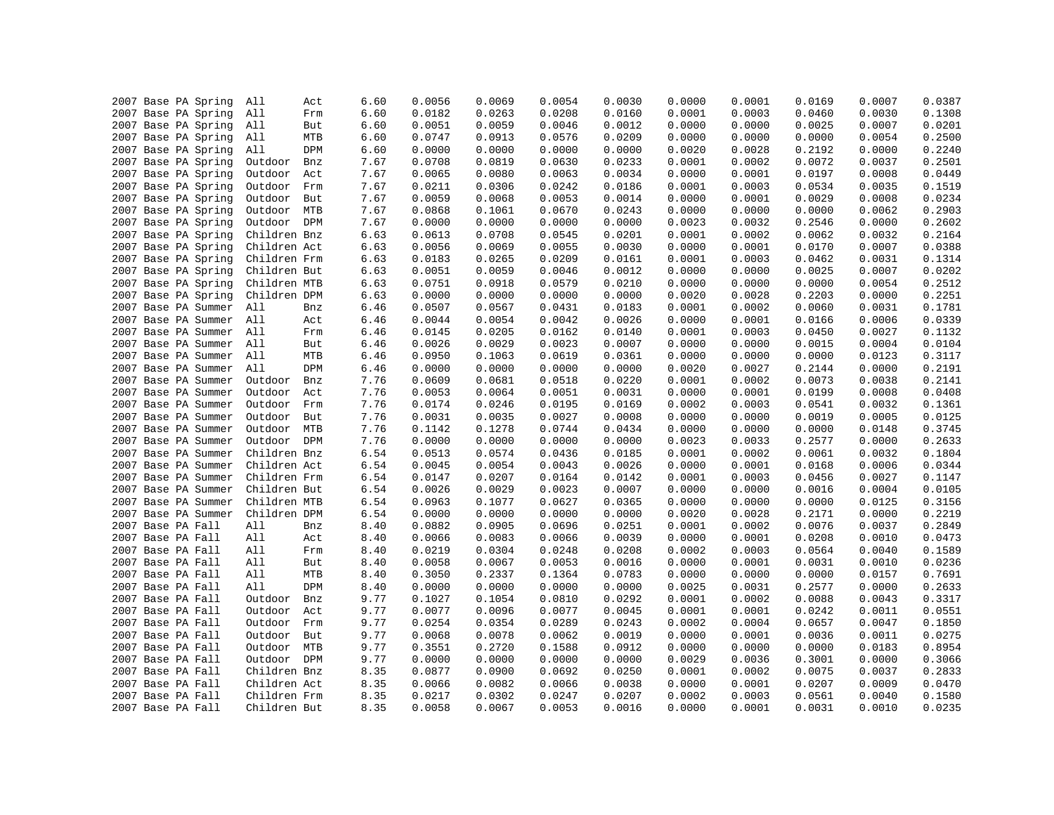| | | | | | | | | | | | | | | | | |
|---|---|---|---|---|---|---|---|---|---|---|---|---|---|---|---|---|
| 2007 | Base | PA | Spring | All | Act | 6.60 | 0.0056 | 0.0069 | 0.0054 | 0.0030 | 0.0000 | 0.0001 | 0.0169 | 0.0007 | 0.0387 |
| 2007 | Base | PA | Spring | All | Frm | 6.60 | 0.0182 | 0.0263 | 0.0208 | 0.0160 | 0.0001 | 0.0003 | 0.0460 | 0.0030 | 0.1308 |
| 2007 | Base | PA | Spring | All | But | 6.60 | 0.0051 | 0.0059 | 0.0046 | 0.0012 | 0.0000 | 0.0000 | 0.0025 | 0.0007 | 0.0201 |
| 2007 | Base | PA | Spring | All | MTB | 6.60 | 0.0747 | 0.0913 | 0.0576 | 0.0209 | 0.0000 | 0.0000 | 0.0000 | 0.0054 | 0.2500 |
| 2007 | Base | PA | Spring | All | DPM | 6.60 | 0.0000 | 0.0000 | 0.0000 | 0.0000 | 0.0020 | 0.0028 | 0.2192 | 0.0000 | 0.2240 |
| 2007 | Base | PA | Spring | Outdoor | Bnz | 7.67 | 0.0708 | 0.0819 | 0.0630 | 0.0233 | 0.0001 | 0.0002 | 0.0072 | 0.0037 | 0.2501 |
| 2007 | Base | PA | Spring | Outdoor | Act | 7.67 | 0.0065 | 0.0080 | 0.0063 | 0.0034 | 0.0000 | 0.0001 | 0.0197 | 0.0008 | 0.0449 |
| 2007 | Base | PA | Spring | Outdoor | Frm | 7.67 | 0.0211 | 0.0306 | 0.0242 | 0.0186 | 0.0001 | 0.0003 | 0.0534 | 0.0035 | 0.1519 |
| 2007 | Base | PA | Spring | Outdoor | But | 7.67 | 0.0059 | 0.0068 | 0.0053 | 0.0014 | 0.0000 | 0.0001 | 0.0029 | 0.0008 | 0.0234 |
| 2007 | Base | PA | Spring | Outdoor | MTB | 7.67 | 0.0868 | 0.1061 | 0.0670 | 0.0243 | 0.0000 | 0.0000 | 0.0000 | 0.0062 | 0.2903 |
| 2007 | Base | PA | Spring | Outdoor | DPM | 7.67 | 0.0000 | 0.0000 | 0.0000 | 0.0000 | 0.0023 | 0.0032 | 0.2546 | 0.0000 | 0.2602 |
| 2007 | Base | PA | Spring | Children | Bnz | 6.63 | 0.0613 | 0.0708 | 0.0545 | 0.0201 | 0.0001 | 0.0002 | 0.0062 | 0.0032 | 0.2164 |
| 2007 | Base | PA | Spring | Children | Act | 6.63 | 0.0056 | 0.0069 | 0.0055 | 0.0030 | 0.0000 | 0.0001 | 0.0170 | 0.0007 | 0.0388 |
| 2007 | Base | PA | Spring | Children | Frm | 6.63 | 0.0183 | 0.0265 | 0.0209 | 0.0161 | 0.0001 | 0.0003 | 0.0462 | 0.0031 | 0.1314 |
| 2007 | Base | PA | Spring | Children | But | 6.63 | 0.0051 | 0.0059 | 0.0046 | 0.0012 | 0.0000 | 0.0000 | 0.0025 | 0.0007 | 0.0202 |
| 2007 | Base | PA | Spring | Children | MTB | 6.63 | 0.0751 | 0.0918 | 0.0579 | 0.0210 | 0.0000 | 0.0000 | 0.0000 | 0.0054 | 0.2512 |
| 2007 | Base | PA | Spring | Children | DPM | 6.63 | 0.0000 | 0.0000 | 0.0000 | 0.0000 | 0.0020 | 0.0028 | 0.2203 | 0.0000 | 0.2251 |
| 2007 | Base | PA | Summer | All | Bnz | 6.46 | 0.0507 | 0.0567 | 0.0431 | 0.0183 | 0.0001 | 0.0002 | 0.0060 | 0.0031 | 0.1781 |
| 2007 | Base | PA | Summer | All | Act | 6.46 | 0.0044 | 0.0054 | 0.0042 | 0.0026 | 0.0000 | 0.0001 | 0.0166 | 0.0006 | 0.0339 |
| 2007 | Base | PA | Summer | All | Frm | 6.46 | 0.0145 | 0.0205 | 0.0162 | 0.0140 | 0.0001 | 0.0003 | 0.0450 | 0.0027 | 0.1132 |
| 2007 | Base | PA | Summer | All | But | 6.46 | 0.0026 | 0.0029 | 0.0023 | 0.0007 | 0.0000 | 0.0000 | 0.0015 | 0.0004 | 0.0104 |
| 2007 | Base | PA | Summer | All | MTB | 6.46 | 0.0950 | 0.1063 | 0.0619 | 0.0361 | 0.0000 | 0.0000 | 0.0000 | 0.0123 | 0.3117 |
| 2007 | Base | PA | Summer | All | DPM | 6.46 | 0.0000 | 0.0000 | 0.0000 | 0.0000 | 0.0020 | 0.0027 | 0.2144 | 0.0000 | 0.2191 |
| 2007 | Base | PA | Summer | Outdoor | Bnz | 7.76 | 0.0609 | 0.0681 | 0.0518 | 0.0220 | 0.0001 | 0.0002 | 0.0073 | 0.0038 | 0.2141 |
| 2007 | Base | PA | Summer | Outdoor | Act | 7.76 | 0.0053 | 0.0064 | 0.0051 | 0.0031 | 0.0000 | 0.0001 | 0.0199 | 0.0008 | 0.0408 |
| 2007 | Base | PA | Summer | Outdoor | Frm | 7.76 | 0.0174 | 0.0246 | 0.0195 | 0.0169 | 0.0002 | 0.0003 | 0.0541 | 0.0032 | 0.1361 |
| 2007 | Base | PA | Summer | Outdoor | But | 7.76 | 0.0031 | 0.0035 | 0.0027 | 0.0008 | 0.0000 | 0.0000 | 0.0019 | 0.0005 | 0.0125 |
| 2007 | Base | PA | Summer | Outdoor | MTB | 7.76 | 0.1142 | 0.1278 | 0.0744 | 0.0434 | 0.0000 | 0.0000 | 0.0000 | 0.0148 | 0.3745 |
| 2007 | Base | PA | Summer | Outdoor | DPM | 7.76 | 0.0000 | 0.0000 | 0.0000 | 0.0000 | 0.0023 | 0.0033 | 0.2577 | 0.0000 | 0.2633 |
| 2007 | Base | PA | Summer | Children | Bnz | 6.54 | 0.0513 | 0.0574 | 0.0436 | 0.0185 | 0.0001 | 0.0002 | 0.0061 | 0.0032 | 0.1804 |
| 2007 | Base | PA | Summer | Children | Act | 6.54 | 0.0045 | 0.0054 | 0.0043 | 0.0026 | 0.0000 | 0.0001 | 0.0168 | 0.0006 | 0.0344 |
| 2007 | Base | PA | Summer | Children | Frm | 6.54 | 0.0147 | 0.0207 | 0.0164 | 0.0142 | 0.0001 | 0.0003 | 0.0456 | 0.0027 | 0.1147 |
| 2007 | Base | PA | Summer | Children | But | 6.54 | 0.0026 | 0.0029 | 0.0023 | 0.0007 | 0.0000 | 0.0000 | 0.0016 | 0.0004 | 0.0105 |
| 2007 | Base | PA | Summer | Children | MTB | 6.54 | 0.0963 | 0.1077 | 0.0627 | 0.0365 | 0.0000 | 0.0000 | 0.0000 | 0.0125 | 0.3156 |
| 2007 | Base | PA | Summer | Children | DPM | 6.54 | 0.0000 | 0.0000 | 0.0000 | 0.0000 | 0.0020 | 0.0028 | 0.2171 | 0.0000 | 0.2219 |
| 2007 | Base | PA | Fall | All | Bnz | 8.40 | 0.0882 | 0.0905 | 0.0696 | 0.0251 | 0.0001 | 0.0002 | 0.0076 | 0.0037 | 0.2849 |
| 2007 | Base | PA | Fall | All | Act | 8.40 | 0.0066 | 0.0083 | 0.0066 | 0.0039 | 0.0000 | 0.0001 | 0.0208 | 0.0010 | 0.0473 |
| 2007 | Base | PA | Fall | All | Frm | 8.40 | 0.0219 | 0.0304 | 0.0248 | 0.0208 | 0.0002 | 0.0003 | 0.0564 | 0.0040 | 0.1589 |
| 2007 | Base | PA | Fall | All | But | 8.40 | 0.0058 | 0.0067 | 0.0053 | 0.0016 | 0.0000 | 0.0001 | 0.0031 | 0.0010 | 0.0236 |
| 2007 | Base | PA | Fall | All | MTB | 8.40 | 0.3050 | 0.2337 | 0.1364 | 0.0783 | 0.0000 | 0.0000 | 0.0000 | 0.0157 | 0.7691 |
| 2007 | Base | PA | Fall | All | DPM | 8.40 | 0.0000 | 0.0000 | 0.0000 | 0.0000 | 0.0025 | 0.0031 | 0.2577 | 0.0000 | 0.2633 |
| 2007 | Base | PA | Fall | Outdoor | Bnz | 9.77 | 0.1027 | 0.1054 | 0.0810 | 0.0292 | 0.0001 | 0.0002 | 0.0088 | 0.0043 | 0.3317 |
| 2007 | Base | PA | Fall | Outdoor | Act | 9.77 | 0.0077 | 0.0096 | 0.0077 | 0.0045 | 0.0001 | 0.0001 | 0.0242 | 0.0011 | 0.0551 |
| 2007 | Base | PA | Fall | Outdoor | Frm | 9.77 | 0.0254 | 0.0354 | 0.0289 | 0.0243 | 0.0002 | 0.0004 | 0.0657 | 0.0047 | 0.1850 |
| 2007 | Base | PA | Fall | Outdoor | But | 9.77 | 0.0068 | 0.0078 | 0.0062 | 0.0019 | 0.0000 | 0.0001 | 0.0036 | 0.0011 | 0.0275 |
| 2007 | Base | PA | Fall | Outdoor | MTB | 9.77 | 0.3551 | 0.2720 | 0.1588 | 0.0912 | 0.0000 | 0.0000 | 0.0000 | 0.0183 | 0.8954 |
| 2007 | Base | PA | Fall | Outdoor | DPM | 9.77 | 0.0000 | 0.0000 | 0.0000 | 0.0000 | 0.0029 | 0.0036 | 0.3001 | 0.0000 | 0.3066 |
| 2007 | Base | PA | Fall | Children | Bnz | 8.35 | 0.0877 | 0.0900 | 0.0692 | 0.0250 | 0.0001 | 0.0002 | 0.0075 | 0.0037 | 0.2833 |
| 2007 | Base | PA | Fall | Children | Act | 8.35 | 0.0066 | 0.0082 | 0.0066 | 0.0038 | 0.0000 | 0.0001 | 0.0207 | 0.0009 | 0.0470 |
| 2007 | Base | PA | Fall | Children | Frm | 8.35 | 0.0217 | 0.0302 | 0.0247 | 0.0207 | 0.0002 | 0.0003 | 0.0561 | 0.0040 | 0.1580 |
| 2007 | Base | PA | Fall | Children | But | 8.35 | 0.0058 | 0.0067 | 0.0053 | 0.0016 | 0.0000 | 0.0001 | 0.0031 | 0.0010 | 0.0235 |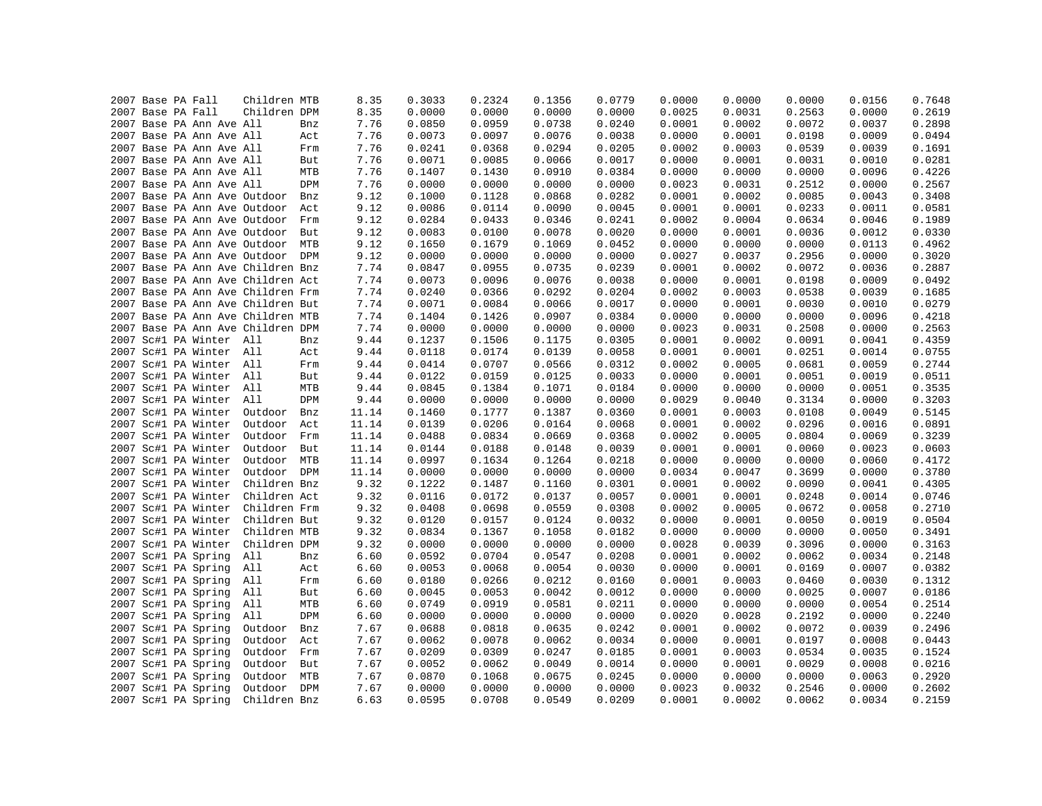| | | | | | | | | | | | | | | | | |
|---|---|---|---|---|---|---|---|---|---|---|---|---|---|---|---|---|
| 2007 | Base | PA | Fall | Children | MTB | 8.35 | 0.3033 | 0.2324 | 0.1356 | 0.0779 | 0.0000 | 0.0000 | 0.0000 | 0.0156 | 0.7648 |
| 2007 | Base | PA | Fall | Children | DPM | 8.35 | 0.0000 | 0.0000 | 0.0000 | 0.0000 | 0.0025 | 0.0031 | 0.2563 | 0.0000 | 0.2619 |
| 2007 | Base | PA | Ann Ave | All | Bnz | 7.76 | 0.0850 | 0.0959 | 0.0738 | 0.0240 | 0.0001 | 0.0002 | 0.0072 | 0.0037 | 0.2898 |
| 2007 | Base | PA | Ann Ave | All | Act | 7.76 | 0.0073 | 0.0097 | 0.0076 | 0.0038 | 0.0000 | 0.0001 | 0.0198 | 0.0009 | 0.0494 |
| 2007 | Base | PA | Ann Ave | All | Frm | 7.76 | 0.0241 | 0.0368 | 0.0294 | 0.0205 | 0.0002 | 0.0003 | 0.0539 | 0.0039 | 0.1691 |
| 2007 | Base | PA | Ann Ave | All | But | 7.76 | 0.0071 | 0.0085 | 0.0066 | 0.0017 | 0.0000 | 0.0001 | 0.0031 | 0.0010 | 0.0281 |
| 2007 | Base | PA | Ann Ave | All | MTB | 7.76 | 0.1407 | 0.1430 | 0.0910 | 0.0384 | 0.0000 | 0.0000 | 0.0000 | 0.0096 | 0.4226 |
| 2007 | Base | PA | Ann Ave | All | DPM | 7.76 | 0.0000 | 0.0000 | 0.0000 | 0.0000 | 0.0023 | 0.0031 | 0.2512 | 0.0000 | 0.2567 |
| 2007 | Base | PA | Ann Ave | Outdoor | Bnz | 9.12 | 0.1000 | 0.1128 | 0.0868 | 0.0282 | 0.0001 | 0.0002 | 0.0085 | 0.0043 | 0.3408 |
| 2007 | Base | PA | Ann Ave | Outdoor | Act | 9.12 | 0.0086 | 0.0114 | 0.0090 | 0.0045 | 0.0001 | 0.0001 | 0.0233 | 0.0011 | 0.0581 |
| 2007 | Base | PA | Ann Ave | Outdoor | Frm | 9.12 | 0.0284 | 0.0433 | 0.0346 | 0.0241 | 0.0002 | 0.0004 | 0.0634 | 0.0046 | 0.1989 |
| 2007 | Base | PA | Ann Ave | Outdoor | But | 9.12 | 0.0083 | 0.0100 | 0.0078 | 0.0020 | 0.0000 | 0.0001 | 0.0036 | 0.0012 | 0.0330 |
| 2007 | Base | PA | Ann Ave | Outdoor | MTB | 9.12 | 0.1650 | 0.1679 | 0.1069 | 0.0452 | 0.0000 | 0.0000 | 0.0000 | 0.0113 | 0.4962 |
| 2007 | Base | PA | Ann Ave | Outdoor | DPM | 9.12 | 0.0000 | 0.0000 | 0.0000 | 0.0000 | 0.0027 | 0.0037 | 0.2956 | 0.0000 | 0.3020 |
| 2007 | Base | PA | Ann Ave | Children | Bnz | 7.74 | 0.0847 | 0.0955 | 0.0735 | 0.0239 | 0.0001 | 0.0002 | 0.0072 | 0.0036 | 0.2887 |
| 2007 | Base | PA | Ann Ave | Children | Act | 7.74 | 0.0073 | 0.0096 | 0.0076 | 0.0038 | 0.0000 | 0.0001 | 0.0198 | 0.0009 | 0.0492 |
| 2007 | Base | PA | Ann Ave | Children | Frm | 7.74 | 0.0240 | 0.0366 | 0.0292 | 0.0204 | 0.0002 | 0.0003 | 0.0538 | 0.0039 | 0.1685 |
| 2007 | Base | PA | Ann Ave | Children | But | 7.74 | 0.0071 | 0.0084 | 0.0066 | 0.0017 | 0.0000 | 0.0001 | 0.0030 | 0.0010 | 0.0279 |
| 2007 | Base | PA | Ann Ave | Children | MTB | 7.74 | 0.1404 | 0.1426 | 0.0907 | 0.0384 | 0.0000 | 0.0000 | 0.0000 | 0.0096 | 0.4218 |
| 2007 | Base | PA | Ann Ave | Children | DPM | 7.74 | 0.0000 | 0.0000 | 0.0000 | 0.0000 | 0.0023 | 0.0031 | 0.2508 | 0.0000 | 0.2563 |
| 2007 | Sc#1 | PA | Winter | All | Bnz | 9.44 | 0.1237 | 0.1506 | 0.1175 | 0.0305 | 0.0001 | 0.0002 | 0.0091 | 0.0041 | 0.4359 |
| 2007 | Sc#1 | PA | Winter | All | Act | 9.44 | 0.0118 | 0.0174 | 0.0139 | 0.0058 | 0.0001 | 0.0001 | 0.0251 | 0.0014 | 0.0755 |
| 2007 | Sc#1 | PA | Winter | All | Frm | 9.44 | 0.0414 | 0.0707 | 0.0566 | 0.0312 | 0.0002 | 0.0005 | 0.0681 | 0.0059 | 0.2744 |
| 2007 | Sc#1 | PA | Winter | All | But | 9.44 | 0.0122 | 0.0159 | 0.0125 | 0.0033 | 0.0000 | 0.0001 | 0.0051 | 0.0019 | 0.0511 |
| 2007 | Sc#1 | PA | Winter | All | MTB | 9.44 | 0.0845 | 0.1384 | 0.1071 | 0.0184 | 0.0000 | 0.0000 | 0.0000 | 0.0051 | 0.3535 |
| 2007 | Sc#1 | PA | Winter | All | DPM | 9.44 | 0.0000 | 0.0000 | 0.0000 | 0.0000 | 0.0029 | 0.0040 | 0.3134 | 0.0000 | 0.3203 |
| 2007 | Sc#1 | PA | Winter | Outdoor | Bnz | 11.14 | 0.1460 | 0.1777 | 0.1387 | 0.0360 | 0.0001 | 0.0003 | 0.0108 | 0.0049 | 0.5145 |
| 2007 | Sc#1 | PA | Winter | Outdoor | Act | 11.14 | 0.0139 | 0.0206 | 0.0164 | 0.0068 | 0.0001 | 0.0002 | 0.0296 | 0.0016 | 0.0891 |
| 2007 | Sc#1 | PA | Winter | Outdoor | Frm | 11.14 | 0.0488 | 0.0834 | 0.0669 | 0.0368 | 0.0002 | 0.0005 | 0.0804 | 0.0069 | 0.3239 |
| 2007 | Sc#1 | PA | Winter | Outdoor | But | 11.14 | 0.0144 | 0.0188 | 0.0148 | 0.0039 | 0.0001 | 0.0001 | 0.0060 | 0.0023 | 0.0603 |
| 2007 | Sc#1 | PA | Winter | Outdoor | MTB | 11.14 | 0.0997 | 0.1634 | 0.1264 | 0.0218 | 0.0000 | 0.0000 | 0.0000 | 0.0060 | 0.4172 |
| 2007 | Sc#1 | PA | Winter | Outdoor | DPM | 11.14 | 0.0000 | 0.0000 | 0.0000 | 0.0000 | 0.0034 | 0.0047 | 0.3699 | 0.0000 | 0.3780 |
| 2007 | Sc#1 | PA | Winter | Children | Bnz | 9.32 | 0.1222 | 0.1487 | 0.1160 | 0.0301 | 0.0001 | 0.0002 | 0.0090 | 0.0041 | 0.4305 |
| 2007 | Sc#1 | PA | Winter | Children | Act | 9.32 | 0.0116 | 0.0172 | 0.0137 | 0.0057 | 0.0001 | 0.0001 | 0.0248 | 0.0014 | 0.0746 |
| 2007 | Sc#1 | PA | Winter | Children | Frm | 9.32 | 0.0408 | 0.0698 | 0.0559 | 0.0308 | 0.0002 | 0.0005 | 0.0672 | 0.0058 | 0.2710 |
| 2007 | Sc#1 | PA | Winter | Children | But | 9.32 | 0.0120 | 0.0157 | 0.0124 | 0.0032 | 0.0000 | 0.0001 | 0.0050 | 0.0019 | 0.0504 |
| 2007 | Sc#1 | PA | Winter | Children | MTB | 9.32 | 0.0834 | 0.1367 | 0.1058 | 0.0182 | 0.0000 | 0.0000 | 0.0000 | 0.0050 | 0.3491 |
| 2007 | Sc#1 | PA | Winter | Children | DPM | 9.32 | 0.0000 | 0.0000 | 0.0000 | 0.0000 | 0.0028 | 0.0039 | 0.3096 | 0.0000 | 0.3163 |
| 2007 | Sc#1 | PA | Spring | All | Bnz | 6.60 | 0.0592 | 0.0704 | 0.0547 | 0.0208 | 0.0001 | 0.0002 | 0.0062 | 0.0034 | 0.2148 |
| 2007 | Sc#1 | PA | Spring | All | Act | 6.60 | 0.0053 | 0.0068 | 0.0054 | 0.0030 | 0.0000 | 0.0001 | 0.0169 | 0.0007 | 0.0382 |
| 2007 | Sc#1 | PA | Spring | All | Frm | 6.60 | 0.0180 | 0.0266 | 0.0212 | 0.0160 | 0.0001 | 0.0003 | 0.0460 | 0.0030 | 0.1312 |
| 2007 | Sc#1 | PA | Spring | All | But | 6.60 | 0.0045 | 0.0053 | 0.0042 | 0.0012 | 0.0000 | 0.0000 | 0.0025 | 0.0007 | 0.0186 |
| 2007 | Sc#1 | PA | Spring | All | MTB | 6.60 | 0.0749 | 0.0919 | 0.0581 | 0.0211 | 0.0000 | 0.0000 | 0.0000 | 0.0054 | 0.2514 |
| 2007 | Sc#1 | PA | Spring | All | DPM | 6.60 | 0.0000 | 0.0000 | 0.0000 | 0.0000 | 0.0020 | 0.0028 | 0.2192 | 0.0000 | 0.2240 |
| 2007 | Sc#1 | PA | Spring | Outdoor | Bnz | 7.67 | 0.0688 | 0.0818 | 0.0635 | 0.0242 | 0.0001 | 0.0002 | 0.0072 | 0.0039 | 0.2496 |
| 2007 | Sc#1 | PA | Spring | Outdoor | Act | 7.67 | 0.0062 | 0.0078 | 0.0062 | 0.0034 | 0.0000 | 0.0001 | 0.0197 | 0.0008 | 0.0443 |
| 2007 | Sc#1 | PA | Spring | Outdoor | Frm | 7.67 | 0.0209 | 0.0309 | 0.0247 | 0.0185 | 0.0001 | 0.0003 | 0.0534 | 0.0035 | 0.1524 |
| 2007 | Sc#1 | PA | Spring | Outdoor | But | 7.67 | 0.0052 | 0.0062 | 0.0049 | 0.0014 | 0.0000 | 0.0001 | 0.0029 | 0.0008 | 0.0216 |
| 2007 | Sc#1 | PA | Spring | Outdoor | MTB | 7.67 | 0.0870 | 0.1068 | 0.0675 | 0.0245 | 0.0000 | 0.0000 | 0.0000 | 0.0063 | 0.2920 |
| 2007 | Sc#1 | PA | Spring | Outdoor | DPM | 7.67 | 0.0000 | 0.0000 | 0.0000 | 0.0000 | 0.0023 | 0.0032 | 0.2546 | 0.0000 | 0.2602 |
| 2007 | Sc#1 | PA | Spring | Children | Bnz | 6.63 | 0.0595 | 0.0708 | 0.0549 | 0.0209 | 0.0001 | 0.0002 | 0.0062 | 0.0034 | 0.2159 |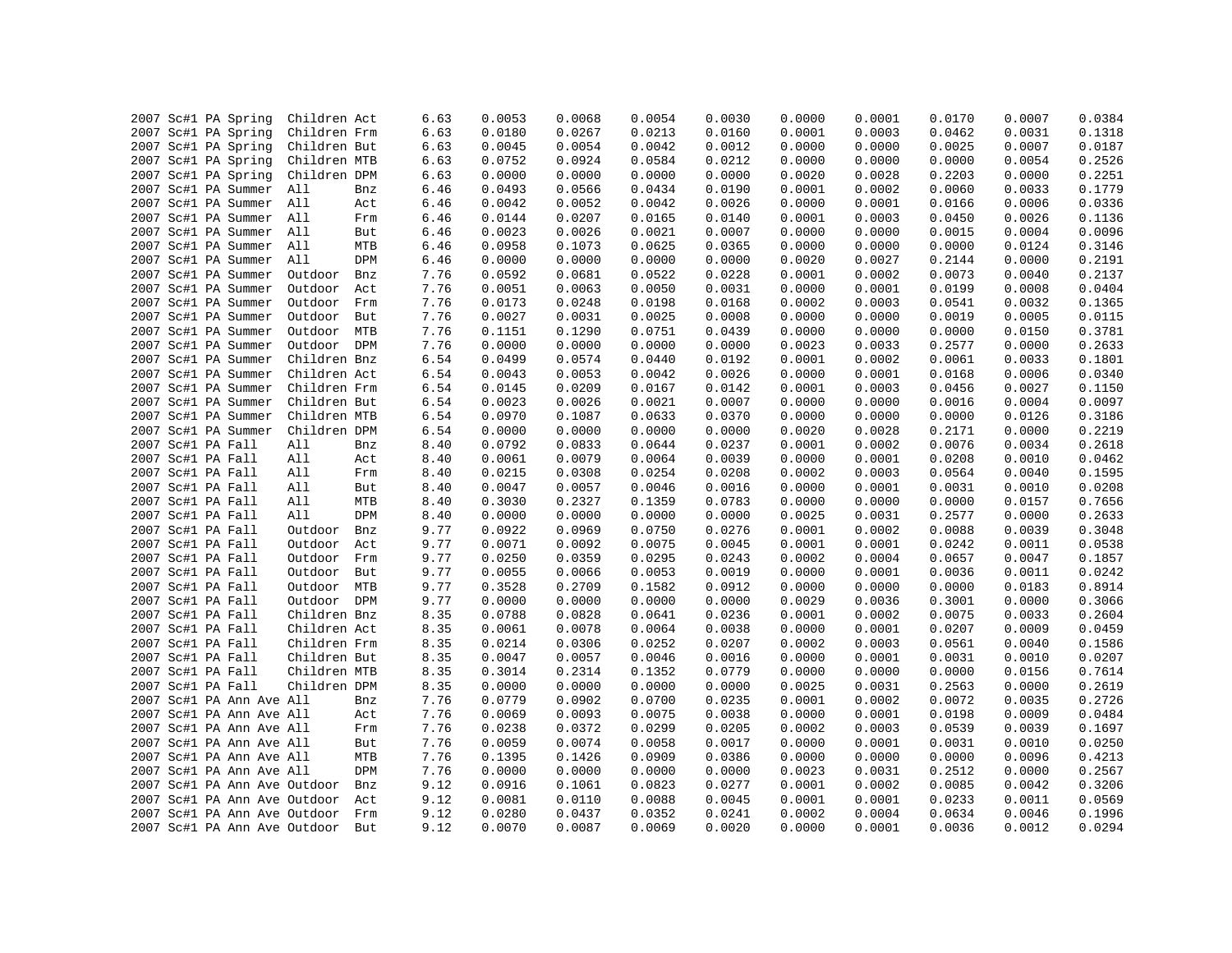| | | | | | | | | | | | | | | | | |
|---|---|---|---|---|---|---|---|---|---|---|---|---|---|---|---|---|
| 2007 | Sc#1 | PA | Spring | Children | Act | 6.63 | 0.0053 | 0.0068 | 0.0054 | 0.0030 | 0.0000 | 0.0001 | 0.0170 | 0.0007 | 0.0384 |
| 2007 | Sc#1 | PA | Spring | Children | Frm | 6.63 | 0.0180 | 0.0267 | 0.0213 | 0.0160 | 0.0001 | 0.0003 | 0.0462 | 0.0031 | 0.1318 |
| 2007 | Sc#1 | PA | Spring | Children | But | 6.63 | 0.0045 | 0.0054 | 0.0042 | 0.0012 | 0.0000 | 0.0000 | 0.0025 | 0.0007 | 0.0187 |
| 2007 | Sc#1 | PA | Spring | Children | MTB | 6.63 | 0.0752 | 0.0924 | 0.0584 | 0.0212 | 0.0000 | 0.0000 | 0.0000 | 0.0054 | 0.2526 |
| 2007 | Sc#1 | PA | Spring | Children | DPM | 6.63 | 0.0000 | 0.0000 | 0.0000 | 0.0000 | 0.0020 | 0.0028 | 0.2203 | 0.0000 | 0.2251 |
| 2007 | Sc#1 | PA | Summer | All | Bnz | 6.46 | 0.0493 | 0.0566 | 0.0434 | 0.0190 | 0.0001 | 0.0002 | 0.0060 | 0.0033 | 0.1779 |
| 2007 | Sc#1 | PA | Summer | All | Act | 6.46 | 0.0042 | 0.0052 | 0.0042 | 0.0026 | 0.0000 | 0.0001 | 0.0166 | 0.0006 | 0.0336 |
| 2007 | Sc#1 | PA | Summer | All | Frm | 6.46 | 0.0144 | 0.0207 | 0.0165 | 0.0140 | 0.0001 | 0.0003 | 0.0450 | 0.0026 | 0.1136 |
| 2007 | Sc#1 | PA | Summer | All | But | 6.46 | 0.0023 | 0.0026 | 0.0021 | 0.0007 | 0.0000 | 0.0000 | 0.0015 | 0.0004 | 0.0096 |
| 2007 | Sc#1 | PA | Summer | All | MTB | 6.46 | 0.0958 | 0.1073 | 0.0625 | 0.0365 | 0.0000 | 0.0000 | 0.0000 | 0.0124 | 0.3146 |
| 2007 | Sc#1 | PA | Summer | All | DPM | 6.46 | 0.0000 | 0.0000 | 0.0000 | 0.0000 | 0.0020 | 0.0027 | 0.2144 | 0.0000 | 0.2191 |
| 2007 | Sc#1 | PA | Summer | Outdoor | Bnz | 7.76 | 0.0592 | 0.0681 | 0.0522 | 0.0228 | 0.0001 | 0.0002 | 0.0073 | 0.0040 | 0.2137 |
| 2007 | Sc#1 | PA | Summer | Outdoor | Act | 7.76 | 0.0051 | 0.0063 | 0.0050 | 0.0031 | 0.0000 | 0.0001 | 0.0199 | 0.0008 | 0.0404 |
| 2007 | Sc#1 | PA | Summer | Outdoor | Frm | 7.76 | 0.0173 | 0.0248 | 0.0198 | 0.0168 | 0.0002 | 0.0003 | 0.0541 | 0.0032 | 0.1365 |
| 2007 | Sc#1 | PA | Summer | Outdoor | But | 7.76 | 0.0027 | 0.0031 | 0.0025 | 0.0008 | 0.0000 | 0.0000 | 0.0019 | 0.0005 | 0.0115 |
| 2007 | Sc#1 | PA | Summer | Outdoor | MTB | 7.76 | 0.1151 | 0.1290 | 0.0751 | 0.0439 | 0.0000 | 0.0000 | 0.0000 | 0.0150 | 0.3781 |
| 2007 | Sc#1 | PA | Summer | Outdoor | DPM | 7.76 | 0.0000 | 0.0000 | 0.0000 | 0.0000 | 0.0023 | 0.0033 | 0.2577 | 0.0000 | 0.2633 |
| 2007 | Sc#1 | PA | Summer | Children | Bnz | 6.54 | 0.0499 | 0.0574 | 0.0440 | 0.0192 | 0.0001 | 0.0002 | 0.0061 | 0.0033 | 0.1801 |
| 2007 | Sc#1 | PA | Summer | Children | Act | 6.54 | 0.0043 | 0.0053 | 0.0042 | 0.0026 | 0.0000 | 0.0001 | 0.0168 | 0.0006 | 0.0340 |
| 2007 | Sc#1 | PA | Summer | Children | Frm | 6.54 | 0.0145 | 0.0209 | 0.0167 | 0.0142 | 0.0001 | 0.0003 | 0.0456 | 0.0027 | 0.1150 |
| 2007 | Sc#1 | PA | Summer | Children | But | 6.54 | 0.0023 | 0.0026 | 0.0021 | 0.0007 | 0.0000 | 0.0000 | 0.0016 | 0.0004 | 0.0097 |
| 2007 | Sc#1 | PA | Summer | Children | MTB | 6.54 | 0.0970 | 0.1087 | 0.0633 | 0.0370 | 0.0000 | 0.0000 | 0.0000 | 0.0126 | 0.3186 |
| 2007 | Sc#1 | PA | Summer | Children | DPM | 6.54 | 0.0000 | 0.0000 | 0.0000 | 0.0000 | 0.0020 | 0.0028 | 0.2171 | 0.0000 | 0.2219 |
| 2007 | Sc#1 | PA | Fall | All | Bnz | 8.40 | 0.0792 | 0.0833 | 0.0644 | 0.0237 | 0.0001 | 0.0002 | 0.0076 | 0.0034 | 0.2618 |
| 2007 | Sc#1 | PA | Fall | All | Act | 8.40 | 0.0061 | 0.0079 | 0.0064 | 0.0039 | 0.0000 | 0.0001 | 0.0208 | 0.0010 | 0.0462 |
| 2007 | Sc#1 | PA | Fall | All | Frm | 8.40 | 0.0215 | 0.0308 | 0.0254 | 0.0208 | 0.0002 | 0.0003 | 0.0564 | 0.0040 | 0.1595 |
| 2007 | Sc#1 | PA | Fall | All | But | 8.40 | 0.0047 | 0.0057 | 0.0046 | 0.0016 | 0.0000 | 0.0001 | 0.0031 | 0.0010 | 0.0208 |
| 2007 | Sc#1 | PA | Fall | All | MTB | 8.40 | 0.3030 | 0.2327 | 0.1359 | 0.0783 | 0.0000 | 0.0000 | 0.0000 | 0.0157 | 0.7656 |
| 2007 | Sc#1 | PA | Fall | All | DPM | 8.40 | 0.0000 | 0.0000 | 0.0000 | 0.0000 | 0.0025 | 0.0031 | 0.2577 | 0.0000 | 0.2633 |
| 2007 | Sc#1 | PA | Fall | Outdoor | Bnz | 9.77 | 0.0922 | 0.0969 | 0.0750 | 0.0276 | 0.0001 | 0.0002 | 0.0088 | 0.0039 | 0.3048 |
| 2007 | Sc#1 | PA | Fall | Outdoor | Act | 9.77 | 0.0071 | 0.0092 | 0.0075 | 0.0045 | 0.0001 | 0.0001 | 0.0242 | 0.0011 | 0.0538 |
| 2007 | Sc#1 | PA | Fall | Outdoor | Frm | 9.77 | 0.0250 | 0.0359 | 0.0295 | 0.0243 | 0.0002 | 0.0004 | 0.0657 | 0.0047 | 0.1857 |
| 2007 | Sc#1 | PA | Fall | Outdoor | But | 9.77 | 0.0055 | 0.0066 | 0.0053 | 0.0019 | 0.0000 | 0.0001 | 0.0036 | 0.0011 | 0.0242 |
| 2007 | Sc#1 | PA | Fall | Outdoor | MTB | 9.77 | 0.3528 | 0.2709 | 0.1582 | 0.0912 | 0.0000 | 0.0000 | 0.0000 | 0.0183 | 0.8914 |
| 2007 | Sc#1 | PA | Fall | Outdoor | DPM | 9.77 | 0.0000 | 0.0000 | 0.0000 | 0.0000 | 0.0029 | 0.0036 | 0.3001 | 0.0000 | 0.3066 |
| 2007 | Sc#1 | PA | Fall | Children | Bnz | 8.35 | 0.0788 | 0.0828 | 0.0641 | 0.0236 | 0.0001 | 0.0002 | 0.0075 | 0.0033 | 0.2604 |
| 2007 | Sc#1 | PA | Fall | Children | Act | 8.35 | 0.0061 | 0.0078 | 0.0064 | 0.0038 | 0.0000 | 0.0001 | 0.0207 | 0.0009 | 0.0459 |
| 2007 | Sc#1 | PA | Fall | Children | Frm | 8.35 | 0.0214 | 0.0306 | 0.0252 | 0.0207 | 0.0002 | 0.0003 | 0.0561 | 0.0040 | 0.1586 |
| 2007 | Sc#1 | PA | Fall | Children | But | 8.35 | 0.0047 | 0.0057 | 0.0046 | 0.0016 | 0.0000 | 0.0001 | 0.0031 | 0.0010 | 0.0207 |
| 2007 | Sc#1 | PA | Fall | Children | MTB | 8.35 | 0.3014 | 0.2314 | 0.1352 | 0.0779 | 0.0000 | 0.0000 | 0.0000 | 0.0156 | 0.7614 |
| 2007 | Sc#1 | PA | Fall | Children | DPM | 8.35 | 0.0000 | 0.0000 | 0.0000 | 0.0000 | 0.0025 | 0.0031 | 0.2563 | 0.0000 | 0.2619 |
| 2007 | Sc#1 | PA | Ann Ave | All | Bnz | 7.76 | 0.0779 | 0.0902 | 0.0700 | 0.0235 | 0.0001 | 0.0002 | 0.0072 | 0.0035 | 0.2726 |
| 2007 | Sc#1 | PA | Ann Ave | All | Act | 7.76 | 0.0069 | 0.0093 | 0.0075 | 0.0038 | 0.0000 | 0.0001 | 0.0198 | 0.0009 | 0.0484 |
| 2007 | Sc#1 | PA | Ann Ave | All | Frm | 7.76 | 0.0238 | 0.0372 | 0.0299 | 0.0205 | 0.0002 | 0.0003 | 0.0539 | 0.0039 | 0.1697 |
| 2007 | Sc#1 | PA | Ann Ave | All | But | 7.76 | 0.0059 | 0.0074 | 0.0058 | 0.0017 | 0.0000 | 0.0001 | 0.0031 | 0.0010 | 0.0250 |
| 2007 | Sc#1 | PA | Ann Ave | All | MTB | 7.76 | 0.1395 | 0.1426 | 0.0909 | 0.0386 | 0.0000 | 0.0000 | 0.0000 | 0.0096 | 0.4213 |
| 2007 | Sc#1 | PA | Ann Ave | All | DPM | 7.76 | 0.0000 | 0.0000 | 0.0000 | 0.0000 | 0.0023 | 0.0031 | 0.2512 | 0.0000 | 0.2567 |
| 2007 | Sc#1 | PA | Ann Ave | Outdoor | Bnz | 9.12 | 0.0916 | 0.1061 | 0.0823 | 0.0277 | 0.0001 | 0.0002 | 0.0085 | 0.0042 | 0.3206 |
| 2007 | Sc#1 | PA | Ann Ave | Outdoor | Act | 9.12 | 0.0081 | 0.0110 | 0.0088 | 0.0045 | 0.0001 | 0.0001 | 0.0233 | 0.0011 | 0.0569 |
| 2007 | Sc#1 | PA | Ann Ave | Outdoor | Frm | 9.12 | 0.0280 | 0.0437 | 0.0352 | 0.0241 | 0.0002 | 0.0004 | 0.0634 | 0.0046 | 0.1996 |
| 2007 | Sc#1 | PA | Ann Ave | Outdoor | But | 9.12 | 0.0070 | 0.0087 | 0.0069 | 0.0020 | 0.0000 | 0.0001 | 0.0036 | 0.0012 | 0.0294 |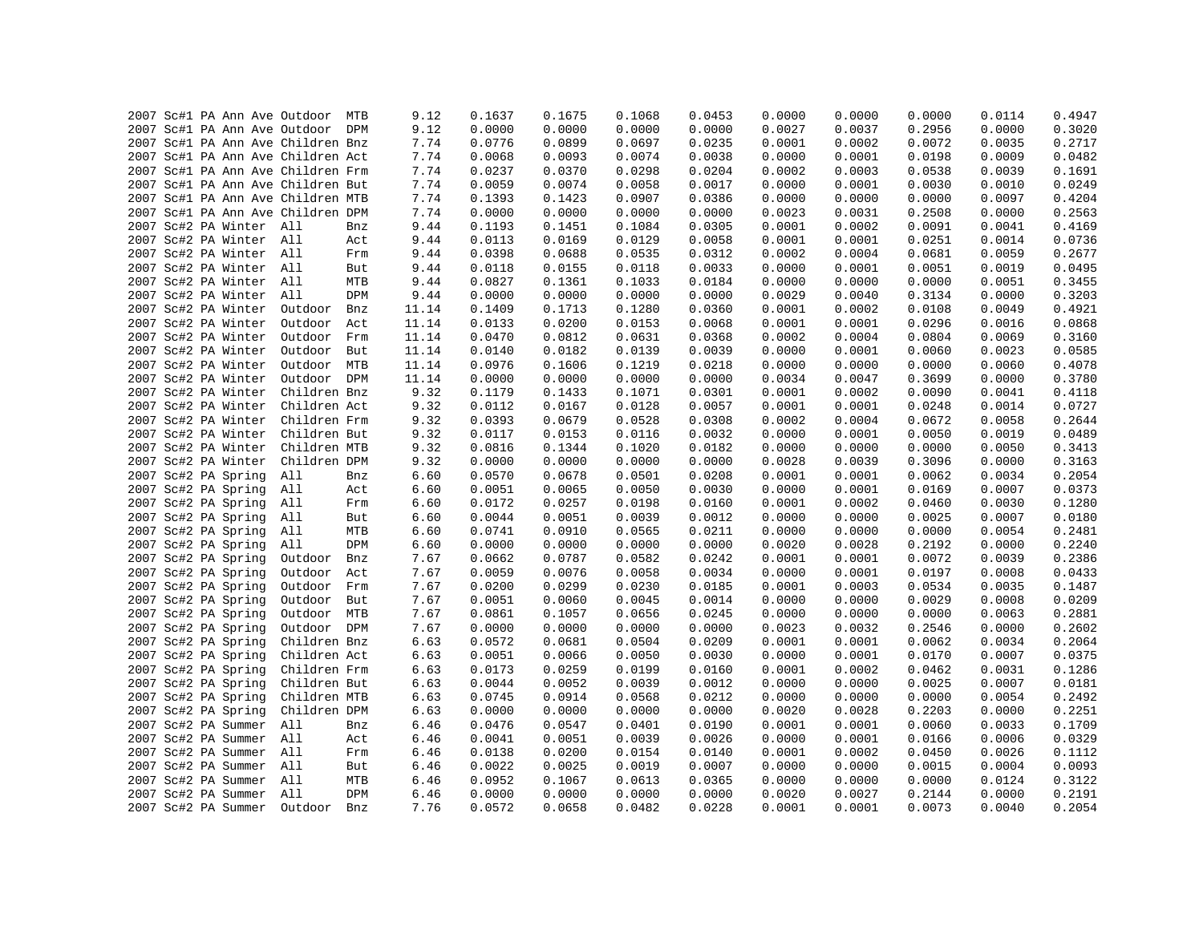```
2007 Sc#1 PA Ann Ave Outdoor  MTB      9.12    0.1637    0.1675    0.1068    0.0453    0.0000    0.0000    0.0000    0.0114    0.4947
2007 Sc#1 PA Ann Ave Outdoor  DPM      9.12    0.0000    0.0000    0.0000    0.0000    0.0027    0.0037    0.2956    0.0000    0.3020
2007 Sc#1 PA Ann Ave Children Bnz      7.74    0.0776    0.0899    0.0697    0.0235    0.0001    0.0002    0.0072    0.0035    0.2717
2007 Sc#1 PA Ann Ave Children Act      7.74    0.0068    0.0093    0.0074    0.0038    0.0000    0.0001    0.0198    0.0009    0.0482
2007 Sc#1 PA Ann Ave Children Frm      7.74    0.0237    0.0370    0.0298    0.0204    0.0002    0.0003    0.0538    0.0039    0.1691
2007 Sc#1 PA Ann Ave Children But      7.74    0.0059    0.0074    0.0058    0.0017    0.0000    0.0001    0.0030    0.0010    0.0249
2007 Sc#1 PA Ann Ave Children MTB      7.74    0.1393    0.1423    0.0907    0.0386    0.0000    0.0000    0.0000    0.0097    0.4204
2007 Sc#1 PA Ann Ave Children DPM      7.74    0.0000    0.0000    0.0000    0.0000    0.0023    0.0031    0.2508    0.0000    0.2563
2007 Sc#2 PA Winter  All      Bnz      9.44    0.1193    0.1451    0.1084    0.0305    0.0001    0.0002    0.0091    0.0041    0.4169
2007 Sc#2 PA Winter  All      Act      9.44    0.0113    0.0169    0.0129    0.0058    0.0001    0.0001    0.0251    0.0014    0.0736
2007 Sc#2 PA Winter  All      Frm      9.44    0.0398    0.0688    0.0535    0.0312    0.0002    0.0004    0.0681    0.0059    0.2677
2007 Sc#2 PA Winter  All      But      9.44    0.0118    0.0155    0.0118    0.0033    0.0000    0.0001    0.0051    0.0019    0.0495
2007 Sc#2 PA Winter  All      MTB      9.44    0.0827    0.1361    0.1033    0.0184    0.0000    0.0000    0.0000    0.0051    0.3455
2007 Sc#2 PA Winter  All      DPM      9.44    0.0000    0.0000    0.0000    0.0000    0.0029    0.0040    0.3134    0.0000    0.3203
2007 Sc#2 PA Winter  Outdoor  Bnz     11.14    0.1409    0.1713    0.1280    0.0360    0.0001    0.0002    0.0108    0.0049    0.4921
2007 Sc#2 PA Winter  Outdoor  Act     11.14    0.0133    0.0200    0.0153    0.0068    0.0001    0.0001    0.0296    0.0016    0.0868
2007 Sc#2 PA Winter  Outdoor  Frm     11.14    0.0470    0.0812    0.0631    0.0368    0.0002    0.0004    0.0804    0.0069    0.3160
2007 Sc#2 PA Winter  Outdoor  But     11.14    0.0140    0.0182    0.0139    0.0039    0.0000    0.0001    0.0060    0.0023    0.0585
2007 Sc#2 PA Winter  Outdoor  MTB     11.14    0.0976    0.1606    0.1219    0.0218    0.0000    0.0000    0.0000    0.0060    0.4078
2007 Sc#2 PA Winter  Outdoor  DPM     11.14    0.0000    0.0000    0.0000    0.0000    0.0034    0.0047    0.3699    0.0000    0.3780
2007 Sc#2 PA Winter  Children Bnz      9.32    0.1179    0.1433    0.1071    0.0301    0.0001    0.0002    0.0090    0.0041    0.4118
2007 Sc#2 PA Winter  Children Act      9.32    0.0112    0.0167    0.0128    0.0057    0.0001    0.0001    0.0248    0.0014    0.0727
2007 Sc#2 PA Winter  Children Frm      9.32    0.0393    0.0679    0.0528    0.0308    0.0002    0.0004    0.0672    0.0058    0.2644
2007 Sc#2 PA Winter  Children But      9.32    0.0117    0.0153    0.0116    0.0032    0.0000    0.0001    0.0050    0.0019    0.0489
2007 Sc#2 PA Winter  Children MTB      9.32    0.0816    0.1344    0.1020    0.0182    0.0000    0.0000    0.0000    0.0050    0.3413
2007 Sc#2 PA Winter  Children DPM      9.32    0.0000    0.0000    0.0000    0.0000    0.0028    0.0039    0.3096    0.0000    0.3163
2007 Sc#2 PA Spring  All      Bnz      6.60    0.0570    0.0678    0.0501    0.0208    0.0001    0.0001    0.0062    0.0034    0.2054
2007 Sc#2 PA Spring  All      Act      6.60    0.0051    0.0065    0.0050    0.0030    0.0000    0.0001    0.0169    0.0007    0.0373
2007 Sc#2 PA Spring  All      Frm      6.60    0.0172    0.0257    0.0198    0.0160    0.0001    0.0002    0.0460    0.0030    0.1280
2007 Sc#2 PA Spring  All      But      6.60    0.0044    0.0051    0.0039    0.0012    0.0000    0.0000    0.0025    0.0007    0.0180
2007 Sc#2 PA Spring  All      MTB      6.60    0.0741    0.0910    0.0565    0.0211    0.0000    0.0000    0.0000    0.0054    0.2481
2007 Sc#2 PA Spring  All      DPM      6.60    0.0000    0.0000    0.0000    0.0000    0.0020    0.0028    0.2192    0.0000    0.2240
2007 Sc#2 PA Spring  Outdoor  Bnz      7.67    0.0662    0.0787    0.0582    0.0242    0.0001    0.0001    0.0072    0.0039    0.2386
2007 Sc#2 PA Spring  Outdoor  Act      7.67    0.0059    0.0076    0.0058    0.0034    0.0000    0.0001    0.0197    0.0008    0.0433
2007 Sc#2 PA Spring  Outdoor  Frm      7.67    0.0200    0.0299    0.0230    0.0185    0.0001    0.0003    0.0534    0.0035    0.1487
2007 Sc#2 PA Spring  Outdoor  But      7.67    0.0051    0.0060    0.0045    0.0014    0.0000    0.0000    0.0029    0.0008    0.0209
2007 Sc#2 PA Spring  Outdoor  MTB      7.67    0.0861    0.1057    0.0656    0.0245    0.0000    0.0000    0.0000    0.0063    0.2881
2007 Sc#2 PA Spring  Outdoor  DPM      7.67    0.0000    0.0000    0.0000    0.0000    0.0023    0.0032    0.2546    0.0000    0.2602
2007 Sc#2 PA Spring  Children Bnz      6.63    0.0572    0.0681    0.0504    0.0209    0.0001    0.0001    0.0062    0.0034    0.2064
2007 Sc#2 PA Spring  Children Act      6.63    0.0051    0.0066    0.0050    0.0030    0.0000    0.0001    0.0170    0.0007    0.0375
2007 Sc#2 PA Spring  Children Frm      6.63    0.0173    0.0259    0.0199    0.0160    0.0001    0.0002    0.0462    0.0031    0.1286
2007 Sc#2 PA Spring  Children But      6.63    0.0044    0.0052    0.0039    0.0012    0.0000    0.0000    0.0025    0.0007    0.0181
2007 Sc#2 PA Spring  Children MTB      6.63    0.0745    0.0914    0.0568    0.0212    0.0000    0.0000    0.0000    0.0054    0.2492
2007 Sc#2 PA Spring  Children DPM      6.63    0.0000    0.0000    0.0000    0.0000    0.0020    0.0028    0.2203    0.0000    0.2251
2007 Sc#2 PA Summer  All      Bnz      6.46    0.0476    0.0547    0.0401    0.0190    0.0001    0.0001    0.0060    0.0033    0.1709
2007 Sc#2 PA Summer  All      Act      6.46    0.0041    0.0051    0.0039    0.0026    0.0000    0.0001    0.0166    0.0006    0.0329
2007 Sc#2 PA Summer  All      Frm      6.46    0.0138    0.0200    0.0154    0.0140    0.0001    0.0002    0.0450    0.0026    0.1112
2007 Sc#2 PA Summer  All      But      6.46    0.0022    0.0025    0.0019    0.0007    0.0000    0.0000    0.0015    0.0004    0.0093
2007 Sc#2 PA Summer  All      MTB      6.46    0.0952    0.1067    0.0613    0.0365    0.0000    0.0000    0.0000    0.0124    0.3122
2007 Sc#2 PA Summer  All      DPM      6.46    0.0000    0.0000    0.0000    0.0000    0.0020    0.0027    0.2144    0.0000    0.2191
2007 Sc#2 PA Summer  Outdoor  Bnz      7.76    0.0572    0.0658    0.0482    0.0228    0.0001    0.0001    0.0073    0.0040    0.2054
```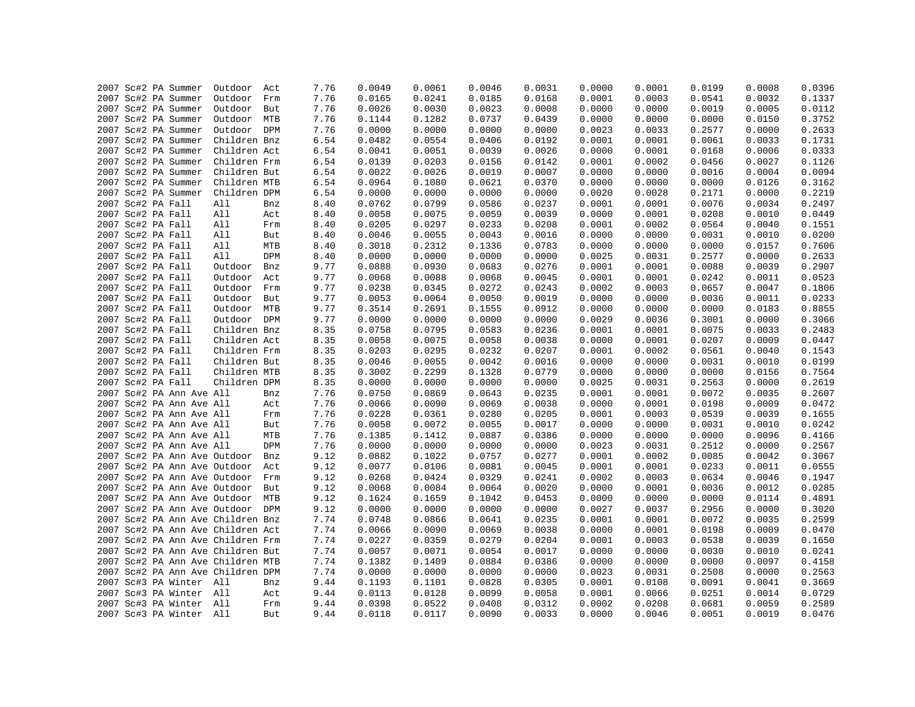```
2007 Sc#2 PA Summer  Outdoor  Act      7.76    0.0049    0.0061    0.0046    0.0031    0.0000    0.0001    0.0199    0.0008    0.0396
2007 Sc#2 PA Summer  Outdoor  Frm      7.76    0.0165    0.0241    0.0185    0.0168    0.0001    0.0003    0.0541    0.0032    0.1337
2007 Sc#2 PA Summer  Outdoor  But      7.76    0.0026    0.0030    0.0023    0.0008    0.0000    0.0000    0.0019    0.0005    0.0112
2007 Sc#2 PA Summer  Outdoor  MTB      7.76    0.1144    0.1282    0.0737    0.0439    0.0000    0.0000    0.0000    0.0150    0.3752
2007 Sc#2 PA Summer  Outdoor  DPM      7.76    0.0000    0.0000    0.0000    0.0000    0.0023    0.0033    0.2577    0.0000    0.2633
2007 Sc#2 PA Summer  Children Bnz      6.54    0.0482    0.0554    0.0406    0.0192    0.0001    0.0001    0.0061    0.0033    0.1731
2007 Sc#2 PA Summer  Children Act      6.54    0.0041    0.0051    0.0039    0.0026    0.0000    0.0001    0.0168    0.0006    0.0333
2007 Sc#2 PA Summer  Children Frm      6.54    0.0139    0.0203    0.0156    0.0142    0.0001    0.0002    0.0456    0.0027    0.1126
2007 Sc#2 PA Summer  Children But      6.54    0.0022    0.0026    0.0019    0.0007    0.0000    0.0000    0.0016    0.0004    0.0094
2007 Sc#2 PA Summer  Children MTB      6.54    0.0964    0.1080    0.0621    0.0370    0.0000    0.0000    0.0000    0.0126    0.3162
2007 Sc#2 PA Summer  Children DPM      6.54    0.0000    0.0000    0.0000    0.0000    0.0020    0.0028    0.2171    0.0000    0.2219
2007 Sc#2 PA Fall    All      Bnz      8.40    0.0762    0.0799    0.0586    0.0237    0.0001    0.0001    0.0076    0.0034    0.2497
2007 Sc#2 PA Fall    All      Act      8.40    0.0058    0.0075    0.0059    0.0039    0.0000    0.0001    0.0208    0.0010    0.0449
2007 Sc#2 PA Fall    All      Frm      8.40    0.0205    0.0297    0.0233    0.0208    0.0001    0.0002    0.0564    0.0040    0.1551
2007 Sc#2 PA Fall    All      But      8.40    0.0046    0.0055    0.0043    0.0016    0.0000    0.0000    0.0031    0.0010    0.0200
2007 Sc#2 PA Fall    All      MTB      8.40    0.3018    0.2312    0.1336    0.0783    0.0000    0.0000    0.0000    0.0157    0.7606
2007 Sc#2 PA Fall    All      DPM      8.40    0.0000    0.0000    0.0000    0.0000    0.0025    0.0031    0.2577    0.0000    0.2633
2007 Sc#2 PA Fall    Outdoor  Bnz      9.77    0.0888    0.0930    0.0683    0.0276    0.0001    0.0001    0.0088    0.0039    0.2907
2007 Sc#2 PA Fall    Outdoor  Act      9.77    0.0068    0.0088    0.0068    0.0045    0.0001    0.0001    0.0242    0.0011    0.0523
2007 Sc#2 PA Fall    Outdoor  Frm      9.77    0.0238    0.0345    0.0272    0.0243    0.0002    0.0003    0.0657    0.0047    0.1806
2007 Sc#2 PA Fall    Outdoor  But      9.77    0.0053    0.0064    0.0050    0.0019    0.0000    0.0000    0.0036    0.0011    0.0233
2007 Sc#2 PA Fall    Outdoor  MTB      9.77    0.3514    0.2691    0.1555    0.0912    0.0000    0.0000    0.0000    0.0183    0.8855
2007 Sc#2 PA Fall    Outdoor  DPM      9.77    0.0000    0.0000    0.0000    0.0000    0.0029    0.0036    0.3001    0.0000    0.3066
2007 Sc#2 PA Fall    Children Bnz      8.35    0.0758    0.0795    0.0583    0.0236    0.0001    0.0001    0.0075    0.0033    0.2483
2007 Sc#2 PA Fall    Children Act      8.35    0.0058    0.0075    0.0058    0.0038    0.0000    0.0001    0.0207    0.0009    0.0447
2007 Sc#2 PA Fall    Children Frm      8.35    0.0203    0.0295    0.0232    0.0207    0.0001    0.0002    0.0561    0.0040    0.1543
2007 Sc#2 PA Fall    Children But      8.35    0.0046    0.0055    0.0042    0.0016    0.0000    0.0000    0.0031    0.0010    0.0199
2007 Sc#2 PA Fall    Children MTB      8.35    0.3002    0.2299    0.1328    0.0779    0.0000    0.0000    0.0000    0.0156    0.7564
2007 Sc#2 PA Fall    Children DPM      8.35    0.0000    0.0000    0.0000    0.0000    0.0025    0.0031    0.2563    0.0000    0.2619
2007 Sc#2 PA Ann Ave All      Bnz      7.76    0.0750    0.0869    0.0643    0.0235    0.0001    0.0001    0.0072    0.0035    0.2607
2007 Sc#2 PA Ann Ave All      Act      7.76    0.0066    0.0090    0.0069    0.0038    0.0000    0.0001    0.0198    0.0009    0.0472
2007 Sc#2 PA Ann Ave All      Frm      7.76    0.0228    0.0361    0.0280    0.0205    0.0001    0.0003    0.0539    0.0039    0.1655
2007 Sc#2 PA Ann Ave All      But      7.76    0.0058    0.0072    0.0055    0.0017    0.0000    0.0000    0.0031    0.0010    0.0242
2007 Sc#2 PA Ann Ave All      MTB      7.76    0.1385    0.1412    0.0887    0.0386    0.0000    0.0000    0.0000    0.0096    0.4166
2007 Sc#2 PA Ann Ave All      DPM      7.76    0.0000    0.0000    0.0000    0.0000    0.0023    0.0031    0.2512    0.0000    0.2567
2007 Sc#2 PA Ann Ave Outdoor  Bnz      9.12    0.0882    0.1022    0.0757    0.0277    0.0001    0.0002    0.0085    0.0042    0.3067
2007 Sc#2 PA Ann Ave Outdoor  Act      9.12    0.0077    0.0106    0.0081    0.0045    0.0001    0.0001    0.0233    0.0011    0.0555
2007 Sc#2 PA Ann Ave Outdoor  Frm      9.12    0.0268    0.0424    0.0329    0.0241    0.0002    0.0003    0.0634    0.0046    0.1947
2007 Sc#2 PA Ann Ave Outdoor  But      9.12    0.0068    0.0084    0.0064    0.0020    0.0000    0.0001    0.0036    0.0012    0.0285
2007 Sc#2 PA Ann Ave Outdoor  MTB      9.12    0.1624    0.1659    0.1042    0.0453    0.0000    0.0000    0.0000    0.0114    0.4891
2007 Sc#2 PA Ann Ave Outdoor  DPM      9.12    0.0000    0.0000    0.0000    0.0000    0.0027    0.0037    0.2956    0.0000    0.3020
2007 Sc#2 PA Ann Ave Children Bnz      7.74    0.0748    0.0866    0.0641    0.0235    0.0001    0.0001    0.0072    0.0035    0.2599
2007 Sc#2 PA Ann Ave Children Act      7.74    0.0066    0.0090    0.0069    0.0038    0.0000    0.0001    0.0198    0.0009    0.0470
2007 Sc#2 PA Ann Ave Children Frm      7.74    0.0227    0.0359    0.0279    0.0204    0.0001    0.0003    0.0538    0.0039    0.1650
2007 Sc#2 PA Ann Ave Children But      7.74    0.0057    0.0071    0.0054    0.0017    0.0000    0.0000    0.0030    0.0010    0.0241
2007 Sc#2 PA Ann Ave Children MTB      7.74    0.1382    0.1409    0.0884    0.0386    0.0000    0.0000    0.0000    0.0097    0.4158
2007 Sc#2 PA Ann Ave Children DPM      7.74    0.0000    0.0000    0.0000    0.0000    0.0023    0.0031    0.2508    0.0000    0.2563
2007 Sc#3 PA Winter  All      Bnz      9.44    0.1193    0.1101    0.0828    0.0305    0.0001    0.0108    0.0091    0.0041    0.3669
2007 Sc#3 PA Winter  All      Act      9.44    0.0113    0.0128    0.0099    0.0058    0.0001    0.0066    0.0251    0.0014    0.0729
2007 Sc#3 PA Winter  All      Frm      9.44    0.0398    0.0522    0.0408    0.0312    0.0002    0.0208    0.0681    0.0059    0.2589
2007 Sc#3 PA Winter  All      But      9.44    0.0118    0.0117    0.0090    0.0033    0.0000    0.0046    0.0051    0.0019    0.0476
```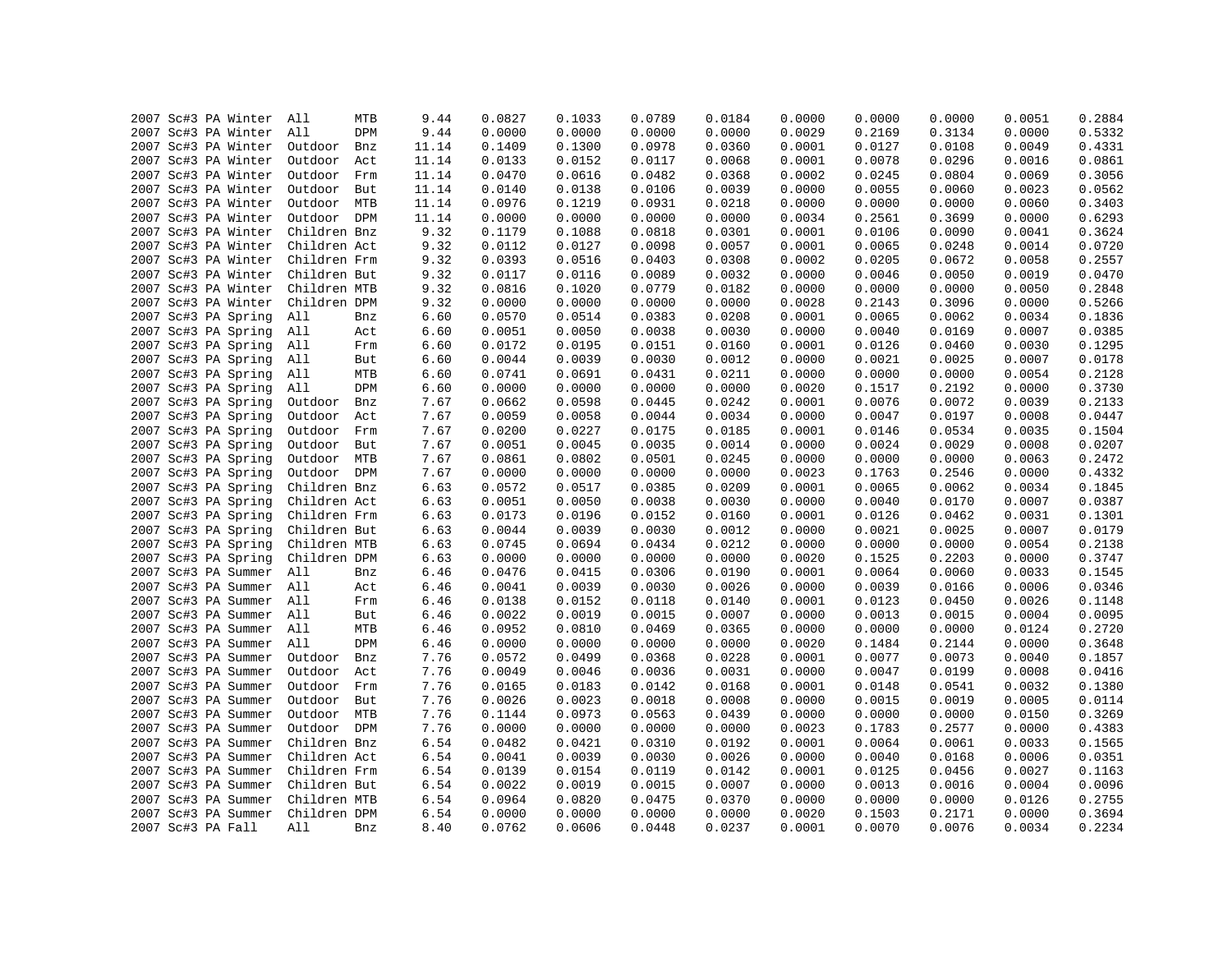| | | | | | | | | | | | | | | | |
|---|---|---|---|---|---|---|---|---|---|---|---|---|---|---|---|
| 2007 | Sc#3 | PA | Winter | All | MTB | 9.44 | 0.0827 | 0.1033 | 0.0789 | 0.0184 | 0.0000 | 0.0000 | 0.0000 | 0.0051 | 0.2884 |
| 2007 | Sc#3 | PA | Winter | All | DPM | 9.44 | 0.0000 | 0.0000 | 0.0000 | 0.0000 | 0.0029 | 0.2169 | 0.3134 | 0.0000 | 0.5332 |
| 2007 | Sc#3 | PA | Winter | Outdoor | Bnz | 11.14 | 0.1409 | 0.1300 | 0.0978 | 0.0360 | 0.0001 | 0.0127 | 0.0108 | 0.0049 | 0.4331 |
| 2007 | Sc#3 | PA | Winter | Outdoor | Act | 11.14 | 0.0133 | 0.0152 | 0.0117 | 0.0068 | 0.0001 | 0.0078 | 0.0296 | 0.0016 | 0.0861 |
| 2007 | Sc#3 | PA | Winter | Outdoor | Frm | 11.14 | 0.0470 | 0.0616 | 0.0482 | 0.0368 | 0.0002 | 0.0245 | 0.0804 | 0.0069 | 0.3056 |
| 2007 | Sc#3 | PA | Winter | Outdoor | But | 11.14 | 0.0140 | 0.0138 | 0.0106 | 0.0039 | 0.0000 | 0.0055 | 0.0060 | 0.0023 | 0.0562 |
| 2007 | Sc#3 | PA | Winter | Outdoor | MTB | 11.14 | 0.0976 | 0.1219 | 0.0931 | 0.0218 | 0.0000 | 0.0000 | 0.0000 | 0.0060 | 0.3403 |
| 2007 | Sc#3 | PA | Winter | Outdoor | DPM | 11.14 | 0.0000 | 0.0000 | 0.0000 | 0.0000 | 0.0034 | 0.2561 | 0.3699 | 0.0000 | 0.6293 |
| 2007 | Sc#3 | PA | Winter | Children | Bnz | 9.32 | 0.1179 | 0.1088 | 0.0818 | 0.0301 | 0.0001 | 0.0106 | 0.0090 | 0.0041 | 0.3624 |
| 2007 | Sc#3 | PA | Winter | Children | Act | 9.32 | 0.0112 | 0.0127 | 0.0098 | 0.0057 | 0.0001 | 0.0065 | 0.0248 | 0.0014 | 0.0720 |
| 2007 | Sc#3 | PA | Winter | Children | Frm | 9.32 | 0.0393 | 0.0516 | 0.0403 | 0.0308 | 0.0002 | 0.0205 | 0.0672 | 0.0058 | 0.2557 |
| 2007 | Sc#3 | PA | Winter | Children | But | 9.32 | 0.0117 | 0.0116 | 0.0089 | 0.0032 | 0.0000 | 0.0046 | 0.0050 | 0.0019 | 0.0470 |
| 2007 | Sc#3 | PA | Winter | Children | MTB | 9.32 | 0.0816 | 0.1020 | 0.0779 | 0.0182 | 0.0000 | 0.0000 | 0.0000 | 0.0050 | 0.2848 |
| 2007 | Sc#3 | PA | Winter | Children | DPM | 9.32 | 0.0000 | 0.0000 | 0.0000 | 0.0000 | 0.0028 | 0.2143 | 0.3096 | 0.0000 | 0.5266 |
| 2007 | Sc#3 | PA | Spring | All | Bnz | 6.60 | 0.0570 | 0.0514 | 0.0383 | 0.0208 | 0.0001 | 0.0065 | 0.0062 | 0.0034 | 0.1836 |
| 2007 | Sc#3 | PA | Spring | All | Act | 6.60 | 0.0051 | 0.0050 | 0.0038 | 0.0030 | 0.0000 | 0.0040 | 0.0169 | 0.0007 | 0.0385 |
| 2007 | Sc#3 | PA | Spring | All | Frm | 6.60 | 0.0172 | 0.0195 | 0.0151 | 0.0160 | 0.0001 | 0.0126 | 0.0460 | 0.0030 | 0.1295 |
| 2007 | Sc#3 | PA | Spring | All | But | 6.60 | 0.0044 | 0.0039 | 0.0030 | 0.0012 | 0.0000 | 0.0021 | 0.0025 | 0.0007 | 0.0178 |
| 2007 | Sc#3 | PA | Spring | All | MTB | 6.60 | 0.0741 | 0.0691 | 0.0431 | 0.0211 | 0.0000 | 0.0000 | 0.0000 | 0.0054 | 0.2128 |
| 2007 | Sc#3 | PA | Spring | All | DPM | 6.60 | 0.0000 | 0.0000 | 0.0000 | 0.0000 | 0.0020 | 0.1517 | 0.2192 | 0.0000 | 0.3730 |
| 2007 | Sc#3 | PA | Spring | Outdoor | Bnz | 7.67 | 0.0662 | 0.0598 | 0.0445 | 0.0242 | 0.0001 | 0.0076 | 0.0072 | 0.0039 | 0.2133 |
| 2007 | Sc#3 | PA | Spring | Outdoor | Act | 7.67 | 0.0059 | 0.0058 | 0.0044 | 0.0034 | 0.0000 | 0.0047 | 0.0197 | 0.0008 | 0.0447 |
| 2007 | Sc#3 | PA | Spring | Outdoor | Frm | 7.67 | 0.0200 | 0.0227 | 0.0175 | 0.0185 | 0.0001 | 0.0146 | 0.0534 | 0.0035 | 0.1504 |
| 2007 | Sc#3 | PA | Spring | Outdoor | But | 7.67 | 0.0051 | 0.0045 | 0.0035 | 0.0014 | 0.0000 | 0.0024 | 0.0029 | 0.0008 | 0.0207 |
| 2007 | Sc#3 | PA | Spring | Outdoor | MTB | 7.67 | 0.0861 | 0.0802 | 0.0501 | 0.0245 | 0.0000 | 0.0000 | 0.0000 | 0.0063 | 0.2472 |
| 2007 | Sc#3 | PA | Spring | Outdoor | DPM | 7.67 | 0.0000 | 0.0000 | 0.0000 | 0.0000 | 0.0023 | 0.1763 | 0.2546 | 0.0000 | 0.4332 |
| 2007 | Sc#3 | PA | Spring | Children | Bnz | 6.63 | 0.0572 | 0.0517 | 0.0385 | 0.0209 | 0.0001 | 0.0065 | 0.0062 | 0.0034 | 0.1845 |
| 2007 | Sc#3 | PA | Spring | Children | Act | 6.63 | 0.0051 | 0.0050 | 0.0038 | 0.0030 | 0.0000 | 0.0040 | 0.0170 | 0.0007 | 0.0387 |
| 2007 | Sc#3 | PA | Spring | Children | Frm | 6.63 | 0.0173 | 0.0196 | 0.0152 | 0.0160 | 0.0001 | 0.0126 | 0.0462 | 0.0031 | 0.1301 |
| 2007 | Sc#3 | PA | Spring | Children | But | 6.63 | 0.0044 | 0.0039 | 0.0030 | 0.0012 | 0.0000 | 0.0021 | 0.0025 | 0.0007 | 0.0179 |
| 2007 | Sc#3 | PA | Spring | Children | MTB | 6.63 | 0.0745 | 0.0694 | 0.0434 | 0.0212 | 0.0000 | 0.0000 | 0.0000 | 0.0054 | 0.2138 |
| 2007 | Sc#3 | PA | Spring | Children | DPM | 6.63 | 0.0000 | 0.0000 | 0.0000 | 0.0000 | 0.0020 | 0.1525 | 0.2203 | 0.0000 | 0.3747 |
| 2007 | Sc#3 | PA | Summer | All | Bnz | 6.46 | 0.0476 | 0.0415 | 0.0306 | 0.0190 | 0.0001 | 0.0064 | 0.0060 | 0.0033 | 0.1545 |
| 2007 | Sc#3 | PA | Summer | All | Act | 6.46 | 0.0041 | 0.0039 | 0.0030 | 0.0026 | 0.0000 | 0.0039 | 0.0166 | 0.0006 | 0.0346 |
| 2007 | Sc#3 | PA | Summer | All | Frm | 6.46 | 0.0138 | 0.0152 | 0.0118 | 0.0140 | 0.0001 | 0.0123 | 0.0450 | 0.0026 | 0.1148 |
| 2007 | Sc#3 | PA | Summer | All | But | 6.46 | 0.0022 | 0.0019 | 0.0015 | 0.0007 | 0.0000 | 0.0013 | 0.0015 | 0.0004 | 0.0095 |
| 2007 | Sc#3 | PA | Summer | All | MTB | 6.46 | 0.0952 | 0.0810 | 0.0469 | 0.0365 | 0.0000 | 0.0000 | 0.0000 | 0.0124 | 0.2720 |
| 2007 | Sc#3 | PA | Summer | All | DPM | 6.46 | 0.0000 | 0.0000 | 0.0000 | 0.0000 | 0.0020 | 0.1484 | 0.2144 | 0.0000 | 0.3648 |
| 2007 | Sc#3 | PA | Summer | Outdoor | Bnz | 7.76 | 0.0572 | 0.0499 | 0.0368 | 0.0228 | 0.0001 | 0.0077 | 0.0073 | 0.0040 | 0.1857 |
| 2007 | Sc#3 | PA | Summer | Outdoor | Act | 7.76 | 0.0049 | 0.0046 | 0.0036 | 0.0031 | 0.0000 | 0.0047 | 0.0199 | 0.0008 | 0.0416 |
| 2007 | Sc#3 | PA | Summer | Outdoor | Frm | 7.76 | 0.0165 | 0.0183 | 0.0142 | 0.0168 | 0.0001 | 0.0148 | 0.0541 | 0.0032 | 0.1380 |
| 2007 | Sc#3 | PA | Summer | Outdoor | But | 7.76 | 0.0026 | 0.0023 | 0.0018 | 0.0008 | 0.0000 | 0.0015 | 0.0019 | 0.0005 | 0.0114 |
| 2007 | Sc#3 | PA | Summer | Outdoor | MTB | 7.76 | 0.1144 | 0.0973 | 0.0563 | 0.0439 | 0.0000 | 0.0000 | 0.0000 | 0.0150 | 0.3269 |
| 2007 | Sc#3 | PA | Summer | Outdoor | DPM | 7.76 | 0.0000 | 0.0000 | 0.0000 | 0.0000 | 0.0023 | 0.1783 | 0.2577 | 0.0000 | 0.4383 |
| 2007 | Sc#3 | PA | Summer | Children | Bnz | 6.54 | 0.0482 | 0.0421 | 0.0310 | 0.0192 | 0.0001 | 0.0064 | 0.0061 | 0.0033 | 0.1565 |
| 2007 | Sc#3 | PA | Summer | Children | Act | 6.54 | 0.0041 | 0.0039 | 0.0030 | 0.0026 | 0.0000 | 0.0040 | 0.0168 | 0.0006 | 0.0351 |
| 2007 | Sc#3 | PA | Summer | Children | Frm | 6.54 | 0.0139 | 0.0154 | 0.0119 | 0.0142 | 0.0001 | 0.0125 | 0.0456 | 0.0027 | 0.1163 |
| 2007 | Sc#3 | PA | Summer | Children | But | 6.54 | 0.0022 | 0.0019 | 0.0015 | 0.0007 | 0.0000 | 0.0013 | 0.0016 | 0.0004 | 0.0096 |
| 2007 | Sc#3 | PA | Summer | Children | MTB | 6.54 | 0.0964 | 0.0820 | 0.0475 | 0.0370 | 0.0000 | 0.0000 | 0.0000 | 0.0126 | 0.2755 |
| 2007 | Sc#3 | PA | Summer | Children | DPM | 6.54 | 0.0000 | 0.0000 | 0.0000 | 0.0000 | 0.0020 | 0.1503 | 0.2171 | 0.0000 | 0.3694 |
| 2007 | Sc#3 | PA | Fall | All | Bnz | 8.40 | 0.0762 | 0.0606 | 0.0448 | 0.0237 | 0.0001 | 0.0070 | 0.0076 | 0.0034 | 0.2234 |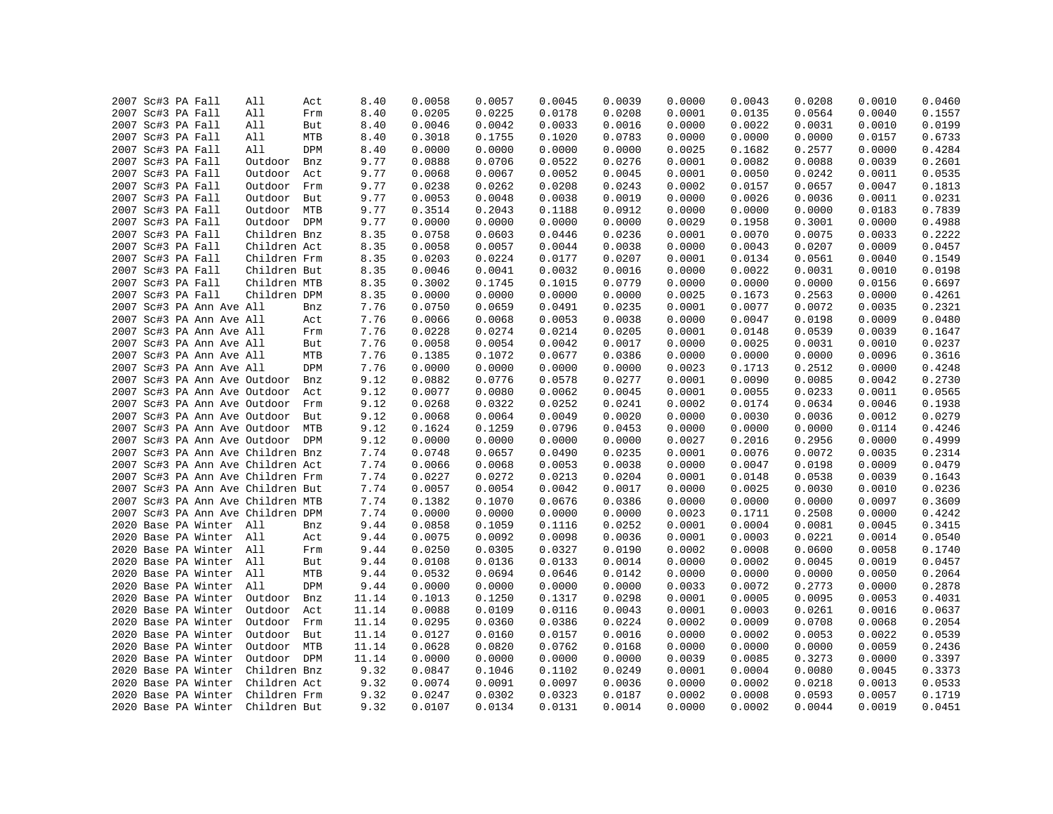| | | | | | | | | | | | | | | | |
|---|---|---|---|---|---|---|---|---|---|---|---|---|---|---|---|
| 2007 | Sc#3 | PA | Fall | All | Act | 8.40 | 0.0058 | 0.0057 | 0.0045 | 0.0039 | 0.0000 | 0.0043 | 0.0208 | 0.0010 | 0.0460 |
| 2007 | Sc#3 | PA | Fall | All | Frm | 8.40 | 0.0205 | 0.0225 | 0.0178 | 0.0208 | 0.0001 | 0.0135 | 0.0564 | 0.0040 | 0.1557 |
| 2007 | Sc#3 | PA | Fall | All | But | 8.40 | 0.0046 | 0.0042 | 0.0033 | 0.0016 | 0.0000 | 0.0022 | 0.0031 | 0.0010 | 0.0199 |
| 2007 | Sc#3 | PA | Fall | All | MTB | 8.40 | 0.3018 | 0.1755 | 0.1020 | 0.0783 | 0.0000 | 0.0000 | 0.0000 | 0.0157 | 0.6733 |
| 2007 | Sc#3 | PA | Fall | All | DPM | 8.40 | 0.0000 | 0.0000 | 0.0000 | 0.0000 | 0.0025 | 0.1682 | 0.2577 | 0.0000 | 0.4284 |
| 2007 | Sc#3 | PA | Fall | Outdoor | Bnz | 9.77 | 0.0888 | 0.0706 | 0.0522 | 0.0276 | 0.0001 | 0.0082 | 0.0088 | 0.0039 | 0.2601 |
| 2007 | Sc#3 | PA | Fall | Outdoor | Act | 9.77 | 0.0068 | 0.0067 | 0.0052 | 0.0045 | 0.0001 | 0.0050 | 0.0242 | 0.0011 | 0.0535 |
| 2007 | Sc#3 | PA | Fall | Outdoor | Frm | 9.77 | 0.0238 | 0.0262 | 0.0208 | 0.0243 | 0.0002 | 0.0157 | 0.0657 | 0.0047 | 0.1813 |
| 2007 | Sc#3 | PA | Fall | Outdoor | But | 9.77 | 0.0053 | 0.0048 | 0.0038 | 0.0019 | 0.0000 | 0.0026 | 0.0036 | 0.0011 | 0.0231 |
| 2007 | Sc#3 | PA | Fall | Outdoor | MTB | 9.77 | 0.3514 | 0.2043 | 0.1188 | 0.0912 | 0.0000 | 0.0000 | 0.0000 | 0.0183 | 0.7839 |
| 2007 | Sc#3 | PA | Fall | Outdoor | DPM | 9.77 | 0.0000 | 0.0000 | 0.0000 | 0.0000 | 0.0029 | 0.1958 | 0.3001 | 0.0000 | 0.4988 |
| 2007 | Sc#3 | PA | Fall | Children | Bnz | 8.35 | 0.0758 | 0.0603 | 0.0446 | 0.0236 | 0.0001 | 0.0070 | 0.0075 | 0.0033 | 0.2222 |
| 2007 | Sc#3 | PA | Fall | Children | Act | 8.35 | 0.0058 | 0.0057 | 0.0044 | 0.0038 | 0.0000 | 0.0043 | 0.0207 | 0.0009 | 0.0457 |
| 2007 | Sc#3 | PA | Fall | Children | Frm | 8.35 | 0.0203 | 0.0224 | 0.0177 | 0.0207 | 0.0001 | 0.0134 | 0.0561 | 0.0040 | 0.1549 |
| 2007 | Sc#3 | PA | Fall | Children | But | 8.35 | 0.0046 | 0.0041 | 0.0032 | 0.0016 | 0.0000 | 0.0022 | 0.0031 | 0.0010 | 0.0198 |
| 2007 | Sc#3 | PA | Fall | Children | MTB | 8.35 | 0.3002 | 0.1745 | 0.1015 | 0.0779 | 0.0000 | 0.0000 | 0.0000 | 0.0156 | 0.6697 |
| 2007 | Sc#3 | PA | Fall | Children | DPM | 8.35 | 0.0000 | 0.0000 | 0.0000 | 0.0000 | 0.0025 | 0.1673 | 0.2563 | 0.0000 | 0.4261 |
| 2007 | Sc#3 | PA | Ann Ave | All | Bnz | 7.76 | 0.0750 | 0.0659 | 0.0491 | 0.0235 | 0.0001 | 0.0077 | 0.0072 | 0.0035 | 0.2321 |
| 2007 | Sc#3 | PA | Ann Ave | All | Act | 7.76 | 0.0066 | 0.0068 | 0.0053 | 0.0038 | 0.0000 | 0.0047 | 0.0198 | 0.0009 | 0.0480 |
| 2007 | Sc#3 | PA | Ann Ave | All | Frm | 7.76 | 0.0228 | 0.0274 | 0.0214 | 0.0205 | 0.0001 | 0.0148 | 0.0539 | 0.0039 | 0.1647 |
| 2007 | Sc#3 | PA | Ann Ave | All | But | 7.76 | 0.0058 | 0.0054 | 0.0042 | 0.0017 | 0.0000 | 0.0025 | 0.0031 | 0.0010 | 0.0237 |
| 2007 | Sc#3 | PA | Ann Ave | All | MTB | 7.76 | 0.1385 | 0.1072 | 0.0677 | 0.0386 | 0.0000 | 0.0000 | 0.0000 | 0.0096 | 0.3616 |
| 2007 | Sc#3 | PA | Ann Ave | All | DPM | 7.76 | 0.0000 | 0.0000 | 0.0000 | 0.0000 | 0.0023 | 0.1713 | 0.2512 | 0.0000 | 0.4248 |
| 2007 | Sc#3 | PA | Ann Ave | Outdoor | Bnz | 9.12 | 0.0882 | 0.0776 | 0.0578 | 0.0277 | 0.0001 | 0.0090 | 0.0085 | 0.0042 | 0.2730 |
| 2007 | Sc#3 | PA | Ann Ave | Outdoor | Act | 9.12 | 0.0077 | 0.0080 | 0.0062 | 0.0045 | 0.0001 | 0.0055 | 0.0233 | 0.0011 | 0.0565 |
| 2007 | Sc#3 | PA | Ann Ave | Outdoor | Frm | 9.12 | 0.0268 | 0.0322 | 0.0252 | 0.0241 | 0.0002 | 0.0174 | 0.0634 | 0.0046 | 0.1938 |
| 2007 | Sc#3 | PA | Ann Ave | Outdoor | But | 9.12 | 0.0068 | 0.0064 | 0.0049 | 0.0020 | 0.0000 | 0.0030 | 0.0036 | 0.0012 | 0.0279 |
| 2007 | Sc#3 | PA | Ann Ave | Outdoor | MTB | 9.12 | 0.1624 | 0.1259 | 0.0796 | 0.0453 | 0.0000 | 0.0000 | 0.0000 | 0.0114 | 0.4246 |
| 2007 | Sc#3 | PA | Ann Ave | Outdoor | DPM | 9.12 | 0.0000 | 0.0000 | 0.0000 | 0.0000 | 0.0027 | 0.2016 | 0.2956 | 0.0000 | 0.4999 |
| 2007 | Sc#3 | PA | Ann Ave | Children | Bnz | 7.74 | 0.0748 | 0.0657 | 0.0490 | 0.0235 | 0.0001 | 0.0076 | 0.0072 | 0.0035 | 0.2314 |
| 2007 | Sc#3 | PA | Ann Ave | Children | Act | 7.74 | 0.0066 | 0.0068 | 0.0053 | 0.0038 | 0.0000 | 0.0047 | 0.0198 | 0.0009 | 0.0479 |
| 2007 | Sc#3 | PA | Ann Ave | Children | Frm | 7.74 | 0.0227 | 0.0272 | 0.0213 | 0.0204 | 0.0001 | 0.0148 | 0.0538 | 0.0039 | 0.1643 |
| 2007 | Sc#3 | PA | Ann Ave | Children | But | 7.74 | 0.0057 | 0.0054 | 0.0042 | 0.0017 | 0.0000 | 0.0025 | 0.0030 | 0.0010 | 0.0236 |
| 2007 | Sc#3 | PA | Ann Ave | Children | MTB | 7.74 | 0.1382 | 0.1070 | 0.0676 | 0.0386 | 0.0000 | 0.0000 | 0.0000 | 0.0097 | 0.3609 |
| 2007 | Sc#3 | PA | Ann Ave | Children | DPM | 7.74 | 0.0000 | 0.0000 | 0.0000 | 0.0000 | 0.0023 | 0.1711 | 0.2508 | 0.0000 | 0.4242 |
| 2020 | Base | PA | Winter | All | Bnz | 9.44 | 0.0858 | 0.1059 | 0.1116 | 0.0252 | 0.0001 | 0.0004 | 0.0081 | 0.0045 | 0.3415 |
| 2020 | Base | PA | Winter | All | Act | 9.44 | 0.0075 | 0.0092 | 0.0098 | 0.0036 | 0.0001 | 0.0003 | 0.0221 | 0.0014 | 0.0540 |
| 2020 | Base | PA | Winter | All | Frm | 9.44 | 0.0250 | 0.0305 | 0.0327 | 0.0190 | 0.0002 | 0.0008 | 0.0600 | 0.0058 | 0.1740 |
| 2020 | Base | PA | Winter | All | But | 9.44 | 0.0108 | 0.0136 | 0.0133 | 0.0014 | 0.0000 | 0.0002 | 0.0045 | 0.0019 | 0.0457 |
| 2020 | Base | PA | Winter | All | MTB | 9.44 | 0.0532 | 0.0694 | 0.0646 | 0.0142 | 0.0000 | 0.0000 | 0.0000 | 0.0050 | 0.2064 |
| 2020 | Base | PA | Winter | All | DPM | 9.44 | 0.0000 | 0.0000 | 0.0000 | 0.0000 | 0.0033 | 0.0072 | 0.2773 | 0.0000 | 0.2878 |
| 2020 | Base | PA | Winter | Outdoor | Bnz | 11.14 | 0.1013 | 0.1250 | 0.1317 | 0.0298 | 0.0001 | 0.0005 | 0.0095 | 0.0053 | 0.4031 |
| 2020 | Base | PA | Winter | Outdoor | Act | 11.14 | 0.0088 | 0.0109 | 0.0116 | 0.0043 | 0.0001 | 0.0003 | 0.0261 | 0.0016 | 0.0637 |
| 2020 | Base | PA | Winter | Outdoor | Frm | 11.14 | 0.0295 | 0.0360 | 0.0386 | 0.0224 | 0.0002 | 0.0009 | 0.0708 | 0.0068 | 0.2054 |
| 2020 | Base | PA | Winter | Outdoor | But | 11.14 | 0.0127 | 0.0160 | 0.0157 | 0.0016 | 0.0000 | 0.0002 | 0.0053 | 0.0022 | 0.0539 |
| 2020 | Base | PA | Winter | Outdoor | MTB | 11.14 | 0.0628 | 0.0820 | 0.0762 | 0.0168 | 0.0000 | 0.0000 | 0.0000 | 0.0059 | 0.2436 |
| 2020 | Base | PA | Winter | Outdoor | DPM | 11.14 | 0.0000 | 0.0000 | 0.0000 | 0.0000 | 0.0039 | 0.0085 | 0.3273 | 0.0000 | 0.3397 |
| 2020 | Base | PA | Winter | Children | Bnz | 9.32 | 0.0847 | 0.1046 | 0.1102 | 0.0249 | 0.0001 | 0.0004 | 0.0080 | 0.0045 | 0.3373 |
| 2020 | Base | PA | Winter | Children | Act | 9.32 | 0.0074 | 0.0091 | 0.0097 | 0.0036 | 0.0000 | 0.0002 | 0.0218 | 0.0013 | 0.0533 |
| 2020 | Base | PA | Winter | Children | Frm | 9.32 | 0.0247 | 0.0302 | 0.0323 | 0.0187 | 0.0002 | 0.0008 | 0.0593 | 0.0057 | 0.1719 |
| 2020 | Base | PA | Winter | Children | But | 9.32 | 0.0107 | 0.0134 | 0.0131 | 0.0014 | 0.0000 | 0.0002 | 0.0044 | 0.0019 | 0.0451 |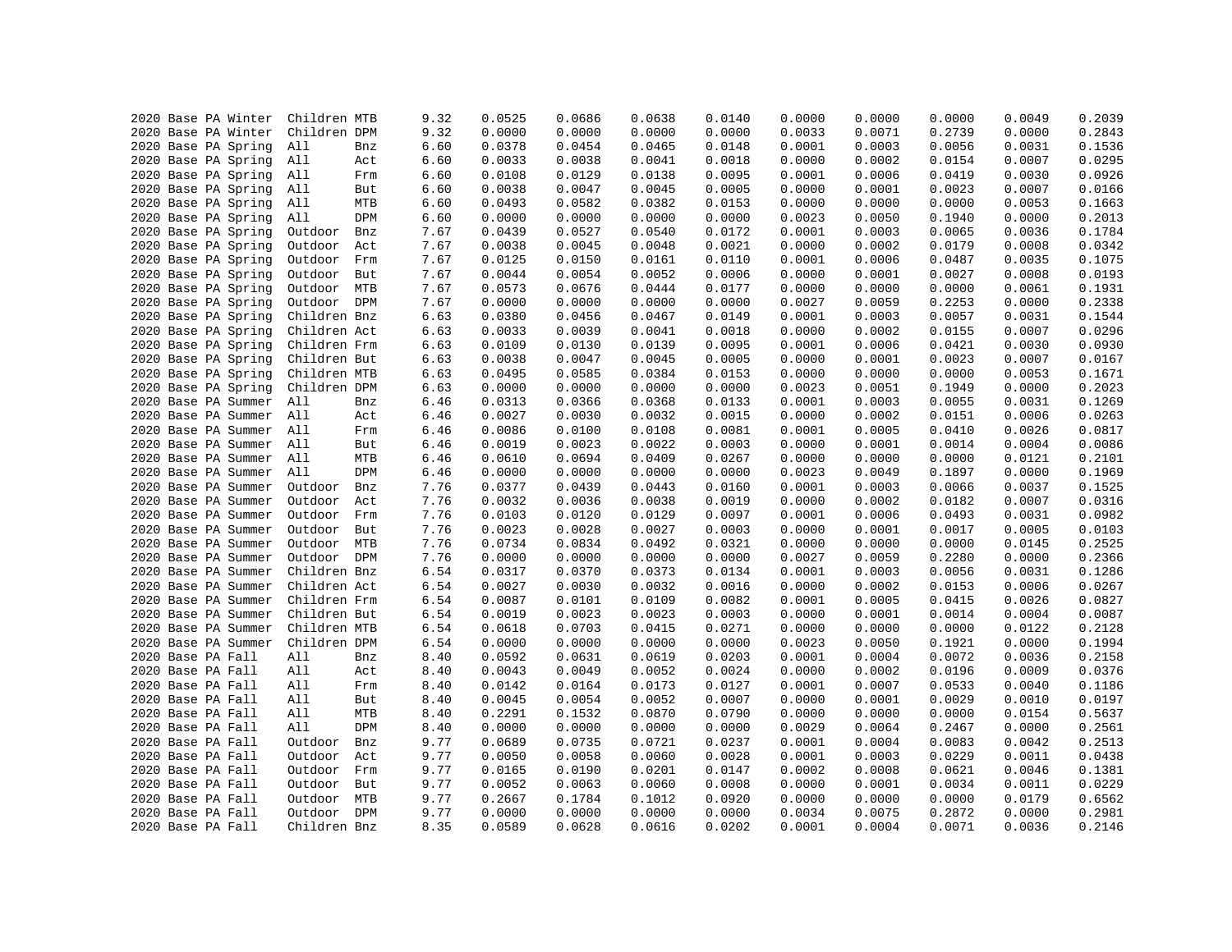```
2020 Base PA Winter  Children MTB      9.32   0.0525    0.0686    0.0638    0.0140    0.0000    0.0000    0.0000    0.0049    0.2039
2020 Base PA Winter  Children DPM      9.32   0.0000    0.0000    0.0000    0.0000    0.0033    0.0071    0.2739    0.0000    0.2843
2020 Base PA Spring  All      Bnz      6.60   0.0378    0.0454    0.0465    0.0148    0.0001    0.0003    0.0056    0.0031    0.1536
2020 Base PA Spring  All      Act      6.60   0.0033    0.0038    0.0041    0.0018    0.0000    0.0002    0.0154    0.0007    0.0295
2020 Base PA Spring  All      Frm      6.60   0.0108    0.0129    0.0138    0.0095    0.0001    0.0006    0.0419    0.0030    0.0926
2020 Base PA Spring  All      But      6.60   0.0038    0.0047    0.0045    0.0005    0.0000    0.0001    0.0023    0.0007    0.0166
2020 Base PA Spring  All      MTB      6.60   0.0493    0.0582    0.0382    0.0153    0.0000    0.0000    0.0000    0.0053    0.1663
2020 Base PA Spring  All      DPM      6.60   0.0000    0.0000    0.0000    0.0000    0.0023    0.0050    0.1940    0.0000    0.2013
2020 Base PA Spring  Outdoor  Bnz      7.67   0.0439    0.0527    0.0540    0.0172    0.0001    0.0003    0.0065    0.0036    0.1784
2020 Base PA Spring  Outdoor  Act      7.67   0.0038    0.0045    0.0048    0.0021    0.0000    0.0002    0.0179    0.0008    0.0342
2020 Base PA Spring  Outdoor  Frm      7.67   0.0125    0.0150    0.0161    0.0110    0.0001    0.0006    0.0487    0.0035    0.1075
2020 Base PA Spring  Outdoor  But      7.67   0.0044    0.0054    0.0052    0.0006    0.0000    0.0001    0.0027    0.0008    0.0193
2020 Base PA Spring  Outdoor  MTB      7.67   0.0573    0.0676    0.0444    0.0177    0.0000    0.0000    0.0000    0.0061    0.1931
2020 Base PA Spring  Outdoor  DPM      7.67   0.0000    0.0000    0.0000    0.0000    0.0027    0.0059    0.2253    0.0000    0.2338
2020 Base PA Spring  Children Bnz      6.63   0.0380    0.0456    0.0467    0.0149    0.0001    0.0003    0.0057    0.0031    0.1544
2020 Base PA Spring  Children Act      6.63   0.0033    0.0039    0.0041    0.0018    0.0000    0.0002    0.0155    0.0007    0.0296
2020 Base PA Spring  Children Frm      6.63   0.0109    0.0130    0.0139    0.0095    0.0001    0.0006    0.0421    0.0030    0.0930
2020 Base PA Spring  Children But      6.63   0.0038    0.0047    0.0045    0.0005    0.0000    0.0001    0.0023    0.0007    0.0167
2020 Base PA Spring  Children MTB      6.63   0.0495    0.0585    0.0384    0.0153    0.0000    0.0000    0.0000    0.0053    0.1671
2020 Base PA Spring  Children DPM      6.63   0.0000    0.0000    0.0000    0.0000    0.0023    0.0051    0.1949    0.0000    0.2023
2020 Base PA Summer  All      Bnz      6.46   0.0313    0.0366    0.0368    0.0133    0.0001    0.0003    0.0055    0.0031    0.1269
2020 Base PA Summer  All      Act      6.46   0.0027    0.0030    0.0032    0.0015    0.0000    0.0002    0.0151    0.0006    0.0263
2020 Base PA Summer  All      Frm      6.46   0.0086    0.0100    0.0108    0.0081    0.0001    0.0005    0.0410    0.0026    0.0817
2020 Base PA Summer  All      But      6.46   0.0019    0.0023    0.0022    0.0003    0.0000    0.0001    0.0014    0.0004    0.0086
2020 Base PA Summer  All      MTB      6.46   0.0610    0.0694    0.0409    0.0267    0.0000    0.0000    0.0000    0.0121    0.2101
2020 Base PA Summer  All      DPM      6.46   0.0000    0.0000    0.0000    0.0000    0.0023    0.0049    0.1897    0.0000    0.1969
2020 Base PA Summer  Outdoor  Bnz      7.76   0.0377    0.0439    0.0443    0.0160    0.0001    0.0003    0.0066    0.0037    0.1525
2020 Base PA Summer  Outdoor  Act      7.76   0.0032    0.0036    0.0038    0.0019    0.0000    0.0002    0.0182    0.0007    0.0316
2020 Base PA Summer  Outdoor  Frm      7.76   0.0103    0.0120    0.0129    0.0097    0.0001    0.0006    0.0493    0.0031    0.0982
2020 Base PA Summer  Outdoor  But      7.76   0.0023    0.0028    0.0027    0.0003    0.0000    0.0001    0.0017    0.0005    0.0103
2020 Base PA Summer  Outdoor  MTB      7.76   0.0734    0.0834    0.0492    0.0321    0.0000    0.0000    0.0000    0.0145    0.2525
2020 Base PA Summer  Outdoor  DPM      7.76   0.0000    0.0000    0.0000    0.0000    0.0027    0.0059    0.2280    0.0000    0.2366
2020 Base PA Summer  Children Bnz      6.54   0.0317    0.0370    0.0373    0.0134    0.0001    0.0003    0.0056    0.0031    0.1286
2020 Base PA Summer  Children Act      6.54   0.0027    0.0030    0.0032    0.0016    0.0000    0.0002    0.0153    0.0006    0.0267
2020 Base PA Summer  Children Frm      6.54   0.0087    0.0101    0.0109    0.0082    0.0001    0.0005    0.0415    0.0026    0.0827
2020 Base PA Summer  Children But      6.54   0.0019    0.0023    0.0023    0.0003    0.0000    0.0001    0.0014    0.0004    0.0087
2020 Base PA Summer  Children MTB      6.54   0.0618    0.0703    0.0415    0.0271    0.0000    0.0000    0.0000    0.0122    0.2128
2020 Base PA Summer  Children DPM      6.54   0.0000    0.0000    0.0000    0.0000    0.0023    0.0050    0.1921    0.0000    0.1994
2020 Base PA Fall    All      Bnz      8.40   0.0592    0.0631    0.0619    0.0203    0.0001    0.0004    0.0072    0.0036    0.2158
2020 Base PA Fall    All      Act      8.40   0.0043    0.0049    0.0052    0.0024    0.0000    0.0002    0.0196    0.0009    0.0376
2020 Base PA Fall    All      Frm      8.40   0.0142    0.0164    0.0173    0.0127    0.0001    0.0007    0.0533    0.0040    0.1186
2020 Base PA Fall    All      But      8.40   0.0045    0.0054    0.0052    0.0007    0.0000    0.0001    0.0029    0.0010    0.0197
2020 Base PA Fall    All      MTB      8.40   0.2291    0.1532    0.0870    0.0790    0.0000    0.0000    0.0000    0.0154    0.5637
2020 Base PA Fall    All      DPM      8.40   0.0000    0.0000    0.0000    0.0000    0.0029    0.0064    0.2467    0.0000    0.2561
2020 Base PA Fall    Outdoor  Bnz      9.77   0.0689    0.0735    0.0721    0.0237    0.0001    0.0004    0.0083    0.0042    0.2513
2020 Base PA Fall    Outdoor  Act      9.77   0.0050    0.0058    0.0060    0.0028    0.0001    0.0003    0.0229    0.0011    0.0438
2020 Base PA Fall    Outdoor  Frm      9.77   0.0165    0.0190    0.0201    0.0147    0.0002    0.0008    0.0621    0.0046    0.1381
2020 Base PA Fall    Outdoor  But      9.77   0.0052    0.0063    0.0060    0.0008    0.0000    0.0001    0.0034    0.0011    0.0229
2020 Base PA Fall    Outdoor  MTB      9.77   0.2667    0.1784    0.1012    0.0920    0.0000    0.0000    0.0000    0.0179    0.6562
2020 Base PA Fall    Outdoor  DPM      9.77   0.0000    0.0000    0.0000    0.0000    0.0034    0.0075    0.2872    0.0000    0.2981
2020 Base PA Fall    Children Bnz      8.35   0.0589    0.0628    0.0616    0.0202    0.0001    0.0004    0.0071    0.0036    0.2146
```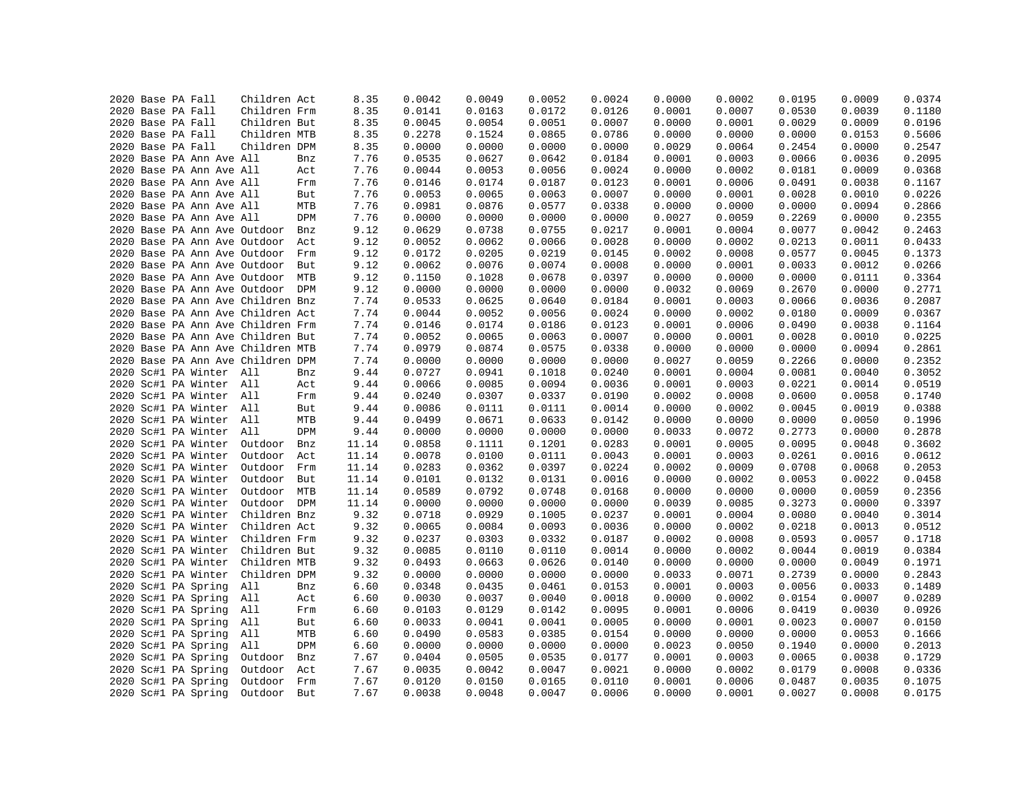```
2020 Base PA Fall    Children Act      8.35    0.0042    0.0049    0.0052    0.0024    0.0000    0.0002    0.0195    0.0009    0.0374
2020 Base PA Fall    Children Frm      8.35    0.0141    0.0163    0.0172    0.0126    0.0001    0.0007    0.0530    0.0039    0.1180
2020 Base PA Fall    Children But      8.35    0.0045    0.0054    0.0051    0.0007    0.0000    0.0001    0.0029    0.0009    0.0196
2020 Base PA Fall    Children MTB      8.35    0.2278    0.1524    0.0865    0.0786    0.0000    0.0000    0.0000    0.0153    0.5606
2020 Base PA Fall    Children DPM      8.35    0.0000    0.0000    0.0000    0.0000    0.0029    0.0064    0.2454    0.0000    0.2547
2020 Base PA Ann Ave All      Bnz      7.76    0.0535    0.0627    0.0642    0.0184    0.0001    0.0003    0.0066    0.0036    0.2095
2020 Base PA Ann Ave All      Act      7.76    0.0044    0.0053    0.0056    0.0024    0.0000    0.0002    0.0181    0.0009    0.0368
2020 Base PA Ann Ave All      Frm      7.76    0.0146    0.0174    0.0187    0.0123    0.0001    0.0006    0.0491    0.0038    0.1167
2020 Base PA Ann Ave All      But      7.76    0.0053    0.0065    0.0063    0.0007    0.0000    0.0001    0.0028    0.0010    0.0226
2020 Base PA Ann Ave All      MTB      7.76    0.0981    0.0876    0.0577    0.0338    0.0000    0.0000    0.0000    0.0094    0.2866
2020 Base PA Ann Ave All      DPM      7.76    0.0000    0.0000    0.0000    0.0000    0.0027    0.0059    0.2269    0.0000    0.2355
2020 Base PA Ann Ave Outdoor  Bnz      9.12    0.0629    0.0738    0.0755    0.0217    0.0001    0.0004    0.0077    0.0042    0.2463
2020 Base PA Ann Ave Outdoor  Act      9.12    0.0052    0.0062    0.0066    0.0028    0.0000    0.0002    0.0213    0.0011    0.0433
2020 Base PA Ann Ave Outdoor  Frm      9.12    0.0172    0.0205    0.0219    0.0145    0.0002    0.0008    0.0577    0.0045    0.1373
2020 Base PA Ann Ave Outdoor  But      9.12    0.0062    0.0076    0.0074    0.0008    0.0000    0.0001    0.0033    0.0012    0.0266
2020 Base PA Ann Ave Outdoor  MTB      9.12    0.1150    0.1028    0.0678    0.0397    0.0000    0.0000    0.0000    0.0111    0.3364
2020 Base PA Ann Ave Outdoor  DPM      9.12    0.0000    0.0000    0.0000    0.0000    0.0032    0.0069    0.2670    0.0000    0.2771
2020 Base PA Ann Ave Children Bnz      7.74    0.0533    0.0625    0.0640    0.0184    0.0001    0.0003    0.0066    0.0036    0.2087
2020 Base PA Ann Ave Children Act      7.74    0.0044    0.0052    0.0056    0.0024    0.0000    0.0002    0.0180    0.0009    0.0367
2020 Base PA Ann Ave Children Frm      7.74    0.0146    0.0174    0.0186    0.0123    0.0001    0.0006    0.0490    0.0038    0.1164
2020 Base PA Ann Ave Children But      7.74    0.0052    0.0065    0.0063    0.0007    0.0000    0.0001    0.0028    0.0010    0.0225
2020 Base PA Ann Ave Children MTB      7.74    0.0979    0.0874    0.0575    0.0338    0.0000    0.0000    0.0000    0.0094    0.2861
2020 Base PA Ann Ave Children DPM      7.74    0.0000    0.0000    0.0000    0.0000    0.0027    0.0059    0.2266    0.0000    0.2352
2020 Sc#1 PA Winter  All      Bnz      9.44    0.0727    0.0941    0.1018    0.0240    0.0001    0.0004    0.0081    0.0040    0.3052
2020 Sc#1 PA Winter  All      Act      9.44    0.0066    0.0085    0.0094    0.0036    0.0001    0.0003    0.0221    0.0014    0.0519
2020 Sc#1 PA Winter  All      Frm      9.44    0.0240    0.0307    0.0337    0.0190    0.0002    0.0008    0.0600    0.0058    0.1740
2020 Sc#1 PA Winter  All      But      9.44    0.0086    0.0111    0.0111    0.0014    0.0000    0.0002    0.0045    0.0019    0.0388
2020 Sc#1 PA Winter  All      MTB      9.44    0.0499    0.0671    0.0633    0.0142    0.0000    0.0000    0.0000    0.0050    0.1996
2020 Sc#1 PA Winter  All      DPM      9.44    0.0000    0.0000    0.0000    0.0000    0.0033    0.0072    0.2773    0.0000    0.2878
2020 Sc#1 PA Winter  Outdoor  Bnz     11.14    0.0858    0.1111    0.1201    0.0283    0.0001    0.0005    0.0095    0.0048    0.3602
2020 Sc#1 PA Winter  Outdoor  Act     11.14    0.0078    0.0100    0.0111    0.0043    0.0001    0.0003    0.0261    0.0016    0.0612
2020 Sc#1 PA Winter  Outdoor  Frm     11.14    0.0283    0.0362    0.0397    0.0224    0.0002    0.0009    0.0708    0.0068    0.2053
2020 Sc#1 PA Winter  Outdoor  But     11.14    0.0101    0.0132    0.0131    0.0016    0.0000    0.0002    0.0053    0.0022    0.0458
2020 Sc#1 PA Winter  Outdoor  MTB     11.14    0.0589    0.0792    0.0748    0.0168    0.0000    0.0000    0.0000    0.0059    0.2356
2020 Sc#1 PA Winter  Outdoor  DPM     11.14    0.0000    0.0000    0.0000    0.0000    0.0039    0.0085    0.3273    0.0000    0.3397
2020 Sc#1 PA Winter  Children Bnz      9.32    0.0718    0.0929    0.1005    0.0237    0.0001    0.0004    0.0080    0.0040    0.3014
2020 Sc#1 PA Winter  Children Act      9.32    0.0065    0.0084    0.0093    0.0036    0.0000    0.0002    0.0218    0.0013    0.0512
2020 Sc#1 PA Winter  Children Frm      9.32    0.0237    0.0303    0.0332    0.0187    0.0002    0.0008    0.0593    0.0057    0.1718
2020 Sc#1 PA Winter  Children But      9.32    0.0085    0.0110    0.0110    0.0014    0.0000    0.0002    0.0044    0.0019    0.0384
2020 Sc#1 PA Winter  Children MTB      9.32    0.0493    0.0663    0.0626    0.0140    0.0000    0.0000    0.0000    0.0049    0.1971
2020 Sc#1 PA Winter  Children DPM      9.32    0.0000    0.0000    0.0000    0.0000    0.0033    0.0071    0.2739    0.0000    0.2843
2020 Sc#1 PA Spring  All      Bnz      6.60    0.0348    0.0435    0.0461    0.0153    0.0001    0.0003    0.0056    0.0033    0.1489
2020 Sc#1 PA Spring  All      Act      6.60    0.0030    0.0037    0.0040    0.0018    0.0000    0.0002    0.0154    0.0007    0.0289
2020 Sc#1 PA Spring  All      Frm      6.60    0.0103    0.0129    0.0142    0.0095    0.0001    0.0006    0.0419    0.0030    0.0926
2020 Sc#1 PA Spring  All      But      6.60    0.0033    0.0041    0.0041    0.0005    0.0000    0.0001    0.0023    0.0007    0.0150
2020 Sc#1 PA Spring  All      MTB      6.60    0.0490    0.0583    0.0385    0.0154    0.0000    0.0000    0.0000    0.0053    0.1666
2020 Sc#1 PA Spring  All      DPM      6.60    0.0000    0.0000    0.0000    0.0000    0.0023    0.0050    0.1940    0.0000    0.2013
2020 Sc#1 PA Spring  Outdoor  Bnz      7.67    0.0404    0.0505    0.0535    0.0177    0.0001    0.0003    0.0065    0.0038    0.1729
2020 Sc#1 PA Spring  Outdoor  Act      7.67    0.0035    0.0042    0.0047    0.0021    0.0000    0.0002    0.0179    0.0008    0.0336
2020 Sc#1 PA Spring  Outdoor  Frm      7.67    0.0120    0.0150    0.0165    0.0110    0.0001    0.0006    0.0487    0.0035    0.1075
2020 Sc#1 PA Spring  Outdoor  But      7.67    0.0038    0.0048    0.0047    0.0006    0.0000    0.0001    0.0027    0.0008    0.0175
```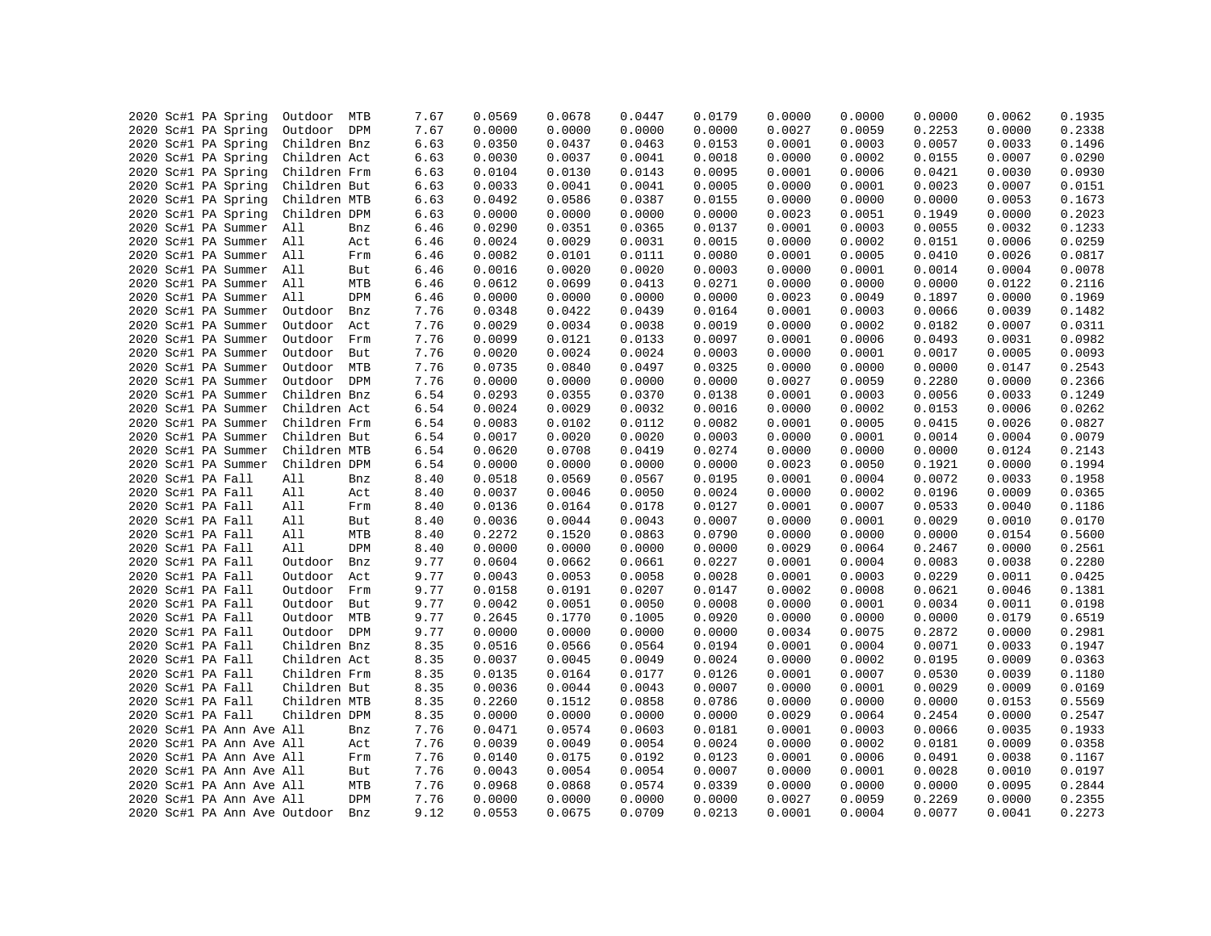| | | | | | | | | | | | | | | | |
|---|---|---|---|---|---|---|---|---|---|---|---|---|---|---|---|
| 2020 | Sc#1 | PA | Spring | Outdoor | MTB | 7.67 | 0.0569 | 0.0678 | 0.0447 | 0.0179 | 0.0000 | 0.0000 | 0.0000 | 0.0062 | 0.1935 |
| 2020 | Sc#1 | PA | Spring | Outdoor | DPM | 7.67 | 0.0000 | 0.0000 | 0.0000 | 0.0000 | 0.0027 | 0.0059 | 0.2253 | 0.0000 | 0.2338 |
| 2020 | Sc#1 | PA | Spring | Children | Bnz | 6.63 | 0.0350 | 0.0437 | 0.0463 | 0.0153 | 0.0001 | 0.0003 | 0.0057 | 0.0033 | 0.1496 |
| 2020 | Sc#1 | PA | Spring | Children | Act | 6.63 | 0.0030 | 0.0037 | 0.0041 | 0.0018 | 0.0000 | 0.0002 | 0.0155 | 0.0007 | 0.0290 |
| 2020 | Sc#1 | PA | Spring | Children | Frm | 6.63 | 0.0104 | 0.0130 | 0.0143 | 0.0095 | 0.0001 | 0.0006 | 0.0421 | 0.0030 | 0.0930 |
| 2020 | Sc#1 | PA | Spring | Children | But | 6.63 | 0.0033 | 0.0041 | 0.0041 | 0.0005 | 0.0000 | 0.0001 | 0.0023 | 0.0007 | 0.0151 |
| 2020 | Sc#1 | PA | Spring | Children | MTB | 6.63 | 0.0492 | 0.0586 | 0.0387 | 0.0155 | 0.0000 | 0.0000 | 0.0000 | 0.0053 | 0.1673 |
| 2020 | Sc#1 | PA | Spring | Children | DPM | 6.63 | 0.0000 | 0.0000 | 0.0000 | 0.0000 | 0.0023 | 0.0051 | 0.1949 | 0.0000 | 0.2023 |
| 2020 | Sc#1 | PA | Summer | All | Bnz | 6.46 | 0.0290 | 0.0351 | 0.0365 | 0.0137 | 0.0001 | 0.0003 | 0.0055 | 0.0032 | 0.1233 |
| 2020 | Sc#1 | PA | Summer | All | Act | 6.46 | 0.0024 | 0.0029 | 0.0031 | 0.0015 | 0.0000 | 0.0002 | 0.0151 | 0.0006 | 0.0259 |
| 2020 | Sc#1 | PA | Summer | All | Frm | 6.46 | 0.0082 | 0.0101 | 0.0111 | 0.0080 | 0.0001 | 0.0005 | 0.0410 | 0.0026 | 0.0817 |
| 2020 | Sc#1 | PA | Summer | All | But | 6.46 | 0.0016 | 0.0020 | 0.0020 | 0.0003 | 0.0000 | 0.0001 | 0.0014 | 0.0004 | 0.0078 |
| 2020 | Sc#1 | PA | Summer | All | MTB | 6.46 | 0.0612 | 0.0699 | 0.0413 | 0.0271 | 0.0000 | 0.0000 | 0.0000 | 0.0122 | 0.2116 |
| 2020 | Sc#1 | PA | Summer | All | DPM | 6.46 | 0.0000 | 0.0000 | 0.0000 | 0.0000 | 0.0023 | 0.0049 | 0.1897 | 0.0000 | 0.1969 |
| 2020 | Sc#1 | PA | Summer | Outdoor | Bnz | 7.76 | 0.0348 | 0.0422 | 0.0439 | 0.0164 | 0.0001 | 0.0003 | 0.0066 | 0.0039 | 0.1482 |
| 2020 | Sc#1 | PA | Summer | Outdoor | Act | 7.76 | 0.0029 | 0.0034 | 0.0038 | 0.0019 | 0.0000 | 0.0002 | 0.0182 | 0.0007 | 0.0311 |
| 2020 | Sc#1 | PA | Summer | Outdoor | Frm | 7.76 | 0.0099 | 0.0121 | 0.0133 | 0.0097 | 0.0001 | 0.0006 | 0.0493 | 0.0031 | 0.0982 |
| 2020 | Sc#1 | PA | Summer | Outdoor | But | 7.76 | 0.0020 | 0.0024 | 0.0024 | 0.0003 | 0.0000 | 0.0001 | 0.0017 | 0.0005 | 0.0093 |
| 2020 | Sc#1 | PA | Summer | Outdoor | MTB | 7.76 | 0.0735 | 0.0840 | 0.0497 | 0.0325 | 0.0000 | 0.0000 | 0.0000 | 0.0147 | 0.2543 |
| 2020 | Sc#1 | PA | Summer | Outdoor | DPM | 7.76 | 0.0000 | 0.0000 | 0.0000 | 0.0000 | 0.0027 | 0.0059 | 0.2280 | 0.0000 | 0.2366 |
| 2020 | Sc#1 | PA | Summer | Children | Bnz | 6.54 | 0.0293 | 0.0355 | 0.0370 | 0.0138 | 0.0001 | 0.0003 | 0.0056 | 0.0033 | 0.1249 |
| 2020 | Sc#1 | PA | Summer | Children | Act | 6.54 | 0.0024 | 0.0029 | 0.0032 | 0.0016 | 0.0000 | 0.0002 | 0.0153 | 0.0006 | 0.0262 |
| 2020 | Sc#1 | PA | Summer | Children | Frm | 6.54 | 0.0083 | 0.0102 | 0.0112 | 0.0082 | 0.0001 | 0.0005 | 0.0415 | 0.0026 | 0.0827 |
| 2020 | Sc#1 | PA | Summer | Children | But | 6.54 | 0.0017 | 0.0020 | 0.0020 | 0.0003 | 0.0000 | 0.0001 | 0.0014 | 0.0004 | 0.0079 |
| 2020 | Sc#1 | PA | Summer | Children | MTB | 6.54 | 0.0620 | 0.0708 | 0.0419 | 0.0274 | 0.0000 | 0.0000 | 0.0000 | 0.0124 | 0.2143 |
| 2020 | Sc#1 | PA | Summer | Children | DPM | 6.54 | 0.0000 | 0.0000 | 0.0000 | 0.0000 | 0.0023 | 0.0050 | 0.1921 | 0.0000 | 0.1994 |
| 2020 | Sc#1 | PA | Fall | All | Bnz | 8.40 | 0.0518 | 0.0569 | 0.0567 | 0.0195 | 0.0001 | 0.0004 | 0.0072 | 0.0033 | 0.1958 |
| 2020 | Sc#1 | PA | Fall | All | Act | 8.40 | 0.0037 | 0.0046 | 0.0050 | 0.0024 | 0.0000 | 0.0002 | 0.0196 | 0.0009 | 0.0365 |
| 2020 | Sc#1 | PA | Fall | All | Frm | 8.40 | 0.0136 | 0.0164 | 0.0178 | 0.0127 | 0.0001 | 0.0007 | 0.0533 | 0.0040 | 0.1186 |
| 2020 | Sc#1 | PA | Fall | All | But | 8.40 | 0.0036 | 0.0044 | 0.0043 | 0.0007 | 0.0000 | 0.0001 | 0.0029 | 0.0010 | 0.0170 |
| 2020 | Sc#1 | PA | Fall | All | MTB | 8.40 | 0.2272 | 0.1520 | 0.0863 | 0.0790 | 0.0000 | 0.0000 | 0.0000 | 0.0154 | 0.5600 |
| 2020 | Sc#1 | PA | Fall | All | DPM | 8.40 | 0.0000 | 0.0000 | 0.0000 | 0.0000 | 0.0029 | 0.0064 | 0.2467 | 0.0000 | 0.2561 |
| 2020 | Sc#1 | PA | Fall | Outdoor | Bnz | 9.77 | 0.0604 | 0.0662 | 0.0661 | 0.0227 | 0.0001 | 0.0004 | 0.0083 | 0.0038 | 0.2280 |
| 2020 | Sc#1 | PA | Fall | Outdoor | Act | 9.77 | 0.0043 | 0.0053 | 0.0058 | 0.0028 | 0.0001 | 0.0003 | 0.0229 | 0.0011 | 0.0425 |
| 2020 | Sc#1 | PA | Fall | Outdoor | Frm | 9.77 | 0.0158 | 0.0191 | 0.0207 | 0.0147 | 0.0002 | 0.0008 | 0.0621 | 0.0046 | 0.1381 |
| 2020 | Sc#1 | PA | Fall | Outdoor | But | 9.77 | 0.0042 | 0.0051 | 0.0050 | 0.0008 | 0.0000 | 0.0001 | 0.0034 | 0.0011 | 0.0198 |
| 2020 | Sc#1 | PA | Fall | Outdoor | MTB | 9.77 | 0.2645 | 0.1770 | 0.1005 | 0.0920 | 0.0000 | 0.0000 | 0.0000 | 0.0179 | 0.6519 |
| 2020 | Sc#1 | PA | Fall | Outdoor | DPM | 9.77 | 0.0000 | 0.0000 | 0.0000 | 0.0000 | 0.0034 | 0.0075 | 0.2872 | 0.0000 | 0.2981 |
| 2020 | Sc#1 | PA | Fall | Children | Bnz | 8.35 | 0.0516 | 0.0566 | 0.0564 | 0.0194 | 0.0001 | 0.0004 | 0.0071 | 0.0033 | 0.1947 |
| 2020 | Sc#1 | PA | Fall | Children | Act | 8.35 | 0.0037 | 0.0045 | 0.0049 | 0.0024 | 0.0000 | 0.0002 | 0.0195 | 0.0009 | 0.0363 |
| 2020 | Sc#1 | PA | Fall | Children | Frm | 8.35 | 0.0135 | 0.0164 | 0.0177 | 0.0126 | 0.0001 | 0.0007 | 0.0530 | 0.0039 | 0.1180 |
| 2020 | Sc#1 | PA | Fall | Children | But | 8.35 | 0.0036 | 0.0044 | 0.0043 | 0.0007 | 0.0000 | 0.0001 | 0.0029 | 0.0009 | 0.0169 |
| 2020 | Sc#1 | PA | Fall | Children | MTB | 8.35 | 0.2260 | 0.1512 | 0.0858 | 0.0786 | 0.0000 | 0.0000 | 0.0000 | 0.0153 | 0.5569 |
| 2020 | Sc#1 | PA | Fall | Children | DPM | 8.35 | 0.0000 | 0.0000 | 0.0000 | 0.0000 | 0.0029 | 0.0064 | 0.2454 | 0.0000 | 0.2547 |
| 2020 | Sc#1 | PA | Ann Ave | All | Bnz | 7.76 | 0.0471 | 0.0574 | 0.0603 | 0.0181 | 0.0001 | 0.0003 | 0.0066 | 0.0035 | 0.1933 |
| 2020 | Sc#1 | PA | Ann Ave | All | Act | 7.76 | 0.0039 | 0.0049 | 0.0054 | 0.0024 | 0.0000 | 0.0002 | 0.0181 | 0.0009 | 0.0358 |
| 2020 | Sc#1 | PA | Ann Ave | All | Frm | 7.76 | 0.0140 | 0.0175 | 0.0192 | 0.0123 | 0.0001 | 0.0006 | 0.0491 | 0.0038 | 0.1167 |
| 2020 | Sc#1 | PA | Ann Ave | All | But | 7.76 | 0.0043 | 0.0054 | 0.0054 | 0.0007 | 0.0000 | 0.0001 | 0.0028 | 0.0010 | 0.0197 |
| 2020 | Sc#1 | PA | Ann Ave | All | MTB | 7.76 | 0.0968 | 0.0868 | 0.0574 | 0.0339 | 0.0000 | 0.0000 | 0.0000 | 0.0095 | 0.2844 |
| 2020 | Sc#1 | PA | Ann Ave | All | DPM | 7.76 | 0.0000 | 0.0000 | 0.0000 | 0.0000 | 0.0027 | 0.0059 | 0.2269 | 0.0000 | 0.2355 |
| 2020 | Sc#1 | PA | Ann Ave | Outdoor | Bnz | 9.12 | 0.0553 | 0.0675 | 0.0709 | 0.0213 | 0.0001 | 0.0004 | 0.0077 | 0.0041 | 0.2273 |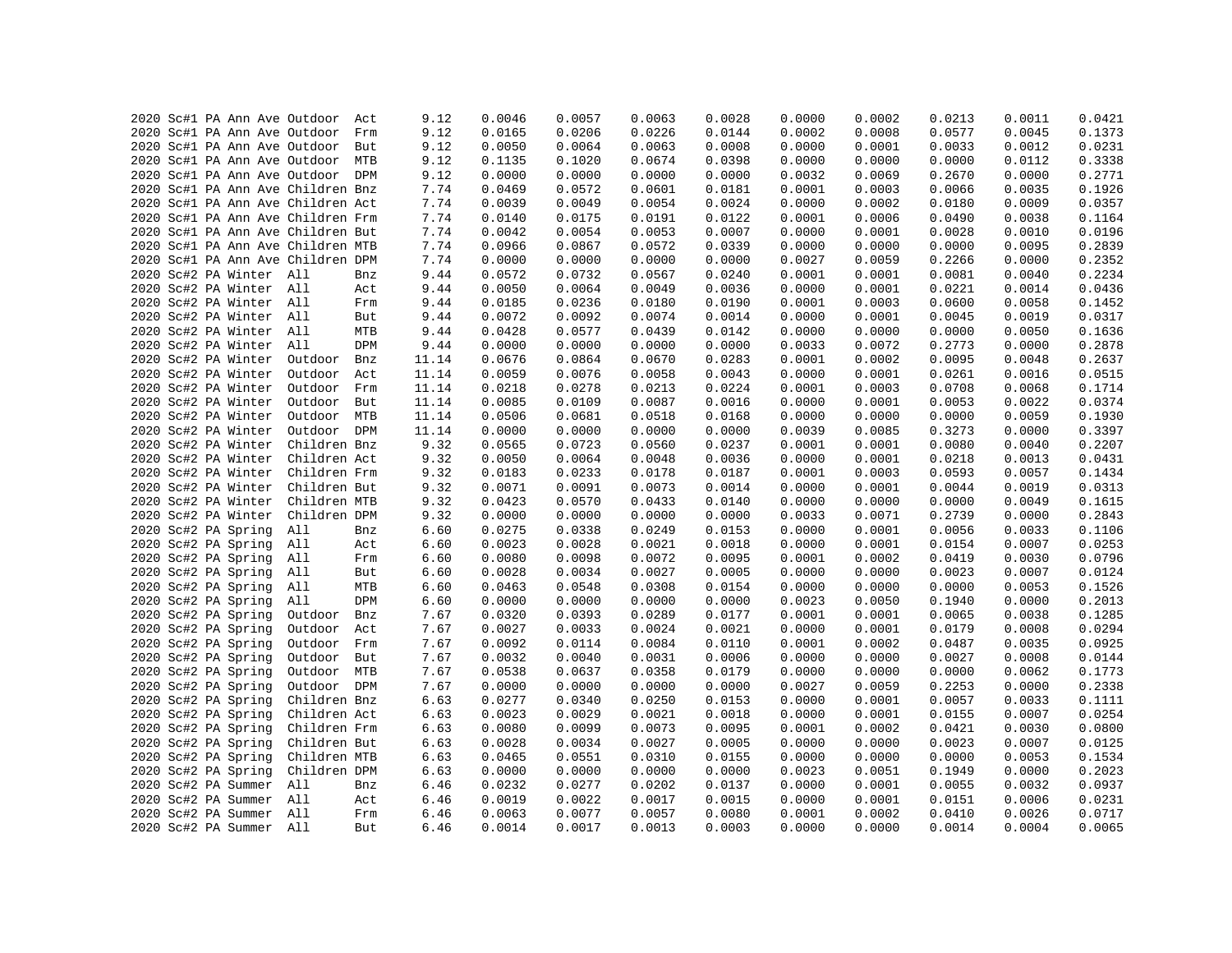```
2020 Sc#1 PA Ann Ave Outdoor  Act      9.12    0.0046    0.0057    0.0063    0.0028    0.0000    0.0002    0.0213    0.0011    0.0421
2020 Sc#1 PA Ann Ave Outdoor  Frm      9.12    0.0165    0.0206    0.0226    0.0144    0.0002    0.0008    0.0577    0.0045    0.1373
2020 Sc#1 PA Ann Ave Outdoor  But      9.12    0.0050    0.0064    0.0063    0.0008    0.0000    0.0001    0.0033    0.0012    0.0231
2020 Sc#1 PA Ann Ave Outdoor  MTB      9.12    0.1135    0.1020    0.0674    0.0398    0.0000    0.0000    0.0000    0.0112    0.3338
2020 Sc#1 PA Ann Ave Outdoor  DPM      9.12    0.0000    0.0000    0.0000    0.0000    0.0032    0.0069    0.2670    0.0000    0.2771
2020 Sc#1 PA Ann Ave Children Bnz      7.74    0.0469    0.0572    0.0601    0.0181    0.0001    0.0003    0.0066    0.0035    0.1926
2020 Sc#1 PA Ann Ave Children Act      7.74    0.0039    0.0049    0.0054    0.0024    0.0000    0.0002    0.0180    0.0009    0.0357
2020 Sc#1 PA Ann Ave Children Frm      7.74    0.0140    0.0175    0.0191    0.0122    0.0001    0.0006    0.0490    0.0038    0.1164
2020 Sc#1 PA Ann Ave Children But      7.74    0.0042    0.0054    0.0053    0.0007    0.0000    0.0001    0.0028    0.0010    0.0196
2020 Sc#1 PA Ann Ave Children MTB      7.74    0.0966    0.0867    0.0572    0.0339    0.0000    0.0000    0.0000    0.0095    0.2839
2020 Sc#1 PA Ann Ave Children DPM      7.74    0.0000    0.0000    0.0000    0.0000    0.0027    0.0059    0.2266    0.0000    0.2352
2020 Sc#2 PA Winter  All      Bnz      9.44    0.0572    0.0732    0.0567    0.0240    0.0001    0.0001    0.0081    0.0040    0.2234
2020 Sc#2 PA Winter  All      Act      9.44    0.0050    0.0064    0.0049    0.0036    0.0000    0.0001    0.0221    0.0014    0.0436
2020 Sc#2 PA Winter  All      Frm      9.44    0.0185    0.0236    0.0180    0.0190    0.0001    0.0003    0.0600    0.0058    0.1452
2020 Sc#2 PA Winter  All      But      9.44    0.0072    0.0092    0.0074    0.0014    0.0000    0.0001    0.0045    0.0019    0.0317
2020 Sc#2 PA Winter  All      MTB      9.44    0.0428    0.0577    0.0439    0.0142    0.0000    0.0000    0.0000    0.0050    0.1636
2020 Sc#2 PA Winter  All      DPM      9.44    0.0000    0.0000    0.0000    0.0000    0.0033    0.0072    0.2773    0.0000    0.2878
2020 Sc#2 PA Winter  Outdoor  Bnz     11.14    0.0676    0.0864    0.0670    0.0283    0.0001    0.0002    0.0095    0.0048    0.2637
2020 Sc#2 PA Winter  Outdoor  Act     11.14    0.0059    0.0076    0.0058    0.0043    0.0000    0.0001    0.0261    0.0016    0.0515
2020 Sc#2 PA Winter  Outdoor  Frm     11.14    0.0218    0.0278    0.0213    0.0224    0.0001    0.0003    0.0708    0.0068    0.1714
2020 Sc#2 PA Winter  Outdoor  But     11.14    0.0085    0.0109    0.0087    0.0016    0.0000    0.0001    0.0053    0.0022    0.0374
2020 Sc#2 PA Winter  Outdoor  MTB     11.14    0.0506    0.0681    0.0518    0.0168    0.0000    0.0000    0.0000    0.0059    0.1930
2020 Sc#2 PA Winter  Outdoor  DPM     11.14    0.0000    0.0000    0.0000    0.0000    0.0039    0.0085    0.3273    0.0000    0.3397
2020 Sc#2 PA Winter  Children Bnz      9.32    0.0565    0.0723    0.0560    0.0237    0.0001    0.0001    0.0080    0.0040    0.2207
2020 Sc#2 PA Winter  Children Act      9.32    0.0050    0.0064    0.0048    0.0036    0.0000    0.0001    0.0218    0.0013    0.0431
2020 Sc#2 PA Winter  Children Frm      9.32    0.0183    0.0233    0.0178    0.0187    0.0001    0.0003    0.0593    0.0057    0.1434
2020 Sc#2 PA Winter  Children But      9.32    0.0071    0.0091    0.0073    0.0014    0.0000    0.0001    0.0044    0.0019    0.0313
2020 Sc#2 PA Winter  Children MTB      9.32    0.0423    0.0570    0.0433    0.0140    0.0000    0.0000    0.0000    0.0049    0.1615
2020 Sc#2 PA Winter  Children DPM      9.32    0.0000    0.0000    0.0000    0.0000    0.0033    0.0071    0.2739    0.0000    0.2843
2020 Sc#2 PA Spring  All      Bnz      6.60    0.0275    0.0338    0.0249    0.0153    0.0000    0.0001    0.0056    0.0033    0.1106
2020 Sc#2 PA Spring  All      Act      6.60    0.0023    0.0028    0.0021    0.0018    0.0000    0.0001    0.0154    0.0007    0.0253
2020 Sc#2 PA Spring  All      Frm      6.60    0.0080    0.0098    0.0072    0.0095    0.0001    0.0002    0.0419    0.0030    0.0796
2020 Sc#2 PA Spring  All      But      6.60    0.0028    0.0034    0.0027    0.0005    0.0000    0.0000    0.0023    0.0007    0.0124
2020 Sc#2 PA Spring  All      MTB      6.60    0.0463    0.0548    0.0308    0.0154    0.0000    0.0000    0.0000    0.0053    0.1526
2020 Sc#2 PA Spring  All      DPM      6.60    0.0000    0.0000    0.0000    0.0000    0.0023    0.0050    0.1940    0.0000    0.2013
2020 Sc#2 PA Spring  Outdoor  Bnz      7.67    0.0320    0.0393    0.0289    0.0177    0.0001    0.0001    0.0065    0.0038    0.1285
2020 Sc#2 PA Spring  Outdoor  Act      7.67    0.0027    0.0033    0.0024    0.0021    0.0000    0.0001    0.0179    0.0008    0.0294
2020 Sc#2 PA Spring  Outdoor  Frm      7.67    0.0092    0.0114    0.0084    0.0110    0.0001    0.0002    0.0487    0.0035    0.0925
2020 Sc#2 PA Spring  Outdoor  But      7.67    0.0032    0.0040    0.0031    0.0006    0.0000    0.0000    0.0027    0.0008    0.0144
2020 Sc#2 PA Spring  Outdoor  MTB      7.67    0.0538    0.0637    0.0358    0.0179    0.0000    0.0000    0.0000    0.0062    0.1773
2020 Sc#2 PA Spring  Outdoor  DPM      7.67    0.0000    0.0000    0.0000    0.0000    0.0027    0.0059    0.2253    0.0000    0.2338
2020 Sc#2 PA Spring  Children Bnz      6.63    0.0277    0.0340    0.0250    0.0153    0.0000    0.0001    0.0057    0.0033    0.1111
2020 Sc#2 PA Spring  Children Act      6.63    0.0023    0.0029    0.0021    0.0018    0.0000    0.0001    0.0155    0.0007    0.0254
2020 Sc#2 PA Spring  Children Frm      6.63    0.0080    0.0099    0.0073    0.0095    0.0001    0.0002    0.0421    0.0030    0.0800
2020 Sc#2 PA Spring  Children But      6.63    0.0028    0.0034    0.0027    0.0005    0.0000    0.0000    0.0023    0.0007    0.0125
2020 Sc#2 PA Spring  Children MTB      6.63    0.0465    0.0551    0.0310    0.0155    0.0000    0.0000    0.0000    0.0053    0.1534
2020 Sc#2 PA Spring  Children DPM      6.63    0.0000    0.0000    0.0000    0.0000    0.0023    0.0051    0.1949    0.0000    0.2023
2020 Sc#2 PA Summer  All      Bnz      6.46    0.0232    0.0277    0.0202    0.0137    0.0000    0.0001    0.0055    0.0032    0.0937
2020 Sc#2 PA Summer  All      Act      6.46    0.0019    0.0022    0.0017    0.0015    0.0000    0.0001    0.0151    0.0006    0.0231
2020 Sc#2 PA Summer  All      Frm      6.46    0.0063    0.0077    0.0057    0.0080    0.0001    0.0002    0.0410    0.0026    0.0717
2020 Sc#2 PA Summer  All      But      6.46    0.0014    0.0017    0.0013    0.0003    0.0000    0.0000    0.0014    0.0004    0.0065
```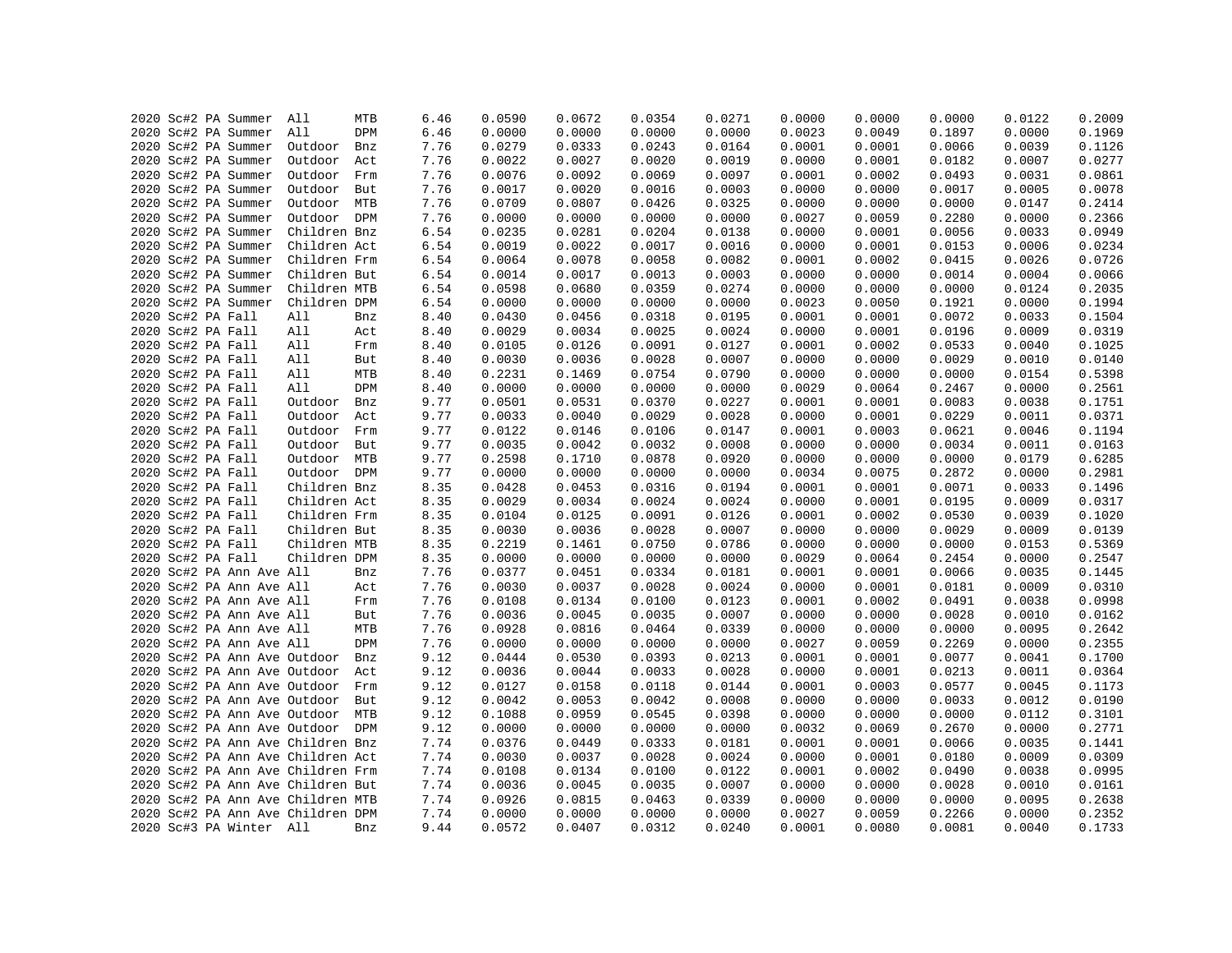| | | | | | | | | | | | | | | | |
|---|---|---|---|---|---|---|---|---|---|---|---|---|---|---|---|
| 2020 | Sc#2 | PA | Summer | All | MTB | 6.46 | 0.0590 | 0.0672 | 0.0354 | 0.0271 | 0.0000 | 0.0000 | 0.0000 | 0.0122 | 0.2009 |
| 2020 | Sc#2 | PA | Summer | All | DPM | 6.46 | 0.0000 | 0.0000 | 0.0000 | 0.0000 | 0.0023 | 0.0049 | 0.1897 | 0.0000 | 0.1969 |
| 2020 | Sc#2 | PA | Summer | Outdoor | Bnz | 7.76 | 0.0279 | 0.0333 | 0.0243 | 0.0164 | 0.0001 | 0.0001 | 0.0066 | 0.0039 | 0.1126 |
| 2020 | Sc#2 | PA | Summer | Outdoor | Act | 7.76 | 0.0022 | 0.0027 | 0.0020 | 0.0019 | 0.0000 | 0.0001 | 0.0182 | 0.0007 | 0.0277 |
| 2020 | Sc#2 | PA | Summer | Outdoor | Frm | 7.76 | 0.0076 | 0.0092 | 0.0069 | 0.0097 | 0.0001 | 0.0002 | 0.0493 | 0.0031 | 0.0861 |
| 2020 | Sc#2 | PA | Summer | Outdoor | But | 7.76 | 0.0017 | 0.0020 | 0.0016 | 0.0003 | 0.0000 | 0.0000 | 0.0017 | 0.0005 | 0.0078 |
| 2020 | Sc#2 | PA | Summer | Outdoor | MTB | 7.76 | 0.0709 | 0.0807 | 0.0426 | 0.0325 | 0.0000 | 0.0000 | 0.0000 | 0.0147 | 0.2414 |
| 2020 | Sc#2 | PA | Summer | Outdoor | DPM | 7.76 | 0.0000 | 0.0000 | 0.0000 | 0.0000 | 0.0027 | 0.0059 | 0.2280 | 0.0000 | 0.2366 |
| 2020 | Sc#2 | PA | Summer | Children | Bnz | 6.54 | 0.0235 | 0.0281 | 0.0204 | 0.0138 | 0.0000 | 0.0001 | 0.0056 | 0.0033 | 0.0949 |
| 2020 | Sc#2 | PA | Summer | Children | Act | 6.54 | 0.0019 | 0.0022 | 0.0017 | 0.0016 | 0.0000 | 0.0001 | 0.0153 | 0.0006 | 0.0234 |
| 2020 | Sc#2 | PA | Summer | Children | Frm | 6.54 | 0.0064 | 0.0078 | 0.0058 | 0.0082 | 0.0001 | 0.0002 | 0.0415 | 0.0026 | 0.0726 |
| 2020 | Sc#2 | PA | Summer | Children | But | 6.54 | 0.0014 | 0.0017 | 0.0013 | 0.0003 | 0.0000 | 0.0000 | 0.0014 | 0.0004 | 0.0066 |
| 2020 | Sc#2 | PA | Summer | Children | MTB | 6.54 | 0.0598 | 0.0680 | 0.0359 | 0.0274 | 0.0000 | 0.0000 | 0.0000 | 0.0124 | 0.2035 |
| 2020 | Sc#2 | PA | Summer | Children | DPM | 6.54 | 0.0000 | 0.0000 | 0.0000 | 0.0000 | 0.0023 | 0.0050 | 0.1921 | 0.0000 | 0.1994 |
| 2020 | Sc#2 | PA | Fall | All | Bnz | 8.40 | 0.0430 | 0.0456 | 0.0318 | 0.0195 | 0.0001 | 0.0001 | 0.0072 | 0.0033 | 0.1504 |
| 2020 | Sc#2 | PA | Fall | All | Act | 8.40 | 0.0029 | 0.0034 | 0.0025 | 0.0024 | 0.0000 | 0.0001 | 0.0196 | 0.0009 | 0.0319 |
| 2020 | Sc#2 | PA | Fall | All | Frm | 8.40 | 0.0105 | 0.0126 | 0.0091 | 0.0127 | 0.0001 | 0.0002 | 0.0533 | 0.0040 | 0.1025 |
| 2020 | Sc#2 | PA | Fall | All | But | 8.40 | 0.0030 | 0.0036 | 0.0028 | 0.0007 | 0.0000 | 0.0000 | 0.0029 | 0.0010 | 0.0140 |
| 2020 | Sc#2 | PA | Fall | All | MTB | 8.40 | 0.2231 | 0.1469 | 0.0754 | 0.0790 | 0.0000 | 0.0000 | 0.0000 | 0.0154 | 0.5398 |
| 2020 | Sc#2 | PA | Fall | All | DPM | 8.40 | 0.0000 | 0.0000 | 0.0000 | 0.0000 | 0.0029 | 0.0064 | 0.2467 | 0.0000 | 0.2561 |
| 2020 | Sc#2 | PA | Fall | Outdoor | Bnz | 9.77 | 0.0501 | 0.0531 | 0.0370 | 0.0227 | 0.0001 | 0.0001 | 0.0083 | 0.0038 | 0.1751 |
| 2020 | Sc#2 | PA | Fall | Outdoor | Act | 9.77 | 0.0033 | 0.0040 | 0.0029 | 0.0028 | 0.0000 | 0.0001 | 0.0229 | 0.0011 | 0.0371 |
| 2020 | Sc#2 | PA | Fall | Outdoor | Frm | 9.77 | 0.0122 | 0.0146 | 0.0106 | 0.0147 | 0.0001 | 0.0003 | 0.0621 | 0.0046 | 0.1194 |
| 2020 | Sc#2 | PA | Fall | Outdoor | But | 9.77 | 0.0035 | 0.0042 | 0.0032 | 0.0008 | 0.0000 | 0.0000 | 0.0034 | 0.0011 | 0.0163 |
| 2020 | Sc#2 | PA | Fall | Outdoor | MTB | 9.77 | 0.2598 | 0.1710 | 0.0878 | 0.0920 | 0.0000 | 0.0000 | 0.0000 | 0.0179 | 0.6285 |
| 2020 | Sc#2 | PA | Fall | Outdoor | DPM | 9.77 | 0.0000 | 0.0000 | 0.0000 | 0.0000 | 0.0034 | 0.0075 | 0.2872 | 0.0000 | 0.2981 |
| 2020 | Sc#2 | PA | Fall | Children | Bnz | 8.35 | 0.0428 | 0.0453 | 0.0316 | 0.0194 | 0.0001 | 0.0001 | 0.0071 | 0.0033 | 0.1496 |
| 2020 | Sc#2 | PA | Fall | Children | Act | 8.35 | 0.0029 | 0.0034 | 0.0024 | 0.0024 | 0.0000 | 0.0001 | 0.0195 | 0.0009 | 0.0317 |
| 2020 | Sc#2 | PA | Fall | Children | Frm | 8.35 | 0.0104 | 0.0125 | 0.0091 | 0.0126 | 0.0001 | 0.0002 | 0.0530 | 0.0039 | 0.1020 |
| 2020 | Sc#2 | PA | Fall | Children | But | 8.35 | 0.0030 | 0.0036 | 0.0028 | 0.0007 | 0.0000 | 0.0000 | 0.0029 | 0.0009 | 0.0139 |
| 2020 | Sc#2 | PA | Fall | Children | MTB | 8.35 | 0.2219 | 0.1461 | 0.0750 | 0.0786 | 0.0000 | 0.0000 | 0.0000 | 0.0153 | 0.5369 |
| 2020 | Sc#2 | PA | Fall | Children | DPM | 8.35 | 0.0000 | 0.0000 | 0.0000 | 0.0000 | 0.0029 | 0.0064 | 0.2454 | 0.0000 | 0.2547 |
| 2020 | Sc#2 | PA | Ann Ave | All | Bnz | 7.76 | 0.0377 | 0.0451 | 0.0334 | 0.0181 | 0.0001 | 0.0001 | 0.0066 | 0.0035 | 0.1445 |
| 2020 | Sc#2 | PA | Ann Ave | All | Act | 7.76 | 0.0030 | 0.0037 | 0.0028 | 0.0024 | 0.0000 | 0.0001 | 0.0181 | 0.0009 | 0.0310 |
| 2020 | Sc#2 | PA | Ann Ave | All | Frm | 7.76 | 0.0108 | 0.0134 | 0.0100 | 0.0123 | 0.0001 | 0.0002 | 0.0491 | 0.0038 | 0.0998 |
| 2020 | Sc#2 | PA | Ann Ave | All | But | 7.76 | 0.0036 | 0.0045 | 0.0035 | 0.0007 | 0.0000 | 0.0000 | 0.0028 | 0.0010 | 0.0162 |
| 2020 | Sc#2 | PA | Ann Ave | All | MTB | 7.76 | 0.0928 | 0.0816 | 0.0464 | 0.0339 | 0.0000 | 0.0000 | 0.0000 | 0.0095 | 0.2642 |
| 2020 | Sc#2 | PA | Ann Ave | All | DPM | 7.76 | 0.0000 | 0.0000 | 0.0000 | 0.0000 | 0.0027 | 0.0059 | 0.2269 | 0.0000 | 0.2355 |
| 2020 | Sc#2 | PA | Ann Ave | Outdoor | Bnz | 9.12 | 0.0444 | 0.0530 | 0.0393 | 0.0213 | 0.0001 | 0.0001 | 0.0077 | 0.0041 | 0.1700 |
| 2020 | Sc#2 | PA | Ann Ave | Outdoor | Act | 9.12 | 0.0036 | 0.0044 | 0.0033 | 0.0028 | 0.0000 | 0.0001 | 0.0213 | 0.0011 | 0.0364 |
| 2020 | Sc#2 | PA | Ann Ave | Outdoor | Frm | 9.12 | 0.0127 | 0.0158 | 0.0118 | 0.0144 | 0.0001 | 0.0003 | 0.0577 | 0.0045 | 0.1173 |
| 2020 | Sc#2 | PA | Ann Ave | Outdoor | But | 9.12 | 0.0042 | 0.0053 | 0.0042 | 0.0008 | 0.0000 | 0.0000 | 0.0033 | 0.0012 | 0.0190 |
| 2020 | Sc#2 | PA | Ann Ave | Outdoor | MTB | 9.12 | 0.1088 | 0.0959 | 0.0545 | 0.0398 | 0.0000 | 0.0000 | 0.0000 | 0.0112 | 0.3101 |
| 2020 | Sc#2 | PA | Ann Ave | Outdoor | DPM | 9.12 | 0.0000 | 0.0000 | 0.0000 | 0.0000 | 0.0032 | 0.0069 | 0.2670 | 0.0000 | 0.2771 |
| 2020 | Sc#2 | PA | Ann Ave | Children | Bnz | 7.74 | 0.0376 | 0.0449 | 0.0333 | 0.0181 | 0.0001 | 0.0001 | 0.0066 | 0.0035 | 0.1441 |
| 2020 | Sc#2 | PA | Ann Ave | Children | Act | 7.74 | 0.0030 | 0.0037 | 0.0028 | 0.0024 | 0.0000 | 0.0001 | 0.0180 | 0.0009 | 0.0309 |
| 2020 | Sc#2 | PA | Ann Ave | Children | Frm | 7.74 | 0.0108 | 0.0134 | 0.0100 | 0.0122 | 0.0001 | 0.0002 | 0.0490 | 0.0038 | 0.0995 |
| 2020 | Sc#2 | PA | Ann Ave | Children | But | 7.74 | 0.0036 | 0.0045 | 0.0035 | 0.0007 | 0.0000 | 0.0000 | 0.0028 | 0.0010 | 0.0161 |
| 2020 | Sc#2 | PA | Ann Ave | Children | MTB | 7.74 | 0.0926 | 0.0815 | 0.0463 | 0.0339 | 0.0000 | 0.0000 | 0.0000 | 0.0095 | 0.2638 |
| 2020 | Sc#2 | PA | Ann Ave | Children | DPM | 7.74 | 0.0000 | 0.0000 | 0.0000 | 0.0000 | 0.0027 | 0.0059 | 0.2266 | 0.0000 | 0.2352 |
| 2020 | Sc#3 | PA | Winter | All | Bnz | 9.44 | 0.0572 | 0.0407 | 0.0312 | 0.0240 | 0.0001 | 0.0080 | 0.0081 | 0.0040 | 0.1733 |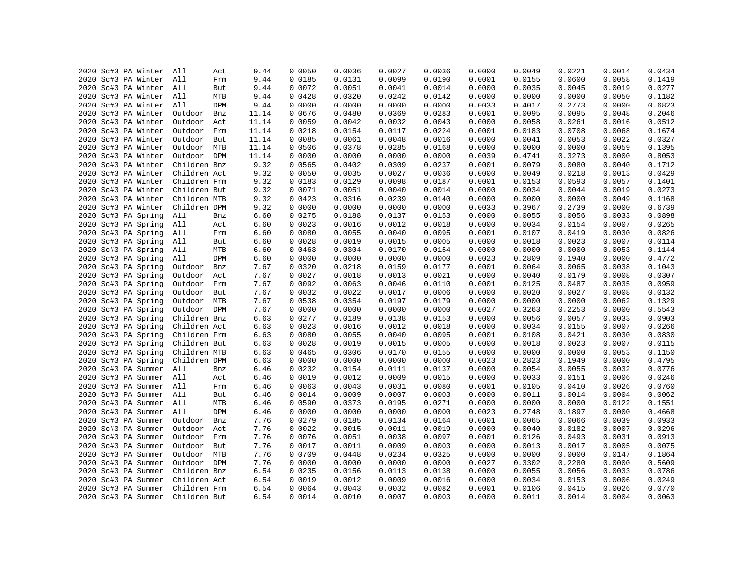```
2020 Sc#3 PA Winter  All      Act      9.44     0.0050     0.0036     0.0027     0.0036     0.0000     0.0049     0.0221     0.0014     0.0434
2020 Sc#3 PA Winter  All      Frm      9.44     0.0185     0.0131     0.0099     0.0190     0.0001     0.0155     0.0600     0.0058     0.1419
2020 Sc#3 PA Winter  All      But      9.44     0.0072     0.0051     0.0041     0.0014     0.0000     0.0035     0.0045     0.0019     0.0277
2020 Sc#3 PA Winter  All      MTB      9.44     0.0428     0.0320     0.0242     0.0142     0.0000     0.0000     0.0000     0.0050     0.1182
2020 Sc#3 PA Winter  All      DPM      9.44     0.0000     0.0000     0.0000     0.0000     0.0033     0.4017     0.2773     0.0000     0.6823
2020 Sc#3 PA Winter  Outdoor  Bnz     11.14     0.0676     0.0480     0.0369     0.0283     0.0001     0.0095     0.0095     0.0048     0.2046
2020 Sc#3 PA Winter  Outdoor  Act     11.14     0.0059     0.0042     0.0032     0.0043     0.0000     0.0058     0.0261     0.0016     0.0512
2020 Sc#3 PA Winter  Outdoor  Frm     11.14     0.0218     0.0154     0.0117     0.0224     0.0001     0.0183     0.0708     0.0068     0.1674
2020 Sc#3 PA Winter  Outdoor  But     11.14     0.0085     0.0061     0.0048     0.0016     0.0000     0.0041     0.0053     0.0022     0.0327
2020 Sc#3 PA Winter  Outdoor  MTB     11.14     0.0506     0.0378     0.0285     0.0168     0.0000     0.0000     0.0000     0.0059     0.1395
2020 Sc#3 PA Winter  Outdoor  DPM     11.14     0.0000     0.0000     0.0000     0.0000     0.0039     0.4741     0.3273     0.0000     0.8053
2020 Sc#3 PA Winter  Children Bnz      9.32     0.0565     0.0402     0.0309     0.0237     0.0001     0.0079     0.0080     0.0040     0.1712
2020 Sc#3 PA Winter  Children Act      9.32     0.0050     0.0035     0.0027     0.0036     0.0000     0.0049     0.0218     0.0013     0.0429
2020 Sc#3 PA Winter  Children Frm      9.32     0.0183     0.0129     0.0098     0.0187     0.0001     0.0153     0.0593     0.0057     0.1401
2020 Sc#3 PA Winter  Children But      9.32     0.0071     0.0051     0.0040     0.0014     0.0000     0.0034     0.0044     0.0019     0.0273
2020 Sc#3 PA Winter  Children MTB      9.32     0.0423     0.0316     0.0239     0.0140     0.0000     0.0000     0.0000     0.0049     0.1168
2020 Sc#3 PA Winter  Children DPM      9.32     0.0000     0.0000     0.0000     0.0000     0.0033     0.3967     0.2739     0.0000     0.6739
2020 Sc#3 PA Spring  All      Bnz      6.60     0.0275     0.0188     0.0137     0.0153     0.0000     0.0055     0.0056     0.0033     0.0898
2020 Sc#3 PA Spring  All      Act      6.60     0.0023     0.0016     0.0012     0.0018     0.0000     0.0034     0.0154     0.0007     0.0265
2020 Sc#3 PA Spring  All      Frm      6.60     0.0080     0.0055     0.0040     0.0095     0.0001     0.0107     0.0419     0.0030     0.0826
2020 Sc#3 PA Spring  All      But      6.60     0.0028     0.0019     0.0015     0.0005     0.0000     0.0018     0.0023     0.0007     0.0114
2020 Sc#3 PA Spring  All      MTB      6.60     0.0463     0.0304     0.0170     0.0154     0.0000     0.0000     0.0000     0.0053     0.1144
2020 Sc#3 PA Spring  All      DPM      6.60     0.0000     0.0000     0.0000     0.0000     0.0023     0.2809     0.1940     0.0000     0.4772
2020 Sc#3 PA Spring  Outdoor  Bnz      7.67     0.0320     0.0218     0.0159     0.0177     0.0001     0.0064     0.0065     0.0038     0.1043
2020 Sc#3 PA Spring  Outdoor  Act      7.67     0.0027     0.0018     0.0013     0.0021     0.0000     0.0040     0.0179     0.0008     0.0307
2020 Sc#3 PA Spring  Outdoor  Frm      7.67     0.0092     0.0063     0.0046     0.0110     0.0001     0.0125     0.0487     0.0035     0.0959
2020 Sc#3 PA Spring  Outdoor  But      7.67     0.0032     0.0022     0.0017     0.0006     0.0000     0.0020     0.0027     0.0008     0.0132
2020 Sc#3 PA Spring  Outdoor  MTB      7.67     0.0538     0.0354     0.0197     0.0179     0.0000     0.0000     0.0000     0.0062     0.1329
2020 Sc#3 PA Spring  Outdoor  DPM      7.67     0.0000     0.0000     0.0000     0.0000     0.0027     0.3263     0.2253     0.0000     0.5543
2020 Sc#3 PA Spring  Children Bnz      6.63     0.0277     0.0189     0.0138     0.0153     0.0000     0.0056     0.0057     0.0033     0.0903
2020 Sc#3 PA Spring  Children Act      6.63     0.0023     0.0016     0.0012     0.0018     0.0000     0.0034     0.0155     0.0007     0.0266
2020 Sc#3 PA Spring  Children Frm      6.63     0.0080     0.0055     0.0040     0.0095     0.0001     0.0108     0.0421     0.0030     0.0830
2020 Sc#3 PA Spring  Children But      6.63     0.0028     0.0019     0.0015     0.0005     0.0000     0.0018     0.0023     0.0007     0.0115
2020 Sc#3 PA Spring  Children MTB      6.63     0.0465     0.0306     0.0170     0.0155     0.0000     0.0000     0.0000     0.0053     0.1150
2020 Sc#3 PA Spring  Children DPM      6.63     0.0000     0.0000     0.0000     0.0000     0.0023     0.2823     0.1949     0.0000     0.4795
2020 Sc#3 PA Summer  All      Bnz      6.46     0.0232     0.0154     0.0111     0.0137     0.0000     0.0054     0.0055     0.0032     0.0776
2020 Sc#3 PA Summer  All      Act      6.46     0.0019     0.0012     0.0009     0.0015     0.0000     0.0033     0.0151     0.0006     0.0246
2020 Sc#3 PA Summer  All      Frm      6.46     0.0063     0.0043     0.0031     0.0080     0.0001     0.0105     0.0410     0.0026     0.0760
2020 Sc#3 PA Summer  All      But      6.46     0.0014     0.0009     0.0007     0.0003     0.0000     0.0011     0.0014     0.0004     0.0062
2020 Sc#3 PA Summer  All      MTB      6.46     0.0590     0.0373     0.0195     0.0271     0.0000     0.0000     0.0000     0.0122     0.1551
2020 Sc#3 PA Summer  All      DPM      6.46     0.0000     0.0000     0.0000     0.0000     0.0023     0.2748     0.1897     0.0000     0.4668
2020 Sc#3 PA Summer  Outdoor  Bnz      7.76     0.0279     0.0185     0.0134     0.0164     0.0001     0.0065     0.0066     0.0039     0.0933
2020 Sc#3 PA Summer  Outdoor  Act      7.76     0.0022     0.0015     0.0011     0.0019     0.0000     0.0040     0.0182     0.0007     0.0296
2020 Sc#3 PA Summer  Outdoor  Frm      7.76     0.0076     0.0051     0.0038     0.0097     0.0001     0.0126     0.0493     0.0031     0.0913
2020 Sc#3 PA Summer  Outdoor  But      7.76     0.0017     0.0011     0.0009     0.0003     0.0000     0.0013     0.0017     0.0005     0.0075
2020 Sc#3 PA Summer  Outdoor  MTB      7.76     0.0709     0.0448     0.0234     0.0325     0.0000     0.0000     0.0000     0.0147     0.1864
2020 Sc#3 PA Summer  Outdoor  DPM      7.76     0.0000     0.0000     0.0000     0.0000     0.0027     0.3302     0.2280     0.0000     0.5609
2020 Sc#3 PA Summer  Children Bnz      6.54     0.0235     0.0156     0.0113     0.0138     0.0000     0.0055     0.0056     0.0033     0.0786
2020 Sc#3 PA Summer  Children Act      6.54     0.0019     0.0012     0.0009     0.0016     0.0000     0.0034     0.0153     0.0006     0.0249
2020 Sc#3 PA Summer  Children Frm      6.54     0.0064     0.0043     0.0032     0.0082     0.0001     0.0106     0.0415     0.0026     0.0770
2020 Sc#3 PA Summer  Children But      6.54     0.0014     0.0010     0.0007     0.0003     0.0000     0.0011     0.0014     0.0004     0.0063
```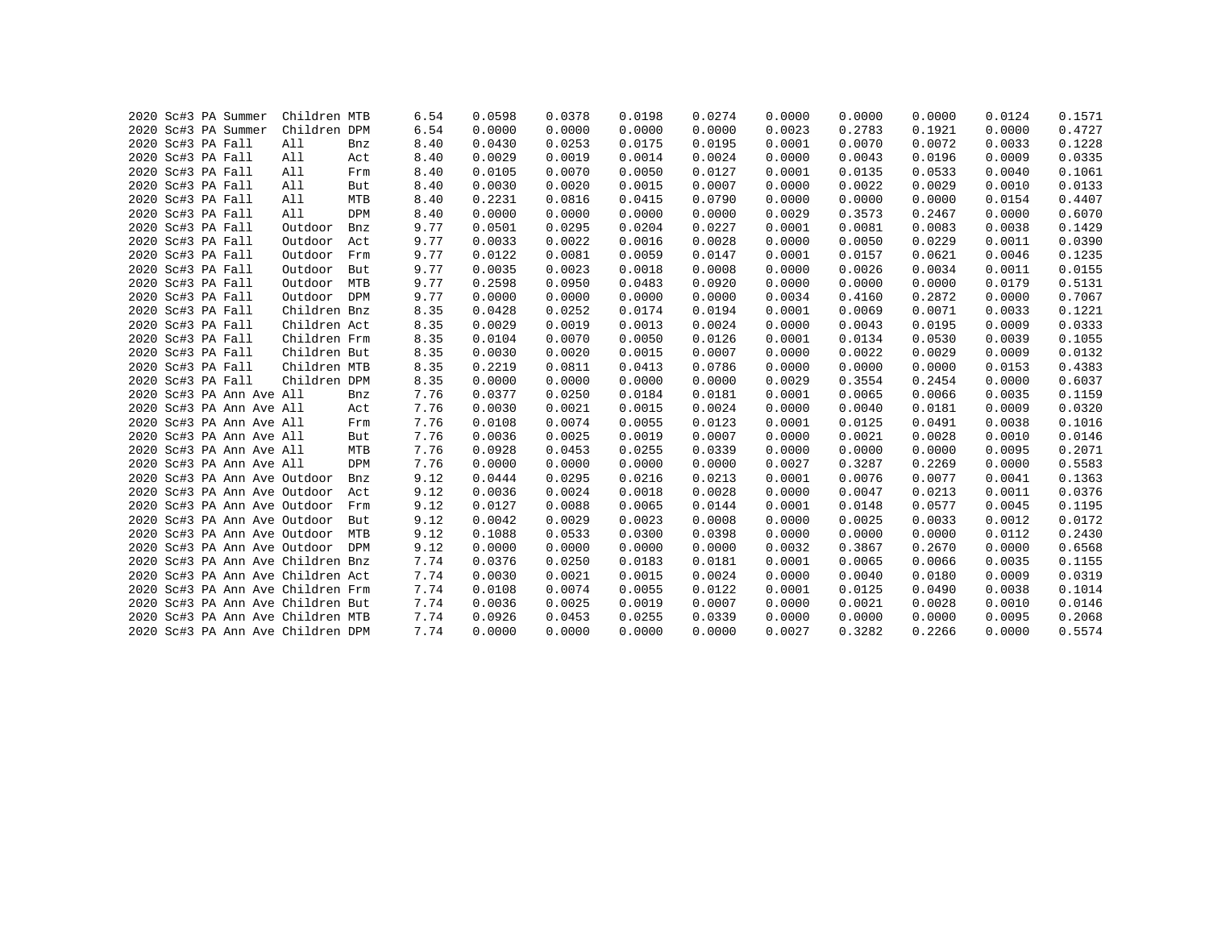| | | | | | | | | | | | | | | | |
|---|---|---|---|---|---|---|---|---|---|---|---|---|---|---|---|
| 2020 | Sc#3 | PA | Summer | Children | MTB | 6.54 | 0.0598 | 0.0378 | 0.0198 | 0.0274 | 0.0000 | 0.0000 | 0.0000 | 0.0124 | 0.1571 |
| 2020 | Sc#3 | PA | Summer | Children | DPM | 6.54 | 0.0000 | 0.0000 | 0.0000 | 0.0000 | 0.0023 | 0.2783 | 0.1921 | 0.0000 | 0.4727 |
| 2020 | Sc#3 | PA | Fall | All | Bnz | 8.40 | 0.0430 | 0.0253 | 0.0175 | 0.0195 | 0.0001 | 0.0070 | 0.0072 | 0.0033 | 0.1228 |
| 2020 | Sc#3 | PA | Fall | All | Act | 8.40 | 0.0029 | 0.0019 | 0.0014 | 0.0024 | 0.0000 | 0.0043 | 0.0196 | 0.0009 | 0.0335 |
| 2020 | Sc#3 | PA | Fall | All | Frm | 8.40 | 0.0105 | 0.0070 | 0.0050 | 0.0127 | 0.0001 | 0.0135 | 0.0533 | 0.0040 | 0.1061 |
| 2020 | Sc#3 | PA | Fall | All | But | 8.40 | 0.0030 | 0.0020 | 0.0015 | 0.0007 | 0.0000 | 0.0022 | 0.0029 | 0.0010 | 0.0133 |
| 2020 | Sc#3 | PA | Fall | All | MTB | 8.40 | 0.2231 | 0.0816 | 0.0415 | 0.0790 | 0.0000 | 0.0000 | 0.0000 | 0.0154 | 0.4407 |
| 2020 | Sc#3 | PA | Fall | All | DPM | 8.40 | 0.0000 | 0.0000 | 0.0000 | 0.0000 | 0.0029 | 0.3573 | 0.2467 | 0.0000 | 0.6070 |
| 2020 | Sc#3 | PA | Fall | Outdoor | Bnz | 9.77 | 0.0501 | 0.0295 | 0.0204 | 0.0227 | 0.0001 | 0.0081 | 0.0083 | 0.0038 | 0.1429 |
| 2020 | Sc#3 | PA | Fall | Outdoor | Act | 9.77 | 0.0033 | 0.0022 | 0.0016 | 0.0028 | 0.0000 | 0.0050 | 0.0229 | 0.0011 | 0.0390 |
| 2020 | Sc#3 | PA | Fall | Outdoor | Frm | 9.77 | 0.0122 | 0.0081 | 0.0059 | 0.0147 | 0.0001 | 0.0157 | 0.0621 | 0.0046 | 0.1235 |
| 2020 | Sc#3 | PA | Fall | Outdoor | But | 9.77 | 0.0035 | 0.0023 | 0.0018 | 0.0008 | 0.0000 | 0.0026 | 0.0034 | 0.0011 | 0.0155 |
| 2020 | Sc#3 | PA | Fall | Outdoor | MTB | 9.77 | 0.2598 | 0.0950 | 0.0483 | 0.0920 | 0.0000 | 0.0000 | 0.0000 | 0.0179 | 0.5131 |
| 2020 | Sc#3 | PA | Fall | Outdoor | DPM | 9.77 | 0.0000 | 0.0000 | 0.0000 | 0.0000 | 0.0034 | 0.4160 | 0.2872 | 0.0000 | 0.7067 |
| 2020 | Sc#3 | PA | Fall | Children | Bnz | 8.35 | 0.0428 | 0.0252 | 0.0174 | 0.0194 | 0.0001 | 0.0069 | 0.0071 | 0.0033 | 0.1221 |
| 2020 | Sc#3 | PA | Fall | Children | Act | 8.35 | 0.0029 | 0.0019 | 0.0013 | 0.0024 | 0.0000 | 0.0043 | 0.0195 | 0.0009 | 0.0333 |
| 2020 | Sc#3 | PA | Fall | Children | Frm | 8.35 | 0.0104 | 0.0070 | 0.0050 | 0.0126 | 0.0001 | 0.0134 | 0.0530 | 0.0039 | 0.1055 |
| 2020 | Sc#3 | PA | Fall | Children | But | 8.35 | 0.0030 | 0.0020 | 0.0015 | 0.0007 | 0.0000 | 0.0022 | 0.0029 | 0.0009 | 0.0132 |
| 2020 | Sc#3 | PA | Fall | Children | MTB | 8.35 | 0.2219 | 0.0811 | 0.0413 | 0.0786 | 0.0000 | 0.0000 | 0.0000 | 0.0153 | 0.4383 |
| 2020 | Sc#3 | PA | Fall | Children | DPM | 8.35 | 0.0000 | 0.0000 | 0.0000 | 0.0000 | 0.0029 | 0.3554 | 0.2454 | 0.0000 | 0.6037 |
| 2020 | Sc#3 | PA | Ann Ave | All | Bnz | 7.76 | 0.0377 | 0.0250 | 0.0184 | 0.0181 | 0.0001 | 0.0065 | 0.0066 | 0.0035 | 0.1159 |
| 2020 | Sc#3 | PA | Ann Ave | All | Act | 7.76 | 0.0030 | 0.0021 | 0.0015 | 0.0024 | 0.0000 | 0.0040 | 0.0181 | 0.0009 | 0.0320 |
| 2020 | Sc#3 | PA | Ann Ave | All | Frm | 7.76 | 0.0108 | 0.0074 | 0.0055 | 0.0123 | 0.0001 | 0.0125 | 0.0491 | 0.0038 | 0.1016 |
| 2020 | Sc#3 | PA | Ann Ave | All | But | 7.76 | 0.0036 | 0.0025 | 0.0019 | 0.0007 | 0.0000 | 0.0021 | 0.0028 | 0.0010 | 0.0146 |
| 2020 | Sc#3 | PA | Ann Ave | All | MTB | 7.76 | 0.0928 | 0.0453 | 0.0255 | 0.0339 | 0.0000 | 0.0000 | 0.0000 | 0.0095 | 0.2071 |
| 2020 | Sc#3 | PA | Ann Ave | All | DPM | 7.76 | 0.0000 | 0.0000 | 0.0000 | 0.0000 | 0.0027 | 0.3287 | 0.2269 | 0.0000 | 0.5583 |
| 2020 | Sc#3 | PA | Ann Ave | Outdoor | Bnz | 9.12 | 0.0444 | 0.0295 | 0.0216 | 0.0213 | 0.0001 | 0.0076 | 0.0077 | 0.0041 | 0.1363 |
| 2020 | Sc#3 | PA | Ann Ave | Outdoor | Act | 9.12 | 0.0036 | 0.0024 | 0.0018 | 0.0028 | 0.0000 | 0.0047 | 0.0213 | 0.0011 | 0.0376 |
| 2020 | Sc#3 | PA | Ann Ave | Outdoor | Frm | 9.12 | 0.0127 | 0.0088 | 0.0065 | 0.0144 | 0.0001 | 0.0148 | 0.0577 | 0.0045 | 0.1195 |
| 2020 | Sc#3 | PA | Ann Ave | Outdoor | But | 9.12 | 0.0042 | 0.0029 | 0.0023 | 0.0008 | 0.0000 | 0.0025 | 0.0033 | 0.0012 | 0.0172 |
| 2020 | Sc#3 | PA | Ann Ave | Outdoor | MTB | 9.12 | 0.1088 | 0.0533 | 0.0300 | 0.0398 | 0.0000 | 0.0000 | 0.0000 | 0.0112 | 0.2430 |
| 2020 | Sc#3 | PA | Ann Ave | Outdoor | DPM | 9.12 | 0.0000 | 0.0000 | 0.0000 | 0.0000 | 0.0032 | 0.3867 | 0.2670 | 0.0000 | 0.6568 |
| 2020 | Sc#3 | PA | Ann Ave | Children | Bnz | 7.74 | 0.0376 | 0.0250 | 0.0183 | 0.0181 | 0.0001 | 0.0065 | 0.0066 | 0.0035 | 0.1155 |
| 2020 | Sc#3 | PA | Ann Ave | Children | Act | 7.74 | 0.0030 | 0.0021 | 0.0015 | 0.0024 | 0.0000 | 0.0040 | 0.0180 | 0.0009 | 0.0319 |
| 2020 | Sc#3 | PA | Ann Ave | Children | Frm | 7.74 | 0.0108 | 0.0074 | 0.0055 | 0.0122 | 0.0001 | 0.0125 | 0.0490 | 0.0038 | 0.1014 |
| 2020 | Sc#3 | PA | Ann Ave | Children | But | 7.74 | 0.0036 | 0.0025 | 0.0019 | 0.0007 | 0.0000 | 0.0021 | 0.0028 | 0.0010 | 0.0146 |
| 2020 | Sc#3 | PA | Ann Ave | Children | MTB | 7.74 | 0.0926 | 0.0453 | 0.0255 | 0.0339 | 0.0000 | 0.0000 | 0.0000 | 0.0095 | 0.2068 |
| 2020 | Sc#3 | PA | Ann Ave | Children | DPM | 7.74 | 0.0000 | 0.0000 | 0.0000 | 0.0000 | 0.0027 | 0.3282 | 0.2266 | 0.0000 | 0.5574 |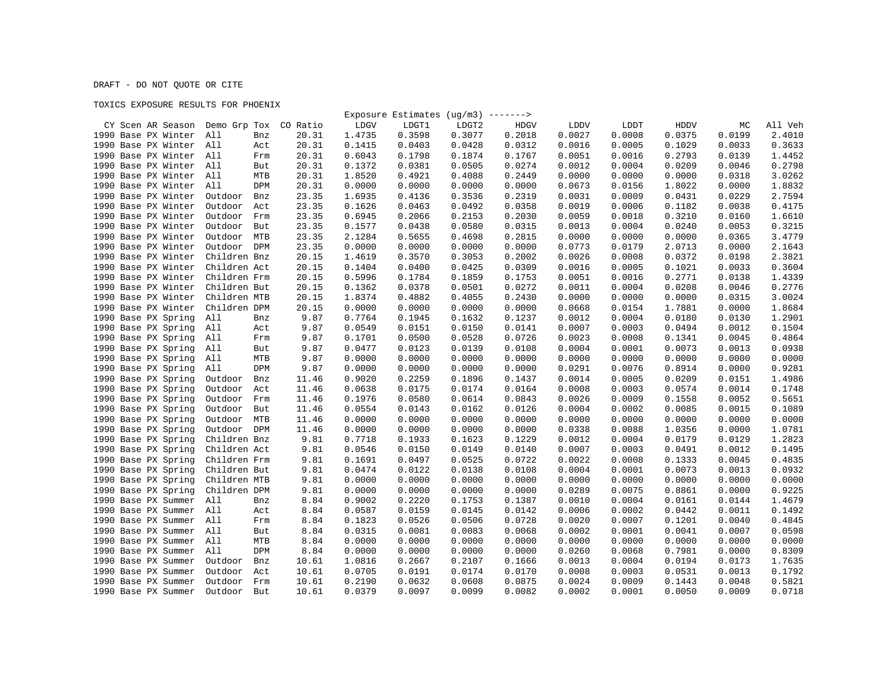DRAFT - DO NOT QUOTE OR CITE

TOXICS EXPOSURE RESULTS FOR PHOENIX

| CY | Scen | AR | Season | Demo Grp | Tox | CO Ratio | Exposure Estimates (ug/m3) -------> LDGV | LDGT1 | LDGT2 | HDGV | LDDV | LDDT | HDDV | MC | All Veh |
|---|---|---|---|---|---|---|---|---|---|---|---|---|---|---|---|
| 1990 | Base | PX | Winter | All | Bnz | 20.31 | 1.4735 | 0.3598 | 0.3077 | 0.2018 | 0.0027 | 0.0008 | 0.0375 | 0.0199 | 2.4010 |
| 1990 | Base | PX | Winter | All | Act | 20.31 | 0.1415 | 0.0403 | 0.0428 | 0.0312 | 0.0016 | 0.0005 | 0.1029 | 0.0033 | 0.3633 |
| 1990 | Base | PX | Winter | All | Frm | 20.31 | 0.6043 | 0.1798 | 0.1874 | 0.1767 | 0.0051 | 0.0016 | 0.2793 | 0.0139 | 1.4452 |
| 1990 | Base | PX | Winter | All | But | 20.31 | 0.1372 | 0.0381 | 0.0505 | 0.0274 | 0.0012 | 0.0004 | 0.0209 | 0.0046 | 0.2798 |
| 1990 | Base | PX | Winter | All | MTB | 20.31 | 1.8520 | 0.4921 | 0.4088 | 0.2449 | 0.0000 | 0.0000 | 0.0000 | 0.0318 | 3.0262 |
| 1990 | Base | PX | Winter | All | DPM | 20.31 | 0.0000 | 0.0000 | 0.0000 | 0.0000 | 0.0673 | 0.0156 | 1.8022 | 0.0000 | 1.8832 |
| 1990 | Base | PX | Winter | Outdoor | Bnz | 23.35 | 1.6935 | 0.4136 | 0.3536 | 0.2319 | 0.0031 | 0.0009 | 0.0431 | 0.0229 | 2.7594 |
| 1990 | Base | PX | Winter | Outdoor | Act | 23.35 | 0.1626 | 0.0463 | 0.0492 | 0.0358 | 0.0019 | 0.0006 | 0.1182 | 0.0038 | 0.4175 |
| 1990 | Base | PX | Winter | Outdoor | Frm | 23.35 | 0.6945 | 0.2066 | 0.2153 | 0.2030 | 0.0059 | 0.0018 | 0.3210 | 0.0160 | 1.6610 |
| 1990 | Base | PX | Winter | Outdoor | But | 23.35 | 0.1577 | 0.0438 | 0.0580 | 0.0315 | 0.0013 | 0.0004 | 0.0240 | 0.0053 | 0.3215 |
| 1990 | Base | PX | Winter | Outdoor | MTB | 23.35 | 2.1284 | 0.5655 | 0.4698 | 0.2815 | 0.0000 | 0.0000 | 0.0000 | 0.0365 | 3.4779 |
| 1990 | Base | PX | Winter | Outdoor | DPM | 23.35 | 0.0000 | 0.0000 | 0.0000 | 0.0000 | 0.0773 | 0.0179 | 2.0713 | 0.0000 | 2.1643 |
| 1990 | Base | PX | Winter | Children | Bnz | 20.15 | 1.4619 | 0.3570 | 0.3053 | 0.2002 | 0.0026 | 0.0008 | 0.0372 | 0.0198 | 2.3821 |
| 1990 | Base | PX | Winter | Children | Act | 20.15 | 0.1404 | 0.0400 | 0.0425 | 0.0309 | 0.0016 | 0.0005 | 0.1021 | 0.0033 | 0.3604 |
| 1990 | Base | PX | Winter | Children | Frm | 20.15 | 0.5996 | 0.1784 | 0.1859 | 0.1753 | 0.0051 | 0.0016 | 0.2771 | 0.0138 | 1.4339 |
| 1990 | Base | PX | Winter | Children | But | 20.15 | 0.1362 | 0.0378 | 0.0501 | 0.0272 | 0.0011 | 0.0004 | 0.0208 | 0.0046 | 0.2776 |
| 1990 | Base | PX | Winter | Children | MTB | 20.15 | 1.8374 | 0.4882 | 0.4055 | 0.2430 | 0.0000 | 0.0000 | 0.0000 | 0.0315 | 3.0024 |
| 1990 | Base | PX | Winter | Children | DPM | 20.15 | 0.0000 | 0.0000 | 0.0000 | 0.0000 | 0.0668 | 0.0154 | 1.7881 | 0.0000 | 1.8684 |
| 1990 | Base | PX | Spring | All | Bnz | 9.87 | 0.7764 | 0.1945 | 0.1632 | 0.1237 | 0.0012 | 0.0004 | 0.0180 | 0.0130 | 1.2901 |
| 1990 | Base | PX | Spring | All | Act | 9.87 | 0.0549 | 0.0151 | 0.0150 | 0.0141 | 0.0007 | 0.0003 | 0.0494 | 0.0012 | 0.1504 |
| 1990 | Base | PX | Spring | All | Frm | 9.87 | 0.1701 | 0.0500 | 0.0528 | 0.0726 | 0.0023 | 0.0008 | 0.1341 | 0.0045 | 0.4864 |
| 1990 | Base | PX | Spring | All | But | 9.87 | 0.0477 | 0.0123 | 0.0139 | 0.0108 | 0.0004 | 0.0001 | 0.0073 | 0.0013 | 0.0938 |
| 1990 | Base | PX | Spring | All | MTB | 9.87 | 0.0000 | 0.0000 | 0.0000 | 0.0000 | 0.0000 | 0.0000 | 0.0000 | 0.0000 | 0.0000 |
| 1990 | Base | PX | Spring | All | DPM | 9.87 | 0.0000 | 0.0000 | 0.0000 | 0.0000 | 0.0291 | 0.0076 | 0.8914 | 0.0000 | 0.9281 |
| 1990 | Base | PX | Spring | Outdoor | Bnz | 11.46 | 0.9020 | 0.2259 | 0.1896 | 0.1437 | 0.0014 | 0.0005 | 0.0209 | 0.0151 | 1.4986 |
| 1990 | Base | PX | Spring | Outdoor | Act | 11.46 | 0.0638 | 0.0175 | 0.0174 | 0.0164 | 0.0008 | 0.0003 | 0.0574 | 0.0014 | 0.1748 |
| 1990 | Base | PX | Spring | Outdoor | Frm | 11.46 | 0.1976 | 0.0580 | 0.0614 | 0.0843 | 0.0026 | 0.0009 | 0.1558 | 0.0052 | 0.5651 |
| 1990 | Base | PX | Spring | Outdoor | But | 11.46 | 0.0554 | 0.0143 | 0.0162 | 0.0126 | 0.0004 | 0.0002 | 0.0085 | 0.0015 | 0.1089 |
| 1990 | Base | PX | Spring | Outdoor | MTB | 11.46 | 0.0000 | 0.0000 | 0.0000 | 0.0000 | 0.0000 | 0.0000 | 0.0000 | 0.0000 | 0.0000 |
| 1990 | Base | PX | Spring | Outdoor | DPM | 11.46 | 0.0000 | 0.0000 | 0.0000 | 0.0000 | 0.0338 | 0.0088 | 1.0356 | 0.0000 | 1.0781 |
| 1990 | Base | PX | Spring | Children | Bnz | 9.81 | 0.7718 | 0.1933 | 0.1623 | 0.1229 | 0.0012 | 0.0004 | 0.0179 | 0.0129 | 1.2823 |
| 1990 | Base | PX | Spring | Children | Act | 9.81 | 0.0546 | 0.0150 | 0.0149 | 0.0140 | 0.0007 | 0.0003 | 0.0491 | 0.0012 | 0.1495 |
| 1990 | Base | PX | Spring | Children | Frm | 9.81 | 0.1691 | 0.0497 | 0.0525 | 0.0722 | 0.0022 | 0.0008 | 0.1333 | 0.0045 | 0.4835 |
| 1990 | Base | PX | Spring | Children | But | 9.81 | 0.0474 | 0.0122 | 0.0138 | 0.0108 | 0.0004 | 0.0001 | 0.0073 | 0.0013 | 0.0932 |
| 1990 | Base | PX | Spring | Children | MTB | 9.81 | 0.0000 | 0.0000 | 0.0000 | 0.0000 | 0.0000 | 0.0000 | 0.0000 | 0.0000 | 0.0000 |
| 1990 | Base | PX | Spring | Children | DPM | 9.81 | 0.0000 | 0.0000 | 0.0000 | 0.0000 | 0.0289 | 0.0075 | 0.8861 | 0.0000 | 0.9225 |
| 1990 | Base | PX | Summer | All | Bnz | 8.84 | 0.9002 | 0.2220 | 0.1753 | 0.1387 | 0.0010 | 0.0004 | 0.0161 | 0.0144 | 1.4679 |
| 1990 | Base | PX | Summer | All | Act | 8.84 | 0.0587 | 0.0159 | 0.0145 | 0.0142 | 0.0006 | 0.0002 | 0.0442 | 0.0011 | 0.1492 |
| 1990 | Base | PX | Summer | All | Frm | 8.84 | 0.1823 | 0.0526 | 0.0506 | 0.0728 | 0.0020 | 0.0007 | 0.1201 | 0.0040 | 0.4845 |
| 1990 | Base | PX | Summer | All | But | 8.84 | 0.0315 | 0.0081 | 0.0083 | 0.0068 | 0.0002 | 0.0001 | 0.0041 | 0.0007 | 0.0598 |
| 1990 | Base | PX | Summer | All | MTB | 8.84 | 0.0000 | 0.0000 | 0.0000 | 0.0000 | 0.0000 | 0.0000 | 0.0000 | 0.0000 | 0.0000 |
| 1990 | Base | PX | Summer | All | DPM | 8.84 | 0.0000 | 0.0000 | 0.0000 | 0.0000 | 0.0260 | 0.0068 | 0.7981 | 0.0000 | 0.8309 |
| 1990 | Base | PX | Summer | Outdoor | Bnz | 10.61 | 1.0816 | 0.2667 | 0.2107 | 0.1666 | 0.0013 | 0.0004 | 0.0194 | 0.0173 | 1.7635 |
| 1990 | Base | PX | Summer | Outdoor | Act | 10.61 | 0.0705 | 0.0191 | 0.0174 | 0.0170 | 0.0008 | 0.0003 | 0.0531 | 0.0013 | 0.1792 |
| 1990 | Base | PX | Summer | Outdoor | Frm | 10.61 | 0.2190 | 0.0632 | 0.0608 | 0.0875 | 0.0024 | 0.0009 | 0.1443 | 0.0048 | 0.5821 |
| 1990 | Base | PX | Summer | Outdoor | But | 10.61 | 0.0379 | 0.0097 | 0.0099 | 0.0082 | 0.0002 | 0.0001 | 0.0050 | 0.0009 | 0.0718 |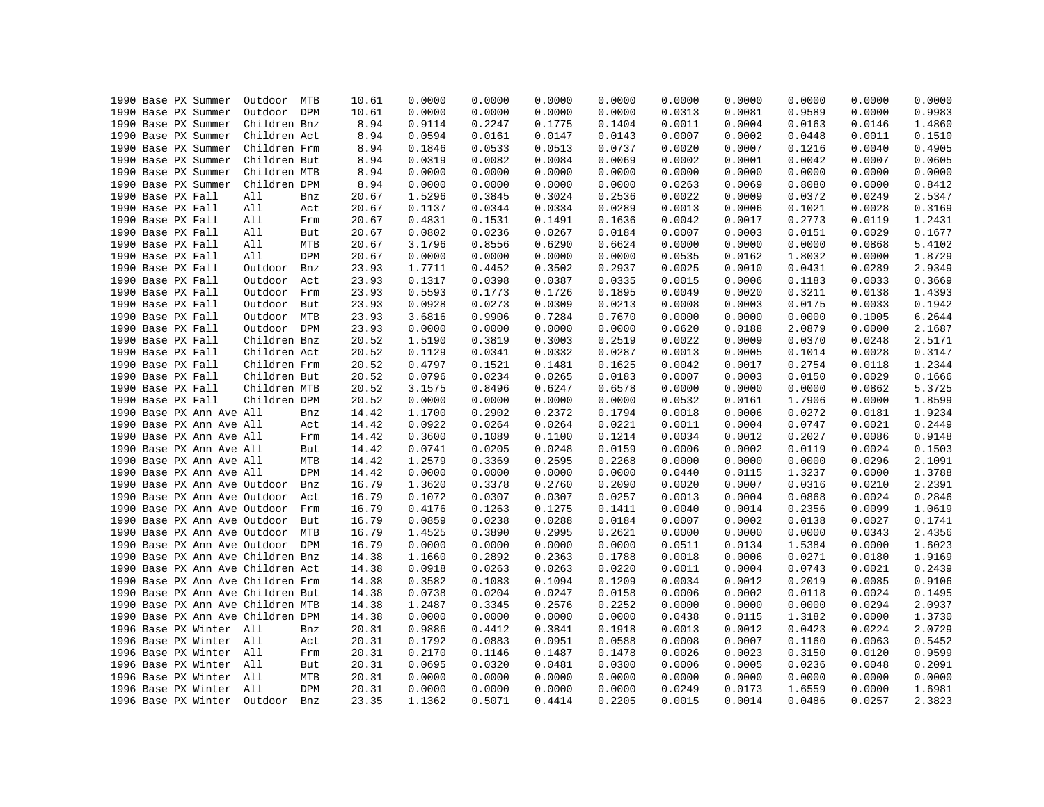```
1990 Base PX Summer  Outdoor  MTB     10.61    0.0000    0.0000    0.0000    0.0000    0.0000    0.0000    0.0000    0.0000    0.0000
1990 Base PX Summer  Outdoor  DPM     10.61    0.0000    0.0000    0.0000    0.0000    0.0313    0.0081    0.9589    0.0000    0.9983
1990 Base PX Summer  Children Bnz      8.94    0.9114    0.2247    0.1775    0.1404    0.0011    0.0004    0.0163    0.0146    1.4860
1990 Base PX Summer  Children Act      8.94    0.0594    0.0161    0.0147    0.0143    0.0007    0.0002    0.0448    0.0011    0.1510
1990 Base PX Summer  Children Frm      8.94    0.1846    0.0533    0.0513    0.0737    0.0020    0.0007    0.1216    0.0040    0.4905
1990 Base PX Summer  Children But      8.94    0.0319    0.0082    0.0084    0.0069    0.0002    0.0001    0.0042    0.0007    0.0605
1990 Base PX Summer  Children MTB      8.94    0.0000    0.0000    0.0000    0.0000    0.0000    0.0000    0.0000    0.0000    0.0000
1990 Base PX Summer  Children DPM      8.94    0.0000    0.0000    0.0000    0.0000    0.0263    0.0069    0.8080    0.0000    0.8412
1990 Base PX Fall    All      Bnz     20.67    1.5296    0.3845    0.3024    0.2536    0.0022    0.0009    0.0372    0.0249    2.5347
1990 Base PX Fall    All      Act     20.67    0.1137    0.0344    0.0334    0.0289    0.0013    0.0006    0.1021    0.0028    0.3169
1990 Base PX Fall    All      Frm     20.67    0.4831    0.1531    0.1491    0.1636    0.0042    0.0017    0.2773    0.0119    1.2431
1990 Base PX Fall    All      But     20.67    0.0802    0.0236    0.0267    0.0184    0.0007    0.0003    0.0151    0.0029    0.1677
1990 Base PX Fall    All      MTB     20.67    3.1796    0.8556    0.6290    0.6624    0.0000    0.0000    0.0000    0.0868    5.4102
1990 Base PX Fall    All      DPM     20.67    0.0000    0.0000    0.0000    0.0000    0.0535    0.0162    1.8032    0.0000    1.8729
1990 Base PX Fall    Outdoor  Bnz     23.93    1.7711    0.4452    0.3502    0.2937    0.0025    0.0010    0.0431    0.0289    2.9349
1990 Base PX Fall    Outdoor  Act     23.93    0.1317    0.0398    0.0387    0.0335    0.0015    0.0006    0.1183    0.0033    0.3669
1990 Base PX Fall    Outdoor  Frm     23.93    0.5593    0.1773    0.1726    0.1895    0.0049    0.0020    0.3211    0.0138    1.4393
1990 Base PX Fall    Outdoor  But     23.93    0.0928    0.0273    0.0309    0.0213    0.0008    0.0003    0.0175    0.0033    0.1942
1990 Base PX Fall    Outdoor  MTB     23.93    3.6816    0.9906    0.7284    0.7670    0.0000    0.0000    0.0000    0.1005    6.2644
1990 Base PX Fall    Outdoor  DPM     23.93    0.0000    0.0000    0.0000    0.0000    0.0620    0.0188    2.0879    0.0000    2.1687
1990 Base PX Fall    Children Bnz     20.52    1.5190    0.3819    0.3003    0.2519    0.0022    0.0009    0.0370    0.0248    2.5171
1990 Base PX Fall    Children Act     20.52    0.1129    0.0341    0.0332    0.0287    0.0013    0.0005    0.1014    0.0028    0.3147
1990 Base PX Fall    Children Frm     20.52    0.4797    0.1521    0.1481    0.1625    0.0042    0.0017    0.2754    0.0118    1.2344
1990 Base PX Fall    Children But     20.52    0.0796    0.0234    0.0265    0.0183    0.0007    0.0003    0.0150    0.0029    0.1666
1990 Base PX Fall    Children MTB     20.52    3.1575    0.8496    0.6247    0.6578    0.0000    0.0000    0.0000    0.0862    5.3725
1990 Base PX Fall    Children DPM     20.52    0.0000    0.0000    0.0000    0.0000    0.0532    0.0161    1.7906    0.0000    1.8599
1990 Base PX Ann Ave All      Bnz     14.42    1.1700    0.2902    0.2372    0.1794    0.0018    0.0006    0.0272    0.0181    1.9234
1990 Base PX Ann Ave All      Act     14.42    0.0922    0.0264    0.0264    0.0221    0.0011    0.0004    0.0747    0.0021    0.2449
1990 Base PX Ann Ave All      Frm     14.42    0.3600    0.1089    0.1100    0.1214    0.0034    0.0012    0.2027    0.0086    0.9148
1990 Base PX Ann Ave All      But     14.42    0.0741    0.0205    0.0248    0.0159    0.0006    0.0002    0.0119    0.0024    0.1503
1990 Base PX Ann Ave All      MTB     14.42    1.2579    0.3369    0.2595    0.2268    0.0000    0.0000    0.0000    0.0296    2.1091
1990 Base PX Ann Ave All      DPM     14.42    0.0000    0.0000    0.0000    0.0000    0.0440    0.0115    1.3237    0.0000    1.3788
1990 Base PX Ann Ave Outdoor  Bnz     16.79    1.3620    0.3378    0.2760    0.2090    0.0020    0.0007    0.0316    0.0210    2.2391
1990 Base PX Ann Ave Outdoor  Act     16.79    0.1072    0.0307    0.0307    0.0257    0.0013    0.0004    0.0868    0.0024    0.2846
1990 Base PX Ann Ave Outdoor  Frm     16.79    0.4176    0.1263    0.1275    0.1411    0.0040    0.0014    0.2356    0.0099    1.0619
1990 Base PX Ann Ave Outdoor  But     16.79    0.0859    0.0238    0.0288    0.0184    0.0007    0.0002    0.0138    0.0027    0.1741
1990 Base PX Ann Ave Outdoor  MTB     16.79    1.4525    0.3890    0.2995    0.2621    0.0000    0.0000    0.0000    0.0343    2.4356
1990 Base PX Ann Ave Outdoor  DPM     16.79    0.0000    0.0000    0.0000    0.0000    0.0511    0.0134    1.5384    0.0000    1.6023
1990 Base PX Ann Ave Children Bnz     14.38    1.1660    0.2892    0.2363    0.1788    0.0018    0.0006    0.0271    0.0180    1.9169
1990 Base PX Ann Ave Children Act     14.38    0.0918    0.0263    0.0263    0.0220    0.0011    0.0004    0.0743    0.0021    0.2439
1990 Base PX Ann Ave Children Frm     14.38    0.3582    0.1083    0.1094    0.1209    0.0034    0.0012    0.2019    0.0085    0.9106
1990 Base PX Ann Ave Children But     14.38    0.0738    0.0204    0.0247    0.0158    0.0006    0.0002    0.0118    0.0024    0.1495
1990 Base PX Ann Ave Children MTB     14.38    1.2487    0.3345    0.2576    0.2252    0.0000    0.0000    0.0000    0.0294    2.0937
1990 Base PX Ann Ave Children DPM     14.38    0.0000    0.0000    0.0000    0.0000    0.0438    0.0115    1.3182    0.0000    1.3730
1996 Base PX Winter  All      Bnz     20.31    0.9886    0.4412    0.3841    0.1918    0.0013    0.0012    0.0423    0.0224    2.0729
1996 Base PX Winter  All      Act     20.31    0.1792    0.0883    0.0951    0.0588    0.0008    0.0007    0.1160    0.0063    0.5452
1996 Base PX Winter  All      Frm     20.31    0.2170    0.1146    0.1487    0.1478    0.0026    0.0023    0.3150    0.0120    0.9599
1996 Base PX Winter  All      But     20.31    0.0695    0.0320    0.0481    0.0300    0.0006    0.0005    0.0236    0.0048    0.2091
1996 Base PX Winter  All      MTB     20.31    0.0000    0.0000    0.0000    0.0000    0.0000    0.0000    0.0000    0.0000    0.0000
1996 Base PX Winter  All      DPM     20.31    0.0000    0.0000    0.0000    0.0000    0.0249    0.0173    1.6559    0.0000    1.6981
1996 Base PX Winter  Outdoor  Bnz     23.35    1.1362    0.5071    0.4414    0.2205    0.0015    0.0014    0.0486    0.0257    2.3823
```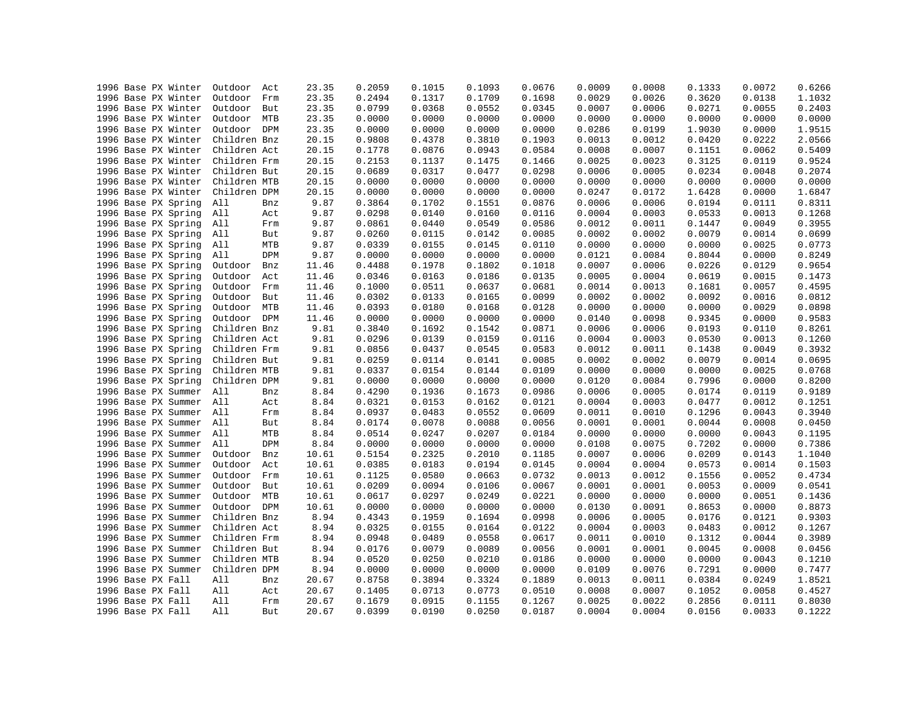```
1996 Base PX Winter  Outdoor  Act     23.35     0.2059    0.1015    0.1093    0.0676    0.0009    0.0008    0.1333    0.0072    0.6266
1996 Base PX Winter  Outdoor  Frm     23.35     0.2494    0.1317    0.1709    0.1698    0.0029    0.0026    0.3620    0.0138    1.1032
1996 Base PX Winter  Outdoor  But     23.35     0.0799    0.0368    0.0552    0.0345    0.0007    0.0006    0.0271    0.0055    0.2403
1996 Base PX Winter  Outdoor  MTB     23.35     0.0000    0.0000    0.0000    0.0000    0.0000    0.0000    0.0000    0.0000    0.0000
1996 Base PX Winter  Outdoor  DPM     23.35     0.0000    0.0000    0.0000    0.0000    0.0286    0.0199    1.9030    0.0000    1.9515
1996 Base PX Winter  Children Bnz     20.15     0.9808    0.4378    0.3810    0.1903    0.0013    0.0012    0.0420    0.0222    2.0566
1996 Base PX Winter  Children Act     20.15     0.1778    0.0876    0.0943    0.0584    0.0008    0.0007    0.1151    0.0062    0.5409
1996 Base PX Winter  Children Frm     20.15     0.2153    0.1137    0.1475    0.1466    0.0025    0.0023    0.3125    0.0119    0.9524
1996 Base PX Winter  Children But     20.15     0.0689    0.0317    0.0477    0.0298    0.0006    0.0005    0.0234    0.0048    0.2074
1996 Base PX Winter  Children MTB     20.15     0.0000    0.0000    0.0000    0.0000    0.0000    0.0000    0.0000    0.0000    0.0000
1996 Base PX Winter  Children DPM     20.15     0.0000    0.0000    0.0000    0.0000    0.0247    0.0172    1.6428    0.0000    1.6847
1996 Base PX Spring  All      Bnz      9.87     0.3864    0.1702    0.1551    0.0876    0.0006    0.0006    0.0194    0.0111    0.8311
1996 Base PX Spring  All      Act      9.87     0.0298    0.0140    0.0160    0.0116    0.0004    0.0003    0.0533    0.0013    0.1268
1996 Base PX Spring  All      Frm      9.87     0.0861    0.0440    0.0549    0.0586    0.0012    0.0011    0.1447    0.0049    0.3955
1996 Base PX Spring  All      But      9.87     0.0260    0.0115    0.0142    0.0085    0.0002    0.0002    0.0079    0.0014    0.0699
1996 Base PX Spring  All      MTB      9.87     0.0339    0.0155    0.0145    0.0110    0.0000    0.0000    0.0000    0.0025    0.0773
1996 Base PX Spring  All      DPM      9.87     0.0000    0.0000    0.0000    0.0000    0.0121    0.0084    0.8044    0.0000    0.8249
1996 Base PX Spring  Outdoor  Bnz     11.46     0.4488    0.1978    0.1802    0.1018    0.0007    0.0006    0.0226    0.0129    0.9654
1996 Base PX Spring  Outdoor  Act     11.46     0.0346    0.0163    0.0186    0.0135    0.0005    0.0004    0.0619    0.0015    0.1473
1996 Base PX Spring  Outdoor  Frm     11.46     0.1000    0.0511    0.0637    0.0681    0.0014    0.0013    0.1681    0.0057    0.4595
1996 Base PX Spring  Outdoor  But     11.46     0.0302    0.0133    0.0165    0.0099    0.0002    0.0002    0.0092    0.0016    0.0812
1996 Base PX Spring  Outdoor  MTB     11.46     0.0393    0.0180    0.0168    0.0128    0.0000    0.0000    0.0000    0.0029    0.0898
1996 Base PX Spring  Outdoor  DPM     11.46     0.0000    0.0000    0.0000    0.0000    0.0140    0.0098    0.9345    0.0000    0.9583
1996 Base PX Spring  Children Bnz      9.81     0.3840    0.1692    0.1542    0.0871    0.0006    0.0006    0.0193    0.0110    0.8261
1996 Base PX Spring  Children Act      9.81     0.0296    0.0139    0.0159    0.0116    0.0004    0.0003    0.0530    0.0013    0.1260
1996 Base PX Spring  Children Frm      9.81     0.0856    0.0437    0.0545    0.0583    0.0012    0.0011    0.1438    0.0049    0.3932
1996 Base PX Spring  Children But      9.81     0.0259    0.0114    0.0141    0.0085    0.0002    0.0002    0.0079    0.0014    0.0695
1996 Base PX Spring  Children MTB      9.81     0.0337    0.0154    0.0144    0.0109    0.0000    0.0000    0.0000    0.0025    0.0768
1996 Base PX Spring  Children DPM      9.81     0.0000    0.0000    0.0000    0.0000    0.0120    0.0084    0.7996    0.0000    0.8200
1996 Base PX Summer  All      Bnz      8.84     0.4290    0.1936    0.1673    0.0986    0.0006    0.0005    0.0174    0.0119    0.9189
1996 Base PX Summer  All      Act      8.84     0.0321    0.0153    0.0162    0.0121    0.0004    0.0003    0.0477    0.0012    0.1251
1996 Base PX Summer  All      Frm      8.84     0.0937    0.0483    0.0552    0.0609    0.0011    0.0010    0.1296    0.0043    0.3940
1996 Base PX Summer  All      But      8.84     0.0174    0.0078    0.0088    0.0056    0.0001    0.0001    0.0044    0.0008    0.0450
1996 Base PX Summer  All      MTB      8.84     0.0514    0.0247    0.0207    0.0184    0.0000    0.0000    0.0000    0.0043    0.1195
1996 Base PX Summer  All      DPM      8.84     0.0000    0.0000    0.0000    0.0000    0.0108    0.0075    0.7202    0.0000    0.7386
1996 Base PX Summer  Outdoor  Bnz     10.61     0.5154    0.2325    0.2010    0.1185    0.0007    0.0006    0.0209    0.0143    1.1040
1996 Base PX Summer  Outdoor  Act     10.61     0.0385    0.0183    0.0194    0.0145    0.0004    0.0004    0.0573    0.0014    0.1503
1996 Base PX Summer  Outdoor  Frm     10.61     0.1125    0.0580    0.0663    0.0732    0.0013    0.0012    0.1556    0.0052    0.4734
1996 Base PX Summer  Outdoor  But     10.61     0.0209    0.0094    0.0106    0.0067    0.0001    0.0001    0.0053    0.0009    0.0541
1996 Base PX Summer  Outdoor  MTB     10.61     0.0617    0.0297    0.0249    0.0221    0.0000    0.0000    0.0000    0.0051    0.1436
1996 Base PX Summer  Outdoor  DPM     10.61     0.0000    0.0000    0.0000    0.0000    0.0130    0.0091    0.8653    0.0000    0.8873
1996 Base PX Summer  Children Bnz      8.94     0.4343    0.1959    0.1694    0.0998    0.0006    0.0005    0.0176    0.0121    0.9303
1996 Base PX Summer  Children Act      8.94     0.0325    0.0155    0.0164    0.0122    0.0004    0.0003    0.0483    0.0012    0.1267
1996 Base PX Summer  Children Frm      8.94     0.0948    0.0489    0.0558    0.0617    0.0011    0.0010    0.1312    0.0044    0.3989
1996 Base PX Summer  Children But      8.94     0.0176    0.0079    0.0089    0.0056    0.0001    0.0001    0.0045    0.0008    0.0456
1996 Base PX Summer  Children MTB      8.94     0.0520    0.0250    0.0210    0.0186    0.0000    0.0000    0.0000    0.0043    0.1210
1996 Base PX Summer  Children DPM      8.94     0.0000    0.0000    0.0000    0.0000    0.0109    0.0076    0.7291    0.0000    0.7477
1996 Base PX Fall    All      Bnz     20.67     0.8758    0.3894    0.3324    0.1889    0.0013    0.0011    0.0384    0.0249    1.8521
1996 Base PX Fall    All      Act     20.67     0.1405    0.0713    0.0773    0.0510    0.0008    0.0007    0.1052    0.0058    0.4527
1996 Base PX Fall    All      Frm     20.67     0.1679    0.0915    0.1155    0.1267    0.0025    0.0022    0.2856    0.0111    0.8030
1996 Base PX Fall    All      But     20.67     0.0399    0.0190    0.0250    0.0187    0.0004    0.0004    0.0156    0.0033    0.1222
```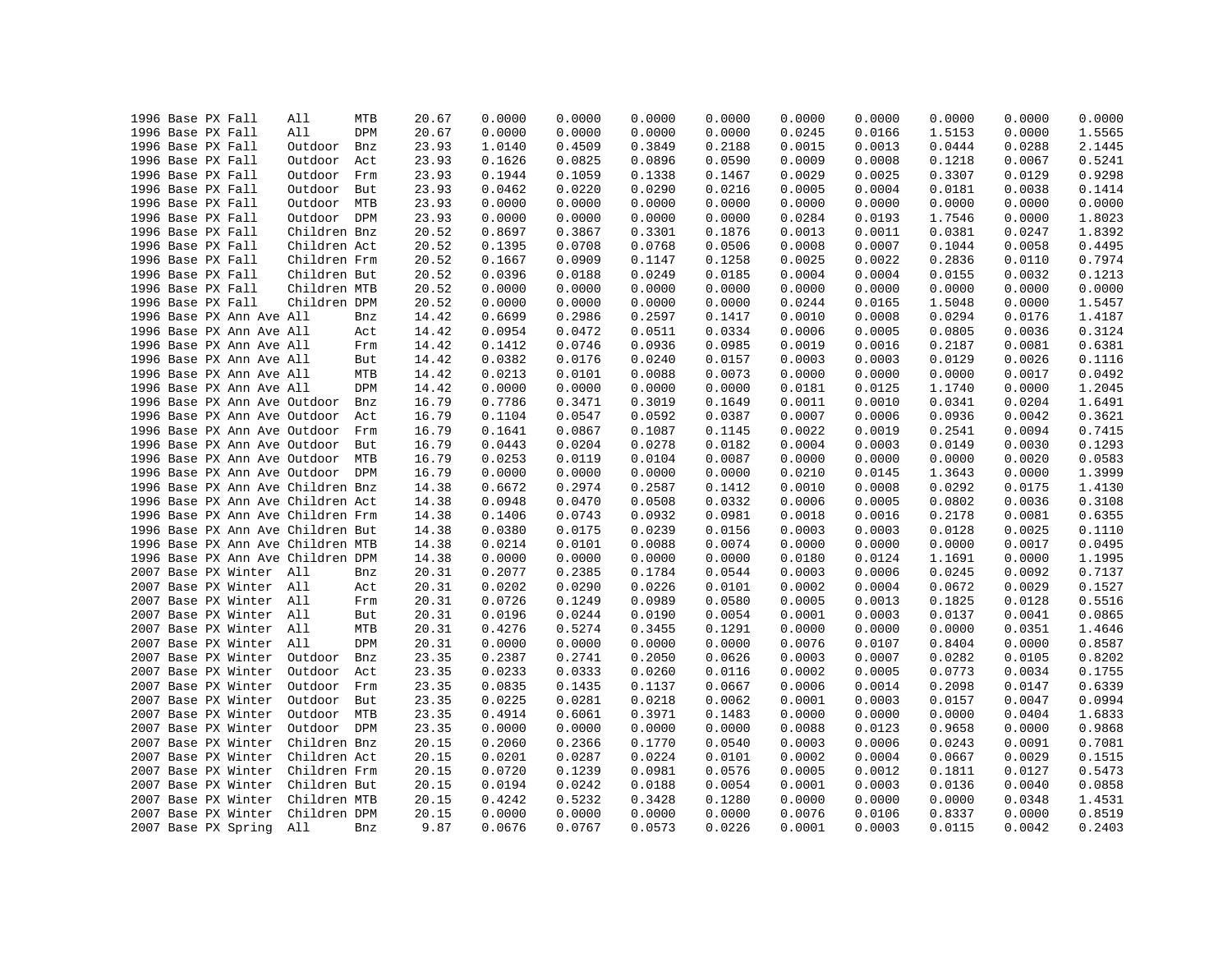| | | | | | | | | | | | | | | | | |
|---|---|---|---|---|---|---|---|---|---|---|---|---|---|---|---|---|
| 1996 | Base | PX | Fall | All | MTB | 20.67 | 0.0000 | 0.0000 | 0.0000 | 0.0000 | 0.0000 | 0.0000 | 0.0000 | 0.0000 | 0.0000 |
| 1996 | Base | PX | Fall | All | DPM | 20.67 | 0.0000 | 0.0000 | 0.0000 | 0.0000 | 0.0245 | 0.0166 | 1.5153 | 0.0000 | 1.5565 |
| 1996 | Base | PX | Fall | Outdoor | Bnz | 23.93 | 1.0140 | 0.4509 | 0.3849 | 0.2188 | 0.0015 | 0.0013 | 0.0444 | 0.0288 | 2.1445 |
| 1996 | Base | PX | Fall | Outdoor | Act | 23.93 | 0.1626 | 0.0825 | 0.0896 | 0.0590 | 0.0009 | 0.0008 | 0.1218 | 0.0067 | 0.5241 |
| 1996 | Base | PX | Fall | Outdoor | Frm | 23.93 | 0.1944 | 0.1059 | 0.1338 | 0.1467 | 0.0029 | 0.0025 | 0.3307 | 0.0129 | 0.9298 |
| 1996 | Base | PX | Fall | Outdoor | But | 23.93 | 0.0462 | 0.0220 | 0.0290 | 0.0216 | 0.0005 | 0.0004 | 0.0181 | 0.0038 | 0.1414 |
| 1996 | Base | PX | Fall | Outdoor | MTB | 23.93 | 0.0000 | 0.0000 | 0.0000 | 0.0000 | 0.0000 | 0.0000 | 0.0000 | 0.0000 | 0.0000 |
| 1996 | Base | PX | Fall | Outdoor | DPM | 23.93 | 0.0000 | 0.0000 | 0.0000 | 0.0000 | 0.0284 | 0.0193 | 1.7546 | 0.0000 | 1.8023 |
| 1996 | Base | PX | Fall | Children | Bnz | 20.52 | 0.8697 | 0.3867 | 0.3301 | 0.1876 | 0.0013 | 0.0011 | 0.0381 | 0.0247 | 1.8392 |
| 1996 | Base | PX | Fall | Children | Act | 20.52 | 0.1395 | 0.0708 | 0.0768 | 0.0506 | 0.0008 | 0.0007 | 0.1044 | 0.0058 | 0.4495 |
| 1996 | Base | PX | Fall | Children | Frm | 20.52 | 0.1667 | 0.0909 | 0.1147 | 0.1258 | 0.0025 | 0.0022 | 0.2836 | 0.0110 | 0.7974 |
| 1996 | Base | PX | Fall | Children | But | 20.52 | 0.0396 | 0.0188 | 0.0249 | 0.0185 | 0.0004 | 0.0004 | 0.0155 | 0.0032 | 0.1213 |
| 1996 | Base | PX | Fall | Children | MTB | 20.52 | 0.0000 | 0.0000 | 0.0000 | 0.0000 | 0.0000 | 0.0000 | 0.0000 | 0.0000 | 0.0000 |
| 1996 | Base | PX | Fall | Children | DPM | 20.52 | 0.0000 | 0.0000 | 0.0000 | 0.0000 | 0.0244 | 0.0165 | 1.5048 | 0.0000 | 1.5457 |
| 1996 | Base | PX | Ann Ave | All | Bnz | 14.42 | 0.6699 | 0.2986 | 0.2597 | 0.1417 | 0.0010 | 0.0008 | 0.0294 | 0.0176 | 1.4187 |
| 1996 | Base | PX | Ann Ave | All | Act | 14.42 | 0.0954 | 0.0472 | 0.0511 | 0.0334 | 0.0006 | 0.0005 | 0.0805 | 0.0036 | 0.3124 |
| 1996 | Base | PX | Ann Ave | All | Frm | 14.42 | 0.1412 | 0.0746 | 0.0936 | 0.0985 | 0.0019 | 0.0016 | 0.2187 | 0.0081 | 0.6381 |
| 1996 | Base | PX | Ann Ave | All | But | 14.42 | 0.0382 | 0.0176 | 0.0240 | 0.0157 | 0.0003 | 0.0003 | 0.0129 | 0.0026 | 0.1116 |
| 1996 | Base | PX | Ann Ave | All | MTB | 14.42 | 0.0213 | 0.0101 | 0.0088 | 0.0073 | 0.0000 | 0.0000 | 0.0000 | 0.0017 | 0.0492 |
| 1996 | Base | PX | Ann Ave | All | DPM | 14.42 | 0.0000 | 0.0000 | 0.0000 | 0.0000 | 0.0181 | 0.0125 | 1.1740 | 0.0000 | 1.2045 |
| 1996 | Base | PX | Ann Ave | Outdoor | Bnz | 16.79 | 0.7786 | 0.3471 | 0.3019 | 0.1649 | 0.0011 | 0.0010 | 0.0341 | 0.0204 | 1.6491 |
| 1996 | Base | PX | Ann Ave | Outdoor | Act | 16.79 | 0.1104 | 0.0547 | 0.0592 | 0.0387 | 0.0007 | 0.0006 | 0.0936 | 0.0042 | 0.3621 |
| 1996 | Base | PX | Ann Ave | Outdoor | Frm | 16.79 | 0.1641 | 0.0867 | 0.1087 | 0.1145 | 0.0022 | 0.0019 | 0.2541 | 0.0094 | 0.7415 |
| 1996 | Base | PX | Ann Ave | Outdoor | But | 16.79 | 0.0443 | 0.0204 | 0.0278 | 0.0182 | 0.0004 | 0.0003 | 0.0149 | 0.0030 | 0.1293 |
| 1996 | Base | PX | Ann Ave | Outdoor | MTB | 16.79 | 0.0253 | 0.0119 | 0.0104 | 0.0087 | 0.0000 | 0.0000 | 0.0000 | 0.0020 | 0.0583 |
| 1996 | Base | PX | Ann Ave | Outdoor | DPM | 16.79 | 0.0000 | 0.0000 | 0.0000 | 0.0000 | 0.0210 | 0.0145 | 1.3643 | 0.0000 | 1.3999 |
| 1996 | Base | PX | Ann Ave | Children | Bnz | 14.38 | 0.6672 | 0.2974 | 0.2587 | 0.1412 | 0.0010 | 0.0008 | 0.0292 | 0.0175 | 1.4130 |
| 1996 | Base | PX | Ann Ave | Children | Act | 14.38 | 0.0948 | 0.0470 | 0.0508 | 0.0332 | 0.0006 | 0.0005 | 0.0802 | 0.0036 | 0.3108 |
| 1996 | Base | PX | Ann Ave | Children | Frm | 14.38 | 0.1406 | 0.0743 | 0.0932 | 0.0981 | 0.0018 | 0.0016 | 0.2178 | 0.0081 | 0.6355 |
| 1996 | Base | PX | Ann Ave | Children | But | 14.38 | 0.0380 | 0.0175 | 0.0239 | 0.0156 | 0.0003 | 0.0003 | 0.0128 | 0.0025 | 0.1110 |
| 1996 | Base | PX | Ann Ave | Children | MTB | 14.38 | 0.0214 | 0.0101 | 0.0088 | 0.0074 | 0.0000 | 0.0000 | 0.0000 | 0.0017 | 0.0495 |
| 1996 | Base | PX | Ann Ave | Children | DPM | 14.38 | 0.0000 | 0.0000 | 0.0000 | 0.0000 | 0.0180 | 0.0124 | 1.1691 | 0.0000 | 1.1995 |
| 2007 | Base | PX | Winter | All | Bnz | 20.31 | 0.2077 | 0.2385 | 0.1784 | 0.0544 | 0.0003 | 0.0006 | 0.0245 | 0.0092 | 0.7137 |
| 2007 | Base | PX | Winter | All | Act | 20.31 | 0.0202 | 0.0290 | 0.0226 | 0.0101 | 0.0002 | 0.0004 | 0.0672 | 0.0029 | 0.1527 |
| 2007 | Base | PX | Winter | All | Frm | 20.31 | 0.0726 | 0.1249 | 0.0989 | 0.0580 | 0.0005 | 0.0013 | 0.1825 | 0.0128 | 0.5516 |
| 2007 | Base | PX | Winter | All | But | 20.31 | 0.0196 | 0.0244 | 0.0190 | 0.0054 | 0.0001 | 0.0003 | 0.0137 | 0.0041 | 0.0865 |
| 2007 | Base | PX | Winter | All | MTB | 20.31 | 0.4276 | 0.5274 | 0.3455 | 0.1291 | 0.0000 | 0.0000 | 0.0000 | 0.0351 | 1.4646 |
| 2007 | Base | PX | Winter | All | DPM | 20.31 | 0.0000 | 0.0000 | 0.0000 | 0.0000 | 0.0076 | 0.0107 | 0.8404 | 0.0000 | 0.8587 |
| 2007 | Base | PX | Winter | Outdoor | Bnz | 23.35 | 0.2387 | 0.2741 | 0.2050 | 0.0626 | 0.0003 | 0.0007 | 0.0282 | 0.0105 | 0.8202 |
| 2007 | Base | PX | Winter | Outdoor | Act | 23.35 | 0.0233 | 0.0333 | 0.0260 | 0.0116 | 0.0002 | 0.0005 | 0.0773 | 0.0034 | 0.1755 |
| 2007 | Base | PX | Winter | Outdoor | Frm | 23.35 | 0.0835 | 0.1435 | 0.1137 | 0.0667 | 0.0006 | 0.0014 | 0.2098 | 0.0147 | 0.6339 |
| 2007 | Base | PX | Winter | Outdoor | But | 23.35 | 0.0225 | 0.0281 | 0.0218 | 0.0062 | 0.0001 | 0.0003 | 0.0157 | 0.0047 | 0.0994 |
| 2007 | Base | PX | Winter | Outdoor | MTB | 23.35 | 0.4914 | 0.6061 | 0.3971 | 0.1483 | 0.0000 | 0.0000 | 0.0000 | 0.0404 | 1.6833 |
| 2007 | Base | PX | Winter | Outdoor | DPM | 23.35 | 0.0000 | 0.0000 | 0.0000 | 0.0000 | 0.0088 | 0.0123 | 0.9658 | 0.0000 | 0.9868 |
| 2007 | Base | PX | Winter | Children | Bnz | 20.15 | 0.2060 | 0.2366 | 0.1770 | 0.0540 | 0.0003 | 0.0006 | 0.0243 | 0.0091 | 0.7081 |
| 2007 | Base | PX | Winter | Children | Act | 20.15 | 0.0201 | 0.0287 | 0.0224 | 0.0101 | 0.0002 | 0.0004 | 0.0667 | 0.0029 | 0.1515 |
| 2007 | Base | PX | Winter | Children | Frm | 20.15 | 0.0720 | 0.1239 | 0.0981 | 0.0576 | 0.0005 | 0.0012 | 0.1811 | 0.0127 | 0.5473 |
| 2007 | Base | PX | Winter | Children | But | 20.15 | 0.0194 | 0.0242 | 0.0188 | 0.0054 | 0.0001 | 0.0003 | 0.0136 | 0.0040 | 0.0858 |
| 2007 | Base | PX | Winter | Children | MTB | 20.15 | 0.4242 | 0.5232 | 0.3428 | 0.1280 | 0.0000 | 0.0000 | 0.0000 | 0.0348 | 1.4531 |
| 2007 | Base | PX | Winter | Children | DPM | 20.15 | 0.0000 | 0.0000 | 0.0000 | 0.0000 | 0.0076 | 0.0106 | 0.8337 | 0.0000 | 0.8519 |
| 2007 | Base | PX | Spring | All | Bnz | 9.87 | 0.0676 | 0.0767 | 0.0573 | 0.0226 | 0.0001 | 0.0003 | 0.0115 | 0.0042 | 0.2403 |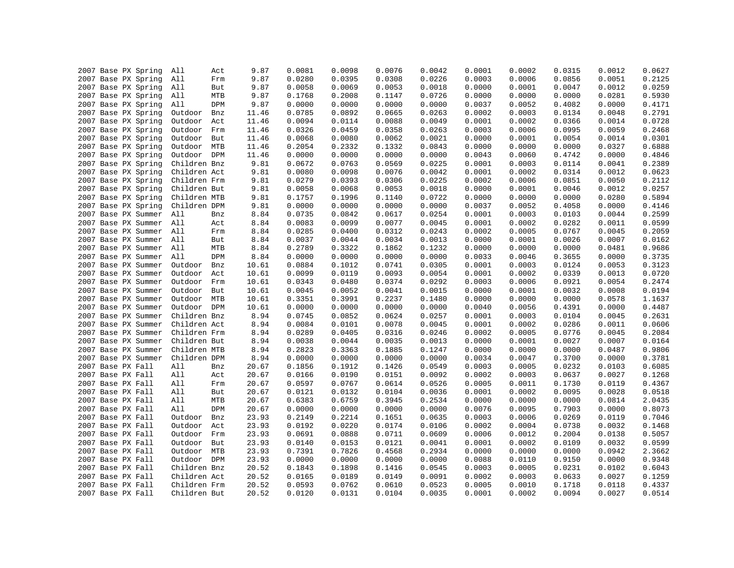| | | | | | | | | | | | | | | | | |
|---|---|---|---|---|---|---|---|---|---|---|---|---|---|---|---|---|
| 2007 | Base | PX | Spring | All | Act | 9.87 | 0.0081 | 0.0098 | 0.0076 | 0.0042 | 0.0001 | 0.0002 | 0.0315 | 0.0012 | 0.0627 |
| 2007 | Base | PX | Spring | All | Frm | 9.87 | 0.0280 | 0.0395 | 0.0308 | 0.0226 | 0.0003 | 0.0006 | 0.0856 | 0.0051 | 0.2125 |
| 2007 | Base | PX | Spring | All | But | 9.87 | 0.0058 | 0.0069 | 0.0053 | 0.0018 | 0.0000 | 0.0001 | 0.0047 | 0.0012 | 0.0259 |
| 2007 | Base | PX | Spring | All | MTB | 9.87 | 0.1768 | 0.2008 | 0.1147 | 0.0726 | 0.0000 | 0.0000 | 0.0000 | 0.0281 | 0.5930 |
| 2007 | Base | PX | Spring | All | DPM | 9.87 | 0.0000 | 0.0000 | 0.0000 | 0.0000 | 0.0037 | 0.0052 | 0.4082 | 0.0000 | 0.4171 |
| 2007 | Base | PX | Spring | Outdoor | Bnz | 11.46 | 0.0785 | 0.0892 | 0.0665 | 0.0263 | 0.0002 | 0.0003 | 0.0134 | 0.0048 | 0.2791 |
| 2007 | Base | PX | Spring | Outdoor | Act | 11.46 | 0.0094 | 0.0114 | 0.0088 | 0.0049 | 0.0001 | 0.0002 | 0.0366 | 0.0014 | 0.0728 |
| 2007 | Base | PX | Spring | Outdoor | Frm | 11.46 | 0.0326 | 0.0459 | 0.0358 | 0.0263 | 0.0003 | 0.0006 | 0.0995 | 0.0059 | 0.2468 |
| 2007 | Base | PX | Spring | Outdoor | But | 11.46 | 0.0068 | 0.0080 | 0.0062 | 0.0021 | 0.0000 | 0.0001 | 0.0054 | 0.0014 | 0.0301 |
| 2007 | Base | PX | Spring | Outdoor | MTB | 11.46 | 0.2054 | 0.2332 | 0.1332 | 0.0843 | 0.0000 | 0.0000 | 0.0000 | 0.0327 | 0.6888 |
| 2007 | Base | PX | Spring | Outdoor | DPM | 11.46 | 0.0000 | 0.0000 | 0.0000 | 0.0000 | 0.0043 | 0.0060 | 0.4742 | 0.0000 | 0.4846 |
| 2007 | Base | PX | Spring | Children | Bnz | 9.81 | 0.0672 | 0.0763 | 0.0569 | 0.0225 | 0.0001 | 0.0003 | 0.0114 | 0.0041 | 0.2389 |
| 2007 | Base | PX | Spring | Children | Act | 9.81 | 0.0080 | 0.0098 | 0.0076 | 0.0042 | 0.0001 | 0.0002 | 0.0314 | 0.0012 | 0.0623 |
| 2007 | Base | PX | Spring | Children | Frm | 9.81 | 0.0279 | 0.0393 | 0.0306 | 0.0225 | 0.0002 | 0.0006 | 0.0851 | 0.0050 | 0.2112 |
| 2007 | Base | PX | Spring | Children | But | 9.81 | 0.0058 | 0.0068 | 0.0053 | 0.0018 | 0.0000 | 0.0001 | 0.0046 | 0.0012 | 0.0257 |
| 2007 | Base | PX | Spring | Children | MTB | 9.81 | 0.1757 | 0.1996 | 0.1140 | 0.0722 | 0.0000 | 0.0000 | 0.0000 | 0.0280 | 0.5894 |
| 2007 | Base | PX | Spring | Children | DPM | 9.81 | 0.0000 | 0.0000 | 0.0000 | 0.0000 | 0.0037 | 0.0052 | 0.4058 | 0.0000 | 0.4146 |
| 2007 | Base | PX | Summer | All | Bnz | 8.84 | 0.0735 | 0.0842 | 0.0617 | 0.0254 | 0.0001 | 0.0003 | 0.0103 | 0.0044 | 0.2599 |
| 2007 | Base | PX | Summer | All | Act | 8.84 | 0.0083 | 0.0099 | 0.0077 | 0.0045 | 0.0001 | 0.0002 | 0.0282 | 0.0011 | 0.0599 |
| 2007 | Base | PX | Summer | All | Frm | 8.84 | 0.0285 | 0.0400 | 0.0312 | 0.0243 | 0.0002 | 0.0005 | 0.0767 | 0.0045 | 0.2059 |
| 2007 | Base | PX | Summer | All | But | 8.84 | 0.0037 | 0.0044 | 0.0034 | 0.0013 | 0.0000 | 0.0001 | 0.0026 | 0.0007 | 0.0162 |
| 2007 | Base | PX | Summer | All | MTB | 8.84 | 0.2789 | 0.3322 | 0.1862 | 0.1232 | 0.0000 | 0.0000 | 0.0000 | 0.0481 | 0.9686 |
| 2007 | Base | PX | Summer | All | DPM | 8.84 | 0.0000 | 0.0000 | 0.0000 | 0.0000 | 0.0033 | 0.0046 | 0.3655 | 0.0000 | 0.3735 |
| 2007 | Base | PX | Summer | Outdoor | Bnz | 10.61 | 0.0884 | 0.1012 | 0.0741 | 0.0305 | 0.0001 | 0.0003 | 0.0124 | 0.0053 | 0.3123 |
| 2007 | Base | PX | Summer | Outdoor | Act | 10.61 | 0.0099 | 0.0119 | 0.0093 | 0.0054 | 0.0001 | 0.0002 | 0.0339 | 0.0013 | 0.0720 |
| 2007 | Base | PX | Summer | Outdoor | Frm | 10.61 | 0.0343 | 0.0480 | 0.0374 | 0.0292 | 0.0003 | 0.0006 | 0.0921 | 0.0054 | 0.2474 |
| 2007 | Base | PX | Summer | Outdoor | But | 10.61 | 0.0045 | 0.0052 | 0.0041 | 0.0015 | 0.0000 | 0.0001 | 0.0032 | 0.0008 | 0.0194 |
| 2007 | Base | PX | Summer | Outdoor | MTB | 10.61 | 0.3351 | 0.3991 | 0.2237 | 0.1480 | 0.0000 | 0.0000 | 0.0000 | 0.0578 | 1.1637 |
| 2007 | Base | PX | Summer | Outdoor | DPM | 10.61 | 0.0000 | 0.0000 | 0.0000 | 0.0000 | 0.0040 | 0.0056 | 0.4391 | 0.0000 | 0.4487 |
| 2007 | Base | PX | Summer | Children | Bnz | 8.94 | 0.0745 | 0.0852 | 0.0624 | 0.0257 | 0.0001 | 0.0003 | 0.0104 | 0.0045 | 0.2631 |
| 2007 | Base | PX | Summer | Children | Act | 8.94 | 0.0084 | 0.0101 | 0.0078 | 0.0045 | 0.0001 | 0.0002 | 0.0286 | 0.0011 | 0.0606 |
| 2007 | Base | PX | Summer | Children | Frm | 8.94 | 0.0289 | 0.0405 | 0.0316 | 0.0246 | 0.0002 | 0.0005 | 0.0776 | 0.0045 | 0.2084 |
| 2007 | Base | PX | Summer | Children | But | 8.94 | 0.0038 | 0.0044 | 0.0035 | 0.0013 | 0.0000 | 0.0001 | 0.0027 | 0.0007 | 0.0164 |
| 2007 | Base | PX | Summer | Children | MTB | 8.94 | 0.2823 | 0.3363 | 0.1885 | 0.1247 | 0.0000 | 0.0000 | 0.0000 | 0.0487 | 0.9806 |
| 2007 | Base | PX | Summer | Children | DPM | 8.94 | 0.0000 | 0.0000 | 0.0000 | 0.0000 | 0.0034 | 0.0047 | 0.3700 | 0.0000 | 0.3781 |
| 2007 | Base | PX | Fall | All | Bnz | 20.67 | 0.1856 | 0.1912 | 0.1426 | 0.0549 | 0.0003 | 0.0005 | 0.0232 | 0.0103 | 0.6085 |
| 2007 | Base | PX | Fall | All | Act | 20.67 | 0.0166 | 0.0190 | 0.0151 | 0.0092 | 0.0002 | 0.0003 | 0.0637 | 0.0027 | 0.1268 |
| 2007 | Base | PX | Fall | All | Frm | 20.67 | 0.0597 | 0.0767 | 0.0614 | 0.0526 | 0.0005 | 0.0011 | 0.1730 | 0.0119 | 0.4367 |
| 2007 | Base | PX | Fall | All | But | 20.67 | 0.0121 | 0.0132 | 0.0104 | 0.0036 | 0.0001 | 0.0002 | 0.0095 | 0.0028 | 0.0518 |
| 2007 | Base | PX | Fall | All | MTB | 20.67 | 0.6383 | 0.6759 | 0.3945 | 0.2534 | 0.0000 | 0.0000 | 0.0000 | 0.0814 | 2.0435 |
| 2007 | Base | PX | Fall | All | DPM | 20.67 | 0.0000 | 0.0000 | 0.0000 | 0.0000 | 0.0076 | 0.0095 | 0.7903 | 0.0000 | 0.8073 |
| 2007 | Base | PX | Fall | Outdoor | Bnz | 23.93 | 0.2149 | 0.2214 | 0.1651 | 0.0635 | 0.0003 | 0.0006 | 0.0269 | 0.0119 | 0.7046 |
| 2007 | Base | PX | Fall | Outdoor | Act | 23.93 | 0.0192 | 0.0220 | 0.0174 | 0.0106 | 0.0002 | 0.0004 | 0.0738 | 0.0032 | 0.1468 |
| 2007 | Base | PX | Fall | Outdoor | Frm | 23.93 | 0.0691 | 0.0888 | 0.0711 | 0.0609 | 0.0006 | 0.0012 | 0.2004 | 0.0138 | 0.5057 |
| 2007 | Base | PX | Fall | Outdoor | But | 23.93 | 0.0140 | 0.0153 | 0.0121 | 0.0041 | 0.0001 | 0.0002 | 0.0109 | 0.0032 | 0.0599 |
| 2007 | Base | PX | Fall | Outdoor | MTB | 23.93 | 0.7391 | 0.7826 | 0.4568 | 0.2934 | 0.0000 | 0.0000 | 0.0000 | 0.0942 | 2.3662 |
| 2007 | Base | PX | Fall | Outdoor | DPM | 23.93 | 0.0000 | 0.0000 | 0.0000 | 0.0000 | 0.0088 | 0.0110 | 0.9150 | 0.0000 | 0.9348 |
| 2007 | Base | PX | Fall | Children | Bnz | 20.52 | 0.1843 | 0.1898 | 0.1416 | 0.0545 | 0.0003 | 0.0005 | 0.0231 | 0.0102 | 0.6043 |
| 2007 | Base | PX | Fall | Children | Act | 20.52 | 0.0165 | 0.0189 | 0.0149 | 0.0091 | 0.0002 | 0.0003 | 0.0633 | 0.0027 | 0.1259 |
| 2007 | Base | PX | Fall | Children | Frm | 20.52 | 0.0593 | 0.0762 | 0.0610 | 0.0523 | 0.0005 | 0.0010 | 0.1718 | 0.0118 | 0.4337 |
| 2007 | Base | PX | Fall | Children | But | 20.52 | 0.0120 | 0.0131 | 0.0104 | 0.0035 | 0.0001 | 0.0002 | 0.0094 | 0.0027 | 0.0514 |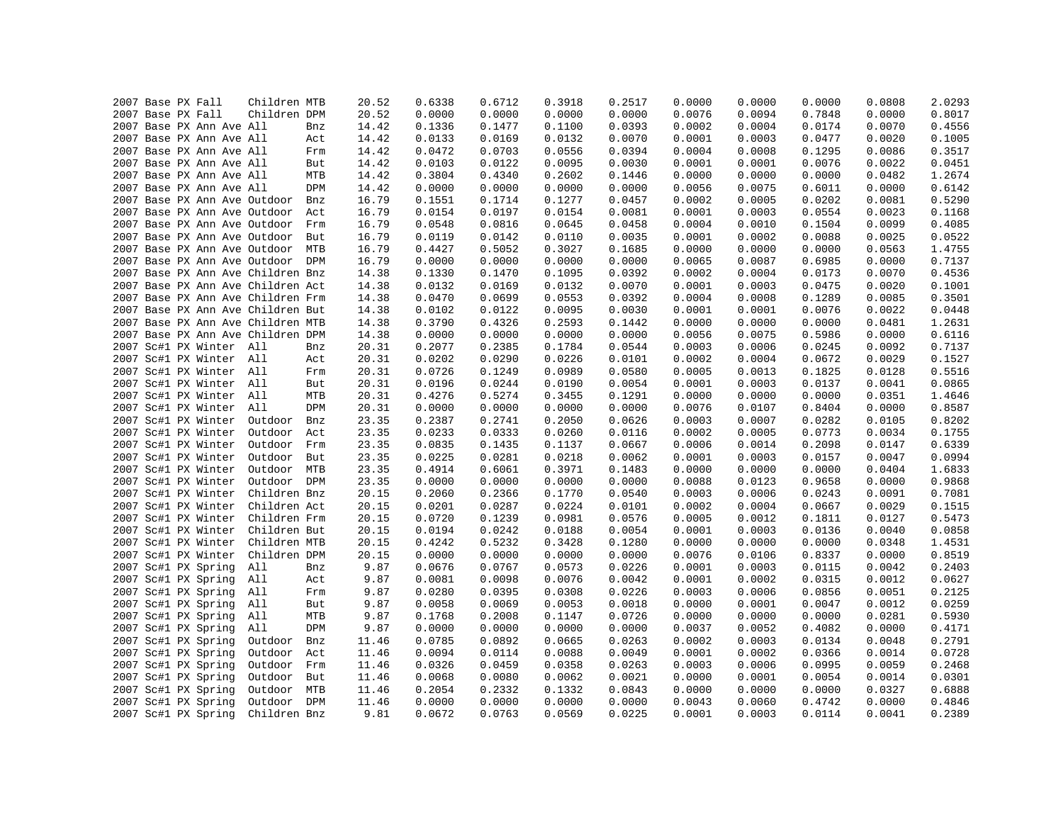| | | | | | | | | | | | | | | | | |
|---|---|---|---|---|---|---|---|---|---|---|---|---|---|---|---|---|
| 2007 | Base | PX | Fall | Children | MTB | 20.52 | 0.6338 | 0.6712 | 0.3918 | 0.2517 | 0.0000 | 0.0000 | 0.0000 | 0.0808 | 2.0293 |
| 2007 | Base | PX | Fall | Children | DPM | 20.52 | 0.0000 | 0.0000 | 0.0000 | 0.0000 | 0.0076 | 0.0094 | 0.7848 | 0.0000 | 0.8017 |
| 2007 | Base | PX | Ann Ave | All | Bnz | 14.42 | 0.1336 | 0.1477 | 0.1100 | 0.0393 | 0.0002 | 0.0004 | 0.0174 | 0.0070 | 0.4556 |
| 2007 | Base | PX | Ann Ave | All | Act | 14.42 | 0.0133 | 0.0169 | 0.0132 | 0.0070 | 0.0001 | 0.0003 | 0.0477 | 0.0020 | 0.1005 |
| 2007 | Base | PX | Ann Ave | All | Frm | 14.42 | 0.0472 | 0.0703 | 0.0556 | 0.0394 | 0.0004 | 0.0008 | 0.1295 | 0.0086 | 0.3517 |
| 2007 | Base | PX | Ann Ave | All | But | 14.42 | 0.0103 | 0.0122 | 0.0095 | 0.0030 | 0.0001 | 0.0001 | 0.0076 | 0.0022 | 0.0451 |
| 2007 | Base | PX | Ann Ave | All | MTB | 14.42 | 0.3804 | 0.4340 | 0.2602 | 0.1446 | 0.0000 | 0.0000 | 0.0000 | 0.0482 | 1.2674 |
| 2007 | Base | PX | Ann Ave | All | DPM | 14.42 | 0.0000 | 0.0000 | 0.0000 | 0.0000 | 0.0056 | 0.0075 | 0.6011 | 0.0000 | 0.6142 |
| 2007 | Base | PX | Ann Ave | Outdoor | Bnz | 16.79 | 0.1551 | 0.1714 | 0.1277 | 0.0457 | 0.0002 | 0.0005 | 0.0202 | 0.0081 | 0.5290 |
| 2007 | Base | PX | Ann Ave | Outdoor | Act | 16.79 | 0.0154 | 0.0197 | 0.0154 | 0.0081 | 0.0001 | 0.0003 | 0.0554 | 0.0023 | 0.1168 |
| 2007 | Base | PX | Ann Ave | Outdoor | Frm | 16.79 | 0.0548 | 0.0816 | 0.0645 | 0.0458 | 0.0004 | 0.0010 | 0.1504 | 0.0099 | 0.4085 |
| 2007 | Base | PX | Ann Ave | Outdoor | But | 16.79 | 0.0119 | 0.0142 | 0.0110 | 0.0035 | 0.0001 | 0.0002 | 0.0088 | 0.0025 | 0.0522 |
| 2007 | Base | PX | Ann Ave | Outdoor | MTB | 16.79 | 0.4427 | 0.5052 | 0.3027 | 0.1685 | 0.0000 | 0.0000 | 0.0000 | 0.0563 | 1.4755 |
| 2007 | Base | PX | Ann Ave | Outdoor | DPM | 16.79 | 0.0000 | 0.0000 | 0.0000 | 0.0000 | 0.0065 | 0.0087 | 0.6985 | 0.0000 | 0.7137 |
| 2007 | Base | PX | Ann Ave | Children | Bnz | 14.38 | 0.1330 | 0.1470 | 0.1095 | 0.0392 | 0.0002 | 0.0004 | 0.0173 | 0.0070 | 0.4536 |
| 2007 | Base | PX | Ann Ave | Children | Act | 14.38 | 0.0132 | 0.0169 | 0.0132 | 0.0070 | 0.0001 | 0.0003 | 0.0475 | 0.0020 | 0.1001 |
| 2007 | Base | PX | Ann Ave | Children | Frm | 14.38 | 0.0470 | 0.0699 | 0.0553 | 0.0392 | 0.0004 | 0.0008 | 0.1289 | 0.0085 | 0.3501 |
| 2007 | Base | PX | Ann Ave | Children | But | 14.38 | 0.0102 | 0.0122 | 0.0095 | 0.0030 | 0.0001 | 0.0001 | 0.0076 | 0.0022 | 0.0448 |
| 2007 | Base | PX | Ann Ave | Children | MTB | 14.38 | 0.3790 | 0.4326 | 0.2593 | 0.1442 | 0.0000 | 0.0000 | 0.0000 | 0.0481 | 1.2631 |
| 2007 | Base | PX | Ann Ave | Children | DPM | 14.38 | 0.0000 | 0.0000 | 0.0000 | 0.0000 | 0.0056 | 0.0075 | 0.5986 | 0.0000 | 0.6116 |
| 2007 | Sc#1 | PX | Winter | All | Bnz | 20.31 | 0.2077 | 0.2385 | 0.1784 | 0.0544 | 0.0003 | 0.0006 | 0.0245 | 0.0092 | 0.7137 |
| 2007 | Sc#1 | PX | Winter | All | Act | 20.31 | 0.0202 | 0.0290 | 0.0226 | 0.0101 | 0.0002 | 0.0004 | 0.0672 | 0.0029 | 0.1527 |
| 2007 | Sc#1 | PX | Winter | All | Frm | 20.31 | 0.0726 | 0.1249 | 0.0989 | 0.0580 | 0.0005 | 0.0013 | 0.1825 | 0.0128 | 0.5516 |
| 2007 | Sc#1 | PX | Winter | All | But | 20.31 | 0.0196 | 0.0244 | 0.0190 | 0.0054 | 0.0001 | 0.0003 | 0.0137 | 0.0041 | 0.0865 |
| 2007 | Sc#1 | PX | Winter | All | MTB | 20.31 | 0.4276 | 0.5274 | 0.3455 | 0.1291 | 0.0000 | 0.0000 | 0.0000 | 0.0351 | 1.4646 |
| 2007 | Sc#1 | PX | Winter | All | DPM | 20.31 | 0.0000 | 0.0000 | 0.0000 | 0.0000 | 0.0076 | 0.0107 | 0.8404 | 0.0000 | 0.8587 |
| 2007 | Sc#1 | PX | Winter | Outdoor | Bnz | 23.35 | 0.2387 | 0.2741 | 0.2050 | 0.0626 | 0.0003 | 0.0007 | 0.0282 | 0.0105 | 0.8202 |
| 2007 | Sc#1 | PX | Winter | Outdoor | Act | 23.35 | 0.0233 | 0.0333 | 0.0260 | 0.0116 | 0.0002 | 0.0005 | 0.0773 | 0.0034 | 0.1755 |
| 2007 | Sc#1 | PX | Winter | Outdoor | Frm | 23.35 | 0.0835 | 0.1435 | 0.1137 | 0.0667 | 0.0006 | 0.0014 | 0.2098 | 0.0147 | 0.6339 |
| 2007 | Sc#1 | PX | Winter | Outdoor | But | 23.35 | 0.0225 | 0.0281 | 0.0218 | 0.0062 | 0.0001 | 0.0003 | 0.0157 | 0.0047 | 0.0994 |
| 2007 | Sc#1 | PX | Winter | Outdoor | MTB | 23.35 | 0.4914 | 0.6061 | 0.3971 | 0.1483 | 0.0000 | 0.0000 | 0.0000 | 0.0404 | 1.6833 |
| 2007 | Sc#1 | PX | Winter | Outdoor | DPM | 23.35 | 0.0000 | 0.0000 | 0.0000 | 0.0000 | 0.0088 | 0.0123 | 0.9658 | 0.0000 | 0.9868 |
| 2007 | Sc#1 | PX | Winter | Children | Bnz | 20.15 | 0.2060 | 0.2366 | 0.1770 | 0.0540 | 0.0003 | 0.0006 | 0.0243 | 0.0091 | 0.7081 |
| 2007 | Sc#1 | PX | Winter | Children | Act | 20.15 | 0.0201 | 0.0287 | 0.0224 | 0.0101 | 0.0002 | 0.0004 | 0.0667 | 0.0029 | 0.1515 |
| 2007 | Sc#1 | PX | Winter | Children | Frm | 20.15 | 0.0720 | 0.1239 | 0.0981 | 0.0576 | 0.0005 | 0.0012 | 0.1811 | 0.0127 | 0.5473 |
| 2007 | Sc#1 | PX | Winter | Children | But | 20.15 | 0.0194 | 0.0242 | 0.0188 | 0.0054 | 0.0001 | 0.0003 | 0.0136 | 0.0040 | 0.0858 |
| 2007 | Sc#1 | PX | Winter | Children | MTB | 20.15 | 0.4242 | 0.5232 | 0.3428 | 0.1280 | 0.0000 | 0.0000 | 0.0000 | 0.0348 | 1.4531 |
| 2007 | Sc#1 | PX | Winter | Children | DPM | 20.15 | 0.0000 | 0.0000 | 0.0000 | 0.0000 | 0.0076 | 0.0106 | 0.8337 | 0.0000 | 0.8519 |
| 2007 | Sc#1 | PX | Spring | All | Bnz | 9.87 | 0.0676 | 0.0767 | 0.0573 | 0.0226 | 0.0001 | 0.0003 | 0.0115 | 0.0042 | 0.2403 |
| 2007 | Sc#1 | PX | Spring | All | Act | 9.87 | 0.0081 | 0.0098 | 0.0076 | 0.0042 | 0.0001 | 0.0002 | 0.0315 | 0.0012 | 0.0627 |
| 2007 | Sc#1 | PX | Spring | All | Frm | 9.87 | 0.0280 | 0.0395 | 0.0308 | 0.0226 | 0.0003 | 0.0006 | 0.0856 | 0.0051 | 0.2125 |
| 2007 | Sc#1 | PX | Spring | All | But | 9.87 | 0.0058 | 0.0069 | 0.0053 | 0.0018 | 0.0000 | 0.0001 | 0.0047 | 0.0012 | 0.0259 |
| 2007 | Sc#1 | PX | Spring | All | MTB | 9.87 | 0.1768 | 0.2008 | 0.1147 | 0.0726 | 0.0000 | 0.0000 | 0.0000 | 0.0281 | 0.5930 |
| 2007 | Sc#1 | PX | Spring | All | DPM | 9.87 | 0.0000 | 0.0000 | 0.0000 | 0.0000 | 0.0037 | 0.0052 | 0.4082 | 0.0000 | 0.4171 |
| 2007 | Sc#1 | PX | Spring | Outdoor | Bnz | 11.46 | 0.0785 | 0.0892 | 0.0665 | 0.0263 | 0.0002 | 0.0003 | 0.0134 | 0.0048 | 0.2791 |
| 2007 | Sc#1 | PX | Spring | Outdoor | Act | 11.46 | 0.0094 | 0.0114 | 0.0088 | 0.0049 | 0.0001 | 0.0002 | 0.0366 | 0.0014 | 0.0728 |
| 2007 | Sc#1 | PX | Spring | Outdoor | Frm | 11.46 | 0.0326 | 0.0459 | 0.0358 | 0.0263 | 0.0003 | 0.0006 | 0.0995 | 0.0059 | 0.2468 |
| 2007 | Sc#1 | PX | Spring | Outdoor | But | 11.46 | 0.0068 | 0.0080 | 0.0062 | 0.0021 | 0.0000 | 0.0001 | 0.0054 | 0.0014 | 0.0301 |
| 2007 | Sc#1 | PX | Spring | Outdoor | MTB | 11.46 | 0.2054 | 0.2332 | 0.1332 | 0.0843 | 0.0000 | 0.0000 | 0.0000 | 0.0327 | 0.6888 |
| 2007 | Sc#1 | PX | Spring | Outdoor | DPM | 11.46 | 0.0000 | 0.0000 | 0.0000 | 0.0000 | 0.0043 | 0.0060 | 0.4742 | 0.0000 | 0.4846 |
| 2007 | Sc#1 | PX | Spring | Children | Bnz | 9.81 | 0.0672 | 0.0763 | 0.0569 | 0.0225 | 0.0001 | 0.0003 | 0.0114 | 0.0041 | 0.2389 |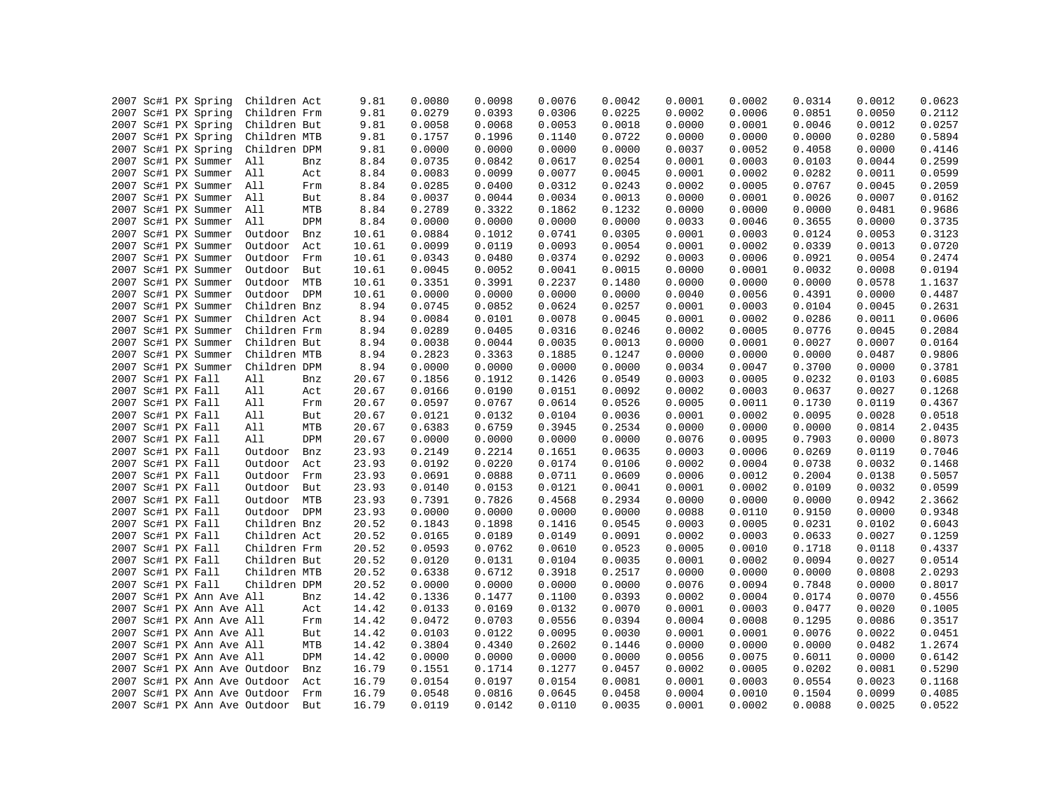| | | | | | | | | | | | | | | | |
|---|---|---|---|---|---|---|---|---|---|---|---|---|---|---|---|
| 2007 | Sc#1 | PX | Spring | Children | Act | 9.81 | 0.0080 | 0.0098 | 0.0076 | 0.0042 | 0.0001 | 0.0002 | 0.0314 | 0.0012 | 0.0623 |
| 2007 | Sc#1 | PX | Spring | Children | Frm | 9.81 | 0.0279 | 0.0393 | 0.0306 | 0.0225 | 0.0002 | 0.0006 | 0.0851 | 0.0050 | 0.2112 |
| 2007 | Sc#1 | PX | Spring | Children | But | 9.81 | 0.0058 | 0.0068 | 0.0053 | 0.0018 | 0.0000 | 0.0001 | 0.0046 | 0.0012 | 0.0257 |
| 2007 | Sc#1 | PX | Spring | Children | MTB | 9.81 | 0.1757 | 0.1996 | 0.1140 | 0.0722 | 0.0000 | 0.0000 | 0.0000 | 0.0280 | 0.5894 |
| 2007 | Sc#1 | PX | Spring | Children | DPM | 9.81 | 0.0000 | 0.0000 | 0.0000 | 0.0000 | 0.0037 | 0.0052 | 0.4058 | 0.0000 | 0.4146 |
| 2007 | Sc#1 | PX | Summer | All | Bnz | 8.84 | 0.0735 | 0.0842 | 0.0617 | 0.0254 | 0.0001 | 0.0003 | 0.0103 | 0.0044 | 0.2599 |
| 2007 | Sc#1 | PX | Summer | All | Act | 8.84 | 0.0083 | 0.0099 | 0.0077 | 0.0045 | 0.0001 | 0.0002 | 0.0282 | 0.0011 | 0.0599 |
| 2007 | Sc#1 | PX | Summer | All | Frm | 8.84 | 0.0285 | 0.0400 | 0.0312 | 0.0243 | 0.0002 | 0.0005 | 0.0767 | 0.0045 | 0.2059 |
| 2007 | Sc#1 | PX | Summer | All | But | 8.84 | 0.0037 | 0.0044 | 0.0034 | 0.0013 | 0.0000 | 0.0001 | 0.0026 | 0.0007 | 0.0162 |
| 2007 | Sc#1 | PX | Summer | All | MTB | 8.84 | 0.2789 | 0.3322 | 0.1862 | 0.1232 | 0.0000 | 0.0000 | 0.0000 | 0.0481 | 0.9686 |
| 2007 | Sc#1 | PX | Summer | All | DPM | 8.84 | 0.0000 | 0.0000 | 0.0000 | 0.0000 | 0.0033 | 0.0046 | 0.3655 | 0.0000 | 0.3735 |
| 2007 | Sc#1 | PX | Summer | Outdoor | Bnz | 10.61 | 0.0884 | 0.1012 | 0.0741 | 0.0305 | 0.0001 | 0.0003 | 0.0124 | 0.0053 | 0.3123 |
| 2007 | Sc#1 | PX | Summer | Outdoor | Act | 10.61 | 0.0099 | 0.0119 | 0.0093 | 0.0054 | 0.0001 | 0.0002 | 0.0339 | 0.0013 | 0.0720 |
| 2007 | Sc#1 | PX | Summer | Outdoor | Frm | 10.61 | 0.0343 | 0.0480 | 0.0374 | 0.0292 | 0.0003 | 0.0006 | 0.0921 | 0.0054 | 0.2474 |
| 2007 | Sc#1 | PX | Summer | Outdoor | But | 10.61 | 0.0045 | 0.0052 | 0.0041 | 0.0015 | 0.0000 | 0.0001 | 0.0032 | 0.0008 | 0.0194 |
| 2007 | Sc#1 | PX | Summer | Outdoor | MTB | 10.61 | 0.3351 | 0.3991 | 0.2237 | 0.1480 | 0.0000 | 0.0000 | 0.0000 | 0.0578 | 1.1637 |
| 2007 | Sc#1 | PX | Summer | Outdoor | DPM | 10.61 | 0.0000 | 0.0000 | 0.0000 | 0.0000 | 0.0040 | 0.0056 | 0.4391 | 0.0000 | 0.4487 |
| 2007 | Sc#1 | PX | Summer | Children | Bnz | 8.94 | 0.0745 | 0.0852 | 0.0624 | 0.0257 | 0.0001 | 0.0003 | 0.0104 | 0.0045 | 0.2631 |
| 2007 | Sc#1 | PX | Summer | Children | Act | 8.94 | 0.0084 | 0.0101 | 0.0078 | 0.0045 | 0.0001 | 0.0002 | 0.0286 | 0.0011 | 0.0606 |
| 2007 | Sc#1 | PX | Summer | Children | Frm | 8.94 | 0.0289 | 0.0405 | 0.0316 | 0.0246 | 0.0002 | 0.0005 | 0.0776 | 0.0045 | 0.2084 |
| 2007 | Sc#1 | PX | Summer | Children | But | 8.94 | 0.0038 | 0.0044 | 0.0035 | 0.0013 | 0.0000 | 0.0001 | 0.0027 | 0.0007 | 0.0164 |
| 2007 | Sc#1 | PX | Summer | Children | MTB | 8.94 | 0.2823 | 0.3363 | 0.1885 | 0.1247 | 0.0000 | 0.0000 | 0.0000 | 0.0487 | 0.9806 |
| 2007 | Sc#1 | PX | Summer | Children | DPM | 8.94 | 0.0000 | 0.0000 | 0.0000 | 0.0000 | 0.0034 | 0.0047 | 0.3700 | 0.0000 | 0.3781 |
| 2007 | Sc#1 | PX | Fall | All | Bnz | 20.67 | 0.1856 | 0.1912 | 0.1426 | 0.0549 | 0.0003 | 0.0005 | 0.0232 | 0.0103 | 0.6085 |
| 2007 | Sc#1 | PX | Fall | All | Act | 20.67 | 0.0166 | 0.0190 | 0.0151 | 0.0092 | 0.0002 | 0.0003 | 0.0637 | 0.0027 | 0.1268 |
| 2007 | Sc#1 | PX | Fall | All | Frm | 20.67 | 0.0597 | 0.0767 | 0.0614 | 0.0526 | 0.0005 | 0.0011 | 0.1730 | 0.0119 | 0.4367 |
| 2007 | Sc#1 | PX | Fall | All | But | 20.67 | 0.0121 | 0.0132 | 0.0104 | 0.0036 | 0.0001 | 0.0002 | 0.0095 | 0.0028 | 0.0518 |
| 2007 | Sc#1 | PX | Fall | All | MTB | 20.67 | 0.6383 | 0.6759 | 0.3945 | 0.2534 | 0.0000 | 0.0000 | 0.0000 | 0.0814 | 2.0435 |
| 2007 | Sc#1 | PX | Fall | All | DPM | 20.67 | 0.0000 | 0.0000 | 0.0000 | 0.0000 | 0.0076 | 0.0095 | 0.7903 | 0.0000 | 0.8073 |
| 2007 | Sc#1 | PX | Fall | Outdoor | Bnz | 23.93 | 0.2149 | 0.2214 | 0.1651 | 0.0635 | 0.0003 | 0.0006 | 0.0269 | 0.0119 | 0.7046 |
| 2007 | Sc#1 | PX | Fall | Outdoor | Act | 23.93 | 0.0192 | 0.0220 | 0.0174 | 0.0106 | 0.0002 | 0.0004 | 0.0738 | 0.0032 | 0.1468 |
| 2007 | Sc#1 | PX | Fall | Outdoor | Frm | 23.93 | 0.0691 | 0.0888 | 0.0711 | 0.0609 | 0.0006 | 0.0012 | 0.2004 | 0.0138 | 0.5057 |
| 2007 | Sc#1 | PX | Fall | Outdoor | But | 23.93 | 0.0140 | 0.0153 | 0.0121 | 0.0041 | 0.0001 | 0.0002 | 0.0109 | 0.0032 | 0.0599 |
| 2007 | Sc#1 | PX | Fall | Outdoor | MTB | 23.93 | 0.7391 | 0.7826 | 0.4568 | 0.2934 | 0.0000 | 0.0000 | 0.0000 | 0.0942 | 2.3662 |
| 2007 | Sc#1 | PX | Fall | Outdoor | DPM | 23.93 | 0.0000 | 0.0000 | 0.0000 | 0.0000 | 0.0088 | 0.0110 | 0.9150 | 0.0000 | 0.9348 |
| 2007 | Sc#1 | PX | Fall | Children | Bnz | 20.52 | 0.1843 | 0.1898 | 0.1416 | 0.0545 | 0.0003 | 0.0005 | 0.0231 | 0.0102 | 0.6043 |
| 2007 | Sc#1 | PX | Fall | Children | Act | 20.52 | 0.0165 | 0.0189 | 0.0149 | 0.0091 | 0.0002 | 0.0003 | 0.0633 | 0.0027 | 0.1259 |
| 2007 | Sc#1 | PX | Fall | Children | Frm | 20.52 | 0.0593 | 0.0762 | 0.0610 | 0.0523 | 0.0005 | 0.0010 | 0.1718 | 0.0118 | 0.4337 |
| 2007 | Sc#1 | PX | Fall | Children | But | 20.52 | 0.0120 | 0.0131 | 0.0104 | 0.0035 | 0.0001 | 0.0002 | 0.0094 | 0.0027 | 0.0514 |
| 2007 | Sc#1 | PX | Fall | Children | MTB | 20.52 | 0.6338 | 0.6712 | 0.3918 | 0.2517 | 0.0000 | 0.0000 | 0.0000 | 0.0808 | 2.0293 |
| 2007 | Sc#1 | PX | Fall | Children | DPM | 20.52 | 0.0000 | 0.0000 | 0.0000 | 0.0000 | 0.0076 | 0.0094 | 0.7848 | 0.0000 | 0.8017 |
| 2007 | Sc#1 | PX | Ann Ave | All | Bnz | 14.42 | 0.1336 | 0.1477 | 0.1100 | 0.0393 | 0.0002 | 0.0004 | 0.0174 | 0.0070 | 0.4556 |
| 2007 | Sc#1 | PX | Ann Ave | All | Act | 14.42 | 0.0133 | 0.0169 | 0.0132 | 0.0070 | 0.0001 | 0.0003 | 0.0477 | 0.0020 | 0.1005 |
| 2007 | Sc#1 | PX | Ann Ave | All | Frm | 14.42 | 0.0472 | 0.0703 | 0.0556 | 0.0394 | 0.0004 | 0.0008 | 0.1295 | 0.0086 | 0.3517 |
| 2007 | Sc#1 | PX | Ann Ave | All | But | 14.42 | 0.0103 | 0.0122 | 0.0095 | 0.0030 | 0.0001 | 0.0001 | 0.0076 | 0.0022 | 0.0451 |
| 2007 | Sc#1 | PX | Ann Ave | All | MTB | 14.42 | 0.3804 | 0.4340 | 0.2602 | 0.1446 | 0.0000 | 0.0000 | 0.0000 | 0.0482 | 1.2674 |
| 2007 | Sc#1 | PX | Ann Ave | All | DPM | 14.42 | 0.0000 | 0.0000 | 0.0000 | 0.0000 | 0.0056 | 0.0075 | 0.6011 | 0.0000 | 0.6142 |
| 2007 | Sc#1 | PX | Ann Ave | Outdoor | Bnz | 16.79 | 0.1551 | 0.1714 | 0.1277 | 0.0457 | 0.0002 | 0.0005 | 0.0202 | 0.0081 | 0.5290 |
| 2007 | Sc#1 | PX | Ann Ave | Outdoor | Act | 16.79 | 0.0154 | 0.0197 | 0.0154 | 0.0081 | 0.0001 | 0.0003 | 0.0554 | 0.0023 | 0.1168 |
| 2007 | Sc#1 | PX | Ann Ave | Outdoor | Frm | 16.79 | 0.0548 | 0.0816 | 0.0645 | 0.0458 | 0.0004 | 0.0010 | 0.1504 | 0.0099 | 0.4085 |
| 2007 | Sc#1 | PX | Ann Ave | Outdoor | But | 16.79 | 0.0119 | 0.0142 | 0.0110 | 0.0035 | 0.0001 | 0.0002 | 0.0088 | 0.0025 | 0.0522 |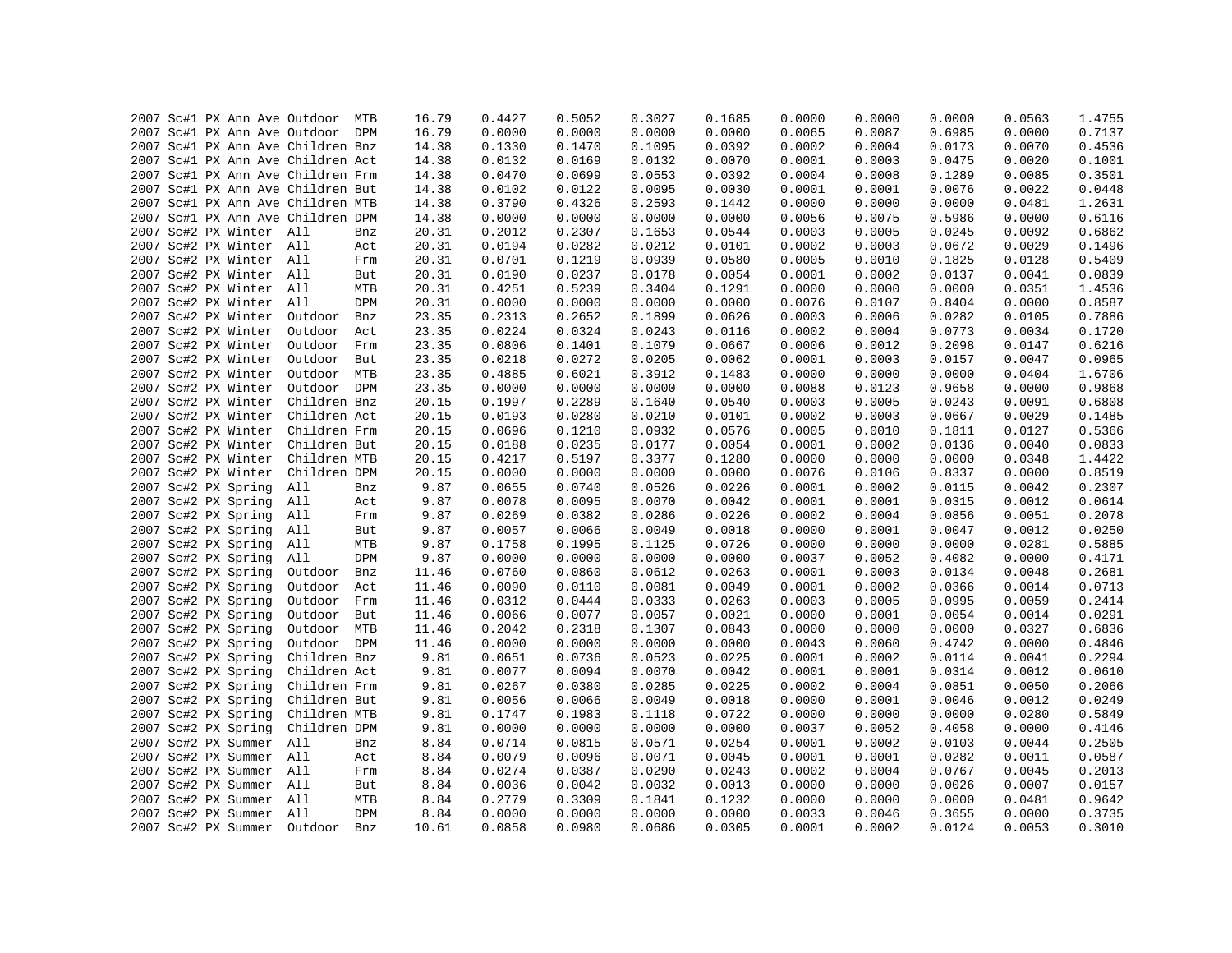| | | | | | | | | | | | | | | | | |
|---|---|---|---|---|---|---|---|---|---|---|---|---|---|---|---|---|
| 2007 | Sc#1 | PX | Ann Ave | Outdoor | MTB | 16.79 | 0.4427 | 0.5052 | 0.3027 | 0.1685 | 0.0000 | 0.0000 | 0.0000 | 0.0563 | 1.4755 |
| 2007 | Sc#1 | PX | Ann Ave | Outdoor | DPM | 16.79 | 0.0000 | 0.0000 | 0.0000 | 0.0000 | 0.0065 | 0.0087 | 0.6985 | 0.0000 | 0.7137 |
| 2007 | Sc#1 | PX | Ann Ave | Children | Bnz | 14.38 | 0.1330 | 0.1470 | 0.1095 | 0.0392 | 0.0002 | 0.0004 | 0.0173 | 0.0070 | 0.4536 |
| 2007 | Sc#1 | PX | Ann Ave | Children | Act | 14.38 | 0.0132 | 0.0169 | 0.0132 | 0.0070 | 0.0001 | 0.0003 | 0.0475 | 0.0020 | 0.1001 |
| 2007 | Sc#1 | PX | Ann Ave | Children | Frm | 14.38 | 0.0470 | 0.0699 | 0.0553 | 0.0392 | 0.0004 | 0.0008 | 0.1289 | 0.0085 | 0.3501 |
| 2007 | Sc#1 | PX | Ann Ave | Children | But | 14.38 | 0.0102 | 0.0122 | 0.0095 | 0.0030 | 0.0001 | 0.0001 | 0.0076 | 0.0022 | 0.0448 |
| 2007 | Sc#1 | PX | Ann Ave | Children | MTB | 14.38 | 0.3790 | 0.4326 | 0.2593 | 0.1442 | 0.0000 | 0.0000 | 0.0000 | 0.0481 | 1.2631 |
| 2007 | Sc#1 | PX | Ann Ave | Children | DPM | 14.38 | 0.0000 | 0.0000 | 0.0000 | 0.0000 | 0.0056 | 0.0075 | 0.5986 | 0.0000 | 0.6116 |
| 2007 | Sc#2 | PX | Winter | All | Bnz | 20.31 | 0.2012 | 0.2307 | 0.1653 | 0.0544 | 0.0003 | 0.0005 | 0.0245 | 0.0092 | 0.6862 |
| 2007 | Sc#2 | PX | Winter | All | Act | 20.31 | 0.0194 | 0.0282 | 0.0212 | 0.0101 | 0.0002 | 0.0003 | 0.0672 | 0.0029 | 0.1496 |
| 2007 | Sc#2 | PX | Winter | All | Frm | 20.31 | 0.0701 | 0.1219 | 0.0939 | 0.0580 | 0.0005 | 0.0010 | 0.1825 | 0.0128 | 0.5409 |
| 2007 | Sc#2 | PX | Winter | All | But | 20.31 | 0.0190 | 0.0237 | 0.0178 | 0.0054 | 0.0001 | 0.0002 | 0.0137 | 0.0041 | 0.0839 |
| 2007 | Sc#2 | PX | Winter | All | MTB | 20.31 | 0.4251 | 0.5239 | 0.3404 | 0.1291 | 0.0000 | 0.0000 | 0.0000 | 0.0351 | 1.4536 |
| 2007 | Sc#2 | PX | Winter | All | DPM | 20.31 | 0.0000 | 0.0000 | 0.0000 | 0.0000 | 0.0076 | 0.0107 | 0.8404 | 0.0000 | 0.8587 |
| 2007 | Sc#2 | PX | Winter | Outdoor | Bnz | 23.35 | 0.2313 | 0.2652 | 0.1899 | 0.0626 | 0.0003 | 0.0006 | 0.0282 | 0.0105 | 0.7886 |
| 2007 | Sc#2 | PX | Winter | Outdoor | Act | 23.35 | 0.0224 | 0.0324 | 0.0243 | 0.0116 | 0.0002 | 0.0004 | 0.0773 | 0.0034 | 0.1720 |
| 2007 | Sc#2 | PX | Winter | Outdoor | Frm | 23.35 | 0.0806 | 0.1401 | 0.1079 | 0.0667 | 0.0006 | 0.0012 | 0.2098 | 0.0147 | 0.6216 |
| 2007 | Sc#2 | PX | Winter | Outdoor | But | 23.35 | 0.0218 | 0.0272 | 0.0205 | 0.0062 | 0.0001 | 0.0003 | 0.0157 | 0.0047 | 0.0965 |
| 2007 | Sc#2 | PX | Winter | Outdoor | MTB | 23.35 | 0.4885 | 0.6021 | 0.3912 | 0.1483 | 0.0000 | 0.0000 | 0.0000 | 0.0404 | 1.6706 |
| 2007 | Sc#2 | PX | Winter | Outdoor | DPM | 23.35 | 0.0000 | 0.0000 | 0.0000 | 0.0000 | 0.0088 | 0.0123 | 0.9658 | 0.0000 | 0.9868 |
| 2007 | Sc#2 | PX | Winter | Children | Bnz | 20.15 | 0.1997 | 0.2289 | 0.1640 | 0.0540 | 0.0003 | 0.0005 | 0.0243 | 0.0091 | 0.6808 |
| 2007 | Sc#2 | PX | Winter | Children | Act | 20.15 | 0.0193 | 0.0280 | 0.0210 | 0.0101 | 0.0002 | 0.0003 | 0.0667 | 0.0029 | 0.1485 |
| 2007 | Sc#2 | PX | Winter | Children | Frm | 20.15 | 0.0696 | 0.1210 | 0.0932 | 0.0576 | 0.0005 | 0.0010 | 0.1811 | 0.0127 | 0.5366 |
| 2007 | Sc#2 | PX | Winter | Children | But | 20.15 | 0.0188 | 0.0235 | 0.0177 | 0.0054 | 0.0001 | 0.0002 | 0.0136 | 0.0040 | 0.0833 |
| 2007 | Sc#2 | PX | Winter | Children | MTB | 20.15 | 0.4217 | 0.5197 | 0.3377 | 0.1280 | 0.0000 | 0.0000 | 0.0000 | 0.0348 | 1.4422 |
| 2007 | Sc#2 | PX | Winter | Children | DPM | 20.15 | 0.0000 | 0.0000 | 0.0000 | 0.0000 | 0.0076 | 0.0106 | 0.8337 | 0.0000 | 0.8519 |
| 2007 | Sc#2 | PX | Spring | All | Bnz | 9.87 | 0.0655 | 0.0740 | 0.0526 | 0.0226 | 0.0001 | 0.0002 | 0.0115 | 0.0042 | 0.2307 |
| 2007 | Sc#2 | PX | Spring | All | Act | 9.87 | 0.0078 | 0.0095 | 0.0070 | 0.0042 | 0.0001 | 0.0001 | 0.0315 | 0.0012 | 0.0614 |
| 2007 | Sc#2 | PX | Spring | All | Frm | 9.87 | 0.0269 | 0.0382 | 0.0286 | 0.0226 | 0.0002 | 0.0004 | 0.0856 | 0.0051 | 0.2078 |
| 2007 | Sc#2 | PX | Spring | All | But | 9.87 | 0.0057 | 0.0066 | 0.0049 | 0.0018 | 0.0000 | 0.0001 | 0.0047 | 0.0012 | 0.0250 |
| 2007 | Sc#2 | PX | Spring | All | MTB | 9.87 | 0.1758 | 0.1995 | 0.1125 | 0.0726 | 0.0000 | 0.0000 | 0.0000 | 0.0281 | 0.5885 |
| 2007 | Sc#2 | PX | Spring | All | DPM | 9.87 | 0.0000 | 0.0000 | 0.0000 | 0.0000 | 0.0037 | 0.0052 | 0.4082 | 0.0000 | 0.4171 |
| 2007 | Sc#2 | PX | Spring | Outdoor | Bnz | 11.46 | 0.0760 | 0.0860 | 0.0612 | 0.0263 | 0.0001 | 0.0003 | 0.0134 | 0.0048 | 0.2681 |
| 2007 | Sc#2 | PX | Spring | Outdoor | Act | 11.46 | 0.0090 | 0.0110 | 0.0081 | 0.0049 | 0.0001 | 0.0002 | 0.0366 | 0.0014 | 0.0713 |
| 2007 | Sc#2 | PX | Spring | Outdoor | Frm | 11.46 | 0.0312 | 0.0444 | 0.0333 | 0.0263 | 0.0003 | 0.0005 | 0.0995 | 0.0059 | 0.2414 |
| 2007 | Sc#2 | PX | Spring | Outdoor | But | 11.46 | 0.0066 | 0.0077 | 0.0057 | 0.0021 | 0.0000 | 0.0001 | 0.0054 | 0.0014 | 0.0291 |
| 2007 | Sc#2 | PX | Spring | Outdoor | MTB | 11.46 | 0.2042 | 0.2318 | 0.1307 | 0.0843 | 0.0000 | 0.0000 | 0.0000 | 0.0327 | 0.6836 |
| 2007 | Sc#2 | PX | Spring | Outdoor | DPM | 11.46 | 0.0000 | 0.0000 | 0.0000 | 0.0000 | 0.0043 | 0.0060 | 0.4742 | 0.0000 | 0.4846 |
| 2007 | Sc#2 | PX | Spring | Children | Bnz | 9.81 | 0.0651 | 0.0736 | 0.0523 | 0.0225 | 0.0001 | 0.0002 | 0.0114 | 0.0041 | 0.2294 |
| 2007 | Sc#2 | PX | Spring | Children | Act | 9.81 | 0.0077 | 0.0094 | 0.0070 | 0.0042 | 0.0001 | 0.0001 | 0.0314 | 0.0012 | 0.0610 |
| 2007 | Sc#2 | PX | Spring | Children | Frm | 9.81 | 0.0267 | 0.0380 | 0.0285 | 0.0225 | 0.0002 | 0.0004 | 0.0851 | 0.0050 | 0.2066 |
| 2007 | Sc#2 | PX | Spring | Children | But | 9.81 | 0.0056 | 0.0066 | 0.0049 | 0.0018 | 0.0000 | 0.0001 | 0.0046 | 0.0012 | 0.0249 |
| 2007 | Sc#2 | PX | Spring | Children | MTB | 9.81 | 0.1747 | 0.1983 | 0.1118 | 0.0722 | 0.0000 | 0.0000 | 0.0000 | 0.0280 | 0.5849 |
| 2007 | Sc#2 | PX | Spring | Children | DPM | 9.81 | 0.0000 | 0.0000 | 0.0000 | 0.0000 | 0.0037 | 0.0052 | 0.4058 | 0.0000 | 0.4146 |
| 2007 | Sc#2 | PX | Summer | All | Bnz | 8.84 | 0.0714 | 0.0815 | 0.0571 | 0.0254 | 0.0001 | 0.0002 | 0.0103 | 0.0044 | 0.2505 |
| 2007 | Sc#2 | PX | Summer | All | Act | 8.84 | 0.0079 | 0.0096 | 0.0071 | 0.0045 | 0.0001 | 0.0001 | 0.0282 | 0.0011 | 0.0587 |
| 2007 | Sc#2 | PX | Summer | All | Frm | 8.84 | 0.0274 | 0.0387 | 0.0290 | 0.0243 | 0.0002 | 0.0004 | 0.0767 | 0.0045 | 0.2013 |
| 2007 | Sc#2 | PX | Summer | All | But | 8.84 | 0.0036 | 0.0042 | 0.0032 | 0.0013 | 0.0000 | 0.0000 | 0.0026 | 0.0007 | 0.0157 |
| 2007 | Sc#2 | PX | Summer | All | MTB | 8.84 | 0.2779 | 0.3309 | 0.1841 | 0.1232 | 0.0000 | 0.0000 | 0.0000 | 0.0481 | 0.9642 |
| 2007 | Sc#2 | PX | Summer | All | DPM | 8.84 | 0.0000 | 0.0000 | 0.0000 | 0.0000 | 0.0033 | 0.0046 | 0.3655 | 0.0000 | 0.3735 |
| 2007 | Sc#2 | PX | Summer | Outdoor | Bnz | 10.61 | 0.0858 | 0.0980 | 0.0686 | 0.0305 | 0.0001 | 0.0002 | 0.0124 | 0.0053 | 0.3010 |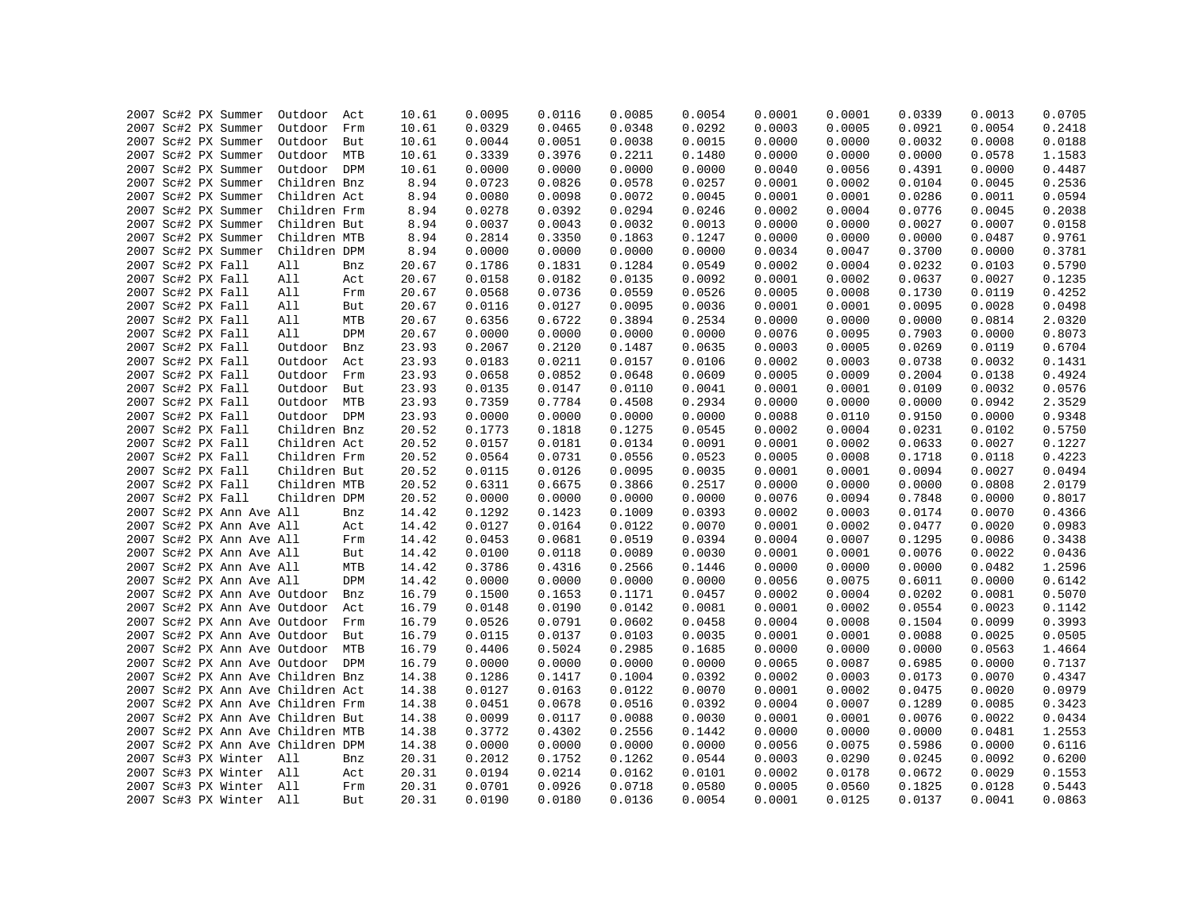| | | | | | | | | | | | | | | | | |
|---|---|---|---|---|---|---|---|---|---|---|---|---|---|---|---|---|
| 2007 | Sc#2 | PX | Summer | Outdoor | Act | 10.61 | 0.0095 | 0.0116 | 0.0085 | 0.0054 | 0.0001 | 0.0001 | 0.0339 | 0.0013 | 0.0705 |
| 2007 | Sc#2 | PX | Summer | Outdoor | Frm | 10.61 | 0.0329 | 0.0465 | 0.0348 | 0.0292 | 0.0003 | 0.0005 | 0.0921 | 0.0054 | 0.2418 |
| 2007 | Sc#2 | PX | Summer | Outdoor | But | 10.61 | 0.0044 | 0.0051 | 0.0038 | 0.0015 | 0.0000 | 0.0000 | 0.0032 | 0.0008 | 0.0188 |
| 2007 | Sc#2 | PX | Summer | Outdoor | MTB | 10.61 | 0.3339 | 0.3976 | 0.2211 | 0.1480 | 0.0000 | 0.0000 | 0.0000 | 0.0578 | 1.1583 |
| 2007 | Sc#2 | PX | Summer | Outdoor | DPM | 10.61 | 0.0000 | 0.0000 | 0.0000 | 0.0000 | 0.0040 | 0.0056 | 0.4391 | 0.0000 | 0.4487 |
| 2007 | Sc#2 | PX | Summer | Children | Bnz | 8.94 | 0.0723 | 0.0826 | 0.0578 | 0.0257 | 0.0001 | 0.0002 | 0.0104 | 0.0045 | 0.2536 |
| 2007 | Sc#2 | PX | Summer | Children | Act | 8.94 | 0.0080 | 0.0098 | 0.0072 | 0.0045 | 0.0001 | 0.0001 | 0.0286 | 0.0011 | 0.0594 |
| 2007 | Sc#2 | PX | Summer | Children | Frm | 8.94 | 0.0278 | 0.0392 | 0.0294 | 0.0246 | 0.0002 | 0.0004 | 0.0776 | 0.0045 | 0.2038 |
| 2007 | Sc#2 | PX | Summer | Children | But | 8.94 | 0.0037 | 0.0043 | 0.0032 | 0.0013 | 0.0000 | 0.0000 | 0.0027 | 0.0007 | 0.0158 |
| 2007 | Sc#2 | PX | Summer | Children | MTB | 8.94 | 0.2814 | 0.3350 | 0.1863 | 0.1247 | 0.0000 | 0.0000 | 0.0000 | 0.0487 | 0.9761 |
| 2007 | Sc#2 | PX | Summer | Children | DPM | 8.94 | 0.0000 | 0.0000 | 0.0000 | 0.0000 | 0.0034 | 0.0047 | 0.3700 | 0.0000 | 0.3781 |
| 2007 | Sc#2 | PX | Fall | All | Bnz | 20.67 | 0.1786 | 0.1831 | 0.1284 | 0.0549 | 0.0002 | 0.0004 | 0.0232 | 0.0103 | 0.5790 |
| 2007 | Sc#2 | PX | Fall | All | Act | 20.67 | 0.0158 | 0.0182 | 0.0135 | 0.0092 | 0.0001 | 0.0002 | 0.0637 | 0.0027 | 0.1235 |
| 2007 | Sc#2 | PX | Fall | All | Frm | 20.67 | 0.0568 | 0.0736 | 0.0559 | 0.0526 | 0.0005 | 0.0008 | 0.1730 | 0.0119 | 0.4252 |
| 2007 | Sc#2 | PX | Fall | All | But | 20.67 | 0.0116 | 0.0127 | 0.0095 | 0.0036 | 0.0001 | 0.0001 | 0.0095 | 0.0028 | 0.0498 |
| 2007 | Sc#2 | PX | Fall | All | MTB | 20.67 | 0.6356 | 0.6722 | 0.3894 | 0.2534 | 0.0000 | 0.0000 | 0.0000 | 0.0814 | 2.0320 |
| 2007 | Sc#2 | PX | Fall | All | DPM | 20.67 | 0.0000 | 0.0000 | 0.0000 | 0.0000 | 0.0076 | 0.0095 | 0.7903 | 0.0000 | 0.8073 |
| 2007 | Sc#2 | PX | Fall | Outdoor | Bnz | 23.93 | 0.2067 | 0.2120 | 0.1487 | 0.0635 | 0.0003 | 0.0005 | 0.0269 | 0.0119 | 0.6704 |
| 2007 | Sc#2 | PX | Fall | Outdoor | Act | 23.93 | 0.0183 | 0.0211 | 0.0157 | 0.0106 | 0.0002 | 0.0003 | 0.0738 | 0.0032 | 0.1431 |
| 2007 | Sc#2 | PX | Fall | Outdoor | Frm | 23.93 | 0.0658 | 0.0852 | 0.0648 | 0.0609 | 0.0005 | 0.0009 | 0.2004 | 0.0138 | 0.4924 |
| 2007 | Sc#2 | PX | Fall | Outdoor | But | 23.93 | 0.0135 | 0.0147 | 0.0110 | 0.0041 | 0.0001 | 0.0001 | 0.0109 | 0.0032 | 0.0576 |
| 2007 | Sc#2 | PX | Fall | Outdoor | MTB | 23.93 | 0.7359 | 0.7784 | 0.4508 | 0.2934 | 0.0000 | 0.0000 | 0.0000 | 0.0942 | 2.3529 |
| 2007 | Sc#2 | PX | Fall | Outdoor | DPM | 23.93 | 0.0000 | 0.0000 | 0.0000 | 0.0000 | 0.0088 | 0.0110 | 0.9150 | 0.0000 | 0.9348 |
| 2007 | Sc#2 | PX | Fall | Children | Bnz | 20.52 | 0.1773 | 0.1818 | 0.1275 | 0.0545 | 0.0002 | 0.0004 | 0.0231 | 0.0102 | 0.5750 |
| 2007 | Sc#2 | PX | Fall | Children | Act | 20.52 | 0.0157 | 0.0181 | 0.0134 | 0.0091 | 0.0001 | 0.0002 | 0.0633 | 0.0027 | 0.1227 |
| 2007 | Sc#2 | PX | Fall | Children | Frm | 20.52 | 0.0564 | 0.0731 | 0.0556 | 0.0523 | 0.0005 | 0.0008 | 0.1718 | 0.0118 | 0.4223 |
| 2007 | Sc#2 | PX | Fall | Children | But | 20.52 | 0.0115 | 0.0126 | 0.0095 | 0.0035 | 0.0001 | 0.0001 | 0.0094 | 0.0027 | 0.0494 |
| 2007 | Sc#2 | PX | Fall | Children | MTB | 20.52 | 0.6311 | 0.6675 | 0.3866 | 0.2517 | 0.0000 | 0.0000 | 0.0000 | 0.0808 | 2.0179 |
| 2007 | Sc#2 | PX | Fall | Children | DPM | 20.52 | 0.0000 | 0.0000 | 0.0000 | 0.0000 | 0.0076 | 0.0094 | 0.7848 | 0.0000 | 0.8017 |
| 2007 | Sc#2 | PX | Ann Ave | All | Bnz | 14.42 | 0.1292 | 0.1423 | 0.1009 | 0.0393 | 0.0002 | 0.0003 | 0.0174 | 0.0070 | 0.4366 |
| 2007 | Sc#2 | PX | Ann Ave | All | Act | 14.42 | 0.0127 | 0.0164 | 0.0122 | 0.0070 | 0.0001 | 0.0002 | 0.0477 | 0.0020 | 0.0983 |
| 2007 | Sc#2 | PX | Ann Ave | All | Frm | 14.42 | 0.0453 | 0.0681 | 0.0519 | 0.0394 | 0.0004 | 0.0007 | 0.1295 | 0.0086 | 0.3438 |
| 2007 | Sc#2 | PX | Ann Ave | All | But | 14.42 | 0.0100 | 0.0118 | 0.0089 | 0.0030 | 0.0001 | 0.0001 | 0.0076 | 0.0022 | 0.0436 |
| 2007 | Sc#2 | PX | Ann Ave | All | MTB | 14.42 | 0.3786 | 0.4316 | 0.2566 | 0.1446 | 0.0000 | 0.0000 | 0.0000 | 0.0482 | 1.2596 |
| 2007 | Sc#2 | PX | Ann Ave | All | DPM | 14.42 | 0.0000 | 0.0000 | 0.0000 | 0.0000 | 0.0056 | 0.0075 | 0.6011 | 0.0000 | 0.6142 |
| 2007 | Sc#2 | PX | Ann Ave | Outdoor | Bnz | 16.79 | 0.1500 | 0.1653 | 0.1171 | 0.0457 | 0.0002 | 0.0004 | 0.0202 | 0.0081 | 0.5070 |
| 2007 | Sc#2 | PX | Ann Ave | Outdoor | Act | 16.79 | 0.0148 | 0.0190 | 0.0142 | 0.0081 | 0.0001 | 0.0002 | 0.0554 | 0.0023 | 0.1142 |
| 2007 | Sc#2 | PX | Ann Ave | Outdoor | Frm | 16.79 | 0.0526 | 0.0791 | 0.0602 | 0.0458 | 0.0004 | 0.0008 | 0.1504 | 0.0099 | 0.3993 |
| 2007 | Sc#2 | PX | Ann Ave | Outdoor | But | 16.79 | 0.0115 | 0.0137 | 0.0103 | 0.0035 | 0.0001 | 0.0001 | 0.0088 | 0.0025 | 0.0505 |
| 2007 | Sc#2 | PX | Ann Ave | Outdoor | MTB | 16.79 | 0.4406 | 0.5024 | 0.2985 | 0.1685 | 0.0000 | 0.0000 | 0.0000 | 0.0563 | 1.4664 |
| 2007 | Sc#2 | PX | Ann Ave | Outdoor | DPM | 16.79 | 0.0000 | 0.0000 | 0.0000 | 0.0000 | 0.0065 | 0.0087 | 0.6985 | 0.0000 | 0.7137 |
| 2007 | Sc#2 | PX | Ann Ave | Children | Bnz | 14.38 | 0.1286 | 0.1417 | 0.1004 | 0.0392 | 0.0002 | 0.0003 | 0.0173 | 0.0070 | 0.4347 |
| 2007 | Sc#2 | PX | Ann Ave | Children | Act | 14.38 | 0.0127 | 0.0163 | 0.0122 | 0.0070 | 0.0001 | 0.0002 | 0.0475 | 0.0020 | 0.0979 |
| 2007 | Sc#2 | PX | Ann Ave | Children | Frm | 14.38 | 0.0451 | 0.0678 | 0.0516 | 0.0392 | 0.0004 | 0.0007 | 0.1289 | 0.0085 | 0.3423 |
| 2007 | Sc#2 | PX | Ann Ave | Children | But | 14.38 | 0.0099 | 0.0117 | 0.0088 | 0.0030 | 0.0001 | 0.0001 | 0.0076 | 0.0022 | 0.0434 |
| 2007 | Sc#2 | PX | Ann Ave | Children | MTB | 14.38 | 0.3772 | 0.4302 | 0.2556 | 0.1442 | 0.0000 | 0.0000 | 0.0000 | 0.0481 | 1.2553 |
| 2007 | Sc#2 | PX | Ann Ave | Children | DPM | 14.38 | 0.0000 | 0.0000 | 0.0000 | 0.0000 | 0.0056 | 0.0075 | 0.5986 | 0.0000 | 0.6116 |
| 2007 | Sc#3 | PX | Winter | All | Bnz | 20.31 | 0.2012 | 0.1752 | 0.1262 | 0.0544 | 0.0003 | 0.0290 | 0.0245 | 0.0092 | 0.6200 |
| 2007 | Sc#3 | PX | Winter | All | Act | 20.31 | 0.0194 | 0.0214 | 0.0162 | 0.0101 | 0.0002 | 0.0178 | 0.0672 | 0.0029 | 0.1553 |
| 2007 | Sc#3 | PX | Winter | All | Frm | 20.31 | 0.0701 | 0.0926 | 0.0718 | 0.0580 | 0.0005 | 0.0560 | 0.1825 | 0.0128 | 0.5443 |
| 2007 | Sc#3 | PX | Winter | All | But | 20.31 | 0.0190 | 0.0180 | 0.0136 | 0.0054 | 0.0001 | 0.0125 | 0.0137 | 0.0041 | 0.0863 |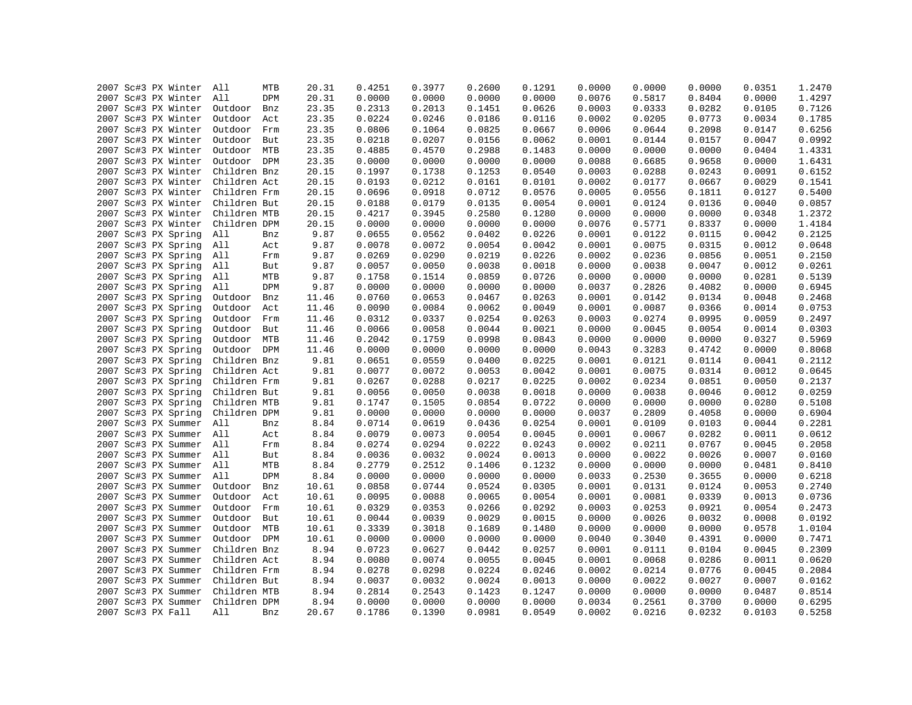| | | | | | | | | | | | | | | | |
|---|---|---|---|---|---|---|---|---|---|---|---|---|---|---|---|
| 2007 | Sc#3 | PX | Winter | All | MTB | 20.31 | 0.4251 | 0.3977 | 0.2600 | 0.1291 | 0.0000 | 0.0000 | 0.0000 | 0.0351 | 1.2470 |
| 2007 | Sc#3 | PX | Winter | All | DPM | 20.31 | 0.0000 | 0.0000 | 0.0000 | 0.0000 | 0.0076 | 0.5817 | 0.8404 | 0.0000 | 1.4297 |
| 2007 | Sc#3 | PX | Winter | Outdoor | Bnz | 23.35 | 0.2313 | 0.2013 | 0.1451 | 0.0626 | 0.0003 | 0.0333 | 0.0282 | 0.0105 | 0.7126 |
| 2007 | Sc#3 | PX | Winter | Outdoor | Act | 23.35 | 0.0224 | 0.0246 | 0.0186 | 0.0116 | 0.0002 | 0.0205 | 0.0773 | 0.0034 | 0.1785 |
| 2007 | Sc#3 | PX | Winter | Outdoor | Frm | 23.35 | 0.0806 | 0.1064 | 0.0825 | 0.0667 | 0.0006 | 0.0644 | 0.2098 | 0.0147 | 0.6256 |
| 2007 | Sc#3 | PX | Winter | Outdoor | But | 23.35 | 0.0218 | 0.0207 | 0.0156 | 0.0062 | 0.0001 | 0.0144 | 0.0157 | 0.0047 | 0.0992 |
| 2007 | Sc#3 | PX | Winter | Outdoor | MTB | 23.35 | 0.4885 | 0.4570 | 0.2988 | 0.1483 | 0.0000 | 0.0000 | 0.0000 | 0.0404 | 1.4331 |
| 2007 | Sc#3 | PX | Winter | Outdoor | DPM | 23.35 | 0.0000 | 0.0000 | 0.0000 | 0.0000 | 0.0088 | 0.6685 | 0.9658 | 0.0000 | 1.6431 |
| 2007 | Sc#3 | PX | Winter | Children | Bnz | 20.15 | 0.1997 | 0.1738 | 0.1253 | 0.0540 | 0.0003 | 0.0288 | 0.0243 | 0.0091 | 0.6152 |
| 2007 | Sc#3 | PX | Winter | Children | Act | 20.15 | 0.0193 | 0.0212 | 0.0161 | 0.0101 | 0.0002 | 0.0177 | 0.0667 | 0.0029 | 0.1541 |
| 2007 | Sc#3 | PX | Winter | Children | Frm | 20.15 | 0.0696 | 0.0918 | 0.0712 | 0.0576 | 0.0005 | 0.0556 | 0.1811 | 0.0127 | 0.5400 |
| 2007 | Sc#3 | PX | Winter | Children | But | 20.15 | 0.0188 | 0.0179 | 0.0135 | 0.0054 | 0.0001 | 0.0124 | 0.0136 | 0.0040 | 0.0857 |
| 2007 | Sc#3 | PX | Winter | Children | MTB | 20.15 | 0.4217 | 0.3945 | 0.2580 | 0.1280 | 0.0000 | 0.0000 | 0.0000 | 0.0348 | 1.2372 |
| 2007 | Sc#3 | PX | Winter | Children | DPM | 20.15 | 0.0000 | 0.0000 | 0.0000 | 0.0000 | 0.0076 | 0.5771 | 0.8337 | 0.0000 | 1.4184 |
| 2007 | Sc#3 | PX | Spring | All | Bnz | 9.87 | 0.0655 | 0.0562 | 0.0402 | 0.0226 | 0.0001 | 0.0122 | 0.0115 | 0.0042 | 0.2125 |
| 2007 | Sc#3 | PX | Spring | All | Act | 9.87 | 0.0078 | 0.0072 | 0.0054 | 0.0042 | 0.0001 | 0.0075 | 0.0315 | 0.0012 | 0.0648 |
| 2007 | Sc#3 | PX | Spring | All | Frm | 9.87 | 0.0269 | 0.0290 | 0.0219 | 0.0226 | 0.0002 | 0.0236 | 0.0856 | 0.0051 | 0.2150 |
| 2007 | Sc#3 | PX | Spring | All | But | 9.87 | 0.0057 | 0.0050 | 0.0038 | 0.0018 | 0.0000 | 0.0038 | 0.0047 | 0.0012 | 0.0261 |
| 2007 | Sc#3 | PX | Spring | All | MTB | 9.87 | 0.1758 | 0.1514 | 0.0859 | 0.0726 | 0.0000 | 0.0000 | 0.0000 | 0.0281 | 0.5139 |
| 2007 | Sc#3 | PX | Spring | All | DPM | 9.87 | 0.0000 | 0.0000 | 0.0000 | 0.0000 | 0.0037 | 0.2826 | 0.4082 | 0.0000 | 0.6945 |
| 2007 | Sc#3 | PX | Spring | Outdoor | Bnz | 11.46 | 0.0760 | 0.0653 | 0.0467 | 0.0263 | 0.0001 | 0.0142 | 0.0134 | 0.0048 | 0.2468 |
| 2007 | Sc#3 | PX | Spring | Outdoor | Act | 11.46 | 0.0090 | 0.0084 | 0.0062 | 0.0049 | 0.0001 | 0.0087 | 0.0366 | 0.0014 | 0.0753 |
| 2007 | Sc#3 | PX | Spring | Outdoor | Frm | 11.46 | 0.0312 | 0.0337 | 0.0254 | 0.0263 | 0.0003 | 0.0274 | 0.0995 | 0.0059 | 0.2497 |
| 2007 | Sc#3 | PX | Spring | Outdoor | But | 11.46 | 0.0066 | 0.0058 | 0.0044 | 0.0021 | 0.0000 | 0.0045 | 0.0054 | 0.0014 | 0.0303 |
| 2007 | Sc#3 | PX | Spring | Outdoor | MTB | 11.46 | 0.2042 | 0.1759 | 0.0998 | 0.0843 | 0.0000 | 0.0000 | 0.0000 | 0.0327 | 0.5969 |
| 2007 | Sc#3 | PX | Spring | Outdoor | DPM | 11.46 | 0.0000 | 0.0000 | 0.0000 | 0.0000 | 0.0043 | 0.3283 | 0.4742 | 0.0000 | 0.8068 |
| 2007 | Sc#3 | PX | Spring | Children | Bnz | 9.81 | 0.0651 | 0.0559 | 0.0400 | 0.0225 | 0.0001 | 0.0121 | 0.0114 | 0.0041 | 0.2112 |
| 2007 | Sc#3 | PX | Spring | Children | Act | 9.81 | 0.0077 | 0.0072 | 0.0053 | 0.0042 | 0.0001 | 0.0075 | 0.0314 | 0.0012 | 0.0645 |
| 2007 | Sc#3 | PX | Spring | Children | Frm | 9.81 | 0.0267 | 0.0288 | 0.0217 | 0.0225 | 0.0002 | 0.0234 | 0.0851 | 0.0050 | 0.2137 |
| 2007 | Sc#3 | PX | Spring | Children | But | 9.81 | 0.0056 | 0.0050 | 0.0038 | 0.0018 | 0.0000 | 0.0038 | 0.0046 | 0.0012 | 0.0259 |
| 2007 | Sc#3 | PX | Spring | Children | MTB | 9.81 | 0.1747 | 0.1505 | 0.0854 | 0.0722 | 0.0000 | 0.0000 | 0.0000 | 0.0280 | 0.5108 |
| 2007 | Sc#3 | PX | Spring | Children | DPM | 9.81 | 0.0000 | 0.0000 | 0.0000 | 0.0000 | 0.0037 | 0.2809 | 0.4058 | 0.0000 | 0.6904 |
| 2007 | Sc#3 | PX | Summer | All | Bnz | 8.84 | 0.0714 | 0.0619 | 0.0436 | 0.0254 | 0.0001 | 0.0109 | 0.0103 | 0.0044 | 0.2281 |
| 2007 | Sc#3 | PX | Summer | All | Act | 8.84 | 0.0079 | 0.0073 | 0.0054 | 0.0045 | 0.0001 | 0.0067 | 0.0282 | 0.0011 | 0.0612 |
| 2007 | Sc#3 | PX | Summer | All | Frm | 8.84 | 0.0274 | 0.0294 | 0.0222 | 0.0243 | 0.0002 | 0.0211 | 0.0767 | 0.0045 | 0.2058 |
| 2007 | Sc#3 | PX | Summer | All | But | 8.84 | 0.0036 | 0.0032 | 0.0024 | 0.0013 | 0.0000 | 0.0022 | 0.0026 | 0.0007 | 0.0160 |
| 2007 | Sc#3 | PX | Summer | All | MTB | 8.84 | 0.2779 | 0.2512 | 0.1406 | 0.1232 | 0.0000 | 0.0000 | 0.0000 | 0.0481 | 0.8410 |
| 2007 | Sc#3 | PX | Summer | All | DPM | 8.84 | 0.0000 | 0.0000 | 0.0000 | 0.0000 | 0.0033 | 0.2530 | 0.3655 | 0.0000 | 0.6218 |
| 2007 | Sc#3 | PX | Summer | Outdoor | Bnz | 10.61 | 0.0858 | 0.0744 | 0.0524 | 0.0305 | 0.0001 | 0.0131 | 0.0124 | 0.0053 | 0.2740 |
| 2007 | Sc#3 | PX | Summer | Outdoor | Act | 10.61 | 0.0095 | 0.0088 | 0.0065 | 0.0054 | 0.0001 | 0.0081 | 0.0339 | 0.0013 | 0.0736 |
| 2007 | Sc#3 | PX | Summer | Outdoor | Frm | 10.61 | 0.0329 | 0.0353 | 0.0266 | 0.0292 | 0.0003 | 0.0253 | 0.0921 | 0.0054 | 0.2473 |
| 2007 | Sc#3 | PX | Summer | Outdoor | But | 10.61 | 0.0044 | 0.0039 | 0.0029 | 0.0015 | 0.0000 | 0.0026 | 0.0032 | 0.0008 | 0.0192 |
| 2007 | Sc#3 | PX | Summer | Outdoor | MTB | 10.61 | 0.3339 | 0.3018 | 0.1689 | 0.1480 | 0.0000 | 0.0000 | 0.0000 | 0.0578 | 1.0104 |
| 2007 | Sc#3 | PX | Summer | Outdoor | DPM | 10.61 | 0.0000 | 0.0000 | 0.0000 | 0.0000 | 0.0040 | 0.3040 | 0.4391 | 0.0000 | 0.7471 |
| 2007 | Sc#3 | PX | Summer | Children | Bnz | 8.94 | 0.0723 | 0.0627 | 0.0442 | 0.0257 | 0.0001 | 0.0111 | 0.0104 | 0.0045 | 0.2309 |
| 2007 | Sc#3 | PX | Summer | Children | Act | 8.94 | 0.0080 | 0.0074 | 0.0055 | 0.0045 | 0.0001 | 0.0068 | 0.0286 | 0.0011 | 0.0620 |
| 2007 | Sc#3 | PX | Summer | Children | Frm | 8.94 | 0.0278 | 0.0298 | 0.0224 | 0.0246 | 0.0002 | 0.0214 | 0.0776 | 0.0045 | 0.2084 |
| 2007 | Sc#3 | PX | Summer | Children | But | 8.94 | 0.0037 | 0.0032 | 0.0024 | 0.0013 | 0.0000 | 0.0022 | 0.0027 | 0.0007 | 0.0162 |
| 2007 | Sc#3 | PX | Summer | Children | MTB | 8.94 | 0.2814 | 0.2543 | 0.1423 | 0.1247 | 0.0000 | 0.0000 | 0.0000 | 0.0487 | 0.8514 |
| 2007 | Sc#3 | PX | Summer | Children | DPM | 8.94 | 0.0000 | 0.0000 | 0.0000 | 0.0000 | 0.0034 | 0.2561 | 0.3700 | 0.0000 | 0.6295 |
| 2007 | Sc#3 | PX | Fall | All | Bnz | 20.67 | 0.1786 | 0.1390 | 0.0981 | 0.0549 | 0.0002 | 0.0216 | 0.0232 | 0.0103 | 0.5258 |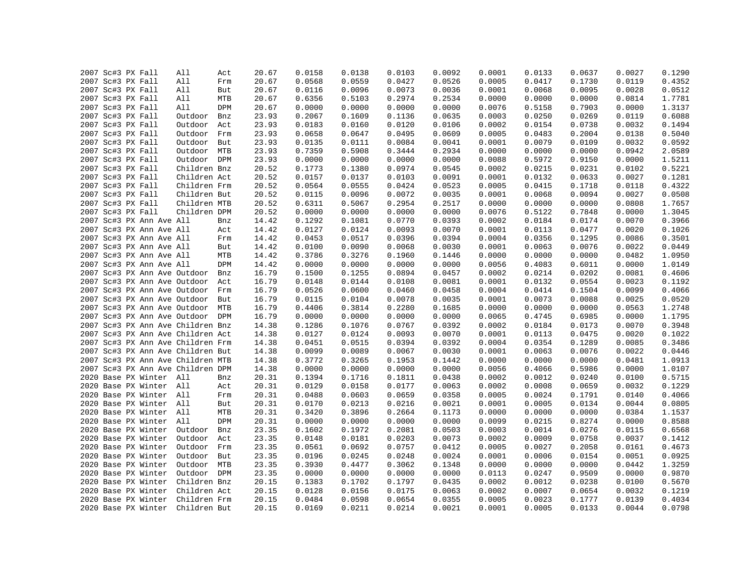| | | | | | | | | | | | | | | | |
|---|---|---|---|---|---|---|---|---|---|---|---|---|---|---|---|
| 2007 | Sc#3 | PX | Fall | All | Act | 20.67 | 0.0158 | 0.0138 | 0.0103 | 0.0092 | 0.0001 | 0.0133 | 0.0637 | 0.0027 | 0.1290 |
| 2007 | Sc#3 | PX | Fall | All | Frm | 20.67 | 0.0568 | 0.0559 | 0.0427 | 0.0526 | 0.0005 | 0.0417 | 0.1730 | 0.0119 | 0.4352 |
| 2007 | Sc#3 | PX | Fall | All | But | 20.67 | 0.0116 | 0.0096 | 0.0073 | 0.0036 | 0.0001 | 0.0068 | 0.0095 | 0.0028 | 0.0512 |
| 2007 | Sc#3 | PX | Fall | All | MTB | 20.67 | 0.6356 | 0.5103 | 0.2974 | 0.2534 | 0.0000 | 0.0000 | 0.0000 | 0.0814 | 1.7781 |
| 2007 | Sc#3 | PX | Fall | All | DPM | 20.67 | 0.0000 | 0.0000 | 0.0000 | 0.0000 | 0.0076 | 0.5158 | 0.7903 | 0.0000 | 1.3137 |
| 2007 | Sc#3 | PX | Fall | Outdoor | Bnz | 23.93 | 0.2067 | 0.1609 | 0.1136 | 0.0635 | 0.0003 | 0.0250 | 0.0269 | 0.0119 | 0.6088 |
| 2007 | Sc#3 | PX | Fall | Outdoor | Act | 23.93 | 0.0183 | 0.0160 | 0.0120 | 0.0106 | 0.0002 | 0.0154 | 0.0738 | 0.0032 | 0.1494 |
| 2007 | Sc#3 | PX | Fall | Outdoor | Frm | 23.93 | 0.0658 | 0.0647 | 0.0495 | 0.0609 | 0.0005 | 0.0483 | 0.2004 | 0.0138 | 0.5040 |
| 2007 | Sc#3 | PX | Fall | Outdoor | But | 23.93 | 0.0135 | 0.0111 | 0.0084 | 0.0041 | 0.0001 | 0.0079 | 0.0109 | 0.0032 | 0.0592 |
| 2007 | Sc#3 | PX | Fall | Outdoor | MTB | 23.93 | 0.7359 | 0.5908 | 0.3444 | 0.2934 | 0.0000 | 0.0000 | 0.0000 | 0.0942 | 2.0589 |
| 2007 | Sc#3 | PX | Fall | Outdoor | DPM | 23.93 | 0.0000 | 0.0000 | 0.0000 | 0.0000 | 0.0088 | 0.5972 | 0.9150 | 0.0000 | 1.5211 |
| 2007 | Sc#3 | PX | Fall | Children | Bnz | 20.52 | 0.1773 | 0.1380 | 0.0974 | 0.0545 | 0.0002 | 0.0215 | 0.0231 | 0.0102 | 0.5221 |
| 2007 | Sc#3 | PX | Fall | Children | Act | 20.52 | 0.0157 | 0.0137 | 0.0103 | 0.0091 | 0.0001 | 0.0132 | 0.0633 | 0.0027 | 0.1281 |
| 2007 | Sc#3 | PX | Fall | Children | Frm | 20.52 | 0.0564 | 0.0555 | 0.0424 | 0.0523 | 0.0005 | 0.0415 | 0.1718 | 0.0118 | 0.4322 |
| 2007 | Sc#3 | PX | Fall | Children | But | 20.52 | 0.0115 | 0.0096 | 0.0072 | 0.0035 | 0.0001 | 0.0068 | 0.0094 | 0.0027 | 0.0508 |
| 2007 | Sc#3 | PX | Fall | Children | MTB | 20.52 | 0.6311 | 0.5067 | 0.2954 | 0.2517 | 0.0000 | 0.0000 | 0.0000 | 0.0808 | 1.7657 |
| 2007 | Sc#3 | PX | Fall | Children | DPM | 20.52 | 0.0000 | 0.0000 | 0.0000 | 0.0000 | 0.0076 | 0.5122 | 0.7848 | 0.0000 | 1.3045 |
| 2007 | Sc#3 | PX | Ann Ave | All | Bnz | 14.42 | 0.1292 | 0.1081 | 0.0770 | 0.0393 | 0.0002 | 0.0184 | 0.0174 | 0.0070 | 0.3966 |
| 2007 | Sc#3 | PX | Ann Ave | All | Act | 14.42 | 0.0127 | 0.0124 | 0.0093 | 0.0070 | 0.0001 | 0.0113 | 0.0477 | 0.0020 | 0.1026 |
| 2007 | Sc#3 | PX | Ann Ave | All | Frm | 14.42 | 0.0453 | 0.0517 | 0.0396 | 0.0394 | 0.0004 | 0.0356 | 0.1295 | 0.0086 | 0.3501 |
| 2007 | Sc#3 | PX | Ann Ave | All | But | 14.42 | 0.0100 | 0.0090 | 0.0068 | 0.0030 | 0.0001 | 0.0063 | 0.0076 | 0.0022 | 0.0449 |
| 2007 | Sc#3 | PX | Ann Ave | All | MTB | 14.42 | 0.3786 | 0.3276 | 0.1960 | 0.1446 | 0.0000 | 0.0000 | 0.0000 | 0.0482 | 1.0950 |
| 2007 | Sc#3 | PX | Ann Ave | All | DPM | 14.42 | 0.0000 | 0.0000 | 0.0000 | 0.0000 | 0.0056 | 0.4083 | 0.6011 | 0.0000 | 1.0149 |
| 2007 | Sc#3 | PX | Ann Ave | Outdoor | Bnz | 16.79 | 0.1500 | 0.1255 | 0.0894 | 0.0457 | 0.0002 | 0.0214 | 0.0202 | 0.0081 | 0.4606 |
| 2007 | Sc#3 | PX | Ann Ave | Outdoor | Act | 16.79 | 0.0148 | 0.0144 | 0.0108 | 0.0081 | 0.0001 | 0.0132 | 0.0554 | 0.0023 | 0.1192 |
| 2007 | Sc#3 | PX | Ann Ave | Outdoor | Frm | 16.79 | 0.0526 | 0.0600 | 0.0460 | 0.0458 | 0.0004 | 0.0414 | 0.1504 | 0.0099 | 0.4066 |
| 2007 | Sc#3 | PX | Ann Ave | Outdoor | But | 16.79 | 0.0115 | 0.0104 | 0.0078 | 0.0035 | 0.0001 | 0.0073 | 0.0088 | 0.0025 | 0.0520 |
| 2007 | Sc#3 | PX | Ann Ave | Outdoor | MTB | 16.79 | 0.4406 | 0.3814 | 0.2280 | 0.1685 | 0.0000 | 0.0000 | 0.0000 | 0.0563 | 1.2748 |
| 2007 | Sc#3 | PX | Ann Ave | Outdoor | DPM | 16.79 | 0.0000 | 0.0000 | 0.0000 | 0.0000 | 0.0065 | 0.4745 | 0.6985 | 0.0000 | 1.1795 |
| 2007 | Sc#3 | PX | Ann Ave | Children | Bnz | 14.38 | 0.1286 | 0.1076 | 0.0767 | 0.0392 | 0.0002 | 0.0184 | 0.0173 | 0.0070 | 0.3948 |
| 2007 | Sc#3 | PX | Ann Ave | Children | Act | 14.38 | 0.0127 | 0.0124 | 0.0093 | 0.0070 | 0.0001 | 0.0113 | 0.0475 | 0.0020 | 0.1022 |
| 2007 | Sc#3 | PX | Ann Ave | Children | Frm | 14.38 | 0.0451 | 0.0515 | 0.0394 | 0.0392 | 0.0004 | 0.0354 | 0.1289 | 0.0085 | 0.3486 |
| 2007 | Sc#3 | PX | Ann Ave | Children | But | 14.38 | 0.0099 | 0.0089 | 0.0067 | 0.0030 | 0.0001 | 0.0063 | 0.0076 | 0.0022 | 0.0446 |
| 2007 | Sc#3 | PX | Ann Ave | Children | MTB | 14.38 | 0.3772 | 0.3265 | 0.1953 | 0.1442 | 0.0000 | 0.0000 | 0.0000 | 0.0481 | 1.0913 |
| 2007 | Sc#3 | PX | Ann Ave | Children | DPM | 14.38 | 0.0000 | 0.0000 | 0.0000 | 0.0000 | 0.0056 | 0.4066 | 0.5986 | 0.0000 | 1.0107 |
| 2020 | Base | PX | Winter | All | Bnz | 20.31 | 0.1394 | 0.1716 | 0.1811 | 0.0438 | 0.0002 | 0.0012 | 0.0240 | 0.0100 | 0.5715 |
| 2020 | Base | PX | Winter | All | Act | 20.31 | 0.0129 | 0.0158 | 0.0177 | 0.0063 | 0.0002 | 0.0008 | 0.0659 | 0.0032 | 0.1229 |
| 2020 | Base | PX | Winter | All | Frm | 20.31 | 0.0488 | 0.0603 | 0.0659 | 0.0358 | 0.0005 | 0.0024 | 0.1791 | 0.0140 | 0.4066 |
| 2020 | Base | PX | Winter | All | But | 20.31 | 0.0170 | 0.0213 | 0.0216 | 0.0021 | 0.0001 | 0.0005 | 0.0134 | 0.0044 | 0.0805 |
| 2020 | Base | PX | Winter | All | MTB | 20.31 | 0.3420 | 0.3896 | 0.2664 | 0.1173 | 0.0000 | 0.0000 | 0.0000 | 0.0384 | 1.1537 |
| 2020 | Base | PX | Winter | All | DPM | 20.31 | 0.0000 | 0.0000 | 0.0000 | 0.0000 | 0.0099 | 0.0215 | 0.8274 | 0.0000 | 0.8588 |
| 2020 | Base | PX | Winter | Outdoor | Bnz | 23.35 | 0.1602 | 0.1972 | 0.2081 | 0.0503 | 0.0003 | 0.0014 | 0.0276 | 0.0115 | 0.6568 |
| 2020 | Base | PX | Winter | Outdoor | Act | 23.35 | 0.0148 | 0.0181 | 0.0203 | 0.0073 | 0.0002 | 0.0009 | 0.0758 | 0.0037 | 0.1412 |
| 2020 | Base | PX | Winter | Outdoor | Frm | 23.35 | 0.0561 | 0.0692 | 0.0757 | 0.0412 | 0.0005 | 0.0027 | 0.2058 | 0.0161 | 0.4673 |
| 2020 | Base | PX | Winter | Outdoor | But | 23.35 | 0.0196 | 0.0245 | 0.0248 | 0.0024 | 0.0001 | 0.0006 | 0.0154 | 0.0051 | 0.0925 |
| 2020 | Base | PX | Winter | Outdoor | MTB | 23.35 | 0.3930 | 0.4477 | 0.3062 | 0.1348 | 0.0000 | 0.0000 | 0.0000 | 0.0442 | 1.3259 |
| 2020 | Base | PX | Winter | Outdoor | DPM | 23.35 | 0.0000 | 0.0000 | 0.0000 | 0.0000 | 0.0113 | 0.0247 | 0.9509 | 0.0000 | 0.9870 |
| 2020 | Base | PX | Winter | Children | Bnz | 20.15 | 0.1383 | 0.1702 | 0.1797 | 0.0435 | 0.0002 | 0.0012 | 0.0238 | 0.0100 | 0.5670 |
| 2020 | Base | PX | Winter | Children | Act | 20.15 | 0.0128 | 0.0156 | 0.0175 | 0.0063 | 0.0002 | 0.0007 | 0.0654 | 0.0032 | 0.1219 |
| 2020 | Base | PX | Winter | Children | Frm | 20.15 | 0.0484 | 0.0598 | 0.0654 | 0.0355 | 0.0005 | 0.0023 | 0.1777 | 0.0139 | 0.4034 |
| 2020 | Base | PX | Winter | Children | But | 20.15 | 0.0169 | 0.0211 | 0.0214 | 0.0021 | 0.0001 | 0.0005 | 0.0133 | 0.0044 | 0.0798 |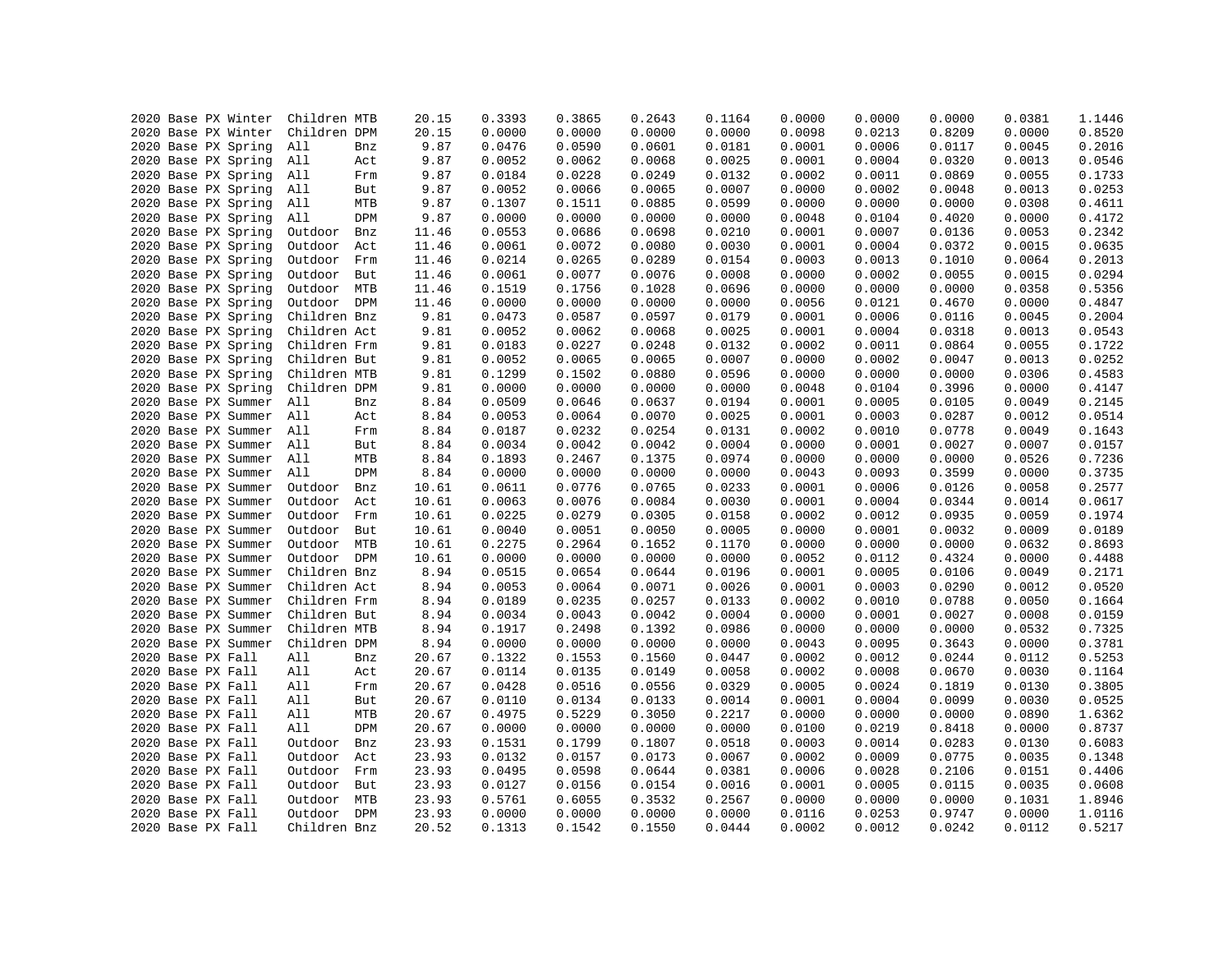```
2020 Base PX Winter  Children MTB     20.15     0.3393     0.3865     0.2643     0.1164     0.0000     0.0000     0.0000     0.0381     1.1446
2020 Base PX Winter  Children DPM     20.15     0.0000     0.0000     0.0000     0.0000     0.0098     0.0213     0.8209     0.0000     0.8520
2020 Base PX Spring  All      Bnz      9.87     0.0476     0.0590     0.0601     0.0181     0.0001     0.0006     0.0117     0.0045     0.2016
2020 Base PX Spring  All      Act      9.87     0.0052     0.0062     0.0068     0.0025     0.0001     0.0004     0.0320     0.0013     0.0546
2020 Base PX Spring  All      Frm      9.87     0.0184     0.0228     0.0249     0.0132     0.0002     0.0011     0.0869     0.0055     0.1733
2020 Base PX Spring  All      But      9.87     0.0052     0.0066     0.0065     0.0007     0.0000     0.0002     0.0048     0.0013     0.0253
2020 Base PX Spring  All      MTB      9.87     0.1307     0.1511     0.0885     0.0599     0.0000     0.0000     0.0000     0.0308     0.4611
2020 Base PX Spring  All      DPM      9.87     0.0000     0.0000     0.0000     0.0000     0.0048     0.0104     0.4020     0.0000     0.4172
2020 Base PX Spring  Outdoor  Bnz     11.46     0.0553     0.0686     0.0698     0.0210     0.0001     0.0007     0.0136     0.0053     0.2342
2020 Base PX Spring  Outdoor  Act     11.46     0.0061     0.0072     0.0080     0.0030     0.0001     0.0004     0.0372     0.0015     0.0635
2020 Base PX Spring  Outdoor  Frm     11.46     0.0214     0.0265     0.0289     0.0154     0.0003     0.0013     0.1010     0.0064     0.2013
2020 Base PX Spring  Outdoor  But     11.46     0.0061     0.0077     0.0076     0.0008     0.0000     0.0002     0.0055     0.0015     0.0294
2020 Base PX Spring  Outdoor  MTB     11.46     0.1519     0.1756     0.1028     0.0696     0.0000     0.0000     0.0000     0.0358     0.5356
2020 Base PX Spring  Outdoor  DPM     11.46     0.0000     0.0000     0.0000     0.0000     0.0056     0.0121     0.4670     0.0000     0.4847
2020 Base PX Spring  Children Bnz      9.81     0.0473     0.0587     0.0597     0.0179     0.0001     0.0006     0.0116     0.0045     0.2004
2020 Base PX Spring  Children Act      9.81     0.0052     0.0062     0.0068     0.0025     0.0001     0.0004     0.0318     0.0013     0.0543
2020 Base PX Spring  Children Frm      9.81     0.0183     0.0227     0.0248     0.0132     0.0002     0.0011     0.0864     0.0055     0.1722
2020 Base PX Spring  Children But      9.81     0.0052     0.0065     0.0065     0.0007     0.0000     0.0002     0.0047     0.0013     0.0252
2020 Base PX Spring  Children MTB      9.81     0.1299     0.1502     0.0880     0.0596     0.0000     0.0000     0.0000     0.0306     0.4583
2020 Base PX Spring  Children DPM      9.81     0.0000     0.0000     0.0000     0.0000     0.0048     0.0104     0.3996     0.0000     0.4147
2020 Base PX Summer  All      Bnz      8.84     0.0509     0.0646     0.0637     0.0194     0.0001     0.0005     0.0105     0.0049     0.2145
2020 Base PX Summer  All      Act      8.84     0.0053     0.0064     0.0070     0.0025     0.0001     0.0003     0.0287     0.0012     0.0514
2020 Base PX Summer  All      Frm      8.84     0.0187     0.0232     0.0254     0.0131     0.0002     0.0010     0.0778     0.0049     0.1643
2020 Base PX Summer  All      But      8.84     0.0034     0.0042     0.0042     0.0004     0.0000     0.0001     0.0027     0.0007     0.0157
2020 Base PX Summer  All      MTB      8.84     0.1893     0.2467     0.1375     0.0974     0.0000     0.0000     0.0000     0.0526     0.7236
2020 Base PX Summer  All      DPM      8.84     0.0000     0.0000     0.0000     0.0000     0.0043     0.0093     0.3599     0.0000     0.3735
2020 Base PX Summer  Outdoor  Bnz     10.61     0.0611     0.0776     0.0765     0.0233     0.0001     0.0006     0.0126     0.0058     0.2577
2020 Base PX Summer  Outdoor  Act     10.61     0.0063     0.0076     0.0084     0.0030     0.0001     0.0004     0.0344     0.0014     0.0617
2020 Base PX Summer  Outdoor  Frm     10.61     0.0225     0.0279     0.0305     0.0158     0.0002     0.0012     0.0935     0.0059     0.1974
2020 Base PX Summer  Outdoor  But     10.61     0.0040     0.0051     0.0050     0.0005     0.0000     0.0001     0.0032     0.0009     0.0189
2020 Base PX Summer  Outdoor  MTB     10.61     0.2275     0.2964     0.1652     0.1170     0.0000     0.0000     0.0000     0.0632     0.8693
2020 Base PX Summer  Outdoor  DPM     10.61     0.0000     0.0000     0.0000     0.0000     0.0052     0.0112     0.4324     0.0000     0.4488
2020 Base PX Summer  Children Bnz      8.94     0.0515     0.0654     0.0644     0.0196     0.0001     0.0005     0.0106     0.0049     0.2171
2020 Base PX Summer  Children Act      8.94     0.0053     0.0064     0.0071     0.0026     0.0001     0.0003     0.0290     0.0012     0.0520
2020 Base PX Summer  Children Frm      8.94     0.0189     0.0235     0.0257     0.0133     0.0002     0.0010     0.0788     0.0050     0.1664
2020 Base PX Summer  Children But      8.94     0.0034     0.0043     0.0042     0.0004     0.0000     0.0001     0.0027     0.0008     0.0159
2020 Base PX Summer  Children MTB      8.94     0.1917     0.2498     0.1392     0.0986     0.0000     0.0000     0.0000     0.0532     0.7325
2020 Base PX Summer  Children DPM      8.94     0.0000     0.0000     0.0000     0.0000     0.0043     0.0095     0.3643     0.0000     0.3781
2020 Base PX Fall    All      Bnz     20.67     0.1322     0.1553     0.1560     0.0447     0.0002     0.0012     0.0244     0.0112     0.5253
2020 Base PX Fall    All      Act     20.67     0.0114     0.0135     0.0149     0.0058     0.0002     0.0008     0.0670     0.0030     0.1164
2020 Base PX Fall    All      Frm     20.67     0.0428     0.0516     0.0556     0.0329     0.0005     0.0024     0.1819     0.0130     0.3805
2020 Base PX Fall    All      But     20.67     0.0110     0.0134     0.0133     0.0014     0.0001     0.0004     0.0099     0.0030     0.0525
2020 Base PX Fall    All      MTB     20.67     0.4975     0.5229     0.3050     0.2217     0.0000     0.0000     0.0000     0.0890     1.6362
2020 Base PX Fall    All      DPM     20.67     0.0000     0.0000     0.0000     0.0000     0.0100     0.0219     0.8418     0.0000     0.8737
2020 Base PX Fall    Outdoor  Bnz     23.93     0.1531     0.1799     0.1807     0.0518     0.0003     0.0014     0.0283     0.0130     0.6083
2020 Base PX Fall    Outdoor  Act     23.93     0.0132     0.0157     0.0173     0.0067     0.0002     0.0009     0.0775     0.0035     0.1348
2020 Base PX Fall    Outdoor  Frm     23.93     0.0495     0.0598     0.0644     0.0381     0.0006     0.0028     0.2106     0.0151     0.4406
2020 Base PX Fall    Outdoor  But     23.93     0.0127     0.0156     0.0154     0.0016     0.0001     0.0005     0.0115     0.0035     0.0608
2020 Base PX Fall    Outdoor  MTB     23.93     0.5761     0.6055     0.3532     0.2567     0.0000     0.0000     0.0000     0.1031     1.8946
2020 Base PX Fall    Outdoor  DPM     23.93     0.0000     0.0000     0.0000     0.0000     0.0116     0.0253     0.9747     0.0000     1.0116
2020 Base PX Fall    Children Bnz     20.52     0.1313     0.1542     0.1550     0.0444     0.0002     0.0012     0.0242     0.0112     0.5217
```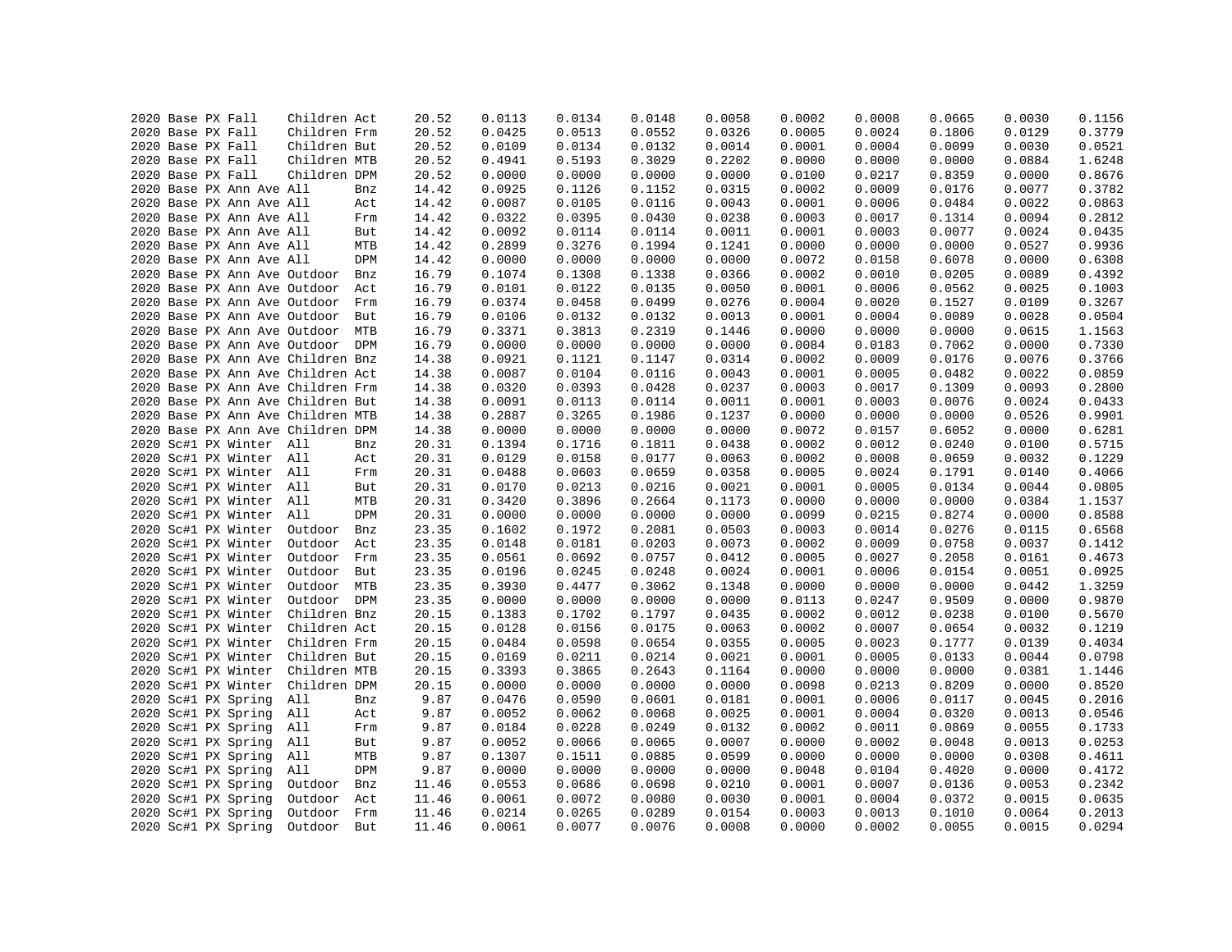```
2020 Base PX Fall    Children Act     20.52     0.0113    0.0134    0.0148    0.0058    0.0002    0.0008    0.0665    0.0030    0.1156
2020 Base PX Fall    Children Frm     20.52     0.0425    0.0513    0.0552    0.0326    0.0005    0.0024    0.1806    0.0129    0.3779
2020 Base PX Fall    Children But     20.52     0.0109    0.0134    0.0132    0.0014    0.0001    0.0004    0.0099    0.0030    0.0521
2020 Base PX Fall    Children MTB     20.52     0.4941    0.5193    0.3029    0.2202    0.0000    0.0000    0.0000    0.0884    1.6248
2020 Base PX Fall    Children DPM     20.52     0.0000    0.0000    0.0000    0.0000    0.0100    0.0217    0.8359    0.0000    0.8676
2020 Base PX Ann Ave All      Bnz     14.42     0.0925    0.1126    0.1152    0.0315    0.0002    0.0009    0.0176    0.0077    0.3782
2020 Base PX Ann Ave All      Act     14.42     0.0087    0.0105    0.0116    0.0043    0.0001    0.0006    0.0484    0.0022    0.0863
2020 Base PX Ann Ave All      Frm     14.42     0.0322    0.0395    0.0430    0.0238    0.0003    0.0017    0.1314    0.0094    0.2812
2020 Base PX Ann Ave All      But     14.42     0.0092    0.0114    0.0114    0.0011    0.0001    0.0003    0.0077    0.0024    0.0435
2020 Base PX Ann Ave All      MTB     14.42     0.2899    0.3276    0.1994    0.1241    0.0000    0.0000    0.0000    0.0527    0.9936
2020 Base PX Ann Ave All      DPM     14.42     0.0000    0.0000    0.0000    0.0000    0.0072    0.0158    0.6078    0.0000    0.6308
2020 Base PX Ann Ave Outdoor  Bnz     16.79     0.1074    0.1308    0.1338    0.0366    0.0002    0.0010    0.0205    0.0089    0.4392
2020 Base PX Ann Ave Outdoor  Act     16.79     0.0101    0.0122    0.0135    0.0050    0.0001    0.0006    0.0562    0.0025    0.1003
2020 Base PX Ann Ave Outdoor  Frm     16.79     0.0374    0.0458    0.0499    0.0276    0.0004    0.0020    0.1527    0.0109    0.3267
2020 Base PX Ann Ave Outdoor  But     16.79     0.0106    0.0132    0.0132    0.0013    0.0001    0.0004    0.0089    0.0028    0.0504
2020 Base PX Ann Ave Outdoor  MTB     16.79     0.3371    0.3813    0.2319    0.1446    0.0000    0.0000    0.0000    0.0615    1.1563
2020 Base PX Ann Ave Outdoor  DPM     16.79     0.0000    0.0000    0.0000    0.0000    0.0084    0.0183    0.7062    0.0000    0.7330
2020 Base PX Ann Ave Children Bnz     14.38     0.0921    0.1121    0.1147    0.0314    0.0002    0.0009    0.0176    0.0076    0.3766
2020 Base PX Ann Ave Children Act     14.38     0.0087    0.0104    0.0116    0.0043    0.0001    0.0005    0.0482    0.0022    0.0859
2020 Base PX Ann Ave Children Frm     14.38     0.0320    0.0393    0.0428    0.0237    0.0003    0.0017    0.1309    0.0093    0.2800
2020 Base PX Ann Ave Children But     14.38     0.0091    0.0113    0.0114    0.0011    0.0001    0.0003    0.0076    0.0024    0.0433
2020 Base PX Ann Ave Children MTB     14.38     0.2887    0.3265    0.1986    0.1237    0.0000    0.0000    0.0000    0.0526    0.9901
2020 Base PX Ann Ave Children DPM     14.38     0.0000    0.0000    0.0000    0.0000    0.0072    0.0157    0.6052    0.0000    0.6281
2020 Sc#1 PX Winter  All      Bnz     20.31     0.1394    0.1716    0.1811    0.0438    0.0002    0.0012    0.0240    0.0100    0.5715
2020 Sc#1 PX Winter  All      Act     20.31     0.0129    0.0158    0.0177    0.0063    0.0002    0.0008    0.0659    0.0032    0.1229
2020 Sc#1 PX Winter  All      Frm     20.31     0.0488    0.0603    0.0659    0.0358    0.0005    0.0024    0.1791    0.0140    0.4066
2020 Sc#1 PX Winter  All      But     20.31     0.0170    0.0213    0.0216    0.0021    0.0001    0.0005    0.0134    0.0044    0.0805
2020 Sc#1 PX Winter  All      MTB     20.31     0.3420    0.3896    0.2664    0.1173    0.0000    0.0000    0.0000    0.0384    1.1537
2020 Sc#1 PX Winter  All      DPM     20.31     0.0000    0.0000    0.0000    0.0000    0.0099    0.0215    0.8274    0.0000    0.8588
2020 Sc#1 PX Winter  Outdoor  Bnz     23.35     0.1602    0.1972    0.2081    0.0503    0.0003    0.0014    0.0276    0.0115    0.6568
2020 Sc#1 PX Winter  Outdoor  Act     23.35     0.0148    0.0181    0.0203    0.0073    0.0002    0.0009    0.0758    0.0037    0.1412
2020 Sc#1 PX Winter  Outdoor  Frm     23.35     0.0561    0.0692    0.0757    0.0412    0.0005    0.0027    0.2058    0.0161    0.4673
2020 Sc#1 PX Winter  Outdoor  But     23.35     0.0196    0.0245    0.0248    0.0024    0.0001    0.0006    0.0154    0.0051    0.0925
2020 Sc#1 PX Winter  Outdoor  MTB     23.35     0.3930    0.4477    0.3062    0.1348    0.0000    0.0000    0.0000    0.0442    1.3259
2020 Sc#1 PX Winter  Outdoor  DPM     23.35     0.0000    0.0000    0.0000    0.0000    0.0113    0.0247    0.9509    0.0000    0.9870
2020 Sc#1 PX Winter  Children Bnz     20.15     0.1383    0.1702    0.1797    0.0435    0.0002    0.0012    0.0238    0.0100    0.5670
2020 Sc#1 PX Winter  Children Act     20.15     0.0128    0.0156    0.0175    0.0063    0.0002    0.0007    0.0654    0.0032    0.1219
2020 Sc#1 PX Winter  Children Frm     20.15     0.0484    0.0598    0.0654    0.0355    0.0005    0.0023    0.1777    0.0139    0.4034
2020 Sc#1 PX Winter  Children But     20.15     0.0169    0.0211    0.0214    0.0021    0.0001    0.0005    0.0133    0.0044    0.0798
2020 Sc#1 PX Winter  Children MTB     20.15     0.3393    0.3865    0.2643    0.1164    0.0000    0.0000    0.0000    0.0381    1.1446
2020 Sc#1 PX Winter  Children DPM     20.15     0.0000    0.0000    0.0000    0.0000    0.0098    0.0213    0.8209    0.0000    0.8520
2020 Sc#1 PX Spring  All      Bnz      9.87     0.0476    0.0590    0.0601    0.0181    0.0001    0.0006    0.0117    0.0045    0.2016
2020 Sc#1 PX Spring  All      Act      9.87     0.0052    0.0062    0.0068    0.0025    0.0001    0.0004    0.0320    0.0013    0.0546
2020 Sc#1 PX Spring  All      Frm      9.87     0.0184    0.0228    0.0249    0.0132    0.0002    0.0011    0.0869    0.0055    0.1733
2020 Sc#1 PX Spring  All      But      9.87     0.0052    0.0066    0.0065    0.0007    0.0000    0.0002    0.0048    0.0013    0.0253
2020 Sc#1 PX Spring  All      MTB      9.87     0.1307    0.1511    0.0885    0.0599    0.0000    0.0000    0.0000    0.0308    0.4611
2020 Sc#1 PX Spring  All      DPM      9.87     0.0000    0.0000    0.0000    0.0000    0.0048    0.0104    0.4020    0.0000    0.4172
2020 Sc#1 PX Spring  Outdoor  Bnz     11.46     0.0553    0.0686    0.0698    0.0210    0.0001    0.0007    0.0136    0.0053    0.2342
2020 Sc#1 PX Spring  Outdoor  Act     11.46     0.0061    0.0072    0.0080    0.0030    0.0001    0.0004    0.0372    0.0015    0.0635
2020 Sc#1 PX Spring  Outdoor  Frm     11.46     0.0214    0.0265    0.0289    0.0154    0.0003    0.0013    0.1010    0.0064    0.2013
2020 Sc#1 PX Spring  Outdoor  But     11.46     0.0061    0.0077    0.0076    0.0008    0.0000    0.0002    0.0055    0.0015    0.0294
```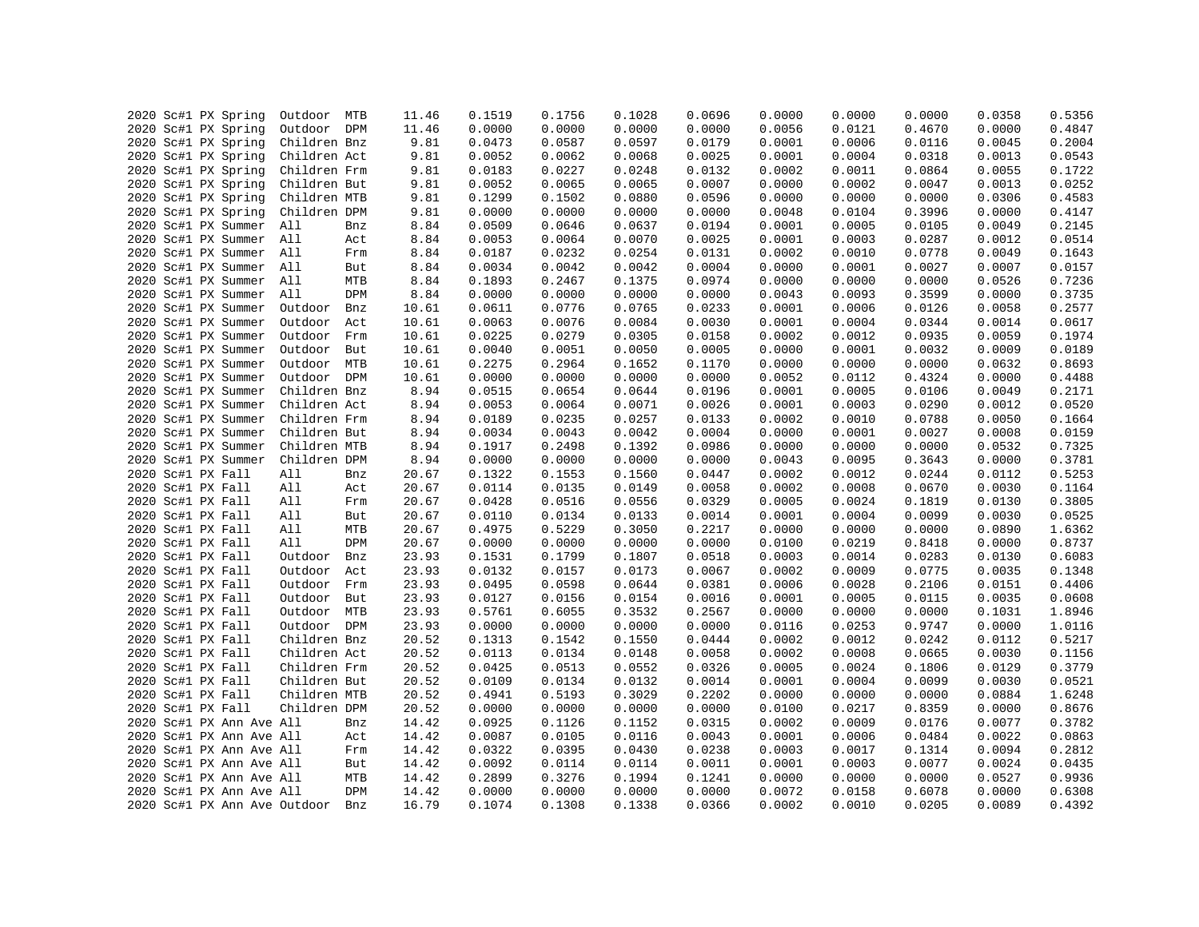```
2020 Sc#1 PX Spring  Outdoor  MTB     11.46    0.1519    0.1756    0.1028    0.0696    0.0000    0.0000    0.0000    0.0358    0.5356
2020 Sc#1 PX Spring  Outdoor  DPM     11.46    0.0000    0.0000    0.0000    0.0000    0.0056    0.0121    0.4670    0.0000    0.4847
2020 Sc#1 PX Spring  Children Bnz      9.81    0.0473    0.0587    0.0597    0.0179    0.0001    0.0006    0.0116    0.0045    0.2004
2020 Sc#1 PX Spring  Children Act      9.81    0.0052    0.0062    0.0068    0.0025    0.0001    0.0004    0.0318    0.0013    0.0543
2020 Sc#1 PX Spring  Children Frm      9.81    0.0183    0.0227    0.0248    0.0132    0.0002    0.0011    0.0864    0.0055    0.1722
2020 Sc#1 PX Spring  Children But      9.81    0.0052    0.0065    0.0065    0.0007    0.0000    0.0002    0.0047    0.0013    0.0252
2020 Sc#1 PX Spring  Children MTB      9.81    0.1299    0.1502    0.0880    0.0596    0.0000    0.0000    0.0000    0.0306    0.4583
2020 Sc#1 PX Spring  Children DPM      9.81    0.0000    0.0000    0.0000    0.0000    0.0048    0.0104    0.3996    0.0000    0.4147
2020 Sc#1 PX Summer  All      Bnz      8.84    0.0509    0.0646    0.0637    0.0194    0.0001    0.0005    0.0105    0.0049    0.2145
2020 Sc#1 PX Summer  All      Act      8.84    0.0053    0.0064    0.0070    0.0025    0.0001    0.0003    0.0287    0.0012    0.0514
2020 Sc#1 PX Summer  All      Frm      8.84    0.0187    0.0232    0.0254    0.0131    0.0002    0.0010    0.0778    0.0049    0.1643
2020 Sc#1 PX Summer  All      But      8.84    0.0034    0.0042    0.0042    0.0004    0.0000    0.0001    0.0027    0.0007    0.0157
2020 Sc#1 PX Summer  All      MTB      8.84    0.1893    0.2467    0.1375    0.0974    0.0000    0.0000    0.0000    0.0526    0.7236
2020 Sc#1 PX Summer  All      DPM      8.84    0.0000    0.0000    0.0000    0.0000    0.0043    0.0093    0.3599    0.0000    0.3735
2020 Sc#1 PX Summer  Outdoor  Bnz     10.61    0.0611    0.0776    0.0765    0.0233    0.0001    0.0006    0.0126    0.0058    0.2577
2020 Sc#1 PX Summer  Outdoor  Act     10.61    0.0063    0.0076    0.0084    0.0030    0.0001    0.0004    0.0344    0.0014    0.0617
2020 Sc#1 PX Summer  Outdoor  Frm     10.61    0.0225    0.0279    0.0305    0.0158    0.0002    0.0012    0.0935    0.0059    0.1974
2020 Sc#1 PX Summer  Outdoor  But     10.61    0.0040    0.0051    0.0050    0.0005    0.0000    0.0001    0.0032    0.0009    0.0189
2020 Sc#1 PX Summer  Outdoor  MTB     10.61    0.2275    0.2964    0.1652    0.1170    0.0000    0.0000    0.0000    0.0632    0.8693
2020 Sc#1 PX Summer  Outdoor  DPM     10.61    0.0000    0.0000    0.0000    0.0000    0.0052    0.0112    0.4324    0.0000    0.4488
2020 Sc#1 PX Summer  Children Bnz      8.94    0.0515    0.0654    0.0644    0.0196    0.0001    0.0005    0.0106    0.0049    0.2171
2020 Sc#1 PX Summer  Children Act      8.94    0.0053    0.0064    0.0071    0.0026    0.0001    0.0003    0.0290    0.0012    0.0520
2020 Sc#1 PX Summer  Children Frm      8.94    0.0189    0.0235    0.0257    0.0133    0.0002    0.0010    0.0788    0.0050    0.1664
2020 Sc#1 PX Summer  Children But      8.94    0.0034    0.0043    0.0042    0.0004    0.0000    0.0001    0.0027    0.0008    0.0159
2020 Sc#1 PX Summer  Children MTB      8.94    0.1917    0.2498    0.1392    0.0986    0.0000    0.0000    0.0000    0.0532    0.7325
2020 Sc#1 PX Summer  Children DPM      8.94    0.0000    0.0000    0.0000    0.0000    0.0043    0.0095    0.3643    0.0000    0.3781
2020 Sc#1 PX Fall    All      Bnz     20.67    0.1322    0.1553    0.1560    0.0447    0.0002    0.0012    0.0244    0.0112    0.5253
2020 Sc#1 PX Fall    All      Act     20.67    0.0114    0.0135    0.0149    0.0058    0.0002    0.0008    0.0670    0.0030    0.1164
2020 Sc#1 PX Fall    All      Frm     20.67    0.0428    0.0516    0.0556    0.0329    0.0005    0.0024    0.1819    0.0130    0.3805
2020 Sc#1 PX Fall    All      But     20.67    0.0110    0.0134    0.0133    0.0014    0.0001    0.0004    0.0099    0.0030    0.0525
2020 Sc#1 PX Fall    All      MTB     20.67    0.4975    0.5229    0.3050    0.2217    0.0000    0.0000    0.0000    0.0890    1.6362
2020 Sc#1 PX Fall    All      DPM     20.67    0.0000    0.0000    0.0000    0.0000    0.0100    0.0219    0.8418    0.0000    0.8737
2020 Sc#1 PX Fall    Outdoor  Bnz     23.93    0.1531    0.1799    0.1807    0.0518    0.0003    0.0014    0.0283    0.0130    0.6083
2020 Sc#1 PX Fall    Outdoor  Act     23.93    0.0132    0.0157    0.0173    0.0067    0.0002    0.0009    0.0775    0.0035    0.1348
2020 Sc#1 PX Fall    Outdoor  Frm     23.93    0.0495    0.0598    0.0644    0.0381    0.0006    0.0028    0.2106    0.0151    0.4406
2020 Sc#1 PX Fall    Outdoor  But     23.93    0.0127    0.0156    0.0154    0.0016    0.0001    0.0005    0.0115    0.0035    0.0608
2020 Sc#1 PX Fall    Outdoor  MTB     23.93    0.5761    0.6055    0.3532    0.2567    0.0000    0.0000    0.0000    0.1031    1.8946
2020 Sc#1 PX Fall    Outdoor  DPM     23.93    0.0000    0.0000    0.0000    0.0000    0.0116    0.0253    0.9747    0.0000    1.0116
2020 Sc#1 PX Fall    Children Bnz     20.52    0.1313    0.1542    0.1550    0.0444    0.0002    0.0012    0.0242    0.0112    0.5217
2020 Sc#1 PX Fall    Children Act     20.52    0.0113    0.0134    0.0148    0.0058    0.0002    0.0008    0.0665    0.0030    0.1156
2020 Sc#1 PX Fall    Children Frm     20.52    0.0425    0.0513    0.0552    0.0326    0.0005    0.0024    0.1806    0.0129    0.3779
2020 Sc#1 PX Fall    Children But     20.52    0.0109    0.0134    0.0132    0.0014    0.0001    0.0004    0.0099    0.0030    0.0521
2020 Sc#1 PX Fall    Children MTB     20.52    0.4941    0.5193    0.3029    0.2202    0.0000    0.0000    0.0000    0.0884    1.6248
2020 Sc#1 PX Fall    Children DPM     20.52    0.0000    0.0000    0.0000    0.0000    0.0100    0.0217    0.8359    0.0000    0.8676
2020 Sc#1 PX Ann Ave All      Bnz     14.42    0.0925    0.1126    0.1152    0.0315    0.0002    0.0009    0.0176    0.0077    0.3782
2020 Sc#1 PX Ann Ave All      Act     14.42    0.0087    0.0105    0.0116    0.0043    0.0001    0.0006    0.0484    0.0022    0.0863
2020 Sc#1 PX Ann Ave All      Frm     14.42    0.0322    0.0395    0.0430    0.0238    0.0003    0.0017    0.1314    0.0094    0.2812
2020 Sc#1 PX Ann Ave All      But     14.42    0.0092    0.0114    0.0114    0.0011    0.0001    0.0003    0.0077    0.0024    0.0435
2020 Sc#1 PX Ann Ave All      MTB     14.42    0.2899    0.3276    0.1994    0.1241    0.0000    0.0000    0.0000    0.0527    0.9936
2020 Sc#1 PX Ann Ave All      DPM     14.42    0.0000    0.0000    0.0000    0.0000    0.0072    0.0158    0.6078    0.0000    0.6308
2020 Sc#1 PX Ann Ave Outdoor  Bnz     16.79    0.1074    0.1308    0.1338    0.0366    0.0002    0.0010    0.0205    0.0089    0.4392
```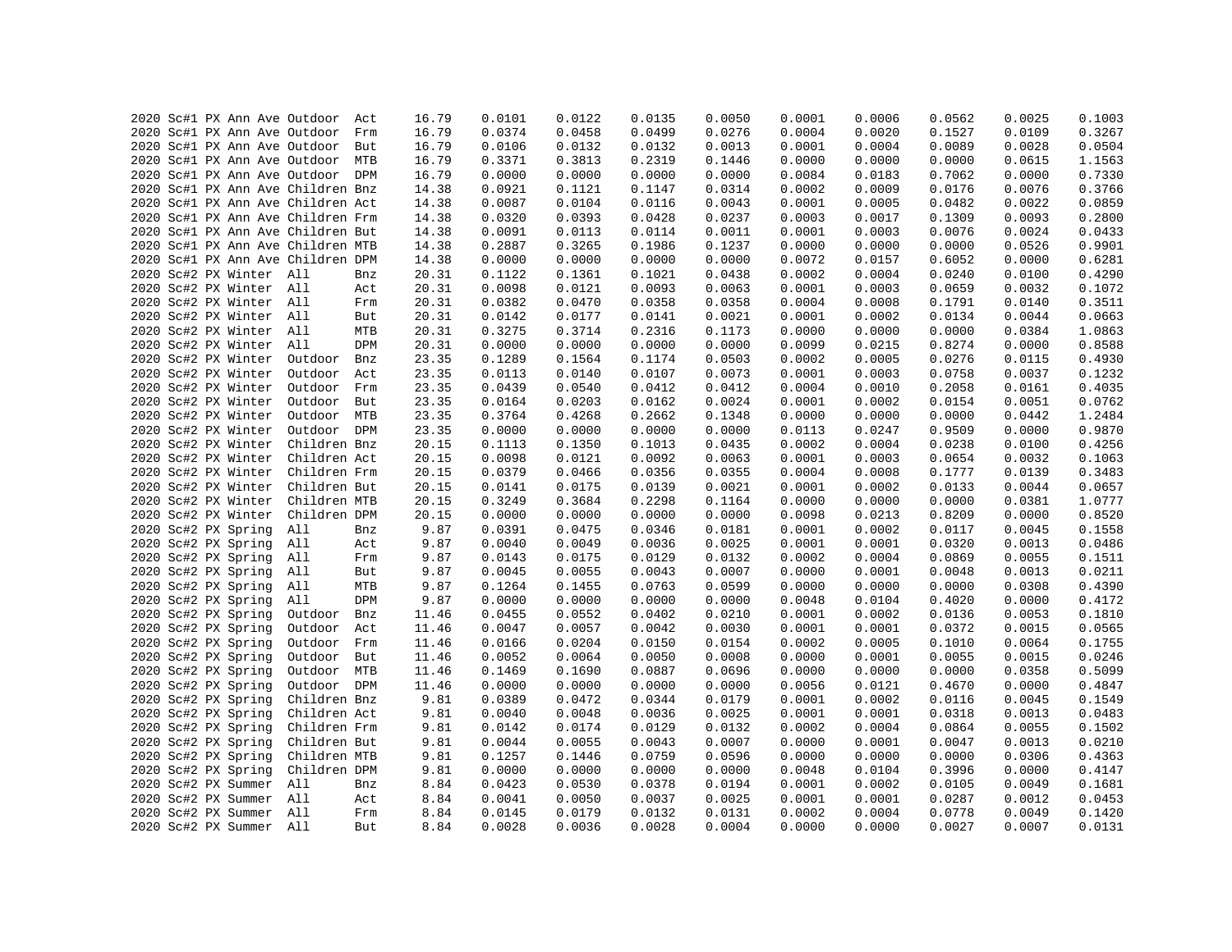```
2020 Sc#1 PX Ann Ave Outdoor  Act     16.79    0.0101    0.0122    0.0135    0.0050    0.0001    0.0006    0.0562    0.0025    0.1003
2020 Sc#1 PX Ann Ave Outdoor  Frm     16.79    0.0374    0.0458    0.0499    0.0276    0.0004    0.0020    0.1527    0.0109    0.3267
2020 Sc#1 PX Ann Ave Outdoor  But     16.79    0.0106    0.0132    0.0132    0.0013    0.0001    0.0004    0.0089    0.0028    0.0504
2020 Sc#1 PX Ann Ave Outdoor  MTB     16.79    0.3371    0.3813    0.2319    0.1446    0.0000    0.0000    0.0000    0.0615    1.1563
2020 Sc#1 PX Ann Ave Outdoor  DPM     16.79    0.0000    0.0000    0.0000    0.0000    0.0084    0.0183    0.7062    0.0000    0.7330
2020 Sc#1 PX Ann Ave Children Bnz     14.38    0.0921    0.1121    0.1147    0.0314    0.0002    0.0009    0.0176    0.0076    0.3766
2020 Sc#1 PX Ann Ave Children Act     14.38    0.0087    0.0104    0.0116    0.0043    0.0001    0.0005    0.0482    0.0022    0.0859
2020 Sc#1 PX Ann Ave Children Frm     14.38    0.0320    0.0393    0.0428    0.0237    0.0003    0.0017    0.1309    0.0093    0.2800
2020 Sc#1 PX Ann Ave Children But     14.38    0.0091    0.0113    0.0114    0.0011    0.0001    0.0003    0.0076    0.0024    0.0433
2020 Sc#1 PX Ann Ave Children MTB     14.38    0.2887    0.3265    0.1986    0.1237    0.0000    0.0000    0.0000    0.0526    0.9901
2020 Sc#1 PX Ann Ave Children DPM     14.38    0.0000    0.0000    0.0000    0.0000    0.0072    0.0157    0.6052    0.0000    0.6281
2020 Sc#2 PX Winter  All      Bnz     20.31    0.1122    0.1361    0.1021    0.0438    0.0002    0.0004    0.0240    0.0100    0.4290
2020 Sc#2 PX Winter  All      Act     20.31    0.0098    0.0121    0.0093    0.0063    0.0001    0.0003    0.0659    0.0032    0.1072
2020 Sc#2 PX Winter  All      Frm     20.31    0.0382    0.0470    0.0358    0.0358    0.0004    0.0008    0.1791    0.0140    0.3511
2020 Sc#2 PX Winter  All      But     20.31    0.0142    0.0177    0.0141    0.0021    0.0001    0.0002    0.0134    0.0044    0.0663
2020 Sc#2 PX Winter  All      MTB     20.31    0.3275    0.3714    0.2316    0.1173    0.0000    0.0000    0.0000    0.0384    1.0863
2020 Sc#2 PX Winter  All      DPM     20.31    0.0000    0.0000    0.0000    0.0000    0.0099    0.0215    0.8274    0.0000    0.8588
2020 Sc#2 PX Winter  Outdoor  Bnz     23.35    0.1289    0.1564    0.1174    0.0503    0.0002    0.0005    0.0276    0.0115    0.4930
2020 Sc#2 PX Winter  Outdoor  Act     23.35    0.0113    0.0140    0.0107    0.0073    0.0001    0.0003    0.0758    0.0037    0.1232
2020 Sc#2 PX Winter  Outdoor  Frm     23.35    0.0439    0.0540    0.0412    0.0412    0.0004    0.0010    0.2058    0.0161    0.4035
2020 Sc#2 PX Winter  Outdoor  But     23.35    0.0164    0.0203    0.0162    0.0024    0.0001    0.0002    0.0154    0.0051    0.0762
2020 Sc#2 PX Winter  Outdoor  MTB     23.35    0.3764    0.4268    0.2662    0.1348    0.0000    0.0000    0.0000    0.0442    1.2484
2020 Sc#2 PX Winter  Outdoor  DPM     23.35    0.0000    0.0000    0.0000    0.0000    0.0113    0.0247    0.9509    0.0000    0.9870
2020 Sc#2 PX Winter  Children Bnz     20.15    0.1113    0.1350    0.1013    0.0435    0.0002    0.0004    0.0238    0.0100    0.4256
2020 Sc#2 PX Winter  Children Act     20.15    0.0098    0.0121    0.0092    0.0063    0.0001    0.0003    0.0654    0.0032    0.1063
2020 Sc#2 PX Winter  Children Frm     20.15    0.0379    0.0466    0.0356    0.0355    0.0004    0.0008    0.1777    0.0139    0.3483
2020 Sc#2 PX Winter  Children But     20.15    0.0141    0.0175    0.0139    0.0021    0.0001    0.0002    0.0133    0.0044    0.0657
2020 Sc#2 PX Winter  Children MTB     20.15    0.3249    0.3684    0.2298    0.1164    0.0000    0.0000    0.0000    0.0381    1.0777
2020 Sc#2 PX Winter  Children DPM     20.15    0.0000    0.0000    0.0000    0.0000    0.0098    0.0213    0.8209    0.0000    0.8520
2020 Sc#2 PX Spring  All      Bnz      9.87    0.0391    0.0475    0.0346    0.0181    0.0001    0.0002    0.0117    0.0045    0.1558
2020 Sc#2 PX Spring  All      Act      9.87    0.0040    0.0049    0.0036    0.0025    0.0001    0.0001    0.0320    0.0013    0.0486
2020 Sc#2 PX Spring  All      Frm      9.87    0.0143    0.0175    0.0129    0.0132    0.0002    0.0004    0.0869    0.0055    0.1511
2020 Sc#2 PX Spring  All      But      9.87    0.0045    0.0055    0.0043    0.0007    0.0000    0.0001    0.0048    0.0013    0.0211
2020 Sc#2 PX Spring  All      MTB      9.87    0.1264    0.1455    0.0763    0.0599    0.0000    0.0000    0.0000    0.0308    0.4390
2020 Sc#2 PX Spring  All      DPM      9.87    0.0000    0.0000    0.0000    0.0000    0.0048    0.0104    0.4020    0.0000    0.4172
2020 Sc#2 PX Spring  Outdoor  Bnz     11.46    0.0455    0.0552    0.0402    0.0210    0.0001    0.0002    0.0136    0.0053    0.1810
2020 Sc#2 PX Spring  Outdoor  Act     11.46    0.0047    0.0057    0.0042    0.0030    0.0001    0.0001    0.0372    0.0015    0.0565
2020 Sc#2 PX Spring  Outdoor  Frm     11.46    0.0166    0.0204    0.0150    0.0154    0.0002    0.0005    0.1010    0.0064    0.1755
2020 Sc#2 PX Spring  Outdoor  But     11.46    0.0052    0.0064    0.0050    0.0008    0.0000    0.0001    0.0055    0.0015    0.0246
2020 Sc#2 PX Spring  Outdoor  MTB     11.46    0.1469    0.1690    0.0887    0.0696    0.0000    0.0000    0.0000    0.0358    0.5099
2020 Sc#2 PX Spring  Outdoor  DPM     11.46    0.0000    0.0000    0.0000    0.0000    0.0056    0.0121    0.4670    0.0000    0.4847
2020 Sc#2 PX Spring  Children Bnz      9.81    0.0389    0.0472    0.0344    0.0179    0.0001    0.0002    0.0116    0.0045    0.1549
2020 Sc#2 PX Spring  Children Act      9.81    0.0040    0.0048    0.0036    0.0025    0.0001    0.0001    0.0318    0.0013    0.0483
2020 Sc#2 PX Spring  Children Frm      9.81    0.0142    0.0174    0.0129    0.0132    0.0002    0.0004    0.0864    0.0055    0.1502
2020 Sc#2 PX Spring  Children But      9.81    0.0044    0.0055    0.0043    0.0007    0.0000    0.0001    0.0047    0.0013    0.0210
2020 Sc#2 PX Spring  Children MTB      9.81    0.1257    0.1446    0.0759    0.0596    0.0000    0.0000    0.0000    0.0306    0.4363
2020 Sc#2 PX Spring  Children DPM      9.81    0.0000    0.0000    0.0000    0.0000    0.0048    0.0104    0.3996    0.0000    0.4147
2020 Sc#2 PX Summer  All      Bnz      8.84    0.0423    0.0530    0.0378    0.0194    0.0001    0.0002    0.0105    0.0049    0.1681
2020 Sc#2 PX Summer  All      Act      8.84    0.0041    0.0050    0.0037    0.0025    0.0001    0.0001    0.0287    0.0012    0.0453
2020 Sc#2 PX Summer  All      Frm      8.84    0.0145    0.0179    0.0132    0.0131    0.0002    0.0004    0.0778    0.0049    0.1420
2020 Sc#2 PX Summer  All      But      8.84    0.0028    0.0036    0.0028    0.0004    0.0000    0.0000    0.0027    0.0007    0.0131
```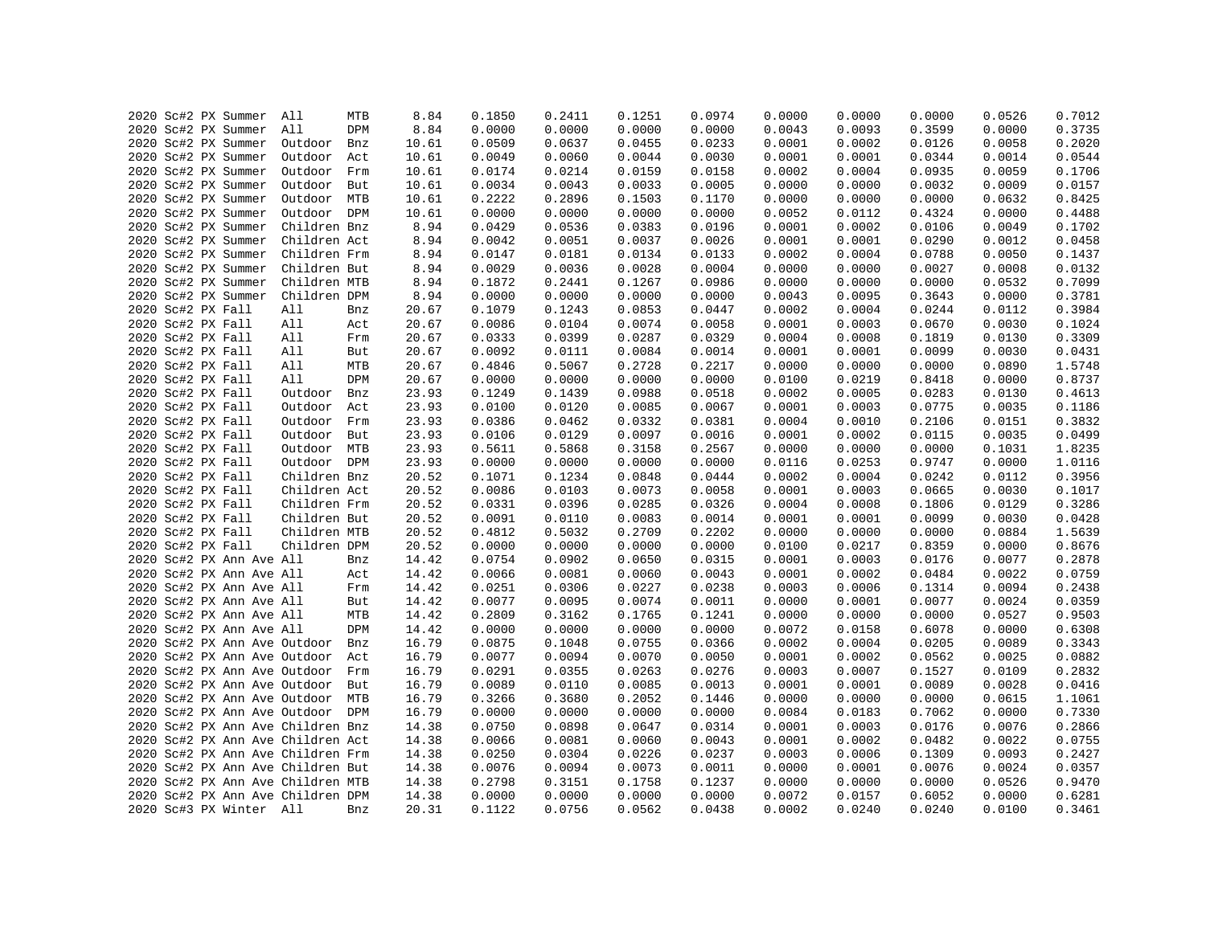```
2020 Sc#2 PX Summer  All      MTB      8.84    0.1850    0.2411    0.1251    0.0974    0.0000    0.0000    0.0000    0.0526    0.7012
2020 Sc#2 PX Summer  All      DPM      8.84    0.0000    0.0000    0.0000    0.0000    0.0043    0.0093    0.3599    0.0000    0.3735
2020 Sc#2 PX Summer  Outdoor  Bnz     10.61    0.0509    0.0637    0.0455    0.0233    0.0001    0.0002    0.0126    0.0058    0.2020
2020 Sc#2 PX Summer  Outdoor  Act     10.61    0.0049    0.0060    0.0044    0.0030    0.0001    0.0001    0.0344    0.0014    0.0544
2020 Sc#2 PX Summer  Outdoor  Frm     10.61    0.0174    0.0214    0.0159    0.0158    0.0002    0.0004    0.0935    0.0059    0.1706
2020 Sc#2 PX Summer  Outdoor  But     10.61    0.0034    0.0043    0.0033    0.0005    0.0000    0.0000    0.0032    0.0009    0.0157
2020 Sc#2 PX Summer  Outdoor  MTB     10.61    0.2222    0.2896    0.1503    0.1170    0.0000    0.0000    0.0000    0.0632    0.8425
2020 Sc#2 PX Summer  Outdoor  DPM     10.61    0.0000    0.0000    0.0000    0.0000    0.0052    0.0112    0.4324    0.0000    0.4488
2020 Sc#2 PX Summer  Children Bnz      8.94    0.0429    0.0536    0.0383    0.0196    0.0001    0.0002    0.0106    0.0049    0.1702
2020 Sc#2 PX Summer  Children Act      8.94    0.0042    0.0051    0.0037    0.0026    0.0001    0.0001    0.0290    0.0012    0.0458
2020 Sc#2 PX Summer  Children Frm      8.94    0.0147    0.0181    0.0134    0.0133    0.0002    0.0004    0.0788    0.0050    0.1437
2020 Sc#2 PX Summer  Children But      8.94    0.0029    0.0036    0.0028    0.0004    0.0000    0.0000    0.0027    0.0008    0.0132
2020 Sc#2 PX Summer  Children MTB      8.94    0.1872    0.2441    0.1267    0.0986    0.0000    0.0000    0.0000    0.0532    0.7099
2020 Sc#2 PX Summer  Children DPM      8.94    0.0000    0.0000    0.0000    0.0000    0.0043    0.0095    0.3643    0.0000    0.3781
2020 Sc#2 PX Fall    All      Bnz     20.67    0.1079    0.1243    0.0853    0.0447    0.0002    0.0004    0.0244    0.0112    0.3984
2020 Sc#2 PX Fall    All      Act     20.67    0.0086    0.0104    0.0074    0.0058    0.0001    0.0003    0.0670    0.0030    0.1024
2020 Sc#2 PX Fall    All      Frm     20.67    0.0333    0.0399    0.0287    0.0329    0.0004    0.0008    0.1819    0.0130    0.3309
2020 Sc#2 PX Fall    All      But     20.67    0.0092    0.0111    0.0084    0.0014    0.0001    0.0001    0.0099    0.0030    0.0431
2020 Sc#2 PX Fall    All      MTB     20.67    0.4846    0.5067    0.2728    0.2217    0.0000    0.0000    0.0000    0.0890    1.5748
2020 Sc#2 PX Fall    All      DPM     20.67    0.0000    0.0000    0.0000    0.0000    0.0100    0.0219    0.8418    0.0000    0.8737
2020 Sc#2 PX Fall    Outdoor  Bnz     23.93    0.1249    0.1439    0.0988    0.0518    0.0002    0.0005    0.0283    0.0130    0.4613
2020 Sc#2 PX Fall    Outdoor  Act     23.93    0.0100    0.0120    0.0085    0.0067    0.0001    0.0003    0.0775    0.0035    0.1186
2020 Sc#2 PX Fall    Outdoor  Frm     23.93    0.0386    0.0462    0.0332    0.0381    0.0004    0.0010    0.2106    0.0151    0.3832
2020 Sc#2 PX Fall    Outdoor  But     23.93    0.0106    0.0129    0.0097    0.0016    0.0001    0.0002    0.0115    0.0035    0.0499
2020 Sc#2 PX Fall    Outdoor  MTB     23.93    0.5611    0.5868    0.3158    0.2567    0.0000    0.0000    0.0000    0.1031    1.8235
2020 Sc#2 PX Fall    Outdoor  DPM     23.93    0.0000    0.0000    0.0000    0.0000    0.0116    0.0253    0.9747    0.0000    1.0116
2020 Sc#2 PX Fall    Children Bnz     20.52    0.1071    0.1234    0.0848    0.0444    0.0002    0.0004    0.0242    0.0112    0.3956
2020 Sc#2 PX Fall    Children Act     20.52    0.0086    0.0103    0.0073    0.0058    0.0001    0.0003    0.0665    0.0030    0.1017
2020 Sc#2 PX Fall    Children Frm     20.52    0.0331    0.0396    0.0285    0.0326    0.0004    0.0008    0.1806    0.0129    0.3286
2020 Sc#2 PX Fall    Children But     20.52    0.0091    0.0110    0.0083    0.0014    0.0001    0.0001    0.0099    0.0030    0.0428
2020 Sc#2 PX Fall    Children MTB     20.52    0.4812    0.5032    0.2709    0.2202    0.0000    0.0000    0.0000    0.0884    1.5639
2020 Sc#2 PX Fall    Children DPM     20.52    0.0000    0.0000    0.0000    0.0000    0.0100    0.0217    0.8359    0.0000    0.8676
2020 Sc#2 PX Ann Ave All      Bnz     14.42    0.0754    0.0902    0.0650    0.0315    0.0001    0.0003    0.0176    0.0077    0.2878
2020 Sc#2 PX Ann Ave All      Act     14.42    0.0066    0.0081    0.0060    0.0043    0.0001    0.0002    0.0484    0.0022    0.0759
2020 Sc#2 PX Ann Ave All      Frm     14.42    0.0251    0.0306    0.0227    0.0238    0.0003    0.0006    0.1314    0.0094    0.2438
2020 Sc#2 PX Ann Ave All      But     14.42    0.0077    0.0095    0.0074    0.0011    0.0000    0.0001    0.0077    0.0024    0.0359
2020 Sc#2 PX Ann Ave All      MTB     14.42    0.2809    0.3162    0.1765    0.1241    0.0000    0.0000    0.0000    0.0527    0.9503
2020 Sc#2 PX Ann Ave All      DPM     14.42    0.0000    0.0000    0.0000    0.0000    0.0072    0.0158    0.6078    0.0000    0.6308
2020 Sc#2 PX Ann Ave Outdoor  Bnz     16.79    0.0875    0.1048    0.0755    0.0366    0.0002    0.0004    0.0205    0.0089    0.3343
2020 Sc#2 PX Ann Ave Outdoor  Act     16.79    0.0077    0.0094    0.0070    0.0050    0.0001    0.0002    0.0562    0.0025    0.0882
2020 Sc#2 PX Ann Ave Outdoor  Frm     16.79    0.0291    0.0355    0.0263    0.0276    0.0003    0.0007    0.1527    0.0109    0.2832
2020 Sc#2 PX Ann Ave Outdoor  But     16.79    0.0089    0.0110    0.0085    0.0013    0.0001    0.0001    0.0089    0.0028    0.0416
2020 Sc#2 PX Ann Ave Outdoor  MTB     16.79    0.3266    0.3680    0.2052    0.1446    0.0000    0.0000    0.0000    0.0615    1.1061
2020 Sc#2 PX Ann Ave Outdoor  DPM     16.79    0.0000    0.0000    0.0000    0.0000    0.0084    0.0183    0.7062    0.0000    0.7330
2020 Sc#2 PX Ann Ave Children Bnz     14.38    0.0750    0.0898    0.0647    0.0314    0.0001    0.0003    0.0176    0.0076    0.2866
2020 Sc#2 PX Ann Ave Children Act     14.38    0.0066    0.0081    0.0060    0.0043    0.0001    0.0002    0.0482    0.0022    0.0755
2020 Sc#2 PX Ann Ave Children Frm     14.38    0.0250    0.0304    0.0226    0.0237    0.0003    0.0006    0.1309    0.0093    0.2427
2020 Sc#2 PX Ann Ave Children But     14.38    0.0076    0.0094    0.0073    0.0011    0.0000    0.0001    0.0076    0.0024    0.0357
2020 Sc#2 PX Ann Ave Children MTB     14.38    0.2798    0.3151    0.1758    0.1237    0.0000    0.0000    0.0000    0.0526    0.9470
2020 Sc#2 PX Ann Ave Children DPM     14.38    0.0000    0.0000    0.0000    0.0000    0.0072    0.0157    0.6052    0.0000    0.6281
2020 Sc#3 PX Winter  All      Bnz     20.31    0.1122    0.0756    0.0562    0.0438    0.0002    0.0240    0.0240    0.0100    0.3461
```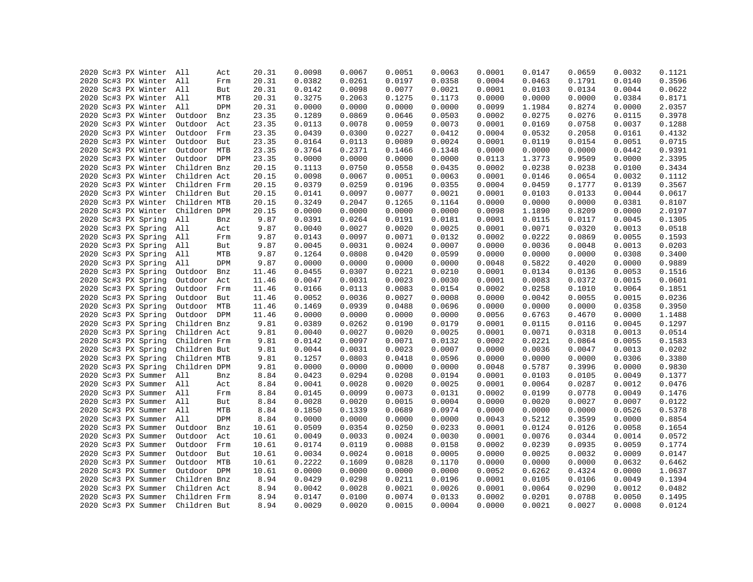| | | | | | | | | | | | | | | | |
|---|---|---|---|---|---|---|---|---|---|---|---|---|---|---|---|
| 2020 | Sc#3 | PX | Winter | All | Act | 20.31 | 0.0098 | 0.0067 | 0.0051 | 0.0063 | 0.0001 | 0.0147 | 0.0659 | 0.0032 | 0.1121 |
| 2020 | Sc#3 | PX | Winter | All | Frm | 20.31 | 0.0382 | 0.0261 | 0.0197 | 0.0358 | 0.0004 | 0.0463 | 0.1791 | 0.0140 | 0.3596 |
| 2020 | Sc#3 | PX | Winter | All | But | 20.31 | 0.0142 | 0.0098 | 0.0077 | 0.0021 | 0.0001 | 0.0103 | 0.0134 | 0.0044 | 0.0622 |
| 2020 | Sc#3 | PX | Winter | All | MTB | 20.31 | 0.3275 | 0.2063 | 0.1275 | 0.1173 | 0.0000 | 0.0000 | 0.0000 | 0.0384 | 0.8171 |
| 2020 | Sc#3 | PX | Winter | All | DPM | 20.31 | 0.0000 | 0.0000 | 0.0000 | 0.0000 | 0.0099 | 1.1984 | 0.8274 | 0.0000 | 2.0357 |
| 2020 | Sc#3 | PX | Winter | Outdoor | Bnz | 23.35 | 0.1289 | 0.0869 | 0.0646 | 0.0503 | 0.0002 | 0.0275 | 0.0276 | 0.0115 | 0.3978 |
| 2020 | Sc#3 | PX | Winter | Outdoor | Act | 23.35 | 0.0113 | 0.0078 | 0.0059 | 0.0073 | 0.0001 | 0.0169 | 0.0758 | 0.0037 | 0.1288 |
| 2020 | Sc#3 | PX | Winter | Outdoor | Frm | 23.35 | 0.0439 | 0.0300 | 0.0227 | 0.0412 | 0.0004 | 0.0532 | 0.2058 | 0.0161 | 0.4132 |
| 2020 | Sc#3 | PX | Winter | Outdoor | But | 23.35 | 0.0164 | 0.0113 | 0.0089 | 0.0024 | 0.0001 | 0.0119 | 0.0154 | 0.0051 | 0.0715 |
| 2020 | Sc#3 | PX | Winter | Outdoor | MTB | 23.35 | 0.3764 | 0.2371 | 0.1466 | 0.1348 | 0.0000 | 0.0000 | 0.0000 | 0.0442 | 0.9391 |
| 2020 | Sc#3 | PX | Winter | Outdoor | DPM | 23.35 | 0.0000 | 0.0000 | 0.0000 | 0.0000 | 0.0113 | 1.3773 | 0.9509 | 0.0000 | 2.3395 |
| 2020 | Sc#3 | PX | Winter | Children | Bnz | 20.15 | 0.1113 | 0.0750 | 0.0558 | 0.0435 | 0.0002 | 0.0238 | 0.0238 | 0.0100 | 0.3434 |
| 2020 | Sc#3 | PX | Winter | Children | Act | 20.15 | 0.0098 | 0.0067 | 0.0051 | 0.0063 | 0.0001 | 0.0146 | 0.0654 | 0.0032 | 0.1112 |
| 2020 | Sc#3 | PX | Winter | Children | Frm | 20.15 | 0.0379 | 0.0259 | 0.0196 | 0.0355 | 0.0004 | 0.0459 | 0.1777 | 0.0139 | 0.3567 |
| 2020 | Sc#3 | PX | Winter | Children | But | 20.15 | 0.0141 | 0.0097 | 0.0077 | 0.0021 | 0.0001 | 0.0103 | 0.0133 | 0.0044 | 0.0617 |
| 2020 | Sc#3 | PX | Winter | Children | MTB | 20.15 | 0.3249 | 0.2047 | 0.1265 | 0.1164 | 0.0000 | 0.0000 | 0.0000 | 0.0381 | 0.8107 |
| 2020 | Sc#3 | PX | Winter | Children | DPM | 20.15 | 0.0000 | 0.0000 | 0.0000 | 0.0000 | 0.0098 | 1.1890 | 0.8209 | 0.0000 | 2.0197 |
| 2020 | Sc#3 | PX | Spring | All | Bnz | 9.87 | 0.0391 | 0.0264 | 0.0191 | 0.0181 | 0.0001 | 0.0115 | 0.0117 | 0.0045 | 0.1305 |
| 2020 | Sc#3 | PX | Spring | All | Act | 9.87 | 0.0040 | 0.0027 | 0.0020 | 0.0025 | 0.0001 | 0.0071 | 0.0320 | 0.0013 | 0.0518 |
| 2020 | Sc#3 | PX | Spring | All | Frm | 9.87 | 0.0143 | 0.0097 | 0.0071 | 0.0132 | 0.0002 | 0.0222 | 0.0869 | 0.0055 | 0.1593 |
| 2020 | Sc#3 | PX | Spring | All | But | 9.87 | 0.0045 | 0.0031 | 0.0024 | 0.0007 | 0.0000 | 0.0036 | 0.0048 | 0.0013 | 0.0203 |
| 2020 | Sc#3 | PX | Spring | All | MTB | 9.87 | 0.1264 | 0.0808 | 0.0420 | 0.0599 | 0.0000 | 0.0000 | 0.0000 | 0.0308 | 0.3400 |
| 2020 | Sc#3 | PX | Spring | All | DPM | 9.87 | 0.0000 | 0.0000 | 0.0000 | 0.0000 | 0.0048 | 0.5822 | 0.4020 | 0.0000 | 0.9889 |
| 2020 | Sc#3 | PX | Spring | Outdoor | Bnz | 11.46 | 0.0455 | 0.0307 | 0.0221 | 0.0210 | 0.0001 | 0.0134 | 0.0136 | 0.0053 | 0.1516 |
| 2020 | Sc#3 | PX | Spring | Outdoor | Act | 11.46 | 0.0047 | 0.0031 | 0.0023 | 0.0030 | 0.0001 | 0.0083 | 0.0372 | 0.0015 | 0.0601 |
| 2020 | Sc#3 | PX | Spring | Outdoor | Frm | 11.46 | 0.0166 | 0.0113 | 0.0083 | 0.0154 | 0.0002 | 0.0258 | 0.1010 | 0.0064 | 0.1851 |
| 2020 | Sc#3 | PX | Spring | Outdoor | But | 11.46 | 0.0052 | 0.0036 | 0.0027 | 0.0008 | 0.0000 | 0.0042 | 0.0055 | 0.0015 | 0.0236 |
| 2020 | Sc#3 | PX | Spring | Outdoor | MTB | 11.46 | 0.1469 | 0.0939 | 0.0488 | 0.0696 | 0.0000 | 0.0000 | 0.0000 | 0.0358 | 0.3950 |
| 2020 | Sc#3 | PX | Spring | Outdoor | DPM | 11.46 | 0.0000 | 0.0000 | 0.0000 | 0.0000 | 0.0056 | 0.6763 | 0.4670 | 0.0000 | 1.1488 |
| 2020 | Sc#3 | PX | Spring | Children | Bnz | 9.81 | 0.0389 | 0.0262 | 0.0190 | 0.0179 | 0.0001 | 0.0115 | 0.0116 | 0.0045 | 0.1297 |
| 2020 | Sc#3 | PX | Spring | Children | Act | 9.81 | 0.0040 | 0.0027 | 0.0020 | 0.0025 | 0.0001 | 0.0071 | 0.0318 | 0.0013 | 0.0514 |
| 2020 | Sc#3 | PX | Spring | Children | Frm | 9.81 | 0.0142 | 0.0097 | 0.0071 | 0.0132 | 0.0002 | 0.0221 | 0.0864 | 0.0055 | 0.1583 |
| 2020 | Sc#3 | PX | Spring | Children | But | 9.81 | 0.0044 | 0.0031 | 0.0023 | 0.0007 | 0.0000 | 0.0036 | 0.0047 | 0.0013 | 0.0202 |
| 2020 | Sc#3 | PX | Spring | Children | MTB | 9.81 | 0.1257 | 0.0803 | 0.0418 | 0.0596 | 0.0000 | 0.0000 | 0.0000 | 0.0306 | 0.3380 |
| 2020 | Sc#3 | PX | Spring | Children | DPM | 9.81 | 0.0000 | 0.0000 | 0.0000 | 0.0000 | 0.0048 | 0.5787 | 0.3996 | 0.0000 | 0.9830 |
| 2020 | Sc#3 | PX | Summer | All | Bnz | 8.84 | 0.0423 | 0.0294 | 0.0208 | 0.0194 | 0.0001 | 0.0103 | 0.0105 | 0.0049 | 0.1377 |
| 2020 | Sc#3 | PX | Summer | All | Act | 8.84 | 0.0041 | 0.0028 | 0.0020 | 0.0025 | 0.0001 | 0.0064 | 0.0287 | 0.0012 | 0.0476 |
| 2020 | Sc#3 | PX | Summer | All | Frm | 8.84 | 0.0145 | 0.0099 | 0.0073 | 0.0131 | 0.0002 | 0.0199 | 0.0778 | 0.0049 | 0.1476 |
| 2020 | Sc#3 | PX | Summer | All | But | 8.84 | 0.0028 | 0.0020 | 0.0015 | 0.0004 | 0.0000 | 0.0020 | 0.0027 | 0.0007 | 0.0122 |
| 2020 | Sc#3 | PX | Summer | All | MTB | 8.84 | 0.1850 | 0.1339 | 0.0689 | 0.0974 | 0.0000 | 0.0000 | 0.0000 | 0.0526 | 0.5378 |
| 2020 | Sc#3 | PX | Summer | All | DPM | 8.84 | 0.0000 | 0.0000 | 0.0000 | 0.0000 | 0.0043 | 0.5212 | 0.3599 | 0.0000 | 0.8854 |
| 2020 | Sc#3 | PX | Summer | Outdoor | Bnz | 10.61 | 0.0509 | 0.0354 | 0.0250 | 0.0233 | 0.0001 | 0.0124 | 0.0126 | 0.0058 | 0.1654 |
| 2020 | Sc#3 | PX | Summer | Outdoor | Act | 10.61 | 0.0049 | 0.0033 | 0.0024 | 0.0030 | 0.0001 | 0.0076 | 0.0344 | 0.0014 | 0.0572 |
| 2020 | Sc#3 | PX | Summer | Outdoor | Frm | 10.61 | 0.0174 | 0.0119 | 0.0088 | 0.0158 | 0.0002 | 0.0239 | 0.0935 | 0.0059 | 0.1774 |
| 2020 | Sc#3 | PX | Summer | Outdoor | But | 10.61 | 0.0034 | 0.0024 | 0.0018 | 0.0005 | 0.0000 | 0.0025 | 0.0032 | 0.0009 | 0.0147 |
| 2020 | Sc#3 | PX | Summer | Outdoor | MTB | 10.61 | 0.2222 | 0.1609 | 0.0828 | 0.1170 | 0.0000 | 0.0000 | 0.0000 | 0.0632 | 0.6462 |
| 2020 | Sc#3 | PX | Summer | Outdoor | DPM | 10.61 | 0.0000 | 0.0000 | 0.0000 | 0.0000 | 0.0052 | 0.6262 | 0.4324 | 0.0000 | 1.0637 |
| 2020 | Sc#3 | PX | Summer | Children | Bnz | 8.94 | 0.0429 | 0.0298 | 0.0211 | 0.0196 | 0.0001 | 0.0105 | 0.0106 | 0.0049 | 0.1394 |
| 2020 | Sc#3 | PX | Summer | Children | Act | 8.94 | 0.0042 | 0.0028 | 0.0021 | 0.0026 | 0.0001 | 0.0064 | 0.0290 | 0.0012 | 0.0482 |
| 2020 | Sc#3 | PX | Summer | Children | Frm | 8.94 | 0.0147 | 0.0100 | 0.0074 | 0.0133 | 0.0002 | 0.0201 | 0.0788 | 0.0050 | 0.1495 |
| 2020 | Sc#3 | PX | Summer | Children | But | 8.94 | 0.0029 | 0.0020 | 0.0015 | 0.0004 | 0.0000 | 0.0021 | 0.0027 | 0.0008 | 0.0124 |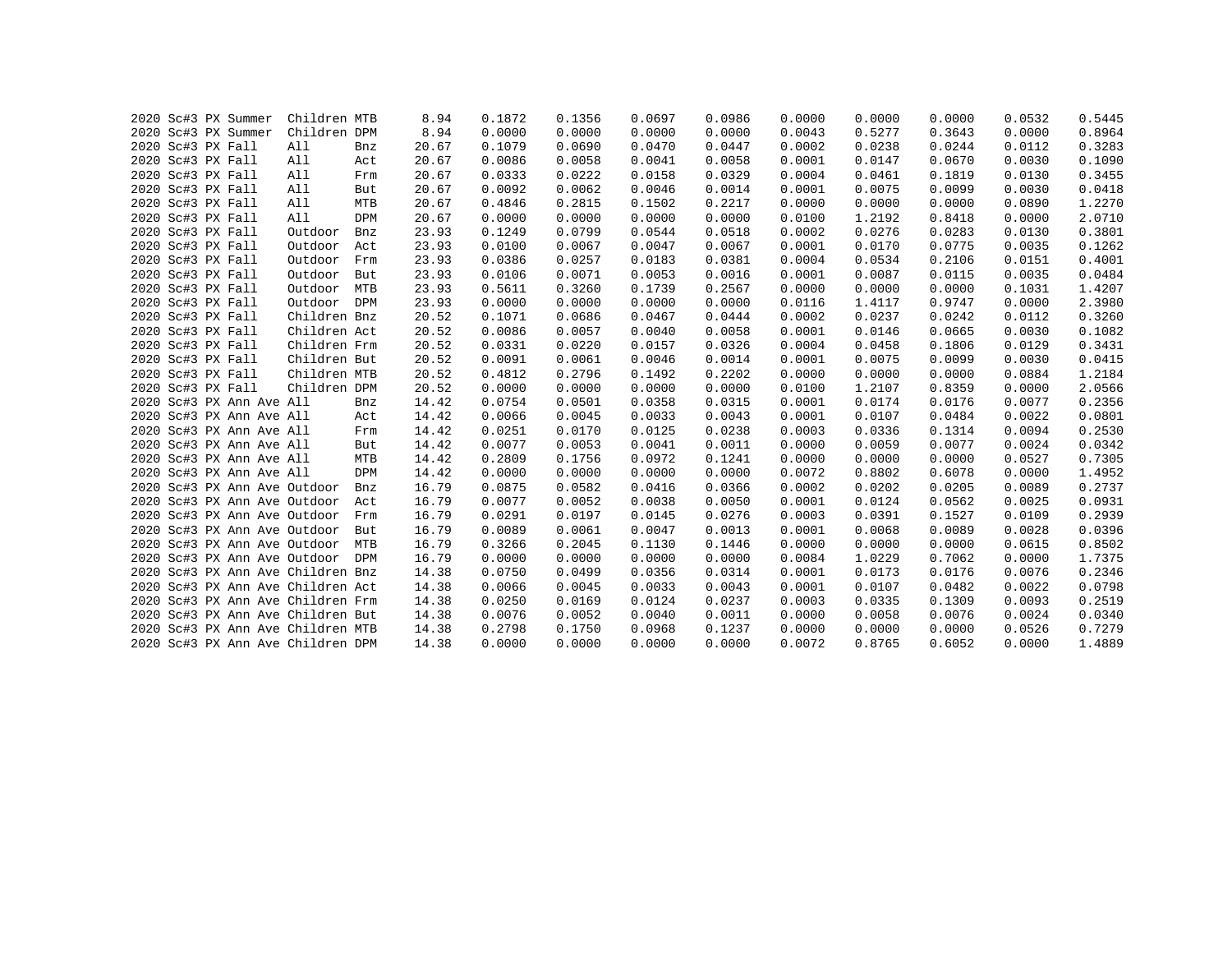| | | | | | | | | | | | | | | | |
|---|---|---|---|---|---|---|---|---|---|---|---|---|---|---|---|
| 2020 | Sc#3 | PX | Summer | Children | MTB | 8.94 | 0.1872 | 0.1356 | 0.0697 | 0.0986 | 0.0000 | 0.0000 | 0.0000 | 0.0532 | 0.5445 |
| 2020 | Sc#3 | PX | Summer | Children | DPM | 8.94 | 0.0000 | 0.0000 | 0.0000 | 0.0000 | 0.0043 | 0.5277 | 0.3643 | 0.0000 | 0.8964 |
| 2020 | Sc#3 | PX | Fall | All | Bnz | 20.67 | 0.1079 | 0.0690 | 0.0470 | 0.0447 | 0.0002 | 0.0238 | 0.0244 | 0.0112 | 0.3283 |
| 2020 | Sc#3 | PX | Fall | All | Act | 20.67 | 0.0086 | 0.0058 | 0.0041 | 0.0058 | 0.0001 | 0.0147 | 0.0670 | 0.0030 | 0.1090 |
| 2020 | Sc#3 | PX | Fall | All | Frm | 20.67 | 0.0333 | 0.0222 | 0.0158 | 0.0329 | 0.0004 | 0.0461 | 0.1819 | 0.0130 | 0.3455 |
| 2020 | Sc#3 | PX | Fall | All | But | 20.67 | 0.0092 | 0.0062 | 0.0046 | 0.0014 | 0.0001 | 0.0075 | 0.0099 | 0.0030 | 0.0418 |
| 2020 | Sc#3 | PX | Fall | All | MTB | 20.67 | 0.4846 | 0.2815 | 0.1502 | 0.2217 | 0.0000 | 0.0000 | 0.0000 | 0.0890 | 1.2270 |
| 2020 | Sc#3 | PX | Fall | All | DPM | 20.67 | 0.0000 | 0.0000 | 0.0000 | 0.0000 | 0.0100 | 1.2192 | 0.8418 | 0.0000 | 2.0710 |
| 2020 | Sc#3 | PX | Fall | Outdoor | Bnz | 23.93 | 0.1249 | 0.0799 | 0.0544 | 0.0518 | 0.0002 | 0.0276 | 0.0283 | 0.0130 | 0.3801 |
| 2020 | Sc#3 | PX | Fall | Outdoor | Act | 23.93 | 0.0100 | 0.0067 | 0.0047 | 0.0067 | 0.0001 | 0.0170 | 0.0775 | 0.0035 | 0.1262 |
| 2020 | Sc#3 | PX | Fall | Outdoor | Frm | 23.93 | 0.0386 | 0.0257 | 0.0183 | 0.0381 | 0.0004 | 0.0534 | 0.2106 | 0.0151 | 0.4001 |
| 2020 | Sc#3 | PX | Fall | Outdoor | But | 23.93 | 0.0106 | 0.0071 | 0.0053 | 0.0016 | 0.0001 | 0.0087 | 0.0115 | 0.0035 | 0.0484 |
| 2020 | Sc#3 | PX | Fall | Outdoor | MTB | 23.93 | 0.5611 | 0.3260 | 0.1739 | 0.2567 | 0.0000 | 0.0000 | 0.0000 | 0.1031 | 1.4207 |
| 2020 | Sc#3 | PX | Fall | Outdoor | DPM | 23.93 | 0.0000 | 0.0000 | 0.0000 | 0.0000 | 0.0116 | 1.4117 | 0.9747 | 0.0000 | 2.3980 |
| 2020 | Sc#3 | PX | Fall | Children | Bnz | 20.52 | 0.1071 | 0.0686 | 0.0467 | 0.0444 | 0.0002 | 0.0237 | 0.0242 | 0.0112 | 0.3260 |
| 2020 | Sc#3 | PX | Fall | Children | Act | 20.52 | 0.0086 | 0.0057 | 0.0040 | 0.0058 | 0.0001 | 0.0146 | 0.0665 | 0.0030 | 0.1082 |
| 2020 | Sc#3 | PX | Fall | Children | Frm | 20.52 | 0.0331 | 0.0220 | 0.0157 | 0.0326 | 0.0004 | 0.0458 | 0.1806 | 0.0129 | 0.3431 |
| 2020 | Sc#3 | PX | Fall | Children | But | 20.52 | 0.0091 | 0.0061 | 0.0046 | 0.0014 | 0.0001 | 0.0075 | 0.0099 | 0.0030 | 0.0415 |
| 2020 | Sc#3 | PX | Fall | Children | MTB | 20.52 | 0.4812 | 0.2796 | 0.1492 | 0.2202 | 0.0000 | 0.0000 | 0.0000 | 0.0884 | 1.2184 |
| 2020 | Sc#3 | PX | Fall | Children | DPM | 20.52 | 0.0000 | 0.0000 | 0.0000 | 0.0000 | 0.0100 | 1.2107 | 0.8359 | 0.0000 | 2.0566 |
| 2020 | Sc#3 | PX | Ann Ave | All | Bnz | 14.42 | 0.0754 | 0.0501 | 0.0358 | 0.0315 | 0.0001 | 0.0174 | 0.0176 | 0.0077 | 0.2356 |
| 2020 | Sc#3 | PX | Ann Ave | All | Act | 14.42 | 0.0066 | 0.0045 | 0.0033 | 0.0043 | 0.0001 | 0.0107 | 0.0484 | 0.0022 | 0.0801 |
| 2020 | Sc#3 | PX | Ann Ave | All | Frm | 14.42 | 0.0251 | 0.0170 | 0.0125 | 0.0238 | 0.0003 | 0.0336 | 0.1314 | 0.0094 | 0.2530 |
| 2020 | Sc#3 | PX | Ann Ave | All | But | 14.42 | 0.0077 | 0.0053 | 0.0041 | 0.0011 | 0.0000 | 0.0059 | 0.0077 | 0.0024 | 0.0342 |
| 2020 | Sc#3 | PX | Ann Ave | All | MTB | 14.42 | 0.2809 | 0.1756 | 0.0972 | 0.1241 | 0.0000 | 0.0000 | 0.0000 | 0.0527 | 0.7305 |
| 2020 | Sc#3 | PX | Ann Ave | All | DPM | 14.42 | 0.0000 | 0.0000 | 0.0000 | 0.0000 | 0.0072 | 0.8802 | 0.6078 | 0.0000 | 1.4952 |
| 2020 | Sc#3 | PX | Ann Ave | Outdoor | Bnz | 16.79 | 0.0875 | 0.0582 | 0.0416 | 0.0366 | 0.0002 | 0.0202 | 0.0205 | 0.0089 | 0.2737 |
| 2020 | Sc#3 | PX | Ann Ave | Outdoor | Act | 16.79 | 0.0077 | 0.0052 | 0.0038 | 0.0050 | 0.0001 | 0.0124 | 0.0562 | 0.0025 | 0.0931 |
| 2020 | Sc#3 | PX | Ann Ave | Outdoor | Frm | 16.79 | 0.0291 | 0.0197 | 0.0145 | 0.0276 | 0.0003 | 0.0391 | 0.1527 | 0.0109 | 0.2939 |
| 2020 | Sc#3 | PX | Ann Ave | Outdoor | But | 16.79 | 0.0089 | 0.0061 | 0.0047 | 0.0013 | 0.0001 | 0.0068 | 0.0089 | 0.0028 | 0.0396 |
| 2020 | Sc#3 | PX | Ann Ave | Outdoor | MTB | 16.79 | 0.3266 | 0.2045 | 0.1130 | 0.1446 | 0.0000 | 0.0000 | 0.0000 | 0.0615 | 0.8502 |
| 2020 | Sc#3 | PX | Ann Ave | Outdoor | DPM | 16.79 | 0.0000 | 0.0000 | 0.0000 | 0.0000 | 0.0084 | 1.0229 | 0.7062 | 0.0000 | 1.7375 |
| 2020 | Sc#3 | PX | Ann Ave | Children | Bnz | 14.38 | 0.0750 | 0.0499 | 0.0356 | 0.0314 | 0.0001 | 0.0173 | 0.0176 | 0.0076 | 0.2346 |
| 2020 | Sc#3 | PX | Ann Ave | Children | Act | 14.38 | 0.0066 | 0.0045 | 0.0033 | 0.0043 | 0.0001 | 0.0107 | 0.0482 | 0.0022 | 0.0798 |
| 2020 | Sc#3 | PX | Ann Ave | Children | Frm | 14.38 | 0.0250 | 0.0169 | 0.0124 | 0.0237 | 0.0003 | 0.0335 | 0.1309 | 0.0093 | 0.2519 |
| 2020 | Sc#3 | PX | Ann Ave | Children | But | 14.38 | 0.0076 | 0.0052 | 0.0040 | 0.0011 | 0.0000 | 0.0058 | 0.0076 | 0.0024 | 0.0340 |
| 2020 | Sc#3 | PX | Ann Ave | Children | MTB | 14.38 | 0.2798 | 0.1750 | 0.0968 | 0.1237 | 0.0000 | 0.0000 | 0.0000 | 0.0526 | 0.7279 |
| 2020 | Sc#3 | PX | Ann Ave | Children | DPM | 14.38 | 0.0000 | 0.0000 | 0.0000 | 0.0000 | 0.0072 | 0.8765 | 0.6052 | 0.0000 | 1.4889 |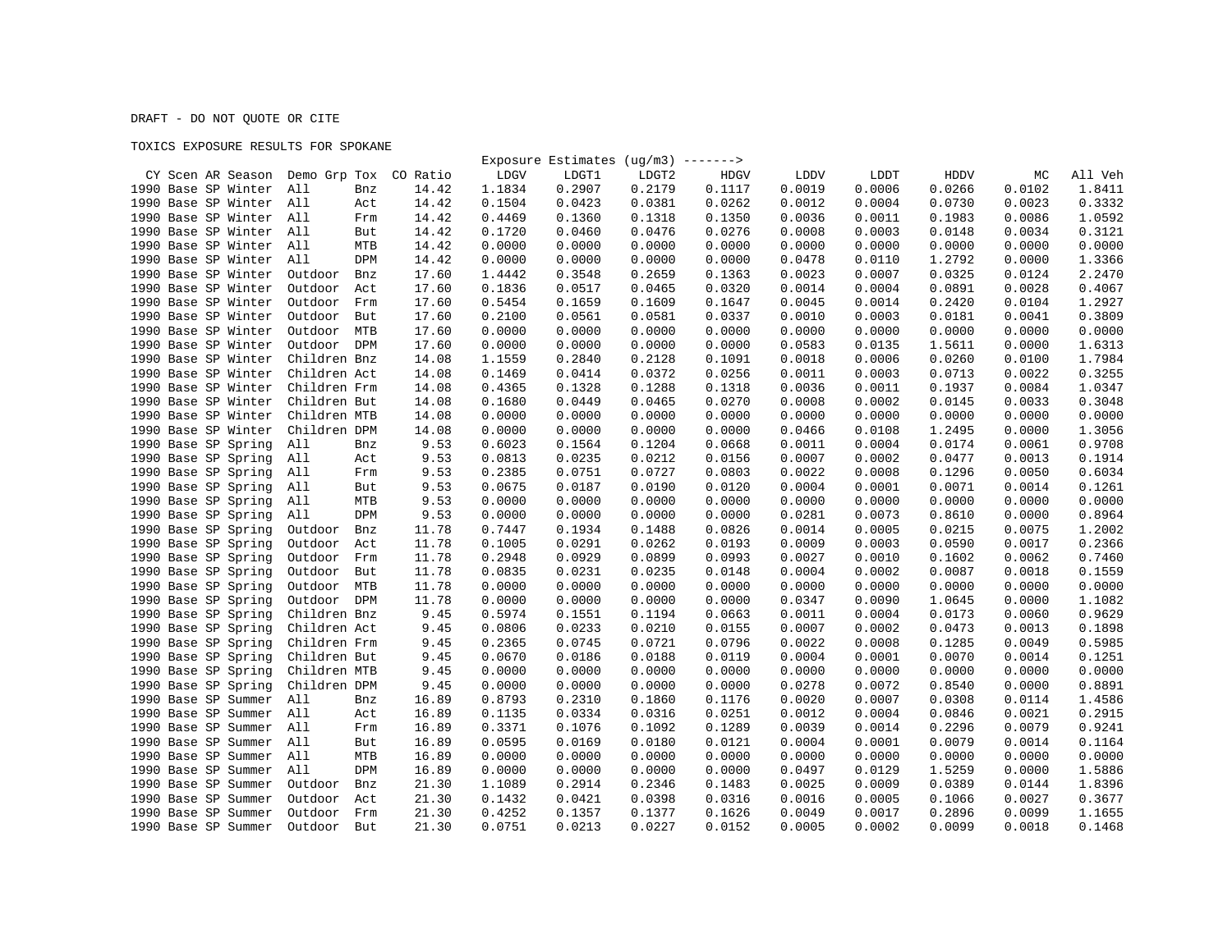DRAFT - DO NOT QUOTE OR CITE

TOXICS EXPOSURE RESULTS FOR SPOKANE

| CY | Scen | AR | Season | Demo Grp | Tox | CO Ratio | Exposure Estimates (ug/m3) -------> LDGV | LDGT1 | LDGT2 | HDGV | LDDV | LDDT | HDDV | MC | All Veh |
|---|---|---|---|---|---|---|---|---|---|---|---|---|---|---|---|
| 1990 | Base | SP | Winter | All | Bnz | 14.42 | 1.1834 | 0.2907 | 0.2179 | 0.1117 | 0.0019 | 0.0006 | 0.0266 | 0.0102 | 1.8411 |
| 1990 | Base | SP | Winter | All | Act | 14.42 | 0.1504 | 0.0423 | 0.0381 | 0.0262 | 0.0012 | 0.0004 | 0.0730 | 0.0023 | 0.3332 |
| 1990 | Base | SP | Winter | All | Frm | 14.42 | 0.4469 | 0.1360 | 0.1318 | 0.1350 | 0.0036 | 0.0011 | 0.1983 | 0.0086 | 1.0592 |
| 1990 | Base | SP | Winter | All | But | 14.42 | 0.1720 | 0.0460 | 0.0476 | 0.0276 | 0.0008 | 0.0003 | 0.0148 | 0.0034 | 0.3121 |
| 1990 | Base | SP | Winter | All | MTB | 14.42 | 0.0000 | 0.0000 | 0.0000 | 0.0000 | 0.0000 | 0.0000 | 0.0000 | 0.0000 | 0.0000 |
| 1990 | Base | SP | Winter | All | DPM | 14.42 | 0.0000 | 0.0000 | 0.0000 | 0.0000 | 0.0478 | 0.0110 | 1.2792 | 0.0000 | 1.3366 |
| 1990 | Base | SP | Winter | Outdoor | Bnz | 17.60 | 1.4442 | 0.3548 | 0.2659 | 0.1363 | 0.0023 | 0.0007 | 0.0325 | 0.0124 | 2.2470 |
| 1990 | Base | SP | Winter | Outdoor | Act | 17.60 | 0.1836 | 0.0517 | 0.0465 | 0.0320 | 0.0014 | 0.0004 | 0.0891 | 0.0028 | 0.4067 |
| 1990 | Base | SP | Winter | Outdoor | Frm | 17.60 | 0.5454 | 0.1659 | 0.1609 | 0.1647 | 0.0045 | 0.0014 | 0.2420 | 0.0104 | 1.2927 |
| 1990 | Base | SP | Winter | Outdoor | But | 17.60 | 0.2100 | 0.0561 | 0.0581 | 0.0337 | 0.0010 | 0.0003 | 0.0181 | 0.0041 | 0.3809 |
| 1990 | Base | SP | Winter | Outdoor | MTB | 17.60 | 0.0000 | 0.0000 | 0.0000 | 0.0000 | 0.0000 | 0.0000 | 0.0000 | 0.0000 | 0.0000 |
| 1990 | Base | SP | Winter | Outdoor | DPM | 17.60 | 0.0000 | 0.0000 | 0.0000 | 0.0000 | 0.0583 | 0.0135 | 1.5611 | 0.0000 | 1.6313 |
| 1990 | Base | SP | Winter | Children | Bnz | 14.08 | 1.1559 | 0.2840 | 0.2128 | 0.1091 | 0.0018 | 0.0006 | 0.0260 | 0.0100 | 1.7984 |
| 1990 | Base | SP | Winter | Children | Act | 14.08 | 0.1469 | 0.0414 | 0.0372 | 0.0256 | 0.0011 | 0.0003 | 0.0713 | 0.0022 | 0.3255 |
| 1990 | Base | SP | Winter | Children | Frm | 14.08 | 0.4365 | 0.1328 | 0.1288 | 0.1318 | 0.0036 | 0.0011 | 0.1937 | 0.0084 | 1.0347 |
| 1990 | Base | SP | Winter | Children | But | 14.08 | 0.1680 | 0.0449 | 0.0465 | 0.0270 | 0.0008 | 0.0002 | 0.0145 | 0.0033 | 0.3048 |
| 1990 | Base | SP | Winter | Children | MTB | 14.08 | 0.0000 | 0.0000 | 0.0000 | 0.0000 | 0.0000 | 0.0000 | 0.0000 | 0.0000 | 0.0000 |
| 1990 | Base | SP | Winter | Children | DPM | 14.08 | 0.0000 | 0.0000 | 0.0000 | 0.0000 | 0.0466 | 0.0108 | 1.2495 | 0.0000 | 1.3056 |
| 1990 | Base | SP | Spring | All | Bnz | 9.53 | 0.6023 | 0.1564 | 0.1204 | 0.0668 | 0.0011 | 0.0004 | 0.0174 | 0.0061 | 0.9708 |
| 1990 | Base | SP | Spring | All | Act | 9.53 | 0.0813 | 0.0235 | 0.0212 | 0.0156 | 0.0007 | 0.0002 | 0.0477 | 0.0013 | 0.1914 |
| 1990 | Base | SP | Spring | All | Frm | 9.53 | 0.2385 | 0.0751 | 0.0727 | 0.0803 | 0.0022 | 0.0008 | 0.1296 | 0.0050 | 0.6034 |
| 1990 | Base | SP | Spring | All | But | 9.53 | 0.0675 | 0.0187 | 0.0190 | 0.0120 | 0.0004 | 0.0001 | 0.0071 | 0.0014 | 0.1261 |
| 1990 | Base | SP | Spring | All | MTB | 9.53 | 0.0000 | 0.0000 | 0.0000 | 0.0000 | 0.0000 | 0.0000 | 0.0000 | 0.0000 | 0.0000 |
| 1990 | Base | SP | Spring | All | DPM | 9.53 | 0.0000 | 0.0000 | 0.0000 | 0.0000 | 0.0281 | 0.0073 | 0.8610 | 0.0000 | 0.8964 |
| 1990 | Base | SP | Spring | Outdoor | Bnz | 11.78 | 0.7447 | 0.1934 | 0.1488 | 0.0826 | 0.0014 | 0.0005 | 0.0215 | 0.0075 | 1.2002 |
| 1990 | Base | SP | Spring | Outdoor | Act | 11.78 | 0.1005 | 0.0291 | 0.0262 | 0.0193 | 0.0009 | 0.0003 | 0.0590 | 0.0017 | 0.2366 |
| 1990 | Base | SP | Spring | Outdoor | Frm | 11.78 | 0.2948 | 0.0929 | 0.0899 | 0.0993 | 0.0027 | 0.0010 | 0.1602 | 0.0062 | 0.7460 |
| 1990 | Base | SP | Spring | Outdoor | But | 11.78 | 0.0835 | 0.0231 | 0.0235 | 0.0148 | 0.0004 | 0.0002 | 0.0087 | 0.0018 | 0.1559 |
| 1990 | Base | SP | Spring | Outdoor | MTB | 11.78 | 0.0000 | 0.0000 | 0.0000 | 0.0000 | 0.0000 | 0.0000 | 0.0000 | 0.0000 | 0.0000 |
| 1990 | Base | SP | Spring | Outdoor | DPM | 11.78 | 0.0000 | 0.0000 | 0.0000 | 0.0000 | 0.0347 | 0.0090 | 1.0645 | 0.0000 | 1.1082 |
| 1990 | Base | SP | Spring | Children | Bnz | 9.45 | 0.5974 | 0.1551 | 0.1194 | 0.0663 | 0.0011 | 0.0004 | 0.0173 | 0.0060 | 0.9629 |
| 1990 | Base | SP | Spring | Children | Act | 9.45 | 0.0806 | 0.0233 | 0.0210 | 0.0155 | 0.0007 | 0.0002 | 0.0473 | 0.0013 | 0.1898 |
| 1990 | Base | SP | Spring | Children | Frm | 9.45 | 0.2365 | 0.0745 | 0.0721 | 0.0796 | 0.0022 | 0.0008 | 0.1285 | 0.0049 | 0.5985 |
| 1990 | Base | SP | Spring | Children | But | 9.45 | 0.0670 | 0.0186 | 0.0188 | 0.0119 | 0.0004 | 0.0001 | 0.0070 | 0.0014 | 0.1251 |
| 1990 | Base | SP | Spring | Children | MTB | 9.45 | 0.0000 | 0.0000 | 0.0000 | 0.0000 | 0.0000 | 0.0000 | 0.0000 | 0.0000 | 0.0000 |
| 1990 | Base | SP | Spring | Children | DPM | 9.45 | 0.0000 | 0.0000 | 0.0000 | 0.0000 | 0.0278 | 0.0072 | 0.8540 | 0.0000 | 0.8891 |
| 1990 | Base | SP | Summer | All | Bnz | 16.89 | 0.8793 | 0.2310 | 0.1860 | 0.1176 | 0.0020 | 0.0007 | 0.0308 | 0.0114 | 1.4586 |
| 1990 | Base | SP | Summer | All | Act | 16.89 | 0.1135 | 0.0334 | 0.0316 | 0.0251 | 0.0012 | 0.0004 | 0.0846 | 0.0021 | 0.2915 |
| 1990 | Base | SP | Summer | All | Frm | 16.89 | 0.3371 | 0.1076 | 0.1092 | 0.1289 | 0.0039 | 0.0014 | 0.2296 | 0.0079 | 0.9241 |
| 1990 | Base | SP | Summer | All | But | 16.89 | 0.0595 | 0.0169 | 0.0180 | 0.0121 | 0.0004 | 0.0001 | 0.0079 | 0.0014 | 0.1164 |
| 1990 | Base | SP | Summer | All | MTB | 16.89 | 0.0000 | 0.0000 | 0.0000 | 0.0000 | 0.0000 | 0.0000 | 0.0000 | 0.0000 | 0.0000 |
| 1990 | Base | SP | Summer | All | DPM | 16.89 | 0.0000 | 0.0000 | 0.0000 | 0.0000 | 0.0497 | 0.0129 | 1.5259 | 0.0000 | 1.5886 |
| 1990 | Base | SP | Summer | Outdoor | Bnz | 21.30 | 1.1089 | 0.2914 | 0.2346 | 0.1483 | 0.0025 | 0.0009 | 0.0389 | 0.0144 | 1.8396 |
| 1990 | Base | SP | Summer | Outdoor | Act | 21.30 | 0.1432 | 0.0421 | 0.0398 | 0.0316 | 0.0016 | 0.0005 | 0.1066 | 0.0027 | 0.3677 |
| 1990 | Base | SP | Summer | Outdoor | Frm | 21.30 | 0.4252 | 0.1357 | 0.1377 | 0.1626 | 0.0049 | 0.0017 | 0.2896 | 0.0099 | 1.1655 |
| 1990 | Base | SP | Summer | Outdoor | But | 21.30 | 0.0751 | 0.0213 | 0.0227 | 0.0152 | 0.0005 | 0.0002 | 0.0099 | 0.0018 | 0.1468 |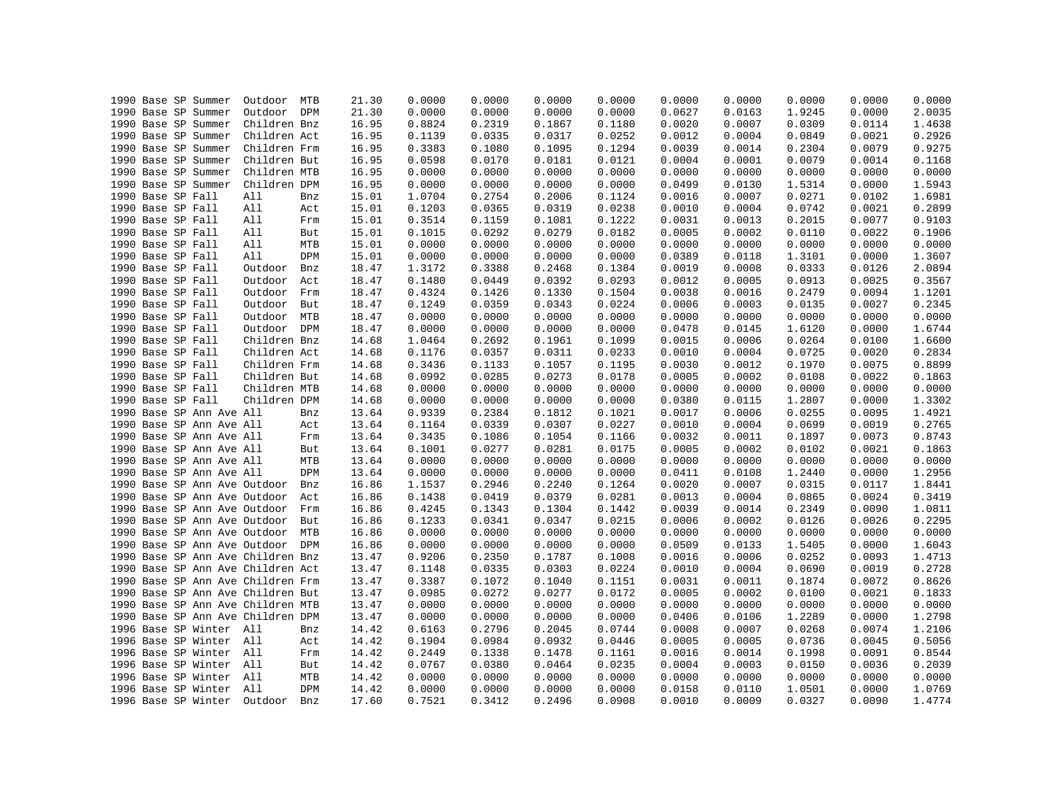```
1990 Base SP Summer  Outdoor  MTB     21.30    0.0000    0.0000    0.0000    0.0000    0.0000    0.0000    0.0000    0.0000    0.0000
1990 Base SP Summer  Outdoor  DPM     21.30    0.0000    0.0000    0.0000    0.0000    0.0627    0.0163    1.9245    0.0000    2.0035
1990 Base SP Summer  Children Bnz     16.95    0.8824    0.2319    0.1867    0.1180    0.0020    0.0007    0.0309    0.0114    1.4638
1990 Base SP Summer  Children Act     16.95    0.1139    0.0335    0.0317    0.0252    0.0012    0.0004    0.0849    0.0021    0.2926
1990 Base SP Summer  Children Frm     16.95    0.3383    0.1080    0.1095    0.1294    0.0039    0.0014    0.2304    0.0079    0.9275
1990 Base SP Summer  Children But     16.95    0.0598    0.0170    0.0181    0.0121    0.0004    0.0001    0.0079    0.0014    0.1168
1990 Base SP Summer  Children MTB     16.95    0.0000    0.0000    0.0000    0.0000    0.0000    0.0000    0.0000    0.0000    0.0000
1990 Base SP Summer  Children DPM     16.95    0.0000    0.0000    0.0000    0.0000    0.0499    0.0130    1.5314    0.0000    1.5943
1990 Base SP Fall    All      Bnz     15.01    1.0704    0.2754    0.2006    0.1124    0.0016    0.0007    0.0271    0.0102    1.6981
1990 Base SP Fall    All      Act     15.01    0.1203    0.0365    0.0319    0.0238    0.0010    0.0004    0.0742    0.0021    0.2899
1990 Base SP Fall    All      Frm     15.01    0.3514    0.1159    0.1081    0.1222    0.0031    0.0013    0.2015    0.0077    0.9103
1990 Base SP Fall    All      But     15.01    0.1015    0.0292    0.0279    0.0182    0.0005    0.0002    0.0110    0.0022    0.1906
1990 Base SP Fall    All      MTB     15.01    0.0000    0.0000    0.0000    0.0000    0.0000    0.0000    0.0000    0.0000    0.0000
1990 Base SP Fall    All      DPM     15.01    0.0000    0.0000    0.0000    0.0000    0.0389    0.0118    1.3101    0.0000    1.3607
1990 Base SP Fall    Outdoor  Bnz     18.47    1.3172    0.3388    0.2468    0.1384    0.0019    0.0008    0.0333    0.0126    2.0894
1990 Base SP Fall    Outdoor  Act     18.47    0.1480    0.0449    0.0392    0.0293    0.0012    0.0005    0.0913    0.0025    0.3567
1990 Base SP Fall    Outdoor  Frm     18.47    0.4324    0.1426    0.1330    0.1504    0.0038    0.0016    0.2479    0.0094    1.1201
1990 Base SP Fall    Outdoor  But     18.47    0.1249    0.0359    0.0343    0.0224    0.0006    0.0003    0.0135    0.0027    0.2345
1990 Base SP Fall    Outdoor  MTB     18.47    0.0000    0.0000    0.0000    0.0000    0.0000    0.0000    0.0000    0.0000    0.0000
1990 Base SP Fall    Outdoor  DPM     18.47    0.0000    0.0000    0.0000    0.0000    0.0478    0.0145    1.6120    0.0000    1.6744
1990 Base SP Fall    Children Bnz     14.68    1.0464    0.2692    0.1961    0.1099    0.0015    0.0006    0.0264    0.0100    1.6600
1990 Base SP Fall    Children Act     14.68    0.1176    0.0357    0.0311    0.0233    0.0010    0.0004    0.0725    0.0020    0.2834
1990 Base SP Fall    Children Frm     14.68    0.3436    0.1133    0.1057    0.1195    0.0030    0.0012    0.1970    0.0075    0.8899
1990 Base SP Fall    Children But     14.68    0.0992    0.0285    0.0273    0.0178    0.0005    0.0002    0.0108    0.0022    0.1863
1990 Base SP Fall    Children MTB     14.68    0.0000    0.0000    0.0000    0.0000    0.0000    0.0000    0.0000    0.0000    0.0000
1990 Base SP Fall    Children DPM     14.68    0.0000    0.0000    0.0000    0.0000    0.0380    0.0115    1.2807    0.0000    1.3302
1990 Base SP Ann Ave All      Bnz     13.64    0.9339    0.2384    0.1812    0.1021    0.0017    0.0006    0.0255    0.0095    1.4921
1990 Base SP Ann Ave All      Act     13.64    0.1164    0.0339    0.0307    0.0227    0.0010    0.0004    0.0699    0.0019    0.2765
1990 Base SP Ann Ave All      Frm     13.64    0.3435    0.1086    0.1054    0.1166    0.0032    0.0011    0.1897    0.0073    0.8743
1990 Base SP Ann Ave All      But     13.64    0.1001    0.0277    0.0281    0.0175    0.0005    0.0002    0.0102    0.0021    0.1863
1990 Base SP Ann Ave All      MTB     13.64    0.0000    0.0000    0.0000    0.0000    0.0000    0.0000    0.0000    0.0000    0.0000
1990 Base SP Ann Ave All      DPM     13.64    0.0000    0.0000    0.0000    0.0000    0.0411    0.0108    1.2440    0.0000    1.2956
1990 Base SP Ann Ave Outdoor  Bnz     16.86    1.1537    0.2946    0.2240    0.1264    0.0020    0.0007    0.0315    0.0117    1.8441
1990 Base SP Ann Ave Outdoor  Act     16.86    0.1438    0.0419    0.0379    0.0281    0.0013    0.0004    0.0865    0.0024    0.3419
1990 Base SP Ann Ave Outdoor  Frm     16.86    0.4245    0.1343    0.1304    0.1442    0.0039    0.0014    0.2349    0.0090    1.0811
1990 Base SP Ann Ave Outdoor  But     16.86    0.1233    0.0341    0.0347    0.0215    0.0006    0.0002    0.0126    0.0026    0.2295
1990 Base SP Ann Ave Outdoor  MTB     16.86    0.0000    0.0000    0.0000    0.0000    0.0000    0.0000    0.0000    0.0000    0.0000
1990 Base SP Ann Ave Outdoor  DPM     16.86    0.0000    0.0000    0.0000    0.0000    0.0509    0.0133    1.5405    0.0000    1.6043
1990 Base SP Ann Ave Children Bnz     13.47    0.9206    0.2350    0.1787    0.1008    0.0016    0.0006    0.0252    0.0093    1.4713
1990 Base SP Ann Ave Children Act     13.47    0.1148    0.0335    0.0303    0.0224    0.0010    0.0004    0.0690    0.0019    0.2728
1990 Base SP Ann Ave Children Frm     13.47    0.3387    0.1072    0.1040    0.1151    0.0031    0.0011    0.1874    0.0072    0.8626
1990 Base SP Ann Ave Children But     13.47    0.0985    0.0272    0.0277    0.0172    0.0005    0.0002    0.0100    0.0021    0.1833
1990 Base SP Ann Ave Children MTB     13.47    0.0000    0.0000    0.0000    0.0000    0.0000    0.0000    0.0000    0.0000    0.0000
1990 Base SP Ann Ave Children DPM     13.47    0.0000    0.0000    0.0000    0.0000    0.0406    0.0106    1.2289    0.0000    1.2798
1996 Base SP Winter  All      Bnz     14.42    0.6163    0.2796    0.2045    0.0744    0.0008    0.0007    0.0268    0.0074    1.2106
1996 Base SP Winter  All      Act     14.42    0.1904    0.0984    0.0932    0.0446    0.0005    0.0005    0.0736    0.0045    0.5056
1996 Base SP Winter  All      Frm     14.42    0.2449    0.1338    0.1478    0.1161    0.0016    0.0014    0.1998    0.0091    0.8544
1996 Base SP Winter  All      But     14.42    0.0767    0.0380    0.0464    0.0235    0.0004    0.0003    0.0150    0.0036    0.2039
1996 Base SP Winter  All      MTB     14.42    0.0000    0.0000    0.0000    0.0000    0.0000    0.0000    0.0000    0.0000    0.0000
1996 Base SP Winter  All      DPM     14.42    0.0000    0.0000    0.0000    0.0000    0.0158    0.0110    1.0501    0.0000    1.0769
1996 Base SP Winter  Outdoor  Bnz     17.60    0.7521    0.3412    0.2496    0.0908    0.0010    0.0009    0.0327    0.0090    1.4774
```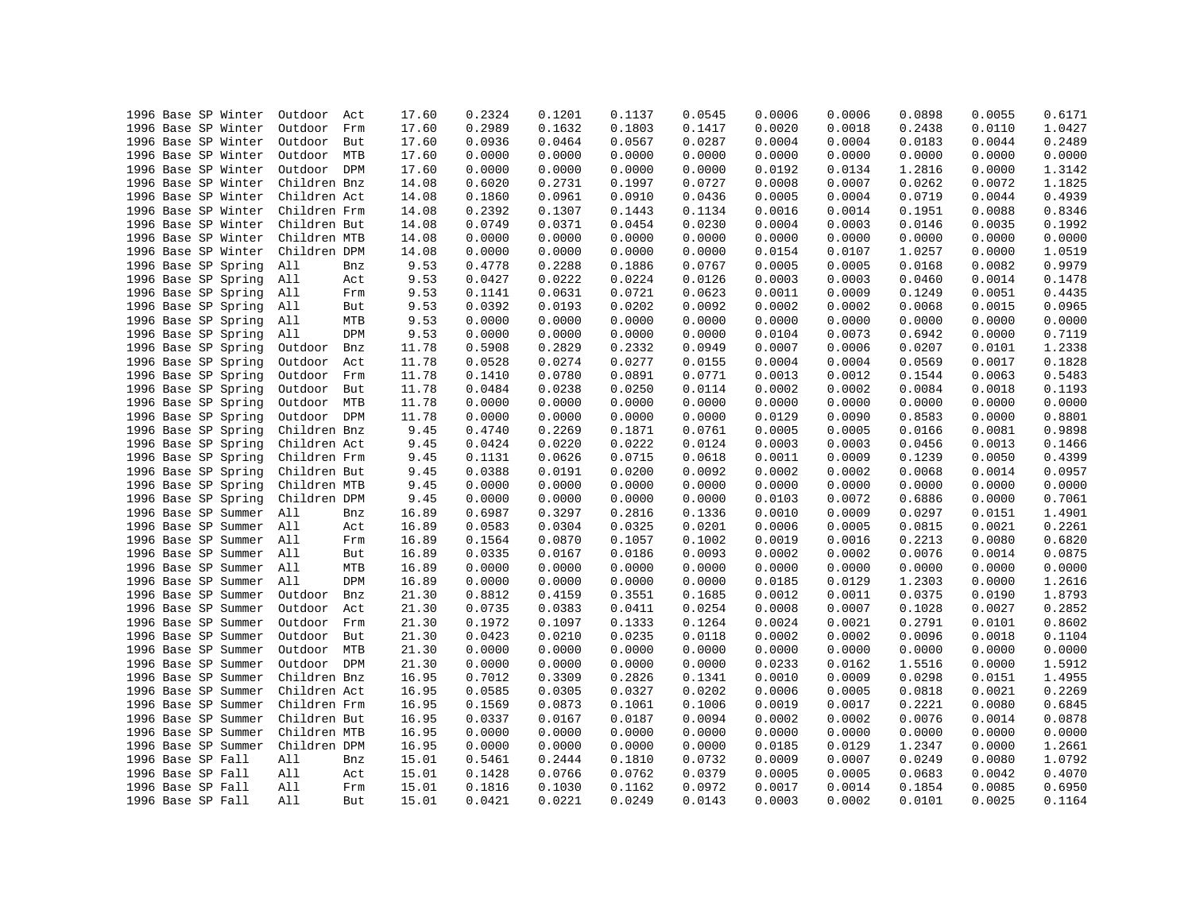| | | | | | | | | | | | | | | | |
|---|---|---|---|---|---|---|---|---|---|---|---|---|---|---|---|
| 1996 | Base | SP | Winter | Outdoor | Act | 17.60 | 0.2324 | 0.1201 | 0.1137 | 0.0545 | 0.0006 | 0.0006 | 0.0898 | 0.0055 | 0.6171 |
| 1996 | Base | SP | Winter | Outdoor | Frm | 17.60 | 0.2989 | 0.1632 | 0.1803 | 0.1417 | 0.0020 | 0.0018 | 0.2438 | 0.0110 | 1.0427 |
| 1996 | Base | SP | Winter | Outdoor | But | 17.60 | 0.0936 | 0.0464 | 0.0567 | 0.0287 | 0.0004 | 0.0004 | 0.0183 | 0.0044 | 0.2489 |
| 1996 | Base | SP | Winter | Outdoor | MTB | 17.60 | 0.0000 | 0.0000 | 0.0000 | 0.0000 | 0.0000 | 0.0000 | 0.0000 | 0.0000 | 0.0000 |
| 1996 | Base | SP | Winter | Outdoor | DPM | 17.60 | 0.0000 | 0.0000 | 0.0000 | 0.0000 | 0.0192 | 0.0134 | 1.2816 | 0.0000 | 1.3142 |
| 1996 | Base | SP | Winter | Children | Bnz | 14.08 | 0.6020 | 0.2731 | 0.1997 | 0.0727 | 0.0008 | 0.0007 | 0.0262 | 0.0072 | 1.1825 |
| 1996 | Base | SP | Winter | Children | Act | 14.08 | 0.1860 | 0.0961 | 0.0910 | 0.0436 | 0.0005 | 0.0004 | 0.0719 | 0.0044 | 0.4939 |
| 1996 | Base | SP | Winter | Children | Frm | 14.08 | 0.2392 | 0.1307 | 0.1443 | 0.1134 | 0.0016 | 0.0014 | 0.1951 | 0.0088 | 0.8346 |
| 1996 | Base | SP | Winter | Children | But | 14.08 | 0.0749 | 0.0371 | 0.0454 | 0.0230 | 0.0004 | 0.0003 | 0.0146 | 0.0035 | 0.1992 |
| 1996 | Base | SP | Winter | Children | MTB | 14.08 | 0.0000 | 0.0000 | 0.0000 | 0.0000 | 0.0000 | 0.0000 | 0.0000 | 0.0000 | 0.0000 |
| 1996 | Base | SP | Winter | Children | DPM | 14.08 | 0.0000 | 0.0000 | 0.0000 | 0.0000 | 0.0154 | 0.0107 | 1.0257 | 0.0000 | 1.0519 |
| 1996 | Base | SP | Spring | All | Bnz | 9.53 | 0.4778 | 0.2288 | 0.1886 | 0.0767 | 0.0005 | 0.0005 | 0.0168 | 0.0082 | 0.9979 |
| 1996 | Base | SP | Spring | All | Act | 9.53 | 0.0427 | 0.0222 | 0.0224 | 0.0126 | 0.0003 | 0.0003 | 0.0460 | 0.0014 | 0.1478 |
| 1996 | Base | SP | Spring | All | Frm | 9.53 | 0.1141 | 0.0631 | 0.0721 | 0.0623 | 0.0011 | 0.0009 | 0.1249 | 0.0051 | 0.4435 |
| 1996 | Base | SP | Spring | All | But | 9.53 | 0.0392 | 0.0193 | 0.0202 | 0.0092 | 0.0002 | 0.0002 | 0.0068 | 0.0015 | 0.0965 |
| 1996 | Base | SP | Spring | All | MTB | 9.53 | 0.0000 | 0.0000 | 0.0000 | 0.0000 | 0.0000 | 0.0000 | 0.0000 | 0.0000 | 0.0000 |
| 1996 | Base | SP | Spring | All | DPM | 9.53 | 0.0000 | 0.0000 | 0.0000 | 0.0000 | 0.0104 | 0.0073 | 0.6942 | 0.0000 | 0.7119 |
| 1996 | Base | SP | Spring | Outdoor | Bnz | 11.78 | 0.5908 | 0.2829 | 0.2332 | 0.0949 | 0.0007 | 0.0006 | 0.0207 | 0.0101 | 1.2338 |
| 1996 | Base | SP | Spring | Outdoor | Act | 11.78 | 0.0528 | 0.0274 | 0.0277 | 0.0155 | 0.0004 | 0.0004 | 0.0569 | 0.0017 | 0.1828 |
| 1996 | Base | SP | Spring | Outdoor | Frm | 11.78 | 0.1410 | 0.0780 | 0.0891 | 0.0771 | 0.0013 | 0.0012 | 0.1544 | 0.0063 | 0.5483 |
| 1996 | Base | SP | Spring | Outdoor | But | 11.78 | 0.0484 | 0.0238 | 0.0250 | 0.0114 | 0.0002 | 0.0002 | 0.0084 | 0.0018 | 0.1193 |
| 1996 | Base | SP | Spring | Outdoor | MTB | 11.78 | 0.0000 | 0.0000 | 0.0000 | 0.0000 | 0.0000 | 0.0000 | 0.0000 | 0.0000 | 0.0000 |
| 1996 | Base | SP | Spring | Outdoor | DPM | 11.78 | 0.0000 | 0.0000 | 0.0000 | 0.0000 | 0.0129 | 0.0090 | 0.8583 | 0.0000 | 0.8801 |
| 1996 | Base | SP | Spring | Children | Bnz | 9.45 | 0.4740 | 0.2269 | 0.1871 | 0.0761 | 0.0005 | 0.0005 | 0.0166 | 0.0081 | 0.9898 |
| 1996 | Base | SP | Spring | Children | Act | 9.45 | 0.0424 | 0.0220 | 0.0222 | 0.0124 | 0.0003 | 0.0003 | 0.0456 | 0.0013 | 0.1466 |
| 1996 | Base | SP | Spring | Children | Frm | 9.45 | 0.1131 | 0.0626 | 0.0715 | 0.0618 | 0.0011 | 0.0009 | 0.1239 | 0.0050 | 0.4399 |
| 1996 | Base | SP | Spring | Children | But | 9.45 | 0.0388 | 0.0191 | 0.0200 | 0.0092 | 0.0002 | 0.0002 | 0.0068 | 0.0014 | 0.0957 |
| 1996 | Base | SP | Spring | Children | MTB | 9.45 | 0.0000 | 0.0000 | 0.0000 | 0.0000 | 0.0000 | 0.0000 | 0.0000 | 0.0000 | 0.0000 |
| 1996 | Base | SP | Spring | Children | DPM | 9.45 | 0.0000 | 0.0000 | 0.0000 | 0.0000 | 0.0103 | 0.0072 | 0.6886 | 0.0000 | 0.7061 |
| 1996 | Base | SP | Summer | All | Bnz | 16.89 | 0.6987 | 0.3297 | 0.2816 | 0.1336 | 0.0010 | 0.0009 | 0.0297 | 0.0151 | 1.4901 |
| 1996 | Base | SP | Summer | All | Act | 16.89 | 0.0583 | 0.0304 | 0.0325 | 0.0201 | 0.0006 | 0.0005 | 0.0815 | 0.0021 | 0.2261 |
| 1996 | Base | SP | Summer | All | Frm | 16.89 | 0.1564 | 0.0870 | 0.1057 | 0.1002 | 0.0019 | 0.0016 | 0.2213 | 0.0080 | 0.6820 |
| 1996 | Base | SP | Summer | All | But | 16.89 | 0.0335 | 0.0167 | 0.0186 | 0.0093 | 0.0002 | 0.0002 | 0.0076 | 0.0014 | 0.0875 |
| 1996 | Base | SP | Summer | All | MTB | 16.89 | 0.0000 | 0.0000 | 0.0000 | 0.0000 | 0.0000 | 0.0000 | 0.0000 | 0.0000 | 0.0000 |
| 1996 | Base | SP | Summer | All | DPM | 16.89 | 0.0000 | 0.0000 | 0.0000 | 0.0000 | 0.0185 | 0.0129 | 1.2303 | 0.0000 | 1.2616 |
| 1996 | Base | SP | Summer | Outdoor | Bnz | 21.30 | 0.8812 | 0.4159 | 0.3551 | 0.1685 | 0.0012 | 0.0011 | 0.0375 | 0.0190 | 1.8793 |
| 1996 | Base | SP | Summer | Outdoor | Act | 21.30 | 0.0735 | 0.0383 | 0.0411 | 0.0254 | 0.0008 | 0.0007 | 0.1028 | 0.0027 | 0.2852 |
| 1996 | Base | SP | Summer | Outdoor | Frm | 21.30 | 0.1972 | 0.1097 | 0.1333 | 0.1264 | 0.0024 | 0.0021 | 0.2791 | 0.0101 | 0.8602 |
| 1996 | Base | SP | Summer | Outdoor | But | 21.30 | 0.0423 | 0.0210 | 0.0235 | 0.0118 | 0.0002 | 0.0002 | 0.0096 | 0.0018 | 0.1104 |
| 1996 | Base | SP | Summer | Outdoor | MTB | 21.30 | 0.0000 | 0.0000 | 0.0000 | 0.0000 | 0.0000 | 0.0000 | 0.0000 | 0.0000 | 0.0000 |
| 1996 | Base | SP | Summer | Outdoor | DPM | 21.30 | 0.0000 | 0.0000 | 0.0000 | 0.0000 | 0.0233 | 0.0162 | 1.5516 | 0.0000 | 1.5912 |
| 1996 | Base | SP | Summer | Children | Bnz | 16.95 | 0.7012 | 0.3309 | 0.2826 | 0.1341 | 0.0010 | 0.0009 | 0.0298 | 0.0151 | 1.4955 |
| 1996 | Base | SP | Summer | Children | Act | 16.95 | 0.0585 | 0.0305 | 0.0327 | 0.0202 | 0.0006 | 0.0005 | 0.0818 | 0.0021 | 0.2269 |
| 1996 | Base | SP | Summer | Children | Frm | 16.95 | 0.1569 | 0.0873 | 0.1061 | 0.1006 | 0.0019 | 0.0017 | 0.2221 | 0.0080 | 0.6845 |
| 1996 | Base | SP | Summer | Children | But | 16.95 | 0.0337 | 0.0167 | 0.0187 | 0.0094 | 0.0002 | 0.0002 | 0.0076 | 0.0014 | 0.0878 |
| 1996 | Base | SP | Summer | Children | MTB | 16.95 | 0.0000 | 0.0000 | 0.0000 | 0.0000 | 0.0000 | 0.0000 | 0.0000 | 0.0000 | 0.0000 |
| 1996 | Base | SP | Summer | Children | DPM | 16.95 | 0.0000 | 0.0000 | 0.0000 | 0.0000 | 0.0185 | 0.0129 | 1.2347 | 0.0000 | 1.2661 |
| 1996 | Base | SP | Fall | All | Bnz | 15.01 | 0.5461 | 0.2444 | 0.1810 | 0.0732 | 0.0009 | 0.0007 | 0.0249 | 0.0080 | 1.0792 |
| 1996 | Base | SP | Fall | All | Act | 15.01 | 0.1428 | 0.0766 | 0.0762 | 0.0379 | 0.0005 | 0.0005 | 0.0683 | 0.0042 | 0.4070 |
| 1996 | Base | SP | Fall | All | Frm | 15.01 | 0.1816 | 0.1030 | 0.1162 | 0.0972 | 0.0017 | 0.0014 | 0.1854 | 0.0085 | 0.6950 |
| 1996 | Base | SP | Fall | All | But | 15.01 | 0.0421 | 0.0221 | 0.0249 | 0.0143 | 0.0003 | 0.0002 | 0.0101 | 0.0025 | 0.1164 |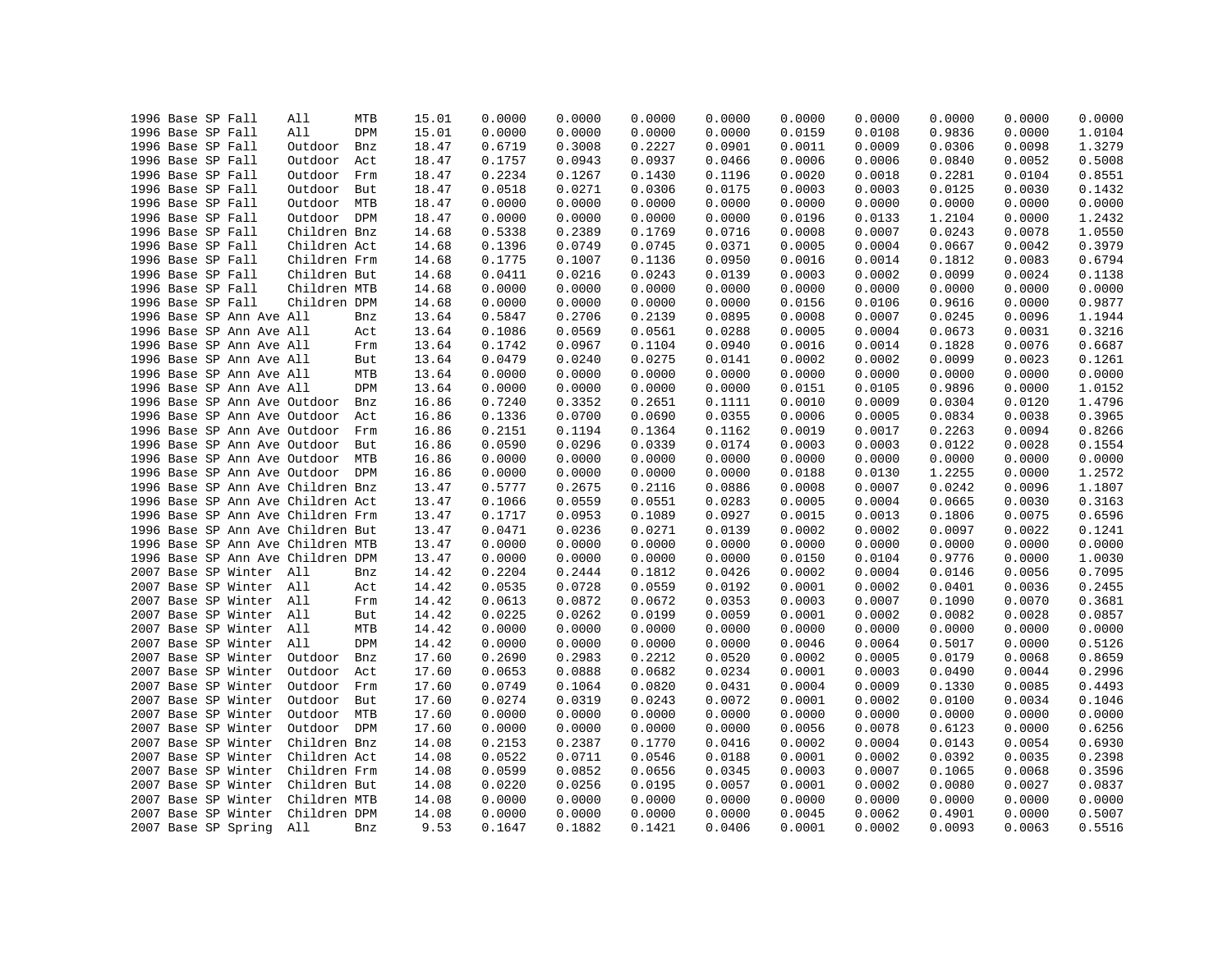```
1996 Base SP Fall    All      MTB    15.01    0.0000    0.0000    0.0000    0.0000    0.0000    0.0000    0.0000    0.0000    0.0000
1996 Base SP Fall    All      DPM    15.01    0.0000    0.0000    0.0000    0.0000    0.0159    0.0108    0.9836    0.0000    1.0104
1996 Base SP Fall    Outdoor  Bnz    18.47    0.6719    0.3008    0.2227    0.0901    0.0011    0.0009    0.0306    0.0098    1.3279
1996 Base SP Fall    Outdoor  Act    18.47    0.1757    0.0943    0.0937    0.0466    0.0006    0.0006    0.0840    0.0052    0.5008
1996 Base SP Fall    Outdoor  Frm    18.47    0.2234    0.1267    0.1430    0.1196    0.0020    0.0018    0.2281    0.0104    0.8551
1996 Base SP Fall    Outdoor  But    18.47    0.0518    0.0271    0.0306    0.0175    0.0003    0.0003    0.0125    0.0030    0.1432
1996 Base SP Fall    Outdoor  MTB    18.47    0.0000    0.0000    0.0000    0.0000    0.0000    0.0000    0.0000    0.0000    0.0000
1996 Base SP Fall    Outdoor  DPM    18.47    0.0000    0.0000    0.0000    0.0000    0.0196    0.0133    1.2104    0.0000    1.2432
1996 Base SP Fall    Children Bnz    14.68    0.5338    0.2389    0.1769    0.0716    0.0008    0.0007    0.0243    0.0078    1.0550
1996 Base SP Fall    Children Act    14.68    0.1396    0.0749    0.0745    0.0371    0.0005    0.0004    0.0667    0.0042    0.3979
1996 Base SP Fall    Children Frm    14.68    0.1775    0.1007    0.1136    0.0950    0.0016    0.0014    0.1812    0.0083    0.6794
1996 Base SP Fall    Children But    14.68    0.0411    0.0216    0.0243    0.0139    0.0003    0.0002    0.0099    0.0024    0.1138
1996 Base SP Fall    Children MTB    14.68    0.0000    0.0000    0.0000    0.0000    0.0000    0.0000    0.0000    0.0000    0.0000
1996 Base SP Fall    Children DPM    14.68    0.0000    0.0000    0.0000    0.0000    0.0156    0.0106    0.9616    0.0000    0.9877
1996 Base SP Ann Ave All      Bnz    13.64    0.5847    0.2706    0.2139    0.0895    0.0008    0.0007    0.0245    0.0096    1.1944
1996 Base SP Ann Ave All      Act    13.64    0.1086    0.0569    0.0561    0.0288    0.0005    0.0004    0.0673    0.0031    0.3216
1996 Base SP Ann Ave All      Frm    13.64    0.1742    0.0967    0.1104    0.0940    0.0016    0.0014    0.1828    0.0076    0.6687
1996 Base SP Ann Ave All      But    13.64    0.0479    0.0240    0.0275    0.0141    0.0002    0.0002    0.0099    0.0023    0.1261
1996 Base SP Ann Ave All      MTB    13.64    0.0000    0.0000    0.0000    0.0000    0.0000    0.0000    0.0000    0.0000    0.0000
1996 Base SP Ann Ave All      DPM    13.64    0.0000    0.0000    0.0000    0.0000    0.0151    0.0105    0.9896    0.0000    1.0152
1996 Base SP Ann Ave Outdoor  Bnz    16.86    0.7240    0.3352    0.2651    0.1111    0.0010    0.0009    0.0304    0.0120    1.4796
1996 Base SP Ann Ave Outdoor  Act    16.86    0.1336    0.0700    0.0690    0.0355    0.0006    0.0005    0.0834    0.0038    0.3965
1996 Base SP Ann Ave Outdoor  Frm    16.86    0.2151    0.1194    0.1364    0.1162    0.0019    0.0017    0.2263    0.0094    0.8266
1996 Base SP Ann Ave Outdoor  But    16.86    0.0590    0.0296    0.0339    0.0174    0.0003    0.0003    0.0122    0.0028    0.1554
1996 Base SP Ann Ave Outdoor  MTB    16.86    0.0000    0.0000    0.0000    0.0000    0.0000    0.0000    0.0000    0.0000    0.0000
1996 Base SP Ann Ave Outdoor  DPM    16.86    0.0000    0.0000    0.0000    0.0000    0.0188    0.0130    1.2255    0.0000    1.2572
1996 Base SP Ann Ave Children Bnz    13.47    0.5777    0.2675    0.2116    0.0886    0.0008    0.0007    0.0242    0.0096    1.1807
1996 Base SP Ann Ave Children Act    13.47    0.1066    0.0559    0.0551    0.0283    0.0005    0.0004    0.0665    0.0030    0.3163
1996 Base SP Ann Ave Children Frm    13.47    0.1717    0.0953    0.1089    0.0927    0.0015    0.0013    0.1806    0.0075    0.6596
1996 Base SP Ann Ave Children But    13.47    0.0471    0.0236    0.0271    0.0139    0.0002    0.0002    0.0097    0.0022    0.1241
1996 Base SP Ann Ave Children MTB    13.47    0.0000    0.0000    0.0000    0.0000    0.0000    0.0000    0.0000    0.0000    0.0000
1996 Base SP Ann Ave Children DPM    13.47    0.0000    0.0000    0.0000    0.0000    0.0150    0.0104    0.9776    0.0000    1.0030
2007 Base SP Winter  All      Bnz    14.42    0.2204    0.2444    0.1812    0.0426    0.0002    0.0004    0.0146    0.0056    0.7095
2007 Base SP Winter  All      Act    14.42    0.0535    0.0728    0.0559    0.0192    0.0001    0.0002    0.0401    0.0036    0.2455
2007 Base SP Winter  All      Frm    14.42    0.0613    0.0872    0.0672    0.0353    0.0003    0.0007    0.1090    0.0070    0.3681
2007 Base SP Winter  All      But    14.42    0.0225    0.0262    0.0199    0.0059    0.0001    0.0002    0.0082    0.0028    0.0857
2007 Base SP Winter  All      MTB    14.42    0.0000    0.0000    0.0000    0.0000    0.0000    0.0000    0.0000    0.0000    0.0000
2007 Base SP Winter  All      DPM    14.42    0.0000    0.0000    0.0000    0.0000    0.0046    0.0064    0.5017    0.0000    0.5126
2007 Base SP Winter  Outdoor  Bnz    17.60    0.2690    0.2983    0.2212    0.0520    0.0002    0.0005    0.0179    0.0068    0.8659
2007 Base SP Winter  Outdoor  Act    17.60    0.0653    0.0888    0.0682    0.0234    0.0001    0.0003    0.0490    0.0044    0.2996
2007 Base SP Winter  Outdoor  Frm    17.60    0.0749    0.1064    0.0820    0.0431    0.0004    0.0009    0.1330    0.0085    0.4493
2007 Base SP Winter  Outdoor  But    17.60    0.0274    0.0319    0.0243    0.0072    0.0001    0.0002    0.0100    0.0034    0.1046
2007 Base SP Winter  Outdoor  MTB    17.60    0.0000    0.0000    0.0000    0.0000    0.0000    0.0000    0.0000    0.0000    0.0000
2007 Base SP Winter  Outdoor  DPM    17.60    0.0000    0.0000    0.0000    0.0000    0.0056    0.0078    0.6123    0.0000    0.6256
2007 Base SP Winter  Children Bnz    14.08    0.2153    0.2387    0.1770    0.0416    0.0002    0.0004    0.0143    0.0054    0.6930
2007 Base SP Winter  Children Act    14.08    0.0522    0.0711    0.0546    0.0188    0.0001    0.0002    0.0392    0.0035    0.2398
2007 Base SP Winter  Children Frm    14.08    0.0599    0.0852    0.0656    0.0345    0.0003    0.0007    0.1065    0.0068    0.3596
2007 Base SP Winter  Children But    14.08    0.0220    0.0256    0.0195    0.0057    0.0001    0.0002    0.0080    0.0027    0.0837
2007 Base SP Winter  Children MTB    14.08    0.0000    0.0000    0.0000    0.0000    0.0000    0.0000    0.0000    0.0000    0.0000
2007 Base SP Winter  Children DPM    14.08    0.0000    0.0000    0.0000    0.0000    0.0045    0.0062    0.4901    0.0000    0.5007
2007 Base SP Spring  All      Bnz     9.53    0.1647    0.1882    0.1421    0.0406    0.0001    0.0002    0.0093    0.0063    0.5516
```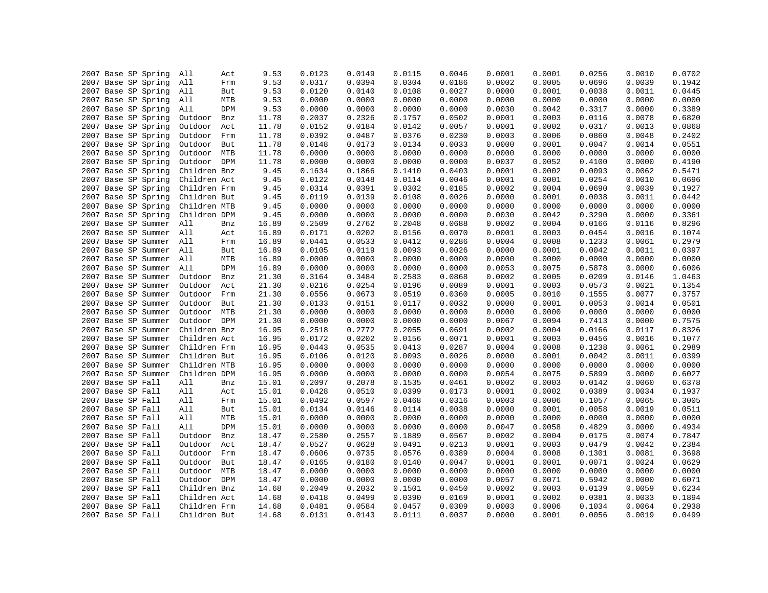| | | | | | | | | | | | | | | | |
|---|---|---|---|---|---|---|---|---|---|---|---|---|---|---|---|
| 2007 | Base | SP | Spring | All | Act | 9.53 | 0.0123 | 0.0149 | 0.0115 | 0.0046 | 0.0001 | 0.0001 | 0.0256 | 0.0010 | 0.0702 |
| 2007 | Base | SP | Spring | All | Frm | 9.53 | 0.0317 | 0.0394 | 0.0304 | 0.0186 | 0.0002 | 0.0005 | 0.0696 | 0.0039 | 0.1942 |
| 2007 | Base | SP | Spring | All | But | 9.53 | 0.0120 | 0.0140 | 0.0108 | 0.0027 | 0.0000 | 0.0001 | 0.0038 | 0.0011 | 0.0445 |
| 2007 | Base | SP | Spring | All | MTB | 9.53 | 0.0000 | 0.0000 | 0.0000 | 0.0000 | 0.0000 | 0.0000 | 0.0000 | 0.0000 | 0.0000 |
| 2007 | Base | SP | Spring | All | DPM | 9.53 | 0.0000 | 0.0000 | 0.0000 | 0.0000 | 0.0030 | 0.0042 | 0.3317 | 0.0000 | 0.3389 |
| 2007 | Base | SP | Spring | Outdoor | Bnz | 11.78 | 0.2037 | 0.2326 | 0.1757 | 0.0502 | 0.0001 | 0.0003 | 0.0116 | 0.0078 | 0.6820 |
| 2007 | Base | SP | Spring | Outdoor | Act | 11.78 | 0.0152 | 0.0184 | 0.0142 | 0.0057 | 0.0001 | 0.0002 | 0.0317 | 0.0013 | 0.0868 |
| 2007 | Base | SP | Spring | Outdoor | Frm | 11.78 | 0.0392 | 0.0487 | 0.0376 | 0.0230 | 0.0003 | 0.0006 | 0.0860 | 0.0048 | 0.2402 |
| 2007 | Base | SP | Spring | Outdoor | But | 11.78 | 0.0148 | 0.0173 | 0.0134 | 0.0033 | 0.0000 | 0.0001 | 0.0047 | 0.0014 | 0.0551 |
| 2007 | Base | SP | Spring | Outdoor | MTB | 11.78 | 0.0000 | 0.0000 | 0.0000 | 0.0000 | 0.0000 | 0.0000 | 0.0000 | 0.0000 | 0.0000 |
| 2007 | Base | SP | Spring | Outdoor | DPM | 11.78 | 0.0000 | 0.0000 | 0.0000 | 0.0000 | 0.0037 | 0.0052 | 0.4100 | 0.0000 | 0.4190 |
| 2007 | Base | SP | Spring | Children | Bnz | 9.45 | 0.1634 | 0.1866 | 0.1410 | 0.0403 | 0.0001 | 0.0002 | 0.0093 | 0.0062 | 0.5471 |
| 2007 | Base | SP | Spring | Children | Act | 9.45 | 0.0122 | 0.0148 | 0.0114 | 0.0046 | 0.0001 | 0.0001 | 0.0254 | 0.0010 | 0.0696 |
| 2007 | Base | SP | Spring | Children | Frm | 9.45 | 0.0314 | 0.0391 | 0.0302 | 0.0185 | 0.0002 | 0.0004 | 0.0690 | 0.0039 | 0.1927 |
| 2007 | Base | SP | Spring | Children | But | 9.45 | 0.0119 | 0.0139 | 0.0108 | 0.0026 | 0.0000 | 0.0001 | 0.0038 | 0.0011 | 0.0442 |
| 2007 | Base | SP | Spring | Children | MTB | 9.45 | 0.0000 | 0.0000 | 0.0000 | 0.0000 | 0.0000 | 0.0000 | 0.0000 | 0.0000 | 0.0000 |
| 2007 | Base | SP | Spring | Children | DPM | 9.45 | 0.0000 | 0.0000 | 0.0000 | 0.0000 | 0.0030 | 0.0042 | 0.3290 | 0.0000 | 0.3361 |
| 2007 | Base | SP | Summer | All | Bnz | 16.89 | 0.2509 | 0.2762 | 0.2048 | 0.0688 | 0.0002 | 0.0004 | 0.0166 | 0.0116 | 0.8296 |
| 2007 | Base | SP | Summer | All | Act | 16.89 | 0.0171 | 0.0202 | 0.0156 | 0.0070 | 0.0001 | 0.0003 | 0.0454 | 0.0016 | 0.1074 |
| 2007 | Base | SP | Summer | All | Frm | 16.89 | 0.0441 | 0.0533 | 0.0412 | 0.0286 | 0.0004 | 0.0008 | 0.1233 | 0.0061 | 0.2979 |
| 2007 | Base | SP | Summer | All | But | 16.89 | 0.0105 | 0.0119 | 0.0093 | 0.0026 | 0.0000 | 0.0001 | 0.0042 | 0.0011 | 0.0397 |
| 2007 | Base | SP | Summer | All | MTB | 16.89 | 0.0000 | 0.0000 | 0.0000 | 0.0000 | 0.0000 | 0.0000 | 0.0000 | 0.0000 | 0.0000 |
| 2007 | Base | SP | Summer | All | DPM | 16.89 | 0.0000 | 0.0000 | 0.0000 | 0.0000 | 0.0053 | 0.0075 | 0.5878 | 0.0000 | 0.6006 |
| 2007 | Base | SP | Summer | Outdoor | Bnz | 21.30 | 0.3164 | 0.3484 | 0.2583 | 0.0868 | 0.0002 | 0.0005 | 0.0209 | 0.0146 | 1.0463 |
| 2007 | Base | SP | Summer | Outdoor | Act | 21.30 | 0.0216 | 0.0254 | 0.0196 | 0.0089 | 0.0001 | 0.0003 | 0.0573 | 0.0021 | 0.1354 |
| 2007 | Base | SP | Summer | Outdoor | Frm | 21.30 | 0.0556 | 0.0673 | 0.0519 | 0.0360 | 0.0005 | 0.0010 | 0.1555 | 0.0077 | 0.3757 |
| 2007 | Base | SP | Summer | Outdoor | But | 21.30 | 0.0133 | 0.0151 | 0.0117 | 0.0032 | 0.0000 | 0.0001 | 0.0053 | 0.0014 | 0.0501 |
| 2007 | Base | SP | Summer | Outdoor | MTB | 21.30 | 0.0000 | 0.0000 | 0.0000 | 0.0000 | 0.0000 | 0.0000 | 0.0000 | 0.0000 | 0.0000 |
| 2007 | Base | SP | Summer | Outdoor | DPM | 21.30 | 0.0000 | 0.0000 | 0.0000 | 0.0000 | 0.0067 | 0.0094 | 0.7413 | 0.0000 | 0.7575 |
| 2007 | Base | SP | Summer | Children | Bnz | 16.95 | 0.2518 | 0.2772 | 0.2055 | 0.0691 | 0.0002 | 0.0004 | 0.0166 | 0.0117 | 0.8326 |
| 2007 | Base | SP | Summer | Children | Act | 16.95 | 0.0172 | 0.0202 | 0.0156 | 0.0071 | 0.0001 | 0.0003 | 0.0456 | 0.0016 | 0.1077 |
| 2007 | Base | SP | Summer | Children | Frm | 16.95 | 0.0443 | 0.0535 | 0.0413 | 0.0287 | 0.0004 | 0.0008 | 0.1238 | 0.0061 | 0.2989 |
| 2007 | Base | SP | Summer | Children | But | 16.95 | 0.0106 | 0.0120 | 0.0093 | 0.0026 | 0.0000 | 0.0001 | 0.0042 | 0.0011 | 0.0399 |
| 2007 | Base | SP | Summer | Children | MTB | 16.95 | 0.0000 | 0.0000 | 0.0000 | 0.0000 | 0.0000 | 0.0000 | 0.0000 | 0.0000 | 0.0000 |
| 2007 | Base | SP | Summer | Children | DPM | 16.95 | 0.0000 | 0.0000 | 0.0000 | 0.0000 | 0.0054 | 0.0075 | 0.5899 | 0.0000 | 0.6027 |
| 2007 | Base | SP | Fall | All | Bnz | 15.01 | 0.2097 | 0.2078 | 0.1535 | 0.0461 | 0.0002 | 0.0003 | 0.0142 | 0.0060 | 0.6378 |
| 2007 | Base | SP | Fall | All | Act | 15.01 | 0.0428 | 0.0510 | 0.0399 | 0.0173 | 0.0001 | 0.0002 | 0.0389 | 0.0034 | 0.1937 |
| 2007 | Base | SP | Fall | All | Frm | 15.01 | 0.0492 | 0.0597 | 0.0468 | 0.0316 | 0.0003 | 0.0006 | 0.1057 | 0.0065 | 0.3005 |
| 2007 | Base | SP | Fall | All | But | 15.01 | 0.0134 | 0.0146 | 0.0114 | 0.0038 | 0.0000 | 0.0001 | 0.0058 | 0.0019 | 0.0511 |
| 2007 | Base | SP | Fall | All | MTB | 15.01 | 0.0000 | 0.0000 | 0.0000 | 0.0000 | 0.0000 | 0.0000 | 0.0000 | 0.0000 | 0.0000 |
| 2007 | Base | SP | Fall | All | DPM | 15.01 | 0.0000 | 0.0000 | 0.0000 | 0.0000 | 0.0047 | 0.0058 | 0.4829 | 0.0000 | 0.4934 |
| 2007 | Base | SP | Fall | Outdoor | Bnz | 18.47 | 0.2580 | 0.2557 | 0.1889 | 0.0567 | 0.0002 | 0.0004 | 0.0175 | 0.0074 | 0.7847 |
| 2007 | Base | SP | Fall | Outdoor | Act | 18.47 | 0.0527 | 0.0628 | 0.0491 | 0.0213 | 0.0001 | 0.0003 | 0.0479 | 0.0042 | 0.2384 |
| 2007 | Base | SP | Fall | Outdoor | Frm | 18.47 | 0.0606 | 0.0735 | 0.0576 | 0.0389 | 0.0004 | 0.0008 | 0.1301 | 0.0081 | 0.3698 |
| 2007 | Base | SP | Fall | Outdoor | But | 18.47 | 0.0165 | 0.0180 | 0.0140 | 0.0047 | 0.0001 | 0.0001 | 0.0071 | 0.0024 | 0.0629 |
| 2007 | Base | SP | Fall | Outdoor | MTB | 18.47 | 0.0000 | 0.0000 | 0.0000 | 0.0000 | 0.0000 | 0.0000 | 0.0000 | 0.0000 | 0.0000 |
| 2007 | Base | SP | Fall | Outdoor | DPM | 18.47 | 0.0000 | 0.0000 | 0.0000 | 0.0000 | 0.0057 | 0.0071 | 0.5942 | 0.0000 | 0.6071 |
| 2007 | Base | SP | Fall | Children | Bnz | 14.68 | 0.2049 | 0.2032 | 0.1501 | 0.0450 | 0.0002 | 0.0003 | 0.0139 | 0.0059 | 0.6234 |
| 2007 | Base | SP | Fall | Children | Act | 14.68 | 0.0418 | 0.0499 | 0.0390 | 0.0169 | 0.0001 | 0.0002 | 0.0381 | 0.0033 | 0.1894 |
| 2007 | Base | SP | Fall | Children | Frm | 14.68 | 0.0481 | 0.0584 | 0.0457 | 0.0309 | 0.0003 | 0.0006 | 0.1034 | 0.0064 | 0.2938 |
| 2007 | Base | SP | Fall | Children | But | 14.68 | 0.0131 | 0.0143 | 0.0111 | 0.0037 | 0.0000 | 0.0001 | 0.0056 | 0.0019 | 0.0499 |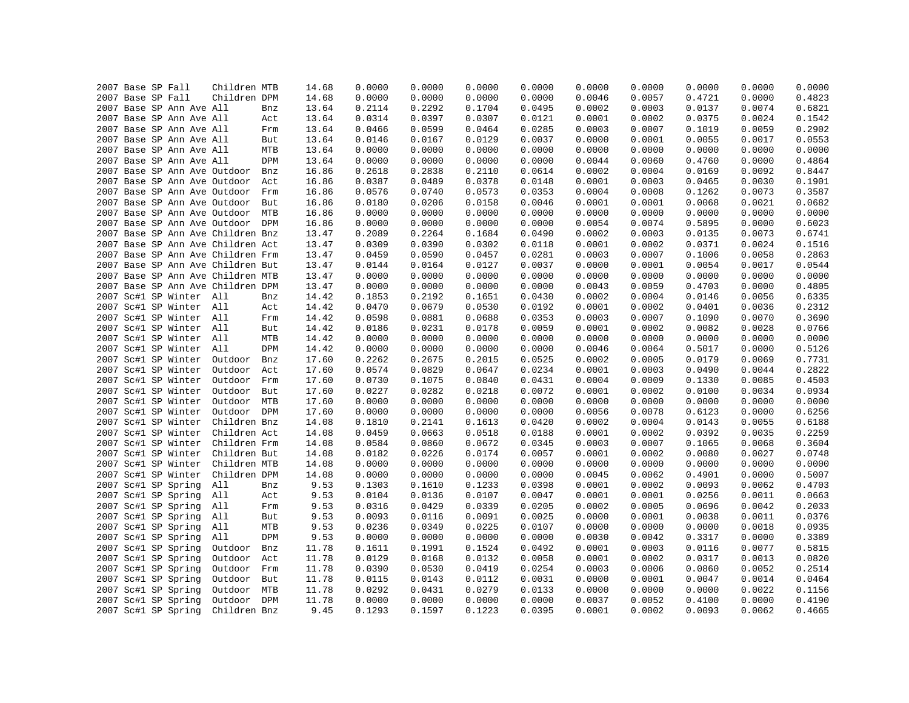```
2007 Base SP Fall    Children MTB     14.68     0.0000     0.0000     0.0000     0.0000     0.0000     0.0000     0.0000     0.0000     0.0000
2007 Base SP Fall    Children DPM     14.68     0.0000     0.0000     0.0000     0.0000     0.0046     0.0057     0.4721     0.0000     0.4823
2007 Base SP Ann Ave All      Bnz     13.64     0.2114     0.2292     0.1704     0.0495     0.0002     0.0003     0.0137     0.0074     0.6821
2007 Base SP Ann Ave All      Act     13.64     0.0314     0.0397     0.0307     0.0121     0.0001     0.0002     0.0375     0.0024     0.1542
2007 Base SP Ann Ave All      Frm     13.64     0.0466     0.0599     0.0464     0.0285     0.0003     0.0007     0.1019     0.0059     0.2902
2007 Base SP Ann Ave All      But     13.64     0.0146     0.0167     0.0129     0.0037     0.0000     0.0001     0.0055     0.0017     0.0553
2007 Base SP Ann Ave All      MTB     13.64     0.0000     0.0000     0.0000     0.0000     0.0000     0.0000     0.0000     0.0000     0.0000
2007 Base SP Ann Ave All      DPM     13.64     0.0000     0.0000     0.0000     0.0000     0.0044     0.0060     0.4760     0.0000     0.4864
2007 Base SP Ann Ave Outdoor  Bnz     16.86     0.2618     0.2838     0.2110     0.0614     0.0002     0.0004     0.0169     0.0092     0.8447
2007 Base SP Ann Ave Outdoor  Act     16.86     0.0387     0.0489     0.0378     0.0148     0.0001     0.0003     0.0465     0.0030     0.1901
2007 Base SP Ann Ave Outdoor  Frm     16.86     0.0576     0.0740     0.0573     0.0353     0.0004     0.0008     0.1262     0.0073     0.3587
2007 Base SP Ann Ave Outdoor  But     16.86     0.0180     0.0206     0.0158     0.0046     0.0001     0.0001     0.0068     0.0021     0.0682
2007 Base SP Ann Ave Outdoor  MTB     16.86     0.0000     0.0000     0.0000     0.0000     0.0000     0.0000     0.0000     0.0000     0.0000
2007 Base SP Ann Ave Outdoor  DPM     16.86     0.0000     0.0000     0.0000     0.0000     0.0054     0.0074     0.5895     0.0000     0.6023
2007 Base SP Ann Ave Children Bnz     13.47     0.2089     0.2264     0.1684     0.0490     0.0002     0.0003     0.0135     0.0073     0.6741
2007 Base SP Ann Ave Children Act     13.47     0.0309     0.0390     0.0302     0.0118     0.0001     0.0002     0.0371     0.0024     0.1516
2007 Base SP Ann Ave Children Frm     13.47     0.0459     0.0590     0.0457     0.0281     0.0003     0.0007     0.1006     0.0058     0.2863
2007 Base SP Ann Ave Children But     13.47     0.0144     0.0164     0.0127     0.0037     0.0000     0.0001     0.0054     0.0017     0.0544
2007 Base SP Ann Ave Children MTB     13.47     0.0000     0.0000     0.0000     0.0000     0.0000     0.0000     0.0000     0.0000     0.0000
2007 Base SP Ann Ave Children DPM     13.47     0.0000     0.0000     0.0000     0.0000     0.0043     0.0059     0.4703     0.0000     0.4805
2007 Sc#1 SP Winter  All      Bnz     14.42     0.1853     0.2192     0.1651     0.0430     0.0002     0.0004     0.0146     0.0056     0.6335
2007 Sc#1 SP Winter  All      Act     14.42     0.0470     0.0679     0.0530     0.0192     0.0001     0.0002     0.0401     0.0036     0.2312
2007 Sc#1 SP Winter  All      Frm     14.42     0.0598     0.0881     0.0688     0.0353     0.0003     0.0007     0.1090     0.0070     0.3690
2007 Sc#1 SP Winter  All      But     14.42     0.0186     0.0231     0.0178     0.0059     0.0001     0.0002     0.0082     0.0028     0.0766
2007 Sc#1 SP Winter  All      MTB     14.42     0.0000     0.0000     0.0000     0.0000     0.0000     0.0000     0.0000     0.0000     0.0000
2007 Sc#1 SP Winter  All      DPM     14.42     0.0000     0.0000     0.0000     0.0000     0.0046     0.0064     0.5017     0.0000     0.5126
2007 Sc#1 SP Winter  Outdoor  Bnz     17.60     0.2262     0.2675     0.2015     0.0525     0.0002     0.0005     0.0179     0.0069     0.7731
2007 Sc#1 SP Winter  Outdoor  Act     17.60     0.0574     0.0829     0.0647     0.0234     0.0001     0.0003     0.0490     0.0044     0.2822
2007 Sc#1 SP Winter  Outdoor  Frm     17.60     0.0730     0.1075     0.0840     0.0431     0.0004     0.0009     0.1330     0.0085     0.4503
2007 Sc#1 SP Winter  Outdoor  But     17.60     0.0227     0.0282     0.0218     0.0072     0.0001     0.0002     0.0100     0.0034     0.0934
2007 Sc#1 SP Winter  Outdoor  MTB     17.60     0.0000     0.0000     0.0000     0.0000     0.0000     0.0000     0.0000     0.0000     0.0000
2007 Sc#1 SP Winter  Outdoor  DPM     17.60     0.0000     0.0000     0.0000     0.0000     0.0056     0.0078     0.6123     0.0000     0.6256
2007 Sc#1 SP Winter  Children Bnz     14.08     0.1810     0.2141     0.1613     0.0420     0.0002     0.0004     0.0143     0.0055     0.6188
2007 Sc#1 SP Winter  Children Act     14.08     0.0459     0.0663     0.0518     0.0188     0.0001     0.0002     0.0392     0.0035     0.2259
2007 Sc#1 SP Winter  Children Frm     14.08     0.0584     0.0860     0.0672     0.0345     0.0003     0.0007     0.1065     0.0068     0.3604
2007 Sc#1 SP Winter  Children But     14.08     0.0182     0.0226     0.0174     0.0057     0.0001     0.0002     0.0080     0.0027     0.0748
2007 Sc#1 SP Winter  Children MTB     14.08     0.0000     0.0000     0.0000     0.0000     0.0000     0.0000     0.0000     0.0000     0.0000
2007 Sc#1 SP Winter  Children DPM     14.08     0.0000     0.0000     0.0000     0.0000     0.0045     0.0062     0.4901     0.0000     0.5007
2007 Sc#1 SP Spring  All      Bnz      9.53     0.1303     0.1610     0.1233     0.0398     0.0001     0.0002     0.0093     0.0062     0.4703
2007 Sc#1 SP Spring  All      Act      9.53     0.0104     0.0136     0.0107     0.0047     0.0001     0.0001     0.0256     0.0011     0.0663
2007 Sc#1 SP Spring  All      Frm      9.53     0.0316     0.0429     0.0339     0.0205     0.0002     0.0005     0.0696     0.0042     0.2033
2007 Sc#1 SP Spring  All      But      9.53     0.0093     0.0116     0.0091     0.0025     0.0000     0.0001     0.0038     0.0011     0.0376
2007 Sc#1 SP Spring  All      MTB      9.53     0.0236     0.0349     0.0225     0.0107     0.0000     0.0000     0.0000     0.0018     0.0935
2007 Sc#1 SP Spring  All      DPM      9.53     0.0000     0.0000     0.0000     0.0000     0.0030     0.0042     0.3317     0.0000     0.3389
2007 Sc#1 SP Spring  Outdoor  Bnz     11.78     0.1611     0.1991     0.1524     0.0492     0.0001     0.0003     0.0116     0.0077     0.5815
2007 Sc#1 SP Spring  Outdoor  Act     11.78     0.0129     0.0168     0.0132     0.0058     0.0001     0.0002     0.0317     0.0013     0.0820
2007 Sc#1 SP Spring  Outdoor  Frm     11.78     0.0390     0.0530     0.0419     0.0254     0.0003     0.0006     0.0860     0.0052     0.2514
2007 Sc#1 SP Spring  Outdoor  But     11.78     0.0115     0.0143     0.0112     0.0031     0.0000     0.0001     0.0047     0.0014     0.0464
2007 Sc#1 SP Spring  Outdoor  MTB     11.78     0.0292     0.0431     0.0279     0.0133     0.0000     0.0000     0.0000     0.0022     0.1156
2007 Sc#1 SP Spring  Outdoor  DPM     11.78     0.0000     0.0000     0.0000     0.0000     0.0037     0.0052     0.4100     0.0000     0.4190
2007 Sc#1 SP Spring  Children Bnz      9.45     0.1293     0.1597     0.1223     0.0395     0.0001     0.0002     0.0093     0.0062     0.4665
```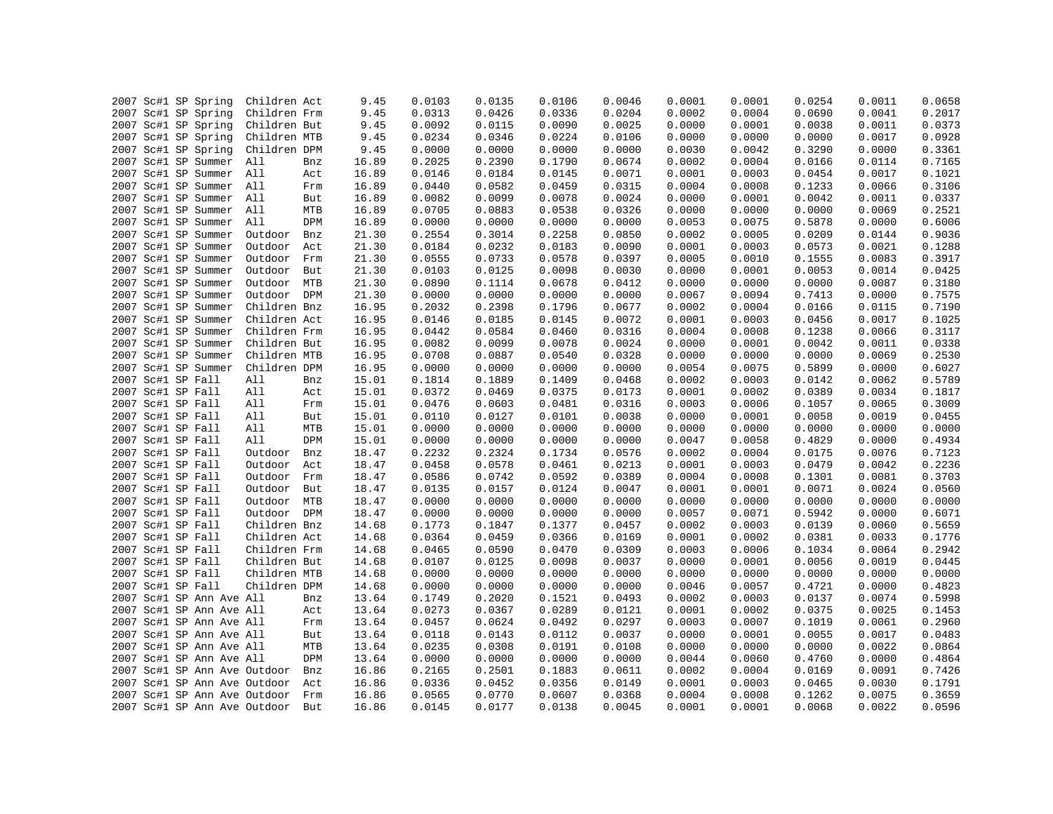| | | | | | | | | | | | | | | | |
|---|---|---|---|---|---|---|---|---|---|---|---|---|---|---|---|
| 2007 | Sc#1 | SP | Spring | Children | Act | 9.45 | 0.0103 | 0.0135 | 0.0106 | 0.0046 | 0.0001 | 0.0001 | 0.0254 | 0.0011 | 0.0658 |
| 2007 | Sc#1 | SP | Spring | Children | Frm | 9.45 | 0.0313 | 0.0426 | 0.0336 | 0.0204 | 0.0002 | 0.0004 | 0.0690 | 0.0041 | 0.2017 |
| 2007 | Sc#1 | SP | Spring | Children | But | 9.45 | 0.0092 | 0.0115 | 0.0090 | 0.0025 | 0.0000 | 0.0001 | 0.0038 | 0.0011 | 0.0373 |
| 2007 | Sc#1 | SP | Spring | Children | MTB | 9.45 | 0.0234 | 0.0346 | 0.0224 | 0.0106 | 0.0000 | 0.0000 | 0.0000 | 0.0017 | 0.0928 |
| 2007 | Sc#1 | SP | Spring | Children | DPM | 9.45 | 0.0000 | 0.0000 | 0.0000 | 0.0000 | 0.0030 | 0.0042 | 0.3290 | 0.0000 | 0.3361 |
| 2007 | Sc#1 | SP | Summer | All | Bnz | 16.89 | 0.2025 | 0.2390 | 0.1790 | 0.0674 | 0.0002 | 0.0004 | 0.0166 | 0.0114 | 0.7165 |
| 2007 | Sc#1 | SP | Summer | All | Act | 16.89 | 0.0146 | 0.0184 | 0.0145 | 0.0071 | 0.0001 | 0.0003 | 0.0454 | 0.0017 | 0.1021 |
| 2007 | Sc#1 | SP | Summer | All | Frm | 16.89 | 0.0440 | 0.0582 | 0.0459 | 0.0315 | 0.0004 | 0.0008 | 0.1233 | 0.0066 | 0.3106 |
| 2007 | Sc#1 | SP | Summer | All | But | 16.89 | 0.0082 | 0.0099 | 0.0078 | 0.0024 | 0.0000 | 0.0001 | 0.0042 | 0.0011 | 0.0337 |
| 2007 | Sc#1 | SP | Summer | All | MTB | 16.89 | 0.0705 | 0.0883 | 0.0538 | 0.0326 | 0.0000 | 0.0000 | 0.0000 | 0.0069 | 0.2521 |
| 2007 | Sc#1 | SP | Summer | All | DPM | 16.89 | 0.0000 | 0.0000 | 0.0000 | 0.0000 | 0.0053 | 0.0075 | 0.5878 | 0.0000 | 0.6006 |
| 2007 | Sc#1 | SP | Summer | Outdoor | Bnz | 21.30 | 0.2554 | 0.3014 | 0.2258 | 0.0850 | 0.0002 | 0.0005 | 0.0209 | 0.0144 | 0.9036 |
| 2007 | Sc#1 | SP | Summer | Outdoor | Act | 21.30 | 0.0184 | 0.0232 | 0.0183 | 0.0090 | 0.0001 | 0.0003 | 0.0573 | 0.0021 | 0.1288 |
| 2007 | Sc#1 | SP | Summer | Outdoor | Frm | 21.30 | 0.0555 | 0.0733 | 0.0578 | 0.0397 | 0.0005 | 0.0010 | 0.1555 | 0.0083 | 0.3917 |
| 2007 | Sc#1 | SP | Summer | Outdoor | But | 21.30 | 0.0103 | 0.0125 | 0.0098 | 0.0030 | 0.0000 | 0.0001 | 0.0053 | 0.0014 | 0.0425 |
| 2007 | Sc#1 | SP | Summer | Outdoor | MTB | 21.30 | 0.0890 | 0.1114 | 0.0678 | 0.0412 | 0.0000 | 0.0000 | 0.0000 | 0.0087 | 0.3180 |
| 2007 | Sc#1 | SP | Summer | Outdoor | DPM | 21.30 | 0.0000 | 0.0000 | 0.0000 | 0.0000 | 0.0067 | 0.0094 | 0.7413 | 0.0000 | 0.7575 |
| 2007 | Sc#1 | SP | Summer | Children | Bnz | 16.95 | 0.2032 | 0.2398 | 0.1796 | 0.0677 | 0.0002 | 0.0004 | 0.0166 | 0.0115 | 0.7190 |
| 2007 | Sc#1 | SP | Summer | Children | Act | 16.95 | 0.0146 | 0.0185 | 0.0145 | 0.0072 | 0.0001 | 0.0003 | 0.0456 | 0.0017 | 0.1025 |
| 2007 | Sc#1 | SP | Summer | Children | Frm | 16.95 | 0.0442 | 0.0584 | 0.0460 | 0.0316 | 0.0004 | 0.0008 | 0.1238 | 0.0066 | 0.3117 |
| 2007 | Sc#1 | SP | Summer | Children | But | 16.95 | 0.0082 | 0.0099 | 0.0078 | 0.0024 | 0.0000 | 0.0001 | 0.0042 | 0.0011 | 0.0338 |
| 2007 | Sc#1 | SP | Summer | Children | MTB | 16.95 | 0.0708 | 0.0887 | 0.0540 | 0.0328 | 0.0000 | 0.0000 | 0.0000 | 0.0069 | 0.2530 |
| 2007 | Sc#1 | SP | Summer | Children | DPM | 16.95 | 0.0000 | 0.0000 | 0.0000 | 0.0000 | 0.0054 | 0.0075 | 0.5899 | 0.0000 | 0.6027 |
| 2007 | Sc#1 | SP | Fall | All | Bnz | 15.01 | 0.1814 | 0.1889 | 0.1409 | 0.0468 | 0.0002 | 0.0003 | 0.0142 | 0.0062 | 0.5789 |
| 2007 | Sc#1 | SP | Fall | All | Act | 15.01 | 0.0372 | 0.0469 | 0.0375 | 0.0173 | 0.0001 | 0.0002 | 0.0389 | 0.0034 | 0.1817 |
| 2007 | Sc#1 | SP | Fall | All | Frm | 15.01 | 0.0476 | 0.0603 | 0.0481 | 0.0316 | 0.0003 | 0.0006 | 0.1057 | 0.0065 | 0.3009 |
| 2007 | Sc#1 | SP | Fall | All | But | 15.01 | 0.0110 | 0.0127 | 0.0101 | 0.0038 | 0.0000 | 0.0001 | 0.0058 | 0.0019 | 0.0455 |
| 2007 | Sc#1 | SP | Fall | All | MTB | 15.01 | 0.0000 | 0.0000 | 0.0000 | 0.0000 | 0.0000 | 0.0000 | 0.0000 | 0.0000 | 0.0000 |
| 2007 | Sc#1 | SP | Fall | All | DPM | 15.01 | 0.0000 | 0.0000 | 0.0000 | 0.0000 | 0.0047 | 0.0058 | 0.4829 | 0.0000 | 0.4934 |
| 2007 | Sc#1 | SP | Fall | Outdoor | Bnz | 18.47 | 0.2232 | 0.2324 | 0.1734 | 0.0576 | 0.0002 | 0.0004 | 0.0175 | 0.0076 | 0.7123 |
| 2007 | Sc#1 | SP | Fall | Outdoor | Act | 18.47 | 0.0458 | 0.0578 | 0.0461 | 0.0213 | 0.0001 | 0.0003 | 0.0479 | 0.0042 | 0.2236 |
| 2007 | Sc#1 | SP | Fall | Outdoor | Frm | 18.47 | 0.0586 | 0.0742 | 0.0592 | 0.0389 | 0.0004 | 0.0008 | 0.1301 | 0.0081 | 0.3703 |
| 2007 | Sc#1 | SP | Fall | Outdoor | But | 18.47 | 0.0135 | 0.0157 | 0.0124 | 0.0047 | 0.0001 | 0.0001 | 0.0071 | 0.0024 | 0.0560 |
| 2007 | Sc#1 | SP | Fall | Outdoor | MTB | 18.47 | 0.0000 | 0.0000 | 0.0000 | 0.0000 | 0.0000 | 0.0000 | 0.0000 | 0.0000 | 0.0000 |
| 2007 | Sc#1 | SP | Fall | Outdoor | DPM | 18.47 | 0.0000 | 0.0000 | 0.0000 | 0.0000 | 0.0057 | 0.0071 | 0.5942 | 0.0000 | 0.6071 |
| 2007 | Sc#1 | SP | Fall | Children | Bnz | 14.68 | 0.1773 | 0.1847 | 0.1377 | 0.0457 | 0.0002 | 0.0003 | 0.0139 | 0.0060 | 0.5659 |
| 2007 | Sc#1 | SP | Fall | Children | Act | 14.68 | 0.0364 | 0.0459 | 0.0366 | 0.0169 | 0.0001 | 0.0002 | 0.0381 | 0.0033 | 0.1776 |
| 2007 | Sc#1 | SP | Fall | Children | Frm | 14.68 | 0.0465 | 0.0590 | 0.0470 | 0.0309 | 0.0003 | 0.0006 | 0.1034 | 0.0064 | 0.2942 |
| 2007 | Sc#1 | SP | Fall | Children | But | 14.68 | 0.0107 | 0.0125 | 0.0098 | 0.0037 | 0.0000 | 0.0001 | 0.0056 | 0.0019 | 0.0445 |
| 2007 | Sc#1 | SP | Fall | Children | MTB | 14.68 | 0.0000 | 0.0000 | 0.0000 | 0.0000 | 0.0000 | 0.0000 | 0.0000 | 0.0000 | 0.0000 |
| 2007 | Sc#1 | SP | Fall | Children | DPM | 14.68 | 0.0000 | 0.0000 | 0.0000 | 0.0000 | 0.0046 | 0.0057 | 0.4721 | 0.0000 | 0.4823 |
| 2007 | Sc#1 | SP | Ann Ave | All | Bnz | 13.64 | 0.1749 | 0.2020 | 0.1521 | 0.0493 | 0.0002 | 0.0003 | 0.0137 | 0.0074 | 0.5998 |
| 2007 | Sc#1 | SP | Ann Ave | All | Act | 13.64 | 0.0273 | 0.0367 | 0.0289 | 0.0121 | 0.0001 | 0.0002 | 0.0375 | 0.0025 | 0.1453 |
| 2007 | Sc#1 | SP | Ann Ave | All | Frm | 13.64 | 0.0457 | 0.0624 | 0.0492 | 0.0297 | 0.0003 | 0.0007 | 0.1019 | 0.0061 | 0.2960 |
| 2007 | Sc#1 | SP | Ann Ave | All | But | 13.64 | 0.0118 | 0.0143 | 0.0112 | 0.0037 | 0.0000 | 0.0001 | 0.0055 | 0.0017 | 0.0483 |
| 2007 | Sc#1 | SP | Ann Ave | All | MTB | 13.64 | 0.0235 | 0.0308 | 0.0191 | 0.0108 | 0.0000 | 0.0000 | 0.0000 | 0.0022 | 0.0864 |
| 2007 | Sc#1 | SP | Ann Ave | All | DPM | 13.64 | 0.0000 | 0.0000 | 0.0000 | 0.0000 | 0.0044 | 0.0060 | 0.4760 | 0.0000 | 0.4864 |
| 2007 | Sc#1 | SP | Ann Ave | Outdoor | Bnz | 16.86 | 0.2165 | 0.2501 | 0.1883 | 0.0611 | 0.0002 | 0.0004 | 0.0169 | 0.0091 | 0.7426 |
| 2007 | Sc#1 | SP | Ann Ave | Outdoor | Act | 16.86 | 0.0336 | 0.0452 | 0.0356 | 0.0149 | 0.0001 | 0.0003 | 0.0465 | 0.0030 | 0.1791 |
| 2007 | Sc#1 | SP | Ann Ave | Outdoor | Frm | 16.86 | 0.0565 | 0.0770 | 0.0607 | 0.0368 | 0.0004 | 0.0008 | 0.1262 | 0.0075 | 0.3659 |
| 2007 | Sc#1 | SP | Ann Ave | Outdoor | But | 16.86 | 0.0145 | 0.0177 | 0.0138 | 0.0045 | 0.0001 | 0.0001 | 0.0068 | 0.0022 | 0.0596 |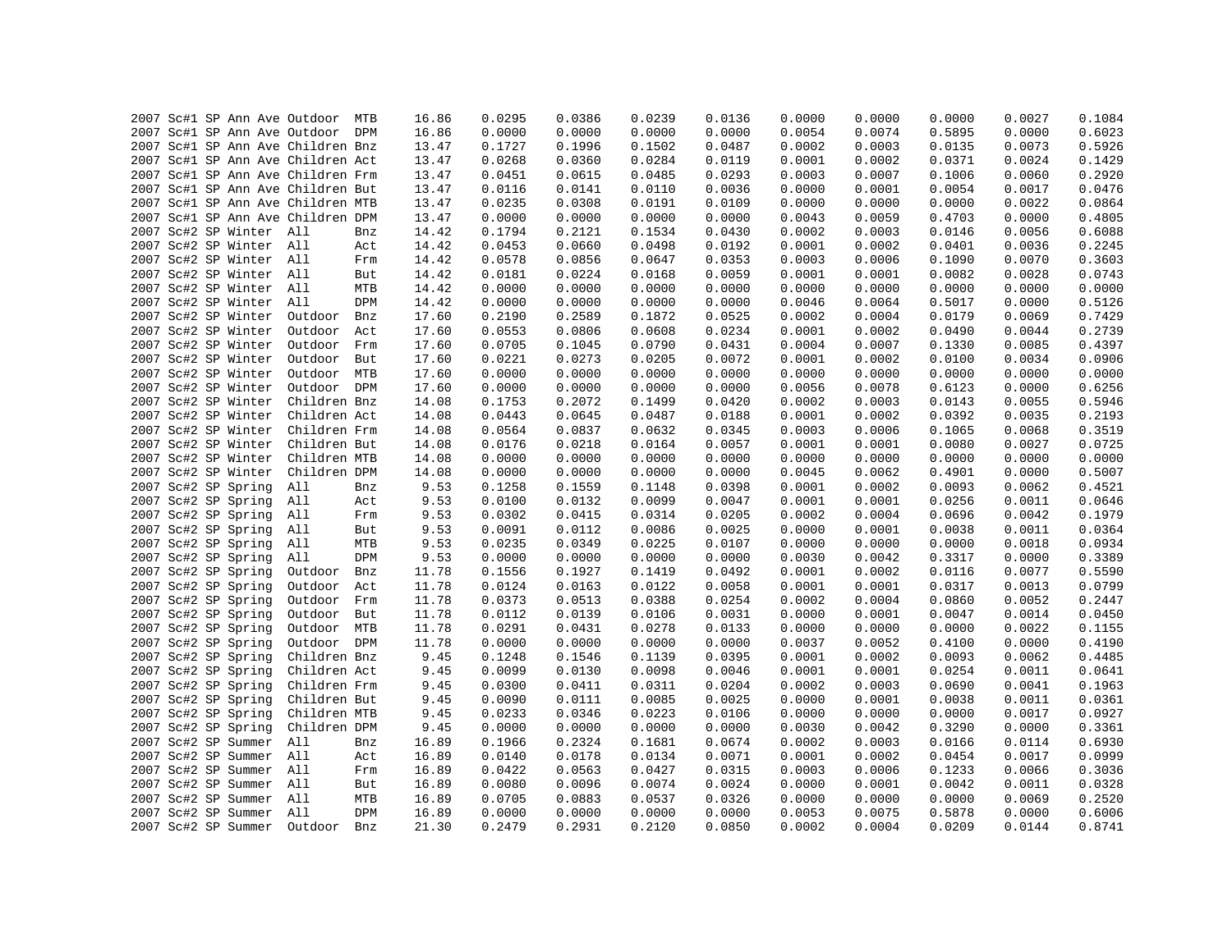| | | | | | | | | | | | | | | | | |
|---|---|---|---|---|---|---|---|---|---|---|---|---|---|---|---|---|
| 2007 | Sc#1 | SP | Ann Ave | Outdoor | MTB | 16.86 | 0.0295 | 0.0386 | 0.0239 | 0.0136 | 0.0000 | 0.0000 | 0.0000 | 0.0027 | 0.1084 |
| 2007 | Sc#1 | SP | Ann Ave | Outdoor | DPM | 16.86 | 0.0000 | 0.0000 | 0.0000 | 0.0000 | 0.0054 | 0.0074 | 0.5895 | 0.0000 | 0.6023 |
| 2007 | Sc#1 | SP | Ann Ave | Children | Bnz | 13.47 | 0.1727 | 0.1996 | 0.1502 | 0.0487 | 0.0002 | 0.0003 | 0.0135 | 0.0073 | 0.5926 |
| 2007 | Sc#1 | SP | Ann Ave | Children | Act | 13.47 | 0.0268 | 0.0360 | 0.0284 | 0.0119 | 0.0001 | 0.0002 | 0.0371 | 0.0024 | 0.1429 |
| 2007 | Sc#1 | SP | Ann Ave | Children | Frm | 13.47 | 0.0451 | 0.0615 | 0.0485 | 0.0293 | 0.0003 | 0.0007 | 0.1006 | 0.0060 | 0.2920 |
| 2007 | Sc#1 | SP | Ann Ave | Children | But | 13.47 | 0.0116 | 0.0141 | 0.0110 | 0.0036 | 0.0000 | 0.0001 | 0.0054 | 0.0017 | 0.0476 |
| 2007 | Sc#1 | SP | Ann Ave | Children | MTB | 13.47 | 0.0235 | 0.0308 | 0.0191 | 0.0109 | 0.0000 | 0.0000 | 0.0000 | 0.0022 | 0.0864 |
| 2007 | Sc#1 | SP | Ann Ave | Children | DPM | 13.47 | 0.0000 | 0.0000 | 0.0000 | 0.0000 | 0.0043 | 0.0059 | 0.4703 | 0.0000 | 0.4805 |
| 2007 | Sc#2 | SP | Winter | All | Bnz | 14.42 | 0.1794 | 0.2121 | 0.1534 | 0.0430 | 0.0002 | 0.0003 | 0.0146 | 0.0056 | 0.6088 |
| 2007 | Sc#2 | SP | Winter | All | Act | 14.42 | 0.0453 | 0.0660 | 0.0498 | 0.0192 | 0.0001 | 0.0002 | 0.0401 | 0.0036 | 0.2245 |
| 2007 | Sc#2 | SP | Winter | All | Frm | 14.42 | 0.0578 | 0.0856 | 0.0647 | 0.0353 | 0.0003 | 0.0006 | 0.1090 | 0.0070 | 0.3603 |
| 2007 | Sc#2 | SP | Winter | All | But | 14.42 | 0.0181 | 0.0224 | 0.0168 | 0.0059 | 0.0001 | 0.0001 | 0.0082 | 0.0028 | 0.0743 |
| 2007 | Sc#2 | SP | Winter | All | MTB | 14.42 | 0.0000 | 0.0000 | 0.0000 | 0.0000 | 0.0000 | 0.0000 | 0.0000 | 0.0000 | 0.0000 |
| 2007 | Sc#2 | SP | Winter | All | DPM | 14.42 | 0.0000 | 0.0000 | 0.0000 | 0.0000 | 0.0046 | 0.0064 | 0.5017 | 0.0000 | 0.5126 |
| 2007 | Sc#2 | SP | Winter | Outdoor | Bnz | 17.60 | 0.2190 | 0.2589 | 0.1872 | 0.0525 | 0.0002 | 0.0004 | 0.0179 | 0.0069 | 0.7429 |
| 2007 | Sc#2 | SP | Winter | Outdoor | Act | 17.60 | 0.0553 | 0.0806 | 0.0608 | 0.0234 | 0.0001 | 0.0002 | 0.0490 | 0.0044 | 0.2739 |
| 2007 | Sc#2 | SP | Winter | Outdoor | Frm | 17.60 | 0.0705 | 0.1045 | 0.0790 | 0.0431 | 0.0004 | 0.0007 | 0.1330 | 0.0085 | 0.4397 |
| 2007 | Sc#2 | SP | Winter | Outdoor | But | 17.60 | 0.0221 | 0.0273 | 0.0205 | 0.0072 | 0.0001 | 0.0002 | 0.0100 | 0.0034 | 0.0906 |
| 2007 | Sc#2 | SP | Winter | Outdoor | MTB | 17.60 | 0.0000 | 0.0000 | 0.0000 | 0.0000 | 0.0000 | 0.0000 | 0.0000 | 0.0000 | 0.0000 |
| 2007 | Sc#2 | SP | Winter | Outdoor | DPM | 17.60 | 0.0000 | 0.0000 | 0.0000 | 0.0000 | 0.0056 | 0.0078 | 0.6123 | 0.0000 | 0.6256 |
| 2007 | Sc#2 | SP | Winter | Children | Bnz | 14.08 | 0.1753 | 0.2072 | 0.1499 | 0.0420 | 0.0002 | 0.0003 | 0.0143 | 0.0055 | 0.5946 |
| 2007 | Sc#2 | SP | Winter | Children | Act | 14.08 | 0.0443 | 0.0645 | 0.0487 | 0.0188 | 0.0001 | 0.0002 | 0.0392 | 0.0035 | 0.2193 |
| 2007 | Sc#2 | SP | Winter | Children | Frm | 14.08 | 0.0564 | 0.0837 | 0.0632 | 0.0345 | 0.0003 | 0.0006 | 0.1065 | 0.0068 | 0.3519 |
| 2007 | Sc#2 | SP | Winter | Children | But | 14.08 | 0.0176 | 0.0218 | 0.0164 | 0.0057 | 0.0001 | 0.0001 | 0.0080 | 0.0027 | 0.0725 |
| 2007 | Sc#2 | SP | Winter | Children | MTB | 14.08 | 0.0000 | 0.0000 | 0.0000 | 0.0000 | 0.0000 | 0.0000 | 0.0000 | 0.0000 | 0.0000 |
| 2007 | Sc#2 | SP | Winter | Children | DPM | 14.08 | 0.0000 | 0.0000 | 0.0000 | 0.0000 | 0.0045 | 0.0062 | 0.4901 | 0.0000 | 0.5007 |
| 2007 | Sc#2 | SP | Spring | All | Bnz | 9.53 | 0.1258 | 0.1559 | 0.1148 | 0.0398 | 0.0001 | 0.0002 | 0.0093 | 0.0062 | 0.4521 |
| 2007 | Sc#2 | SP | Spring | All | Act | 9.53 | 0.0100 | 0.0132 | 0.0099 | 0.0047 | 0.0001 | 0.0001 | 0.0256 | 0.0011 | 0.0646 |
| 2007 | Sc#2 | SP | Spring | All | Frm | 9.53 | 0.0302 | 0.0415 | 0.0314 | 0.0205 | 0.0002 | 0.0004 | 0.0696 | 0.0042 | 0.1979 |
| 2007 | Sc#2 | SP | Spring | All | But | 9.53 | 0.0091 | 0.0112 | 0.0086 | 0.0025 | 0.0000 | 0.0001 | 0.0038 | 0.0011 | 0.0364 |
| 2007 | Sc#2 | SP | Spring | All | MTB | 9.53 | 0.0235 | 0.0349 | 0.0225 | 0.0107 | 0.0000 | 0.0000 | 0.0000 | 0.0018 | 0.0934 |
| 2007 | Sc#2 | SP | Spring | All | DPM | 9.53 | 0.0000 | 0.0000 | 0.0000 | 0.0000 | 0.0030 | 0.0042 | 0.3317 | 0.0000 | 0.3389 |
| 2007 | Sc#2 | SP | Spring | Outdoor | Bnz | 11.78 | 0.1556 | 0.1927 | 0.1419 | 0.0492 | 0.0001 | 0.0002 | 0.0116 | 0.0077 | 0.5590 |
| 2007 | Sc#2 | SP | Spring | Outdoor | Act | 11.78 | 0.0124 | 0.0163 | 0.0122 | 0.0058 | 0.0001 | 0.0001 | 0.0317 | 0.0013 | 0.0799 |
| 2007 | Sc#2 | SP | Spring | Outdoor | Frm | 11.78 | 0.0373 | 0.0513 | 0.0388 | 0.0254 | 0.0002 | 0.0004 | 0.0860 | 0.0052 | 0.2447 |
| 2007 | Sc#2 | SP | Spring | Outdoor | But | 11.78 | 0.0112 | 0.0139 | 0.0106 | 0.0031 | 0.0000 | 0.0001 | 0.0047 | 0.0014 | 0.0450 |
| 2007 | Sc#2 | SP | Spring | Outdoor | MTB | 11.78 | 0.0291 | 0.0431 | 0.0278 | 0.0133 | 0.0000 | 0.0000 | 0.0000 | 0.0022 | 0.1155 |
| 2007 | Sc#2 | SP | Spring | Outdoor | DPM | 11.78 | 0.0000 | 0.0000 | 0.0000 | 0.0000 | 0.0037 | 0.0052 | 0.4100 | 0.0000 | 0.4190 |
| 2007 | Sc#2 | SP | Spring | Children | Bnz | 9.45 | 0.1248 | 0.1546 | 0.1139 | 0.0395 | 0.0001 | 0.0002 | 0.0093 | 0.0062 | 0.4485 |
| 2007 | Sc#2 | SP | Spring | Children | Act | 9.45 | 0.0099 | 0.0130 | 0.0098 | 0.0046 | 0.0001 | 0.0001 | 0.0254 | 0.0011 | 0.0641 |
| 2007 | Sc#2 | SP | Spring | Children | Frm | 9.45 | 0.0300 | 0.0411 | 0.0311 | 0.0204 | 0.0002 | 0.0003 | 0.0690 | 0.0041 | 0.1963 |
| 2007 | Sc#2 | SP | Spring | Children | But | 9.45 | 0.0090 | 0.0111 | 0.0085 | 0.0025 | 0.0000 | 0.0001 | 0.0038 | 0.0011 | 0.0361 |
| 2007 | Sc#2 | SP | Spring | Children | MTB | 9.45 | 0.0233 | 0.0346 | 0.0223 | 0.0106 | 0.0000 | 0.0000 | 0.0000 | 0.0017 | 0.0927 |
| 2007 | Sc#2 | SP | Spring | Children | DPM | 9.45 | 0.0000 | 0.0000 | 0.0000 | 0.0000 | 0.0030 | 0.0042 | 0.3290 | 0.0000 | 0.3361 |
| 2007 | Sc#2 | SP | Summer | All | Bnz | 16.89 | 0.1966 | 0.2324 | 0.1681 | 0.0674 | 0.0002 | 0.0003 | 0.0166 | 0.0114 | 0.6930 |
| 2007 | Sc#2 | SP | Summer | All | Act | 16.89 | 0.0140 | 0.0178 | 0.0134 | 0.0071 | 0.0001 | 0.0002 | 0.0454 | 0.0017 | 0.0999 |
| 2007 | Sc#2 | SP | Summer | All | Frm | 16.89 | 0.0422 | 0.0563 | 0.0427 | 0.0315 | 0.0003 | 0.0006 | 0.1233 | 0.0066 | 0.3036 |
| 2007 | Sc#2 | SP | Summer | All | But | 16.89 | 0.0080 | 0.0096 | 0.0074 | 0.0024 | 0.0000 | 0.0001 | 0.0042 | 0.0011 | 0.0328 |
| 2007 | Sc#2 | SP | Summer | All | MTB | 16.89 | 0.0705 | 0.0883 | 0.0537 | 0.0326 | 0.0000 | 0.0000 | 0.0000 | 0.0069 | 0.2520 |
| 2007 | Sc#2 | SP | Summer | All | DPM | 16.89 | 0.0000 | 0.0000 | 0.0000 | 0.0000 | 0.0053 | 0.0075 | 0.5878 | 0.0000 | 0.6006 |
| 2007 | Sc#2 | SP | Summer | Outdoor | Bnz | 21.30 | 0.2479 | 0.2931 | 0.2120 | 0.0850 | 0.0002 | 0.0004 | 0.0209 | 0.0144 | 0.8741 |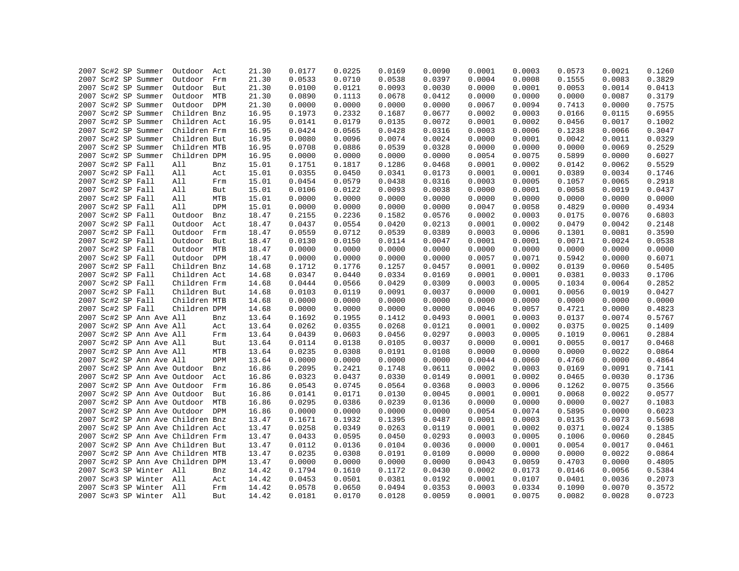| | | | | | | | | | | | | | | | | |
|---|---|---|---|---|---|---|---|---|---|---|---|---|---|---|---|---|
| 2007 | Sc#2 | SP | Summer | Outdoor | Act | 21.30 | 0.0177 | 0.0225 | 0.0169 | 0.0090 | 0.0001 | 0.0003 | 0.0573 | 0.0021 | 0.1260 |
| 2007 | Sc#2 | SP | Summer | Outdoor | Frm | 21.30 | 0.0533 | 0.0710 | 0.0538 | 0.0397 | 0.0004 | 0.0008 | 0.1555 | 0.0083 | 0.3829 |
| 2007 | Sc#2 | SP | Summer | Outdoor | But | 21.30 | 0.0100 | 0.0121 | 0.0093 | 0.0030 | 0.0000 | 0.0001 | 0.0053 | 0.0014 | 0.0413 |
| 2007 | Sc#2 | SP | Summer | Outdoor | MTB | 21.30 | 0.0890 | 0.1113 | 0.0678 | 0.0412 | 0.0000 | 0.0000 | 0.0000 | 0.0087 | 0.3179 |
| 2007 | Sc#2 | SP | Summer | Outdoor | DPM | 21.30 | 0.0000 | 0.0000 | 0.0000 | 0.0000 | 0.0067 | 0.0094 | 0.7413 | 0.0000 | 0.7575 |
| 2007 | Sc#2 | SP | Summer | Children | Bnz | 16.95 | 0.1973 | 0.2332 | 0.1687 | 0.0677 | 0.0002 | 0.0003 | 0.0166 | 0.0115 | 0.6955 |
| 2007 | Sc#2 | SP | Summer | Children | Act | 16.95 | 0.0141 | 0.0179 | 0.0135 | 0.0072 | 0.0001 | 0.0002 | 0.0456 | 0.0017 | 0.1002 |
| 2007 | Sc#2 | SP | Summer | Children | Frm | 16.95 | 0.0424 | 0.0565 | 0.0428 | 0.0316 | 0.0003 | 0.0006 | 0.1238 | 0.0066 | 0.3047 |
| 2007 | Sc#2 | SP | Summer | Children | But | 16.95 | 0.0080 | 0.0096 | 0.0074 | 0.0024 | 0.0000 | 0.0001 | 0.0042 | 0.0011 | 0.0329 |
| 2007 | Sc#2 | SP | Summer | Children | MTB | 16.95 | 0.0708 | 0.0886 | 0.0539 | 0.0328 | 0.0000 | 0.0000 | 0.0000 | 0.0069 | 0.2529 |
| 2007 | Sc#2 | SP | Summer | Children | DPM | 16.95 | 0.0000 | 0.0000 | 0.0000 | 0.0000 | 0.0054 | 0.0075 | 0.5899 | 0.0000 | 0.6027 |
| 2007 | Sc#2 | SP | Fall | All | Bnz | 15.01 | 0.1751 | 0.1817 | 0.1286 | 0.0468 | 0.0001 | 0.0002 | 0.0142 | 0.0062 | 0.5529 |
| 2007 | Sc#2 | SP | Fall | All | Act | 15.01 | 0.0355 | 0.0450 | 0.0341 | 0.0173 | 0.0001 | 0.0001 | 0.0389 | 0.0034 | 0.1746 |
| 2007 | Sc#2 | SP | Fall | All | Frm | 15.01 | 0.0454 | 0.0579 | 0.0438 | 0.0316 | 0.0003 | 0.0005 | 0.1057 | 0.0065 | 0.2918 |
| 2007 | Sc#2 | SP | Fall | All | But | 15.01 | 0.0106 | 0.0122 | 0.0093 | 0.0038 | 0.0000 | 0.0001 | 0.0058 | 0.0019 | 0.0437 |
| 2007 | Sc#2 | SP | Fall | All | MTB | 15.01 | 0.0000 | 0.0000 | 0.0000 | 0.0000 | 0.0000 | 0.0000 | 0.0000 | 0.0000 | 0.0000 |
| 2007 | Sc#2 | SP | Fall | All | DPM | 15.01 | 0.0000 | 0.0000 | 0.0000 | 0.0000 | 0.0047 | 0.0058 | 0.4829 | 0.0000 | 0.4934 |
| 2007 | Sc#2 | SP | Fall | Outdoor | Bnz | 18.47 | 0.2155 | 0.2236 | 0.1582 | 0.0576 | 0.0002 | 0.0003 | 0.0175 | 0.0076 | 0.6803 |
| 2007 | Sc#2 | SP | Fall | Outdoor | Act | 18.47 | 0.0437 | 0.0554 | 0.0420 | 0.0213 | 0.0001 | 0.0002 | 0.0479 | 0.0042 | 0.2148 |
| 2007 | Sc#2 | SP | Fall | Outdoor | Frm | 18.47 | 0.0559 | 0.0712 | 0.0539 | 0.0389 | 0.0003 | 0.0006 | 0.1301 | 0.0081 | 0.3590 |
| 2007 | Sc#2 | SP | Fall | Outdoor | But | 18.47 | 0.0130 | 0.0150 | 0.0114 | 0.0047 | 0.0001 | 0.0001 | 0.0071 | 0.0024 | 0.0538 |
| 2007 | Sc#2 | SP | Fall | Outdoor | MTB | 18.47 | 0.0000 | 0.0000 | 0.0000 | 0.0000 | 0.0000 | 0.0000 | 0.0000 | 0.0000 | 0.0000 |
| 2007 | Sc#2 | SP | Fall | Outdoor | DPM | 18.47 | 0.0000 | 0.0000 | 0.0000 | 0.0000 | 0.0057 | 0.0071 | 0.5942 | 0.0000 | 0.6071 |
| 2007 | Sc#2 | SP | Fall | Children | Bnz | 14.68 | 0.1712 | 0.1776 | 0.1257 | 0.0457 | 0.0001 | 0.0002 | 0.0139 | 0.0060 | 0.5405 |
| 2007 | Sc#2 | SP | Fall | Children | Act | 14.68 | 0.0347 | 0.0440 | 0.0334 | 0.0169 | 0.0001 | 0.0001 | 0.0381 | 0.0033 | 0.1706 |
| 2007 | Sc#2 | SP | Fall | Children | Frm | 14.68 | 0.0444 | 0.0566 | 0.0429 | 0.0309 | 0.0003 | 0.0005 | 0.1034 | 0.0064 | 0.2852 |
| 2007 | Sc#2 | SP | Fall | Children | But | 14.68 | 0.0103 | 0.0119 | 0.0091 | 0.0037 | 0.0000 | 0.0001 | 0.0056 | 0.0019 | 0.0427 |
| 2007 | Sc#2 | SP | Fall | Children | MTB | 14.68 | 0.0000 | 0.0000 | 0.0000 | 0.0000 | 0.0000 | 0.0000 | 0.0000 | 0.0000 | 0.0000 |
| 2007 | Sc#2 | SP | Fall | Children | DPM | 14.68 | 0.0000 | 0.0000 | 0.0000 | 0.0000 | 0.0046 | 0.0057 | 0.4721 | 0.0000 | 0.4823 |
| 2007 | Sc#2 | SP | Ann Ave | All | Bnz | 13.64 | 0.1692 | 0.1955 | 0.1412 | 0.0493 | 0.0001 | 0.0003 | 0.0137 | 0.0074 | 0.5767 |
| 2007 | Sc#2 | SP | Ann Ave | All | Act | 13.64 | 0.0262 | 0.0355 | 0.0268 | 0.0121 | 0.0001 | 0.0002 | 0.0375 | 0.0025 | 0.1409 |
| 2007 | Sc#2 | SP | Ann Ave | All | Frm | 13.64 | 0.0439 | 0.0603 | 0.0456 | 0.0297 | 0.0003 | 0.0005 | 0.1019 | 0.0061 | 0.2884 |
| 2007 | Sc#2 | SP | Ann Ave | All | But | 13.64 | 0.0114 | 0.0138 | 0.0105 | 0.0037 | 0.0000 | 0.0001 | 0.0055 | 0.0017 | 0.0468 |
| 2007 | Sc#2 | SP | Ann Ave | All | MTB | 13.64 | 0.0235 | 0.0308 | 0.0191 | 0.0108 | 0.0000 | 0.0000 | 0.0000 | 0.0022 | 0.0864 |
| 2007 | Sc#2 | SP | Ann Ave | All | DPM | 13.64 | 0.0000 | 0.0000 | 0.0000 | 0.0000 | 0.0044 | 0.0060 | 0.4760 | 0.0000 | 0.4864 |
| 2007 | Sc#2 | SP | Ann Ave | Outdoor | Bnz | 16.86 | 0.2095 | 0.2421 | 0.1748 | 0.0611 | 0.0002 | 0.0003 | 0.0169 | 0.0091 | 0.7141 |
| 2007 | Sc#2 | SP | Ann Ave | Outdoor | Act | 16.86 | 0.0323 | 0.0437 | 0.0330 | 0.0149 | 0.0001 | 0.0002 | 0.0465 | 0.0030 | 0.1736 |
| 2007 | Sc#2 | SP | Ann Ave | Outdoor | Frm | 16.86 | 0.0543 | 0.0745 | 0.0564 | 0.0368 | 0.0003 | 0.0006 | 0.1262 | 0.0075 | 0.3566 |
| 2007 | Sc#2 | SP | Ann Ave | Outdoor | But | 16.86 | 0.0141 | 0.0171 | 0.0130 | 0.0045 | 0.0001 | 0.0001 | 0.0068 | 0.0022 | 0.0577 |
| 2007 | Sc#2 | SP | Ann Ave | Outdoor | MTB | 16.86 | 0.0295 | 0.0386 | 0.0239 | 0.0136 | 0.0000 | 0.0000 | 0.0000 | 0.0027 | 0.1083 |
| 2007 | Sc#2 | SP | Ann Ave | Outdoor | DPM | 16.86 | 0.0000 | 0.0000 | 0.0000 | 0.0000 | 0.0054 | 0.0074 | 0.5895 | 0.0000 | 0.6023 |
| 2007 | Sc#2 | SP | Ann Ave | Children | Bnz | 13.47 | 0.1671 | 0.1932 | 0.1395 | 0.0487 | 0.0001 | 0.0003 | 0.0135 | 0.0073 | 0.5698 |
| 2007 | Sc#2 | SP | Ann Ave | Children | Act | 13.47 | 0.0258 | 0.0349 | 0.0263 | 0.0119 | 0.0001 | 0.0002 | 0.0371 | 0.0024 | 0.1385 |
| 2007 | Sc#2 | SP | Ann Ave | Children | Frm | 13.47 | 0.0433 | 0.0595 | 0.0450 | 0.0293 | 0.0003 | 0.0005 | 0.1006 | 0.0060 | 0.2845 |
| 2007 | Sc#2 | SP | Ann Ave | Children | But | 13.47 | 0.0112 | 0.0136 | 0.0104 | 0.0036 | 0.0000 | 0.0001 | 0.0054 | 0.0017 | 0.0461 |
| 2007 | Sc#2 | SP | Ann Ave | Children | MTB | 13.47 | 0.0235 | 0.0308 | 0.0191 | 0.0109 | 0.0000 | 0.0000 | 0.0000 | 0.0022 | 0.0864 |
| 2007 | Sc#2 | SP | Ann Ave | Children | DPM | 13.47 | 0.0000 | 0.0000 | 0.0000 | 0.0000 | 0.0043 | 0.0059 | 0.4703 | 0.0000 | 0.4805 |
| 2007 | Sc#3 | SP | Winter | All | Bnz | 14.42 | 0.1794 | 0.1610 | 0.1172 | 0.0430 | 0.0002 | 0.0173 | 0.0146 | 0.0056 | 0.5384 |
| 2007 | Sc#3 | SP | Winter | All | Act | 14.42 | 0.0453 | 0.0501 | 0.0381 | 0.0192 | 0.0001 | 0.0107 | 0.0401 | 0.0036 | 0.2073 |
| 2007 | Sc#3 | SP | Winter | All | Frm | 14.42 | 0.0578 | 0.0650 | 0.0494 | 0.0353 | 0.0003 | 0.0334 | 0.1090 | 0.0070 | 0.3572 |
| 2007 | Sc#3 | SP | Winter | All | But | 14.42 | 0.0181 | 0.0170 | 0.0128 | 0.0059 | 0.0001 | 0.0075 | 0.0082 | 0.0028 | 0.0723 |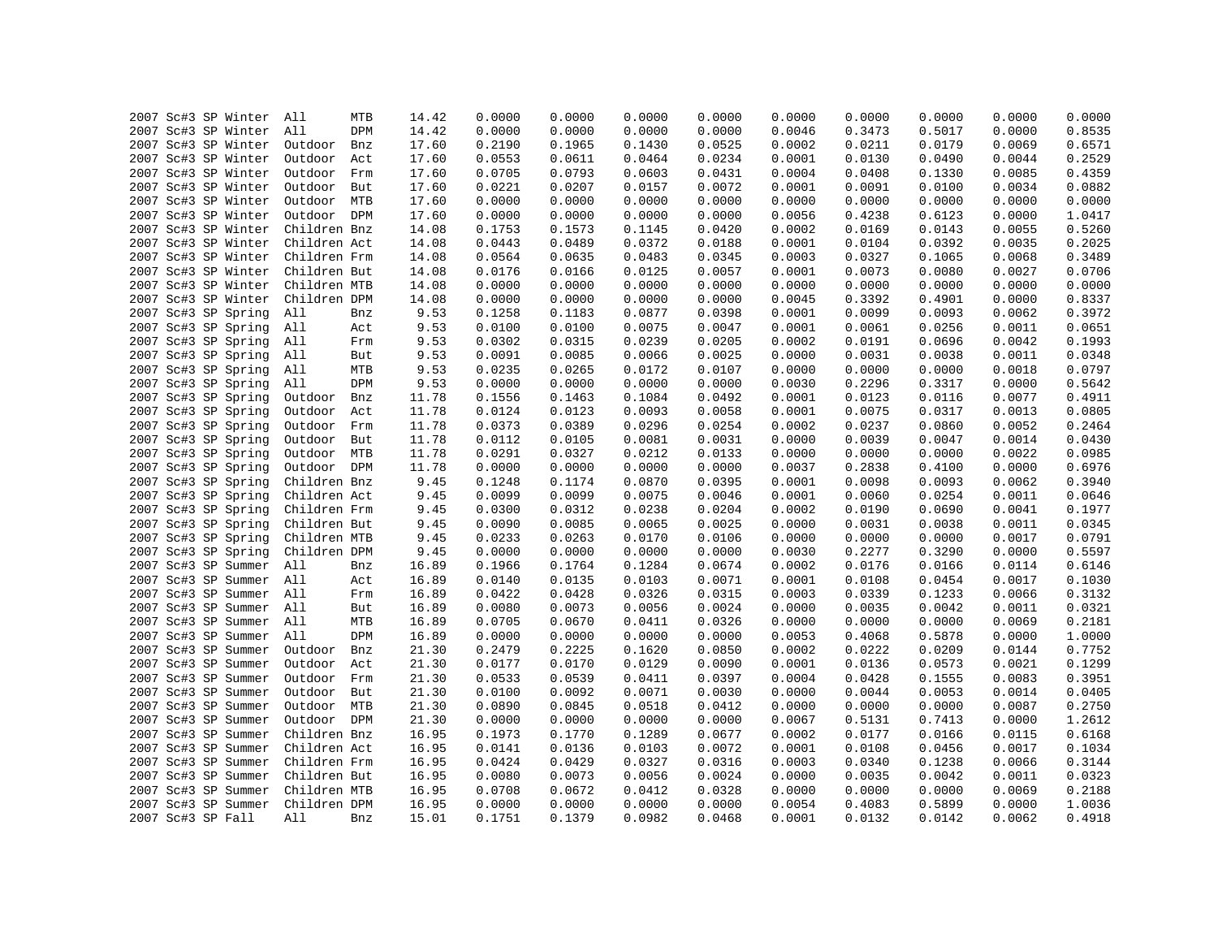| | | | | | | | | | | | | | | | | |
|---|---|---|---|---|---|---|---|---|---|---|---|---|---|---|---|---|
| 2007 | Sc#3 | SP | Winter | All | MTB | 14.42 | 0.0000 | 0.0000 | 0.0000 | 0.0000 | 0.0000 | 0.0000 | 0.0000 | 0.0000 | 0.0000 |
| 2007 | Sc#3 | SP | Winter | All | DPM | 14.42 | 0.0000 | 0.0000 | 0.0000 | 0.0000 | 0.0046 | 0.3473 | 0.5017 | 0.0000 | 0.8535 |
| 2007 | Sc#3 | SP | Winter | Outdoor | Bnz | 17.60 | 0.2190 | 0.1965 | 0.1430 | 0.0525 | 0.0002 | 0.0211 | 0.0179 | 0.0069 | 0.6571 |
| 2007 | Sc#3 | SP | Winter | Outdoor | Act | 17.60 | 0.0553 | 0.0611 | 0.0464 | 0.0234 | 0.0001 | 0.0130 | 0.0490 | 0.0044 | 0.2529 |
| 2007 | Sc#3 | SP | Winter | Outdoor | Frm | 17.60 | 0.0705 | 0.0793 | 0.0603 | 0.0431 | 0.0004 | 0.0408 | 0.1330 | 0.0085 | 0.4359 |
| 2007 | Sc#3 | SP | Winter | Outdoor | But | 17.60 | 0.0221 | 0.0207 | 0.0157 | 0.0072 | 0.0001 | 0.0091 | 0.0100 | 0.0034 | 0.0882 |
| 2007 | Sc#3 | SP | Winter | Outdoor | MTB | 17.60 | 0.0000 | 0.0000 | 0.0000 | 0.0000 | 0.0000 | 0.0000 | 0.0000 | 0.0000 | 0.0000 |
| 2007 | Sc#3 | SP | Winter | Outdoor | DPM | 17.60 | 0.0000 | 0.0000 | 0.0000 | 0.0000 | 0.0056 | 0.4238 | 0.6123 | 0.0000 | 1.0417 |
| 2007 | Sc#3 | SP | Winter | Children | Bnz | 14.08 | 0.1753 | 0.1573 | 0.1145 | 0.0420 | 0.0002 | 0.0169 | 0.0143 | 0.0055 | 0.5260 |
| 2007 | Sc#3 | SP | Winter | Children | Act | 14.08 | 0.0443 | 0.0489 | 0.0372 | 0.0188 | 0.0001 | 0.0104 | 0.0392 | 0.0035 | 0.2025 |
| 2007 | Sc#3 | SP | Winter | Children | Frm | 14.08 | 0.0564 | 0.0635 | 0.0483 | 0.0345 | 0.0003 | 0.0327 | 0.1065 | 0.0068 | 0.3489 |
| 2007 | Sc#3 | SP | Winter | Children | But | 14.08 | 0.0176 | 0.0166 | 0.0125 | 0.0057 | 0.0001 | 0.0073 | 0.0080 | 0.0027 | 0.0706 |
| 2007 | Sc#3 | SP | Winter | Children | MTB | 14.08 | 0.0000 | 0.0000 | 0.0000 | 0.0000 | 0.0000 | 0.0000 | 0.0000 | 0.0000 | 0.0000 |
| 2007 | Sc#3 | SP | Winter | Children | DPM | 14.08 | 0.0000 | 0.0000 | 0.0000 | 0.0000 | 0.0045 | 0.3392 | 0.4901 | 0.0000 | 0.8337 |
| 2007 | Sc#3 | SP | Spring | All | Bnz | 9.53 | 0.1258 | 0.1183 | 0.0877 | 0.0398 | 0.0001 | 0.0099 | 0.0093 | 0.0062 | 0.3972 |
| 2007 | Sc#3 | SP | Spring | All | Act | 9.53 | 0.0100 | 0.0100 | 0.0075 | 0.0047 | 0.0001 | 0.0061 | 0.0256 | 0.0011 | 0.0651 |
| 2007 | Sc#3 | SP | Spring | All | Frm | 9.53 | 0.0302 | 0.0315 | 0.0239 | 0.0205 | 0.0002 | 0.0191 | 0.0696 | 0.0042 | 0.1993 |
| 2007 | Sc#3 | SP | Spring | All | But | 9.53 | 0.0091 | 0.0085 | 0.0066 | 0.0025 | 0.0000 | 0.0031 | 0.0038 | 0.0011 | 0.0348 |
| 2007 | Sc#3 | SP | Spring | All | MTB | 9.53 | 0.0235 | 0.0265 | 0.0172 | 0.0107 | 0.0000 | 0.0000 | 0.0000 | 0.0018 | 0.0797 |
| 2007 | Sc#3 | SP | Spring | All | DPM | 9.53 | 0.0000 | 0.0000 | 0.0000 | 0.0000 | 0.0030 | 0.2296 | 0.3317 | 0.0000 | 0.5642 |
| 2007 | Sc#3 | SP | Spring | Outdoor | Bnz | 11.78 | 0.1556 | 0.1463 | 0.1084 | 0.0492 | 0.0001 | 0.0123 | 0.0116 | 0.0077 | 0.4911 |
| 2007 | Sc#3 | SP | Spring | Outdoor | Act | 11.78 | 0.0124 | 0.0123 | 0.0093 | 0.0058 | 0.0001 | 0.0075 | 0.0317 | 0.0013 | 0.0805 |
| 2007 | Sc#3 | SP | Spring | Outdoor | Frm | 11.78 | 0.0373 | 0.0389 | 0.0296 | 0.0254 | 0.0002 | 0.0237 | 0.0860 | 0.0052 | 0.2464 |
| 2007 | Sc#3 | SP | Spring | Outdoor | But | 11.78 | 0.0112 | 0.0105 | 0.0081 | 0.0031 | 0.0000 | 0.0039 | 0.0047 | 0.0014 | 0.0430 |
| 2007 | Sc#3 | SP | Spring | Outdoor | MTB | 11.78 | 0.0291 | 0.0327 | 0.0212 | 0.0133 | 0.0000 | 0.0000 | 0.0000 | 0.0022 | 0.0985 |
| 2007 | Sc#3 | SP | Spring | Outdoor | DPM | 11.78 | 0.0000 | 0.0000 | 0.0000 | 0.0000 | 0.0037 | 0.2838 | 0.4100 | 0.0000 | 0.6976 |
| 2007 | Sc#3 | SP | Spring | Children | Bnz | 9.45 | 0.1248 | 0.1174 | 0.0870 | 0.0395 | 0.0001 | 0.0098 | 0.0093 | 0.0062 | 0.3940 |
| 2007 | Sc#3 | SP | Spring | Children | Act | 9.45 | 0.0099 | 0.0099 | 0.0075 | 0.0046 | 0.0001 | 0.0060 | 0.0254 | 0.0011 | 0.0646 |
| 2007 | Sc#3 | SP | Spring | Children | Frm | 9.45 | 0.0300 | 0.0312 | 0.0238 | 0.0204 | 0.0002 | 0.0190 | 0.0690 | 0.0041 | 0.1977 |
| 2007 | Sc#3 | SP | Spring | Children | But | 9.45 | 0.0090 | 0.0085 | 0.0065 | 0.0025 | 0.0000 | 0.0031 | 0.0038 | 0.0011 | 0.0345 |
| 2007 | Sc#3 | SP | Spring | Children | MTB | 9.45 | 0.0233 | 0.0263 | 0.0170 | 0.0106 | 0.0000 | 0.0000 | 0.0000 | 0.0017 | 0.0791 |
| 2007 | Sc#3 | SP | Spring | Children | DPM | 9.45 | 0.0000 | 0.0000 | 0.0000 | 0.0000 | 0.0030 | 0.2277 | 0.3290 | 0.0000 | 0.5597 |
| 2007 | Sc#3 | SP | Summer | All | Bnz | 16.89 | 0.1966 | 0.1764 | 0.1284 | 0.0674 | 0.0002 | 0.0176 | 0.0166 | 0.0114 | 0.6146 |
| 2007 | Sc#3 | SP | Summer | All | Act | 16.89 | 0.0140 | 0.0135 | 0.0103 | 0.0071 | 0.0001 | 0.0108 | 0.0454 | 0.0017 | 0.1030 |
| 2007 | Sc#3 | SP | Summer | All | Frm | 16.89 | 0.0422 | 0.0428 | 0.0326 | 0.0315 | 0.0003 | 0.0339 | 0.1233 | 0.0066 | 0.3132 |
| 2007 | Sc#3 | SP | Summer | All | But | 16.89 | 0.0080 | 0.0073 | 0.0056 | 0.0024 | 0.0000 | 0.0035 | 0.0042 | 0.0011 | 0.0321 |
| 2007 | Sc#3 | SP | Summer | All | MTB | 16.89 | 0.0705 | 0.0670 | 0.0411 | 0.0326 | 0.0000 | 0.0000 | 0.0000 | 0.0069 | 0.2181 |
| 2007 | Sc#3 | SP | Summer | All | DPM | 16.89 | 0.0000 | 0.0000 | 0.0000 | 0.0000 | 0.0053 | 0.4068 | 0.5878 | 0.0000 | 1.0000 |
| 2007 | Sc#3 | SP | Summer | Outdoor | Bnz | 21.30 | 0.2479 | 0.2225 | 0.1620 | 0.0850 | 0.0002 | 0.0222 | 0.0209 | 0.0144 | 0.7752 |
| 2007 | Sc#3 | SP | Summer | Outdoor | Act | 21.30 | 0.0177 | 0.0170 | 0.0129 | 0.0090 | 0.0001 | 0.0136 | 0.0573 | 0.0021 | 0.1299 |
| 2007 | Sc#3 | SP | Summer | Outdoor | Frm | 21.30 | 0.0533 | 0.0539 | 0.0411 | 0.0397 | 0.0004 | 0.0428 | 0.1555 | 0.0083 | 0.3951 |
| 2007 | Sc#3 | SP | Summer | Outdoor | But | 21.30 | 0.0100 | 0.0092 | 0.0071 | 0.0030 | 0.0000 | 0.0044 | 0.0053 | 0.0014 | 0.0405 |
| 2007 | Sc#3 | SP | Summer | Outdoor | MTB | 21.30 | 0.0890 | 0.0845 | 0.0518 | 0.0412 | 0.0000 | 0.0000 | 0.0000 | 0.0087 | 0.2750 |
| 2007 | Sc#3 | SP | Summer | Outdoor | DPM | 21.30 | 0.0000 | 0.0000 | 0.0000 | 0.0000 | 0.0067 | 0.5131 | 0.7413 | 0.0000 | 1.2612 |
| 2007 | Sc#3 | SP | Summer | Children | Bnz | 16.95 | 0.1973 | 0.1770 | 0.1289 | 0.0677 | 0.0002 | 0.0177 | 0.0166 | 0.0115 | 0.6168 |
| 2007 | Sc#3 | SP | Summer | Children | Act | 16.95 | 0.0141 | 0.0136 | 0.0103 | 0.0072 | 0.0001 | 0.0108 | 0.0456 | 0.0017 | 0.1034 |
| 2007 | Sc#3 | SP | Summer | Children | Frm | 16.95 | 0.0424 | 0.0429 | 0.0327 | 0.0316 | 0.0003 | 0.0340 | 0.1238 | 0.0066 | 0.3144 |
| 2007 | Sc#3 | SP | Summer | Children | But | 16.95 | 0.0080 | 0.0073 | 0.0056 | 0.0024 | 0.0000 | 0.0035 | 0.0042 | 0.0011 | 0.0323 |
| 2007 | Sc#3 | SP | Summer | Children | MTB | 16.95 | 0.0708 | 0.0672 | 0.0412 | 0.0328 | 0.0000 | 0.0000 | 0.0000 | 0.0069 | 0.2188 |
| 2007 | Sc#3 | SP | Summer | Children | DPM | 16.95 | 0.0000 | 0.0000 | 0.0000 | 0.0000 | 0.0054 | 0.4083 | 0.5899 | 0.0000 | 1.0036 |
| 2007 | Sc#3 | SP | Fall | All | Bnz | 15.01 | 0.1751 | 0.1379 | 0.0982 | 0.0468 | 0.0001 | 0.0132 | 0.0142 | 0.0062 | 0.4918 |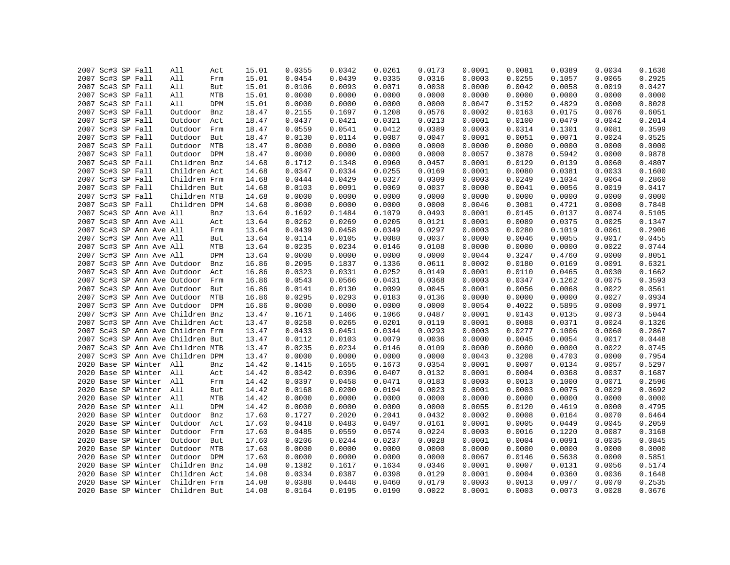| | | | | | | | | | | | | | | | |
|---|---|---|---|---|---|---|---|---|---|---|---|---|---|---|---|
| 2007 | Sc#3 | SP | Fall | All | Act | 15.01 | 0.0355 | 0.0342 | 0.0261 | 0.0173 | 0.0001 | 0.0081 | 0.0389 | 0.0034 | 0.1636 |
| 2007 | Sc#3 | SP | Fall | All | Frm | 15.01 | 0.0454 | 0.0439 | 0.0335 | 0.0316 | 0.0003 | 0.0255 | 0.1057 | 0.0065 | 0.2925 |
| 2007 | Sc#3 | SP | Fall | All | But | 15.01 | 0.0106 | 0.0093 | 0.0071 | 0.0038 | 0.0000 | 0.0042 | 0.0058 | 0.0019 | 0.0427 |
| 2007 | Sc#3 | SP | Fall | All | MTB | 15.01 | 0.0000 | 0.0000 | 0.0000 | 0.0000 | 0.0000 | 0.0000 | 0.0000 | 0.0000 | 0.0000 |
| 2007 | Sc#3 | SP | Fall | All | DPM | 15.01 | 0.0000 | 0.0000 | 0.0000 | 0.0000 | 0.0047 | 0.3152 | 0.4829 | 0.0000 | 0.8028 |
| 2007 | Sc#3 | SP | Fall | Outdoor | Bnz | 18.47 | 0.2155 | 0.1697 | 0.1208 | 0.0576 | 0.0002 | 0.0163 | 0.0175 | 0.0076 | 0.6051 |
| 2007 | Sc#3 | SP | Fall | Outdoor | Act | 18.47 | 0.0437 | 0.0421 | 0.0321 | 0.0213 | 0.0001 | 0.0100 | 0.0479 | 0.0042 | 0.2014 |
| 2007 | Sc#3 | SP | Fall | Outdoor | Frm | 18.47 | 0.0559 | 0.0541 | 0.0412 | 0.0389 | 0.0003 | 0.0314 | 0.1301 | 0.0081 | 0.3599 |
| 2007 | Sc#3 | SP | Fall | Outdoor | But | 18.47 | 0.0130 | 0.0114 | 0.0087 | 0.0047 | 0.0001 | 0.0051 | 0.0071 | 0.0024 | 0.0525 |
| 2007 | Sc#3 | SP | Fall | Outdoor | MTB | 18.47 | 0.0000 | 0.0000 | 0.0000 | 0.0000 | 0.0000 | 0.0000 | 0.0000 | 0.0000 | 0.0000 |
| 2007 | Sc#3 | SP | Fall | Outdoor | DPM | 18.47 | 0.0000 | 0.0000 | 0.0000 | 0.0000 | 0.0057 | 0.3878 | 0.5942 | 0.0000 | 0.9878 |
| 2007 | Sc#3 | SP | Fall | Children | Bnz | 14.68 | 0.1712 | 0.1348 | 0.0960 | 0.0457 | 0.0001 | 0.0129 | 0.0139 | 0.0060 | 0.4807 |
| 2007 | Sc#3 | SP | Fall | Children | Act | 14.68 | 0.0347 | 0.0334 | 0.0255 | 0.0169 | 0.0001 | 0.0080 | 0.0381 | 0.0033 | 0.1600 |
| 2007 | Sc#3 | SP | Fall | Children | Frm | 14.68 | 0.0444 | 0.0429 | 0.0327 | 0.0309 | 0.0003 | 0.0249 | 0.1034 | 0.0064 | 0.2860 |
| 2007 | Sc#3 | SP | Fall | Children | But | 14.68 | 0.0103 | 0.0091 | 0.0069 | 0.0037 | 0.0000 | 0.0041 | 0.0056 | 0.0019 | 0.0417 |
| 2007 | Sc#3 | SP | Fall | Children | MTB | 14.68 | 0.0000 | 0.0000 | 0.0000 | 0.0000 | 0.0000 | 0.0000 | 0.0000 | 0.0000 | 0.0000 |
| 2007 | Sc#3 | SP | Fall | Children | DPM | 14.68 | 0.0000 | 0.0000 | 0.0000 | 0.0000 | 0.0046 | 0.3081 | 0.4721 | 0.0000 | 0.7848 |
| 2007 | Sc#3 | SP | Ann Ave | All | Bnz | 13.64 | 0.1692 | 0.1484 | 0.1079 | 0.0493 | 0.0001 | 0.0145 | 0.0137 | 0.0074 | 0.5105 |
| 2007 | Sc#3 | SP | Ann Ave | All | Act | 13.64 | 0.0262 | 0.0269 | 0.0205 | 0.0121 | 0.0001 | 0.0089 | 0.0375 | 0.0025 | 0.1347 |
| 2007 | Sc#3 | SP | Ann Ave | All | Frm | 13.64 | 0.0439 | 0.0458 | 0.0349 | 0.0297 | 0.0003 | 0.0280 | 0.1019 | 0.0061 | 0.2906 |
| 2007 | Sc#3 | SP | Ann Ave | All | But | 13.64 | 0.0114 | 0.0105 | 0.0080 | 0.0037 | 0.0000 | 0.0046 | 0.0055 | 0.0017 | 0.0455 |
| 2007 | Sc#3 | SP | Ann Ave | All | MTB | 13.64 | 0.0235 | 0.0234 | 0.0146 | 0.0108 | 0.0000 | 0.0000 | 0.0000 | 0.0022 | 0.0744 |
| 2007 | Sc#3 | SP | Ann Ave | All | DPM | 13.64 | 0.0000 | 0.0000 | 0.0000 | 0.0000 | 0.0044 | 0.3247 | 0.4760 | 0.0000 | 0.8051 |
| 2007 | Sc#3 | SP | Ann Ave | Outdoor | Bnz | 16.86 | 0.2095 | 0.1837 | 0.1336 | 0.0611 | 0.0002 | 0.0180 | 0.0169 | 0.0091 | 0.6321 |
| 2007 | Sc#3 | SP | Ann Ave | Outdoor | Act | 16.86 | 0.0323 | 0.0331 | 0.0252 | 0.0149 | 0.0001 | 0.0110 | 0.0465 | 0.0030 | 0.1662 |
| 2007 | Sc#3 | SP | Ann Ave | Outdoor | Frm | 16.86 | 0.0543 | 0.0566 | 0.0431 | 0.0368 | 0.0003 | 0.0347 | 0.1262 | 0.0075 | 0.3593 |
| 2007 | Sc#3 | SP | Ann Ave | Outdoor | But | 16.86 | 0.0141 | 0.0130 | 0.0099 | 0.0045 | 0.0001 | 0.0056 | 0.0068 | 0.0022 | 0.0561 |
| 2007 | Sc#3 | SP | Ann Ave | Outdoor | MTB | 16.86 | 0.0295 | 0.0293 | 0.0183 | 0.0136 | 0.0000 | 0.0000 | 0.0000 | 0.0027 | 0.0934 |
| 2007 | Sc#3 | SP | Ann Ave | Outdoor | DPM | 16.86 | 0.0000 | 0.0000 | 0.0000 | 0.0000 | 0.0054 | 0.4022 | 0.5895 | 0.0000 | 0.9971 |
| 2007 | Sc#3 | SP | Ann Ave | Children | Bnz | 13.47 | 0.1671 | 0.1466 | 0.1066 | 0.0487 | 0.0001 | 0.0143 | 0.0135 | 0.0073 | 0.5044 |
| 2007 | Sc#3 | SP | Ann Ave | Children | Act | 13.47 | 0.0258 | 0.0265 | 0.0201 | 0.0119 | 0.0001 | 0.0088 | 0.0371 | 0.0024 | 0.1326 |
| 2007 | Sc#3 | SP | Ann Ave | Children | Frm | 13.47 | 0.0433 | 0.0451 | 0.0344 | 0.0293 | 0.0003 | 0.0277 | 0.1006 | 0.0060 | 0.2867 |
| 2007 | Sc#3 | SP | Ann Ave | Children | But | 13.47 | 0.0112 | 0.0103 | 0.0079 | 0.0036 | 0.0000 | 0.0045 | 0.0054 | 0.0017 | 0.0448 |
| 2007 | Sc#3 | SP | Ann Ave | Children | MTB | 13.47 | 0.0235 | 0.0234 | 0.0146 | 0.0109 | 0.0000 | 0.0000 | 0.0000 | 0.0022 | 0.0745 |
| 2007 | Sc#3 | SP | Ann Ave | Children | DPM | 13.47 | 0.0000 | 0.0000 | 0.0000 | 0.0000 | 0.0043 | 0.3208 | 0.4703 | 0.0000 | 0.7954 |
| 2020 | Base | SP | Winter | All | Bnz | 14.42 | 0.1415 | 0.1655 | 0.1673 | 0.0354 | 0.0001 | 0.0007 | 0.0134 | 0.0057 | 0.5297 |
| 2020 | Base | SP | Winter | All | Act | 14.42 | 0.0342 | 0.0396 | 0.0407 | 0.0132 | 0.0001 | 0.0004 | 0.0368 | 0.0037 | 0.1687 |
| 2020 | Base | SP | Winter | All | Frm | 14.42 | 0.0397 | 0.0458 | 0.0471 | 0.0183 | 0.0003 | 0.0013 | 0.1000 | 0.0071 | 0.2596 |
| 2020 | Base | SP | Winter | All | But | 14.42 | 0.0168 | 0.0200 | 0.0194 | 0.0023 | 0.0001 | 0.0003 | 0.0075 | 0.0029 | 0.0692 |
| 2020 | Base | SP | Winter | All | MTB | 14.42 | 0.0000 | 0.0000 | 0.0000 | 0.0000 | 0.0000 | 0.0000 | 0.0000 | 0.0000 | 0.0000 |
| 2020 | Base | SP | Winter | All | DPM | 14.42 | 0.0000 | 0.0000 | 0.0000 | 0.0000 | 0.0055 | 0.0120 | 0.4619 | 0.0000 | 0.4795 |
| 2020 | Base | SP | Winter | Outdoor | Bnz | 17.60 | 0.1727 | 0.2020 | 0.2041 | 0.0432 | 0.0002 | 0.0008 | 0.0164 | 0.0070 | 0.6464 |
| 2020 | Base | SP | Winter | Outdoor | Act | 17.60 | 0.0418 | 0.0483 | 0.0497 | 0.0161 | 0.0001 | 0.0005 | 0.0449 | 0.0045 | 0.2059 |
| 2020 | Base | SP | Winter | Outdoor | Frm | 17.60 | 0.0485 | 0.0559 | 0.0574 | 0.0224 | 0.0003 | 0.0016 | 0.1220 | 0.0087 | 0.3168 |
| 2020 | Base | SP | Winter | Outdoor | But | 17.60 | 0.0206 | 0.0244 | 0.0237 | 0.0028 | 0.0001 | 0.0004 | 0.0091 | 0.0035 | 0.0845 |
| 2020 | Base | SP | Winter | Outdoor | MTB | 17.60 | 0.0000 | 0.0000 | 0.0000 | 0.0000 | 0.0000 | 0.0000 | 0.0000 | 0.0000 | 0.0000 |
| 2020 | Base | SP | Winter | Outdoor | DPM | 17.60 | 0.0000 | 0.0000 | 0.0000 | 0.0000 | 0.0067 | 0.0146 | 0.5638 | 0.0000 | 0.5851 |
| 2020 | Base | SP | Winter | Children | Bnz | 14.08 | 0.1382 | 0.1617 | 0.1634 | 0.0346 | 0.0001 | 0.0007 | 0.0131 | 0.0056 | 0.5174 |
| 2020 | Base | SP | Winter | Children | Act | 14.08 | 0.0334 | 0.0387 | 0.0398 | 0.0129 | 0.0001 | 0.0004 | 0.0360 | 0.0036 | 0.1648 |
| 2020 | Base | SP | Winter | Children | Frm | 14.08 | 0.0388 | 0.0448 | 0.0460 | 0.0179 | 0.0003 | 0.0013 | 0.0977 | 0.0070 | 0.2535 |
| 2020 | Base | SP | Winter | Children | But | 14.08 | 0.0164 | 0.0195 | 0.0190 | 0.0022 | 0.0001 | 0.0003 | 0.0073 | 0.0028 | 0.0676 |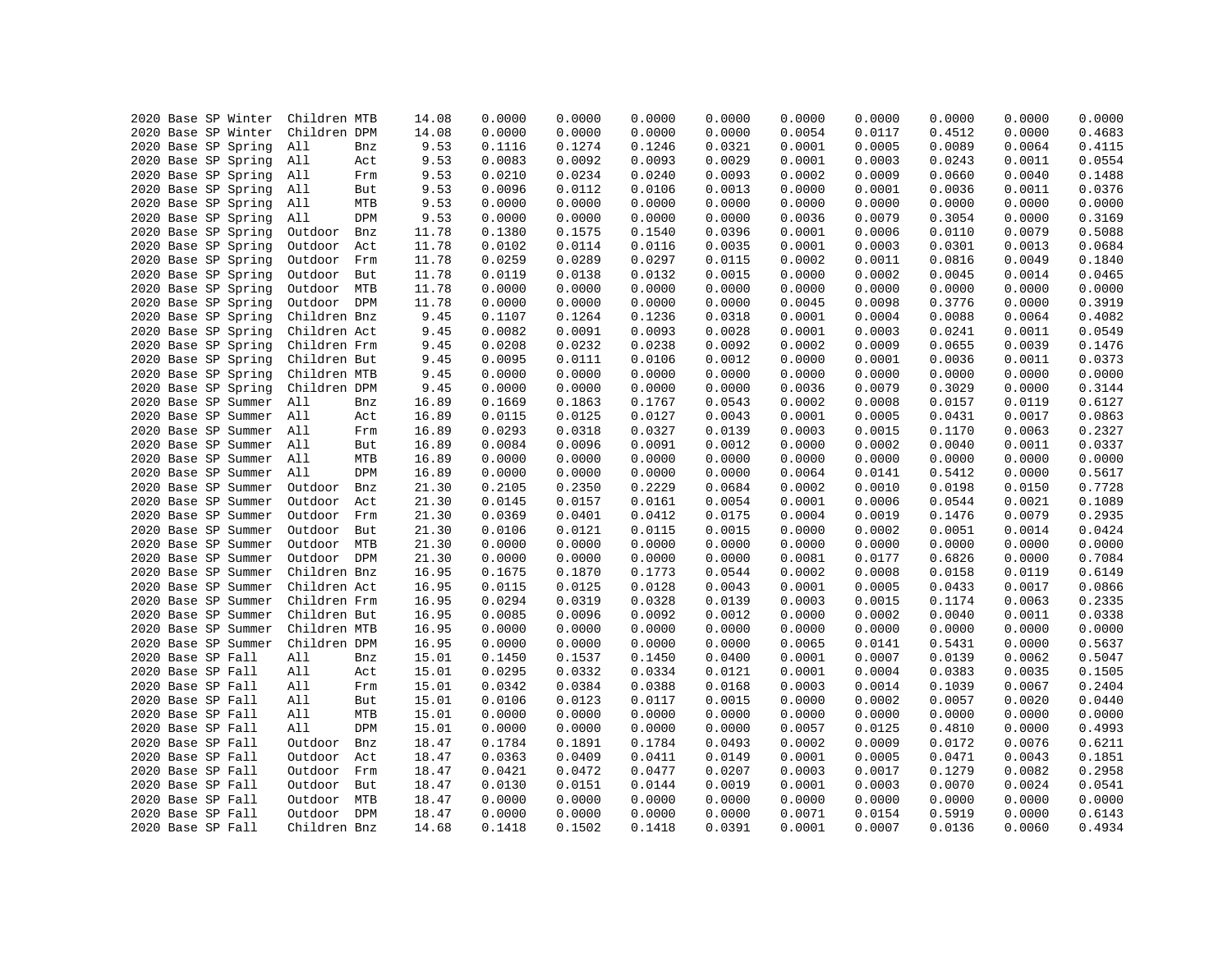```
2020 Base SP Winter  Children MTB    14.08    0.0000    0.0000    0.0000    0.0000    0.0000    0.0000    0.0000    0.0000    0.0000
2020 Base SP Winter  Children DPM    14.08    0.0000    0.0000    0.0000    0.0000    0.0054    0.0117    0.4512    0.0000    0.4683
2020 Base SP Spring  All      Bnz     9.53    0.1116    0.1274    0.1246    0.0321    0.0001    0.0005    0.0089    0.0064    0.4115
2020 Base SP Spring  All      Act     9.53    0.0083    0.0092    0.0093    0.0029    0.0001    0.0003    0.0243    0.0011    0.0554
2020 Base SP Spring  All      Frm     9.53    0.0210    0.0234    0.0240    0.0093    0.0002    0.0009    0.0660    0.0040    0.1488
2020 Base SP Spring  All      But     9.53    0.0096    0.0112    0.0106    0.0013    0.0000    0.0001    0.0036    0.0011    0.0376
2020 Base SP Spring  All      MTB     9.53    0.0000    0.0000    0.0000    0.0000    0.0000    0.0000    0.0000    0.0000    0.0000
2020 Base SP Spring  All      DPM     9.53    0.0000    0.0000    0.0000    0.0000    0.0036    0.0079    0.3054    0.0000    0.3169
2020 Base SP Spring  Outdoor  Bnz    11.78    0.1380    0.1575    0.1540    0.0396    0.0001    0.0006    0.0110    0.0079    0.5088
2020 Base SP Spring  Outdoor  Act    11.78    0.0102    0.0114    0.0116    0.0035    0.0001    0.0003    0.0301    0.0013    0.0684
2020 Base SP Spring  Outdoor  Frm    11.78    0.0259    0.0289    0.0297    0.0115    0.0002    0.0011    0.0816    0.0049    0.1840
2020 Base SP Spring  Outdoor  But    11.78    0.0119    0.0138    0.0132    0.0015    0.0000    0.0002    0.0045    0.0014    0.0465
2020 Base SP Spring  Outdoor  MTB    11.78    0.0000    0.0000    0.0000    0.0000    0.0000    0.0000    0.0000    0.0000    0.0000
2020 Base SP Spring  Outdoor  DPM    11.78    0.0000    0.0000    0.0000    0.0000    0.0045    0.0098    0.3776    0.0000    0.3919
2020 Base SP Spring  Children Bnz     9.45    0.1107    0.1264    0.1236    0.0318    0.0001    0.0004    0.0088    0.0064    0.4082
2020 Base SP Spring  Children Act     9.45    0.0082    0.0091    0.0093    0.0028    0.0001    0.0003    0.0241    0.0011    0.0549
2020 Base SP Spring  Children Frm     9.45    0.0208    0.0232    0.0238    0.0092    0.0002    0.0009    0.0655    0.0039    0.1476
2020 Base SP Spring  Children But     9.45    0.0095    0.0111    0.0106    0.0012    0.0000    0.0001    0.0036    0.0011    0.0373
2020 Base SP Spring  Children MTB     9.45    0.0000    0.0000    0.0000    0.0000    0.0000    0.0000    0.0000    0.0000    0.0000
2020 Base SP Spring  Children DPM     9.45    0.0000    0.0000    0.0000    0.0000    0.0036    0.0079    0.3029    0.0000    0.3144
2020 Base SP Summer  All      Bnz    16.89    0.1669    0.1863    0.1767    0.0543    0.0002    0.0008    0.0157    0.0119    0.6127
2020 Base SP Summer  All      Act    16.89    0.0115    0.0125    0.0127    0.0043    0.0001    0.0005    0.0431    0.0017    0.0863
2020 Base SP Summer  All      Frm    16.89    0.0293    0.0318    0.0327    0.0139    0.0003    0.0015    0.1170    0.0063    0.2327
2020 Base SP Summer  All      But    16.89    0.0084    0.0096    0.0091    0.0012    0.0000    0.0002    0.0040    0.0011    0.0337
2020 Base SP Summer  All      MTB    16.89    0.0000    0.0000    0.0000    0.0000    0.0000    0.0000    0.0000    0.0000    0.0000
2020 Base SP Summer  All      DPM    16.89    0.0000    0.0000    0.0000    0.0000    0.0064    0.0141    0.5412    0.0000    0.5617
2020 Base SP Summer  Outdoor  Bnz    21.30    0.2105    0.2350    0.2229    0.0684    0.0002    0.0010    0.0198    0.0150    0.7728
2020 Base SP Summer  Outdoor  Act    21.30    0.0145    0.0157    0.0161    0.0054    0.0001    0.0006    0.0544    0.0021    0.1089
2020 Base SP Summer  Outdoor  Frm    21.30    0.0369    0.0401    0.0412    0.0175    0.0004    0.0019    0.1476    0.0079    0.2935
2020 Base SP Summer  Outdoor  But    21.30    0.0106    0.0121    0.0115    0.0015    0.0000    0.0002    0.0051    0.0014    0.0424
2020 Base SP Summer  Outdoor  MTB    21.30    0.0000    0.0000    0.0000    0.0000    0.0000    0.0000    0.0000    0.0000    0.0000
2020 Base SP Summer  Outdoor  DPM    21.30    0.0000    0.0000    0.0000    0.0000    0.0081    0.0177    0.6826    0.0000    0.7084
2020 Base SP Summer  Children Bnz    16.95    0.1675    0.1870    0.1773    0.0544    0.0002    0.0008    0.0158    0.0119    0.6149
2020 Base SP Summer  Children Act    16.95    0.0115    0.0125    0.0128    0.0043    0.0001    0.0005    0.0433    0.0017    0.0866
2020 Base SP Summer  Children Frm    16.95    0.0294    0.0319    0.0328    0.0139    0.0003    0.0015    0.1174    0.0063    0.2335
2020 Base SP Summer  Children But    16.95    0.0085    0.0096    0.0092    0.0012    0.0000    0.0002    0.0040    0.0011    0.0338
2020 Base SP Summer  Children MTB    16.95    0.0000    0.0000    0.0000    0.0000    0.0000    0.0000    0.0000    0.0000    0.0000
2020 Base SP Summer  Children DPM    16.95    0.0000    0.0000    0.0000    0.0000    0.0065    0.0141    0.5431    0.0000    0.5637
2020 Base SP Fall    All      Bnz    15.01    0.1450    0.1537    0.1450    0.0400    0.0001    0.0007    0.0139    0.0062    0.5047
2020 Base SP Fall    All      Act    15.01    0.0295    0.0332    0.0334    0.0121    0.0001    0.0004    0.0383    0.0035    0.1505
2020 Base SP Fall    All      Frm    15.01    0.0342    0.0384    0.0388    0.0168    0.0003    0.0014    0.1039    0.0067    0.2404
2020 Base SP Fall    All      But    15.01    0.0106    0.0123    0.0117    0.0015    0.0000    0.0002    0.0057    0.0020    0.0440
2020 Base SP Fall    All      MTB    15.01    0.0000    0.0000    0.0000    0.0000    0.0000    0.0000    0.0000    0.0000    0.0000
2020 Base SP Fall    All      DPM    15.01    0.0000    0.0000    0.0000    0.0000    0.0057    0.0125    0.4810    0.0000    0.4993
2020 Base SP Fall    Outdoor  Bnz    18.47    0.1784    0.1891    0.1784    0.0493    0.0002    0.0009    0.0172    0.0076    0.6211
2020 Base SP Fall    Outdoor  Act    18.47    0.0363    0.0409    0.0411    0.0149    0.0001    0.0005    0.0471    0.0043    0.1851
2020 Base SP Fall    Outdoor  Frm    18.47    0.0421    0.0472    0.0477    0.0207    0.0003    0.0017    0.1279    0.0082    0.2958
2020 Base SP Fall    Outdoor  But    18.47    0.0130    0.0151    0.0144    0.0019    0.0001    0.0003    0.0070    0.0024    0.0541
2020 Base SP Fall    Outdoor  MTB    18.47    0.0000    0.0000    0.0000    0.0000    0.0000    0.0000    0.0000    0.0000    0.0000
2020 Base SP Fall    Outdoor  DPM    18.47    0.0000    0.0000    0.0000    0.0000    0.0071    0.0154    0.5919    0.0000    0.6143
2020 Base SP Fall    Children Bnz    14.68    0.1418    0.1502    0.1418    0.0391    0.0001    0.0007    0.0136    0.0060    0.4934
```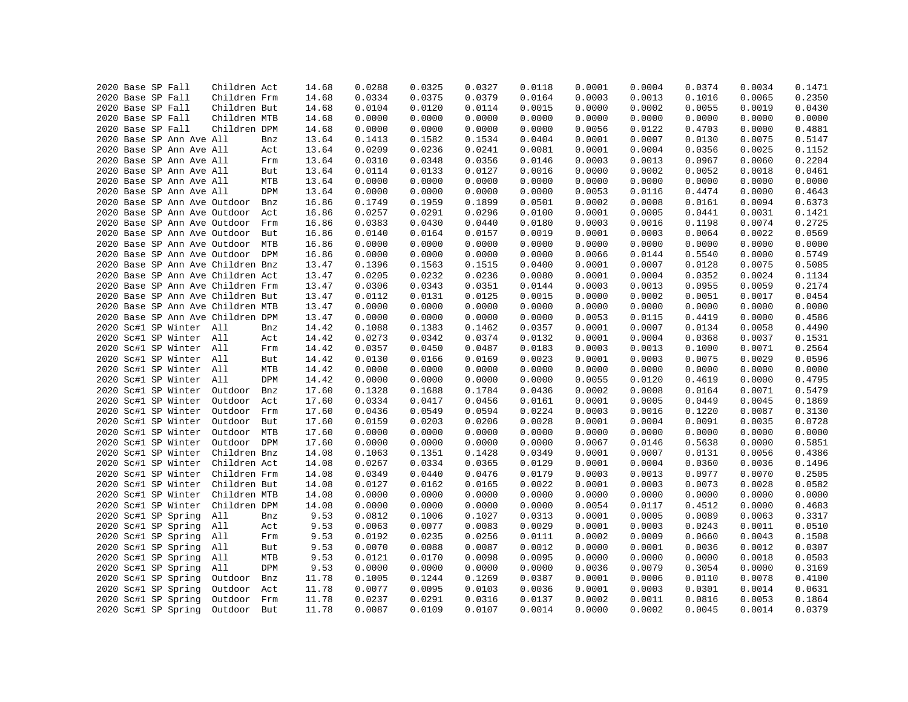| | | | | | | | | | | | | | | | |
|---|---|---|---|---|---|---|---|---|---|---|---|---|---|---|---|
| 2020 | Base | SP | Fall | Children | Act | 14.68 | 0.0288 | 0.0325 | 0.0327 | 0.0118 | 0.0001 | 0.0004 | 0.0374 | 0.0034 | 0.1471 |
| 2020 | Base | SP | Fall | Children | Frm | 14.68 | 0.0334 | 0.0375 | 0.0379 | 0.0164 | 0.0003 | 0.0013 | 0.1016 | 0.0065 | 0.2350 |
| 2020 | Base | SP | Fall | Children | But | 14.68 | 0.0104 | 0.0120 | 0.0114 | 0.0015 | 0.0000 | 0.0002 | 0.0055 | 0.0019 | 0.0430 |
| 2020 | Base | SP | Fall | Children | MTB | 14.68 | 0.0000 | 0.0000 | 0.0000 | 0.0000 | 0.0000 | 0.0000 | 0.0000 | 0.0000 | 0.0000 |
| 2020 | Base | SP | Fall | Children | DPM | 14.68 | 0.0000 | 0.0000 | 0.0000 | 0.0000 | 0.0056 | 0.0122 | 0.4703 | 0.0000 | 0.4881 |
| 2020 | Base | SP | Ann Ave | All | Bnz | 13.64 | 0.1413 | 0.1582 | 0.1534 | 0.0404 | 0.0001 | 0.0007 | 0.0130 | 0.0075 | 0.5147 |
| 2020 | Base | SP | Ann Ave | All | Act | 13.64 | 0.0209 | 0.0236 | 0.0241 | 0.0081 | 0.0001 | 0.0004 | 0.0356 | 0.0025 | 0.1152 |
| 2020 | Base | SP | Ann Ave | All | Frm | 13.64 | 0.0310 | 0.0348 | 0.0356 | 0.0146 | 0.0003 | 0.0013 | 0.0967 | 0.0060 | 0.2204 |
| 2020 | Base | SP | Ann Ave | All | But | 13.64 | 0.0114 | 0.0133 | 0.0127 | 0.0016 | 0.0000 | 0.0002 | 0.0052 | 0.0018 | 0.0461 |
| 2020 | Base | SP | Ann Ave | All | MTB | 13.64 | 0.0000 | 0.0000 | 0.0000 | 0.0000 | 0.0000 | 0.0000 | 0.0000 | 0.0000 | 0.0000 |
| 2020 | Base | SP | Ann Ave | All | DPM | 13.64 | 0.0000 | 0.0000 | 0.0000 | 0.0000 | 0.0053 | 0.0116 | 0.4474 | 0.0000 | 0.4643 |
| 2020 | Base | SP | Ann Ave | Outdoor | Bnz | 16.86 | 0.1749 | 0.1959 | 0.1899 | 0.0501 | 0.0002 | 0.0008 | 0.0161 | 0.0094 | 0.6373 |
| 2020 | Base | SP | Ann Ave | Outdoor | Act | 16.86 | 0.0257 | 0.0291 | 0.0296 | 0.0100 | 0.0001 | 0.0005 | 0.0441 | 0.0031 | 0.1421 |
| 2020 | Base | SP | Ann Ave | Outdoor | Frm | 16.86 | 0.0383 | 0.0430 | 0.0440 | 0.0180 | 0.0003 | 0.0016 | 0.1198 | 0.0074 | 0.2725 |
| 2020 | Base | SP | Ann Ave | Outdoor | But | 16.86 | 0.0140 | 0.0164 | 0.0157 | 0.0019 | 0.0001 | 0.0003 | 0.0064 | 0.0022 | 0.0569 |
| 2020 | Base | SP | Ann Ave | Outdoor | MTB | 16.86 | 0.0000 | 0.0000 | 0.0000 | 0.0000 | 0.0000 | 0.0000 | 0.0000 | 0.0000 | 0.0000 |
| 2020 | Base | SP | Ann Ave | Outdoor | DPM | 16.86 | 0.0000 | 0.0000 | 0.0000 | 0.0000 | 0.0066 | 0.0144 | 0.5540 | 0.0000 | 0.5749 |
| 2020 | Base | SP | Ann Ave | Children | Bnz | 13.47 | 0.1396 | 0.1563 | 0.1515 | 0.0400 | 0.0001 | 0.0007 | 0.0128 | 0.0075 | 0.5085 |
| 2020 | Base | SP | Ann Ave | Children | Act | 13.47 | 0.0205 | 0.0232 | 0.0236 | 0.0080 | 0.0001 | 0.0004 | 0.0352 | 0.0024 | 0.1134 |
| 2020 | Base | SP | Ann Ave | Children | Frm | 13.47 | 0.0306 | 0.0343 | 0.0351 | 0.0144 | 0.0003 | 0.0013 | 0.0955 | 0.0059 | 0.2174 |
| 2020 | Base | SP | Ann Ave | Children | But | 13.47 | 0.0112 | 0.0131 | 0.0125 | 0.0015 | 0.0000 | 0.0002 | 0.0051 | 0.0017 | 0.0454 |
| 2020 | Base | SP | Ann Ave | Children | MTB | 13.47 | 0.0000 | 0.0000 | 0.0000 | 0.0000 | 0.0000 | 0.0000 | 0.0000 | 0.0000 | 0.0000 |
| 2020 | Base | SP | Ann Ave | Children | DPM | 13.47 | 0.0000 | 0.0000 | 0.0000 | 0.0000 | 0.0053 | 0.0115 | 0.4419 | 0.0000 | 0.4586 |
| 2020 | Sc#1 | SP | Winter | All | Bnz | 14.42 | 0.1088 | 0.1383 | 0.1462 | 0.0357 | 0.0001 | 0.0007 | 0.0134 | 0.0058 | 0.4490 |
| 2020 | Sc#1 | SP | Winter | All | Act | 14.42 | 0.0273 | 0.0342 | 0.0374 | 0.0132 | 0.0001 | 0.0004 | 0.0368 | 0.0037 | 0.1531 |
| 2020 | Sc#1 | SP | Winter | All | Frm | 14.42 | 0.0357 | 0.0450 | 0.0487 | 0.0183 | 0.0003 | 0.0013 | 0.1000 | 0.0071 | 0.2564 |
| 2020 | Sc#1 | SP | Winter | All | But | 14.42 | 0.0130 | 0.0166 | 0.0169 | 0.0023 | 0.0001 | 0.0003 | 0.0075 | 0.0029 | 0.0596 |
| 2020 | Sc#1 | SP | Winter | All | MTB | 14.42 | 0.0000 | 0.0000 | 0.0000 | 0.0000 | 0.0000 | 0.0000 | 0.0000 | 0.0000 | 0.0000 |
| 2020 | Sc#1 | SP | Winter | All | DPM | 14.42 | 0.0000 | 0.0000 | 0.0000 | 0.0000 | 0.0055 | 0.0120 | 0.4619 | 0.0000 | 0.4795 |
| 2020 | Sc#1 | SP | Winter | Outdoor | Bnz | 17.60 | 0.1328 | 0.1688 | 0.1784 | 0.0436 | 0.0002 | 0.0008 | 0.0164 | 0.0071 | 0.5479 |
| 2020 | Sc#1 | SP | Winter | Outdoor | Act | 17.60 | 0.0334 | 0.0417 | 0.0456 | 0.0161 | 0.0001 | 0.0005 | 0.0449 | 0.0045 | 0.1869 |
| 2020 | Sc#1 | SP | Winter | Outdoor | Frm | 17.60 | 0.0436 | 0.0549 | 0.0594 | 0.0224 | 0.0003 | 0.0016 | 0.1220 | 0.0087 | 0.3130 |
| 2020 | Sc#1 | SP | Winter | Outdoor | But | 17.60 | 0.0159 | 0.0203 | 0.0206 | 0.0028 | 0.0001 | 0.0004 | 0.0091 | 0.0035 | 0.0728 |
| 2020 | Sc#1 | SP | Winter | Outdoor | MTB | 17.60 | 0.0000 | 0.0000 | 0.0000 | 0.0000 | 0.0000 | 0.0000 | 0.0000 | 0.0000 | 0.0000 |
| 2020 | Sc#1 | SP | Winter | Outdoor | DPM | 17.60 | 0.0000 | 0.0000 | 0.0000 | 0.0000 | 0.0067 | 0.0146 | 0.5638 | 0.0000 | 0.5851 |
| 2020 | Sc#1 | SP | Winter | Children | Bnz | 14.08 | 0.1063 | 0.1351 | 0.1428 | 0.0349 | 0.0001 | 0.0007 | 0.0131 | 0.0056 | 0.4386 |
| 2020 | Sc#1 | SP | Winter | Children | Act | 14.08 | 0.0267 | 0.0334 | 0.0365 | 0.0129 | 0.0001 | 0.0004 | 0.0360 | 0.0036 | 0.1496 |
| 2020 | Sc#1 | SP | Winter | Children | Frm | 14.08 | 0.0349 | 0.0440 | 0.0476 | 0.0179 | 0.0003 | 0.0013 | 0.0977 | 0.0070 | 0.2505 |
| 2020 | Sc#1 | SP | Winter | Children | But | 14.08 | 0.0127 | 0.0162 | 0.0165 | 0.0022 | 0.0001 | 0.0003 | 0.0073 | 0.0028 | 0.0582 |
| 2020 | Sc#1 | SP | Winter | Children | MTB | 14.08 | 0.0000 | 0.0000 | 0.0000 | 0.0000 | 0.0000 | 0.0000 | 0.0000 | 0.0000 | 0.0000 |
| 2020 | Sc#1 | SP | Winter | Children | DPM | 14.08 | 0.0000 | 0.0000 | 0.0000 | 0.0000 | 0.0054 | 0.0117 | 0.4512 | 0.0000 | 0.4683 |
| 2020 | Sc#1 | SP | Spring | All | Bnz | 9.53 | 0.0812 | 0.1006 | 0.1027 | 0.0313 | 0.0001 | 0.0005 | 0.0089 | 0.0063 | 0.3317 |
| 2020 | Sc#1 | SP | Spring | All | Act | 9.53 | 0.0063 | 0.0077 | 0.0083 | 0.0029 | 0.0001 | 0.0003 | 0.0243 | 0.0011 | 0.0510 |
| 2020 | Sc#1 | SP | Spring | All | Frm | 9.53 | 0.0192 | 0.0235 | 0.0256 | 0.0111 | 0.0002 | 0.0009 | 0.0660 | 0.0043 | 0.1508 |
| 2020 | Sc#1 | SP | Spring | All | But | 9.53 | 0.0070 | 0.0088 | 0.0087 | 0.0012 | 0.0000 | 0.0001 | 0.0036 | 0.0012 | 0.0307 |
| 2020 | Sc#1 | SP | Spring | All | MTB | 9.53 | 0.0121 | 0.0170 | 0.0098 | 0.0095 | 0.0000 | 0.0000 | 0.0000 | 0.0018 | 0.0503 |
| 2020 | Sc#1 | SP | Spring | All | DPM | 9.53 | 0.0000 | 0.0000 | 0.0000 | 0.0000 | 0.0036 | 0.0079 | 0.3054 | 0.0000 | 0.3169 |
| 2020 | Sc#1 | SP | Spring | Outdoor | Bnz | 11.78 | 0.1005 | 0.1244 | 0.1269 | 0.0387 | 0.0001 | 0.0006 | 0.0110 | 0.0078 | 0.4100 |
| 2020 | Sc#1 | SP | Spring | Outdoor | Act | 11.78 | 0.0077 | 0.0095 | 0.0103 | 0.0036 | 0.0001 | 0.0003 | 0.0301 | 0.0014 | 0.0631 |
| 2020 | Sc#1 | SP | Spring | Outdoor | Frm | 11.78 | 0.0237 | 0.0291 | 0.0316 | 0.0137 | 0.0002 | 0.0011 | 0.0816 | 0.0053 | 0.1864 |
| 2020 | Sc#1 | SP | Spring | Outdoor | But | 11.78 | 0.0087 | 0.0109 | 0.0107 | 0.0014 | 0.0000 | 0.0002 | 0.0045 | 0.0014 | 0.0379 |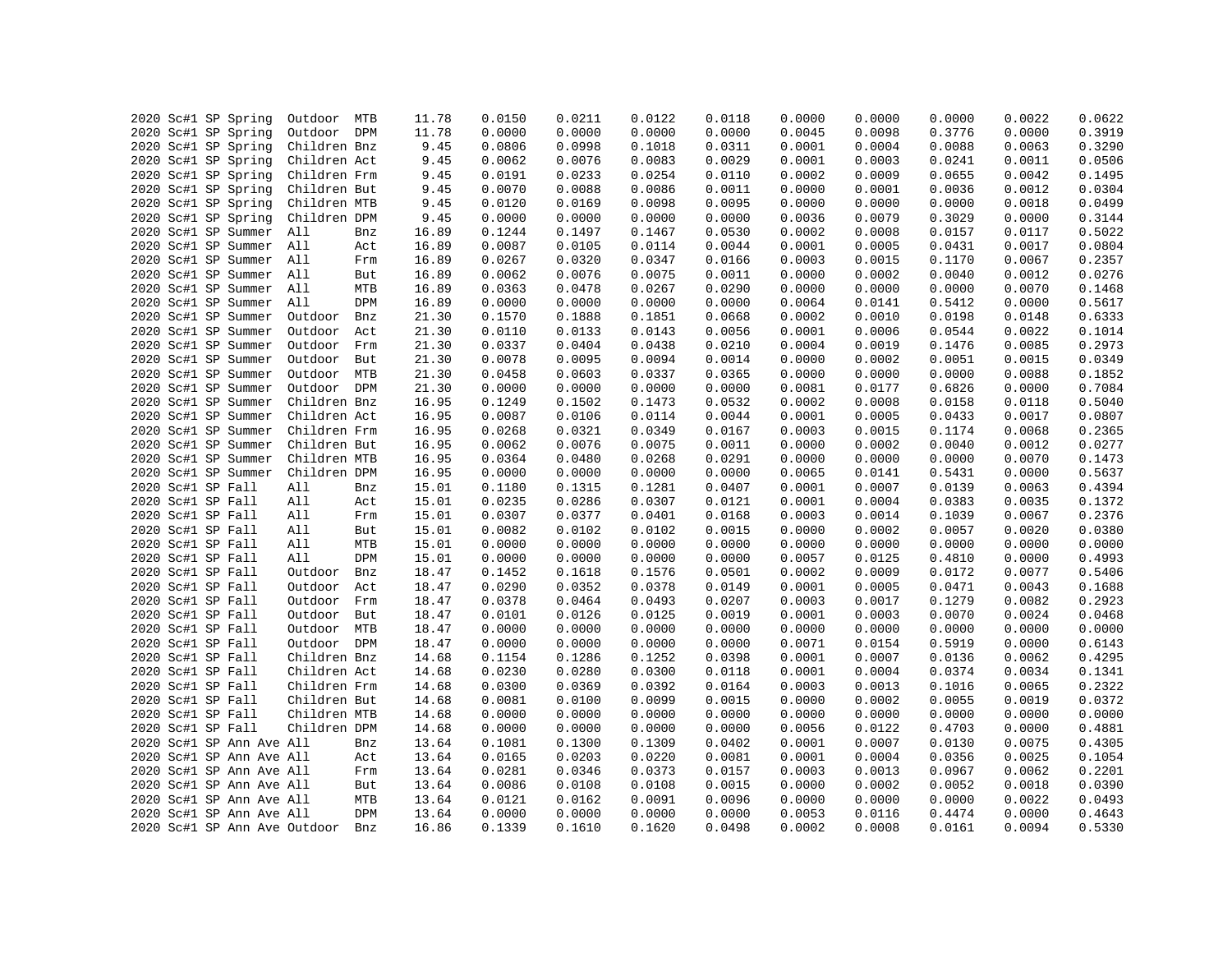```
2020 Sc#1 SP Spring  Outdoor  MTB     11.78     0.0150    0.0211    0.0122    0.0118    0.0000    0.0000    0.0000    0.0022    0.0622
2020 Sc#1 SP Spring  Outdoor  DPM     11.78     0.0000    0.0000    0.0000    0.0000    0.0045    0.0098    0.3776    0.0000    0.3919
2020 Sc#1 SP Spring  Children Bnz      9.45     0.0806    0.0998    0.1018    0.0311    0.0001    0.0004    0.0088    0.0063    0.3290
2020 Sc#1 SP Spring  Children Act      9.45     0.0062    0.0076    0.0083    0.0029    0.0001    0.0003    0.0241    0.0011    0.0506
2020 Sc#1 SP Spring  Children Frm      9.45     0.0191    0.0233    0.0254    0.0110    0.0002    0.0009    0.0655    0.0042    0.1495
2020 Sc#1 SP Spring  Children But      9.45     0.0070    0.0088    0.0086    0.0011    0.0000    0.0001    0.0036    0.0012    0.0304
2020 Sc#1 SP Spring  Children MTB      9.45     0.0120    0.0169    0.0098    0.0095    0.0000    0.0000    0.0000    0.0018    0.0499
2020 Sc#1 SP Spring  Children DPM      9.45     0.0000    0.0000    0.0000    0.0000    0.0036    0.0079    0.3029    0.0000    0.3144
2020 Sc#1 SP Summer  All      Bnz     16.89     0.1244    0.1497    0.1467    0.0530    0.0002    0.0008    0.0157    0.0117    0.5022
2020 Sc#1 SP Summer  All      Act     16.89     0.0087    0.0105    0.0114    0.0044    0.0001    0.0005    0.0431    0.0017    0.0804
2020 Sc#1 SP Summer  All      Frm     16.89     0.0267    0.0320    0.0347    0.0166    0.0003    0.0015    0.1170    0.0067    0.2357
2020 Sc#1 SP Summer  All      But     16.89     0.0062    0.0076    0.0075    0.0011    0.0000    0.0002    0.0040    0.0012    0.0276
2020 Sc#1 SP Summer  All      MTB     16.89     0.0363    0.0478    0.0267    0.0290    0.0000    0.0000    0.0000    0.0070    0.1468
2020 Sc#1 SP Summer  All      DPM     16.89     0.0000    0.0000    0.0000    0.0000    0.0064    0.0141    0.5412    0.0000    0.5617
2020 Sc#1 SP Summer  Outdoor  Bnz     21.30     0.1570    0.1888    0.1851    0.0668    0.0002    0.0010    0.0198    0.0148    0.6333
2020 Sc#1 SP Summer  Outdoor  Act     21.30     0.0110    0.0133    0.0143    0.0056    0.0001    0.0006    0.0544    0.0022    0.1014
2020 Sc#1 SP Summer  Outdoor  Frm     21.30     0.0337    0.0404    0.0438    0.0210    0.0004    0.0019    0.1476    0.0085    0.2973
2020 Sc#1 SP Summer  Outdoor  But     21.30     0.0078    0.0095    0.0094    0.0014    0.0000    0.0002    0.0051    0.0015    0.0349
2020 Sc#1 SP Summer  Outdoor  MTB     21.30     0.0458    0.0603    0.0337    0.0365    0.0000    0.0000    0.0000    0.0088    0.1852
2020 Sc#1 SP Summer  Outdoor  DPM     21.30     0.0000    0.0000    0.0000    0.0000    0.0081    0.0177    0.6826    0.0000    0.7084
2020 Sc#1 SP Summer  Children Bnz     16.95     0.1249    0.1502    0.1473    0.0532    0.0002    0.0008    0.0158    0.0118    0.5040
2020 Sc#1 SP Summer  Children Act     16.95     0.0087    0.0106    0.0114    0.0044    0.0001    0.0005    0.0433    0.0017    0.0807
2020 Sc#1 SP Summer  Children Frm     16.95     0.0268    0.0321    0.0349    0.0167    0.0003    0.0015    0.1174    0.0068    0.2365
2020 Sc#1 SP Summer  Children But     16.95     0.0062    0.0076    0.0075    0.0011    0.0000    0.0002    0.0040    0.0012    0.0277
2020 Sc#1 SP Summer  Children MTB     16.95     0.0364    0.0480    0.0268    0.0291    0.0000    0.0000    0.0000    0.0070    0.1473
2020 Sc#1 SP Summer  Children DPM     16.95     0.0000    0.0000    0.0000    0.0000    0.0065    0.0141    0.5431    0.0000    0.5637
2020 Sc#1 SP Fall    All      Bnz     15.01     0.1180    0.1315    0.1281    0.0407    0.0001    0.0007    0.0139    0.0063    0.4394
2020 Sc#1 SP Fall    All      Act     15.01     0.0235    0.0286    0.0307    0.0121    0.0001    0.0004    0.0383    0.0035    0.1372
2020 Sc#1 SP Fall    All      Frm     15.01     0.0307    0.0377    0.0401    0.0168    0.0003    0.0014    0.1039    0.0067    0.2376
2020 Sc#1 SP Fall    All      But     15.01     0.0082    0.0102    0.0102    0.0015    0.0000    0.0002    0.0057    0.0020    0.0380
2020 Sc#1 SP Fall    All      MTB     15.01     0.0000    0.0000    0.0000    0.0000    0.0000    0.0000    0.0000    0.0000    0.0000
2020 Sc#1 SP Fall    All      DPM     15.01     0.0000    0.0000    0.0000    0.0000    0.0057    0.0125    0.4810    0.0000    0.4993
2020 Sc#1 SP Fall    Outdoor  Bnz     18.47     0.1452    0.1618    0.1576    0.0501    0.0002    0.0009    0.0172    0.0077    0.5406
2020 Sc#1 SP Fall    Outdoor  Act     18.47     0.0290    0.0352    0.0378    0.0149    0.0001    0.0005    0.0471    0.0043    0.1688
2020 Sc#1 SP Fall    Outdoor  Frm     18.47     0.0378    0.0464    0.0493    0.0207    0.0003    0.0017    0.1279    0.0082    0.2923
2020 Sc#1 SP Fall    Outdoor  But     18.47     0.0101    0.0126    0.0125    0.0019    0.0001    0.0003    0.0070    0.0024    0.0468
2020 Sc#1 SP Fall    Outdoor  MTB     18.47     0.0000    0.0000    0.0000    0.0000    0.0000    0.0000    0.0000    0.0000    0.0000
2020 Sc#1 SP Fall    Outdoor  DPM     18.47     0.0000    0.0000    0.0000    0.0000    0.0071    0.0154    0.5919    0.0000    0.6143
2020 Sc#1 SP Fall    Children Bnz     14.68     0.1154    0.1286    0.1252    0.0398    0.0001    0.0007    0.0136    0.0062    0.4295
2020 Sc#1 SP Fall    Children Act     14.68     0.0230    0.0280    0.0300    0.0118    0.0001    0.0004    0.0374    0.0034    0.1341
2020 Sc#1 SP Fall    Children Frm     14.68     0.0300    0.0369    0.0392    0.0164    0.0003    0.0013    0.1016    0.0065    0.2322
2020 Sc#1 SP Fall    Children But     14.68     0.0081    0.0100    0.0099    0.0015    0.0000    0.0002    0.0055    0.0019    0.0372
2020 Sc#1 SP Fall    Children MTB     14.68     0.0000    0.0000    0.0000    0.0000    0.0000    0.0000    0.0000    0.0000    0.0000
2020 Sc#1 SP Fall    Children DPM     14.68     0.0000    0.0000    0.0000    0.0000    0.0056    0.0122    0.4703    0.0000    0.4881
2020 Sc#1 SP Ann Ave All      Bnz     13.64     0.1081    0.1300    0.1309    0.0402    0.0001    0.0007    0.0130    0.0075    0.4305
2020 Sc#1 SP Ann Ave All      Act     13.64     0.0165    0.0203    0.0220    0.0081    0.0001    0.0004    0.0356    0.0025    0.1054
2020 Sc#1 SP Ann Ave All      Frm     13.64     0.0281    0.0346    0.0373    0.0157    0.0003    0.0013    0.0967    0.0062    0.2201
2020 Sc#1 SP Ann Ave All      But     13.64     0.0086    0.0108    0.0108    0.0015    0.0000    0.0002    0.0052    0.0018    0.0390
2020 Sc#1 SP Ann Ave All      MTB     13.64     0.0121    0.0162    0.0091    0.0096    0.0000    0.0000    0.0000    0.0022    0.0493
2020 Sc#1 SP Ann Ave All      DPM     13.64     0.0000    0.0000    0.0000    0.0000    0.0053    0.0116    0.4474    0.0000    0.4643
2020 Sc#1 SP Ann Ave Outdoor  Bnz     16.86     0.1339    0.1610    0.1620    0.0498    0.0002    0.0008    0.0161    0.0094    0.5330
```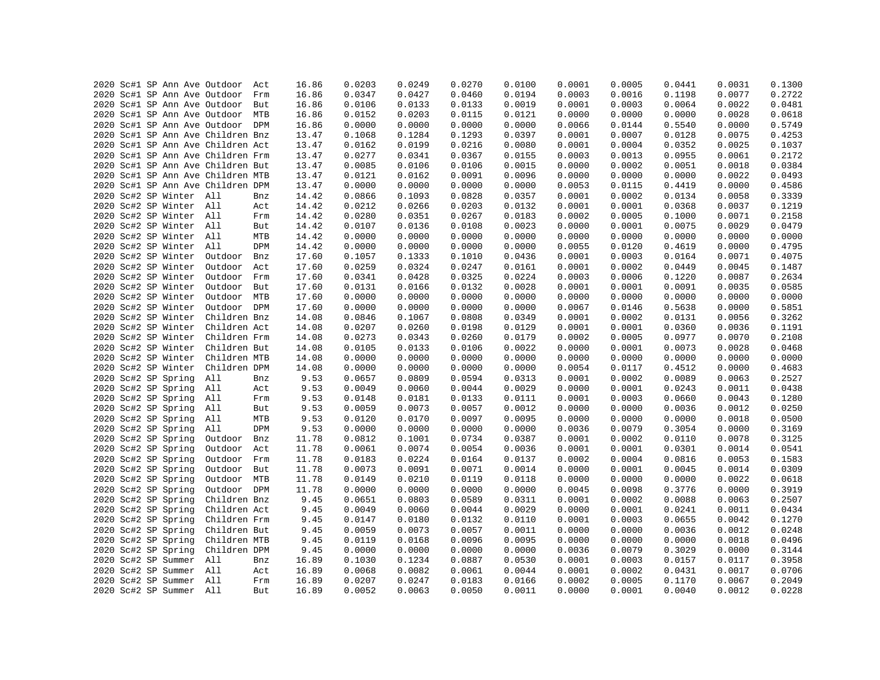```
2020 Sc#1 SP Ann Ave Outdoor  Act     16.86     0.0203    0.0249    0.0270    0.0100    0.0001    0.0005    0.0441    0.0031    0.1300
2020 Sc#1 SP Ann Ave Outdoor  Frm     16.86     0.0347    0.0427    0.0460    0.0194    0.0003    0.0016    0.1198    0.0077    0.2722
2020 Sc#1 SP Ann Ave Outdoor  But     16.86     0.0106    0.0133    0.0133    0.0019    0.0001    0.0003    0.0064    0.0022    0.0481
2020 Sc#1 SP Ann Ave Outdoor  MTB     16.86     0.0152    0.0203    0.0115    0.0121    0.0000    0.0000    0.0000    0.0028    0.0618
2020 Sc#1 SP Ann Ave Outdoor  DPM     16.86     0.0000    0.0000    0.0000    0.0000    0.0066    0.0144    0.5540    0.0000    0.5749
2020 Sc#1 SP Ann Ave Children Bnz     13.47     0.1068    0.1284    0.1293    0.0397    0.0001    0.0007    0.0128    0.0075    0.4253
2020 Sc#1 SP Ann Ave Children Act     13.47     0.0162    0.0199    0.0216    0.0080    0.0001    0.0004    0.0352    0.0025    0.1037
2020 Sc#1 SP Ann Ave Children Frm     13.47     0.0277    0.0341    0.0367    0.0155    0.0003    0.0013    0.0955    0.0061    0.2172
2020 Sc#1 SP Ann Ave Children But     13.47     0.0085    0.0106    0.0106    0.0015    0.0000    0.0002    0.0051    0.0018    0.0384
2020 Sc#1 SP Ann Ave Children MTB     13.47     0.0121    0.0162    0.0091    0.0096    0.0000    0.0000    0.0000    0.0022    0.0493
2020 Sc#1 SP Ann Ave Children DPM     13.47     0.0000    0.0000    0.0000    0.0000    0.0053    0.0115    0.4419    0.0000    0.4586
2020 Sc#2 SP Winter  All      Bnz     14.42     0.0866    0.1093    0.0828    0.0357    0.0001    0.0002    0.0134    0.0058    0.3339
2020 Sc#2 SP Winter  All      Act     14.42     0.0212    0.0266    0.0203    0.0132    0.0001    0.0001    0.0368    0.0037    0.1219
2020 Sc#2 SP Winter  All      Frm     14.42     0.0280    0.0351    0.0267    0.0183    0.0002    0.0005    0.1000    0.0071    0.2158
2020 Sc#2 SP Winter  All      But     14.42     0.0107    0.0136    0.0108    0.0023    0.0000    0.0001    0.0075    0.0029    0.0479
2020 Sc#2 SP Winter  All      MTB     14.42     0.0000    0.0000    0.0000    0.0000    0.0000    0.0000    0.0000    0.0000    0.0000
2020 Sc#2 SP Winter  All      DPM     14.42     0.0000    0.0000    0.0000    0.0000    0.0055    0.0120    0.4619    0.0000    0.4795
2020 Sc#2 SP Winter  Outdoor  Bnz     17.60     0.1057    0.1333    0.1010    0.0436    0.0001    0.0003    0.0164    0.0071    0.4075
2020 Sc#2 SP Winter  Outdoor  Act     17.60     0.0259    0.0324    0.0247    0.0161    0.0001    0.0002    0.0449    0.0045    0.1487
2020 Sc#2 SP Winter  Outdoor  Frm     17.60     0.0341    0.0428    0.0325    0.0224    0.0003    0.0006    0.1220    0.0087    0.2634
2020 Sc#2 SP Winter  Outdoor  But     17.60     0.0131    0.0166    0.0132    0.0028    0.0001    0.0001    0.0091    0.0035    0.0585
2020 Sc#2 SP Winter  Outdoor  MTB     17.60     0.0000    0.0000    0.0000    0.0000    0.0000    0.0000    0.0000    0.0000    0.0000
2020 Sc#2 SP Winter  Outdoor  DPM     17.60     0.0000    0.0000    0.0000    0.0000    0.0067    0.0146    0.5638    0.0000    0.5851
2020 Sc#2 SP Winter  Children Bnz     14.08     0.0846    0.1067    0.0808    0.0349    0.0001    0.0002    0.0131    0.0056    0.3262
2020 Sc#2 SP Winter  Children Act     14.08     0.0207    0.0260    0.0198    0.0129    0.0001    0.0001    0.0360    0.0036    0.1191
2020 Sc#2 SP Winter  Children Frm     14.08     0.0273    0.0343    0.0260    0.0179    0.0002    0.0005    0.0977    0.0070    0.2108
2020 Sc#2 SP Winter  Children But     14.08     0.0105    0.0133    0.0106    0.0022    0.0000    0.0001    0.0073    0.0028    0.0468
2020 Sc#2 SP Winter  Children MTB     14.08     0.0000    0.0000    0.0000    0.0000    0.0000    0.0000    0.0000    0.0000    0.0000
2020 Sc#2 SP Winter  Children DPM     14.08     0.0000    0.0000    0.0000    0.0000    0.0054    0.0117    0.4512    0.0000    0.4683
2020 Sc#2 SP Spring  All      Bnz      9.53     0.0657    0.0809    0.0594    0.0313    0.0001    0.0002    0.0089    0.0063    0.2527
2020 Sc#2 SP Spring  All      Act      9.53     0.0049    0.0060    0.0044    0.0029    0.0000    0.0001    0.0243    0.0011    0.0438
2020 Sc#2 SP Spring  All      Frm      9.53     0.0148    0.0181    0.0133    0.0111    0.0001    0.0003    0.0660    0.0043    0.1280
2020 Sc#2 SP Spring  All      But      9.53     0.0059    0.0073    0.0057    0.0012    0.0000    0.0000    0.0036    0.0012    0.0250
2020 Sc#2 SP Spring  All      MTB      9.53     0.0120    0.0170    0.0097    0.0095    0.0000    0.0000    0.0000    0.0018    0.0500
2020 Sc#2 SP Spring  All      DPM      9.53     0.0000    0.0000    0.0000    0.0000    0.0036    0.0079    0.3054    0.0000    0.3169
2020 Sc#2 SP Spring  Outdoor  Bnz     11.78     0.0812    0.1001    0.0734    0.0387    0.0001    0.0002    0.0110    0.0078    0.3125
2020 Sc#2 SP Spring  Outdoor  Act     11.78     0.0061    0.0074    0.0054    0.0036    0.0001    0.0001    0.0301    0.0014    0.0541
2020 Sc#2 SP Spring  Outdoor  Frm     11.78     0.0183    0.0224    0.0164    0.0137    0.0002    0.0004    0.0816    0.0053    0.1583
2020 Sc#2 SP Spring  Outdoor  But     11.78     0.0073    0.0091    0.0071    0.0014    0.0000    0.0001    0.0045    0.0014    0.0309
2020 Sc#2 SP Spring  Outdoor  MTB     11.78     0.0149    0.0210    0.0119    0.0118    0.0000    0.0000    0.0000    0.0022    0.0618
2020 Sc#2 SP Spring  Outdoor  DPM     11.78     0.0000    0.0000    0.0000    0.0000    0.0045    0.0098    0.3776    0.0000    0.3919
2020 Sc#2 SP Spring  Children Bnz      9.45     0.0651    0.0803    0.0589    0.0311    0.0001    0.0002    0.0088    0.0063    0.2507
2020 Sc#2 SP Spring  Children Act      9.45     0.0049    0.0060    0.0044    0.0029    0.0000    0.0001    0.0241    0.0011    0.0434
2020 Sc#2 SP Spring  Children Frm      9.45     0.0147    0.0180    0.0132    0.0110    0.0001    0.0003    0.0655    0.0042    0.1270
2020 Sc#2 SP Spring  Children But      9.45     0.0059    0.0073    0.0057    0.0011    0.0000    0.0000    0.0036    0.0012    0.0248
2020 Sc#2 SP Spring  Children MTB      9.45     0.0119    0.0168    0.0096    0.0095    0.0000    0.0000    0.0000    0.0018    0.0496
2020 Sc#2 SP Spring  Children DPM      9.45     0.0000    0.0000    0.0000    0.0000    0.0036    0.0079    0.3029    0.0000    0.3144
2020 Sc#2 SP Summer  All      Bnz     16.89     0.1030    0.1234    0.0887    0.0530    0.0001    0.0003    0.0157    0.0117    0.3958
2020 Sc#2 SP Summer  All      Act     16.89     0.0068    0.0082    0.0061    0.0044    0.0001    0.0002    0.0431    0.0017    0.0706
2020 Sc#2 SP Summer  All      Frm     16.89     0.0207    0.0247    0.0183    0.0166    0.0002    0.0005    0.1170    0.0067    0.2049
2020 Sc#2 SP Summer  All      But     16.89     0.0052    0.0063    0.0050    0.0011    0.0000    0.0001    0.0040    0.0012    0.0228
```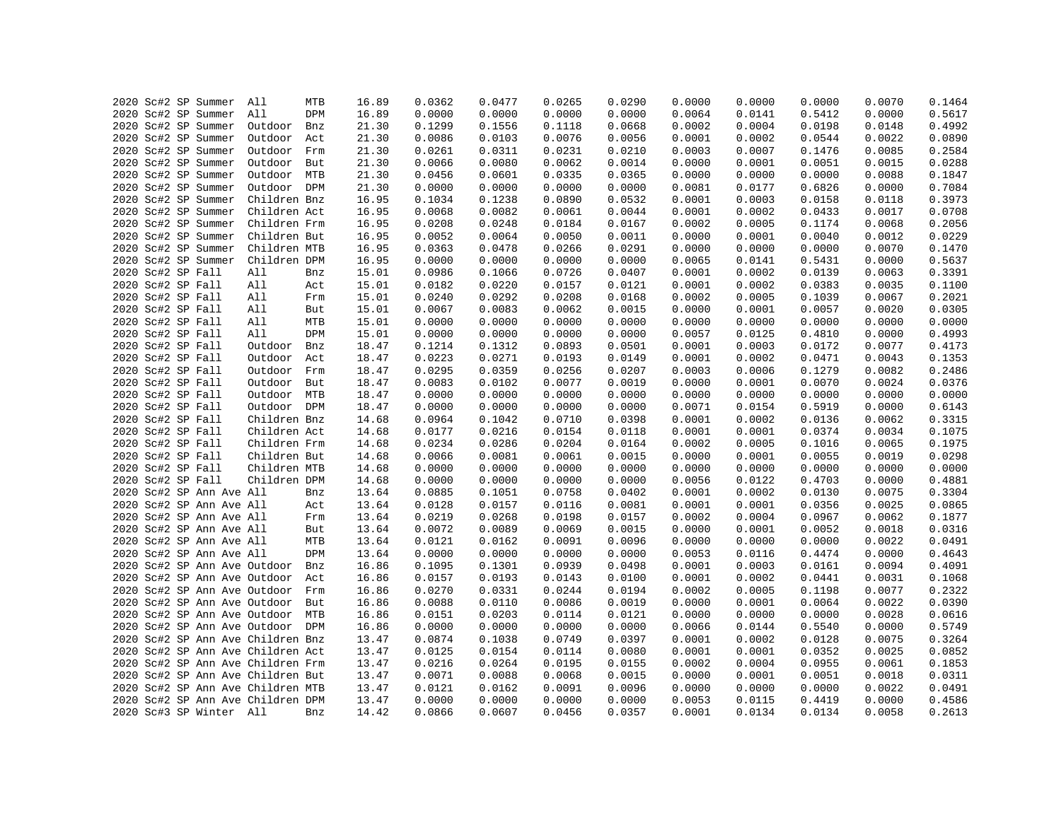| | | | | | | | | | | | | | | | |
|---|---|---|---|---|---|---|---|---|---|---|---|---|---|---|---|
| 2020 | Sc#2 | SP | Summer | All | MTB | 16.89 | 0.0362 | 0.0477 | 0.0265 | 0.0290 | 0.0000 | 0.0000 | 0.0000 | 0.0070 | 0.1464 |
| 2020 | Sc#2 | SP | Summer | All | DPM | 16.89 | 0.0000 | 0.0000 | 0.0000 | 0.0000 | 0.0064 | 0.0141 | 0.5412 | 0.0000 | 0.5617 |
| 2020 | Sc#2 | SP | Summer | Outdoor | Bnz | 21.30 | 0.1299 | 0.1556 | 0.1118 | 0.0668 | 0.0002 | 0.0004 | 0.0198 | 0.0148 | 0.4992 |
| 2020 | Sc#2 | SP | Summer | Outdoor | Act | 21.30 | 0.0086 | 0.0103 | 0.0076 | 0.0056 | 0.0001 | 0.0002 | 0.0544 | 0.0022 | 0.0890 |
| 2020 | Sc#2 | SP | Summer | Outdoor | Frm | 21.30 | 0.0261 | 0.0311 | 0.0231 | 0.0210 | 0.0003 | 0.0007 | 0.1476 | 0.0085 | 0.2584 |
| 2020 | Sc#2 | SP | Summer | Outdoor | But | 21.30 | 0.0066 | 0.0080 | 0.0062 | 0.0014 | 0.0000 | 0.0001 | 0.0051 | 0.0015 | 0.0288 |
| 2020 | Sc#2 | SP | Summer | Outdoor | MTB | 21.30 | 0.0456 | 0.0601 | 0.0335 | 0.0365 | 0.0000 | 0.0000 | 0.0000 | 0.0088 | 0.1847 |
| 2020 | Sc#2 | SP | Summer | Outdoor | DPM | 21.30 | 0.0000 | 0.0000 | 0.0000 | 0.0000 | 0.0081 | 0.0177 | 0.6826 | 0.0000 | 0.7084 |
| 2020 | Sc#2 | SP | Summer | Children | Bnz | 16.95 | 0.1034 | 0.1238 | 0.0890 | 0.0532 | 0.0001 | 0.0003 | 0.0158 | 0.0118 | 0.3973 |
| 2020 | Sc#2 | SP | Summer | Children | Act | 16.95 | 0.0068 | 0.0082 | 0.0061 | 0.0044 | 0.0001 | 0.0002 | 0.0433 | 0.0017 | 0.0708 |
| 2020 | Sc#2 | SP | Summer | Children | Frm | 16.95 | 0.0208 | 0.0248 | 0.0184 | 0.0167 | 0.0002 | 0.0005 | 0.1174 | 0.0068 | 0.2056 |
| 2020 | Sc#2 | SP | Summer | Children | But | 16.95 | 0.0052 | 0.0064 | 0.0050 | 0.0011 | 0.0000 | 0.0001 | 0.0040 | 0.0012 | 0.0229 |
| 2020 | Sc#2 | SP | Summer | Children | MTB | 16.95 | 0.0363 | 0.0478 | 0.0266 | 0.0291 | 0.0000 | 0.0000 | 0.0000 | 0.0070 | 0.1470 |
| 2020 | Sc#2 | SP | Summer | Children | DPM | 16.95 | 0.0000 | 0.0000 | 0.0000 | 0.0000 | 0.0065 | 0.0141 | 0.5431 | 0.0000 | 0.5637 |
| 2020 | Sc#2 | SP | Fall | All | Bnz | 15.01 | 0.0986 | 0.1066 | 0.0726 | 0.0407 | 0.0001 | 0.0002 | 0.0139 | 0.0063 | 0.3391 |
| 2020 | Sc#2 | SP | Fall | All | Act | 15.01 | 0.0182 | 0.0220 | 0.0157 | 0.0121 | 0.0001 | 0.0002 | 0.0383 | 0.0035 | 0.1100 |
| 2020 | Sc#2 | SP | Fall | All | Frm | 15.01 | 0.0240 | 0.0292 | 0.0208 | 0.0168 | 0.0002 | 0.0005 | 0.1039 | 0.0067 | 0.2021 |
| 2020 | Sc#2 | SP | Fall | All | But | 15.01 | 0.0067 | 0.0083 | 0.0062 | 0.0015 | 0.0000 | 0.0001 | 0.0057 | 0.0020 | 0.0305 |
| 2020 | Sc#2 | SP | Fall | All | MTB | 15.01 | 0.0000 | 0.0000 | 0.0000 | 0.0000 | 0.0000 | 0.0000 | 0.0000 | 0.0000 | 0.0000 |
| 2020 | Sc#2 | SP | Fall | All | DPM | 15.01 | 0.0000 | 0.0000 | 0.0000 | 0.0000 | 0.0057 | 0.0125 | 0.4810 | 0.0000 | 0.4993 |
| 2020 | Sc#2 | SP | Fall | Outdoor | Bnz | 18.47 | 0.1214 | 0.1312 | 0.0893 | 0.0501 | 0.0001 | 0.0003 | 0.0172 | 0.0077 | 0.4173 |
| 2020 | Sc#2 | SP | Fall | Outdoor | Act | 18.47 | 0.0223 | 0.0271 | 0.0193 | 0.0149 | 0.0001 | 0.0002 | 0.0471 | 0.0043 | 0.1353 |
| 2020 | Sc#2 | SP | Fall | Outdoor | Frm | 18.47 | 0.0295 | 0.0359 | 0.0256 | 0.0207 | 0.0003 | 0.0006 | 0.1279 | 0.0082 | 0.2486 |
| 2020 | Sc#2 | SP | Fall | Outdoor | But | 18.47 | 0.0083 | 0.0102 | 0.0077 | 0.0019 | 0.0000 | 0.0001 | 0.0070 | 0.0024 | 0.0376 |
| 2020 | Sc#2 | SP | Fall | Outdoor | MTB | 18.47 | 0.0000 | 0.0000 | 0.0000 | 0.0000 | 0.0000 | 0.0000 | 0.0000 | 0.0000 | 0.0000 |
| 2020 | Sc#2 | SP | Fall | Outdoor | DPM | 18.47 | 0.0000 | 0.0000 | 0.0000 | 0.0000 | 0.0071 | 0.0154 | 0.5919 | 0.0000 | 0.6143 |
| 2020 | Sc#2 | SP | Fall | Children | Bnz | 14.68 | 0.0964 | 0.1042 | 0.0710 | 0.0398 | 0.0001 | 0.0002 | 0.0136 | 0.0062 | 0.3315 |
| 2020 | Sc#2 | SP | Fall | Children | Act | 14.68 | 0.0177 | 0.0216 | 0.0154 | 0.0118 | 0.0001 | 0.0001 | 0.0374 | 0.0034 | 0.1075 |
| 2020 | Sc#2 | SP | Fall | Children | Frm | 14.68 | 0.0234 | 0.0286 | 0.0204 | 0.0164 | 0.0002 | 0.0005 | 0.1016 | 0.0065 | 0.1975 |
| 2020 | Sc#2 | SP | Fall | Children | But | 14.68 | 0.0066 | 0.0081 | 0.0061 | 0.0015 | 0.0000 | 0.0001 | 0.0055 | 0.0019 | 0.0298 |
| 2020 | Sc#2 | SP | Fall | Children | MTB | 14.68 | 0.0000 | 0.0000 | 0.0000 | 0.0000 | 0.0000 | 0.0000 | 0.0000 | 0.0000 | 0.0000 |
| 2020 | Sc#2 | SP | Fall | Children | DPM | 14.68 | 0.0000 | 0.0000 | 0.0000 | 0.0000 | 0.0056 | 0.0122 | 0.4703 | 0.0000 | 0.4881 |
| 2020 | Sc#2 | SP | Ann Ave | All | Bnz | 13.64 | 0.0885 | 0.1051 | 0.0758 | 0.0402 | 0.0001 | 0.0002 | 0.0130 | 0.0075 | 0.3304 |
| 2020 | Sc#2 | SP | Ann Ave | All | Act | 13.64 | 0.0128 | 0.0157 | 0.0116 | 0.0081 | 0.0001 | 0.0001 | 0.0356 | 0.0025 | 0.0865 |
| 2020 | Sc#2 | SP | Ann Ave | All | Frm | 13.64 | 0.0219 | 0.0268 | 0.0198 | 0.0157 | 0.0002 | 0.0004 | 0.0967 | 0.0062 | 0.1877 |
| 2020 | Sc#2 | SP | Ann Ave | All | But | 13.64 | 0.0072 | 0.0089 | 0.0069 | 0.0015 | 0.0000 | 0.0001 | 0.0052 | 0.0018 | 0.0316 |
| 2020 | Sc#2 | SP | Ann Ave | All | MTB | 13.64 | 0.0121 | 0.0162 | 0.0091 | 0.0096 | 0.0000 | 0.0000 | 0.0000 | 0.0022 | 0.0491 |
| 2020 | Sc#2 | SP | Ann Ave | All | DPM | 13.64 | 0.0000 | 0.0000 | 0.0000 | 0.0000 | 0.0053 | 0.0116 | 0.4474 | 0.0000 | 0.4643 |
| 2020 | Sc#2 | SP | Ann Ave | Outdoor | Bnz | 16.86 | 0.1095 | 0.1301 | 0.0939 | 0.0498 | 0.0001 | 0.0003 | 0.0161 | 0.0094 | 0.4091 |
| 2020 | Sc#2 | SP | Ann Ave | Outdoor | Act | 16.86 | 0.0157 | 0.0193 | 0.0143 | 0.0100 | 0.0001 | 0.0002 | 0.0441 | 0.0031 | 0.1068 |
| 2020 | Sc#2 | SP | Ann Ave | Outdoor | Frm | 16.86 | 0.0270 | 0.0331 | 0.0244 | 0.0194 | 0.0002 | 0.0005 | 0.1198 | 0.0077 | 0.2322 |
| 2020 | Sc#2 | SP | Ann Ave | Outdoor | But | 16.86 | 0.0088 | 0.0110 | 0.0086 | 0.0019 | 0.0000 | 0.0001 | 0.0064 | 0.0022 | 0.0390 |
| 2020 | Sc#2 | SP | Ann Ave | Outdoor | MTB | 16.86 | 0.0151 | 0.0203 | 0.0114 | 0.0121 | 0.0000 | 0.0000 | 0.0000 | 0.0028 | 0.0616 |
| 2020 | Sc#2 | SP | Ann Ave | Outdoor | DPM | 16.86 | 0.0000 | 0.0000 | 0.0000 | 0.0000 | 0.0066 | 0.0144 | 0.5540 | 0.0000 | 0.5749 |
| 2020 | Sc#2 | SP | Ann Ave | Children | Bnz | 13.47 | 0.0874 | 0.1038 | 0.0749 | 0.0397 | 0.0001 | 0.0002 | 0.0128 | 0.0075 | 0.3264 |
| 2020 | Sc#2 | SP | Ann Ave | Children | Act | 13.47 | 0.0125 | 0.0154 | 0.0114 | 0.0080 | 0.0001 | 0.0001 | 0.0352 | 0.0025 | 0.0852 |
| 2020 | Sc#2 | SP | Ann Ave | Children | Frm | 13.47 | 0.0216 | 0.0264 | 0.0195 | 0.0155 | 0.0002 | 0.0004 | 0.0955 | 0.0061 | 0.1853 |
| 2020 | Sc#2 | SP | Ann Ave | Children | But | 13.47 | 0.0071 | 0.0088 | 0.0068 | 0.0015 | 0.0000 | 0.0001 | 0.0051 | 0.0018 | 0.0311 |
| 2020 | Sc#2 | SP | Ann Ave | Children | MTB | 13.47 | 0.0121 | 0.0162 | 0.0091 | 0.0096 | 0.0000 | 0.0000 | 0.0000 | 0.0022 | 0.0491 |
| 2020 | Sc#2 | SP | Ann Ave | Children | DPM | 13.47 | 0.0000 | 0.0000 | 0.0000 | 0.0000 | 0.0053 | 0.0115 | 0.4419 | 0.0000 | 0.4586 |
| 2020 | Sc#3 | SP | Winter | All | Bnz | 14.42 | 0.0866 | 0.0607 | 0.0456 | 0.0357 | 0.0001 | 0.0134 | 0.0134 | 0.0058 | 0.2613 |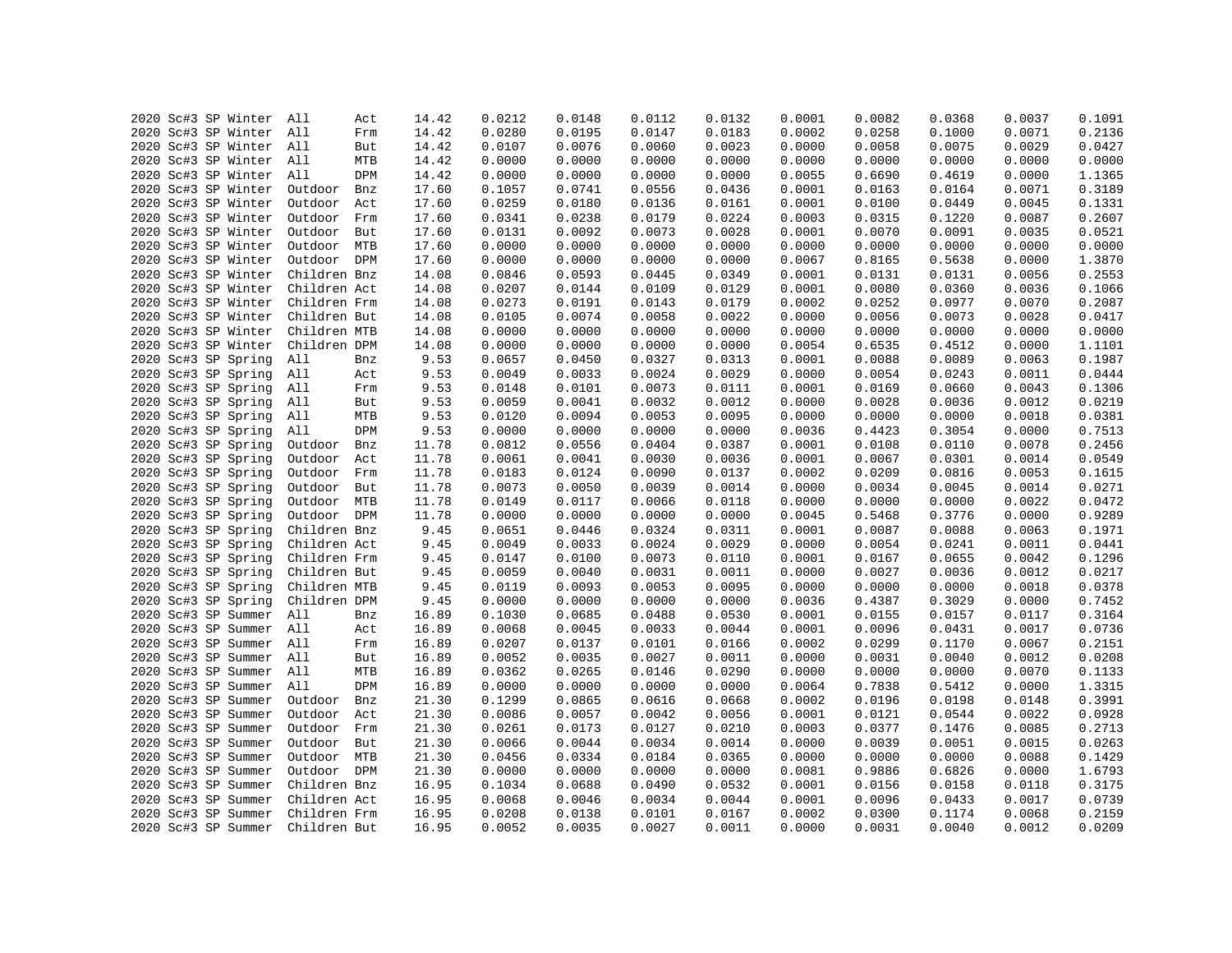```
2020 Sc#3 SP Winter  All      Act      14.42    0.0212    0.0148    0.0112    0.0132    0.0001    0.0082    0.0368    0.0037    0.1091
2020 Sc#3 SP Winter  All      Frm      14.42    0.0280    0.0195    0.0147    0.0183    0.0002    0.0258    0.1000    0.0071    0.2136
2020 Sc#3 SP Winter  All      But      14.42    0.0107    0.0076    0.0060    0.0023    0.0000    0.0058    0.0075    0.0029    0.0427
2020 Sc#3 SP Winter  All      MTB      14.42    0.0000    0.0000    0.0000    0.0000    0.0000    0.0000    0.0000    0.0000    0.0000
2020 Sc#3 SP Winter  All      DPM      14.42    0.0000    0.0000    0.0000    0.0000    0.0055    0.6690    0.4619    0.0000    1.1365
2020 Sc#3 SP Winter  Outdoor  Bnz      17.60    0.1057    0.0741    0.0556    0.0436    0.0001    0.0163    0.0164    0.0071    0.3189
2020 Sc#3 SP Winter  Outdoor  Act      17.60    0.0259    0.0180    0.0136    0.0161    0.0001    0.0100    0.0449    0.0045    0.1331
2020 Sc#3 SP Winter  Outdoor  Frm      17.60    0.0341    0.0238    0.0179    0.0224    0.0003    0.0315    0.1220    0.0087    0.2607
2020 Sc#3 SP Winter  Outdoor  But      17.60    0.0131    0.0092    0.0073    0.0028    0.0001    0.0070    0.0091    0.0035    0.0521
2020 Sc#3 SP Winter  Outdoor  MTB      17.60    0.0000    0.0000    0.0000    0.0000    0.0000    0.0000    0.0000    0.0000    0.0000
2020 Sc#3 SP Winter  Outdoor  DPM      17.60    0.0000    0.0000    0.0000    0.0000    0.0067    0.8165    0.5638    0.0000    1.3870
2020 Sc#3 SP Winter  Children Bnz      14.08    0.0846    0.0593    0.0445    0.0349    0.0001    0.0131    0.0131    0.0056    0.2553
2020 Sc#3 SP Winter  Children Act      14.08    0.0207    0.0144    0.0109    0.0129    0.0001    0.0080    0.0360    0.0036    0.1066
2020 Sc#3 SP Winter  Children Frm      14.08    0.0273    0.0191    0.0143    0.0179    0.0002    0.0252    0.0977    0.0070    0.2087
2020 Sc#3 SP Winter  Children But      14.08    0.0105    0.0074    0.0058    0.0022    0.0000    0.0056    0.0073    0.0028    0.0417
2020 Sc#3 SP Winter  Children MTB      14.08    0.0000    0.0000    0.0000    0.0000    0.0000    0.0000    0.0000    0.0000    0.0000
2020 Sc#3 SP Winter  Children DPM      14.08    0.0000    0.0000    0.0000    0.0000    0.0054    0.6535    0.4512    0.0000    1.1101
2020 Sc#3 SP Spring  All      Bnz       9.53    0.0657    0.0450    0.0327    0.0313    0.0001    0.0088    0.0089    0.0063    0.1987
2020 Sc#3 SP Spring  All      Act       9.53    0.0049    0.0033    0.0024    0.0029    0.0000    0.0054    0.0243    0.0011    0.0444
2020 Sc#3 SP Spring  All      Frm       9.53    0.0148    0.0101    0.0073    0.0111    0.0001    0.0169    0.0660    0.0043    0.1306
2020 Sc#3 SP Spring  All      But       9.53    0.0059    0.0041    0.0032    0.0012    0.0000    0.0028    0.0036    0.0012    0.0219
2020 Sc#3 SP Spring  All      MTB       9.53    0.0120    0.0094    0.0053    0.0095    0.0000    0.0000    0.0000    0.0018    0.0381
2020 Sc#3 SP Spring  All      DPM       9.53    0.0000    0.0000    0.0000    0.0000    0.0036    0.4423    0.3054    0.0000    0.7513
2020 Sc#3 SP Spring  Outdoor  Bnz      11.78    0.0812    0.0556    0.0404    0.0387    0.0001    0.0108    0.0110    0.0078    0.2456
2020 Sc#3 SP Spring  Outdoor  Act      11.78    0.0061    0.0041    0.0030    0.0036    0.0001    0.0067    0.0301    0.0014    0.0549
2020 Sc#3 SP Spring  Outdoor  Frm      11.78    0.0183    0.0124    0.0090    0.0137    0.0002    0.0209    0.0816    0.0053    0.1615
2020 Sc#3 SP Spring  Outdoor  But      11.78    0.0073    0.0050    0.0039    0.0014    0.0000    0.0034    0.0045    0.0014    0.0271
2020 Sc#3 SP Spring  Outdoor  MTB      11.78    0.0149    0.0117    0.0066    0.0118    0.0000    0.0000    0.0000    0.0022    0.0472
2020 Sc#3 SP Spring  Outdoor  DPM      11.78    0.0000    0.0000    0.0000    0.0000    0.0045    0.5468    0.3776    0.0000    0.9289
2020 Sc#3 SP Spring  Children Bnz       9.45    0.0651    0.0446    0.0324    0.0311    0.0001    0.0087    0.0088    0.0063    0.1971
2020 Sc#3 SP Spring  Children Act       9.45    0.0049    0.0033    0.0024    0.0029    0.0000    0.0054    0.0241    0.0011    0.0441
2020 Sc#3 SP Spring  Children Frm       9.45    0.0147    0.0100    0.0073    0.0110    0.0001    0.0167    0.0655    0.0042    0.1296
2020 Sc#3 SP Spring  Children But       9.45    0.0059    0.0040    0.0031    0.0011    0.0000    0.0027    0.0036    0.0012    0.0217
2020 Sc#3 SP Spring  Children MTB       9.45    0.0119    0.0093    0.0053    0.0095    0.0000    0.0000    0.0000    0.0018    0.0378
2020 Sc#3 SP Spring  Children DPM       9.45    0.0000    0.0000    0.0000    0.0000    0.0036    0.4387    0.3029    0.0000    0.7452
2020 Sc#3 SP Summer  All      Bnz      16.89    0.1030    0.0685    0.0488    0.0530    0.0001    0.0155    0.0157    0.0117    0.3164
2020 Sc#3 SP Summer  All      Act      16.89    0.0068    0.0045    0.0033    0.0044    0.0001    0.0096    0.0431    0.0017    0.0736
2020 Sc#3 SP Summer  All      Frm      16.89    0.0207    0.0137    0.0101    0.0166    0.0002    0.0299    0.1170    0.0067    0.2151
2020 Sc#3 SP Summer  All      But      16.89    0.0052    0.0035    0.0027    0.0011    0.0000    0.0031    0.0040    0.0012    0.0208
2020 Sc#3 SP Summer  All      MTB      16.89    0.0362    0.0265    0.0146    0.0290    0.0000    0.0000    0.0000    0.0070    0.1133
2020 Sc#3 SP Summer  All      DPM      16.89    0.0000    0.0000    0.0000    0.0000    0.0064    0.7838    0.5412    0.0000    1.3315
2020 Sc#3 SP Summer  Outdoor  Bnz      21.30    0.1299    0.0865    0.0616    0.0668    0.0002    0.0196    0.0198    0.0148    0.3991
2020 Sc#3 SP Summer  Outdoor  Act      21.30    0.0086    0.0057    0.0042    0.0056    0.0001    0.0121    0.0544    0.0022    0.0928
2020 Sc#3 SP Summer  Outdoor  Frm      21.30    0.0261    0.0173    0.0127    0.0210    0.0003    0.0377    0.1476    0.0085    0.2713
2020 Sc#3 SP Summer  Outdoor  But      21.30    0.0066    0.0044    0.0034    0.0014    0.0000    0.0039    0.0051    0.0015    0.0263
2020 Sc#3 SP Summer  Outdoor  MTB      21.30    0.0456    0.0334    0.0184    0.0365    0.0000    0.0000    0.0000    0.0088    0.1429
2020 Sc#3 SP Summer  Outdoor  DPM      21.30    0.0000    0.0000    0.0000    0.0000    0.0081    0.9886    0.6826    0.0000    1.6793
2020 Sc#3 SP Summer  Children Bnz      16.95    0.1034    0.0688    0.0490    0.0532    0.0001    0.0156    0.0158    0.0118    0.3175
2020 Sc#3 SP Summer  Children Act      16.95    0.0068    0.0046    0.0034    0.0044    0.0001    0.0096    0.0433    0.0017    0.0739
2020 Sc#3 SP Summer  Children Frm      16.95    0.0208    0.0138    0.0101    0.0167    0.0002    0.0300    0.1174    0.0068    0.2159
2020 Sc#3 SP Summer  Children But      16.95    0.0052    0.0035    0.0027    0.0011    0.0000    0.0031    0.0040    0.0012    0.0209
```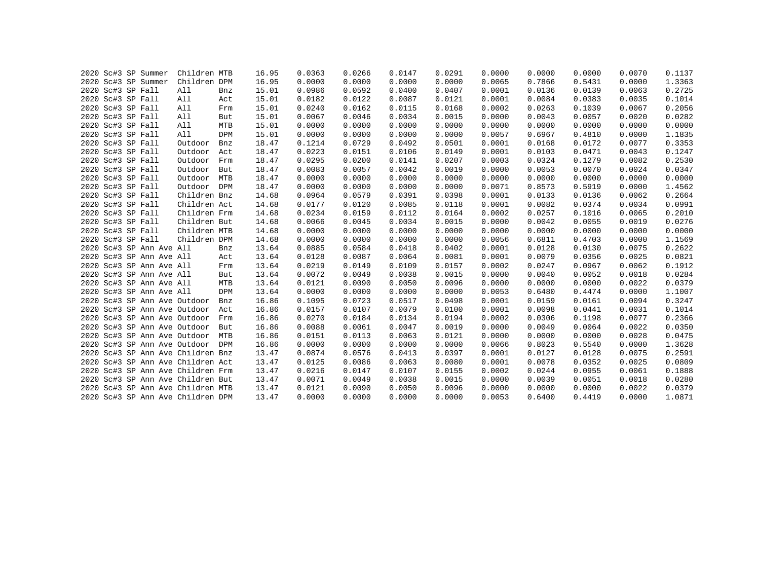| | | | | | | | | | | | | | | | | |
|---|---|---|---|---|---|---|---|---|---|---|---|---|---|---|---|---|
| 2020 | Sc#3 | SP | Summer | Children | MTB | 16.95 | 0.0363 | 0.0266 | 0.0147 | 0.0291 | 0.0000 | 0.0000 | 0.0000 | 0.0070 | 0.1137 |
| 2020 | Sc#3 | SP | Summer | Children | DPM | 16.95 | 0.0000 | 0.0000 | 0.0000 | 0.0000 | 0.0065 | 0.7866 | 0.5431 | 0.0000 | 1.3363 |
| 2020 | Sc#3 | SP | Fall | All | Bnz | 15.01 | 0.0986 | 0.0592 | 0.0400 | 0.0407 | 0.0001 | 0.0136 | 0.0139 | 0.0063 | 0.2725 |
| 2020 | Sc#3 | SP | Fall | All | Act | 15.01 | 0.0182 | 0.0122 | 0.0087 | 0.0121 | 0.0001 | 0.0084 | 0.0383 | 0.0035 | 0.1014 |
| 2020 | Sc#3 | SP | Fall | All | Frm | 15.01 | 0.0240 | 0.0162 | 0.0115 | 0.0168 | 0.0002 | 0.0263 | 0.1039 | 0.0067 | 0.2056 |
| 2020 | Sc#3 | SP | Fall | All | But | 15.01 | 0.0067 | 0.0046 | 0.0034 | 0.0015 | 0.0000 | 0.0043 | 0.0057 | 0.0020 | 0.0282 |
| 2020 | Sc#3 | SP | Fall | All | MTB | 15.01 | 0.0000 | 0.0000 | 0.0000 | 0.0000 | 0.0000 | 0.0000 | 0.0000 | 0.0000 | 0.0000 |
| 2020 | Sc#3 | SP | Fall | All | DPM | 15.01 | 0.0000 | 0.0000 | 0.0000 | 0.0000 | 0.0057 | 0.6967 | 0.4810 | 0.0000 | 1.1835 |
| 2020 | Sc#3 | SP | Fall | Outdoor | Bnz | 18.47 | 0.1214 | 0.0729 | 0.0492 | 0.0501 | 0.0001 | 0.0168 | 0.0172 | 0.0077 | 0.3353 |
| 2020 | Sc#3 | SP | Fall | Outdoor | Act | 18.47 | 0.0223 | 0.0151 | 0.0106 | 0.0149 | 0.0001 | 0.0103 | 0.0471 | 0.0043 | 0.1247 |
| 2020 | Sc#3 | SP | Fall | Outdoor | Frm | 18.47 | 0.0295 | 0.0200 | 0.0141 | 0.0207 | 0.0003 | 0.0324 | 0.1279 | 0.0082 | 0.2530 |
| 2020 | Sc#3 | SP | Fall | Outdoor | But | 18.47 | 0.0083 | 0.0057 | 0.0042 | 0.0019 | 0.0000 | 0.0053 | 0.0070 | 0.0024 | 0.0347 |
| 2020 | Sc#3 | SP | Fall | Outdoor | MTB | 18.47 | 0.0000 | 0.0000 | 0.0000 | 0.0000 | 0.0000 | 0.0000 | 0.0000 | 0.0000 | 0.0000 |
| 2020 | Sc#3 | SP | Fall | Outdoor | DPM | 18.47 | 0.0000 | 0.0000 | 0.0000 | 0.0000 | 0.0071 | 0.8573 | 0.5919 | 0.0000 | 1.4562 |
| 2020 | Sc#3 | SP | Fall | Children | Bnz | 14.68 | 0.0964 | 0.0579 | 0.0391 | 0.0398 | 0.0001 | 0.0133 | 0.0136 | 0.0062 | 0.2664 |
| 2020 | Sc#3 | SP | Fall | Children | Act | 14.68 | 0.0177 | 0.0120 | 0.0085 | 0.0118 | 0.0001 | 0.0082 | 0.0374 | 0.0034 | 0.0991 |
| 2020 | Sc#3 | SP | Fall | Children | Frm | 14.68 | 0.0234 | 0.0159 | 0.0112 | 0.0164 | 0.0002 | 0.0257 | 0.1016 | 0.0065 | 0.2010 |
| 2020 | Sc#3 | SP | Fall | Children | But | 14.68 | 0.0066 | 0.0045 | 0.0034 | 0.0015 | 0.0000 | 0.0042 | 0.0055 | 0.0019 | 0.0276 |
| 2020 | Sc#3 | SP | Fall | Children | MTB | 14.68 | 0.0000 | 0.0000 | 0.0000 | 0.0000 | 0.0000 | 0.0000 | 0.0000 | 0.0000 | 0.0000 |
| 2020 | Sc#3 | SP | Fall | Children | DPM | 14.68 | 0.0000 | 0.0000 | 0.0000 | 0.0000 | 0.0056 | 0.6811 | 0.4703 | 0.0000 | 1.1569 |
| 2020 | Sc#3 | SP | Ann Ave | All | Bnz | 13.64 | 0.0885 | 0.0584 | 0.0418 | 0.0402 | 0.0001 | 0.0128 | 0.0130 | 0.0075 | 0.2622 |
| 2020 | Sc#3 | SP | Ann Ave | All | Act | 13.64 | 0.0128 | 0.0087 | 0.0064 | 0.0081 | 0.0001 | 0.0079 | 0.0356 | 0.0025 | 0.0821 |
| 2020 | Sc#3 | SP | Ann Ave | All | Frm | 13.64 | 0.0219 | 0.0149 | 0.0109 | 0.0157 | 0.0002 | 0.0247 | 0.0967 | 0.0062 | 0.1912 |
| 2020 | Sc#3 | SP | Ann Ave | All | But | 13.64 | 0.0072 | 0.0049 | 0.0038 | 0.0015 | 0.0000 | 0.0040 | 0.0052 | 0.0018 | 0.0284 |
| 2020 | Sc#3 | SP | Ann Ave | All | MTB | 13.64 | 0.0121 | 0.0090 | 0.0050 | 0.0096 | 0.0000 | 0.0000 | 0.0000 | 0.0022 | 0.0379 |
| 2020 | Sc#3 | SP | Ann Ave | All | DPM | 13.64 | 0.0000 | 0.0000 | 0.0000 | 0.0000 | 0.0053 | 0.6480 | 0.4474 | 0.0000 | 1.1007 |
| 2020 | Sc#3 | SP | Ann Ave | Outdoor | Bnz | 16.86 | 0.1095 | 0.0723 | 0.0517 | 0.0498 | 0.0001 | 0.0159 | 0.0161 | 0.0094 | 0.3247 |
| 2020 | Sc#3 | SP | Ann Ave | Outdoor | Act | 16.86 | 0.0157 | 0.0107 | 0.0079 | 0.0100 | 0.0001 | 0.0098 | 0.0441 | 0.0031 | 0.1014 |
| 2020 | Sc#3 | SP | Ann Ave | Outdoor | Frm | 16.86 | 0.0270 | 0.0184 | 0.0134 | 0.0194 | 0.0002 | 0.0306 | 0.1198 | 0.0077 | 0.2366 |
| 2020 | Sc#3 | SP | Ann Ave | Outdoor | But | 16.86 | 0.0088 | 0.0061 | 0.0047 | 0.0019 | 0.0000 | 0.0049 | 0.0064 | 0.0022 | 0.0350 |
| 2020 | Sc#3 | SP | Ann Ave | Outdoor | MTB | 16.86 | 0.0151 | 0.0113 | 0.0063 | 0.0121 | 0.0000 | 0.0000 | 0.0000 | 0.0028 | 0.0475 |
| 2020 | Sc#3 | SP | Ann Ave | Outdoor | DPM | 16.86 | 0.0000 | 0.0000 | 0.0000 | 0.0000 | 0.0066 | 0.8023 | 0.5540 | 0.0000 | 1.3628 |
| 2020 | Sc#3 | SP | Ann Ave | Children | Bnz | 13.47 | 0.0874 | 0.0576 | 0.0413 | 0.0397 | 0.0001 | 0.0127 | 0.0128 | 0.0075 | 0.2591 |
| 2020 | Sc#3 | SP | Ann Ave | Children | Act | 13.47 | 0.0125 | 0.0086 | 0.0063 | 0.0080 | 0.0001 | 0.0078 | 0.0352 | 0.0025 | 0.0809 |
| 2020 | Sc#3 | SP | Ann Ave | Children | Frm | 13.47 | 0.0216 | 0.0147 | 0.0107 | 0.0155 | 0.0002 | 0.0244 | 0.0955 | 0.0061 | 0.1888 |
| 2020 | Sc#3 | SP | Ann Ave | Children | But | 13.47 | 0.0071 | 0.0049 | 0.0038 | 0.0015 | 0.0000 | 0.0039 | 0.0051 | 0.0018 | 0.0280 |
| 2020 | Sc#3 | SP | Ann Ave | Children | MTB | 13.47 | 0.0121 | 0.0090 | 0.0050 | 0.0096 | 0.0000 | 0.0000 | 0.0000 | 0.0022 | 0.0379 |
| 2020 | Sc#3 | SP | Ann Ave | Children | DPM | 13.47 | 0.0000 | 0.0000 | 0.0000 | 0.0000 | 0.0053 | 0.6400 | 0.4419 | 0.0000 | 1.0871 |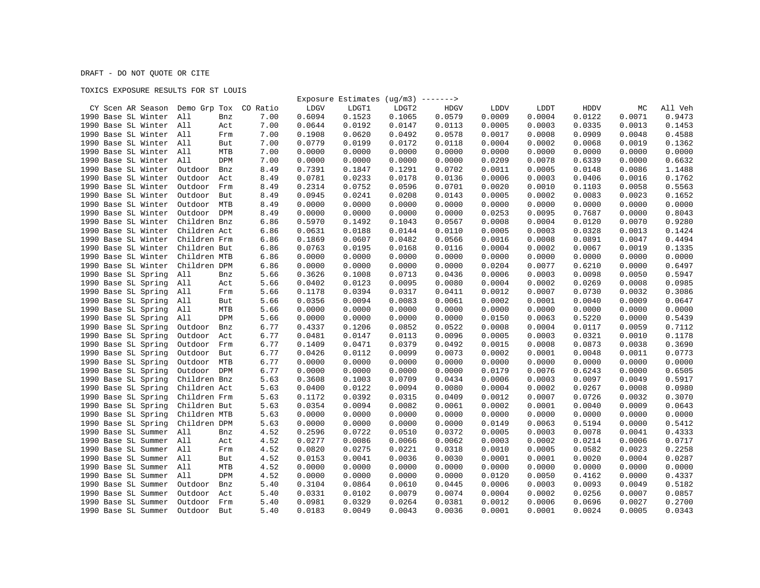DRAFT - DO NOT QUOTE OR CITE

TOXICS EXPOSURE RESULTS FOR ST LOUIS

| CY | Scen | AR | Season | Demo Grp | Tox | CO Ratio | Exposure Estimates (ug/m3) -------> LDGV | LDGT1 | LDGT2 | HDGV | LDDV | LDDT | HDDV | MC | All Veh |
|---|---|---|---|---|---|---|---|---|---|---|---|---|---|---|---|
| 1990 | Base | SL | Winter | All | Bnz | 7.00 | 0.6094 | 0.1523 | 0.1065 | 0.0579 | 0.0009 | 0.0004 | 0.0122 | 0.0071 | 0.9473 |
| 1990 | Base | SL | Winter | All | Act | 7.00 | 0.0644 | 0.0192 | 0.0147 | 0.0113 | 0.0005 | 0.0003 | 0.0335 | 0.0013 | 0.1453 |
| 1990 | Base | SL | Winter | All | Frm | 7.00 | 0.1908 | 0.0620 | 0.0492 | 0.0578 | 0.0017 | 0.0008 | 0.0909 | 0.0048 | 0.4588 |
| 1990 | Base | SL | Winter | All | But | 7.00 | 0.0779 | 0.0199 | 0.0172 | 0.0118 | 0.0004 | 0.0002 | 0.0068 | 0.0019 | 0.1362 |
| 1990 | Base | SL | Winter | All | MTB | 7.00 | 0.0000 | 0.0000 | 0.0000 | 0.0000 | 0.0000 | 0.0000 | 0.0000 | 0.0000 | 0.0000 |
| 1990 | Base | SL | Winter | All | DPM | 7.00 | 0.0000 | 0.0000 | 0.0000 | 0.0000 | 0.0209 | 0.0078 | 0.6339 | 0.0000 | 0.6632 |
| 1990 | Base | SL | Winter | Outdoor | Bnz | 8.49 | 0.7391 | 0.1847 | 0.1291 | 0.0702 | 0.0011 | 0.0005 | 0.0148 | 0.0086 | 1.1488 |
| 1990 | Base | SL | Winter | Outdoor | Act | 8.49 | 0.0781 | 0.0233 | 0.0178 | 0.0136 | 0.0006 | 0.0003 | 0.0406 | 0.0016 | 0.1762 |
| 1990 | Base | SL | Winter | Outdoor | Frm | 8.49 | 0.2314 | 0.0752 | 0.0596 | 0.0701 | 0.0020 | 0.0010 | 0.1103 | 0.0058 | 0.5563 |
| 1990 | Base | SL | Winter | Outdoor | But | 8.49 | 0.0945 | 0.0241 | 0.0208 | 0.0143 | 0.0005 | 0.0002 | 0.0083 | 0.0023 | 0.1652 |
| 1990 | Base | SL | Winter | Outdoor | MTB | 8.49 | 0.0000 | 0.0000 | 0.0000 | 0.0000 | 0.0000 | 0.0000 | 0.0000 | 0.0000 | 0.0000 |
| 1990 | Base | SL | Winter | Outdoor | DPM | 8.49 | 0.0000 | 0.0000 | 0.0000 | 0.0000 | 0.0253 | 0.0095 | 0.7687 | 0.0000 | 0.8043 |
| 1990 | Base | SL | Winter | Children | Bnz | 6.86 | 0.5970 | 0.1492 | 0.1043 | 0.0567 | 0.0008 | 0.0004 | 0.0120 | 0.0070 | 0.9280 |
| 1990 | Base | SL | Winter | Children | Act | 6.86 | 0.0631 | 0.0188 | 0.0144 | 0.0110 | 0.0005 | 0.0003 | 0.0328 | 0.0013 | 0.1424 |
| 1990 | Base | SL | Winter | Children | Frm | 6.86 | 0.1869 | 0.0607 | 0.0482 | 0.0566 | 0.0016 | 0.0008 | 0.0891 | 0.0047 | 0.4494 |
| 1990 | Base | SL | Winter | Children | But | 6.86 | 0.0763 | 0.0195 | 0.0168 | 0.0116 | 0.0004 | 0.0002 | 0.0067 | 0.0019 | 0.1335 |
| 1990 | Base | SL | Winter | Children | MTB | 6.86 | 0.0000 | 0.0000 | 0.0000 | 0.0000 | 0.0000 | 0.0000 | 0.0000 | 0.0000 | 0.0000 |
| 1990 | Base | SL | Winter | Children | DPM | 6.86 | 0.0000 | 0.0000 | 0.0000 | 0.0000 | 0.0204 | 0.0077 | 0.6210 | 0.0000 | 0.6497 |
| 1990 | Base | SL | Spring | All | Bnz | 5.66 | 0.3626 | 0.1008 | 0.0713 | 0.0436 | 0.0006 | 0.0003 | 0.0098 | 0.0050 | 0.5947 |
| 1990 | Base | SL | Spring | All | Act | 5.66 | 0.0402 | 0.0123 | 0.0095 | 0.0080 | 0.0004 | 0.0002 | 0.0269 | 0.0008 | 0.0985 |
| 1990 | Base | SL | Spring | All | Frm | 5.66 | 0.1178 | 0.0394 | 0.0317 | 0.0411 | 0.0012 | 0.0007 | 0.0730 | 0.0032 | 0.3086 |
| 1990 | Base | SL | Spring | All | But | 5.66 | 0.0356 | 0.0094 | 0.0083 | 0.0061 | 0.0002 | 0.0001 | 0.0040 | 0.0009 | 0.0647 |
| 1990 | Base | SL | Spring | All | MTB | 5.66 | 0.0000 | 0.0000 | 0.0000 | 0.0000 | 0.0000 | 0.0000 | 0.0000 | 0.0000 | 0.0000 |
| 1990 | Base | SL | Spring | All | DPM | 5.66 | 0.0000 | 0.0000 | 0.0000 | 0.0000 | 0.0150 | 0.0063 | 0.5220 | 0.0000 | 0.5439 |
| 1990 | Base | SL | Spring | Outdoor | Bnz | 6.77 | 0.4337 | 0.1206 | 0.0852 | 0.0522 | 0.0008 | 0.0004 | 0.0117 | 0.0059 | 0.7112 |
| 1990 | Base | SL | Spring | Outdoor | Act | 6.77 | 0.0481 | 0.0147 | 0.0113 | 0.0096 | 0.0005 | 0.0003 | 0.0321 | 0.0010 | 0.1178 |
| 1990 | Base | SL | Spring | Outdoor | Frm | 6.77 | 0.1409 | 0.0471 | 0.0379 | 0.0492 | 0.0015 | 0.0008 | 0.0873 | 0.0038 | 0.3690 |
| 1990 | Base | SL | Spring | Outdoor | But | 6.77 | 0.0426 | 0.0112 | 0.0099 | 0.0073 | 0.0002 | 0.0001 | 0.0048 | 0.0011 | 0.0773 |
| 1990 | Base | SL | Spring | Outdoor | MTB | 6.77 | 0.0000 | 0.0000 | 0.0000 | 0.0000 | 0.0000 | 0.0000 | 0.0000 | 0.0000 | 0.0000 |
| 1990 | Base | SL | Spring | Outdoor | DPM | 6.77 | 0.0000 | 0.0000 | 0.0000 | 0.0000 | 0.0179 | 0.0076 | 0.6243 | 0.0000 | 0.6505 |
| 1990 | Base | SL | Spring | Children | Bnz | 5.63 | 0.3608 | 0.1003 | 0.0709 | 0.0434 | 0.0006 | 0.0003 | 0.0097 | 0.0049 | 0.5917 |
| 1990 | Base | SL | Spring | Children | Act | 5.63 | 0.0400 | 0.0122 | 0.0094 | 0.0080 | 0.0004 | 0.0002 | 0.0267 | 0.0008 | 0.0980 |
| 1990 | Base | SL | Spring | Children | Frm | 5.63 | 0.1172 | 0.0392 | 0.0315 | 0.0409 | 0.0012 | 0.0007 | 0.0726 | 0.0032 | 0.3070 |
| 1990 | Base | SL | Spring | Children | But | 5.63 | 0.0354 | 0.0094 | 0.0082 | 0.0061 | 0.0002 | 0.0001 | 0.0040 | 0.0009 | 0.0643 |
| 1990 | Base | SL | Spring | Children | MTB | 5.63 | 0.0000 | 0.0000 | 0.0000 | 0.0000 | 0.0000 | 0.0000 | 0.0000 | 0.0000 | 0.0000 |
| 1990 | Base | SL | Spring | Children | DPM | 5.63 | 0.0000 | 0.0000 | 0.0000 | 0.0000 | 0.0149 | 0.0063 | 0.5194 | 0.0000 | 0.5412 |
| 1990 | Base | SL | Summer | All | Bnz | 4.52 | 0.2596 | 0.0722 | 0.0510 | 0.0372 | 0.0005 | 0.0003 | 0.0078 | 0.0041 | 0.4333 |
| 1990 | Base | SL | Summer | All | Act | 4.52 | 0.0277 | 0.0086 | 0.0066 | 0.0062 | 0.0003 | 0.0002 | 0.0214 | 0.0006 | 0.0717 |
| 1990 | Base | SL | Summer | All | Frm | 4.52 | 0.0820 | 0.0275 | 0.0221 | 0.0318 | 0.0010 | 0.0005 | 0.0582 | 0.0023 | 0.2258 |
| 1990 | Base | SL | Summer | All | But | 4.52 | 0.0153 | 0.0041 | 0.0036 | 0.0030 | 0.0001 | 0.0001 | 0.0020 | 0.0004 | 0.0287 |
| 1990 | Base | SL | Summer | All | MTB | 4.52 | 0.0000 | 0.0000 | 0.0000 | 0.0000 | 0.0000 | 0.0000 | 0.0000 | 0.0000 | 0.0000 |
| 1990 | Base | SL | Summer | All | DPM | 4.52 | 0.0000 | 0.0000 | 0.0000 | 0.0000 | 0.0120 | 0.0050 | 0.4162 | 0.0000 | 0.4337 |
| 1990 | Base | SL | Summer | Outdoor | Bnz | 5.40 | 0.3104 | 0.0864 | 0.0610 | 0.0445 | 0.0006 | 0.0003 | 0.0093 | 0.0049 | 0.5182 |
| 1990 | Base | SL | Summer | Outdoor | Act | 5.40 | 0.0331 | 0.0102 | 0.0079 | 0.0074 | 0.0004 | 0.0002 | 0.0256 | 0.0007 | 0.0857 |
| 1990 | Base | SL | Summer | Outdoor | Frm | 5.40 | 0.0981 | 0.0329 | 0.0264 | 0.0381 | 0.0012 | 0.0006 | 0.0696 | 0.0027 | 0.2700 |
| 1990 | Base | SL | Summer | Outdoor | But | 5.40 | 0.0183 | 0.0049 | 0.0043 | 0.0036 | 0.0001 | 0.0001 | 0.0024 | 0.0005 | 0.0343 |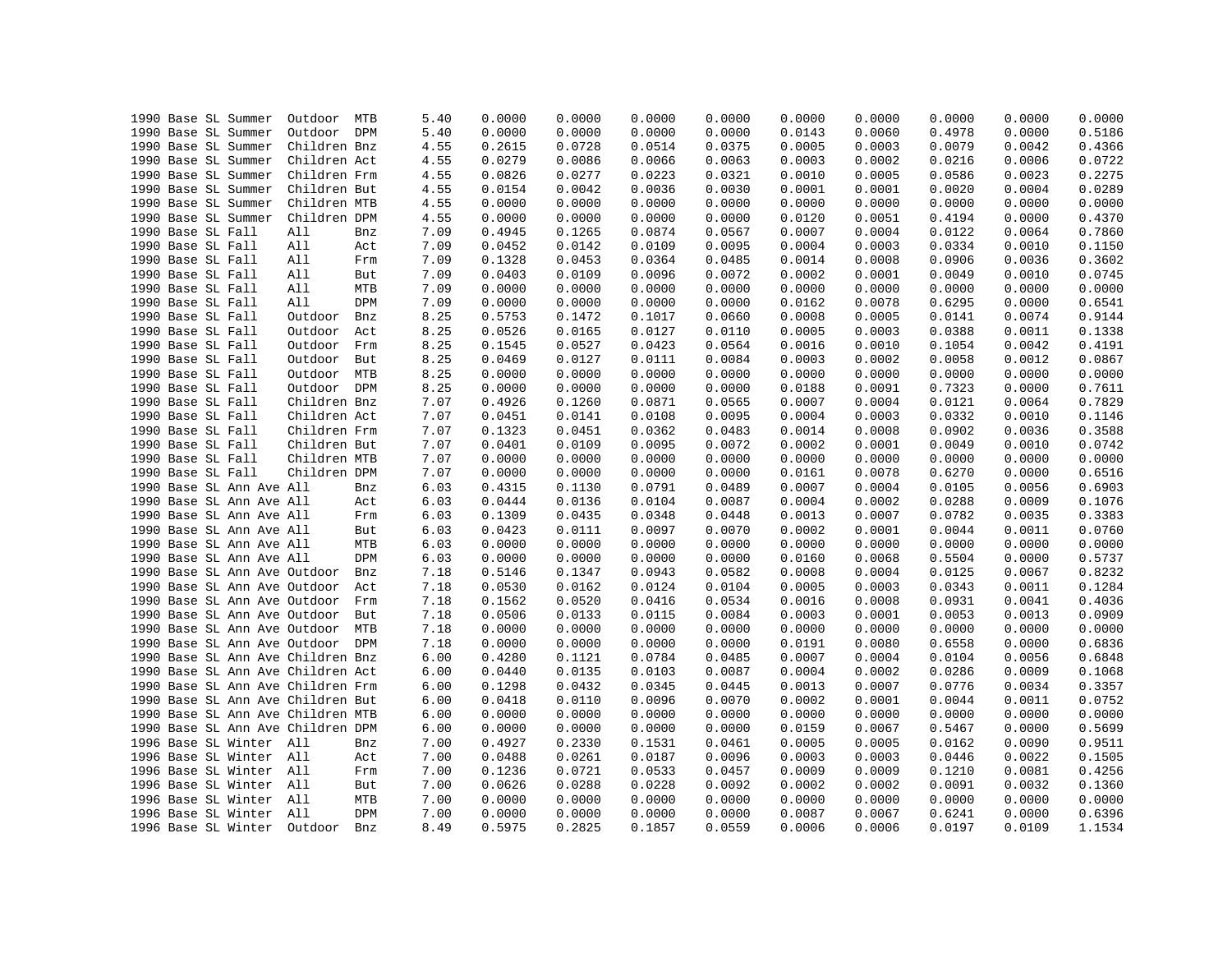| | | | | | | | | | | | | | | | |
|---|---|---|---|---|---|---|---|---|---|---|---|---|---|---|---|
| 1990 | Base | SL | Summer | Outdoor | MTB | 5.40 | 0.0000 | 0.0000 | 0.0000 | 0.0000 | 0.0000 | 0.0000 | 0.0000 | 0.0000 | 0.0000 |
| 1990 | Base | SL | Summer | Outdoor | DPM | 5.40 | 0.0000 | 0.0000 | 0.0000 | 0.0000 | 0.0143 | 0.0060 | 0.4978 | 0.0000 | 0.5186 |
| 1990 | Base | SL | Summer | Children | Bnz | 4.55 | 0.2615 | 0.0728 | 0.0514 | 0.0375 | 0.0005 | 0.0003 | 0.0079 | 0.0042 | 0.4366 |
| 1990 | Base | SL | Summer | Children | Act | 4.55 | 0.0279 | 0.0086 | 0.0066 | 0.0063 | 0.0003 | 0.0002 | 0.0216 | 0.0006 | 0.0722 |
| 1990 | Base | SL | Summer | Children | Frm | 4.55 | 0.0826 | 0.0277 | 0.0223 | 0.0321 | 0.0010 | 0.0005 | 0.0586 | 0.0023 | 0.2275 |
| 1990 | Base | SL | Summer | Children | But | 4.55 | 0.0154 | 0.0042 | 0.0036 | 0.0030 | 0.0001 | 0.0001 | 0.0020 | 0.0004 | 0.0289 |
| 1990 | Base | SL | Summer | Children | MTB | 4.55 | 0.0000 | 0.0000 | 0.0000 | 0.0000 | 0.0000 | 0.0000 | 0.0000 | 0.0000 | 0.0000 |
| 1990 | Base | SL | Summer | Children | DPM | 4.55 | 0.0000 | 0.0000 | 0.0000 | 0.0000 | 0.0120 | 0.0051 | 0.4194 | 0.0000 | 0.4370 |
| 1990 | Base | SL | Fall | All | Bnz | 7.09 | 0.4945 | 0.1265 | 0.0874 | 0.0567 | 0.0007 | 0.0004 | 0.0122 | 0.0064 | 0.7860 |
| 1990 | Base | SL | Fall | All | Act | 7.09 | 0.0452 | 0.0142 | 0.0109 | 0.0095 | 0.0004 | 0.0003 | 0.0334 | 0.0010 | 0.1150 |
| 1990 | Base | SL | Fall | All | Frm | 7.09 | 0.1328 | 0.0453 | 0.0364 | 0.0485 | 0.0014 | 0.0008 | 0.0906 | 0.0036 | 0.3602 |
| 1990 | Base | SL | Fall | All | But | 7.09 | 0.0403 | 0.0109 | 0.0096 | 0.0072 | 0.0002 | 0.0001 | 0.0049 | 0.0010 | 0.0745 |
| 1990 | Base | SL | Fall | All | MTB | 7.09 | 0.0000 | 0.0000 | 0.0000 | 0.0000 | 0.0000 | 0.0000 | 0.0000 | 0.0000 | 0.0000 |
| 1990 | Base | SL | Fall | All | DPM | 7.09 | 0.0000 | 0.0000 | 0.0000 | 0.0000 | 0.0162 | 0.0078 | 0.6295 | 0.0000 | 0.6541 |
| 1990 | Base | SL | Fall | Outdoor | Bnz | 8.25 | 0.5753 | 0.1472 | 0.1017 | 0.0660 | 0.0008 | 0.0005 | 0.0141 | 0.0074 | 0.9144 |
| 1990 | Base | SL | Fall | Outdoor | Act | 8.25 | 0.0526 | 0.0165 | 0.0127 | 0.0110 | 0.0005 | 0.0003 | 0.0388 | 0.0011 | 0.1338 |
| 1990 | Base | SL | Fall | Outdoor | Frm | 8.25 | 0.1545 | 0.0527 | 0.0423 | 0.0564 | 0.0016 | 0.0010 | 0.1054 | 0.0042 | 0.4191 |
| 1990 | Base | SL | Fall | Outdoor | But | 8.25 | 0.0469 | 0.0127 | 0.0111 | 0.0084 | 0.0003 | 0.0002 | 0.0058 | 0.0012 | 0.0867 |
| 1990 | Base | SL | Fall | Outdoor | MTB | 8.25 | 0.0000 | 0.0000 | 0.0000 | 0.0000 | 0.0000 | 0.0000 | 0.0000 | 0.0000 | 0.0000 |
| 1990 | Base | SL | Fall | Outdoor | DPM | 8.25 | 0.0000 | 0.0000 | 0.0000 | 0.0000 | 0.0188 | 0.0091 | 0.7323 | 0.0000 | 0.7611 |
| 1990 | Base | SL | Fall | Children | Bnz | 7.07 | 0.4926 | 0.1260 | 0.0871 | 0.0565 | 0.0007 | 0.0004 | 0.0121 | 0.0064 | 0.7829 |
| 1990 | Base | SL | Fall | Children | Act | 7.07 | 0.0451 | 0.0141 | 0.0108 | 0.0095 | 0.0004 | 0.0003 | 0.0332 | 0.0010 | 0.1146 |
| 1990 | Base | SL | Fall | Children | Frm | 7.07 | 0.1323 | 0.0451 | 0.0362 | 0.0483 | 0.0014 | 0.0008 | 0.0902 | 0.0036 | 0.3588 |
| 1990 | Base | SL | Fall | Children | But | 7.07 | 0.0401 | 0.0109 | 0.0095 | 0.0072 | 0.0002 | 0.0001 | 0.0049 | 0.0010 | 0.0742 |
| 1990 | Base | SL | Fall | Children | MTB | 7.07 | 0.0000 | 0.0000 | 0.0000 | 0.0000 | 0.0000 | 0.0000 | 0.0000 | 0.0000 | 0.0000 |
| 1990 | Base | SL | Fall | Children | DPM | 7.07 | 0.0000 | 0.0000 | 0.0000 | 0.0000 | 0.0161 | 0.0078 | 0.6270 | 0.0000 | 0.6516 |
| 1990 | Base | SL | Ann Ave | All | Bnz | 6.03 | 0.4315 | 0.1130 | 0.0791 | 0.0489 | 0.0007 | 0.0004 | 0.0105 | 0.0056 | 0.6903 |
| 1990 | Base | SL | Ann Ave | All | Act | 6.03 | 0.0444 | 0.0136 | 0.0104 | 0.0087 | 0.0004 | 0.0002 | 0.0288 | 0.0009 | 0.1076 |
| 1990 | Base | SL | Ann Ave | All | Frm | 6.03 | 0.1309 | 0.0435 | 0.0348 | 0.0448 | 0.0013 | 0.0007 | 0.0782 | 0.0035 | 0.3383 |
| 1990 | Base | SL | Ann Ave | All | But | 6.03 | 0.0423 | 0.0111 | 0.0097 | 0.0070 | 0.0002 | 0.0001 | 0.0044 | 0.0011 | 0.0760 |
| 1990 | Base | SL | Ann Ave | All | MTB | 6.03 | 0.0000 | 0.0000 | 0.0000 | 0.0000 | 0.0000 | 0.0000 | 0.0000 | 0.0000 | 0.0000 |
| 1990 | Base | SL | Ann Ave | All | DPM | 6.03 | 0.0000 | 0.0000 | 0.0000 | 0.0000 | 0.0160 | 0.0068 | 0.5504 | 0.0000 | 0.5737 |
| 1990 | Base | SL | Ann Ave | Outdoor | Bnz | 7.18 | 0.5146 | 0.1347 | 0.0943 | 0.0582 | 0.0008 | 0.0004 | 0.0125 | 0.0067 | 0.8232 |
| 1990 | Base | SL | Ann Ave | Outdoor | Act | 7.18 | 0.0530 | 0.0162 | 0.0124 | 0.0104 | 0.0005 | 0.0003 | 0.0343 | 0.0011 | 0.1284 |
| 1990 | Base | SL | Ann Ave | Outdoor | Frm | 7.18 | 0.1562 | 0.0520 | 0.0416 | 0.0534 | 0.0016 | 0.0008 | 0.0931 | 0.0041 | 0.4036 |
| 1990 | Base | SL | Ann Ave | Outdoor | But | 7.18 | 0.0506 | 0.0133 | 0.0115 | 0.0084 | 0.0003 | 0.0001 | 0.0053 | 0.0013 | 0.0909 |
| 1990 | Base | SL | Ann Ave | Outdoor | MTB | 7.18 | 0.0000 | 0.0000 | 0.0000 | 0.0000 | 0.0000 | 0.0000 | 0.0000 | 0.0000 | 0.0000 |
| 1990 | Base | SL | Ann Ave | Outdoor | DPM | 7.18 | 0.0000 | 0.0000 | 0.0000 | 0.0000 | 0.0191 | 0.0080 | 0.6558 | 0.0000 | 0.6836 |
| 1990 | Base | SL | Ann Ave | Children | Bnz | 6.00 | 0.4280 | 0.1121 | 0.0784 | 0.0485 | 0.0007 | 0.0004 | 0.0104 | 0.0056 | 0.6848 |
| 1990 | Base | SL | Ann Ave | Children | Act | 6.00 | 0.0440 | 0.0135 | 0.0103 | 0.0087 | 0.0004 | 0.0002 | 0.0286 | 0.0009 | 0.1068 |
| 1990 | Base | SL | Ann Ave | Children | Frm | 6.00 | 0.1298 | 0.0432 | 0.0345 | 0.0445 | 0.0013 | 0.0007 | 0.0776 | 0.0034 | 0.3357 |
| 1990 | Base | SL | Ann Ave | Children | But | 6.00 | 0.0418 | 0.0110 | 0.0096 | 0.0070 | 0.0002 | 0.0001 | 0.0044 | 0.0011 | 0.0752 |
| 1990 | Base | SL | Ann Ave | Children | MTB | 6.00 | 0.0000 | 0.0000 | 0.0000 | 0.0000 | 0.0000 | 0.0000 | 0.0000 | 0.0000 | 0.0000 |
| 1990 | Base | SL | Ann Ave | Children | DPM | 6.00 | 0.0000 | 0.0000 | 0.0000 | 0.0000 | 0.0159 | 0.0067 | 0.5467 | 0.0000 | 0.5699 |
| 1996 | Base | SL | Winter | All | Bnz | 7.00 | 0.4927 | 0.2330 | 0.1531 | 0.0461 | 0.0005 | 0.0005 | 0.0162 | 0.0090 | 0.9511 |
| 1996 | Base | SL | Winter | All | Act | 7.00 | 0.0488 | 0.0261 | 0.0187 | 0.0096 | 0.0003 | 0.0003 | 0.0446 | 0.0022 | 0.1505 |
| 1996 | Base | SL | Winter | All | Frm | 7.00 | 0.1236 | 0.0721 | 0.0533 | 0.0457 | 0.0009 | 0.0009 | 0.1210 | 0.0081 | 0.4256 |
| 1996 | Base | SL | Winter | All | But | 7.00 | 0.0626 | 0.0288 | 0.0228 | 0.0092 | 0.0002 | 0.0002 | 0.0091 | 0.0032 | 0.1360 |
| 1996 | Base | SL | Winter | All | MTB | 7.00 | 0.0000 | 0.0000 | 0.0000 | 0.0000 | 0.0000 | 0.0000 | 0.0000 | 0.0000 | 0.0000 |
| 1996 | Base | SL | Winter | All | DPM | 7.00 | 0.0000 | 0.0000 | 0.0000 | 0.0000 | 0.0087 | 0.0067 | 0.6241 | 0.0000 | 0.6396 |
| 1996 | Base | SL | Winter | Outdoor | Bnz | 8.49 | 0.5975 | 0.2825 | 0.1857 | 0.0559 | 0.0006 | 0.0006 | 0.0197 | 0.0109 | 1.1534 |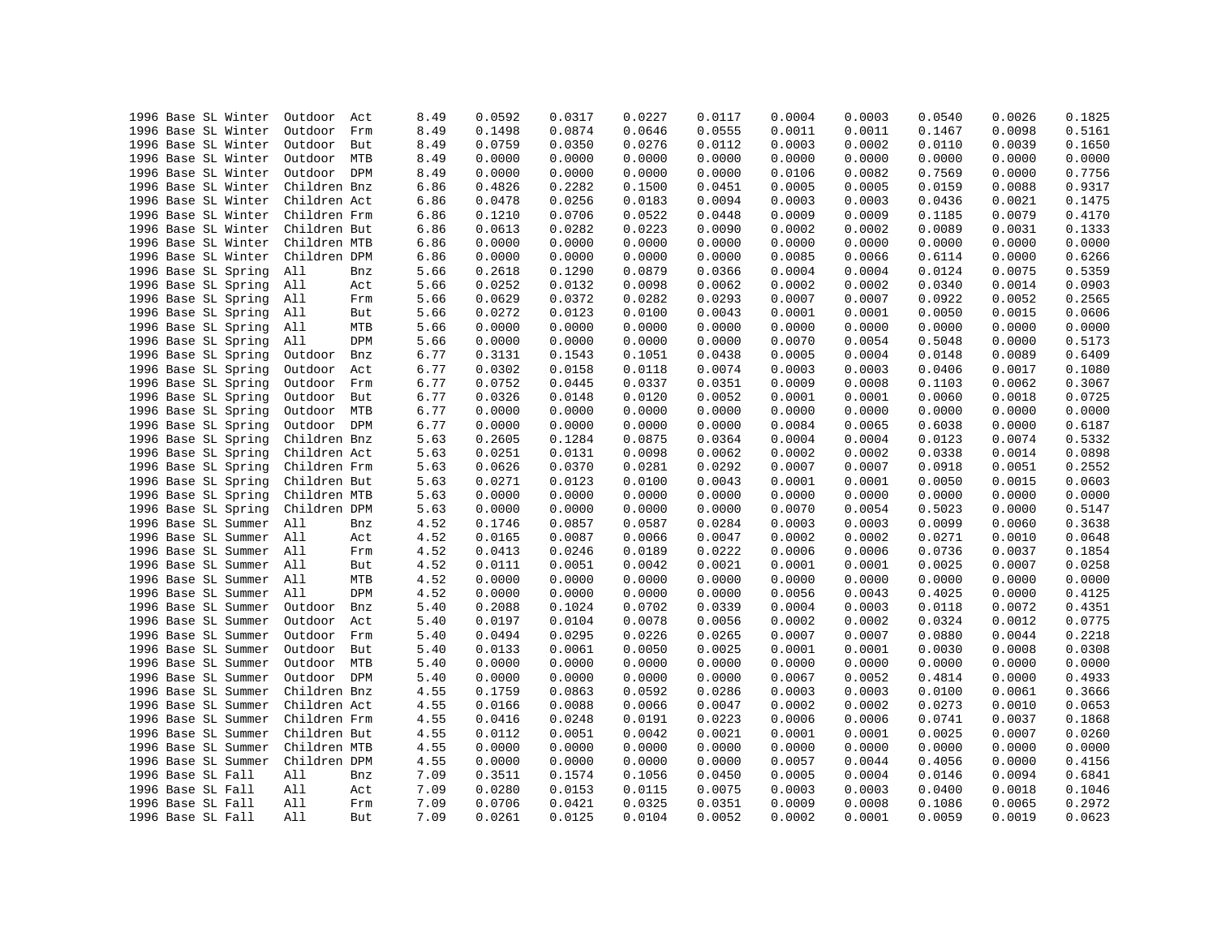| | | | | | | | | | | | | | | |
|---|---|---|---|---|---|---|---|---|---|---|---|---|---|---|
| 1996 | Base | SL | Winter | Outdoor | Act | 8.49 | 0.0592 | 0.0317 | 0.0227 | 0.0117 | 0.0004 | 0.0003 | 0.0540 | 0.0026 | 0.1825 |
| 1996 | Base | SL | Winter | Outdoor | Frm | 8.49 | 0.1498 | 0.0874 | 0.0646 | 0.0555 | 0.0011 | 0.0011 | 0.1467 | 0.0098 | 0.5161 |
| 1996 | Base | SL | Winter | Outdoor | But | 8.49 | 0.0759 | 0.0350 | 0.0276 | 0.0112 | 0.0003 | 0.0002 | 0.0110 | 0.0039 | 0.1650 |
| 1996 | Base | SL | Winter | Outdoor | MTB | 8.49 | 0.0000 | 0.0000 | 0.0000 | 0.0000 | 0.0000 | 0.0000 | 0.0000 | 0.0000 | 0.0000 |
| 1996 | Base | SL | Winter | Outdoor | DPM | 8.49 | 0.0000 | 0.0000 | 0.0000 | 0.0000 | 0.0106 | 0.0082 | 0.7569 | 0.0000 | 0.7756 |
| 1996 | Base | SL | Winter | Children | Bnz | 6.86 | 0.4826 | 0.2282 | 0.1500 | 0.0451 | 0.0005 | 0.0005 | 0.0159 | 0.0088 | 0.9317 |
| 1996 | Base | SL | Winter | Children | Act | 6.86 | 0.0478 | 0.0256 | 0.0183 | 0.0094 | 0.0003 | 0.0003 | 0.0436 | 0.0021 | 0.1475 |
| 1996 | Base | SL | Winter | Children | Frm | 6.86 | 0.1210 | 0.0706 | 0.0522 | 0.0448 | 0.0009 | 0.0009 | 0.1185 | 0.0079 | 0.4170 |
| 1996 | Base | SL | Winter | Children | But | 6.86 | 0.0613 | 0.0282 | 0.0223 | 0.0090 | 0.0002 | 0.0002 | 0.0089 | 0.0031 | 0.1333 |
| 1996 | Base | SL | Winter | Children | MTB | 6.86 | 0.0000 | 0.0000 | 0.0000 | 0.0000 | 0.0000 | 0.0000 | 0.0000 | 0.0000 | 0.0000 |
| 1996 | Base | SL | Winter | Children | DPM | 6.86 | 0.0000 | 0.0000 | 0.0000 | 0.0000 | 0.0085 | 0.0066 | 0.6114 | 0.0000 | 0.6266 |
| 1996 | Base | SL | Spring | All | Bnz | 5.66 | 0.2618 | 0.1290 | 0.0879 | 0.0366 | 0.0004 | 0.0004 | 0.0124 | 0.0075 | 0.5359 |
| 1996 | Base | SL | Spring | All | Act | 5.66 | 0.0252 | 0.0132 | 0.0098 | 0.0062 | 0.0002 | 0.0002 | 0.0340 | 0.0014 | 0.0903 |
| 1996 | Base | SL | Spring | All | Frm | 5.66 | 0.0629 | 0.0372 | 0.0282 | 0.0293 | 0.0007 | 0.0007 | 0.0922 | 0.0052 | 0.2565 |
| 1996 | Base | SL | Spring | All | But | 5.66 | 0.0272 | 0.0123 | 0.0100 | 0.0043 | 0.0001 | 0.0001 | 0.0050 | 0.0015 | 0.0606 |
| 1996 | Base | SL | Spring | All | MTB | 5.66 | 0.0000 | 0.0000 | 0.0000 | 0.0000 | 0.0000 | 0.0000 | 0.0000 | 0.0000 | 0.0000 |
| 1996 | Base | SL | Spring | All | DPM | 5.66 | 0.0000 | 0.0000 | 0.0000 | 0.0000 | 0.0070 | 0.0054 | 0.5048 | 0.0000 | 0.5173 |
| 1996 | Base | SL | Spring | Outdoor | Bnz | 6.77 | 0.3131 | 0.1543 | 0.1051 | 0.0438 | 0.0005 | 0.0004 | 0.0148 | 0.0089 | 0.6409 |
| 1996 | Base | SL | Spring | Outdoor | Act | 6.77 | 0.0302 | 0.0158 | 0.0118 | 0.0074 | 0.0003 | 0.0003 | 0.0406 | 0.0017 | 0.1080 |
| 1996 | Base | SL | Spring | Outdoor | Frm | 6.77 | 0.0752 | 0.0445 | 0.0337 | 0.0351 | 0.0009 | 0.0008 | 0.1103 | 0.0062 | 0.3067 |
| 1996 | Base | SL | Spring | Outdoor | But | 6.77 | 0.0326 | 0.0148 | 0.0120 | 0.0052 | 0.0001 | 0.0001 | 0.0060 | 0.0018 | 0.0725 |
| 1996 | Base | SL | Spring | Outdoor | MTB | 6.77 | 0.0000 | 0.0000 | 0.0000 | 0.0000 | 0.0000 | 0.0000 | 0.0000 | 0.0000 | 0.0000 |
| 1996 | Base | SL | Spring | Outdoor | DPM | 6.77 | 0.0000 | 0.0000 | 0.0000 | 0.0000 | 0.0084 | 0.0065 | 0.6038 | 0.0000 | 0.6187 |
| 1996 | Base | SL | Spring | Children | Bnz | 5.63 | 0.2605 | 0.1284 | 0.0875 | 0.0364 | 0.0004 | 0.0004 | 0.0123 | 0.0074 | 0.5332 |
| 1996 | Base | SL | Spring | Children | Act | 5.63 | 0.0251 | 0.0131 | 0.0098 | 0.0062 | 0.0002 | 0.0002 | 0.0338 | 0.0014 | 0.0898 |
| 1996 | Base | SL | Spring | Children | Frm | 5.63 | 0.0626 | 0.0370 | 0.0281 | 0.0292 | 0.0007 | 0.0007 | 0.0918 | 0.0051 | 0.2552 |
| 1996 | Base | SL | Spring | Children | But | 5.63 | 0.0271 | 0.0123 | 0.0100 | 0.0043 | 0.0001 | 0.0001 | 0.0050 | 0.0015 | 0.0603 |
| 1996 | Base | SL | Spring | Children | MTB | 5.63 | 0.0000 | 0.0000 | 0.0000 | 0.0000 | 0.0000 | 0.0000 | 0.0000 | 0.0000 | 0.0000 |
| 1996 | Base | SL | Spring | Children | DPM | 5.63 | 0.0000 | 0.0000 | 0.0000 | 0.0000 | 0.0070 | 0.0054 | 0.5023 | 0.0000 | 0.5147 |
| 1996 | Base | SL | Summer | All | Bnz | 4.52 | 0.1746 | 0.0857 | 0.0587 | 0.0284 | 0.0003 | 0.0003 | 0.0099 | 0.0060 | 0.3638 |
| 1996 | Base | SL | Summer | All | Act | 4.52 | 0.0165 | 0.0087 | 0.0066 | 0.0047 | 0.0002 | 0.0002 | 0.0271 | 0.0010 | 0.0648 |
| 1996 | Base | SL | Summer | All | Frm | 4.52 | 0.0413 | 0.0246 | 0.0189 | 0.0222 | 0.0006 | 0.0006 | 0.0736 | 0.0037 | 0.1854 |
| 1996 | Base | SL | Summer | All | But | 4.52 | 0.0111 | 0.0051 | 0.0042 | 0.0021 | 0.0001 | 0.0001 | 0.0025 | 0.0007 | 0.0258 |
| 1996 | Base | SL | Summer | All | MTB | 4.52 | 0.0000 | 0.0000 | 0.0000 | 0.0000 | 0.0000 | 0.0000 | 0.0000 | 0.0000 | 0.0000 |
| 1996 | Base | SL | Summer | All | DPM | 4.52 | 0.0000 | 0.0000 | 0.0000 | 0.0000 | 0.0056 | 0.0043 | 0.4025 | 0.0000 | 0.4125 |
| 1996 | Base | SL | Summer | Outdoor | Bnz | 5.40 | 0.2088 | 0.1024 | 0.0702 | 0.0339 | 0.0004 | 0.0003 | 0.0118 | 0.0072 | 0.4351 |
| 1996 | Base | SL | Summer | Outdoor | Act | 5.40 | 0.0197 | 0.0104 | 0.0078 | 0.0056 | 0.0002 | 0.0002 | 0.0324 | 0.0012 | 0.0775 |
| 1996 | Base | SL | Summer | Outdoor | Frm | 5.40 | 0.0494 | 0.0295 | 0.0226 | 0.0265 | 0.0007 | 0.0007 | 0.0880 | 0.0044 | 0.2218 |
| 1996 | Base | SL | Summer | Outdoor | But | 5.40 | 0.0133 | 0.0061 | 0.0050 | 0.0025 | 0.0001 | 0.0001 | 0.0030 | 0.0008 | 0.0308 |
| 1996 | Base | SL | Summer | Outdoor | MTB | 5.40 | 0.0000 | 0.0000 | 0.0000 | 0.0000 | 0.0000 | 0.0000 | 0.0000 | 0.0000 | 0.0000 |
| 1996 | Base | SL | Summer | Outdoor | DPM | 5.40 | 0.0000 | 0.0000 | 0.0000 | 0.0000 | 0.0067 | 0.0052 | 0.4814 | 0.0000 | 0.4933 |
| 1996 | Base | SL | Summer | Children | Bnz | 4.55 | 0.1759 | 0.0863 | 0.0592 | 0.0286 | 0.0003 | 0.0003 | 0.0100 | 0.0061 | 0.3666 |
| 1996 | Base | SL | Summer | Children | Act | 4.55 | 0.0166 | 0.0088 | 0.0066 | 0.0047 | 0.0002 | 0.0002 | 0.0273 | 0.0010 | 0.0653 |
| 1996 | Base | SL | Summer | Children | Frm | 4.55 | 0.0416 | 0.0248 | 0.0191 | 0.0223 | 0.0006 | 0.0006 | 0.0741 | 0.0037 | 0.1868 |
| 1996 | Base | SL | Summer | Children | But | 4.55 | 0.0112 | 0.0051 | 0.0042 | 0.0021 | 0.0001 | 0.0001 | 0.0025 | 0.0007 | 0.0260 |
| 1996 | Base | SL | Summer | Children | MTB | 4.55 | 0.0000 | 0.0000 | 0.0000 | 0.0000 | 0.0000 | 0.0000 | 0.0000 | 0.0000 | 0.0000 |
| 1996 | Base | SL | Summer | Children | DPM | 4.55 | 0.0000 | 0.0000 | 0.0000 | 0.0000 | 0.0057 | 0.0044 | 0.4056 | 0.0000 | 0.4156 |
| 1996 | Base | SL | Fall | All | Bnz | 7.09 | 0.3511 | 0.1574 | 0.1056 | 0.0450 | 0.0005 | 0.0004 | 0.0146 | 0.0094 | 0.6841 |
| 1996 | Base | SL | Fall | All | Act | 7.09 | 0.0280 | 0.0153 | 0.0115 | 0.0075 | 0.0003 | 0.0003 | 0.0400 | 0.0018 | 0.1046 |
| 1996 | Base | SL | Fall | All | Frm | 7.09 | 0.0706 | 0.0421 | 0.0325 | 0.0351 | 0.0009 | 0.0008 | 0.1086 | 0.0065 | 0.2972 |
| 1996 | Base | SL | Fall | All | But | 7.09 | 0.0261 | 0.0125 | 0.0104 | 0.0052 | 0.0002 | 0.0001 | 0.0059 | 0.0019 | 0.0623 |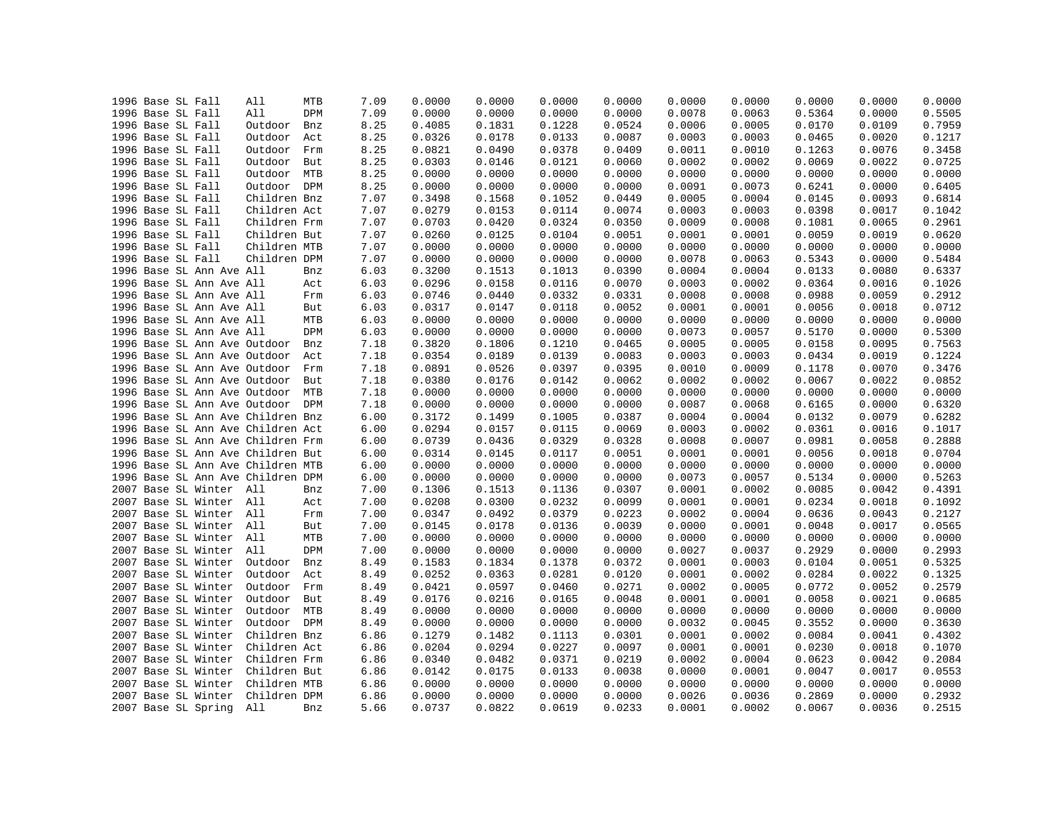```
1996 Base SL Fall    All      MTB      7.09     0.0000    0.0000    0.0000    0.0000    0.0000    0.0000    0.0000    0.0000    0.0000
1996 Base SL Fall    All      DPM      7.09     0.0000    0.0000    0.0000    0.0000    0.0078    0.0063    0.5364    0.0000    0.5505
1996 Base SL Fall    Outdoor  Bnz      8.25     0.4085    0.1831    0.1228    0.0524    0.0006    0.0005    0.0170    0.0109    0.7959
1996 Base SL Fall    Outdoor  Act      8.25     0.0326    0.0178    0.0133    0.0087    0.0003    0.0003    0.0465    0.0020    0.1217
1996 Base SL Fall    Outdoor  Frm      8.25     0.0821    0.0490    0.0378    0.0409    0.0011    0.0010    0.1263    0.0076    0.3458
1996 Base SL Fall    Outdoor  But      8.25     0.0303    0.0146    0.0121    0.0060    0.0002    0.0002    0.0069    0.0022    0.0725
1996 Base SL Fall    Outdoor  MTB      8.25     0.0000    0.0000    0.0000    0.0000    0.0000    0.0000    0.0000    0.0000    0.0000
1996 Base SL Fall    Outdoor  DPM      8.25     0.0000    0.0000    0.0000    0.0000    0.0091    0.0073    0.6241    0.0000    0.6405
1996 Base SL Fall    Children Bnz      7.07     0.3498    0.1568    0.1052    0.0449    0.0005    0.0004    0.0145    0.0093    0.6814
1996 Base SL Fall    Children Act      7.07     0.0279    0.0153    0.0114    0.0074    0.0003    0.0003    0.0398    0.0017    0.1042
1996 Base SL Fall    Children Frm      7.07     0.0703    0.0420    0.0324    0.0350    0.0009    0.0008    0.1081    0.0065    0.2961
1996 Base SL Fall    Children But      7.07     0.0260    0.0125    0.0104    0.0051    0.0001    0.0001    0.0059    0.0019    0.0620
1996 Base SL Fall    Children MTB      7.07     0.0000    0.0000    0.0000    0.0000    0.0000    0.0000    0.0000    0.0000    0.0000
1996 Base SL Fall    Children DPM      7.07     0.0000    0.0000    0.0000    0.0000    0.0078    0.0063    0.5343    0.0000    0.5484
1996 Base SL Ann Ave All      Bnz      6.03     0.3200    0.1513    0.1013    0.0390    0.0004    0.0004    0.0133    0.0080    0.6337
1996 Base SL Ann Ave All      Act      6.03     0.0296    0.0158    0.0116    0.0070    0.0003    0.0002    0.0364    0.0016    0.1026
1996 Base SL Ann Ave All      Frm      6.03     0.0746    0.0440    0.0332    0.0331    0.0008    0.0008    0.0988    0.0059    0.2912
1996 Base SL Ann Ave All      But      6.03     0.0317    0.0147    0.0118    0.0052    0.0001    0.0001    0.0056    0.0018    0.0712
1996 Base SL Ann Ave All      MTB      6.03     0.0000    0.0000    0.0000    0.0000    0.0000    0.0000    0.0000    0.0000    0.0000
1996 Base SL Ann Ave All      DPM      6.03     0.0000    0.0000    0.0000    0.0000    0.0073    0.0057    0.5170    0.0000    0.5300
1996 Base SL Ann Ave Outdoor  Bnz      7.18     0.3820    0.1806    0.1210    0.0465    0.0005    0.0005    0.0158    0.0095    0.7563
1996 Base SL Ann Ave Outdoor  Act      7.18     0.0354    0.0189    0.0139    0.0083    0.0003    0.0003    0.0434    0.0019    0.1224
1996 Base SL Ann Ave Outdoor  Frm      7.18     0.0891    0.0526    0.0397    0.0395    0.0010    0.0009    0.1178    0.0070    0.3476
1996 Base SL Ann Ave Outdoor  But      7.18     0.0380    0.0176    0.0142    0.0062    0.0002    0.0002    0.0067    0.0022    0.0852
1996 Base SL Ann Ave Outdoor  MTB      7.18     0.0000    0.0000    0.0000    0.0000    0.0000    0.0000    0.0000    0.0000    0.0000
1996 Base SL Ann Ave Outdoor  DPM      7.18     0.0000    0.0000    0.0000    0.0000    0.0087    0.0068    0.6165    0.0000    0.6320
1996 Base SL Ann Ave Children Bnz      6.00     0.3172    0.1499    0.1005    0.0387    0.0004    0.0004    0.0132    0.0079    0.6282
1996 Base SL Ann Ave Children Act      6.00     0.0294    0.0157    0.0115    0.0069    0.0003    0.0002    0.0361    0.0016    0.1017
1996 Base SL Ann Ave Children Frm      6.00     0.0739    0.0436    0.0329    0.0328    0.0008    0.0007    0.0981    0.0058    0.2888
1996 Base SL Ann Ave Children But      6.00     0.0314    0.0145    0.0117    0.0051    0.0001    0.0001    0.0056    0.0018    0.0704
1996 Base SL Ann Ave Children MTB      6.00     0.0000    0.0000    0.0000    0.0000    0.0000    0.0000    0.0000    0.0000    0.0000
1996 Base SL Ann Ave Children DPM      6.00     0.0000    0.0000    0.0000    0.0000    0.0073    0.0057    0.5134    0.0000    0.5263
2007 Base SL Winter  All      Bnz      7.00     0.1306    0.1513    0.1136    0.0307    0.0001    0.0002    0.0085    0.0042    0.4391
2007 Base SL Winter  All      Act      7.00     0.0208    0.0300    0.0232    0.0099    0.0001    0.0001    0.0234    0.0018    0.1092
2007 Base SL Winter  All      Frm      7.00     0.0347    0.0492    0.0379    0.0223    0.0002    0.0004    0.0636    0.0043    0.2127
2007 Base SL Winter  All      But      7.00     0.0145    0.0178    0.0136    0.0039    0.0000    0.0001    0.0048    0.0017    0.0565
2007 Base SL Winter  All      MTB      7.00     0.0000    0.0000    0.0000    0.0000    0.0000    0.0000    0.0000    0.0000    0.0000
2007 Base SL Winter  All      DPM      7.00     0.0000    0.0000    0.0000    0.0000    0.0027    0.0037    0.2929    0.0000    0.2993
2007 Base SL Winter  Outdoor  Bnz      8.49     0.1583    0.1834    0.1378    0.0372    0.0001    0.0003    0.0104    0.0051    0.5325
2007 Base SL Winter  Outdoor  Act      8.49     0.0252    0.0363    0.0281    0.0120    0.0001    0.0002    0.0284    0.0022    0.1325
2007 Base SL Winter  Outdoor  Frm      8.49     0.0421    0.0597    0.0460    0.0271    0.0002    0.0005    0.0772    0.0052    0.2579
2007 Base SL Winter  Outdoor  But      8.49     0.0176    0.0216    0.0165    0.0048    0.0001    0.0001    0.0058    0.0021    0.0685
2007 Base SL Winter  Outdoor  MTB      8.49     0.0000    0.0000    0.0000    0.0000    0.0000    0.0000    0.0000    0.0000    0.0000
2007 Base SL Winter  Outdoor  DPM      8.49     0.0000    0.0000    0.0000    0.0000    0.0032    0.0045    0.3552    0.0000    0.3630
2007 Base SL Winter  Children Bnz      6.86     0.1279    0.1482    0.1113    0.0301    0.0001    0.0002    0.0084    0.0041    0.4302
2007 Base SL Winter  Children Act      6.86     0.0204    0.0294    0.0227    0.0097    0.0001    0.0001    0.0230    0.0018    0.1070
2007 Base SL Winter  Children Frm      6.86     0.0340    0.0482    0.0371    0.0219    0.0002    0.0004    0.0623    0.0042    0.2084
2007 Base SL Winter  Children But      6.86     0.0142    0.0175    0.0133    0.0038    0.0000    0.0001    0.0047    0.0017    0.0553
2007 Base SL Winter  Children MTB      6.86     0.0000    0.0000    0.0000    0.0000    0.0000    0.0000    0.0000    0.0000    0.0000
2007 Base SL Winter  Children DPM      6.86     0.0000    0.0000    0.0000    0.0000    0.0026    0.0036    0.2869    0.0000    0.2932
2007 Base SL Spring  All      Bnz      5.66     0.0737    0.0822    0.0619    0.0233    0.0001    0.0002    0.0067    0.0036    0.2515
```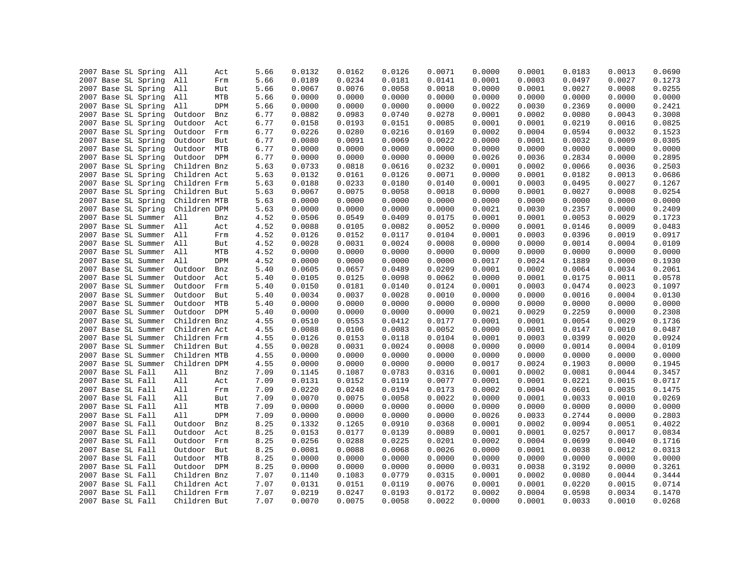```
2007 Base SL Spring  All      Act     5.66    0.0132    0.0162    0.0126    0.0071    0.0000    0.0001    0.0183    0.0013    0.0690
2007 Base SL Spring  All      Frm     5.66    0.0189    0.0234    0.0181    0.0141    0.0001    0.0003    0.0497    0.0027    0.1273
2007 Base SL Spring  All      But     5.66    0.0067    0.0076    0.0058    0.0018    0.0000    0.0001    0.0027    0.0008    0.0255
2007 Base SL Spring  All      MTB     5.66    0.0000    0.0000    0.0000    0.0000    0.0000    0.0000    0.0000    0.0000    0.0000
2007 Base SL Spring  All      DPM     5.66    0.0000    0.0000    0.0000    0.0000    0.0022    0.0030    0.2369    0.0000    0.2421
2007 Base SL Spring  Outdoor  Bnz     6.77    0.0882    0.0983    0.0740    0.0278    0.0001    0.0002    0.0080    0.0043    0.3008
2007 Base SL Spring  Outdoor  Act     6.77    0.0158    0.0193    0.0151    0.0085    0.0001    0.0001    0.0219    0.0016    0.0825
2007 Base SL Spring  Outdoor  Frm     6.77    0.0226    0.0280    0.0216    0.0169    0.0002    0.0004    0.0594    0.0032    0.1523
2007 Base SL Spring  Outdoor  But     6.77    0.0080    0.0091    0.0069    0.0022    0.0000    0.0001    0.0032    0.0009    0.0305
2007 Base SL Spring  Outdoor  MTB     6.77    0.0000    0.0000    0.0000    0.0000    0.0000    0.0000    0.0000    0.0000    0.0000
2007 Base SL Spring  Outdoor  DPM     6.77    0.0000    0.0000    0.0000    0.0000    0.0026    0.0036    0.2834    0.0000    0.2895
2007 Base SL Spring  Children Bnz     5.63    0.0733    0.0818    0.0616    0.0232    0.0001    0.0002    0.0066    0.0036    0.2503
2007 Base SL Spring  Children Act     5.63    0.0132    0.0161    0.0126    0.0071    0.0000    0.0001    0.0182    0.0013    0.0686
2007 Base SL Spring  Children Frm     5.63    0.0188    0.0233    0.0180    0.0140    0.0001    0.0003    0.0495    0.0027    0.1267
2007 Base SL Spring  Children But     5.63    0.0067    0.0075    0.0058    0.0018    0.0000    0.0001    0.0027    0.0008    0.0254
2007 Base SL Spring  Children MTB     5.63    0.0000    0.0000    0.0000    0.0000    0.0000    0.0000    0.0000    0.0000    0.0000
2007 Base SL Spring  Children DPM     5.63    0.0000    0.0000    0.0000    0.0000    0.0021    0.0030    0.2357    0.0000    0.2409
2007 Base SL Summer  All      Bnz     4.52    0.0506    0.0549    0.0409    0.0175    0.0001    0.0001    0.0053    0.0029    0.1723
2007 Base SL Summer  All      Act     4.52    0.0088    0.0105    0.0082    0.0052    0.0000    0.0001    0.0146    0.0009    0.0483
2007 Base SL Summer  All      Frm     4.52    0.0126    0.0152    0.0117    0.0104    0.0001    0.0003    0.0396    0.0019    0.0917
2007 Base SL Summer  All      But     4.52    0.0028    0.0031    0.0024    0.0008    0.0000    0.0000    0.0014    0.0004    0.0109
2007 Base SL Summer  All      MTB     4.52    0.0000    0.0000    0.0000    0.0000    0.0000    0.0000    0.0000    0.0000    0.0000
2007 Base SL Summer  All      DPM     4.52    0.0000    0.0000    0.0000    0.0000    0.0017    0.0024    0.1889    0.0000    0.1930
2007 Base SL Summer  Outdoor  Bnz     5.40    0.0605    0.0657    0.0489    0.0209    0.0001    0.0002    0.0064    0.0034    0.2061
2007 Base SL Summer  Outdoor  Act     5.40    0.0105    0.0125    0.0098    0.0062    0.0000    0.0001    0.0175    0.0011    0.0578
2007 Base SL Summer  Outdoor  Frm     5.40    0.0150    0.0181    0.0140    0.0124    0.0001    0.0003    0.0474    0.0023    0.1097
2007 Base SL Summer  Outdoor  But     5.40    0.0034    0.0037    0.0028    0.0010    0.0000    0.0000    0.0016    0.0004    0.0130
2007 Base SL Summer  Outdoor  MTB     5.40    0.0000    0.0000    0.0000    0.0000    0.0000    0.0000    0.0000    0.0000    0.0000
2007 Base SL Summer  Outdoor  DPM     5.40    0.0000    0.0000    0.0000    0.0000    0.0021    0.0029    0.2259    0.0000    0.2308
2007 Base SL Summer  Children Bnz     4.55    0.0510    0.0553    0.0412    0.0177    0.0001    0.0001    0.0054    0.0029    0.1736
2007 Base SL Summer  Children Act     4.55    0.0088    0.0106    0.0083    0.0052    0.0000    0.0001    0.0147    0.0010    0.0487
2007 Base SL Summer  Children Frm     4.55    0.0126    0.0153    0.0118    0.0104    0.0001    0.0003    0.0399    0.0020    0.0924
2007 Base SL Summer  Children But     4.55    0.0028    0.0031    0.0024    0.0008    0.0000    0.0000    0.0014    0.0004    0.0109
2007 Base SL Summer  Children MTB     4.55    0.0000    0.0000    0.0000    0.0000    0.0000    0.0000    0.0000    0.0000    0.0000
2007 Base SL Summer  Children DPM     4.55    0.0000    0.0000    0.0000    0.0000    0.0017    0.0024    0.1903    0.0000    0.1945
2007 Base SL Fall    All      Bnz     7.09    0.1145    0.1087    0.0783    0.0316    0.0001    0.0002    0.0081    0.0044    0.3457
2007 Base SL Fall    All      Act     7.09    0.0131    0.0152    0.0119    0.0077    0.0001    0.0001    0.0221    0.0015    0.0717
2007 Base SL Fall    All      Frm     7.09    0.0220    0.0248    0.0194    0.0173    0.0002    0.0004    0.0601    0.0035    0.1475
2007 Base SL Fall    All      But     7.09    0.0070    0.0075    0.0058    0.0022    0.0000    0.0001    0.0033    0.0010    0.0269
2007 Base SL Fall    All      MTB     7.09    0.0000    0.0000    0.0000    0.0000    0.0000    0.0000    0.0000    0.0000    0.0000
2007 Base SL Fall    All      DPM     7.09    0.0000    0.0000    0.0000    0.0000    0.0026    0.0033    0.2744    0.0000    0.2803
2007 Base SL Fall    Outdoor  Bnz     8.25    0.1332    0.1265    0.0910    0.0368    0.0001    0.0002    0.0094    0.0051    0.4022
2007 Base SL Fall    Outdoor  Act     8.25    0.0153    0.0177    0.0139    0.0089    0.0001    0.0001    0.0257    0.0017    0.0834
2007 Base SL Fall    Outdoor  Frm     8.25    0.0256    0.0288    0.0225    0.0201    0.0002    0.0004    0.0699    0.0040    0.1716
2007 Base SL Fall    Outdoor  But     8.25    0.0081    0.0088    0.0068    0.0026    0.0000    0.0001    0.0038    0.0012    0.0313
2007 Base SL Fall    Outdoor  MTB     8.25    0.0000    0.0000    0.0000    0.0000    0.0000    0.0000    0.0000    0.0000    0.0000
2007 Base SL Fall    Outdoor  DPM     8.25    0.0000    0.0000    0.0000    0.0000    0.0031    0.0038    0.3192    0.0000    0.3261
2007 Base SL Fall    Children Bnz     7.07    0.1140    0.1083    0.0779    0.0315    0.0001    0.0002    0.0080    0.0044    0.3444
2007 Base SL Fall    Children Act     7.07    0.0131    0.0151    0.0119    0.0076    0.0001    0.0001    0.0220    0.0015    0.0714
2007 Base SL Fall    Children Frm     7.07    0.0219    0.0247    0.0193    0.0172    0.0002    0.0004    0.0598    0.0034    0.1470
2007 Base SL Fall    Children But     7.07    0.0070    0.0075    0.0058    0.0022    0.0000    0.0001    0.0033    0.0010    0.0268
```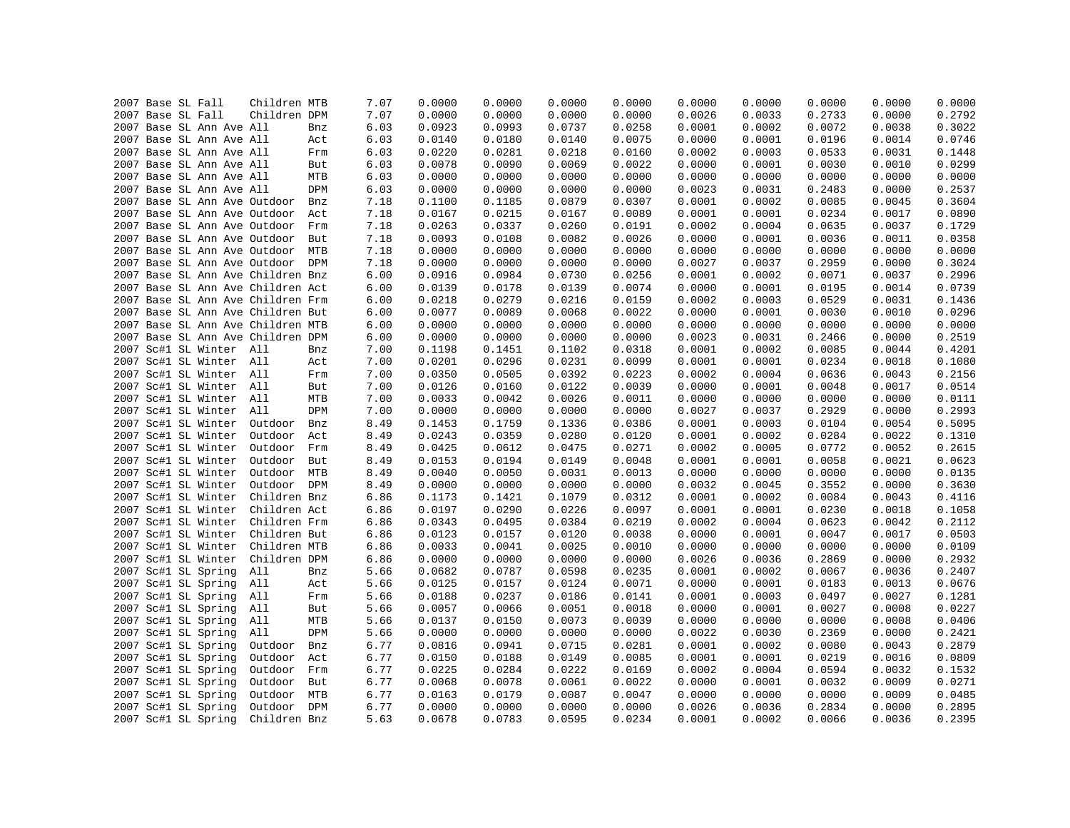| | | | | | | | | | | | | | | | | |
|---|---|---|---|---|---|---|---|---|---|---|---|---|---|---|---|---|
| 2007 | Base | SL | Fall | Children | MTB | 7.07 | 0.0000 | 0.0000 | 0.0000 | 0.0000 | 0.0000 | 0.0000 | 0.0000 | 0.0000 | 0.0000 |
| 2007 | Base | SL | Fall | Children | DPM | 7.07 | 0.0000 | 0.0000 | 0.0000 | 0.0000 | 0.0026 | 0.0033 | 0.2733 | 0.0000 | 0.2792 |
| 2007 | Base | SL | Ann Ave | All | Bnz | 6.03 | 0.0923 | 0.0993 | 0.0737 | 0.0258 | 0.0001 | 0.0002 | 0.0072 | 0.0038 | 0.3022 |
| 2007 | Base | SL | Ann Ave | All | Act | 6.03 | 0.0140 | 0.0180 | 0.0140 | 0.0075 | 0.0000 | 0.0001 | 0.0196 | 0.0014 | 0.0746 |
| 2007 | Base | SL | Ann Ave | All | Frm | 6.03 | 0.0220 | 0.0281 | 0.0218 | 0.0160 | 0.0002 | 0.0003 | 0.0533 | 0.0031 | 0.1448 |
| 2007 | Base | SL | Ann Ave | All | But | 6.03 | 0.0078 | 0.0090 | 0.0069 | 0.0022 | 0.0000 | 0.0001 | 0.0030 | 0.0010 | 0.0299 |
| 2007 | Base | SL | Ann Ave | All | MTB | 6.03 | 0.0000 | 0.0000 | 0.0000 | 0.0000 | 0.0000 | 0.0000 | 0.0000 | 0.0000 | 0.0000 |
| 2007 | Base | SL | Ann Ave | All | DPM | 6.03 | 0.0000 | 0.0000 | 0.0000 | 0.0000 | 0.0023 | 0.0031 | 0.2483 | 0.0000 | 0.2537 |
| 2007 | Base | SL | Ann Ave | Outdoor | Bnz | 7.18 | 0.1100 | 0.1185 | 0.0879 | 0.0307 | 0.0001 | 0.0002 | 0.0085 | 0.0045 | 0.3604 |
| 2007 | Base | SL | Ann Ave | Outdoor | Act | 7.18 | 0.0167 | 0.0215 | 0.0167 | 0.0089 | 0.0001 | 0.0001 | 0.0234 | 0.0017 | 0.0890 |
| 2007 | Base | SL | Ann Ave | Outdoor | Frm | 7.18 | 0.0263 | 0.0337 | 0.0260 | 0.0191 | 0.0002 | 0.0004 | 0.0635 | 0.0037 | 0.1729 |
| 2007 | Base | SL | Ann Ave | Outdoor | But | 7.18 | 0.0093 | 0.0108 | 0.0082 | 0.0026 | 0.0000 | 0.0001 | 0.0036 | 0.0011 | 0.0358 |
| 2007 | Base | SL | Ann Ave | Outdoor | MTB | 7.18 | 0.0000 | 0.0000 | 0.0000 | 0.0000 | 0.0000 | 0.0000 | 0.0000 | 0.0000 | 0.0000 |
| 2007 | Base | SL | Ann Ave | Outdoor | DPM | 7.18 | 0.0000 | 0.0000 | 0.0000 | 0.0000 | 0.0027 | 0.0037 | 0.2959 | 0.0000 | 0.3024 |
| 2007 | Base | SL | Ann Ave | Children | Bnz | 6.00 | 0.0916 | 0.0984 | 0.0730 | 0.0256 | 0.0001 | 0.0002 | 0.0071 | 0.0037 | 0.2996 |
| 2007 | Base | SL | Ann Ave | Children | Act | 6.00 | 0.0139 | 0.0178 | 0.0139 | 0.0074 | 0.0000 | 0.0001 | 0.0195 | 0.0014 | 0.0739 |
| 2007 | Base | SL | Ann Ave | Children | Frm | 6.00 | 0.0218 | 0.0279 | 0.0216 | 0.0159 | 0.0002 | 0.0003 | 0.0529 | 0.0031 | 0.1436 |
| 2007 | Base | SL | Ann Ave | Children | But | 6.00 | 0.0077 | 0.0089 | 0.0068 | 0.0022 | 0.0000 | 0.0001 | 0.0030 | 0.0010 | 0.0296 |
| 2007 | Base | SL | Ann Ave | Children | MTB | 6.00 | 0.0000 | 0.0000 | 0.0000 | 0.0000 | 0.0000 | 0.0000 | 0.0000 | 0.0000 | 0.0000 |
| 2007 | Base | SL | Ann Ave | Children | DPM | 6.00 | 0.0000 | 0.0000 | 0.0000 | 0.0000 | 0.0023 | 0.0031 | 0.2466 | 0.0000 | 0.2519 |
| 2007 | Sc#1 | SL | Winter | All | Bnz | 7.00 | 0.1198 | 0.1451 | 0.1102 | 0.0318 | 0.0001 | 0.0002 | 0.0085 | 0.0044 | 0.4201 |
| 2007 | Sc#1 | SL | Winter | All | Act | 7.00 | 0.0201 | 0.0296 | 0.0231 | 0.0099 | 0.0001 | 0.0001 | 0.0234 | 0.0018 | 0.1080 |
| 2007 | Sc#1 | SL | Winter | All | Frm | 7.00 | 0.0350 | 0.0505 | 0.0392 | 0.0223 | 0.0002 | 0.0004 | 0.0636 | 0.0043 | 0.2156 |
| 2007 | Sc#1 | SL | Winter | All | But | 7.00 | 0.0126 | 0.0160 | 0.0122 | 0.0039 | 0.0000 | 0.0001 | 0.0048 | 0.0017 | 0.0514 |
| 2007 | Sc#1 | SL | Winter | All | MTB | 7.00 | 0.0033 | 0.0042 | 0.0026 | 0.0011 | 0.0000 | 0.0000 | 0.0000 | 0.0000 | 0.0111 |
| 2007 | Sc#1 | SL | Winter | All | DPM | 7.00 | 0.0000 | 0.0000 | 0.0000 | 0.0000 | 0.0027 | 0.0037 | 0.2929 | 0.0000 | 0.2993 |
| 2007 | Sc#1 | SL | Winter | Outdoor | Bnz | 8.49 | 0.1453 | 0.1759 | 0.1336 | 0.0386 | 0.0001 | 0.0003 | 0.0104 | 0.0054 | 0.5095 |
| 2007 | Sc#1 | SL | Winter | Outdoor | Act | 8.49 | 0.0243 | 0.0359 | 0.0280 | 0.0120 | 0.0001 | 0.0002 | 0.0284 | 0.0022 | 0.1310 |
| 2007 | Sc#1 | SL | Winter | Outdoor | Frm | 8.49 | 0.0425 | 0.0612 | 0.0475 | 0.0271 | 0.0002 | 0.0005 | 0.0772 | 0.0052 | 0.2615 |
| 2007 | Sc#1 | SL | Winter | Outdoor | But | 8.49 | 0.0153 | 0.0194 | 0.0149 | 0.0048 | 0.0001 | 0.0001 | 0.0058 | 0.0021 | 0.0623 |
| 2007 | Sc#1 | SL | Winter | Outdoor | MTB | 8.49 | 0.0040 | 0.0050 | 0.0031 | 0.0013 | 0.0000 | 0.0000 | 0.0000 | 0.0000 | 0.0135 |
| 2007 | Sc#1 | SL | Winter | Outdoor | DPM | 8.49 | 0.0000 | 0.0000 | 0.0000 | 0.0000 | 0.0032 | 0.0045 | 0.3552 | 0.0000 | 0.3630 |
| 2007 | Sc#1 | SL | Winter | Children | Bnz | 6.86 | 0.1173 | 0.1421 | 0.1079 | 0.0312 | 0.0001 | 0.0002 | 0.0084 | 0.0043 | 0.4116 |
| 2007 | Sc#1 | SL | Winter | Children | Act | 6.86 | 0.0197 | 0.0290 | 0.0226 | 0.0097 | 0.0001 | 0.0001 | 0.0230 | 0.0018 | 0.1058 |
| 2007 | Sc#1 | SL | Winter | Children | Frm | 6.86 | 0.0343 | 0.0495 | 0.0384 | 0.0219 | 0.0002 | 0.0004 | 0.0623 | 0.0042 | 0.2112 |
| 2007 | Sc#1 | SL | Winter | Children | But | 6.86 | 0.0123 | 0.0157 | 0.0120 | 0.0038 | 0.0000 | 0.0001 | 0.0047 | 0.0017 | 0.0503 |
| 2007 | Sc#1 | SL | Winter | Children | MTB | 6.86 | 0.0033 | 0.0041 | 0.0025 | 0.0010 | 0.0000 | 0.0000 | 0.0000 | 0.0000 | 0.0109 |
| 2007 | Sc#1 | SL | Winter | Children | DPM | 6.86 | 0.0000 | 0.0000 | 0.0000 | 0.0000 | 0.0026 | 0.0036 | 0.2869 | 0.0000 | 0.2932 |
| 2007 | Sc#1 | SL | Spring | All | Bnz | 5.66 | 0.0682 | 0.0787 | 0.0598 | 0.0235 | 0.0001 | 0.0002 | 0.0067 | 0.0036 | 0.2407 |
| 2007 | Sc#1 | SL | Spring | All | Act | 5.66 | 0.0125 | 0.0157 | 0.0124 | 0.0071 | 0.0000 | 0.0001 | 0.0183 | 0.0013 | 0.0676 |
| 2007 | Sc#1 | SL | Spring | All | Frm | 5.66 | 0.0188 | 0.0237 | 0.0186 | 0.0141 | 0.0001 | 0.0003 | 0.0497 | 0.0027 | 0.1281 |
| 2007 | Sc#1 | SL | Spring | All | But | 5.66 | 0.0057 | 0.0066 | 0.0051 | 0.0018 | 0.0000 | 0.0001 | 0.0027 | 0.0008 | 0.0227 |
| 2007 | Sc#1 | SL | Spring | All | MTB | 5.66 | 0.0137 | 0.0150 | 0.0073 | 0.0039 | 0.0000 | 0.0000 | 0.0000 | 0.0008 | 0.0406 |
| 2007 | Sc#1 | SL | Spring | All | DPM | 5.66 | 0.0000 | 0.0000 | 0.0000 | 0.0000 | 0.0022 | 0.0030 | 0.2369 | 0.0000 | 0.2421 |
| 2007 | Sc#1 | SL | Spring | Outdoor | Bnz | 6.77 | 0.0816 | 0.0941 | 0.0715 | 0.0281 | 0.0001 | 0.0002 | 0.0080 | 0.0043 | 0.2879 |
| 2007 | Sc#1 | SL | Spring | Outdoor | Act | 6.77 | 0.0150 | 0.0188 | 0.0149 | 0.0085 | 0.0001 | 0.0001 | 0.0219 | 0.0016 | 0.0809 |
| 2007 | Sc#1 | SL | Spring | Outdoor | Frm | 6.77 | 0.0225 | 0.0284 | 0.0222 | 0.0169 | 0.0002 | 0.0004 | 0.0594 | 0.0032 | 0.1532 |
| 2007 | Sc#1 | SL | Spring | Outdoor | But | 6.77 | 0.0068 | 0.0078 | 0.0061 | 0.0022 | 0.0000 | 0.0001 | 0.0032 | 0.0009 | 0.0271 |
| 2007 | Sc#1 | SL | Spring | Outdoor | MTB | 6.77 | 0.0163 | 0.0179 | 0.0087 | 0.0047 | 0.0000 | 0.0000 | 0.0000 | 0.0009 | 0.0485 |
| 2007 | Sc#1 | SL | Spring | Outdoor | DPM | 6.77 | 0.0000 | 0.0000 | 0.0000 | 0.0000 | 0.0026 | 0.0036 | 0.2834 | 0.0000 | 0.2895 |
| 2007 | Sc#1 | SL | Spring | Children | Bnz | 5.63 | 0.0678 | 0.0783 | 0.0595 | 0.0234 | 0.0001 | 0.0002 | 0.0066 | 0.0036 | 0.2395 |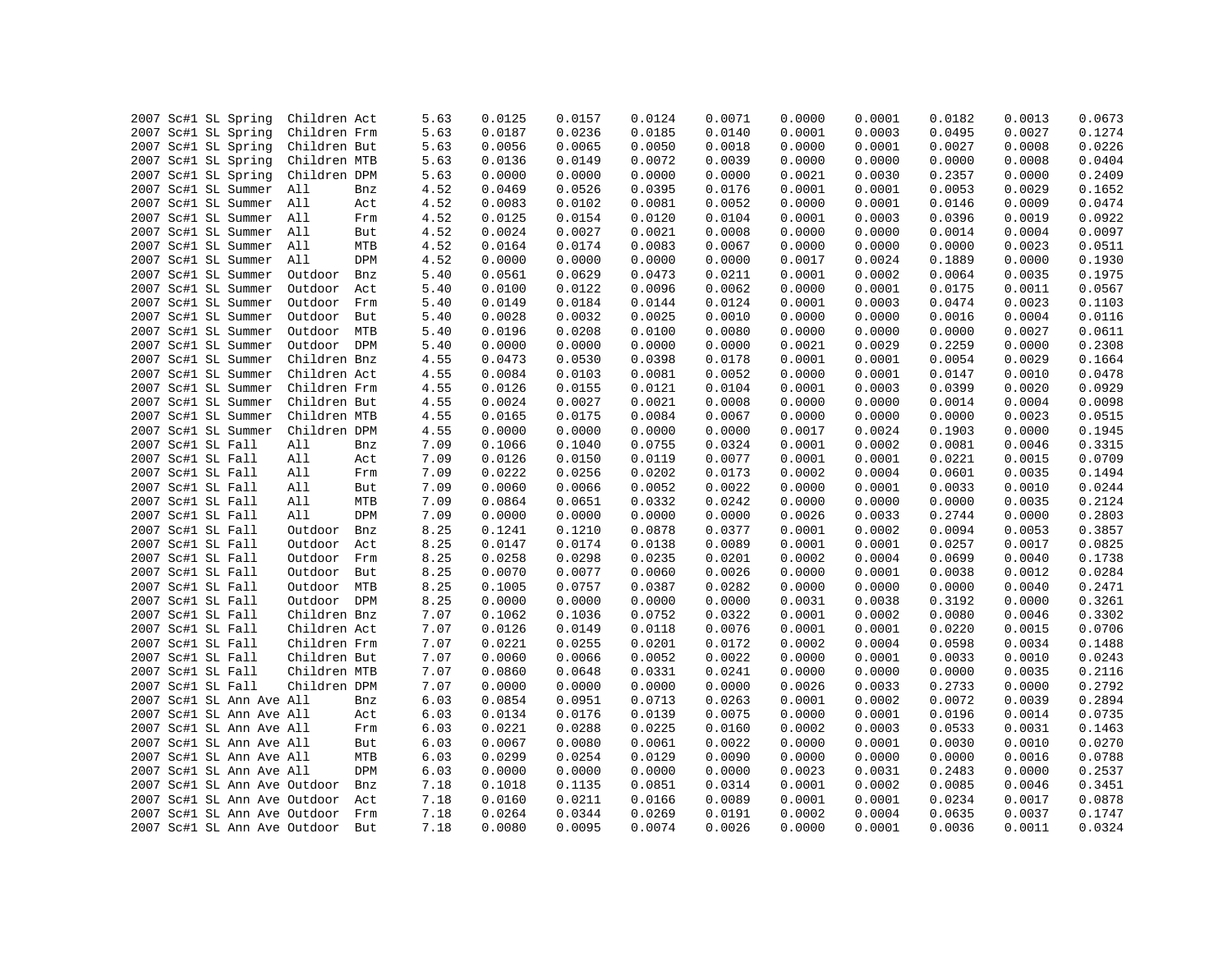```
2007 Sc#1 SL Spring  Children Act      5.63    0.0125    0.0157    0.0124    0.0071    0.0000    0.0001    0.0182    0.0013    0.0673
2007 Sc#1 SL Spring  Children Frm      5.63    0.0187    0.0236    0.0185    0.0140    0.0001    0.0003    0.0495    0.0027    0.1274
2007 Sc#1 SL Spring  Children But      5.63    0.0056    0.0065    0.0050    0.0018    0.0000    0.0001    0.0027    0.0008    0.0226
2007 Sc#1 SL Spring  Children MTB      5.63    0.0136    0.0149    0.0072    0.0039    0.0000    0.0000    0.0000    0.0008    0.0404
2007 Sc#1 SL Spring  Children DPM      5.63    0.0000    0.0000    0.0000    0.0000    0.0021    0.0030    0.2357    0.0000    0.2409
2007 Sc#1 SL Summer  All      Bnz      4.52    0.0469    0.0526    0.0395    0.0176    0.0001    0.0001    0.0053    0.0029    0.1652
2007 Sc#1 SL Summer  All      Act      4.52    0.0083    0.0102    0.0081    0.0052    0.0000    0.0001    0.0146    0.0009    0.0474
2007 Sc#1 SL Summer  All      Frm      4.52    0.0125    0.0154    0.0120    0.0104    0.0001    0.0003    0.0396    0.0019    0.0922
2007 Sc#1 SL Summer  All      But      4.52    0.0024    0.0027    0.0021    0.0008    0.0000    0.0000    0.0014    0.0004    0.0097
2007 Sc#1 SL Summer  All      MTB      4.52    0.0164    0.0174    0.0083    0.0067    0.0000    0.0000    0.0000    0.0023    0.0511
2007 Sc#1 SL Summer  All      DPM      4.52    0.0000    0.0000    0.0000    0.0000    0.0017    0.0024    0.1889    0.0000    0.1930
2007 Sc#1 SL Summer  Outdoor  Bnz      5.40    0.0561    0.0629    0.0473    0.0211    0.0001    0.0002    0.0064    0.0035    0.1975
2007 Sc#1 SL Summer  Outdoor  Act      5.40    0.0100    0.0122    0.0096    0.0062    0.0000    0.0001    0.0175    0.0011    0.0567
2007 Sc#1 SL Summer  Outdoor  Frm      5.40    0.0149    0.0184    0.0144    0.0124    0.0001    0.0003    0.0474    0.0023    0.1103
2007 Sc#1 SL Summer  Outdoor  But      5.40    0.0028    0.0032    0.0025    0.0010    0.0000    0.0000    0.0016    0.0004    0.0116
2007 Sc#1 SL Summer  Outdoor  MTB      5.40    0.0196    0.0208    0.0100    0.0080    0.0000    0.0000    0.0000    0.0027    0.0611
2007 Sc#1 SL Summer  Outdoor  DPM      5.40    0.0000    0.0000    0.0000    0.0000    0.0021    0.0029    0.2259    0.0000    0.2308
2007 Sc#1 SL Summer  Children Bnz      4.55    0.0473    0.0530    0.0398    0.0178    0.0001    0.0001    0.0054    0.0029    0.1664
2007 Sc#1 SL Summer  Children Act      4.55    0.0084    0.0103    0.0081    0.0052    0.0000    0.0001    0.0147    0.0010    0.0478
2007 Sc#1 SL Summer  Children Frm      4.55    0.0126    0.0155    0.0121    0.0104    0.0001    0.0003    0.0399    0.0020    0.0929
2007 Sc#1 SL Summer  Children But      4.55    0.0024    0.0027    0.0021    0.0008    0.0000    0.0000    0.0014    0.0004    0.0098
2007 Sc#1 SL Summer  Children MTB      4.55    0.0165    0.0175    0.0084    0.0067    0.0000    0.0000    0.0000    0.0023    0.0515
2007 Sc#1 SL Summer  Children DPM      4.55    0.0000    0.0000    0.0000    0.0000    0.0017    0.0024    0.1903    0.0000    0.1945
2007 Sc#1 SL Fall    All      Bnz      7.09    0.1066    0.1040    0.0755    0.0324    0.0001    0.0002    0.0081    0.0046    0.3315
2007 Sc#1 SL Fall    All      Act      7.09    0.0126    0.0150    0.0119    0.0077    0.0001    0.0001    0.0221    0.0015    0.0709
2007 Sc#1 SL Fall    All      Frm      7.09    0.0222    0.0256    0.0202    0.0173    0.0002    0.0004    0.0601    0.0035    0.1494
2007 Sc#1 SL Fall    All      But      7.09    0.0060    0.0066    0.0052    0.0022    0.0000    0.0001    0.0033    0.0010    0.0244
2007 Sc#1 SL Fall    All      MTB      7.09    0.0864    0.0651    0.0332    0.0242    0.0000    0.0000    0.0000    0.0035    0.2124
2007 Sc#1 SL Fall    All      DPM      7.09    0.0000    0.0000    0.0000    0.0000    0.0026    0.0033    0.2744    0.0000    0.2803
2007 Sc#1 SL Fall    Outdoor  Bnz      8.25    0.1241    0.1210    0.0878    0.0377    0.0001    0.0002    0.0094    0.0053    0.3857
2007 Sc#1 SL Fall    Outdoor  Act      8.25    0.0147    0.0174    0.0138    0.0089    0.0001    0.0001    0.0257    0.0017    0.0825
2007 Sc#1 SL Fall    Outdoor  Frm      8.25    0.0258    0.0298    0.0235    0.0201    0.0002    0.0004    0.0699    0.0040    0.1738
2007 Sc#1 SL Fall    Outdoor  But      8.25    0.0070    0.0077    0.0060    0.0026    0.0000    0.0001    0.0038    0.0012    0.0284
2007 Sc#1 SL Fall    Outdoor  MTB      8.25    0.1005    0.0757    0.0387    0.0282    0.0000    0.0000    0.0000    0.0040    0.2471
2007 Sc#1 SL Fall    Outdoor  DPM      8.25    0.0000    0.0000    0.0000    0.0000    0.0031    0.0038    0.3192    0.0000    0.3261
2007 Sc#1 SL Fall    Children Bnz      7.07    0.1062    0.1036    0.0752    0.0322    0.0001    0.0002    0.0080    0.0046    0.3302
2007 Sc#1 SL Fall    Children Act      7.07    0.0126    0.0149    0.0118    0.0076    0.0001    0.0001    0.0220    0.0015    0.0706
2007 Sc#1 SL Fall    Children Frm      7.07    0.0221    0.0255    0.0201    0.0172    0.0002    0.0004    0.0598    0.0034    0.1488
2007 Sc#1 SL Fall    Children But      7.07    0.0060    0.0066    0.0052    0.0022    0.0000    0.0001    0.0033    0.0010    0.0243
2007 Sc#1 SL Fall    Children MTB      7.07    0.0860    0.0648    0.0331    0.0241    0.0000    0.0000    0.0000    0.0035    0.2116
2007 Sc#1 SL Fall    Children DPM      7.07    0.0000    0.0000    0.0000    0.0000    0.0026    0.0033    0.2733    0.0000    0.2792
2007 Sc#1 SL Ann Ave All      Bnz      6.03    0.0854    0.0951    0.0713    0.0263    0.0001    0.0002    0.0072    0.0039    0.2894
2007 Sc#1 SL Ann Ave All      Act      6.03    0.0134    0.0176    0.0139    0.0075    0.0000    0.0001    0.0196    0.0014    0.0735
2007 Sc#1 SL Ann Ave All      Frm      6.03    0.0221    0.0288    0.0225    0.0160    0.0002    0.0003    0.0533    0.0031    0.1463
2007 Sc#1 SL Ann Ave All      But      6.03    0.0067    0.0080    0.0061    0.0022    0.0000    0.0001    0.0030    0.0010    0.0270
2007 Sc#1 SL Ann Ave All      MTB      6.03    0.0299    0.0254    0.0129    0.0090    0.0000    0.0000    0.0000    0.0016    0.0788
2007 Sc#1 SL Ann Ave All      DPM      6.03    0.0000    0.0000    0.0000    0.0000    0.0023    0.0031    0.2483    0.0000    0.2537
2007 Sc#1 SL Ann Ave Outdoor  Bnz      7.18    0.1018    0.1135    0.0851    0.0314    0.0001    0.0002    0.0085    0.0046    0.3451
2007 Sc#1 SL Ann Ave Outdoor  Act      7.18    0.0160    0.0211    0.0166    0.0089    0.0001    0.0001    0.0234    0.0017    0.0878
2007 Sc#1 SL Ann Ave Outdoor  Frm      7.18    0.0264    0.0344    0.0269    0.0191    0.0002    0.0004    0.0635    0.0037    0.1747
2007 Sc#1 SL Ann Ave Outdoor  But      7.18    0.0080    0.0095    0.0074    0.0026    0.0000    0.0001    0.0036    0.0011    0.0324
```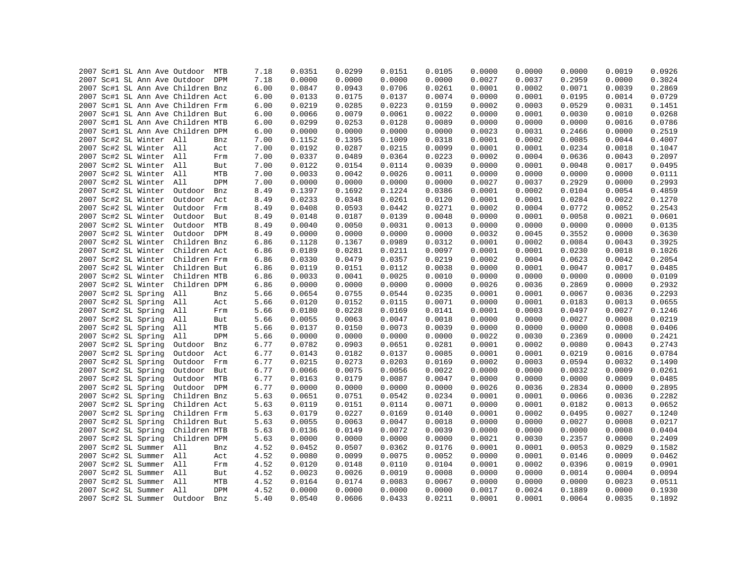| | | | | | | | | | | | | | | | | |
|---|---|---|---|---|---|---|---|---|---|---|---|---|---|---|---|---|
| 2007 | Sc#1 | SL | Ann Ave | Outdoor | MTB | 7.18 | 0.0351 | 0.0299 | 0.0151 | 0.0105 | 0.0000 | 0.0000 | 0.0000 | 0.0019 | 0.0926 |
| 2007 | Sc#1 | SL | Ann Ave | Outdoor | DPM | 7.18 | 0.0000 | 0.0000 | 0.0000 | 0.0000 | 0.0027 | 0.0037 | 0.2959 | 0.0000 | 0.3024 |
| 2007 | Sc#1 | SL | Ann Ave | Children | Bnz | 6.00 | 0.0847 | 0.0943 | 0.0706 | 0.0261 | 0.0001 | 0.0002 | 0.0071 | 0.0039 | 0.2869 |
| 2007 | Sc#1 | SL | Ann Ave | Children | Act | 6.00 | 0.0133 | 0.0175 | 0.0137 | 0.0074 | 0.0000 | 0.0001 | 0.0195 | 0.0014 | 0.0729 |
| 2007 | Sc#1 | SL | Ann Ave | Children | Frm | 6.00 | 0.0219 | 0.0285 | 0.0223 | 0.0159 | 0.0002 | 0.0003 | 0.0529 | 0.0031 | 0.1451 |
| 2007 | Sc#1 | SL | Ann Ave | Children | But | 6.00 | 0.0066 | 0.0079 | 0.0061 | 0.0022 | 0.0000 | 0.0001 | 0.0030 | 0.0010 | 0.0268 |
| 2007 | Sc#1 | SL | Ann Ave | Children | MTB | 6.00 | 0.0299 | 0.0253 | 0.0128 | 0.0089 | 0.0000 | 0.0000 | 0.0000 | 0.0016 | 0.0786 |
| 2007 | Sc#1 | SL | Ann Ave | Children | DPM | 6.00 | 0.0000 | 0.0000 | 0.0000 | 0.0000 | 0.0023 | 0.0031 | 0.2466 | 0.0000 | 0.2519 |
| 2007 | Sc#2 | SL | Winter | All | Bnz | 7.00 | 0.1152 | 0.1395 | 0.1009 | 0.0318 | 0.0001 | 0.0002 | 0.0085 | 0.0044 | 0.4007 |
| 2007 | Sc#2 | SL | Winter | All | Act | 7.00 | 0.0192 | 0.0287 | 0.0215 | 0.0099 | 0.0001 | 0.0001 | 0.0234 | 0.0018 | 0.1047 |
| 2007 | Sc#2 | SL | Winter | All | Frm | 7.00 | 0.0337 | 0.0489 | 0.0364 | 0.0223 | 0.0002 | 0.0004 | 0.0636 | 0.0043 | 0.2097 |
| 2007 | Sc#2 | SL | Winter | All | But | 7.00 | 0.0122 | 0.0154 | 0.0114 | 0.0039 | 0.0000 | 0.0001 | 0.0048 | 0.0017 | 0.0495 |
| 2007 | Sc#2 | SL | Winter | All | MTB | 7.00 | 0.0033 | 0.0042 | 0.0026 | 0.0011 | 0.0000 | 0.0000 | 0.0000 | 0.0000 | 0.0111 |
| 2007 | Sc#2 | SL | Winter | All | DPM | 7.00 | 0.0000 | 0.0000 | 0.0000 | 0.0000 | 0.0027 | 0.0037 | 0.2929 | 0.0000 | 0.2993 |
| 2007 | Sc#2 | SL | Winter | Outdoor | Bnz | 8.49 | 0.1397 | 0.1692 | 0.1224 | 0.0386 | 0.0001 | 0.0002 | 0.0104 | 0.0054 | 0.4859 |
| 2007 | Sc#2 | SL | Winter | Outdoor | Act | 8.49 | 0.0233 | 0.0348 | 0.0261 | 0.0120 | 0.0001 | 0.0001 | 0.0284 | 0.0022 | 0.1270 |
| 2007 | Sc#2 | SL | Winter | Outdoor | Frm | 8.49 | 0.0408 | 0.0593 | 0.0442 | 0.0271 | 0.0002 | 0.0004 | 0.0772 | 0.0052 | 0.2543 |
| 2007 | Sc#2 | SL | Winter | Outdoor | But | 8.49 | 0.0148 | 0.0187 | 0.0139 | 0.0048 | 0.0000 | 0.0001 | 0.0058 | 0.0021 | 0.0601 |
| 2007 | Sc#2 | SL | Winter | Outdoor | MTB | 8.49 | 0.0040 | 0.0050 | 0.0031 | 0.0013 | 0.0000 | 0.0000 | 0.0000 | 0.0000 | 0.0135 |
| 2007 | Sc#2 | SL | Winter | Outdoor | DPM | 8.49 | 0.0000 | 0.0000 | 0.0000 | 0.0000 | 0.0032 | 0.0045 | 0.3552 | 0.0000 | 0.3630 |
| 2007 | Sc#2 | SL | Winter | Children | Bnz | 6.86 | 0.1128 | 0.1367 | 0.0989 | 0.0312 | 0.0001 | 0.0002 | 0.0084 | 0.0043 | 0.3925 |
| 2007 | Sc#2 | SL | Winter | Children | Act | 6.86 | 0.0189 | 0.0281 | 0.0211 | 0.0097 | 0.0001 | 0.0001 | 0.0230 | 0.0018 | 0.1026 |
| 2007 | Sc#2 | SL | Winter | Children | Frm | 6.86 | 0.0330 | 0.0479 | 0.0357 | 0.0219 | 0.0002 | 0.0004 | 0.0623 | 0.0042 | 0.2054 |
| 2007 | Sc#2 | SL | Winter | Children | But | 6.86 | 0.0119 | 0.0151 | 0.0112 | 0.0038 | 0.0000 | 0.0001 | 0.0047 | 0.0017 | 0.0485 |
| 2007 | Sc#2 | SL | Winter | Children | MTB | 6.86 | 0.0033 | 0.0041 | 0.0025 | 0.0010 | 0.0000 | 0.0000 | 0.0000 | 0.0000 | 0.0109 |
| 2007 | Sc#2 | SL | Winter | Children | DPM | 6.86 | 0.0000 | 0.0000 | 0.0000 | 0.0000 | 0.0026 | 0.0036 | 0.2869 | 0.0000 | 0.2932 |
| 2007 | Sc#2 | SL | Spring | All | Bnz | 5.66 | 0.0654 | 0.0755 | 0.0544 | 0.0235 | 0.0001 | 0.0001 | 0.0067 | 0.0036 | 0.2293 |
| 2007 | Sc#2 | SL | Spring | All | Act | 5.66 | 0.0120 | 0.0152 | 0.0115 | 0.0071 | 0.0000 | 0.0001 | 0.0183 | 0.0013 | 0.0655 |
| 2007 | Sc#2 | SL | Spring | All | Frm | 5.66 | 0.0180 | 0.0228 | 0.0169 | 0.0141 | 0.0001 | 0.0003 | 0.0497 | 0.0027 | 0.1246 |
| 2007 | Sc#2 | SL | Spring | All | But | 5.66 | 0.0055 | 0.0063 | 0.0047 | 0.0018 | 0.0000 | 0.0000 | 0.0027 | 0.0008 | 0.0219 |
| 2007 | Sc#2 | SL | Spring | All | MTB | 5.66 | 0.0137 | 0.0150 | 0.0073 | 0.0039 | 0.0000 | 0.0000 | 0.0000 | 0.0008 | 0.0406 |
| 2007 | Sc#2 | SL | Spring | All | DPM | 5.66 | 0.0000 | 0.0000 | 0.0000 | 0.0000 | 0.0022 | 0.0030 | 0.2369 | 0.0000 | 0.2421 |
| 2007 | Sc#2 | SL | Spring | Outdoor | Bnz | 6.77 | 0.0782 | 0.0903 | 0.0651 | 0.0281 | 0.0001 | 0.0002 | 0.0080 | 0.0043 | 0.2743 |
| 2007 | Sc#2 | SL | Spring | Outdoor | Act | 6.77 | 0.0143 | 0.0182 | 0.0137 | 0.0085 | 0.0001 | 0.0001 | 0.0219 | 0.0016 | 0.0784 |
| 2007 | Sc#2 | SL | Spring | Outdoor | Frm | 6.77 | 0.0215 | 0.0273 | 0.0203 | 0.0169 | 0.0002 | 0.0003 | 0.0594 | 0.0032 | 0.1490 |
| 2007 | Sc#2 | SL | Spring | Outdoor | But | 6.77 | 0.0066 | 0.0075 | 0.0056 | 0.0022 | 0.0000 | 0.0000 | 0.0032 | 0.0009 | 0.0261 |
| 2007 | Sc#2 | SL | Spring | Outdoor | MTB | 6.77 | 0.0163 | 0.0179 | 0.0087 | 0.0047 | 0.0000 | 0.0000 | 0.0000 | 0.0009 | 0.0485 |
| 2007 | Sc#2 | SL | Spring | Outdoor | DPM | 6.77 | 0.0000 | 0.0000 | 0.0000 | 0.0000 | 0.0026 | 0.0036 | 0.2834 | 0.0000 | 0.2895 |
| 2007 | Sc#2 | SL | Spring | Children | Bnz | 5.63 | 0.0651 | 0.0751 | 0.0542 | 0.0234 | 0.0001 | 0.0001 | 0.0066 | 0.0036 | 0.2282 |
| 2007 | Sc#2 | SL | Spring | Children | Act | 5.63 | 0.0119 | 0.0151 | 0.0114 | 0.0071 | 0.0000 | 0.0001 | 0.0182 | 0.0013 | 0.0652 |
| 2007 | Sc#2 | SL | Spring | Children | Frm | 5.63 | 0.0179 | 0.0227 | 0.0169 | 0.0140 | 0.0001 | 0.0002 | 0.0495 | 0.0027 | 0.1240 |
| 2007 | Sc#2 | SL | Spring | Children | But | 5.63 | 0.0055 | 0.0063 | 0.0047 | 0.0018 | 0.0000 | 0.0000 | 0.0027 | 0.0008 | 0.0217 |
| 2007 | Sc#2 | SL | Spring | Children | MTB | 5.63 | 0.0136 | 0.0149 | 0.0072 | 0.0039 | 0.0000 | 0.0000 | 0.0000 | 0.0008 | 0.0404 |
| 2007 | Sc#2 | SL | Spring | Children | DPM | 5.63 | 0.0000 | 0.0000 | 0.0000 | 0.0000 | 0.0021 | 0.0030 | 0.2357 | 0.0000 | 0.2409 |
| 2007 | Sc#2 | SL | Summer | All | Bnz | 4.52 | 0.0452 | 0.0507 | 0.0362 | 0.0176 | 0.0001 | 0.0001 | 0.0053 | 0.0029 | 0.1582 |
| 2007 | Sc#2 | SL | Summer | All | Act | 4.52 | 0.0080 | 0.0099 | 0.0075 | 0.0052 | 0.0000 | 0.0001 | 0.0146 | 0.0009 | 0.0462 |
| 2007 | Sc#2 | SL | Summer | All | Frm | 4.52 | 0.0120 | 0.0148 | 0.0110 | 0.0104 | 0.0001 | 0.0002 | 0.0396 | 0.0019 | 0.0901 |
| 2007 | Sc#2 | SL | Summer | All | But | 4.52 | 0.0023 | 0.0026 | 0.0019 | 0.0008 | 0.0000 | 0.0000 | 0.0014 | 0.0004 | 0.0094 |
| 2007 | Sc#2 | SL | Summer | All | MTB | 4.52 | 0.0164 | 0.0174 | 0.0083 | 0.0067 | 0.0000 | 0.0000 | 0.0000 | 0.0023 | 0.0511 |
| 2007 | Sc#2 | SL | Summer | All | DPM | 4.52 | 0.0000 | 0.0000 | 0.0000 | 0.0000 | 0.0017 | 0.0024 | 0.1889 | 0.0000 | 0.1930 |
| 2007 | Sc#2 | SL | Summer | Outdoor | Bnz | 5.40 | 0.0540 | 0.0606 | 0.0433 | 0.0211 | 0.0001 | 0.0001 | 0.0064 | 0.0035 | 0.1892 |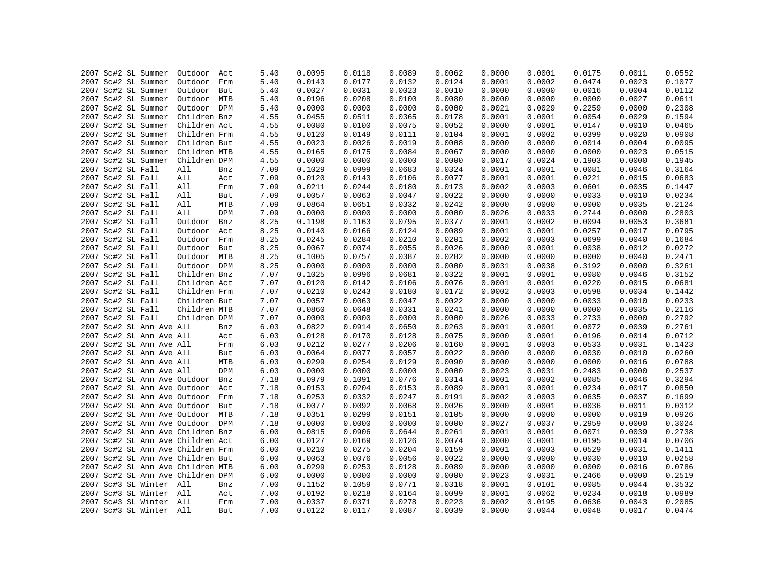| | | | | | | | | | | | | | | | |
|---|---|---|---|---|---|---|---|---|---|---|---|---|---|---|---|
| 2007 | Sc#2 | SL | Summer | Outdoor | Act | 5.40 | 0.0095 | 0.0118 | 0.0089 | 0.0062 | 0.0000 | 0.0001 | 0.0175 | 0.0011 | 0.0552 |
| 2007 | Sc#2 | SL | Summer | Outdoor | Frm | 5.40 | 0.0143 | 0.0177 | 0.0132 | 0.0124 | 0.0001 | 0.0002 | 0.0474 | 0.0023 | 0.1077 |
| 2007 | Sc#2 | SL | Summer | Outdoor | But | 5.40 | 0.0027 | 0.0031 | 0.0023 | 0.0010 | 0.0000 | 0.0000 | 0.0016 | 0.0004 | 0.0112 |
| 2007 | Sc#2 | SL | Summer | Outdoor | MTB | 5.40 | 0.0196 | 0.0208 | 0.0100 | 0.0080 | 0.0000 | 0.0000 | 0.0000 | 0.0027 | 0.0611 |
| 2007 | Sc#2 | SL | Summer | Outdoor | DPM | 5.40 | 0.0000 | 0.0000 | 0.0000 | 0.0000 | 0.0021 | 0.0029 | 0.2259 | 0.0000 | 0.2308 |
| 2007 | Sc#2 | SL | Summer | Children | Bnz | 4.55 | 0.0455 | 0.0511 | 0.0365 | 0.0178 | 0.0001 | 0.0001 | 0.0054 | 0.0029 | 0.1594 |
| 2007 | Sc#2 | SL | Summer | Children | Act | 4.55 | 0.0080 | 0.0100 | 0.0075 | 0.0052 | 0.0000 | 0.0001 | 0.0147 | 0.0010 | 0.0465 |
| 2007 | Sc#2 | SL | Summer | Children | Frm | 4.55 | 0.0120 | 0.0149 | 0.0111 | 0.0104 | 0.0001 | 0.0002 | 0.0399 | 0.0020 | 0.0908 |
| 2007 | Sc#2 | SL | Summer | Children | But | 4.55 | 0.0023 | 0.0026 | 0.0019 | 0.0008 | 0.0000 | 0.0000 | 0.0014 | 0.0004 | 0.0095 |
| 2007 | Sc#2 | SL | Summer | Children | MTB | 4.55 | 0.0165 | 0.0175 | 0.0084 | 0.0067 | 0.0000 | 0.0000 | 0.0000 | 0.0023 | 0.0515 |
| 2007 | Sc#2 | SL | Summer | Children | DPM | 4.55 | 0.0000 | 0.0000 | 0.0000 | 0.0000 | 0.0017 | 0.0024 | 0.1903 | 0.0000 | 0.1945 |
| 2007 | Sc#2 | SL | Fall | All | Bnz | 7.09 | 0.1029 | 0.0999 | 0.0683 | 0.0324 | 0.0001 | 0.0001 | 0.0081 | 0.0046 | 0.3164 |
| 2007 | Sc#2 | SL | Fall | All | Act | 7.09 | 0.0120 | 0.0143 | 0.0106 | 0.0077 | 0.0001 | 0.0001 | 0.0221 | 0.0015 | 0.0683 |
| 2007 | Sc#2 | SL | Fall | All | Frm | 7.09 | 0.0211 | 0.0244 | 0.0180 | 0.0173 | 0.0002 | 0.0003 | 0.0601 | 0.0035 | 0.1447 |
| 2007 | Sc#2 | SL | Fall | All | But | 7.09 | 0.0057 | 0.0063 | 0.0047 | 0.0022 | 0.0000 | 0.0000 | 0.0033 | 0.0010 | 0.0234 |
| 2007 | Sc#2 | SL | Fall | All | MTB | 7.09 | 0.0864 | 0.0651 | 0.0332 | 0.0242 | 0.0000 | 0.0000 | 0.0000 | 0.0035 | 0.2124 |
| 2007 | Sc#2 | SL | Fall | All | DPM | 7.09 | 0.0000 | 0.0000 | 0.0000 | 0.0000 | 0.0026 | 0.0033 | 0.2744 | 0.0000 | 0.2803 |
| 2007 | Sc#2 | SL | Fall | Outdoor | Bnz | 8.25 | 0.1198 | 0.1163 | 0.0795 | 0.0377 | 0.0001 | 0.0002 | 0.0094 | 0.0053 | 0.3681 |
| 2007 | Sc#2 | SL | Fall | Outdoor | Act | 8.25 | 0.0140 | 0.0166 | 0.0124 | 0.0089 | 0.0001 | 0.0001 | 0.0257 | 0.0017 | 0.0795 |
| 2007 | Sc#2 | SL | Fall | Outdoor | Frm | 8.25 | 0.0245 | 0.0284 | 0.0210 | 0.0201 | 0.0002 | 0.0003 | 0.0699 | 0.0040 | 0.1684 |
| 2007 | Sc#2 | SL | Fall | Outdoor | But | 8.25 | 0.0067 | 0.0074 | 0.0055 | 0.0026 | 0.0000 | 0.0001 | 0.0038 | 0.0012 | 0.0272 |
| 2007 | Sc#2 | SL | Fall | Outdoor | MTB | 8.25 | 0.1005 | 0.0757 | 0.0387 | 0.0282 | 0.0000 | 0.0000 | 0.0000 | 0.0040 | 0.2471 |
| 2007 | Sc#2 | SL | Fall | Outdoor | DPM | 8.25 | 0.0000 | 0.0000 | 0.0000 | 0.0000 | 0.0031 | 0.0038 | 0.3192 | 0.0000 | 0.3261 |
| 2007 | Sc#2 | SL | Fall | Children | Bnz | 7.07 | 0.1025 | 0.0996 | 0.0681 | 0.0322 | 0.0001 | 0.0001 | 0.0080 | 0.0046 | 0.3152 |
| 2007 | Sc#2 | SL | Fall | Children | Act | 7.07 | 0.0120 | 0.0142 | 0.0106 | 0.0076 | 0.0001 | 0.0001 | 0.0220 | 0.0015 | 0.0681 |
| 2007 | Sc#2 | SL | Fall | Children | Frm | 7.07 | 0.0210 | 0.0243 | 0.0180 | 0.0172 | 0.0002 | 0.0003 | 0.0598 | 0.0034 | 0.1442 |
| 2007 | Sc#2 | SL | Fall | Children | But | 7.07 | 0.0057 | 0.0063 | 0.0047 | 0.0022 | 0.0000 | 0.0000 | 0.0033 | 0.0010 | 0.0233 |
| 2007 | Sc#2 | SL | Fall | Children | MTB | 7.07 | 0.0860 | 0.0648 | 0.0331 | 0.0241 | 0.0000 | 0.0000 | 0.0000 | 0.0035 | 0.2116 |
| 2007 | Sc#2 | SL | Fall | Children | DPM | 7.07 | 0.0000 | 0.0000 | 0.0000 | 0.0000 | 0.0026 | 0.0033 | 0.2733 | 0.0000 | 0.2792 |
| 2007 | Sc#2 | SL | Ann Ave | All | Bnz | 6.03 | 0.0822 | 0.0914 | 0.0650 | 0.0263 | 0.0001 | 0.0001 | 0.0072 | 0.0039 | 0.2761 |
| 2007 | Sc#2 | SL | Ann Ave | All | Act | 6.03 | 0.0128 | 0.0170 | 0.0128 | 0.0075 | 0.0000 | 0.0001 | 0.0196 | 0.0014 | 0.0712 |
| 2007 | Sc#2 | SL | Ann Ave | All | Frm | 6.03 | 0.0212 | 0.0277 | 0.0206 | 0.0160 | 0.0001 | 0.0003 | 0.0533 | 0.0031 | 0.1423 |
| 2007 | Sc#2 | SL | Ann Ave | All | But | 6.03 | 0.0064 | 0.0077 | 0.0057 | 0.0022 | 0.0000 | 0.0000 | 0.0030 | 0.0010 | 0.0260 |
| 2007 | Sc#2 | SL | Ann Ave | All | MTB | 6.03 | 0.0299 | 0.0254 | 0.0129 | 0.0090 | 0.0000 | 0.0000 | 0.0000 | 0.0016 | 0.0788 |
| 2007 | Sc#2 | SL | Ann Ave | All | DPM | 6.03 | 0.0000 | 0.0000 | 0.0000 | 0.0000 | 0.0023 | 0.0031 | 0.2483 | 0.0000 | 0.2537 |
| 2007 | Sc#2 | SL | Ann Ave | Outdoor | Bnz | 7.18 | 0.0979 | 0.1091 | 0.0776 | 0.0314 | 0.0001 | 0.0002 | 0.0085 | 0.0046 | 0.3294 |
| 2007 | Sc#2 | SL | Ann Ave | Outdoor | Act | 7.18 | 0.0153 | 0.0204 | 0.0153 | 0.0089 | 0.0001 | 0.0001 | 0.0234 | 0.0017 | 0.0850 |
| 2007 | Sc#2 | SL | Ann Ave | Outdoor | Frm | 7.18 | 0.0253 | 0.0332 | 0.0247 | 0.0191 | 0.0002 | 0.0003 | 0.0635 | 0.0037 | 0.1699 |
| 2007 | Sc#2 | SL | Ann Ave | Outdoor | But | 7.18 | 0.0077 | 0.0092 | 0.0068 | 0.0026 | 0.0000 | 0.0001 | 0.0036 | 0.0011 | 0.0312 |
| 2007 | Sc#2 | SL | Ann Ave | Outdoor | MTB | 7.18 | 0.0351 | 0.0299 | 0.0151 | 0.0105 | 0.0000 | 0.0000 | 0.0000 | 0.0019 | 0.0926 |
| 2007 | Sc#2 | SL | Ann Ave | Outdoor | DPM | 7.18 | 0.0000 | 0.0000 | 0.0000 | 0.0000 | 0.0027 | 0.0037 | 0.2959 | 0.0000 | 0.3024 |
| 2007 | Sc#2 | SL | Ann Ave | Children | Bnz | 6.00 | 0.0815 | 0.0906 | 0.0644 | 0.0261 | 0.0001 | 0.0001 | 0.0071 | 0.0039 | 0.2738 |
| 2007 | Sc#2 | SL | Ann Ave | Children | Act | 6.00 | 0.0127 | 0.0169 | 0.0126 | 0.0074 | 0.0000 | 0.0001 | 0.0195 | 0.0014 | 0.0706 |
| 2007 | Sc#2 | SL | Ann Ave | Children | Frm | 6.00 | 0.0210 | 0.0275 | 0.0204 | 0.0159 | 0.0001 | 0.0003 | 0.0529 | 0.0031 | 0.1411 |
| 2007 | Sc#2 | SL | Ann Ave | Children | But | 6.00 | 0.0063 | 0.0076 | 0.0056 | 0.0022 | 0.0000 | 0.0000 | 0.0030 | 0.0010 | 0.0258 |
| 2007 | Sc#2 | SL | Ann Ave | Children | MTB | 6.00 | 0.0299 | 0.0253 | 0.0128 | 0.0089 | 0.0000 | 0.0000 | 0.0000 | 0.0016 | 0.0786 |
| 2007 | Sc#2 | SL | Ann Ave | Children | DPM | 6.00 | 0.0000 | 0.0000 | 0.0000 | 0.0000 | 0.0023 | 0.0031 | 0.2466 | 0.0000 | 0.2519 |
| 2007 | Sc#3 | SL | Winter | All | Bnz | 7.00 | 0.1152 | 0.1059 | 0.0771 | 0.0318 | 0.0001 | 0.0101 | 0.0085 | 0.0044 | 0.3532 |
| 2007 | Sc#3 | SL | Winter | All | Act | 7.00 | 0.0192 | 0.0218 | 0.0164 | 0.0099 | 0.0001 | 0.0062 | 0.0234 | 0.0018 | 0.0989 |
| 2007 | Sc#3 | SL | Winter | All | Frm | 7.00 | 0.0337 | 0.0371 | 0.0278 | 0.0223 | 0.0002 | 0.0195 | 0.0636 | 0.0043 | 0.2085 |
| 2007 | Sc#3 | SL | Winter | All | But | 7.00 | 0.0122 | 0.0117 | 0.0087 | 0.0039 | 0.0000 | 0.0044 | 0.0048 | 0.0017 | 0.0474 |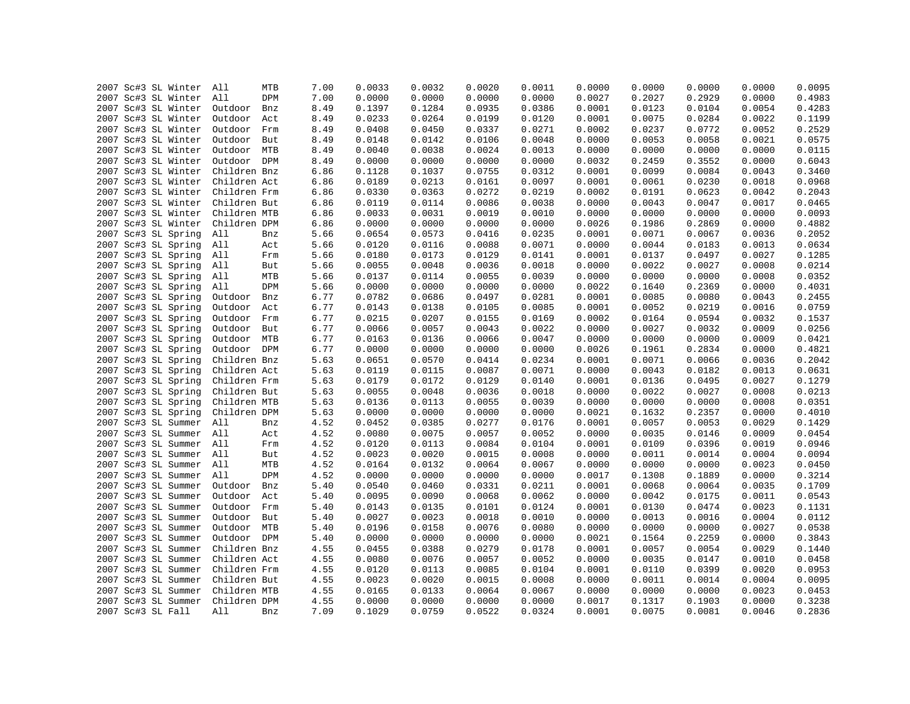| | | | | | | | | | | | | | | | |
|---|---|---|---|---|---|---|---|---|---|---|---|---|---|---|---|
| 2007 | Sc#3 | SL | Winter | All | MTB | 7.00 | 0.0033 | 0.0032 | 0.0020 | 0.0011 | 0.0000 | 0.0000 | 0.0000 | 0.0000 | 0.0095 |
| 2007 | Sc#3 | SL | Winter | All | DPM | 7.00 | 0.0000 | 0.0000 | 0.0000 | 0.0000 | 0.0027 | 0.2027 | 0.2929 | 0.0000 | 0.4983 |
| 2007 | Sc#3 | SL | Winter | Outdoor | Bnz | 8.49 | 0.1397 | 0.1284 | 0.0935 | 0.0386 | 0.0001 | 0.0123 | 0.0104 | 0.0054 | 0.4283 |
| 2007 | Sc#3 | SL | Winter | Outdoor | Act | 8.49 | 0.0233 | 0.0264 | 0.0199 | 0.0120 | 0.0001 | 0.0075 | 0.0284 | 0.0022 | 0.1199 |
| 2007 | Sc#3 | SL | Winter | Outdoor | Frm | 8.49 | 0.0408 | 0.0450 | 0.0337 | 0.0271 | 0.0002 | 0.0237 | 0.0772 | 0.0052 | 0.2529 |
| 2007 | Sc#3 | SL | Winter | Outdoor | But | 8.49 | 0.0148 | 0.0142 | 0.0106 | 0.0048 | 0.0000 | 0.0053 | 0.0058 | 0.0021 | 0.0575 |
| 2007 | Sc#3 | SL | Winter | Outdoor | MTB | 8.49 | 0.0040 | 0.0038 | 0.0024 | 0.0013 | 0.0000 | 0.0000 | 0.0000 | 0.0000 | 0.0115 |
| 2007 | Sc#3 | SL | Winter | Outdoor | DPM | 8.49 | 0.0000 | 0.0000 | 0.0000 | 0.0000 | 0.0032 | 0.2459 | 0.3552 | 0.0000 | 0.6043 |
| 2007 | Sc#3 | SL | Winter | Children | Bnz | 6.86 | 0.1128 | 0.1037 | 0.0755 | 0.0312 | 0.0001 | 0.0099 | 0.0084 | 0.0043 | 0.3460 |
| 2007 | Sc#3 | SL | Winter | Children | Act | 6.86 | 0.0189 | 0.0213 | 0.0161 | 0.0097 | 0.0001 | 0.0061 | 0.0230 | 0.0018 | 0.0968 |
| 2007 | Sc#3 | SL | Winter | Children | Frm | 6.86 | 0.0330 | 0.0363 | 0.0272 | 0.0219 | 0.0002 | 0.0191 | 0.0623 | 0.0042 | 0.2043 |
| 2007 | Sc#3 | SL | Winter | Children | But | 6.86 | 0.0119 | 0.0114 | 0.0086 | 0.0038 | 0.0000 | 0.0043 | 0.0047 | 0.0017 | 0.0465 |
| 2007 | Sc#3 | SL | Winter | Children | MTB | 6.86 | 0.0033 | 0.0031 | 0.0019 | 0.0010 | 0.0000 | 0.0000 | 0.0000 | 0.0000 | 0.0093 |
| 2007 | Sc#3 | SL | Winter | Children | DPM | 6.86 | 0.0000 | 0.0000 | 0.0000 | 0.0000 | 0.0026 | 0.1986 | 0.2869 | 0.0000 | 0.4882 |
| 2007 | Sc#3 | SL | Spring | All | Bnz | 5.66 | 0.0654 | 0.0573 | 0.0416 | 0.0235 | 0.0001 | 0.0071 | 0.0067 | 0.0036 | 0.2052 |
| 2007 | Sc#3 | SL | Spring | All | Act | 5.66 | 0.0120 | 0.0116 | 0.0088 | 0.0071 | 0.0000 | 0.0044 | 0.0183 | 0.0013 | 0.0634 |
| 2007 | Sc#3 | SL | Spring | All | Frm | 5.66 | 0.0180 | 0.0173 | 0.0129 | 0.0141 | 0.0001 | 0.0137 | 0.0497 | 0.0027 | 0.1285 |
| 2007 | Sc#3 | SL | Spring | All | But | 5.66 | 0.0055 | 0.0048 | 0.0036 | 0.0018 | 0.0000 | 0.0022 | 0.0027 | 0.0008 | 0.0214 |
| 2007 | Sc#3 | SL | Spring | All | MTB | 5.66 | 0.0137 | 0.0114 | 0.0055 | 0.0039 | 0.0000 | 0.0000 | 0.0000 | 0.0008 | 0.0352 |
| 2007 | Sc#3 | SL | Spring | All | DPM | 5.66 | 0.0000 | 0.0000 | 0.0000 | 0.0000 | 0.0022 | 0.1640 | 0.2369 | 0.0000 | 0.4031 |
| 2007 | Sc#3 | SL | Spring | Outdoor | Bnz | 6.77 | 0.0782 | 0.0686 | 0.0497 | 0.0281 | 0.0001 | 0.0085 | 0.0080 | 0.0043 | 0.2455 |
| 2007 | Sc#3 | SL | Spring | Outdoor | Act | 6.77 | 0.0143 | 0.0138 | 0.0105 | 0.0085 | 0.0001 | 0.0052 | 0.0219 | 0.0016 | 0.0759 |
| 2007 | Sc#3 | SL | Spring | Outdoor | Frm | 6.77 | 0.0215 | 0.0207 | 0.0155 | 0.0169 | 0.0002 | 0.0164 | 0.0594 | 0.0032 | 0.1537 |
| 2007 | Sc#3 | SL | Spring | Outdoor | But | 6.77 | 0.0066 | 0.0057 | 0.0043 | 0.0022 | 0.0000 | 0.0027 | 0.0032 | 0.0009 | 0.0256 |
| 2007 | Sc#3 | SL | Spring | Outdoor | MTB | 6.77 | 0.0163 | 0.0136 | 0.0066 | 0.0047 | 0.0000 | 0.0000 | 0.0000 | 0.0009 | 0.0421 |
| 2007 | Sc#3 | SL | Spring | Outdoor | DPM | 6.77 | 0.0000 | 0.0000 | 0.0000 | 0.0000 | 0.0026 | 0.1961 | 0.2834 | 0.0000 | 0.4821 |
| 2007 | Sc#3 | SL | Spring | Children | Bnz | 5.63 | 0.0651 | 0.0570 | 0.0414 | 0.0234 | 0.0001 | 0.0071 | 0.0066 | 0.0036 | 0.2042 |
| 2007 | Sc#3 | SL | Spring | Children | Act | 5.63 | 0.0119 | 0.0115 | 0.0087 | 0.0071 | 0.0000 | 0.0043 | 0.0182 | 0.0013 | 0.0631 |
| 2007 | Sc#3 | SL | Spring | Children | Frm | 5.63 | 0.0179 | 0.0172 | 0.0129 | 0.0140 | 0.0001 | 0.0136 | 0.0495 | 0.0027 | 0.1279 |
| 2007 | Sc#3 | SL | Spring | Children | But | 5.63 | 0.0055 | 0.0048 | 0.0036 | 0.0018 | 0.0000 | 0.0022 | 0.0027 | 0.0008 | 0.0213 |
| 2007 | Sc#3 | SL | Spring | Children | MTB | 5.63 | 0.0136 | 0.0113 | 0.0055 | 0.0039 | 0.0000 | 0.0000 | 0.0000 | 0.0008 | 0.0351 |
| 2007 | Sc#3 | SL | Spring | Children | DPM | 5.63 | 0.0000 | 0.0000 | 0.0000 | 0.0000 | 0.0021 | 0.1632 | 0.2357 | 0.0000 | 0.4010 |
| 2007 | Sc#3 | SL | Summer | All | Bnz | 4.52 | 0.0452 | 0.0385 | 0.0277 | 0.0176 | 0.0001 | 0.0057 | 0.0053 | 0.0029 | 0.1429 |
| 2007 | Sc#3 | SL | Summer | All | Act | 4.52 | 0.0080 | 0.0075 | 0.0057 | 0.0052 | 0.0000 | 0.0035 | 0.0146 | 0.0009 | 0.0454 |
| 2007 | Sc#3 | SL | Summer | All | Frm | 4.52 | 0.0120 | 0.0113 | 0.0084 | 0.0104 | 0.0001 | 0.0109 | 0.0396 | 0.0019 | 0.0946 |
| 2007 | Sc#3 | SL | Summer | All | But | 4.52 | 0.0023 | 0.0020 | 0.0015 | 0.0008 | 0.0000 | 0.0011 | 0.0014 | 0.0004 | 0.0094 |
| 2007 | Sc#3 | SL | Summer | All | MTB | 4.52 | 0.0164 | 0.0132 | 0.0064 | 0.0067 | 0.0000 | 0.0000 | 0.0000 | 0.0023 | 0.0450 |
| 2007 | Sc#3 | SL | Summer | All | DPM | 4.52 | 0.0000 | 0.0000 | 0.0000 | 0.0000 | 0.0017 | 0.1308 | 0.1889 | 0.0000 | 0.3214 |
| 2007 | Sc#3 | SL | Summer | Outdoor | Bnz | 5.40 | 0.0540 | 0.0460 | 0.0331 | 0.0211 | 0.0001 | 0.0068 | 0.0064 | 0.0035 | 0.1709 |
| 2007 | Sc#3 | SL | Summer | Outdoor | Act | 5.40 | 0.0095 | 0.0090 | 0.0068 | 0.0062 | 0.0000 | 0.0042 | 0.0175 | 0.0011 | 0.0543 |
| 2007 | Sc#3 | SL | Summer | Outdoor | Frm | 5.40 | 0.0143 | 0.0135 | 0.0101 | 0.0124 | 0.0001 | 0.0130 | 0.0474 | 0.0023 | 0.1131 |
| 2007 | Sc#3 | SL | Summer | Outdoor | But | 5.40 | 0.0027 | 0.0023 | 0.0018 | 0.0010 | 0.0000 | 0.0013 | 0.0016 | 0.0004 | 0.0112 |
| 2007 | Sc#3 | SL | Summer | Outdoor | MTB | 5.40 | 0.0196 | 0.0158 | 0.0076 | 0.0080 | 0.0000 | 0.0000 | 0.0000 | 0.0027 | 0.0538 |
| 2007 | Sc#3 | SL | Summer | Outdoor | DPM | 5.40 | 0.0000 | 0.0000 | 0.0000 | 0.0000 | 0.0021 | 0.1564 | 0.2259 | 0.0000 | 0.3843 |
| 2007 | Sc#3 | SL | Summer | Children | Bnz | 4.55 | 0.0455 | 0.0388 | 0.0279 | 0.0178 | 0.0001 | 0.0057 | 0.0054 | 0.0029 | 0.1440 |
| 2007 | Sc#3 | SL | Summer | Children | Act | 4.55 | 0.0080 | 0.0076 | 0.0057 | 0.0052 | 0.0000 | 0.0035 | 0.0147 | 0.0010 | 0.0458 |
| 2007 | Sc#3 | SL | Summer | Children | Frm | 4.55 | 0.0120 | 0.0113 | 0.0085 | 0.0104 | 0.0001 | 0.0110 | 0.0399 | 0.0020 | 0.0953 |
| 2007 | Sc#3 | SL | Summer | Children | But | 4.55 | 0.0023 | 0.0020 | 0.0015 | 0.0008 | 0.0000 | 0.0011 | 0.0014 | 0.0004 | 0.0095 |
| 2007 | Sc#3 | SL | Summer | Children | MTB | 4.55 | 0.0165 | 0.0133 | 0.0064 | 0.0067 | 0.0000 | 0.0000 | 0.0000 | 0.0023 | 0.0453 |
| 2007 | Sc#3 | SL | Summer | Children | DPM | 4.55 | 0.0000 | 0.0000 | 0.0000 | 0.0000 | 0.0017 | 0.1317 | 0.1903 | 0.0000 | 0.3238 |
| 2007 | Sc#3 | SL | Fall | All | Bnz | 7.09 | 0.1029 | 0.0759 | 0.0522 | 0.0324 | 0.0001 | 0.0075 | 0.0081 | 0.0046 | 0.2836 |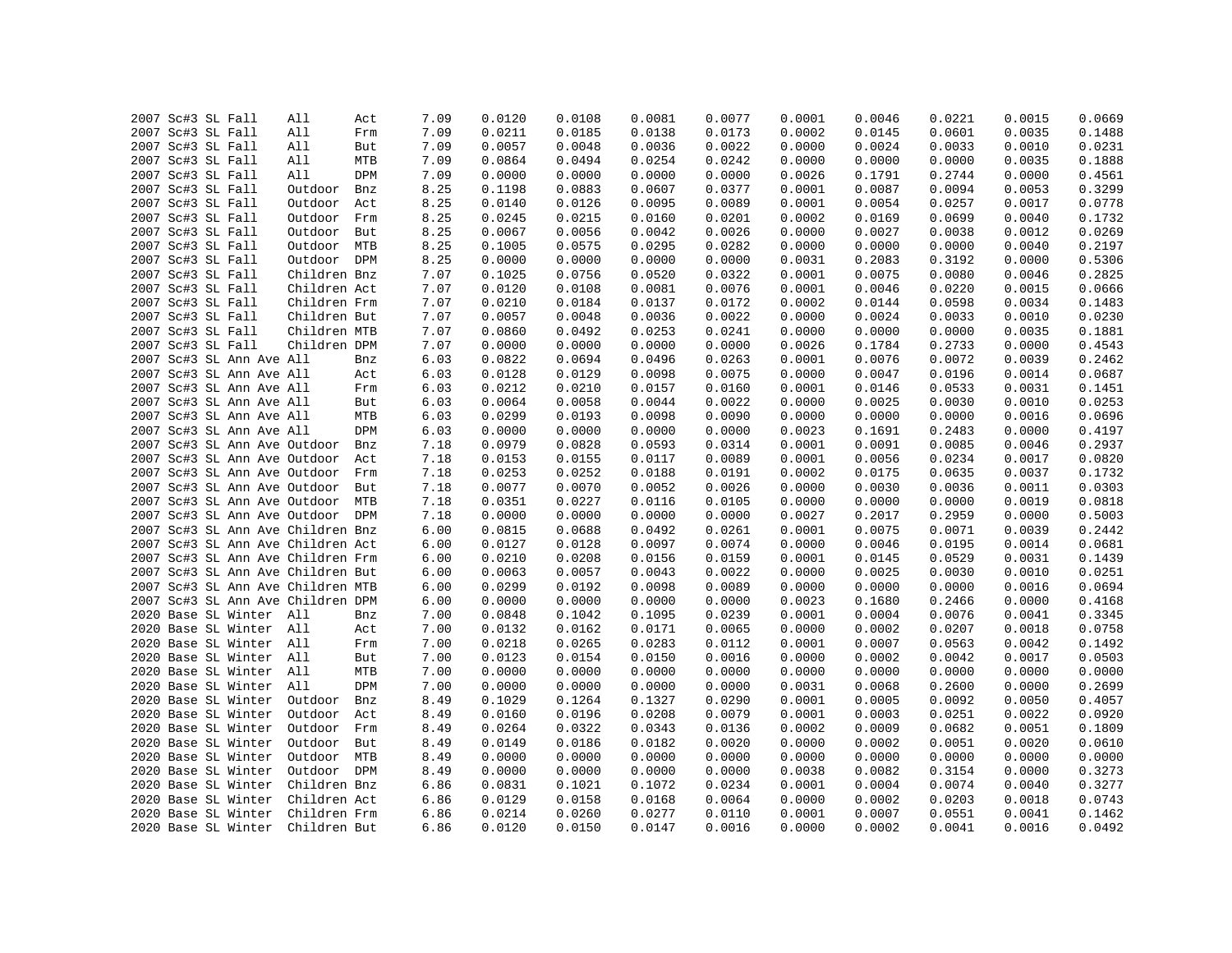```
2007 Sc#3 SL Fall    All      Act      7.09    0.0120    0.0108    0.0081    0.0077    0.0001    0.0046    0.0221    0.0015    0.0669
2007 Sc#3 SL Fall    All      Frm      7.09    0.0211    0.0185    0.0138    0.0173    0.0002    0.0145    0.0601    0.0035    0.1488
2007 Sc#3 SL Fall    All      But      7.09    0.0057    0.0048    0.0036    0.0022    0.0000    0.0024    0.0033    0.0010    0.0231
2007 Sc#3 SL Fall    All      MTB      7.09    0.0864    0.0494    0.0254    0.0242    0.0000    0.0000    0.0000    0.0035    0.1888
2007 Sc#3 SL Fall    All      DPM      7.09    0.0000    0.0000    0.0000    0.0000    0.0026    0.1791    0.2744    0.0000    0.4561
2007 Sc#3 SL Fall    Outdoor  Bnz      8.25    0.1198    0.0883    0.0607    0.0377    0.0001    0.0087    0.0094    0.0053    0.3299
2007 Sc#3 SL Fall    Outdoor  Act      8.25    0.0140    0.0126    0.0095    0.0089    0.0001    0.0054    0.0257    0.0017    0.0778
2007 Sc#3 SL Fall    Outdoor  Frm      8.25    0.0245    0.0215    0.0160    0.0201    0.0002    0.0169    0.0699    0.0040    0.1732
2007 Sc#3 SL Fall    Outdoor  But      8.25    0.0067    0.0056    0.0042    0.0026    0.0000    0.0027    0.0038    0.0012    0.0269
2007 Sc#3 SL Fall    Outdoor  MTB      8.25    0.1005    0.0575    0.0295    0.0282    0.0000    0.0000    0.0000    0.0040    0.2197
2007 Sc#3 SL Fall    Outdoor  DPM      8.25    0.0000    0.0000    0.0000    0.0000    0.0031    0.2083    0.3192    0.0000    0.5306
2007 Sc#3 SL Fall    Children Bnz      7.07    0.1025    0.0756    0.0520    0.0322    0.0001    0.0075    0.0080    0.0046    0.2825
2007 Sc#3 SL Fall    Children Act      7.07    0.0120    0.0108    0.0081    0.0076    0.0001    0.0046    0.0220    0.0015    0.0666
2007 Sc#3 SL Fall    Children Frm      7.07    0.0210    0.0184    0.0137    0.0172    0.0002    0.0144    0.0598    0.0034    0.1483
2007 Sc#3 SL Fall    Children But      7.07    0.0057    0.0048    0.0036    0.0022    0.0000    0.0024    0.0033    0.0010    0.0230
2007 Sc#3 SL Fall    Children MTB      7.07    0.0860    0.0492    0.0253    0.0241    0.0000    0.0000    0.0000    0.0035    0.1881
2007 Sc#3 SL Fall    Children DPM      7.07    0.0000    0.0000    0.0000    0.0000    0.0026    0.1784    0.2733    0.0000    0.4543
2007 Sc#3 SL Ann Ave All      Bnz      6.03    0.0822    0.0694    0.0496    0.0263    0.0001    0.0076    0.0072    0.0039    0.2462
2007 Sc#3 SL Ann Ave All      Act      6.03    0.0128    0.0129    0.0098    0.0075    0.0000    0.0047    0.0196    0.0014    0.0687
2007 Sc#3 SL Ann Ave All      Frm      6.03    0.0212    0.0210    0.0157    0.0160    0.0001    0.0146    0.0533    0.0031    0.1451
2007 Sc#3 SL Ann Ave All      But      6.03    0.0064    0.0058    0.0044    0.0022    0.0000    0.0025    0.0030    0.0010    0.0253
2007 Sc#3 SL Ann Ave All      MTB      6.03    0.0299    0.0193    0.0098    0.0090    0.0000    0.0000    0.0000    0.0016    0.0696
2007 Sc#3 SL Ann Ave All      DPM      6.03    0.0000    0.0000    0.0000    0.0000    0.0023    0.1691    0.2483    0.0000    0.4197
2007 Sc#3 SL Ann Ave Outdoor  Bnz      7.18    0.0979    0.0828    0.0593    0.0314    0.0001    0.0091    0.0085    0.0046    0.2937
2007 Sc#3 SL Ann Ave Outdoor  Act      7.18    0.0153    0.0155    0.0117    0.0089    0.0001    0.0056    0.0234    0.0017    0.0820
2007 Sc#3 SL Ann Ave Outdoor  Frm      7.18    0.0253    0.0252    0.0188    0.0191    0.0002    0.0175    0.0635    0.0037    0.1732
2007 Sc#3 SL Ann Ave Outdoor  But      7.18    0.0077    0.0070    0.0052    0.0026    0.0000    0.0030    0.0036    0.0011    0.0303
2007 Sc#3 SL Ann Ave Outdoor  MTB      7.18    0.0351    0.0227    0.0116    0.0105    0.0000    0.0000    0.0000    0.0019    0.0818
2007 Sc#3 SL Ann Ave Outdoor  DPM      7.18    0.0000    0.0000    0.0000    0.0000    0.0027    0.2017    0.2959    0.0000    0.5003
2007 Sc#3 SL Ann Ave Children Bnz      6.00    0.0815    0.0688    0.0492    0.0261    0.0001    0.0075    0.0071    0.0039    0.2442
2007 Sc#3 SL Ann Ave Children Act      6.00    0.0127    0.0128    0.0097    0.0074    0.0000    0.0046    0.0195    0.0014    0.0681
2007 Sc#3 SL Ann Ave Children Frm      6.00    0.0210    0.0208    0.0156    0.0159    0.0001    0.0145    0.0529    0.0031    0.1439
2007 Sc#3 SL Ann Ave Children But      6.00    0.0063    0.0057    0.0043    0.0022    0.0000    0.0025    0.0030    0.0010    0.0251
2007 Sc#3 SL Ann Ave Children MTB      6.00    0.0299    0.0192    0.0098    0.0089    0.0000    0.0000    0.0000    0.0016    0.0694
2007 Sc#3 SL Ann Ave Children DPM      6.00    0.0000    0.0000    0.0000    0.0000    0.0023    0.1680    0.2466    0.0000    0.4168
2020 Base SL Winter  All      Bnz      7.00    0.0848    0.1042    0.1095    0.0239    0.0001    0.0004    0.0076    0.0041    0.3345
2020 Base SL Winter  All      Act      7.00    0.0132    0.0162    0.0171    0.0065    0.0000    0.0002    0.0207    0.0018    0.0758
2020 Base SL Winter  All      Frm      7.00    0.0218    0.0265    0.0283    0.0112    0.0001    0.0007    0.0563    0.0042    0.1492
2020 Base SL Winter  All      But      7.00    0.0123    0.0154    0.0150    0.0016    0.0000    0.0002    0.0042    0.0017    0.0503
2020 Base SL Winter  All      MTB      7.00    0.0000    0.0000    0.0000    0.0000    0.0000    0.0000    0.0000    0.0000    0.0000
2020 Base SL Winter  All      DPM      7.00    0.0000    0.0000    0.0000    0.0000    0.0031    0.0068    0.2600    0.0000    0.2699
2020 Base SL Winter  Outdoor  Bnz      8.49    0.1029    0.1264    0.1327    0.0290    0.0001    0.0005    0.0092    0.0050    0.4057
2020 Base SL Winter  Outdoor  Act      8.49    0.0160    0.0196    0.0208    0.0079    0.0001    0.0003    0.0251    0.0022    0.0920
2020 Base SL Winter  Outdoor  Frm      8.49    0.0264    0.0322    0.0343    0.0136    0.0002    0.0009    0.0682    0.0051    0.1809
2020 Base SL Winter  Outdoor  But      8.49    0.0149    0.0186    0.0182    0.0020    0.0000    0.0002    0.0051    0.0020    0.0610
2020 Base SL Winter  Outdoor  MTB      8.49    0.0000    0.0000    0.0000    0.0000    0.0000    0.0000    0.0000    0.0000    0.0000
2020 Base SL Winter  Outdoor  DPM      8.49    0.0000    0.0000    0.0000    0.0000    0.0038    0.0082    0.3154    0.0000    0.3273
2020 Base SL Winter  Children Bnz      6.86    0.0831    0.1021    0.1072    0.0234    0.0001    0.0004    0.0074    0.0040    0.3277
2020 Base SL Winter  Children Act      6.86    0.0129    0.0158    0.0168    0.0064    0.0000    0.0002    0.0203    0.0018    0.0743
2020 Base SL Winter  Children Frm      6.86    0.0214    0.0260    0.0277    0.0110    0.0001    0.0007    0.0551    0.0041    0.1462
2020 Base SL Winter  Children But      6.86    0.0120    0.0150    0.0147    0.0016    0.0000    0.0002    0.0041    0.0016    0.0492
```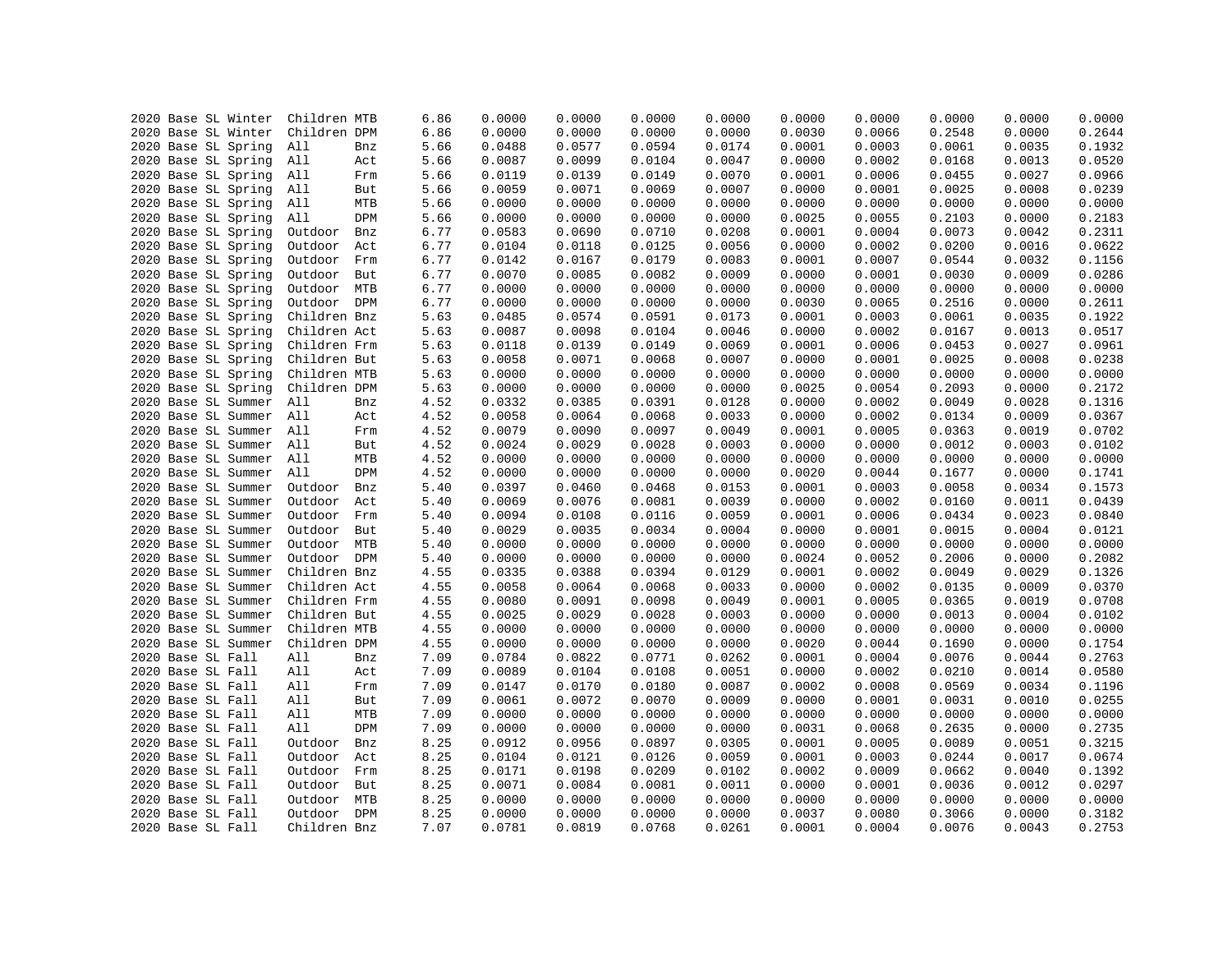```
2020 Base SL Winter  Children MTB      6.86     0.0000     0.0000     0.0000     0.0000     0.0000     0.0000     0.0000     0.0000     0.0000
2020 Base SL Winter  Children DPM      6.86     0.0000     0.0000     0.0000     0.0000     0.0030     0.0066     0.2548     0.0000     0.2644
2020 Base SL Spring  All      Bnz      5.66     0.0488     0.0577     0.0594     0.0174     0.0001     0.0003     0.0061     0.0035     0.1932
2020 Base SL Spring  All      Act      5.66     0.0087     0.0099     0.0104     0.0047     0.0000     0.0002     0.0168     0.0013     0.0520
2020 Base SL Spring  All      Frm      5.66     0.0119     0.0139     0.0149     0.0070     0.0001     0.0006     0.0455     0.0027     0.0966
2020 Base SL Spring  All      But      5.66     0.0059     0.0071     0.0069     0.0007     0.0000     0.0001     0.0025     0.0008     0.0239
2020 Base SL Spring  All      MTB      5.66     0.0000     0.0000     0.0000     0.0000     0.0000     0.0000     0.0000     0.0000     0.0000
2020 Base SL Spring  All      DPM      5.66     0.0000     0.0000     0.0000     0.0000     0.0025     0.0055     0.2103     0.0000     0.2183
2020 Base SL Spring  Outdoor  Bnz      6.77     0.0583     0.0690     0.0710     0.0208     0.0001     0.0004     0.0073     0.0042     0.2311
2020 Base SL Spring  Outdoor  Act      6.77     0.0104     0.0118     0.0125     0.0056     0.0000     0.0002     0.0200     0.0016     0.0622
2020 Base SL Spring  Outdoor  Frm      6.77     0.0142     0.0167     0.0179     0.0083     0.0001     0.0007     0.0544     0.0032     0.1156
2020 Base SL Spring  Outdoor  But      6.77     0.0070     0.0085     0.0082     0.0009     0.0000     0.0001     0.0030     0.0009     0.0286
2020 Base SL Spring  Outdoor  MTB      6.77     0.0000     0.0000     0.0000     0.0000     0.0000     0.0000     0.0000     0.0000     0.0000
2020 Base SL Spring  Outdoor  DPM      6.77     0.0000     0.0000     0.0000     0.0000     0.0030     0.0065     0.2516     0.0000     0.2611
2020 Base SL Spring  Children Bnz      5.63     0.0485     0.0574     0.0591     0.0173     0.0001     0.0003     0.0061     0.0035     0.1922
2020 Base SL Spring  Children Act      5.63     0.0087     0.0098     0.0104     0.0046     0.0000     0.0002     0.0167     0.0013     0.0517
2020 Base SL Spring  Children Frm      5.63     0.0118     0.0139     0.0149     0.0069     0.0001     0.0006     0.0453     0.0027     0.0961
2020 Base SL Spring  Children But      5.63     0.0058     0.0071     0.0068     0.0007     0.0000     0.0001     0.0025     0.0008     0.0238
2020 Base SL Spring  Children MTB      5.63     0.0000     0.0000     0.0000     0.0000     0.0000     0.0000     0.0000     0.0000     0.0000
2020 Base SL Spring  Children DPM      5.63     0.0000     0.0000     0.0000     0.0000     0.0025     0.0054     0.2093     0.0000     0.2172
2020 Base SL Summer  All      Bnz      4.52     0.0332     0.0385     0.0391     0.0128     0.0000     0.0002     0.0049     0.0028     0.1316
2020 Base SL Summer  All      Act      4.52     0.0058     0.0064     0.0068     0.0033     0.0000     0.0002     0.0134     0.0009     0.0367
2020 Base SL Summer  All      Frm      4.52     0.0079     0.0090     0.0097     0.0049     0.0001     0.0005     0.0363     0.0019     0.0702
2020 Base SL Summer  All      But      4.52     0.0024     0.0029     0.0028     0.0003     0.0000     0.0000     0.0012     0.0003     0.0102
2020 Base SL Summer  All      MTB      4.52     0.0000     0.0000     0.0000     0.0000     0.0000     0.0000     0.0000     0.0000     0.0000
2020 Base SL Summer  All      DPM      4.52     0.0000     0.0000     0.0000     0.0000     0.0020     0.0044     0.1677     0.0000     0.1741
2020 Base SL Summer  Outdoor  Bnz      5.40     0.0397     0.0460     0.0468     0.0153     0.0001     0.0003     0.0058     0.0034     0.1573
2020 Base SL Summer  Outdoor  Act      5.40     0.0069     0.0076     0.0081     0.0039     0.0000     0.0002     0.0160     0.0011     0.0439
2020 Base SL Summer  Outdoor  Frm      5.40     0.0094     0.0108     0.0116     0.0059     0.0001     0.0006     0.0434     0.0023     0.0840
2020 Base SL Summer  Outdoor  But      5.40     0.0029     0.0035     0.0034     0.0004     0.0000     0.0001     0.0015     0.0004     0.0121
2020 Base SL Summer  Outdoor  MTB      5.40     0.0000     0.0000     0.0000     0.0000     0.0000     0.0000     0.0000     0.0000     0.0000
2020 Base SL Summer  Outdoor  DPM      5.40     0.0000     0.0000     0.0000     0.0000     0.0024     0.0052     0.2006     0.0000     0.2082
2020 Base SL Summer  Children Bnz      4.55     0.0335     0.0388     0.0394     0.0129     0.0001     0.0002     0.0049     0.0029     0.1326
2020 Base SL Summer  Children Act      4.55     0.0058     0.0064     0.0068     0.0033     0.0000     0.0002     0.0135     0.0009     0.0370
2020 Base SL Summer  Children Frm      4.55     0.0080     0.0091     0.0098     0.0049     0.0001     0.0005     0.0365     0.0019     0.0708
2020 Base SL Summer  Children But      4.55     0.0025     0.0029     0.0028     0.0003     0.0000     0.0000     0.0013     0.0004     0.0102
2020 Base SL Summer  Children MTB      4.55     0.0000     0.0000     0.0000     0.0000     0.0000     0.0000     0.0000     0.0000     0.0000
2020 Base SL Summer  Children DPM      4.55     0.0000     0.0000     0.0000     0.0000     0.0020     0.0044     0.1690     0.0000     0.1754
2020 Base SL Fall    All      Bnz      7.09     0.0784     0.0822     0.0771     0.0262     0.0001     0.0004     0.0076     0.0044     0.2763
2020 Base SL Fall    All      Act      7.09     0.0089     0.0104     0.0108     0.0051     0.0000     0.0002     0.0210     0.0014     0.0580
2020 Base SL Fall    All      Frm      7.09     0.0147     0.0170     0.0180     0.0087     0.0002     0.0008     0.0569     0.0034     0.1196
2020 Base SL Fall    All      But      7.09     0.0061     0.0072     0.0070     0.0009     0.0000     0.0001     0.0031     0.0010     0.0255
2020 Base SL Fall    All      MTB      7.09     0.0000     0.0000     0.0000     0.0000     0.0000     0.0000     0.0000     0.0000     0.0000
2020 Base SL Fall    All      DPM      7.09     0.0000     0.0000     0.0000     0.0000     0.0031     0.0068     0.2635     0.0000     0.2735
2020 Base SL Fall    Outdoor  Bnz      8.25     0.0912     0.0956     0.0897     0.0305     0.0001     0.0005     0.0089     0.0051     0.3215
2020 Base SL Fall    Outdoor  Act      8.25     0.0104     0.0121     0.0126     0.0059     0.0001     0.0003     0.0244     0.0017     0.0674
2020 Base SL Fall    Outdoor  Frm      8.25     0.0171     0.0198     0.0209     0.0102     0.0002     0.0009     0.0662     0.0040     0.1392
2020 Base SL Fall    Outdoor  But      8.25     0.0071     0.0084     0.0081     0.0011     0.0000     0.0001     0.0036     0.0012     0.0297
2020 Base SL Fall    Outdoor  MTB      8.25     0.0000     0.0000     0.0000     0.0000     0.0000     0.0000     0.0000     0.0000     0.0000
2020 Base SL Fall    Outdoor  DPM      8.25     0.0000     0.0000     0.0000     0.0000     0.0037     0.0080     0.3066     0.0000     0.3182
2020 Base SL Fall    Children Bnz      7.07     0.0781     0.0819     0.0768     0.0261     0.0001     0.0004     0.0076     0.0043     0.2753
```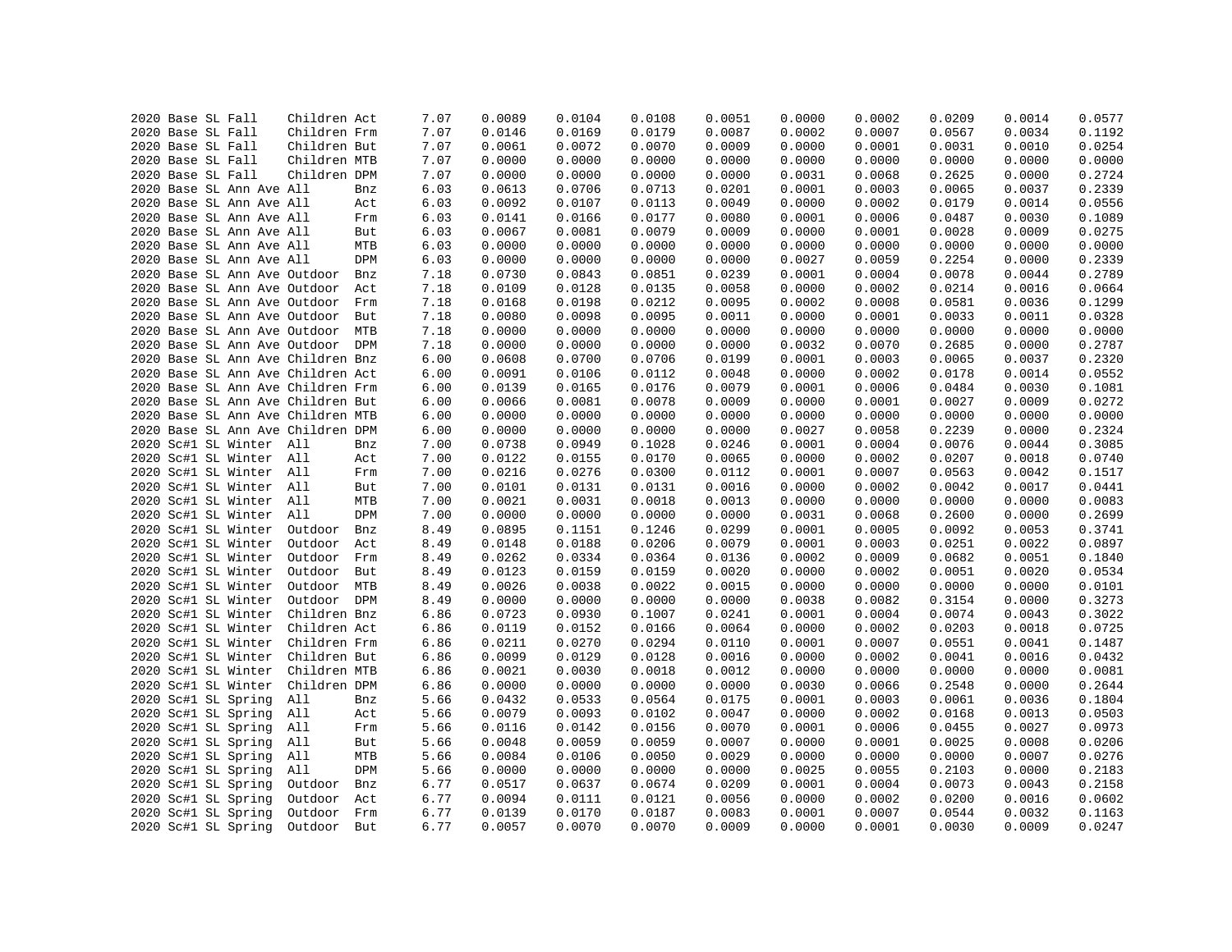```
2020 Base SL Fall    Children Act      7.07    0.0089    0.0104    0.0108    0.0051    0.0000    0.0002    0.0209    0.0014    0.0577
2020 Base SL Fall    Children Frm      7.07    0.0146    0.0169    0.0179    0.0087    0.0002    0.0007    0.0567    0.0034    0.1192
2020 Base SL Fall    Children But      7.07    0.0061    0.0072    0.0070    0.0009    0.0000    0.0001    0.0031    0.0010    0.0254
2020 Base SL Fall    Children MTB      7.07    0.0000    0.0000    0.0000    0.0000    0.0000    0.0000    0.0000    0.0000    0.0000
2020 Base SL Fall    Children DPM      7.07    0.0000    0.0000    0.0000    0.0000    0.0031    0.0068    0.2625    0.0000    0.2724
2020 Base SL Ann Ave All      Bnz      6.03    0.0613    0.0706    0.0713    0.0201    0.0001    0.0003    0.0065    0.0037    0.2339
2020 Base SL Ann Ave All      Act      6.03    0.0092    0.0107    0.0113    0.0049    0.0000    0.0002    0.0179    0.0014    0.0556
2020 Base SL Ann Ave All      Frm      6.03    0.0141    0.0166    0.0177    0.0080    0.0001    0.0006    0.0487    0.0030    0.1089
2020 Base SL Ann Ave All      But      6.03    0.0067    0.0081    0.0079    0.0009    0.0000    0.0001    0.0028    0.0009    0.0275
2020 Base SL Ann Ave All      MTB      6.03    0.0000    0.0000    0.0000    0.0000    0.0000    0.0000    0.0000    0.0000    0.0000
2020 Base SL Ann Ave All      DPM      6.03    0.0000    0.0000    0.0000    0.0000    0.0027    0.0059    0.2254    0.0000    0.2339
2020 Base SL Ann Ave Outdoor  Bnz      7.18    0.0730    0.0843    0.0851    0.0239    0.0001    0.0004    0.0078    0.0044    0.2789
2020 Base SL Ann Ave Outdoor  Act      7.18    0.0109    0.0128    0.0135    0.0058    0.0000    0.0002    0.0214    0.0016    0.0664
2020 Base SL Ann Ave Outdoor  Frm      7.18    0.0168    0.0198    0.0212    0.0095    0.0002    0.0008    0.0581    0.0036    0.1299
2020 Base SL Ann Ave Outdoor  But      7.18    0.0080    0.0098    0.0095    0.0011    0.0000    0.0001    0.0033    0.0011    0.0328
2020 Base SL Ann Ave Outdoor  MTB      7.18    0.0000    0.0000    0.0000    0.0000    0.0000    0.0000    0.0000    0.0000    0.0000
2020 Base SL Ann Ave Outdoor  DPM      7.18    0.0000    0.0000    0.0000    0.0000    0.0032    0.0070    0.2685    0.0000    0.2787
2020 Base SL Ann Ave Children Bnz      6.00    0.0608    0.0700    0.0706    0.0199    0.0001    0.0003    0.0065    0.0037    0.2320
2020 Base SL Ann Ave Children Act      6.00    0.0091    0.0106    0.0112    0.0048    0.0000    0.0002    0.0178    0.0014    0.0552
2020 Base SL Ann Ave Children Frm      6.00    0.0139    0.0165    0.0176    0.0079    0.0001    0.0006    0.0484    0.0030    0.1081
2020 Base SL Ann Ave Children But      6.00    0.0066    0.0081    0.0078    0.0009    0.0000    0.0001    0.0027    0.0009    0.0272
2020 Base SL Ann Ave Children MTB      6.00    0.0000    0.0000    0.0000    0.0000    0.0000    0.0000    0.0000    0.0000    0.0000
2020 Base SL Ann Ave Children DPM      6.00    0.0000    0.0000    0.0000    0.0000    0.0027    0.0058    0.2239    0.0000    0.2324
2020 Sc#1 SL Winter  All      Bnz      7.00    0.0738    0.0949    0.1028    0.0246    0.0001    0.0004    0.0076    0.0044    0.3085
2020 Sc#1 SL Winter  All      Act      7.00    0.0122    0.0155    0.0170    0.0065    0.0000    0.0002    0.0207    0.0018    0.0740
2020 Sc#1 SL Winter  All      Frm      7.00    0.0216    0.0276    0.0300    0.0112    0.0001    0.0007    0.0563    0.0042    0.1517
2020 Sc#1 SL Winter  All      But      7.00    0.0101    0.0131    0.0131    0.0016    0.0000    0.0002    0.0042    0.0017    0.0441
2020 Sc#1 SL Winter  All      MTB      7.00    0.0021    0.0031    0.0018    0.0013    0.0000    0.0000    0.0000    0.0000    0.0083
2020 Sc#1 SL Winter  All      DPM      7.00    0.0000    0.0000    0.0000    0.0000    0.0031    0.0068    0.2600    0.0000    0.2699
2020 Sc#1 SL Winter  Outdoor  Bnz      8.49    0.0895    0.1151    0.1246    0.0299    0.0001    0.0005    0.0092    0.0053    0.3741
2020 Sc#1 SL Winter  Outdoor  Act      8.49    0.0148    0.0188    0.0206    0.0079    0.0001    0.0003    0.0251    0.0022    0.0897
2020 Sc#1 SL Winter  Outdoor  Frm      8.49    0.0262    0.0334    0.0364    0.0136    0.0002    0.0009    0.0682    0.0051    0.1840
2020 Sc#1 SL Winter  Outdoor  But      8.49    0.0123    0.0159    0.0159    0.0020    0.0000    0.0002    0.0051    0.0020    0.0534
2020 Sc#1 SL Winter  Outdoor  MTB      8.49    0.0026    0.0038    0.0022    0.0015    0.0000    0.0000    0.0000    0.0000    0.0101
2020 Sc#1 SL Winter  Outdoor  DPM      8.49    0.0000    0.0000    0.0000    0.0000    0.0038    0.0082    0.3154    0.0000    0.3273
2020 Sc#1 SL Winter  Children Bnz      6.86    0.0723    0.0930    0.1007    0.0241    0.0001    0.0004    0.0074    0.0043    0.3022
2020 Sc#1 SL Winter  Children Act      6.86    0.0119    0.0152    0.0166    0.0064    0.0000    0.0002    0.0203    0.0018    0.0725
2020 Sc#1 SL Winter  Children Frm      6.86    0.0211    0.0270    0.0294    0.0110    0.0001    0.0007    0.0551    0.0041    0.1487
2020 Sc#1 SL Winter  Children But      6.86    0.0099    0.0129    0.0128    0.0016    0.0000    0.0002    0.0041    0.0016    0.0432
2020 Sc#1 SL Winter  Children MTB      6.86    0.0021    0.0030    0.0018    0.0012    0.0000    0.0000    0.0000    0.0000    0.0081
2020 Sc#1 SL Winter  Children DPM      6.86    0.0000    0.0000    0.0000    0.0000    0.0030    0.0066    0.2548    0.0000    0.2644
2020 Sc#1 SL Spring  All      Bnz      5.66    0.0432    0.0533    0.0564    0.0175    0.0001    0.0003    0.0061    0.0036    0.1804
2020 Sc#1 SL Spring  All      Act      5.66    0.0079    0.0093    0.0102    0.0047    0.0000    0.0002    0.0168    0.0013    0.0503
2020 Sc#1 SL Spring  All      Frm      5.66    0.0116    0.0142    0.0156    0.0070    0.0001    0.0006    0.0455    0.0027    0.0973
2020 Sc#1 SL Spring  All      But      5.66    0.0048    0.0059    0.0059    0.0007    0.0000    0.0001    0.0025    0.0008    0.0206
2020 Sc#1 SL Spring  All      MTB      5.66    0.0084    0.0106    0.0050    0.0029    0.0000    0.0000    0.0000    0.0007    0.0276
2020 Sc#1 SL Spring  All      DPM      5.66    0.0000    0.0000    0.0000    0.0000    0.0025    0.0055    0.2103    0.0000    0.2183
2020 Sc#1 SL Spring  Outdoor  Bnz      6.77    0.0517    0.0637    0.0674    0.0209    0.0001    0.0004    0.0073    0.0043    0.2158
2020 Sc#1 SL Spring  Outdoor  Act      6.77    0.0094    0.0111    0.0121    0.0056    0.0000    0.0002    0.0200    0.0016    0.0602
2020 Sc#1 SL Spring  Outdoor  Frm      6.77    0.0139    0.0170    0.0187    0.0083    0.0001    0.0007    0.0544    0.0032    0.1163
2020 Sc#1 SL Spring  Outdoor  But      6.77    0.0057    0.0070    0.0070    0.0009    0.0000    0.0001    0.0030    0.0009    0.0247
```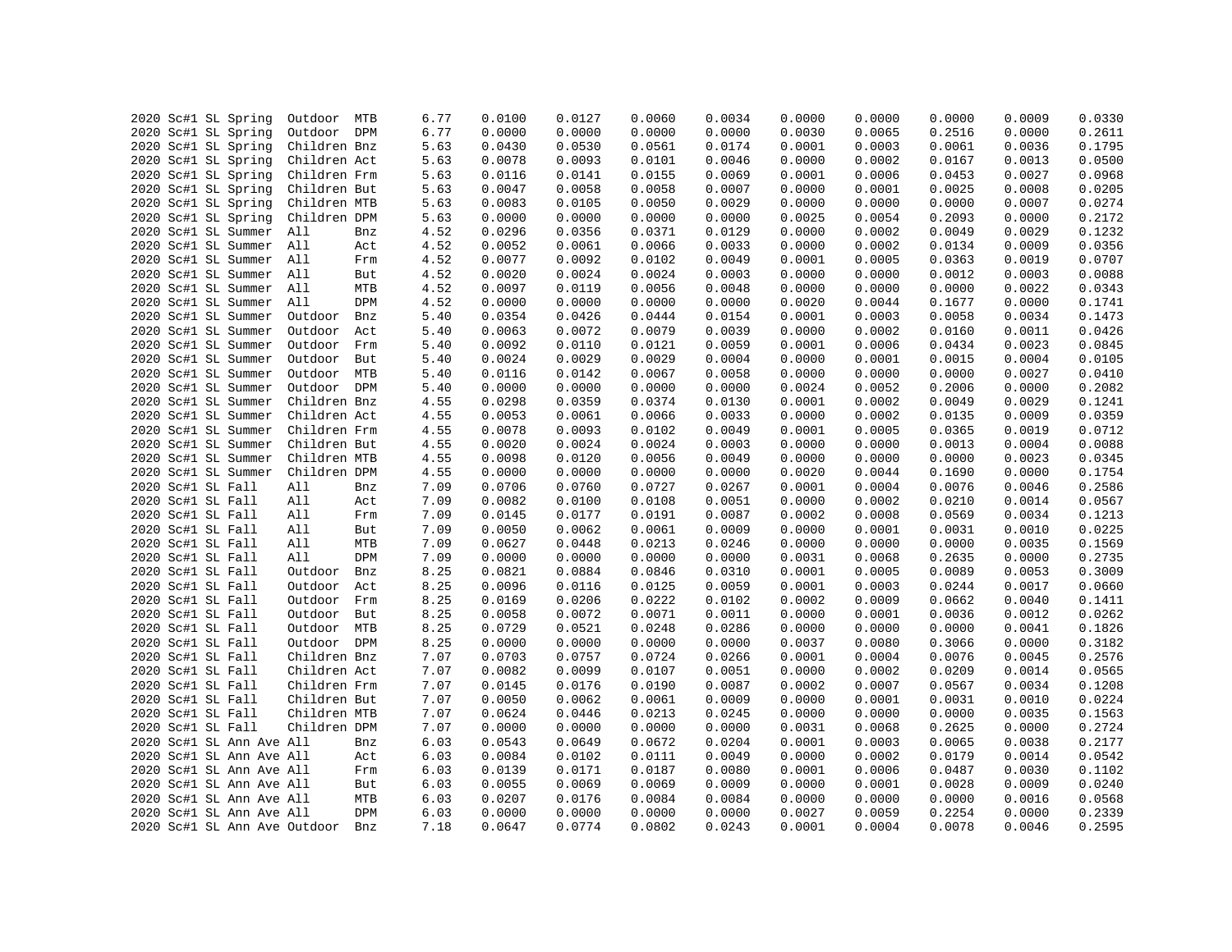```
2020 Sc#1 SL Spring  Outdoor  MTB      6.77    0.0100    0.0127    0.0060    0.0034    0.0000    0.0000    0.0000    0.0009    0.0330
2020 Sc#1 SL Spring  Outdoor  DPM      6.77    0.0000    0.0000    0.0000    0.0000    0.0030    0.0065    0.2516    0.0000    0.2611
2020 Sc#1 SL Spring  Children Bnz      5.63    0.0430    0.0530    0.0561    0.0174    0.0001    0.0003    0.0061    0.0036    0.1795
2020 Sc#1 SL Spring  Children Act      5.63    0.0078    0.0093    0.0101    0.0046    0.0000    0.0002    0.0167    0.0013    0.0500
2020 Sc#1 SL Spring  Children Frm      5.63    0.0116    0.0141    0.0155    0.0069    0.0001    0.0006    0.0453    0.0027    0.0968
2020 Sc#1 SL Spring  Children But      5.63    0.0047    0.0058    0.0058    0.0007    0.0000    0.0001    0.0025    0.0008    0.0205
2020 Sc#1 SL Spring  Children MTB      5.63    0.0083    0.0105    0.0050    0.0029    0.0000    0.0000    0.0000    0.0007    0.0274
2020 Sc#1 SL Spring  Children DPM      5.63    0.0000    0.0000    0.0000    0.0000    0.0025    0.0054    0.2093    0.0000    0.2172
2020 Sc#1 SL Summer  All      Bnz      4.52    0.0296    0.0356    0.0371    0.0129    0.0000    0.0002    0.0049    0.0029    0.1232
2020 Sc#1 SL Summer  All      Act      4.52    0.0052    0.0061    0.0066    0.0033    0.0000    0.0002    0.0134    0.0009    0.0356
2020 Sc#1 SL Summer  All      Frm      4.52    0.0077    0.0092    0.0102    0.0049    0.0001    0.0005    0.0363    0.0019    0.0707
2020 Sc#1 SL Summer  All      But      4.52    0.0020    0.0024    0.0024    0.0003    0.0000    0.0000    0.0012    0.0003    0.0088
2020 Sc#1 SL Summer  All      MTB      4.52    0.0097    0.0119    0.0056    0.0048    0.0000    0.0000    0.0000    0.0022    0.0343
2020 Sc#1 SL Summer  All      DPM      4.52    0.0000    0.0000    0.0000    0.0000    0.0020    0.0044    0.1677    0.0000    0.1741
2020 Sc#1 SL Summer  Outdoor  Bnz      5.40    0.0354    0.0426    0.0444    0.0154    0.0001    0.0003    0.0058    0.0034    0.1473
2020 Sc#1 SL Summer  Outdoor  Act      5.40    0.0063    0.0072    0.0079    0.0039    0.0000    0.0002    0.0160    0.0011    0.0426
2020 Sc#1 SL Summer  Outdoor  Frm      5.40    0.0092    0.0110    0.0121    0.0059    0.0001    0.0006    0.0434    0.0023    0.0845
2020 Sc#1 SL Summer  Outdoor  But      5.40    0.0024    0.0029    0.0029    0.0004    0.0000    0.0001    0.0015    0.0004    0.0105
2020 Sc#1 SL Summer  Outdoor  MTB      5.40    0.0116    0.0142    0.0067    0.0058    0.0000    0.0000    0.0000    0.0027    0.0410
2020 Sc#1 SL Summer  Outdoor  DPM      5.40    0.0000    0.0000    0.0000    0.0000    0.0024    0.0052    0.2006    0.0000    0.2082
2020 Sc#1 SL Summer  Children Bnz      4.55    0.0298    0.0359    0.0374    0.0130    0.0001    0.0002    0.0049    0.0029    0.1241
2020 Sc#1 SL Summer  Children Act      4.55    0.0053    0.0061    0.0066    0.0033    0.0000    0.0002    0.0135    0.0009    0.0359
2020 Sc#1 SL Summer  Children Frm      4.55    0.0078    0.0093    0.0102    0.0049    0.0001    0.0005    0.0365    0.0019    0.0712
2020 Sc#1 SL Summer  Children But      4.55    0.0020    0.0024    0.0024    0.0003    0.0000    0.0000    0.0013    0.0004    0.0088
2020 Sc#1 SL Summer  Children MTB      4.55    0.0098    0.0120    0.0056    0.0049    0.0000    0.0000    0.0000    0.0023    0.0345
2020 Sc#1 SL Summer  Children DPM      4.55    0.0000    0.0000    0.0000    0.0000    0.0020    0.0044    0.1690    0.0000    0.1754
2020 Sc#1 SL Fall    All      Bnz      7.09    0.0706    0.0760    0.0727    0.0267    0.0001    0.0004    0.0076    0.0046    0.2586
2020 Sc#1 SL Fall    All      Act      7.09    0.0082    0.0100    0.0108    0.0051    0.0000    0.0002    0.0210    0.0014    0.0567
2020 Sc#1 SL Fall    All      Frm      7.09    0.0145    0.0177    0.0191    0.0087    0.0002    0.0008    0.0569    0.0034    0.1213
2020 Sc#1 SL Fall    All      But      7.09    0.0050    0.0062    0.0061    0.0009    0.0000    0.0001    0.0031    0.0010    0.0225
2020 Sc#1 SL Fall    All      MTB      7.09    0.0627    0.0448    0.0213    0.0246    0.0000    0.0000    0.0000    0.0035    0.1569
2020 Sc#1 SL Fall    All      DPM      7.09    0.0000    0.0000    0.0000    0.0000    0.0031    0.0068    0.2635    0.0000    0.2735
2020 Sc#1 SL Fall    Outdoor  Bnz      8.25    0.0821    0.0884    0.0846    0.0310    0.0001    0.0005    0.0089    0.0053    0.3009
2020 Sc#1 SL Fall    Outdoor  Act      8.25    0.0096    0.0116    0.0125    0.0059    0.0001    0.0003    0.0244    0.0017    0.0660
2020 Sc#1 SL Fall    Outdoor  Frm      8.25    0.0169    0.0206    0.0222    0.0102    0.0002    0.0009    0.0662    0.0040    0.1411
2020 Sc#1 SL Fall    Outdoor  But      8.25    0.0058    0.0072    0.0071    0.0011    0.0000    0.0001    0.0036    0.0012    0.0262
2020 Sc#1 SL Fall    Outdoor  MTB      8.25    0.0729    0.0521    0.0248    0.0286    0.0000    0.0000    0.0000    0.0041    0.1826
2020 Sc#1 SL Fall    Outdoor  DPM      8.25    0.0000    0.0000    0.0000    0.0000    0.0037    0.0080    0.3066    0.0000    0.3182
2020 Sc#1 SL Fall    Children Bnz      7.07    0.0703    0.0757    0.0724    0.0266    0.0001    0.0004    0.0076    0.0045    0.2576
2020 Sc#1 SL Fall    Children Act      7.07    0.0082    0.0099    0.0107    0.0051    0.0000    0.0002    0.0209    0.0014    0.0565
2020 Sc#1 SL Fall    Children Frm      7.07    0.0145    0.0176    0.0190    0.0087    0.0002    0.0007    0.0567    0.0034    0.1208
2020 Sc#1 SL Fall    Children But      7.07    0.0050    0.0062    0.0061    0.0009    0.0000    0.0001    0.0031    0.0010    0.0224
2020 Sc#1 SL Fall    Children MTB      7.07    0.0624    0.0446    0.0213    0.0245    0.0000    0.0000    0.0000    0.0035    0.1563
2020 Sc#1 SL Fall    Children DPM      7.07    0.0000    0.0000    0.0000    0.0000    0.0031    0.0068    0.2625    0.0000    0.2724
2020 Sc#1 SL Ann Ave All      Bnz      6.03    0.0543    0.0649    0.0672    0.0204    0.0001    0.0003    0.0065    0.0038    0.2177
2020 Sc#1 SL Ann Ave All      Act      6.03    0.0084    0.0102    0.0111    0.0049    0.0000    0.0002    0.0179    0.0014    0.0542
2020 Sc#1 SL Ann Ave All      Frm      6.03    0.0139    0.0171    0.0187    0.0080    0.0001    0.0006    0.0487    0.0030    0.1102
2020 Sc#1 SL Ann Ave All      But      6.03    0.0055    0.0069    0.0069    0.0009    0.0000    0.0001    0.0028    0.0009    0.0240
2020 Sc#1 SL Ann Ave All      MTB      6.03    0.0207    0.0176    0.0084    0.0084    0.0000    0.0000    0.0000    0.0016    0.0568
2020 Sc#1 SL Ann Ave All      DPM      6.03    0.0000    0.0000    0.0000    0.0000    0.0027    0.0059    0.2254    0.0000    0.2339
2020 Sc#1 SL Ann Ave Outdoor  Bnz      7.18    0.0647    0.0774    0.0802    0.0243    0.0001    0.0004    0.0078    0.0046    0.2595
```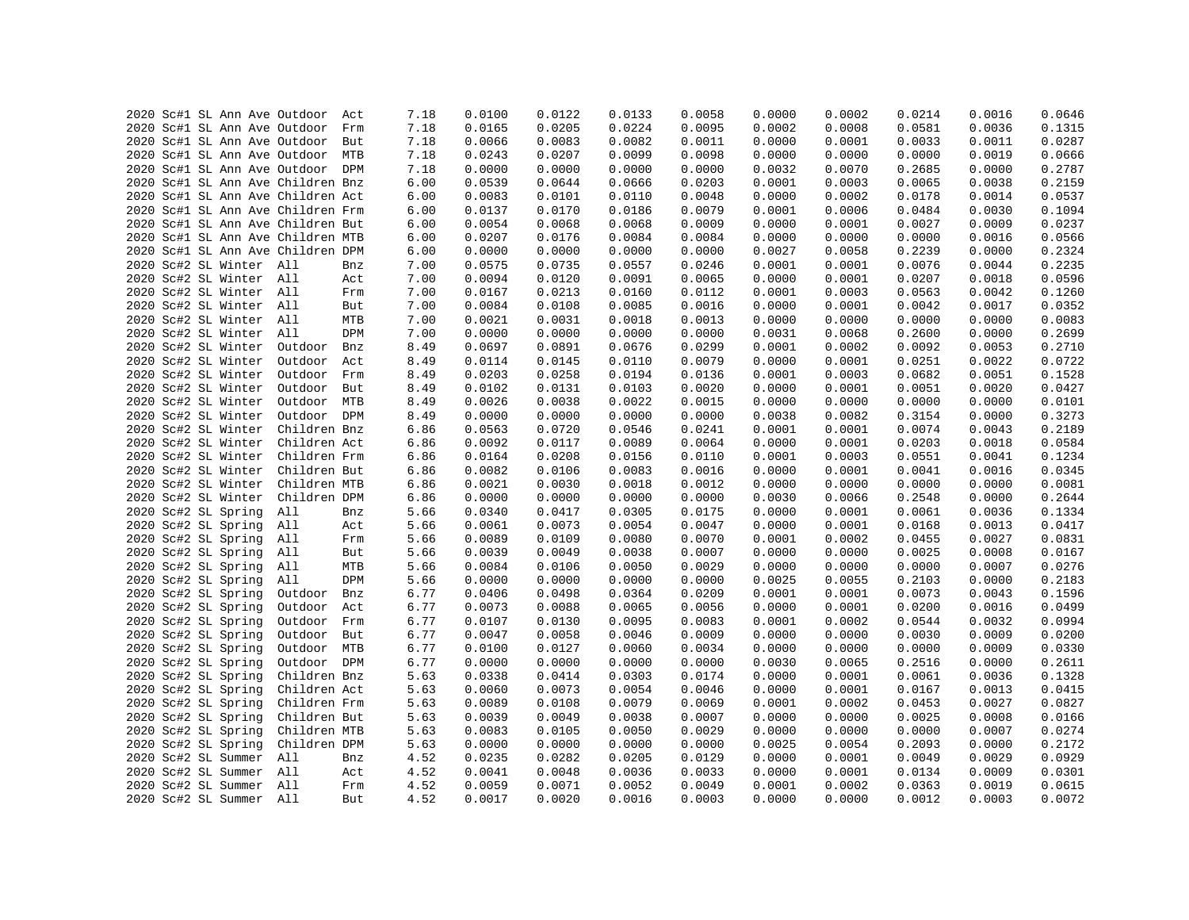| | | | | | | | | | | | | | | | |
|---|---|---|---|---|---|---|---|---|---|---|---|---|---|---|---|
| 2020 | Sc#1 | SL | Ann Ave | Outdoor | Act | 7.18 | 0.0100 | 0.0122 | 0.0133 | 0.0058 | 0.0000 | 0.0002 | 0.0214 | 0.0016 | 0.0646 |
| 2020 | Sc#1 | SL | Ann Ave | Outdoor | Frm | 7.18 | 0.0165 | 0.0205 | 0.0224 | 0.0095 | 0.0002 | 0.0008 | 0.0581 | 0.0036 | 0.1315 |
| 2020 | Sc#1 | SL | Ann Ave | Outdoor | But | 7.18 | 0.0066 | 0.0083 | 0.0082 | 0.0011 | 0.0000 | 0.0001 | 0.0033 | 0.0011 | 0.0287 |
| 2020 | Sc#1 | SL | Ann Ave | Outdoor | MTB | 7.18 | 0.0243 | 0.0207 | 0.0099 | 0.0098 | 0.0000 | 0.0000 | 0.0000 | 0.0019 | 0.0666 |
| 2020 | Sc#1 | SL | Ann Ave | Outdoor | DPM | 7.18 | 0.0000 | 0.0000 | 0.0000 | 0.0000 | 0.0032 | 0.0070 | 0.2685 | 0.0000 | 0.2787 |
| 2020 | Sc#1 | SL | Ann Ave | Children | Bnz | 6.00 | 0.0539 | 0.0644 | 0.0666 | 0.0203 | 0.0001 | 0.0003 | 0.0065 | 0.0038 | 0.2159 |
| 2020 | Sc#1 | SL | Ann Ave | Children | Act | 6.00 | 0.0083 | 0.0101 | 0.0110 | 0.0048 | 0.0000 | 0.0002 | 0.0178 | 0.0014 | 0.0537 |
| 2020 | Sc#1 | SL | Ann Ave | Children | Frm | 6.00 | 0.0137 | 0.0170 | 0.0186 | 0.0079 | 0.0001 | 0.0006 | 0.0484 | 0.0030 | 0.1094 |
| 2020 | Sc#1 | SL | Ann Ave | Children | But | 6.00 | 0.0054 | 0.0068 | 0.0068 | 0.0009 | 0.0000 | 0.0001 | 0.0027 | 0.0009 | 0.0237 |
| 2020 | Sc#1 | SL | Ann Ave | Children | MTB | 6.00 | 0.0207 | 0.0176 | 0.0084 | 0.0084 | 0.0000 | 0.0000 | 0.0000 | 0.0016 | 0.0566 |
| 2020 | Sc#1 | SL | Ann Ave | Children | DPM | 6.00 | 0.0000 | 0.0000 | 0.0000 | 0.0000 | 0.0027 | 0.0058 | 0.2239 | 0.0000 | 0.2324 |
| 2020 | Sc#2 | SL | Winter | All | Bnz | 7.00 | 0.0575 | 0.0735 | 0.0557 | 0.0246 | 0.0001 | 0.0001 | 0.0076 | 0.0044 | 0.2235 |
| 2020 | Sc#2 | SL | Winter | All | Act | 7.00 | 0.0094 | 0.0120 | 0.0091 | 0.0065 | 0.0000 | 0.0001 | 0.0207 | 0.0018 | 0.0596 |
| 2020 | Sc#2 | SL | Winter | All | Frm | 7.00 | 0.0167 | 0.0213 | 0.0160 | 0.0112 | 0.0001 | 0.0003 | 0.0563 | 0.0042 | 0.1260 |
| 2020 | Sc#2 | SL | Winter | All | But | 7.00 | 0.0084 | 0.0108 | 0.0085 | 0.0016 | 0.0000 | 0.0001 | 0.0042 | 0.0017 | 0.0352 |
| 2020 | Sc#2 | SL | Winter | All | MTB | 7.00 | 0.0021 | 0.0031 | 0.0018 | 0.0013 | 0.0000 | 0.0000 | 0.0000 | 0.0000 | 0.0083 |
| 2020 | Sc#2 | SL | Winter | All | DPM | 7.00 | 0.0000 | 0.0000 | 0.0000 | 0.0000 | 0.0031 | 0.0068 | 0.2600 | 0.0000 | 0.2699 |
| 2020 | Sc#2 | SL | Winter | Outdoor | Bnz | 8.49 | 0.0697 | 0.0891 | 0.0676 | 0.0299 | 0.0001 | 0.0002 | 0.0092 | 0.0053 | 0.2710 |
| 2020 | Sc#2 | SL | Winter | Outdoor | Act | 8.49 | 0.0114 | 0.0145 | 0.0110 | 0.0079 | 0.0000 | 0.0001 | 0.0251 | 0.0022 | 0.0722 |
| 2020 | Sc#2 | SL | Winter | Outdoor | Frm | 8.49 | 0.0203 | 0.0258 | 0.0194 | 0.0136 | 0.0001 | 0.0003 | 0.0682 | 0.0051 | 0.1528 |
| 2020 | Sc#2 | SL | Winter | Outdoor | But | 8.49 | 0.0102 | 0.0131 | 0.0103 | 0.0020 | 0.0000 | 0.0001 | 0.0051 | 0.0020 | 0.0427 |
| 2020 | Sc#2 | SL | Winter | Outdoor | MTB | 8.49 | 0.0026 | 0.0038 | 0.0022 | 0.0015 | 0.0000 | 0.0000 | 0.0000 | 0.0000 | 0.0101 |
| 2020 | Sc#2 | SL | Winter | Outdoor | DPM | 8.49 | 0.0000 | 0.0000 | 0.0000 | 0.0000 | 0.0038 | 0.0082 | 0.3154 | 0.0000 | 0.3273 |
| 2020 | Sc#2 | SL | Winter | Children | Bnz | 6.86 | 0.0563 | 0.0720 | 0.0546 | 0.0241 | 0.0001 | 0.0001 | 0.0074 | 0.0043 | 0.2189 |
| 2020 | Sc#2 | SL | Winter | Children | Act | 6.86 | 0.0092 | 0.0117 | 0.0089 | 0.0064 | 0.0000 | 0.0001 | 0.0203 | 0.0018 | 0.0584 |
| 2020 | Sc#2 | SL | Winter | Children | Frm | 6.86 | 0.0164 | 0.0208 | 0.0156 | 0.0110 | 0.0001 | 0.0003 | 0.0551 | 0.0041 | 0.1234 |
| 2020 | Sc#2 | SL | Winter | Children | But | 6.86 | 0.0082 | 0.0106 | 0.0083 | 0.0016 | 0.0000 | 0.0001 | 0.0041 | 0.0016 | 0.0345 |
| 2020 | Sc#2 | SL | Winter | Children | MTB | 6.86 | 0.0021 | 0.0030 | 0.0018 | 0.0012 | 0.0000 | 0.0000 | 0.0000 | 0.0000 | 0.0081 |
| 2020 | Sc#2 | SL | Winter | Children | DPM | 6.86 | 0.0000 | 0.0000 | 0.0000 | 0.0000 | 0.0030 | 0.0066 | 0.2548 | 0.0000 | 0.2644 |
| 2020 | Sc#2 | SL | Spring | All | Bnz | 5.66 | 0.0340 | 0.0417 | 0.0305 | 0.0175 | 0.0000 | 0.0001 | 0.0061 | 0.0036 | 0.1334 |
| 2020 | Sc#2 | SL | Spring | All | Act | 5.66 | 0.0061 | 0.0073 | 0.0054 | 0.0047 | 0.0000 | 0.0001 | 0.0168 | 0.0013 | 0.0417 |
| 2020 | Sc#2 | SL | Spring | All | Frm | 5.66 | 0.0089 | 0.0109 | 0.0080 | 0.0070 | 0.0001 | 0.0002 | 0.0455 | 0.0027 | 0.0831 |
| 2020 | Sc#2 | SL | Spring | All | But | 5.66 | 0.0039 | 0.0049 | 0.0038 | 0.0007 | 0.0000 | 0.0000 | 0.0025 | 0.0008 | 0.0167 |
| 2020 | Sc#2 | SL | Spring | All | MTB | 5.66 | 0.0084 | 0.0106 | 0.0050 | 0.0029 | 0.0000 | 0.0000 | 0.0000 | 0.0007 | 0.0276 |
| 2020 | Sc#2 | SL | Spring | All | DPM | 5.66 | 0.0000 | 0.0000 | 0.0000 | 0.0000 | 0.0025 | 0.0055 | 0.2103 | 0.0000 | 0.2183 |
| 2020 | Sc#2 | SL | Spring | Outdoor | Bnz | 6.77 | 0.0406 | 0.0498 | 0.0364 | 0.0209 | 0.0001 | 0.0001 | 0.0073 | 0.0043 | 0.1596 |
| 2020 | Sc#2 | SL | Spring | Outdoor | Act | 6.77 | 0.0073 | 0.0088 | 0.0065 | 0.0056 | 0.0000 | 0.0001 | 0.0200 | 0.0016 | 0.0499 |
| 2020 | Sc#2 | SL | Spring | Outdoor | Frm | 6.77 | 0.0107 | 0.0130 | 0.0095 | 0.0083 | 0.0001 | 0.0002 | 0.0544 | 0.0032 | 0.0994 |
| 2020 | Sc#2 | SL | Spring | Outdoor | But | 6.77 | 0.0047 | 0.0058 | 0.0046 | 0.0009 | 0.0000 | 0.0000 | 0.0030 | 0.0009 | 0.0200 |
| 2020 | Sc#2 | SL | Spring | Outdoor | MTB | 6.77 | 0.0100 | 0.0127 | 0.0060 | 0.0034 | 0.0000 | 0.0000 | 0.0000 | 0.0009 | 0.0330 |
| 2020 | Sc#2 | SL | Spring | Outdoor | DPM | 6.77 | 0.0000 | 0.0000 | 0.0000 | 0.0000 | 0.0030 | 0.0065 | 0.2516 | 0.0000 | 0.2611 |
| 2020 | Sc#2 | SL | Spring | Children | Bnz | 5.63 | 0.0338 | 0.0414 | 0.0303 | 0.0174 | 0.0000 | 0.0001 | 0.0061 | 0.0036 | 0.1328 |
| 2020 | Sc#2 | SL | Spring | Children | Act | 5.63 | 0.0060 | 0.0073 | 0.0054 | 0.0046 | 0.0000 | 0.0001 | 0.0167 | 0.0013 | 0.0415 |
| 2020 | Sc#2 | SL | Spring | Children | Frm | 5.63 | 0.0089 | 0.0108 | 0.0079 | 0.0069 | 0.0001 | 0.0002 | 0.0453 | 0.0027 | 0.0827 |
| 2020 | Sc#2 | SL | Spring | Children | But | 5.63 | 0.0039 | 0.0049 | 0.0038 | 0.0007 | 0.0000 | 0.0000 | 0.0025 | 0.0008 | 0.0166 |
| 2020 | Sc#2 | SL | Spring | Children | MTB | 5.63 | 0.0083 | 0.0105 | 0.0050 | 0.0029 | 0.0000 | 0.0000 | 0.0000 | 0.0007 | 0.0274 |
| 2020 | Sc#2 | SL | Spring | Children | DPM | 5.63 | 0.0000 | 0.0000 | 0.0000 | 0.0000 | 0.0025 | 0.0054 | 0.2093 | 0.0000 | 0.2172 |
| 2020 | Sc#2 | SL | Summer | All | Bnz | 4.52 | 0.0235 | 0.0282 | 0.0205 | 0.0129 | 0.0000 | 0.0001 | 0.0049 | 0.0029 | 0.0929 |
| 2020 | Sc#2 | SL | Summer | All | Act | 4.52 | 0.0041 | 0.0048 | 0.0036 | 0.0033 | 0.0000 | 0.0001 | 0.0134 | 0.0009 | 0.0301 |
| 2020 | Sc#2 | SL | Summer | All | Frm | 4.52 | 0.0059 | 0.0071 | 0.0052 | 0.0049 | 0.0001 | 0.0002 | 0.0363 | 0.0019 | 0.0615 |
| 2020 | Sc#2 | SL | Summer | All | But | 4.52 | 0.0017 | 0.0020 | 0.0016 | 0.0003 | 0.0000 | 0.0000 | 0.0012 | 0.0003 | 0.0072 |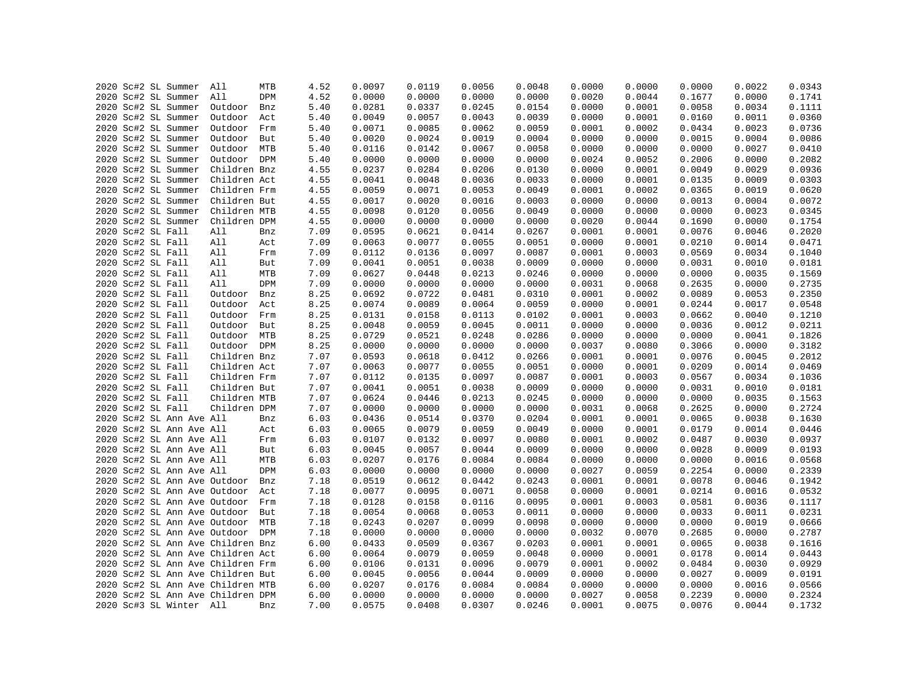| | | | | | | | | | | | | | | | | |
|---|---|---|---|---|---|---|---|---|---|---|---|---|---|---|---|---|
| 2020 | Sc#2 | SL | Summer | All | MTB | 4.52 | 0.0097 | 0.0119 | 0.0056 | 0.0048 | 0.0000 | 0.0000 | 0.0000 | 0.0022 | 0.0343 |
| 2020 | Sc#2 | SL | Summer | All | DPM | 4.52 | 0.0000 | 0.0000 | 0.0000 | 0.0000 | 0.0020 | 0.0044 | 0.1677 | 0.0000 | 0.1741 |
| 2020 | Sc#2 | SL | Summer | Outdoor | Bnz | 5.40 | 0.0281 | 0.0337 | 0.0245 | 0.0154 | 0.0000 | 0.0001 | 0.0058 | 0.0034 | 0.1111 |
| 2020 | Sc#2 | SL | Summer | Outdoor | Act | 5.40 | 0.0049 | 0.0057 | 0.0043 | 0.0039 | 0.0000 | 0.0001 | 0.0160 | 0.0011 | 0.0360 |
| 2020 | Sc#2 | SL | Summer | Outdoor | Frm | 5.40 | 0.0071 | 0.0085 | 0.0062 | 0.0059 | 0.0001 | 0.0002 | 0.0434 | 0.0023 | 0.0736 |
| 2020 | Sc#2 | SL | Summer | Outdoor | But | 5.40 | 0.0020 | 0.0024 | 0.0019 | 0.0004 | 0.0000 | 0.0000 | 0.0015 | 0.0004 | 0.0086 |
| 2020 | Sc#2 | SL | Summer | Outdoor | MTB | 5.40 | 0.0116 | 0.0142 | 0.0067 | 0.0058 | 0.0000 | 0.0000 | 0.0000 | 0.0027 | 0.0410 |
| 2020 | Sc#2 | SL | Summer | Outdoor | DPM | 5.40 | 0.0000 | 0.0000 | 0.0000 | 0.0000 | 0.0024 | 0.0052 | 0.2006 | 0.0000 | 0.2082 |
| 2020 | Sc#2 | SL | Summer | Children | Bnz | 4.55 | 0.0237 | 0.0284 | 0.0206 | 0.0130 | 0.0000 | 0.0001 | 0.0049 | 0.0029 | 0.0936 |
| 2020 | Sc#2 | SL | Summer | Children | Act | 4.55 | 0.0041 | 0.0048 | 0.0036 | 0.0033 | 0.0000 | 0.0001 | 0.0135 | 0.0009 | 0.0303 |
| 2020 | Sc#2 | SL | Summer | Children | Frm | 4.55 | 0.0059 | 0.0071 | 0.0053 | 0.0049 | 0.0001 | 0.0002 | 0.0365 | 0.0019 | 0.0620 |
| 2020 | Sc#2 | SL | Summer | Children | But | 4.55 | 0.0017 | 0.0020 | 0.0016 | 0.0003 | 0.0000 | 0.0000 | 0.0013 | 0.0004 | 0.0072 |
| 2020 | Sc#2 | SL | Summer | Children | MTB | 4.55 | 0.0098 | 0.0120 | 0.0056 | 0.0049 | 0.0000 | 0.0000 | 0.0000 | 0.0023 | 0.0345 |
| 2020 | Sc#2 | SL | Summer | Children | DPM | 4.55 | 0.0000 | 0.0000 | 0.0000 | 0.0000 | 0.0020 | 0.0044 | 0.1690 | 0.0000 | 0.1754 |
| 2020 | Sc#2 | SL | Fall | All | Bnz | 7.09 | 0.0595 | 0.0621 | 0.0414 | 0.0267 | 0.0001 | 0.0001 | 0.0076 | 0.0046 | 0.2020 |
| 2020 | Sc#2 | SL | Fall | All | Act | 7.09 | 0.0063 | 0.0077 | 0.0055 | 0.0051 | 0.0000 | 0.0001 | 0.0210 | 0.0014 | 0.0471 |
| 2020 | Sc#2 | SL | Fall | All | Frm | 7.09 | 0.0112 | 0.0136 | 0.0097 | 0.0087 | 0.0001 | 0.0003 | 0.0569 | 0.0034 | 0.1040 |
| 2020 | Sc#2 | SL | Fall | All | But | 7.09 | 0.0041 | 0.0051 | 0.0038 | 0.0009 | 0.0000 | 0.0000 | 0.0031 | 0.0010 | 0.0181 |
| 2020 | Sc#2 | SL | Fall | All | MTB | 7.09 | 0.0627 | 0.0448 | 0.0213 | 0.0246 | 0.0000 | 0.0000 | 0.0000 | 0.0035 | 0.1569 |
| 2020 | Sc#2 | SL | Fall | All | DPM | 7.09 | 0.0000 | 0.0000 | 0.0000 | 0.0000 | 0.0031 | 0.0068 | 0.2635 | 0.0000 | 0.2735 |
| 2020 | Sc#2 | SL | Fall | Outdoor | Bnz | 8.25 | 0.0692 | 0.0722 | 0.0481 | 0.0310 | 0.0001 | 0.0002 | 0.0089 | 0.0053 | 0.2350 |
| 2020 | Sc#2 | SL | Fall | Outdoor | Act | 8.25 | 0.0074 | 0.0089 | 0.0064 | 0.0059 | 0.0000 | 0.0001 | 0.0244 | 0.0017 | 0.0548 |
| 2020 | Sc#2 | SL | Fall | Outdoor | Frm | 8.25 | 0.0131 | 0.0158 | 0.0113 | 0.0102 | 0.0001 | 0.0003 | 0.0662 | 0.0040 | 0.1210 |
| 2020 | Sc#2 | SL | Fall | Outdoor | But | 8.25 | 0.0048 | 0.0059 | 0.0045 | 0.0011 | 0.0000 | 0.0000 | 0.0036 | 0.0012 | 0.0211 |
| 2020 | Sc#2 | SL | Fall | Outdoor | MTB | 8.25 | 0.0729 | 0.0521 | 0.0248 | 0.0286 | 0.0000 | 0.0000 | 0.0000 | 0.0041 | 0.1826 |
| 2020 | Sc#2 | SL | Fall | Outdoor | DPM | 8.25 | 0.0000 | 0.0000 | 0.0000 | 0.0000 | 0.0037 | 0.0080 | 0.3066 | 0.0000 | 0.3182 |
| 2020 | Sc#2 | SL | Fall | Children | Bnz | 7.07 | 0.0593 | 0.0618 | 0.0412 | 0.0266 | 0.0001 | 0.0001 | 0.0076 | 0.0045 | 0.2012 |
| 2020 | Sc#2 | SL | Fall | Children | Act | 7.07 | 0.0063 | 0.0077 | 0.0055 | 0.0051 | 0.0000 | 0.0001 | 0.0209 | 0.0014 | 0.0469 |
| 2020 | Sc#2 | SL | Fall | Children | Frm | 7.07 | 0.0112 | 0.0135 | 0.0097 | 0.0087 | 0.0001 | 0.0003 | 0.0567 | 0.0034 | 0.1036 |
| 2020 | Sc#2 | SL | Fall | Children | But | 7.07 | 0.0041 | 0.0051 | 0.0038 | 0.0009 | 0.0000 | 0.0000 | 0.0031 | 0.0010 | 0.0181 |
| 2020 | Sc#2 | SL | Fall | Children | MTB | 7.07 | 0.0624 | 0.0446 | 0.0213 | 0.0245 | 0.0000 | 0.0000 | 0.0000 | 0.0035 | 0.1563 |
| 2020 | Sc#2 | SL | Fall | Children | DPM | 7.07 | 0.0000 | 0.0000 | 0.0000 | 0.0000 | 0.0031 | 0.0068 | 0.2625 | 0.0000 | 0.2724 |
| 2020 | Sc#2 | SL | Ann Ave | All | Bnz | 6.03 | 0.0436 | 0.0514 | 0.0370 | 0.0204 | 0.0001 | 0.0001 | 0.0065 | 0.0038 | 0.1630 |
| 2020 | Sc#2 | SL | Ann Ave | All | Act | 6.03 | 0.0065 | 0.0079 | 0.0059 | 0.0049 | 0.0000 | 0.0001 | 0.0179 | 0.0014 | 0.0446 |
| 2020 | Sc#2 | SL | Ann Ave | All | Frm | 6.03 | 0.0107 | 0.0132 | 0.0097 | 0.0080 | 0.0001 | 0.0002 | 0.0487 | 0.0030 | 0.0937 |
| 2020 | Sc#2 | SL | Ann Ave | All | But | 6.03 | 0.0045 | 0.0057 | 0.0044 | 0.0009 | 0.0000 | 0.0000 | 0.0028 | 0.0009 | 0.0193 |
| 2020 | Sc#2 | SL | Ann Ave | All | MTB | 6.03 | 0.0207 | 0.0176 | 0.0084 | 0.0084 | 0.0000 | 0.0000 | 0.0000 | 0.0016 | 0.0568 |
| 2020 | Sc#2 | SL | Ann Ave | All | DPM | 6.03 | 0.0000 | 0.0000 | 0.0000 | 0.0000 | 0.0027 | 0.0059 | 0.2254 | 0.0000 | 0.2339 |
| 2020 | Sc#2 | SL | Ann Ave | Outdoor | Bnz | 7.18 | 0.0519 | 0.0612 | 0.0442 | 0.0243 | 0.0001 | 0.0001 | 0.0078 | 0.0046 | 0.1942 |
| 2020 | Sc#2 | SL | Ann Ave | Outdoor | Act | 7.18 | 0.0077 | 0.0095 | 0.0071 | 0.0058 | 0.0000 | 0.0001 | 0.0214 | 0.0016 | 0.0532 |
| 2020 | Sc#2 | SL | Ann Ave | Outdoor | Frm | 7.18 | 0.0128 | 0.0158 | 0.0116 | 0.0095 | 0.0001 | 0.0003 | 0.0581 | 0.0036 | 0.1117 |
| 2020 | Sc#2 | SL | Ann Ave | Outdoor | But | 7.18 | 0.0054 | 0.0068 | 0.0053 | 0.0011 | 0.0000 | 0.0000 | 0.0033 | 0.0011 | 0.0231 |
| 2020 | Sc#2 | SL | Ann Ave | Outdoor | MTB | 7.18 | 0.0243 | 0.0207 | 0.0099 | 0.0098 | 0.0000 | 0.0000 | 0.0000 | 0.0019 | 0.0666 |
| 2020 | Sc#2 | SL | Ann Ave | Outdoor | DPM | 7.18 | 0.0000 | 0.0000 | 0.0000 | 0.0000 | 0.0032 | 0.0070 | 0.2685 | 0.0000 | 0.2787 |
| 2020 | Sc#2 | SL | Ann Ave | Children | Bnz | 6.00 | 0.0433 | 0.0509 | 0.0367 | 0.0203 | 0.0001 | 0.0001 | 0.0065 | 0.0038 | 0.1616 |
| 2020 | Sc#2 | SL | Ann Ave | Children | Act | 6.00 | 0.0064 | 0.0079 | 0.0059 | 0.0048 | 0.0000 | 0.0001 | 0.0178 | 0.0014 | 0.0443 |
| 2020 | Sc#2 | SL | Ann Ave | Children | Frm | 6.00 | 0.0106 | 0.0131 | 0.0096 | 0.0079 | 0.0001 | 0.0002 | 0.0484 | 0.0030 | 0.0929 |
| 2020 | Sc#2 | SL | Ann Ave | Children | But | 6.00 | 0.0045 | 0.0056 | 0.0044 | 0.0009 | 0.0000 | 0.0000 | 0.0027 | 0.0009 | 0.0191 |
| 2020 | Sc#2 | SL | Ann Ave | Children | MTB | 6.00 | 0.0207 | 0.0176 | 0.0084 | 0.0084 | 0.0000 | 0.0000 | 0.0000 | 0.0016 | 0.0566 |
| 2020 | Sc#2 | SL | Ann Ave | Children | DPM | 6.00 | 0.0000 | 0.0000 | 0.0000 | 0.0000 | 0.0027 | 0.0058 | 0.2239 | 0.0000 | 0.2324 |
| 2020 | Sc#3 | SL | Winter | All | Bnz | 7.00 | 0.0575 | 0.0408 | 0.0307 | 0.0246 | 0.0001 | 0.0075 | 0.0076 | 0.0044 | 0.1732 |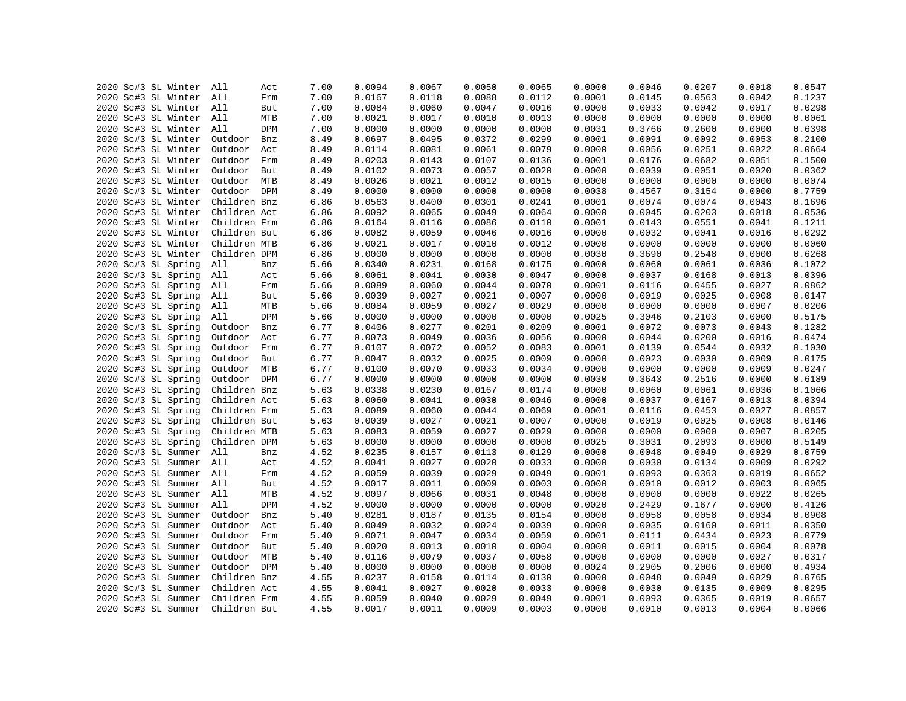| | | | | | | | | | | | | | | | |
|---|---|---|---|---|---|---|---|---|---|---|---|---|---|---|---|
| 2020 | Sc#3 | SL | Winter | All | Act | 7.00 | 0.0094 | 0.0067 | 0.0050 | 0.0065 | 0.0000 | 0.0046 | 0.0207 | 0.0018 | 0.0547 |
| 2020 | Sc#3 | SL | Winter | All | Frm | 7.00 | 0.0167 | 0.0118 | 0.0088 | 0.0112 | 0.0001 | 0.0145 | 0.0563 | 0.0042 | 0.1237 |
| 2020 | Sc#3 | SL | Winter | All | But | 7.00 | 0.0084 | 0.0060 | 0.0047 | 0.0016 | 0.0000 | 0.0033 | 0.0042 | 0.0017 | 0.0298 |
| 2020 | Sc#3 | SL | Winter | All | MTB | 7.00 | 0.0021 | 0.0017 | 0.0010 | 0.0013 | 0.0000 | 0.0000 | 0.0000 | 0.0000 | 0.0061 |
| 2020 | Sc#3 | SL | Winter | All | DPM | 7.00 | 0.0000 | 0.0000 | 0.0000 | 0.0000 | 0.0031 | 0.3766 | 0.2600 | 0.0000 | 0.6398 |
| 2020 | Sc#3 | SL | Winter | Outdoor | Bnz | 8.49 | 0.0697 | 0.0495 | 0.0372 | 0.0299 | 0.0001 | 0.0091 | 0.0092 | 0.0053 | 0.2100 |
| 2020 | Sc#3 | SL | Winter | Outdoor | Act | 8.49 | 0.0114 | 0.0081 | 0.0061 | 0.0079 | 0.0000 | 0.0056 | 0.0251 | 0.0022 | 0.0664 |
| 2020 | Sc#3 | SL | Winter | Outdoor | Frm | 8.49 | 0.0203 | 0.0143 | 0.0107 | 0.0136 | 0.0001 | 0.0176 | 0.0682 | 0.0051 | 0.1500 |
| 2020 | Sc#3 | SL | Winter | Outdoor | But | 8.49 | 0.0102 | 0.0073 | 0.0057 | 0.0020 | 0.0000 | 0.0039 | 0.0051 | 0.0020 | 0.0362 |
| 2020 | Sc#3 | SL | Winter | Outdoor | MTB | 8.49 | 0.0026 | 0.0021 | 0.0012 | 0.0015 | 0.0000 | 0.0000 | 0.0000 | 0.0000 | 0.0074 |
| 2020 | Sc#3 | SL | Winter | Outdoor | DPM | 8.49 | 0.0000 | 0.0000 | 0.0000 | 0.0000 | 0.0038 | 0.4567 | 0.3154 | 0.0000 | 0.7759 |
| 2020 | Sc#3 | SL | Winter | Children | Bnz | 6.86 | 0.0563 | 0.0400 | 0.0301 | 0.0241 | 0.0001 | 0.0074 | 0.0074 | 0.0043 | 0.1696 |
| 2020 | Sc#3 | SL | Winter | Children | Act | 6.86 | 0.0092 | 0.0065 | 0.0049 | 0.0064 | 0.0000 | 0.0045 | 0.0203 | 0.0018 | 0.0536 |
| 2020 | Sc#3 | SL | Winter | Children | Frm | 6.86 | 0.0164 | 0.0116 | 0.0086 | 0.0110 | 0.0001 | 0.0143 | 0.0551 | 0.0041 | 0.1211 |
| 2020 | Sc#3 | SL | Winter | Children | But | 6.86 | 0.0082 | 0.0059 | 0.0046 | 0.0016 | 0.0000 | 0.0032 | 0.0041 | 0.0016 | 0.0292 |
| 2020 | Sc#3 | SL | Winter | Children | MTB | 6.86 | 0.0021 | 0.0017 | 0.0010 | 0.0012 | 0.0000 | 0.0000 | 0.0000 | 0.0000 | 0.0060 |
| 2020 | Sc#3 | SL | Winter | Children | DPM | 6.86 | 0.0000 | 0.0000 | 0.0000 | 0.0000 | 0.0030 | 0.3690 | 0.2548 | 0.0000 | 0.6268 |
| 2020 | Sc#3 | SL | Spring | All | Bnz | 5.66 | 0.0340 | 0.0231 | 0.0168 | 0.0175 | 0.0000 | 0.0060 | 0.0061 | 0.0036 | 0.1072 |
| 2020 | Sc#3 | SL | Spring | All | Act | 5.66 | 0.0061 | 0.0041 | 0.0030 | 0.0047 | 0.0000 | 0.0037 | 0.0168 | 0.0013 | 0.0396 |
| 2020 | Sc#3 | SL | Spring | All | Frm | 5.66 | 0.0089 | 0.0060 | 0.0044 | 0.0070 | 0.0001 | 0.0116 | 0.0455 | 0.0027 | 0.0862 |
| 2020 | Sc#3 | SL | Spring | All | But | 5.66 | 0.0039 | 0.0027 | 0.0021 | 0.0007 | 0.0000 | 0.0019 | 0.0025 | 0.0008 | 0.0147 |
| 2020 | Sc#3 | SL | Spring | All | MTB | 5.66 | 0.0084 | 0.0059 | 0.0027 | 0.0029 | 0.0000 | 0.0000 | 0.0000 | 0.0007 | 0.0206 |
| 2020 | Sc#3 | SL | Spring | All | DPM | 5.66 | 0.0000 | 0.0000 | 0.0000 | 0.0000 | 0.0025 | 0.3046 | 0.2103 | 0.0000 | 0.5175 |
| 2020 | Sc#3 | SL | Spring | Outdoor | Bnz | 6.77 | 0.0406 | 0.0277 | 0.0201 | 0.0209 | 0.0001 | 0.0072 | 0.0073 | 0.0043 | 0.1282 |
| 2020 | Sc#3 | SL | Spring | Outdoor | Act | 6.77 | 0.0073 | 0.0049 | 0.0036 | 0.0056 | 0.0000 | 0.0044 | 0.0200 | 0.0016 | 0.0474 |
| 2020 | Sc#3 | SL | Spring | Outdoor | Frm | 6.77 | 0.0107 | 0.0072 | 0.0052 | 0.0083 | 0.0001 | 0.0139 | 0.0544 | 0.0032 | 0.1030 |
| 2020 | Sc#3 | SL | Spring | Outdoor | But | 6.77 | 0.0047 | 0.0032 | 0.0025 | 0.0009 | 0.0000 | 0.0023 | 0.0030 | 0.0009 | 0.0175 |
| 2020 | Sc#3 | SL | Spring | Outdoor | MTB | 6.77 | 0.0100 | 0.0070 | 0.0033 | 0.0034 | 0.0000 | 0.0000 | 0.0000 | 0.0009 | 0.0247 |
| 2020 | Sc#3 | SL | Spring | Outdoor | DPM | 6.77 | 0.0000 | 0.0000 | 0.0000 | 0.0000 | 0.0030 | 0.3643 | 0.2516 | 0.0000 | 0.6189 |
| 2020 | Sc#3 | SL | Spring | Children | Bnz | 5.63 | 0.0338 | 0.0230 | 0.0167 | 0.0174 | 0.0000 | 0.0060 | 0.0061 | 0.0036 | 0.1066 |
| 2020 | Sc#3 | SL | Spring | Children | Act | 5.63 | 0.0060 | 0.0041 | 0.0030 | 0.0046 | 0.0000 | 0.0037 | 0.0167 | 0.0013 | 0.0394 |
| 2020 | Sc#3 | SL | Spring | Children | Frm | 5.63 | 0.0089 | 0.0060 | 0.0044 | 0.0069 | 0.0001 | 0.0116 | 0.0453 | 0.0027 | 0.0857 |
| 2020 | Sc#3 | SL | Spring | Children | But | 5.63 | 0.0039 | 0.0027 | 0.0021 | 0.0007 | 0.0000 | 0.0019 | 0.0025 | 0.0008 | 0.0146 |
| 2020 | Sc#3 | SL | Spring | Children | MTB | 5.63 | 0.0083 | 0.0059 | 0.0027 | 0.0029 | 0.0000 | 0.0000 | 0.0000 | 0.0007 | 0.0205 |
| 2020 | Sc#3 | SL | Spring | Children | DPM | 5.63 | 0.0000 | 0.0000 | 0.0000 | 0.0000 | 0.0025 | 0.3031 | 0.2093 | 0.0000 | 0.5149 |
| 2020 | Sc#3 | SL | Summer | All | Bnz | 4.52 | 0.0235 | 0.0157 | 0.0113 | 0.0129 | 0.0000 | 0.0048 | 0.0049 | 0.0029 | 0.0759 |
| 2020 | Sc#3 | SL | Summer | All | Act | 4.52 | 0.0041 | 0.0027 | 0.0020 | 0.0033 | 0.0000 | 0.0030 | 0.0134 | 0.0009 | 0.0292 |
| 2020 | Sc#3 | SL | Summer | All | Frm | 4.52 | 0.0059 | 0.0039 | 0.0029 | 0.0049 | 0.0001 | 0.0093 | 0.0363 | 0.0019 | 0.0652 |
| 2020 | Sc#3 | SL | Summer | All | But | 4.52 | 0.0017 | 0.0011 | 0.0009 | 0.0003 | 0.0000 | 0.0010 | 0.0012 | 0.0003 | 0.0065 |
| 2020 | Sc#3 | SL | Summer | All | MTB | 4.52 | 0.0097 | 0.0066 | 0.0031 | 0.0048 | 0.0000 | 0.0000 | 0.0000 | 0.0022 | 0.0265 |
| 2020 | Sc#3 | SL | Summer | All | DPM | 4.52 | 0.0000 | 0.0000 | 0.0000 | 0.0000 | 0.0020 | 0.2429 | 0.1677 | 0.0000 | 0.4126 |
| 2020 | Sc#3 | SL | Summer | Outdoor | Bnz | 5.40 | 0.0281 | 0.0187 | 0.0135 | 0.0154 | 0.0000 | 0.0058 | 0.0058 | 0.0034 | 0.0908 |
| 2020 | Sc#3 | SL | Summer | Outdoor | Act | 5.40 | 0.0049 | 0.0032 | 0.0024 | 0.0039 | 0.0000 | 0.0035 | 0.0160 | 0.0011 | 0.0350 |
| 2020 | Sc#3 | SL | Summer | Outdoor | Frm | 5.40 | 0.0071 | 0.0047 | 0.0034 | 0.0059 | 0.0001 | 0.0111 | 0.0434 | 0.0023 | 0.0779 |
| 2020 | Sc#3 | SL | Summer | Outdoor | But | 5.40 | 0.0020 | 0.0013 | 0.0010 | 0.0004 | 0.0000 | 0.0011 | 0.0015 | 0.0004 | 0.0078 |
| 2020 | Sc#3 | SL | Summer | Outdoor | MTB | 5.40 | 0.0116 | 0.0079 | 0.0037 | 0.0058 | 0.0000 | 0.0000 | 0.0000 | 0.0027 | 0.0317 |
| 2020 | Sc#3 | SL | Summer | Outdoor | DPM | 5.40 | 0.0000 | 0.0000 | 0.0000 | 0.0000 | 0.0024 | 0.2905 | 0.2006 | 0.0000 | 0.4934 |
| 2020 | Sc#3 | SL | Summer | Children | Bnz | 4.55 | 0.0237 | 0.0158 | 0.0114 | 0.0130 | 0.0000 | 0.0048 | 0.0049 | 0.0029 | 0.0765 |
| 2020 | Sc#3 | SL | Summer | Children | Act | 4.55 | 0.0041 | 0.0027 | 0.0020 | 0.0033 | 0.0000 | 0.0030 | 0.0135 | 0.0009 | 0.0295 |
| 2020 | Sc#3 | SL | Summer | Children | Frm | 4.55 | 0.0059 | 0.0040 | 0.0029 | 0.0049 | 0.0001 | 0.0093 | 0.0365 | 0.0019 | 0.0657 |
| 2020 | Sc#3 | SL | Summer | Children | But | 4.55 | 0.0017 | 0.0011 | 0.0009 | 0.0003 | 0.0000 | 0.0010 | 0.0013 | 0.0004 | 0.0066 |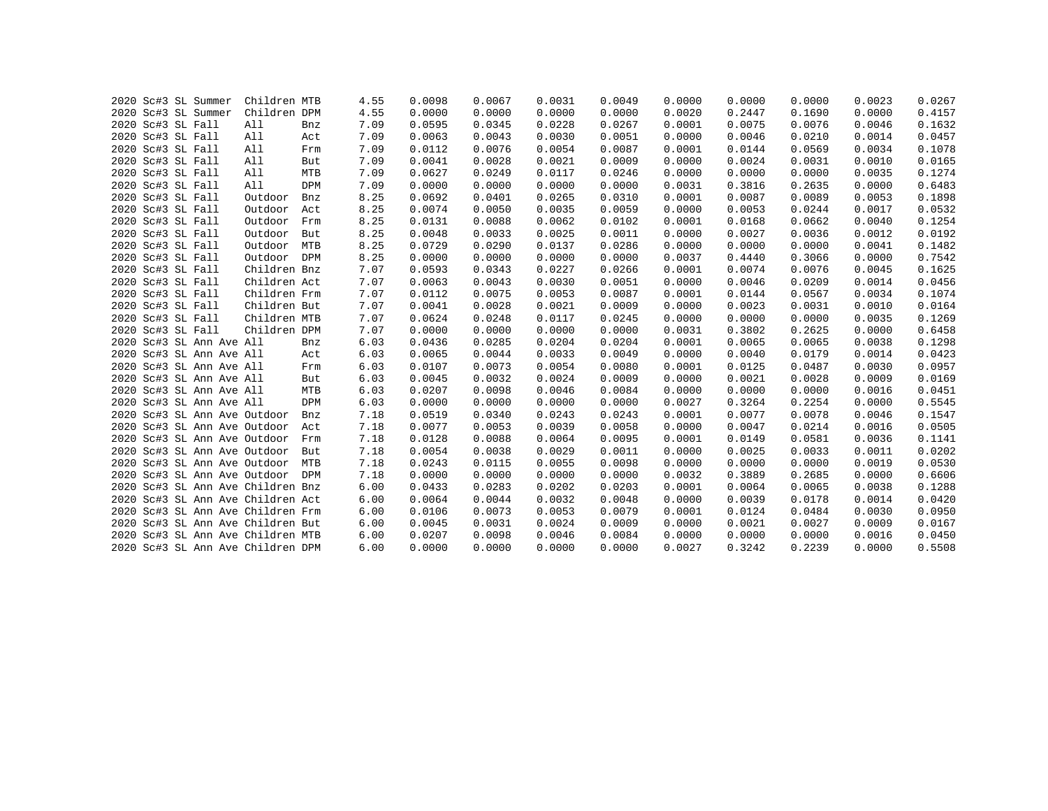| | | | | | | | | | | | | | | | | |
|---|---|---|---|---|---|---|---|---|---|---|---|---|---|---|---|---|
| 2020 | Sc#3 | SL | Summer | Children | MTB | 4.55 | 0.0098 | 0.0067 | 0.0031 | 0.0049 | 0.0000 | 0.0000 | 0.0000 | 0.0023 | 0.0267 |
| 2020 | Sc#3 | SL | Summer | Children | DPM | 4.55 | 0.0000 | 0.0000 | 0.0000 | 0.0000 | 0.0020 | 0.2447 | 0.1690 | 0.0000 | 0.4157 |
| 2020 | Sc#3 | SL | Fall | All | Bnz | 7.09 | 0.0595 | 0.0345 | 0.0228 | 0.0267 | 0.0001 | 0.0075 | 0.0076 | 0.0046 | 0.1632 |
| 2020 | Sc#3 | SL | Fall | All | Act | 7.09 | 0.0063 | 0.0043 | 0.0030 | 0.0051 | 0.0000 | 0.0046 | 0.0210 | 0.0014 | 0.0457 |
| 2020 | Sc#3 | SL | Fall | All | Frm | 7.09 | 0.0112 | 0.0076 | 0.0054 | 0.0087 | 0.0001 | 0.0144 | 0.0569 | 0.0034 | 0.1078 |
| 2020 | Sc#3 | SL | Fall | All | But | 7.09 | 0.0041 | 0.0028 | 0.0021 | 0.0009 | 0.0000 | 0.0024 | 0.0031 | 0.0010 | 0.0165 |
| 2020 | Sc#3 | SL | Fall | All | MTB | 7.09 | 0.0627 | 0.0249 | 0.0117 | 0.0246 | 0.0000 | 0.0000 | 0.0000 | 0.0035 | 0.1274 |
| 2020 | Sc#3 | SL | Fall | All | DPM | 7.09 | 0.0000 | 0.0000 | 0.0000 | 0.0000 | 0.0031 | 0.3816 | 0.2635 | 0.0000 | 0.6483 |
| 2020 | Sc#3 | SL | Fall | Outdoor | Bnz | 8.25 | 0.0692 | 0.0401 | 0.0265 | 0.0310 | 0.0001 | 0.0087 | 0.0089 | 0.0053 | 0.1898 |
| 2020 | Sc#3 | SL | Fall | Outdoor | Act | 8.25 | 0.0074 | 0.0050 | 0.0035 | 0.0059 | 0.0000 | 0.0053 | 0.0244 | 0.0017 | 0.0532 |
| 2020 | Sc#3 | SL | Fall | Outdoor | Frm | 8.25 | 0.0131 | 0.0088 | 0.0062 | 0.0102 | 0.0001 | 0.0168 | 0.0662 | 0.0040 | 0.1254 |
| 2020 | Sc#3 | SL | Fall | Outdoor | But | 8.25 | 0.0048 | 0.0033 | 0.0025 | 0.0011 | 0.0000 | 0.0027 | 0.0036 | 0.0012 | 0.0192 |
| 2020 | Sc#3 | SL | Fall | Outdoor | MTB | 8.25 | 0.0729 | 0.0290 | 0.0137 | 0.0286 | 0.0000 | 0.0000 | 0.0000 | 0.0041 | 0.1482 |
| 2020 | Sc#3 | SL | Fall | Outdoor | DPM | 8.25 | 0.0000 | 0.0000 | 0.0000 | 0.0000 | 0.0037 | 0.4440 | 0.3066 | 0.0000 | 0.7542 |
| 2020 | Sc#3 | SL | Fall | Children | Bnz | 7.07 | 0.0593 | 0.0343 | 0.0227 | 0.0266 | 0.0001 | 0.0074 | 0.0076 | 0.0045 | 0.1625 |
| 2020 | Sc#3 | SL | Fall | Children | Act | 7.07 | 0.0063 | 0.0043 | 0.0030 | 0.0051 | 0.0000 | 0.0046 | 0.0209 | 0.0014 | 0.0456 |
| 2020 | Sc#3 | SL | Fall | Children | Frm | 7.07 | 0.0112 | 0.0075 | 0.0053 | 0.0087 | 0.0001 | 0.0144 | 0.0567 | 0.0034 | 0.1074 |
| 2020 | Sc#3 | SL | Fall | Children | But | 7.07 | 0.0041 | 0.0028 | 0.0021 | 0.0009 | 0.0000 | 0.0023 | 0.0031 | 0.0010 | 0.0164 |
| 2020 | Sc#3 | SL | Fall | Children | MTB | 7.07 | 0.0624 | 0.0248 | 0.0117 | 0.0245 | 0.0000 | 0.0000 | 0.0000 | 0.0035 | 0.1269 |
| 2020 | Sc#3 | SL | Fall | Children | DPM | 7.07 | 0.0000 | 0.0000 | 0.0000 | 0.0000 | 0.0031 | 0.3802 | 0.2625 | 0.0000 | 0.6458 |
| 2020 | Sc#3 | SL | Ann Ave | All | Bnz | 6.03 | 0.0436 | 0.0285 | 0.0204 | 0.0204 | 0.0001 | 0.0065 | 0.0065 | 0.0038 | 0.1298 |
| 2020 | Sc#3 | SL | Ann Ave | All | Act | 6.03 | 0.0065 | 0.0044 | 0.0033 | 0.0049 | 0.0000 | 0.0040 | 0.0179 | 0.0014 | 0.0423 |
| 2020 | Sc#3 | SL | Ann Ave | All | Frm | 6.03 | 0.0107 | 0.0073 | 0.0054 | 0.0080 | 0.0001 | 0.0125 | 0.0487 | 0.0030 | 0.0957 |
| 2020 | Sc#3 | SL | Ann Ave | All | But | 6.03 | 0.0045 | 0.0032 | 0.0024 | 0.0009 | 0.0000 | 0.0021 | 0.0028 | 0.0009 | 0.0169 |
| 2020 | Sc#3 | SL | Ann Ave | All | MTB | 6.03 | 0.0207 | 0.0098 | 0.0046 | 0.0084 | 0.0000 | 0.0000 | 0.0000 | 0.0016 | 0.0451 |
| 2020 | Sc#3 | SL | Ann Ave | All | DPM | 6.03 | 0.0000 | 0.0000 | 0.0000 | 0.0000 | 0.0027 | 0.3264 | 0.2254 | 0.0000 | 0.5545 |
| 2020 | Sc#3 | SL | Ann Ave | Outdoor | Bnz | 7.18 | 0.0519 | 0.0340 | 0.0243 | 0.0243 | 0.0001 | 0.0077 | 0.0078 | 0.0046 | 0.1547 |
| 2020 | Sc#3 | SL | Ann Ave | Outdoor | Act | 7.18 | 0.0077 | 0.0053 | 0.0039 | 0.0058 | 0.0000 | 0.0047 | 0.0214 | 0.0016 | 0.0505 |
| 2020 | Sc#3 | SL | Ann Ave | Outdoor | Frm | 7.18 | 0.0128 | 0.0088 | 0.0064 | 0.0095 | 0.0001 | 0.0149 | 0.0581 | 0.0036 | 0.1141 |
| 2020 | Sc#3 | SL | Ann Ave | Outdoor | But | 7.18 | 0.0054 | 0.0038 | 0.0029 | 0.0011 | 0.0000 | 0.0025 | 0.0033 | 0.0011 | 0.0202 |
| 2020 | Sc#3 | SL | Ann Ave | Outdoor | MTB | 7.18 | 0.0243 | 0.0115 | 0.0055 | 0.0098 | 0.0000 | 0.0000 | 0.0000 | 0.0019 | 0.0530 |
| 2020 | Sc#3 | SL | Ann Ave | Outdoor | DPM | 7.18 | 0.0000 | 0.0000 | 0.0000 | 0.0000 | 0.0032 | 0.3889 | 0.2685 | 0.0000 | 0.6606 |
| 2020 | Sc#3 | SL | Ann Ave | Children | Bnz | 6.00 | 0.0433 | 0.0283 | 0.0202 | 0.0203 | 0.0001 | 0.0064 | 0.0065 | 0.0038 | 0.1288 |
| 2020 | Sc#3 | SL | Ann Ave | Children | Act | 6.00 | 0.0064 | 0.0044 | 0.0032 | 0.0048 | 0.0000 | 0.0039 | 0.0178 | 0.0014 | 0.0420 |
| 2020 | Sc#3 | SL | Ann Ave | Children | Frm | 6.00 | 0.0106 | 0.0073 | 0.0053 | 0.0079 | 0.0001 | 0.0124 | 0.0484 | 0.0030 | 0.0950 |
| 2020 | Sc#3 | SL | Ann Ave | Children | But | 6.00 | 0.0045 | 0.0031 | 0.0024 | 0.0009 | 0.0000 | 0.0021 | 0.0027 | 0.0009 | 0.0167 |
| 2020 | Sc#3 | SL | Ann Ave | Children | MTB | 6.00 | 0.0207 | 0.0098 | 0.0046 | 0.0084 | 0.0000 | 0.0000 | 0.0000 | 0.0016 | 0.0450 |
| 2020 | Sc#3 | SL | Ann Ave | Children | DPM | 6.00 | 0.0000 | 0.0000 | 0.0000 | 0.0000 | 0.0027 | 0.3242 | 0.2239 | 0.0000 | 0.5508 |